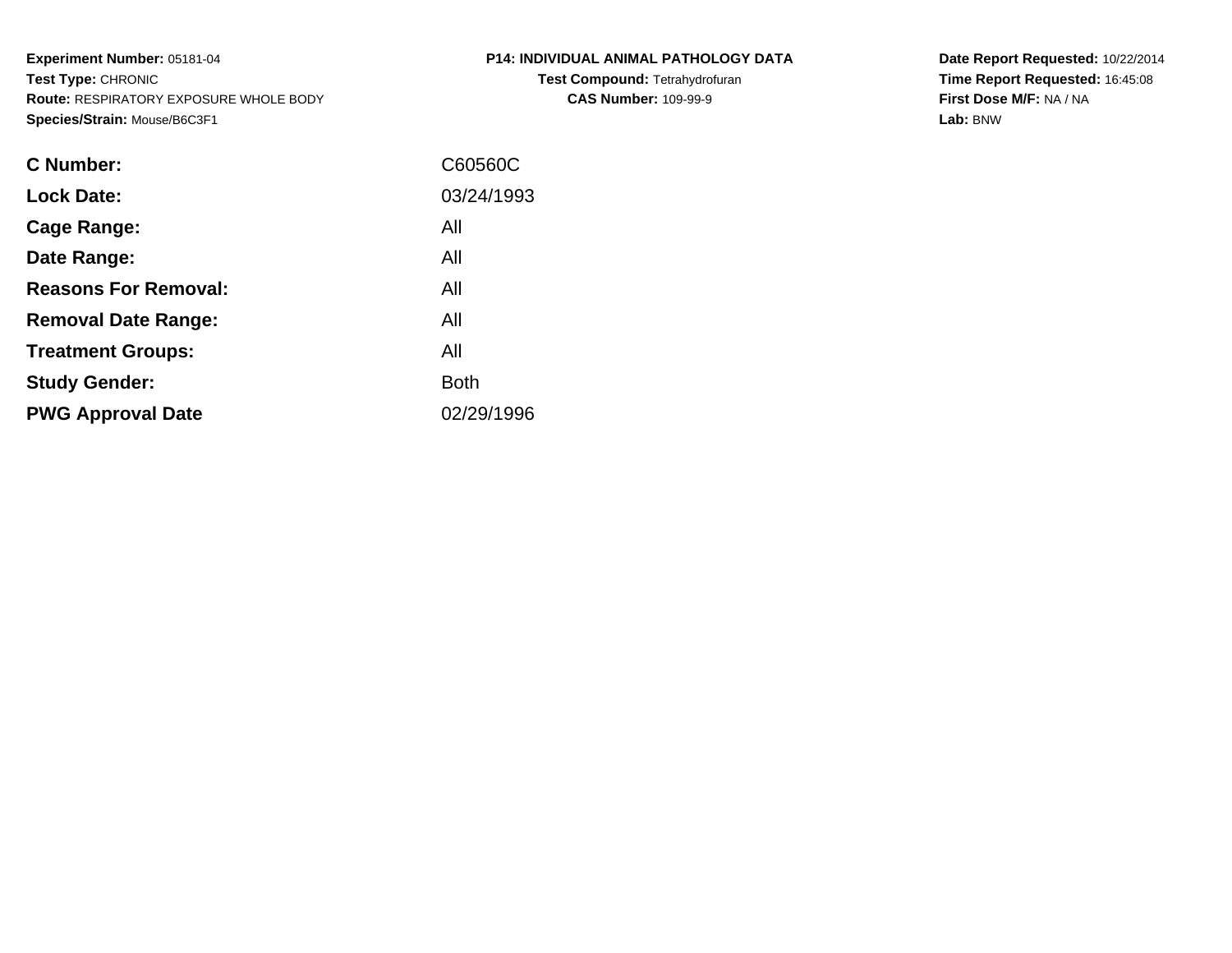**Experiment Number:** 05181-04
**Test Type:** CHRONIC
**Route:** RESPIRATORY EXPOSURE WHOLE BODY
**Species/Strain:** Mouse/B6C3F1

**P14: INDIVIDUAL ANIMAL PATHOLOGY DATA**
**Test Compound:** Tetrahydrofuran
**CAS Number:** 109-99-9

**Date Report Requested:** 10/22/2014
**Time Report Requested:** 16:45:08
**First Dose M/F:** NA / NA
**Lab:** BNW

| | |
|---|---|
| **C Number:** | C60560C |
| **Lock Date:** | 03/24/1993 |
| **Cage Range:** | All |
| **Date Range:** | All |
| **Reasons For Removal:** | All |
| **Removal Date Range:** | All |
| **Treatment Groups:** | All |
| **Study Gender:** | Both |
| **PWG Approval Date** | 02/29/1996 |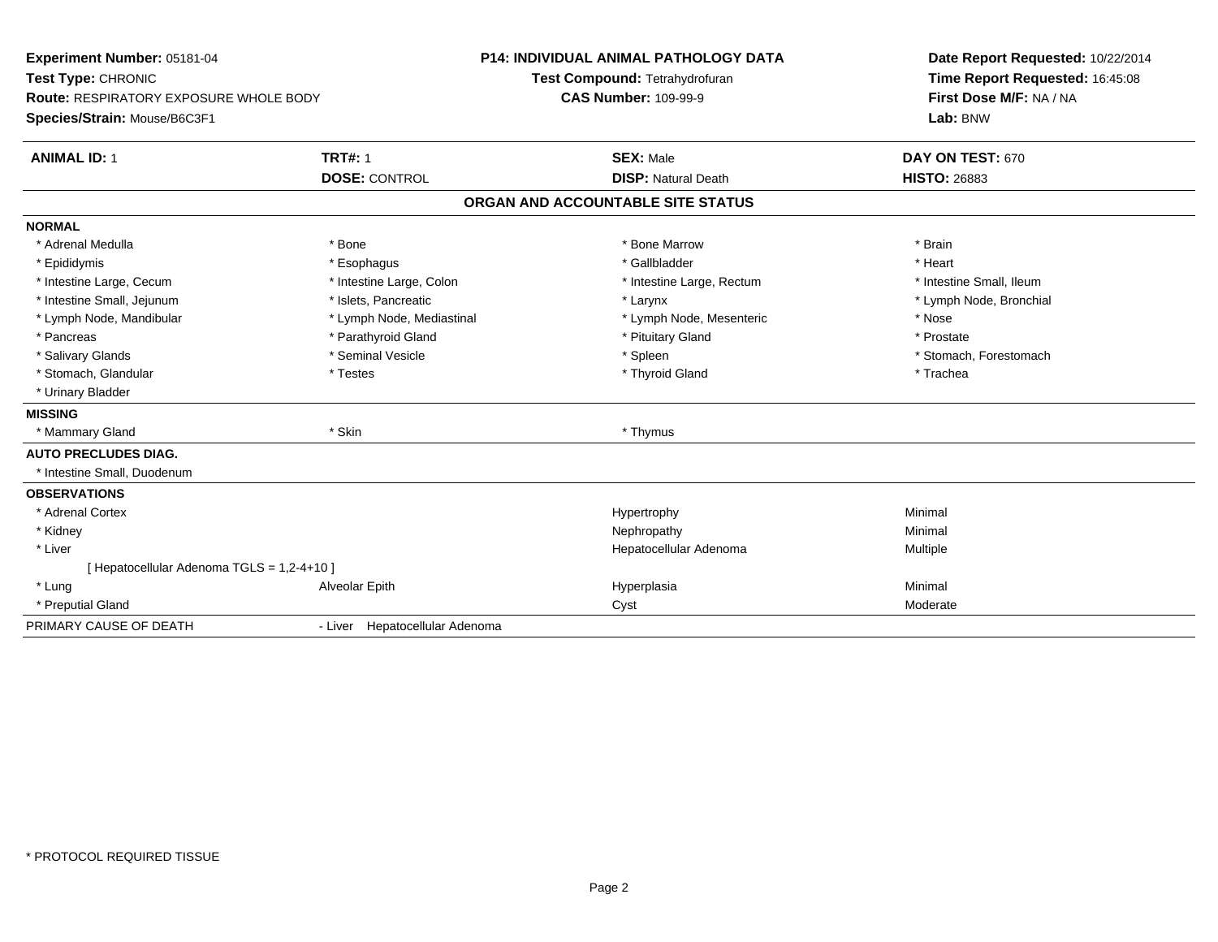**Experiment Number:** 05181-04
**Test Type:** CHRONIC
**Route:** RESPIRATORY EXPOSURE WHOLE BODY
**Species/Strain:** Mouse/B6C3F1

**P14: INDIVIDUAL ANIMAL PATHOLOGY DATA**
**Test Compound:** Tetrahydrofuran
**CAS Number:** 109-99-9

**Date Report Requested:** 10/22/2014
**Time Report Requested:** 16:45:08
**First Dose M/F:** NA / NA
**Lab:** BNW

| **ANIMAL ID:** 1 | **TRT#:** 1 | **SEX:** Male | **DAY ON TEST:** 670 |
|---|---|---|---|
| | **DOSE:** CONTROL | **DISP:** Natural Death | **HISTO:** 26883 |

## ORGAN AND ACCOUNTABLE SITE STATUS

**NORMAL**

| | | | |
|---|---|---|---|
| * Adrenal Medulla | * Bone | * Bone Marrow | * Brain |
| * Epididymis | * Esophagus | * Gallbladder | * Heart |
| * Intestine Large, Cecum | * Intestine Large, Colon | * Intestine Large, Rectum | * Intestine Small, Ileum |
| * Intestine Small, Jejunum | * Islets, Pancreatic | * Larynx | * Lymph Node, Bronchial |
| * Lymph Node, Mandibular | * Lymph Node, Mediastinal | * Lymph Node, Mesenteric | * Nose |
| * Pancreas | * Parathyroid Gland | * Pituitary Gland | * Prostate |
| * Salivary Glands | * Seminal Vesicle | * Spleen | * Stomach, Forestomach |
| * Stomach, Glandular | * Testes | * Thyroid Gland | * Trachea |
| * Urinary Bladder | | | |

**MISSING**

| | | |
|---|---|---|
| * Mammary Gland | * Skin | * Thymus |

**AUTO PRECLUDES DIAG.**

* Intestine Small, Duodenum

**OBSERVATIONS**

| | | | |
|---|---|---|---|
| * Adrenal Cortex | | Hypertrophy | Minimal |
| * Kidney | | Nephropathy | Minimal |
| * Liver | | Hepatocellular Adenoma | Multiple |
| [ Hepatocellular Adenoma TGLS = 1,2-4+10 ] | | | |
| * Lung | Alveolar Epith | Hyperplasia | Minimal |
| * Preputial Gland | | Cyst | Moderate |

PRIMARY CAUSE OF DEATH - Liver Hepatocellular Adenoma

* PROTOCOL REQUIRED TISSUE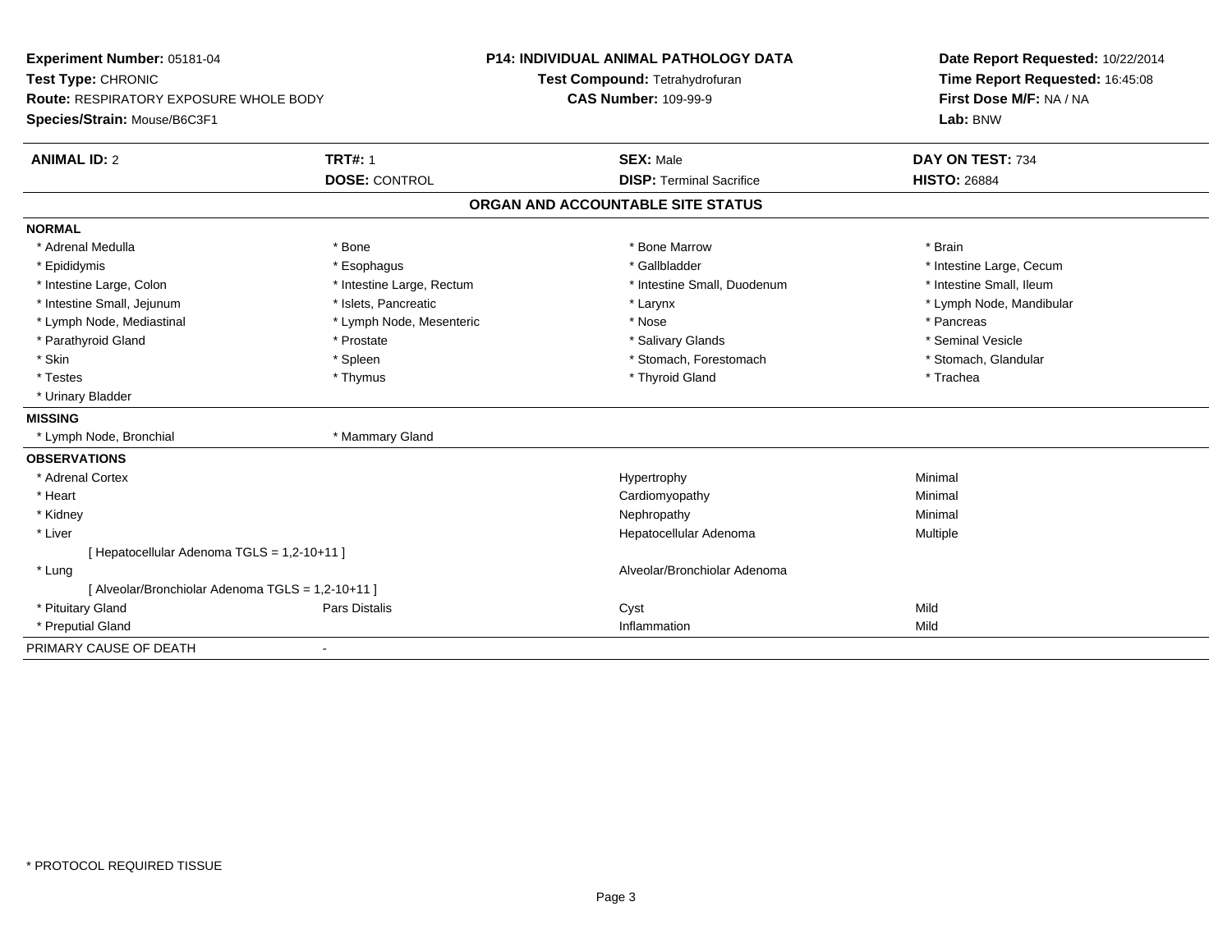**Experiment Number:** 05181-04
**Test Type:** CHRONIC
**Route:** RESPIRATORY EXPOSURE WHOLE BODY
**Species/Strain:** Mouse/B6C3F1

**P14: INDIVIDUAL ANIMAL PATHOLOGY DATA**
**Test Compound:** Tetrahydrofuran
**CAS Number:** 109-99-9

**Date Report Requested:** 10/22/2014
**Time Report Requested:** 16:45:08
**First Dose M/F:** NA / NA
**Lab:** BNW

| **ANIMAL ID:** 2 | **TRT#:** 1 | **SEX:** Male | **DAY ON TEST:** 734 |
|---|---|---|---|
| | **DOSE:** CONTROL | **DISP:** Terminal Sacrifice | **HISTO:** 26884 |

## ORGAN AND ACCOUNTABLE SITE STATUS

**NORMAL**

| | | | |
|---|---|---|---|
| * Adrenal Medulla | * Bone | * Bone Marrow | * Brain |
| * Epididymis | * Esophagus | * Gallbladder | * Intestine Large, Cecum |
| * Intestine Large, Colon | * Intestine Large, Rectum | * Intestine Small, Duodenum | * Intestine Small, Ileum |
| * Intestine Small, Jejunum | * Islets, Pancreatic | * Larynx | * Lymph Node, Mandibular |
| * Lymph Node, Mediastinal | * Lymph Node, Mesenteric | * Nose | * Pancreas |
| * Parathyroid Gland | * Prostate | * Salivary Glands | * Seminal Vesicle |
| * Skin | * Spleen | * Stomach, Forestomach | * Stomach, Glandular |
| * Testes | * Thymus | * Thyroid Gland | * Trachea |
| * Urinary Bladder | | | |

**MISSING**

| | |
|---|---|
| * Lymph Node, Bronchial | * Mammary Gland |

**OBSERVATIONS**

| | | | |
|---|---|---|---|
| * Adrenal Cortex | | Hypertrophy | Minimal |
| * Heart | | Cardiomyopathy | Minimal |
| * Kidney | | Nephropathy | Minimal |
| * Liver | | Hepatocellular Adenoma | Multiple |
| [ Hepatocellular Adenoma TGLS = 1,2-10+11 ] | | | |
| * Lung | | Alveolar/Bronchiolar Adenoma | |
| [ Alveolar/Bronchiolar Adenoma TGLS = 1,2-10+11 ] | | | |
| * Pituitary Gland | Pars Distalis | Cyst | Mild |
| * Preputial Gland | | Inflammation | Mild |

PRIMARY CAUSE OF DEATH -

* PROTOCOL REQUIRED TISSUE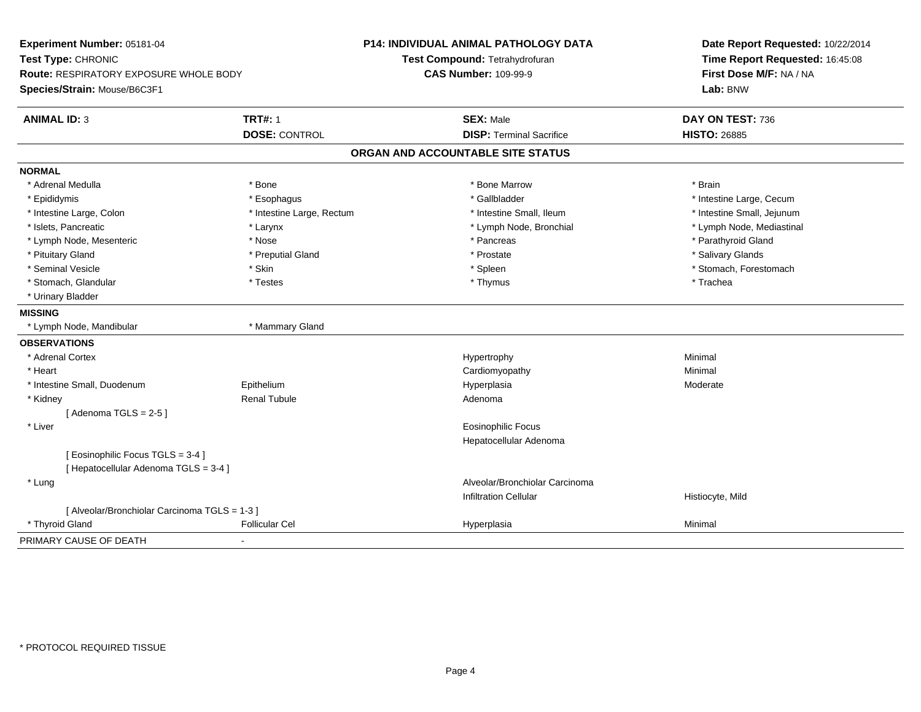**Experiment Number:** 05181-04
**Test Type:** CHRONIC
**Route:** RESPIRATORY EXPOSURE WHOLE BODY
**Species/Strain:** Mouse/B6C3F1

**P14: INDIVIDUAL ANIMAL PATHOLOGY DATA**
**Test Compound:** Tetrahydrofuran
**CAS Number:** 109-99-9

**Date Report Requested:** 10/22/2014
**Time Report Requested:** 16:45:08
**First Dose M/F:** NA / NA
**Lab:** BNW

| **ANIMAL ID:** 3 | **TRT#:** 1 | **SEX:** Male | **DAY ON TEST:** 736 |
|---|---|---|---|
| | **DOSE:** CONTROL | **DISP:** Terminal Sacrifice | **HISTO:** 26885 |

## ORGAN AND ACCOUNTABLE SITE STATUS

**NORMAL**

| | | | |
|---|---|---|---|
| * Adrenal Medulla | * Bone | * Bone Marrow | * Brain |
| * Epididymis | * Esophagus | * Gallbladder | * Intestine Large, Cecum |
| * Intestine Large, Colon | * Intestine Large, Rectum | * Intestine Small, Ileum | * Intestine Small, Jejunum |
| * Islets, Pancreatic | * Larynx | * Lymph Node, Bronchial | * Lymph Node, Mediastinal |
| * Lymph Node, Mesenteric | * Nose | * Pancreas | * Parathyroid Gland |
| * Pituitary Gland | * Preputial Gland | * Prostate | * Salivary Glands |
| * Seminal Vesicle | * Skin | * Spleen | * Stomach, Forestomach |
| * Stomach, Glandular | * Testes | * Thymus | * Trachea |
| * Urinary Bladder | | | |

**MISSING**

| | |
|---|---|
| * Lymph Node, Mandibular | * Mammary Gland |

**OBSERVATIONS**

| | | | |
|---|---|---|---|
| * Adrenal Cortex | | Hypertrophy | Minimal |
| * Heart | | Cardiomyopathy | Minimal |
| * Intestine Small, Duodenum | Epithelium | Hyperplasia | Moderate |
| * Kidney | Renal Tubule | Adenoma | |
| [ Adenoma TGLS = 2-5 ] | | | |
| * Liver | | Eosinophilic Focus | |
| | | Hepatocellular Adenoma | |
| [ Eosinophilic Focus TGLS = 3-4 ] | | | |
| [ Hepatocellular Adenoma TGLS = 3-4 ] | | | |
| * Lung | | Alveolar/Bronchiolar Carcinoma | |
| | | Infiltration Cellular | Histiocyte, Mild |
| [ Alveolar/Bronchiolar Carcinoma TGLS = 1-3 ] | | | |
| * Thyroid Gland | Follicular Cel | Hyperplasia | Minimal |

PRIMARY CAUSE OF DEATH -

* PROTOCOL REQUIRED TISSUE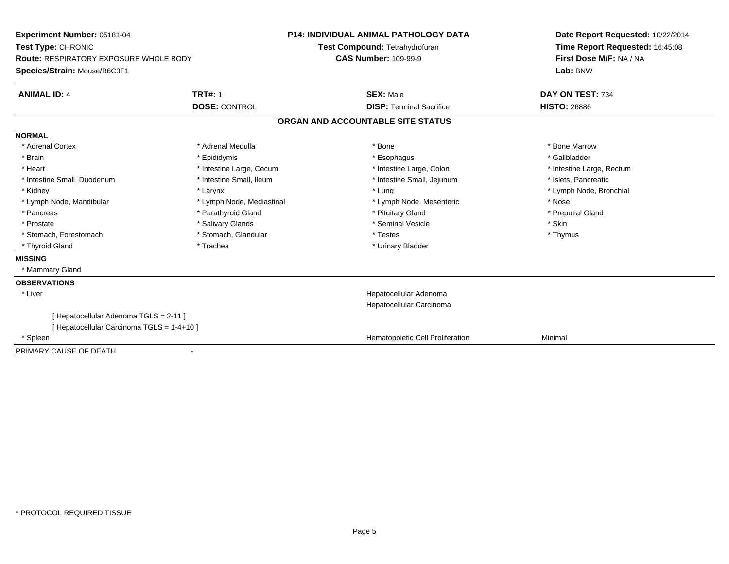**Experiment Number:** 05181-04
**Test Type:** CHRONIC
**Route:** RESPIRATORY EXPOSURE WHOLE BODY
**Species/Strain:** Mouse/B6C3F1

**P14: INDIVIDUAL ANIMAL PATHOLOGY DATA**
**Test Compound:** Tetrahydrofuran
**CAS Number:** 109-99-9

**Date Report Requested:** 10/22/2014
**Time Report Requested:** 16:45:08
**First Dose M/F:** NA / NA
**Lab:** BNW

| **ANIMAL ID:** 4 | **TRT#:** 1 | **SEX:** Male | **DAY ON TEST:** 734 |
|---|---|---|---|
| | **DOSE:** CONTROL | **DISP:** Terminal Sacrifice | **HISTO:** 26886 |

## ORGAN AND ACCOUNTABLE SITE STATUS

**NORMAL**

| | | | |
|---|---|---|---|
| * Adrenal Cortex | * Adrenal Medulla | * Bone | * Bone Marrow |
| * Brain | * Epididymis | * Esophagus | * Gallbladder |
| * Heart | * Intestine Large, Cecum | * Intestine Large, Colon | * Intestine Large, Rectum |
| * Intestine Small, Duodenum | * Intestine Small, Ileum | * Intestine Small, Jejunum | * Islets, Pancreatic |
| * Kidney | * Larynx | * Lung | * Lymph Node, Bronchial |
| * Lymph Node, Mandibular | * Lymph Node, Mediastinal | * Lymph Node, Mesenteric | * Nose |
| * Pancreas | * Parathyroid Gland | * Pituitary Gland | * Preputial Gland |
| * Prostate | * Salivary Glands | * Seminal Vesicle | * Skin |
| * Stomach, Forestomach | * Stomach, Glandular | * Testes | * Thymus |
| * Thyroid Gland | * Trachea | * Urinary Bladder | |

**MISSING**

* Mammary Gland

**OBSERVATIONS**

| | | |
|---|---|---|
| * Liver | Hepatocellular Adenoma | |
| | Hepatocellular Carcinoma | |
| [ Hepatocellular Adenoma TGLS = 2-11 ] | | |
| [ Hepatocellular Carcinoma TGLS = 1-4+10 ] | | |
| * Spleen | Hematopoietic Cell Proliferation | Minimal |

PRIMARY CAUSE OF DEATH -

* PROTOCOL REQUIRED TISSUE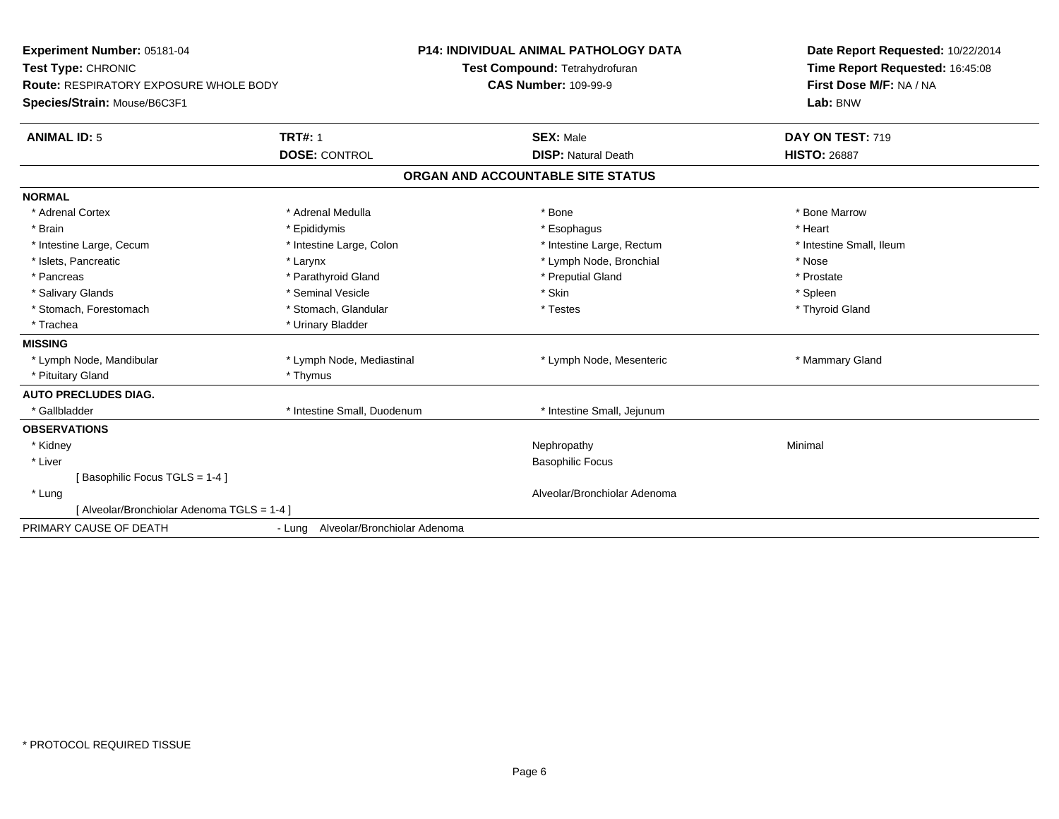**Experiment Number:** 05181-04
**Test Type:** CHRONIC
**Route:** RESPIRATORY EXPOSURE WHOLE BODY
**Species/Strain:** Mouse/B6C3F1

**P14: INDIVIDUAL ANIMAL PATHOLOGY DATA**
**Test Compound:** Tetrahydrofuran
**CAS Number:** 109-99-9

**Date Report Requested:** 10/22/2014
**Time Report Requested:** 16:45:08
**First Dose M/F:** NA / NA
**Lab:** BNW

| **ANIMAL ID:** 5 | **TRT#:** 1 | **SEX:** Male | **DAY ON TEST:** 719 |
|---|---|---|---|
| | **DOSE:** CONTROL | **DISP:** Natural Death | **HISTO:** 26887 |

## ORGAN AND ACCOUNTABLE SITE STATUS

**NORMAL**

| | | | |
|---|---|---|---|
| * Adrenal Cortex | * Adrenal Medulla | * Bone | * Bone Marrow |
| * Brain | * Epididymis | * Esophagus | * Heart |
| * Intestine Large, Cecum | * Intestine Large, Colon | * Intestine Large, Rectum | * Intestine Small, Ileum |
| * Islets, Pancreatic | * Larynx | * Lymph Node, Bronchial | * Nose |
| * Pancreas | * Parathyroid Gland | * Preputial Gland | * Prostate |
| * Salivary Glands | * Seminal Vesicle | * Skin | * Spleen |
| * Stomach, Forestomach | * Stomach, Glandular | * Testes | * Thyroid Gland |
| * Trachea | * Urinary Bladder | | |

**MISSING**

| | | | |
|---|---|---|---|
| * Lymph Node, Mandibular | * Lymph Node, Mediastinal | * Lymph Node, Mesenteric | * Mammary Gland |
| * Pituitary Gland | * Thymus | | |

**AUTO PRECLUDES DIAG.**

| | | |
|---|---|---|
| * Gallbladder | * Intestine Small, Duodenum | * Intestine Small, Jejunum |

**OBSERVATIONS**

| | | |
|---|---|---|
| * Kidney | Nephropathy | Minimal |
| * Liver | Basophilic Focus | |
| [ Basophilic Focus TGLS = 1-4 ] | | |
| * Lung | Alveolar/Bronchiolar Adenoma | |
| [ Alveolar/Bronchiolar Adenoma TGLS = 1-4 ] | | |

PRIMARY CAUSE OF DEATH - Lung Alveolar/Bronchiolar Adenoma

\* PROTOCOL REQUIRED TISSUE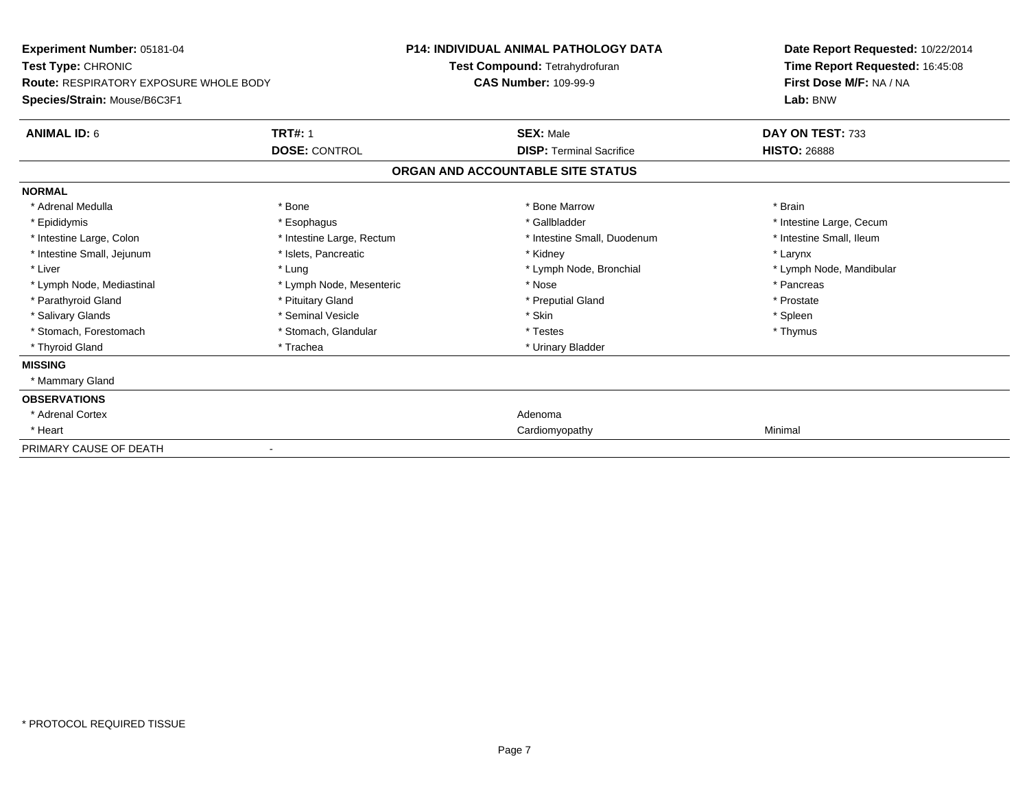**Experiment Number:** 05181-04
**Test Type:** CHRONIC
**Route:** RESPIRATORY EXPOSURE WHOLE BODY
**Species/Strain:** Mouse/B6C3F1

**P14: INDIVIDUAL ANIMAL PATHOLOGY DATA**
**Test Compound:** Tetrahydrofuran
**CAS Number:** 109-99-9

**Date Report Requested:** 10/22/2014
**Time Report Requested:** 16:45:08
**First Dose M/F:** NA / NA
**Lab:** BNW

| **ANIMAL ID:** 6 | **TRT#:** 1 | **SEX:** Male | **DAY ON TEST:** 733 |
|---|---|---|---|
| | **DOSE:** CONTROL | **DISP:** Terminal Sacrifice | **HISTO:** 26888 |

## ORGAN AND ACCOUNTABLE SITE STATUS

**NORMAL**

| | | | |
|---|---|---|---|
| * Adrenal Medulla | * Bone | * Bone Marrow | * Brain |
| * Epididymis | * Esophagus | * Gallbladder | * Intestine Large, Cecum |
| * Intestine Large, Colon | * Intestine Large, Rectum | * Intestine Small, Duodenum | * Intestine Small, Ileum |
| * Intestine Small, Jejunum | * Islets, Pancreatic | * Kidney | * Larynx |
| * Liver | * Lung | * Lymph Node, Bronchial | * Lymph Node, Mandibular |
| * Lymph Node, Mediastinal | * Lymph Node, Mesenteric | * Nose | * Pancreas |
| * Parathyroid Gland | * Pituitary Gland | * Preputial Gland | * Prostate |
| * Salivary Glands | * Seminal Vesicle | * Skin | * Spleen |
| * Stomach, Forestomach | * Stomach, Glandular | * Testes | * Thymus |
| * Thyroid Gland | * Trachea | * Urinary Bladder | |

**MISSING**

* Mammary Gland

**OBSERVATIONS**

| | | |
|---|---|---|
| * Adrenal Cortex | Adenoma | |
| * Heart | Cardiomyopathy | Minimal |

PRIMARY CAUSE OF DEATH -

* PROTOCOL REQUIRED TISSUE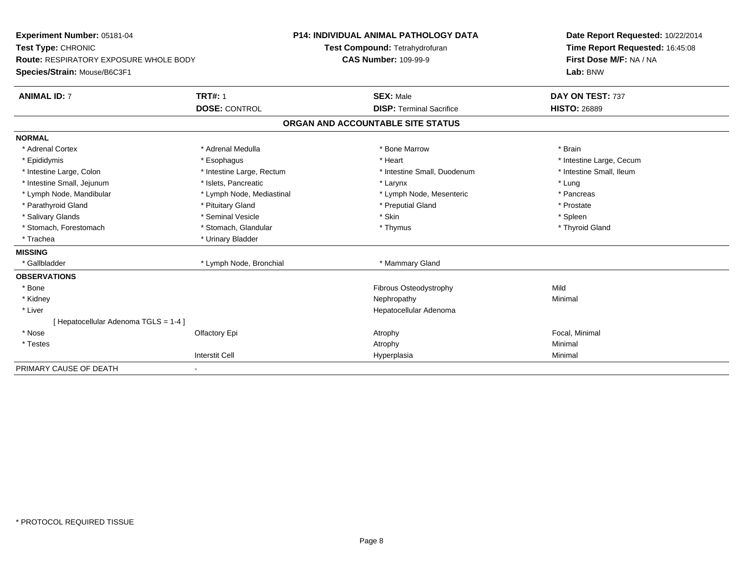**Experiment Number:** 05181-04
**Test Type:** CHRONIC
**Route:** RESPIRATORY EXPOSURE WHOLE BODY
**Species/Strain:** Mouse/B6C3F1

**P14: INDIVIDUAL ANIMAL PATHOLOGY DATA**
**Test Compound:** Tetrahydrofuran
**CAS Number:** 109-99-9

**Date Report Requested:** 10/22/2014
**Time Report Requested:** 16:45:08
**First Dose M/F:** NA / NA
**Lab:** BNW

| **ANIMAL ID:** 7 | **TRT#:** 1 | **SEX:** Male | **DAY ON TEST:** 737 |
|---|---|---|---|
| | **DOSE:** CONTROL | **DISP:** Terminal Sacrifice | **HISTO:** 26889 |

## ORGAN AND ACCOUNTABLE SITE STATUS

| | | | |
|---|---|---|---|
| **NORMAL** | | | |
| * Adrenal Cortex | * Adrenal Medulla | * Bone Marrow | * Brain |
| * Epididymis | * Esophagus | * Heart | * Intestine Large, Cecum |
| * Intestine Large, Colon | * Intestine Large, Rectum | * Intestine Small, Duodenum | * Intestine Small, Ileum |
| * Intestine Small, Jejunum | * Islets, Pancreatic | * Larynx | * Lung |
| * Lymph Node, Mandibular | * Lymph Node, Mediastinal | * Lymph Node, Mesenteric | * Pancreas |
| * Parathyroid Gland | * Pituitary Gland | * Preputial Gland | * Prostate |
| * Salivary Glands | * Seminal Vesicle | * Skin | * Spleen |
| * Stomach, Forestomach | * Stomach, Glandular | * Thymus | * Thyroid Gland |
| * Trachea | * Urinary Bladder | | |
| **MISSING** | | | |
| * Gallbladder | * Lymph Node, Bronchial | * Mammary Gland | |
| **OBSERVATIONS** | | | |
| * Bone | | Fibrous Osteodystrophy | Mild |
| * Kidney | | Nephropathy | Minimal |
| * Liver | | Hepatocellular Adenoma | |
| [ Hepatocellular Adenoma TGLS = 1-4 ] | | | |
| * Nose | Olfactory Epi | Atrophy | Focal, Minimal |
| * Testes | | Atrophy | Minimal |
| | Interstit Cell | Hyperplasia | Minimal |
| PRIMARY CAUSE OF DEATH | - | | |

* PROTOCOL REQUIRED TISSUE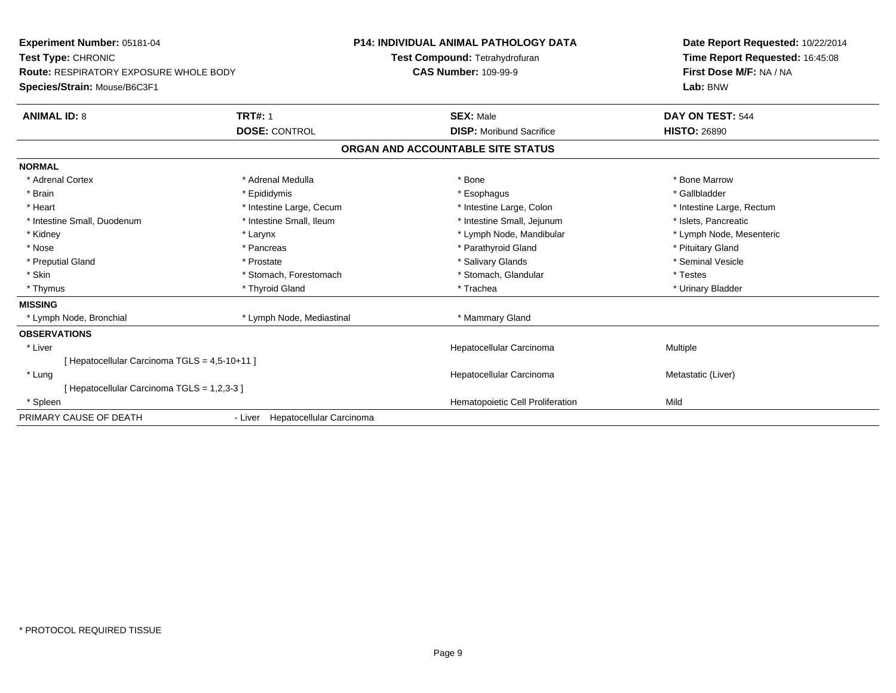**Experiment Number:** 05181-04
**Test Type:** CHRONIC
**Route:** RESPIRATORY EXPOSURE WHOLE BODY
**Species/Strain:** Mouse/B6C3F1

**P14: INDIVIDUAL ANIMAL PATHOLOGY DATA**
**Test Compound:** Tetrahydrofuran
**CAS Number:** 109-99-9

**Date Report Requested:** 10/22/2014
**Time Report Requested:** 16:45:08
**First Dose M/F:** NA / NA
**Lab:** BNW

| **ANIMAL ID:** 8 | **TRT#:** 1 | **SEX:** Male | **DAY ON TEST:** 544 |
|---|---|---|---|
| | **DOSE:** CONTROL | **DISP:** Moribund Sacrifice | **HISTO:** 26890 |

## ORGAN AND ACCOUNTABLE SITE STATUS

**NORMAL**

| | | | |
|---|---|---|---|
| * Adrenal Cortex | * Adrenal Medulla | * Bone | * Bone Marrow |
| * Brain | * Epididymis | * Esophagus | * Gallbladder |
| * Heart | * Intestine Large, Cecum | * Intestine Large, Colon | * Intestine Large, Rectum |
| * Intestine Small, Duodenum | * Intestine Small, Ileum | * Intestine Small, Jejunum | * Islets, Pancreatic |
| * Kidney | * Larynx | * Lymph Node, Mandibular | * Lymph Node, Mesenteric |
| * Nose | * Pancreas | * Parathyroid Gland | * Pituitary Gland |
| * Preputial Gland | * Prostate | * Salivary Glands | * Seminal Vesicle |
| * Skin | * Stomach, Forestomach | * Stomach, Glandular | * Testes |
| * Thymus | * Thyroid Gland | * Trachea | * Urinary Bladder |

**MISSING**

| | | |
|---|---|---|
| * Lymph Node, Bronchial | * Lymph Node, Mediastinal | * Mammary Gland |

**OBSERVATIONS**

| | | |
|---|---|---|
| * Liver | Hepatocellular Carcinoma | Multiple |
| [ Hepatocellular Carcinoma TGLS = 4,5-10+11 ] | | |
| * Lung | Hepatocellular Carcinoma | Metastatic (Liver) |
| [ Hepatocellular Carcinoma TGLS = 1,2,3-3 ] | | |
| * Spleen | Hematopoietic Cell Proliferation | Mild |

PRIMARY CAUSE OF DEATH - Liver Hepatocellular Carcinoma

* PROTOCOL REQUIRED TISSUE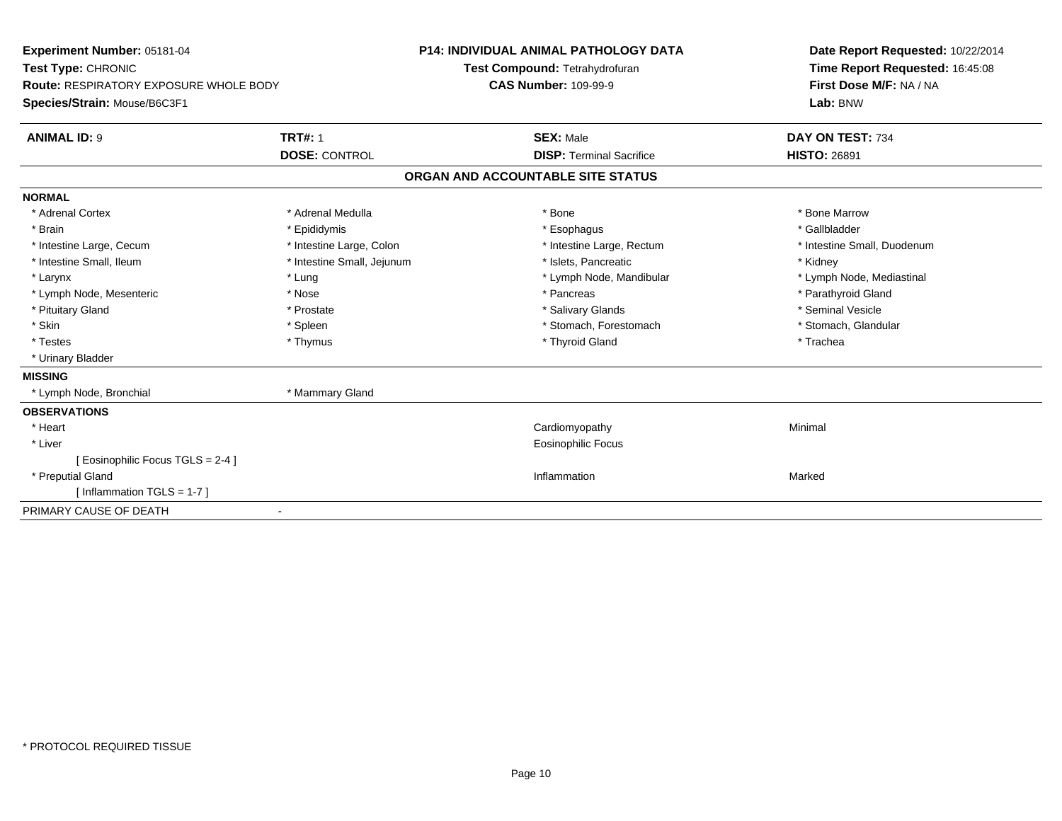**Experiment Number:** 05181-04
**Test Type:** CHRONIC
**Route:** RESPIRATORY EXPOSURE WHOLE BODY
**Species/Strain:** Mouse/B6C3F1

**P14: INDIVIDUAL ANIMAL PATHOLOGY DATA**
**Test Compound:** Tetrahydrofuran
**CAS Number:** 109-99-9

**Date Report Requested:** 10/22/2014
**Time Report Requested:** 16:45:08
**First Dose M/F:** NA / NA
**Lab:** BNW

| **ANIMAL ID:** 9 | **TRT#:** 1 | **SEX:** Male | **DAY ON TEST:** 734 |
|---|---|---|---|
| | **DOSE:** CONTROL | **DISP:** Terminal Sacrifice | **HISTO:** 26891 |

## ORGAN AND ACCOUNTABLE SITE STATUS

**NORMAL**

| | | | |
|---|---|---|---|
| * Adrenal Cortex | * Adrenal Medulla | * Bone | * Bone Marrow |
| * Brain | * Epididymis | * Esophagus | * Gallbladder |
| * Intestine Large, Cecum | * Intestine Large, Colon | * Intestine Large, Rectum | * Intestine Small, Duodenum |
| * Intestine Small, Ileum | * Intestine Small, Jejunum | * Islets, Pancreatic | * Kidney |
| * Larynx | * Lung | * Lymph Node, Mandibular | * Lymph Node, Mediastinal |
| * Lymph Node, Mesenteric | * Nose | * Pancreas | * Parathyroid Gland |
| * Pituitary Gland | * Prostate | * Salivary Glands | * Seminal Vesicle |
| * Skin | * Spleen | * Stomach, Forestomach | * Stomach, Glandular |
| * Testes | * Thymus | * Thyroid Gland | * Trachea |
| * Urinary Bladder | | | |

**MISSING**

| | |
|---|---|
| * Lymph Node, Bronchial | * Mammary Gland |

**OBSERVATIONS**

| | | |
|---|---|---|
| * Heart | Cardiomyopathy | Minimal |
| * Liver | Eosinophilic Focus | |
| [ Eosinophilic Focus TGLS = 2-4 ] | | |
| * Preputial Gland | Inflammation | Marked |
| [ Inflammation TGLS = 1-7 ] | | |

PRIMARY CAUSE OF DEATH -

* PROTOCOL REQUIRED TISSUE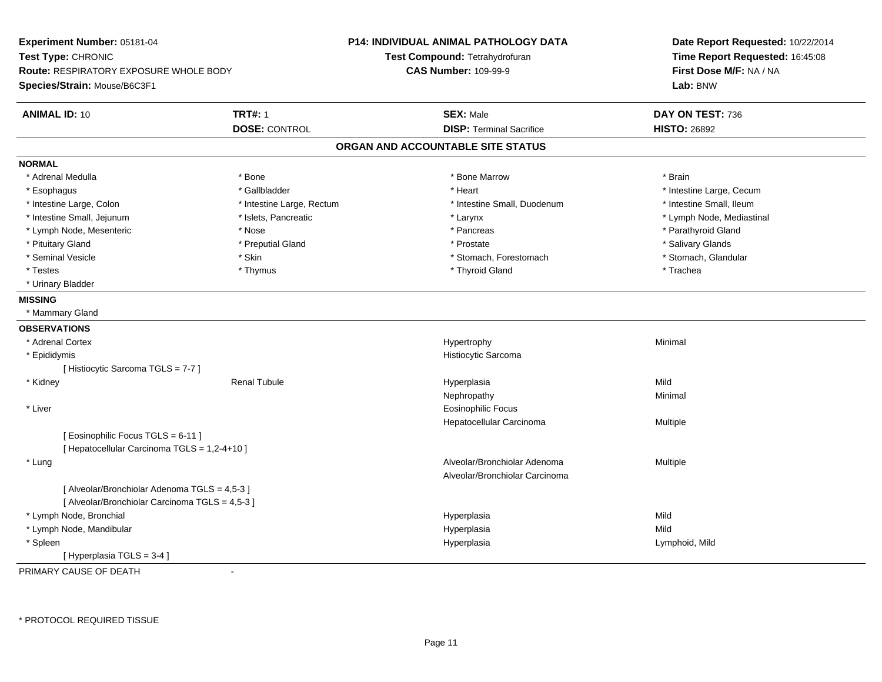**Experiment Number:** 05181-04
**Test Type:** CHRONIC
**Route:** RESPIRATORY EXPOSURE WHOLE BODY
**Species/Strain:** Mouse/B6C3F1

**P14: INDIVIDUAL ANIMAL PATHOLOGY DATA**
**Test Compound:** Tetrahydrofuran
**CAS Number:** 109-99-9

**Date Report Requested:** 10/22/2014
**Time Report Requested:** 16:45:08
**First Dose M/F:** NA / NA
**Lab:** BNW

| **ANIMAL ID:** 10 | **TRT#:** 1 | **SEX:** Male | **DAY ON TEST:** 736 |
|---|---|---|---|
| | **DOSE:** CONTROL | **DISP:** Terminal Sacrifice | **HISTO:** 26892 |

## ORGAN AND ACCOUNTABLE SITE STATUS

**NORMAL**

| | | | |
|---|---|---|---|
| * Adrenal Medulla | * Bone | * Bone Marrow | * Brain |
| * Esophagus | * Gallbladder | * Heart | * Intestine Large, Cecum |
| * Intestine Large, Colon | * Intestine Large, Rectum | * Intestine Small, Duodenum | * Intestine Small, Ileum |
| * Intestine Small, Jejunum | * Islets, Pancreatic | * Larynx | * Lymph Node, Mediastinal |
| * Lymph Node, Mesenteric | * Nose | * Pancreas | * Parathyroid Gland |
| * Pituitary Gland | * Preputial Gland | * Prostate | * Salivary Glands |
| * Seminal Vesicle | * Skin | * Stomach, Forestomach | * Stomach, Glandular |
| * Testes | * Thymus | * Thyroid Gland | * Trachea |
| * Urinary Bladder | | | |

**MISSING**

* Mammary Gland

**OBSERVATIONS**

| | | | |
|---|---|---|---|
| * Adrenal Cortex | | Hypertrophy | Minimal |
| * Epididymis | | Histiocytic Sarcoma | |
| [ Histiocytic Sarcoma TGLS = 7-7 ] | | | |
| * Kidney | Renal Tubule | Hyperplasia | Mild |
| | | Nephropathy | Minimal |
| * Liver | | Eosinophilic Focus | |
| | | Hepatocellular Carcinoma | Multiple |
| [ Eosinophilic Focus TGLS = 6-11 ] | | | |
| [ Hepatocellular Carcinoma TGLS = 1,2-4+10 ] | | | |
| * Lung | | Alveolar/Bronchiolar Adenoma | Multiple |
| | | Alveolar/Bronchiolar Carcinoma | |
| [ Alveolar/Bronchiolar Adenoma TGLS = 4,5-3 ] | | | |
| [ Alveolar/Bronchiolar Carcinoma TGLS = 4,5-3 ] | | | |
| * Lymph Node, Bronchial | | Hyperplasia | Mild |
| * Lymph Node, Mandibular | | Hyperplasia | Mild |
| * Spleen | | Hyperplasia | Lymphoid, Mild |
| [ Hyperplasia TGLS = 3-4 ] | | | |

PRIMARY CAUSE OF DEATH -

\* PROTOCOL REQUIRED TISSUE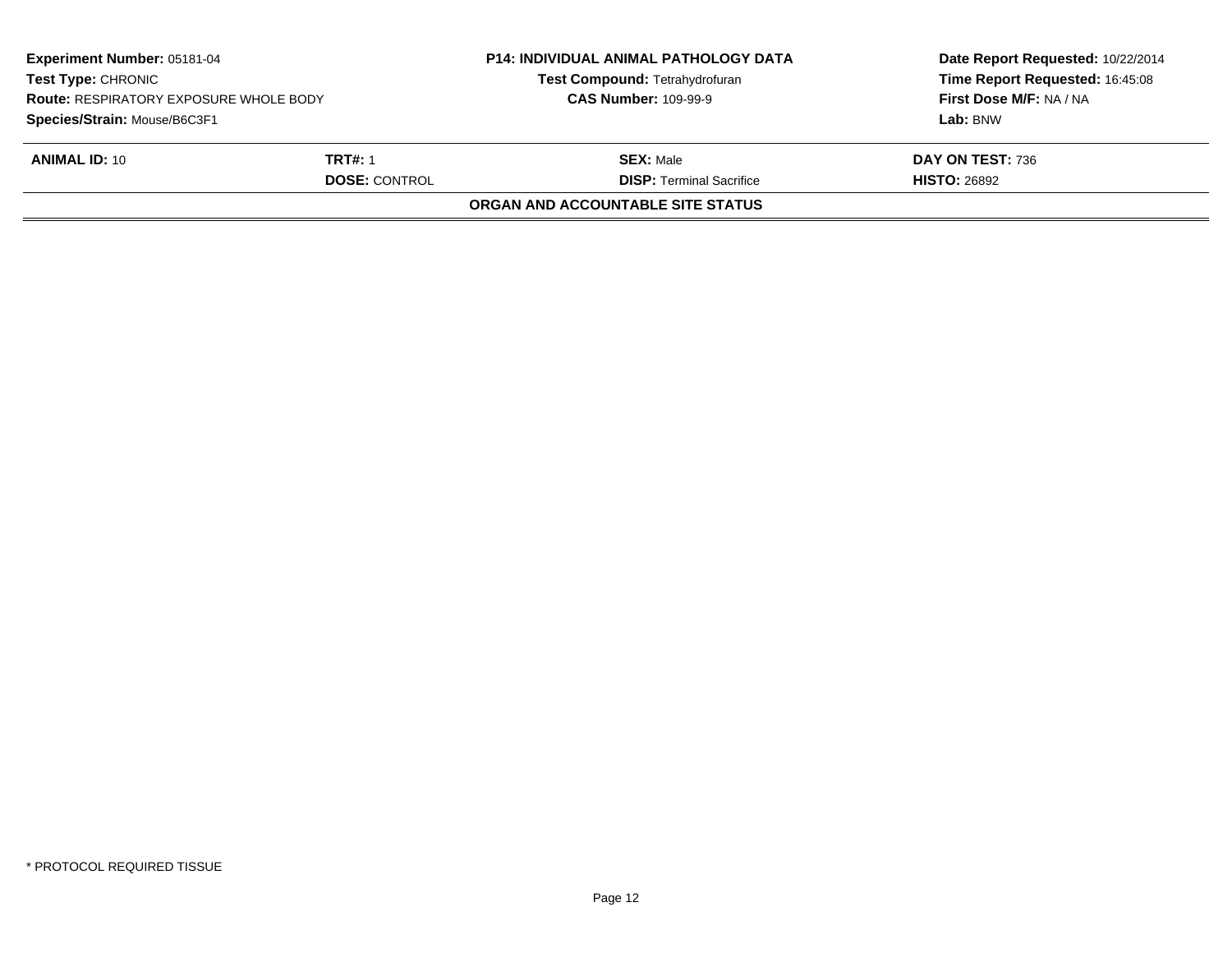**Experiment Number:** 05181-04
**Test Type:** CHRONIC
**Route:** RESPIRATORY EXPOSURE WHOLE BODY
**Species/Strain:** Mouse/B6C3F1

**P14: INDIVIDUAL ANIMAL PATHOLOGY DATA**
**Test Compound:** Tetrahydrofuran
**CAS Number:** 109-99-9

**Date Report Requested:** 10/22/2014
**Time Report Requested:** 16:45:08
**First Dose M/F:** NA / NA
**Lab:** BNW

| **ANIMAL ID:** 10 | **TRT#:** 1 | **SEX:** Male | **DAY ON TEST:** 736 |
|---|---|---|---|
| | **DOSE:** CONTROL | **DISP:** Terminal Sacrifice | **HISTO:** 26892 |

**ORGAN AND ACCOUNTABLE SITE STATUS**

* PROTOCOL REQUIRED TISSUE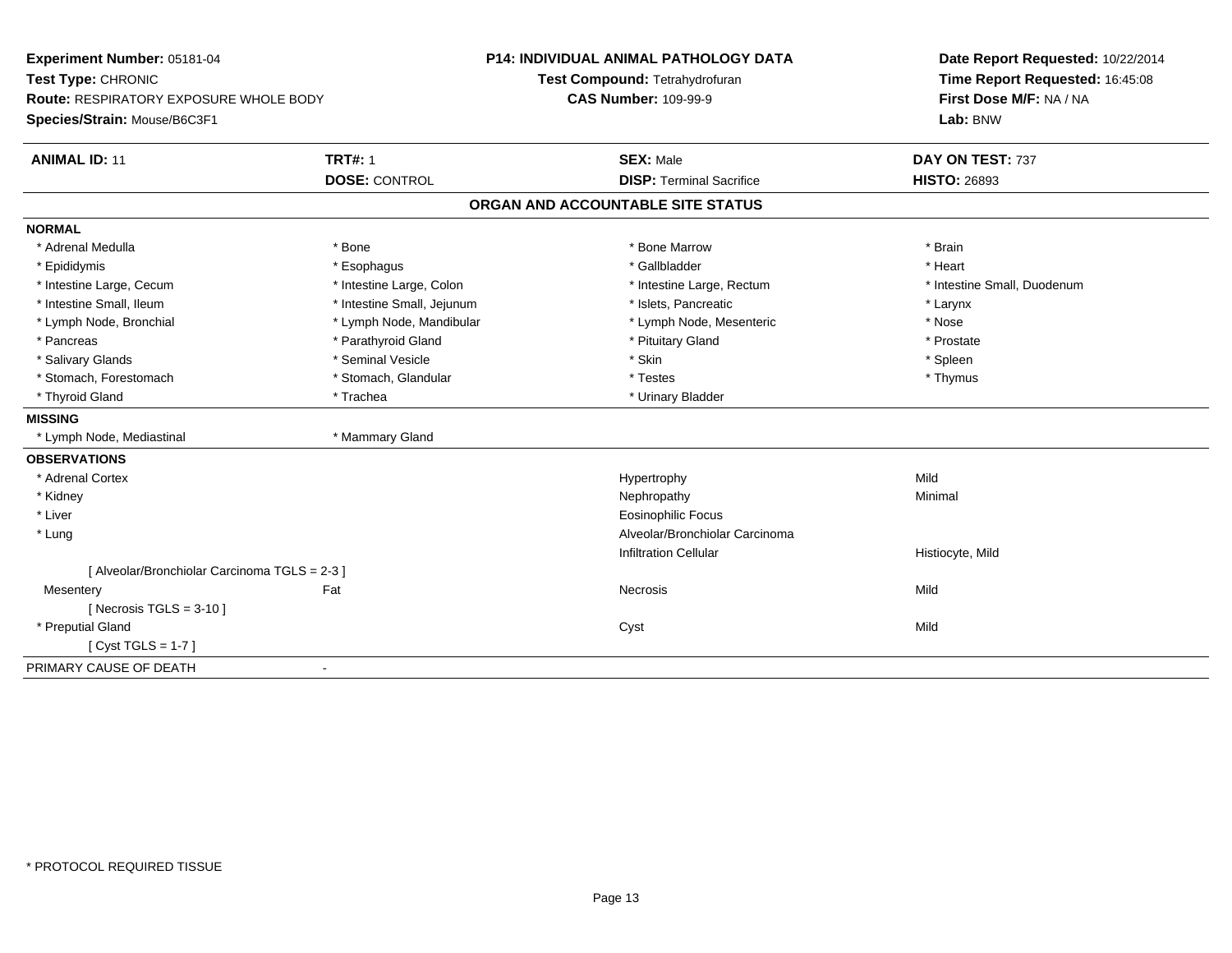**Experiment Number:** 05181-04
**Test Type:** CHRONIC
**Route:** RESPIRATORY EXPOSURE WHOLE BODY
**Species/Strain:** Mouse/B6C3F1

**P14: INDIVIDUAL ANIMAL PATHOLOGY DATA**
**Test Compound:** Tetrahydrofuran
**CAS Number:** 109-99-9

**Date Report Requested:** 10/22/2014
**Time Report Requested:** 16:45:08
**First Dose M/F:** NA / NA
**Lab:** BNW

| **ANIMAL ID:** 11 | **TRT#:** 1 | **SEX:** Male | **DAY ON TEST:** 737 |
|---|---|---|---|
| | **DOSE:** CONTROL | **DISP:** Terminal Sacrifice | **HISTO:** 26893 |

## ORGAN AND ACCOUNTABLE SITE STATUS

**NORMAL**

| | | | |
|---|---|---|---|
| * Adrenal Medulla | * Bone | * Bone Marrow | * Brain |
| * Epididymis | * Esophagus | * Gallbladder | * Heart |
| * Intestine Large, Cecum | * Intestine Large, Colon | * Intestine Large, Rectum | * Intestine Small, Duodenum |
| * Intestine Small, Ileum | * Intestine Small, Jejunum | * Islets, Pancreatic | * Larynx |
| * Lymph Node, Bronchial | * Lymph Node, Mandibular | * Lymph Node, Mesenteric | * Nose |
| * Pancreas | * Parathyroid Gland | * Pituitary Gland | * Prostate |
| * Salivary Glands | * Seminal Vesicle | * Skin | * Spleen |
| * Stomach, Forestomach | * Stomach, Glandular | * Testes | * Thymus |
| * Thyroid Gland | * Trachea | * Urinary Bladder | |

**MISSING**

| | |
|---|---|
| * Lymph Node, Mediastinal | * Mammary Gland |

**OBSERVATIONS**

| | | | |
|---|---|---|---|
| * Adrenal Cortex | | Hypertrophy | Mild |
| * Kidney | | Nephropathy | Minimal |
| * Liver | | Eosinophilic Focus | |
| * Lung | | Alveolar/Bronchiolar Carcinoma | |
| | | Infiltration Cellular | Histiocyte, Mild |
| [ Alveolar/Bronchiolar Carcinoma TGLS = 2-3 ] | | | |
| Mesentery | Fat | Necrosis | Mild |
| [ Necrosis TGLS = 3-10 ] | | | |
| * Preputial Gland | | Cyst | Mild |
| [ Cyst TGLS = 1-7 ] | | | |

PRIMARY CAUSE OF DEATH -

* PROTOCOL REQUIRED TISSUE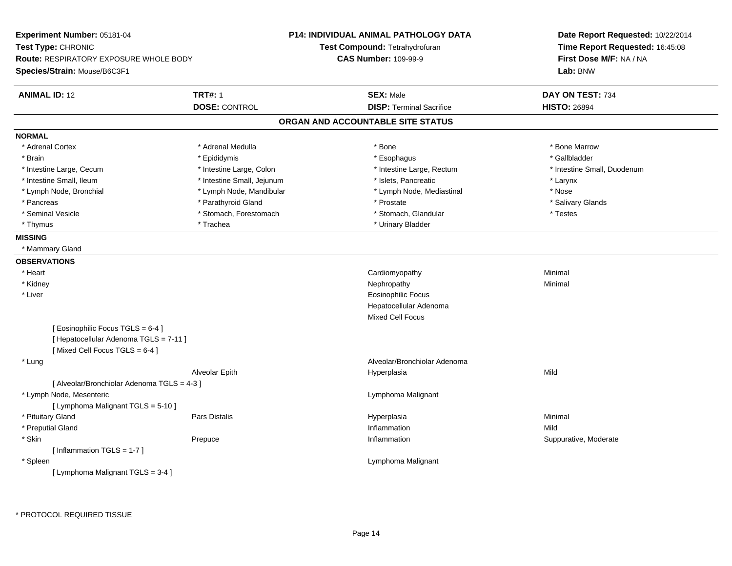**Experiment Number:** 05181-04
**Test Type:** CHRONIC
**Route:** RESPIRATORY EXPOSURE WHOLE BODY
**Species/Strain:** Mouse/B6C3F1

**P14: INDIVIDUAL ANIMAL PATHOLOGY DATA**
**Test Compound:** Tetrahydrofuran
**CAS Number:** 109-99-9

**Date Report Requested:** 10/22/2014
**Time Report Requested:** 16:45:08
**First Dose M/F:** NA / NA
**Lab:** BNW

| **ANIMAL ID:** 12 | **TRT#:** 1 | **SEX:** Male | **DAY ON TEST:** 734 |
|---|---|---|---|
| | **DOSE:** CONTROL | **DISP:** Terminal Sacrifice | **HISTO:** 26894 |

## ORGAN AND ACCOUNTABLE SITE STATUS

**NORMAL**

| | | | |
|---|---|---|---|
| * Adrenal Cortex | * Adrenal Medulla | * Bone | * Bone Marrow |
| * Brain | * Epididymis | * Esophagus | * Gallbladder |
| * Intestine Large, Cecum | * Intestine Large, Colon | * Intestine Large, Rectum | * Intestine Small, Duodenum |
| * Intestine Small, Ileum | * Intestine Small, Jejunum | * Islets, Pancreatic | * Larynx |
| * Lymph Node, Bronchial | * Lymph Node, Mandibular | * Lymph Node, Mediastinal | * Nose |
| * Pancreas | * Parathyroid Gland | * Prostate | * Salivary Glands |
| * Seminal Vesicle | * Stomach, Forestomach | * Stomach, Glandular | * Testes |
| * Thymus | * Trachea | * Urinary Bladder | |

**MISSING**

* Mammary Gland

**OBSERVATIONS**

| Organ | Site | Observation | Severity |
|---|---|---|---|
| * Heart | | Cardiomyopathy | Minimal |
| * Kidney | | Nephropathy | Minimal |
| * Liver | | Eosinophilic Focus | |
| | | Hepatocellular Adenoma | |
| | | Mixed Cell Focus | |
| [ Eosinophilic Focus TGLS = 6-4 ] | | | |
| [ Hepatocellular Adenoma TGLS = 7-11 ] | | | |
| [ Mixed Cell Focus TGLS = 6-4 ] | | | |
| * Lung | | Alveolar/Bronchiolar Adenoma | |
| | Alveolar Epith | Hyperplasia | Mild |
| [ Alveolar/Bronchiolar Adenoma TGLS = 4-3 ] | | | |
| * Lymph Node, Mesenteric | | Lymphoma Malignant | |
| [ Lymphoma Malignant TGLS = 5-10 ] | | | |
| * Pituitary Gland | Pars Distalis | Hyperplasia | Minimal |
| * Preputial Gland | | Inflammation | Mild |
| * Skin | Prepuce | Inflammation | Suppurative, Moderate |
| [ Inflammation TGLS = 1-7 ] | | | |
| * Spleen | | Lymphoma Malignant | |
| [ Lymphoma Malignant TGLS = 3-4 ] | | | |

* PROTOCOL REQUIRED TISSUE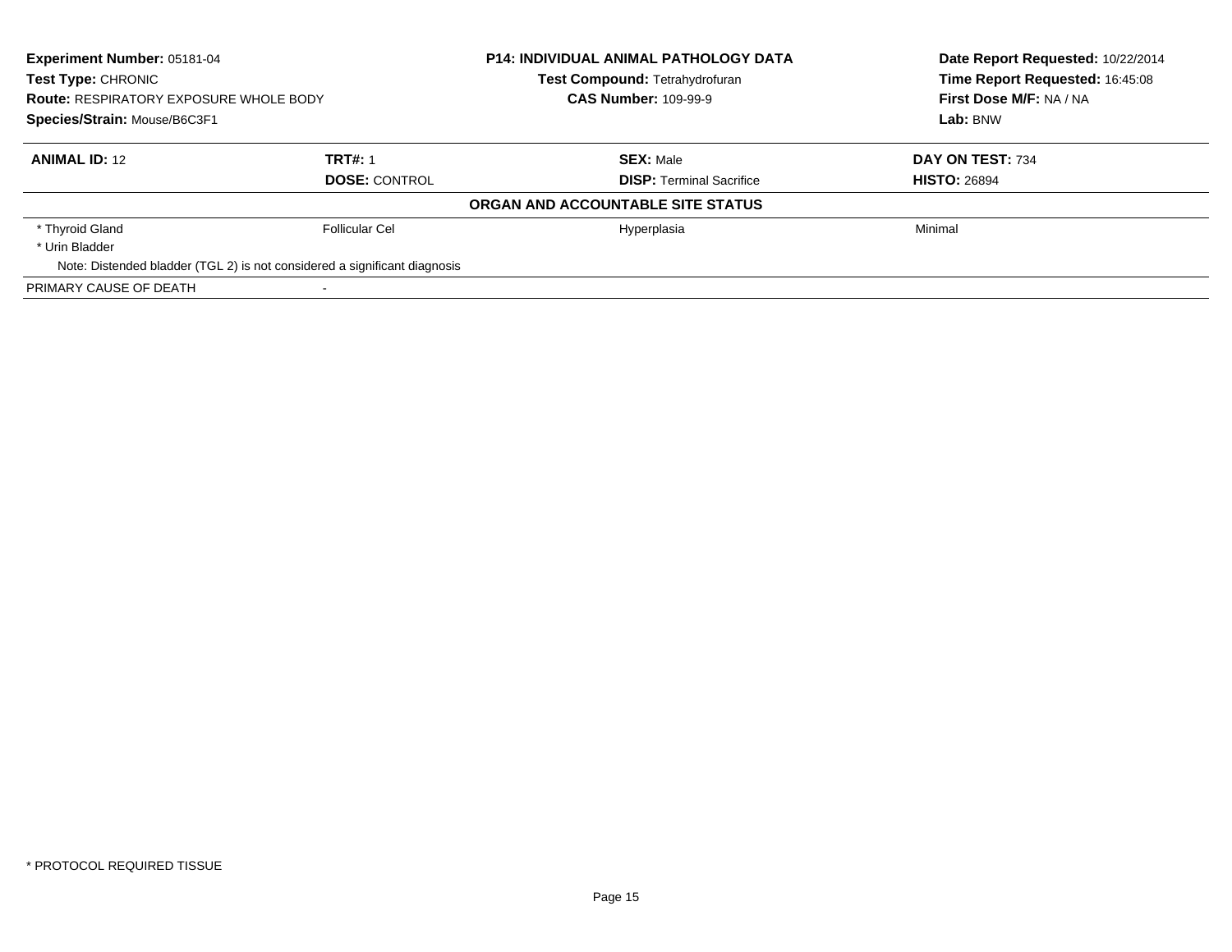**Experiment Number:** 05181-04
**Test Type:** CHRONIC
**Route:** RESPIRATORY EXPOSURE WHOLE BODY
**Species/Strain:** Mouse/B6C3F1

**P14: INDIVIDUAL ANIMAL PATHOLOGY DATA**
**Test Compound:** Tetrahydrofuran
**CAS Number:** 109-99-9

**Date Report Requested:** 10/22/2014
**Time Report Requested:** 16:45:08
**First Dose M/F:** NA / NA
**Lab:** BNW

| **ANIMAL ID:** 12 | **TRT#:** 1 | **SEX:** Male | **DAY ON TEST:** 734 |
|---|---|---|---|
| | **DOSE:** CONTROL | **DISP:** Terminal Sacrifice | **HISTO:** 26894 |

**ORGAN AND ACCOUNTABLE SITE STATUS**

| | | | |
|---|---|---|---|
| * Thyroid Gland | Follicular Cel | Hyperplasia | Minimal |
| * Urin Bladder | | | |
| Note: Distended bladder (TGL 2) is not considered a significant diagnosis | | | |
| PRIMARY CAUSE OF DEATH | - | | |

* PROTOCOL REQUIRED TISSUE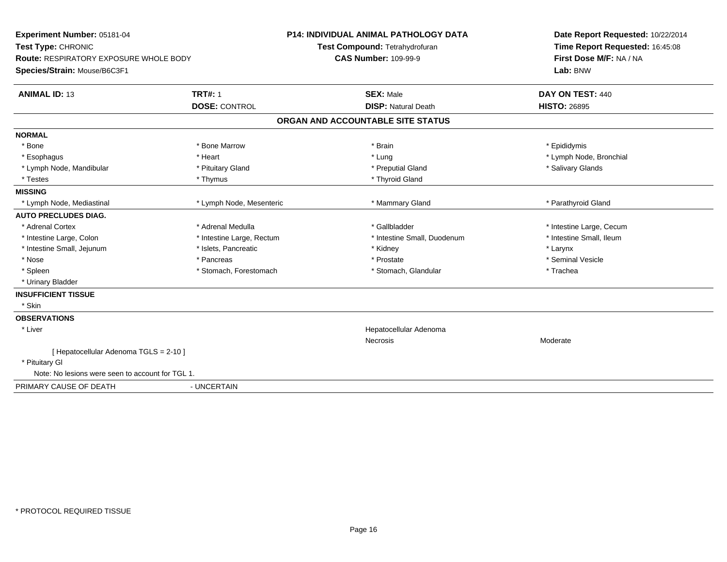**Experiment Number:** 05181-04
**Test Type:** CHRONIC
**Route:** RESPIRATORY EXPOSURE WHOLE BODY
**Species/Strain:** Mouse/B6C3F1

**P14: INDIVIDUAL ANIMAL PATHOLOGY DATA**
**Test Compound:** Tetrahydrofuran
**CAS Number:** 109-99-9

**Date Report Requested:** 10/22/2014
**Time Report Requested:** 16:45:08
**First Dose M/F:** NA / NA
**Lab:** BNW

| **ANIMAL ID:** 13 | **TRT#:** 1 | **SEX:** Male | **DAY ON TEST:** 440 |
|---|---|---|---|
| | **DOSE:** CONTROL | **DISP:** Natural Death | **HISTO:** 26895 |

## ORGAN AND ACCOUNTABLE SITE STATUS

| | | | |
|---|---|---|---|
| **NORMAL** | | | |
| * Bone | * Bone Marrow | * Brain | * Epididymis |
| * Esophagus | * Heart | * Lung | * Lymph Node, Bronchial |
| * Lymph Node, Mandibular | * Pituitary Gland | * Preputial Gland | * Salivary Glands |
| * Testes | * Thymus | * Thyroid Gland | |
| **MISSING** | | | |
| * Lymph Node, Mediastinal | * Lymph Node, Mesenteric | * Mammary Gland | * Parathyroid Gland |
| **AUTO PRECLUDES DIAG.** | | | |
| * Adrenal Cortex | * Adrenal Medulla | * Gallbladder | * Intestine Large, Cecum |
| * Intestine Large, Colon | * Intestine Large, Rectum | * Intestine Small, Duodenum | * Intestine Small, Ileum |
| * Intestine Small, Jejunum | * Islets, Pancreatic | * Kidney | * Larynx |
| * Nose | * Pancreas | * Prostate | * Seminal Vesicle |
| * Spleen | * Stomach, Forestomach | * Stomach, Glandular | * Trachea |
| * Urinary Bladder | | | |
| **INSUFFICIENT TISSUE** | | | |
| * Skin | | | |
| **OBSERVATIONS** | | | |
| * Liver | | Hepatocellular Adenoma | |
| | | Necrosis | Moderate |
| [ Hepatocellular Adenoma TGLS = 2-10 ] | | | |
| * Pituitary Gl | | | |
| Note: No lesions were seen to account for TGL 1. | | | |
| PRIMARY CAUSE OF DEATH | - UNCERTAIN | | |

* PROTOCOL REQUIRED TISSUE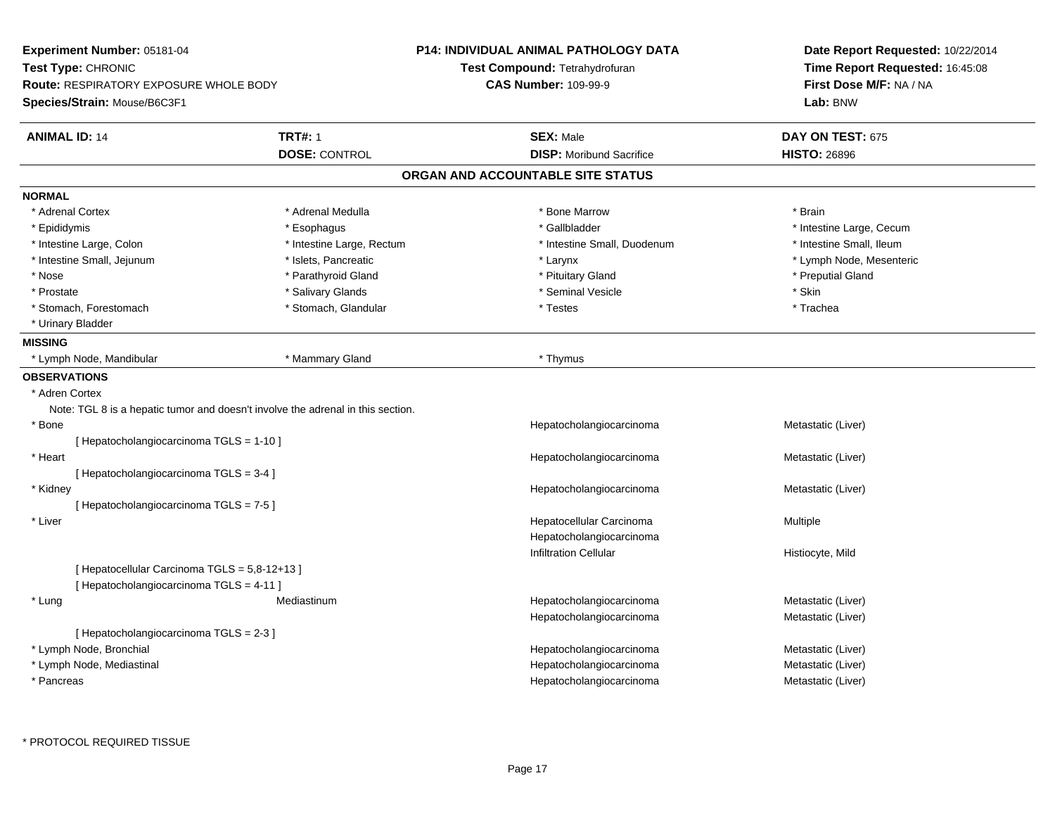**Experiment Number:** 05181-04
**Test Type:** CHRONIC
**Route:** RESPIRATORY EXPOSURE WHOLE BODY
**Species/Strain:** Mouse/B6C3F1

**P14: INDIVIDUAL ANIMAL PATHOLOGY DATA**
**Test Compound:** Tetrahydrofuran
**CAS Number:** 109-99-9

**Date Report Requested:** 10/22/2014
**Time Report Requested:** 16:45:08
**First Dose M/F:** NA / NA
**Lab:** BNW

| **ANIMAL ID:** 14 | **TRT#:** 1 | **SEX:** Male | **DAY ON TEST:** 675 |
|---|---|---|---|
| | **DOSE:** CONTROL | **DISP:** Moribund Sacrifice | **HISTO:** 26896 |

## ORGAN AND ACCOUNTABLE SITE STATUS

**NORMAL**

| | | | |
|---|---|---|---|
| * Adrenal Cortex | * Adrenal Medulla | * Bone Marrow | * Brain |
| * Epididymis | * Esophagus | * Gallbladder | * Intestine Large, Cecum |
| * Intestine Large, Colon | * Intestine Large, Rectum | * Intestine Small, Duodenum | * Intestine Small, Ileum |
| * Intestine Small, Jejunum | * Islets, Pancreatic | * Larynx | * Lymph Node, Mesenteric |
| * Nose | * Parathyroid Gland | * Pituitary Gland | * Preputial Gland |
| * Prostate | * Salivary Glands | * Seminal Vesicle | * Skin |
| * Stomach, Forestomach | * Stomach, Glandular | * Testes | * Trachea |
| * Urinary Bladder | | | |

**MISSING**

| | | |
|---|---|---|
| * Lymph Node, Mandibular | * Mammary Gland | * Thymus |

**OBSERVATIONS**

| | | | |
|---|---|---|---|
| * Adren Cortex | | | |
| Note: TGL 8 is a hepatic tumor and doesn't involve the adrenal in this section. | | | |
| * Bone | | Hepatocholangiocarcinoma | Metastatic (Liver) |
| [ Hepatocholangiocarcinoma TGLS = 1-10 ] | | | |
| * Heart | | Hepatocholangiocarcinoma | Metastatic (Liver) |
| [ Hepatocholangiocarcinoma TGLS = 3-4 ] | | | |
| * Kidney | | Hepatocholangiocarcinoma | Metastatic (Liver) |
| [ Hepatocholangiocarcinoma TGLS = 7-5 ] | | | |
| * Liver | | Hepatocellular Carcinoma | Multiple |
| | | Hepatocholangiocarcinoma | |
| | | Infiltration Cellular | Histiocyte, Mild |
| [ Hepatocellular Carcinoma TGLS = 5,8-12+13 ] | | | |
| [ Hepatocholangiocarcinoma TGLS = 4-11 ] | | | |
| * Lung | Mediastinum | Hepatocholangiocarcinoma | Metastatic (Liver) |
| | | Hepatocholangiocarcinoma | Metastatic (Liver) |
| [ Hepatocholangiocarcinoma TGLS = 2-3 ] | | | |
| * Lymph Node, Bronchial | | Hepatocholangiocarcinoma | Metastatic (Liver) |
| * Lymph Node, Mediastinal | | Hepatocholangiocarcinoma | Metastatic (Liver) |
| * Pancreas | | Hepatocholangiocarcinoma | Metastatic (Liver) |

\* PROTOCOL REQUIRED TISSUE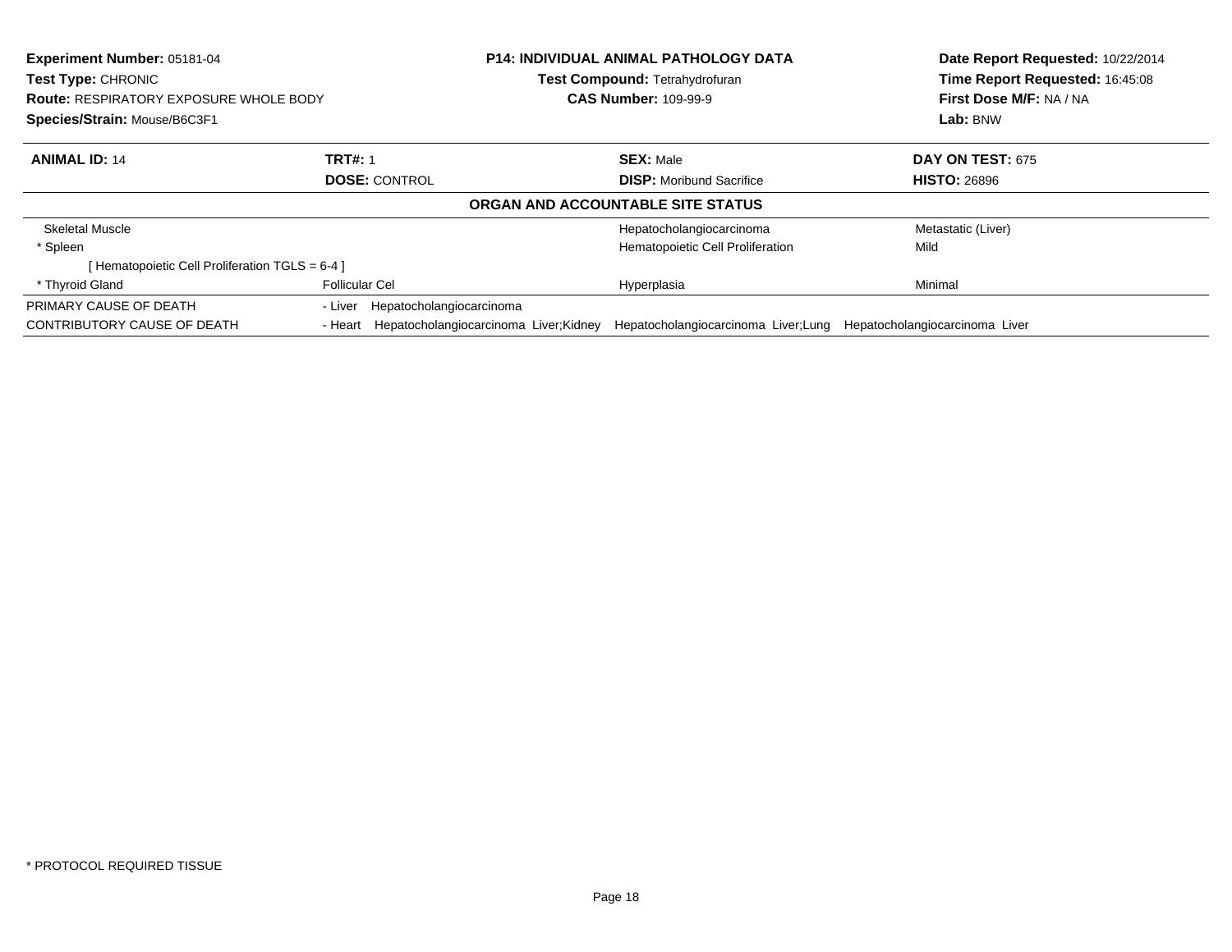**Experiment Number:** 05181-04
**Test Type:** CHRONIC
**Route:** RESPIRATORY EXPOSURE WHOLE BODY
**Species/Strain:** Mouse/B6C3F1

**P14: INDIVIDUAL ANIMAL PATHOLOGY DATA**
**Test Compound:** Tetrahydrofuran
**CAS Number:** 109-99-9

**Date Report Requested:** 10/22/2014
**Time Report Requested:** 16:45:08
**First Dose M/F:** NA / NA
**Lab:** BNW

| **ANIMAL ID:** 14 | **TRT#:** 1 | **SEX:** Male | **DAY ON TEST:** 675 |
|---|---|---|---|
| | **DOSE:** CONTROL | **DISP:** Moribund Sacrifice | **HISTO:** 26896 |

**ORGAN AND ACCOUNTABLE SITE STATUS**

| | | | |
|---|---|---|---|
| Skeletal Muscle | | Hepatocholangiocarcinoma | Metastatic (Liver) |
| * Spleen | | Hematopoietic Cell Proliferation | Mild |
| [ Hematopoietic Cell Proliferation TGLS = 6-4 ] | | | |
| * Thyroid Gland | Follicular Cel | Hyperplasia | Minimal |

| | |
|---|---|
| PRIMARY CAUSE OF DEATH | - Liver Hepatocholangiocarcinoma |
| CONTRIBUTORY CAUSE OF DEATH | - Heart Hepatocholangiocarcinoma Liver;Kidney Hepatocholangiocarcinoma Liver;Lung Hepatocholangiocarcinoma Liver |

\* PROTOCOL REQUIRED TISSUE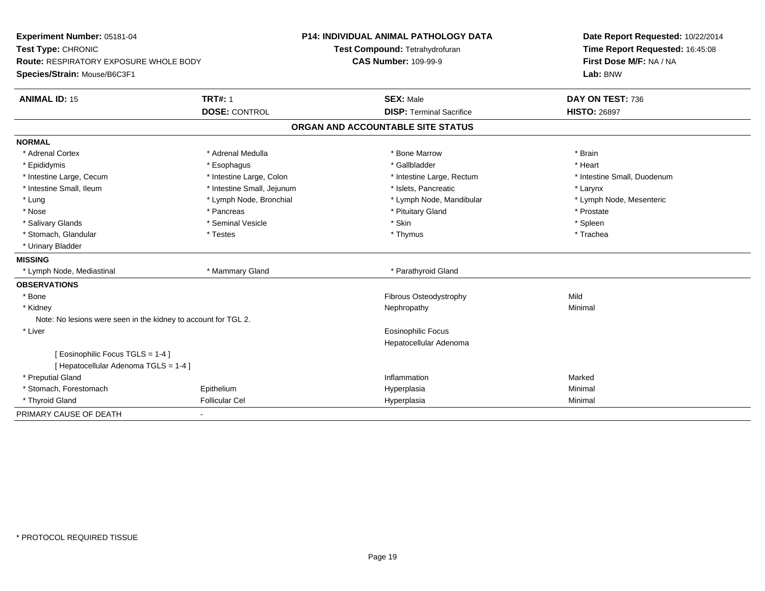**Experiment Number:** 05181-04
**Test Type:** CHRONIC
**Route:** RESPIRATORY EXPOSURE WHOLE BODY
**Species/Strain:** Mouse/B6C3F1

**P14: INDIVIDUAL ANIMAL PATHOLOGY DATA**
**Test Compound:** Tetrahydrofuran
**CAS Number:** 109-99-9

**Date Report Requested:** 10/22/2014
**Time Report Requested:** 16:45:08
**First Dose M/F:** NA / NA
**Lab:** BNW

| **ANIMAL ID:** 15 | **TRT#:** 1 | **SEX:** Male | **DAY ON TEST:** 736 |
|---|---|---|---|
| | **DOSE:** CONTROL | **DISP:** Terminal Sacrifice | **HISTO:** 26897 |

## ORGAN AND ACCOUNTABLE SITE STATUS

**NORMAL**

| | | | |
|---|---|---|---|
| * Adrenal Cortex | * Adrenal Medulla | * Bone Marrow | * Brain |
| * Epididymis | * Esophagus | * Gallbladder | * Heart |
| * Intestine Large, Cecum | * Intestine Large, Colon | * Intestine Large, Rectum | * Intestine Small, Duodenum |
| * Intestine Small, Ileum | * Intestine Small, Jejunum | * Islets, Pancreatic | * Larynx |
| * Lung | * Lymph Node, Bronchial | * Lymph Node, Mandibular | * Lymph Node, Mesenteric |
| * Nose | * Pancreas | * Pituitary Gland | * Prostate |
| * Salivary Glands | * Seminal Vesicle | * Skin | * Spleen |
| * Stomach, Glandular | * Testes | * Thymus | * Trachea |
| * Urinary Bladder | | | |

**MISSING**

| | | |
|---|---|---|
| * Lymph Node, Mediastinal | * Mammary Gland | * Parathyroid Gland |

**OBSERVATIONS**

| | | | |
|---|---|---|---|
| * Bone | | Fibrous Osteodystrophy | Mild |
| * Kidney | | Nephropathy | Minimal |
| Note: No lesions were seen in the kidney to account for TGL 2. | | | |
| * Liver | | Eosinophilic Focus | |
| | | Hepatocellular Adenoma | |
| [ Eosinophilic Focus TGLS = 1-4 ] | | | |
| [ Hepatocellular Adenoma TGLS = 1-4 ] | | | |
| * Preputial Gland | | Inflammation | Marked |
| * Stomach, Forestomach | Epithelium | Hyperplasia | Minimal |
| * Thyroid Gland | Follicular Cel | Hyperplasia | Minimal |

PRIMARY CAUSE OF DEATH -

* PROTOCOL REQUIRED TISSUE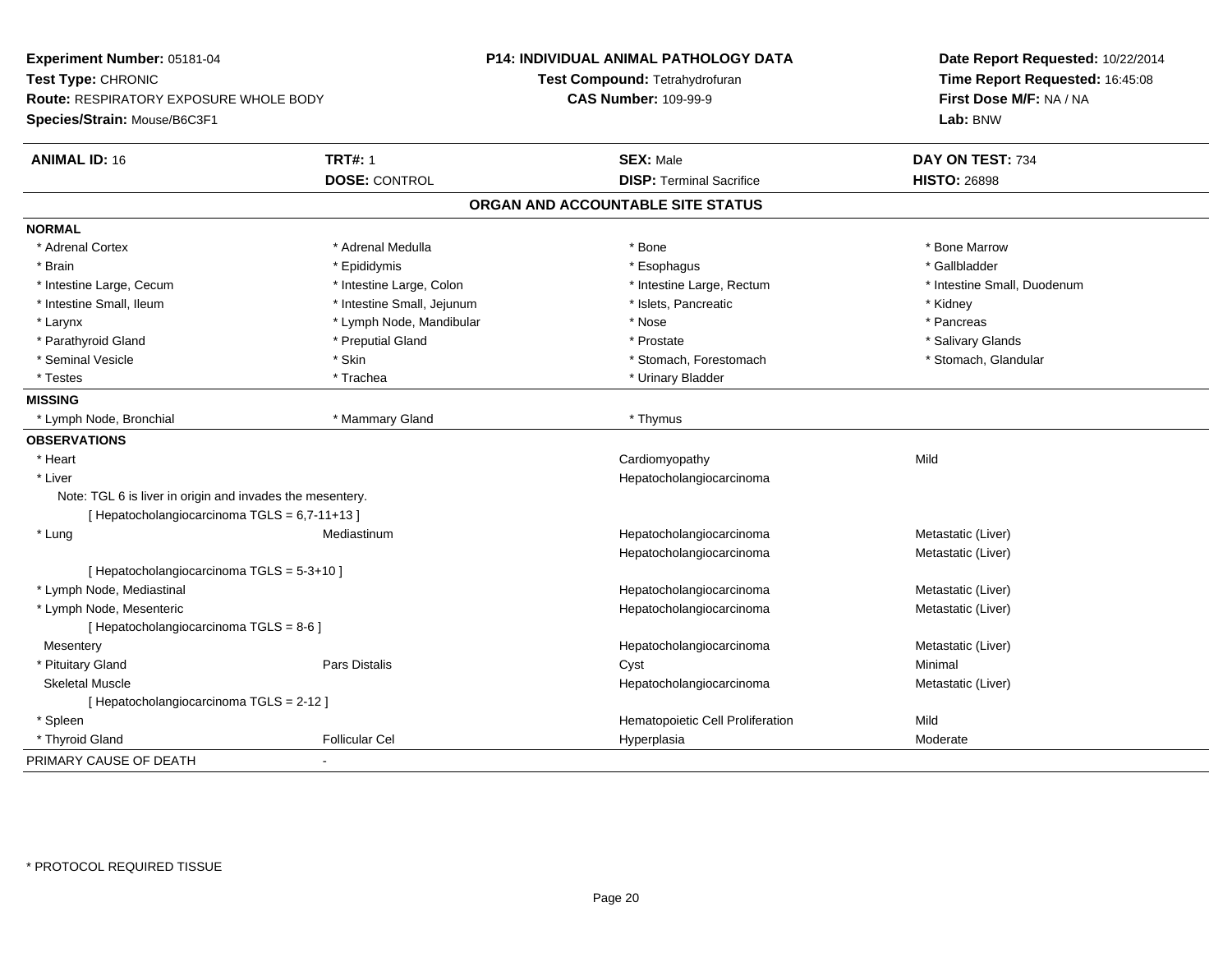**Experiment Number:** 05181-04
**Test Type:** CHRONIC
**Route:** RESPIRATORY EXPOSURE WHOLE BODY
**Species/Strain:** Mouse/B6C3F1

**P14: INDIVIDUAL ANIMAL PATHOLOGY DATA**
**Test Compound:** Tetrahydrofuran
**CAS Number:** 109-99-9

**Date Report Requested:** 10/22/2014
**Time Report Requested:** 16:45:08
**First Dose M/F:** NA / NA
**Lab:** BNW

| **ANIMAL ID:** 16 | **TRT#:** 1 | **SEX:** Male | **DAY ON TEST:** 734 |
|---|---|---|---|
| | **DOSE:** CONTROL | **DISP:** Terminal Sacrifice | **HISTO:** 26898 |

## ORGAN AND ACCOUNTABLE SITE STATUS

**NORMAL**

| | | | |
|---|---|---|---|
| * Adrenal Cortex | * Adrenal Medulla | * Bone | * Bone Marrow |
| * Brain | * Epididymis | * Esophagus | * Gallbladder |
| * Intestine Large, Cecum | * Intestine Large, Colon | * Intestine Large, Rectum | * Intestine Small, Duodenum |
| * Intestine Small, Ileum | * Intestine Small, Jejunum | * Islets, Pancreatic | * Kidney |
| * Larynx | * Lymph Node, Mandibular | * Nose | * Pancreas |
| * Parathyroid Gland | * Preputial Gland | * Prostate | * Salivary Glands |
| * Seminal Vesicle | * Skin | * Stomach, Forestomach | * Stomach, Glandular |
| * Testes | * Trachea | * Urinary Bladder | |

**MISSING**

| | | |
|---|---|---|
| * Lymph Node, Bronchial | * Mammary Gland | * Thymus |

**OBSERVATIONS**

| | | | |
|---|---|---|---|
| * Heart | | Cardiomyopathy | Mild |
| * Liver | | Hepatocholangiocarcinoma | |
| Note: TGL 6 is liver in origin and invades the mesentery. | | | |
| [ Hepatocholangiocarcinoma TGLS = 6,7-11+13 ] | | | |
| * Lung | Mediastinum | Hepatocholangiocarcinoma | Metastatic (Liver) |
| | | Hepatocholangiocarcinoma | Metastatic (Liver) |
| [ Hepatocholangiocarcinoma TGLS = 5-3+10 ] | | | |
| * Lymph Node, Mediastinal | | Hepatocholangiocarcinoma | Metastatic (Liver) |
| * Lymph Node, Mesenteric | | Hepatocholangiocarcinoma | Metastatic (Liver) |
| [ Hepatocholangiocarcinoma TGLS = 8-6 ] | | | |
| Mesentery | | Hepatocholangiocarcinoma | Metastatic (Liver) |
| * Pituitary Gland | Pars Distalis | Cyst | Minimal |
| Skeletal Muscle | | Hepatocholangiocarcinoma | Metastatic (Liver) |
| [ Hepatocholangiocarcinoma TGLS = 2-12 ] | | | |
| * Spleen | | Hematopoietic Cell Proliferation | Mild |
| * Thyroid Gland | Follicular Cel | Hyperplasia | Moderate |

PRIMARY CAUSE OF DEATH -

* PROTOCOL REQUIRED TISSUE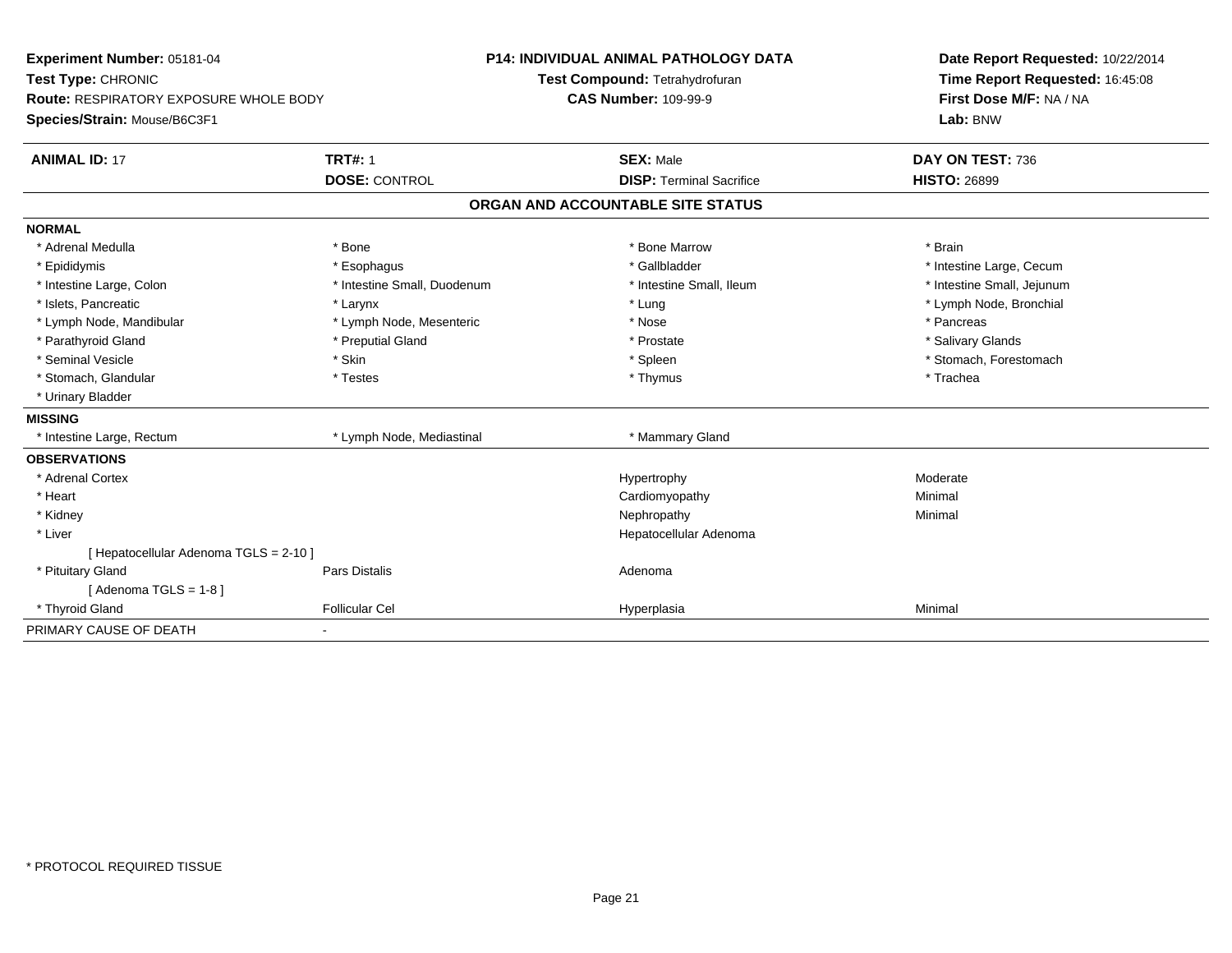**Experiment Number:** 05181-04
**Test Type:** CHRONIC
**Route:** RESPIRATORY EXPOSURE WHOLE BODY
**Species/Strain:** Mouse/B6C3F1

**P14: INDIVIDUAL ANIMAL PATHOLOGY DATA**
**Test Compound:** Tetrahydrofuran
**CAS Number:** 109-99-9

**Date Report Requested:** 10/22/2014
**Time Report Requested:** 16:45:08
**First Dose M/F:** NA / NA
**Lab:** BNW

| **ANIMAL ID:** 17 | **TRT#:** 1 | **SEX:** Male | **DAY ON TEST:** 736 |
|---|---|---|---|
| | **DOSE:** CONTROL | **DISP:** Terminal Sacrifice | **HISTO:** 26899 |

## ORGAN AND ACCOUNTABLE SITE STATUS

| | | | |
|---|---|---|---|
| **NORMAL** | | | |
| * Adrenal Medulla | * Bone | * Bone Marrow | * Brain |
| * Epididymis | * Esophagus | * Gallbladder | * Intestine Large, Cecum |
| * Intestine Large, Colon | * Intestine Small, Duodenum | * Intestine Small, Ileum | * Intestine Small, Jejunum |
| * Islets, Pancreatic | * Larynx | * Lung | * Lymph Node, Bronchial |
| * Lymph Node, Mandibular | * Lymph Node, Mesenteric | * Nose | * Pancreas |
| * Parathyroid Gland | * Preputial Gland | * Prostate | * Salivary Glands |
| * Seminal Vesicle | * Skin | * Spleen | * Stomach, Forestomach |
| * Stomach, Glandular | * Testes | * Thymus | * Trachea |
| * Urinary Bladder | | | |
| **MISSING** | | | |
| * Intestine Large, Rectum | * Lymph Node, Mediastinal | * Mammary Gland | |
| **OBSERVATIONS** | | | |
| * Adrenal Cortex | | Hypertrophy | Moderate |
| * Heart | | Cardiomyopathy | Minimal |
| * Kidney | | Nephropathy | Minimal |
| * Liver | | Hepatocellular Adenoma | |
| [ Hepatocellular Adenoma TGLS = 2-10 ] | | | |
| * Pituitary Gland | Pars Distalis | Adenoma | |
| [ Adenoma TGLS = 1-8 ] | | | |
| * Thyroid Gland | Follicular Cel | Hyperplasia | Minimal |
| PRIMARY CAUSE OF DEATH | - | | |

* PROTOCOL REQUIRED TISSUE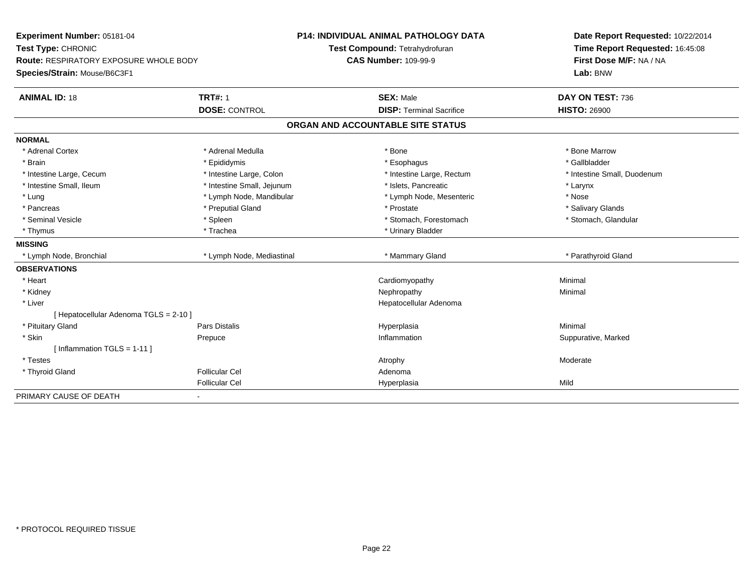**Experiment Number:** 05181-04
**Test Type:** CHRONIC
**Route:** RESPIRATORY EXPOSURE WHOLE BODY
**Species/Strain:** Mouse/B6C3F1

**P14: INDIVIDUAL ANIMAL PATHOLOGY DATA**
**Test Compound:** Tetrahydrofuran
**CAS Number:** 109-99-9

**Date Report Requested:** 10/22/2014
**Time Report Requested:** 16:45:08
**First Dose M/F:** NA / NA
**Lab:** BNW

| **ANIMAL ID:** 18 | **TRT#:** 1 | **SEX:** Male | **DAY ON TEST:** 736 |
|---|---|---|---|
| | **DOSE:** CONTROL | **DISP:** Terminal Sacrifice | **HISTO:** 26900 |

## ORGAN AND ACCOUNTABLE SITE STATUS

| | | | |
|---|---|---|---|
| **NORMAL** | | | |
| * Adrenal Cortex | * Adrenal Medulla | * Bone | * Bone Marrow |
| * Brain | * Epididymis | * Esophagus | * Gallbladder |
| * Intestine Large, Cecum | * Intestine Large, Colon | * Intestine Large, Rectum | * Intestine Small, Duodenum |
| * Intestine Small, Ileum | * Intestine Small, Jejunum | * Islets, Pancreatic | * Larynx |
| * Lung | * Lymph Node, Mandibular | * Lymph Node, Mesenteric | * Nose |
| * Pancreas | * Preputial Gland | * Prostate | * Salivary Glands |
| * Seminal Vesicle | * Spleen | * Stomach, Forestomach | * Stomach, Glandular |
| * Thymus | * Trachea | * Urinary Bladder | |
| **MISSING** | | | |
| * Lymph Node, Bronchial | * Lymph Node, Mediastinal | * Mammary Gland | * Parathyroid Gland |
| **OBSERVATIONS** | | | |
| * Heart | | Cardiomyopathy | Minimal |
| * Kidney | | Nephropathy | Minimal |
| * Liver | | Hepatocellular Adenoma | |
| [ Hepatocellular Adenoma TGLS = 2-10 ] | | | |
| * Pituitary Gland | Pars Distalis | Hyperplasia | Minimal |
| * Skin | Prepuce | Inflammation | Suppurative, Marked |
| [ Inflammation TGLS = 1-11 ] | | | |
| * Testes | | Atrophy | Moderate |
| * Thyroid Gland | Follicular Cel | Adenoma | |
| | Follicular Cel | Hyperplasia | Mild |
| PRIMARY CAUSE OF DEATH | - | | |

\* PROTOCOL REQUIRED TISSUE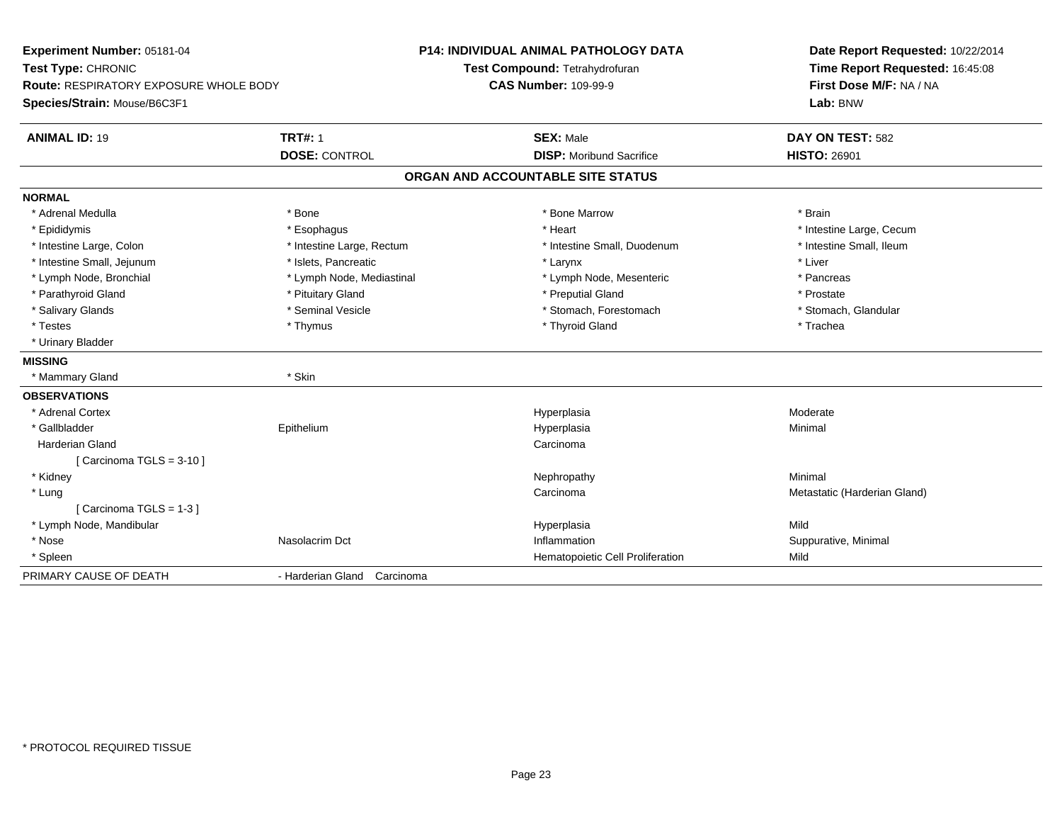**Experiment Number:** 05181-04
**Test Type:** CHRONIC
**Route:** RESPIRATORY EXPOSURE WHOLE BODY
**Species/Strain:** Mouse/B6C3F1

**P14: INDIVIDUAL ANIMAL PATHOLOGY DATA**
**Test Compound:** Tetrahydrofuran
**CAS Number:** 109-99-9

**Date Report Requested:** 10/22/2014
**Time Report Requested:** 16:45:08
**First Dose M/F:** NA / NA
**Lab:** BNW

| **ANIMAL ID:** 19 | **TRT#:** 1 | **SEX:** Male | **DAY ON TEST:** 582 |
|---|---|---|---|
| | **DOSE:** CONTROL | **DISP:** Moribund Sacrifice | **HISTO:** 26901 |

## ORGAN AND ACCOUNTABLE SITE STATUS

**NORMAL**

| | | | |
|---|---|---|---|
| * Adrenal Medulla | * Bone | * Bone Marrow | * Brain |
| * Epididymis | * Esophagus | * Heart | * Intestine Large, Cecum |
| * Intestine Large, Colon | * Intestine Large, Rectum | * Intestine Small, Duodenum | * Intestine Small, Ileum |
| * Intestine Small, Jejunum | * Islets, Pancreatic | * Larynx | * Liver |
| * Lymph Node, Bronchial | * Lymph Node, Mediastinal | * Lymph Node, Mesenteric | * Pancreas |
| * Parathyroid Gland | * Pituitary Gland | * Preputial Gland | * Prostate |
| * Salivary Glands | * Seminal Vesicle | * Stomach, Forestomach | * Stomach, Glandular |
| * Testes | * Thymus | * Thyroid Gland | * Trachea |
| * Urinary Bladder | | | |

**MISSING**

| | |
|---|---|
| * Mammary Gland | * Skin |

**OBSERVATIONS**

| | | | |
|---|---|---|---|
| * Adrenal Cortex | | Hyperplasia | Moderate |
| * Gallbladder | Epithelium | Hyperplasia | Minimal |
| Harderian Gland | | Carcinoma | |
| [ Carcinoma TGLS = 3-10 ] | | | |
| * Kidney | | Nephropathy | Minimal |
| * Lung | | Carcinoma | Metastatic (Harderian Gland) |
| [ Carcinoma TGLS = 1-3 ] | | | |
| * Lymph Node, Mandibular | | Hyperplasia | Mild |
| * Nose | Nasolacrim Dct | Inflammation | Suppurative, Minimal |
| * Spleen | | Hematopoietic Cell Proliferation | Mild |

PRIMARY CAUSE OF DEATH - Harderian Gland Carcinoma

* PROTOCOL REQUIRED TISSUE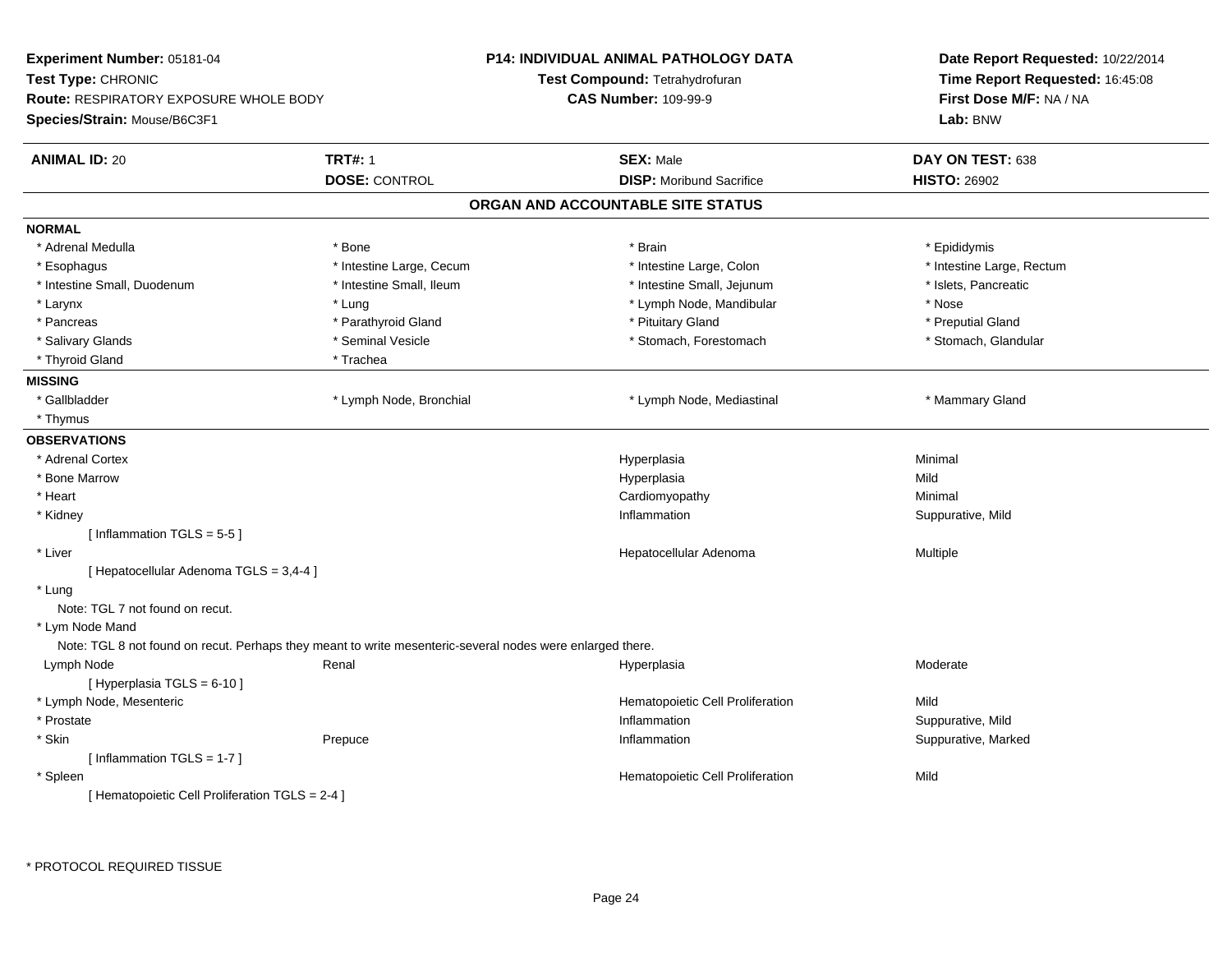**Experiment Number:** 05181-04
**Test Type:** CHRONIC
**Route:** RESPIRATORY EXPOSURE WHOLE BODY
**Species/Strain:** Mouse/B6C3F1

**P14: INDIVIDUAL ANIMAL PATHOLOGY DATA**
**Test Compound:** Tetrahydrofuran
**CAS Number:** 109-99-9

**Date Report Requested:** 10/22/2014
**Time Report Requested:** 16:45:08
**First Dose M/F:** NA / NA
**Lab:** BNW

| **ANIMAL ID:** 20 | **TRT#:** 1 | **SEX:** Male | **DAY ON TEST:** 638 |
|---|---|---|---|
| | **DOSE:** CONTROL | **DISP:** Moribund Sacrifice | **HISTO:** 26902 |

## ORGAN AND ACCOUNTABLE SITE STATUS

**NORMAL**

| | | | |
|---|---|---|---|
| * Adrenal Medulla | * Bone | * Brain | * Epididymis |
| * Esophagus | * Intestine Large, Cecum | * Intestine Large, Colon | * Intestine Large, Rectum |
| * Intestine Small, Duodenum | * Intestine Small, Ileum | * Intestine Small, Jejunum | * Islets, Pancreatic |
| * Larynx | * Lung | * Lymph Node, Mandibular | * Nose |
| * Pancreas | * Parathyroid Gland | * Pituitary Gland | * Preputial Gland |
| * Salivary Glands | * Seminal Vesicle | * Stomach, Forestomach | * Stomach, Glandular |
| * Thyroid Gland | * Trachea | | |

**MISSING**

| | | | |
|---|---|---|---|
| * Gallbladder | * Lymph Node, Bronchial | * Lymph Node, Mediastinal | * Mammary Gland |
| * Thymus | | | |

**OBSERVATIONS**

| | | | |
|---|---|---|---|
| * Adrenal Cortex | | Hyperplasia | Minimal |
| * Bone Marrow | | Hyperplasia | Mild |
| * Heart | | Cardiomyopathy | Minimal |
| * Kidney | | Inflammation | Suppurative, Mild |
| [ Inflammation TGLS = 5-5 ] | | | |
| * Liver | | Hepatocellular Adenoma | Multiple |
| [ Hepatocellular Adenoma TGLS = 3,4-4 ] | | | |
| * Lung | | | |
| Note: TGL 7 not found on recut. | | | |
| * Lym Node Mand | | | |
| Note: TGL 8 not found on recut. Perhaps they meant to write mesenteric-several nodes were enlarged there. | | | |
| Lymph Node | Renal | Hyperplasia | Moderate |
| [ Hyperplasia TGLS = 6-10 ] | | | |
| * Lymph Node, Mesenteric | | Hematopoietic Cell Proliferation | Mild |
| * Prostate | | Inflammation | Suppurative, Mild |
| * Skin | Prepuce | Inflammation | Suppurative, Marked |
| [ Inflammation TGLS = 1-7 ] | | | |
| * Spleen | | Hematopoietic Cell Proliferation | Mild |
| [ Hematopoietic Cell Proliferation TGLS = 2-4 ] | | | |

\* PROTOCOL REQUIRED TISSUE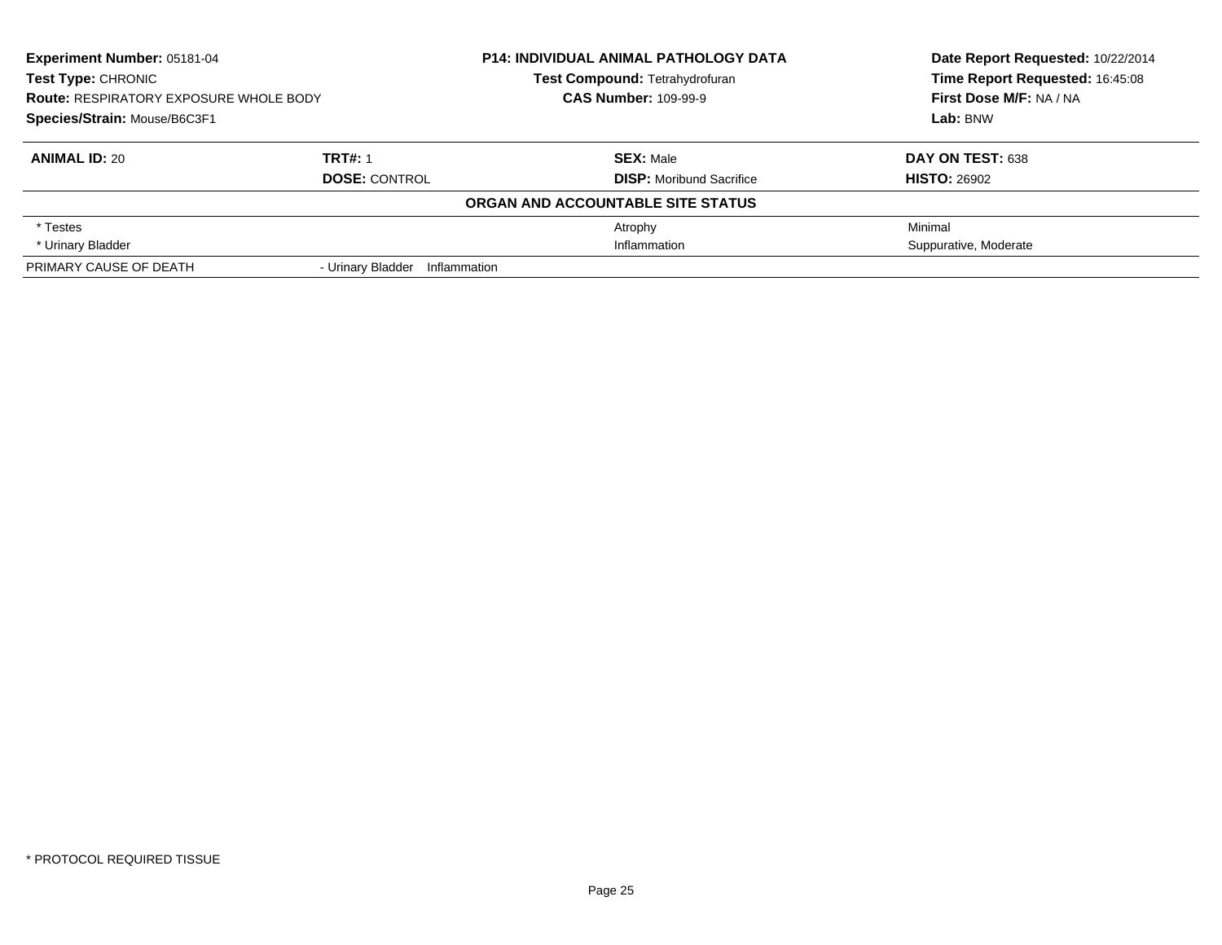**Experiment Number:** 05181-04
**Test Type:** CHRONIC
**Route:** RESPIRATORY EXPOSURE WHOLE BODY
**Species/Strain:** Mouse/B6C3F1

**P14: INDIVIDUAL ANIMAL PATHOLOGY DATA**
**Test Compound:** Tetrahydrofuran
**CAS Number:** 109-99-9

**Date Report Requested:** 10/22/2014
**Time Report Requested:** 16:45:08
**First Dose M/F:** NA / NA
**Lab:** BNW

| **ANIMAL ID:** 20 | **TRT#:** 1 | **SEX:** Male | **DAY ON TEST:** 638 |
|---|---|---|---|
| | **DOSE:** CONTROL | **DISP:** Moribund Sacrifice | **HISTO:** 26902 |
| **ORGAN AND ACCOUNTABLE SITE STATUS** | | | |
| * Testes | | Atrophy | Minimal |
| * Urinary Bladder | | Inflammation | Suppurative, Moderate |
| PRIMARY CAUSE OF DEATH | - Urinary Bladder Inflammation | | |

* PROTOCOL REQUIRED TISSUE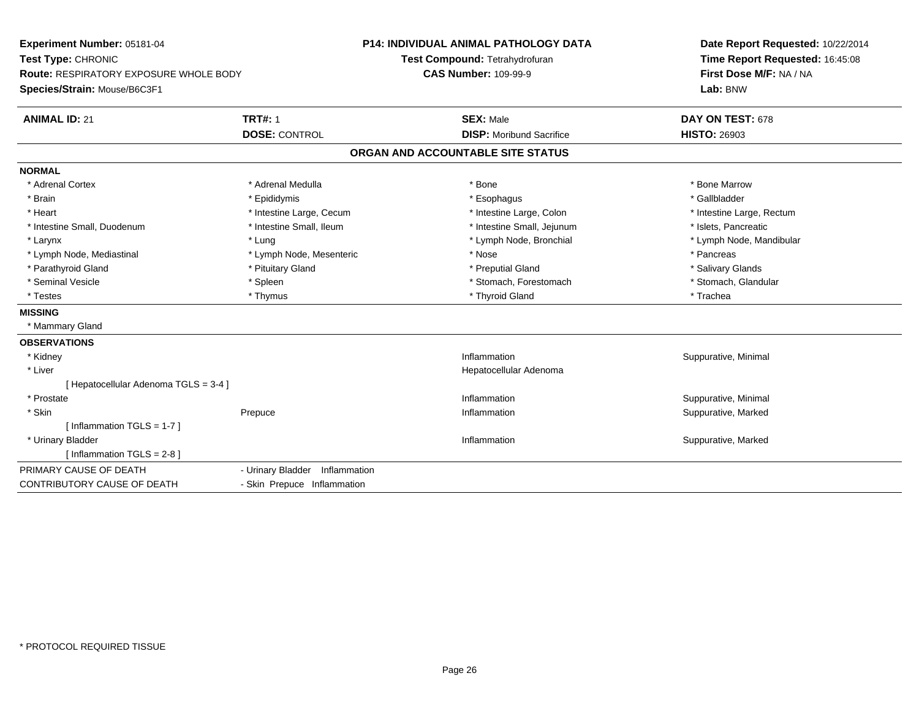**Experiment Number:** 05181-04
**Test Type:** CHRONIC
**Route:** RESPIRATORY EXPOSURE WHOLE BODY
**Species/Strain:** Mouse/B6C3F1

**P14: INDIVIDUAL ANIMAL PATHOLOGY DATA**
**Test Compound:** Tetrahydrofuran
**CAS Number:** 109-99-9

**Date Report Requested:** 10/22/2014
**Time Report Requested:** 16:45:08
**First Dose M/F:** NA / NA
**Lab:** BNW

| **ANIMAL ID:** 21 | **TRT#:** 1 | **SEX:** Male | **DAY ON TEST:** 678 |
|---|---|---|---|
| | **DOSE:** CONTROL | **DISP:** Moribund Sacrifice | **HISTO:** 26903 |

## ORGAN AND ACCOUNTABLE SITE STATUS

**NORMAL**

| | | | |
|---|---|---|---|
| * Adrenal Cortex | * Adrenal Medulla | * Bone | * Bone Marrow |
| * Brain | * Epididymis | * Esophagus | * Gallbladder |
| * Heart | * Intestine Large, Cecum | * Intestine Large, Colon | * Intestine Large, Rectum |
| * Intestine Small, Duodenum | * Intestine Small, Ileum | * Intestine Small, Jejunum | * Islets, Pancreatic |
| * Larynx | * Lung | * Lymph Node, Bronchial | * Lymph Node, Mandibular |
| * Lymph Node, Mediastinal | * Lymph Node, Mesenteric | * Nose | * Pancreas |
| * Parathyroid Gland | * Pituitary Gland | * Preputial Gland | * Salivary Glands |
| * Seminal Vesicle | * Spleen | * Stomach, Forestomach | * Stomach, Glandular |
| * Testes | * Thymus | * Thyroid Gland | * Trachea |

**MISSING**

* Mammary Gland

**OBSERVATIONS**

| | | | |
|---|---|---|---|
| * Kidney | | Inflammation | Suppurative, Minimal |
| * Liver | | Hepatocellular Adenoma | |
| [ Hepatocellular Adenoma TGLS = 3-4 ] | | | |
| * Prostate | | Inflammation | Suppurative, Minimal |
| * Skin | Prepuce | Inflammation | Suppurative, Marked |
| [ Inflammation TGLS = 1-7 ] | | | |
| * Urinary Bladder | | Inflammation | Suppurative, Marked |
| [ Inflammation TGLS = 2-8 ] | | | |

| | |
|---|---|
| PRIMARY CAUSE OF DEATH | - Urinary Bladder Inflammation |
| CONTRIBUTORY CAUSE OF DEATH | - Skin Prepuce Inflammation |

* PROTOCOL REQUIRED TISSUE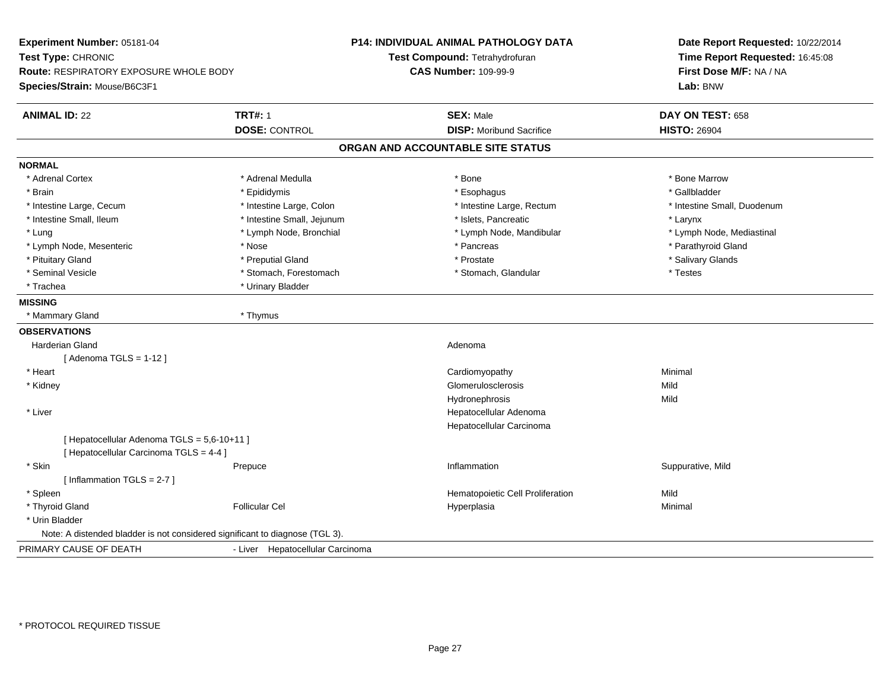**Experiment Number:** 05181-04
**Test Type:** CHRONIC
**Route:** RESPIRATORY EXPOSURE WHOLE BODY
**Species/Strain:** Mouse/B6C3F1

**P14: INDIVIDUAL ANIMAL PATHOLOGY DATA**
**Test Compound:** Tetrahydrofuran
**CAS Number:** 109-99-9

**Date Report Requested:** 10/22/2014
**Time Report Requested:** 16:45:08
**First Dose M/F:** NA / NA
**Lab:** BNW

| **ANIMAL ID:** 22 | **TRT#:** 1 | **SEX:** Male | **DAY ON TEST:** 658 |
|---|---|---|---|
| | **DOSE:** CONTROL | **DISP:** Moribund Sacrifice | **HISTO:** 26904 |

## ORGAN AND ACCOUNTABLE SITE STATUS

**NORMAL**

| | | | |
|---|---|---|---|
| * Adrenal Cortex | * Adrenal Medulla | * Bone | * Bone Marrow |
| * Brain | * Epididymis | * Esophagus | * Gallbladder |
| * Intestine Large, Cecum | * Intestine Large, Colon | * Intestine Large, Rectum | * Intestine Small, Duodenum |
| * Intestine Small, Ileum | * Intestine Small, Jejunum | * Islets, Pancreatic | * Larynx |
| * Lung | * Lymph Node, Bronchial | * Lymph Node, Mandibular | * Lymph Node, Mediastinal |
| * Lymph Node, Mesenteric | * Nose | * Pancreas | * Parathyroid Gland |
| * Pituitary Gland | * Preputial Gland | * Prostate | * Salivary Glands |
| * Seminal Vesicle | * Stomach, Forestomach | * Stomach, Glandular | * Testes |
| * Trachea | * Urinary Bladder | | |

**MISSING**

| | |
|---|---|
| * Mammary Gland | * Thymus |

**OBSERVATIONS**

| | | | |
|---|---|---|---|
| Harderian Gland | | Adenoma | |
| [ Adenoma TGLS = 1-12 ] | | | |
| * Heart | | Cardiomyopathy | Minimal |
| * Kidney | | Glomerulosclerosis | Mild |
| | | Hydronephrosis | Mild |
| * Liver | | Hepatocellular Adenoma | |
| | | Hepatocellular Carcinoma | |
| [ Hepatocellular Adenoma TGLS = 5,6-10+11 ] | | | |
| [ Hepatocellular Carcinoma TGLS = 4-4 ] | | | |
| * Skin | Prepuce | Inflammation | Suppurative, Mild |
| [ Inflammation TGLS = 2-7 ] | | | |
| * Spleen | | Hematopoietic Cell Proliferation | Mild |
| * Thyroid Gland | Follicular Cel | Hyperplasia | Minimal |
| * Urin Bladder | | | |

Note: A distended bladder is not considered significant to diagnose (TGL 3).

PRIMARY CAUSE OF DEATH - Liver Hepatocellular Carcinoma

* PROTOCOL REQUIRED TISSUE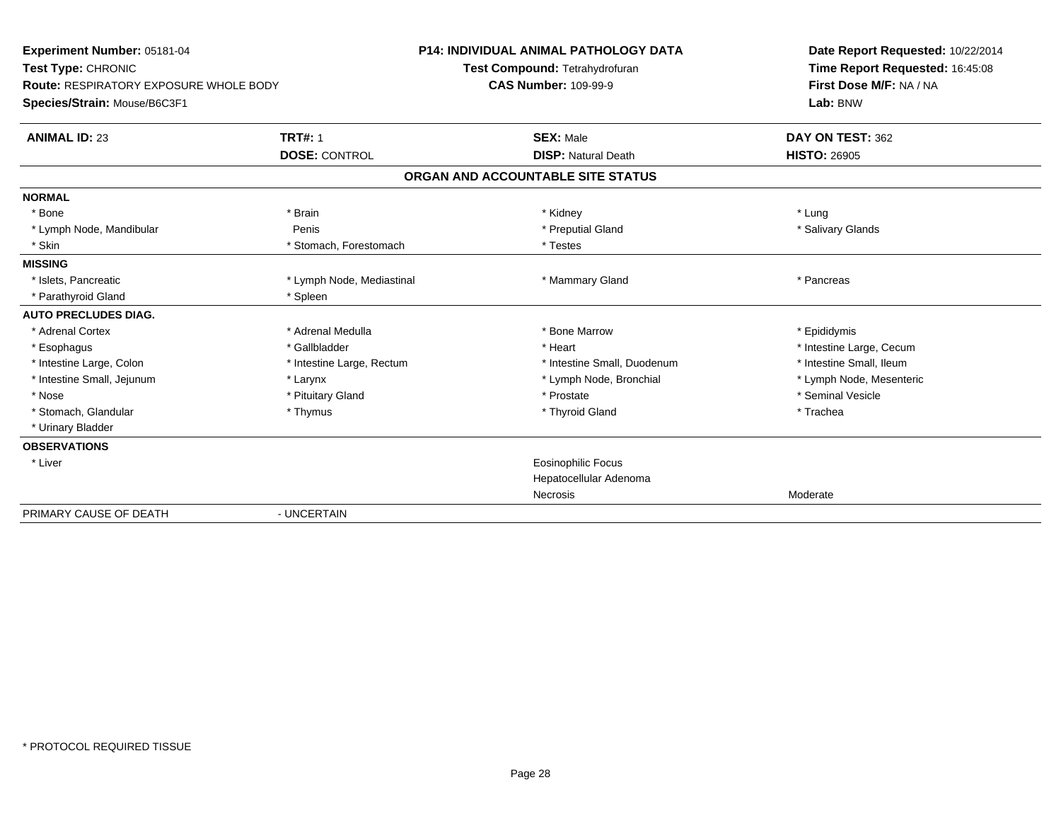**Experiment Number:** 05181-04
**Test Type:** CHRONIC
**Route:** RESPIRATORY EXPOSURE WHOLE BODY
**Species/Strain:** Mouse/B6C3F1

**P14: INDIVIDUAL ANIMAL PATHOLOGY DATA**
**Test Compound:** Tetrahydrofuran
**CAS Number:** 109-99-9

**Date Report Requested:** 10/22/2014
**Time Report Requested:** 16:45:08
**First Dose M/F:** NA / NA
**Lab:** BNW

| **ANIMAL ID:** 23 | **TRT#:** 1 | **SEX:** Male | **DAY ON TEST:** 362 |
|---|---|---|---|
| | **DOSE:** CONTROL | **DISP:** Natural Death | **HISTO:** 26905 |

**ORGAN AND ACCOUNTABLE SITE STATUS**

| | | | |
|---|---|---|---|
| **NORMAL** | | | |
| * Bone | * Brain | * Kidney | * Lung |
| * Lymph Node, Mandibular | Penis | * Preputial Gland | * Salivary Glands |
| * Skin | * Stomach, Forestomach | * Testes | |
| **MISSING** | | | |
| * Islets, Pancreatic | * Lymph Node, Mediastinal | * Mammary Gland | * Pancreas |
| * Parathyroid Gland | * Spleen | | |
| **AUTO PRECLUDES DIAG.** | | | |
| * Adrenal Cortex | * Adrenal Medulla | * Bone Marrow | * Epididymis |
| * Esophagus | * Gallbladder | * Heart | * Intestine Large, Cecum |
| * Intestine Large, Colon | * Intestine Large, Rectum | * Intestine Small, Duodenum | * Intestine Small, Ileum |
| * Intestine Small, Jejunum | * Larynx | * Lymph Node, Bronchial | * Lymph Node, Mesenteric |
| * Nose | * Pituitary Gland | * Prostate | * Seminal Vesicle |
| * Stomach, Glandular | * Thymus | * Thyroid Gland | * Trachea |
| * Urinary Bladder | | | |
| **OBSERVATIONS** | | | |
| * Liver | | Eosinophilic Focus | |
| | | Hepatocellular Adenoma | |
| | | Necrosis | Moderate |
| PRIMARY CAUSE OF DEATH | - UNCERTAIN | | |

* PROTOCOL REQUIRED TISSUE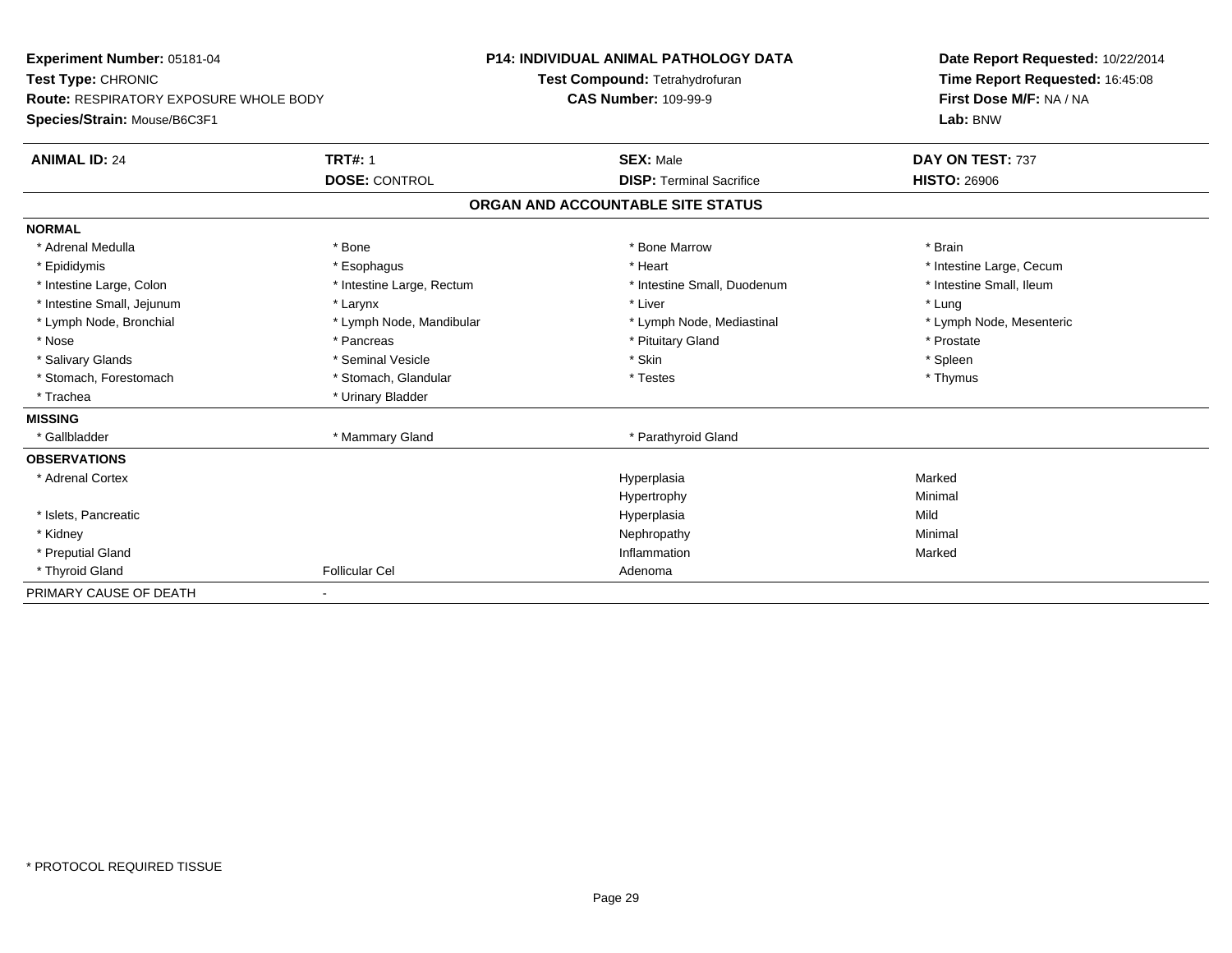**Experiment Number:** 05181-04
**Test Type:** CHRONIC
**Route:** RESPIRATORY EXPOSURE WHOLE BODY
**Species/Strain:** Mouse/B6C3F1

**P14: INDIVIDUAL ANIMAL PATHOLOGY DATA**
**Test Compound:** Tetrahydrofuran
**CAS Number:** 109-99-9

**Date Report Requested:** 10/22/2014
**Time Report Requested:** 16:45:08
**First Dose M/F:** NA / NA
**Lab:** BNW

| **ANIMAL ID:** 24 | **TRT#:** 1 | **SEX:** Male | **DAY ON TEST:** 737 |
|---|---|---|---|
| | **DOSE:** CONTROL | **DISP:** Terminal Sacrifice | **HISTO:** 26906 |

## ORGAN AND ACCOUNTABLE SITE STATUS

| | | | |
|---|---|---|---|
| **NORMAL** | | | |
| * Adrenal Medulla | * Bone | * Bone Marrow | * Brain |
| * Epididymis | * Esophagus | * Heart | * Intestine Large, Cecum |
| * Intestine Large, Colon | * Intestine Large, Rectum | * Intestine Small, Duodenum | * Intestine Small, Ileum |
| * Intestine Small, Jejunum | * Larynx | * Liver | * Lung |
| * Lymph Node, Bronchial | * Lymph Node, Mandibular | * Lymph Node, Mediastinal | * Lymph Node, Mesenteric |
| * Nose | * Pancreas | * Pituitary Gland | * Prostate |
| * Salivary Glands | * Seminal Vesicle | * Skin | * Spleen |
| * Stomach, Forestomach | * Stomach, Glandular | * Testes | * Thymus |
| * Trachea | * Urinary Bladder | | |
| **MISSING** | | | |
| * Gallbladder | * Mammary Gland | * Parathyroid Gland | |
| **OBSERVATIONS** | | | |
| * Adrenal Cortex | | Hyperplasia | Marked |
| | | Hypertrophy | Minimal |
| * Islets, Pancreatic | | Hyperplasia | Mild |
| * Kidney | | Nephropathy | Minimal |
| * Preputial Gland | | Inflammation | Marked |
| * Thyroid Gland | Follicular Cel | Adenoma | |
| PRIMARY CAUSE OF DEATH | - | | |

* PROTOCOL REQUIRED TISSUE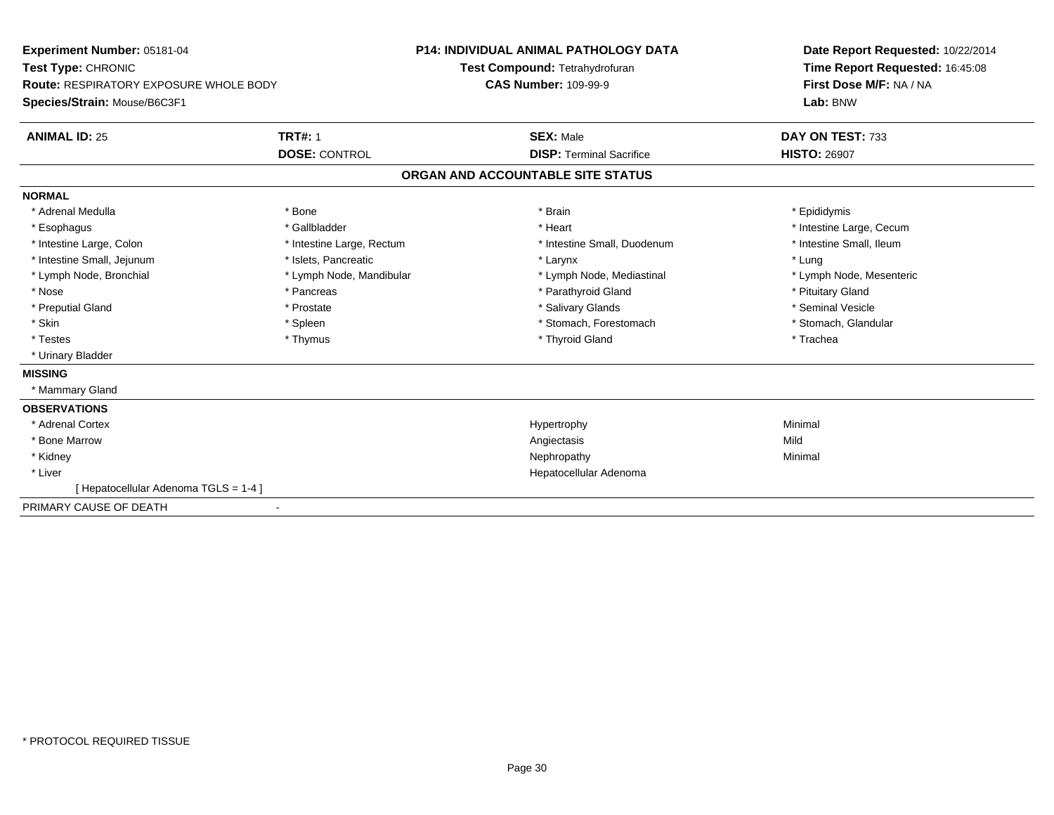**Experiment Number:** 05181-04
**Test Type:** CHRONIC
**Route:** RESPIRATORY EXPOSURE WHOLE BODY
**Species/Strain:** Mouse/B6C3F1

**P14: INDIVIDUAL ANIMAL PATHOLOGY DATA**
**Test Compound:** Tetrahydrofuran
**CAS Number:** 109-99-9

**Date Report Requested:** 10/22/2014
**Time Report Requested:** 16:45:08
**First Dose M/F:** NA / NA
**Lab:** BNW

| **ANIMAL ID:** 25 | **TRT#:** 1 | **SEX:** Male | **DAY ON TEST:** 733 |
|---|---|---|---|
| | **DOSE:** CONTROL | **DISP:** Terminal Sacrifice | **HISTO:** 26907 |

## ORGAN AND ACCOUNTABLE SITE STATUS

**NORMAL**

| | | | |
|---|---|---|---|
| * Adrenal Medulla | * Bone | * Brain | * Epididymis |
| * Esophagus | * Gallbladder | * Heart | * Intestine Large, Cecum |
| * Intestine Large, Colon | * Intestine Large, Rectum | * Intestine Small, Duodenum | * Intestine Small, Ileum |
| * Intestine Small, Jejunum | * Islets, Pancreatic | * Larynx | * Lung |
| * Lymph Node, Bronchial | * Lymph Node, Mandibular | * Lymph Node, Mediastinal | * Lymph Node, Mesenteric |
| * Nose | * Pancreas | * Parathyroid Gland | * Pituitary Gland |
| * Preputial Gland | * Prostate | * Salivary Glands | * Seminal Vesicle |
| * Skin | * Spleen | * Stomach, Forestomach | * Stomach, Glandular |
| * Testes | * Thymus | * Thyroid Gland | * Trachea |
| * Urinary Bladder | | | |

**MISSING**

* Mammary Gland

**OBSERVATIONS**

| | | |
|---|---|---|
| * Adrenal Cortex | Hypertrophy | Minimal |
| * Bone Marrow | Angiectasis | Mild |
| * Kidney | Nephropathy | Minimal |
| * Liver | Hepatocellular Adenoma | |
| [ Hepatocellular Adenoma TGLS = 1-4 ] | | |

PRIMARY CAUSE OF DEATH -

* PROTOCOL REQUIRED TISSUE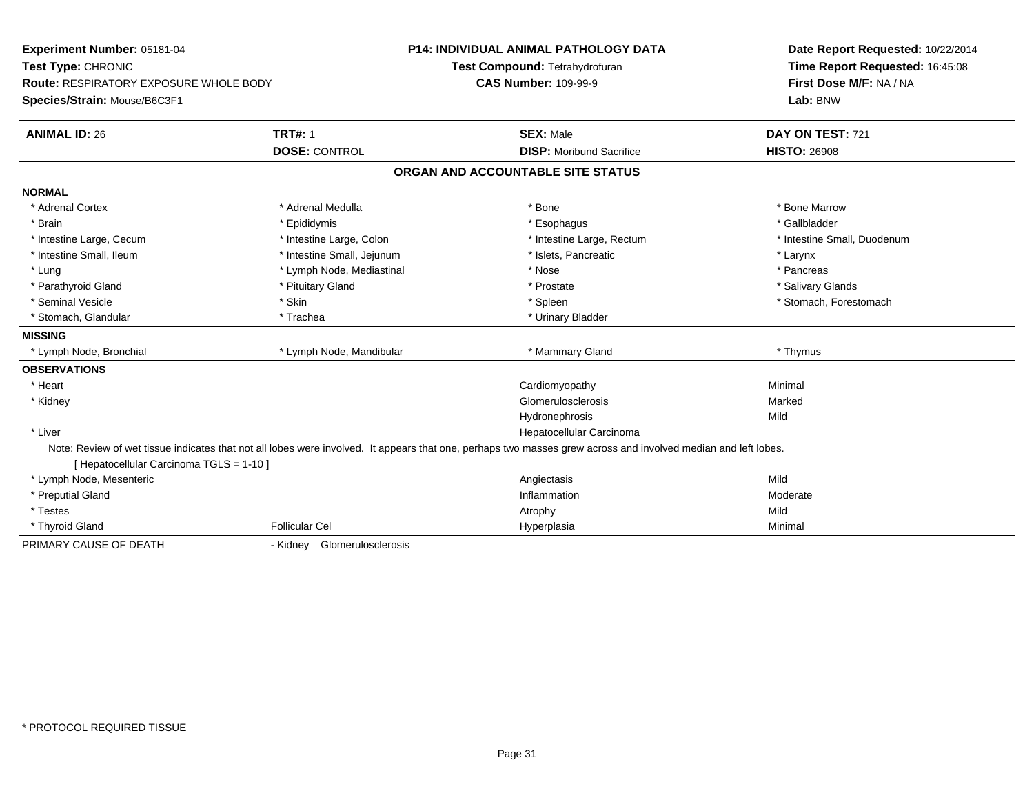**Experiment Number:** 05181-04
**Test Type:** CHRONIC
**Route:** RESPIRATORY EXPOSURE WHOLE BODY
**Species/Strain:** Mouse/B6C3F1

**P14: INDIVIDUAL ANIMAL PATHOLOGY DATA**
**Test Compound:** Tetrahydrofuran
**CAS Number:** 109-99-9

**Date Report Requested:** 10/22/2014
**Time Report Requested:** 16:45:08
**First Dose M/F:** NA / NA
**Lab:** BNW

| **ANIMAL ID:** 26 | **TRT#:** 1 | **SEX:** Male | **DAY ON TEST:** 721 |
|---|---|---|---|
| | **DOSE:** CONTROL | **DISP:** Moribund Sacrifice | **HISTO:** 26908 |

## ORGAN AND ACCOUNTABLE SITE STATUS

**NORMAL**

| | | | |
|---|---|---|---|
| * Adrenal Cortex | * Adrenal Medulla | * Bone | * Bone Marrow |
| * Brain | * Epididymis | * Esophagus | * Gallbladder |
| * Intestine Large, Cecum | * Intestine Large, Colon | * Intestine Large, Rectum | * Intestine Small, Duodenum |
| * Intestine Small, Ileum | * Intestine Small, Jejunum | * Islets, Pancreatic | * Larynx |
| * Lung | * Lymph Node, Mediastinal | * Nose | * Pancreas |
| * Parathyroid Gland | * Pituitary Gland | * Prostate | * Salivary Glands |
| * Seminal Vesicle | * Skin | * Spleen | * Stomach, Forestomach |
| * Stomach, Glandular | * Trachea | * Urinary Bladder | |

**MISSING**

| | | | |
|---|---|---|---|
| * Lymph Node, Bronchial | * Lymph Node, Mandibular | * Mammary Gland | * Thymus |

**OBSERVATIONS**

| | | | |
|---|---|---|---|
| * Heart | | Cardiomyopathy | Minimal |
| * Kidney | | Glomerulosclerosis | Marked |
| | | Hydronephrosis | Mild |
| * Liver | | Hepatocellular Carcinoma | |

Note: Review of wet tissue indicates that not all lobes were involved. It appears that one, perhaps two masses grew across and involved median and left lobes.

[ Hepatocellular Carcinoma TGLS = 1-10 ]

| | | | |
|---|---|---|---|
| * Lymph Node, Mesenteric | | Angiectasis | Mild |
| * Preputial Gland | | Inflammation | Moderate |
| * Testes | | Atrophy | Mild |
| * Thyroid Gland | Follicular Cel | Hyperplasia | Minimal |

| | |
|---|---|
| PRIMARY CAUSE OF DEATH | - Kidney Glomerulosclerosis |

* PROTOCOL REQUIRED TISSUE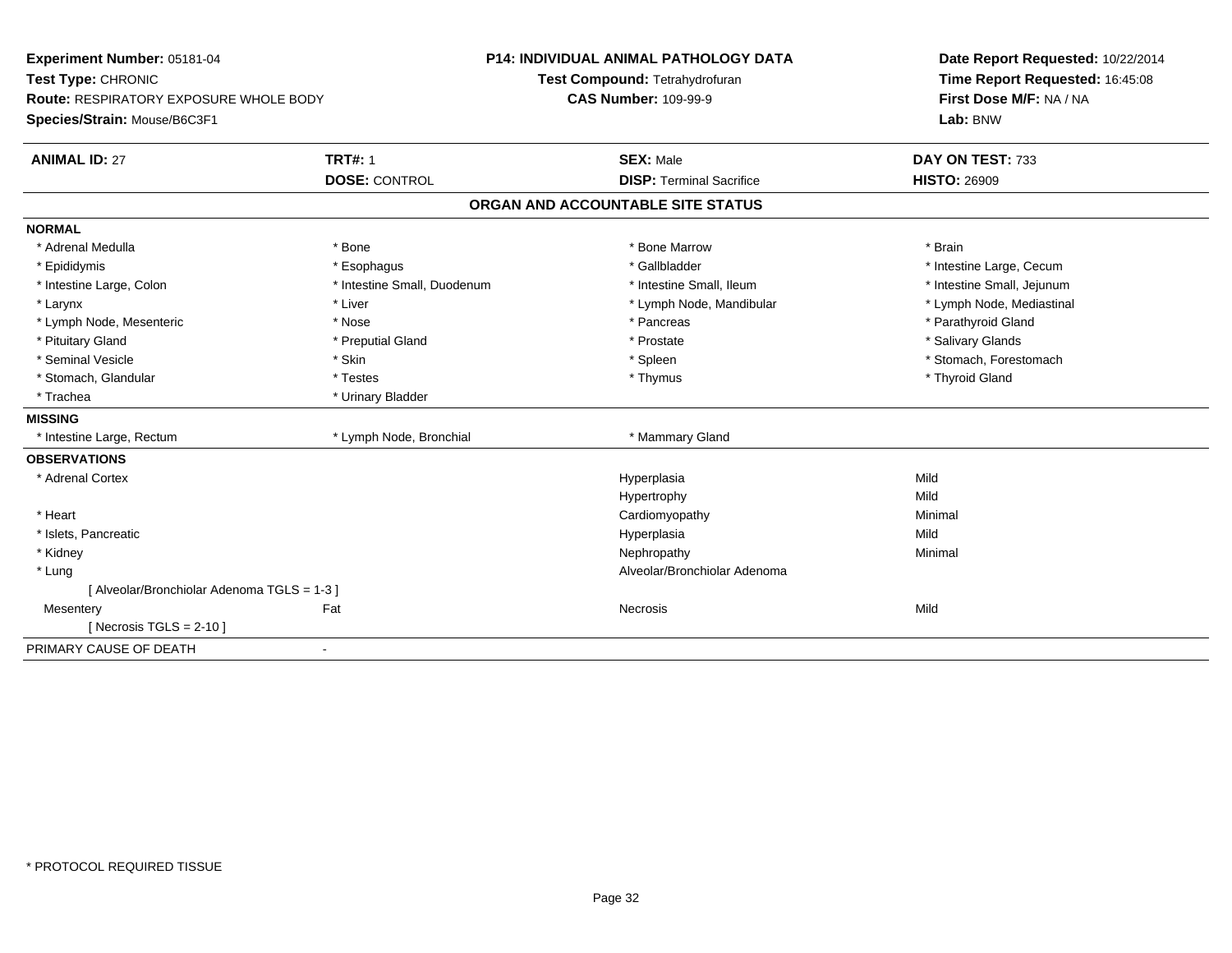**Experiment Number:** 05181-04
**Test Type:** CHRONIC
**Route:** RESPIRATORY EXPOSURE WHOLE BODY
**Species/Strain:** Mouse/B6C3F1

**P14: INDIVIDUAL ANIMAL PATHOLOGY DATA**
**Test Compound:** Tetrahydrofuran
**CAS Number:** 109-99-9

**Date Report Requested:** 10/22/2014
**Time Report Requested:** 16:45:08
**First Dose M/F:** NA / NA
**Lab:** BNW

| **ANIMAL ID:** 27 | **TRT#:** 1 | **SEX:** Male | **DAY ON TEST:** 733 |
|---|---|---|---|
| | **DOSE:** CONTROL | **DISP:** Terminal Sacrifice | **HISTO:** 26909 |

## ORGAN AND ACCOUNTABLE SITE STATUS

**NORMAL**

| | | | |
|---|---|---|---|
| * Adrenal Medulla | * Bone | * Bone Marrow | * Brain |
| * Epididymis | * Esophagus | * Gallbladder | * Intestine Large, Cecum |
| * Intestine Large, Colon | * Intestine Small, Duodenum | * Intestine Small, Ileum | * Intestine Small, Jejunum |
| * Larynx | * Liver | * Lymph Node, Mandibular | * Lymph Node, Mediastinal |
| * Lymph Node, Mesenteric | * Nose | * Pancreas | * Parathyroid Gland |
| * Pituitary Gland | * Preputial Gland | * Prostate | * Salivary Glands |
| * Seminal Vesicle | * Skin | * Spleen | * Stomach, Forestomach |
| * Stomach, Glandular | * Testes | * Thymus | * Thyroid Gland |
| * Trachea | * Urinary Bladder | | |

**MISSING**

| | | |
|---|---|---|
| * Intestine Large, Rectum | * Lymph Node, Bronchial | * Mammary Gland |

**OBSERVATIONS**

| | | | |
|---|---|---|---|
| * Adrenal Cortex | | Hyperplasia | Mild |
| | | Hypertrophy | Mild |
| * Heart | | Cardiomyopathy | Minimal |
| * Islets, Pancreatic | | Hyperplasia | Mild |
| * Kidney | | Nephropathy | Minimal |
| * Lung | | Alveolar/Bronchiolar Adenoma | |
| [ Alveolar/Bronchiolar Adenoma TGLS = 1-3 ] | | | |
| Mesentery | Fat | Necrosis | Mild |
| [ Necrosis TGLS = 2-10 ] | | | |

PRIMARY CAUSE OF DEATH -

* PROTOCOL REQUIRED TISSUE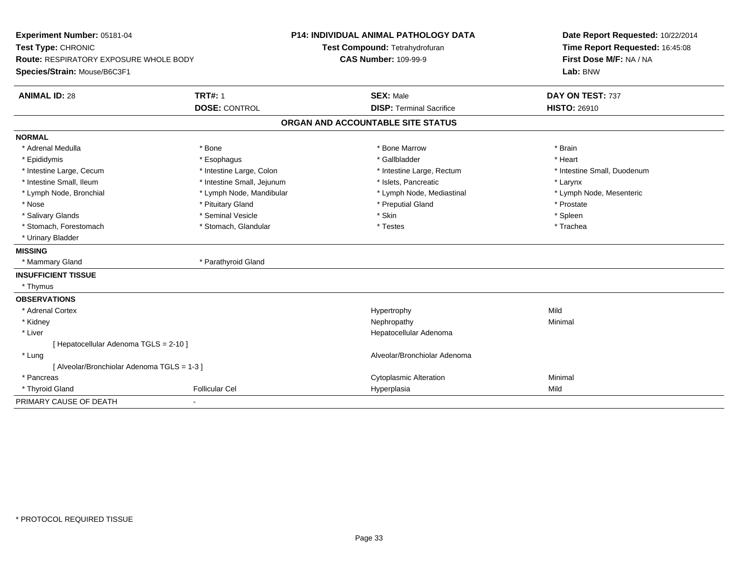**Experiment Number:** 05181-04
**Test Type:** CHRONIC
**Route:** RESPIRATORY EXPOSURE WHOLE BODY
**Species/Strain:** Mouse/B6C3F1

**P14: INDIVIDUAL ANIMAL PATHOLOGY DATA**
**Test Compound:** Tetrahydrofuran
**CAS Number:** 109-99-9

**Date Report Requested:** 10/22/2014
**Time Report Requested:** 16:45:08
**First Dose M/F:** NA / NA
**Lab:** BNW

| **ANIMAL ID:** 28 | **TRT#:** 1 | **SEX:** Male | **DAY ON TEST:** 737 |
|---|---|---|---|
| | **DOSE:** CONTROL | **DISP:** Terminal Sacrifice | **HISTO:** 26910 |

## ORGAN AND ACCOUNTABLE SITE STATUS

**NORMAL**

| | | | |
|---|---|---|---|
| * Adrenal Medulla | * Bone | * Bone Marrow | * Brain |
| * Epididymis | * Esophagus | * Gallbladder | * Heart |
| * Intestine Large, Cecum | * Intestine Large, Colon | * Intestine Large, Rectum | * Intestine Small, Duodenum |
| * Intestine Small, Ileum | * Intestine Small, Jejunum | * Islets, Pancreatic | * Larynx |
| * Lymph Node, Bronchial | * Lymph Node, Mandibular | * Lymph Node, Mediastinal | * Lymph Node, Mesenteric |
| * Nose | * Pituitary Gland | * Preputial Gland | * Prostate |
| * Salivary Glands | * Seminal Vesicle | * Skin | * Spleen |
| * Stomach, Forestomach | * Stomach, Glandular | * Testes | * Trachea |
| * Urinary Bladder | | | |

**MISSING**

* Mammary Gland
* Parathyroid Gland

**INSUFFICIENT TISSUE**

* Thymus

**OBSERVATIONS**

| | | | |
|---|---|---|---|
| * Adrenal Cortex | | Hypertrophy | Mild |
| * Kidney | | Nephropathy | Minimal |
| * Liver | | Hepatocellular Adenoma | |
| [ Hepatocellular Adenoma TGLS = 2-10 ] | | | |
| * Lung | | Alveolar/Bronchiolar Adenoma | |
| [ Alveolar/Bronchiolar Adenoma TGLS = 1-3 ] | | | |
| * Pancreas | | Cytoplasmic Alteration | Minimal |
| * Thyroid Gland | Follicular Cel | Hyperplasia | Mild |

PRIMARY CAUSE OF DEATH -

* PROTOCOL REQUIRED TISSUE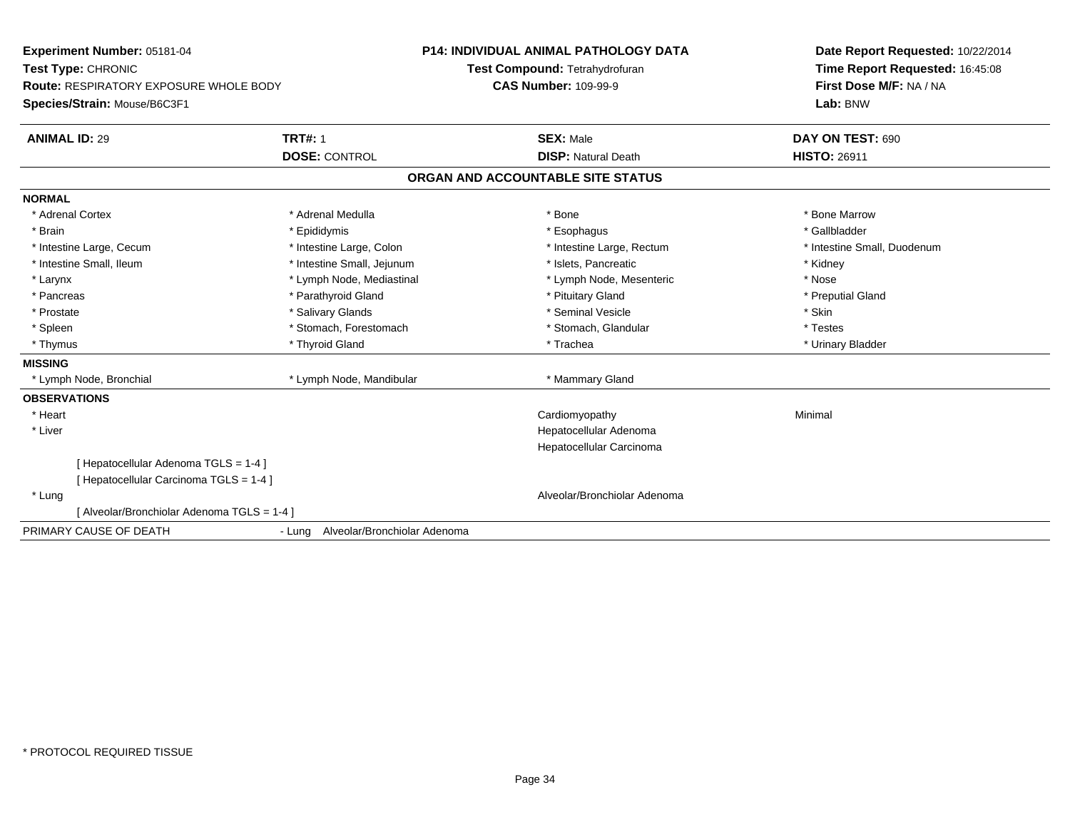**Experiment Number:** 05181-04
**Test Type:** CHRONIC
**Route:** RESPIRATORY EXPOSURE WHOLE BODY
**Species/Strain:** Mouse/B6C3F1

**P14: INDIVIDUAL ANIMAL PATHOLOGY DATA**
**Test Compound:** Tetrahydrofuran
**CAS Number:** 109-99-9

**Date Report Requested:** 10/22/2014
**Time Report Requested:** 16:45:08
**First Dose M/F:** NA / NA
**Lab:** BNW

| **ANIMAL ID:** 29 | **TRT#:** 1 | **SEX:** Male | **DAY ON TEST:** 690 |
|---|---|---|---|
| | **DOSE:** CONTROL | **DISP:** Natural Death | **HISTO:** 26911 |

## ORGAN AND ACCOUNTABLE SITE STATUS

**NORMAL**

| | | | |
|---|---|---|---|
| * Adrenal Cortex | * Adrenal Medulla | * Bone | * Bone Marrow |
| * Brain | * Epididymis | * Esophagus | * Gallbladder |
| * Intestine Large, Cecum | * Intestine Large, Colon | * Intestine Large, Rectum | * Intestine Small, Duodenum |
| * Intestine Small, Ileum | * Intestine Small, Jejunum | * Islets, Pancreatic | * Kidney |
| * Larynx | * Lymph Node, Mediastinal | * Lymph Node, Mesenteric | * Nose |
| * Pancreas | * Parathyroid Gland | * Pituitary Gland | * Preputial Gland |
| * Prostate | * Salivary Glands | * Seminal Vesicle | * Skin |
| * Spleen | * Stomach, Forestomach | * Stomach, Glandular | * Testes |
| * Thymus | * Thyroid Gland | * Trachea | * Urinary Bladder |

**MISSING**

| | | |
|---|---|---|
| * Lymph Node, Bronchial | * Lymph Node, Mandibular | * Mammary Gland |

**OBSERVATIONS**

| | | |
|---|---|---|
| * Heart | Cardiomyopathy | Minimal |
| * Liver | Hepatocellular Adenoma | |
| | Hepatocellular Carcinoma | |
| [ Hepatocellular Adenoma TGLS = 1-4 ] | | |
| [ Hepatocellular Carcinoma TGLS = 1-4 ] | | |
| * Lung | Alveolar/Bronchiolar Adenoma | |
| [ Alveolar/Bronchiolar Adenoma TGLS = 1-4 ] | | |

PRIMARY CAUSE OF DEATH - Lung Alveolar/Bronchiolar Adenoma

* PROTOCOL REQUIRED TISSUE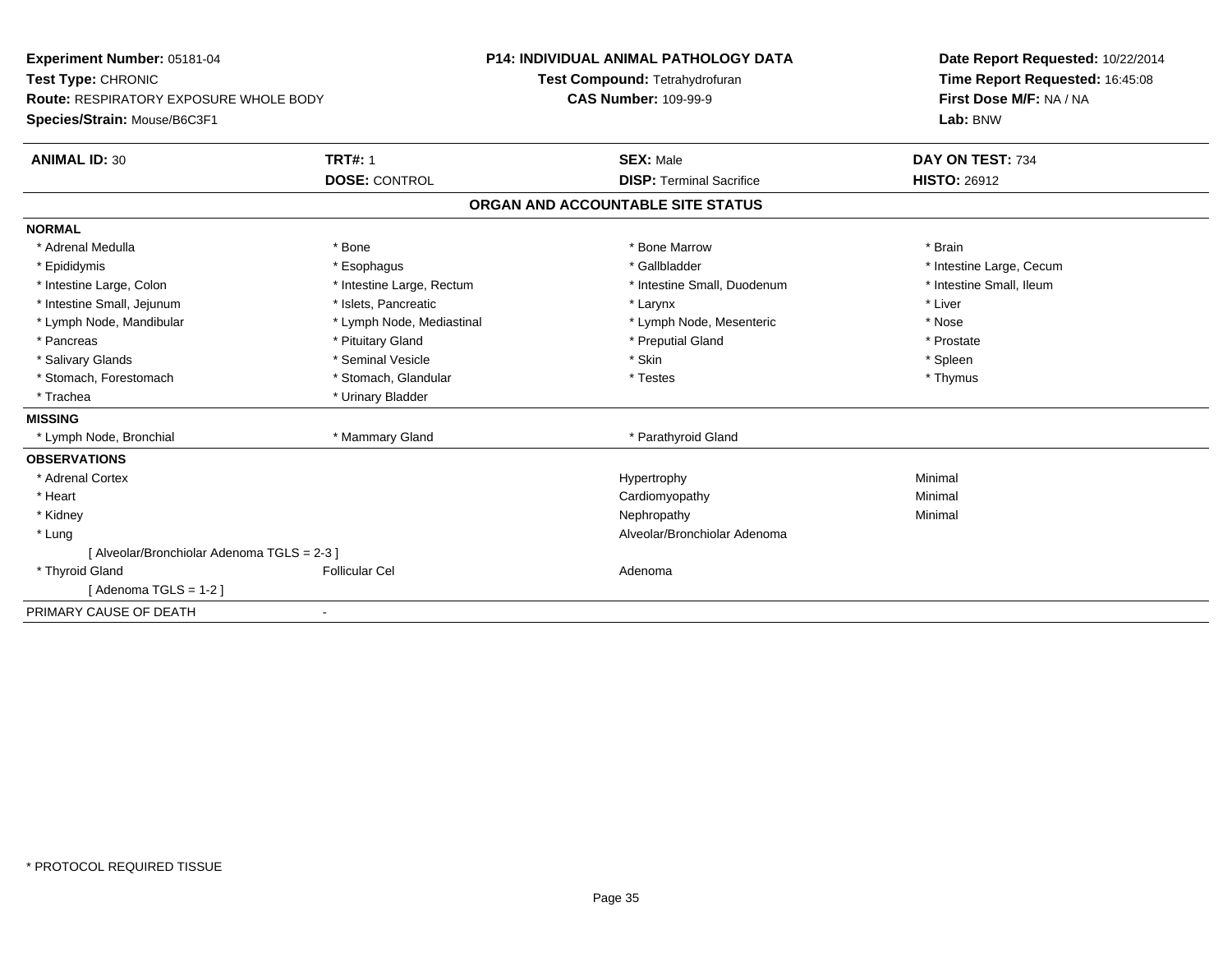**Experiment Number:** 05181-04
**Test Type:** CHRONIC
**Route:** RESPIRATORY EXPOSURE WHOLE BODY
**Species/Strain:** Mouse/B6C3F1

**P14: INDIVIDUAL ANIMAL PATHOLOGY DATA**
**Test Compound:** Tetrahydrofuran
**CAS Number:** 109-99-9

**Date Report Requested:** 10/22/2014
**Time Report Requested:** 16:45:08
**First Dose M/F:** NA / NA
**Lab:** BNW

| **ANIMAL ID:** 30 | **TRT#:** 1 | **SEX:** Male | **DAY ON TEST:** 734 |
|---|---|---|---|
| | **DOSE:** CONTROL | **DISP:** Terminal Sacrifice | **HISTO:** 26912 |

## ORGAN AND ACCOUNTABLE SITE STATUS

**NORMAL**

| | | | |
|---|---|---|---|
| * Adrenal Medulla | * Bone | * Bone Marrow | * Brain |
| * Epididymis | * Esophagus | * Gallbladder | * Intestine Large, Cecum |
| * Intestine Large, Colon | * Intestine Large, Rectum | * Intestine Small, Duodenum | * Intestine Small, Ileum |
| * Intestine Small, Jejunum | * Islets, Pancreatic | * Larynx | * Liver |
| * Lymph Node, Mandibular | * Lymph Node, Mediastinal | * Lymph Node, Mesenteric | * Nose |
| * Pancreas | * Pituitary Gland | * Preputial Gland | * Prostate |
| * Salivary Glands | * Seminal Vesicle | * Skin | * Spleen |
| * Stomach, Forestomach | * Stomach, Glandular | * Testes | * Thymus |
| * Trachea | * Urinary Bladder | | |

**MISSING**

| | | |
|---|---|---|
| * Lymph Node, Bronchial | * Mammary Gland | * Parathyroid Gland |

**OBSERVATIONS**

| | | | |
|---|---|---|---|
| * Adrenal Cortex | | Hypertrophy | Minimal |
| * Heart | | Cardiomyopathy | Minimal |
| * Kidney | | Nephropathy | Minimal |
| * Lung | | Alveolar/Bronchiolar Adenoma | |
| [ Alveolar/Bronchiolar Adenoma TGLS = 2-3 ] | | | |
| * Thyroid Gland | Follicular Cel | Adenoma | |
| [ Adenoma TGLS = 1-2 ] | | | |

PRIMARY CAUSE OF DEATH -

* PROTOCOL REQUIRED TISSUE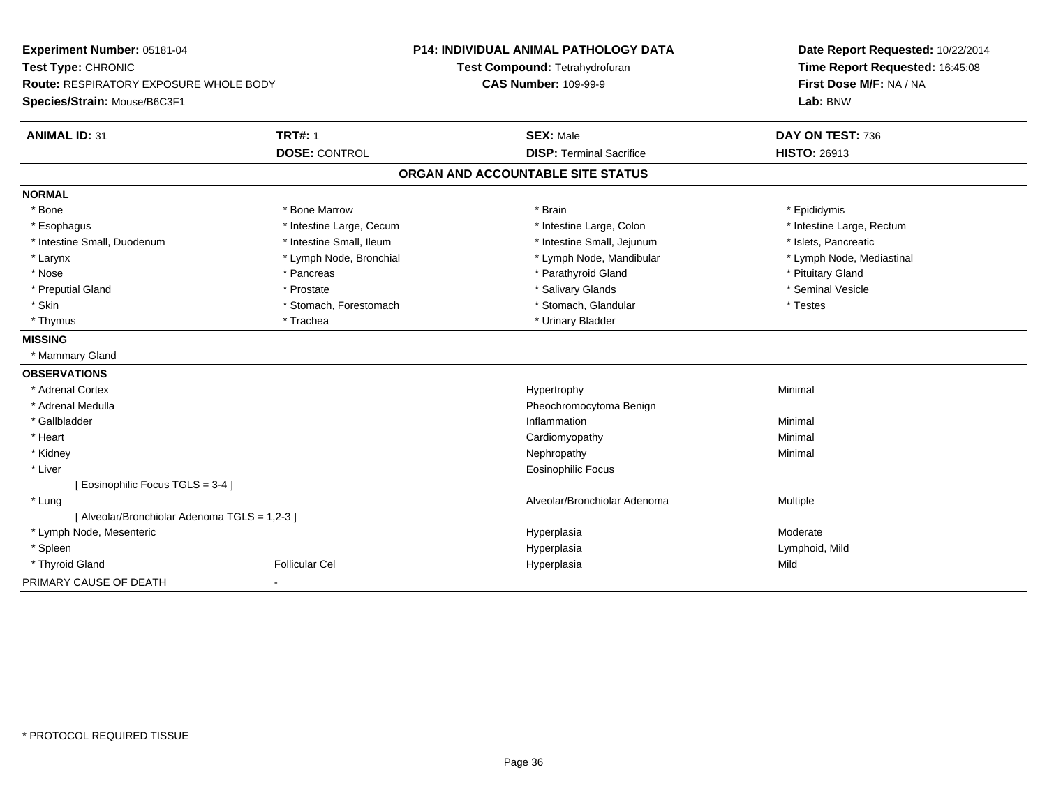**Experiment Number:** 05181-04
**Test Type:** CHRONIC
**Route:** RESPIRATORY EXPOSURE WHOLE BODY
**Species/Strain:** Mouse/B6C3F1

**P14: INDIVIDUAL ANIMAL PATHOLOGY DATA**
**Test Compound:** Tetrahydrofuran
**CAS Number:** 109-99-9

**Date Report Requested:** 10/22/2014
**Time Report Requested:** 16:45:08
**First Dose M/F:** NA / NA
**Lab:** BNW

| **ANIMAL ID:** 31 | **TRT#:** 1 | **SEX:** Male | **DAY ON TEST:** 736 |
|---|---|---|---|
| | **DOSE:** CONTROL | **DISP:** Terminal Sacrifice | **HISTO:** 26913 |

## ORGAN AND ACCOUNTABLE SITE STATUS

**NORMAL**

| | | | |
|---|---|---|---|
| * Bone | * Bone Marrow | * Brain | * Epididymis |
| * Esophagus | * Intestine Large, Cecum | * Intestine Large, Colon | * Intestine Large, Rectum |
| * Intestine Small, Duodenum | * Intestine Small, Ileum | * Intestine Small, Jejunum | * Islets, Pancreatic |
| * Larynx | * Lymph Node, Bronchial | * Lymph Node, Mandibular | * Lymph Node, Mediastinal |
| * Nose | * Pancreas | * Parathyroid Gland | * Pituitary Gland |
| * Preputial Gland | * Prostate | * Salivary Glands | * Seminal Vesicle |
| * Skin | * Stomach, Forestomach | * Stomach, Glandular | * Testes |
| * Thymus | * Trachea | * Urinary Bladder | |

**MISSING**

* Mammary Gland

**OBSERVATIONS**

| | | | |
|---|---|---|---|
| * Adrenal Cortex | | Hypertrophy | Minimal |
| * Adrenal Medulla | | Pheochromocytoma Benign | |
| * Gallbladder | | Inflammation | Minimal |
| * Heart | | Cardiomyopathy | Minimal |
| * Kidney | | Nephropathy | Minimal |
| * Liver | | Eosinophilic Focus | |
| [ Eosinophilic Focus TGLS = 3-4 ] | | | |
| * Lung | | Alveolar/Bronchiolar Adenoma | Multiple |
| [ Alveolar/Bronchiolar Adenoma TGLS = 1,2-3 ] | | | |
| * Lymph Node, Mesenteric | | Hyperplasia | Moderate |
| * Spleen | | Hyperplasia | Lymphoid, Mild |
| * Thyroid Gland | Follicular Cel | Hyperplasia | Mild |

PRIMARY CAUSE OF DEATH -

* PROTOCOL REQUIRED TISSUE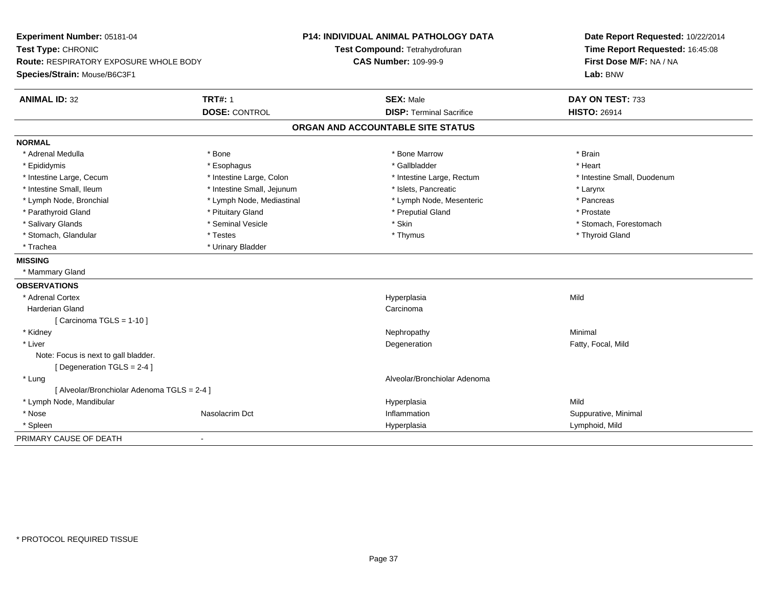**Experiment Number:** 05181-04
**Test Type:** CHRONIC
**Route:** RESPIRATORY EXPOSURE WHOLE BODY
**Species/Strain:** Mouse/B6C3F1

**P14: INDIVIDUAL ANIMAL PATHOLOGY DATA**
**Test Compound:** Tetrahydrofuran
**CAS Number:** 109-99-9

**Date Report Requested:** 10/22/2014
**Time Report Requested:** 16:45:08
**First Dose M/F:** NA / NA
**Lab:** BNW

| **ANIMAL ID:** 32 | **TRT#:** 1 | **SEX:** Male | **DAY ON TEST:** 733 |
|---|---|---|---|
| | **DOSE:** CONTROL | **DISP:** Terminal Sacrifice | **HISTO:** 26914 |

## ORGAN AND ACCOUNTABLE SITE STATUS

**NORMAL**

| | | | |
|---|---|---|---|
| * Adrenal Medulla | * Bone | * Bone Marrow | * Brain |
| * Epididymis | * Esophagus | * Gallbladder | * Heart |
| * Intestine Large, Cecum | * Intestine Large, Colon | * Intestine Large, Rectum | * Intestine Small, Duodenum |
| * Intestine Small, Ileum | * Intestine Small, Jejunum | * Islets, Pancreatic | * Larynx |
| * Lymph Node, Bronchial | * Lymph Node, Mediastinal | * Lymph Node, Mesenteric | * Pancreas |
| * Parathyroid Gland | * Pituitary Gland | * Preputial Gland | * Prostate |
| * Salivary Glands | * Seminal Vesicle | * Skin | * Stomach, Forestomach |
| * Stomach, Glandular | * Testes | * Thymus | * Thyroid Gland |
| * Trachea | * Urinary Bladder | | |

**MISSING**

* Mammary Gland

**OBSERVATIONS**

| | | | |
|---|---|---|---|
| * Adrenal Cortex | | Hyperplasia | Mild |
| Harderian Gland | | Carcinoma | |
| [ Carcinoma TGLS = 1-10 ] | | | |
| * Kidney | | Nephropathy | Minimal |
| * Liver | | Degeneration | Fatty, Focal, Mild |
| Note: Focus is next to gall bladder. | | | |
| [ Degeneration TGLS = 2-4 ] | | | |
| * Lung | | Alveolar/Bronchiolar Adenoma | |
| [ Alveolar/Bronchiolar Adenoma TGLS = 2-4 ] | | | |
| * Lymph Node, Mandibular | | Hyperplasia | Mild |
| * Nose | Nasolacrim Dct | Inflammation | Suppurative, Minimal |
| * Spleen | | Hyperplasia | Lymphoid, Mild |

PRIMARY CAUSE OF DEATH -

* PROTOCOL REQUIRED TISSUE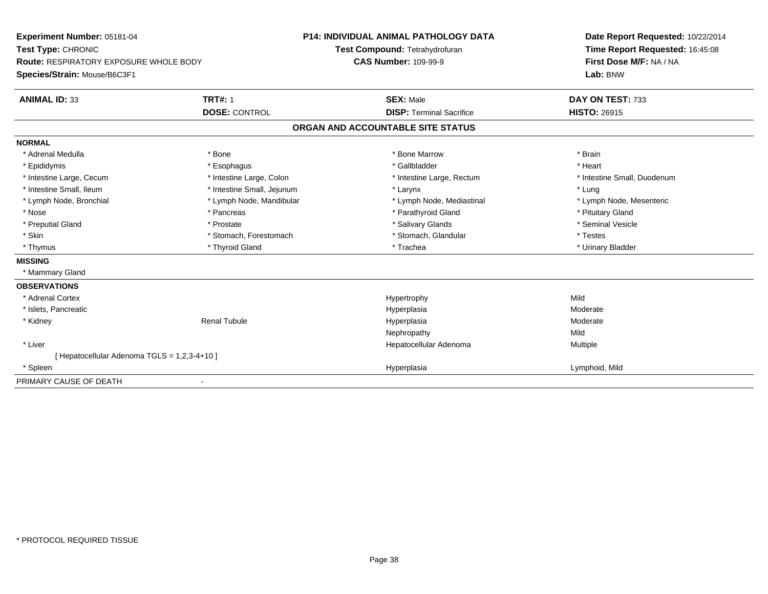**Experiment Number:** 05181-04
**Test Type:** CHRONIC
**Route:** RESPIRATORY EXPOSURE WHOLE BODY
**Species/Strain:** Mouse/B6C3F1

**P14: INDIVIDUAL ANIMAL PATHOLOGY DATA**
**Test Compound:** Tetrahydrofuran
**CAS Number:** 109-99-9

**Date Report Requested:** 10/22/2014
**Time Report Requested:** 16:45:08
**First Dose M/F:** NA / NA
**Lab:** BNW

| **ANIMAL ID:** 33 | **TRT#:** 1 | **SEX:** Male | **DAY ON TEST:** 733 |
|---|---|---|---|
| | **DOSE:** CONTROL | **DISP:** Terminal Sacrifice | **HISTO:** 26915 |

## ORGAN AND ACCOUNTABLE SITE STATUS

**NORMAL**

| | | | |
|---|---|---|---|
| * Adrenal Medulla | * Bone | * Bone Marrow | * Brain |
| * Epididymis | * Esophagus | * Gallbladder | * Heart |
| * Intestine Large, Cecum | * Intestine Large, Colon | * Intestine Large, Rectum | * Intestine Small, Duodenum |
| * Intestine Small, Ileum | * Intestine Small, Jejunum | * Larynx | * Lung |
| * Lymph Node, Bronchial | * Lymph Node, Mandibular | * Lymph Node, Mediastinal | * Lymph Node, Mesenteric |
| * Nose | * Pancreas | * Parathyroid Gland | * Pituitary Gland |
| * Preputial Gland | * Prostate | * Salivary Glands | * Seminal Vesicle |
| * Skin | * Stomach, Forestomach | * Stomach, Glandular | * Testes |
| * Thymus | * Thyroid Gland | * Trachea | * Urinary Bladder |

**MISSING**

* Mammary Gland

**OBSERVATIONS**

| | | | |
|---|---|---|---|
| * Adrenal Cortex | | Hypertrophy | Mild |
| * Islets, Pancreatic | | Hyperplasia | Moderate |
| * Kidney | Renal Tubule | Hyperplasia | Moderate |
| | | Nephropathy | Mild |
| * Liver | | Hepatocellular Adenoma | Multiple |
| [ Hepatocellular Adenoma TGLS = 1,2,3-4+10 ] | | | |
| * Spleen | | Hyperplasia | Lymphoid, Mild |

PRIMARY CAUSE OF DEATH -

* PROTOCOL REQUIRED TISSUE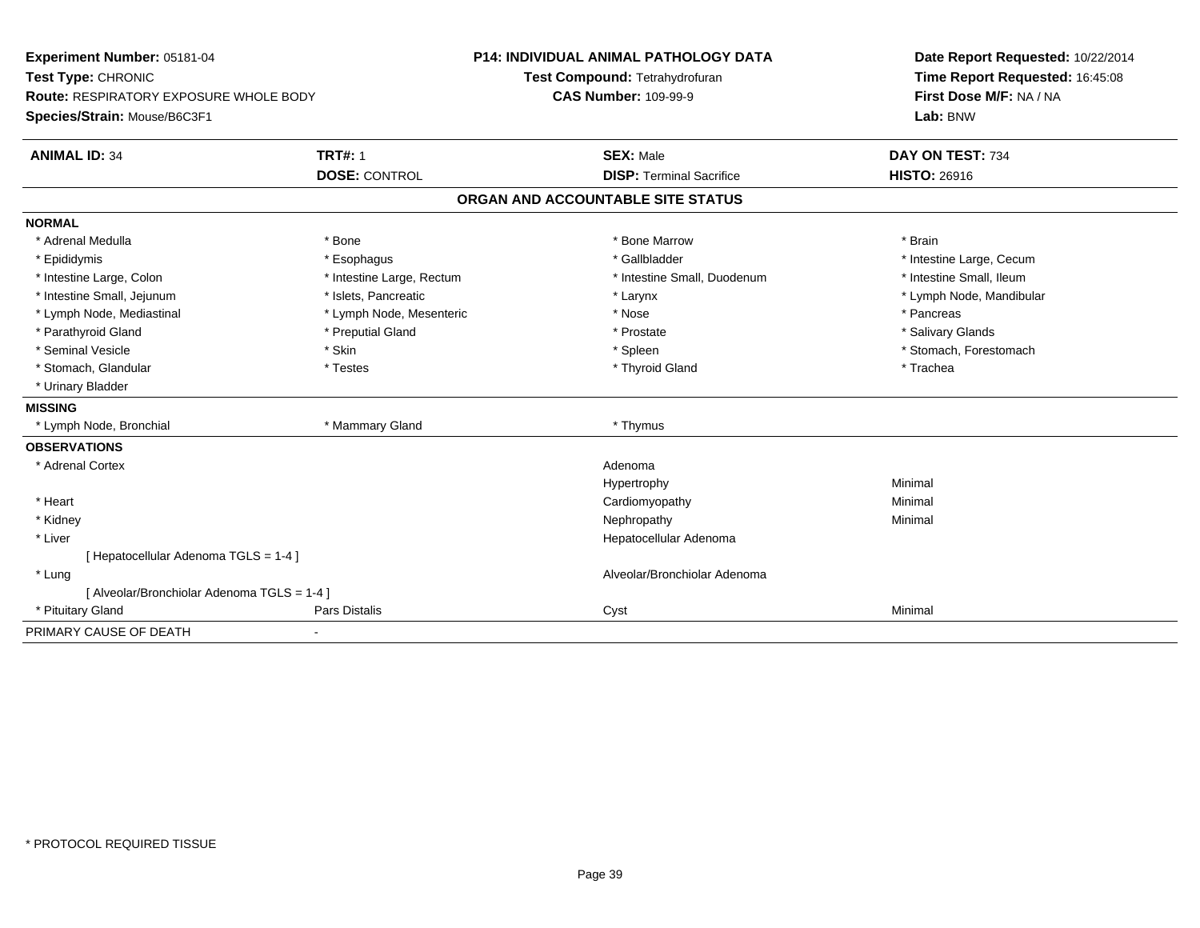**Experiment Number:** 05181-04
**Test Type:** CHRONIC
**Route:** RESPIRATORY EXPOSURE WHOLE BODY
**Species/Strain:** Mouse/B6C3F1

**P14: INDIVIDUAL ANIMAL PATHOLOGY DATA**
**Test Compound:** Tetrahydrofuran
**CAS Number:** 109-99-9

**Date Report Requested:** 10/22/2014
**Time Report Requested:** 16:45:08
**First Dose M/F:** NA / NA
**Lab:** BNW

| **ANIMAL ID:** 34 | **TRT#:** 1 | **SEX:** Male | **DAY ON TEST:** 734 |
|---|---|---|---|
| | **DOSE:** CONTROL | **DISP:** Terminal Sacrifice | **HISTO:** 26916 |

## ORGAN AND ACCOUNTABLE SITE STATUS

**NORMAL**

| | | | |
|---|---|---|---|
| * Adrenal Medulla | * Bone | * Bone Marrow | * Brain |
| * Epididymis | * Esophagus | * Gallbladder | * Intestine Large, Cecum |
| * Intestine Large, Colon | * Intestine Large, Rectum | * Intestine Small, Duodenum | * Intestine Small, Ileum |
| * Intestine Small, Jejunum | * Islets, Pancreatic | * Larynx | * Lymph Node, Mandibular |
| * Lymph Node, Mediastinal | * Lymph Node, Mesenteric | * Nose | * Pancreas |
| * Parathyroid Gland | * Preputial Gland | * Prostate | * Salivary Glands |
| * Seminal Vesicle | * Skin | * Spleen | * Stomach, Forestomach |
| * Stomach, Glandular | * Testes | * Thyroid Gland | * Trachea |
| * Urinary Bladder | | | |

**MISSING**

| | | |
|---|---|---|
| * Lymph Node, Bronchial | * Mammary Gland | * Thymus |

**OBSERVATIONS**

| | | | |
|---|---|---|---|
| * Adrenal Cortex | | Adenoma | |
| | | Hypertrophy | Minimal |
| * Heart | | Cardiomyopathy | Minimal |
| * Kidney | | Nephropathy | Minimal |
| * Liver | | Hepatocellular Adenoma | |
| [ Hepatocellular Adenoma TGLS = 1-4 ] | | | |
| * Lung | | Alveolar/Bronchiolar Adenoma | |
| [ Alveolar/Bronchiolar Adenoma TGLS = 1-4 ] | | | |
| * Pituitary Gland | Pars Distalis | Cyst | Minimal |

PRIMARY CAUSE OF DEATH -

\* PROTOCOL REQUIRED TISSUE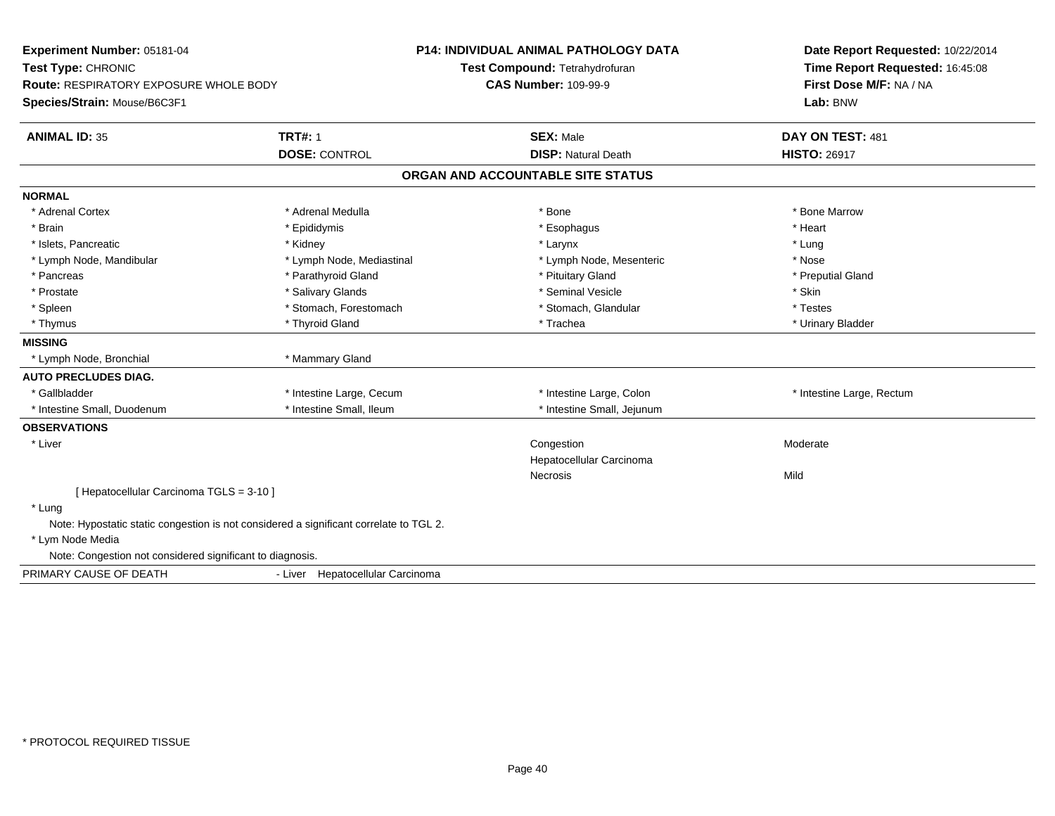**Experiment Number:** 05181-04
**Test Type:** CHRONIC
**Route:** RESPIRATORY EXPOSURE WHOLE BODY
**Species/Strain:** Mouse/B6C3F1

**P14: INDIVIDUAL ANIMAL PATHOLOGY DATA**
**Test Compound:** Tetrahydrofuran
**CAS Number:** 109-99-9

**Date Report Requested:** 10/22/2014
**Time Report Requested:** 16:45:08
**First Dose M/F:** NA / NA
**Lab:** BNW

| **ANIMAL ID:** 35 | **TRT#:** 1 | **SEX:** Male | **DAY ON TEST:** 481 |
|---|---|---|---|
| | **DOSE:** CONTROL | **DISP:** Natural Death | **HISTO:** 26917 |

## ORGAN AND ACCOUNTABLE SITE STATUS

**NORMAL**

| | | | |
|---|---|---|---|
| * Adrenal Cortex | * Adrenal Medulla | * Bone | * Bone Marrow |
| * Brain | * Epididymis | * Esophagus | * Heart |
| * Islets, Pancreatic | * Kidney | * Larynx | * Lung |
| * Lymph Node, Mandibular | * Lymph Node, Mediastinal | * Lymph Node, Mesenteric | * Nose |
| * Pancreas | * Parathyroid Gland | * Pituitary Gland | * Preputial Gland |
| * Prostate | * Salivary Glands | * Seminal Vesicle | * Skin |
| * Spleen | * Stomach, Forestomach | * Stomach, Glandular | * Testes |
| * Thymus | * Thyroid Gland | * Trachea | * Urinary Bladder |

**MISSING**

| | |
|---|---|
| * Lymph Node, Bronchial | * Mammary Gland |

**AUTO PRECLUDES DIAG.**

| | | | |
|---|---|---|---|
| * Gallbladder | * Intestine Large, Cecum | * Intestine Large, Colon | * Intestine Large, Rectum |
| * Intestine Small, Duodenum | * Intestine Small, Ileum | * Intestine Small, Jejunum | |

**OBSERVATIONS**

| | | |
|---|---|---|
| * Liver | Congestion | Moderate |
| | Hepatocellular Carcinoma | |
| | Necrosis | Mild |

[ Hepatocellular Carcinoma TGLS = 3-10 ]

* Lung

Note: Hypostatic static congestion is not considered a significant correlate to TGL 2.

* Lym Node Media

Note: Congestion not considered significant to diagnosis.

PRIMARY CAUSE OF DEATH - Liver Hepatocellular Carcinoma

\* PROTOCOL REQUIRED TISSUE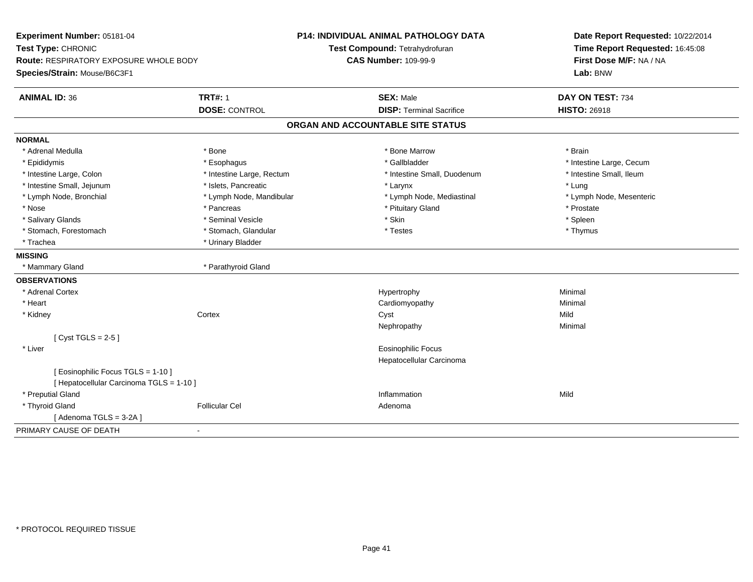**Experiment Number:** 05181-04
**Test Type:** CHRONIC
**Route:** RESPIRATORY EXPOSURE WHOLE BODY
**Species/Strain:** Mouse/B6C3F1

**P14: INDIVIDUAL ANIMAL PATHOLOGY DATA**
**Test Compound:** Tetrahydrofuran
**CAS Number:** 109-99-9

**Date Report Requested:** 10/22/2014
**Time Report Requested:** 16:45:08
**First Dose M/F:** NA / NA
**Lab:** BNW

| **ANIMAL ID:** 36 | **TRT#:** 1 | **SEX:** Male | **DAY ON TEST:** 734 |
|---|---|---|---|
| | **DOSE:** CONTROL | **DISP:** Terminal Sacrifice | **HISTO:** 26918 |

## ORGAN AND ACCOUNTABLE SITE STATUS

**NORMAL**

| | | | |
|---|---|---|---|
| * Adrenal Medulla | * Bone | * Bone Marrow | * Brain |
| * Epididymis | * Esophagus | * Gallbladder | * Intestine Large, Cecum |
| * Intestine Large, Colon | * Intestine Large, Rectum | * Intestine Small, Duodenum | * Intestine Small, Ileum |
| * Intestine Small, Jejunum | * Islets, Pancreatic | * Larynx | * Lung |
| * Lymph Node, Bronchial | * Lymph Node, Mandibular | * Lymph Node, Mediastinal | * Lymph Node, Mesenteric |
| * Nose | * Pancreas | * Pituitary Gland | * Prostate |
| * Salivary Glands | * Seminal Vesicle | * Skin | * Spleen |
| * Stomach, Forestomach | * Stomach, Glandular | * Testes | * Thymus |
| * Trachea | * Urinary Bladder | | |

**MISSING**

| | |
|---|---|
| * Mammary Gland | * Parathyroid Gland |

**OBSERVATIONS**

| | | | |
|---|---|---|---|
| * Adrenal Cortex | | Hypertrophy | Minimal |
| * Heart | | Cardiomyopathy | Minimal |
| * Kidney | Cortex | Cyst | Mild |
| | | Nephropathy | Minimal |
| [ Cyst TGLS = 2-5 ] | | | |
| * Liver | | Eosinophilic Focus | |
| | | Hepatocellular Carcinoma | |
| [ Eosinophilic Focus TGLS = 1-10 ] | | | |
| [ Hepatocellular Carcinoma TGLS = 1-10 ] | | | |
| * Preputial Gland | | Inflammation | Mild |
| * Thyroid Gland | Follicular Cel | Adenoma | |
| [ Adenoma TGLS = 3-2A ] | | | |

PRIMARY CAUSE OF DEATH -

* PROTOCOL REQUIRED TISSUE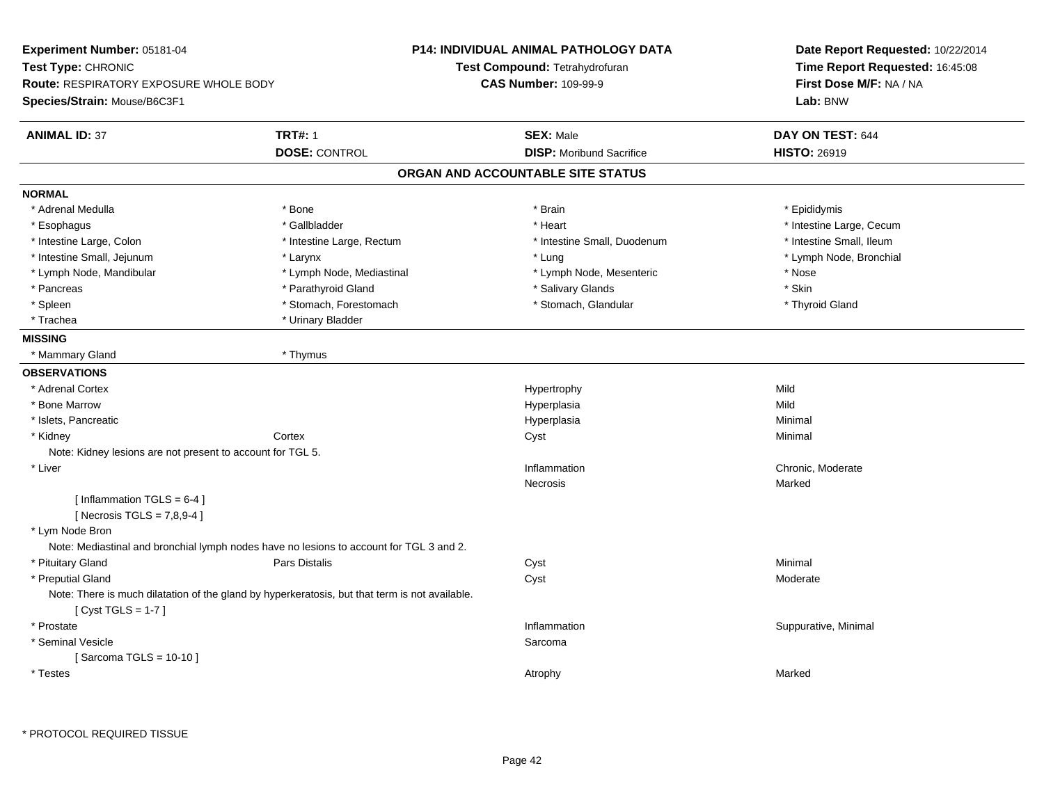**Experiment Number:** 05181-04
**Test Type:** CHRONIC
**Route:** RESPIRATORY EXPOSURE WHOLE BODY
**Species/Strain:** Mouse/B6C3F1

**P14: INDIVIDUAL ANIMAL PATHOLOGY DATA**
**Test Compound:** Tetrahydrofuran
**CAS Number:** 109-99-9

**Date Report Requested:** 10/22/2014
**Time Report Requested:** 16:45:08
**First Dose M/F:** NA / NA
**Lab:** BNW

| **ANIMAL ID:** 37 | **TRT#:** 1 | **SEX:** Male | **DAY ON TEST:** 644 |
|---|---|---|---|
| | **DOSE:** CONTROL | **DISP:** Moribund Sacrifice | **HISTO:** 26919 |

## ORGAN AND ACCOUNTABLE SITE STATUS

**NORMAL**

| | | | |
|---|---|---|---|
| * Adrenal Medulla | * Bone | * Brain | * Epididymis |
| * Esophagus | * Gallbladder | * Heart | * Intestine Large, Cecum |
| * Intestine Large, Colon | * Intestine Large, Rectum | * Intestine Small, Duodenum | * Intestine Small, Ileum |
| * Intestine Small, Jejunum | * Larynx | * Lung | * Lymph Node, Bronchial |
| * Lymph Node, Mandibular | * Lymph Node, Mediastinal | * Lymph Node, Mesenteric | * Nose |
| * Pancreas | * Parathyroid Gland | * Salivary Glands | * Skin |
| * Spleen | * Stomach, Forestomach | * Stomach, Glandular | * Thyroid Gland |
| * Trachea | * Urinary Bladder | | |

**MISSING**

| | |
|---|---|
| * Mammary Gland | * Thymus |

**OBSERVATIONS**

| | | | |
|---|---|---|---|
| * Adrenal Cortex | | Hypertrophy | Mild |
| * Bone Marrow | | Hyperplasia | Mild |
| * Islets, Pancreatic | | Hyperplasia | Minimal |
| * Kidney | Cortex | Cyst | Minimal |
| Note: Kidney lesions are not present to account for TGL 5. | | | |
| * Liver | | Inflammation | Chronic, Moderate |
| | | Necrosis | Marked |
| [ Inflammation TGLS = 6-4 ] | | | |
| [ Necrosis TGLS = 7,8,9-4 ] | | | |
| * Lym Node Bron | | | |
| Note: Mediastinal and bronchial lymph nodes have no lesions to account for TGL 3 and 2. | | | |
| * Pituitary Gland | Pars Distalis | Cyst | Minimal |
| * Preputial Gland | | Cyst | Moderate |
| Note: There is much dilatation of the gland by hyperkeratosis, but that term is not available. | | | |
| [ Cyst TGLS = 1-7 ] | | | |
| * Prostate | | Inflammation | Suppurative, Minimal |
| * Seminal Vesicle | | Sarcoma | |
| [ Sarcoma TGLS = 10-10 ] | | | |
| * Testes | | Atrophy | Marked |

\* PROTOCOL REQUIRED TISSUE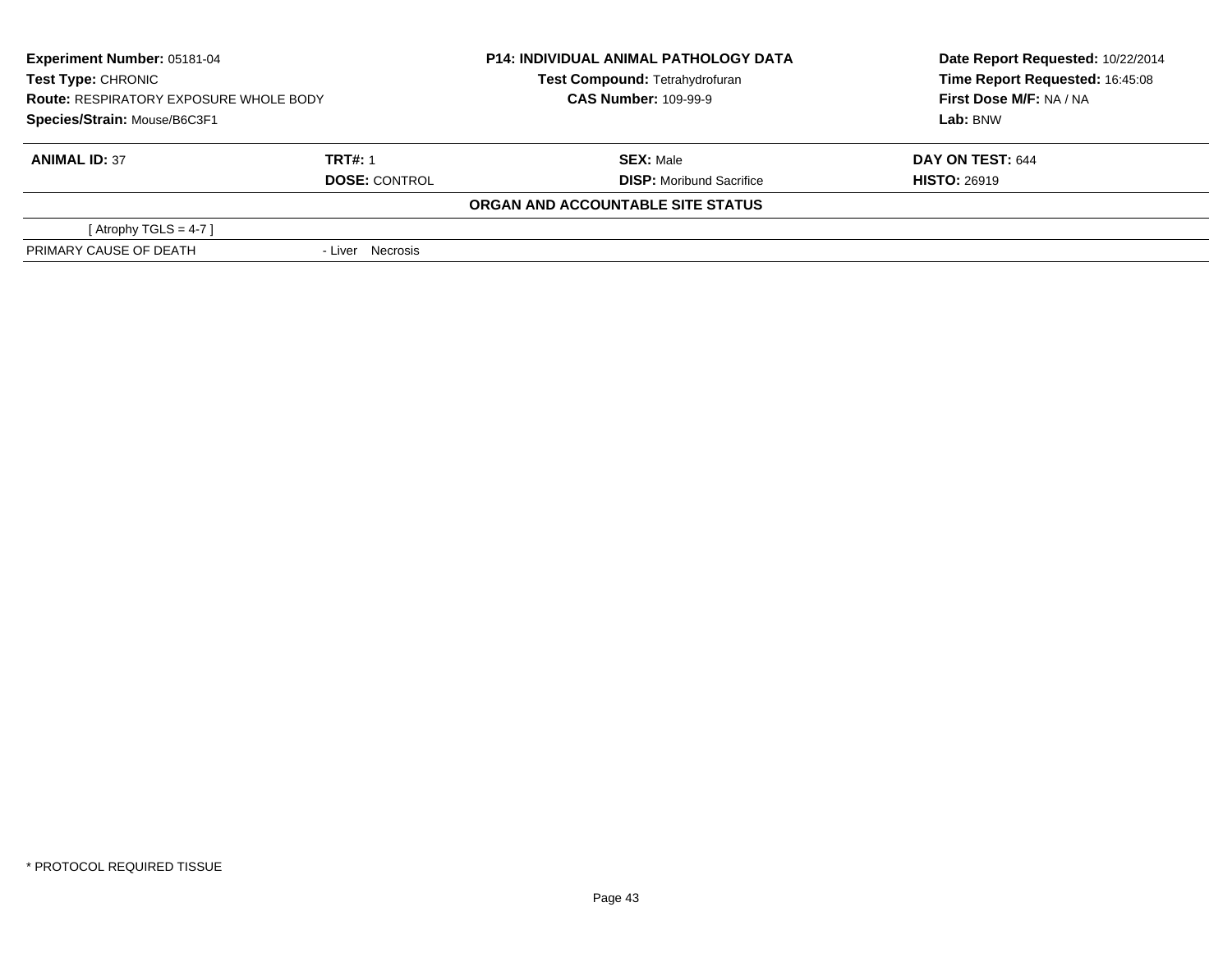**Experiment Number:** 05181-04
**Test Type:** CHRONIC
**Route:** RESPIRATORY EXPOSURE WHOLE BODY
**Species/Strain:** Mouse/B6C3F1

**P14: INDIVIDUAL ANIMAL PATHOLOGY DATA**
**Test Compound:** Tetrahydrofuran
**CAS Number:** 109-99-9

**Date Report Requested:** 10/22/2014
**Time Report Requested:** 16:45:08
**First Dose M/F:** NA / NA
**Lab:** BNW

| **ANIMAL ID:** 37 | **TRT#:** 1 | **SEX:** Male | **DAY ON TEST:** 644 |
|---|---|---|---|
| | **DOSE:** CONTROL | **DISP:** Moribund Sacrifice | **HISTO:** 26919 |

**ORGAN AND ACCOUNTABLE SITE STATUS**

| | |
|---|---|
| [ Atrophy TGLS = 4-7 ] | |
| PRIMARY CAUSE OF DEATH | - Liver Necrosis |

* PROTOCOL REQUIRED TISSUE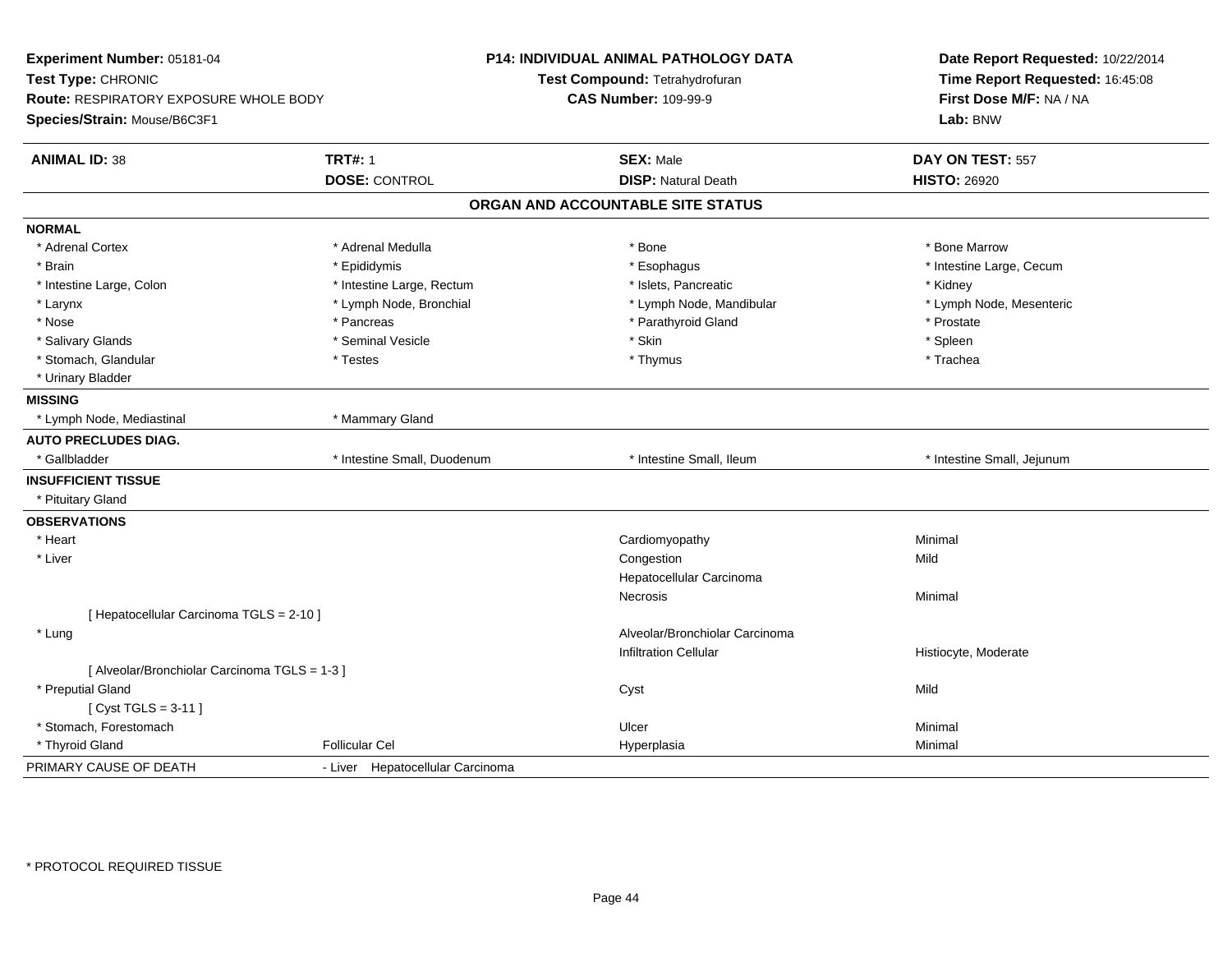**Experiment Number:** 05181-04
**Test Type:** CHRONIC
**Route:** RESPIRATORY EXPOSURE WHOLE BODY
**Species/Strain:** Mouse/B6C3F1

**P14: INDIVIDUAL ANIMAL PATHOLOGY DATA**
**Test Compound:** Tetrahydrofuran
**CAS Number:** 109-99-9

**Date Report Requested:** 10/22/2014
**Time Report Requested:** 16:45:08
**First Dose M/F:** NA / NA
**Lab:** BNW

| **ANIMAL ID:** 38 | **TRT#:** 1 | **SEX:** Male | **DAY ON TEST:** 557 |
|---|---|---|---|
| | **DOSE:** CONTROL | **DISP:** Natural Death | **HISTO:** 26920 |

## ORGAN AND ACCOUNTABLE SITE STATUS

**NORMAL**

| | | | |
|---|---|---|---|
| * Adrenal Cortex | * Adrenal Medulla | * Bone | * Bone Marrow |
| * Brain | * Epididymis | * Esophagus | * Intestine Large, Cecum |
| * Intestine Large, Colon | * Intestine Large, Rectum | * Islets, Pancreatic | * Kidney |
| * Larynx | * Lymph Node, Bronchial | * Lymph Node, Mandibular | * Lymph Node, Mesenteric |
| * Nose | * Pancreas | * Parathyroid Gland | * Prostate |
| * Salivary Glands | * Seminal Vesicle | * Skin | * Spleen |
| * Stomach, Glandular | * Testes | * Thymus | * Trachea |
| * Urinary Bladder | | | |

**MISSING**

| | |
|---|---|
| * Lymph Node, Mediastinal | * Mammary Gland |

**AUTO PRECLUDES DIAG.**

| | | | |
|---|---|---|---|
| * Gallbladder | * Intestine Small, Duodenum | * Intestine Small, Ileum | * Intestine Small, Jejunum |

**INSUFFICIENT TISSUE**

* Pituitary Gland

**OBSERVATIONS**

| | | | |
|---|---|---|---|
| * Heart | | Cardiomyopathy | Minimal |
| * Liver | | Congestion | Mild |
| | | Hepatocellular Carcinoma | |
| | | Necrosis | Minimal |
| [ Hepatocellular Carcinoma TGLS = 2-10 ] | | | |
| * Lung | | Alveolar/Bronchiolar Carcinoma | |
| | | Infiltration Cellular | Histiocyte, Moderate |
| [ Alveolar/Bronchiolar Carcinoma TGLS = 1-3 ] | | | |
| * Preputial Gland | | Cyst | Mild |
| [ Cyst TGLS = 3-11 ] | | | |
| * Stomach, Forestomach | | Ulcer | Minimal |
| * Thyroid Gland | Follicular Cel | Hyperplasia | Minimal |

PRIMARY CAUSE OF DEATH - Liver Hepatocellular Carcinoma

\* PROTOCOL REQUIRED TISSUE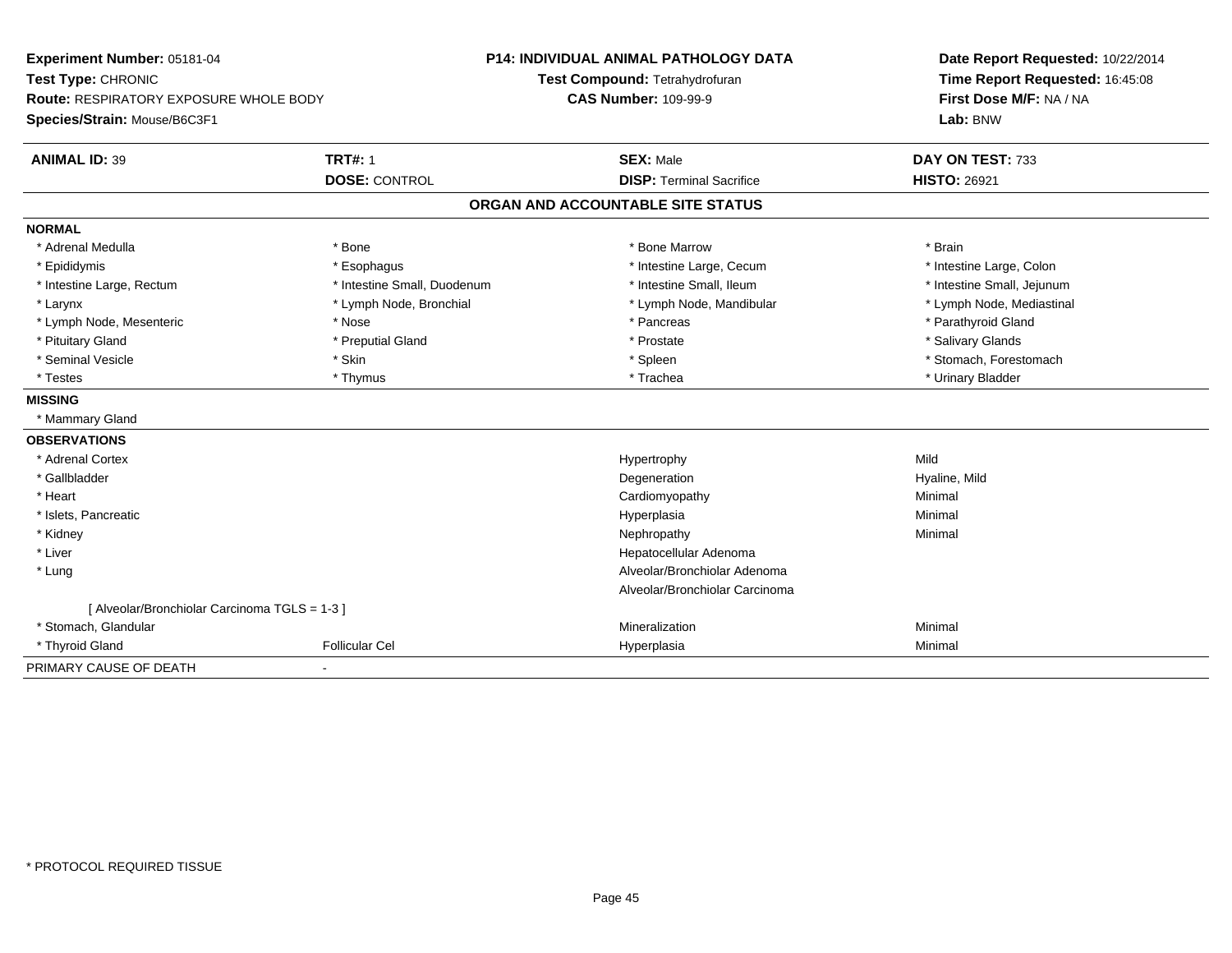**Experiment Number:** 05181-04
**Test Type:** CHRONIC
**Route:** RESPIRATORY EXPOSURE WHOLE BODY
**Species/Strain:** Mouse/B6C3F1

**P14: INDIVIDUAL ANIMAL PATHOLOGY DATA**
**Test Compound:** Tetrahydrofuran
**CAS Number:** 109-99-9

**Date Report Requested:** 10/22/2014
**Time Report Requested:** 16:45:08
**First Dose M/F:** NA / NA
**Lab:** BNW

| **ANIMAL ID:** 39 | **TRT#:** 1 | **SEX:** Male | **DAY ON TEST:** 733 |
|---|---|---|---|
| | **DOSE:** CONTROL | **DISP:** Terminal Sacrifice | **HISTO:** 26921 |

## ORGAN AND ACCOUNTABLE SITE STATUS

**NORMAL**

| | | | |
|---|---|---|---|
| * Adrenal Medulla | * Bone | * Bone Marrow | * Brain |
| * Epididymis | * Esophagus | * Intestine Large, Cecum | * Intestine Large, Colon |
| * Intestine Large, Rectum | * Intestine Small, Duodenum | * Intestine Small, Ileum | * Intestine Small, Jejunum |
| * Larynx | * Lymph Node, Bronchial | * Lymph Node, Mandibular | * Lymph Node, Mediastinal |
| * Lymph Node, Mesenteric | * Nose | * Pancreas | * Parathyroid Gland |
| * Pituitary Gland | * Preputial Gland | * Prostate | * Salivary Glands |
| * Seminal Vesicle | * Skin | * Spleen | * Stomach, Forestomach |
| * Testes | * Thymus | * Trachea | * Urinary Bladder |

**MISSING**

* Mammary Gland

**OBSERVATIONS**

| | | | |
|---|---|---|---|
| * Adrenal Cortex | | Hypertrophy | Mild |
| * Gallbladder | | Degeneration | Hyaline, Mild |
| * Heart | | Cardiomyopathy | Minimal |
| * Islets, Pancreatic | | Hyperplasia | Minimal |
| * Kidney | | Nephropathy | Minimal |
| * Liver | | Hepatocellular Adenoma | |
| * Lung | | Alveolar/Bronchiolar Adenoma | |
| | | Alveolar/Bronchiolar Carcinoma | |
| [ Alveolar/Bronchiolar Carcinoma TGLS = 1-3 ] | | | |
| * Stomach, Glandular | | Mineralization | Minimal |
| * Thyroid Gland | Follicular Cel | Hyperplasia | Minimal |

PRIMARY CAUSE OF DEATH -

* PROTOCOL REQUIRED TISSUE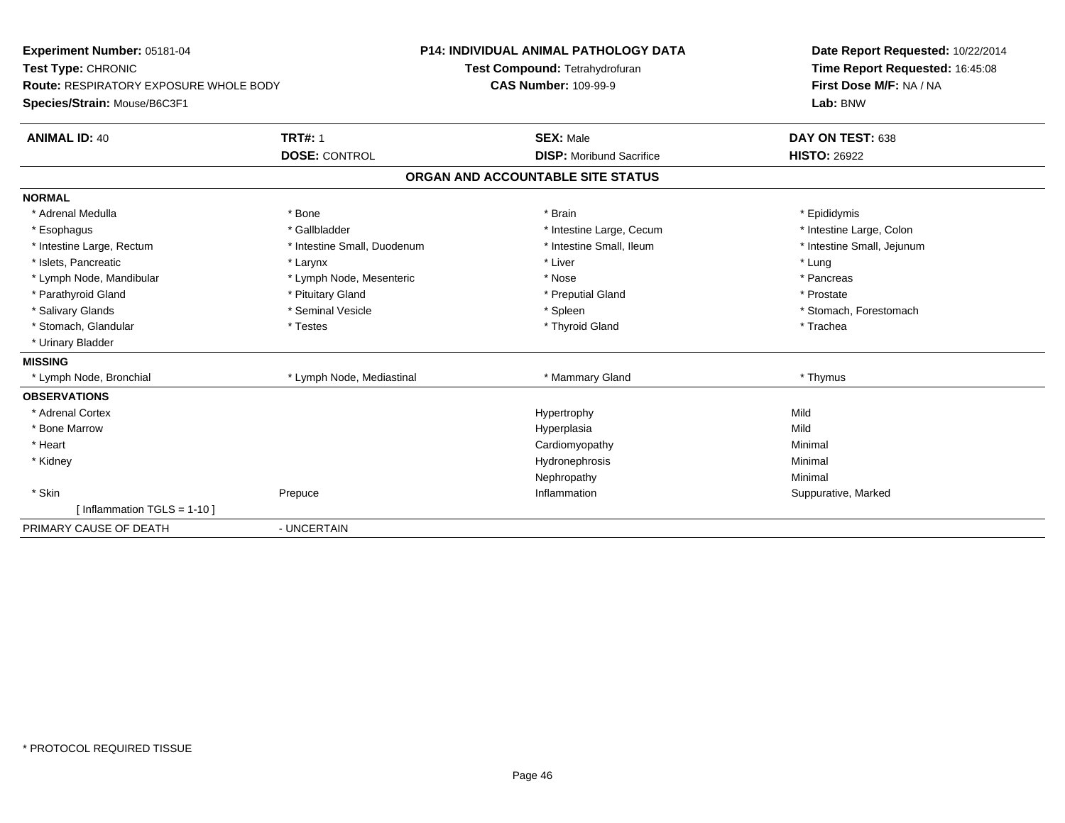**Experiment Number:** 05181-04
**Test Type:** CHRONIC
**Route:** RESPIRATORY EXPOSURE WHOLE BODY
**Species/Strain:** Mouse/B6C3F1

**P14: INDIVIDUAL ANIMAL PATHOLOGY DATA**
**Test Compound:** Tetrahydrofuran
**CAS Number:** 109-99-9

**Date Report Requested:** 10/22/2014
**Time Report Requested:** 16:45:08
**First Dose M/F:** NA / NA
**Lab:** BNW

| **ANIMAL ID:** 40 | **TRT#:** 1 | **SEX:** Male | **DAY ON TEST:** 638 |
|---|---|---|---|
| | **DOSE:** CONTROL | **DISP:** Moribund Sacrifice | **HISTO:** 26922 |

## ORGAN AND ACCOUNTABLE SITE STATUS

**NORMAL**

| | | | |
|---|---|---|---|
| * Adrenal Medulla | * Bone | * Brain | * Epididymis |
| * Esophagus | * Gallbladder | * Intestine Large, Cecum | * Intestine Large, Colon |
| * Intestine Large, Rectum | * Intestine Small, Duodenum | * Intestine Small, Ileum | * Intestine Small, Jejunum |
| * Islets, Pancreatic | * Larynx | * Liver | * Lung |
| * Lymph Node, Mandibular | * Lymph Node, Mesenteric | * Nose | * Pancreas |
| * Parathyroid Gland | * Pituitary Gland | * Preputial Gland | * Prostate |
| * Salivary Glands | * Seminal Vesicle | * Spleen | * Stomach, Forestomach |
| * Stomach, Glandular | * Testes | * Thyroid Gland | * Trachea |
| * Urinary Bladder | | | |

**MISSING**

| | | | |
|---|---|---|---|
| * Lymph Node, Bronchial | * Lymph Node, Mediastinal | * Mammary Gland | * Thymus |

**OBSERVATIONS**

| | | | |
|---|---|---|---|
| * Adrenal Cortex | | Hypertrophy | Mild |
| * Bone Marrow | | Hyperplasia | Mild |
| * Heart | | Cardiomyopathy | Minimal |
| * Kidney | | Hydronephrosis | Minimal |
| | | Nephropathy | Minimal |
| * Skin | Prepuce | Inflammation | Suppurative, Marked |
| [ Inflammation TGLS = 1-10 ] | | | |

PRIMARY CAUSE OF DEATH - UNCERTAIN

* PROTOCOL REQUIRED TISSUE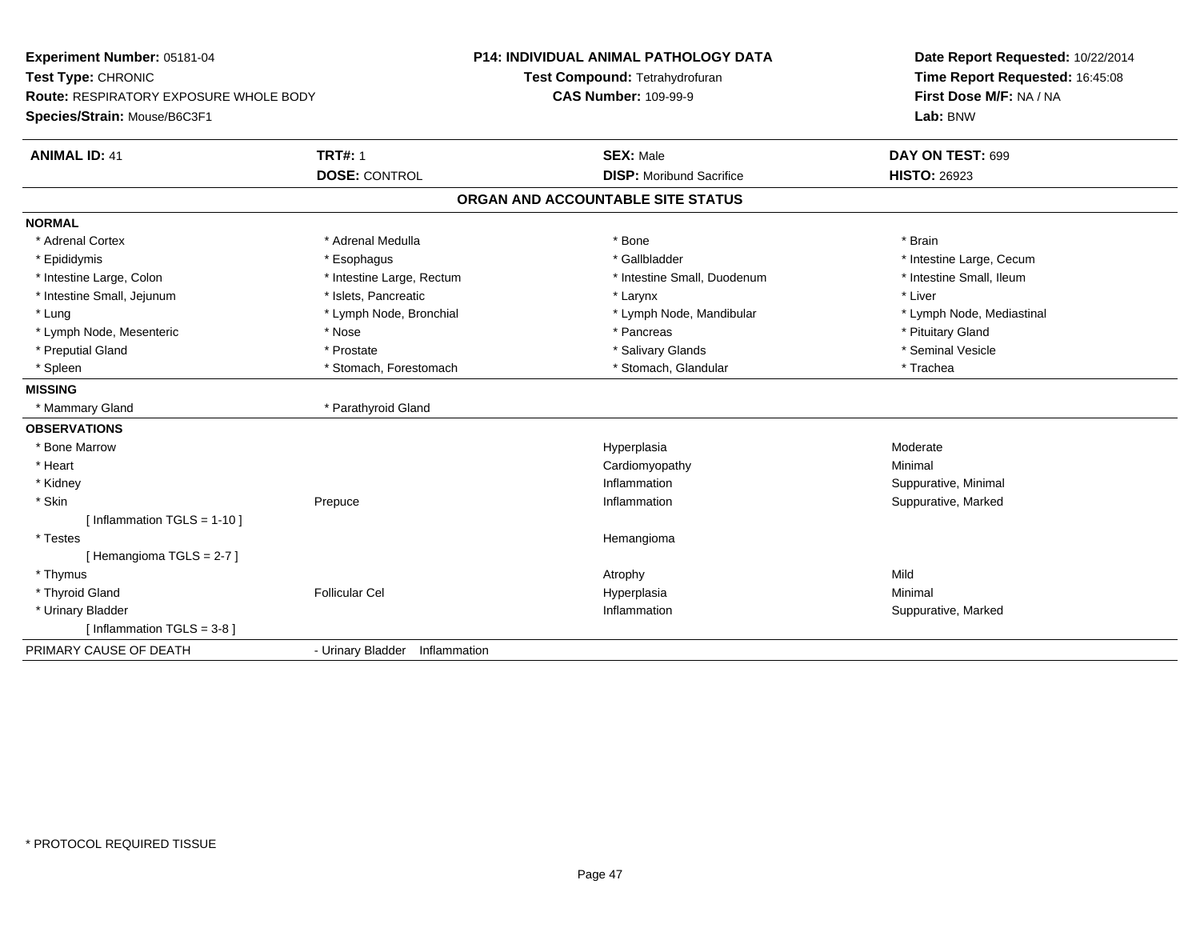**Experiment Number:** 05181-04
**Test Type:** CHRONIC
**Route:** RESPIRATORY EXPOSURE WHOLE BODY
**Species/Strain:** Mouse/B6C3F1

**P14: INDIVIDUAL ANIMAL PATHOLOGY DATA**
**Test Compound:** Tetrahydrofuran
**CAS Number:** 109-99-9

**Date Report Requested:** 10/22/2014
**Time Report Requested:** 16:45:08
**First Dose M/F:** NA / NA
**Lab:** BNW

| **ANIMAL ID:** 41 | **TRT#:** 1 | **SEX:** Male | **DAY ON TEST:** 699 |
|---|---|---|---|
| | **DOSE:** CONTROL | **DISP:** Moribund Sacrifice | **HISTO:** 26923 |

## ORGAN AND ACCOUNTABLE SITE STATUS

**NORMAL**

| | | | |
|---|---|---|---|
| * Adrenal Cortex | * Adrenal Medulla | * Bone | * Brain |
| * Epididymis | * Esophagus | * Gallbladder | * Intestine Large, Cecum |
| * Intestine Large, Colon | * Intestine Large, Rectum | * Intestine Small, Duodenum | * Intestine Small, Ileum |
| * Intestine Small, Jejunum | * Islets, Pancreatic | * Larynx | * Liver |
| * Lung | * Lymph Node, Bronchial | * Lymph Node, Mandibular | * Lymph Node, Mediastinal |
| * Lymph Node, Mesenteric | * Nose | * Pancreas | * Pituitary Gland |
| * Preputial Gland | * Prostate | * Salivary Glands | * Seminal Vesicle |
| * Spleen | * Stomach, Forestomach | * Stomach, Glandular | * Trachea |

**MISSING**

| | |
|---|---|
| * Mammary Gland | * Parathyroid Gland |

**OBSERVATIONS**

| Organ | Site | Observation | Severity |
|---|---|---|---|
| * Bone Marrow | | Hyperplasia | Moderate |
| * Heart | | Cardiomyopathy | Minimal |
| * Kidney | | Inflammation | Suppurative, Minimal |
| * Skin | Prepuce | Inflammation | Suppurative, Marked |
| [ Inflammation TGLS = 1-10 ] | | | |
| * Testes | | Hemangioma | |
| [ Hemangioma TGLS = 2-7 ] | | | |
| * Thymus | | Atrophy | Mild |
| * Thyroid Gland | Follicular Cel | Hyperplasia | Minimal |
| * Urinary Bladder | | Inflammation | Suppurative, Marked |
| [ Inflammation TGLS = 3-8 ] | | | |

PRIMARY CAUSE OF DEATH - Urinary Bladder Inflammation

* PROTOCOL REQUIRED TISSUE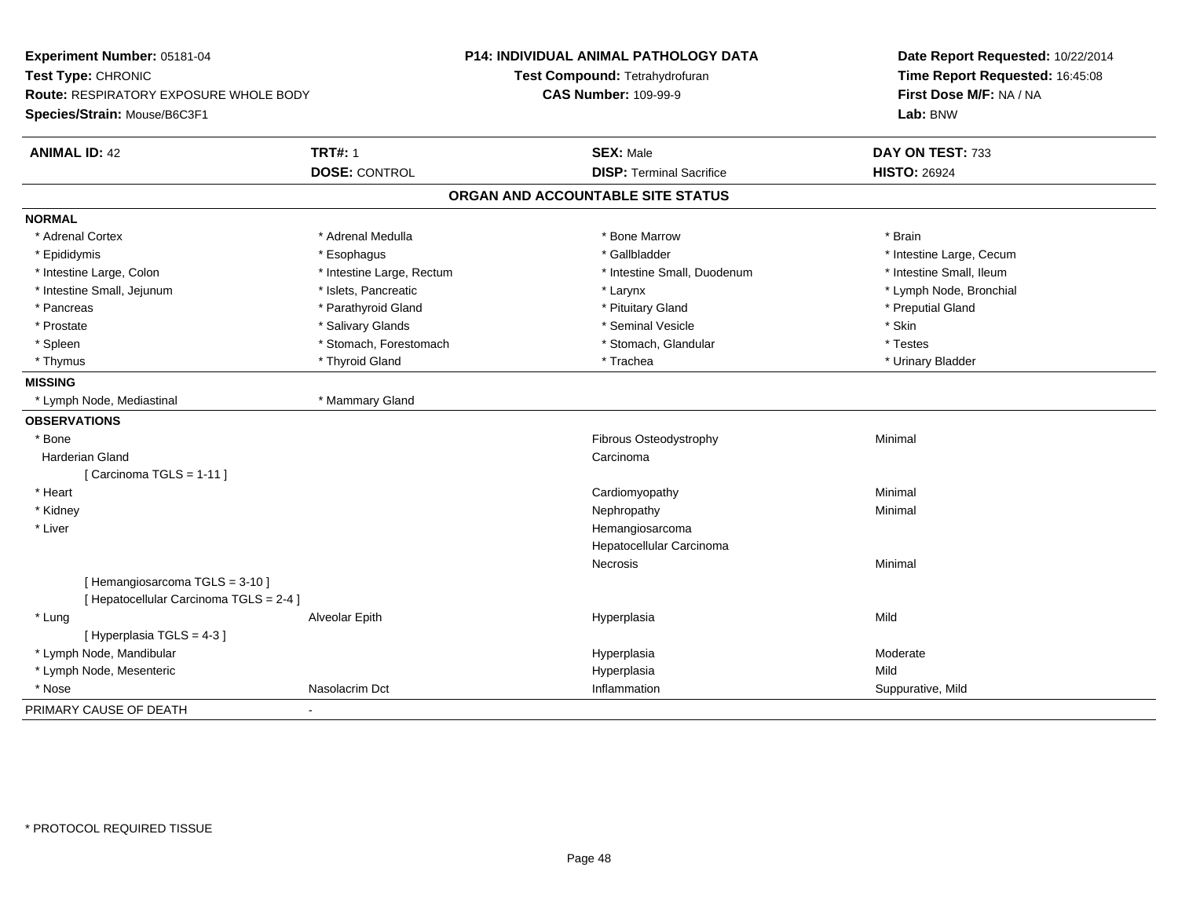**Experiment Number:** 05181-04
**Test Type:** CHRONIC
**Route:** RESPIRATORY EXPOSURE WHOLE BODY
**Species/Strain:** Mouse/B6C3F1

**P14: INDIVIDUAL ANIMAL PATHOLOGY DATA**
**Test Compound:** Tetrahydrofuran
**CAS Number:** 109-99-9

**Date Report Requested:** 10/22/2014
**Time Report Requested:** 16:45:08
**First Dose M/F:** NA / NA
**Lab:** BNW

| **ANIMAL ID:** 42 | **TRT#:** 1 | **SEX:** Male | **DAY ON TEST:** 733 |
|---|---|---|---|
| | **DOSE:** CONTROL | **DISP:** Terminal Sacrifice | **HISTO:** 26924 |

## ORGAN AND ACCOUNTABLE SITE STATUS

**NORMAL**

| | | | |
|---|---|---|---|
| * Adrenal Cortex | * Adrenal Medulla | * Bone Marrow | * Brain |
| * Epididymis | * Esophagus | * Gallbladder | * Intestine Large, Cecum |
| * Intestine Large, Colon | * Intestine Large, Rectum | * Intestine Small, Duodenum | * Intestine Small, Ileum |
| * Intestine Small, Jejunum | * Islets, Pancreatic | * Larynx | * Lymph Node, Bronchial |
| * Pancreas | * Parathyroid Gland | * Pituitary Gland | * Preputial Gland |
| * Prostate | * Salivary Glands | * Seminal Vesicle | * Skin |
| * Spleen | * Stomach, Forestomach | * Stomach, Glandular | * Testes |
| * Thymus | * Thyroid Gland | * Trachea | * Urinary Bladder |

**MISSING**

| | |
|---|---|
| * Lymph Node, Mediastinal | * Mammary Gland |

**OBSERVATIONS**

| | | | |
|---|---|---|---|
| * Bone | | Fibrous Osteodystrophy | Minimal |
| Harderian Gland | | Carcinoma | |
| [ Carcinoma TGLS = 1-11 ] | | | |
| * Heart | | Cardiomyopathy | Minimal |
| * Kidney | | Nephropathy | Minimal |
| * Liver | | Hemangiosarcoma | |
| | | Hepatocellular Carcinoma | |
| | | Necrosis | Minimal |
| [ Hemangiosarcoma TGLS = 3-10 ] | | | |
| [ Hepatocellular Carcinoma TGLS = 2-4 ] | | | |
| * Lung | Alveolar Epith | Hyperplasia | Mild |
| [ Hyperplasia TGLS = 4-3 ] | | | |
| * Lymph Node, Mandibular | | Hyperplasia | Moderate |
| * Lymph Node, Mesenteric | | Hyperplasia | Mild |
| * Nose | Nasolacrim Dct | Inflammation | Suppurative, Mild |

PRIMARY CAUSE OF DEATH -

* PROTOCOL REQUIRED TISSUE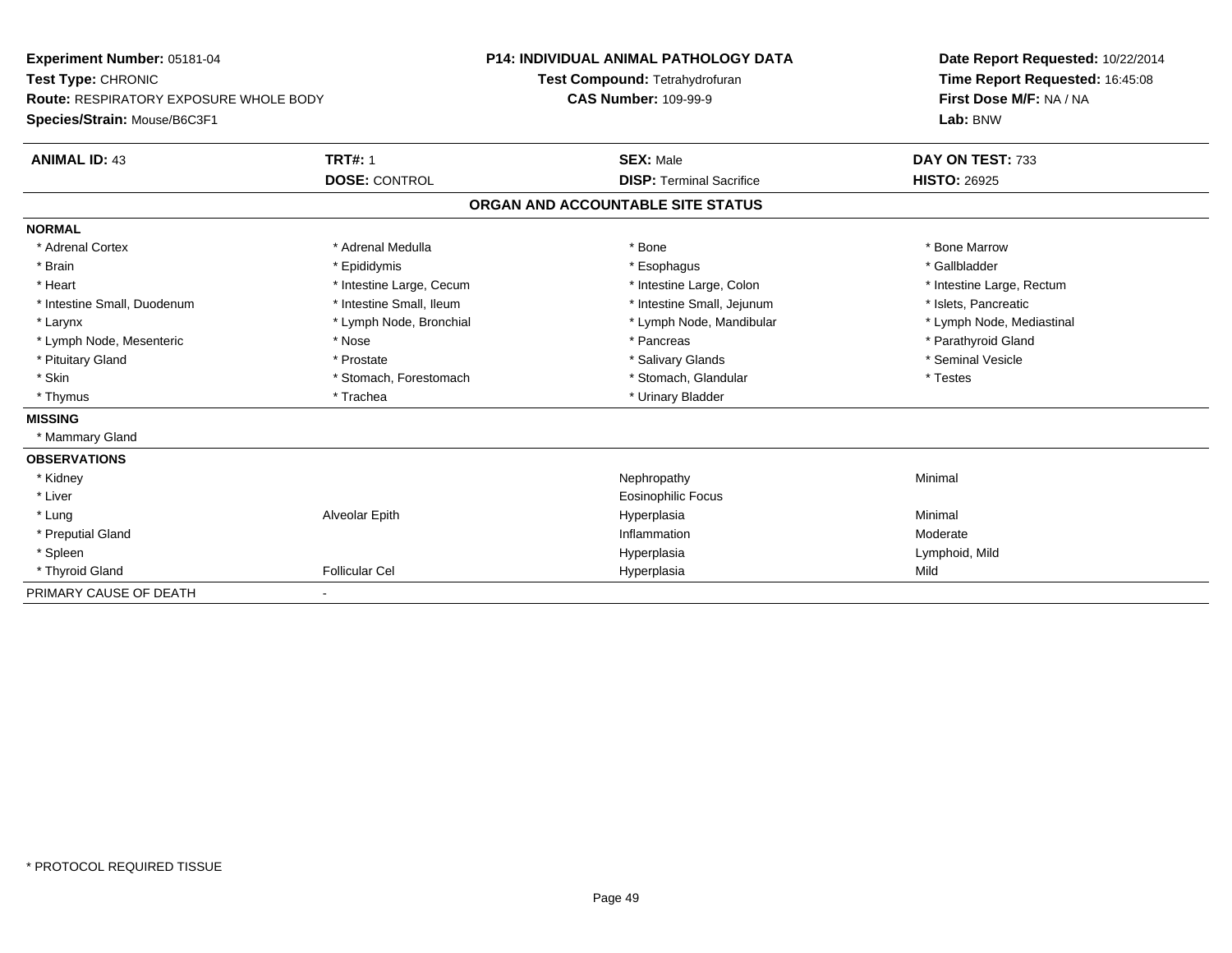**Experiment Number:** 05181-04
**Test Type:** CHRONIC
**Route:** RESPIRATORY EXPOSURE WHOLE BODY
**Species/Strain:** Mouse/B6C3F1

**P14: INDIVIDUAL ANIMAL PATHOLOGY DATA**
**Test Compound:** Tetrahydrofuran
**CAS Number:** 109-99-9

**Date Report Requested:** 10/22/2014
**Time Report Requested:** 16:45:08
**First Dose M/F:** NA / NA
**Lab:** BNW

| **ANIMAL ID:** 43 | **TRT#:** 1 | **SEX:** Male | **DAY ON TEST:** 733 |
|---|---|---|---|
| | **DOSE:** CONTROL | **DISP:** Terminal Sacrifice | **HISTO:** 26925 |

## ORGAN AND ACCOUNTABLE SITE STATUS

| | | | |
|---|---|---|---|
| **NORMAL** | | | |
| * Adrenal Cortex | * Adrenal Medulla | * Bone | * Bone Marrow |
| * Brain | * Epididymis | * Esophagus | * Gallbladder |
| * Heart | * Intestine Large, Cecum | * Intestine Large, Colon | * Intestine Large, Rectum |
| * Intestine Small, Duodenum | * Intestine Small, Ileum | * Intestine Small, Jejunum | * Islets, Pancreatic |
| * Larynx | * Lymph Node, Bronchial | * Lymph Node, Mandibular | * Lymph Node, Mediastinal |
| * Lymph Node, Mesenteric | * Nose | * Pancreas | * Parathyroid Gland |
| * Pituitary Gland | * Prostate | * Salivary Glands | * Seminal Vesicle |
| * Skin | * Stomach, Forestomach | * Stomach, Glandular | * Testes |
| * Thymus | * Trachea | * Urinary Bladder | |
| **MISSING** | | | |
| * Mammary Gland | | | |
| **OBSERVATIONS** | | | |
| * Kidney | | Nephropathy | Minimal |
| * Liver | | Eosinophilic Focus | |
| * Lung | Alveolar Epith | Hyperplasia | Minimal |
| * Preputial Gland | | Inflammation | Moderate |
| * Spleen | | Hyperplasia | Lymphoid, Mild |
| * Thyroid Gland | Follicular Cel | Hyperplasia | Mild |
| PRIMARY CAUSE OF DEATH | - | | |

* PROTOCOL REQUIRED TISSUE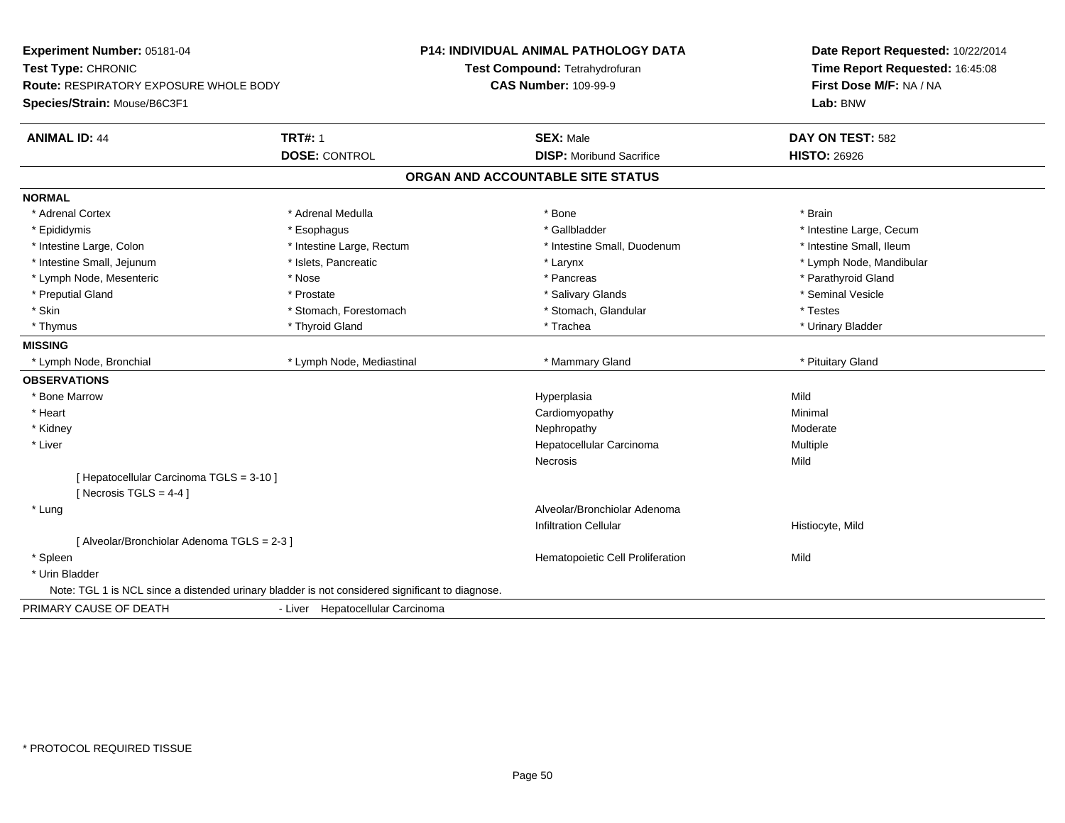**Experiment Number:** 05181-04
**Test Type:** CHRONIC
**Route:** RESPIRATORY EXPOSURE WHOLE BODY
**Species/Strain:** Mouse/B6C3F1

**P14: INDIVIDUAL ANIMAL PATHOLOGY DATA**
**Test Compound:** Tetrahydrofuran
**CAS Number:** 109-99-9

**Date Report Requested:** 10/22/2014
**Time Report Requested:** 16:45:08
**First Dose M/F:** NA / NA
**Lab:** BNW

| **ANIMAL ID:** 44 | **TRT#:** 1 | **SEX:** Male | **DAY ON TEST:** 582 |
|---|---|---|---|
| | **DOSE:** CONTROL | **DISP:** Moribund Sacrifice | **HISTO:** 26926 |

## ORGAN AND ACCOUNTABLE SITE STATUS

**NORMAL**

| | | | |
|---|---|---|---|
| * Adrenal Cortex | * Adrenal Medulla | * Bone | * Brain |
| * Epididymis | * Esophagus | * Gallbladder | * Intestine Large, Cecum |
| * Intestine Large, Colon | * Intestine Large, Rectum | * Intestine Small, Duodenum | * Intestine Small, Ileum |
| * Intestine Small, Jejunum | * Islets, Pancreatic | * Larynx | * Lymph Node, Mandibular |
| * Lymph Node, Mesenteric | * Nose | * Pancreas | * Parathyroid Gland |
| * Preputial Gland | * Prostate | * Salivary Glands | * Seminal Vesicle |
| * Skin | * Stomach, Forestomach | * Stomach, Glandular | * Testes |
| * Thymus | * Thyroid Gland | * Trachea | * Urinary Bladder |

**MISSING**

| | | | |
|---|---|---|---|
| * Lymph Node, Bronchial | * Lymph Node, Mediastinal | * Mammary Gland | * Pituitary Gland |

**OBSERVATIONS**

| Organ | Observation | Severity |
|---|---|---|
| * Bone Marrow | Hyperplasia | Mild |
| * Heart | Cardiomyopathy | Minimal |
| * Kidney | Nephropathy | Moderate |
| * Liver | Hepatocellular Carcinoma | Multiple |
| | Necrosis | Mild |
| [ Hepatocellular Carcinoma TGLS = 3-10 ] | | |
| [ Necrosis TGLS = 4-4 ] | | |
| * Lung | Alveolar/Bronchiolar Adenoma | |
| | Infiltration Cellular | Histiocyte, Mild |
| [ Alveolar/Bronchiolar Adenoma TGLS = 2-3 ] | | |
| * Spleen | Hematopoietic Cell Proliferation | Mild |
| * Urin Bladder | | |

Note: TGL 1 is NCL since a distended urinary bladder is not considered significant to diagnose.

PRIMARY CAUSE OF DEATH - Liver Hepatocellular Carcinoma

* PROTOCOL REQUIRED TISSUE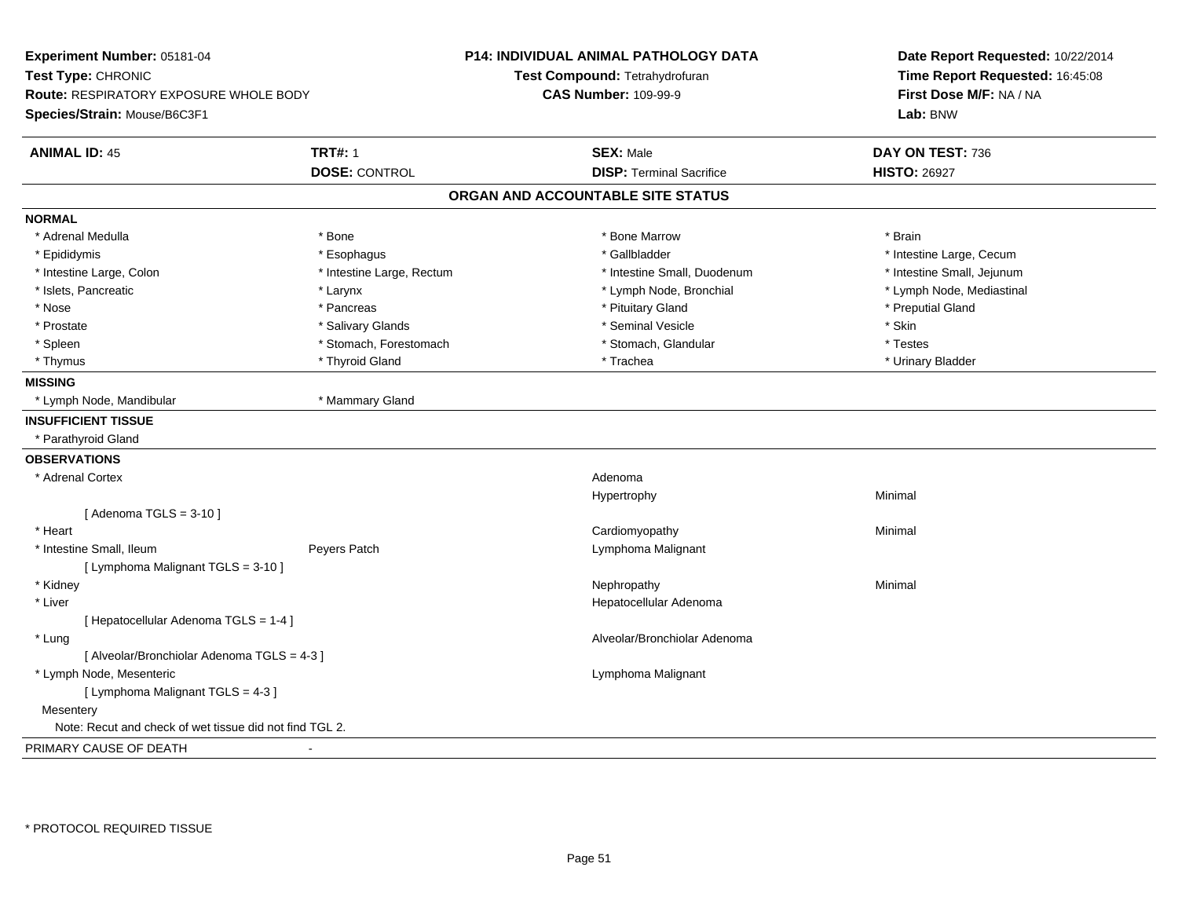**Experiment Number:** 05181-04
**Test Type:** CHRONIC
**Route:** RESPIRATORY EXPOSURE WHOLE BODY
**Species/Strain:** Mouse/B6C3F1

**P14: INDIVIDUAL ANIMAL PATHOLOGY DATA**
**Test Compound:** Tetrahydrofuran
**CAS Number:** 109-99-9

**Date Report Requested:** 10/22/2014
**Time Report Requested:** 16:45:08
**First Dose M/F:** NA / NA
**Lab:** BNW

| **ANIMAL ID:** 45 | **TRT#:** 1 | **SEX:** Male | **DAY ON TEST:** 736 |
|---|---|---|---|
| | **DOSE:** CONTROL | **DISP:** Terminal Sacrifice | **HISTO:** 26927 |

## ORGAN AND ACCOUNTABLE SITE STATUS

**NORMAL**

| | | | |
|---|---|---|---|
| * Adrenal Medulla | * Bone | * Bone Marrow | * Brain |
| * Epididymis | * Esophagus | * Gallbladder | * Intestine Large, Cecum |
| * Intestine Large, Colon | * Intestine Large, Rectum | * Intestine Small, Duodenum | * Intestine Small, Jejunum |
| * Islets, Pancreatic | * Larynx | * Lymph Node, Bronchial | * Lymph Node, Mediastinal |
| * Nose | * Pancreas | * Pituitary Gland | * Preputial Gland |
| * Prostate | * Salivary Glands | * Seminal Vesicle | * Skin |
| * Spleen | * Stomach, Forestomach | * Stomach, Glandular | * Testes |
| * Thymus | * Thyroid Gland | * Trachea | * Urinary Bladder |

**MISSING**

* Lymph Node, Mandibular
* Mammary Gland

**INSUFFICIENT TISSUE**

* Parathyroid Gland

**OBSERVATIONS**

| Organ | Site | Observation | Severity |
|---|---|---|---|
| * Adrenal Cortex | | Adenoma | |
| | | Hypertrophy | Minimal |
| [ Adenoma TGLS = 3-10 ] | | | |
| * Heart | | Cardiomyopathy | Minimal |
| * Intestine Small, Ileum | Peyers Patch | Lymphoma Malignant | |
| [ Lymphoma Malignant TGLS = 3-10 ] | | | |
| * Kidney | | Nephropathy | Minimal |
| * Liver | | Hepatocellular Adenoma | |
| [ Hepatocellular Adenoma TGLS = 1-4 ] | | | |
| * Lung | | Alveolar/Bronchiolar Adenoma | |
| [ Alveolar/Bronchiolar Adenoma TGLS = 4-3 ] | | | |
| * Lymph Node, Mesenteric | | Lymphoma Malignant | |
| [ Lymphoma Malignant TGLS = 4-3 ] | | | |
| Mesentery | | | |

Note: Recut and check of wet tissue did not find TGL 2.

PRIMARY CAUSE OF DEATH -

\* PROTOCOL REQUIRED TISSUE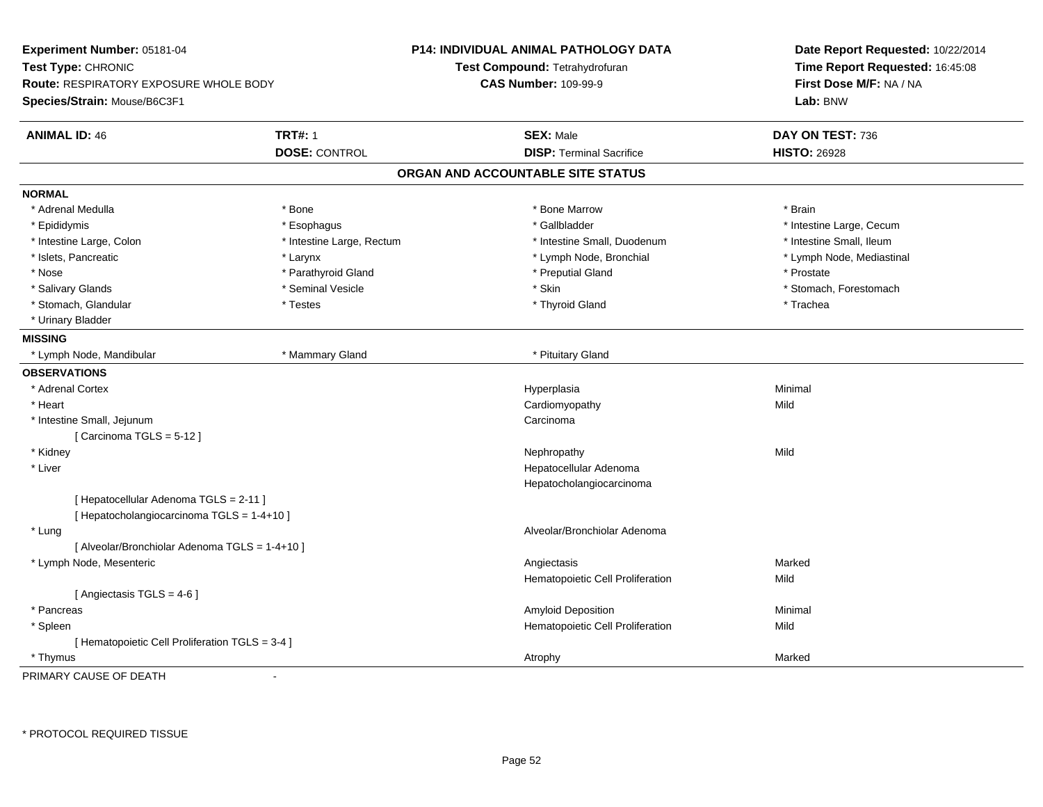**Experiment Number:** 05181-04
**Test Type:** CHRONIC
**Route:** RESPIRATORY EXPOSURE WHOLE BODY
**Species/Strain:** Mouse/B6C3F1

**P14: INDIVIDUAL ANIMAL PATHOLOGY DATA**
**Test Compound:** Tetrahydrofuran
**CAS Number:** 109-99-9

**Date Report Requested:** 10/22/2014
**Time Report Requested:** 16:45:08
**First Dose M/F:** NA / NA
**Lab:** BNW

| **ANIMAL ID:** 46 | **TRT#:** 1 | **SEX:** Male | **DAY ON TEST:** 736 |
|---|---|---|---|
| | **DOSE:** CONTROL | **DISP:** Terminal Sacrifice | **HISTO:** 26928 |

## ORGAN AND ACCOUNTABLE SITE STATUS

**NORMAL**

| | | | |
|---|---|---|---|
| * Adrenal Medulla | * Bone | * Bone Marrow | * Brain |
| * Epididymis | * Esophagus | * Gallbladder | * Intestine Large, Cecum |
| * Intestine Large, Colon | * Intestine Large, Rectum | * Intestine Small, Duodenum | * Intestine Small, Ileum |
| * Islets, Pancreatic | * Larynx | * Lymph Node, Bronchial | * Lymph Node, Mediastinal |
| * Nose | * Parathyroid Gland | * Preputial Gland | * Prostate |
| * Salivary Glands | * Seminal Vesicle | * Skin | * Stomach, Forestomach |
| * Stomach, Glandular | * Testes | * Thyroid Gland | * Trachea |
| * Urinary Bladder | | | |

**MISSING**

| | | |
|---|---|---|
| * Lymph Node, Mandibular | * Mammary Gland | * Pituitary Gland |

**OBSERVATIONS**

| Organ | Observation | Severity |
|---|---|---|
| * Adrenal Cortex | Hyperplasia | Minimal |
| * Heart | Cardiomyopathy | Mild |
| * Intestine Small, Jejunum | Carcinoma | |
| [ Carcinoma TGLS = 5-12 ] | | |
| * Kidney | Nephropathy | Mild |
| * Liver | Hepatocellular Adenoma | |
| | Hepatocholangiocarcinoma | |
| [ Hepatocellular Adenoma TGLS = 2-11 ] | | |
| [ Hepatocholangiocarcinoma TGLS = 1-4+10 ] | | |
| * Lung | Alveolar/Bronchiolar Adenoma | |
| [ Alveolar/Bronchiolar Adenoma TGLS = 1-4+10 ] | | |
| * Lymph Node, Mesenteric | Angiectasis | Marked |
| | Hematopoietic Cell Proliferation | Mild |
| [ Angiectasis TGLS = 4-6 ] | | |
| * Pancreas | Amyloid Deposition | Minimal |
| * Spleen | Hematopoietic Cell Proliferation | Mild |
| [ Hematopoietic Cell Proliferation TGLS = 3-4 ] | | |
| * Thymus | Atrophy | Marked |

PRIMARY CAUSE OF DEATH -

* PROTOCOL REQUIRED TISSUE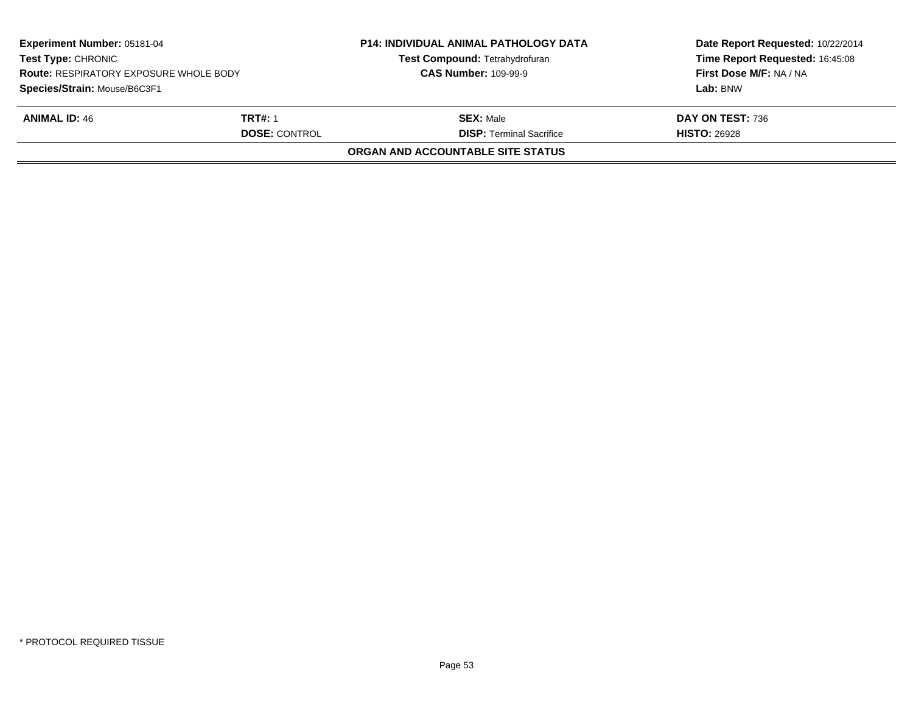**Experiment Number:** 05181-04
**Test Type:** CHRONIC
**Route:** RESPIRATORY EXPOSURE WHOLE BODY
**Species/Strain:** Mouse/B6C3F1

**P14: INDIVIDUAL ANIMAL PATHOLOGY DATA**
**Test Compound:** Tetrahydrofuran
**CAS Number:** 109-99-9

**Date Report Requested:** 10/22/2014
**Time Report Requested:** 16:45:08
**First Dose M/F:** NA / NA
**Lab:** BNW

| **ANIMAL ID:** 46 | **TRT#:** 1 | **SEX:** Male | **DAY ON TEST:** 736 |
|---|---|---|---|
| | **DOSE:** CONTROL | **DISP:** Terminal Sacrifice | **HISTO:** 26928 |

**ORGAN AND ACCOUNTABLE SITE STATUS**

* PROTOCOL REQUIRED TISSUE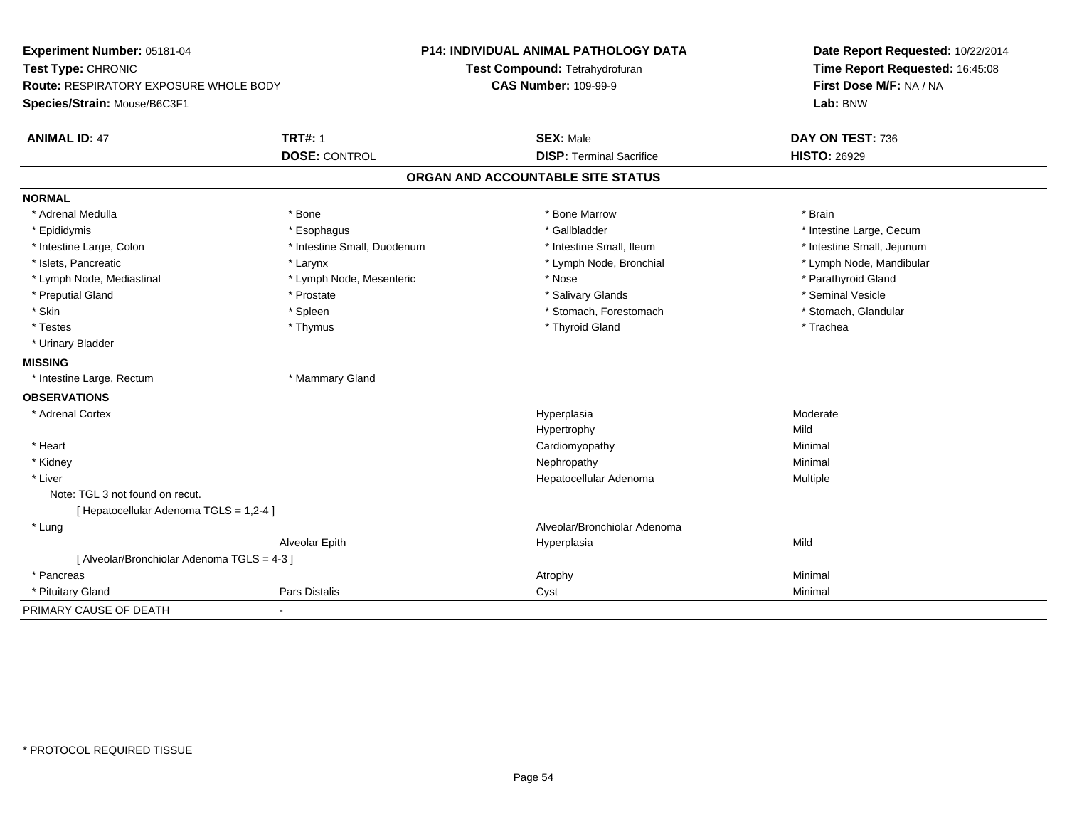**Experiment Number:** 05181-04
**Test Type:** CHRONIC
**Route:** RESPIRATORY EXPOSURE WHOLE BODY
**Species/Strain:** Mouse/B6C3F1

**P14: INDIVIDUAL ANIMAL PATHOLOGY DATA**
**Test Compound:** Tetrahydrofuran
**CAS Number:** 109-99-9

**Date Report Requested:** 10/22/2014
**Time Report Requested:** 16:45:08
**First Dose M/F:** NA / NA
**Lab:** BNW

| **ANIMAL ID:** 47 | **TRT#:** 1 | **SEX:** Male | **DAY ON TEST:** 736 |
|---|---|---|---|
| | **DOSE:** CONTROL | **DISP:** Terminal Sacrifice | **HISTO:** 26929 |

## ORGAN AND ACCOUNTABLE SITE STATUS

**NORMAL**

| | | | |
|---|---|---|---|
| * Adrenal Medulla | * Bone | * Bone Marrow | * Brain |
| * Epididymis | * Esophagus | * Gallbladder | * Intestine Large, Cecum |
| * Intestine Large, Colon | * Intestine Small, Duodenum | * Intestine Small, Ileum | * Intestine Small, Jejunum |
| * Islets, Pancreatic | * Larynx | * Lymph Node, Bronchial | * Lymph Node, Mandibular |
| * Lymph Node, Mediastinal | * Lymph Node, Mesenteric | * Nose | * Parathyroid Gland |
| * Preputial Gland | * Prostate | * Salivary Glands | * Seminal Vesicle |
| * Skin | * Spleen | * Stomach, Forestomach | * Stomach, Glandular |
| * Testes | * Thymus | * Thyroid Gland | * Trachea |
| * Urinary Bladder | | | |

**MISSING**

| | |
|---|---|
| * Intestine Large, Rectum | * Mammary Gland |

**OBSERVATIONS**

| Organ | Site | Observation | Severity |
|---|---|---|---|
| * Adrenal Cortex | | Hyperplasia | Moderate |
| | | Hypertrophy | Mild |
| * Heart | | Cardiomyopathy | Minimal |
| * Kidney | | Nephropathy | Minimal |
| * Liver | | Hepatocellular Adenoma | Multiple |
| Note: TGL 3 not found on recut. | | | |
| [ Hepatocellular Adenoma TGLS = 1,2-4 ] | | | |
| * Lung | | Alveolar/Bronchiolar Adenoma | |
| | Alveolar Epith | Hyperplasia | Mild |
| [ Alveolar/Bronchiolar Adenoma TGLS = 4-3 ] | | | |
| * Pancreas | | Atrophy | Minimal |
| * Pituitary Gland | Pars Distalis | Cyst | Minimal |

PRIMARY CAUSE OF DEATH -

\* PROTOCOL REQUIRED TISSUE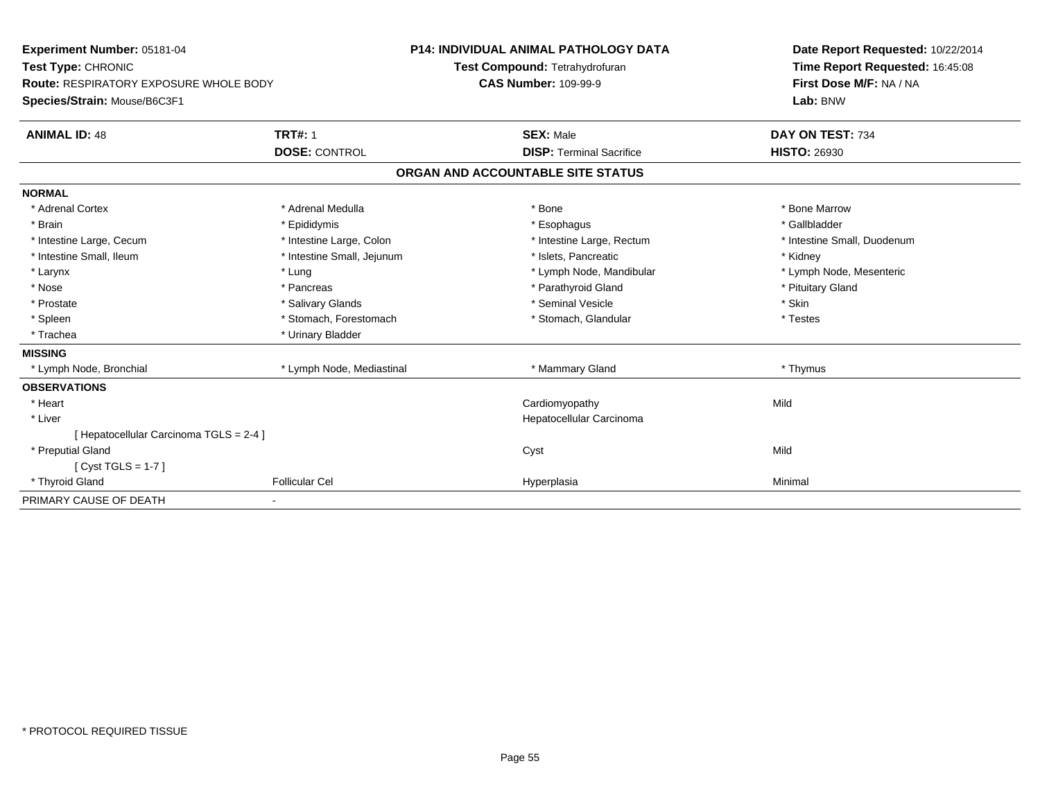**Experiment Number:** 05181-04
**Test Type:** CHRONIC
**Route:** RESPIRATORY EXPOSURE WHOLE BODY
**Species/Strain:** Mouse/B6C3F1

**P14: INDIVIDUAL ANIMAL PATHOLOGY DATA**
**Test Compound:** Tetrahydrofuran
**CAS Number:** 109-99-9

**Date Report Requested:** 10/22/2014
**Time Report Requested:** 16:45:08
**First Dose M/F:** NA / NA
**Lab:** BNW

| **ANIMAL ID:** 48 | **TRT#:** 1 | **SEX:** Male | **DAY ON TEST:** 734 |
|---|---|---|---|
| | **DOSE:** CONTROL | **DISP:** Terminal Sacrifice | **HISTO:** 26930 |

## ORGAN AND ACCOUNTABLE SITE STATUS

| | | | |
|---|---|---|---|
| **NORMAL** | | | |
| * Adrenal Cortex | * Adrenal Medulla | * Bone | * Bone Marrow |
| * Brain | * Epididymis | * Esophagus | * Gallbladder |
| * Intestine Large, Cecum | * Intestine Large, Colon | * Intestine Large, Rectum | * Intestine Small, Duodenum |
| * Intestine Small, Ileum | * Intestine Small, Jejunum | * Islets, Pancreatic | * Kidney |
| * Larynx | * Lung | * Lymph Node, Mandibular | * Lymph Node, Mesenteric |
| * Nose | * Pancreas | * Parathyroid Gland | * Pituitary Gland |
| * Prostate | * Salivary Glands | * Seminal Vesicle | * Skin |
| * Spleen | * Stomach, Forestomach | * Stomach, Glandular | * Testes |
| * Trachea | * Urinary Bladder | | |
| **MISSING** | | | |
| * Lymph Node, Bronchial | * Lymph Node, Mediastinal | * Mammary Gland | * Thymus |
| **OBSERVATIONS** | | | |
| * Heart | | Cardiomyopathy | Mild |
| * Liver | | Hepatocellular Carcinoma | |
| [ Hepatocellular Carcinoma TGLS = 2-4 ] | | | |
| * Preputial Gland | | Cyst | Mild |
| [ Cyst TGLS = 1-7 ] | | | |
| * Thyroid Gland | Follicular Cel | Hyperplasia | Minimal |
| PRIMARY CAUSE OF DEATH | - | | |

* PROTOCOL REQUIRED TISSUE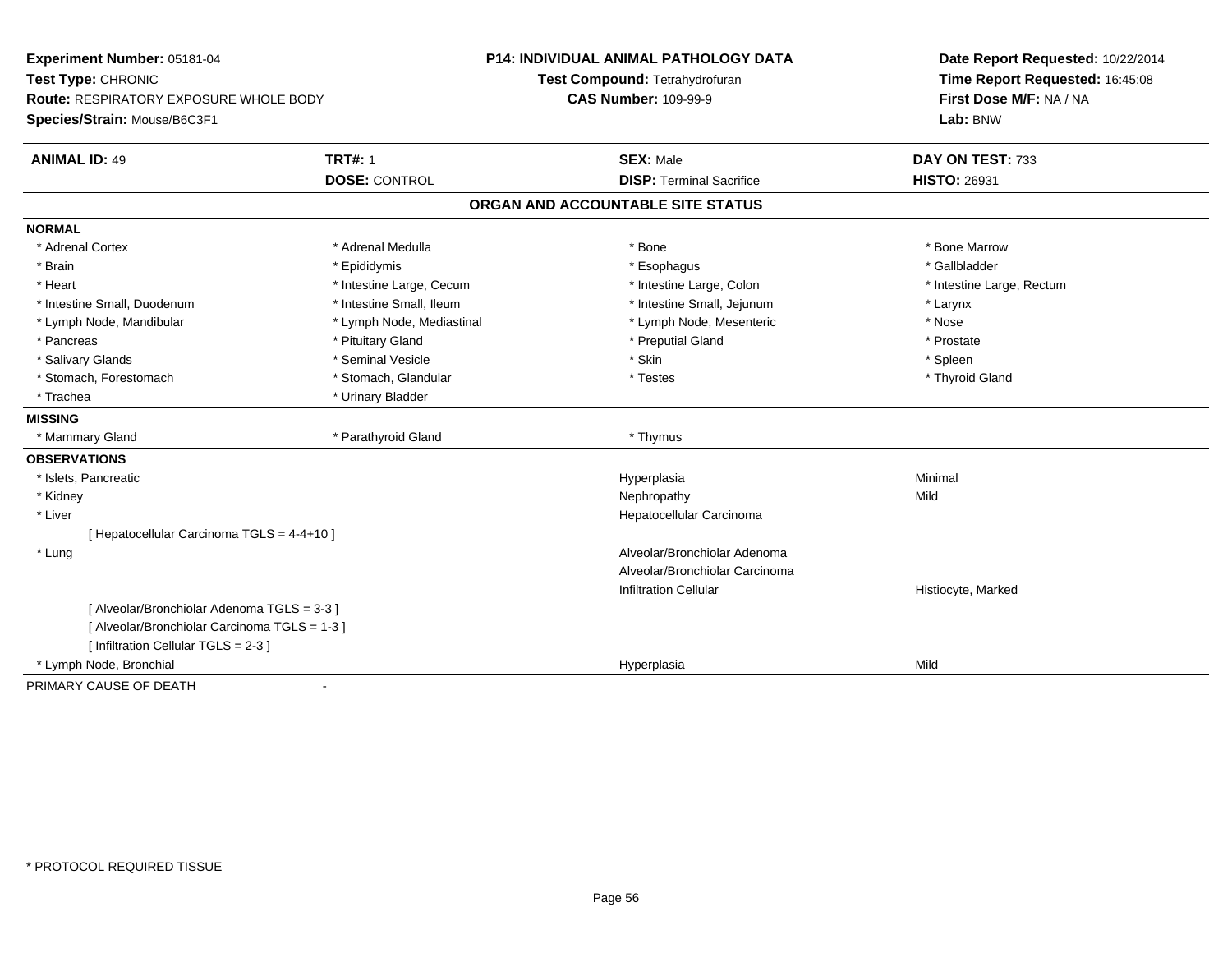**Experiment Number:** 05181-04
**Test Type:** CHRONIC
**Route:** RESPIRATORY EXPOSURE WHOLE BODY
**Species/Strain:** Mouse/B6C3F1

**P14: INDIVIDUAL ANIMAL PATHOLOGY DATA**
**Test Compound:** Tetrahydrofuran
**CAS Number:** 109-99-9

**Date Report Requested:** 10/22/2014
**Time Report Requested:** 16:45:08
**First Dose M/F:** NA / NA
**Lab:** BNW

| **ANIMAL ID:** 49 | **TRT#:** 1 | **SEX:** Male | **DAY ON TEST:** 733 |
|---|---|---|---|
| | **DOSE:** CONTROL | **DISP:** Terminal Sacrifice | **HISTO:** 26931 |

## ORGAN AND ACCOUNTABLE SITE STATUS

**NORMAL**

| | | | |
|---|---|---|---|
| * Adrenal Cortex | * Adrenal Medulla | * Bone | * Bone Marrow |
| * Brain | * Epididymis | * Esophagus | * Gallbladder |
| * Heart | * Intestine Large, Cecum | * Intestine Large, Colon | * Intestine Large, Rectum |
| * Intestine Small, Duodenum | * Intestine Small, Ileum | * Intestine Small, Jejunum | * Larynx |
| * Lymph Node, Mandibular | * Lymph Node, Mediastinal | * Lymph Node, Mesenteric | * Nose |
| * Pancreas | * Pituitary Gland | * Preputial Gland | * Prostate |
| * Salivary Glands | * Seminal Vesicle | * Skin | * Spleen |
| * Stomach, Forestomach | * Stomach, Glandular | * Testes | * Thyroid Gland |
| * Trachea | * Urinary Bladder | | |

**MISSING**

| | | |
|---|---|---|
| * Mammary Gland | * Parathyroid Gland | * Thymus |

**OBSERVATIONS**

| | | |
|---|---|---|
| * Islets, Pancreatic | Hyperplasia | Minimal |
| * Kidney | Nephropathy | Mild |
| * Liver | Hepatocellular Carcinoma | |
| [ Hepatocellular Carcinoma TGLS = 4-4+10 ] | | |
| * Lung | Alveolar/Bronchiolar Adenoma | |
| | Alveolar/Bronchiolar Carcinoma | |
| | Infiltration Cellular | Histiocyte, Marked |
| [ Alveolar/Bronchiolar Adenoma TGLS = 3-3 ] | | |
| [ Alveolar/Bronchiolar Carcinoma TGLS = 1-3 ] | | |
| [ Infiltration Cellular TGLS = 2-3 ] | | |
| * Lymph Node, Bronchial | Hyperplasia | Mild |

PRIMARY CAUSE OF DEATH -

\* PROTOCOL REQUIRED TISSUE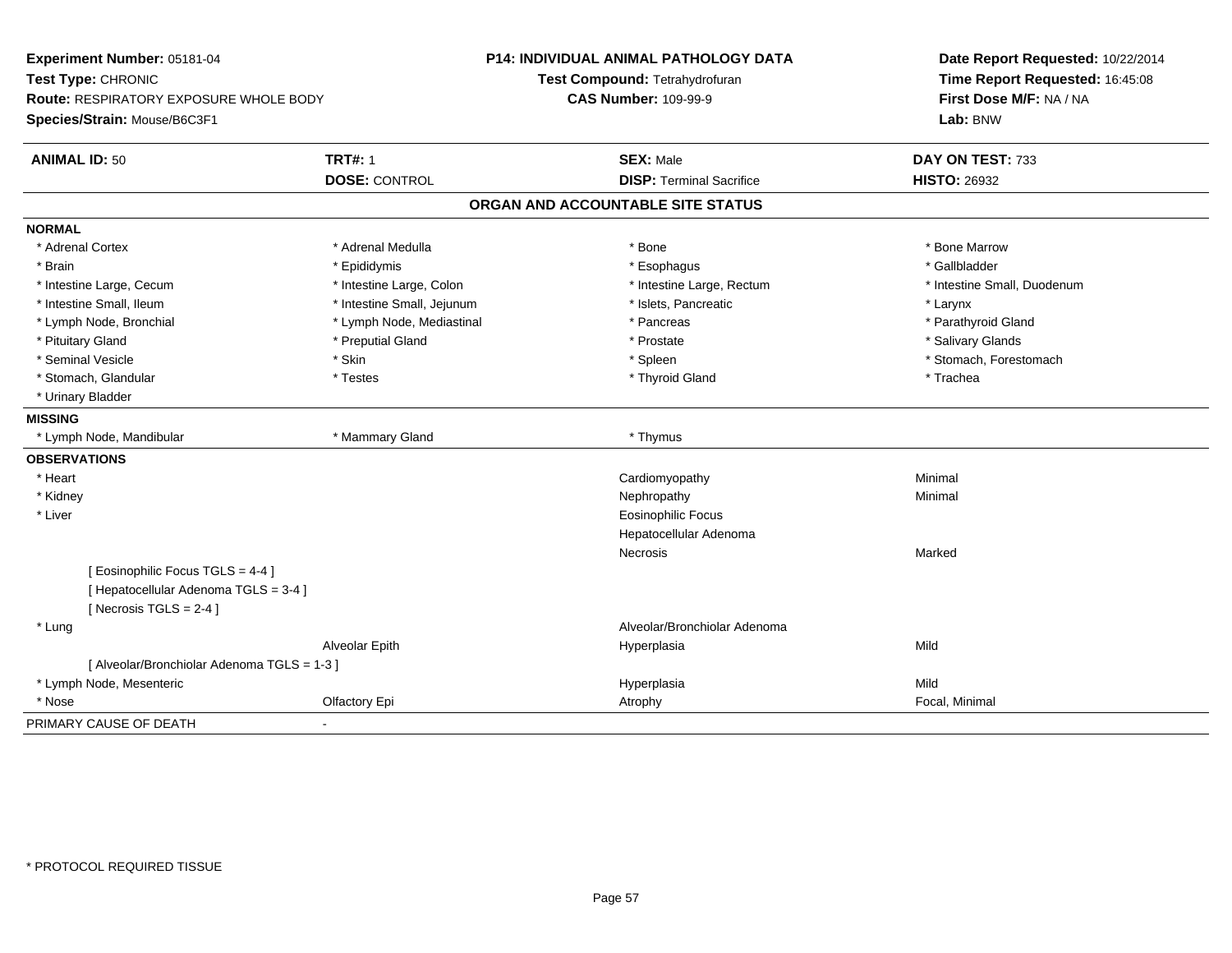**Experiment Number:** 05181-04
**Test Type:** CHRONIC
**Route:** RESPIRATORY EXPOSURE WHOLE BODY
**Species/Strain:** Mouse/B6C3F1

**P14: INDIVIDUAL ANIMAL PATHOLOGY DATA**
**Test Compound:** Tetrahydrofuran
**CAS Number:** 109-99-9

**Date Report Requested:** 10/22/2014
**Time Report Requested:** 16:45:08
**First Dose M/F:** NA / NA
**Lab:** BNW

| **ANIMAL ID:** 50 | **TRT#:** 1 | **SEX:** Male | **DAY ON TEST:** 733 |
|---|---|---|---|
| | **DOSE:** CONTROL | **DISP:** Terminal Sacrifice | **HISTO:** 26932 |

## ORGAN AND ACCOUNTABLE SITE STATUS

**NORMAL**

| | | | |
|---|---|---|---|
| * Adrenal Cortex | * Adrenal Medulla | * Bone | * Bone Marrow |
| * Brain | * Epididymis | * Esophagus | * Gallbladder |
| * Intestine Large, Cecum | * Intestine Large, Colon | * Intestine Large, Rectum | * Intestine Small, Duodenum |
| * Intestine Small, Ileum | * Intestine Small, Jejunum | * Islets, Pancreatic | * Larynx |
| * Lymph Node, Bronchial | * Lymph Node, Mediastinal | * Pancreas | * Parathyroid Gland |
| * Pituitary Gland | * Preputial Gland | * Prostate | * Salivary Glands |
| * Seminal Vesicle | * Skin | * Spleen | * Stomach, Forestomach |
| * Stomach, Glandular | * Testes | * Thyroid Gland | * Trachea |
| * Urinary Bladder | | | |

**MISSING**

| | | |
|---|---|---|
| * Lymph Node, Mandibular | * Mammary Gland | * Thymus |

**OBSERVATIONS**

| Organ | Site | Observation | Severity |
|---|---|---|---|
| * Heart | | Cardiomyopathy | Minimal |
| * Kidney | | Nephropathy | Minimal |
| * Liver | | Eosinophilic Focus | |
| | | Hepatocellular Adenoma | |
| | | Necrosis | Marked |
| [ Eosinophilic Focus TGLS = 4-4 ] | | | |
| [ Hepatocellular Adenoma TGLS = 3-4 ] | | | |
| [ Necrosis TGLS = 2-4 ] | | | |
| * Lung | | Alveolar/Bronchiolar Adenoma | |
| | Alveolar Epith | Hyperplasia | Mild |
| [ Alveolar/Bronchiolar Adenoma TGLS = 1-3 ] | | | |
| * Lymph Node, Mesenteric | | Hyperplasia | Mild |
| * Nose | Olfactory Epi | Atrophy | Focal, Minimal |

PRIMARY CAUSE OF DEATH -

* PROTOCOL REQUIRED TISSUE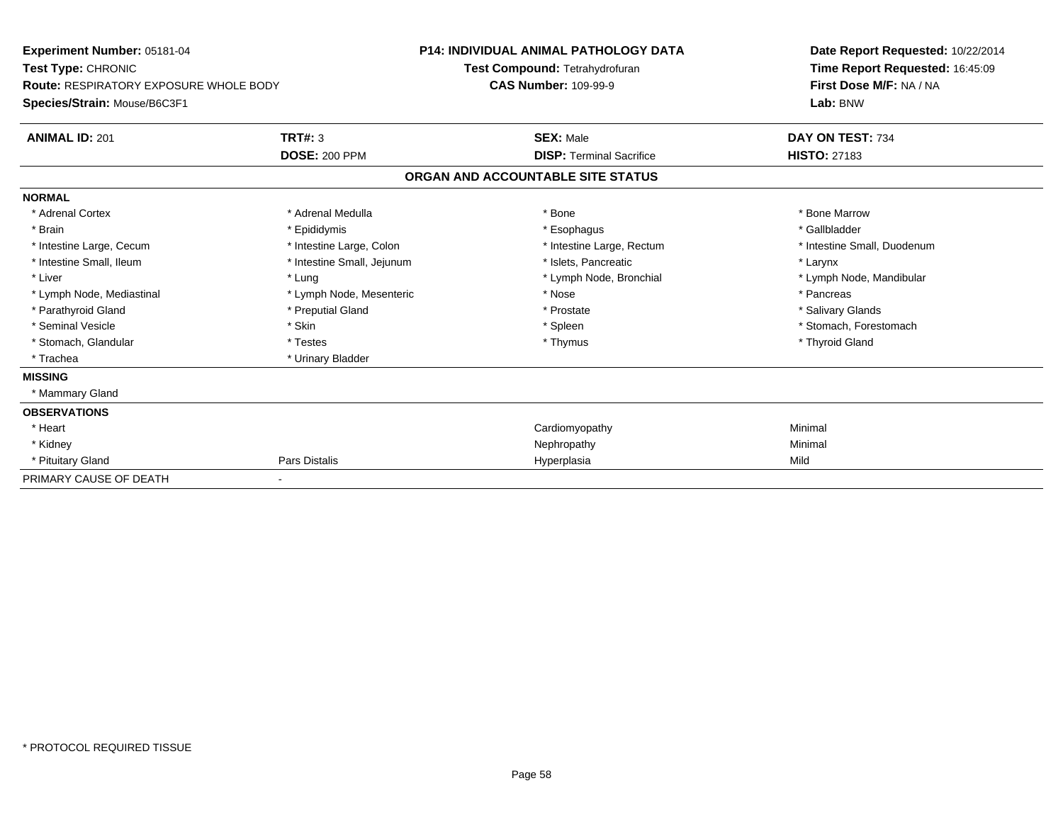**Experiment Number:** 05181-04
**Test Type:** CHRONIC
**Route:** RESPIRATORY EXPOSURE WHOLE BODY
**Species/Strain:** Mouse/B6C3F1

**P14: INDIVIDUAL ANIMAL PATHOLOGY DATA**
**Test Compound:** Tetrahydrofuran
**CAS Number:** 109-99-9

**Date Report Requested:** 10/22/2014
**Time Report Requested:** 16:45:09
**First Dose M/F:** NA / NA
**Lab:** BNW

| **ANIMAL ID:** 201 | **TRT#:** 3 | **SEX:** Male | **DAY ON TEST:** 734 |
|---|---|---|---|
| | **DOSE:** 200 PPM | **DISP:** Terminal Sacrifice | **HISTO:** 27183 |

## ORGAN AND ACCOUNTABLE SITE STATUS

| | | | |
|---|---|---|---|
| **NORMAL** | | | |
| * Adrenal Cortex | * Adrenal Medulla | * Bone | * Bone Marrow |
| * Brain | * Epididymis | * Esophagus | * Gallbladder |
| * Intestine Large, Cecum | * Intestine Large, Colon | * Intestine Large, Rectum | * Intestine Small, Duodenum |
| * Intestine Small, Ileum | * Intestine Small, Jejunum | * Islets, Pancreatic | * Larynx |
| * Liver | * Lung | * Lymph Node, Bronchial | * Lymph Node, Mandibular |
| * Lymph Node, Mediastinal | * Lymph Node, Mesenteric | * Nose | * Pancreas |
| * Parathyroid Gland | * Preputial Gland | * Prostate | * Salivary Glands |
| * Seminal Vesicle | * Skin | * Spleen | * Stomach, Forestomach |
| * Stomach, Glandular | * Testes | * Thymus | * Thyroid Gland |
| * Trachea | * Urinary Bladder | | |
| **MISSING** | | | |
| * Mammary Gland | | | |
| **OBSERVATIONS** | | | |
| * Heart | | Cardiomyopathy | Minimal |
| * Kidney | | Nephropathy | Minimal |
| * Pituitary Gland | Pars Distalis | Hyperplasia | Mild |
| PRIMARY CAUSE OF DEATH | - | | |

* PROTOCOL REQUIRED TISSUE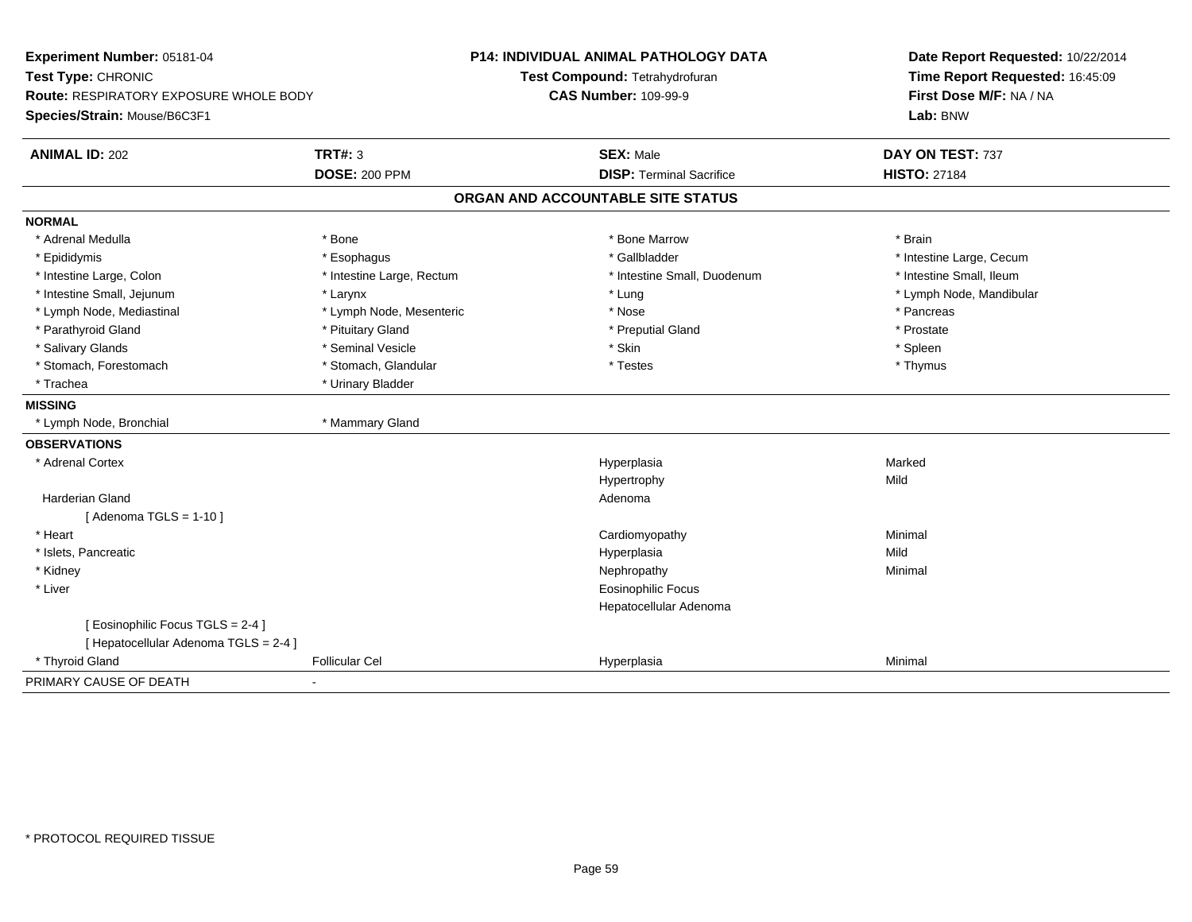**Experiment Number:** 05181-04
**Test Type:** CHRONIC
**Route:** RESPIRATORY EXPOSURE WHOLE BODY
**Species/Strain:** Mouse/B6C3F1

**P14: INDIVIDUAL ANIMAL PATHOLOGY DATA**
**Test Compound:** Tetrahydrofuran
**CAS Number:** 109-99-9

**Date Report Requested:** 10/22/2014
**Time Report Requested:** 16:45:09
**First Dose M/F:** NA / NA
**Lab:** BNW

| **ANIMAL ID:** 202 | **TRT#:** 3 | **SEX:** Male | **DAY ON TEST:** 737 |
|---|---|---|---|
| | **DOSE:** 200 PPM | **DISP:** Terminal Sacrifice | **HISTO:** 27184 |

## ORGAN AND ACCOUNTABLE SITE STATUS

**NORMAL**

| | | | |
|---|---|---|---|
| * Adrenal Medulla | * Bone | * Bone Marrow | * Brain |
| * Epididymis | * Esophagus | * Gallbladder | * Intestine Large, Cecum |
| * Intestine Large, Colon | * Intestine Large, Rectum | * Intestine Small, Duodenum | * Intestine Small, Ileum |
| * Intestine Small, Jejunum | * Larynx | * Lung | * Lymph Node, Mandibular |
| * Lymph Node, Mediastinal | * Lymph Node, Mesenteric | * Nose | * Pancreas |
| * Parathyroid Gland | * Pituitary Gland | * Preputial Gland | * Prostate |
| * Salivary Glands | * Seminal Vesicle | * Skin | * Spleen |
| * Stomach, Forestomach | * Stomach, Glandular | * Testes | * Thymus |
| * Trachea | * Urinary Bladder | | |

**MISSING**

| | |
|---|---|
| * Lymph Node, Bronchial | * Mammary Gland |

**OBSERVATIONS**

| | | | |
|---|---|---|---|
| * Adrenal Cortex | | Hyperplasia | Marked |
| | | Hypertrophy | Mild |
| Harderian Gland | | Adenoma | |
| [ Adenoma TGLS = 1-10 ] | | | |
| * Heart | | Cardiomyopathy | Minimal |
| * Islets, Pancreatic | | Hyperplasia | Mild |
| * Kidney | | Nephropathy | Minimal |
| * Liver | | Eosinophilic Focus | |
| | | Hepatocellular Adenoma | |
| [ Eosinophilic Focus TGLS = 2-4 ] | | | |
| [ Hepatocellular Adenoma TGLS = 2-4 ] | | | |
| * Thyroid Gland | Follicular Cel | Hyperplasia | Minimal |

PRIMARY CAUSE OF DEATH -

* PROTOCOL REQUIRED TISSUE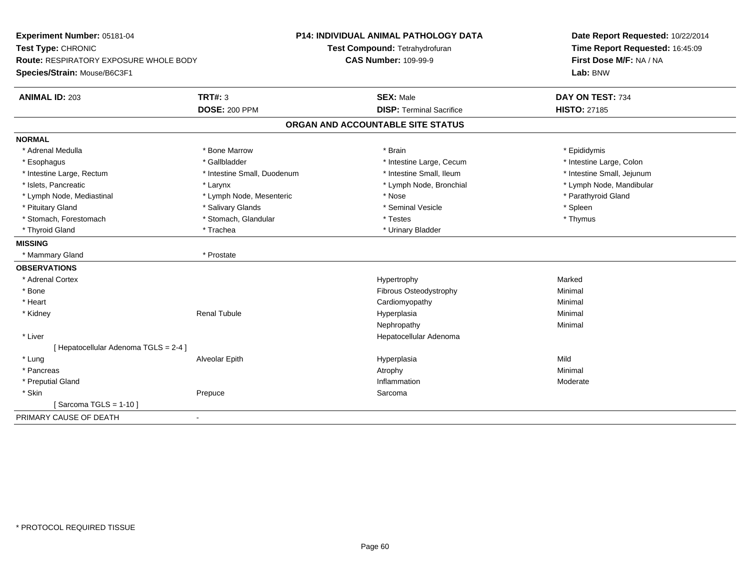**Experiment Number:** 05181-04
**Test Type:** CHRONIC
**Route:** RESPIRATORY EXPOSURE WHOLE BODY
**Species/Strain:** Mouse/B6C3F1

**P14: INDIVIDUAL ANIMAL PATHOLOGY DATA**
**Test Compound:** Tetrahydrofuran
**CAS Number:** 109-99-9

**Date Report Requested:** 10/22/2014
**Time Report Requested:** 16:45:09
**First Dose M/F:** NA / NA
**Lab:** BNW

| **ANIMAL ID:** 203 | **TRT#:** 3 | **SEX:** Male | **DAY ON TEST:** 734 |
|---|---|---|---|
| | **DOSE:** 200 PPM | **DISP:** Terminal Sacrifice | **HISTO:** 27185 |

## ORGAN AND ACCOUNTABLE SITE STATUS

| | | | |
|---|---|---|---|
| **NORMAL** | | | |
| * Adrenal Medulla | * Bone Marrow | * Brain | * Epididymis |
| * Esophagus | * Gallbladder | * Intestine Large, Cecum | * Intestine Large, Colon |
| * Intestine Large, Rectum | * Intestine Small, Duodenum | * Intestine Small, Ileum | * Intestine Small, Jejunum |
| * Islets, Pancreatic | * Larynx | * Lymph Node, Bronchial | * Lymph Node, Mandibular |
| * Lymph Node, Mediastinal | * Lymph Node, Mesenteric | * Nose | * Parathyroid Gland |
| * Pituitary Gland | * Salivary Glands | * Seminal Vesicle | * Spleen |
| * Stomach, Forestomach | * Stomach, Glandular | * Testes | * Thymus |
| * Thyroid Gland | * Trachea | * Urinary Bladder | |
| **MISSING** | | | |
| * Mammary Gland | * Prostate | | |
| **OBSERVATIONS** | | | |
| * Adrenal Cortex | | Hypertrophy | Marked |
| * Bone | | Fibrous Osteodystrophy | Minimal |
| * Heart | | Cardiomyopathy | Minimal |
| * Kidney | Renal Tubule | Hyperplasia | Minimal |
| | | Nephropathy | Minimal |
| * Liver | | Hepatocellular Adenoma | |
| [ Hepatocellular Adenoma TGLS = 2-4 ] | | | |
| * Lung | Alveolar Epith | Hyperplasia | Mild |
| * Pancreas | | Atrophy | Minimal |
| * Preputial Gland | | Inflammation | Moderate |
| * Skin | Prepuce | Sarcoma | |
| [ Sarcoma TGLS = 1-10 ] | | | |
| PRIMARY CAUSE OF DEATH | - | | |

* PROTOCOL REQUIRED TISSUE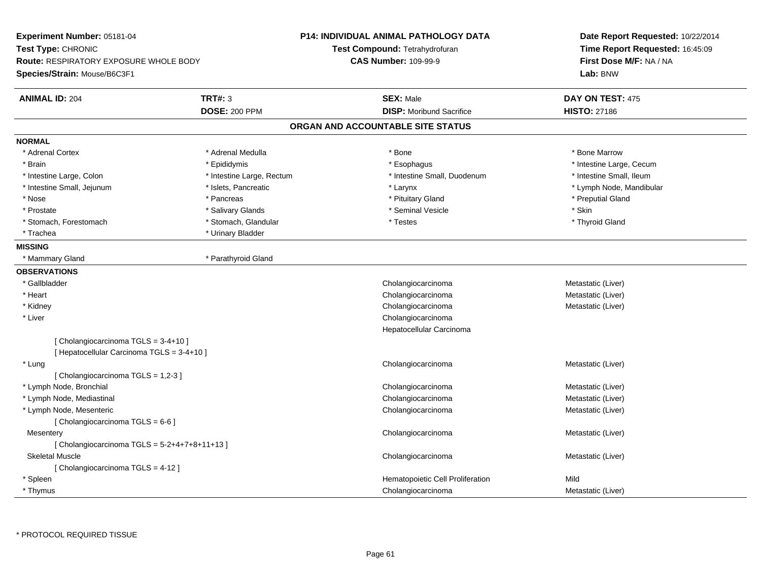**Experiment Number:** 05181-04
**Test Type:** CHRONIC
**Route:** RESPIRATORY EXPOSURE WHOLE BODY
**Species/Strain:** Mouse/B6C3F1

**P14: INDIVIDUAL ANIMAL PATHOLOGY DATA**
**Test Compound:** Tetrahydrofuran
**CAS Number:** 109-99-9

**Date Report Requested:** 10/22/2014
**Time Report Requested:** 16:45:09
**First Dose M/F:** NA / NA
**Lab:** BNW

| **ANIMAL ID:** 204 | **TRT#:** 3 | **SEX:** Male | **DAY ON TEST:** 475 |
|---|---|---|---|
| | **DOSE:** 200 PPM | **DISP:** Moribund Sacrifice | **HISTO:** 27186 |

## ORGAN AND ACCOUNTABLE SITE STATUS

**NORMAL**

| | | | |
|---|---|---|---|
| * Adrenal Cortex | * Adrenal Medulla | * Bone | * Bone Marrow |
| * Brain | * Epididymis | * Esophagus | * Intestine Large, Cecum |
| * Intestine Large, Colon | * Intestine Large, Rectum | * Intestine Small, Duodenum | * Intestine Small, Ileum |
| * Intestine Small, Jejunum | * Islets, Pancreatic | * Larynx | * Lymph Node, Mandibular |
| * Nose | * Pancreas | * Pituitary Gland | * Preputial Gland |
| * Prostate | * Salivary Glands | * Seminal Vesicle | * Skin |
| * Stomach, Forestomach | * Stomach, Glandular | * Testes | * Thyroid Gland |
| * Trachea | * Urinary Bladder | | |

**MISSING**

| | |
|---|---|
| * Mammary Gland | * Parathyroid Gland |

**OBSERVATIONS**

| Organ | Observation | Qualifier |
|---|---|---|
| * Gallbladder | Cholangiocarcinoma | Metastatic (Liver) |
| * Heart | Cholangiocarcinoma | Metastatic (Liver) |
| * Kidney | Cholangiocarcinoma | Metastatic (Liver) |
| * Liver | Cholangiocarcinoma | |
| | Hepatocellular Carcinoma | |
| [ Cholangiocarcinoma TGLS = 3-4+10 ] | | |
| [ Hepatocellular Carcinoma TGLS = 3-4+10 ] | | |
| * Lung | Cholangiocarcinoma | Metastatic (Liver) |
| [ Cholangiocarcinoma TGLS = 1,2-3 ] | | |
| * Lymph Node, Bronchial | Cholangiocarcinoma | Metastatic (Liver) |
| * Lymph Node, Mediastinal | Cholangiocarcinoma | Metastatic (Liver) |
| * Lymph Node, Mesenteric | Cholangiocarcinoma | Metastatic (Liver) |
| [ Cholangiocarcinoma TGLS = 6-6 ] | | |
| Mesentery | Cholangiocarcinoma | Metastatic (Liver) |
| [ Cholangiocarcinoma TGLS = 5-2+4+7+8+11+13 ] | | |
| Skeletal Muscle | Cholangiocarcinoma | Metastatic (Liver) |
| [ Cholangiocarcinoma TGLS = 4-12 ] | | |
| * Spleen | Hematopoietic Cell Proliferation | Mild |
| * Thymus | Cholangiocarcinoma | Metastatic (Liver) |

* PROTOCOL REQUIRED TISSUE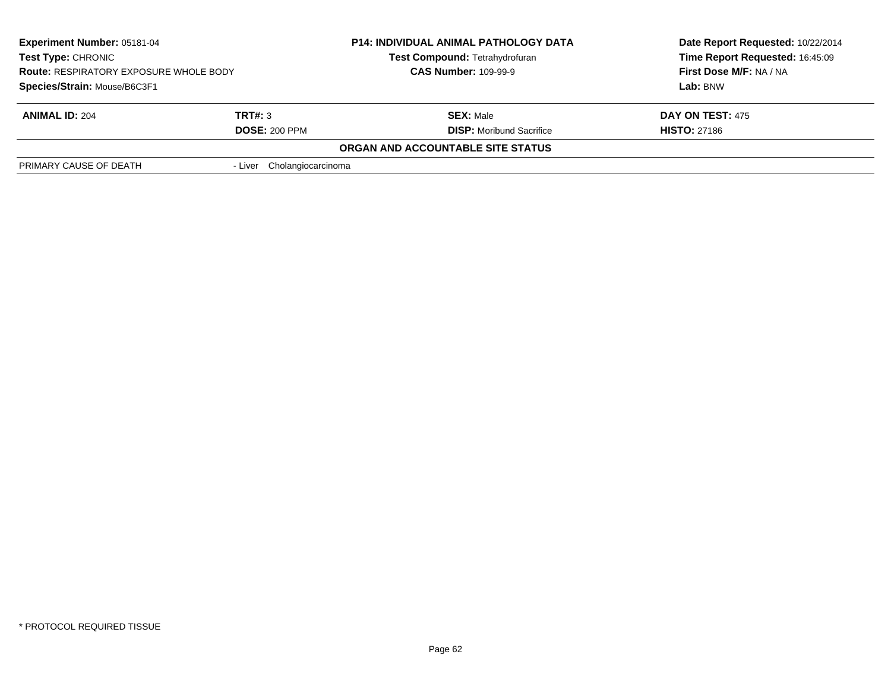**Experiment Number:** 05181-04
**Test Type:** CHRONIC
**Route:** RESPIRATORY EXPOSURE WHOLE BODY
**Species/Strain:** Mouse/B6C3F1

**P14: INDIVIDUAL ANIMAL PATHOLOGY DATA**
**Test Compound:** Tetrahydrofuran
**CAS Number:** 109-99-9

**Date Report Requested:** 10/22/2014
**Time Report Requested:** 16:45:09
**First Dose M/F:** NA / NA
**Lab:** BNW

| **ANIMAL ID:** 204 | **TRT#:** 3 | **SEX:** Male | **DAY ON TEST:** 475 |
|---|---|---|---|
| | **DOSE:** 200 PPM | **DISP:** Moribund Sacrifice | **HISTO:** 27186 |

**ORGAN AND ACCOUNTABLE SITE STATUS**

| PRIMARY CAUSE OF DEATH | - Liver Cholangiocarcinoma |
|---|---|

\* PROTOCOL REQUIRED TISSUE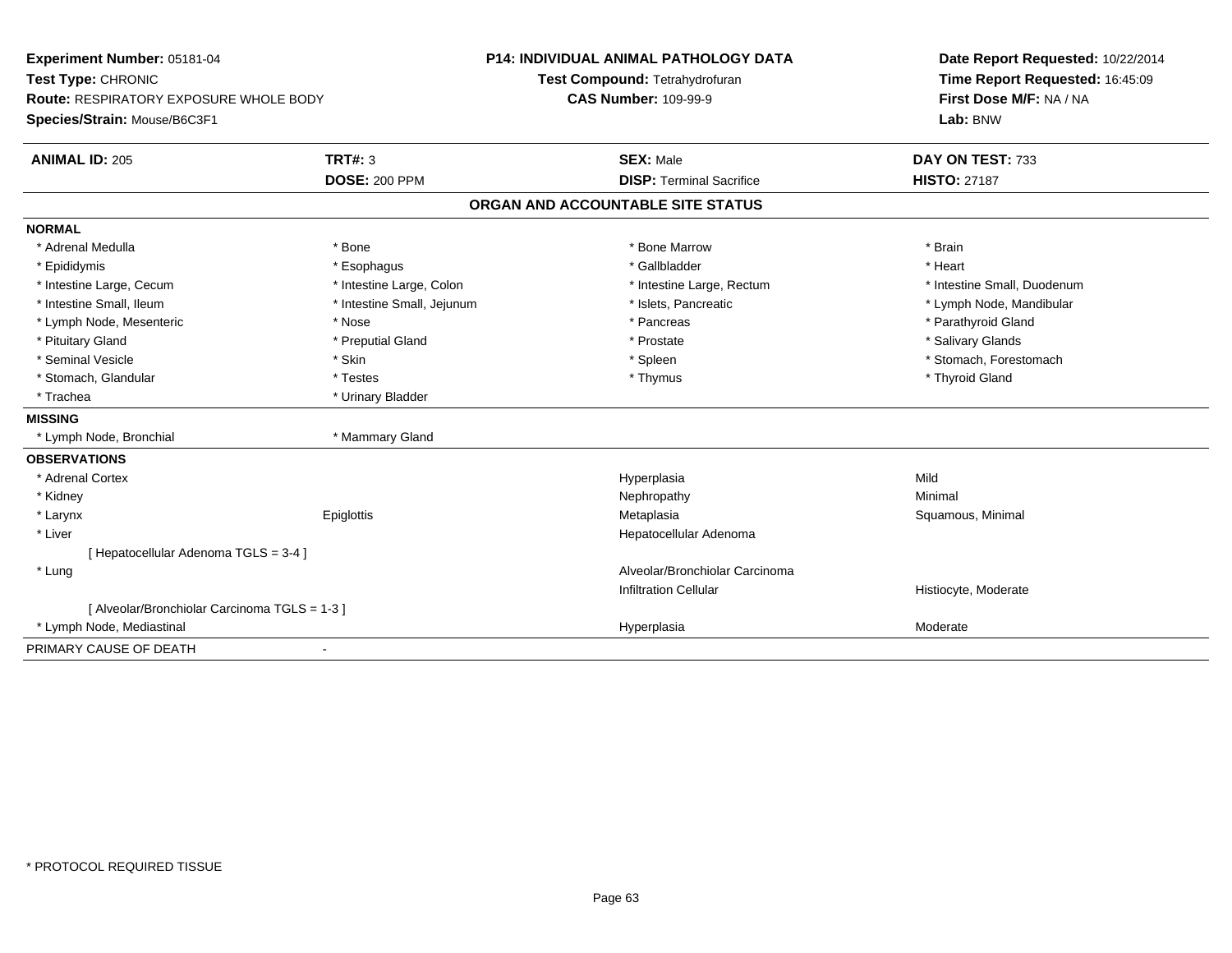**Experiment Number:** 05181-04
**Test Type:** CHRONIC
**Route:** RESPIRATORY EXPOSURE WHOLE BODY
**Species/Strain:** Mouse/B6C3F1

**P14: INDIVIDUAL ANIMAL PATHOLOGY DATA**
**Test Compound:** Tetrahydrofuran
**CAS Number:** 109-99-9

**Date Report Requested:** 10/22/2014
**Time Report Requested:** 16:45:09
**First Dose M/F:** NA / NA
**Lab:** BNW

| **ANIMAL ID:** 205 | **TRT#:** 3 | **SEX:** Male | **DAY ON TEST:** 733 |
|---|---|---|---|
| | **DOSE:** 200 PPM | **DISP:** Terminal Sacrifice | **HISTO:** 27187 |

## ORGAN AND ACCOUNTABLE SITE STATUS

| | | | |
|---|---|---|---|
| **NORMAL** | | | |
| * Adrenal Medulla | * Bone | * Bone Marrow | * Brain |
| * Epididymis | * Esophagus | * Gallbladder | * Heart |
| * Intestine Large, Cecum | * Intestine Large, Colon | * Intestine Large, Rectum | * Intestine Small, Duodenum |
| * Intestine Small, Ileum | * Intestine Small, Jejunum | * Islets, Pancreatic | * Lymph Node, Mandibular |
| * Lymph Node, Mesenteric | * Nose | * Pancreas | * Parathyroid Gland |
| * Pituitary Gland | * Preputial Gland | * Prostate | * Salivary Glands |
| * Seminal Vesicle | * Skin | * Spleen | * Stomach, Forestomach |
| * Stomach, Glandular | * Testes | * Thymus | * Thyroid Gland |
| * Trachea | * Urinary Bladder | | |
| **MISSING** | | | |
| * Lymph Node, Bronchial | * Mammary Gland | | |
| **OBSERVATIONS** | | | |
| * Adrenal Cortex | | Hyperplasia | Mild |
| * Kidney | | Nephropathy | Minimal |
| * Larynx | Epiglottis | Metaplasia | Squamous, Minimal |
| * Liver | | Hepatocellular Adenoma | |
| [ Hepatocellular Adenoma TGLS = 3-4 ] | | | |
| * Lung | | Alveolar/Bronchiolar Carcinoma | |
| | | Infiltration Cellular | Histiocyte, Moderate |
| [ Alveolar/Bronchiolar Carcinoma TGLS = 1-3 ] | | | |
| * Lymph Node, Mediastinal | | Hyperplasia | Moderate |
| PRIMARY CAUSE OF DEATH | - | | |

* PROTOCOL REQUIRED TISSUE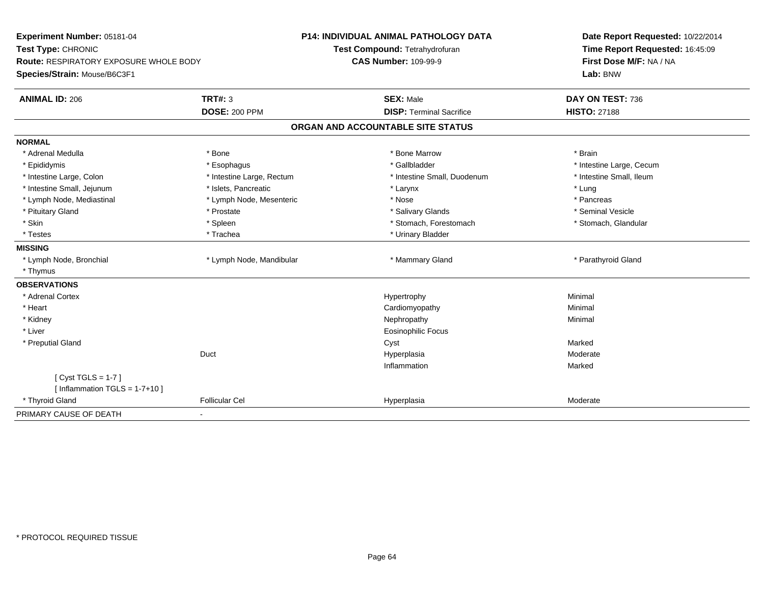**Experiment Number:** 05181-04
**Test Type:** CHRONIC
**Route:** RESPIRATORY EXPOSURE WHOLE BODY
**Species/Strain:** Mouse/B6C3F1

**P14: INDIVIDUAL ANIMAL PATHOLOGY DATA**
**Test Compound:** Tetrahydrofuran
**CAS Number:** 109-99-9

**Date Report Requested:** 10/22/2014
**Time Report Requested:** 16:45:09
**First Dose M/F:** NA / NA
**Lab:** BNW

| **ANIMAL ID:** 206 | **TRT#:** 3 | **SEX:** Male | **DAY ON TEST:** 736 |
|---|---|---|---|
| | **DOSE:** 200 PPM | **DISP:** Terminal Sacrifice | **HISTO:** 27188 |

## ORGAN AND ACCOUNTABLE SITE STATUS

| | | | |
|---|---|---|---|
| **NORMAL** | | | |
| * Adrenal Medulla | * Bone | * Bone Marrow | * Brain |
| * Epididymis | * Esophagus | * Gallbladder | * Intestine Large, Cecum |
| * Intestine Large, Colon | * Intestine Large, Rectum | * Intestine Small, Duodenum | * Intestine Small, Ileum |
| * Intestine Small, Jejunum | * Islets, Pancreatic | * Larynx | * Lung |
| * Lymph Node, Mediastinal | * Lymph Node, Mesenteric | * Nose | * Pancreas |
| * Pituitary Gland | * Prostate | * Salivary Glands | * Seminal Vesicle |
| * Skin | * Spleen | * Stomach, Forestomach | * Stomach, Glandular |
| * Testes | * Trachea | * Urinary Bladder | |
| **MISSING** | | | |
| * Lymph Node, Bronchial | * Lymph Node, Mandibular | * Mammary Gland | * Parathyroid Gland |
| * Thymus | | | |
| **OBSERVATIONS** | | | |
| * Adrenal Cortex | | Hypertrophy | Minimal |
| * Heart | | Cardiomyopathy | Minimal |
| * Kidney | | Nephropathy | Minimal |
| * Liver | | Eosinophilic Focus | |
| * Preputial Gland | | Cyst | Marked |
| | Duct | Hyperplasia | Moderate |
| | | Inflammation | Marked |
| [ Cyst TGLS = 1-7 ] | | | |
| [ Inflammation TGLS = 1-7+10 ] | | | |
| * Thyroid Gland | Follicular Cel | Hyperplasia | Moderate |
| PRIMARY CAUSE OF DEATH | - | | |

\* PROTOCOL REQUIRED TISSUE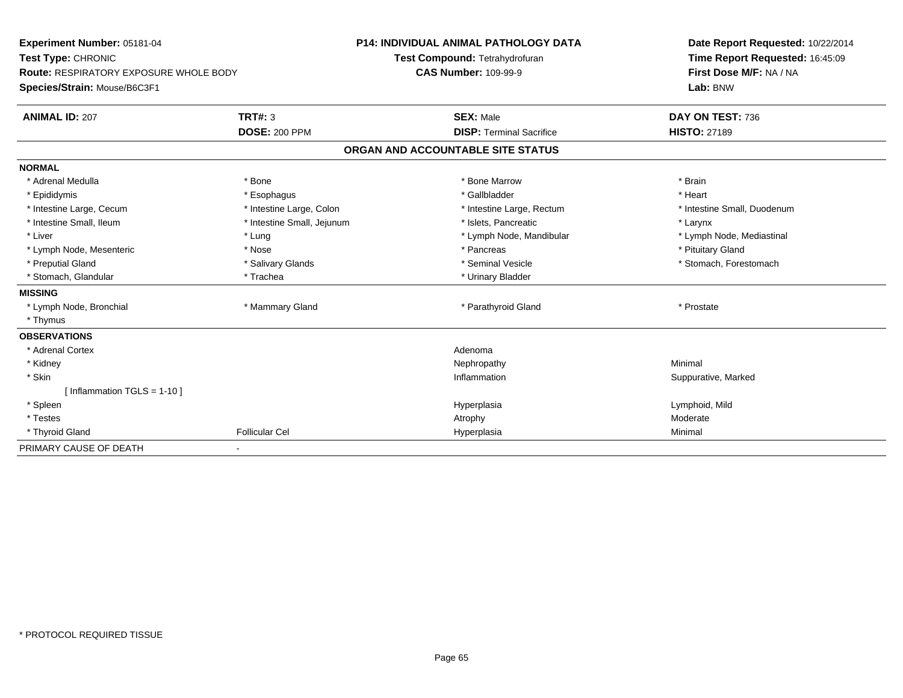**Experiment Number:** 05181-04
**Test Type:** CHRONIC
**Route:** RESPIRATORY EXPOSURE WHOLE BODY
**Species/Strain:** Mouse/B6C3F1

**P14: INDIVIDUAL ANIMAL PATHOLOGY DATA**
**Test Compound:** Tetrahydrofuran
**CAS Number:** 109-99-9

**Date Report Requested:** 10/22/2014
**Time Report Requested:** 16:45:09
**First Dose M/F:** NA / NA
**Lab:** BNW

| **ANIMAL ID:** 207 | **TRT#:** 3 | **SEX:** Male | **DAY ON TEST:** 736 |
|---|---|---|---|
| | **DOSE:** 200 PPM | **DISP:** Terminal Sacrifice | **HISTO:** 27189 |

## ORGAN AND ACCOUNTABLE SITE STATUS

| | | | |
|---|---|---|---|
| **NORMAL** | | | |
| * Adrenal Medulla | * Bone | * Bone Marrow | * Brain |
| * Epididymis | * Esophagus | * Gallbladder | * Heart |
| * Intestine Large, Cecum | * Intestine Large, Colon | * Intestine Large, Rectum | * Intestine Small, Duodenum |
| * Intestine Small, Ileum | * Intestine Small, Jejunum | * Islets, Pancreatic | * Larynx |
| * Liver | * Lung | * Lymph Node, Mandibular | * Lymph Node, Mediastinal |
| * Lymph Node, Mesenteric | * Nose | * Pancreas | * Pituitary Gland |
| * Preputial Gland | * Salivary Glands | * Seminal Vesicle | * Stomach, Forestomach |
| * Stomach, Glandular | * Trachea | * Urinary Bladder | |
| **MISSING** | | | |
| * Lymph Node, Bronchial | * Mammary Gland | * Parathyroid Gland | * Prostate |
| * Thymus | | | |
| **OBSERVATIONS** | | | |
| * Adrenal Cortex | | Adenoma | |
| * Kidney | | Nephropathy | Minimal |
| * Skin | | Inflammation | Suppurative, Marked |
| [ Inflammation TGLS = 1-10 ] | | | |
| * Spleen | | Hyperplasia | Lymphoid, Mild |
| * Testes | | Atrophy | Moderate |
| * Thyroid Gland | Follicular Cel | Hyperplasia | Minimal |
| PRIMARY CAUSE OF DEATH | - | | |

* PROTOCOL REQUIRED TISSUE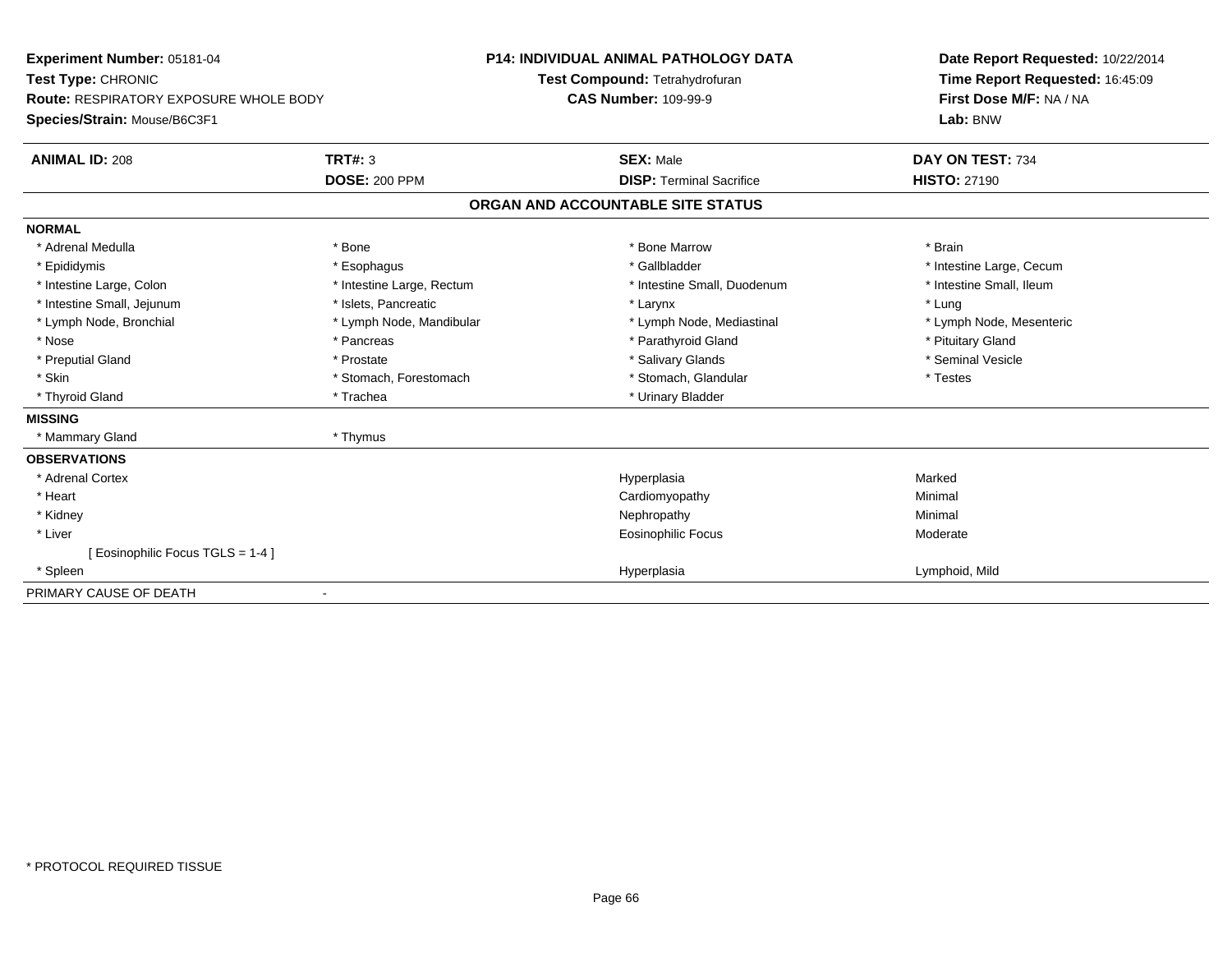**Experiment Number:** 05181-04
**Test Type:** CHRONIC
**Route:** RESPIRATORY EXPOSURE WHOLE BODY
**Species/Strain:** Mouse/B6C3F1

**P14: INDIVIDUAL ANIMAL PATHOLOGY DATA**
**Test Compound:** Tetrahydrofuran
**CAS Number:** 109-99-9

**Date Report Requested:** 10/22/2014
**Time Report Requested:** 16:45:09
**First Dose M/F:** NA / NA
**Lab:** BNW

| **ANIMAL ID:** 208 | **TRT#:** 3 | **SEX:** Male | **DAY ON TEST:** 734 |
|---|---|---|---|
| | **DOSE:** 200 PPM | **DISP:** Terminal Sacrifice | **HISTO:** 27190 |

## ORGAN AND ACCOUNTABLE SITE STATUS

**NORMAL**

| | | | |
|---|---|---|---|
| * Adrenal Medulla | * Bone | * Bone Marrow | * Brain |
| * Epididymis | * Esophagus | * Gallbladder | * Intestine Large, Cecum |
| * Intestine Large, Colon | * Intestine Large, Rectum | * Intestine Small, Duodenum | * Intestine Small, Ileum |
| * Intestine Small, Jejunum | * Islets, Pancreatic | * Larynx | * Lung |
| * Lymph Node, Bronchial | * Lymph Node, Mandibular | * Lymph Node, Mediastinal | * Lymph Node, Mesenteric |
| * Nose | * Pancreas | * Parathyroid Gland | * Pituitary Gland |
| * Preputial Gland | * Prostate | * Salivary Glands | * Seminal Vesicle |
| * Skin | * Stomach, Forestomach | * Stomach, Glandular | * Testes |
| * Thyroid Gland | * Trachea | * Urinary Bladder | |

**MISSING**

| | |
|---|---|
| * Mammary Gland | * Thymus |

**OBSERVATIONS**

| | | |
|---|---|---|
| * Adrenal Cortex | Hyperplasia | Marked |
| * Heart | Cardiomyopathy | Minimal |
| * Kidney | Nephropathy | Minimal |
| * Liver | Eosinophilic Focus | Moderate |
| [ Eosinophilic Focus TGLS = 1-4 ] | | |
| * Spleen | Hyperplasia | Lymphoid, Mild |

PRIMARY CAUSE OF DEATH -

\* PROTOCOL REQUIRED TISSUE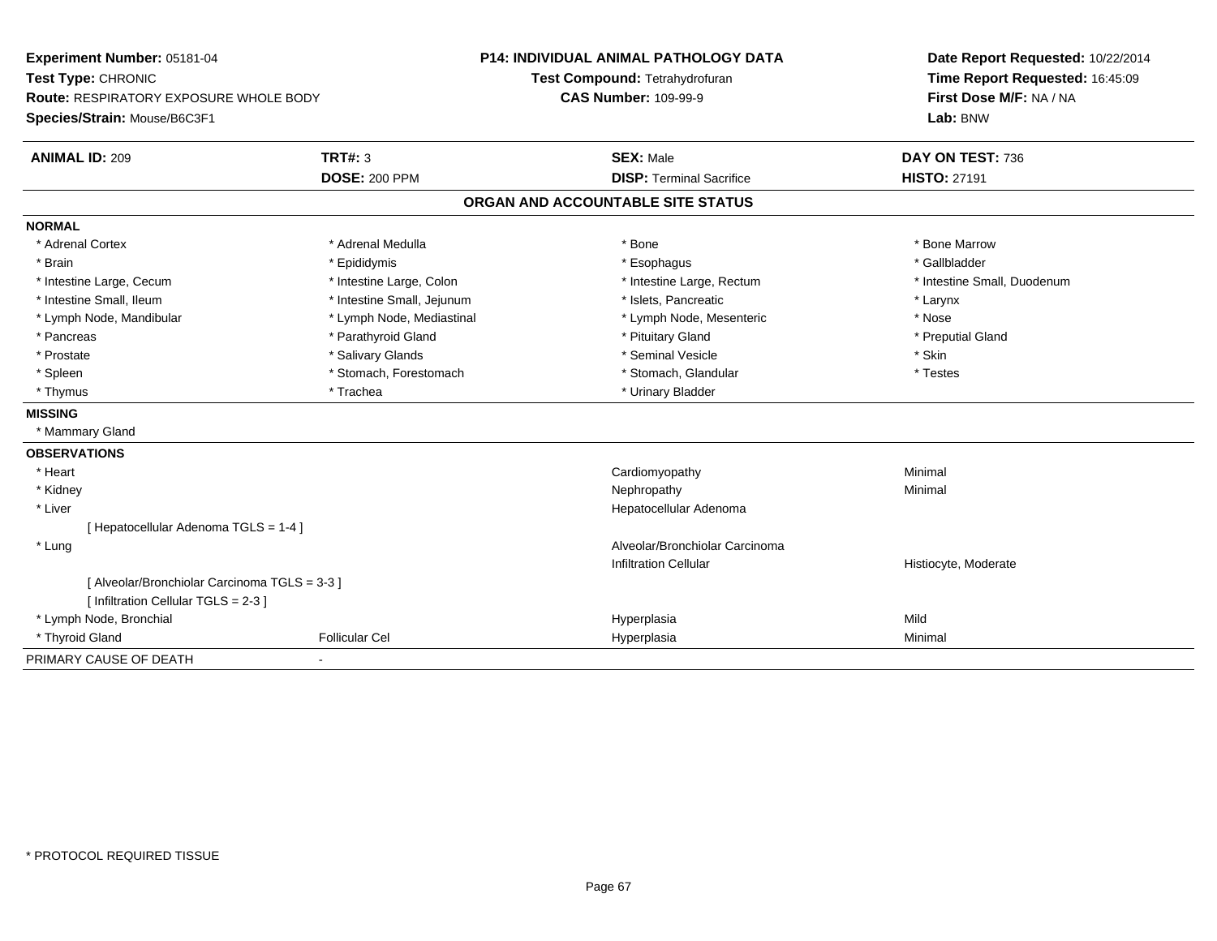**Experiment Number:** 05181-04
**Test Type:** CHRONIC
**Route:** RESPIRATORY EXPOSURE WHOLE BODY
**Species/Strain:** Mouse/B6C3F1

**P14: INDIVIDUAL ANIMAL PATHOLOGY DATA**
**Test Compound:** Tetrahydrofuran
**CAS Number:** 109-99-9

**Date Report Requested:** 10/22/2014
**Time Report Requested:** 16:45:09
**First Dose M/F:** NA / NA
**Lab:** BNW

| **ANIMAL ID:** 209 | **TRT#:** 3 | **SEX:** Male | **DAY ON TEST:** 736 |
|---|---|---|---|
| | **DOSE:** 200 PPM | **DISP:** Terminal Sacrifice | **HISTO:** 27191 |

## ORGAN AND ACCOUNTABLE SITE STATUS

**NORMAL**

| | | | |
|---|---|---|---|
| * Adrenal Cortex | * Adrenal Medulla | * Bone | * Bone Marrow |
| * Brain | * Epididymis | * Esophagus | * Gallbladder |
| * Intestine Large, Cecum | * Intestine Large, Colon | * Intestine Large, Rectum | * Intestine Small, Duodenum |
| * Intestine Small, Ileum | * Intestine Small, Jejunum | * Islets, Pancreatic | * Larynx |
| * Lymph Node, Mandibular | * Lymph Node, Mediastinal | * Lymph Node, Mesenteric | * Nose |
| * Pancreas | * Parathyroid Gland | * Pituitary Gland | * Preputial Gland |
| * Prostate | * Salivary Glands | * Seminal Vesicle | * Skin |
| * Spleen | * Stomach, Forestomach | * Stomach, Glandular | * Testes |
| * Thymus | * Trachea | * Urinary Bladder | |

**MISSING**

* Mammary Gland

**OBSERVATIONS**

| | | | |
|---|---|---|---|
| * Heart | | Cardiomyopathy | Minimal |
| * Kidney | | Nephropathy | Minimal |
| * Liver | | Hepatocellular Adenoma | |
| [ Hepatocellular Adenoma TGLS = 1-4 ] | | | |
| * Lung | | Alveolar/Bronchiolar Carcinoma | |
| | | Infiltration Cellular | Histiocyte, Moderate |
| [ Alveolar/Bronchiolar Carcinoma TGLS = 3-3 ] | | | |
| [ Infiltration Cellular TGLS = 2-3 ] | | | |
| * Lymph Node, Bronchial | | Hyperplasia | Mild |
| * Thyroid Gland | Follicular Cel | Hyperplasia | Minimal |

PRIMARY CAUSE OF DEATH -

* PROTOCOL REQUIRED TISSUE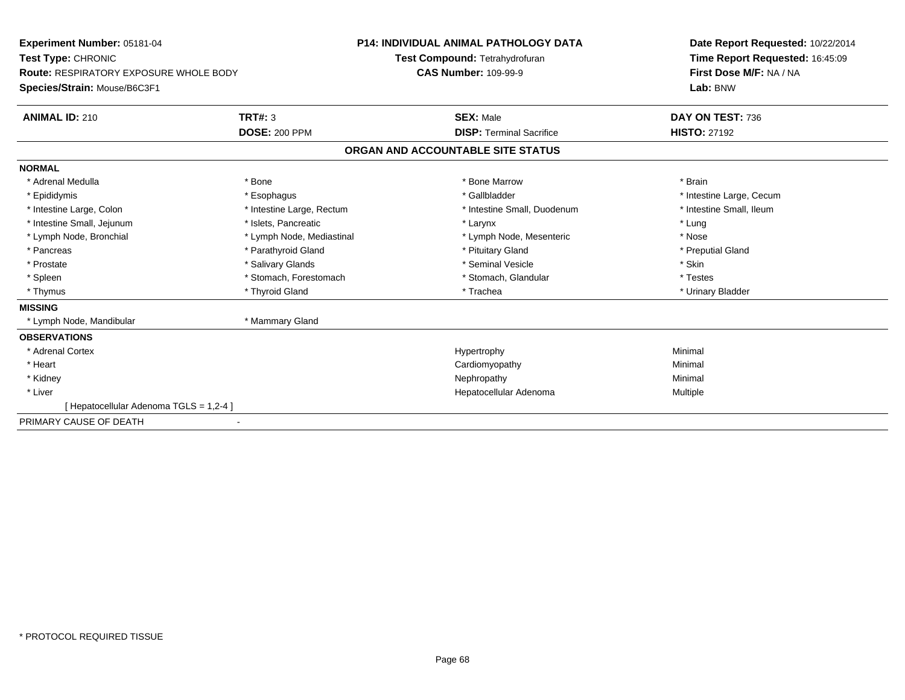**Experiment Number:** 05181-04
**Test Type:** CHRONIC
**Route:** RESPIRATORY EXPOSURE WHOLE BODY
**Species/Strain:** Mouse/B6C3F1

**P14: INDIVIDUAL ANIMAL PATHOLOGY DATA**
**Test Compound:** Tetrahydrofuran
**CAS Number:** 109-99-9

**Date Report Requested:** 10/22/2014
**Time Report Requested:** 16:45:09
**First Dose M/F:** NA / NA
**Lab:** BNW

| **ANIMAL ID:** 210 | **TRT#:** 3 | **SEX:** Male | **DAY ON TEST:** 736 |
|---|---|---|---|
| | **DOSE:** 200 PPM | **DISP:** Terminal Sacrifice | **HISTO:** 27192 |

## ORGAN AND ACCOUNTABLE SITE STATUS

**NORMAL**

| | | | |
|---|---|---|---|
| * Adrenal Medulla | * Bone | * Bone Marrow | * Brain |
| * Epididymis | * Esophagus | * Gallbladder | * Intestine Large, Cecum |
| * Intestine Large, Colon | * Intestine Large, Rectum | * Intestine Small, Duodenum | * Intestine Small, Ileum |
| * Intestine Small, Jejunum | * Islets, Pancreatic | * Larynx | * Lung |
| * Lymph Node, Bronchial | * Lymph Node, Mediastinal | * Lymph Node, Mesenteric | * Nose |
| * Pancreas | * Parathyroid Gland | * Pituitary Gland | * Preputial Gland |
| * Prostate | * Salivary Glands | * Seminal Vesicle | * Skin |
| * Spleen | * Stomach, Forestomach | * Stomach, Glandular | * Testes |
| * Thymus | * Thyroid Gland | * Trachea | * Urinary Bladder |

**MISSING**

| | |
|---|---|
| * Lymph Node, Mandibular | * Mammary Gland |

**OBSERVATIONS**

| | | |
|---|---|---|
| * Adrenal Cortex | Hypertrophy | Minimal |
| * Heart | Cardiomyopathy | Minimal |
| * Kidney | Nephropathy | Minimal |
| * Liver | Hepatocellular Adenoma | Multiple |
| [ Hepatocellular Adenoma TGLS = 1,2-4 ] | | |

PRIMARY CAUSE OF DEATH -

* PROTOCOL REQUIRED TISSUE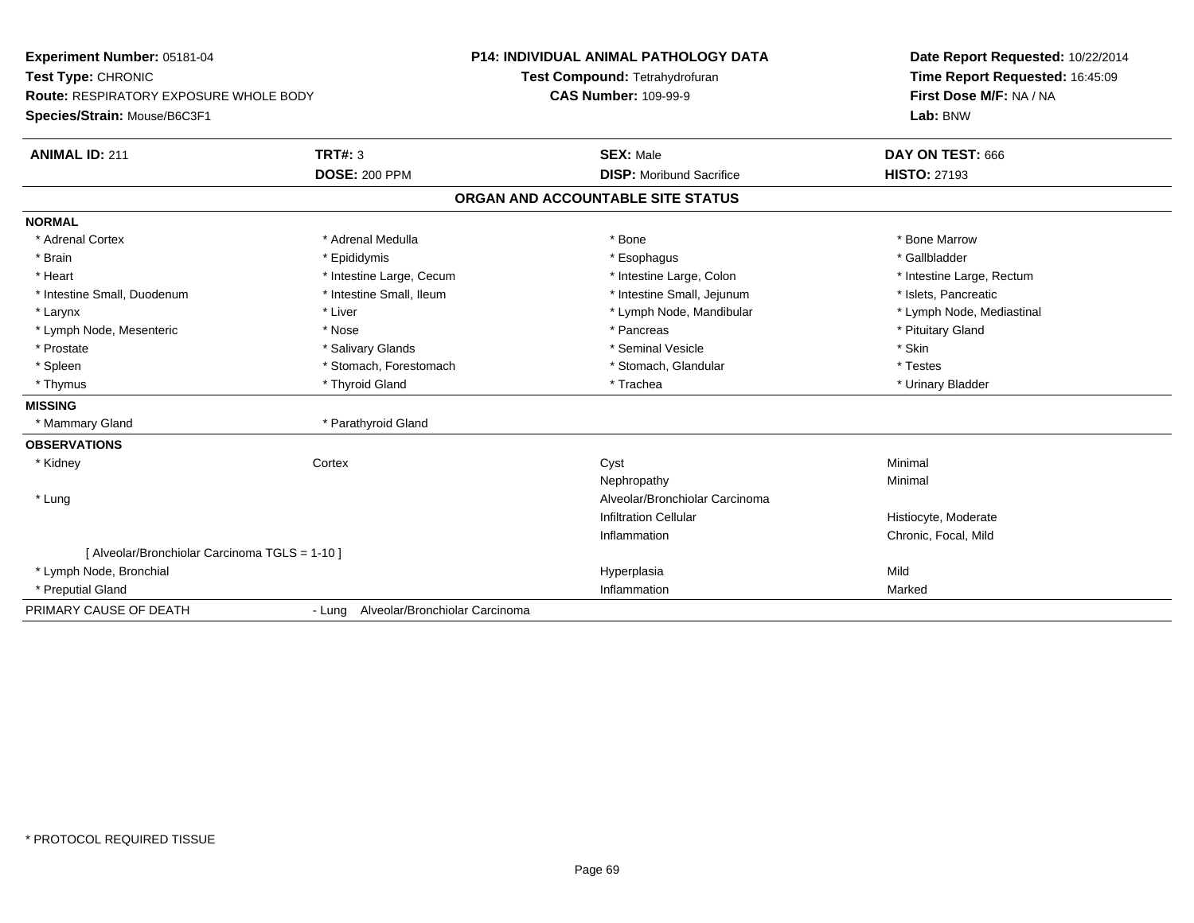**Experiment Number:** 05181-04
**Test Type:** CHRONIC
**Route:** RESPIRATORY EXPOSURE WHOLE BODY
**Species/Strain:** Mouse/B6C3F1

**P14: INDIVIDUAL ANIMAL PATHOLOGY DATA**
**Test Compound:** Tetrahydrofuran
**CAS Number:** 109-99-9

**Date Report Requested:** 10/22/2014
**Time Report Requested:** 16:45:09
**First Dose M/F:** NA / NA
**Lab:** BNW

| **ANIMAL ID:** 211 | **TRT#:** 3 | **SEX:** Male | **DAY ON TEST:** 666 |
|---|---|---|---|
| | **DOSE:** 200 PPM | **DISP:** Moribund Sacrifice | **HISTO:** 27193 |

## ORGAN AND ACCOUNTABLE SITE STATUS

**NORMAL**

| | | | |
|---|---|---|---|
| * Adrenal Cortex | * Adrenal Medulla | * Bone | * Bone Marrow |
| * Brain | * Epididymis | * Esophagus | * Gallbladder |
| * Heart | * Intestine Large, Cecum | * Intestine Large, Colon | * Intestine Large, Rectum |
| * Intestine Small, Duodenum | * Intestine Small, Ileum | * Intestine Small, Jejunum | * Islets, Pancreatic |
| * Larynx | * Liver | * Lymph Node, Mandibular | * Lymph Node, Mediastinal |
| * Lymph Node, Mesenteric | * Nose | * Pancreas | * Pituitary Gland |
| * Prostate | * Salivary Glands | * Seminal Vesicle | * Skin |
| * Spleen | * Stomach, Forestomach | * Stomach, Glandular | * Testes |
| * Thymus | * Thyroid Gland | * Trachea | * Urinary Bladder |

**MISSING**

| | |
|---|---|
| * Mammary Gland | * Parathyroid Gland |

**OBSERVATIONS**

| | | | |
|---|---|---|---|
| * Kidney | Cortex | Cyst | Minimal |
| | | Nephropathy | Minimal |
| * Lung | | Alveolar/Bronchiolar Carcinoma | |
| | | Infiltration Cellular | Histiocyte, Moderate |
| | | Inflammation | Chronic, Focal, Mild |
| [ Alveolar/Bronchiolar Carcinoma TGLS = 1-10 ] | | | |
| * Lymph Node, Bronchial | | Hyperplasia | Mild |
| * Preputial Gland | | Inflammation | Marked |

| | |
|---|---|
| PRIMARY CAUSE OF DEATH | - Lung Alveolar/Bronchiolar Carcinoma |

* PROTOCOL REQUIRED TISSUE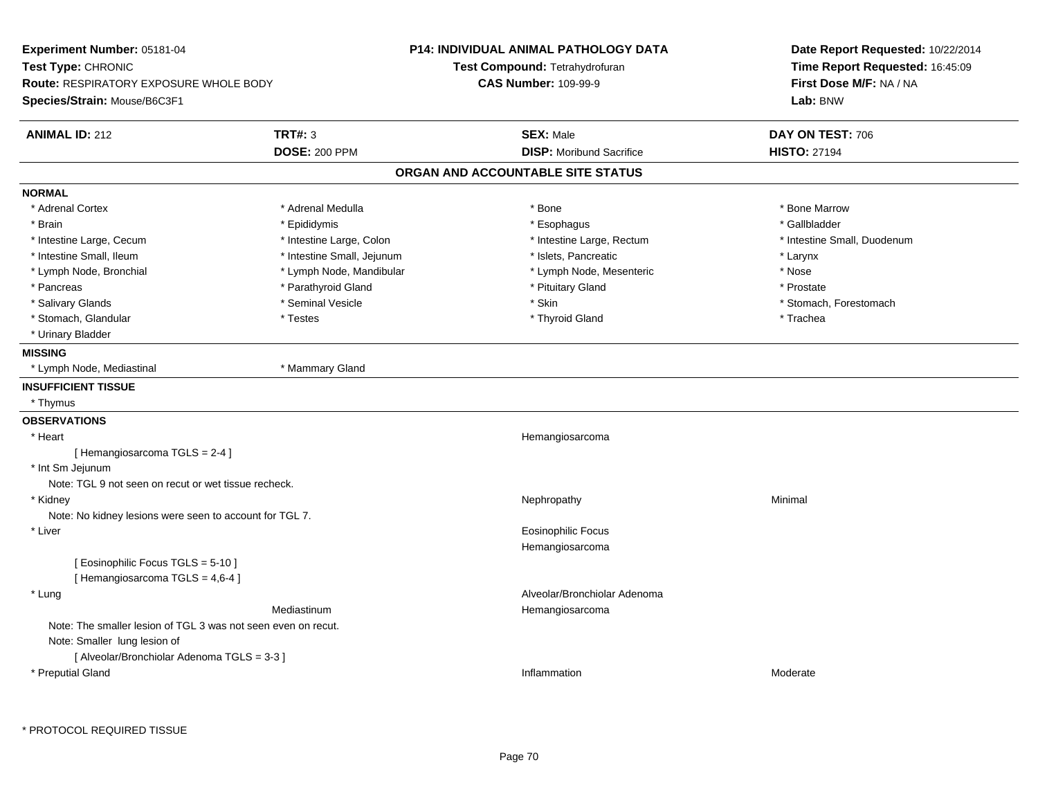**Experiment Number:** 05181-04
**Test Type:** CHRONIC
**Route:** RESPIRATORY EXPOSURE WHOLE BODY
**Species/Strain:** Mouse/B6C3F1

**P14: INDIVIDUAL ANIMAL PATHOLOGY DATA**
**Test Compound:** Tetrahydrofuran
**CAS Number:** 109-99-9

**Date Report Requested:** 10/22/2014
**Time Report Requested:** 16:45:09
**First Dose M/F:** NA / NA
**Lab:** BNW

| **ANIMAL ID:** 212 | **TRT#:** 3 | **SEX:** Male | **DAY ON TEST:** 706 |
|---|---|---|---|
| | **DOSE:** 200 PPM | **DISP:** Moribund Sacrifice | **HISTO:** 27194 |

## ORGAN AND ACCOUNTABLE SITE STATUS

**NORMAL**

| | | | |
|---|---|---|---|
| * Adrenal Cortex | * Adrenal Medulla | * Bone | * Bone Marrow |
| * Brain | * Epididymis | * Esophagus | * Gallbladder |
| * Intestine Large, Cecum | * Intestine Large, Colon | * Intestine Large, Rectum | * Intestine Small, Duodenum |
| * Intestine Small, Ileum | * Intestine Small, Jejunum | * Islets, Pancreatic | * Larynx |
| * Lymph Node, Bronchial | * Lymph Node, Mandibular | * Lymph Node, Mesenteric | * Nose |
| * Pancreas | * Parathyroid Gland | * Pituitary Gland | * Prostate |
| * Salivary Glands | * Seminal Vesicle | * Skin | * Stomach, Forestomach |
| * Stomach, Glandular | * Testes | * Thyroid Gland | * Trachea |
| * Urinary Bladder | | | |

**MISSING**

* Lymph Node, Mediastinal
* Mammary Gland

**INSUFFICIENT TISSUE**

* Thymus

**OBSERVATIONS**

| | | | |
|---|---|---|---|
| * Heart | | Hemangiosarcoma | |
| [ Hemangiosarcoma TGLS = 2-4 ] | | | |
| * Int Sm Jejunum | | | |
| Note: TGL 9 not seen on recut or wet tissue recheck. | | | |
| * Kidney | | Nephropathy | Minimal |
| Note: No kidney lesions were seen to account for TGL 7. | | | |
| * Liver | | Eosinophilic Focus | |
| | | Hemangiosarcoma | |
| [ Eosinophilic Focus TGLS = 5-10 ] | | | |
| [ Hemangiosarcoma TGLS = 4,6-4 ] | | | |
| * Lung | | Alveolar/Bronchiolar Adenoma | |
| | Mediastinum | Hemangiosarcoma | |
| Note: The smaller lesion of TGL 3 was not seen even on recut. | | | |
| Note: Smaller lung lesion of | | | |
| [ Alveolar/Bronchiolar Adenoma TGLS = 3-3 ] | | | |
| * Preputial Gland | | Inflammation | Moderate |

* PROTOCOL REQUIRED TISSUE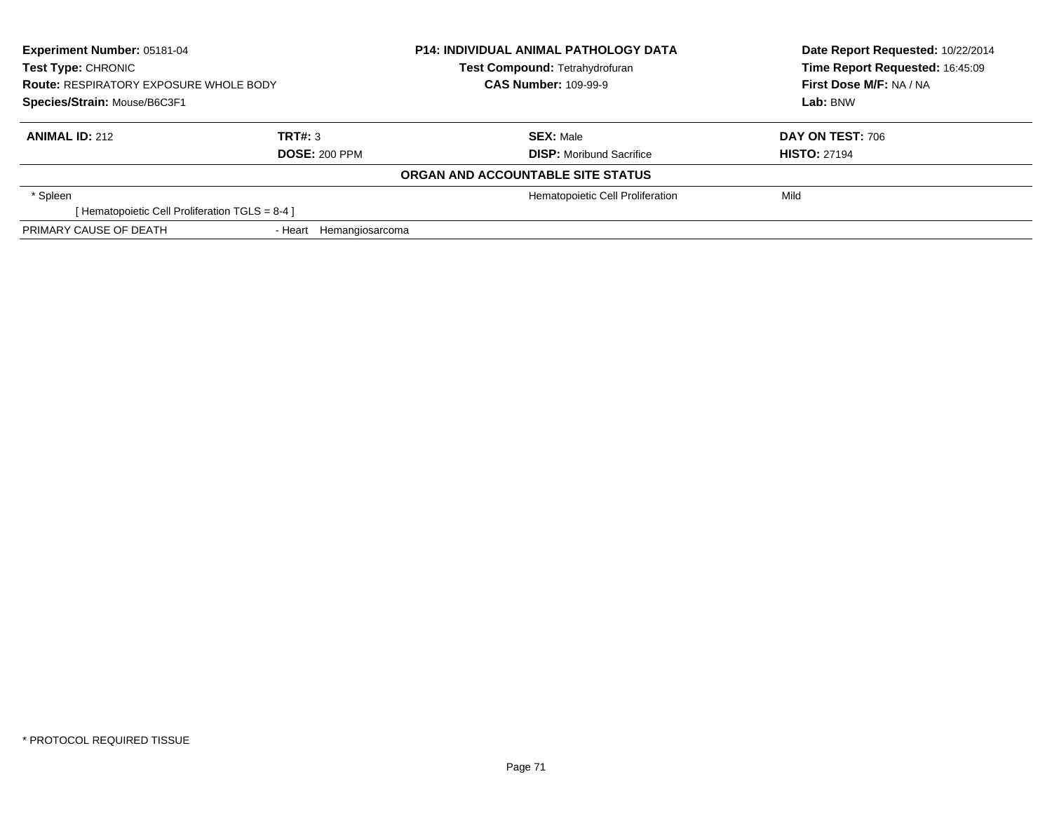**Experiment Number:** 05181-04
**Test Type:** CHRONIC
**Route:** RESPIRATORY EXPOSURE WHOLE BODY
**Species/Strain:** Mouse/B6C3F1

**P14: INDIVIDUAL ANIMAL PATHOLOGY DATA**
**Test Compound:** Tetrahydrofuran
**CAS Number:** 109-99-9

**Date Report Requested:** 10/22/2014
**Time Report Requested:** 16:45:09
**First Dose M/F:** NA / NA
**Lab:** BNW

| **ANIMAL ID:** 212 | **TRT#:** 3 | **SEX:** Male | **DAY ON TEST:** 706 |
|---|---|---|---|
| | **DOSE:** 200 PPM | **DISP:** Moribund Sacrifice | **HISTO:** 27194 |

**ORGAN AND ACCOUNTABLE SITE STATUS**

| | | | |
|---|---|---|---|
| * Spleen | | Hematopoietic Cell Proliferation | Mild |
| [ Hematopoietic Cell Proliferation TGLS = 8-4 ] | | | |
| PRIMARY CAUSE OF DEATH | - Heart Hemangiosarcoma | | |

* PROTOCOL REQUIRED TISSUE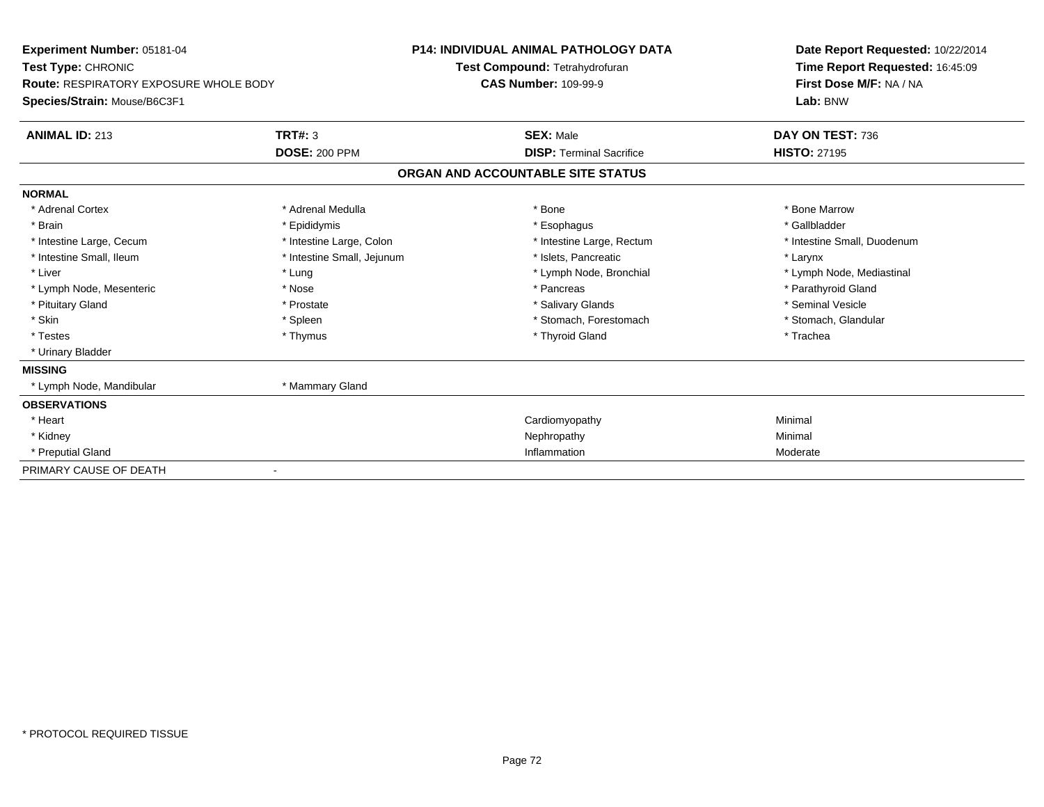**Experiment Number:** 05181-04
**Test Type:** CHRONIC
**Route:** RESPIRATORY EXPOSURE WHOLE BODY
**Species/Strain:** Mouse/B6C3F1

**P14: INDIVIDUAL ANIMAL PATHOLOGY DATA**
**Test Compound:** Tetrahydrofuran
**CAS Number:** 109-99-9

**Date Report Requested:** 10/22/2014
**Time Report Requested:** 16:45:09
**First Dose M/F:** NA / NA
**Lab:** BNW

| **ANIMAL ID:** 213 | **TRT#:** 3 | **SEX:** Male | **DAY ON TEST:** 736 |
|---|---|---|---|
| | **DOSE:** 200 PPM | **DISP:** Terminal Sacrifice | **HISTO:** 27195 |

## ORGAN AND ACCOUNTABLE SITE STATUS

| | | | |
|---|---|---|---|
| **NORMAL** | | | |
| * Adrenal Cortex | * Adrenal Medulla | * Bone | * Bone Marrow |
| * Brain | * Epididymis | * Esophagus | * Gallbladder |
| * Intestine Large, Cecum | * Intestine Large, Colon | * Intestine Large, Rectum | * Intestine Small, Duodenum |
| * Intestine Small, Ileum | * Intestine Small, Jejunum | * Islets, Pancreatic | * Larynx |
| * Liver | * Lung | * Lymph Node, Bronchial | * Lymph Node, Mediastinal |
| * Lymph Node, Mesenteric | * Nose | * Pancreas | * Parathyroid Gland |
| * Pituitary Gland | * Prostate | * Salivary Glands | * Seminal Vesicle |
| * Skin | * Spleen | * Stomach, Forestomach | * Stomach, Glandular |
| * Testes | * Thymus | * Thyroid Gland | * Trachea |
| * Urinary Bladder | | | |
| **MISSING** | | | |
| * Lymph Node, Mandibular | * Mammary Gland | | |
| **OBSERVATIONS** | | | |
| * Heart | | Cardiomyopathy | Minimal |
| * Kidney | | Nephropathy | Minimal |
| * Preputial Gland | | Inflammation | Moderate |
| PRIMARY CAUSE OF DEATH | - | | |

* PROTOCOL REQUIRED TISSUE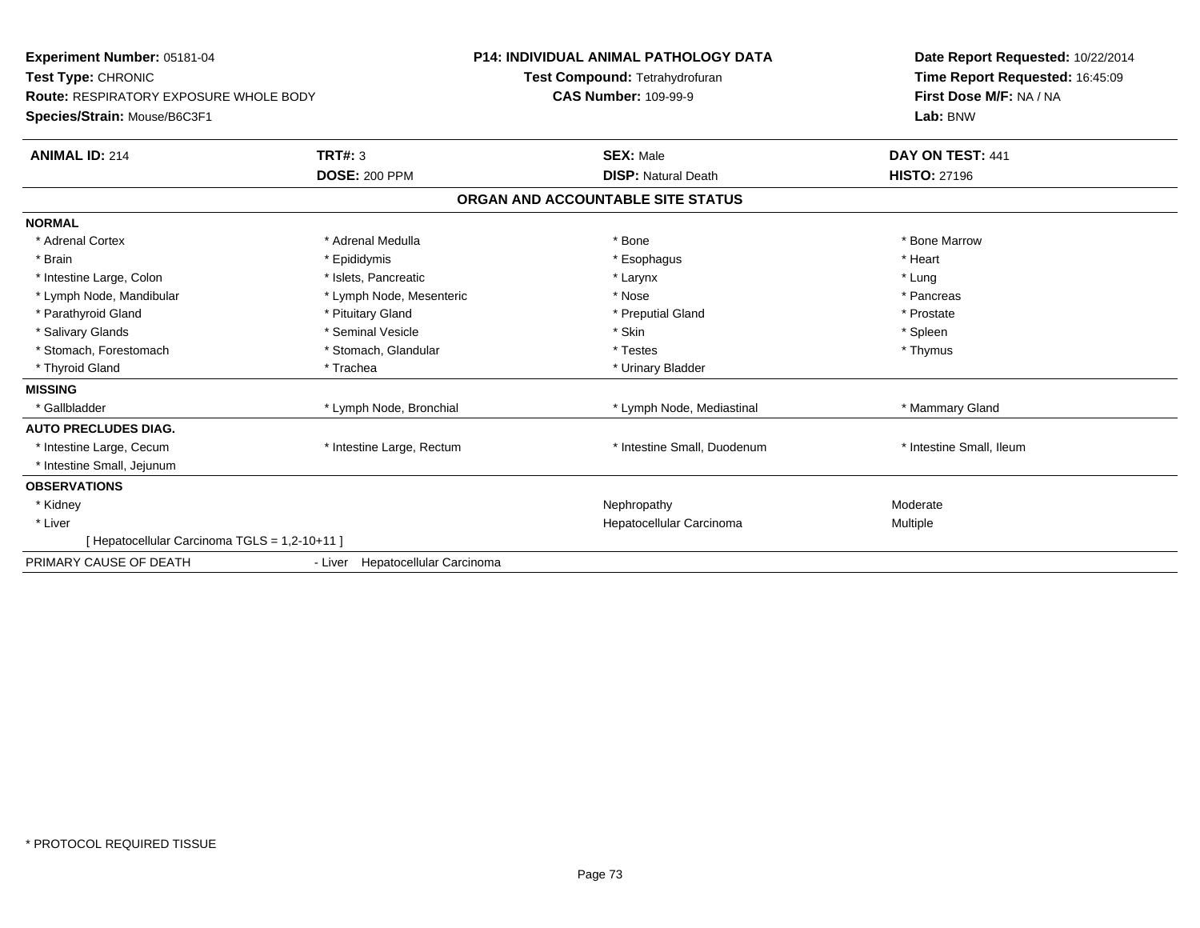**Experiment Number:** 05181-04
**Test Type:** CHRONIC
**Route:** RESPIRATORY EXPOSURE WHOLE BODY
**Species/Strain:** Mouse/B6C3F1

**P14: INDIVIDUAL ANIMAL PATHOLOGY DATA**
**Test Compound:** Tetrahydrofuran
**CAS Number:** 109-99-9

**Date Report Requested:** 10/22/2014
**Time Report Requested:** 16:45:09
**First Dose M/F:** NA / NA
**Lab:** BNW

| **ANIMAL ID:** 214 | **TRT#:** 3 | **SEX:** Male | **DAY ON TEST:** 441 |
|---|---|---|---|
| | **DOSE:** 200 PPM | **DISP:** Natural Death | **HISTO:** 27196 |

## ORGAN AND ACCOUNTABLE SITE STATUS

| | | | |
|---|---|---|---|
| **NORMAL** | | | |
| * Adrenal Cortex | * Adrenal Medulla | * Bone | * Bone Marrow |
| * Brain | * Epididymis | * Esophagus | * Heart |
| * Intestine Large, Colon | * Islets, Pancreatic | * Larynx | * Lung |
| * Lymph Node, Mandibular | * Lymph Node, Mesenteric | * Nose | * Pancreas |
| * Parathyroid Gland | * Pituitary Gland | * Preputial Gland | * Prostate |
| * Salivary Glands | * Seminal Vesicle | * Skin | * Spleen |
| * Stomach, Forestomach | * Stomach, Glandular | * Testes | * Thymus |
| * Thyroid Gland | * Trachea | * Urinary Bladder | |
| **MISSING** | | | |
| * Gallbladder | * Lymph Node, Bronchial | * Lymph Node, Mediastinal | * Mammary Gland |
| **AUTO PRECLUDES DIAG.** | | | |
| * Intestine Large, Cecum | * Intestine Large, Rectum | * Intestine Small, Duodenum | * Intestine Small, Ileum |
| * Intestine Small, Jejunum | | | |
| **OBSERVATIONS** | | | |
| * Kidney | | Nephropathy | Moderate |
| * Liver | | Hepatocellular Carcinoma | Multiple |
| [ Hepatocellular Carcinoma TGLS = 1,2-10+11 ] | | | |
| PRIMARY CAUSE OF DEATH | - Liver Hepatocellular Carcinoma | | |

* PROTOCOL REQUIRED TISSUE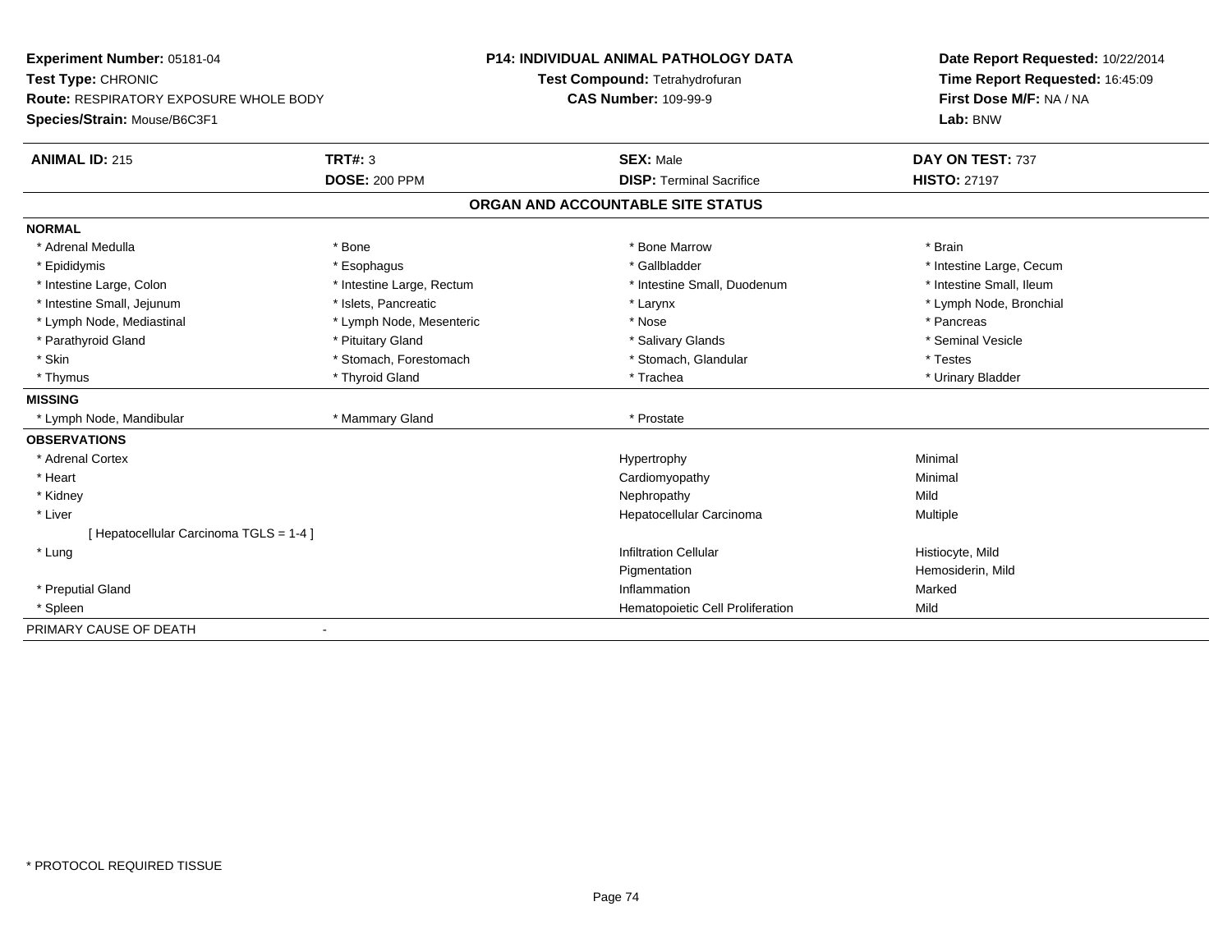**Experiment Number:** 05181-04
**Test Type:** CHRONIC
**Route:** RESPIRATORY EXPOSURE WHOLE BODY
**Species/Strain:** Mouse/B6C3F1

**P14: INDIVIDUAL ANIMAL PATHOLOGY DATA**
**Test Compound:** Tetrahydrofuran
**CAS Number:** 109-99-9

**Date Report Requested:** 10/22/2014
**Time Report Requested:** 16:45:09
**First Dose M/F:** NA / NA
**Lab:** BNW

| **ANIMAL ID:** 215 | **TRT#:** 3 | **SEX:** Male | **DAY ON TEST:** 737 |
|---|---|---|---|
| | **DOSE:** 200 PPM | **DISP:** Terminal Sacrifice | **HISTO:** 27197 |

## ORGAN AND ACCOUNTABLE SITE STATUS

**NORMAL**

| | | | |
|---|---|---|---|
| * Adrenal Medulla | * Bone | * Bone Marrow | * Brain |
| * Epididymis | * Esophagus | * Gallbladder | * Intestine Large, Cecum |
| * Intestine Large, Colon | * Intestine Large, Rectum | * Intestine Small, Duodenum | * Intestine Small, Ileum |
| * Intestine Small, Jejunum | * Islets, Pancreatic | * Larynx | * Lymph Node, Bronchial |
| * Lymph Node, Mediastinal | * Lymph Node, Mesenteric | * Nose | * Pancreas |
| * Parathyroid Gland | * Pituitary Gland | * Salivary Glands | * Seminal Vesicle |
| * Skin | * Stomach, Forestomach | * Stomach, Glandular | * Testes |
| * Thymus | * Thyroid Gland | * Trachea | * Urinary Bladder |

**MISSING**

| | | |
|---|---|---|
| * Lymph Node, Mandibular | * Mammary Gland | * Prostate |

**OBSERVATIONS**

| Organ | Observation | Severity |
|---|---|---|
| * Adrenal Cortex | Hypertrophy | Minimal |
| * Heart | Cardiomyopathy | Minimal |
| * Kidney | Nephropathy | Mild |
| * Liver | Hepatocellular Carcinoma | Multiple |
| [ Hepatocellular Carcinoma TGLS = 1-4 ] | | |
| * Lung | Infiltration Cellular | Histiocyte, Mild |
| | Pigmentation | Hemosiderin, Mild |
| * Preputial Gland | Inflammation | Marked |
| * Spleen | Hematopoietic Cell Proliferation | Mild |

PRIMARY CAUSE OF DEATH -

* PROTOCOL REQUIRED TISSUE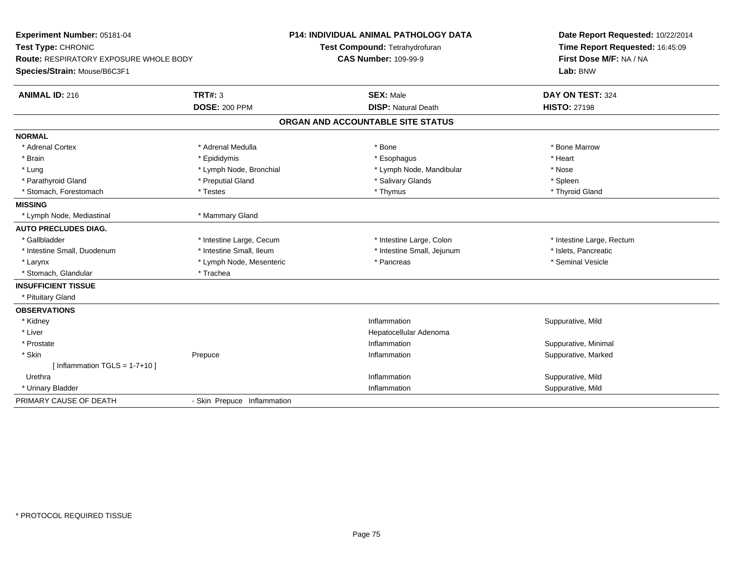**Experiment Number:** 05181-04
**Test Type:** CHRONIC
**Route:** RESPIRATORY EXPOSURE WHOLE BODY
**Species/Strain:** Mouse/B6C3F1

**P14: INDIVIDUAL ANIMAL PATHOLOGY DATA**
**Test Compound:** Tetrahydrofuran
**CAS Number:** 109-99-9

**Date Report Requested:** 10/22/2014
**Time Report Requested:** 16:45:09
**First Dose M/F:** NA / NA
**Lab:** BNW

| **ANIMAL ID:** 216 | **TRT#:** 3 | **SEX:** Male | **DAY ON TEST:** 324 |
|---|---|---|---|
| | **DOSE:** 200 PPM | **DISP:** Natural Death | **HISTO:** 27198 |

## ORGAN AND ACCOUNTABLE SITE STATUS

| | | | |
|---|---|---|---|
| **NORMAL** | | | |
| * Adrenal Cortex | * Adrenal Medulla | * Bone | * Bone Marrow |
| * Brain | * Epididymis | * Esophagus | * Heart |
| * Lung | * Lymph Node, Bronchial | * Lymph Node, Mandibular | * Nose |
| * Parathyroid Gland | * Preputial Gland | * Salivary Glands | * Spleen |
| * Stomach, Forestomach | * Testes | * Thymus | * Thyroid Gland |
| **MISSING** | | | |
| * Lymph Node, Mediastinal | * Mammary Gland | | |
| **AUTO PRECLUDES DIAG.** | | | |
| * Gallbladder | * Intestine Large, Cecum | * Intestine Large, Colon | * Intestine Large, Rectum |
| * Intestine Small, Duodenum | * Intestine Small, Ileum | * Intestine Small, Jejunum | * Islets, Pancreatic |
| * Larynx | * Lymph Node, Mesenteric | * Pancreas | * Seminal Vesicle |
| * Stomach, Glandular | * Trachea | | |
| **INSUFFICIENT TISSUE** | | | |
| * Pituitary Gland | | | |
| **OBSERVATIONS** | | | |
| * Kidney | | Inflammation | Suppurative, Mild |
| * Liver | | Hepatocellular Adenoma | |
| * Prostate | | Inflammation | Suppurative, Minimal |
| * Skin | Prepuce | Inflammation | Suppurative, Marked |
| [ Inflammation TGLS = 1-7+10 ] | | | |
| Urethra | | Inflammation | Suppurative, Mild |
| * Urinary Bladder | | Inflammation | Suppurative, Mild |
| PRIMARY CAUSE OF DEATH | - Skin Prepuce Inflammation | | |

* PROTOCOL REQUIRED TISSUE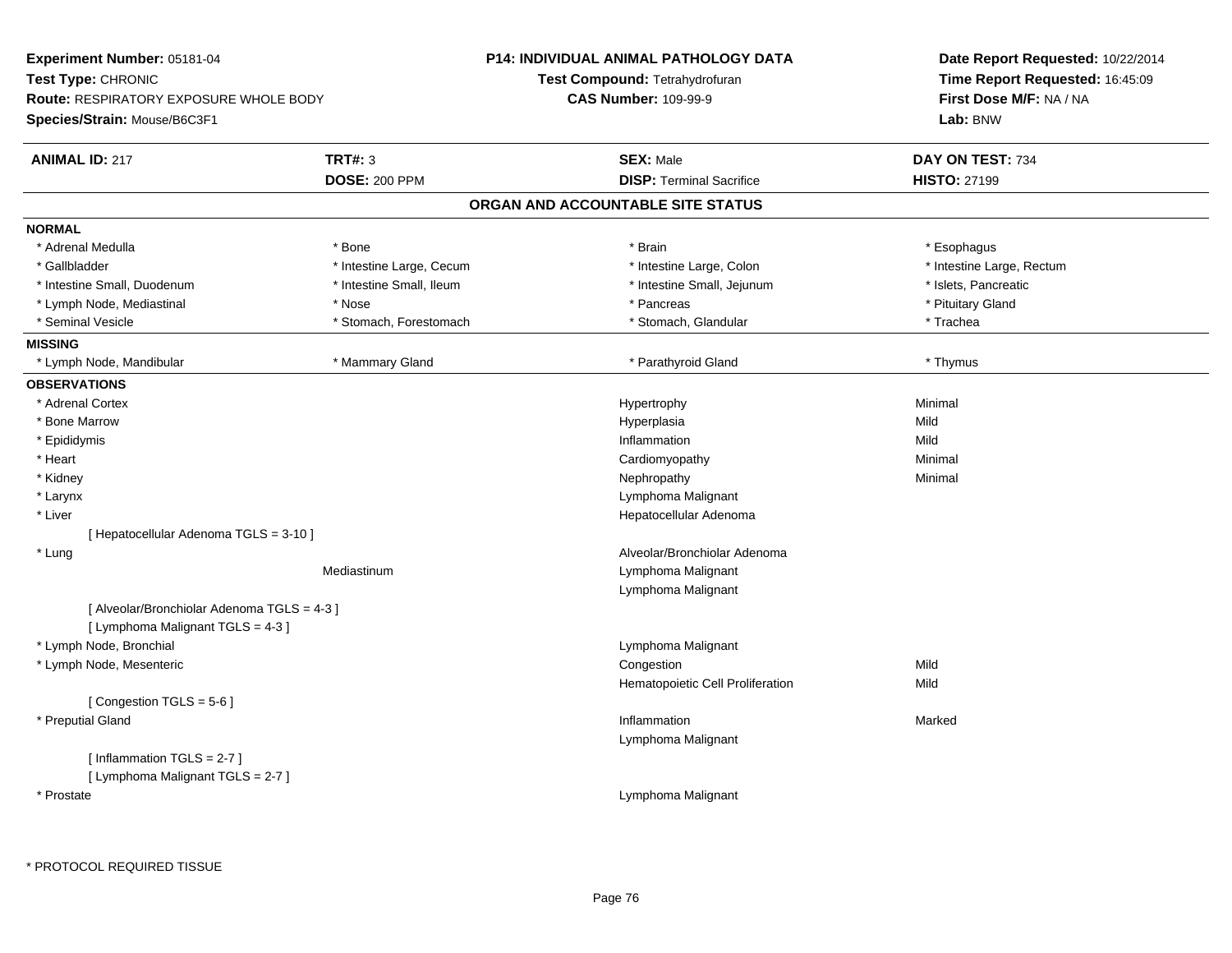**Experiment Number:** 05181-04
**Test Type:** CHRONIC
**Route:** RESPIRATORY EXPOSURE WHOLE BODY
**Species/Strain:** Mouse/B6C3F1

**P14: INDIVIDUAL ANIMAL PATHOLOGY DATA**
**Test Compound:** Tetrahydrofuran
**CAS Number:** 109-99-9

**Date Report Requested:** 10/22/2014
**Time Report Requested:** 16:45:09
**First Dose M/F:** NA / NA
**Lab:** BNW

| **ANIMAL ID:** 217 | **TRT#:** 3 | **SEX:** Male | **DAY ON TEST:** 734 |
|---|---|---|---|
| | **DOSE:** 200 PPM | **DISP:** Terminal Sacrifice | **HISTO:** 27199 |

## ORGAN AND ACCOUNTABLE SITE STATUS

**NORMAL**

| | | | |
|---|---|---|---|
| * Adrenal Medulla | * Bone | * Brain | * Esophagus |
| * Gallbladder | * Intestine Large, Cecum | * Intestine Large, Colon | * Intestine Large, Rectum |
| * Intestine Small, Duodenum | * Intestine Small, Ileum | * Intestine Small, Jejunum | * Islets, Pancreatic |
| * Lymph Node, Mediastinal | * Nose | * Pancreas | * Pituitary Gland |
| * Seminal Vesicle | * Stomach, Forestomach | * Stomach, Glandular | * Trachea |

**MISSING**

| | | | |
|---|---|---|---|
| * Lymph Node, Mandibular | * Mammary Gland | * Parathyroid Gland | * Thymus |

**OBSERVATIONS**

| | | | |
|---|---|---|---|
| * Adrenal Cortex | | Hypertrophy | Minimal |
| * Bone Marrow | | Hyperplasia | Mild |
| * Epididymis | | Inflammation | Mild |
| * Heart | | Cardiomyopathy | Minimal |
| * Kidney | | Nephropathy | Minimal |
| * Larynx | | Lymphoma Malignant | |
| * Liver | | Hepatocellular Adenoma | |
| [ Hepatocellular Adenoma TGLS = 3-10 ] | | | |
| * Lung | | Alveolar/Bronchiolar Adenoma | |
| | Mediastinum | Lymphoma Malignant | |
| | | Lymphoma Malignant | |
| [ Alveolar/Bronchiolar Adenoma TGLS = 4-3 ] | | | |
| [ Lymphoma Malignant TGLS = 4-3 ] | | | |
| * Lymph Node, Bronchial | | Lymphoma Malignant | |
| * Lymph Node, Mesenteric | | Congestion | Mild |
| | | Hematopoietic Cell Proliferation | Mild |
| [ Congestion TGLS = 5-6 ] | | | |
| * Preputial Gland | | Inflammation | Marked |
| | | Lymphoma Malignant | |
| [ Inflammation TGLS = 2-7 ] | | | |
| [ Lymphoma Malignant TGLS = 2-7 ] | | | |
| * Prostate | | Lymphoma Malignant | |

\* PROTOCOL REQUIRED TISSUE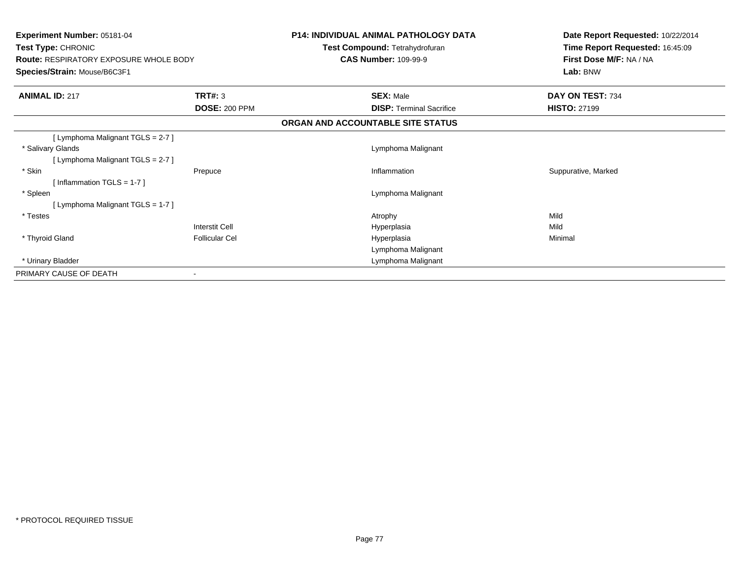**Experiment Number:** 05181-04
**Test Type:** CHRONIC
**Route:** RESPIRATORY EXPOSURE WHOLE BODY
**Species/Strain:** Mouse/B6C3F1

**P14: INDIVIDUAL ANIMAL PATHOLOGY DATA**
**Test Compound:** Tetrahydrofuran
**CAS Number:** 109-99-9

**Date Report Requested:** 10/22/2014
**Time Report Requested:** 16:45:09
**First Dose M/F:** NA / NA
**Lab:** BNW

| **ANIMAL ID:** 217 | **TRT#:** 3 | **SEX:** Male | **DAY ON TEST:** 734 |
|---|---|---|---|
| | **DOSE:** 200 PPM | **DISP:** Terminal Sacrifice | **HISTO:** 27199 |

**ORGAN AND ACCOUNTABLE SITE STATUS**

| | | | |
|---|---|---|---|
| [ Lymphoma Malignant TGLS = 2-7 ] | | | |
| * Salivary Glands | | Lymphoma Malignant | |
| [ Lymphoma Malignant TGLS = 2-7 ] | | | |
| * Skin | Prepuce | Inflammation | Suppurative, Marked |
| [ Inflammation TGLS = 1-7 ] | | | |
| * Spleen | | Lymphoma Malignant | |
| [ Lymphoma Malignant TGLS = 1-7 ] | | | |
| * Testes | | Atrophy | Mild |
| | Interstit Cell | Hyperplasia | Mild |
| * Thyroid Gland | Follicular Cel | Hyperplasia | Minimal |
| | | Lymphoma Malignant | |
| * Urinary Bladder | | Lymphoma Malignant | |
| PRIMARY CAUSE OF DEATH | - | | |

* PROTOCOL REQUIRED TISSUE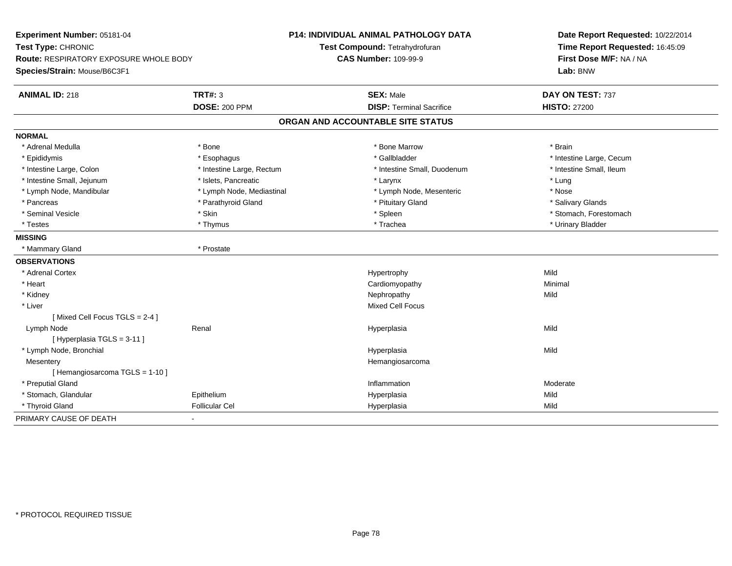**Experiment Number:** 05181-04
**Test Type:** CHRONIC
**Route:** RESPIRATORY EXPOSURE WHOLE BODY
**Species/Strain:** Mouse/B6C3F1

**P14: INDIVIDUAL ANIMAL PATHOLOGY DATA**
**Test Compound:** Tetrahydrofuran
**CAS Number:** 109-99-9

**Date Report Requested:** 10/22/2014
**Time Report Requested:** 16:45:09
**First Dose M/F:** NA / NA
**Lab:** BNW

| **ANIMAL ID:** 218 | **TRT#:** 3 | **SEX:** Male | **DAY ON TEST:** 737 |
|---|---|---|---|
| | **DOSE:** 200 PPM | **DISP:** Terminal Sacrifice | **HISTO:** 27200 |

## ORGAN AND ACCOUNTABLE SITE STATUS

| | | | |
|---|---|---|---|
| **NORMAL** | | | |
| * Adrenal Medulla | * Bone | * Bone Marrow | * Brain |
| * Epididymis | * Esophagus | * Gallbladder | * Intestine Large, Cecum |
| * Intestine Large, Colon | * Intestine Large, Rectum | * Intestine Small, Duodenum | * Intestine Small, Ileum |
| * Intestine Small, Jejunum | * Islets, Pancreatic | * Larynx | * Lung |
| * Lymph Node, Mandibular | * Lymph Node, Mediastinal | * Lymph Node, Mesenteric | * Nose |
| * Pancreas | * Parathyroid Gland | * Pituitary Gland | * Salivary Glands |
| * Seminal Vesicle | * Skin | * Spleen | * Stomach, Forestomach |
| * Testes | * Thymus | * Trachea | * Urinary Bladder |
| **MISSING** | | | |
| * Mammary Gland | * Prostate | | |
| **OBSERVATIONS** | | | |
| * Adrenal Cortex | | Hypertrophy | Mild |
| * Heart | | Cardiomyopathy | Minimal |
| * Kidney | | Nephropathy | Mild |
| * Liver | | Mixed Cell Focus | |
| [ Mixed Cell Focus TGLS = 2-4 ] | | | |
| Lymph Node | Renal | Hyperplasia | Mild |
| [ Hyperplasia TGLS = 3-11 ] | | | |
| * Lymph Node, Bronchial | | Hyperplasia | Mild |
| Mesentery | | Hemangiosarcoma | |
| [ Hemangiosarcoma TGLS = 1-10 ] | | | |
| * Preputial Gland | | Inflammation | Moderate |
| * Stomach, Glandular | Epithelium | Hyperplasia | Mild |
| * Thyroid Gland | Follicular Cel | Hyperplasia | Mild |
| PRIMARY CAUSE OF DEATH | - | | |

* PROTOCOL REQUIRED TISSUE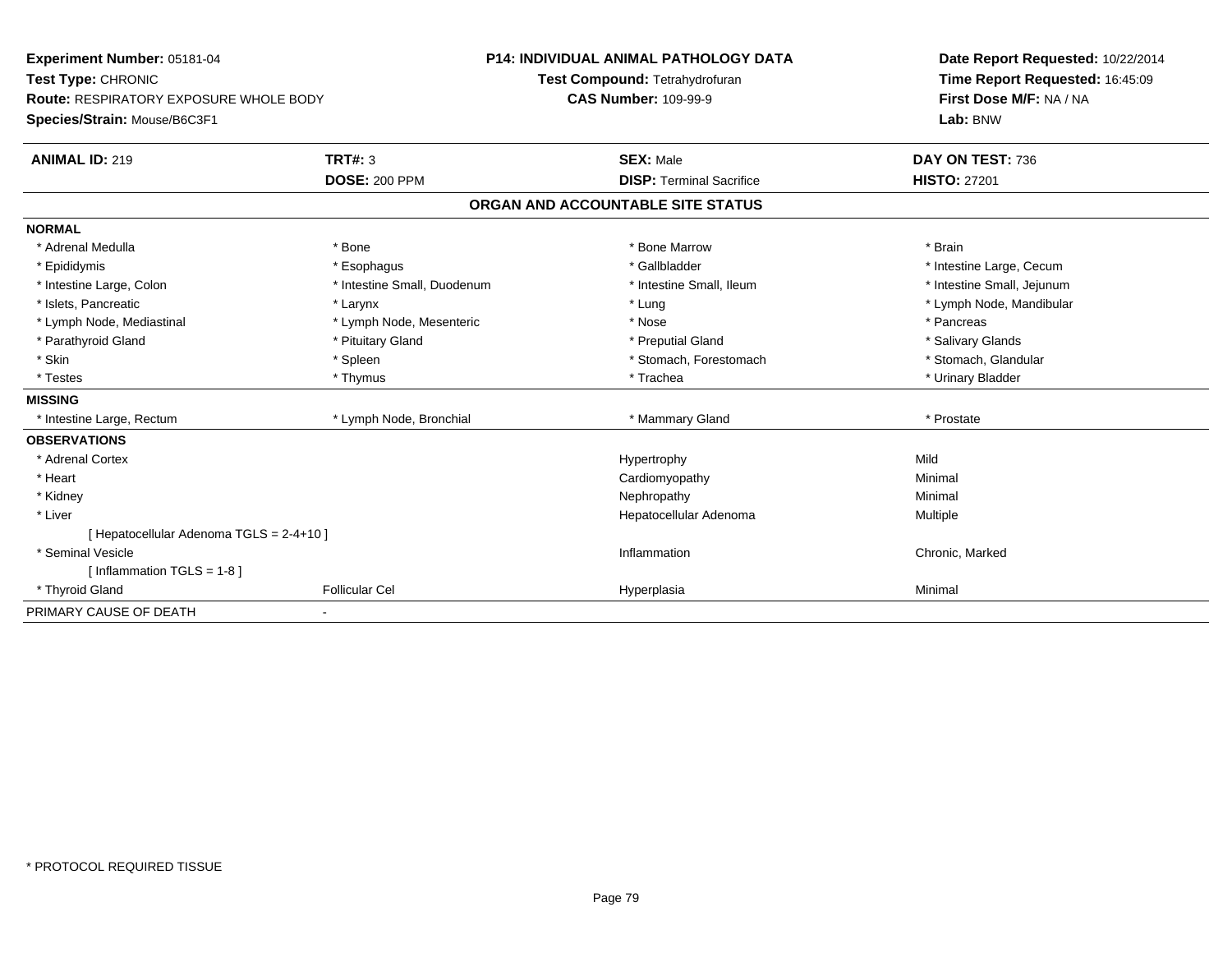**Experiment Number:** 05181-04
**Test Type:** CHRONIC
**Route:** RESPIRATORY EXPOSURE WHOLE BODY
**Species/Strain:** Mouse/B6C3F1

**P14: INDIVIDUAL ANIMAL PATHOLOGY DATA**
**Test Compound:** Tetrahydrofuran
**CAS Number:** 109-99-9

**Date Report Requested:** 10/22/2014
**Time Report Requested:** 16:45:09
**First Dose M/F:** NA / NA
**Lab:** BNW

| **ANIMAL ID:** 219 | **TRT#:** 3 | **SEX:** Male | **DAY ON TEST:** 736 |
|---|---|---|---|
| | **DOSE:** 200 PPM | **DISP:** Terminal Sacrifice | **HISTO:** 27201 |

## ORGAN AND ACCOUNTABLE SITE STATUS

| | | | |
|---|---|---|---|
| **NORMAL** | | | |
| * Adrenal Medulla | * Bone | * Bone Marrow | * Brain |
| * Epididymis | * Esophagus | * Gallbladder | * Intestine Large, Cecum |
| * Intestine Large, Colon | * Intestine Small, Duodenum | * Intestine Small, Ileum | * Intestine Small, Jejunum |
| * Islets, Pancreatic | * Larynx | * Lung | * Lymph Node, Mandibular |
| * Lymph Node, Mediastinal | * Lymph Node, Mesenteric | * Nose | * Pancreas |
| * Parathyroid Gland | * Pituitary Gland | * Preputial Gland | * Salivary Glands |
| * Skin | * Spleen | * Stomach, Forestomach | * Stomach, Glandular |
| * Testes | * Thymus | * Trachea | * Urinary Bladder |
| **MISSING** | | | |
| * Intestine Large, Rectum | * Lymph Node, Bronchial | * Mammary Gland | * Prostate |
| **OBSERVATIONS** | | | |
| * Adrenal Cortex | | Hypertrophy | Mild |
| * Heart | | Cardiomyopathy | Minimal |
| * Kidney | | Nephropathy | Minimal |
| * Liver | | Hepatocellular Adenoma | Multiple |
| [ Hepatocellular Adenoma TGLS = 2-4+10 ] | | | |
| * Seminal Vesicle | | Inflammation | Chronic, Marked |
| [ Inflammation TGLS = 1-8 ] | | | |
| * Thyroid Gland | Follicular Cel | Hyperplasia | Minimal |
| PRIMARY CAUSE OF DEATH | - | | |

* PROTOCOL REQUIRED TISSUE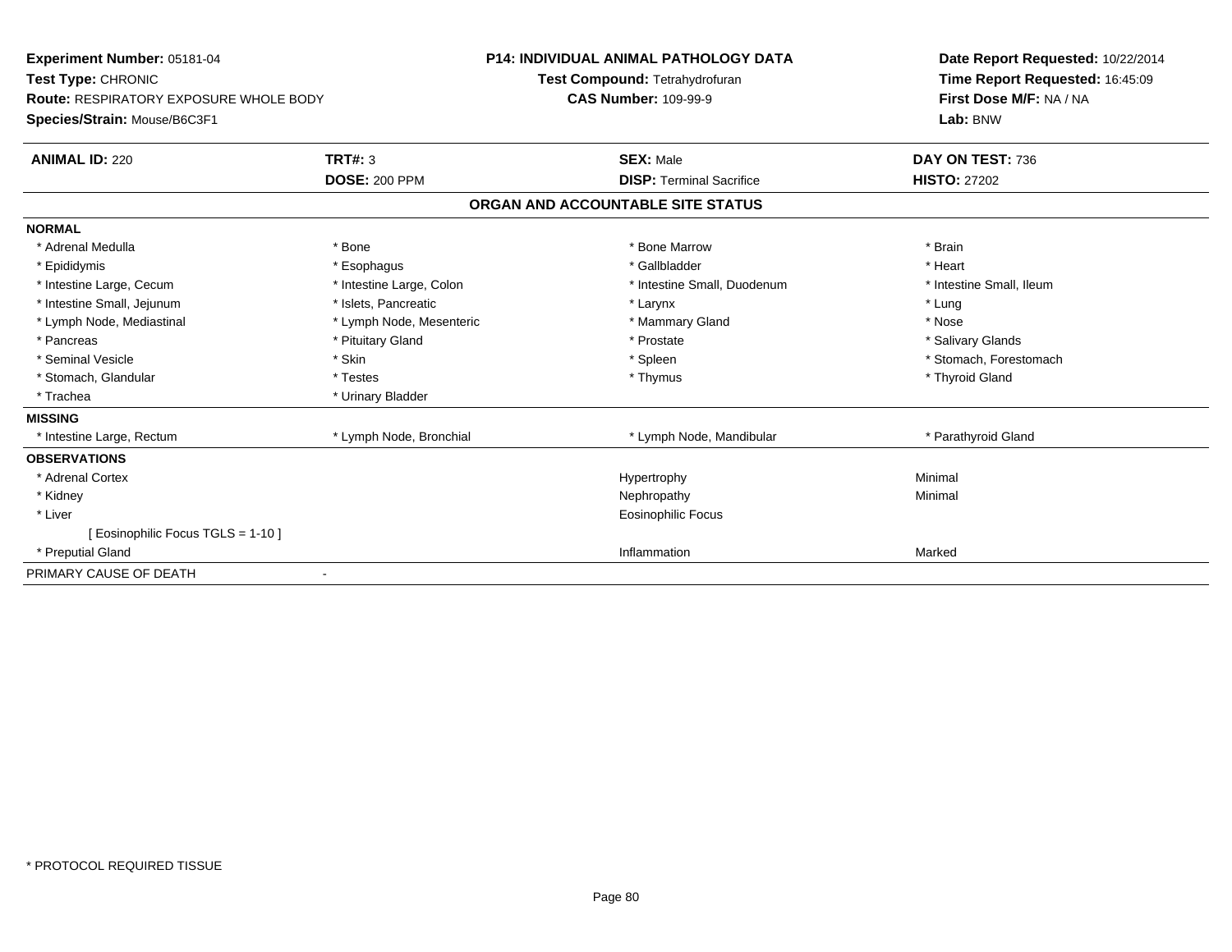**Experiment Number:** 05181-04
**Test Type:** CHRONIC
**Route:** RESPIRATORY EXPOSURE WHOLE BODY
**Species/Strain:** Mouse/B6C3F1

**P14: INDIVIDUAL ANIMAL PATHOLOGY DATA**
**Test Compound:** Tetrahydrofuran
**CAS Number:** 109-99-9

**Date Report Requested:** 10/22/2014
**Time Report Requested:** 16:45:09
**First Dose M/F:** NA / NA
**Lab:** BNW

| **ANIMAL ID:** 220 | **TRT#:** 3 | **SEX:** Male | **DAY ON TEST:** 736 |
|---|---|---|---|
| | **DOSE:** 200 PPM | **DISP:** Terminal Sacrifice | **HISTO:** 27202 |

## ORGAN AND ACCOUNTABLE SITE STATUS

| | | | |
|---|---|---|---|
| **NORMAL** | | | |
| * Adrenal Medulla | * Bone | * Bone Marrow | * Brain |
| * Epididymis | * Esophagus | * Gallbladder | * Heart |
| * Intestine Large, Cecum | * Intestine Large, Colon | * Intestine Small, Duodenum | * Intestine Small, Ileum |
| * Intestine Small, Jejunum | * Islets, Pancreatic | * Larynx | * Lung |
| * Lymph Node, Mediastinal | * Lymph Node, Mesenteric | * Mammary Gland | * Nose |
| * Pancreas | * Pituitary Gland | * Prostate | * Salivary Glands |
| * Seminal Vesicle | * Skin | * Spleen | * Stomach, Forestomach |
| * Stomach, Glandular | * Testes | * Thymus | * Thyroid Gland |
| * Trachea | * Urinary Bladder | | |
| **MISSING** | | | |
| * Intestine Large, Rectum | * Lymph Node, Bronchial | * Lymph Node, Mandibular | * Parathyroid Gland |
| **OBSERVATIONS** | | | |
| * Adrenal Cortex | | Hypertrophy | Minimal |
| * Kidney | | Nephropathy | Minimal |
| * Liver | | Eosinophilic Focus | |
| [ Eosinophilic Focus TGLS = 1-10 ] | | | |
| * Preputial Gland | | Inflammation | Marked |
| PRIMARY CAUSE OF DEATH | - | | |

* PROTOCOL REQUIRED TISSUE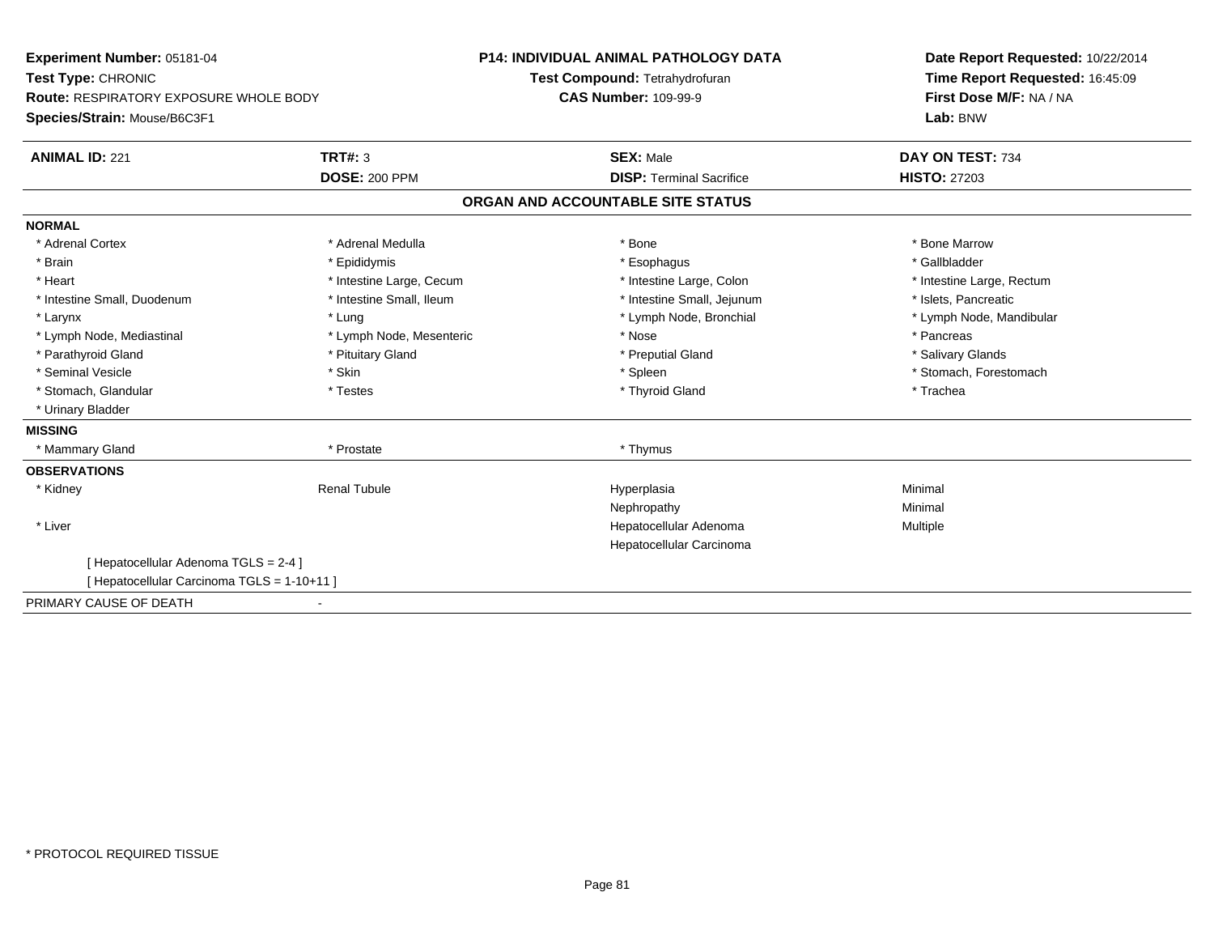**Experiment Number:** 05181-04
**Test Type:** CHRONIC
**Route:** RESPIRATORY EXPOSURE WHOLE BODY
**Species/Strain:** Mouse/B6C3F1

**P14: INDIVIDUAL ANIMAL PATHOLOGY DATA**
**Test Compound:** Tetrahydrofuran
**CAS Number:** 109-99-9

**Date Report Requested:** 10/22/2014
**Time Report Requested:** 16:45:09
**First Dose M/F:** NA / NA
**Lab:** BNW

| **ANIMAL ID:** 221 | **TRT#:** 3 | **SEX:** Male | **DAY ON TEST:** 734 |
|---|---|---|---|
| | **DOSE:** 200 PPM | **DISP:** Terminal Sacrifice | **HISTO:** 27203 |

## ORGAN AND ACCOUNTABLE SITE STATUS

**NORMAL**

| | | | |
|---|---|---|---|
| * Adrenal Cortex | * Adrenal Medulla | * Bone | * Bone Marrow |
| * Brain | * Epididymis | * Esophagus | * Gallbladder |
| * Heart | * Intestine Large, Cecum | * Intestine Large, Colon | * Intestine Large, Rectum |
| * Intestine Small, Duodenum | * Intestine Small, Ileum | * Intestine Small, Jejunum | * Islets, Pancreatic |
| * Larynx | * Lung | * Lymph Node, Bronchial | * Lymph Node, Mandibular |
| * Lymph Node, Mediastinal | * Lymph Node, Mesenteric | * Nose | * Pancreas |
| * Parathyroid Gland | * Pituitary Gland | * Preputial Gland | * Salivary Glands |
| * Seminal Vesicle | * Skin | * Spleen | * Stomach, Forestomach |
| * Stomach, Glandular | * Testes | * Thyroid Gland | * Trachea |
| * Urinary Bladder | | | |

**MISSING**

| | | |
|---|---|---|
| * Mammary Gland | * Prostate | * Thymus |

**OBSERVATIONS**

| | | | |
|---|---|---|---|
| * Kidney | Renal Tubule | Hyperplasia | Minimal |
| | | Nephropathy | Minimal |
| * Liver | | Hepatocellular Adenoma | Multiple |
| | | Hepatocellular Carcinoma | |

[ Hepatocellular Adenoma TGLS = 2-4 ]
[ Hepatocellular Carcinoma TGLS = 1-10+11 ]

PRIMARY CAUSE OF DEATH -

* PROTOCOL REQUIRED TISSUE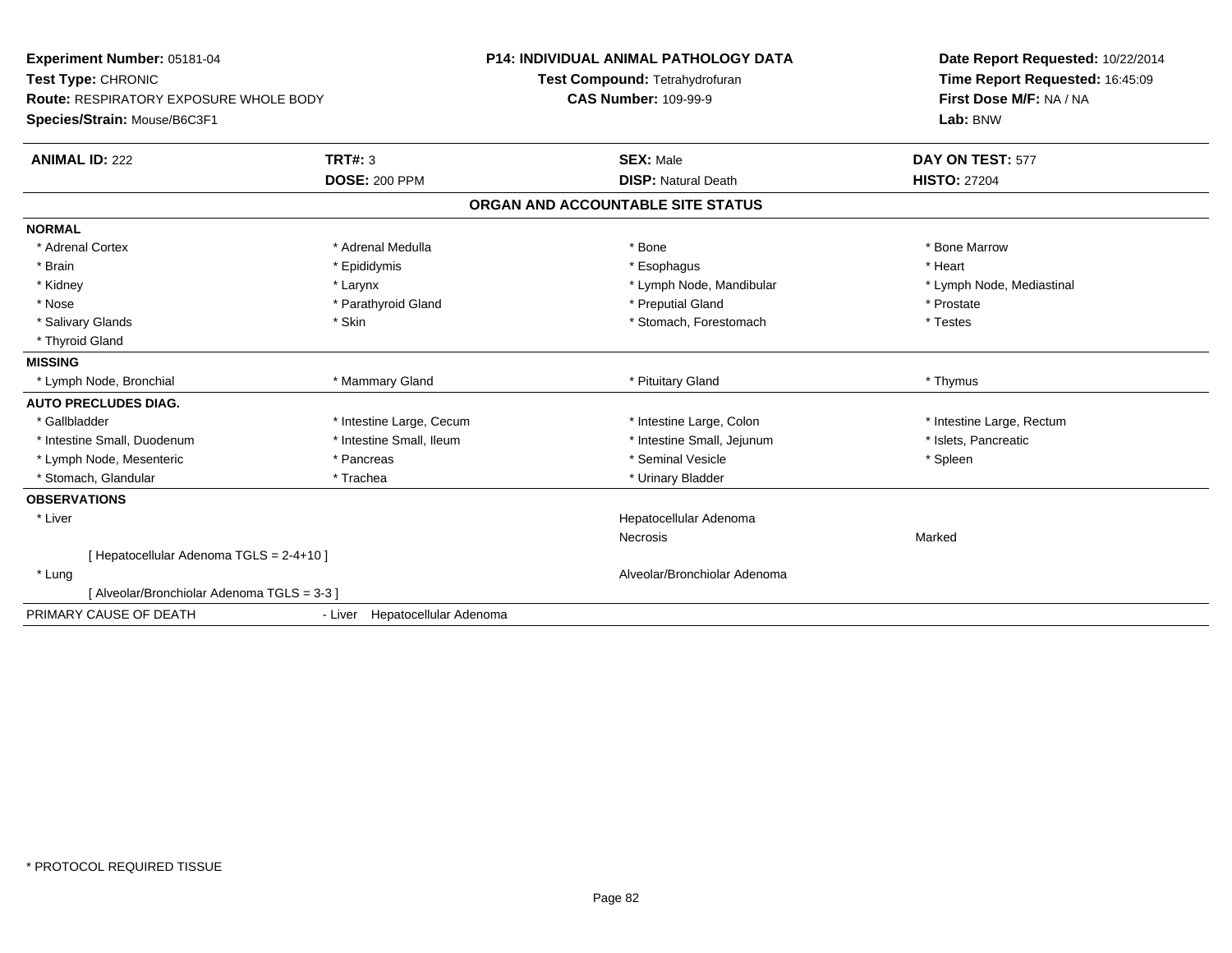**Experiment Number:** 05181-04
**Test Type:** CHRONIC
**Route:** RESPIRATORY EXPOSURE WHOLE BODY
**Species/Strain:** Mouse/B6C3F1

**P14: INDIVIDUAL ANIMAL PATHOLOGY DATA**
**Test Compound:** Tetrahydrofuran
**CAS Number:** 109-99-9

**Date Report Requested:** 10/22/2014
**Time Report Requested:** 16:45:09
**First Dose M/F:** NA / NA
**Lab:** BNW

| **ANIMAL ID:** 222 | **TRT#:** 3 | **SEX:** Male | **DAY ON TEST:** 577 |
|---|---|---|---|
| | **DOSE:** 200 PPM | **DISP:** Natural Death | **HISTO:** 27204 |

## ORGAN AND ACCOUNTABLE SITE STATUS

| | | | |
|---|---|---|---|
| **NORMAL** | | | |
| * Adrenal Cortex | * Adrenal Medulla | * Bone | * Bone Marrow |
| * Brain | * Epididymis | * Esophagus | * Heart |
| * Kidney | * Larynx | * Lymph Node, Mandibular | * Lymph Node, Mediastinal |
| * Nose | * Parathyroid Gland | * Preputial Gland | * Prostate |
| * Salivary Glands | * Skin | * Stomach, Forestomach | * Testes |
| * Thyroid Gland | | | |
| **MISSING** | | | |
| * Lymph Node, Bronchial | * Mammary Gland | * Pituitary Gland | * Thymus |
| **AUTO PRECLUDES DIAG.** | | | |
| * Gallbladder | * Intestine Large, Cecum | * Intestine Large, Colon | * Intestine Large, Rectum |
| * Intestine Small, Duodenum | * Intestine Small, Ileum | * Intestine Small, Jejunum | * Islets, Pancreatic |
| * Lymph Node, Mesenteric | * Pancreas | * Seminal Vesicle | * Spleen |
| * Stomach, Glandular | * Trachea | * Urinary Bladder | |
| **OBSERVATIONS** | | | |
| * Liver | | Hepatocellular Adenoma | |
| | | Necrosis | Marked |
| [ Hepatocellular Adenoma TGLS = 2-4+10 ] | | | |
| * Lung | | Alveolar/Bronchiolar Adenoma | |
| [ Alveolar/Bronchiolar Adenoma TGLS = 3-3 ] | | | |
| PRIMARY CAUSE OF DEATH | - Liver Hepatocellular Adenoma | | |

* PROTOCOL REQUIRED TISSUE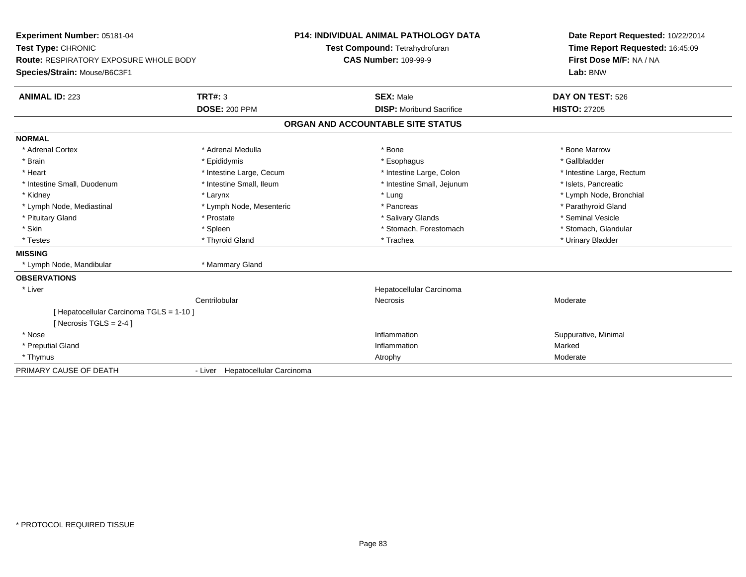**Experiment Number:** 05181-04
**Test Type:** CHRONIC
**Route:** RESPIRATORY EXPOSURE WHOLE BODY
**Species/Strain:** Mouse/B6C3F1

**P14: INDIVIDUAL ANIMAL PATHOLOGY DATA**
**Test Compound:** Tetrahydrofuran
**CAS Number:** 109-99-9

**Date Report Requested:** 10/22/2014
**Time Report Requested:** 16:45:09
**First Dose M/F:** NA / NA
**Lab:** BNW

| **ANIMAL ID:** 223 | **TRT#:** 3 | **SEX:** Male | **DAY ON TEST:** 526 |
|---|---|---|---|
| | **DOSE:** 200 PPM | **DISP:** Moribund Sacrifice | **HISTO:** 27205 |

## ORGAN AND ACCOUNTABLE SITE STATUS

**NORMAL**

| | | | |
|---|---|---|---|
| * Adrenal Cortex | * Adrenal Medulla | * Bone | * Bone Marrow |
| * Brain | * Epididymis | * Esophagus | * Gallbladder |
| * Heart | * Intestine Large, Cecum | * Intestine Large, Colon | * Intestine Large, Rectum |
| * Intestine Small, Duodenum | * Intestine Small, Ileum | * Intestine Small, Jejunum | * Islets, Pancreatic |
| * Kidney | * Larynx | * Lung | * Lymph Node, Bronchial |
| * Lymph Node, Mediastinal | * Lymph Node, Mesenteric | * Pancreas | * Parathyroid Gland |
| * Pituitary Gland | * Prostate | * Salivary Glands | * Seminal Vesicle |
| * Skin | * Spleen | * Stomach, Forestomach | * Stomach, Glandular |
| * Testes | * Thyroid Gland | * Trachea | * Urinary Bladder |

**MISSING**

| | |
|---|---|
| * Lymph Node, Mandibular | * Mammary Gland |

**OBSERVATIONS**

| | | | |
|---|---|---|---|
| * Liver | | Hepatocellular Carcinoma | |
| | Centrilobular | Necrosis | Moderate |
| [ Hepatocellular Carcinoma TGLS = 1-10 ] | | | |
| [ Necrosis TGLS = 2-4 ] | | | |
| * Nose | | Inflammation | Suppurative, Minimal |
| * Preputial Gland | | Inflammation | Marked |
| * Thymus | | Atrophy | Moderate |

PRIMARY CAUSE OF DEATH - Liver Hepatocellular Carcinoma

\* PROTOCOL REQUIRED TISSUE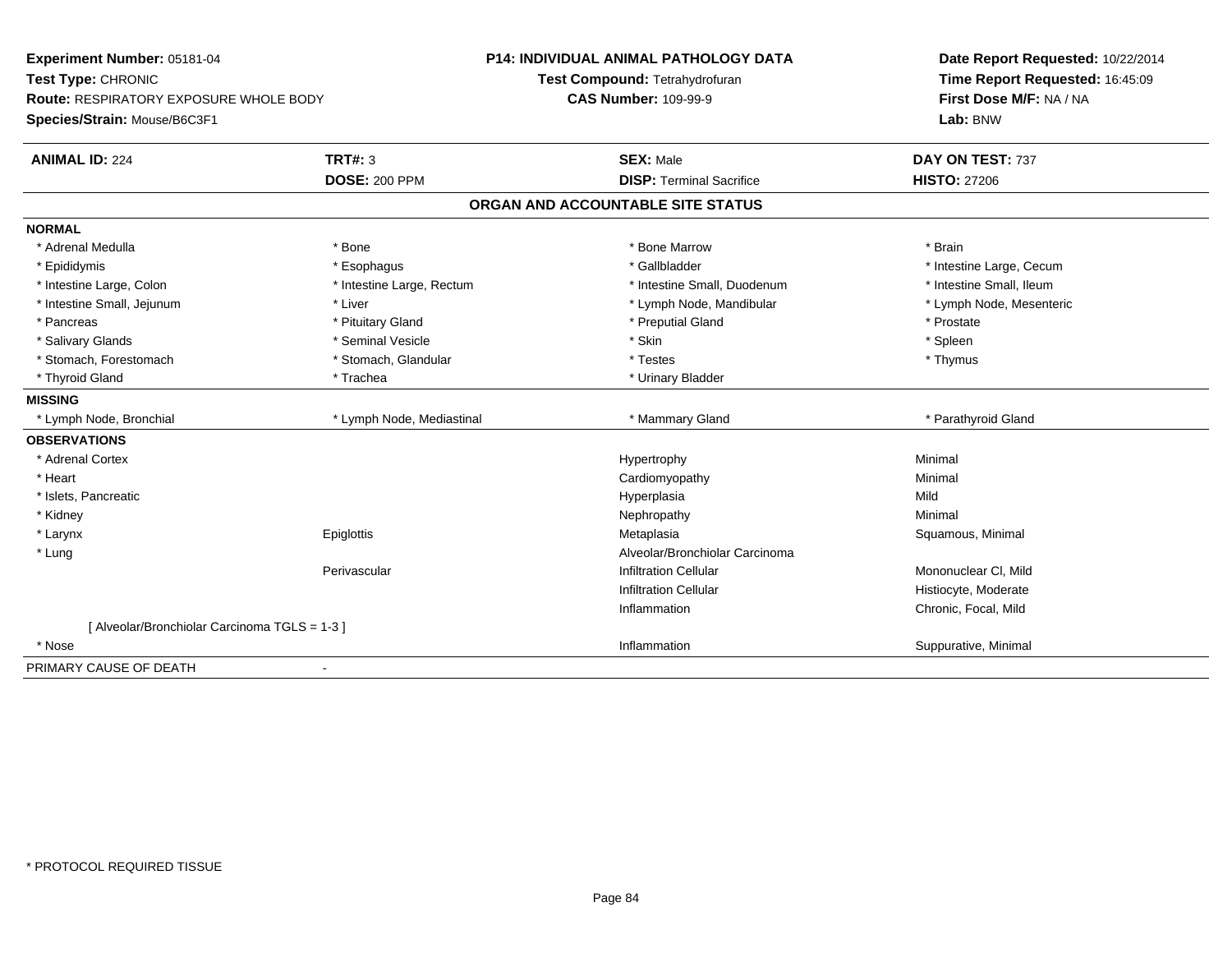**Experiment Number:** 05181-04
**Test Type:** CHRONIC
**Route:** RESPIRATORY EXPOSURE WHOLE BODY
**Species/Strain:** Mouse/B6C3F1

**P14: INDIVIDUAL ANIMAL PATHOLOGY DATA**
**Test Compound:** Tetrahydrofuran
**CAS Number:** 109-99-9

**Date Report Requested:** 10/22/2014
**Time Report Requested:** 16:45:09
**First Dose M/F:** NA / NA
**Lab:** BNW

| **ANIMAL ID:** 224 | **TRT#:** 3 | **SEX:** Male | **DAY ON TEST:** 737 |
|---|---|---|---|
| | **DOSE:** 200 PPM | **DISP:** Terminal Sacrifice | **HISTO:** 27206 |

## ORGAN AND ACCOUNTABLE SITE STATUS

| | | | |
|---|---|---|---|
| **NORMAL** | | | |
| * Adrenal Medulla | * Bone | * Bone Marrow | * Brain |
| * Epididymis | * Esophagus | * Gallbladder | * Intestine Large, Cecum |
| * Intestine Large, Colon | * Intestine Large, Rectum | * Intestine Small, Duodenum | * Intestine Small, Ileum |
| * Intestine Small, Jejunum | * Liver | * Lymph Node, Mandibular | * Lymph Node, Mesenteric |
| * Pancreas | * Pituitary Gland | * Preputial Gland | * Prostate |
| * Salivary Glands | * Seminal Vesicle | * Skin | * Spleen |
| * Stomach, Forestomach | * Stomach, Glandular | * Testes | * Thymus |
| * Thyroid Gland | * Trachea | * Urinary Bladder | |
| **MISSING** | | | |
| * Lymph Node, Bronchial | * Lymph Node, Mediastinal | * Mammary Gland | * Parathyroid Gland |
| **OBSERVATIONS** | | | |
| * Adrenal Cortex | | Hypertrophy | Minimal |
| * Heart | | Cardiomyopathy | Minimal |
| * Islets, Pancreatic | | Hyperplasia | Mild |
| * Kidney | | Nephropathy | Minimal |
| * Larynx | Epiglottis | Metaplasia | Squamous, Minimal |
| * Lung | | Alveolar/Bronchiolar Carcinoma | |
| | Perivascular | Infiltration Cellular | Mononuclear Cl, Mild |
| | | Infiltration Cellular | Histiocyte, Moderate |
| | | Inflammation | Chronic, Focal, Mild |
| [ Alveolar/Bronchiolar Carcinoma TGLS = 1-3 ] | | | |
| * Nose | | Inflammation | Suppurative, Minimal |
| PRIMARY CAUSE OF DEATH | - | | |

* PROTOCOL REQUIRED TISSUE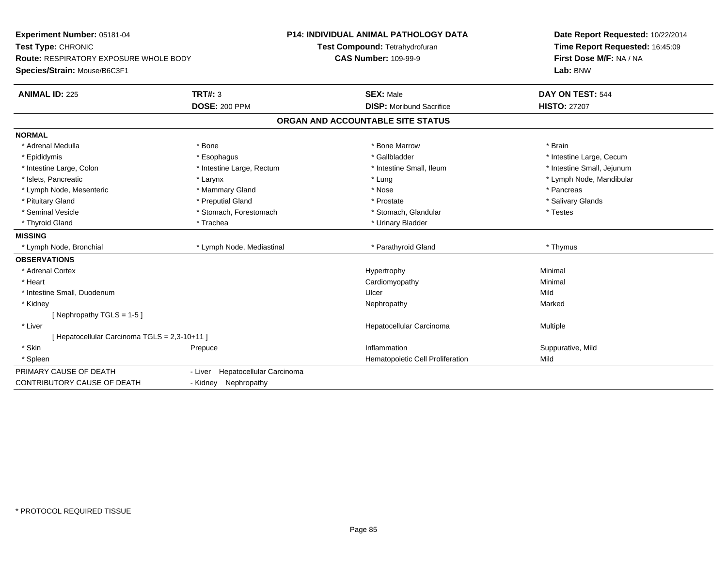**Experiment Number:** 05181-04
**Test Type:** CHRONIC
**Route:** RESPIRATORY EXPOSURE WHOLE BODY
**Species/Strain:** Mouse/B6C3F1

**P14: INDIVIDUAL ANIMAL PATHOLOGY DATA**
**Test Compound:** Tetrahydrofuran
**CAS Number:** 109-99-9

**Date Report Requested:** 10/22/2014
**Time Report Requested:** 16:45:09
**First Dose M/F:** NA / NA
**Lab:** BNW

| **ANIMAL ID:** 225 | **TRT#:** 3 | **SEX:** Male | **DAY ON TEST:** 544 |
|---|---|---|---|
| | **DOSE:** 200 PPM | **DISP:** Moribund Sacrifice | **HISTO:** 27207 |

## ORGAN AND ACCOUNTABLE SITE STATUS

**NORMAL**

| | | | |
|---|---|---|---|
| * Adrenal Medulla | * Bone | * Bone Marrow | * Brain |
| * Epididymis | * Esophagus | * Gallbladder | * Intestine Large, Cecum |
| * Intestine Large, Colon | * Intestine Large, Rectum | * Intestine Small, Ileum | * Intestine Small, Jejunum |
| * Islets, Pancreatic | * Larynx | * Lung | * Lymph Node, Mandibular |
| * Lymph Node, Mesenteric | * Mammary Gland | * Nose | * Pancreas |
| * Pituitary Gland | * Preputial Gland | * Prostate | * Salivary Glands |
| * Seminal Vesicle | * Stomach, Forestomach | * Stomach, Glandular | * Testes |
| * Thyroid Gland | * Trachea | * Urinary Bladder | |

**MISSING**

| | | | |
|---|---|---|---|
| * Lymph Node, Bronchial | * Lymph Node, Mediastinal | * Parathyroid Gland | * Thymus |

**OBSERVATIONS**

| | | | |
|---|---|---|---|
| * Adrenal Cortex | | Hypertrophy | Minimal |
| * Heart | | Cardiomyopathy | Minimal |
| * Intestine Small, Duodenum | | Ulcer | Mild |
| * Kidney | | Nephropathy | Marked |
| [ Nephropathy TGLS = 1-5 ] | | | |
| * Liver | | Hepatocellular Carcinoma | Multiple |
| [ Hepatocellular Carcinoma TGLS = 2,3-10+11 ] | | | |
| * Skin | Prepuce | Inflammation | Suppurative, Mild |
| * Spleen | | Hematopoietic Cell Proliferation | Mild |

| | |
|---|---|
| PRIMARY CAUSE OF DEATH | - Liver Hepatocellular Carcinoma |
| CONTRIBUTORY CAUSE OF DEATH | - Kidney Nephropathy |

* PROTOCOL REQUIRED TISSUE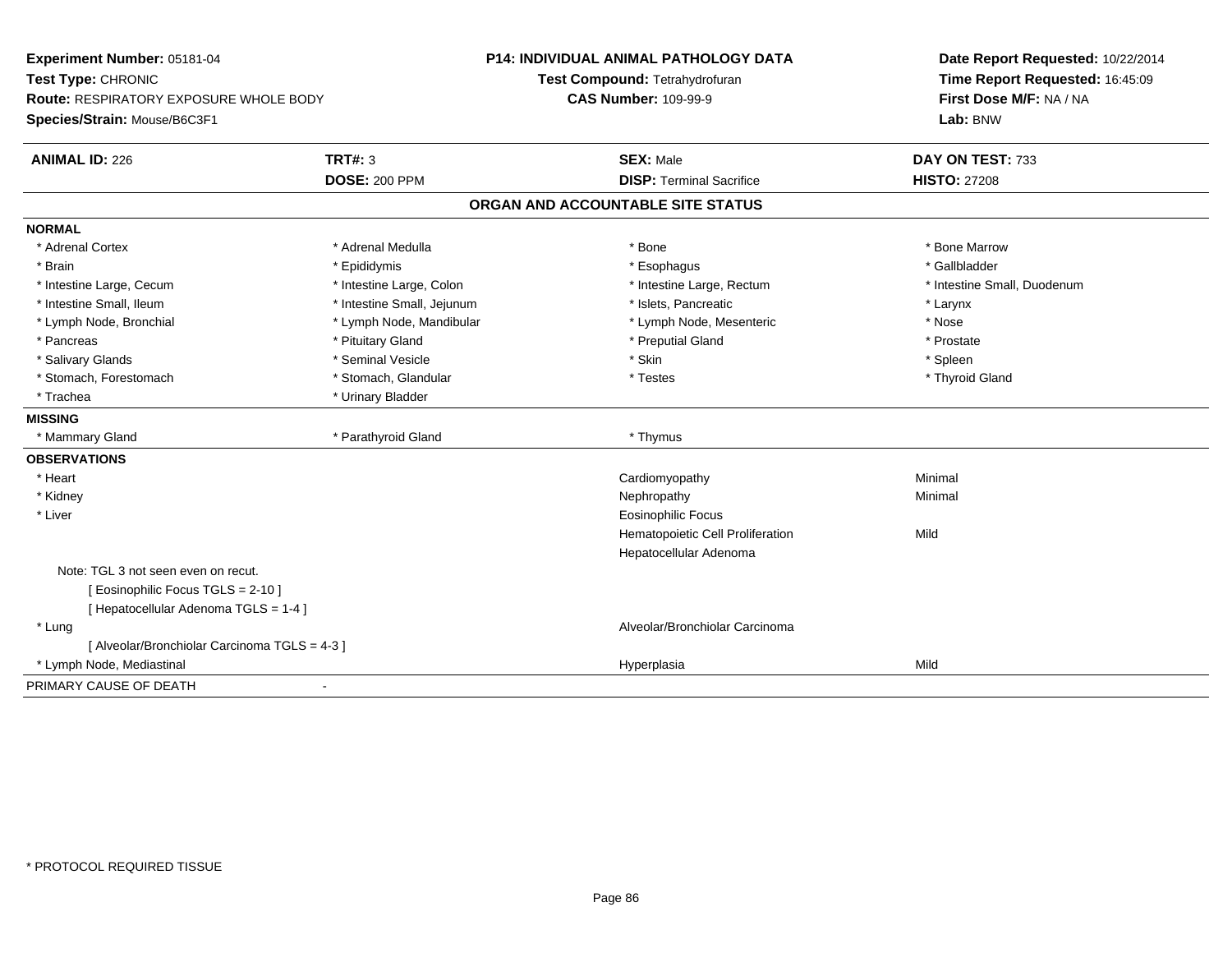**Experiment Number:** 05181-04
**Test Type:** CHRONIC
**Route:** RESPIRATORY EXPOSURE WHOLE BODY
**Species/Strain:** Mouse/B6C3F1

**P14: INDIVIDUAL ANIMAL PATHOLOGY DATA**
**Test Compound:** Tetrahydrofuran
**CAS Number:** 109-99-9

**Date Report Requested:** 10/22/2014
**Time Report Requested:** 16:45:09
**First Dose M/F:** NA / NA
**Lab:** BNW

| **ANIMAL ID:** 226 | **TRT#:** 3 | **SEX:** Male | **DAY ON TEST:** 733 |
|---|---|---|---|
| | **DOSE:** 200 PPM | **DISP:** Terminal Sacrifice | **HISTO:** 27208 |

## ORGAN AND ACCOUNTABLE SITE STATUS

**NORMAL**

| | | | |
|---|---|---|---|
| * Adrenal Cortex | * Adrenal Medulla | * Bone | * Bone Marrow |
| * Brain | * Epididymis | * Esophagus | * Gallbladder |
| * Intestine Large, Cecum | * Intestine Large, Colon | * Intestine Large, Rectum | * Intestine Small, Duodenum |
| * Intestine Small, Ileum | * Intestine Small, Jejunum | * Islets, Pancreatic | * Larynx |
| * Lymph Node, Bronchial | * Lymph Node, Mandibular | * Lymph Node, Mesenteric | * Nose |
| * Pancreas | * Pituitary Gland | * Preputial Gland | * Prostate |
| * Salivary Glands | * Seminal Vesicle | * Skin | * Spleen |
| * Stomach, Forestomach | * Stomach, Glandular | * Testes | * Thyroid Gland |
| * Trachea | * Urinary Bladder | | |

**MISSING**

| | | |
|---|---|---|
| * Mammary Gland | * Parathyroid Gland | * Thymus |

**OBSERVATIONS**

| Organ | Observation | Severity |
|---|---|---|
| * Heart | Cardiomyopathy | Minimal |
| * Kidney | Nephropathy | Minimal |
| * Liver | Eosinophilic Focus | |
| | Hematopoietic Cell Proliferation | Mild |
| | Hepatocellular Adenoma | |

Note: TGL 3 not seen even on recut.
[ Eosinophilic Focus TGLS = 2-10 ]
[ Hepatocellular Adenoma TGLS = 1-4 ]

| Organ | Observation | Severity |
|---|---|---|
| * Lung | Alveolar/Bronchiolar Carcinoma | |

[ Alveolar/Bronchiolar Carcinoma TGLS = 4-3 ]

| Organ | Observation | Severity |
|---|---|---|
| * Lymph Node, Mediastinal | Hyperplasia | Mild |

PRIMARY CAUSE OF DEATH -

* PROTOCOL REQUIRED TISSUE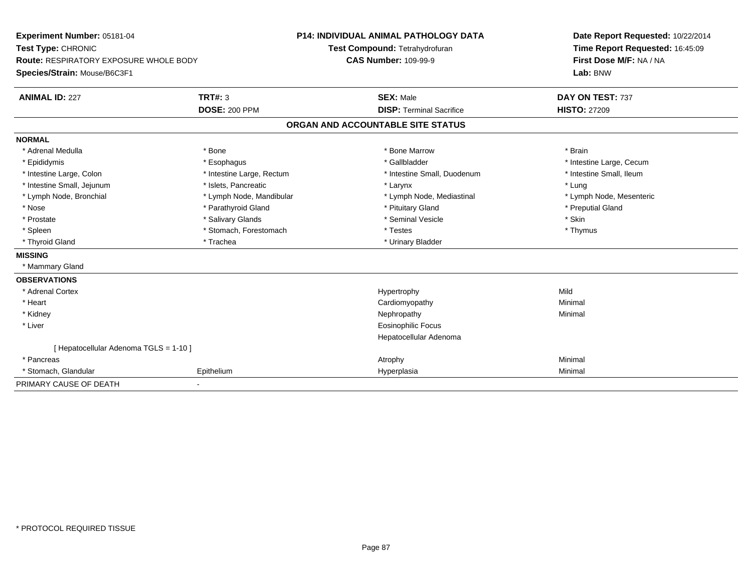**Experiment Number:** 05181-04
**Test Type:** CHRONIC
**Route:** RESPIRATORY EXPOSURE WHOLE BODY
**Species/Strain:** Mouse/B6C3F1

**P14: INDIVIDUAL ANIMAL PATHOLOGY DATA**
**Test Compound:** Tetrahydrofuran
**CAS Number:** 109-99-9

**Date Report Requested:** 10/22/2014
**Time Report Requested:** 16:45:09
**First Dose M/F:** NA / NA
**Lab:** BNW

| **ANIMAL ID:** 227 | **TRT#:** 3 | **SEX:** Male | **DAY ON TEST:** 737 |
|---|---|---|---|
| | **DOSE:** 200 PPM | **DISP:** Terminal Sacrifice | **HISTO:** 27209 |

## ORGAN AND ACCOUNTABLE SITE STATUS

**NORMAL**

| | | | |
|---|---|---|---|
| * Adrenal Medulla | * Bone | * Bone Marrow | * Brain |
| * Epididymis | * Esophagus | * Gallbladder | * Intestine Large, Cecum |
| * Intestine Large, Colon | * Intestine Large, Rectum | * Intestine Small, Duodenum | * Intestine Small, Ileum |
| * Intestine Small, Jejunum | * Islets, Pancreatic | * Larynx | * Lung |
| * Lymph Node, Bronchial | * Lymph Node, Mandibular | * Lymph Node, Mediastinal | * Lymph Node, Mesenteric |
| * Nose | * Parathyroid Gland | * Pituitary Gland | * Preputial Gland |
| * Prostate | * Salivary Glands | * Seminal Vesicle | * Skin |
| * Spleen | * Stomach, Forestomach | * Testes | * Thymus |
| * Thyroid Gland | * Trachea | * Urinary Bladder | |

**MISSING**

* Mammary Gland

**OBSERVATIONS**

| | | | |
|---|---|---|---|
| * Adrenal Cortex | | Hypertrophy | Mild |
| * Heart | | Cardiomyopathy | Minimal |
| * Kidney | | Nephropathy | Minimal |
| * Liver | | Eosinophilic Focus | |
| | | Hepatocellular Adenoma | |
| [ Hepatocellular Adenoma TGLS = 1-10 ] | | | |
| * Pancreas | | Atrophy | Minimal |
| * Stomach, Glandular | Epithelium | Hyperplasia | Minimal |

PRIMARY CAUSE OF DEATH -

\* PROTOCOL REQUIRED TISSUE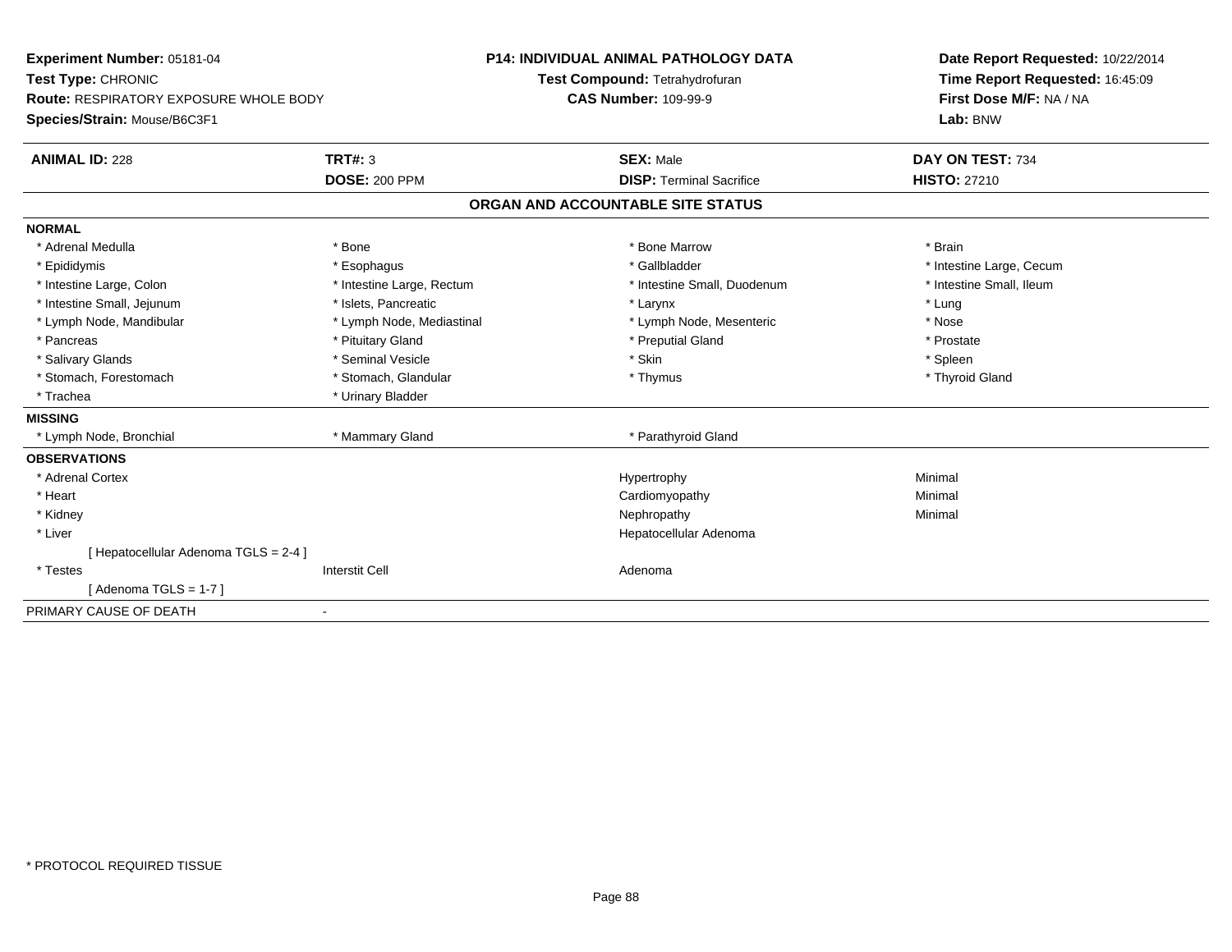**Experiment Number:** 05181-04
**Test Type:** CHRONIC
**Route:** RESPIRATORY EXPOSURE WHOLE BODY
**Species/Strain:** Mouse/B6C3F1

**P14: INDIVIDUAL ANIMAL PATHOLOGY DATA**
**Test Compound:** Tetrahydrofuran
**CAS Number:** 109-99-9

**Date Report Requested:** 10/22/2014
**Time Report Requested:** 16:45:09
**First Dose M/F:** NA / NA
**Lab:** BNW

| **ANIMAL ID:** 228 | **TRT#:** 3 | **SEX:** Male | **DAY ON TEST:** 734 |
|---|---|---|---|
| | **DOSE:** 200 PPM | **DISP:** Terminal Sacrifice | **HISTO:** 27210 |

## ORGAN AND ACCOUNTABLE SITE STATUS

**NORMAL**

| | | | |
|---|---|---|---|
| * Adrenal Medulla | * Bone | * Bone Marrow | * Brain |
| * Epididymis | * Esophagus | * Gallbladder | * Intestine Large, Cecum |
| * Intestine Large, Colon | * Intestine Large, Rectum | * Intestine Small, Duodenum | * Intestine Small, Ileum |
| * Intestine Small, Jejunum | * Islets, Pancreatic | * Larynx | * Lung |
| * Lymph Node, Mandibular | * Lymph Node, Mediastinal | * Lymph Node, Mesenteric | * Nose |
| * Pancreas | * Pituitary Gland | * Preputial Gland | * Prostate |
| * Salivary Glands | * Seminal Vesicle | * Skin | * Spleen |
| * Stomach, Forestomach | * Stomach, Glandular | * Thymus | * Thyroid Gland |
| * Trachea | * Urinary Bladder | | |

**MISSING**

| | | | |
|---|---|---|---|
| * Lymph Node, Bronchial | * Mammary Gland | * Parathyroid Gland | |

**OBSERVATIONS**

| | | | |
|---|---|---|---|
| * Adrenal Cortex | | Hypertrophy | Minimal |
| * Heart | | Cardiomyopathy | Minimal |
| * Kidney | | Nephropathy | Minimal |
| * Liver | | Hepatocellular Adenoma | |
| [ Hepatocellular Adenoma TGLS = 2-4 ] | | | |
| * Testes | Interstit Cell | Adenoma | |
| [ Adenoma TGLS = 1-7 ] | | | |

PRIMARY CAUSE OF DEATH -

* PROTOCOL REQUIRED TISSUE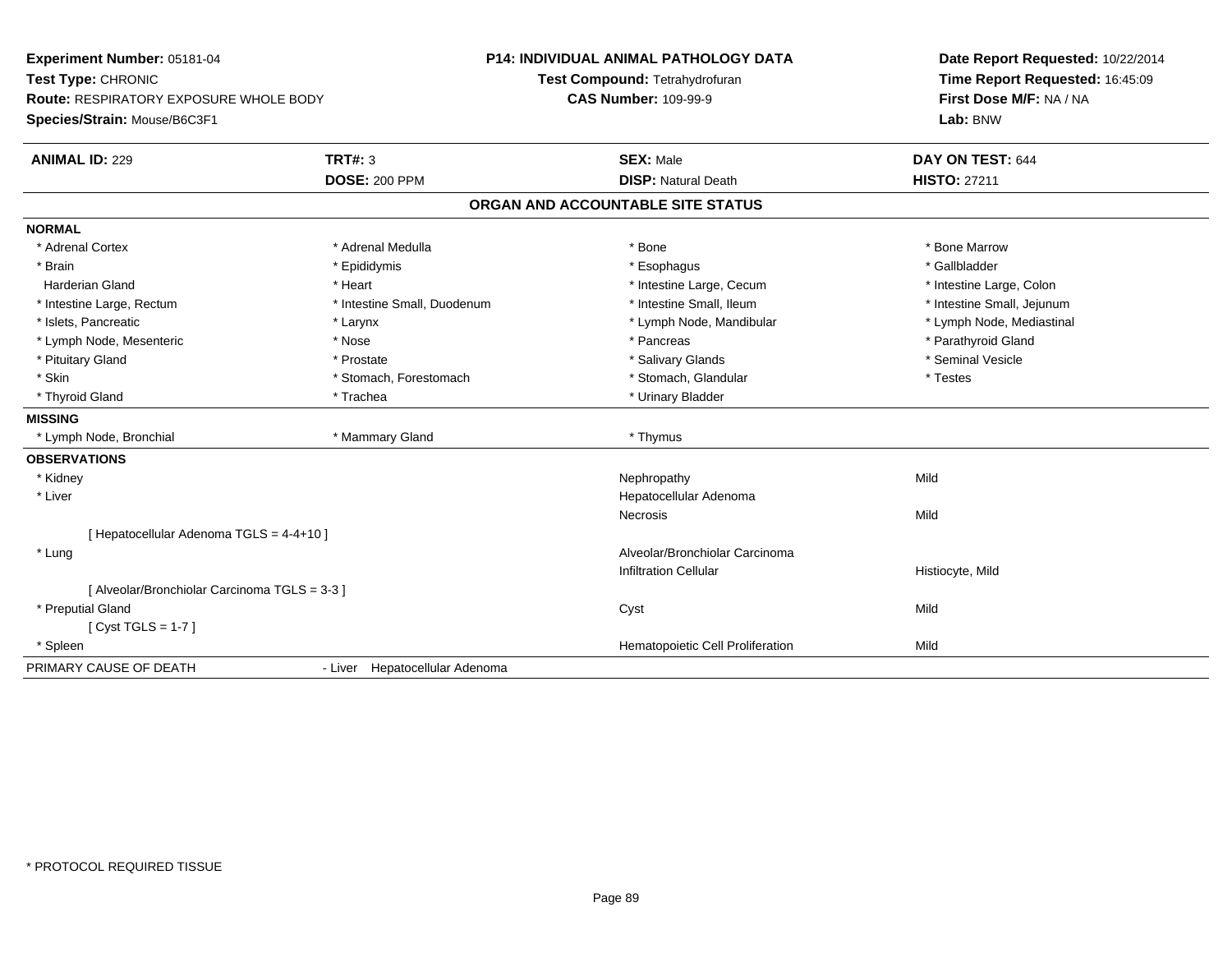**Experiment Number:** 05181-04
**Test Type:** CHRONIC
**Route:** RESPIRATORY EXPOSURE WHOLE BODY
**Species/Strain:** Mouse/B6C3F1

**P14: INDIVIDUAL ANIMAL PATHOLOGY DATA**
**Test Compound:** Tetrahydrofuran
**CAS Number:** 109-99-9

**Date Report Requested:** 10/22/2014
**Time Report Requested:** 16:45:09
**First Dose M/F:** NA / NA
**Lab:** BNW

| **ANIMAL ID:** 229 | **TRT#:** 3 | **SEX:** Male | **DAY ON TEST:** 644 |
|---|---|---|---|
| | **DOSE:** 200 PPM | **DISP:** Natural Death | **HISTO:** 27211 |

## ORGAN AND ACCOUNTABLE SITE STATUS

**NORMAL**

| | | | |
|---|---|---|---|
| * Adrenal Cortex | * Adrenal Medulla | * Bone | * Bone Marrow |
| * Brain | * Epididymis | * Esophagus | * Gallbladder |
| Harderian Gland | * Heart | * Intestine Large, Cecum | * Intestine Large, Colon |
| * Intestine Large, Rectum | * Intestine Small, Duodenum | * Intestine Small, Ileum | * Intestine Small, Jejunum |
| * Islets, Pancreatic | * Larynx | * Lymph Node, Mandibular | * Lymph Node, Mediastinal |
| * Lymph Node, Mesenteric | * Nose | * Pancreas | * Parathyroid Gland |
| * Pituitary Gland | * Prostate | * Salivary Glands | * Seminal Vesicle |
| * Skin | * Stomach, Forestomach | * Stomach, Glandular | * Testes |
| * Thyroid Gland | * Trachea | * Urinary Bladder | |

**MISSING**

| | | |
|---|---|---|
| * Lymph Node, Bronchial | * Mammary Gland | * Thymus |

**OBSERVATIONS**

| | | |
|---|---|---|
| * Kidney | Nephropathy | Mild |
| * Liver | Hepatocellular Adenoma | |
| | Necrosis | Mild |
| [ Hepatocellular Adenoma TGLS = 4-4+10 ] | | |
| * Lung | Alveolar/Bronchiolar Carcinoma | |
| | Infiltration Cellular | Histiocyte, Mild |
| [ Alveolar/Bronchiolar Carcinoma TGLS = 3-3 ] | | |
| * Preputial Gland | Cyst | Mild |
| [ Cyst TGLS = 1-7 ] | | |
| * Spleen | Hematopoietic Cell Proliferation | Mild |

PRIMARY CAUSE OF DEATH - Liver Hepatocellular Adenoma

* PROTOCOL REQUIRED TISSUE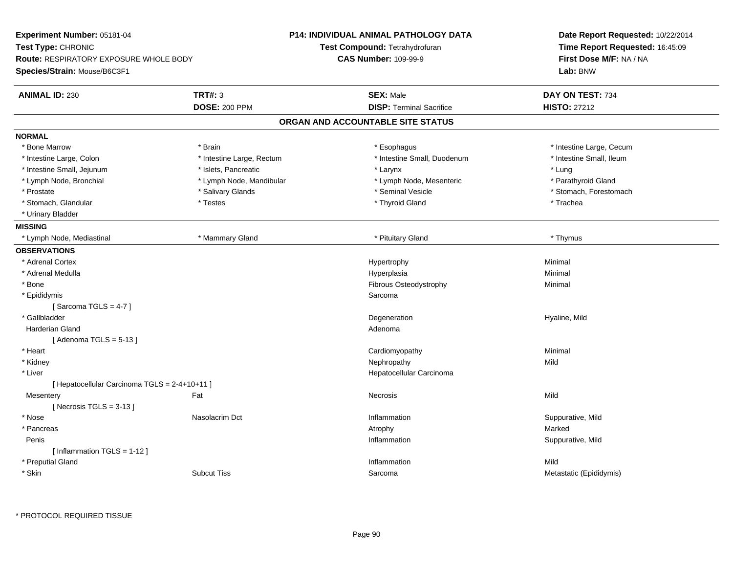**Experiment Number:** 05181-04
**Test Type:** CHRONIC
**Route:** RESPIRATORY EXPOSURE WHOLE BODY
**Species/Strain:** Mouse/B6C3F1

**P14: INDIVIDUAL ANIMAL PATHOLOGY DATA**
**Test Compound:** Tetrahydrofuran
**CAS Number:** 109-99-9

**Date Report Requested:** 10/22/2014
**Time Report Requested:** 16:45:09
**First Dose M/F:** NA / NA
**Lab:** BNW

| **ANIMAL ID:** 230 | **TRT#:** 3 | **SEX:** Male | **DAY ON TEST:** 734 |
|---|---|---|---|
| | **DOSE:** 200 PPM | **DISP:** Terminal Sacrifice | **HISTO:** 27212 |

## ORGAN AND ACCOUNTABLE SITE STATUS

**NORMAL**

| | | | |
|---|---|---|---|
| * Bone Marrow | * Brain | * Esophagus | * Intestine Large, Cecum |
| * Intestine Large, Colon | * Intestine Large, Rectum | * Intestine Small, Duodenum | * Intestine Small, Ileum |
| * Intestine Small, Jejunum | * Islets, Pancreatic | * Larynx | * Lung |
| * Lymph Node, Bronchial | * Lymph Node, Mandibular | * Lymph Node, Mesenteric | * Parathyroid Gland |
| * Prostate | * Salivary Glands | * Seminal Vesicle | * Stomach, Forestomach |
| * Stomach, Glandular | * Testes | * Thyroid Gland | * Trachea |
| * Urinary Bladder | | | |

**MISSING**

| | | | |
|---|---|---|---|
| * Lymph Node, Mediastinal | * Mammary Gland | * Pituitary Gland | * Thymus |

**OBSERVATIONS**

| | | | |
|---|---|---|---|
| * Adrenal Cortex | | Hypertrophy | Minimal |
| * Adrenal Medulla | | Hyperplasia | Minimal |
| * Bone | | Fibrous Osteodystrophy | Minimal |
| * Epididymis | | Sarcoma | |
| [ Sarcoma TGLS = 4-7 ] | | | |
| * Gallbladder | | Degeneration | Hyaline, Mild |
| Harderian Gland | | Adenoma | |
| [ Adenoma TGLS = 5-13 ] | | | |
| * Heart | | Cardiomyopathy | Minimal |
| * Kidney | | Nephropathy | Mild |
| * Liver | | Hepatocellular Carcinoma | |
| [ Hepatocellular Carcinoma TGLS = 2-4+10+11 ] | | | |
| Mesentery | Fat | Necrosis | Mild |
| [ Necrosis TGLS = 3-13 ] | | | |
| * Nose | Nasolacrim Dct | Inflammation | Suppurative, Mild |
| * Pancreas | | Atrophy | Marked |
| Penis | | Inflammation | Suppurative, Mild |
| [ Inflammation TGLS = 1-12 ] | | | |
| * Preputial Gland | | Inflammation | Mild |
| * Skin | Subcut Tiss | Sarcoma | Metastatic (Epididymis) |

* PROTOCOL REQUIRED TISSUE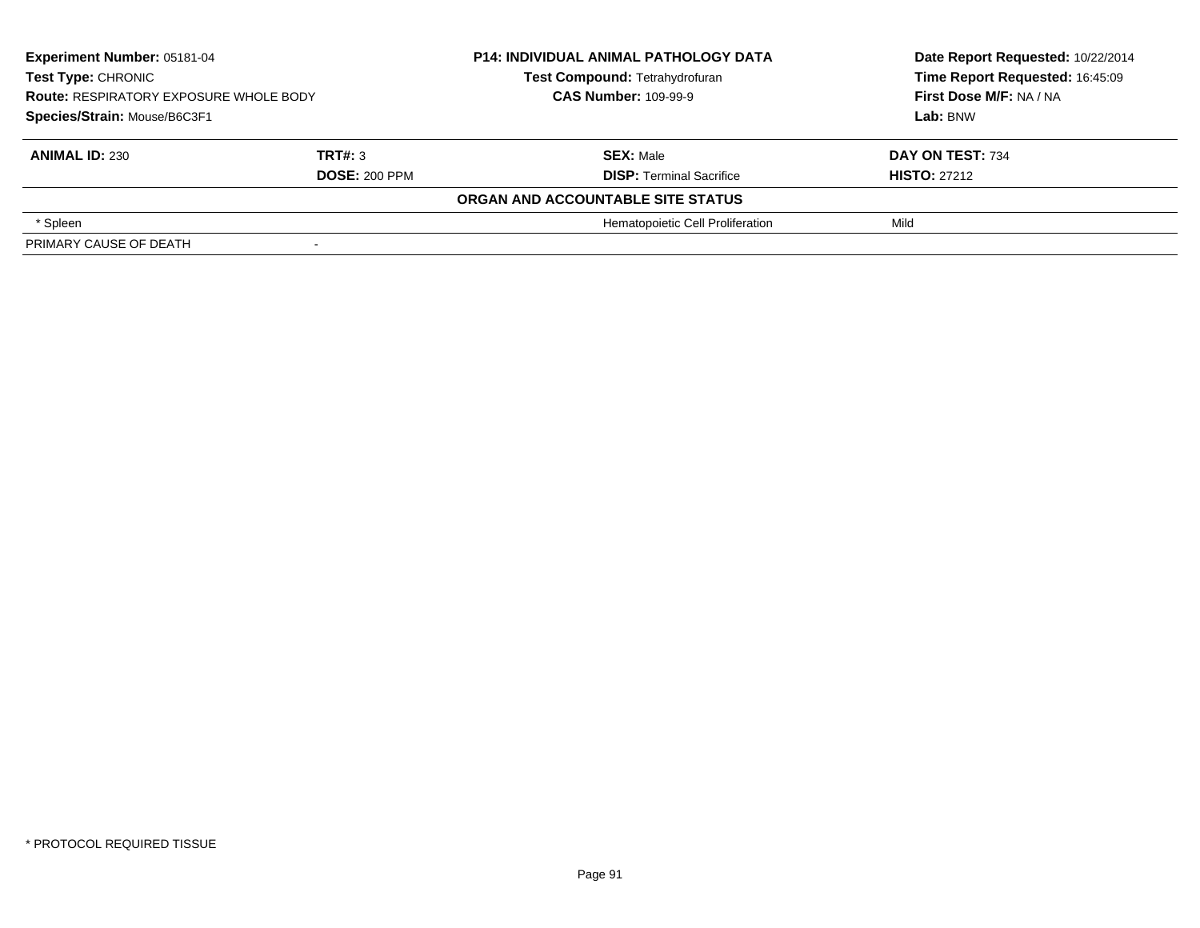**Experiment Number:** 05181-04
**Test Type:** CHRONIC
**Route:** RESPIRATORY EXPOSURE WHOLE BODY
**Species/Strain:** Mouse/B6C3F1

**P14: INDIVIDUAL ANIMAL PATHOLOGY DATA**
**Test Compound:** Tetrahydrofuran
**CAS Number:** 109-99-9

**Date Report Requested:** 10/22/2014
**Time Report Requested:** 16:45:09
**First Dose M/F:** NA / NA
**Lab:** BNW

| **ANIMAL ID:** 230 | **TRT#:** 3 | **SEX:** Male | **DAY ON TEST:** 734 |
|---|---|---|---|
| | **DOSE:** 200 PPM | **DISP:** Terminal Sacrifice | **HISTO:** 27212 |
| | | **ORGAN AND ACCOUNTABLE SITE STATUS** | |
| * Spleen | | Hematopoietic Cell Proliferation | Mild |
| PRIMARY CAUSE OF DEATH | - | | |

* PROTOCOL REQUIRED TISSUE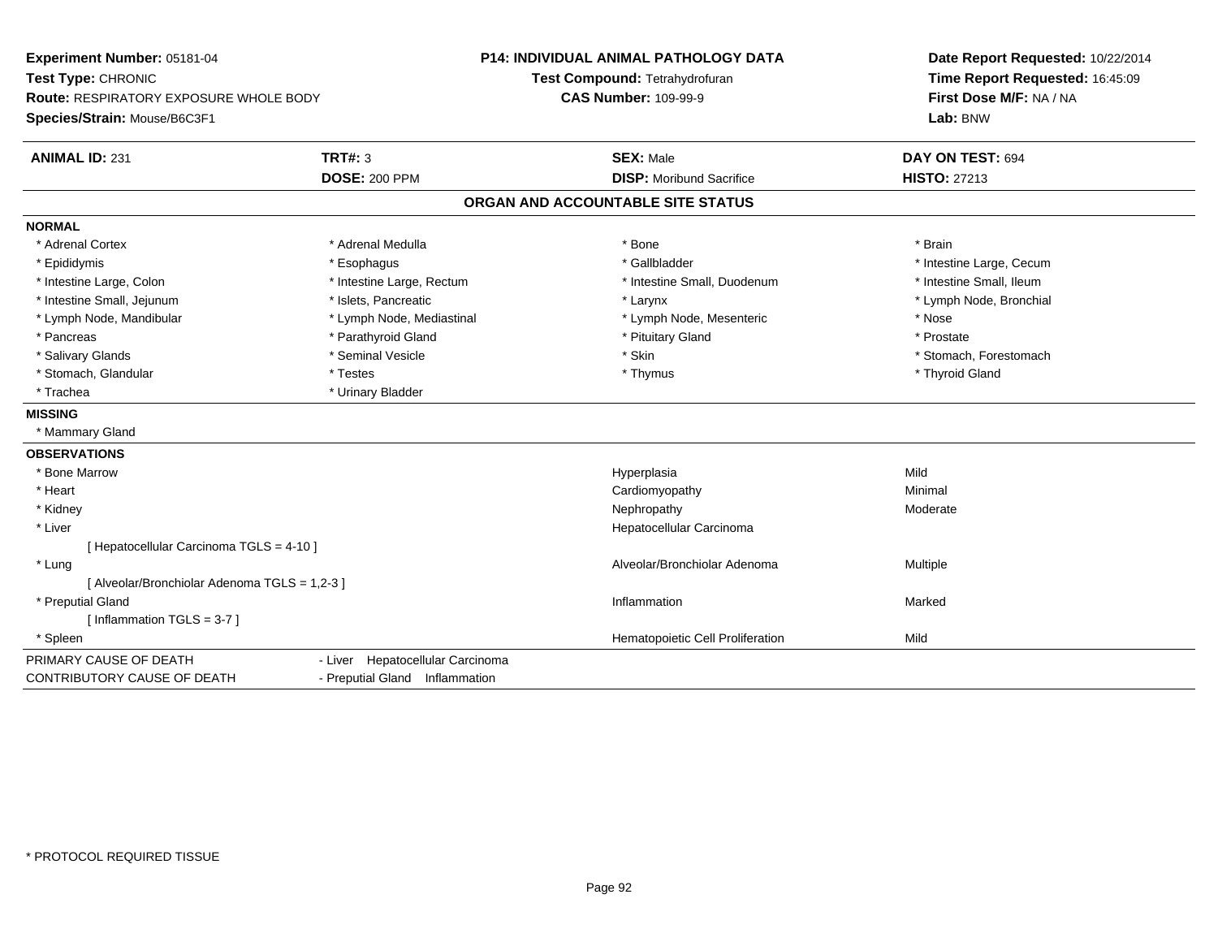**Experiment Number:** 05181-04
**Test Type:** CHRONIC
**Route:** RESPIRATORY EXPOSURE WHOLE BODY
**Species/Strain:** Mouse/B6C3F1

**P14: INDIVIDUAL ANIMAL PATHOLOGY DATA**
**Test Compound:** Tetrahydrofuran
**CAS Number:** 109-99-9

**Date Report Requested:** 10/22/2014
**Time Report Requested:** 16:45:09
**First Dose M/F:** NA / NA
**Lab:** BNW

| **ANIMAL ID:** 231 | **TRT#:** 3 | **SEX:** Male | **DAY ON TEST:** 694 |
|---|---|---|---|
| | **DOSE:** 200 PPM | **DISP:** Moribund Sacrifice | **HISTO:** 27213 |

## ORGAN AND ACCOUNTABLE SITE STATUS

**NORMAL**

| | | | |
|---|---|---|---|
| * Adrenal Cortex | * Adrenal Medulla | * Bone | * Brain |
| * Epididymis | * Esophagus | * Gallbladder | * Intestine Large, Cecum |
| * Intestine Large, Colon | * Intestine Large, Rectum | * Intestine Small, Duodenum | * Intestine Small, Ileum |
| * Intestine Small, Jejunum | * Islets, Pancreatic | * Larynx | * Lymph Node, Bronchial |
| * Lymph Node, Mandibular | * Lymph Node, Mediastinal | * Lymph Node, Mesenteric | * Nose |
| * Pancreas | * Parathyroid Gland | * Pituitary Gland | * Prostate |
| * Salivary Glands | * Seminal Vesicle | * Skin | * Stomach, Forestomach |
| * Stomach, Glandular | * Testes | * Thymus | * Thyroid Gland |
| * Trachea | * Urinary Bladder | | |

**MISSING**

* Mammary Gland

**OBSERVATIONS**

| | | |
|---|---|---|
| * Bone Marrow | Hyperplasia | Mild |
| * Heart | Cardiomyopathy | Minimal |
| * Kidney | Nephropathy | Moderate |
| * Liver | Hepatocellular Carcinoma | |
| [ Hepatocellular Carcinoma TGLS = 4-10 ] | | |
| * Lung | Alveolar/Bronchiolar Adenoma | Multiple |
| [ Alveolar/Bronchiolar Adenoma TGLS = 1,2-3 ] | | |
| * Preputial Gland | Inflammation | Marked |
| [ Inflammation TGLS = 3-7 ] | | |
| * Spleen | Hematopoietic Cell Proliferation | Mild |

| | |
|---|---|
| PRIMARY CAUSE OF DEATH | - Liver Hepatocellular Carcinoma |
| CONTRIBUTORY CAUSE OF DEATH | - Preputial Gland Inflammation |

* PROTOCOL REQUIRED TISSUE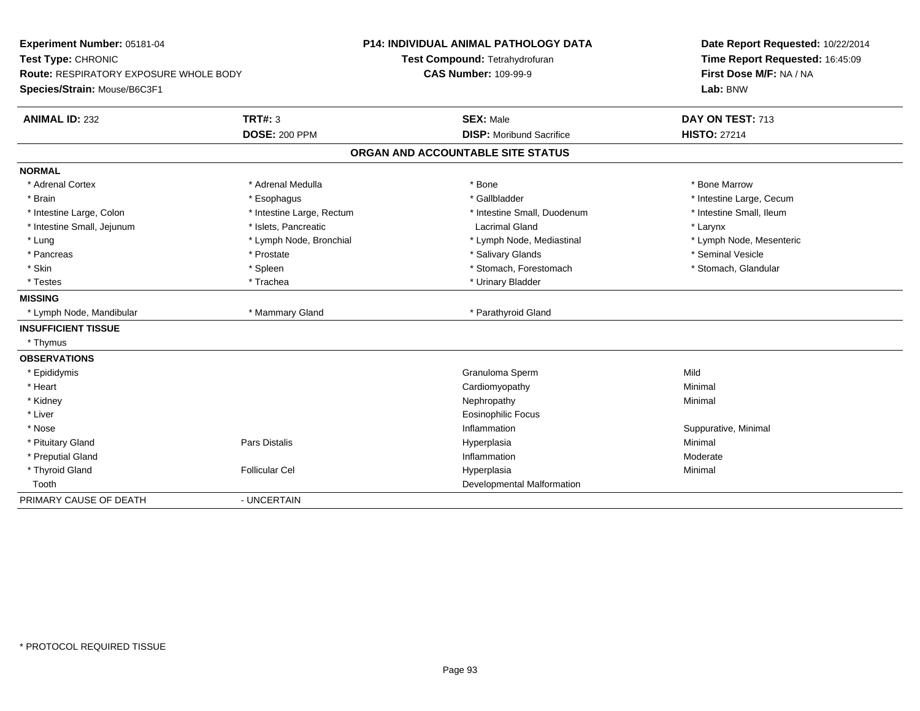**Experiment Number:** 05181-04
**Test Type:** CHRONIC
**Route:** RESPIRATORY EXPOSURE WHOLE BODY
**Species/Strain:** Mouse/B6C3F1

**P14: INDIVIDUAL ANIMAL PATHOLOGY DATA**
**Test Compound:** Tetrahydrofuran
**CAS Number:** 109-99-9

**Date Report Requested:** 10/22/2014
**Time Report Requested:** 16:45:09
**First Dose M/F:** NA / NA
**Lab:** BNW

| **ANIMAL ID:** 232 | **TRT#:** 3 | **SEX:** Male | **DAY ON TEST:** 713 |
|---|---|---|---|
| | **DOSE:** 200 PPM | **DISP:** Moribund Sacrifice | **HISTO:** 27214 |

## ORGAN AND ACCOUNTABLE SITE STATUS

| | | | |
|---|---|---|---|
| **NORMAL** | | | |
| * Adrenal Cortex | * Adrenal Medulla | * Bone | * Bone Marrow |
| * Brain | * Esophagus | * Gallbladder | * Intestine Large, Cecum |
| * Intestine Large, Colon | * Intestine Large, Rectum | * Intestine Small, Duodenum | * Intestine Small, Ileum |
| * Intestine Small, Jejunum | * Islets, Pancreatic | Lacrimal Gland | * Larynx |
| * Lung | * Lymph Node, Bronchial | * Lymph Node, Mediastinal | * Lymph Node, Mesenteric |
| * Pancreas | * Prostate | * Salivary Glands | * Seminal Vesicle |
| * Skin | * Spleen | * Stomach, Forestomach | * Stomach, Glandular |
| * Testes | * Trachea | * Urinary Bladder | |
| **MISSING** | | | |
| * Lymph Node, Mandibular | * Mammary Gland | * Parathyroid Gland | |
| **INSUFFICIENT TISSUE** | | | |
| * Thymus | | | |
| **OBSERVATIONS** | | | |
| * Epididymis | | Granuloma Sperm | Mild |
| * Heart | | Cardiomyopathy | Minimal |
| * Kidney | | Nephropathy | Minimal |
| * Liver | | Eosinophilic Focus | |
| * Nose | | Inflammation | Suppurative, Minimal |
| * Pituitary Gland | Pars Distalis | Hyperplasia | Minimal |
| * Preputial Gland | | Inflammation | Moderate |
| * Thyroid Gland | Follicular Cel | Hyperplasia | Minimal |
| Tooth | | Developmental Malformation | |
| PRIMARY CAUSE OF DEATH | - UNCERTAIN | | |

* PROTOCOL REQUIRED TISSUE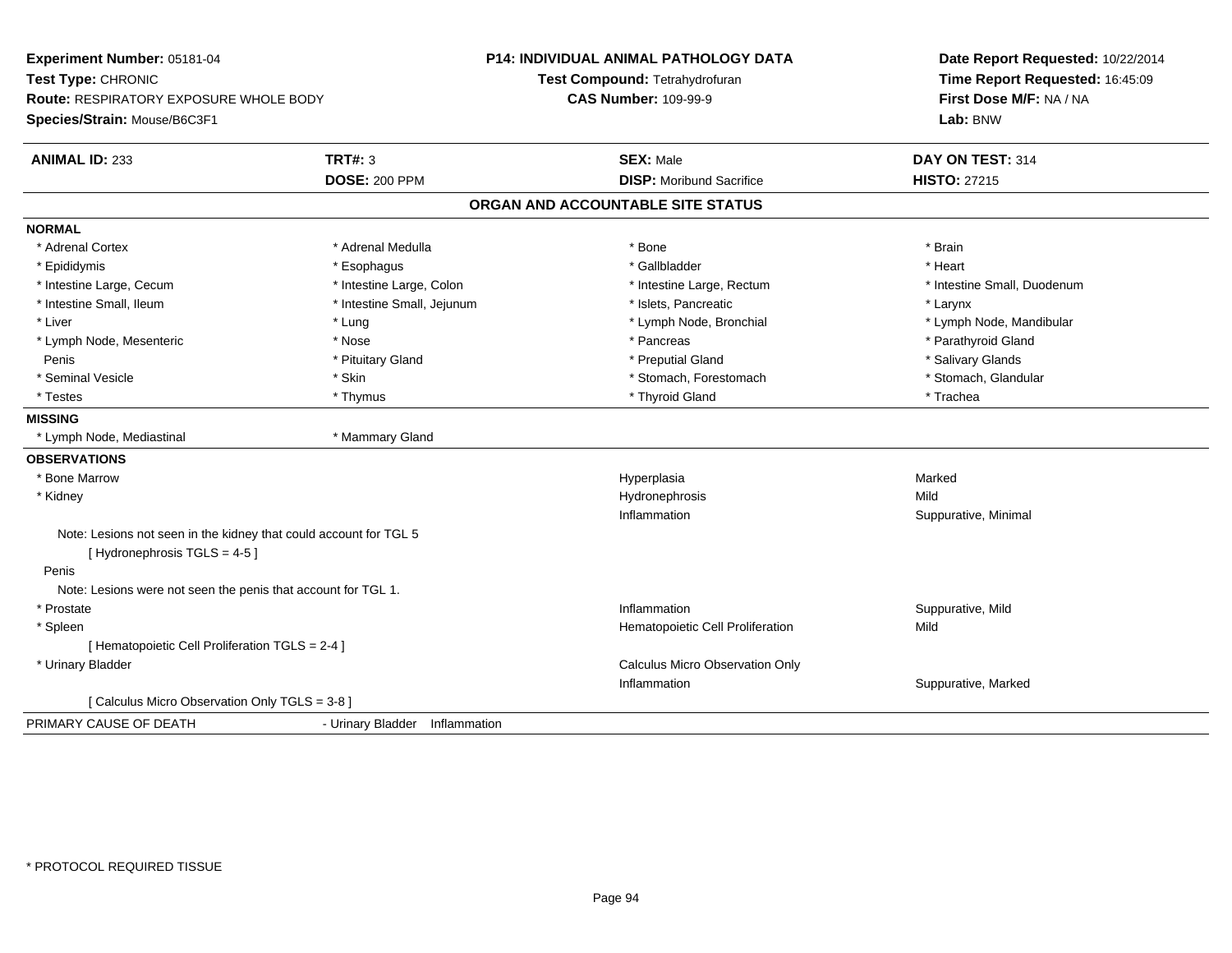**Experiment Number:** 05181-04
**Test Type:** CHRONIC
**Route:** RESPIRATORY EXPOSURE WHOLE BODY
**Species/Strain:** Mouse/B6C3F1

**P14: INDIVIDUAL ANIMAL PATHOLOGY DATA**
**Test Compound:** Tetrahydrofuran
**CAS Number:** 109-99-9

**Date Report Requested:** 10/22/2014
**Time Report Requested:** 16:45:09
**First Dose M/F:** NA / NA
**Lab:** BNW

| **ANIMAL ID:** 233 | **TRT#:** 3 | **SEX:** Male | **DAY ON TEST:** 314 |
|---|---|---|---|
| | **DOSE:** 200 PPM | **DISP:** Moribund Sacrifice | **HISTO:** 27215 |

## ORGAN AND ACCOUNTABLE SITE STATUS

**NORMAL**

| | | | |
|---|---|---|---|
| * Adrenal Cortex | * Adrenal Medulla | * Bone | * Brain |
| * Epididymis | * Esophagus | * Gallbladder | * Heart |
| * Intestine Large, Cecum | * Intestine Large, Colon | * Intestine Large, Rectum | * Intestine Small, Duodenum |
| * Intestine Small, Ileum | * Intestine Small, Jejunum | * Islets, Pancreatic | * Larynx |
| * Liver | * Lung | * Lymph Node, Bronchial | * Lymph Node, Mandibular |
| * Lymph Node, Mesenteric | * Nose | * Pancreas | * Parathyroid Gland |
| Penis | * Pituitary Gland | * Preputial Gland | * Salivary Glands |
| * Seminal Vesicle | * Skin | * Stomach, Forestomach | * Stomach, Glandular |
| * Testes | * Thymus | * Thyroid Gland | * Trachea |

**MISSING**

| | |
|---|---|
| * Lymph Node, Mediastinal | * Mammary Gland |

**OBSERVATIONS**

| Organ | Observation | Severity |
|---|---|---|
| * Bone Marrow | Hyperplasia | Marked |
| * Kidney | Hydronephrosis | Mild |
| | Inflammation | Suppurative, Minimal |

Note: Lesions not seen in the kidney that could account for TGL 5
[ Hydronephrosis TGLS = 4-5 ]

Penis
Note: Lesions were not seen the penis that account for TGL 1.

| Organ | Observation | Severity |
|---|---|---|
| * Prostate | Inflammation | Suppurative, Mild |
| * Spleen | Hematopoietic Cell Proliferation | Mild |

[ Hematopoietic Cell Proliferation TGLS = 2-4 ]

| Organ | Observation | Severity |
|---|---|---|
| * Urinary Bladder | Calculus Micro Observation Only | |
| | Inflammation | Suppurative, Marked |

[ Calculus Micro Observation Only TGLS = 3-8 ]

PRIMARY CAUSE OF DEATH - Urinary Bladder Inflammation

* PROTOCOL REQUIRED TISSUE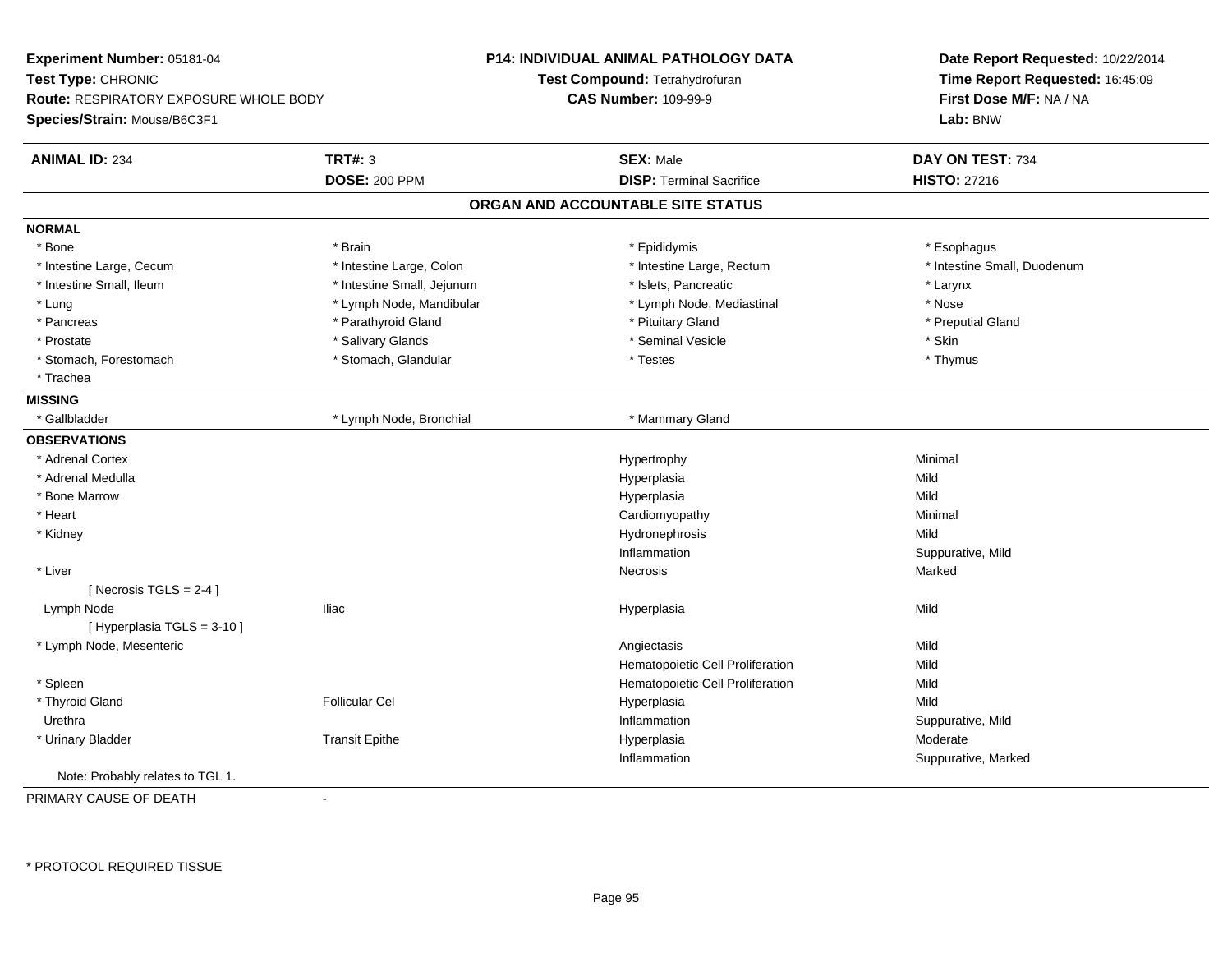**Experiment Number:** 05181-04
**Test Type:** CHRONIC
**Route:** RESPIRATORY EXPOSURE WHOLE BODY
**Species/Strain:** Mouse/B6C3F1

**P14: INDIVIDUAL ANIMAL PATHOLOGY DATA**
**Test Compound:** Tetrahydrofuran
**CAS Number:** 109-99-9

**Date Report Requested:** 10/22/2014
**Time Report Requested:** 16:45:09
**First Dose M/F:** NA / NA
**Lab:** BNW

| **ANIMAL ID:** 234 | **TRT#:** 3 | **SEX:** Male | **DAY ON TEST:** 734 |
|---|---|---|---|
| | **DOSE:** 200 PPM | **DISP:** Terminal Sacrifice | **HISTO:** 27216 |

## ORGAN AND ACCOUNTABLE SITE STATUS

**NORMAL**

| | | | |
|---|---|---|---|
| * Bone | * Brain | * Epididymis | * Esophagus |
| * Intestine Large, Cecum | * Intestine Large, Colon | * Intestine Large, Rectum | * Intestine Small, Duodenum |
| * Intestine Small, Ileum | * Intestine Small, Jejunum | * Islets, Pancreatic | * Larynx |
| * Lung | * Lymph Node, Mandibular | * Lymph Node, Mediastinal | * Nose |
| * Pancreas | * Parathyroid Gland | * Pituitary Gland | * Preputial Gland |
| * Prostate | * Salivary Glands | * Seminal Vesicle | * Skin |
| * Stomach, Forestomach | * Stomach, Glandular | * Testes | * Thymus |
| * Trachea | | | |

**MISSING**

| | | |
|---|---|---|
| * Gallbladder | * Lymph Node, Bronchial | * Mammary Gland |

**OBSERVATIONS**

| | | | |
|---|---|---|---|
| * Adrenal Cortex | | Hypertrophy | Minimal |
| * Adrenal Medulla | | Hyperplasia | Mild |
| * Bone Marrow | | Hyperplasia | Mild |
| * Heart | | Cardiomyopathy | Minimal |
| * Kidney | | Hydronephrosis | Mild |
| | | Inflammation | Suppurative, Mild |
| * Liver | | Necrosis | Marked |
| [ Necrosis TGLS = 2-4 ] | | | |
| Lymph Node | Iliac | Hyperplasia | Mild |
| [ Hyperplasia TGLS = 3-10 ] | | | |
| * Lymph Node, Mesenteric | | Angiectasis | Mild |
| | | Hematopoietic Cell Proliferation | Mild |
| * Spleen | | Hematopoietic Cell Proliferation | Mild |
| * Thyroid Gland | Follicular Cel | Hyperplasia | Mild |
| Urethra | | Inflammation | Suppurative, Mild |
| * Urinary Bladder | Transit Epithe | Hyperplasia | Moderate |
| | | Inflammation | Suppurative, Marked |

Note: Probably relates to TGL 1.

PRIMARY CAUSE OF DEATH -

\* PROTOCOL REQUIRED TISSUE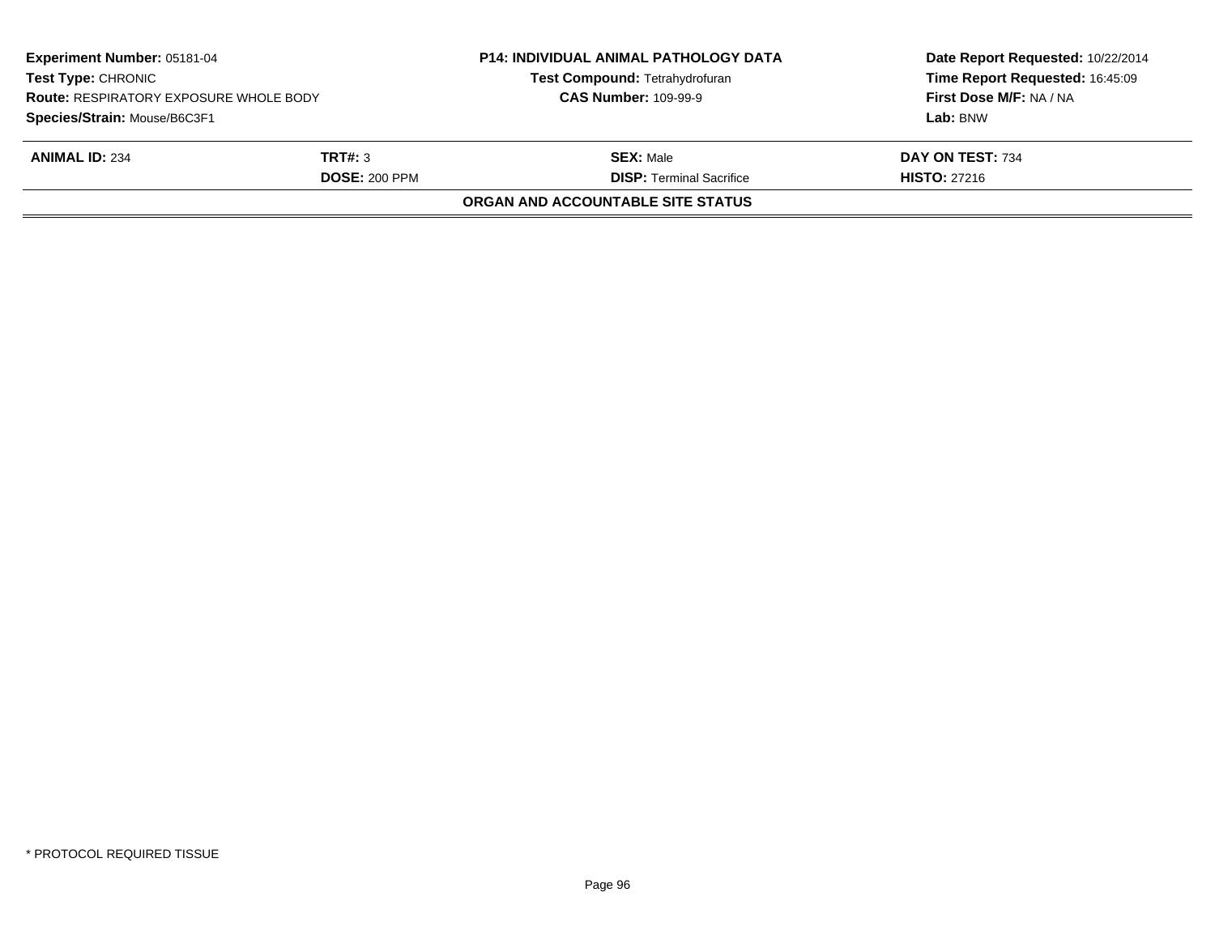| **Experiment Number:** 05181-04 | **P14: INDIVIDUAL ANIMAL PATHOLOGY DATA** | **Date Report Requested:** 10/22/2014 |
|---|---|---|
| **Test Type:** CHRONIC | **Test Compound:** Tetrahydrofuran | **Time Report Requested:** 16:45:09 |
| **Route:** RESPIRATORY EXPOSURE WHOLE BODY | **CAS Number:** 109-99-9 | **First Dose M/F:** NA / NA |
| **Species/Strain:** Mouse/B6C3F1 | | **Lab:** BNW |

| **ANIMAL ID:** 234 | **TRT#:** 3 | **SEX:** Male | **DAY ON TEST:** 734 |
|---|---|---|---|
| | **DOSE:** 200 PPM | **DISP:** Terminal Sacrifice | **HISTO:** 27216 |

**ORGAN AND ACCOUNTABLE SITE STATUS**

\* PROTOCOL REQUIRED TISSUE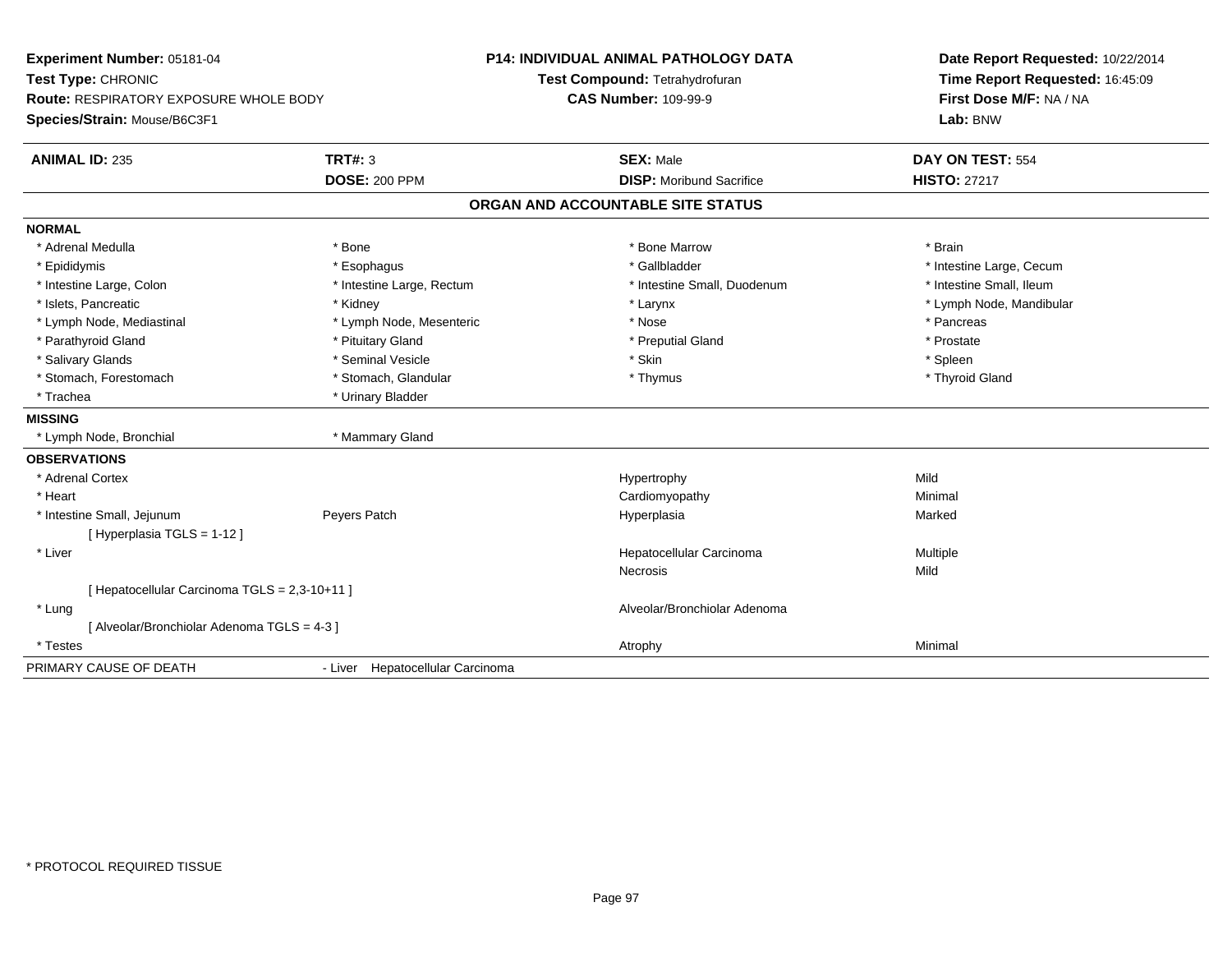**Experiment Number:** 05181-04
**Test Type:** CHRONIC
**Route:** RESPIRATORY EXPOSURE WHOLE BODY
**Species/Strain:** Mouse/B6C3F1

**P14: INDIVIDUAL ANIMAL PATHOLOGY DATA**
**Test Compound:** Tetrahydrofuran
**CAS Number:** 109-99-9

**Date Report Requested:** 10/22/2014
**Time Report Requested:** 16:45:09
**First Dose M/F:** NA / NA
**Lab:** BNW

| **ANIMAL ID:** 235 | **TRT#:** 3 | **SEX:** Male | **DAY ON TEST:** 554 |
|---|---|---|---|
| | **DOSE:** 200 PPM | **DISP:** Moribund Sacrifice | **HISTO:** 27217 |

## ORGAN AND ACCOUNTABLE SITE STATUS

**NORMAL**

| | | | |
|---|---|---|---|
| * Adrenal Medulla | * Bone | * Bone Marrow | * Brain |
| * Epididymis | * Esophagus | * Gallbladder | * Intestine Large, Cecum |
| * Intestine Large, Colon | * Intestine Large, Rectum | * Intestine Small, Duodenum | * Intestine Small, Ileum |
| * Islets, Pancreatic | * Kidney | * Larynx | * Lymph Node, Mandibular |
| * Lymph Node, Mediastinal | * Lymph Node, Mesenteric | * Nose | * Pancreas |
| * Parathyroid Gland | * Pituitary Gland | * Preputial Gland | * Prostate |
| * Salivary Glands | * Seminal Vesicle | * Skin | * Spleen |
| * Stomach, Forestomach | * Stomach, Glandular | * Thymus | * Thyroid Gland |
| * Trachea | * Urinary Bladder | | |

**MISSING**

| | |
|---|---|
| * Lymph Node, Bronchial | * Mammary Gland |

**OBSERVATIONS**

| | | | |
|---|---|---|---|
| * Adrenal Cortex | | Hypertrophy | Mild |
| * Heart | | Cardiomyopathy | Minimal |
| * Intestine Small, Jejunum | Peyers Patch | Hyperplasia | Marked |
| [ Hyperplasia TGLS = 1-12 ] | | | |
| * Liver | | Hepatocellular Carcinoma | Multiple |
| | | Necrosis | Mild |
| [ Hepatocellular Carcinoma TGLS = 2,3-10+11 ] | | | |
| * Lung | | Alveolar/Bronchiolar Adenoma | |
| [ Alveolar/Bronchiolar Adenoma TGLS = 4-3 ] | | | |
| * Testes | | Atrophy | Minimal |

PRIMARY CAUSE OF DEATH - Liver Hepatocellular Carcinoma

* PROTOCOL REQUIRED TISSUE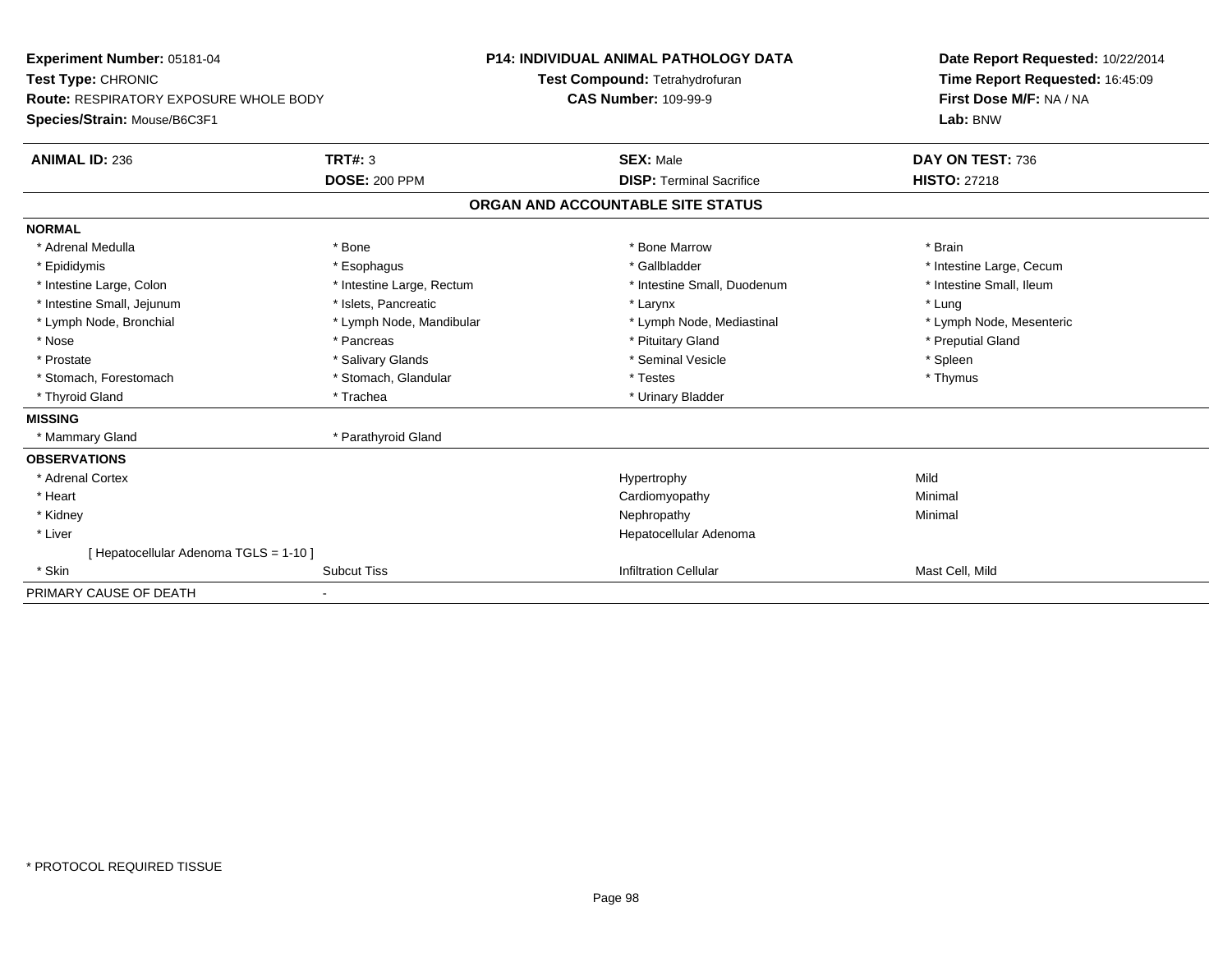**Experiment Number:** 05181-04
**Test Type:** CHRONIC
**Route:** RESPIRATORY EXPOSURE WHOLE BODY
**Species/Strain:** Mouse/B6C3F1

**P14: INDIVIDUAL ANIMAL PATHOLOGY DATA**
**Test Compound:** Tetrahydrofuran
**CAS Number:** 109-99-9

**Date Report Requested:** 10/22/2014
**Time Report Requested:** 16:45:09
**First Dose M/F:** NA / NA
**Lab:** BNW

| **ANIMAL ID:** 236 | **TRT#:** 3 | **SEX:** Male | **DAY ON TEST:** 736 |
|---|---|---|---|
| | **DOSE:** 200 PPM | **DISP:** Terminal Sacrifice | **HISTO:** 27218 |

## ORGAN AND ACCOUNTABLE SITE STATUS

| | | | |
|---|---|---|---|
| **NORMAL** | | | |
| * Adrenal Medulla | * Bone | * Bone Marrow | * Brain |
| * Epididymis | * Esophagus | * Gallbladder | * Intestine Large, Cecum |
| * Intestine Large, Colon | * Intestine Large, Rectum | * Intestine Small, Duodenum | * Intestine Small, Ileum |
| * Intestine Small, Jejunum | * Islets, Pancreatic | * Larynx | * Lung |
| * Lymph Node, Bronchial | * Lymph Node, Mandibular | * Lymph Node, Mediastinal | * Lymph Node, Mesenteric |
| * Nose | * Pancreas | * Pituitary Gland | * Preputial Gland |
| * Prostate | * Salivary Glands | * Seminal Vesicle | * Spleen |
| * Stomach, Forestomach | * Stomach, Glandular | * Testes | * Thymus |
| * Thyroid Gland | * Trachea | * Urinary Bladder | |
| **MISSING** | | | |
| * Mammary Gland | * Parathyroid Gland | | |
| **OBSERVATIONS** | | | |
| * Adrenal Cortex | | Hypertrophy | Mild |
| * Heart | | Cardiomyopathy | Minimal |
| * Kidney | | Nephropathy | Minimal |
| * Liver | | Hepatocellular Adenoma | |
| [ Hepatocellular Adenoma TGLS = 1-10 ] | | | |
| * Skin | Subcut Tiss | Infiltration Cellular | Mast Cell, Mild |
| PRIMARY CAUSE OF DEATH | - | | |

* PROTOCOL REQUIRED TISSUE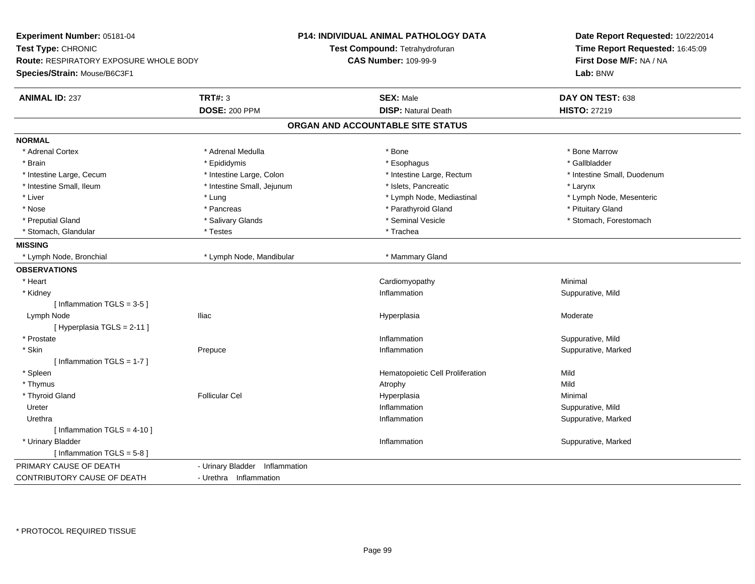**Experiment Number:** 05181-04
**Test Type:** CHRONIC
**Route:** RESPIRATORY EXPOSURE WHOLE BODY
**Species/Strain:** Mouse/B6C3F1

**P14: INDIVIDUAL ANIMAL PATHOLOGY DATA**
**Test Compound:** Tetrahydrofuran
**CAS Number:** 109-99-9

**Date Report Requested:** 10/22/2014
**Time Report Requested:** 16:45:09
**First Dose M/F:** NA / NA
**Lab:** BNW

| **ANIMAL ID:** 237 | **TRT#:** 3 | **SEX:** Male | **DAY ON TEST:** 638 |
|---|---|---|---|
| | **DOSE:** 200 PPM | **DISP:** Natural Death | **HISTO:** 27219 |

## ORGAN AND ACCOUNTABLE SITE STATUS

**NORMAL**

| | | | |
|---|---|---|---|
| * Adrenal Cortex | * Adrenal Medulla | * Bone | * Bone Marrow |
| * Brain | * Epididymis | * Esophagus | * Gallbladder |
| * Intestine Large, Cecum | * Intestine Large, Colon | * Intestine Large, Rectum | * Intestine Small, Duodenum |
| * Intestine Small, Ileum | * Intestine Small, Jejunum | * Islets, Pancreatic | * Larynx |
| * Liver | * Lung | * Lymph Node, Mediastinal | * Lymph Node, Mesenteric |
| * Nose | * Pancreas | * Parathyroid Gland | * Pituitary Gland |
| * Preputial Gland | * Salivary Glands | * Seminal Vesicle | * Stomach, Forestomach |
| * Stomach, Glandular | * Testes | * Trachea | |

**MISSING**

| | | |
|---|---|---|
| * Lymph Node, Bronchial | * Lymph Node, Mandibular | * Mammary Gland |

**OBSERVATIONS**

| | | | |
|---|---|---|---|
| * Heart | | Cardiomyopathy | Minimal |
| * Kidney | | Inflammation | Suppurative, Mild |
| [ Inflammation TGLS = 3-5 ] | | | |
| Lymph Node | Iliac | Hyperplasia | Moderate |
| [ Hyperplasia TGLS = 2-11 ] | | | |
| * Prostate | | Inflammation | Suppurative, Mild |
| * Skin | Prepuce | Inflammation | Suppurative, Marked |
| [ Inflammation TGLS = 1-7 ] | | | |
| * Spleen | | Hematopoietic Cell Proliferation | Mild |
| * Thymus | | Atrophy | Mild |
| * Thyroid Gland | Follicular Cel | Hyperplasia | Minimal |
| Ureter | | Inflammation | Suppurative, Mild |
| Urethra | | Inflammation | Suppurative, Marked |
| [ Inflammation TGLS = 4-10 ] | | | |
| * Urinary Bladder | | Inflammation | Suppurative, Marked |
| [ Inflammation TGLS = 5-8 ] | | | |

| | |
|---|---|
| PRIMARY CAUSE OF DEATH | - Urinary Bladder Inflammation |
| CONTRIBUTORY CAUSE OF DEATH | - Urethra Inflammation |

\* PROTOCOL REQUIRED TISSUE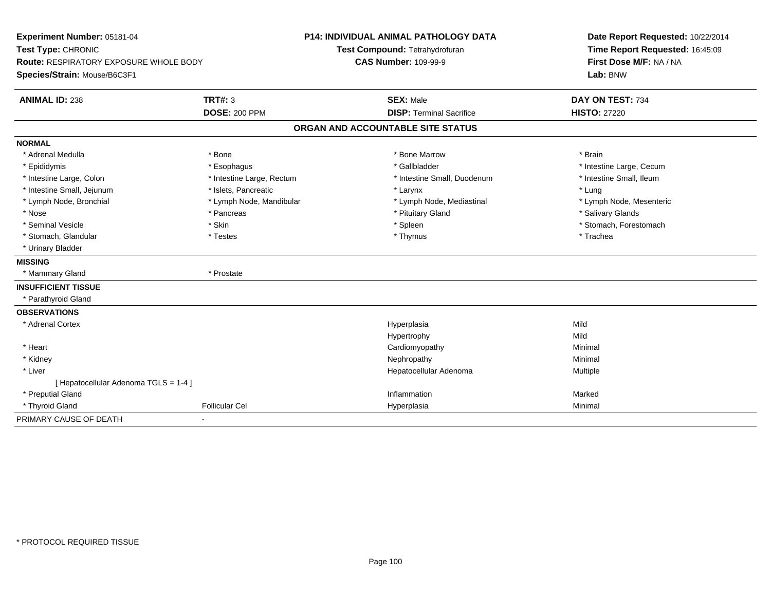**Experiment Number:** 05181-04
**Test Type:** CHRONIC
**Route:** RESPIRATORY EXPOSURE WHOLE BODY
**Species/Strain:** Mouse/B6C3F1

**P14: INDIVIDUAL ANIMAL PATHOLOGY DATA**
**Test Compound:** Tetrahydrofuran
**CAS Number:** 109-99-9

**Date Report Requested:** 10/22/2014
**Time Report Requested:** 16:45:09
**First Dose M/F:** NA / NA
**Lab:** BNW

| **ANIMAL ID:** 238 | **TRT#:** 3 | **SEX:** Male | **DAY ON TEST:** 734 |
|---|---|---|---|
| | **DOSE:** 200 PPM | **DISP:** Terminal Sacrifice | **HISTO:** 27220 |

## ORGAN AND ACCOUNTABLE SITE STATUS

**NORMAL**

| | | | |
|---|---|---|---|
| * Adrenal Medulla | * Bone | * Bone Marrow | * Brain |
| * Epididymis | * Esophagus | * Gallbladder | * Intestine Large, Cecum |
| * Intestine Large, Colon | * Intestine Large, Rectum | * Intestine Small, Duodenum | * Intestine Small, Ileum |
| * Intestine Small, Jejunum | * Islets, Pancreatic | * Larynx | * Lung |
| * Lymph Node, Bronchial | * Lymph Node, Mandibular | * Lymph Node, Mediastinal | * Lymph Node, Mesenteric |
| * Nose | * Pancreas | * Pituitary Gland | * Salivary Glands |
| * Seminal Vesicle | * Skin | * Spleen | * Stomach, Forestomach |
| * Stomach, Glandular | * Testes | * Thymus | * Trachea |
| * Urinary Bladder | | | |

**MISSING**

| | |
|---|---|
| * Mammary Gland | * Prostate |

**INSUFFICIENT TISSUE**

* Parathyroid Gland

**OBSERVATIONS**

| | | | |
|---|---|---|---|
| * Adrenal Cortex | | Hyperplasia | Mild |
| | | Hypertrophy | Mild |
| * Heart | | Cardiomyopathy | Minimal |
| * Kidney | | Nephropathy | Minimal |
| * Liver | | Hepatocellular Adenoma | Multiple |
| [ Hepatocellular Adenoma TGLS = 1-4 ] | | | |
| * Preputial Gland | | Inflammation | Marked |
| * Thyroid Gland | Follicular Cel | Hyperplasia | Minimal |

PRIMARY CAUSE OF DEATH -

* PROTOCOL REQUIRED TISSUE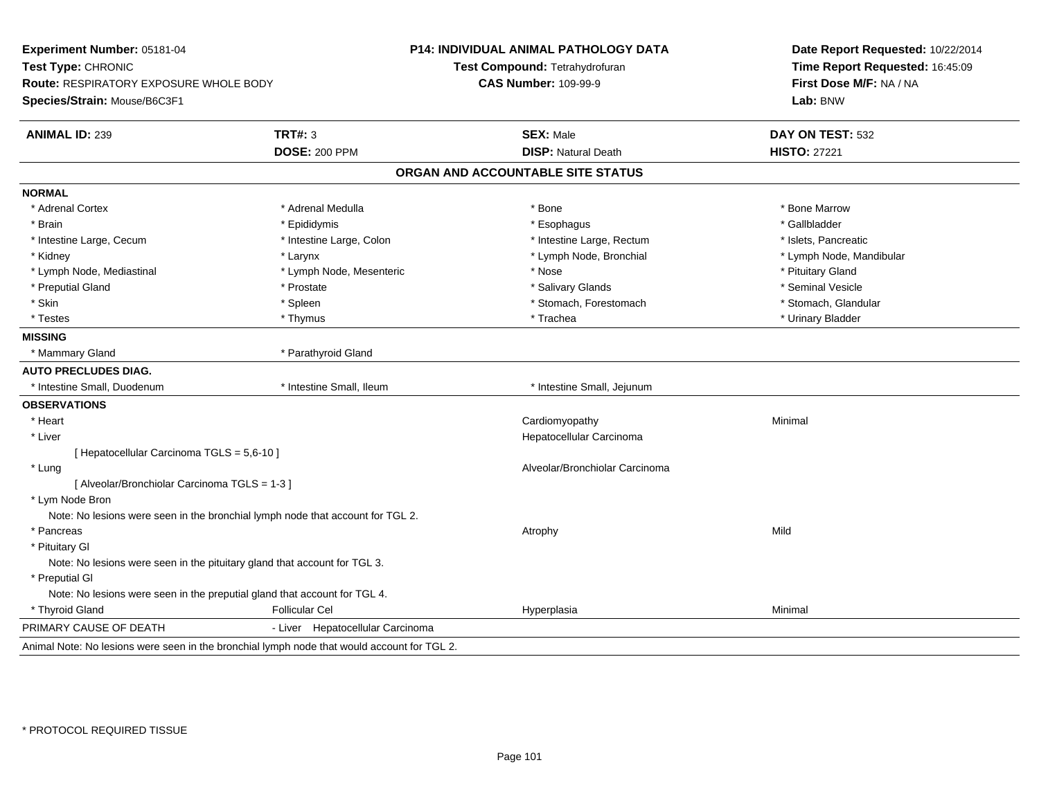**Experiment Number:** 05181-04
**Test Type:** CHRONIC
**Route:** RESPIRATORY EXPOSURE WHOLE BODY
**Species/Strain:** Mouse/B6C3F1

**P14: INDIVIDUAL ANIMAL PATHOLOGY DATA**
**Test Compound:** Tetrahydrofuran
**CAS Number:** 109-99-9

**Date Report Requested:** 10/22/2014
**Time Report Requested:** 16:45:09
**First Dose M/F:** NA / NA
**Lab:** BNW

| **ANIMAL ID:** 239 | **TRT#:** 3 | **SEX:** Male | **DAY ON TEST:** 532 |
|---|---|---|---|
| | **DOSE:** 200 PPM | **DISP:** Natural Death | **HISTO:** 27221 |

## ORGAN AND ACCOUNTABLE SITE STATUS

**NORMAL**

| | | | |
|---|---|---|---|
| * Adrenal Cortex | * Adrenal Medulla | * Bone | * Bone Marrow |
| * Brain | * Epididymis | * Esophagus | * Gallbladder |
| * Intestine Large, Cecum | * Intestine Large, Colon | * Intestine Large, Rectum | * Islets, Pancreatic |
| * Kidney | * Larynx | * Lymph Node, Bronchial | * Lymph Node, Mandibular |
| * Lymph Node, Mediastinal | * Lymph Node, Mesenteric | * Nose | * Pituitary Gland |
| * Preputial Gland | * Prostate | * Salivary Glands | * Seminal Vesicle |
| * Skin | * Spleen | * Stomach, Forestomach | * Stomach, Glandular |
| * Testes | * Thymus | * Trachea | * Urinary Bladder |

**MISSING**

* Mammary Gland
* Parathyroid Gland

**AUTO PRECLUDES DIAG.**

* Intestine Small, Duodenum
* Intestine Small, Ileum
* Intestine Small, Jejunum

**OBSERVATIONS**

| | | | |
|---|---|---|---|
| * Heart | | Cardiomyopathy | Minimal |
| * Liver | | Hepatocellular Carcinoma | |
| [ Hepatocellular Carcinoma TGLS = 5,6-10 ] | | | |
| * Lung | | Alveolar/Bronchiolar Carcinoma | |
| [ Alveolar/Bronchiolar Carcinoma TGLS = 1-3 ] | | | |
| * Lym Node Bron | | | |
| Note: No lesions were seen in the bronchial lymph node that account for TGL 2. | | | |
| * Pancreas | | Atrophy | Mild |
| * Pituitary Gl | | | |
| Note: No lesions were seen in the pituitary gland that account for TGL 3. | | | |
| * Preputial Gl | | | |
| Note: No lesions were seen in the preputial gland that account for TGL 4. | | | |
| * Thyroid Gland | Follicular Cel | Hyperplasia | Minimal |

PRIMARY CAUSE OF DEATH - Liver Hepatocellular Carcinoma

Animal Note: No lesions were seen in the bronchial lymph node that would account for TGL 2.

* PROTOCOL REQUIRED TISSUE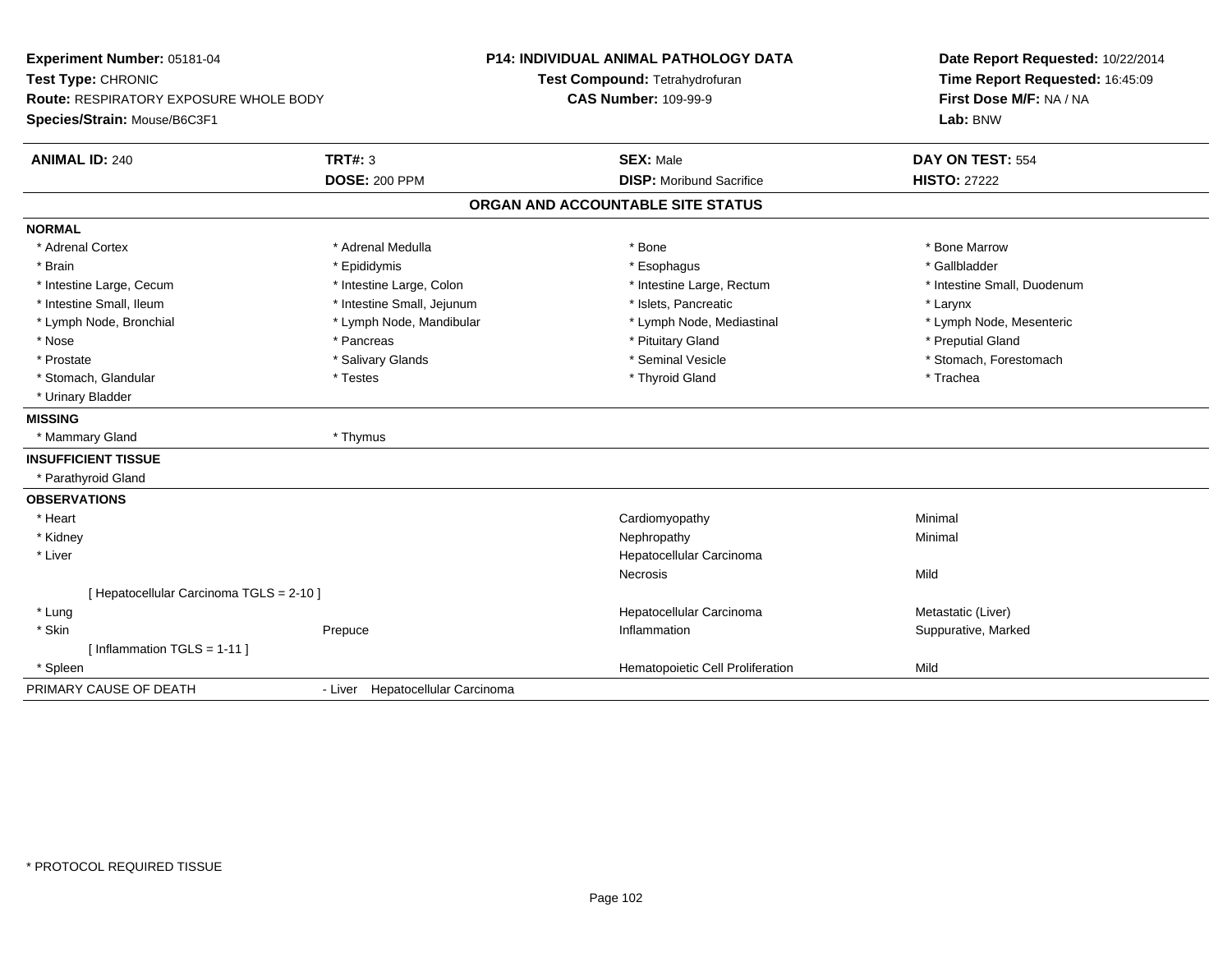**Experiment Number:** 05181-04
**Test Type:** CHRONIC
**Route:** RESPIRATORY EXPOSURE WHOLE BODY
**Species/Strain:** Mouse/B6C3F1

**P14: INDIVIDUAL ANIMAL PATHOLOGY DATA**
**Test Compound:** Tetrahydrofuran
**CAS Number:** 109-99-9

**Date Report Requested:** 10/22/2014
**Time Report Requested:** 16:45:09
**First Dose M/F:** NA / NA
**Lab:** BNW

| **ANIMAL ID:** 240 | **TRT#:** 3 | **SEX:** Male | **DAY ON TEST:** 554 |
|---|---|---|---|
| | **DOSE:** 200 PPM | **DISP:** Moribund Sacrifice | **HISTO:** 27222 |

## ORGAN AND ACCOUNTABLE SITE STATUS

| | | | |
|---|---|---|---|
| **NORMAL** | | | |
| * Adrenal Cortex | * Adrenal Medulla | * Bone | * Bone Marrow |
| * Brain | * Epididymis | * Esophagus | * Gallbladder |
| * Intestine Large, Cecum | * Intestine Large, Colon | * Intestine Large, Rectum | * Intestine Small, Duodenum |
| * Intestine Small, Ileum | * Intestine Small, Jejunum | * Islets, Pancreatic | * Larynx |
| * Lymph Node, Bronchial | * Lymph Node, Mandibular | * Lymph Node, Mediastinal | * Lymph Node, Mesenteric |
| * Nose | * Pancreas | * Pituitary Gland | * Preputial Gland |
| * Prostate | * Salivary Glands | * Seminal Vesicle | * Stomach, Forestomach |
| * Stomach, Glandular | * Testes | * Thyroid Gland | * Trachea |
| * Urinary Bladder | | | |
| **MISSING** | | | |
| * Mammary Gland | * Thymus | | |
| **INSUFFICIENT TISSUE** | | | |
| * Parathyroid Gland | | | |
| **OBSERVATIONS** | | | |
| * Heart | | Cardiomyopathy | Minimal |
| * Kidney | | Nephropathy | Minimal |
| * Liver | | Hepatocellular Carcinoma | |
| | | Necrosis | Mild |
| [ Hepatocellular Carcinoma TGLS = 2-10 ] | | | |
| * Lung | | Hepatocellular Carcinoma | Metastatic (Liver) |
| * Skin | Prepuce | Inflammation | Suppurative, Marked |
| [ Inflammation TGLS = 1-11 ] | | | |
| * Spleen | | Hematopoietic Cell Proliferation | Mild |
| PRIMARY CAUSE OF DEATH | - Liver Hepatocellular Carcinoma | | |

* PROTOCOL REQUIRED TISSUE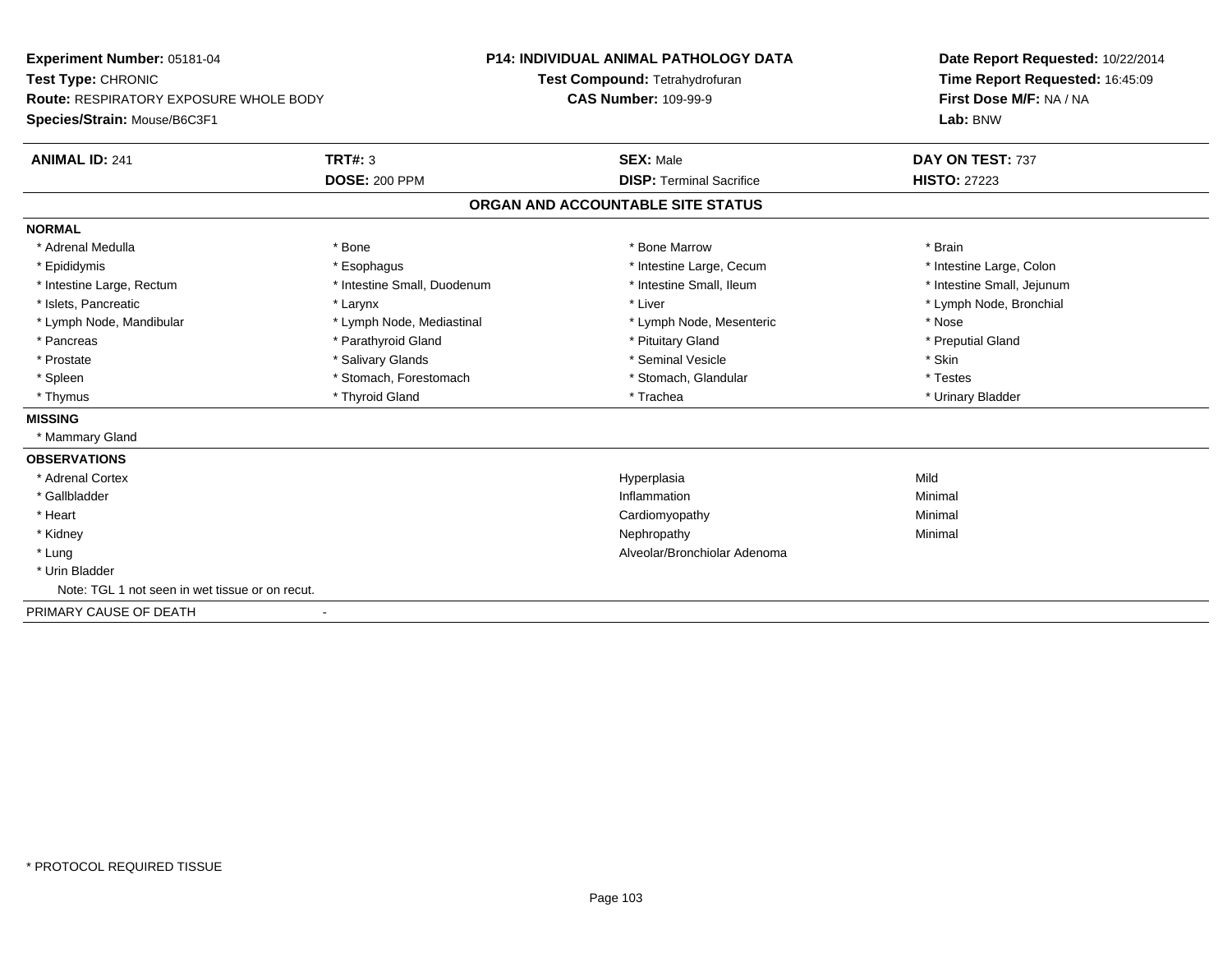**Experiment Number:** 05181-04
**Test Type:** CHRONIC
**Route:** RESPIRATORY EXPOSURE WHOLE BODY
**Species/Strain:** Mouse/B6C3F1

**P14: INDIVIDUAL ANIMAL PATHOLOGY DATA**
**Test Compound:** Tetrahydrofuran
**CAS Number:** 109-99-9

**Date Report Requested:** 10/22/2014
**Time Report Requested:** 16:45:09
**First Dose M/F:** NA / NA
**Lab:** BNW

| **ANIMAL ID:** 241 | **TRT#:** 3 | **SEX:** Male | **DAY ON TEST:** 737 |
|---|---|---|---|
| | **DOSE:** 200 PPM | **DISP:** Terminal Sacrifice | **HISTO:** 27223 |

## ORGAN AND ACCOUNTABLE SITE STATUS

**NORMAL**

| | | | |
|---|---|---|---|
| * Adrenal Medulla | * Bone | * Bone Marrow | * Brain |
| * Epididymis | * Esophagus | * Intestine Large, Cecum | * Intestine Large, Colon |
| * Intestine Large, Rectum | * Intestine Small, Duodenum | * Intestine Small, Ileum | * Intestine Small, Jejunum |
| * Islets, Pancreatic | * Larynx | * Liver | * Lymph Node, Bronchial |
| * Lymph Node, Mandibular | * Lymph Node, Mediastinal | * Lymph Node, Mesenteric | * Nose |
| * Pancreas | * Parathyroid Gland | * Pituitary Gland | * Preputial Gland |
| * Prostate | * Salivary Glands | * Seminal Vesicle | * Skin |
| * Spleen | * Stomach, Forestomach | * Stomach, Glandular | * Testes |
| * Thymus | * Thyroid Gland | * Trachea | * Urinary Bladder |

**MISSING**

* Mammary Gland

**OBSERVATIONS**

| | | |
|---|---|---|
| * Adrenal Cortex | Hyperplasia | Mild |
| * Gallbladder | Inflammation | Minimal |
| * Heart | Cardiomyopathy | Minimal |
| * Kidney | Nephropathy | Minimal |
| * Lung | Alveolar/Bronchiolar Adenoma | |
| * Urin Bladder | | |

Note: TGL 1 not seen in wet tissue or on recut.

PRIMARY CAUSE OF DEATH -

* PROTOCOL REQUIRED TISSUE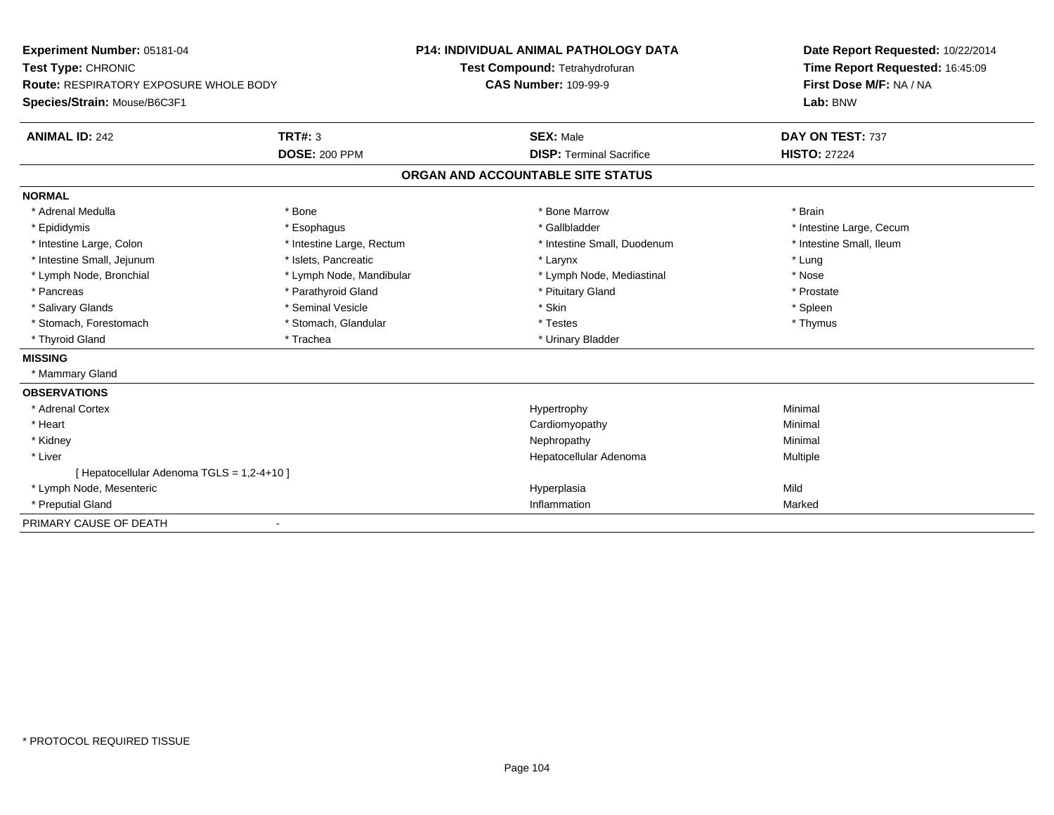**Experiment Number:** 05181-04
**Test Type:** CHRONIC
**Route:** RESPIRATORY EXPOSURE WHOLE BODY
**Species/Strain:** Mouse/B6C3F1

**P14: INDIVIDUAL ANIMAL PATHOLOGY DATA**
**Test Compound:** Tetrahydrofuran
**CAS Number:** 109-99-9

**Date Report Requested:** 10/22/2014
**Time Report Requested:** 16:45:09
**First Dose M/F:** NA / NA
**Lab:** BNW

| **ANIMAL ID:** 242 | **TRT#:** 3 | **SEX:** Male | **DAY ON TEST:** 737 |
|---|---|---|---|
| | **DOSE:** 200 PPM | **DISP:** Terminal Sacrifice | **HISTO:** 27224 |

## ORGAN AND ACCOUNTABLE SITE STATUS

**NORMAL**

| | | | |
|---|---|---|---|
| * Adrenal Medulla | * Bone | * Bone Marrow | * Brain |
| * Epididymis | * Esophagus | * Gallbladder | * Intestine Large, Cecum |
| * Intestine Large, Colon | * Intestine Large, Rectum | * Intestine Small, Duodenum | * Intestine Small, Ileum |
| * Intestine Small, Jejunum | * Islets, Pancreatic | * Larynx | * Lung |
| * Lymph Node, Bronchial | * Lymph Node, Mandibular | * Lymph Node, Mediastinal | * Nose |
| * Pancreas | * Parathyroid Gland | * Pituitary Gland | * Prostate |
| * Salivary Glands | * Seminal Vesicle | * Skin | * Spleen |
| * Stomach, Forestomach | * Stomach, Glandular | * Testes | * Thymus |
| * Thyroid Gland | * Trachea | * Urinary Bladder | |

**MISSING**

* Mammary Gland

**OBSERVATIONS**

| | | |
|---|---|---|
| * Adrenal Cortex | Hypertrophy | Minimal |
| * Heart | Cardiomyopathy | Minimal |
| * Kidney | Nephropathy | Minimal |
| * Liver | Hepatocellular Adenoma | Multiple |
| [ Hepatocellular Adenoma TGLS = 1,2-4+10 ] | | |
| * Lymph Node, Mesenteric | Hyperplasia | Mild |
| * Preputial Gland | Inflammation | Marked |

PRIMARY CAUSE OF DEATH -

* PROTOCOL REQUIRED TISSUE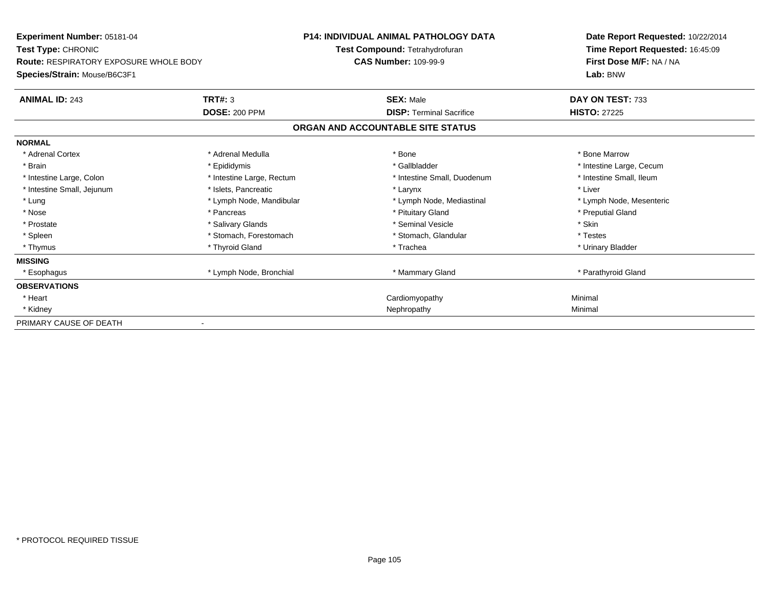**Experiment Number:** 05181-04
**Test Type:** CHRONIC
**Route:** RESPIRATORY EXPOSURE WHOLE BODY
**Species/Strain:** Mouse/B6C3F1

**P14: INDIVIDUAL ANIMAL PATHOLOGY DATA**
**Test Compound:** Tetrahydrofuran
**CAS Number:** 109-99-9

**Date Report Requested:** 10/22/2014
**Time Report Requested:** 16:45:09
**First Dose M/F:** NA / NA
**Lab:** BNW

| **ANIMAL ID:** 243 | **TRT#:** 3 | **SEX:** Male | **DAY ON TEST:** 733 |
|---|---|---|---|
| | **DOSE:** 200 PPM | **DISP:** Terminal Sacrifice | **HISTO:** 27225 |

**ORGAN AND ACCOUNTABLE SITE STATUS**

| | | | |
|---|---|---|---|
| **NORMAL** | | | |
| * Adrenal Cortex | * Adrenal Medulla | * Bone | * Bone Marrow |
| * Brain | * Epididymis | * Gallbladder | * Intestine Large, Cecum |
| * Intestine Large, Colon | * Intestine Large, Rectum | * Intestine Small, Duodenum | * Intestine Small, Ileum |
| * Intestine Small, Jejunum | * Islets, Pancreatic | * Larynx | * Liver |
| * Lung | * Lymph Node, Mandibular | * Lymph Node, Mediastinal | * Lymph Node, Mesenteric |
| * Nose | * Pancreas | * Pituitary Gland | * Preputial Gland |
| * Prostate | * Salivary Glands | * Seminal Vesicle | * Skin |
| * Spleen | * Stomach, Forestomach | * Stomach, Glandular | * Testes |
| * Thymus | * Thyroid Gland | * Trachea | * Urinary Bladder |
| **MISSING** | | | |
| * Esophagus | * Lymph Node, Bronchial | * Mammary Gland | * Parathyroid Gland |
| **OBSERVATIONS** | | | |
| * Heart | | Cardiomyopathy | Minimal |
| * Kidney | | Nephropathy | Minimal |
| PRIMARY CAUSE OF DEATH | - | | |

* PROTOCOL REQUIRED TISSUE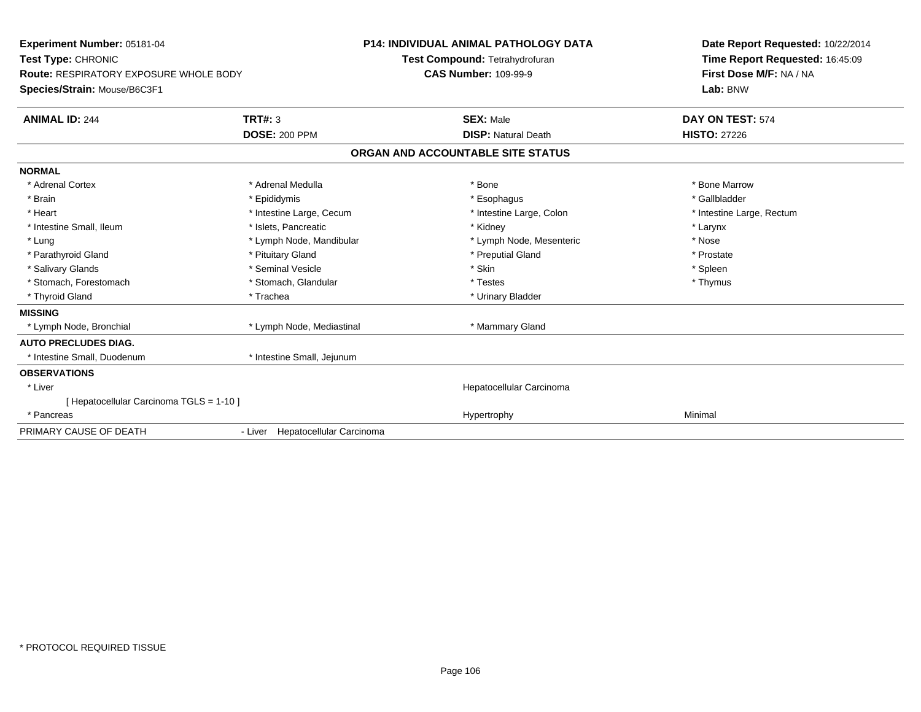**Experiment Number:** 05181-04
**Test Type:** CHRONIC
**Route:** RESPIRATORY EXPOSURE WHOLE BODY
**Species/Strain:** Mouse/B6C3F1

**P14: INDIVIDUAL ANIMAL PATHOLOGY DATA**
**Test Compound:** Tetrahydrofuran
**CAS Number:** 109-99-9

**Date Report Requested:** 10/22/2014
**Time Report Requested:** 16:45:09
**First Dose M/F:** NA / NA
**Lab:** BNW

| **ANIMAL ID:** 244 | **TRT#:** 3 | **SEX:** Male | **DAY ON TEST:** 574 |
|---|---|---|---|
| | **DOSE:** 200 PPM | **DISP:** Natural Death | **HISTO:** 27226 |

## ORGAN AND ACCOUNTABLE SITE STATUS

**NORMAL**

| | | | |
|---|---|---|---|
| * Adrenal Cortex | * Adrenal Medulla | * Bone | * Bone Marrow |
| * Brain | * Epididymis | * Esophagus | * Gallbladder |
| * Heart | * Intestine Large, Cecum | * Intestine Large, Colon | * Intestine Large, Rectum |
| * Intestine Small, Ileum | * Islets, Pancreatic | * Kidney | * Larynx |
| * Lung | * Lymph Node, Mandibular | * Lymph Node, Mesenteric | * Nose |
| * Parathyroid Gland | * Pituitary Gland | * Preputial Gland | * Prostate |
| * Salivary Glands | * Seminal Vesicle | * Skin | * Spleen |
| * Stomach, Forestomach | * Stomach, Glandular | * Testes | * Thymus |
| * Thyroid Gland | * Trachea | * Urinary Bladder | |

**MISSING**

| | | |
|---|---|---|
| * Lymph Node, Bronchial | * Lymph Node, Mediastinal | * Mammary Gland |

**AUTO PRECLUDES DIAG.**

| | |
|---|---|
| * Intestine Small, Duodenum | * Intestine Small, Jejunum |

**OBSERVATIONS**

| | | |
|---|---|---|
| * Liver | Hepatocellular Carcinoma | |
| [ Hepatocellular Carcinoma TGLS = 1-10 ] | | |
| * Pancreas | Hypertrophy | Minimal |

PRIMARY CAUSE OF DEATH - Liver Hepatocellular Carcinoma

* PROTOCOL REQUIRED TISSUE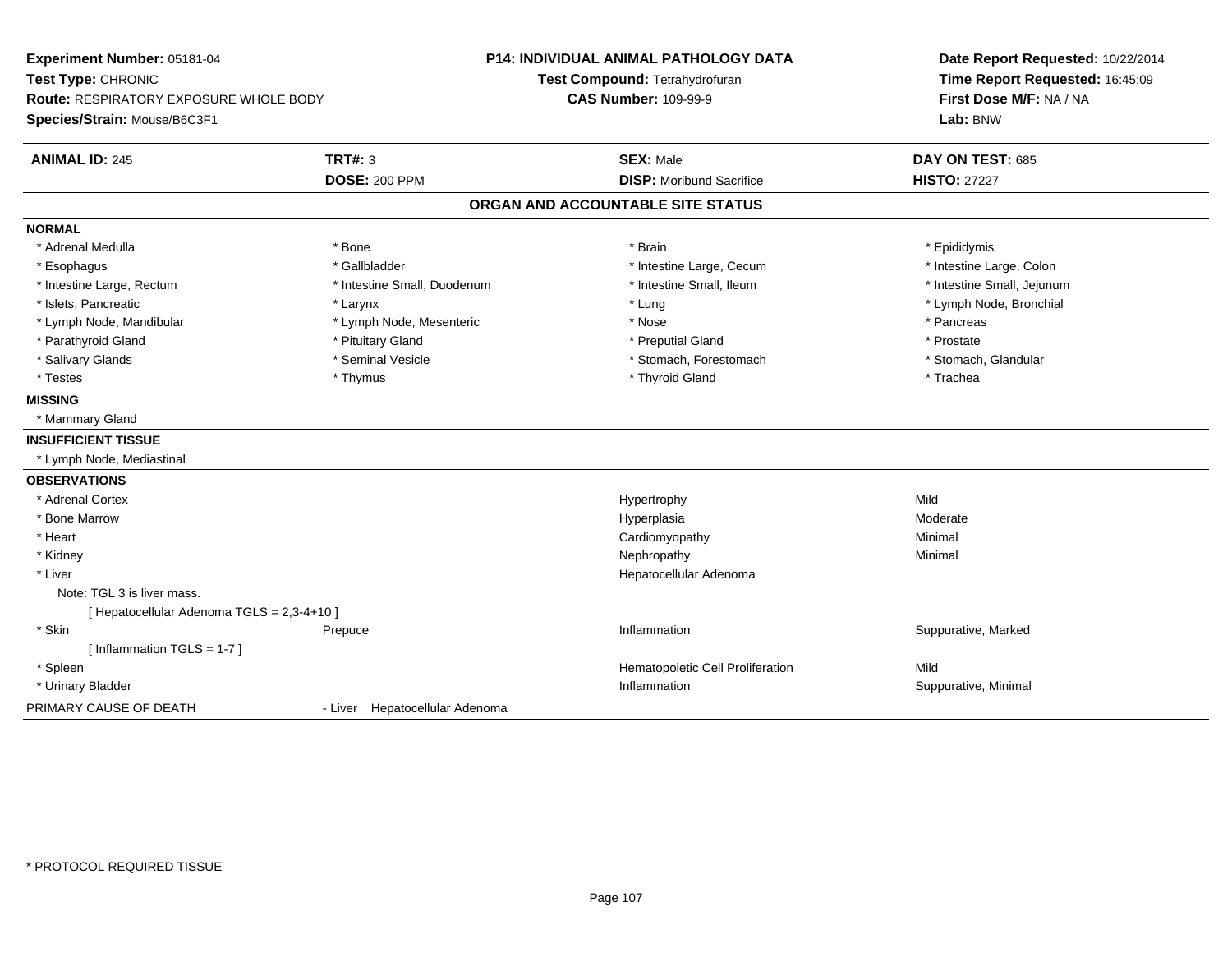**Experiment Number:** 05181-04
**Test Type:** CHRONIC
**Route:** RESPIRATORY EXPOSURE WHOLE BODY
**Species/Strain:** Mouse/B6C3F1

**P14: INDIVIDUAL ANIMAL PATHOLOGY DATA**
**Test Compound:** Tetrahydrofuran
**CAS Number:** 109-99-9

**Date Report Requested:** 10/22/2014
**Time Report Requested:** 16:45:09
**First Dose M/F:** NA / NA
**Lab:** BNW

| **ANIMAL ID:** 245 | **TRT#:** 3 | **SEX:** Male | **DAY ON TEST:** 685 |
|---|---|---|---|
| | **DOSE:** 200 PPM | **DISP:** Moribund Sacrifice | **HISTO:** 27227 |

## ORGAN AND ACCOUNTABLE SITE STATUS

**NORMAL**

| | | | |
|---|---|---|---|
| * Adrenal Medulla | * Bone | * Brain | * Epididymis |
| * Esophagus | * Gallbladder | * Intestine Large, Cecum | * Intestine Large, Colon |
| * Intestine Large, Rectum | * Intestine Small, Duodenum | * Intestine Small, Ileum | * Intestine Small, Jejunum |
| * Islets, Pancreatic | * Larynx | * Lung | * Lymph Node, Bronchial |
| * Lymph Node, Mandibular | * Lymph Node, Mesenteric | * Nose | * Pancreas |
| * Parathyroid Gland | * Pituitary Gland | * Preputial Gland | * Prostate |
| * Salivary Glands | * Seminal Vesicle | * Stomach, Forestomach | * Stomach, Glandular |
| * Testes | * Thymus | * Thyroid Gland | * Trachea |

**MISSING**

* Mammary Gland

**INSUFFICIENT TISSUE**

* Lymph Node, Mediastinal

**OBSERVATIONS**

| | | | |
|---|---|---|---|
| * Adrenal Cortex | | Hypertrophy | Mild |
| * Bone Marrow | | Hyperplasia | Moderate |
| * Heart | | Cardiomyopathy | Minimal |
| * Kidney | | Nephropathy | Minimal |
| * Liver | | Hepatocellular Adenoma | |
| Note: TGL 3 is liver mass. | | | |
| [ Hepatocellular Adenoma TGLS = 2,3-4+10 ] | | | |
| * Skin | Prepuce | Inflammation | Suppurative, Marked |
| [ Inflammation TGLS = 1-7 ] | | | |
| * Spleen | | Hematopoietic Cell Proliferation | Mild |
| * Urinary Bladder | | Inflammation | Suppurative, Minimal |

PRIMARY CAUSE OF DEATH - Liver Hepatocellular Adenoma

* PROTOCOL REQUIRED TISSUE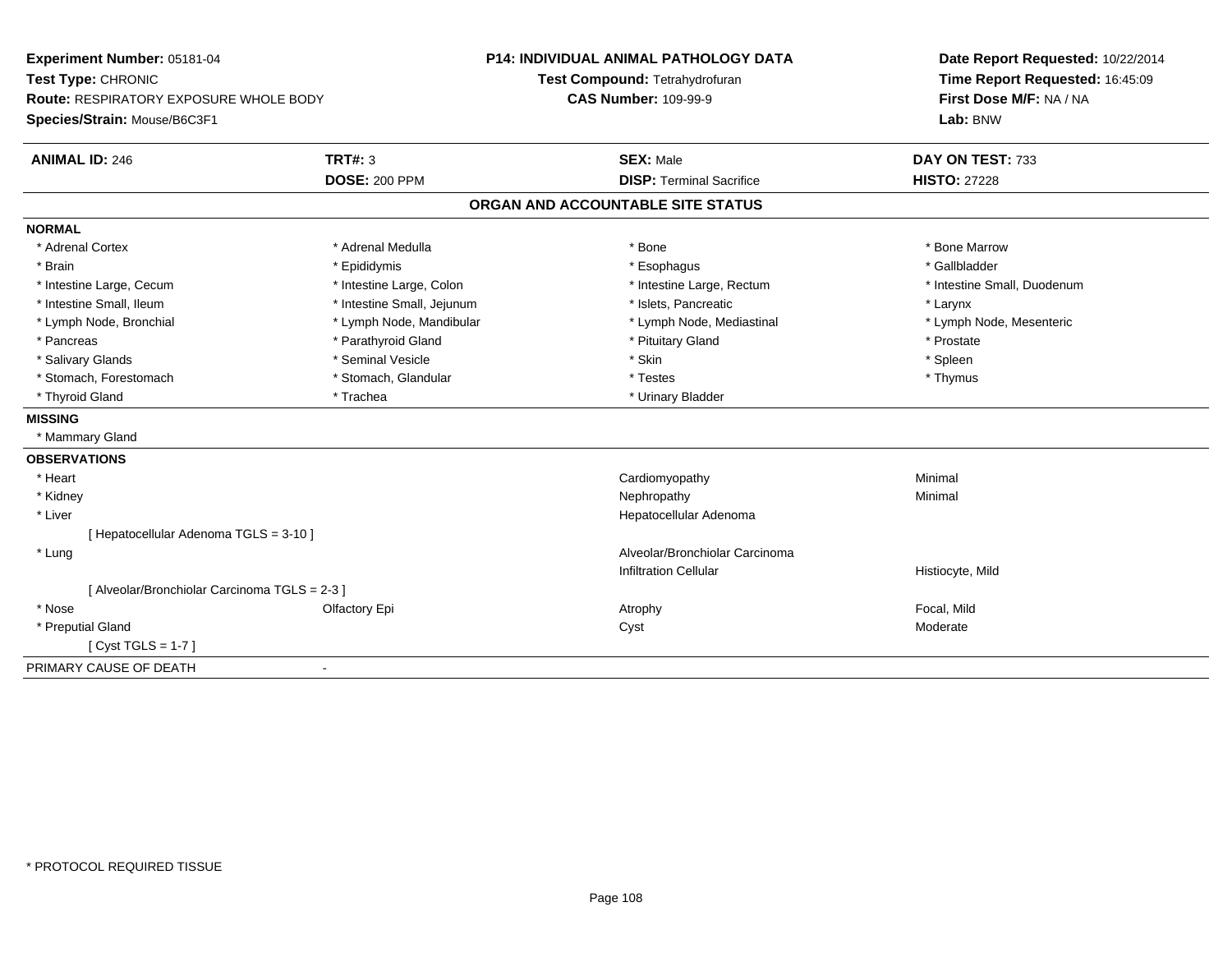**Experiment Number:** 05181-04
**Test Type:** CHRONIC
**Route:** RESPIRATORY EXPOSURE WHOLE BODY
**Species/Strain:** Mouse/B6C3F1

**P14: INDIVIDUAL ANIMAL PATHOLOGY DATA**
**Test Compound:** Tetrahydrofuran
**CAS Number:** 109-99-9

**Date Report Requested:** 10/22/2014
**Time Report Requested:** 16:45:09
**First Dose M/F:** NA / NA
**Lab:** BNW

| **ANIMAL ID:** 246 | **TRT#:** 3 | **SEX:** Male | **DAY ON TEST:** 733 |
|---|---|---|---|
| | **DOSE:** 200 PPM | **DISP:** Terminal Sacrifice | **HISTO:** 27228 |

## ORGAN AND ACCOUNTABLE SITE STATUS

**NORMAL**

| | | | |
|---|---|---|---|
| * Adrenal Cortex | * Adrenal Medulla | * Bone | * Bone Marrow |
| * Brain | * Epididymis | * Esophagus | * Gallbladder |
| * Intestine Large, Cecum | * Intestine Large, Colon | * Intestine Large, Rectum | * Intestine Small, Duodenum |
| * Intestine Small, Ileum | * Intestine Small, Jejunum | * Islets, Pancreatic | * Larynx |
| * Lymph Node, Bronchial | * Lymph Node, Mandibular | * Lymph Node, Mediastinal | * Lymph Node, Mesenteric |
| * Pancreas | * Parathyroid Gland | * Pituitary Gland | * Prostate |
| * Salivary Glands | * Seminal Vesicle | * Skin | * Spleen |
| * Stomach, Forestomach | * Stomach, Glandular | * Testes | * Thymus |
| * Thyroid Gland | * Trachea | * Urinary Bladder | |

**MISSING**

* Mammary Gland

**OBSERVATIONS**

| | | | |
|---|---|---|---|
| * Heart | | Cardiomyopathy | Minimal |
| * Kidney | | Nephropathy | Minimal |
| * Liver | | Hepatocellular Adenoma | |
| [ Hepatocellular Adenoma TGLS = 3-10 ] | | | |
| * Lung | | Alveolar/Bronchiolar Carcinoma | |
| | | Infiltration Cellular | Histiocyte, Mild |
| [ Alveolar/Bronchiolar Carcinoma TGLS = 2-3 ] | | | |
| * Nose | Olfactory Epi | Atrophy | Focal, Mild |
| * Preputial Gland | | Cyst | Moderate |
| [ Cyst TGLS = 1-7 ] | | | |

PRIMARY CAUSE OF DEATH -

* PROTOCOL REQUIRED TISSUE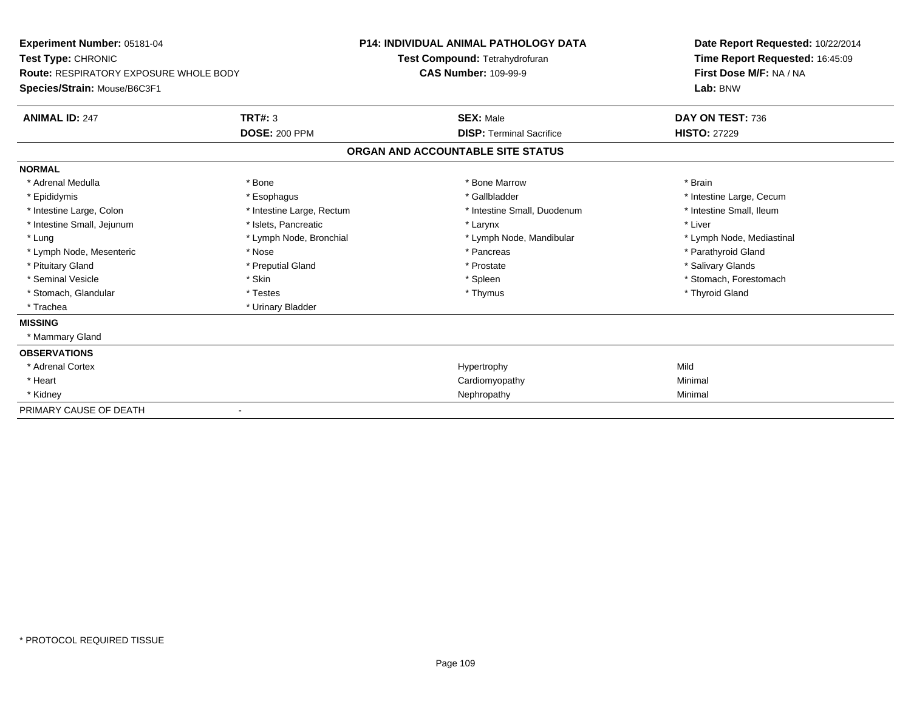**Experiment Number:** 05181-04
**Test Type:** CHRONIC
**Route:** RESPIRATORY EXPOSURE WHOLE BODY
**Species/Strain:** Mouse/B6C3F1

**P14: INDIVIDUAL ANIMAL PATHOLOGY DATA**
**Test Compound:** Tetrahydrofuran
**CAS Number:** 109-99-9

**Date Report Requested:** 10/22/2014
**Time Report Requested:** 16:45:09
**First Dose M/F:** NA / NA
**Lab:** BNW

| **ANIMAL ID:** 247 | **TRT#:** 3 | **SEX:** Male | **DAY ON TEST:** 736 |
|---|---|---|---|
| | **DOSE:** 200 PPM | **DISP:** Terminal Sacrifice | **HISTO:** 27229 |

## ORGAN AND ACCOUNTABLE SITE STATUS

**NORMAL**

| | | | |
|---|---|---|---|
| * Adrenal Medulla | * Bone | * Bone Marrow | * Brain |
| * Epididymis | * Esophagus | * Gallbladder | * Intestine Large, Cecum |
| * Intestine Large, Colon | * Intestine Large, Rectum | * Intestine Small, Duodenum | * Intestine Small, Ileum |
| * Intestine Small, Jejunum | * Islets, Pancreatic | * Larynx | * Liver |
| * Lung | * Lymph Node, Bronchial | * Lymph Node, Mandibular | * Lymph Node, Mediastinal |
| * Lymph Node, Mesenteric | * Nose | * Pancreas | * Parathyroid Gland |
| * Pituitary Gland | * Preputial Gland | * Prostate | * Salivary Glands |
| * Seminal Vesicle | * Skin | * Spleen | * Stomach, Forestomach |
| * Stomach, Glandular | * Testes | * Thymus | * Thyroid Gland |
| * Trachea | * Urinary Bladder | | |

**MISSING**

* Mammary Gland

**OBSERVATIONS**

| | | |
|---|---|---|
| * Adrenal Cortex | Hypertrophy | Mild |
| * Heart | Cardiomyopathy | Minimal |
| * Kidney | Nephropathy | Minimal |

PRIMARY CAUSE OF DEATH -

* PROTOCOL REQUIRED TISSUE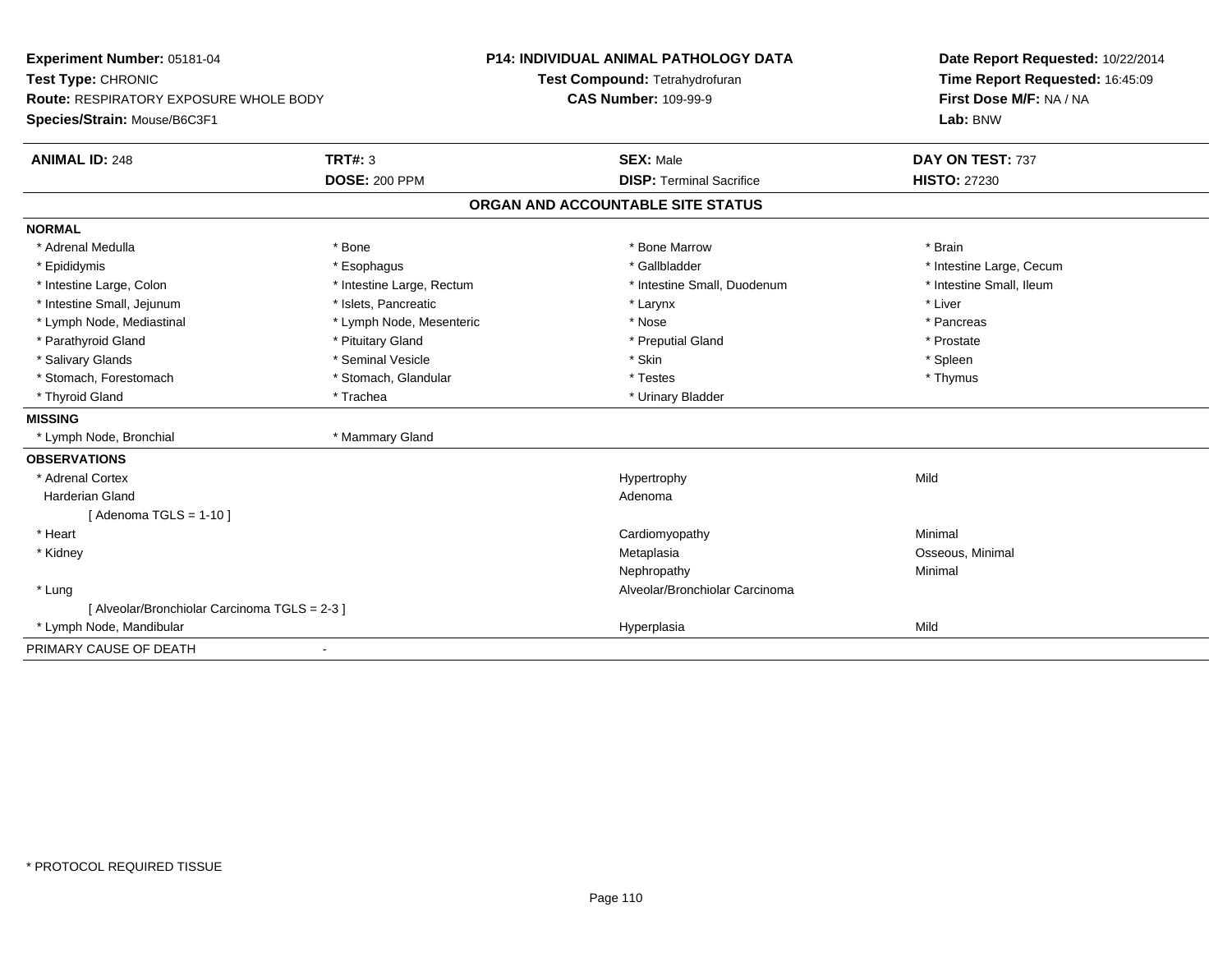**Experiment Number:** 05181-04
**Test Type:** CHRONIC
**Route:** RESPIRATORY EXPOSURE WHOLE BODY
**Species/Strain:** Mouse/B6C3F1

**P14: INDIVIDUAL ANIMAL PATHOLOGY DATA**
**Test Compound:** Tetrahydrofuran
**CAS Number:** 109-99-9

**Date Report Requested:** 10/22/2014
**Time Report Requested:** 16:45:09
**First Dose M/F:** NA / NA
**Lab:** BNW

| **ANIMAL ID:** 248 | **TRT#:** 3 | **SEX:** Male | **DAY ON TEST:** 737 |
|---|---|---|---|
| | **DOSE:** 200 PPM | **DISP:** Terminal Sacrifice | **HISTO:** 27230 |

## ORGAN AND ACCOUNTABLE SITE STATUS

**NORMAL**

| | | | |
|---|---|---|---|
| * Adrenal Medulla | * Bone | * Bone Marrow | * Brain |
| * Epididymis | * Esophagus | * Gallbladder | * Intestine Large, Cecum |
| * Intestine Large, Colon | * Intestine Large, Rectum | * Intestine Small, Duodenum | * Intestine Small, Ileum |
| * Intestine Small, Jejunum | * Islets, Pancreatic | * Larynx | * Liver |
| * Lymph Node, Mediastinal | * Lymph Node, Mesenteric | * Nose | * Pancreas |
| * Parathyroid Gland | * Pituitary Gland | * Preputial Gland | * Prostate |
| * Salivary Glands | * Seminal Vesicle | * Skin | * Spleen |
| * Stomach, Forestomach | * Stomach, Glandular | * Testes | * Thymus |
| * Thyroid Gland | * Trachea | * Urinary Bladder | |

**MISSING**

| | |
|---|---|
| * Lymph Node, Bronchial | * Mammary Gland |

**OBSERVATIONS**

| | | |
|---|---|---|
| * Adrenal Cortex | Hypertrophy | Mild |
| Harderian Gland | Adenoma | |
| [ Adenoma TGLS = 1-10 ] | | |
| * Heart | Cardiomyopathy | Minimal |
| * Kidney | Metaplasia | Osseous, Minimal |
| | Nephropathy | Minimal |
| * Lung | Alveolar/Bronchiolar Carcinoma | |
| [ Alveolar/Bronchiolar Carcinoma TGLS = 2-3 ] | | |
| * Lymph Node, Mandibular | Hyperplasia | Mild |

PRIMARY CAUSE OF DEATH -

* PROTOCOL REQUIRED TISSUE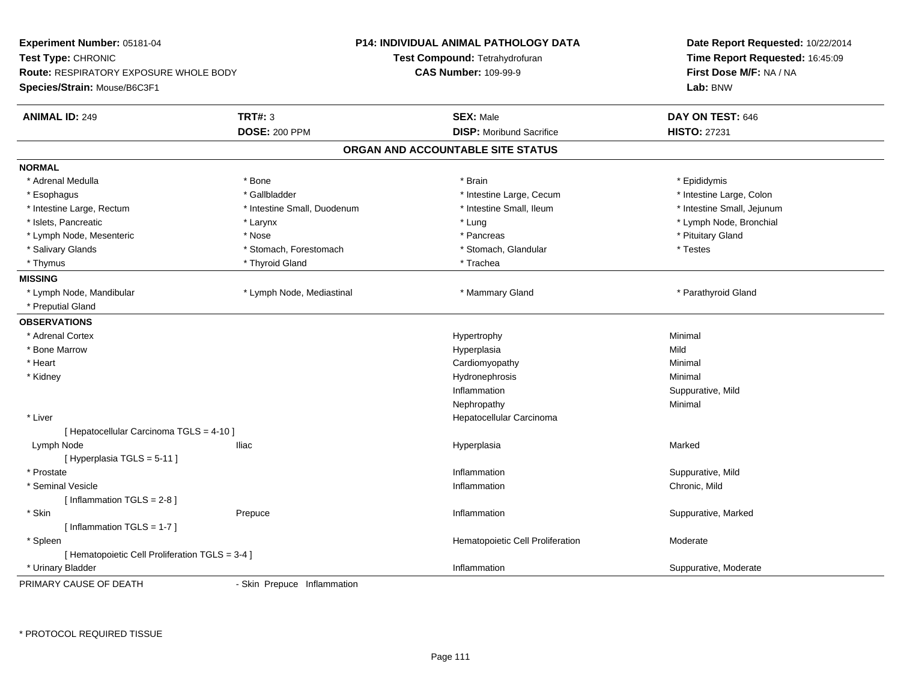**Experiment Number:** 05181-04
**Test Type:** CHRONIC
**Route:** RESPIRATORY EXPOSURE WHOLE BODY
**Species/Strain:** Mouse/B6C3F1

**P14: INDIVIDUAL ANIMAL PATHOLOGY DATA**
**Test Compound:** Tetrahydrofuran
**CAS Number:** 109-99-9

**Date Report Requested:** 10/22/2014
**Time Report Requested:** 16:45:09
**First Dose M/F:** NA / NA
**Lab:** BNW

| **ANIMAL ID:** 249 | **TRT#:** 3 | **SEX:** Male | **DAY ON TEST:** 646 |
|---|---|---|---|
| | **DOSE:** 200 PPM | **DISP:** Moribund Sacrifice | **HISTO:** 27231 |

## ORGAN AND ACCOUNTABLE SITE STATUS

**NORMAL**

| | | | |
|---|---|---|---|
| * Adrenal Medulla | * Bone | * Brain | * Epididymis |
| * Esophagus | * Gallbladder | * Intestine Large, Cecum | * Intestine Large, Colon |
| * Intestine Large, Rectum | * Intestine Small, Duodenum | * Intestine Small, Ileum | * Intestine Small, Jejunum |
| * Islets, Pancreatic | * Larynx | * Lung | * Lymph Node, Bronchial |
| * Lymph Node, Mesenteric | * Nose | * Pancreas | * Pituitary Gland |
| * Salivary Glands | * Stomach, Forestomach | * Stomach, Glandular | * Testes |
| * Thymus | * Thyroid Gland | * Trachea | |

**MISSING**

| | | | |
|---|---|---|---|
| * Lymph Node, Mandibular | * Lymph Node, Mediastinal | * Mammary Gland | * Parathyroid Gland |
| * Preputial Gland | | | |

**OBSERVATIONS**

| | | | |
|---|---|---|---|
| * Adrenal Cortex | | Hypertrophy | Minimal |
| * Bone Marrow | | Hyperplasia | Mild |
| * Heart | | Cardiomyopathy | Minimal |
| * Kidney | | Hydronephrosis | Minimal |
| | | Inflammation | Suppurative, Mild |
| | | Nephropathy | Minimal |
| * Liver | | Hepatocellular Carcinoma | |
| [ Hepatocellular Carcinoma TGLS = 4-10 ] | | | |
| Lymph Node | Iliac | Hyperplasia | Marked |
| [ Hyperplasia TGLS = 5-11 ] | | | |
| * Prostate | | Inflammation | Suppurative, Mild |
| * Seminal Vesicle | | Inflammation | Chronic, Mild |
| [ Inflammation TGLS = 2-8 ] | | | |
| * Skin | Prepuce | Inflammation | Suppurative, Marked |
| [ Inflammation TGLS = 1-7 ] | | | |
| * Spleen | | Hematopoietic Cell Proliferation | Moderate |
| [ Hematopoietic Cell Proliferation TGLS = 3-4 ] | | | |
| * Urinary Bladder | | Inflammation | Suppurative, Moderate |

PRIMARY CAUSE OF DEATH - Skin Prepuce Inflammation

* PROTOCOL REQUIRED TISSUE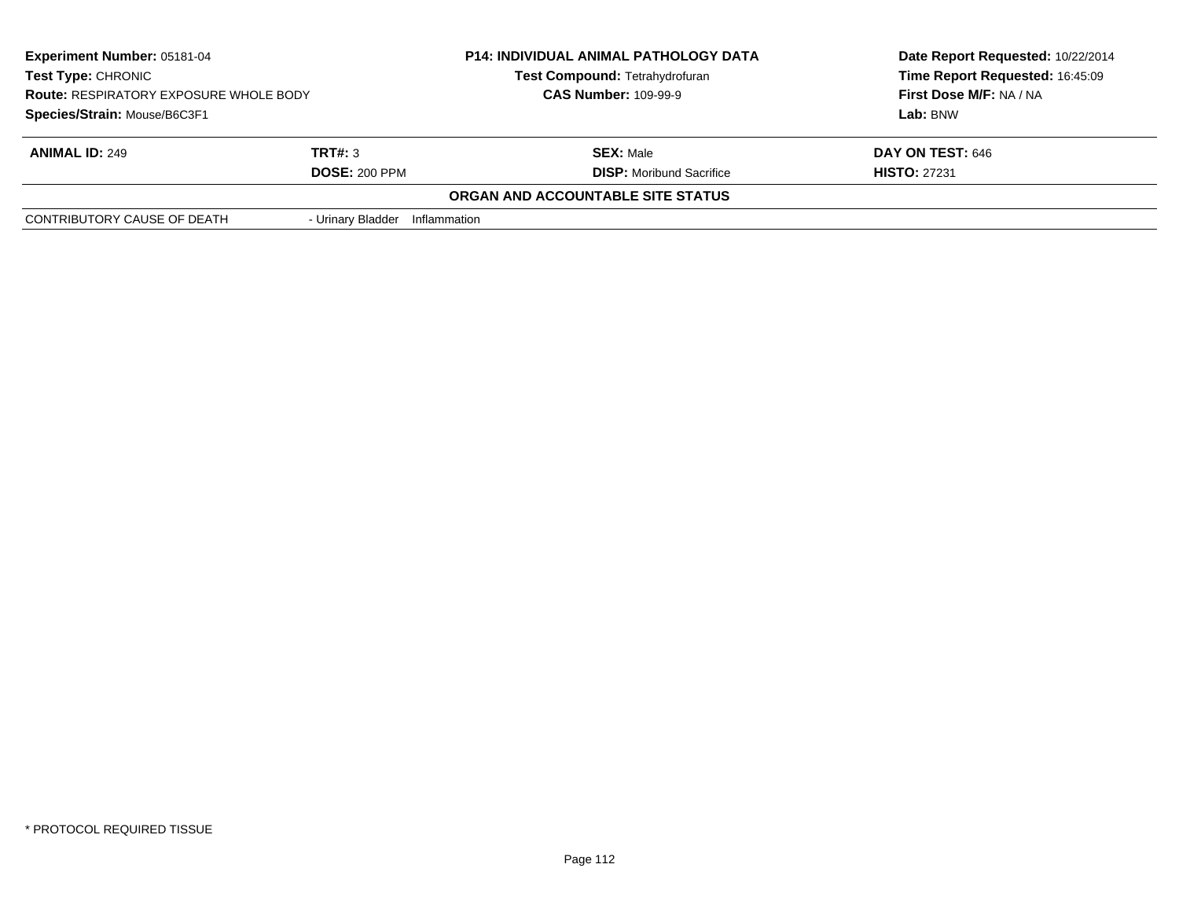| **Experiment Number:** 05181-04 | **P14: INDIVIDUAL ANIMAL PATHOLOGY DATA** | **Date Report Requested:** 10/22/2014 |
|---|---|---|
| **Test Type:** CHRONIC | **Test Compound:** Tetrahydrofuran | **Time Report Requested:** 16:45:09 |
| **Route:** RESPIRATORY EXPOSURE WHOLE BODY | **CAS Number:** 109-99-9 | **First Dose M/F:** NA / NA |
| **Species/Strain:** Mouse/B6C3F1 | | **Lab:** BNW |

| **ANIMAL ID:** 249 | **TRT#:** 3 | **SEX:** Male | **DAY ON TEST:** 646 |
|---|---|---|---|
| | **DOSE:** 200 PPM | **DISP:** Moribund Sacrifice | **HISTO:** 27231 |

**ORGAN AND ACCOUNTABLE SITE STATUS**

| | |
|---|---|
| CONTRIBUTORY CAUSE OF DEATH | - Urinary Bladder Inflammation |

\* PROTOCOL REQUIRED TISSUE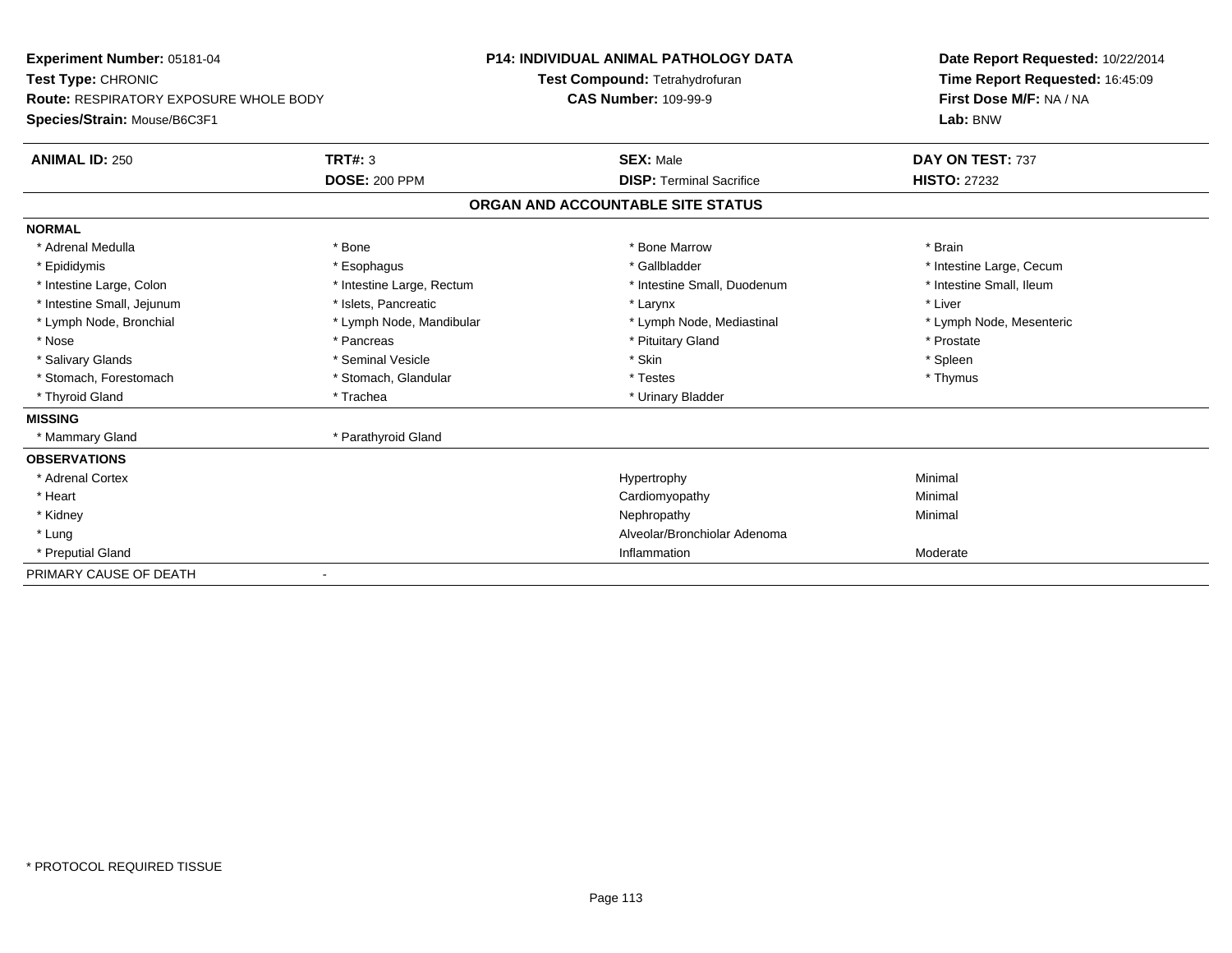**Experiment Number:** 05181-04
**Test Type:** CHRONIC
**Route:** RESPIRATORY EXPOSURE WHOLE BODY
**Species/Strain:** Mouse/B6C3F1

**P14: INDIVIDUAL ANIMAL PATHOLOGY DATA**
**Test Compound:** Tetrahydrofuran
**CAS Number:** 109-99-9

**Date Report Requested:** 10/22/2014
**Time Report Requested:** 16:45:09
**First Dose M/F:** NA / NA
**Lab:** BNW

| **ANIMAL ID:** 250 | **TRT#:** 3 | **SEX:** Male | **DAY ON TEST:** 737 |
|---|---|---|---|
| | **DOSE:** 200 PPM | **DISP:** Terminal Sacrifice | **HISTO:** 27232 |

## ORGAN AND ACCOUNTABLE SITE STATUS

**NORMAL**

| | | | |
|---|---|---|---|
| * Adrenal Medulla | * Bone | * Bone Marrow | * Brain |
| * Epididymis | * Esophagus | * Gallbladder | * Intestine Large, Cecum |
| * Intestine Large, Colon | * Intestine Large, Rectum | * Intestine Small, Duodenum | * Intestine Small, Ileum |
| * Intestine Small, Jejunum | * Islets, Pancreatic | * Larynx | * Liver |
| * Lymph Node, Bronchial | * Lymph Node, Mandibular | * Lymph Node, Mediastinal | * Lymph Node, Mesenteric |
| * Nose | * Pancreas | * Pituitary Gland | * Prostate |
| * Salivary Glands | * Seminal Vesicle | * Skin | * Spleen |
| * Stomach, Forestomach | * Stomach, Glandular | * Testes | * Thymus |
| * Thyroid Gland | * Trachea | * Urinary Bladder | |

**MISSING**

| | |
|---|---|
| * Mammary Gland | * Parathyroid Gland |

**OBSERVATIONS**

| | | |
|---|---|---|
| * Adrenal Cortex | Hypertrophy | Minimal |
| * Heart | Cardiomyopathy | Minimal |
| * Kidney | Nephropathy | Minimal |
| * Lung | Alveolar/Bronchiolar Adenoma | |
| * Preputial Gland | Inflammation | Moderate |

PRIMARY CAUSE OF DEATH -

* PROTOCOL REQUIRED TISSUE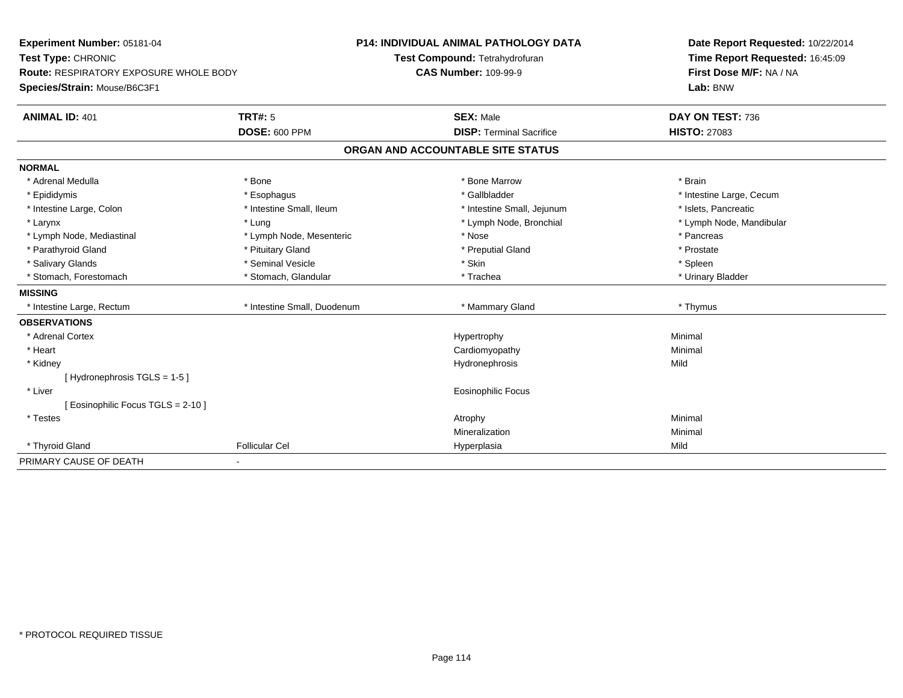**Experiment Number:** 05181-04
**Test Type:** CHRONIC
**Route:** RESPIRATORY EXPOSURE WHOLE BODY
**Species/Strain:** Mouse/B6C3F1

**P14: INDIVIDUAL ANIMAL PATHOLOGY DATA**
**Test Compound:** Tetrahydrofuran
**CAS Number:** 109-99-9

**Date Report Requested:** 10/22/2014
**Time Report Requested:** 16:45:09
**First Dose M/F:** NA / NA
**Lab:** BNW

| **ANIMAL ID:** 401 | **TRT#:** 5 | **SEX:** Male | **DAY ON TEST:** 736 |
|---|---|---|---|
| | **DOSE:** 600 PPM | **DISP:** Terminal Sacrifice | **HISTO:** 27083 |

## ORGAN AND ACCOUNTABLE SITE STATUS

| | | | |
|---|---|---|---|
| **NORMAL** | | | |
| * Adrenal Medulla | * Bone | * Bone Marrow | * Brain |
| * Epididymis | * Esophagus | * Gallbladder | * Intestine Large, Cecum |
| * Intestine Large, Colon | * Intestine Small, Ileum | * Intestine Small, Jejunum | * Islets, Pancreatic |
| * Larynx | * Lung | * Lymph Node, Bronchial | * Lymph Node, Mandibular |
| * Lymph Node, Mediastinal | * Lymph Node, Mesenteric | * Nose | * Pancreas |
| * Parathyroid Gland | * Pituitary Gland | * Preputial Gland | * Prostate |
| * Salivary Glands | * Seminal Vesicle | * Skin | * Spleen |
| * Stomach, Forestomach | * Stomach, Glandular | * Trachea | * Urinary Bladder |
| **MISSING** | | | |
| * Intestine Large, Rectum | * Intestine Small, Duodenum | * Mammary Gland | * Thymus |
| **OBSERVATIONS** | | | |
| * Adrenal Cortex | | Hypertrophy | Minimal |
| * Heart | | Cardiomyopathy | Minimal |
| * Kidney | | Hydronephrosis | Mild |
| [ Hydronephrosis TGLS = 1-5 ] | | | |
| * Liver | | Eosinophilic Focus | |
| [ Eosinophilic Focus TGLS = 2-10 ] | | | |
| * Testes | | Atrophy | Minimal |
| | | Mineralization | Minimal |
| * Thyroid Gland | Follicular Cel | Hyperplasia | Mild |
| PRIMARY CAUSE OF DEATH | - | | |

* PROTOCOL REQUIRED TISSUE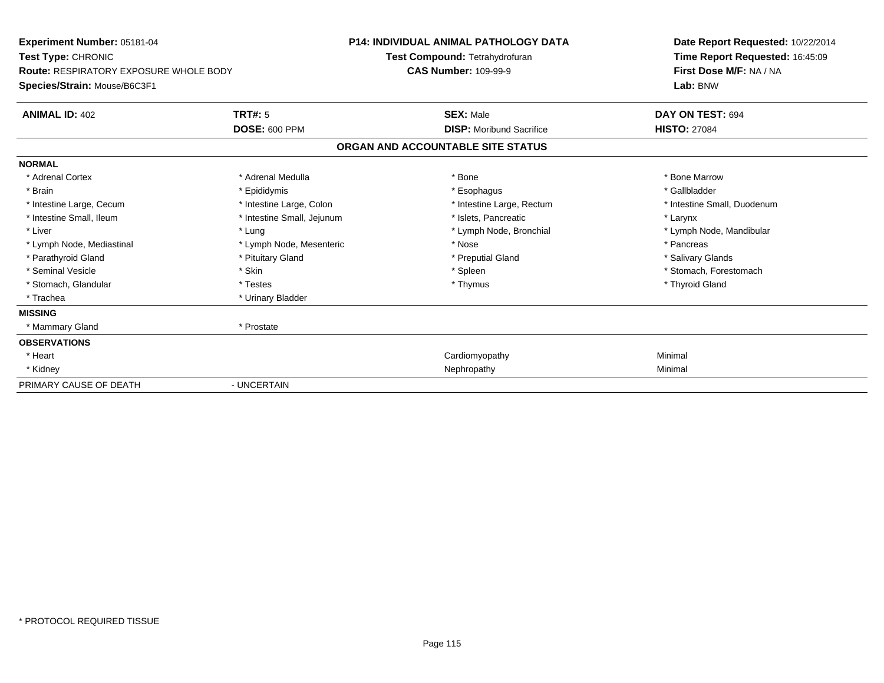**Experiment Number:** 05181-04
**Test Type:** CHRONIC
**Route:** RESPIRATORY EXPOSURE WHOLE BODY
**Species/Strain:** Mouse/B6C3F1

**P14: INDIVIDUAL ANIMAL PATHOLOGY DATA**
**Test Compound:** Tetrahydrofuran
**CAS Number:** 109-99-9

**Date Report Requested:** 10/22/2014
**Time Report Requested:** 16:45:09
**First Dose M/F:** NA / NA
**Lab:** BNW

| **ANIMAL ID:** 402 | **TRT#:** 5 | **SEX:** Male | **DAY ON TEST:** 694 |
|---|---|---|---|
| | **DOSE:** 600 PPM | **DISP:** Moribund Sacrifice | **HISTO:** 27084 |

## ORGAN AND ACCOUNTABLE SITE STATUS

| | | | |
|---|---|---|---|
| **NORMAL** | | | |
| * Adrenal Cortex | * Adrenal Medulla | * Bone | * Bone Marrow |
| * Brain | * Epididymis | * Esophagus | * Gallbladder |
| * Intestine Large, Cecum | * Intestine Large, Colon | * Intestine Large, Rectum | * Intestine Small, Duodenum |
| * Intestine Small, Ileum | * Intestine Small, Jejunum | * Islets, Pancreatic | * Larynx |
| * Liver | * Lung | * Lymph Node, Bronchial | * Lymph Node, Mandibular |
| * Lymph Node, Mediastinal | * Lymph Node, Mesenteric | * Nose | * Pancreas |
| * Parathyroid Gland | * Pituitary Gland | * Preputial Gland | * Salivary Glands |
| * Seminal Vesicle | * Skin | * Spleen | * Stomach, Forestomach |
| * Stomach, Glandular | * Testes | * Thymus | * Thyroid Gland |
| * Trachea | * Urinary Bladder | | |
| **MISSING** | | | |
| * Mammary Gland | * Prostate | | |
| **OBSERVATIONS** | | | |
| * Heart | | Cardiomyopathy | Minimal |
| * Kidney | | Nephropathy | Minimal |
| PRIMARY CAUSE OF DEATH | - UNCERTAIN | | |

\* PROTOCOL REQUIRED TISSUE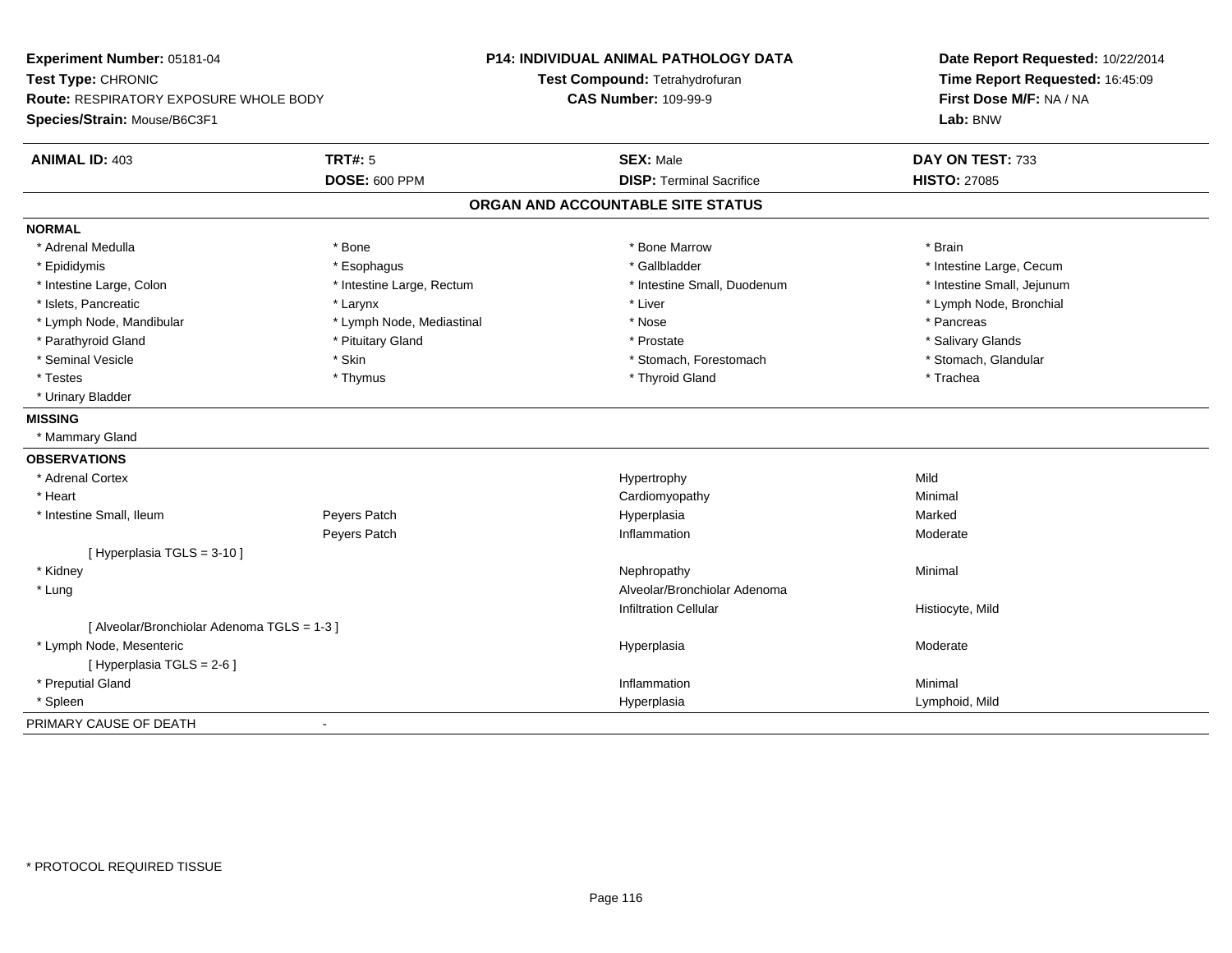**Experiment Number:** 05181-04
**Test Type:** CHRONIC
**Route:** RESPIRATORY EXPOSURE WHOLE BODY
**Species/Strain:** Mouse/B6C3F1

**P14: INDIVIDUAL ANIMAL PATHOLOGY DATA**
**Test Compound:** Tetrahydrofuran
**CAS Number:** 109-99-9

**Date Report Requested:** 10/22/2014
**Time Report Requested:** 16:45:09
**First Dose M/F:** NA / NA
**Lab:** BNW

| **ANIMAL ID:** 403 | **TRT#:** 5 | **SEX:** Male | **DAY ON TEST:** 733 |
|---|---|---|---|
| | **DOSE:** 600 PPM | **DISP:** Terminal Sacrifice | **HISTO:** 27085 |

## ORGAN AND ACCOUNTABLE SITE STATUS

**NORMAL**

| | | | |
|---|---|---|---|
| * Adrenal Medulla | * Bone | * Bone Marrow | * Brain |
| * Epididymis | * Esophagus | * Gallbladder | * Intestine Large, Cecum |
| * Intestine Large, Colon | * Intestine Large, Rectum | * Intestine Small, Duodenum | * Intestine Small, Jejunum |
| * Islets, Pancreatic | * Larynx | * Liver | * Lymph Node, Bronchial |
| * Lymph Node, Mandibular | * Lymph Node, Mediastinal | * Nose | * Pancreas |
| * Parathyroid Gland | * Pituitary Gland | * Prostate | * Salivary Glands |
| * Seminal Vesicle | * Skin | * Stomach, Forestomach | * Stomach, Glandular |
| * Testes | * Thymus | * Thyroid Gland | * Trachea |
| * Urinary Bladder | | | |

**MISSING**

* Mammary Gland

**OBSERVATIONS**

| | | | |
|---|---|---|---|
| * Adrenal Cortex | | Hypertrophy | Mild |
| * Heart | | Cardiomyopathy | Minimal |
| * Intestine Small, Ileum | Peyers Patch | Hyperplasia | Marked |
| | Peyers Patch | Inflammation | Moderate |
| [ Hyperplasia TGLS = 3-10 ] | | | |
| * Kidney | | Nephropathy | Minimal |
| * Lung | | Alveolar/Bronchiolar Adenoma | |
| | | Infiltration Cellular | Histiocyte, Mild |
| [ Alveolar/Bronchiolar Adenoma TGLS = 1-3 ] | | | |
| * Lymph Node, Mesenteric | | Hyperplasia | Moderate |
| [ Hyperplasia TGLS = 2-6 ] | | | |
| * Preputial Gland | | Inflammation | Minimal |
| * Spleen | | Hyperplasia | Lymphoid, Mild |

PRIMARY CAUSE OF DEATH -

\* PROTOCOL REQUIRED TISSUE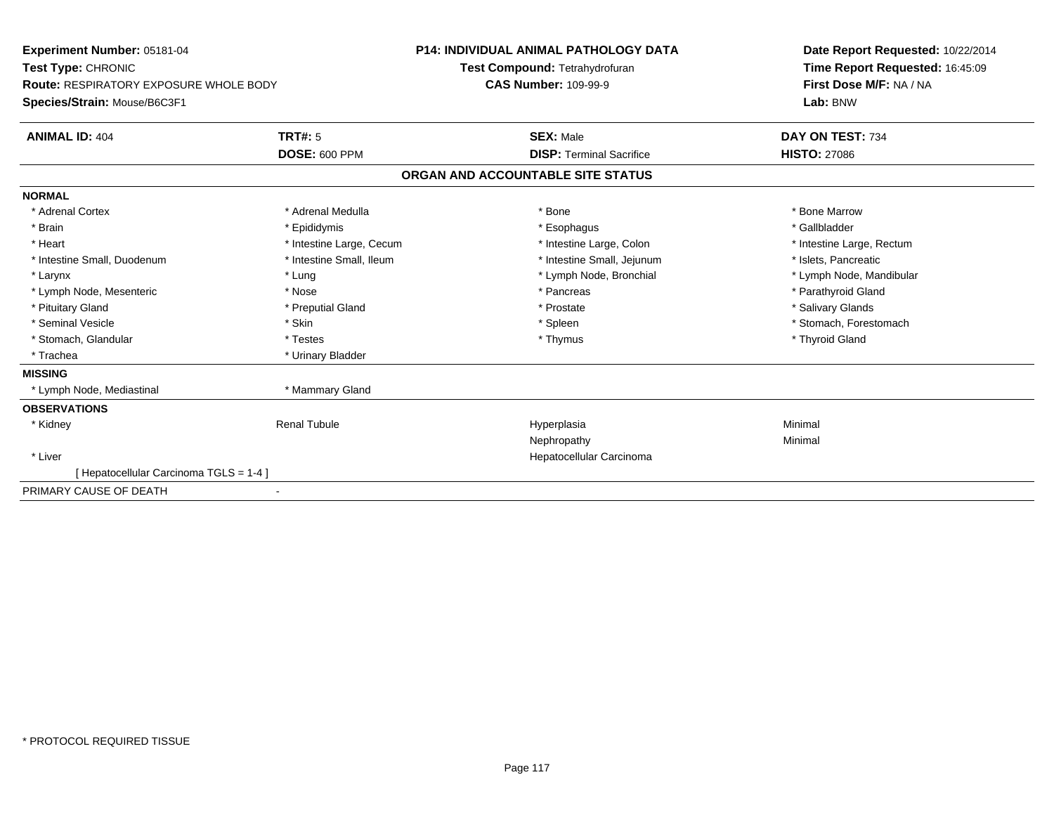**Experiment Number:** 05181-04
**Test Type:** CHRONIC
**Route:** RESPIRATORY EXPOSURE WHOLE BODY
**Species/Strain:** Mouse/B6C3F1

**P14: INDIVIDUAL ANIMAL PATHOLOGY DATA**
**Test Compound:** Tetrahydrofuran
**CAS Number:** 109-99-9

**Date Report Requested:** 10/22/2014
**Time Report Requested:** 16:45:09
**First Dose M/F:** NA / NA
**Lab:** BNW

| **ANIMAL ID:** 404 | **TRT#:** 5 | **SEX:** Male | **DAY ON TEST:** 734 |
|---|---|---|---|
| | **DOSE:** 600 PPM | **DISP:** Terminal Sacrifice | **HISTO:** 27086 |

## ORGAN AND ACCOUNTABLE SITE STATUS

| | | | |
|---|---|---|---|
| **NORMAL** | | | |
| * Adrenal Cortex | * Adrenal Medulla | * Bone | * Bone Marrow |
| * Brain | * Epididymis | * Esophagus | * Gallbladder |
| * Heart | * Intestine Large, Cecum | * Intestine Large, Colon | * Intestine Large, Rectum |
| * Intestine Small, Duodenum | * Intestine Small, Ileum | * Intestine Small, Jejunum | * Islets, Pancreatic |
| * Larynx | * Lung | * Lymph Node, Bronchial | * Lymph Node, Mandibular |
| * Lymph Node, Mesenteric | * Nose | * Pancreas | * Parathyroid Gland |
| * Pituitary Gland | * Preputial Gland | * Prostate | * Salivary Glands |
| * Seminal Vesicle | * Skin | * Spleen | * Stomach, Forestomach |
| * Stomach, Glandular | * Testes | * Thymus | * Thyroid Gland |
| * Trachea | * Urinary Bladder | | |
| **MISSING** | | | |
| * Lymph Node, Mediastinal | * Mammary Gland | | |
| **OBSERVATIONS** | | | |
| * Kidney | Renal Tubule | Hyperplasia | Minimal |
| | | Nephropathy | Minimal |
| * Liver | | Hepatocellular Carcinoma | |
| [ Hepatocellular Carcinoma TGLS = 1-4 ] | | | |
| PRIMARY CAUSE OF DEATH | - | | |

* PROTOCOL REQUIRED TISSUE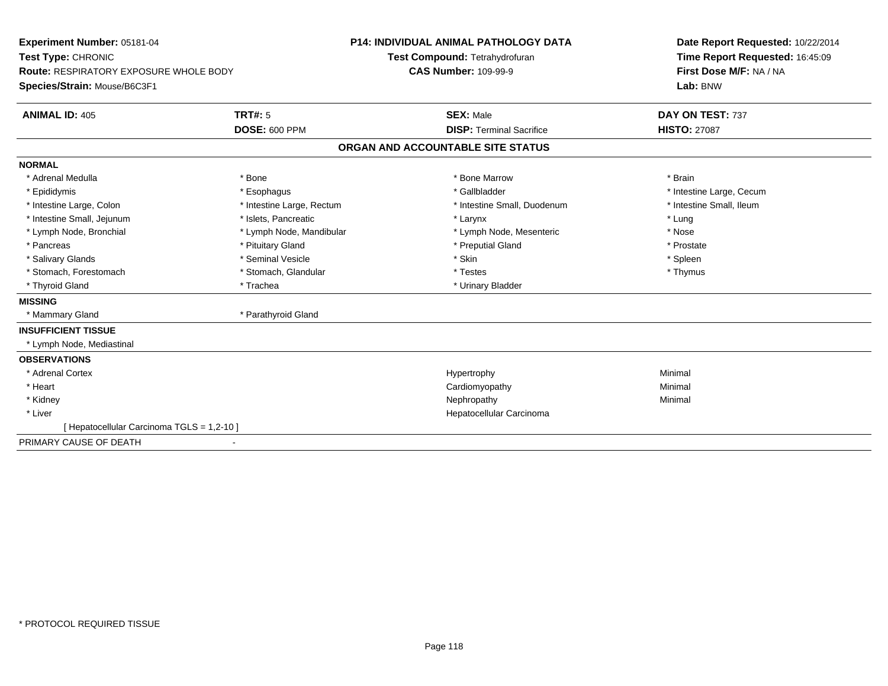**Experiment Number:** 05181-04
**Test Type:** CHRONIC
**Route:** RESPIRATORY EXPOSURE WHOLE BODY
**Species/Strain:** Mouse/B6C3F1

**P14: INDIVIDUAL ANIMAL PATHOLOGY DATA**
**Test Compound:** Tetrahydrofuran
**CAS Number:** 109-99-9

**Date Report Requested:** 10/22/2014
**Time Report Requested:** 16:45:09
**First Dose M/F:** NA / NA
**Lab:** BNW

| **ANIMAL ID:** 405 | **TRT#:** 5 | **SEX:** Male | **DAY ON TEST:** 737 |
|---|---|---|---|
| | **DOSE:** 600 PPM | **DISP:** Terminal Sacrifice | **HISTO:** 27087 |

## ORGAN AND ACCOUNTABLE SITE STATUS

**NORMAL**

| | | | |
|---|---|---|---|
| * Adrenal Medulla | * Bone | * Bone Marrow | * Brain |
| * Epididymis | * Esophagus | * Gallbladder | * Intestine Large, Cecum |
| * Intestine Large, Colon | * Intestine Large, Rectum | * Intestine Small, Duodenum | * Intestine Small, Ileum |
| * Intestine Small, Jejunum | * Islets, Pancreatic | * Larynx | * Lung |
| * Lymph Node, Bronchial | * Lymph Node, Mandibular | * Lymph Node, Mesenteric | * Nose |
| * Pancreas | * Pituitary Gland | * Preputial Gland | * Prostate |
| * Salivary Glands | * Seminal Vesicle | * Skin | * Spleen |
| * Stomach, Forestomach | * Stomach, Glandular | * Testes | * Thymus |
| * Thyroid Gland | * Trachea | * Urinary Bladder | |

**MISSING**

* Mammary Gland
* Parathyroid Gland

**INSUFFICIENT TISSUE**

* Lymph Node, Mediastinal

**OBSERVATIONS**

| | | |
|---|---|---|
| * Adrenal Cortex | Hypertrophy | Minimal |
| * Heart | Cardiomyopathy | Minimal |
| * Kidney | Nephropathy | Minimal |
| * Liver | Hepatocellular Carcinoma | |
| [ Hepatocellular Carcinoma TGLS = 1,2-10 ] | | |

PRIMARY CAUSE OF DEATH -

* PROTOCOL REQUIRED TISSUE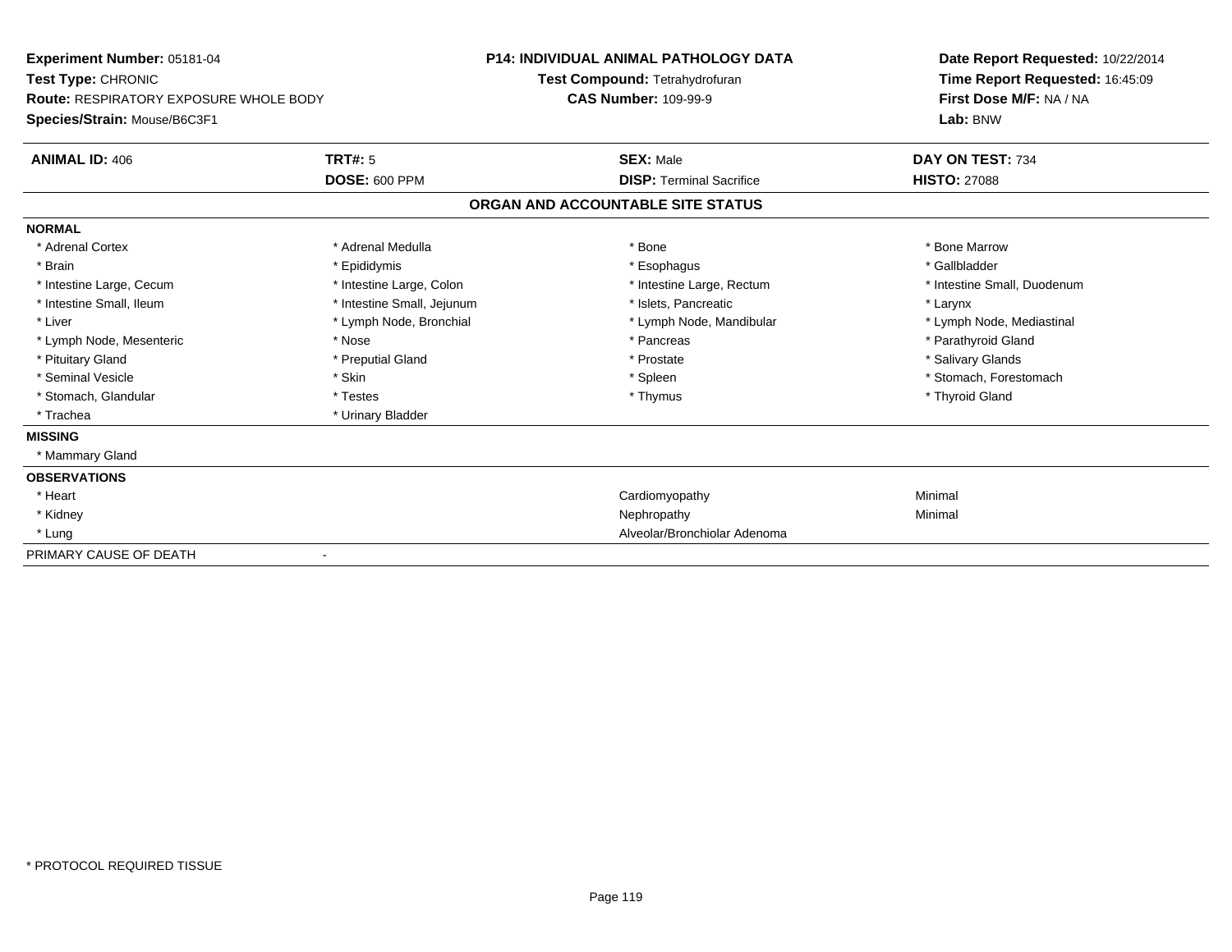**Experiment Number:** 05181-04
**Test Type:** CHRONIC
**Route:** RESPIRATORY EXPOSURE WHOLE BODY
**Species/Strain:** Mouse/B6C3F1

**P14: INDIVIDUAL ANIMAL PATHOLOGY DATA**
**Test Compound:** Tetrahydrofuran
**CAS Number:** 109-99-9

**Date Report Requested:** 10/22/2014
**Time Report Requested:** 16:45:09
**First Dose M/F:** NA / NA
**Lab:** BNW

| **ANIMAL ID:** 406 | **TRT#:** 5 | **SEX:** Male | **DAY ON TEST:** 734 |
|---|---|---|---|
| | **DOSE:** 600 PPM | **DISP:** Terminal Sacrifice | **HISTO:** 27088 |

## ORGAN AND ACCOUNTABLE SITE STATUS

| | | | |
|---|---|---|---|
| **NORMAL** | | | |
| * Adrenal Cortex | * Adrenal Medulla | * Bone | * Bone Marrow |
| * Brain | * Epididymis | * Esophagus | * Gallbladder |
| * Intestine Large, Cecum | * Intestine Large, Colon | * Intestine Large, Rectum | * Intestine Small, Duodenum |
| * Intestine Small, Ileum | * Intestine Small, Jejunum | * Islets, Pancreatic | * Larynx |
| * Liver | * Lymph Node, Bronchial | * Lymph Node, Mandibular | * Lymph Node, Mediastinal |
| * Lymph Node, Mesenteric | * Nose | * Pancreas | * Parathyroid Gland |
| * Pituitary Gland | * Preputial Gland | * Prostate | * Salivary Glands |
| * Seminal Vesicle | * Skin | * Spleen | * Stomach, Forestomach |
| * Stomach, Glandular | * Testes | * Thymus | * Thyroid Gland |
| * Trachea | * Urinary Bladder | | |
| **MISSING** | | | |
| * Mammary Gland | | | |
| **OBSERVATIONS** | | | |
| * Heart | | Cardiomyopathy | Minimal |
| * Kidney | | Nephropathy | Minimal |
| * Lung | | Alveolar/Bronchiolar Adenoma | |
| PRIMARY CAUSE OF DEATH | - | | |

\* PROTOCOL REQUIRED TISSUE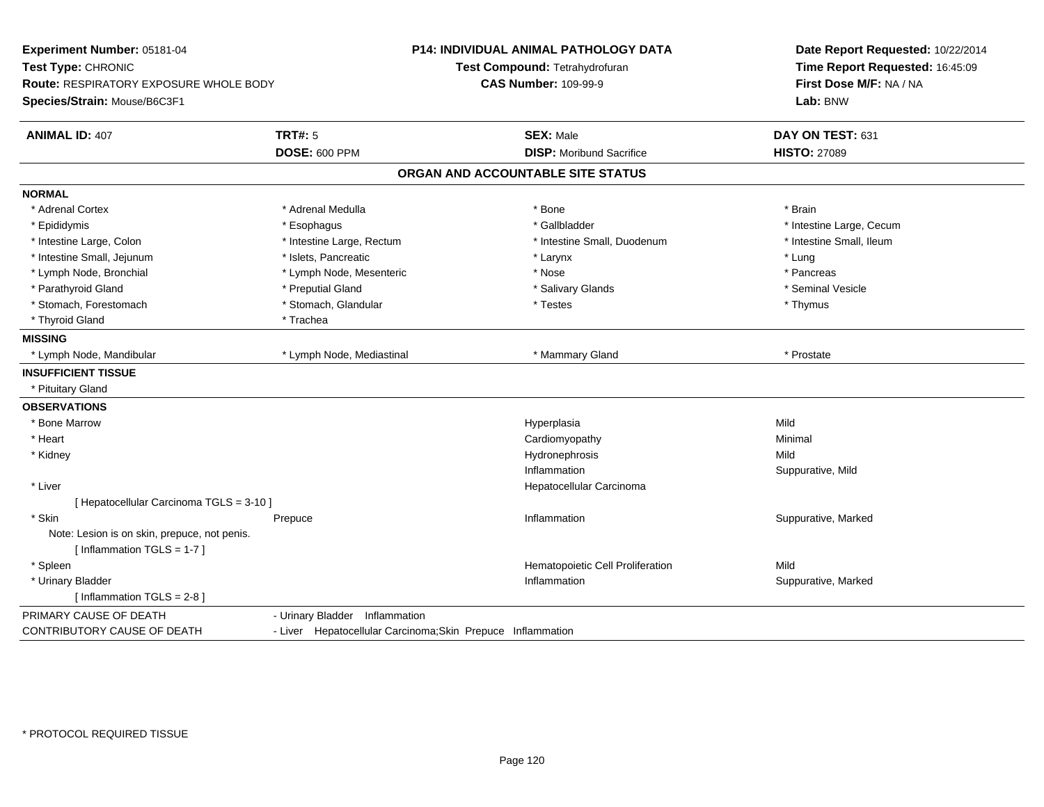**Experiment Number:** 05181-04
**Test Type:** CHRONIC
**Route:** RESPIRATORY EXPOSURE WHOLE BODY
**Species/Strain:** Mouse/B6C3F1

**P14: INDIVIDUAL ANIMAL PATHOLOGY DATA**
**Test Compound:** Tetrahydrofuran
**CAS Number:** 109-99-9

**Date Report Requested:** 10/22/2014
**Time Report Requested:** 16:45:09
**First Dose M/F:** NA / NA
**Lab:** BNW

| **ANIMAL ID:** 407 | **TRT#:** 5 | **SEX:** Male | **DAY ON TEST:** 631 |
|---|---|---|---|
| | **DOSE:** 600 PPM | **DISP:** Moribund Sacrifice | **HISTO:** 27089 |

## ORGAN AND ACCOUNTABLE SITE STATUS

**NORMAL**

| | | | |
|---|---|---|---|
| * Adrenal Cortex | * Adrenal Medulla | * Bone | * Brain |
| * Epididymis | * Esophagus | * Gallbladder | * Intestine Large, Cecum |
| * Intestine Large, Colon | * Intestine Large, Rectum | * Intestine Small, Duodenum | * Intestine Small, Ileum |
| * Intestine Small, Jejunum | * Islets, Pancreatic | * Larynx | * Lung |
| * Lymph Node, Bronchial | * Lymph Node, Mesenteric | * Nose | * Pancreas |
| * Parathyroid Gland | * Preputial Gland | * Salivary Glands | * Seminal Vesicle |
| * Stomach, Forestomach | * Stomach, Glandular | * Testes | * Thymus |
| * Thyroid Gland | * Trachea | | |

**MISSING**

| | | | |
|---|---|---|---|
| * Lymph Node, Mandibular | * Lymph Node, Mediastinal | * Mammary Gland | * Prostate |

**INSUFFICIENT TISSUE**

* Pituitary Gland

**OBSERVATIONS**

| | | | |
|---|---|---|---|
| * Bone Marrow | | Hyperplasia | Mild |
| * Heart | | Cardiomyopathy | Minimal |
| * Kidney | | Hydronephrosis | Mild |
| | | Inflammation | Suppurative, Mild |
| * Liver | | Hepatocellular Carcinoma | |
| [ Hepatocellular Carcinoma TGLS = 3-10 ] | | | |
| * Skin | Prepuce | Inflammation | Suppurative, Marked |
| Note: Lesion is on skin, prepuce, not penis. | | | |
| [ Inflammation TGLS = 1-7 ] | | | |
| * Spleen | | Hematopoietic Cell Proliferation | Mild |
| * Urinary Bladder | | Inflammation | Suppurative, Marked |
| [ Inflammation TGLS = 2-8 ] | | | |

| | |
|---|---|
| PRIMARY CAUSE OF DEATH | - Urinary Bladder Inflammation |
| CONTRIBUTORY CAUSE OF DEATH | - Liver Hepatocellular Carcinoma;Skin Prepuce Inflammation |

* PROTOCOL REQUIRED TISSUE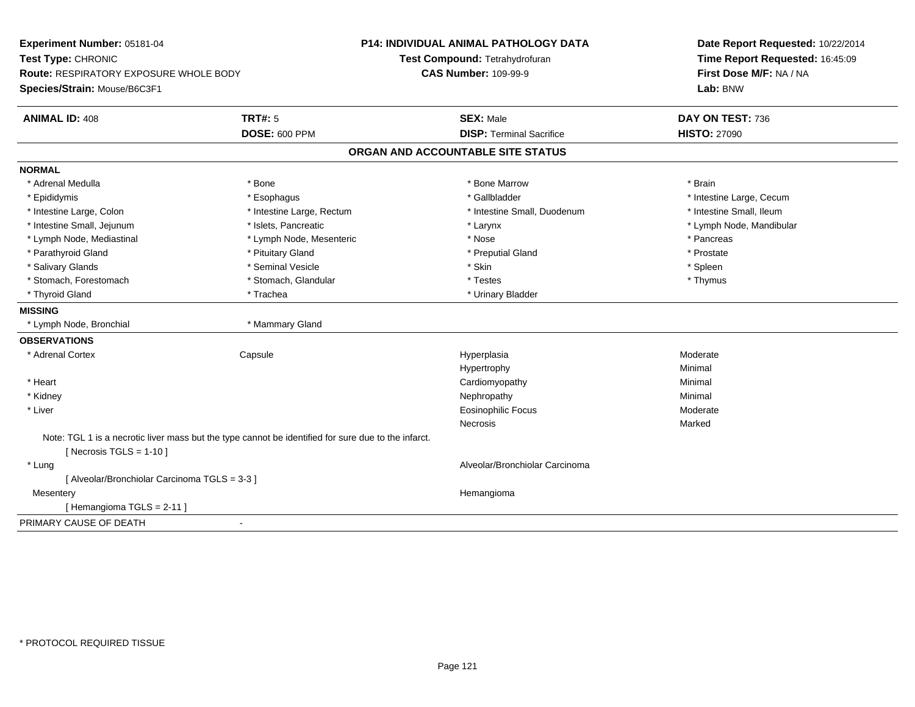**Experiment Number:** 05181-04
**Test Type:** CHRONIC
**Route:** RESPIRATORY EXPOSURE WHOLE BODY
**Species/Strain:** Mouse/B6C3F1

**P14: INDIVIDUAL ANIMAL PATHOLOGY DATA**
**Test Compound:** Tetrahydrofuran
**CAS Number:** 109-99-9

**Date Report Requested:** 10/22/2014
**Time Report Requested:** 16:45:09
**First Dose M/F:** NA / NA
**Lab:** BNW

| **ANIMAL ID:** 408 | **TRT#:** 5 | **SEX:** Male | **DAY ON TEST:** 736 |
|---|---|---|---|
| | **DOSE:** 600 PPM | **DISP:** Terminal Sacrifice | **HISTO:** 27090 |

## ORGAN AND ACCOUNTABLE SITE STATUS

**NORMAL**

| | | | |
|---|---|---|---|
| * Adrenal Medulla | * Bone | * Bone Marrow | * Brain |
| * Epididymis | * Esophagus | * Gallbladder | * Intestine Large, Cecum |
| * Intestine Large, Colon | * Intestine Large, Rectum | * Intestine Small, Duodenum | * Intestine Small, Ileum |
| * Intestine Small, Jejunum | * Islets, Pancreatic | * Larynx | * Lymph Node, Mandibular |
| * Lymph Node, Mediastinal | * Lymph Node, Mesenteric | * Nose | * Pancreas |
| * Parathyroid Gland | * Pituitary Gland | * Preputial Gland | * Prostate |
| * Salivary Glands | * Seminal Vesicle | * Skin | * Spleen |
| * Stomach, Forestomach | * Stomach, Glandular | * Testes | * Thymus |
| * Thyroid Gland | * Trachea | * Urinary Bladder | |

**MISSING**

| | |
|---|---|
| * Lymph Node, Bronchial | * Mammary Gland |

**OBSERVATIONS**

| | | | |
|---|---|---|---|
| * Adrenal Cortex | Capsule | Hyperplasia | Moderate |
| | | Hypertrophy | Minimal |
| * Heart | | Cardiomyopathy | Minimal |
| * Kidney | | Nephropathy | Minimal |
| * Liver | | Eosinophilic Focus | Moderate |
| | | Necrosis | Marked |

Note: TGL 1 is a necrotic liver mass but the type cannot be identified for sure due to the infarct.
[ Necrosis TGLS = 1-10 ]

| | | | |
|---|---|---|---|
| * Lung | | Alveolar/Bronchiolar Carcinoma | |

[ Alveolar/Bronchiolar Carcinoma TGLS = 3-3 ]

| | | | |
|---|---|---|---|
| Mesentery | | Hemangioma | |

[ Hemangioma TGLS = 2-11 ]

PRIMARY CAUSE OF DEATH -

\* PROTOCOL REQUIRED TISSUE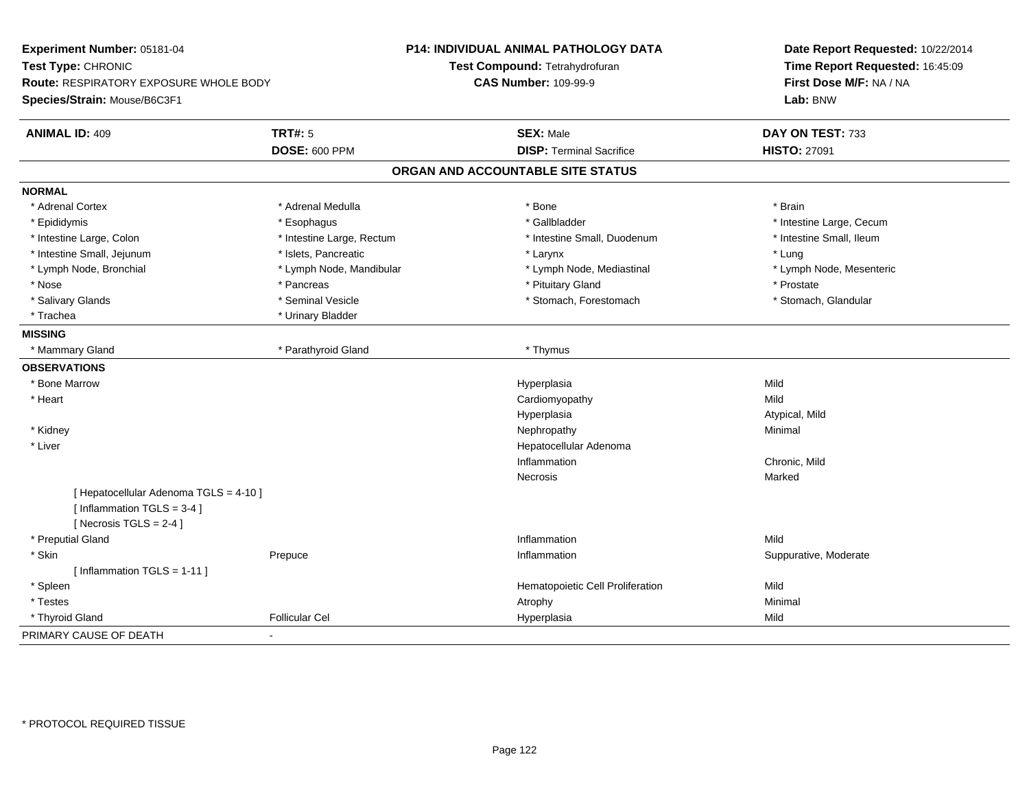**Experiment Number:** 05181-04
**Test Type:** CHRONIC
**Route:** RESPIRATORY EXPOSURE WHOLE BODY
**Species/Strain:** Mouse/B6C3F1

**P14: INDIVIDUAL ANIMAL PATHOLOGY DATA**
**Test Compound:** Tetrahydrofuran
**CAS Number:** 109-99-9

**Date Report Requested:** 10/22/2014
**Time Report Requested:** 16:45:09
**First Dose M/F:** NA / NA
**Lab:** BNW

| **ANIMAL ID:** 409 | **TRT#:** 5 | **SEX:** Male | **DAY ON TEST:** 733 |
|---|---|---|---|
| | **DOSE:** 600 PPM | **DISP:** Terminal Sacrifice | **HISTO:** 27091 |

## ORGAN AND ACCOUNTABLE SITE STATUS

**NORMAL**

| | | | |
|---|---|---|---|
| * Adrenal Cortex | * Adrenal Medulla | * Bone | * Brain |
| * Epididymis | * Esophagus | * Gallbladder | * Intestine Large, Cecum |
| * Intestine Large, Colon | * Intestine Large, Rectum | * Intestine Small, Duodenum | * Intestine Small, Ileum |
| * Intestine Small, Jejunum | * Islets, Pancreatic | * Larynx | * Lung |
| * Lymph Node, Bronchial | * Lymph Node, Mandibular | * Lymph Node, Mediastinal | * Lymph Node, Mesenteric |
| * Nose | * Pancreas | * Pituitary Gland | * Prostate |
| * Salivary Glands | * Seminal Vesicle | * Stomach, Forestomach | * Stomach, Glandular |
| * Trachea | * Urinary Bladder | | |

**MISSING**

| | | |
|---|---|---|
| * Mammary Gland | * Parathyroid Gland | * Thymus |

**OBSERVATIONS**

| | | | |
|---|---|---|---|
| * Bone Marrow | | Hyperplasia | Mild |
| * Heart | | Cardiomyopathy | Mild |
| | | Hyperplasia | Atypical, Mild |
| * Kidney | | Nephropathy | Minimal |
| * Liver | | Hepatocellular Adenoma | |
| | | Inflammation | Chronic, Mild |
| | | Necrosis | Marked |
| [ Hepatocellular Adenoma TGLS = 4-10 ] | | | |
| [ Inflammation TGLS = 3-4 ] | | | |
| [ Necrosis TGLS = 2-4 ] | | | |
| * Preputial Gland | | Inflammation | Mild |
| * Skin | Prepuce | Inflammation | Suppurative, Moderate |
| [ Inflammation TGLS = 1-11 ] | | | |
| * Spleen | | Hematopoietic Cell Proliferation | Mild |
| * Testes | | Atrophy | Minimal |
| * Thyroid Gland | Follicular Cel | Hyperplasia | Mild |

PRIMARY CAUSE OF DEATH -

* PROTOCOL REQUIRED TISSUE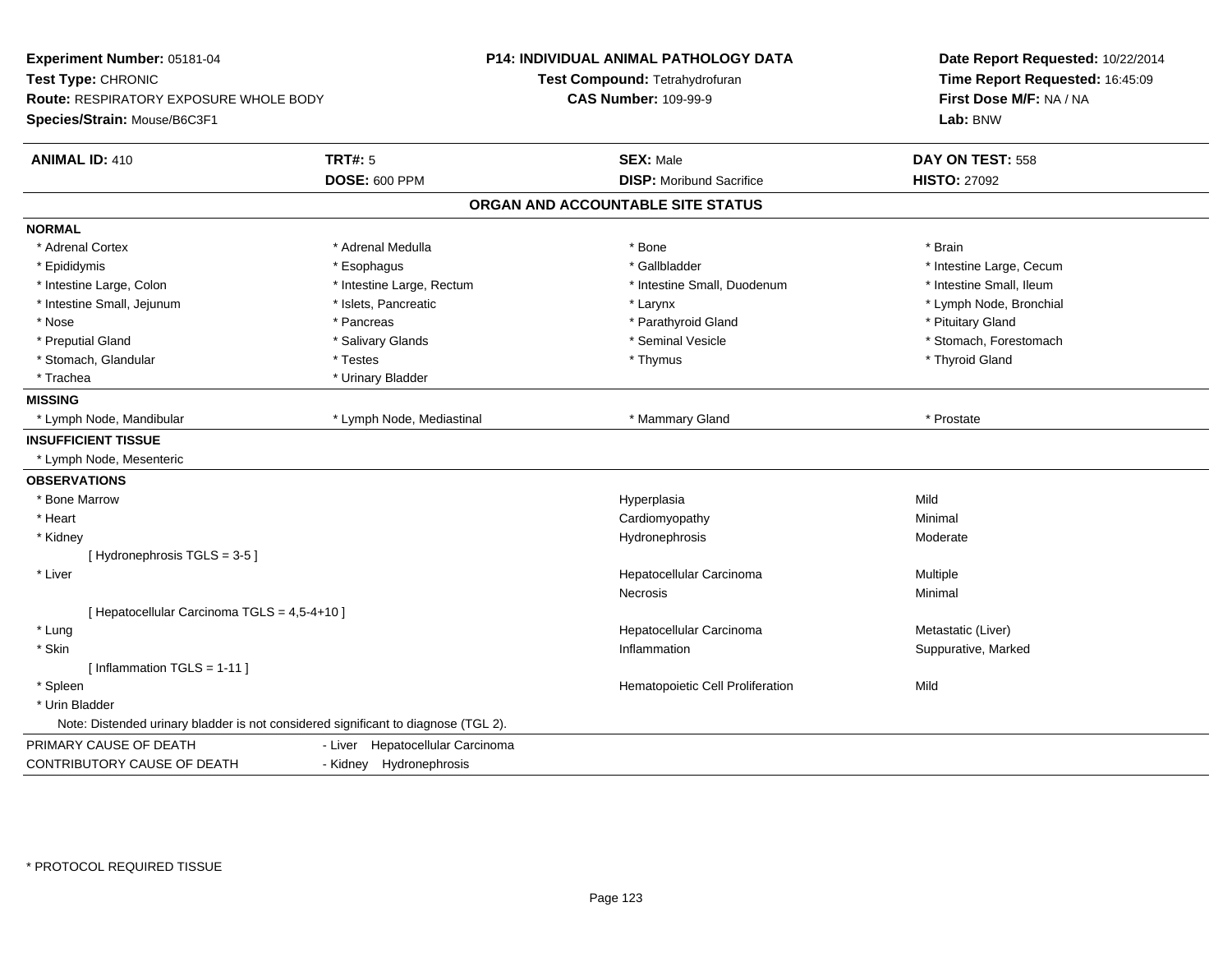**Experiment Number:** 05181-04
**Test Type:** CHRONIC
**Route:** RESPIRATORY EXPOSURE WHOLE BODY
**Species/Strain:** Mouse/B6C3F1

**P14: INDIVIDUAL ANIMAL PATHOLOGY DATA**
**Test Compound:** Tetrahydrofuran
**CAS Number:** 109-99-9

**Date Report Requested:** 10/22/2014
**Time Report Requested:** 16:45:09
**First Dose M/F:** NA / NA
**Lab:** BNW

| **ANIMAL ID:** 410 | **TRT#:** 5 | **SEX:** Male | **DAY ON TEST:** 558 |
|---|---|---|---|
| | **DOSE:** 600 PPM | **DISP:** Moribund Sacrifice | **HISTO:** 27092 |

## ORGAN AND ACCOUNTABLE SITE STATUS

**NORMAL**

| | | | |
|---|---|---|---|
| * Adrenal Cortex | * Adrenal Medulla | * Bone | * Brain |
| * Epididymis | * Esophagus | * Gallbladder | * Intestine Large, Cecum |
| * Intestine Large, Colon | * Intestine Large, Rectum | * Intestine Small, Duodenum | * Intestine Small, Ileum |
| * Intestine Small, Jejunum | * Islets, Pancreatic | * Larynx | * Lymph Node, Bronchial |
| * Nose | * Pancreas | * Parathyroid Gland | * Pituitary Gland |
| * Preputial Gland | * Salivary Glands | * Seminal Vesicle | * Stomach, Forestomach |
| * Stomach, Glandular | * Testes | * Thymus | * Thyroid Gland |
| * Trachea | * Urinary Bladder | | |

**MISSING**

| | | | |
|---|---|---|---|
| * Lymph Node, Mandibular | * Lymph Node, Mediastinal | * Mammary Gland | * Prostate |

**INSUFFICIENT TISSUE**

* Lymph Node, Mesenteric

**OBSERVATIONS**

| | | |
|---|---|---|
| * Bone Marrow | Hyperplasia | Mild |
| * Heart | Cardiomyopathy | Minimal |
| * Kidney | Hydronephrosis | Moderate |
| [ Hydronephrosis TGLS = 3-5 ] | | |
| * Liver | Hepatocellular Carcinoma | Multiple |
| | Necrosis | Minimal |
| [ Hepatocellular Carcinoma TGLS = 4,5-4+10 ] | | |
| * Lung | Hepatocellular Carcinoma | Metastatic (Liver) |
| * Skin | Inflammation | Suppurative, Marked |
| [ Inflammation TGLS = 1-11 ] | | |
| * Spleen | Hematopoietic Cell Proliferation | Mild |
| * Urin Bladder | | |

Note: Distended urinary bladder is not considered significant to diagnose (TGL 2).

| | |
|---|---|
| PRIMARY CAUSE OF DEATH | - Liver Hepatocellular Carcinoma |
| CONTRIBUTORY CAUSE OF DEATH | - Kidney Hydronephrosis |

\* PROTOCOL REQUIRED TISSUE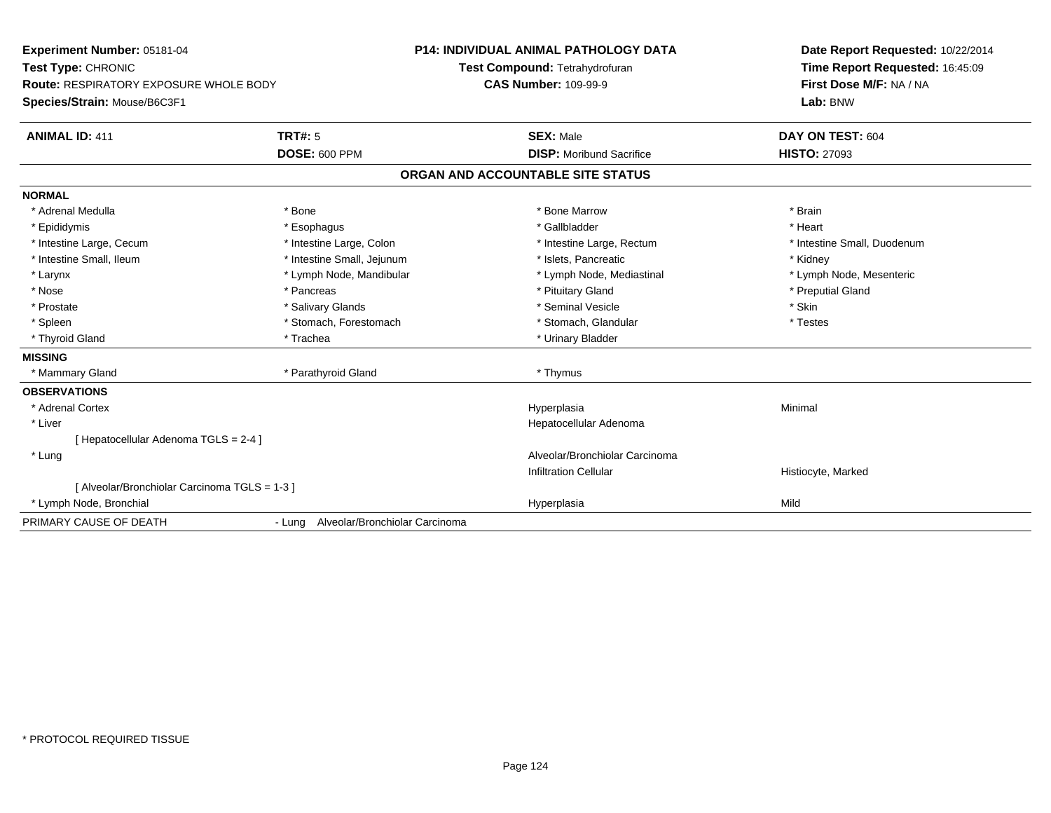**Experiment Number:** 05181-04
**Test Type:** CHRONIC
**Route:** RESPIRATORY EXPOSURE WHOLE BODY
**Species/Strain:** Mouse/B6C3F1

**P14: INDIVIDUAL ANIMAL PATHOLOGY DATA**
**Test Compound:** Tetrahydrofuran
**CAS Number:** 109-99-9

**Date Report Requested:** 10/22/2014
**Time Report Requested:** 16:45:09
**First Dose M/F:** NA / NA
**Lab:** BNW

| **ANIMAL ID:** 411 | **TRT#:** 5 | **SEX:** Male | **DAY ON TEST:** 604 |
|---|---|---|---|
| | **DOSE:** 600 PPM | **DISP:** Moribund Sacrifice | **HISTO:** 27093 |

## ORGAN AND ACCOUNTABLE SITE STATUS

**NORMAL**

| | | | |
|---|---|---|---|
| * Adrenal Medulla | * Bone | * Bone Marrow | * Brain |
| * Epididymis | * Esophagus | * Gallbladder | * Heart |
| * Intestine Large, Cecum | * Intestine Large, Colon | * Intestine Large, Rectum | * Intestine Small, Duodenum |
| * Intestine Small, Ileum | * Intestine Small, Jejunum | * Islets, Pancreatic | * Kidney |
| * Larynx | * Lymph Node, Mandibular | * Lymph Node, Mediastinal | * Lymph Node, Mesenteric |
| * Nose | * Pancreas | * Pituitary Gland | * Preputial Gland |
| * Prostate | * Salivary Glands | * Seminal Vesicle | * Skin |
| * Spleen | * Stomach, Forestomach | * Stomach, Glandular | * Testes |
| * Thyroid Gland | * Trachea | * Urinary Bladder | |

**MISSING**

| | | |
|---|---|---|
| * Mammary Gland | * Parathyroid Gland | * Thymus |

**OBSERVATIONS**

| | | |
|---|---|---|
| * Adrenal Cortex | Hyperplasia | Minimal |
| * Liver | Hepatocellular Adenoma | |
| [ Hepatocellular Adenoma TGLS = 2-4 ] | | |
| * Lung | Alveolar/Bronchiolar Carcinoma | |
| | Infiltration Cellular | Histiocyte, Marked |
| [ Alveolar/Bronchiolar Carcinoma TGLS = 1-3 ] | | |
| * Lymph Node, Bronchial | Hyperplasia | Mild |

PRIMARY CAUSE OF DEATH - Lung Alveolar/Bronchiolar Carcinoma

\* PROTOCOL REQUIRED TISSUE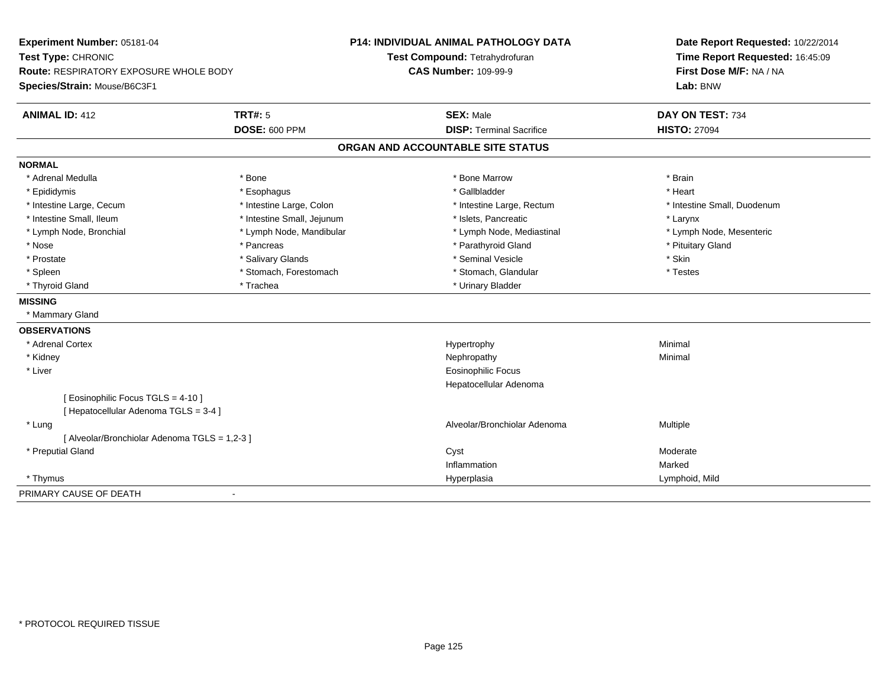**Experiment Number:** 05181-04
**Test Type:** CHRONIC
**Route:** RESPIRATORY EXPOSURE WHOLE BODY
**Species/Strain:** Mouse/B6C3F1

**P14: INDIVIDUAL ANIMAL PATHOLOGY DATA**
**Test Compound:** Tetrahydrofuran
**CAS Number:** 109-99-9

**Date Report Requested:** 10/22/2014
**Time Report Requested:** 16:45:09
**First Dose M/F:** NA / NA
**Lab:** BNW

| **ANIMAL ID:** 412 | **TRT#:** 5 | **SEX:** Male | **DAY ON TEST:** 734 |
|---|---|---|---|
| | **DOSE:** 600 PPM | **DISP:** Terminal Sacrifice | **HISTO:** 27094 |

## ORGAN AND ACCOUNTABLE SITE STATUS

**NORMAL**

| | | | |
|---|---|---|---|
| * Adrenal Medulla | * Bone | * Bone Marrow | * Brain |
| * Epididymis | * Esophagus | * Gallbladder | * Heart |
| * Intestine Large, Cecum | * Intestine Large, Colon | * Intestine Large, Rectum | * Intestine Small, Duodenum |
| * Intestine Small, Ileum | * Intestine Small, Jejunum | * Islets, Pancreatic | * Larynx |
| * Lymph Node, Bronchial | * Lymph Node, Mandibular | * Lymph Node, Mediastinal | * Lymph Node, Mesenteric |
| * Nose | * Pancreas | * Parathyroid Gland | * Pituitary Gland |
| * Prostate | * Salivary Glands | * Seminal Vesicle | * Skin |
| * Spleen | * Stomach, Forestomach | * Stomach, Glandular | * Testes |
| * Thyroid Gland | * Trachea | * Urinary Bladder | |

**MISSING**

* Mammary Gland

**OBSERVATIONS**

| Organ | Observation | Severity |
|---|---|---|
| * Adrenal Cortex | Hypertrophy | Minimal |
| * Kidney | Nephropathy | Minimal |
| * Liver | Eosinophilic Focus | |
| | Hepatocellular Adenoma | |
| [ Eosinophilic Focus TGLS = 4-10 ] | | |
| [ Hepatocellular Adenoma TGLS = 3-4 ] | | |
| * Lung | Alveolar/Bronchiolar Adenoma | Multiple |
| [ Alveolar/Bronchiolar Adenoma TGLS = 1,2-3 ] | | |
| * Preputial Gland | Cyst | Moderate |
| | Inflammation | Marked |
| * Thymus | Hyperplasia | Lymphoid, Mild |

PRIMARY CAUSE OF DEATH -

* PROTOCOL REQUIRED TISSUE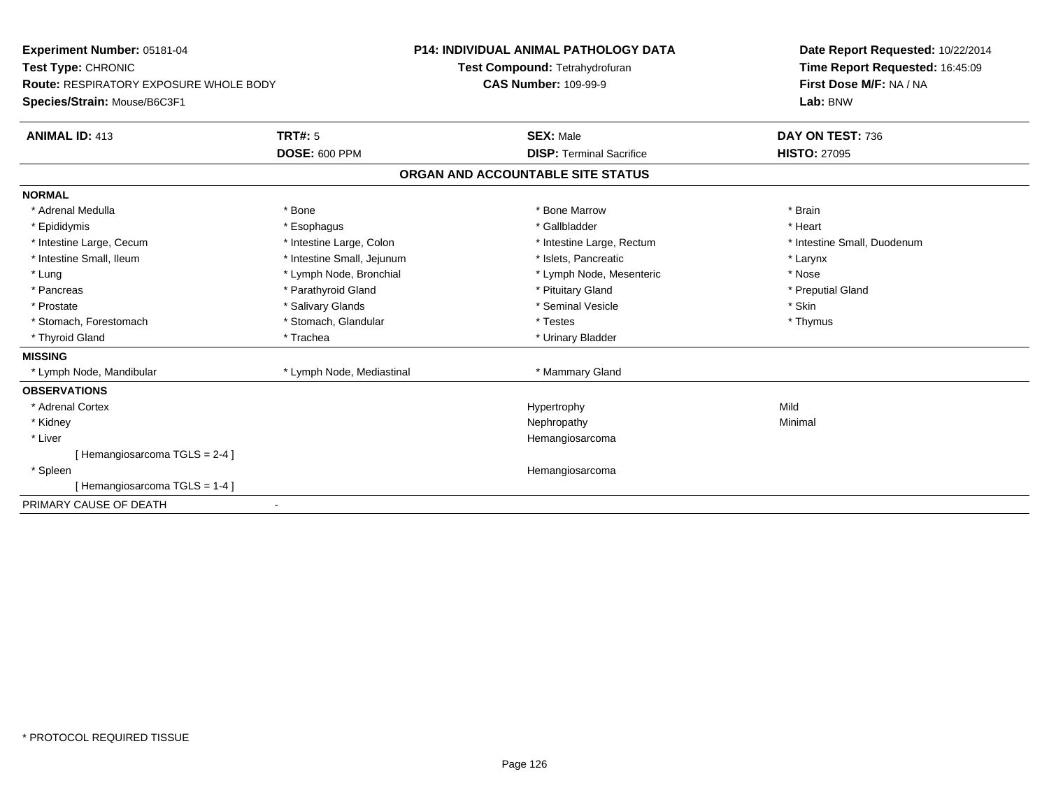**Experiment Number:** 05181-04
**Test Type:** CHRONIC
**Route:** RESPIRATORY EXPOSURE WHOLE BODY
**Species/Strain:** Mouse/B6C3F1

**P14: INDIVIDUAL ANIMAL PATHOLOGY DATA**
**Test Compound:** Tetrahydrofuran
**CAS Number:** 109-99-9

**Date Report Requested:** 10/22/2014
**Time Report Requested:** 16:45:09
**First Dose M/F:** NA / NA
**Lab:** BNW

| **ANIMAL ID:** 413 | **TRT#:** 5 | **SEX:** Male | **DAY ON TEST:** 736 |
|---|---|---|---|
| | **DOSE:** 600 PPM | **DISP:** Terminal Sacrifice | **HISTO:** 27095 |

## ORGAN AND ACCOUNTABLE SITE STATUS

**NORMAL**

| | | | |
|---|---|---|---|
| * Adrenal Medulla | * Bone | * Bone Marrow | * Brain |
| * Epididymis | * Esophagus | * Gallbladder | * Heart |
| * Intestine Large, Cecum | * Intestine Large, Colon | * Intestine Large, Rectum | * Intestine Small, Duodenum |
| * Intestine Small, Ileum | * Intestine Small, Jejunum | * Islets, Pancreatic | * Larynx |
| * Lung | * Lymph Node, Bronchial | * Lymph Node, Mesenteric | * Nose |
| * Pancreas | * Parathyroid Gland | * Pituitary Gland | * Preputial Gland |
| * Prostate | * Salivary Glands | * Seminal Vesicle | * Skin |
| * Stomach, Forestomach | * Stomach, Glandular | * Testes | * Thymus |
| * Thyroid Gland | * Trachea | * Urinary Bladder | |

**MISSING**

| | | |
|---|---|---|
| * Lymph Node, Mandibular | * Lymph Node, Mediastinal | * Mammary Gland |

**OBSERVATIONS**

| | | |
|---|---|---|
| * Adrenal Cortex | Hypertrophy | Mild |
| * Kidney | Nephropathy | Minimal |
| * Liver | Hemangiosarcoma | |
| [ Hemangiosarcoma TGLS = 2-4 ] | | |
| * Spleen | Hemangiosarcoma | |
| [ Hemangiosarcoma TGLS = 1-4 ] | | |

PRIMARY CAUSE OF DEATH -

* PROTOCOL REQUIRED TISSUE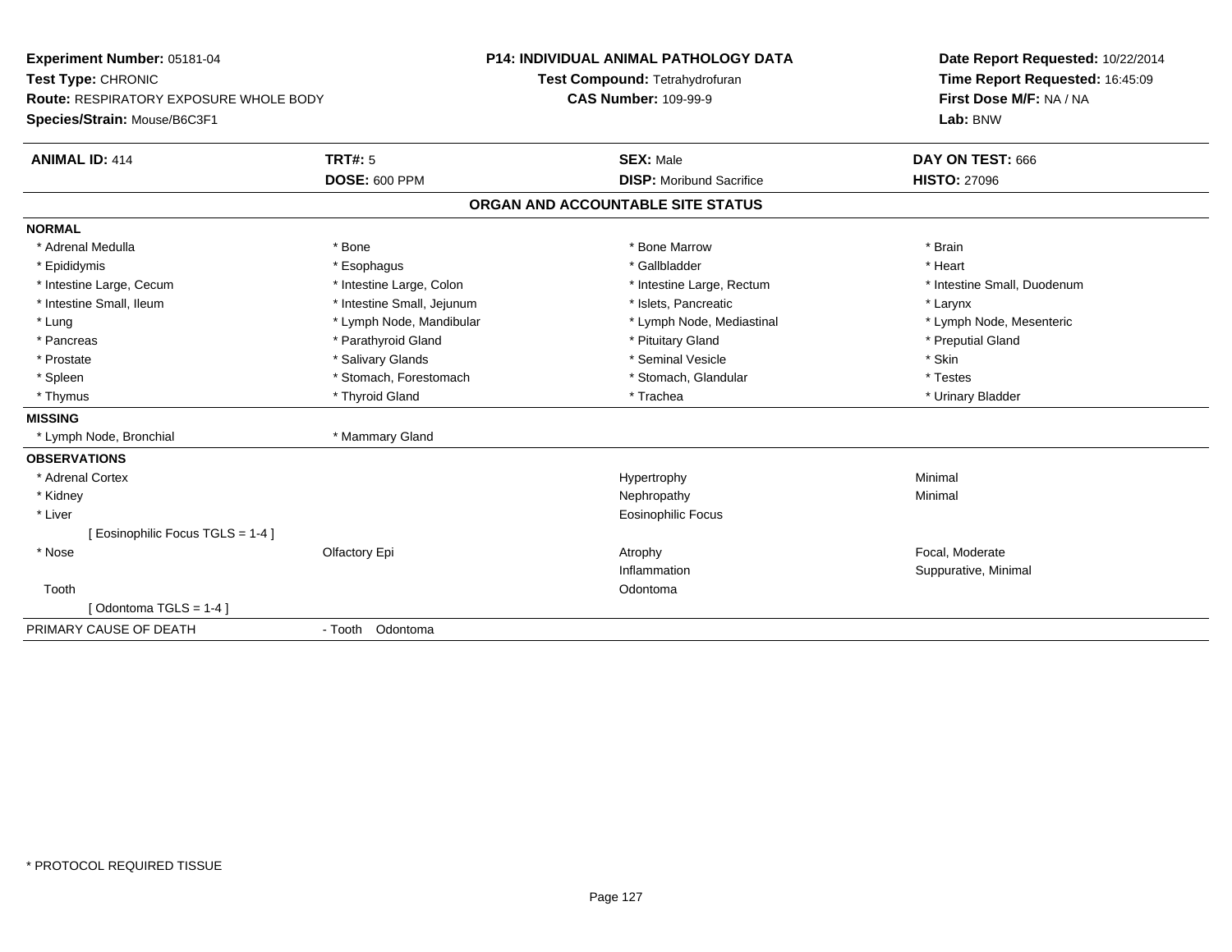**Experiment Number:** 05181-04
**Test Type:** CHRONIC
**Route:** RESPIRATORY EXPOSURE WHOLE BODY
**Species/Strain:** Mouse/B6C3F1

**P14: INDIVIDUAL ANIMAL PATHOLOGY DATA**
**Test Compound:** Tetrahydrofuran
**CAS Number:** 109-99-9

**Date Report Requested:** 10/22/2014
**Time Report Requested:** 16:45:09
**First Dose M/F:** NA / NA
**Lab:** BNW

| **ANIMAL ID:** 414 | **TRT#:** 5 | **SEX:** Male | **DAY ON TEST:** 666 |
|---|---|---|---|
| | **DOSE:** 600 PPM | **DISP:** Moribund Sacrifice | **HISTO:** 27096 |

## ORGAN AND ACCOUNTABLE SITE STATUS

**NORMAL**

| | | | |
|---|---|---|---|
| * Adrenal Medulla | * Bone | * Bone Marrow | * Brain |
| * Epididymis | * Esophagus | * Gallbladder | * Heart |
| * Intestine Large, Cecum | * Intestine Large, Colon | * Intestine Large, Rectum | * Intestine Small, Duodenum |
| * Intestine Small, Ileum | * Intestine Small, Jejunum | * Islets, Pancreatic | * Larynx |
| * Lung | * Lymph Node, Mandibular | * Lymph Node, Mediastinal | * Lymph Node, Mesenteric |
| * Pancreas | * Parathyroid Gland | * Pituitary Gland | * Preputial Gland |
| * Prostate | * Salivary Glands | * Seminal Vesicle | * Skin |
| * Spleen | * Stomach, Forestomach | * Stomach, Glandular | * Testes |
| * Thymus | * Thyroid Gland | * Trachea | * Urinary Bladder |

**MISSING**

| | |
|---|---|
| * Lymph Node, Bronchial | * Mammary Gland |

**OBSERVATIONS**

| | | | |
|---|---|---|---|
| * Adrenal Cortex | | Hypertrophy | Minimal |
| * Kidney | | Nephropathy | Minimal |
| * Liver | | Eosinophilic Focus | |
| [ Eosinophilic Focus TGLS = 1-4 ] | | | |
| * Nose | Olfactory Epi | Atrophy | Focal, Moderate |
| | | Inflammation | Suppurative, Minimal |
| Tooth | | Odontoma | |
| [ Odontoma TGLS = 1-4 ] | | | |

PRIMARY CAUSE OF DEATH - Tooth Odontoma

\* PROTOCOL REQUIRED TISSUE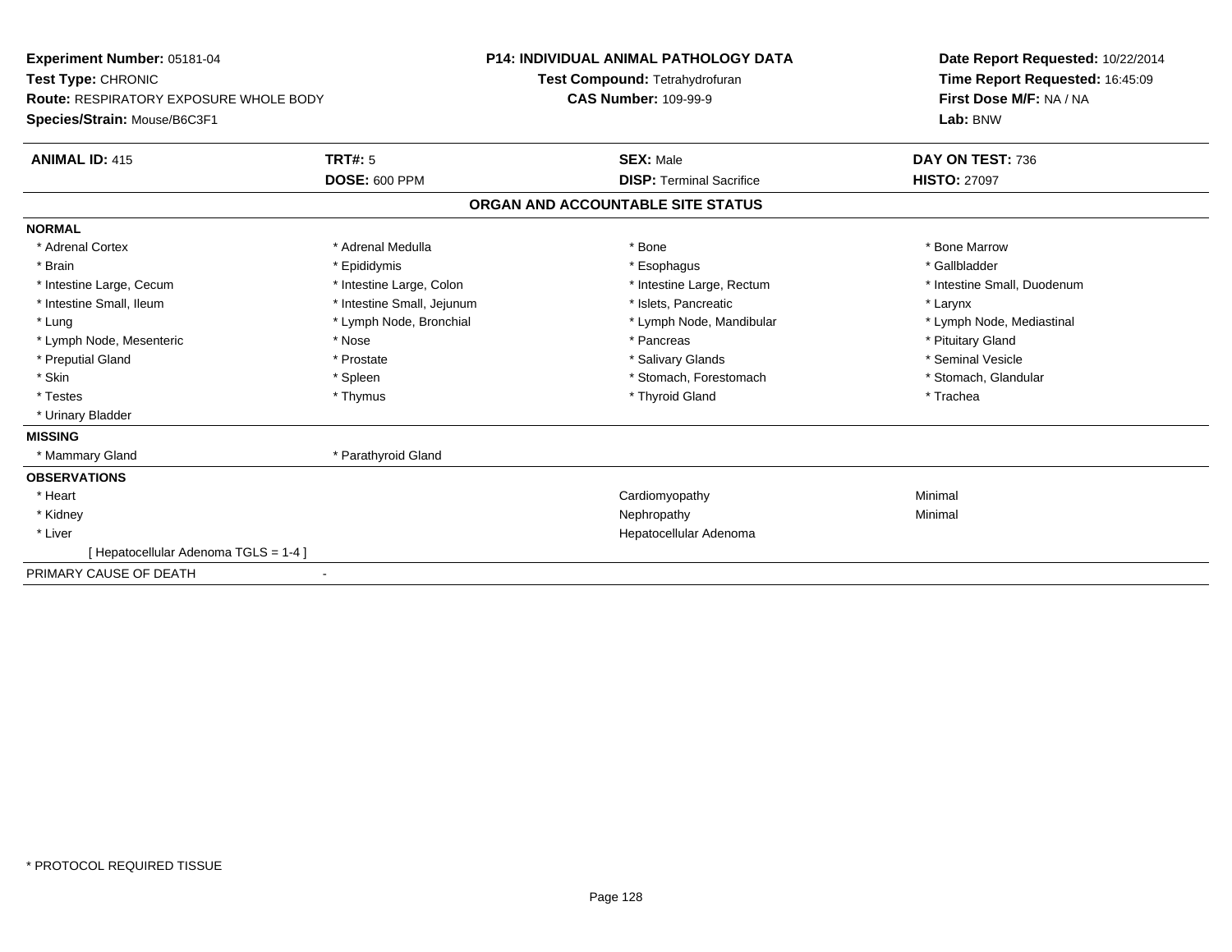**Experiment Number:** 05181-04
**Test Type:** CHRONIC
**Route:** RESPIRATORY EXPOSURE WHOLE BODY
**Species/Strain:** Mouse/B6C3F1

**P14: INDIVIDUAL ANIMAL PATHOLOGY DATA**
**Test Compound:** Tetrahydrofuran
**CAS Number:** 109-99-9

**Date Report Requested:** 10/22/2014
**Time Report Requested:** 16:45:09
**First Dose M/F:** NA / NA
**Lab:** BNW

| **ANIMAL ID:** 415 | **TRT#:** 5 | **SEX:** Male | **DAY ON TEST:** 736 |
|---|---|---|---|
| | **DOSE:** 600 PPM | **DISP:** Terminal Sacrifice | **HISTO:** 27097 |

## ORGAN AND ACCOUNTABLE SITE STATUS

**NORMAL**

| | | | |
|---|---|---|---|
| * Adrenal Cortex | * Adrenal Medulla | * Bone | * Bone Marrow |
| * Brain | * Epididymis | * Esophagus | * Gallbladder |
| * Intestine Large, Cecum | * Intestine Large, Colon | * Intestine Large, Rectum | * Intestine Small, Duodenum |
| * Intestine Small, Ileum | * Intestine Small, Jejunum | * Islets, Pancreatic | * Larynx |
| * Lung | * Lymph Node, Bronchial | * Lymph Node, Mandibular | * Lymph Node, Mediastinal |
| * Lymph Node, Mesenteric | * Nose | * Pancreas | * Pituitary Gland |
| * Preputial Gland | * Prostate | * Salivary Glands | * Seminal Vesicle |
| * Skin | * Spleen | * Stomach, Forestomach | * Stomach, Glandular |
| * Testes | * Thymus | * Thyroid Gland | * Trachea |
| * Urinary Bladder | | | |

**MISSING**

| | |
|---|---|
| * Mammary Gland | * Parathyroid Gland |

**OBSERVATIONS**

| | | |
|---|---|---|
| * Heart | Cardiomyopathy | Minimal |
| * Kidney | Nephropathy | Minimal |
| * Liver | Hepatocellular Adenoma | |
| [ Hepatocellular Adenoma TGLS = 1-4 ] | | |

PRIMARY CAUSE OF DEATH -

* PROTOCOL REQUIRED TISSUE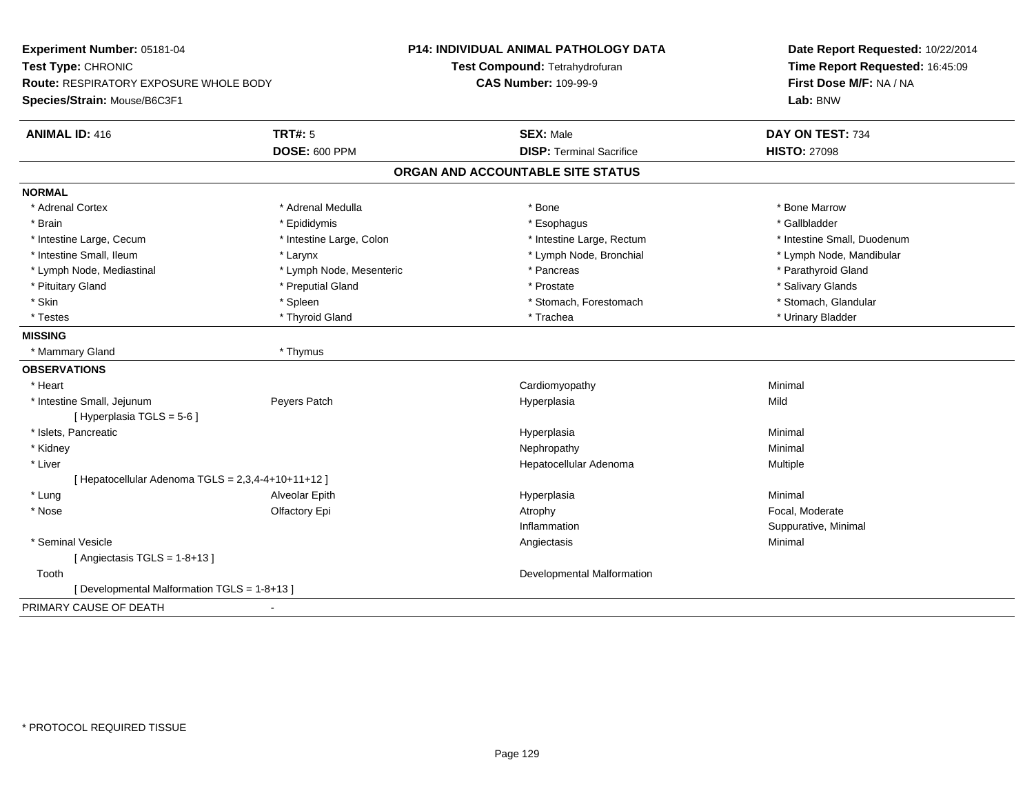**Experiment Number:** 05181-04
**Test Type:** CHRONIC
**Route:** RESPIRATORY EXPOSURE WHOLE BODY
**Species/Strain:** Mouse/B6C3F1

**P14: INDIVIDUAL ANIMAL PATHOLOGY DATA**
**Test Compound:** Tetrahydrofuran
**CAS Number:** 109-99-9

**Date Report Requested:** 10/22/2014
**Time Report Requested:** 16:45:09
**First Dose M/F:** NA / NA
**Lab:** BNW

| **ANIMAL ID:** 416 | **TRT#:** 5 | **SEX:** Male | **DAY ON TEST:** 734 |
|---|---|---|---|
| | **DOSE:** 600 PPM | **DISP:** Terminal Sacrifice | **HISTO:** 27098 |

## ORGAN AND ACCOUNTABLE SITE STATUS

**NORMAL**

| | | | |
|---|---|---|---|
| * Adrenal Cortex | * Adrenal Medulla | * Bone | * Bone Marrow |
| * Brain | * Epididymis | * Esophagus | * Gallbladder |
| * Intestine Large, Cecum | * Intestine Large, Colon | * Intestine Large, Rectum | * Intestine Small, Duodenum |
| * Intestine Small, Ileum | * Larynx | * Lymph Node, Bronchial | * Lymph Node, Mandibular |
| * Lymph Node, Mediastinal | * Lymph Node, Mesenteric | * Pancreas | * Parathyroid Gland |
| * Pituitary Gland | * Preputial Gland | * Prostate | * Salivary Glands |
| * Skin | * Spleen | * Stomach, Forestomach | * Stomach, Glandular |
| * Testes | * Thyroid Gland | * Trachea | * Urinary Bladder |

**MISSING**

| | |
|---|---|
| * Mammary Gland | * Thymus |

**OBSERVATIONS**

| | | | |
|---|---|---|---|
| * Heart | | Cardiomyopathy | Minimal |
| * Intestine Small, Jejunum | Peyers Patch | Hyperplasia | Mild |
| [ Hyperplasia TGLS = 5-6 ] | | | |
| * Islets, Pancreatic | | Hyperplasia | Minimal |
| * Kidney | | Nephropathy | Minimal |
| * Liver | | Hepatocellular Adenoma | Multiple |
| [ Hepatocellular Adenoma TGLS = 2,3,4-4+10+11+12 ] | | | |
| * Lung | Alveolar Epith | Hyperplasia | Minimal |
| * Nose | Olfactory Epi | Atrophy | Focal, Moderate |
| | | Inflammation | Suppurative, Minimal |
| * Seminal Vesicle | | Angiectasis | Minimal |
| [ Angiectasis TGLS = 1-8+13 ] | | | |
| Tooth | | Developmental Malformation | |
| [ Developmental Malformation TGLS = 1-8+13 ] | | | |

PRIMARY CAUSE OF DEATH -

* PROTOCOL REQUIRED TISSUE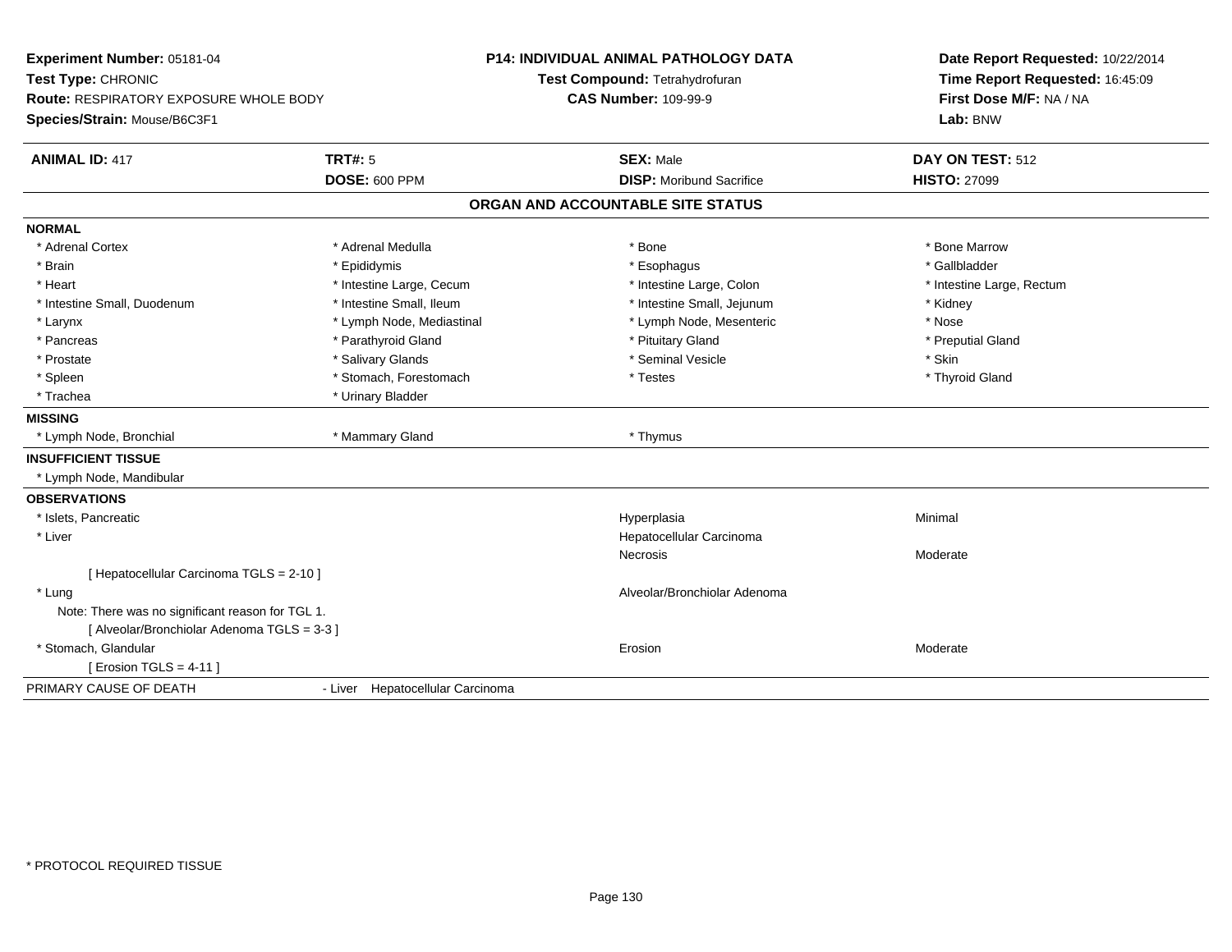**Experiment Number:** 05181-04
**Test Type:** CHRONIC
**Route:** RESPIRATORY EXPOSURE WHOLE BODY
**Species/Strain:** Mouse/B6C3F1

**P14: INDIVIDUAL ANIMAL PATHOLOGY DATA**
**Test Compound:** Tetrahydrofuran
**CAS Number:** 109-99-9

**Date Report Requested:** 10/22/2014
**Time Report Requested:** 16:45:09
**First Dose M/F:** NA / NA
**Lab:** BNW

| **ANIMAL ID:** 417 | **TRT#:** 5 | **SEX:** Male | **DAY ON TEST:** 512 |
|---|---|---|---|
| | **DOSE:** 600 PPM | **DISP:** Moribund Sacrifice | **HISTO:** 27099 |

## ORGAN AND ACCOUNTABLE SITE STATUS

**NORMAL**

| | | | |
|---|---|---|---|
| * Adrenal Cortex | * Adrenal Medulla | * Bone | * Bone Marrow |
| * Brain | * Epididymis | * Esophagus | * Gallbladder |
| * Heart | * Intestine Large, Cecum | * Intestine Large, Colon | * Intestine Large, Rectum |
| * Intestine Small, Duodenum | * Intestine Small, Ileum | * Intestine Small, Jejunum | * Kidney |
| * Larynx | * Lymph Node, Mediastinal | * Lymph Node, Mesenteric | * Nose |
| * Pancreas | * Parathyroid Gland | * Pituitary Gland | * Preputial Gland |
| * Prostate | * Salivary Glands | * Seminal Vesicle | * Skin |
| * Spleen | * Stomach, Forestomach | * Testes | * Thyroid Gland |
| * Trachea | * Urinary Bladder | | |

**MISSING**

| | | |
|---|---|---|
| * Lymph Node, Bronchial | * Mammary Gland | * Thymus |

**INSUFFICIENT TISSUE**

* Lymph Node, Mandibular

**OBSERVATIONS**

| | | |
|---|---|---|
| * Islets, Pancreatic | Hyperplasia | Minimal |
| * Liver | Hepatocellular Carcinoma | |
| | Necrosis | Moderate |
| [ Hepatocellular Carcinoma TGLS = 2-10 ] | | |
| * Lung | Alveolar/Bronchiolar Adenoma | |
| Note: There was no significant reason for TGL 1. | | |
| [ Alveolar/Bronchiolar Adenoma TGLS = 3-3 ] | | |
| * Stomach, Glandular | Erosion | Moderate |
| [ Erosion TGLS = 4-11 ] | | |

PRIMARY CAUSE OF DEATH - Liver Hepatocellular Carcinoma

* PROTOCOL REQUIRED TISSUE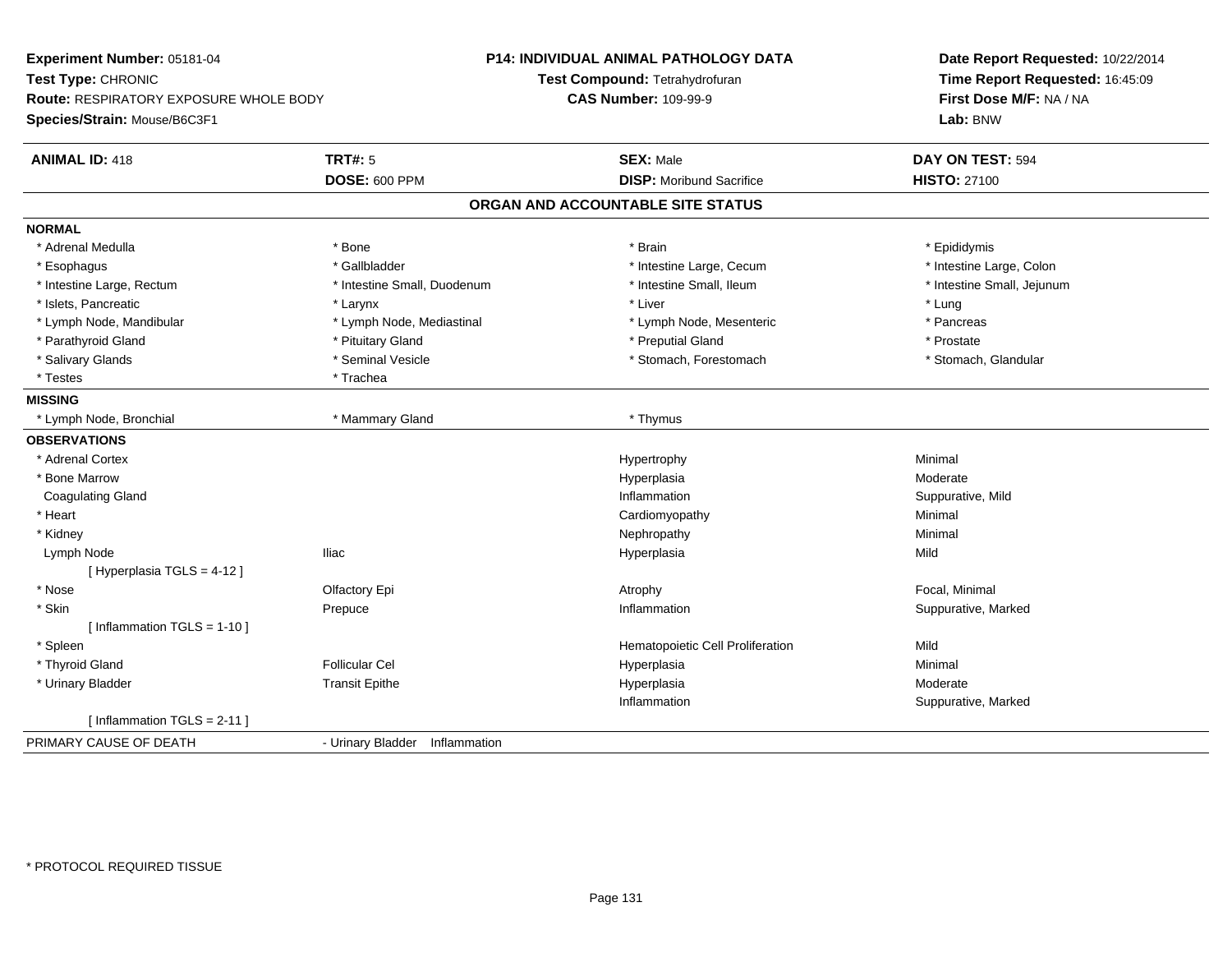**Experiment Number:** 05181-04
**Test Type:** CHRONIC
**Route:** RESPIRATORY EXPOSURE WHOLE BODY
**Species/Strain:** Mouse/B6C3F1

**P14: INDIVIDUAL ANIMAL PATHOLOGY DATA**
**Test Compound:** Tetrahydrofuran
**CAS Number:** 109-99-9

**Date Report Requested:** 10/22/2014
**Time Report Requested:** 16:45:09
**First Dose M/F:** NA / NA
**Lab:** BNW

| **ANIMAL ID:** 418 | **TRT#:** 5 | **SEX:** Male | **DAY ON TEST:** 594 |
|---|---|---|---|
| | **DOSE:** 600 PPM | **DISP:** Moribund Sacrifice | **HISTO:** 27100 |

## ORGAN AND ACCOUNTABLE SITE STATUS

**NORMAL**

| | | | |
|---|---|---|---|
| * Adrenal Medulla | * Bone | * Brain | * Epididymis |
| * Esophagus | * Gallbladder | * Intestine Large, Cecum | * Intestine Large, Colon |
| * Intestine Large, Rectum | * Intestine Small, Duodenum | * Intestine Small, Ileum | * Intestine Small, Jejunum |
| * Islets, Pancreatic | * Larynx | * Liver | * Lung |
| * Lymph Node, Mandibular | * Lymph Node, Mediastinal | * Lymph Node, Mesenteric | * Pancreas |
| * Parathyroid Gland | * Pituitary Gland | * Preputial Gland | * Prostate |
| * Salivary Glands | * Seminal Vesicle | * Stomach, Forestomach | * Stomach, Glandular |
| * Testes | * Trachea | | |

**MISSING**

| | | |
|---|---|---|
| * Lymph Node, Bronchial | * Mammary Gland | * Thymus |

**OBSERVATIONS**

| | | | |
|---|---|---|---|
| * Adrenal Cortex | | Hypertrophy | Minimal |
| * Bone Marrow | | Hyperplasia | Moderate |
| Coagulating Gland | | Inflammation | Suppurative, Mild |
| * Heart | | Cardiomyopathy | Minimal |
| * Kidney | | Nephropathy | Minimal |
| Lymph Node | Iliac | Hyperplasia | Mild |
| [ Hyperplasia TGLS = 4-12 ] | | | |
| * Nose | Olfactory Epi | Atrophy | Focal, Minimal |
| * Skin | Prepuce | Inflammation | Suppurative, Marked |
| [ Inflammation TGLS = 1-10 ] | | | |
| * Spleen | | Hematopoietic Cell Proliferation | Mild |
| * Thyroid Gland | Follicular Cel | Hyperplasia | Minimal |
| * Urinary Bladder | Transit Epithe | Hyperplasia | Moderate |
| | | Inflammation | Suppurative, Marked |
| [ Inflammation TGLS = 2-11 ] | | | |

PRIMARY CAUSE OF DEATH - Urinary Bladder Inflammation

* PROTOCOL REQUIRED TISSUE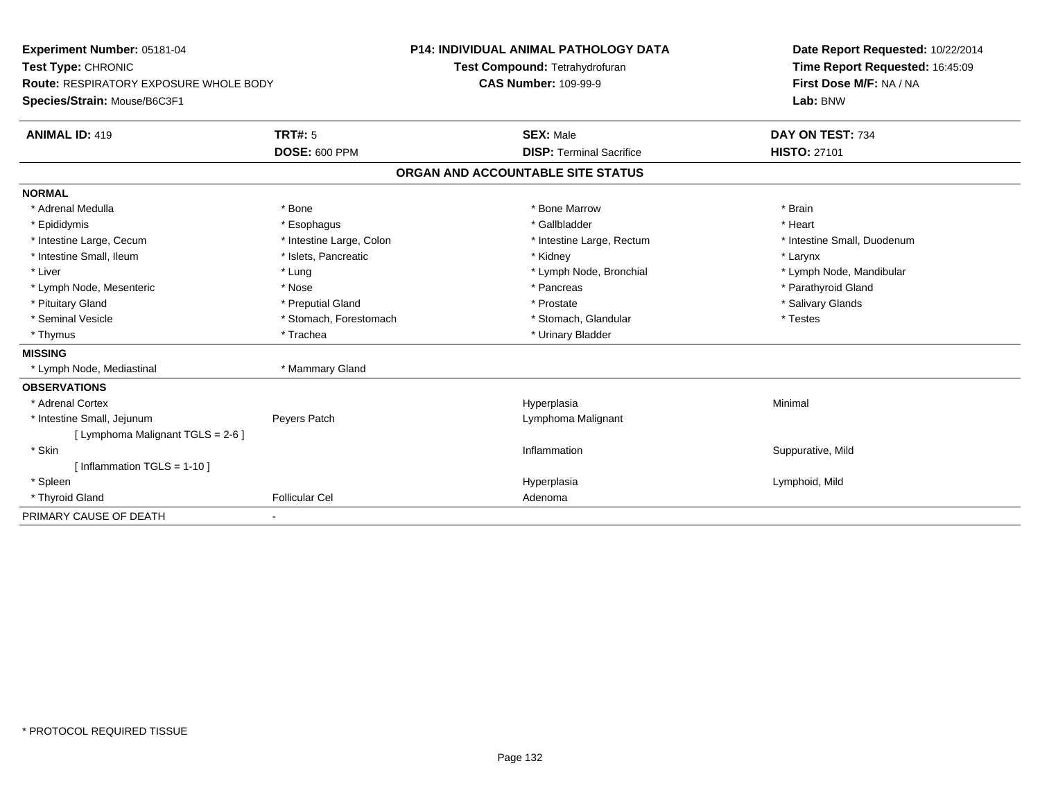**Experiment Number:** 05181-04
**Test Type:** CHRONIC
**Route:** RESPIRATORY EXPOSURE WHOLE BODY
**Species/Strain:** Mouse/B6C3F1

**P14: INDIVIDUAL ANIMAL PATHOLOGY DATA**
**Test Compound:** Tetrahydrofuran
**CAS Number:** 109-99-9

**Date Report Requested:** 10/22/2014
**Time Report Requested:** 16:45:09
**First Dose M/F:** NA / NA
**Lab:** BNW

| **ANIMAL ID:** 419 | **TRT#:** 5 | **SEX:** Male | **DAY ON TEST:** 734 |
|---|---|---|---|
| | **DOSE:** 600 PPM | **DISP:** Terminal Sacrifice | **HISTO:** 27101 |

## ORGAN AND ACCOUNTABLE SITE STATUS

| | | | |
|---|---|---|---|
| **NORMAL** | | | |
| * Adrenal Medulla | * Bone | * Bone Marrow | * Brain |
| * Epididymis | * Esophagus | * Gallbladder | * Heart |
| * Intestine Large, Cecum | * Intestine Large, Colon | * Intestine Large, Rectum | * Intestine Small, Duodenum |
| * Intestine Small, Ileum | * Islets, Pancreatic | * Kidney | * Larynx |
| * Liver | * Lung | * Lymph Node, Bronchial | * Lymph Node, Mandibular |
| * Lymph Node, Mesenteric | * Nose | * Pancreas | * Parathyroid Gland |
| * Pituitary Gland | * Preputial Gland | * Prostate | * Salivary Glands |
| * Seminal Vesicle | * Stomach, Forestomach | * Stomach, Glandular | * Testes |
| * Thymus | * Trachea | * Urinary Bladder | |
| **MISSING** | | | |
| * Lymph Node, Mediastinal | * Mammary Gland | | |
| **OBSERVATIONS** | | | |
| * Adrenal Cortex | | Hyperplasia | Minimal |
| * Intestine Small, Jejunum | Peyers Patch | Lymphoma Malignant | |
| [ Lymphoma Malignant TGLS = 2-6 ] | | | |
| * Skin | | Inflammation | Suppurative, Mild |
| [ Inflammation TGLS = 1-10 ] | | | |
| * Spleen | | Hyperplasia | Lymphoid, Mild |
| * Thyroid Gland | Follicular Cel | Adenoma | |
| PRIMARY CAUSE OF DEATH | - | | |

* PROTOCOL REQUIRED TISSUE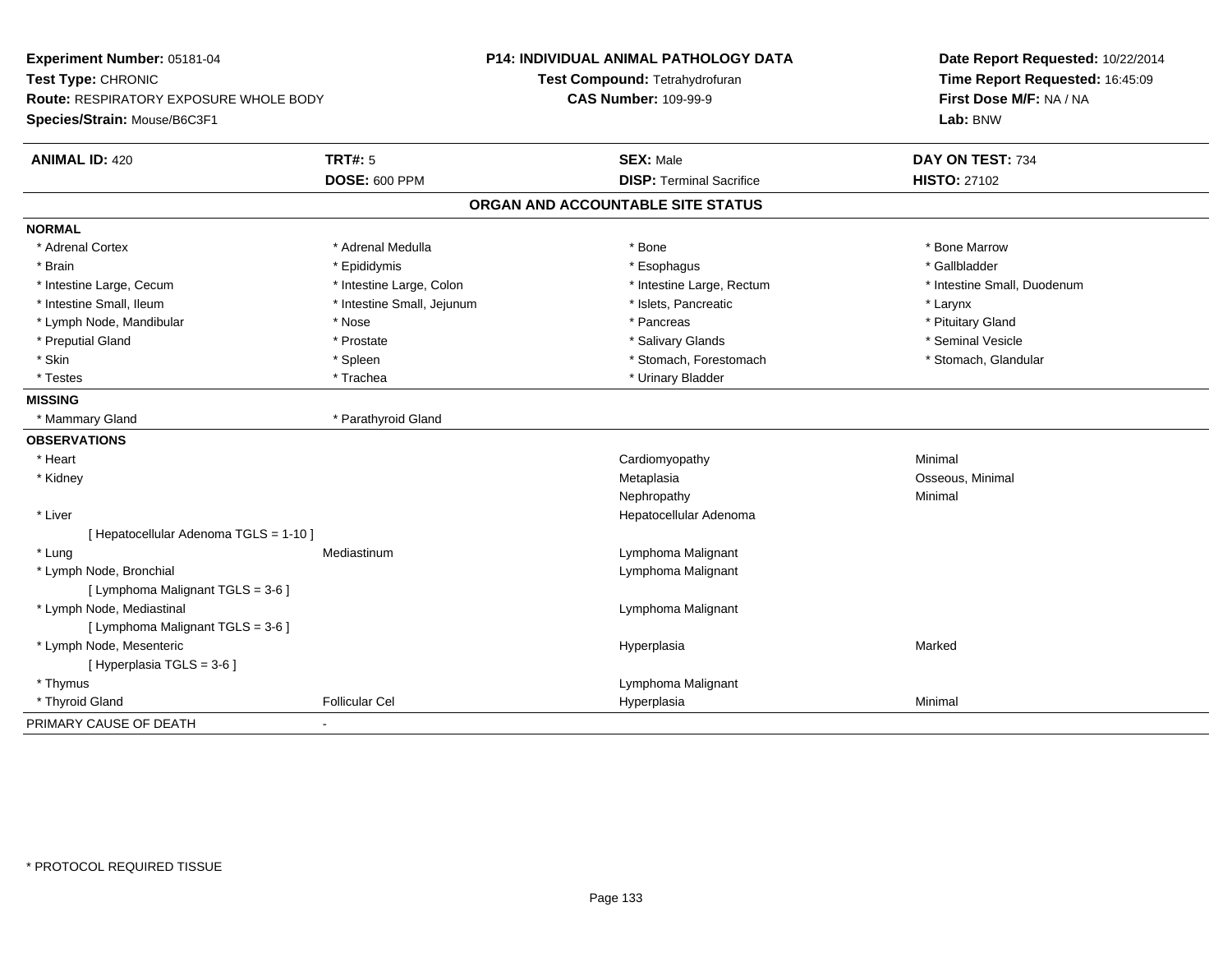**Experiment Number:** 05181-04
**Test Type:** CHRONIC
**Route:** RESPIRATORY EXPOSURE WHOLE BODY
**Species/Strain:** Mouse/B6C3F1

**P14: INDIVIDUAL ANIMAL PATHOLOGY DATA**
**Test Compound:** Tetrahydrofuran
**CAS Number:** 109-99-9

**Date Report Requested:** 10/22/2014
**Time Report Requested:** 16:45:09
**First Dose M/F:** NA / NA
**Lab:** BNW

| **ANIMAL ID:** 420 | **TRT#:** 5 | **SEX:** Male | **DAY ON TEST:** 734 |
|---|---|---|---|
| | **DOSE:** 600 PPM | **DISP:** Terminal Sacrifice | **HISTO:** 27102 |

## ORGAN AND ACCOUNTABLE SITE STATUS

| | | | |
|---|---|---|---|
| **NORMAL** | | | |
| * Adrenal Cortex | * Adrenal Medulla | * Bone | * Bone Marrow |
| * Brain | * Epididymis | * Esophagus | * Gallbladder |
| * Intestine Large, Cecum | * Intestine Large, Colon | * Intestine Large, Rectum | * Intestine Small, Duodenum |
| * Intestine Small, Ileum | * Intestine Small, Jejunum | * Islets, Pancreatic | * Larynx |
| * Lymph Node, Mandibular | * Nose | * Pancreas | * Pituitary Gland |
| * Preputial Gland | * Prostate | * Salivary Glands | * Seminal Vesicle |
| * Skin | * Spleen | * Stomach, Forestomach | * Stomach, Glandular |
| * Testes | * Trachea | * Urinary Bladder | |
| **MISSING** | | | |
| * Mammary Gland | * Parathyroid Gland | | |
| **OBSERVATIONS** | | | |
| * Heart | | Cardiomyopathy | Minimal |
| * Kidney | | Metaplasia | Osseous, Minimal |
| | | Nephropathy | Minimal |
| * Liver | | Hepatocellular Adenoma | |
| [ Hepatocellular Adenoma TGLS = 1-10 ] | | | |
| * Lung | Mediastinum | Lymphoma Malignant | |
| * Lymph Node, Bronchial | | Lymphoma Malignant | |
| [ Lymphoma Malignant TGLS = 3-6 ] | | | |
| * Lymph Node, Mediastinal | | Lymphoma Malignant | |
| [ Lymphoma Malignant TGLS = 3-6 ] | | | |
| * Lymph Node, Mesenteric | | Hyperplasia | Marked |
| [ Hyperplasia TGLS = 3-6 ] | | | |
| * Thymus | | Lymphoma Malignant | |
| * Thyroid Gland | Follicular Cel | Hyperplasia | Minimal |
| PRIMARY CAUSE OF DEATH | - | | |

\* PROTOCOL REQUIRED TISSUE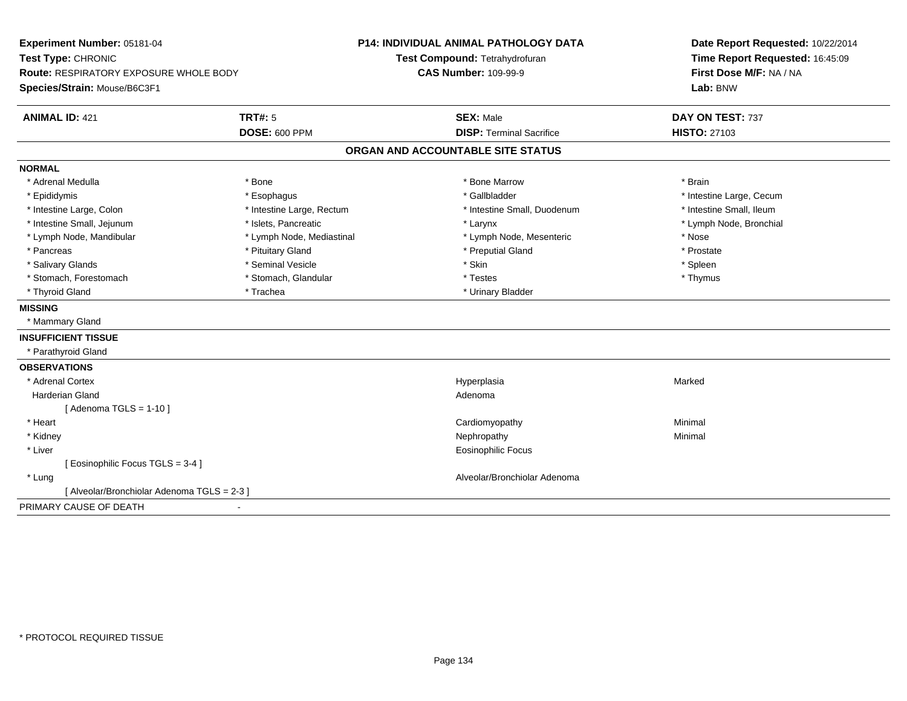**Experiment Number:** 05181-04
**Test Type:** CHRONIC
**Route:** RESPIRATORY EXPOSURE WHOLE BODY
**Species/Strain:** Mouse/B6C3F1

**P14: INDIVIDUAL ANIMAL PATHOLOGY DATA**
**Test Compound:** Tetrahydrofuran
**CAS Number:** 109-99-9

**Date Report Requested:** 10/22/2014
**Time Report Requested:** 16:45:09
**First Dose M/F:** NA / NA
**Lab:** BNW

| **ANIMAL ID:** 421 | **TRT#:** 5 | **SEX:** Male | **DAY ON TEST:** 737 |
|---|---|---|---|
| | **DOSE:** 600 PPM | **DISP:** Terminal Sacrifice | **HISTO:** 27103 |

## ORGAN AND ACCOUNTABLE SITE STATUS

**NORMAL**

| | | | |
|---|---|---|---|
| * Adrenal Medulla | * Bone | * Bone Marrow | * Brain |
| * Epididymis | * Esophagus | * Gallbladder | * Intestine Large, Cecum |
| * Intestine Large, Colon | * Intestine Large, Rectum | * Intestine Small, Duodenum | * Intestine Small, Ileum |
| * Intestine Small, Jejunum | * Islets, Pancreatic | * Larynx | * Lymph Node, Bronchial |
| * Lymph Node, Mandibular | * Lymph Node, Mediastinal | * Lymph Node, Mesenteric | * Nose |
| * Pancreas | * Pituitary Gland | * Preputial Gland | * Prostate |
| * Salivary Glands | * Seminal Vesicle | * Skin | * Spleen |
| * Stomach, Forestomach | * Stomach, Glandular | * Testes | * Thymus |
| * Thyroid Gland | * Trachea | * Urinary Bladder | |

**MISSING**

* Mammary Gland

**INSUFFICIENT TISSUE**

* Parathyroid Gland

**OBSERVATIONS**

| | | |
|---|---|---|
| * Adrenal Cortex | Hyperplasia | Marked |
| Harderian Gland | Adenoma | |
| [ Adenoma TGLS = 1-10 ] | | |
| * Heart | Cardiomyopathy | Minimal |
| * Kidney | Nephropathy | Minimal |
| * Liver | Eosinophilic Focus | |
| [ Eosinophilic Focus TGLS = 3-4 ] | | |
| * Lung | Alveolar/Bronchiolar Adenoma | |
| [ Alveolar/Bronchiolar Adenoma TGLS = 2-3 ] | | |

PRIMARY CAUSE OF DEATH -

* PROTOCOL REQUIRED TISSUE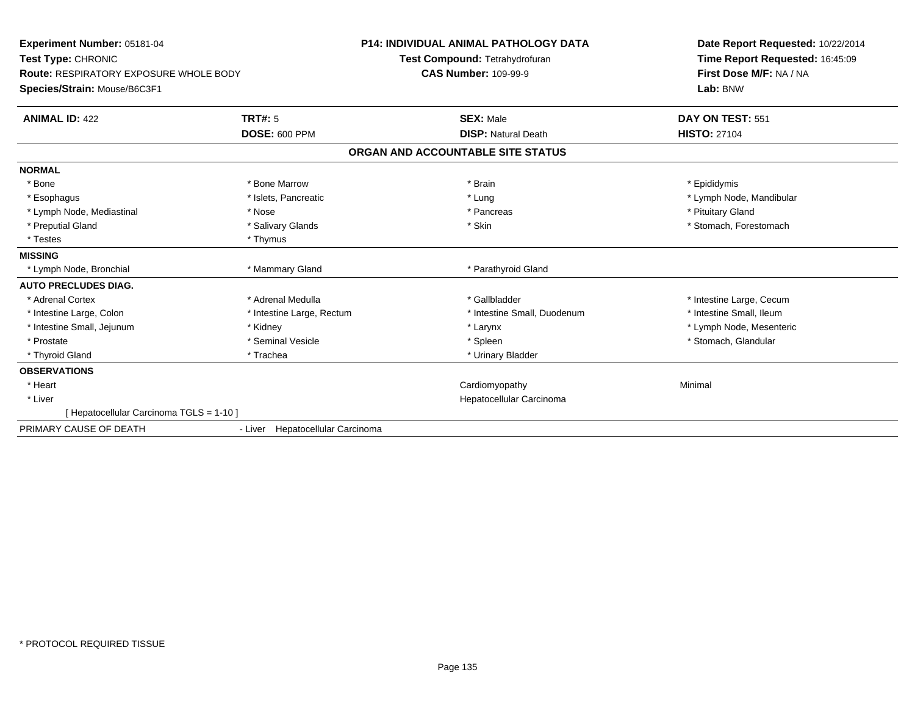**Experiment Number:** 05181-04
**Test Type:** CHRONIC
**Route:** RESPIRATORY EXPOSURE WHOLE BODY
**Species/Strain:** Mouse/B6C3F1

**P14: INDIVIDUAL ANIMAL PATHOLOGY DATA**
**Test Compound:** Tetrahydrofuran
**CAS Number:** 109-99-9

**Date Report Requested:** 10/22/2014
**Time Report Requested:** 16:45:09
**First Dose M/F:** NA / NA
**Lab:** BNW

| **ANIMAL ID:** 422 | **TRT#:** 5 | **SEX:** Male | **DAY ON TEST:** 551 |
|---|---|---|---|
| | **DOSE:** 600 PPM | **DISP:** Natural Death | **HISTO:** 27104 |

**ORGAN AND ACCOUNTABLE SITE STATUS**

| | | | |
|---|---|---|---|
| **NORMAL** | | | |
| * Bone | * Bone Marrow | * Brain | * Epididymis |
| * Esophagus | * Islets, Pancreatic | * Lung | * Lymph Node, Mandibular |
| * Lymph Node, Mediastinal | * Nose | * Pancreas | * Pituitary Gland |
| * Preputial Gland | * Salivary Glands | * Skin | * Stomach, Forestomach |
| * Testes | * Thymus | | |
| **MISSING** | | | |
| * Lymph Node, Bronchial | * Mammary Gland | * Parathyroid Gland | |
| **AUTO PRECLUDES DIAG.** | | | |
| * Adrenal Cortex | * Adrenal Medulla | * Gallbladder | * Intestine Large, Cecum |
| * Intestine Large, Colon | * Intestine Large, Rectum | * Intestine Small, Duodenum | * Intestine Small, Ileum |
| * Intestine Small, Jejunum | * Kidney | * Larynx | * Lymph Node, Mesenteric |
| * Prostate | * Seminal Vesicle | * Spleen | * Stomach, Glandular |
| * Thyroid Gland | * Trachea | * Urinary Bladder | |
| **OBSERVATIONS** | | | |
| * Heart | | Cardiomyopathy | Minimal |
| * Liver | | Hepatocellular Carcinoma | |
| [ Hepatocellular Carcinoma TGLS = 1-10 ] | | | |
| PRIMARY CAUSE OF DEATH | - Liver Hepatocellular Carcinoma | | |

* PROTOCOL REQUIRED TISSUE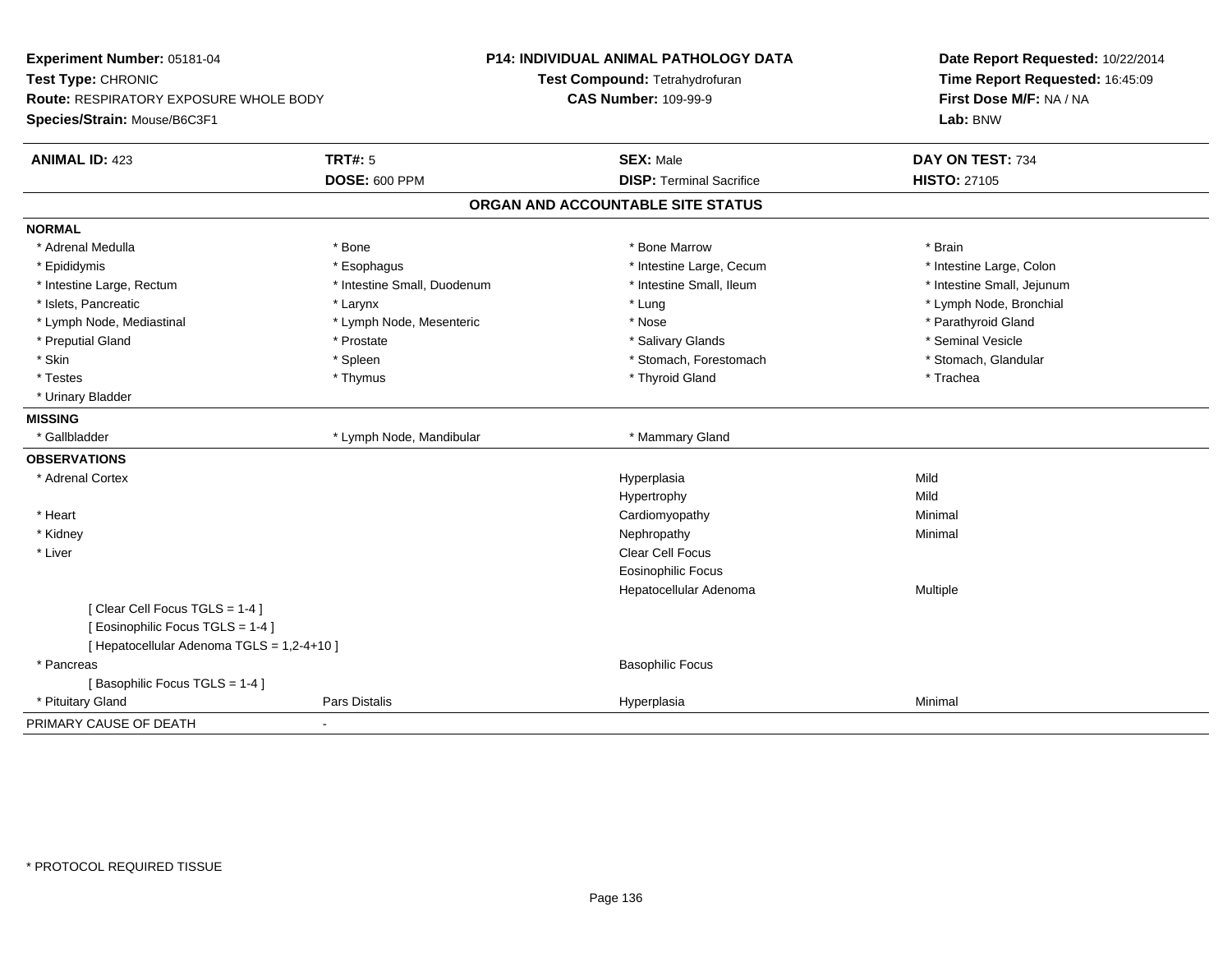**Experiment Number:** 05181-04
**Test Type:** CHRONIC
**Route:** RESPIRATORY EXPOSURE WHOLE BODY
**Species/Strain:** Mouse/B6C3F1

**P14: INDIVIDUAL ANIMAL PATHOLOGY DATA**
**Test Compound:** Tetrahydrofuran
**CAS Number:** 109-99-9

**Date Report Requested:** 10/22/2014
**Time Report Requested:** 16:45:09
**First Dose M/F:** NA / NA
**Lab:** BNW

| **ANIMAL ID:** 423 | **TRT#:** 5 | **SEX:** Male | **DAY ON TEST:** 734 |
|---|---|---|---|
| | **DOSE:** 600 PPM | **DISP:** Terminal Sacrifice | **HISTO:** 27105 |

## ORGAN AND ACCOUNTABLE SITE STATUS

**NORMAL**

| | | | |
|---|---|---|---|
| * Adrenal Medulla | * Bone | * Bone Marrow | * Brain |
| * Epididymis | * Esophagus | * Intestine Large, Cecum | * Intestine Large, Colon |
| * Intestine Large, Rectum | * Intestine Small, Duodenum | * Intestine Small, Ileum | * Intestine Small, Jejunum |
| * Islets, Pancreatic | * Larynx | * Lung | * Lymph Node, Bronchial |
| * Lymph Node, Mediastinal | * Lymph Node, Mesenteric | * Nose | * Parathyroid Gland |
| * Preputial Gland | * Prostate | * Salivary Glands | * Seminal Vesicle |
| * Skin | * Spleen | * Stomach, Forestomach | * Stomach, Glandular |
| * Testes | * Thymus | * Thyroid Gland | * Trachea |
| * Urinary Bladder | | | |

**MISSING**

| | | |
|---|---|---|
| * Gallbladder | * Lymph Node, Mandibular | * Mammary Gland |

**OBSERVATIONS**

| | | | |
|---|---|---|---|
| * Adrenal Cortex | | Hyperplasia | Mild |
| | | Hypertrophy | Mild |
| * Heart | | Cardiomyopathy | Minimal |
| * Kidney | | Nephropathy | Minimal |
| * Liver | | Clear Cell Focus | |
| | | Eosinophilic Focus | |
| | | Hepatocellular Adenoma | Multiple |
| [ Clear Cell Focus TGLS = 1-4 ] | | | |
| [ Eosinophilic Focus TGLS = 1-4 ] | | | |
| [ Hepatocellular Adenoma TGLS = 1,2-4+10 ] | | | |
| * Pancreas | | Basophilic Focus | |
| [ Basophilic Focus TGLS = 1-4 ] | | | |
| * Pituitary Gland | Pars Distalis | Hyperplasia | Minimal |

PRIMARY CAUSE OF DEATH -

* PROTOCOL REQUIRED TISSUE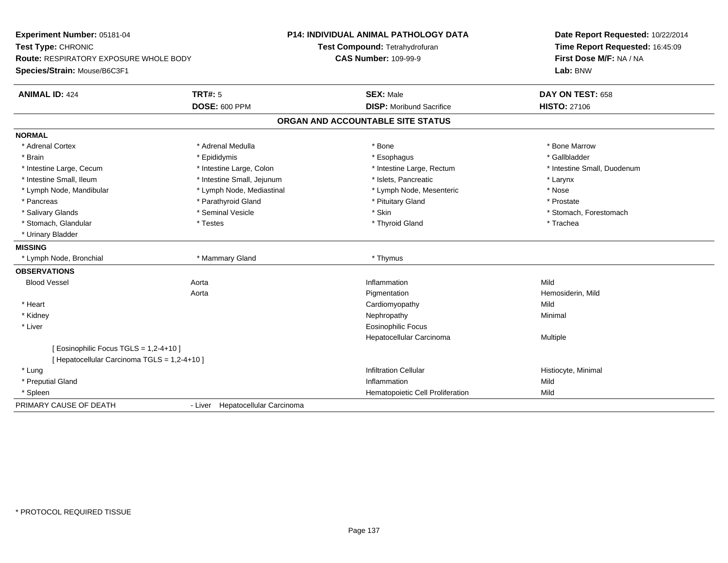**Experiment Number:** 05181-04
**Test Type:** CHRONIC
**Route:** RESPIRATORY EXPOSURE WHOLE BODY
**Species/Strain:** Mouse/B6C3F1

**P14: INDIVIDUAL ANIMAL PATHOLOGY DATA**
**Test Compound:** Tetrahydrofuran
**CAS Number:** 109-99-9

**Date Report Requested:** 10/22/2014
**Time Report Requested:** 16:45:09
**First Dose M/F:** NA / NA
**Lab:** BNW

| **ANIMAL ID:** 424 | **TRT#:** 5 | **SEX:** Male | **DAY ON TEST:** 658 |
|---|---|---|---|
| | **DOSE:** 600 PPM | **DISP:** Moribund Sacrifice | **HISTO:** 27106 |

## ORGAN AND ACCOUNTABLE SITE STATUS

**NORMAL**

| | | | |
|---|---|---|---|
| * Adrenal Cortex | * Adrenal Medulla | * Bone | * Bone Marrow |
| * Brain | * Epididymis | * Esophagus | * Gallbladder |
| * Intestine Large, Cecum | * Intestine Large, Colon | * Intestine Large, Rectum | * Intestine Small, Duodenum |
| * Intestine Small, Ileum | * Intestine Small, Jejunum | * Islets, Pancreatic | * Larynx |
| * Lymph Node, Mandibular | * Lymph Node, Mediastinal | * Lymph Node, Mesenteric | * Nose |
| * Pancreas | * Parathyroid Gland | * Pituitary Gland | * Prostate |
| * Salivary Glands | * Seminal Vesicle | * Skin | * Stomach, Forestomach |
| * Stomach, Glandular | * Testes | * Thyroid Gland | * Trachea |
| * Urinary Bladder | | | |

**MISSING**

| | | |
|---|---|---|
| * Lymph Node, Bronchial | * Mammary Gland | * Thymus |

**OBSERVATIONS**

| | | | |
|---|---|---|---|
| Blood Vessel | Aorta | Inflammation | Mild |
| | Aorta | Pigmentation | Hemosiderin, Mild |
| * Heart | | Cardiomyopathy | Mild |
| * Kidney | | Nephropathy | Minimal |
| * Liver | | Eosinophilic Focus | |
| | | Hepatocellular Carcinoma | Multiple |
| [ Eosinophilic Focus TGLS = 1,2-4+10 ] | | | |
| [ Hepatocellular Carcinoma TGLS = 1,2-4+10 ] | | | |
| * Lung | | Infiltration Cellular | Histiocyte, Minimal |
| * Preputial Gland | | Inflammation | Mild |
| * Spleen | | Hematopoietic Cell Proliferation | Mild |

PRIMARY CAUSE OF DEATH - Liver Hepatocellular Carcinoma

* PROTOCOL REQUIRED TISSUE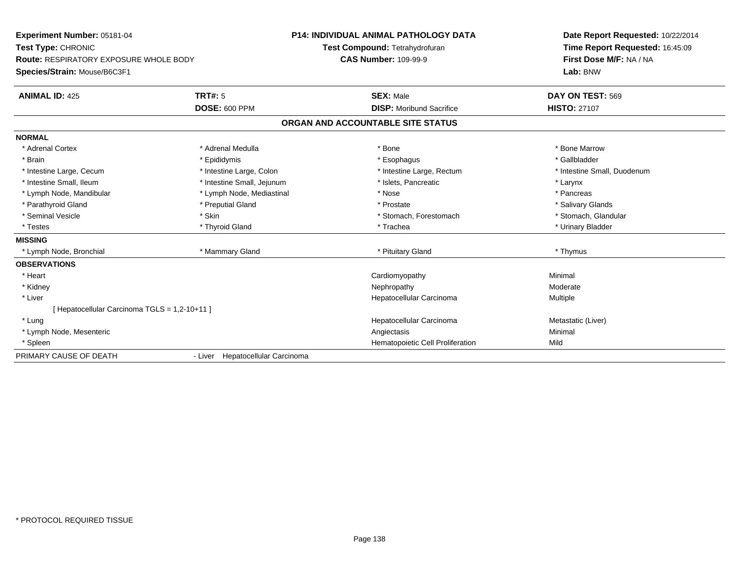**Experiment Number:** 05181-04
**Test Type:** CHRONIC
**Route:** RESPIRATORY EXPOSURE WHOLE BODY
**Species/Strain:** Mouse/B6C3F1

**P14: INDIVIDUAL ANIMAL PATHOLOGY DATA**
**Test Compound:** Tetrahydrofuran
**CAS Number:** 109-99-9

**Date Report Requested:** 10/22/2014
**Time Report Requested:** 16:45:09
**First Dose M/F:** NA / NA
**Lab:** BNW

| **ANIMAL ID:** 425 | **TRT#:** 5 | **SEX:** Male | **DAY ON TEST:** 569 |
|---|---|---|---|
| | **DOSE:** 600 PPM | **DISP:** Moribund Sacrifice | **HISTO:** 27107 |

**ORGAN AND ACCOUNTABLE SITE STATUS**

| | | | |
|---|---|---|---|
| **NORMAL** | | | |
| * Adrenal Cortex | * Adrenal Medulla | * Bone | * Bone Marrow |
| * Brain | * Epididymis | * Esophagus | * Gallbladder |
| * Intestine Large, Cecum | * Intestine Large, Colon | * Intestine Large, Rectum | * Intestine Small, Duodenum |
| * Intestine Small, Ileum | * Intestine Small, Jejunum | * Islets, Pancreatic | * Larynx |
| * Lymph Node, Mandibular | * Lymph Node, Mediastinal | * Nose | * Pancreas |
| * Parathyroid Gland | * Preputial Gland | * Prostate | * Salivary Glands |
| * Seminal Vesicle | * Skin | * Stomach, Forestomach | * Stomach, Glandular |
| * Testes | * Thyroid Gland | * Trachea | * Urinary Bladder |
| **MISSING** | | | |
| * Lymph Node, Bronchial | * Mammary Gland | * Pituitary Gland | * Thymus |
| **OBSERVATIONS** | | | |
| * Heart | | Cardiomyopathy | Minimal |
| * Kidney | | Nephropathy | Moderate |
| * Liver | | Hepatocellular Carcinoma | Multiple |
| [ Hepatocellular Carcinoma TGLS = 1,2-10+11 ] | | | |
| * Lung | | Hepatocellular Carcinoma | Metastatic (Liver) |
| * Lymph Node, Mesenteric | | Angiectasis | Minimal |
| * Spleen | | Hematopoietic Cell Proliferation | Mild |
| PRIMARY CAUSE OF DEATH | - Liver Hepatocellular Carcinoma | | |

* PROTOCOL REQUIRED TISSUE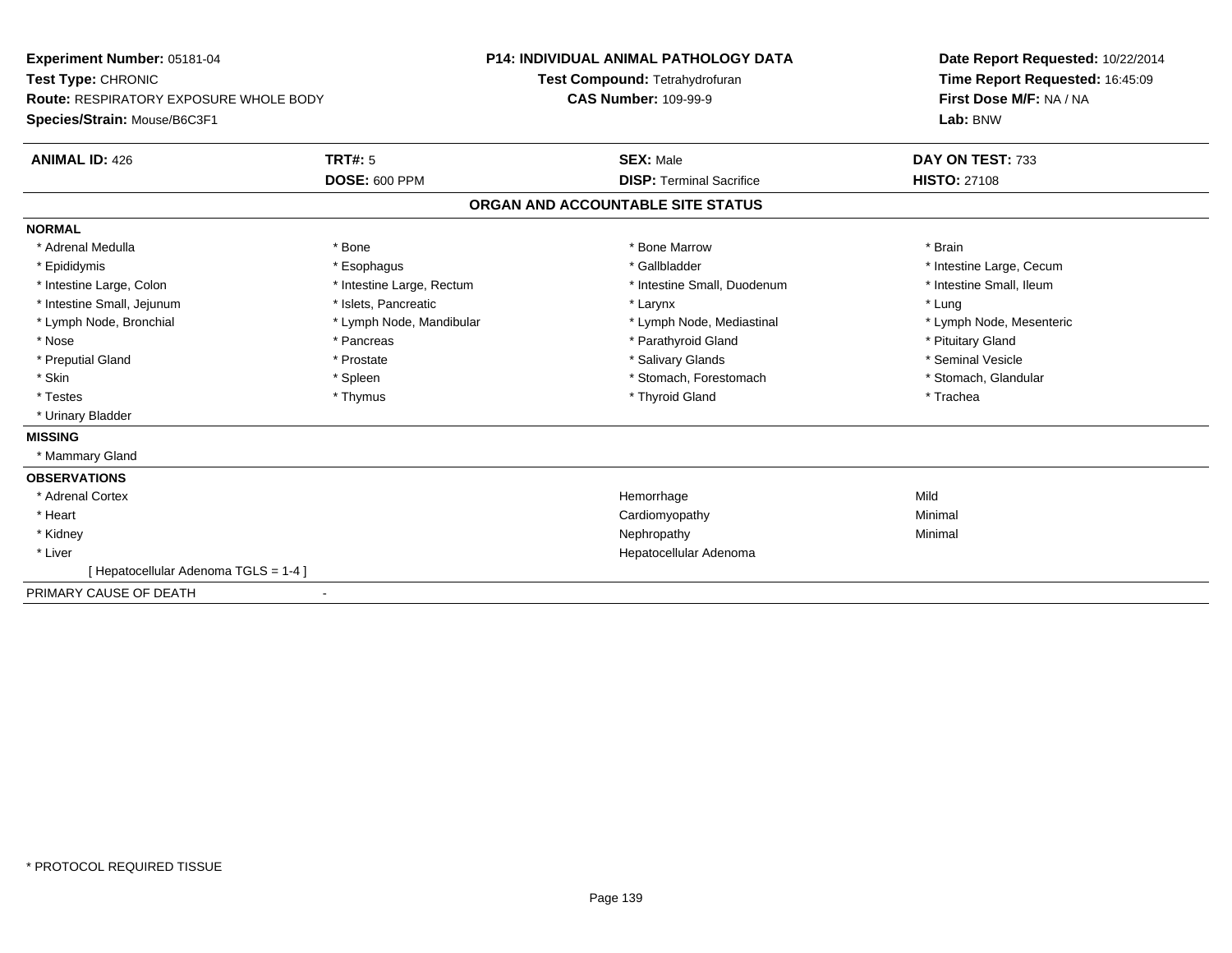**Experiment Number:** 05181-04
**Test Type:** CHRONIC
**Route:** RESPIRATORY EXPOSURE WHOLE BODY
**Species/Strain:** Mouse/B6C3F1

**P14: INDIVIDUAL ANIMAL PATHOLOGY DATA**
**Test Compound:** Tetrahydrofuran
**CAS Number:** 109-99-9

**Date Report Requested:** 10/22/2014
**Time Report Requested:** 16:45:09
**First Dose M/F:** NA / NA
**Lab:** BNW

| **ANIMAL ID:** 426 | **TRT#:** 5 | **SEX:** Male | **DAY ON TEST:** 733 |
|---|---|---|---|
| | **DOSE:** 600 PPM | **DISP:** Terminal Sacrifice | **HISTO:** 27108 |

## ORGAN AND ACCOUNTABLE SITE STATUS

**NORMAL**

| | | | |
|---|---|---|---|
| * Adrenal Medulla | * Bone | * Bone Marrow | * Brain |
| * Epididymis | * Esophagus | * Gallbladder | * Intestine Large, Cecum |
| * Intestine Large, Colon | * Intestine Large, Rectum | * Intestine Small, Duodenum | * Intestine Small, Ileum |
| * Intestine Small, Jejunum | * Islets, Pancreatic | * Larynx | * Lung |
| * Lymph Node, Bronchial | * Lymph Node, Mandibular | * Lymph Node, Mediastinal | * Lymph Node, Mesenteric |
| * Nose | * Pancreas | * Parathyroid Gland | * Pituitary Gland |
| * Preputial Gland | * Prostate | * Salivary Glands | * Seminal Vesicle |
| * Skin | * Spleen | * Stomach, Forestomach | * Stomach, Glandular |
| * Testes | * Thymus | * Thyroid Gland | * Trachea |
| * Urinary Bladder | | | |

**MISSING**

* Mammary Gland

**OBSERVATIONS**

| | | |
|---|---|---|
| * Adrenal Cortex | Hemorrhage | Mild |
| * Heart | Cardiomyopathy | Minimal |
| * Kidney | Nephropathy | Minimal |
| * Liver | Hepatocellular Adenoma | |
| [ Hepatocellular Adenoma TGLS = 1-4 ] | | |

PRIMARY CAUSE OF DEATH -

* PROTOCOL REQUIRED TISSUE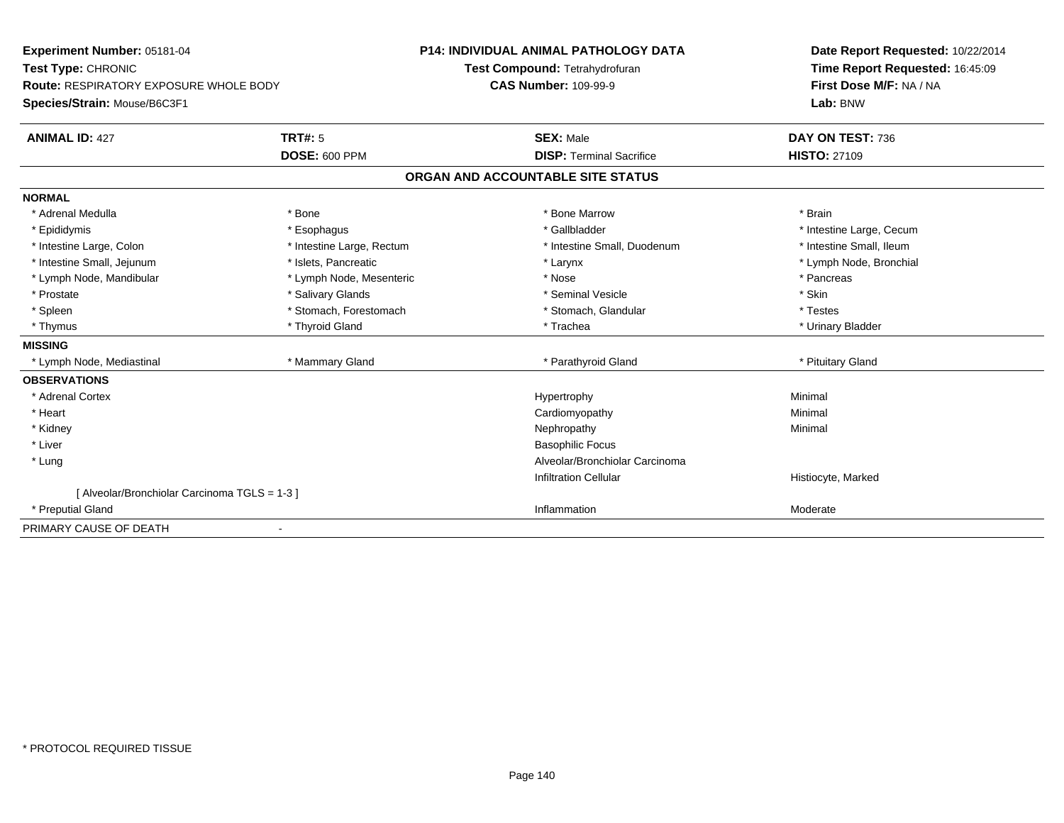**Experiment Number:** 05181-04
**Test Type:** CHRONIC
**Route:** RESPIRATORY EXPOSURE WHOLE BODY
**Species/Strain:** Mouse/B6C3F1

**P14: INDIVIDUAL ANIMAL PATHOLOGY DATA**
**Test Compound:** Tetrahydrofuran
**CAS Number:** 109-99-9

**Date Report Requested:** 10/22/2014
**Time Report Requested:** 16:45:09
**First Dose M/F:** NA / NA
**Lab:** BNW

| **ANIMAL ID:** 427 | **TRT#:** 5 | **SEX:** Male | **DAY ON TEST:** 736 |
|---|---|---|---|
| | **DOSE:** 600 PPM | **DISP:** Terminal Sacrifice | **HISTO:** 27109 |

## ORGAN AND ACCOUNTABLE SITE STATUS

| | | | |
|---|---|---|---|
| **NORMAL** | | | |
| * Adrenal Medulla | * Bone | * Bone Marrow | * Brain |
| * Epididymis | * Esophagus | * Gallbladder | * Intestine Large, Cecum |
| * Intestine Large, Colon | * Intestine Large, Rectum | * Intestine Small, Duodenum | * Intestine Small, Ileum |
| * Intestine Small, Jejunum | * Islets, Pancreatic | * Larynx | * Lymph Node, Bronchial |
| * Lymph Node, Mandibular | * Lymph Node, Mesenteric | * Nose | * Pancreas |
| * Prostate | * Salivary Glands | * Seminal Vesicle | * Skin |
| * Spleen | * Stomach, Forestomach | * Stomach, Glandular | * Testes |
| * Thymus | * Thyroid Gland | * Trachea | * Urinary Bladder |
| **MISSING** | | | |
| * Lymph Node, Mediastinal | * Mammary Gland | * Parathyroid Gland | * Pituitary Gland |
| **OBSERVATIONS** | | | |
| * Adrenal Cortex | | Hypertrophy | Minimal |
| * Heart | | Cardiomyopathy | Minimal |
| * Kidney | | Nephropathy | Minimal |
| * Liver | | Basophilic Focus | |
| * Lung | | Alveolar/Bronchiolar Carcinoma | |
| | | Infiltration Cellular | Histiocyte, Marked |
| [ Alveolar/Bronchiolar Carcinoma TGLS = 1-3 ] | | | |
| * Preputial Gland | | Inflammation | Moderate |
| PRIMARY CAUSE OF DEATH | - | | |

* PROTOCOL REQUIRED TISSUE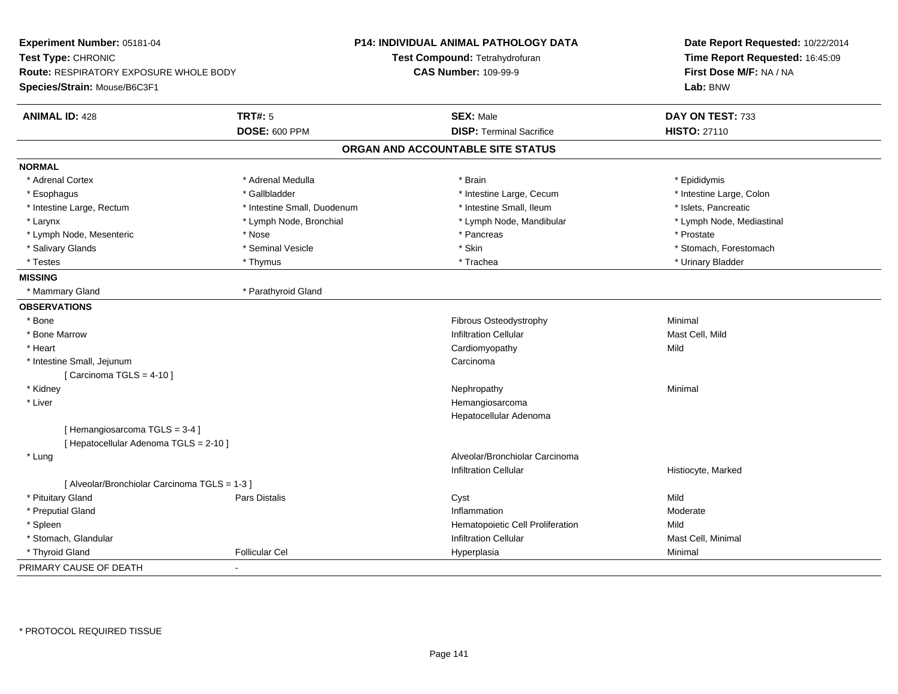**Experiment Number:** 05181-04
**Test Type:** CHRONIC
**Route:** RESPIRATORY EXPOSURE WHOLE BODY
**Species/Strain:** Mouse/B6C3F1

**P14: INDIVIDUAL ANIMAL PATHOLOGY DATA**
**Test Compound:** Tetrahydrofuran
**CAS Number:** 109-99-9

**Date Report Requested:** 10/22/2014
**Time Report Requested:** 16:45:09
**First Dose M/F:** NA / NA
**Lab:** BNW

| **ANIMAL ID:** 428 | **TRT#:** 5 | **SEX:** Male | **DAY ON TEST:** 733 |
|---|---|---|---|
| | **DOSE:** 600 PPM | **DISP:** Terminal Sacrifice | **HISTO:** 27110 |

## ORGAN AND ACCOUNTABLE SITE STATUS

**NORMAL**

| | | | |
|---|---|---|---|
| * Adrenal Cortex | * Adrenal Medulla | * Brain | * Epididymis |
| * Esophagus | * Gallbladder | * Intestine Large, Cecum | * Intestine Large, Colon |
| * Intestine Large, Rectum | * Intestine Small, Duodenum | * Intestine Small, Ileum | * Islets, Pancreatic |
| * Larynx | * Lymph Node, Bronchial | * Lymph Node, Mandibular | * Lymph Node, Mediastinal |
| * Lymph Node, Mesenteric | * Nose | * Pancreas | * Prostate |
| * Salivary Glands | * Seminal Vesicle | * Skin | * Stomach, Forestomach |
| * Testes | * Thymus | * Trachea | * Urinary Bladder |

**MISSING**

| | |
|---|---|
| * Mammary Gland | * Parathyroid Gland |

**OBSERVATIONS**

| | | | |
|---|---|---|---|
| * Bone | | Fibrous Osteodystrophy | Minimal |
| * Bone Marrow | | Infiltration Cellular | Mast Cell, Mild |
| * Heart | | Cardiomyopathy | Mild |
| * Intestine Small, Jejunum | | Carcinoma | |
| [ Carcinoma TGLS = 4-10 ] | | | |
| * Kidney | | Nephropathy | Minimal |
| * Liver | | Hemangiosarcoma | |
| | | Hepatocellular Adenoma | |
| [ Hemangiosarcoma TGLS = 3-4 ] | | | |
| [ Hepatocellular Adenoma TGLS = 2-10 ] | | | |
| * Lung | | Alveolar/Bronchiolar Carcinoma | |
| | | Infiltration Cellular | Histiocyte, Marked |
| [ Alveolar/Bronchiolar Carcinoma TGLS = 1-3 ] | | | |
| * Pituitary Gland | Pars Distalis | Cyst | Mild |
| * Preputial Gland | | Inflammation | Moderate |
| * Spleen | | Hematopoietic Cell Proliferation | Mild |
| * Stomach, Glandular | | Infiltration Cellular | Mast Cell, Minimal |
| * Thyroid Gland | Follicular Cel | Hyperplasia | Minimal |

PRIMARY CAUSE OF DEATH -

* PROTOCOL REQUIRED TISSUE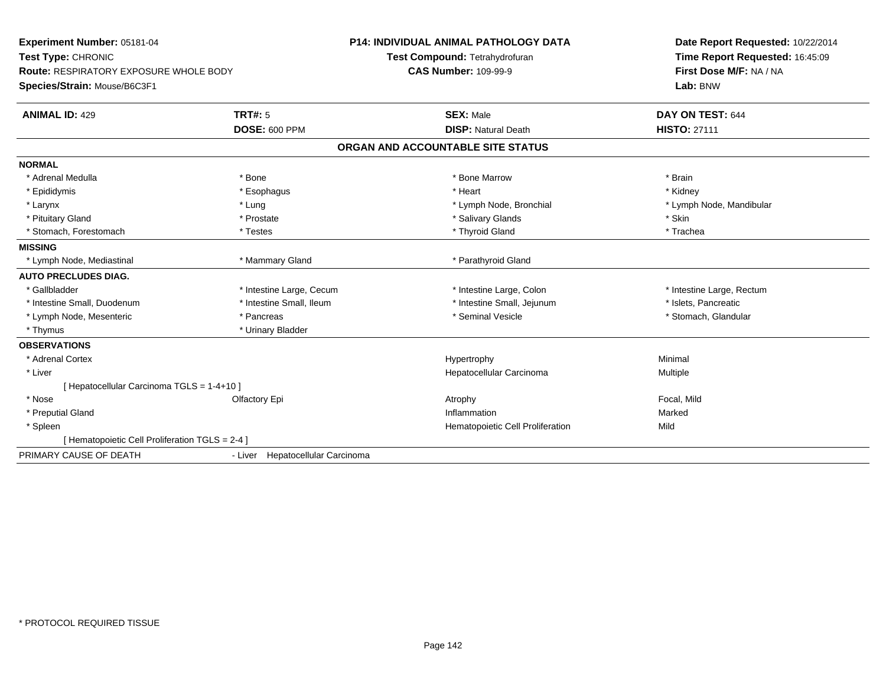**Experiment Number:** 05181-04
**Test Type:** CHRONIC
**Route:** RESPIRATORY EXPOSURE WHOLE BODY
**Species/Strain:** Mouse/B6C3F1

**P14: INDIVIDUAL ANIMAL PATHOLOGY DATA**
**Test Compound:** Tetrahydrofuran
**CAS Number:** 109-99-9

**Date Report Requested:** 10/22/2014
**Time Report Requested:** 16:45:09
**First Dose M/F:** NA / NA
**Lab:** BNW

| **ANIMAL ID:** 429 | **TRT#:** 5 | **SEX:** Male | **DAY ON TEST:** 644 |
|---|---|---|---|
| | **DOSE:** 600 PPM | **DISP:** Natural Death | **HISTO:** 27111 |

## ORGAN AND ACCOUNTABLE SITE STATUS

| | | | |
|---|---|---|---|
| **NORMAL** | | | |
| * Adrenal Medulla | * Bone | * Bone Marrow | * Brain |
| * Epididymis | * Esophagus | * Heart | * Kidney |
| * Larynx | * Lung | * Lymph Node, Bronchial | * Lymph Node, Mandibular |
| * Pituitary Gland | * Prostate | * Salivary Glands | * Skin |
| * Stomach, Forestomach | * Testes | * Thyroid Gland | * Trachea |
| **MISSING** | | | |
| * Lymph Node, Mediastinal | * Mammary Gland | * Parathyroid Gland | |
| **AUTO PRECLUDES DIAG.** | | | |
| * Gallbladder | * Intestine Large, Cecum | * Intestine Large, Colon | * Intestine Large, Rectum |
| * Intestine Small, Duodenum | * Intestine Small, Ileum | * Intestine Small, Jejunum | * Islets, Pancreatic |
| * Lymph Node, Mesenteric | * Pancreas | * Seminal Vesicle | * Stomach, Glandular |
| * Thymus | * Urinary Bladder | | |
| **OBSERVATIONS** | | | |
| * Adrenal Cortex | | Hypertrophy | Minimal |
| * Liver | | Hepatocellular Carcinoma | Multiple |
| [ Hepatocellular Carcinoma TGLS = 1-4+10 ] | | | |
| * Nose | Olfactory Epi | Atrophy | Focal, Mild |
| * Preputial Gland | | Inflammation | Marked |
| * Spleen | | Hematopoietic Cell Proliferation | Mild |
| [ Hematopoietic Cell Proliferation TGLS = 2-4 ] | | | |
| PRIMARY CAUSE OF DEATH | - Liver Hepatocellular Carcinoma | | |

* PROTOCOL REQUIRED TISSUE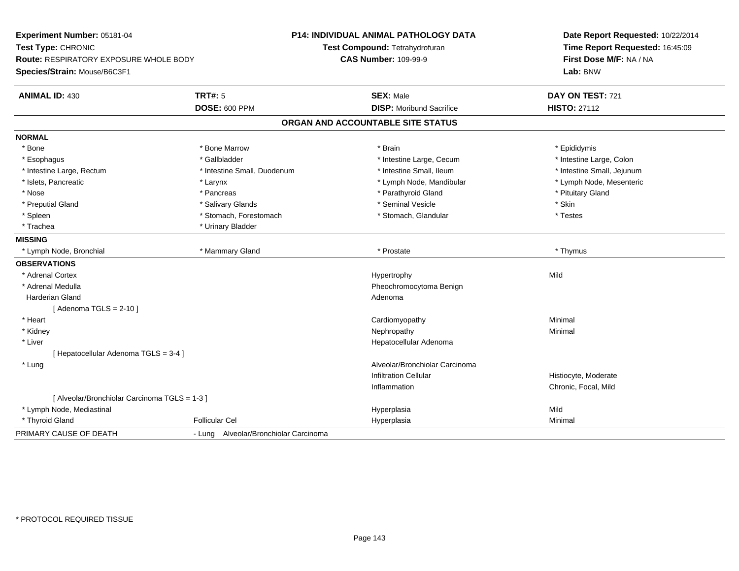**Experiment Number:** 05181-04
**Test Type:** CHRONIC
**Route:** RESPIRATORY EXPOSURE WHOLE BODY
**Species/Strain:** Mouse/B6C3F1

**P14: INDIVIDUAL ANIMAL PATHOLOGY DATA**
**Test Compound:** Tetrahydrofuran
**CAS Number:** 109-99-9

**Date Report Requested:** 10/22/2014
**Time Report Requested:** 16:45:09
**First Dose M/F:** NA / NA
**Lab:** BNW

| **ANIMAL ID:** 430 | **TRT#:** 5 | **SEX:** Male | **DAY ON TEST:** 721 |
|---|---|---|---|
| | **DOSE:** 600 PPM | **DISP:** Moribund Sacrifice | **HISTO:** 27112 |

## ORGAN AND ACCOUNTABLE SITE STATUS

| | | | |
|---|---|---|---|
| **NORMAL** | | | |
| * Bone | * Bone Marrow | * Brain | * Epididymis |
| * Esophagus | * Gallbladder | * Intestine Large, Cecum | * Intestine Large, Colon |
| * Intestine Large, Rectum | * Intestine Small, Duodenum | * Intestine Small, Ileum | * Intestine Small, Jejunum |
| * Islets, Pancreatic | * Larynx | * Lymph Node, Mandibular | * Lymph Node, Mesenteric |
| * Nose | * Pancreas | * Parathyroid Gland | * Pituitary Gland |
| * Preputial Gland | * Salivary Glands | * Seminal Vesicle | * Skin |
| * Spleen | * Stomach, Forestomach | * Stomach, Glandular | * Testes |
| * Trachea | * Urinary Bladder | | |
| **MISSING** | | | |
| * Lymph Node, Bronchial | * Mammary Gland | * Prostate | * Thymus |
| **OBSERVATIONS** | | | |
| * Adrenal Cortex | | Hypertrophy | Mild |
| * Adrenal Medulla | | Pheochromocytoma Benign | |
| Harderian Gland | | Adenoma | |
| [ Adenoma TGLS = 2-10 ] | | | |
| * Heart | | Cardiomyopathy | Minimal |
| * Kidney | | Nephropathy | Minimal |
| * Liver | | Hepatocellular Adenoma | |
| [ Hepatocellular Adenoma TGLS = 3-4 ] | | | |
| * Lung | | Alveolar/Bronchiolar Carcinoma | |
| | | Infiltration Cellular | Histiocyte, Moderate |
| | | Inflammation | Chronic, Focal, Mild |
| [ Alveolar/Bronchiolar Carcinoma TGLS = 1-3 ] | | | |
| * Lymph Node, Mediastinal | | Hyperplasia | Mild |
| * Thyroid Gland | Follicular Cel | Hyperplasia | Minimal |
| PRIMARY CAUSE OF DEATH | - Lung Alveolar/Bronchiolar Carcinoma | | |

* PROTOCOL REQUIRED TISSUE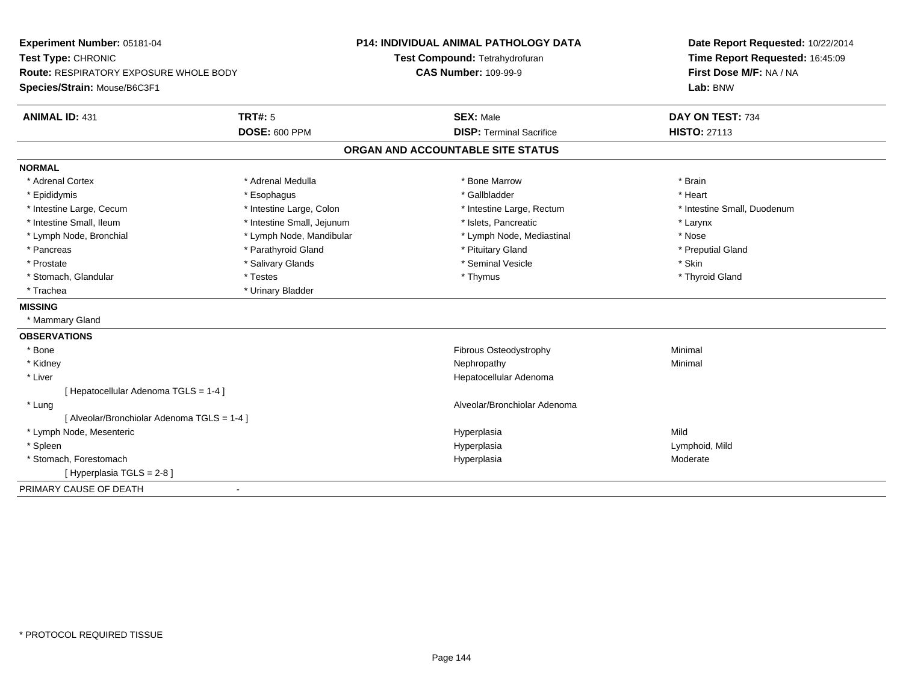**Experiment Number:** 05181-04
**Test Type:** CHRONIC
**Route:** RESPIRATORY EXPOSURE WHOLE BODY
**Species/Strain:** Mouse/B6C3F1

**P14: INDIVIDUAL ANIMAL PATHOLOGY DATA**
**Test Compound:** Tetrahydrofuran
**CAS Number:** 109-99-9

**Date Report Requested:** 10/22/2014
**Time Report Requested:** 16:45:09
**First Dose M/F:** NA / NA
**Lab:** BNW

| **ANIMAL ID:** 431 | **TRT#:** 5 | **SEX:** Male | **DAY ON TEST:** 734 |
|---|---|---|---|
| | **DOSE:** 600 PPM | **DISP:** Terminal Sacrifice | **HISTO:** 27113 |

## ORGAN AND ACCOUNTABLE SITE STATUS

**NORMAL**

| | | | |
|---|---|---|---|
| * Adrenal Cortex | * Adrenal Medulla | * Bone Marrow | * Brain |
| * Epididymis | * Esophagus | * Gallbladder | * Heart |
| * Intestine Large, Cecum | * Intestine Large, Colon | * Intestine Large, Rectum | * Intestine Small, Duodenum |
| * Intestine Small, Ileum | * Intestine Small, Jejunum | * Islets, Pancreatic | * Larynx |
| * Lymph Node, Bronchial | * Lymph Node, Mandibular | * Lymph Node, Mediastinal | * Nose |
| * Pancreas | * Parathyroid Gland | * Pituitary Gland | * Preputial Gland |
| * Prostate | * Salivary Glands | * Seminal Vesicle | * Skin |
| * Stomach, Glandular | * Testes | * Thymus | * Thyroid Gland |
| * Trachea | * Urinary Bladder | | |

**MISSING**

* Mammary Gland

**OBSERVATIONS**

| | | |
|---|---|---|
| * Bone | Fibrous Osteodystrophy | Minimal |
| * Kidney | Nephropathy | Minimal |
| * Liver | Hepatocellular Adenoma | |
| [ Hepatocellular Adenoma TGLS = 1-4 ] | | |
| * Lung | Alveolar/Bronchiolar Adenoma | |
| [ Alveolar/Bronchiolar Adenoma TGLS = 1-4 ] | | |
| * Lymph Node, Mesenteric | Hyperplasia | Mild |
| * Spleen | Hyperplasia | Lymphoid, Mild |
| * Stomach, Forestomach | Hyperplasia | Moderate |
| [ Hyperplasia TGLS = 2-8 ] | | |

PRIMARY CAUSE OF DEATH -

* PROTOCOL REQUIRED TISSUE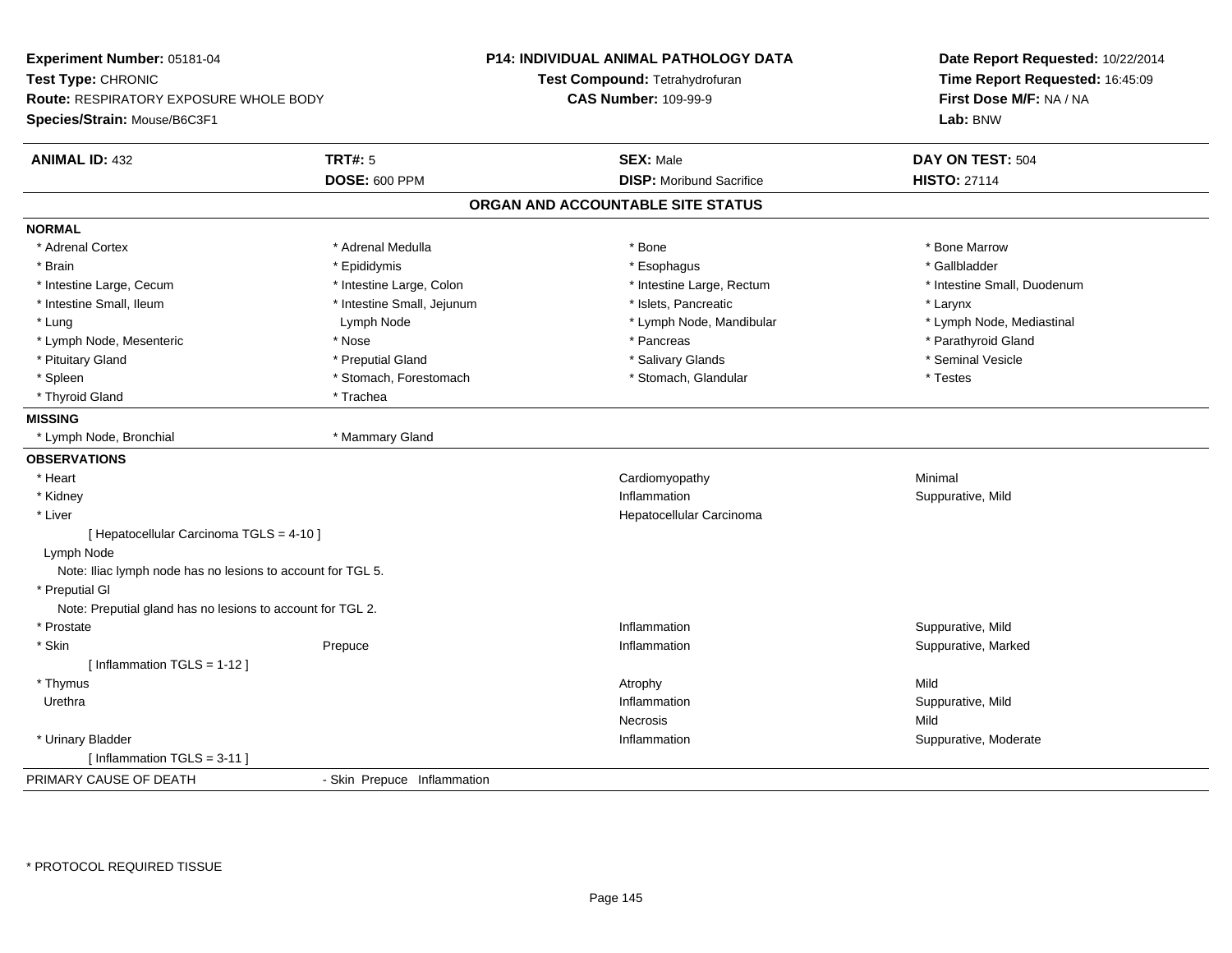**Experiment Number:** 05181-04
**Test Type:** CHRONIC
**Route:** RESPIRATORY EXPOSURE WHOLE BODY
**Species/Strain:** Mouse/B6C3F1

**P14: INDIVIDUAL ANIMAL PATHOLOGY DATA**
**Test Compound:** Tetrahydrofuran
**CAS Number:** 109-99-9

**Date Report Requested:** 10/22/2014
**Time Report Requested:** 16:45:09
**First Dose M/F:** NA / NA
**Lab:** BNW

| **ANIMAL ID:** 432 | **TRT#:** 5 | **SEX:** Male | **DAY ON TEST:** 504 |
|---|---|---|---|
| | **DOSE:** 600 PPM | **DISP:** Moribund Sacrifice | **HISTO:** 27114 |

## ORGAN AND ACCOUNTABLE SITE STATUS

**NORMAL**

| | | | |
|---|---|---|---|
| * Adrenal Cortex | * Adrenal Medulla | * Bone | * Bone Marrow |
| * Brain | * Epididymis | * Esophagus | * Gallbladder |
| * Intestine Large, Cecum | * Intestine Large, Colon | * Intestine Large, Rectum | * Intestine Small, Duodenum |
| * Intestine Small, Ileum | * Intestine Small, Jejunum | * Islets, Pancreatic | * Larynx |
| * Lung | Lymph Node | * Lymph Node, Mandibular | * Lymph Node, Mediastinal |
| * Lymph Node, Mesenteric | * Nose | * Pancreas | * Parathyroid Gland |
| * Pituitary Gland | * Preputial Gland | * Salivary Glands | * Seminal Vesicle |
| * Spleen | * Stomach, Forestomach | * Stomach, Glandular | * Testes |
| * Thyroid Gland | * Trachea | | |

**MISSING**

| | |
|---|---|
| * Lymph Node, Bronchial | * Mammary Gland |

**OBSERVATIONS**

| | | | |
|---|---|---|---|
| * Heart | | Cardiomyopathy | Minimal |
| * Kidney | | Inflammation | Suppurative, Mild |
| * Liver | | Hepatocellular Carcinoma | |
| [ Hepatocellular Carcinoma TGLS = 4-10 ] | | | |
| Lymph Node | | | |
| Note: Iliac lymph node has no lesions to account for TGL 5. | | | |
| * Preputial Gl | | | |
| Note: Preputial gland has no lesions to account for TGL 2. | | | |
| * Prostate | | Inflammation | Suppurative, Mild |
| * Skin | Prepuce | Inflammation | Suppurative, Marked |
| [ Inflammation TGLS = 1-12 ] | | | |
| * Thymus | | Atrophy | Mild |
| Urethra | | Inflammation | Suppurative, Mild |
| | | Necrosis | Mild |
| * Urinary Bladder | | Inflammation | Suppurative, Moderate |
| [ Inflammation TGLS = 3-11 ] | | | |

PRIMARY CAUSE OF DEATH - Skin Prepuce Inflammation

* PROTOCOL REQUIRED TISSUE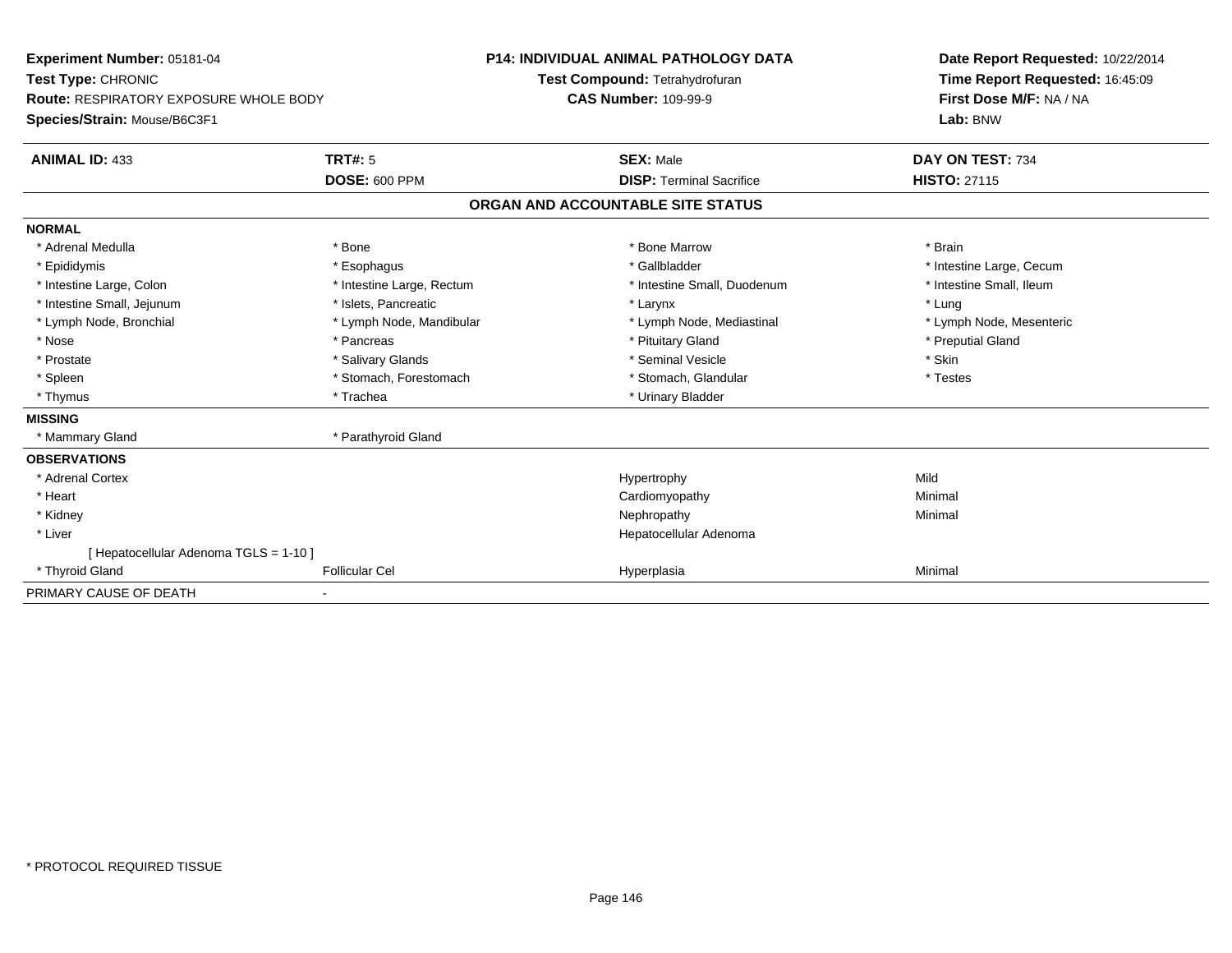**Experiment Number:** 05181-04
**Test Type:** CHRONIC
**Route:** RESPIRATORY EXPOSURE WHOLE BODY
**Species/Strain:** Mouse/B6C3F1

**P14: INDIVIDUAL ANIMAL PATHOLOGY DATA**
**Test Compound:** Tetrahydrofuran
**CAS Number:** 109-99-9

**Date Report Requested:** 10/22/2014
**Time Report Requested:** 16:45:09
**First Dose M/F:** NA / NA
**Lab:** BNW

| **ANIMAL ID:** 433 | **TRT#:** 5 | **SEX:** Male | **DAY ON TEST:** 734 |
|---|---|---|---|
| | **DOSE:** 600 PPM | **DISP:** Terminal Sacrifice | **HISTO:** 27115 |

## ORGAN AND ACCOUNTABLE SITE STATUS

**NORMAL**

| | | | |
|---|---|---|---|
| * Adrenal Medulla | * Bone | * Bone Marrow | * Brain |
| * Epididymis | * Esophagus | * Gallbladder | * Intestine Large, Cecum |
| * Intestine Large, Colon | * Intestine Large, Rectum | * Intestine Small, Duodenum | * Intestine Small, Ileum |
| * Intestine Small, Jejunum | * Islets, Pancreatic | * Larynx | * Lung |
| * Lymph Node, Bronchial | * Lymph Node, Mandibular | * Lymph Node, Mediastinal | * Lymph Node, Mesenteric |
| * Nose | * Pancreas | * Pituitary Gland | * Preputial Gland |
| * Prostate | * Salivary Glands | * Seminal Vesicle | * Skin |
| * Spleen | * Stomach, Forestomach | * Stomach, Glandular | * Testes |
| * Thymus | * Trachea | * Urinary Bladder | |

**MISSING**

| | |
|---|---|
| * Mammary Gland | * Parathyroid Gland |

**OBSERVATIONS**

| | | | |
|---|---|---|---|
| * Adrenal Cortex | | Hypertrophy | Mild |
| * Heart | | Cardiomyopathy | Minimal |
| * Kidney | | Nephropathy | Minimal |
| * Liver | | Hepatocellular Adenoma | |
| [ Hepatocellular Adenoma TGLS = 1-10 ] | | | |
| * Thyroid Gland | Follicular Cel | Hyperplasia | Minimal |

PRIMARY CAUSE OF DEATH -

* PROTOCOL REQUIRED TISSUE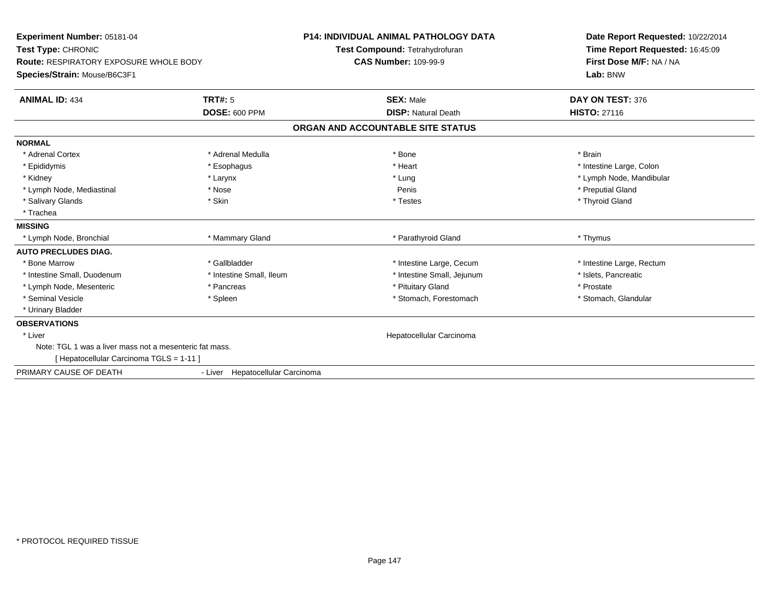**Experiment Number:** 05181-04
**Test Type:** CHRONIC
**Route:** RESPIRATORY EXPOSURE WHOLE BODY
**Species/Strain:** Mouse/B6C3F1

**P14: INDIVIDUAL ANIMAL PATHOLOGY DATA**
**Test Compound:** Tetrahydrofuran
**CAS Number:** 109-99-9

**Date Report Requested:** 10/22/2014
**Time Report Requested:** 16:45:09
**First Dose M/F:** NA / NA
**Lab:** BNW

| **ANIMAL ID:** 434 | **TRT#:** 5 | **SEX:** Male | **DAY ON TEST:** 376 |
|---|---|---|---|
| | **DOSE:** 600 PPM | **DISP:** Natural Death | **HISTO:** 27116 |

## ORGAN AND ACCOUNTABLE SITE STATUS

**NORMAL**

| | | | |
|---|---|---|---|
| * Adrenal Cortex | * Adrenal Medulla | * Bone | * Brain |
| * Epididymis | * Esophagus | * Heart | * Intestine Large, Colon |
| * Kidney | * Larynx | * Lung | * Lymph Node, Mandibular |
| * Lymph Node, Mediastinal | * Nose | Penis | * Preputial Gland |
| * Salivary Glands | * Skin | * Testes | * Thyroid Gland |
| * Trachea | | | |

**MISSING**

| | | | |
|---|---|---|---|
| * Lymph Node, Bronchial | * Mammary Gland | * Parathyroid Gland | * Thymus |

**AUTO PRECLUDES DIAG.**

| | | | |
|---|---|---|---|
| * Bone Marrow | * Gallbladder | * Intestine Large, Cecum | * Intestine Large, Rectum |
| * Intestine Small, Duodenum | * Intestine Small, Ileum | * Intestine Small, Jejunum | * Islets, Pancreatic |
| * Lymph Node, Mesenteric | * Pancreas | * Pituitary Gland | * Prostate |
| * Seminal Vesicle | * Spleen | * Stomach, Forestomach | * Stomach, Glandular |
| * Urinary Bladder | | | |

**OBSERVATIONS**

* Liver — Hepatocellular Carcinoma

Note: TGL 1 was a liver mass not a mesenteric fat mass.

[ Hepatocellular Carcinoma TGLS = 1-11 ]

PRIMARY CAUSE OF DEATH - Liver Hepatocellular Carcinoma

* PROTOCOL REQUIRED TISSUE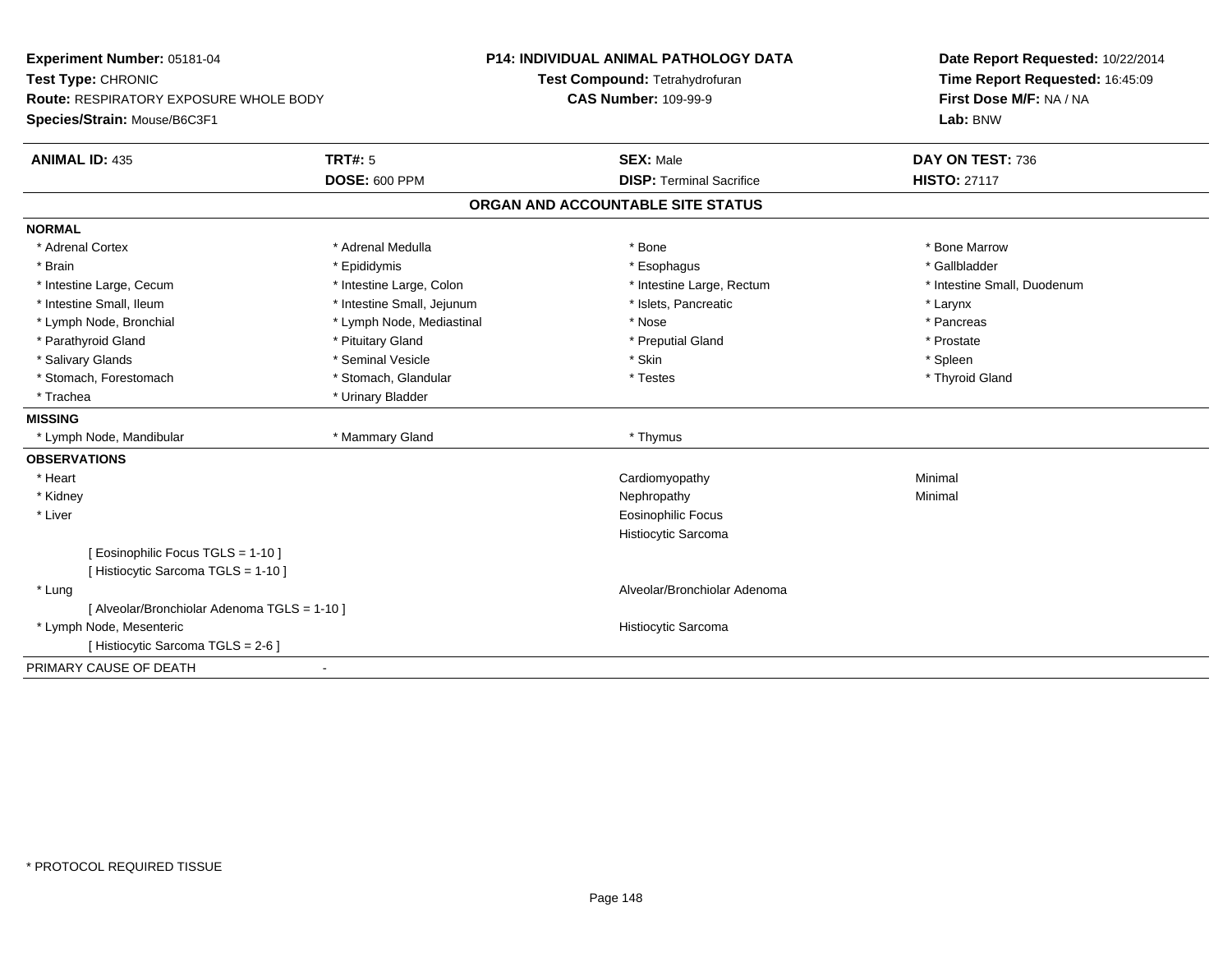**Experiment Number:** 05181-04
**Test Type:** CHRONIC
**Route:** RESPIRATORY EXPOSURE WHOLE BODY
**Species/Strain:** Mouse/B6C3F1

**P14: INDIVIDUAL ANIMAL PATHOLOGY DATA**
**Test Compound:** Tetrahydrofuran
**CAS Number:** 109-99-9

**Date Report Requested:** 10/22/2014
**Time Report Requested:** 16:45:09
**First Dose M/F:** NA / NA
**Lab:** BNW

| **ANIMAL ID:** 435 | **TRT#:** 5 | **SEX:** Male | **DAY ON TEST:** 736 |
|---|---|---|---|
| | **DOSE:** 600 PPM | **DISP:** Terminal Sacrifice | **HISTO:** 27117 |

## ORGAN AND ACCOUNTABLE SITE STATUS

**NORMAL**

| | | | |
|---|---|---|---|
| * Adrenal Cortex | * Adrenal Medulla | * Bone | * Bone Marrow |
| * Brain | * Epididymis | * Esophagus | * Gallbladder |
| * Intestine Large, Cecum | * Intestine Large, Colon | * Intestine Large, Rectum | * Intestine Small, Duodenum |
| * Intestine Small, Ileum | * Intestine Small, Jejunum | * Islets, Pancreatic | * Larynx |
| * Lymph Node, Bronchial | * Lymph Node, Mediastinal | * Nose | * Pancreas |
| * Parathyroid Gland | * Pituitary Gland | * Preputial Gland | * Prostate |
| * Salivary Glands | * Seminal Vesicle | * Skin | * Spleen |
| * Stomach, Forestomach | * Stomach, Glandular | * Testes | * Thyroid Gland |
| * Trachea | * Urinary Bladder | | |

**MISSING**

| | | |
|---|---|---|
| * Lymph Node, Mandibular | * Mammary Gland | * Thymus |

**OBSERVATIONS**

| | | |
|---|---|---|
| * Heart | Cardiomyopathy | Minimal |
| * Kidney | Nephropathy | Minimal |
| * Liver | Eosinophilic Focus | |
| | Histiocytic Sarcoma | |
| [ Eosinophilic Focus TGLS = 1-10 ] | | |
| [ Histiocytic Sarcoma TGLS = 1-10 ] | | |
| * Lung | Alveolar/Bronchiolar Adenoma | |
| [ Alveolar/Bronchiolar Adenoma TGLS = 1-10 ] | | |
| * Lymph Node, Mesenteric | Histiocytic Sarcoma | |
| [ Histiocytic Sarcoma TGLS = 2-6 ] | | |

PRIMARY CAUSE OF DEATH -

* PROTOCOL REQUIRED TISSUE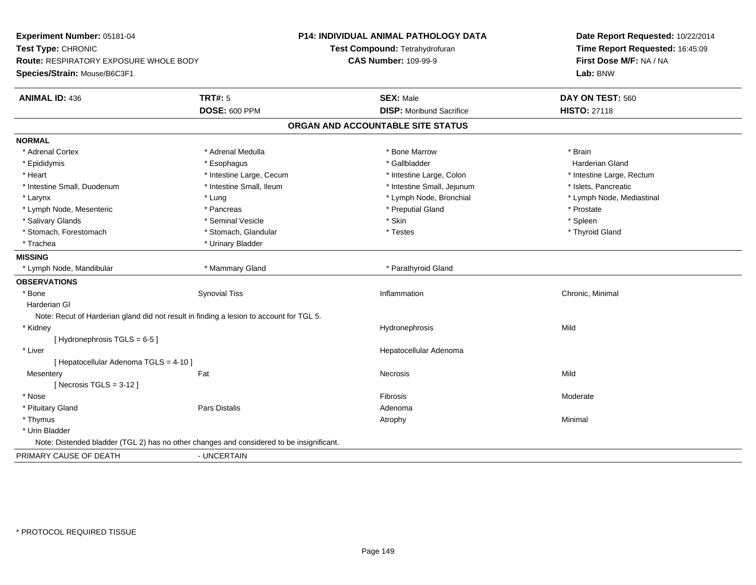**Experiment Number:** 05181-04
**Test Type:** CHRONIC
**Route:** RESPIRATORY EXPOSURE WHOLE BODY
**Species/Strain:** Mouse/B6C3F1

**P14: INDIVIDUAL ANIMAL PATHOLOGY DATA**
**Test Compound:** Tetrahydrofuran
**CAS Number:** 109-99-9

**Date Report Requested:** 10/22/2014
**Time Report Requested:** 16:45:09
**First Dose M/F:** NA / NA
**Lab:** BNW

| **ANIMAL ID:** 436 | **TRT#:** 5 | **SEX:** Male | **DAY ON TEST:** 560 |
|---|---|---|---|
| | **DOSE:** 600 PPM | **DISP:** Moribund Sacrifice | **HISTO:** 27118 |

## ORGAN AND ACCOUNTABLE SITE STATUS

**NORMAL**

| | | | |
|---|---|---|---|
| * Adrenal Cortex | * Adrenal Medulla | * Bone Marrow | * Brain |
| * Epididymis | * Esophagus | * Gallbladder | Harderian Gland |
| * Heart | * Intestine Large, Cecum | * Intestine Large, Colon | * Intestine Large, Rectum |
| * Intestine Small, Duodenum | * Intestine Small, Ileum | * Intestine Small, Jejunum | * Islets, Pancreatic |
| * Larynx | * Lung | * Lymph Node, Bronchial | * Lymph Node, Mediastinal |
| * Lymph Node, Mesenteric | * Pancreas | * Preputial Gland | * Prostate |
| * Salivary Glands | * Seminal Vesicle | * Skin | * Spleen |
| * Stomach, Forestomach | * Stomach, Glandular | * Testes | * Thyroid Gland |
| * Trachea | * Urinary Bladder | | |

**MISSING**

| | | |
|---|---|---|
| * Lymph Node, Mandibular | * Mammary Gland | * Parathyroid Gland |

**OBSERVATIONS**

| | | | |
|---|---|---|---|
| * Bone | Synovial Tiss | Inflammation | Chronic, Minimal |
| Harderian Gl | | | |
| Note: Recut of Harderian gland did not result in finding a lesion to account for TGL 5. | | | |
| * Kidney | | Hydronephrosis | Mild |
| [ Hydronephrosis TGLS = 6-5 ] | | | |
| * Liver | | Hepatocellular Adenoma | |
| [ Hepatocellular Adenoma TGLS = 4-10 ] | | | |
| Mesentery | Fat | Necrosis | Mild |
| [ Necrosis TGLS = 3-12 ] | | | |
| * Nose | | Fibrosis | Moderate |
| * Pituitary Gland | Pars Distalis | Adenoma | |
| * Thymus | | Atrophy | Minimal |
| * Urin Bladder | | | |
| Note: Distended bladder (TGL 2) has no other changes and considered to be insignificant. | | | |

PRIMARY CAUSE OF DEATH - UNCERTAIN

* PROTOCOL REQUIRED TISSUE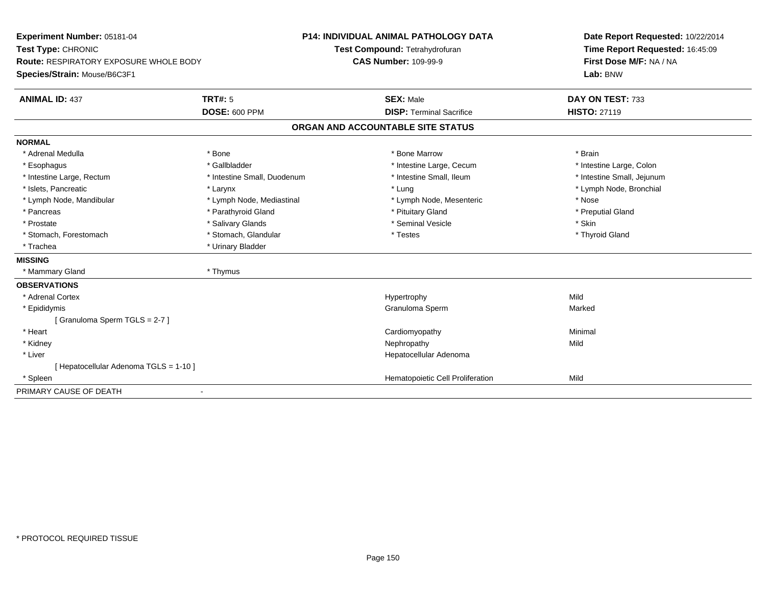**Experiment Number:** 05181-04
**Test Type:** CHRONIC
**Route:** RESPIRATORY EXPOSURE WHOLE BODY
**Species/Strain:** Mouse/B6C3F1

**P14: INDIVIDUAL ANIMAL PATHOLOGY DATA**
**Test Compound:** Tetrahydrofuran
**CAS Number:** 109-99-9

**Date Report Requested:** 10/22/2014
**Time Report Requested:** 16:45:09
**First Dose M/F:** NA / NA
**Lab:** BNW

| **ANIMAL ID:** 437 | **TRT#:** 5 | **SEX:** Male | **DAY ON TEST:** 733 |
|---|---|---|---|
| | **DOSE:** 600 PPM | **DISP:** Terminal Sacrifice | **HISTO:** 27119 |

## ORGAN AND ACCOUNTABLE SITE STATUS

**NORMAL**

| | | | |
|---|---|---|---|
| * Adrenal Medulla | * Bone | * Bone Marrow | * Brain |
| * Esophagus | * Gallbladder | * Intestine Large, Cecum | * Intestine Large, Colon |
| * Intestine Large, Rectum | * Intestine Small, Duodenum | * Intestine Small, Ileum | * Intestine Small, Jejunum |
| * Islets, Pancreatic | * Larynx | * Lung | * Lymph Node, Bronchial |
| * Lymph Node, Mandibular | * Lymph Node, Mediastinal | * Lymph Node, Mesenteric | * Nose |
| * Pancreas | * Parathyroid Gland | * Pituitary Gland | * Preputial Gland |
| * Prostate | * Salivary Glands | * Seminal Vesicle | * Skin |
| * Stomach, Forestomach | * Stomach, Glandular | * Testes | * Thyroid Gland |
| * Trachea | * Urinary Bladder | | |

**MISSING**

| | |
|---|---|
| * Mammary Gland | * Thymus |

**OBSERVATIONS**

| | | |
|---|---|---|
| * Adrenal Cortex | Hypertrophy | Mild |
| * Epididymis | Granuloma Sperm | Marked |
| [ Granuloma Sperm TGLS = 2-7 ] | | |
| * Heart | Cardiomyopathy | Minimal |
| * Kidney | Nephropathy | Mild |
| * Liver | Hepatocellular Adenoma | |
| [ Hepatocellular Adenoma TGLS = 1-10 ] | | |
| * Spleen | Hematopoietic Cell Proliferation | Mild |

PRIMARY CAUSE OF DEATH -

* PROTOCOL REQUIRED TISSUE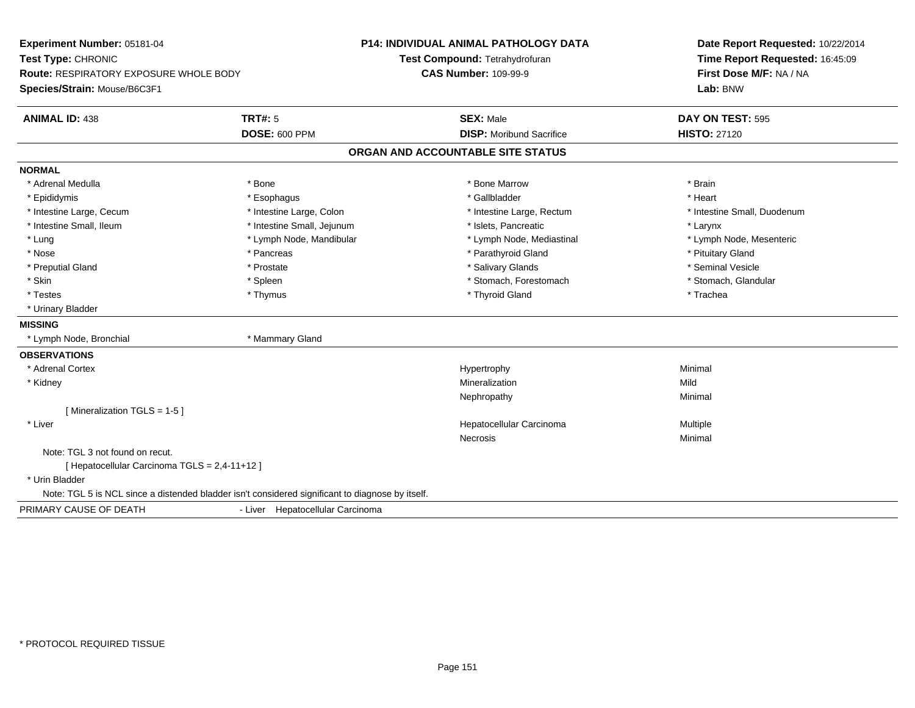**Experiment Number:** 05181-04
**Test Type:** CHRONIC
**Route:** RESPIRATORY EXPOSURE WHOLE BODY
**Species/Strain:** Mouse/B6C3F1

**P14: INDIVIDUAL ANIMAL PATHOLOGY DATA**
**Test Compound:** Tetrahydrofuran
**CAS Number:** 109-99-9

**Date Report Requested:** 10/22/2014
**Time Report Requested:** 16:45:09
**First Dose M/F:** NA / NA
**Lab:** BNW

| **ANIMAL ID:** 438 | **TRT#:** 5 | **SEX:** Male | **DAY ON TEST:** 595 |
|---|---|---|---|
| | **DOSE:** 600 PPM | **DISP:** Moribund Sacrifice | **HISTO:** 27120 |

## ORGAN AND ACCOUNTABLE SITE STATUS

**NORMAL**

| | | | |
|---|---|---|---|
| * Adrenal Medulla | * Bone | * Bone Marrow | * Brain |
| * Epididymis | * Esophagus | * Gallbladder | * Heart |
| * Intestine Large, Cecum | * Intestine Large, Colon | * Intestine Large, Rectum | * Intestine Small, Duodenum |
| * Intestine Small, Ileum | * Intestine Small, Jejunum | * Islets, Pancreatic | * Larynx |
| * Lung | * Lymph Node, Mandibular | * Lymph Node, Mediastinal | * Lymph Node, Mesenteric |
| * Nose | * Pancreas | * Parathyroid Gland | * Pituitary Gland |
| * Preputial Gland | * Prostate | * Salivary Glands | * Seminal Vesicle |
| * Skin | * Spleen | * Stomach, Forestomach | * Stomach, Glandular |
| * Testes | * Thymus | * Thyroid Gland | * Trachea |
| * Urinary Bladder | | | |

**MISSING**

| | |
|---|---|
| * Lymph Node, Bronchial | * Mammary Gland |

**OBSERVATIONS**

| Organ | Observation | Severity |
|---|---|---|
| * Adrenal Cortex | Hypertrophy | Minimal |
| * Kidney | Mineralization | Mild |
| | Nephropathy | Minimal |
| [ Mineralization TGLS = 1-5 ] | | |
| * Liver | Hepatocellular Carcinoma | Multiple |
| | Necrosis | Minimal |

Note: TGL 3 not found on recut.

[ Hepatocellular Carcinoma TGLS = 2,4-11+12 ]

* Urin Bladder

Note: TGL 5 is NCL since a distended bladder isn't considered significant to diagnose by itself.

PRIMARY CAUSE OF DEATH - Liver Hepatocellular Carcinoma

* PROTOCOL REQUIRED TISSUE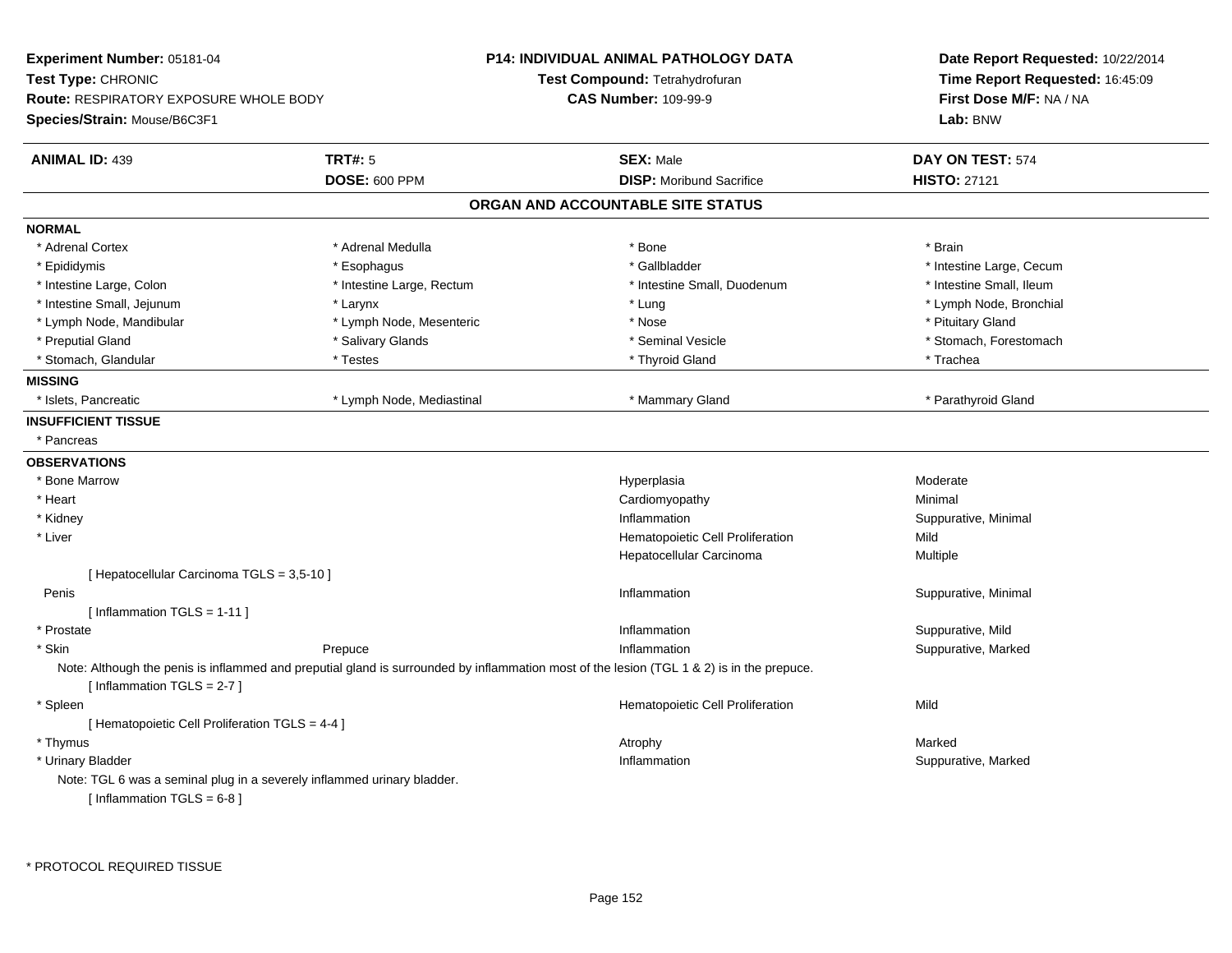**Experiment Number:** 05181-04
**Test Type:** CHRONIC
**Route:** RESPIRATORY EXPOSURE WHOLE BODY
**Species/Strain:** Mouse/B6C3F1

**P14: INDIVIDUAL ANIMAL PATHOLOGY DATA**
**Test Compound:** Tetrahydrofuran
**CAS Number:** 109-99-9

**Date Report Requested:** 10/22/2014
**Time Report Requested:** 16:45:09
**First Dose M/F:** NA / NA
**Lab:** BNW

| **ANIMAL ID:** 439 | **TRT#:** 5 | **SEX:** Male | **DAY ON TEST:** 574 |
|---|---|---|---|
| | **DOSE:** 600 PPM | **DISP:** Moribund Sacrifice | **HISTO:** 27121 |

## ORGAN AND ACCOUNTABLE SITE STATUS

**NORMAL**

| | | | |
|---|---|---|---|
| * Adrenal Cortex | * Adrenal Medulla | * Bone | * Brain |
| * Epididymis | * Esophagus | * Gallbladder | * Intestine Large, Cecum |
| * Intestine Large, Colon | * Intestine Large, Rectum | * Intestine Small, Duodenum | * Intestine Small, Ileum |
| * Intestine Small, Jejunum | * Larynx | * Lung | * Lymph Node, Bronchial |
| * Lymph Node, Mandibular | * Lymph Node, Mesenteric | * Nose | * Pituitary Gland |
| * Preputial Gland | * Salivary Glands | * Seminal Vesicle | * Stomach, Forestomach |
| * Stomach, Glandular | * Testes | * Thyroid Gland | * Trachea |

**MISSING**

| | | | |
|---|---|---|---|
| * Islets, Pancreatic | * Lymph Node, Mediastinal | * Mammary Gland | * Parathyroid Gland |

**INSUFFICIENT TISSUE**

* Pancreas

**OBSERVATIONS**

| | | | |
|---|---|---|---|
| * Bone Marrow | | Hyperplasia | Moderate |
| * Heart | | Cardiomyopathy | Minimal |
| * Kidney | | Inflammation | Suppurative, Minimal |
| * Liver | | Hematopoietic Cell Proliferation | Mild |
| | | Hepatocellular Carcinoma | Multiple |
| [ Hepatocellular Carcinoma TGLS = 3,5-10 ] | | | |
| Penis | | Inflammation | Suppurative, Minimal |
| [ Inflammation TGLS = 1-11 ] | | | |
| * Prostate | | Inflammation | Suppurative, Mild |
| * Skin | Prepuce | Inflammation | Suppurative, Marked |

Note: Although the penis is inflammed and preputial gland is surrounded by inflammation most of the lesion (TGL 1 & 2) is in the prepuce.
[ Inflammation TGLS = 2-7 ]

| | | | |
|---|---|---|---|
| * Spleen | | Hematopoietic Cell Proliferation | Mild |
| [ Hematopoietic Cell Proliferation TGLS = 4-4 ] | | | |
| * Thymus | | Atrophy | Marked |
| * Urinary Bladder | | Inflammation | Suppurative, Marked |

Note: TGL 6 was a seminal plug in a severely inflammed urinary bladder.
[ Inflammation TGLS = 6-8 ]

* PROTOCOL REQUIRED TISSUE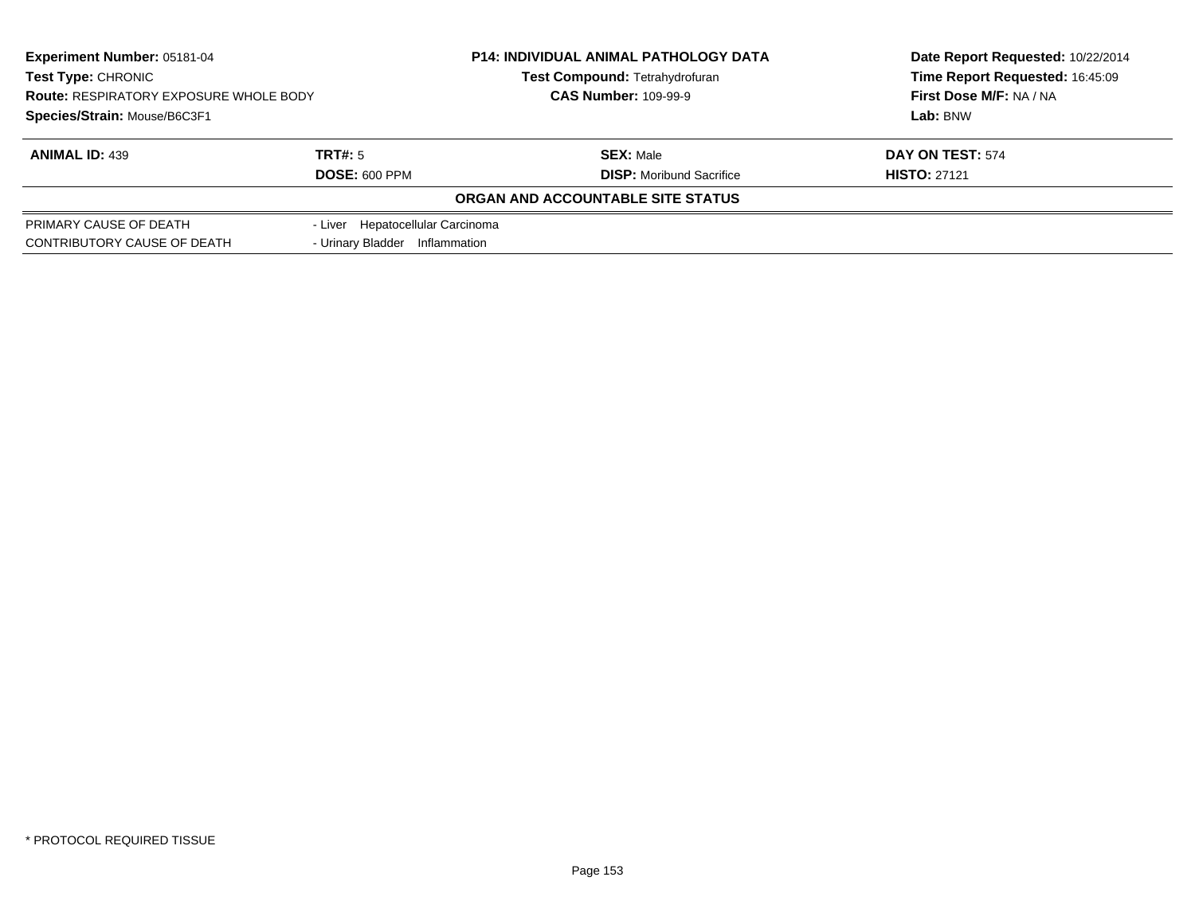| | | | |
|---|---|---|---|
| **Experiment Number:** 05181-04 | **P14: INDIVIDUAL ANIMAL PATHOLOGY DATA** | | **Date Report Requested:** 10/22/2014 |
| **Test Type:** CHRONIC | **Test Compound:** Tetrahydrofuran | | **Time Report Requested:** 16:45:09 |
| **Route:** RESPIRATORY EXPOSURE WHOLE BODY | **CAS Number:** 109-99-9 | | **First Dose M/F:** NA / NA |
| **Species/Strain:** Mouse/B6C3F1 | | | **Lab:** BNW |

| **ANIMAL ID:** 439 | **TRT#:** 5 | **SEX:** Male | **DAY ON TEST:** 574 |
|---|---|---|---|
| | **DOSE:** 600 PPM | **DISP:** Moribund Sacrifice | **HISTO:** 27121 |

**ORGAN AND ACCOUNTABLE SITE STATUS**

| | |
|---|---|
| PRIMARY CAUSE OF DEATH | - Liver Hepatocellular Carcinoma |
| CONTRIBUTORY CAUSE OF DEATH | - Urinary Bladder Inflammation |

* PROTOCOL REQUIRED TISSUE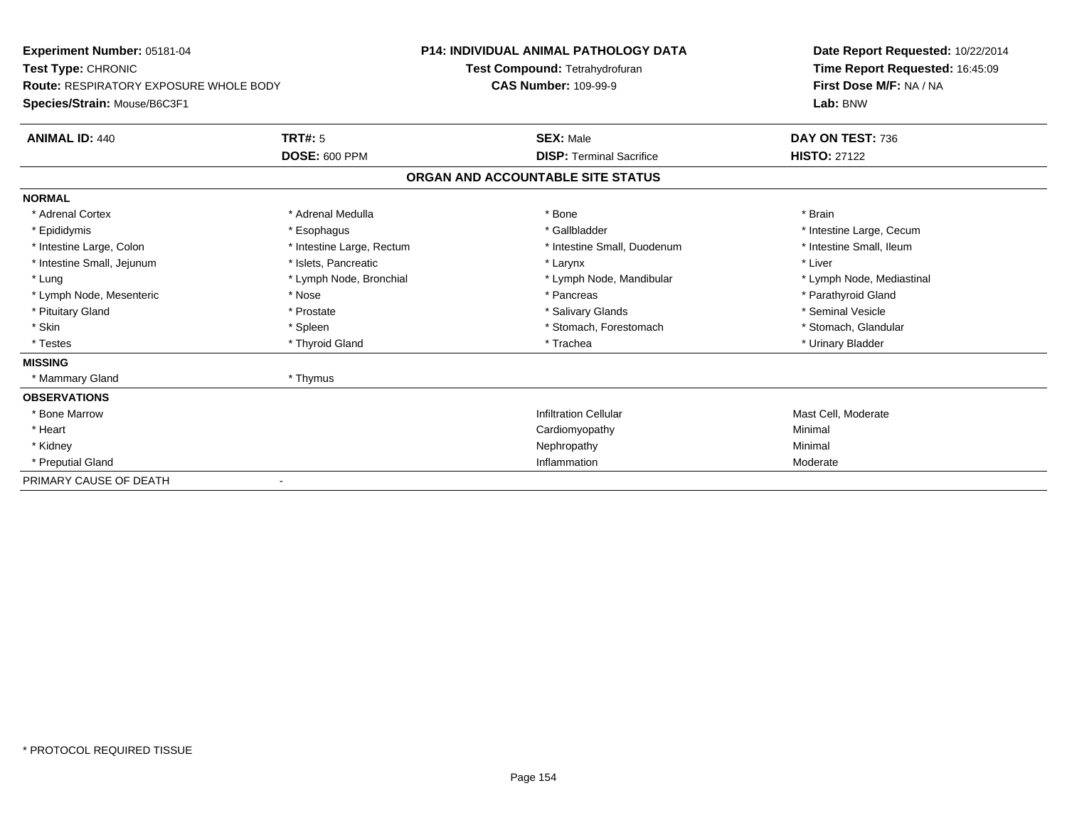**Experiment Number:** 05181-04
**Test Type:** CHRONIC
**Route:** RESPIRATORY EXPOSURE WHOLE BODY
**Species/Strain:** Mouse/B6C3F1

**P14: INDIVIDUAL ANIMAL PATHOLOGY DATA**
**Test Compound:** Tetrahydrofuran
**CAS Number:** 109-99-9

**Date Report Requested:** 10/22/2014
**Time Report Requested:** 16:45:09
**First Dose M/F:** NA / NA
**Lab:** BNW

| **ANIMAL ID:** 440 | **TRT#:** 5 | **SEX:** Male | **DAY ON TEST:** 736 |
|---|---|---|---|
| | **DOSE:** 600 PPM | **DISP:** Terminal Sacrifice | **HISTO:** 27122 |

## ORGAN AND ACCOUNTABLE SITE STATUS

| | | | |
|---|---|---|---|
| **NORMAL** | | | |
| * Adrenal Cortex | * Adrenal Medulla | * Bone | * Brain |
| * Epididymis | * Esophagus | * Gallbladder | * Intestine Large, Cecum |
| * Intestine Large, Colon | * Intestine Large, Rectum | * Intestine Small, Duodenum | * Intestine Small, Ileum |
| * Intestine Small, Jejunum | * Islets, Pancreatic | * Larynx | * Liver |
| * Lung | * Lymph Node, Bronchial | * Lymph Node, Mandibular | * Lymph Node, Mediastinal |
| * Lymph Node, Mesenteric | * Nose | * Pancreas | * Parathyroid Gland |
| * Pituitary Gland | * Prostate | * Salivary Glands | * Seminal Vesicle |
| * Skin | * Spleen | * Stomach, Forestomach | * Stomach, Glandular |
| * Testes | * Thyroid Gland | * Trachea | * Urinary Bladder |
| **MISSING** | | | |
| * Mammary Gland | * Thymus | | |
| **OBSERVATIONS** | | | |
| * Bone Marrow | | Infiltration Cellular | Mast Cell, Moderate |
| * Heart | | Cardiomyopathy | Minimal |
| * Kidney | | Nephropathy | Minimal |
| * Preputial Gland | | Inflammation | Moderate |
| PRIMARY CAUSE OF DEATH | - | | |

\* PROTOCOL REQUIRED TISSUE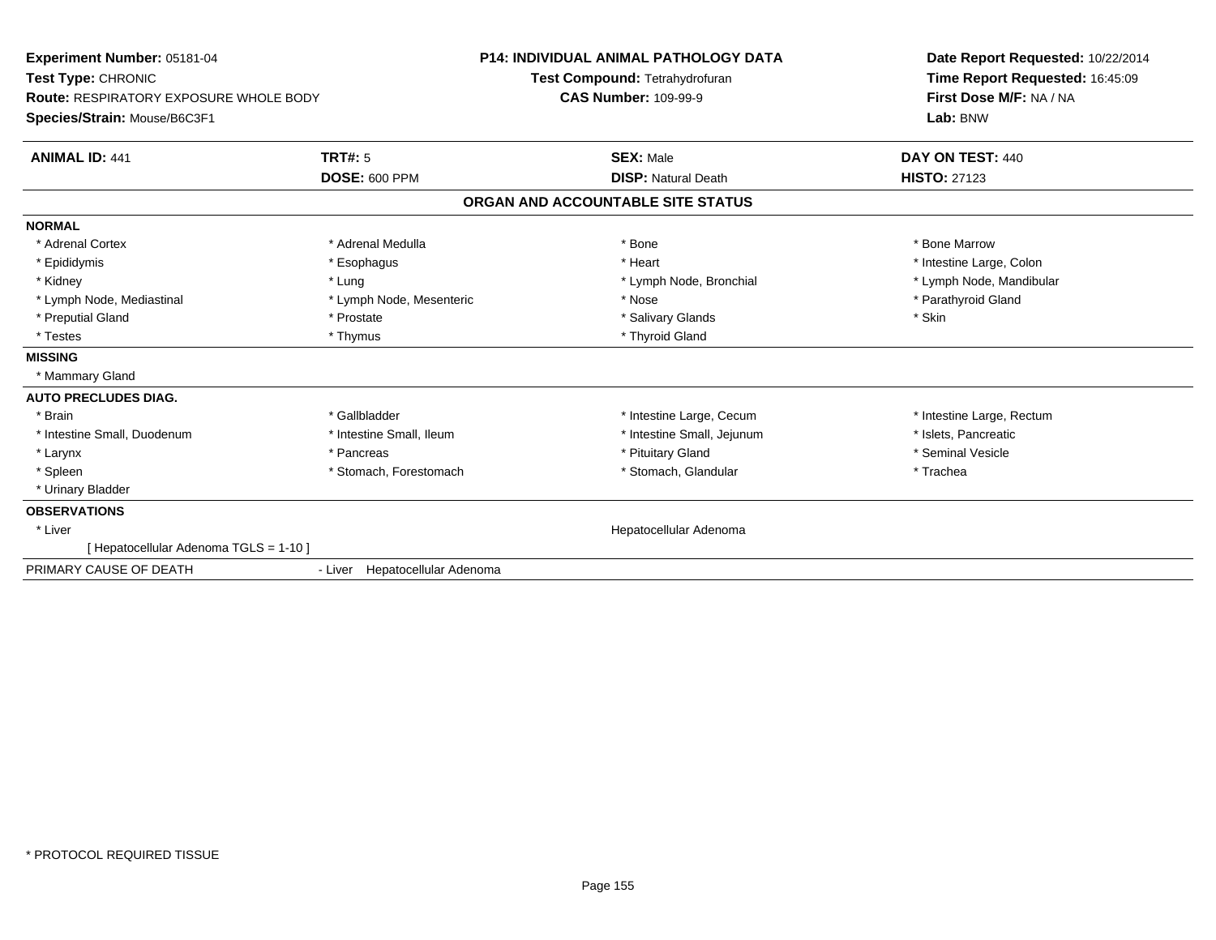**Experiment Number:** 05181-04
**Test Type:** CHRONIC
**Route:** RESPIRATORY EXPOSURE WHOLE BODY
**Species/Strain:** Mouse/B6C3F1

**P14: INDIVIDUAL ANIMAL PATHOLOGY DATA**
**Test Compound:** Tetrahydrofuran
**CAS Number:** 109-99-9

**Date Report Requested:** 10/22/2014
**Time Report Requested:** 16:45:09
**First Dose M/F:** NA / NA
**Lab:** BNW

| **ANIMAL ID:** 441 | **TRT#:** 5 | **SEX:** Male | **DAY ON TEST:** 440 |
|---|---|---|---|
| | **DOSE:** 600 PPM | **DISP:** Natural Death | **HISTO:** 27123 |

**ORGAN AND ACCOUNTABLE SITE STATUS**

**NORMAL**

| | | | |
|---|---|---|---|
| * Adrenal Cortex | * Adrenal Medulla | * Bone | * Bone Marrow |
| * Epididymis | * Esophagus | * Heart | * Intestine Large, Colon |
| * Kidney | * Lung | * Lymph Node, Bronchial | * Lymph Node, Mandibular |
| * Lymph Node, Mediastinal | * Lymph Node, Mesenteric | * Nose | * Parathyroid Gland |
| * Preputial Gland | * Prostate | * Salivary Glands | * Skin |
| * Testes | * Thymus | * Thyroid Gland | |

**MISSING**

* Mammary Gland

**AUTO PRECLUDES DIAG.**

| | | | |
|---|---|---|---|
| * Brain | * Gallbladder | * Intestine Large, Cecum | * Intestine Large, Rectum |
| * Intestine Small, Duodenum | * Intestine Small, Ileum | * Intestine Small, Jejunum | * Islets, Pancreatic |
| * Larynx | * Pancreas | * Pituitary Gland | * Seminal Vesicle |
| * Spleen | * Stomach, Forestomach | * Stomach, Glandular | * Trachea |
| * Urinary Bladder | | | |

**OBSERVATIONS**

* Liver — Hepatocellular Adenoma
  [ Hepatocellular Adenoma TGLS = 1-10 ]

PRIMARY CAUSE OF DEATH - Liver Hepatocellular Adenoma

* PROTOCOL REQUIRED TISSUE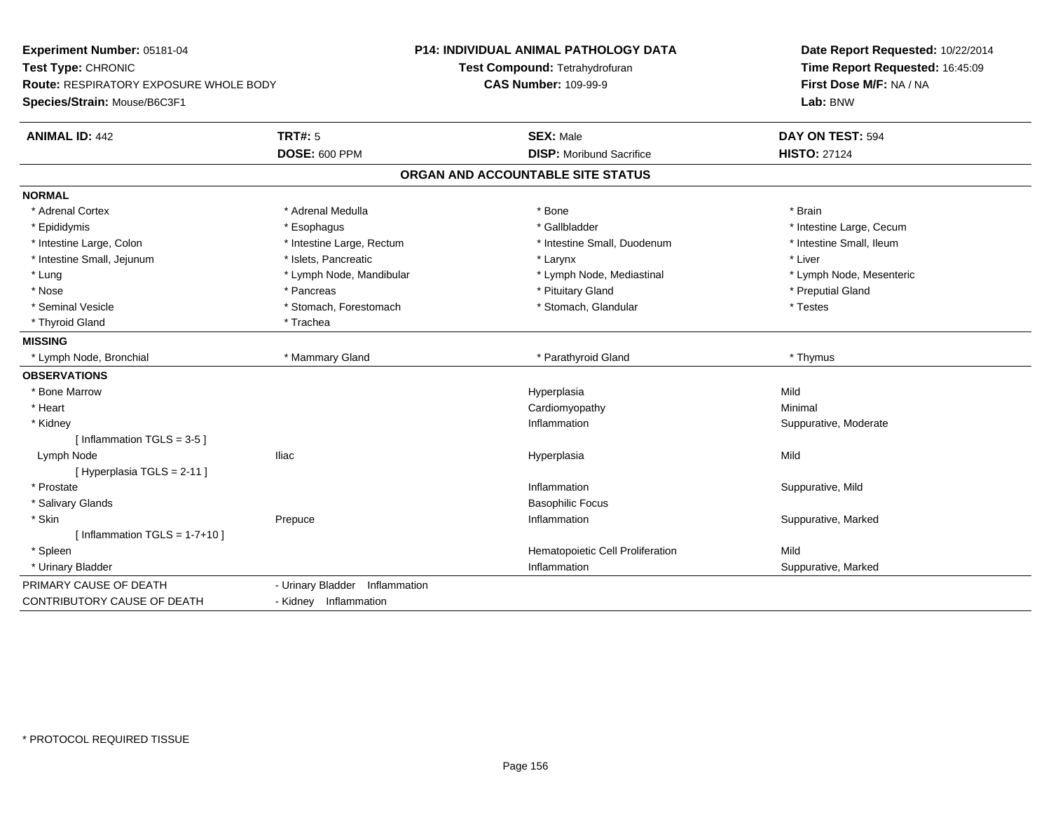**Experiment Number:** 05181-04
**Test Type:** CHRONIC
**Route:** RESPIRATORY EXPOSURE WHOLE BODY
**Species/Strain:** Mouse/B6C3F1

**P14: INDIVIDUAL ANIMAL PATHOLOGY DATA**
**Test Compound:** Tetrahydrofuran
**CAS Number:** 109-99-9

**Date Report Requested:** 10/22/2014
**Time Report Requested:** 16:45:09
**First Dose M/F:** NA / NA
**Lab:** BNW

| **ANIMAL ID:** 442 | **TRT#:** 5 | **SEX:** Male | **DAY ON TEST:** 594 |
|---|---|---|---|
| | **DOSE:** 600 PPM | **DISP:** Moribund Sacrifice | **HISTO:** 27124 |

## ORGAN AND ACCOUNTABLE SITE STATUS

**NORMAL**

| | | | |
|---|---|---|---|
| * Adrenal Cortex | * Adrenal Medulla | * Bone | * Brain |
| * Epididymis | * Esophagus | * Gallbladder | * Intestine Large, Cecum |
| * Intestine Large, Colon | * Intestine Large, Rectum | * Intestine Small, Duodenum | * Intestine Small, Ileum |
| * Intestine Small, Jejunum | * Islets, Pancreatic | * Larynx | * Liver |
| * Lung | * Lymph Node, Mandibular | * Lymph Node, Mediastinal | * Lymph Node, Mesenteric |
| * Nose | * Pancreas | * Pituitary Gland | * Preputial Gland |
| * Seminal Vesicle | * Stomach, Forestomach | * Stomach, Glandular | * Testes |
| * Thyroid Gland | * Trachea | | |

**MISSING**

| | | | |
|---|---|---|---|
| * Lymph Node, Bronchial | * Mammary Gland | * Parathyroid Gland | * Thymus |

**OBSERVATIONS**

| | | | |
|---|---|---|---|
| * Bone Marrow | | Hyperplasia | Mild |
| * Heart | | Cardiomyopathy | Minimal |
| * Kidney | | Inflammation | Suppurative, Moderate |
| [ Inflammation TGLS = 3-5 ] | | | |
| Lymph Node | Iliac | Hyperplasia | Mild |
| [ Hyperplasia TGLS = 2-11 ] | | | |
| * Prostate | | Inflammation | Suppurative, Mild |
| * Salivary Glands | | Basophilic Focus | |
| * Skin | Prepuce | Inflammation | Suppurative, Marked |
| [ Inflammation TGLS = 1-7+10 ] | | | |
| * Spleen | | Hematopoietic Cell Proliferation | Mild |
| * Urinary Bladder | | Inflammation | Suppurative, Marked |

| | |
|---|---|
| PRIMARY CAUSE OF DEATH | - Urinary Bladder Inflammation |
| CONTRIBUTORY CAUSE OF DEATH | - Kidney Inflammation |

\* PROTOCOL REQUIRED TISSUE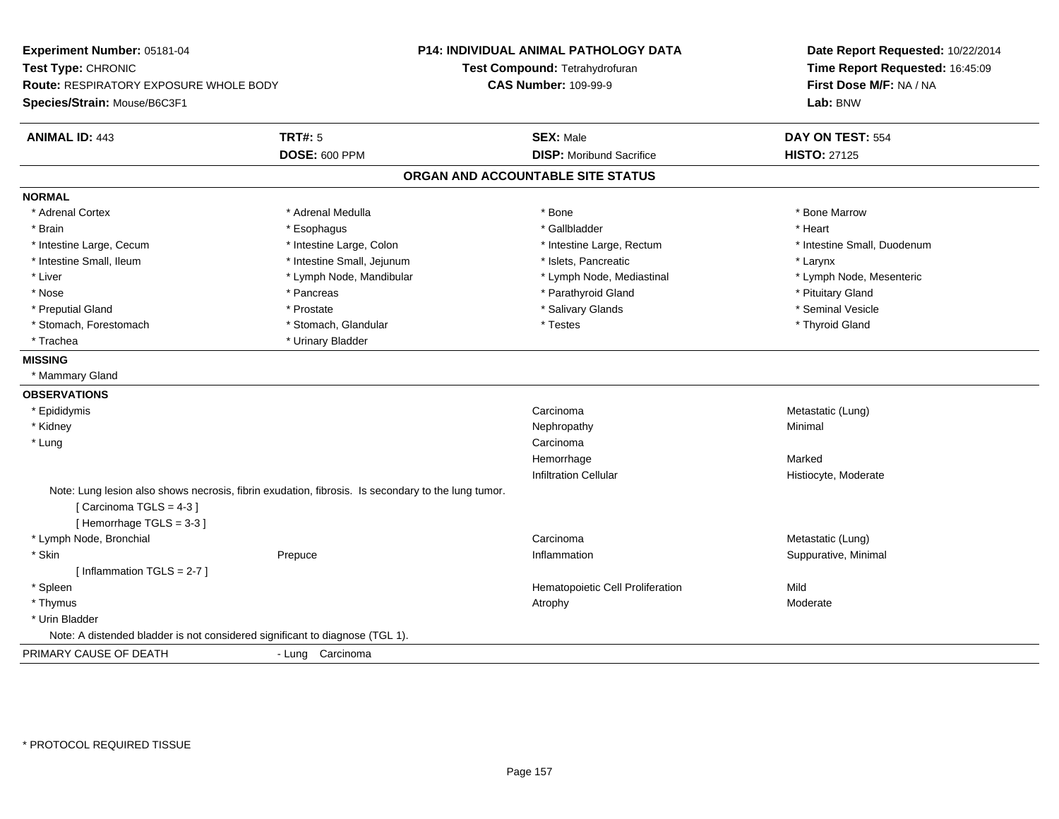**Experiment Number:** 05181-04
**Test Type:** CHRONIC
**Route:** RESPIRATORY EXPOSURE WHOLE BODY
**Species/Strain:** Mouse/B6C3F1

**P14: INDIVIDUAL ANIMAL PATHOLOGY DATA**
**Test Compound:** Tetrahydrofuran
**CAS Number:** 109-99-9

**Date Report Requested:** 10/22/2014
**Time Report Requested:** 16:45:09
**First Dose M/F:** NA / NA
**Lab:** BNW

| **ANIMAL ID:** 443 | **TRT#:** 5 | **SEX:** Male | **DAY ON TEST:** 554 |
|---|---|---|---|
| | **DOSE:** 600 PPM | **DISP:** Moribund Sacrifice | **HISTO:** 27125 |

## ORGAN AND ACCOUNTABLE SITE STATUS

**NORMAL**

| | | | |
|---|---|---|---|
| * Adrenal Cortex | * Adrenal Medulla | * Bone | * Bone Marrow |
| * Brain | * Esophagus | * Gallbladder | * Heart |
| * Intestine Large, Cecum | * Intestine Large, Colon | * Intestine Large, Rectum | * Intestine Small, Duodenum |
| * Intestine Small, Ileum | * Intestine Small, Jejunum | * Islets, Pancreatic | * Larynx |
| * Liver | * Lymph Node, Mandibular | * Lymph Node, Mediastinal | * Lymph Node, Mesenteric |
| * Nose | * Pancreas | * Parathyroid Gland | * Pituitary Gland |
| * Preputial Gland | * Prostate | * Salivary Glands | * Seminal Vesicle |
| * Stomach, Forestomach | * Stomach, Glandular | * Testes | * Thyroid Gland |
| * Trachea | * Urinary Bladder | | |

**MISSING**

* Mammary Gland

**OBSERVATIONS**

| | | | |
|---|---|---|---|
| * Epididymis | | Carcinoma | Metastatic (Lung) |
| * Kidney | | Nephropathy | Minimal |
| * Lung | | Carcinoma | |
| | | Hemorrhage | Marked |
| | | Infiltration Cellular | Histiocyte, Moderate |

Note: Lung lesion also shows necrosis, fibrin exudation, fibrosis. Is secondary to the lung tumor.
[ Carcinoma TGLS = 4-3 ]
[ Hemorrhage TGLS = 3-3 ]

| | | | |
|---|---|---|---|
| * Lymph Node, Bronchial | | Carcinoma | Metastatic (Lung) |
| * Skin | Prepuce | Inflammation | Suppurative, Minimal |

[ Inflammation TGLS = 2-7 ]

| | | | |
|---|---|---|---|
| * Spleen | | Hematopoietic Cell Proliferation | Mild |
| * Thymus | | Atrophy | Moderate |
| * Urin Bladder | | | |

Note: A distended bladder is not considered significant to diagnose (TGL 1).

PRIMARY CAUSE OF DEATH - Lung Carcinoma

\* PROTOCOL REQUIRED TISSUE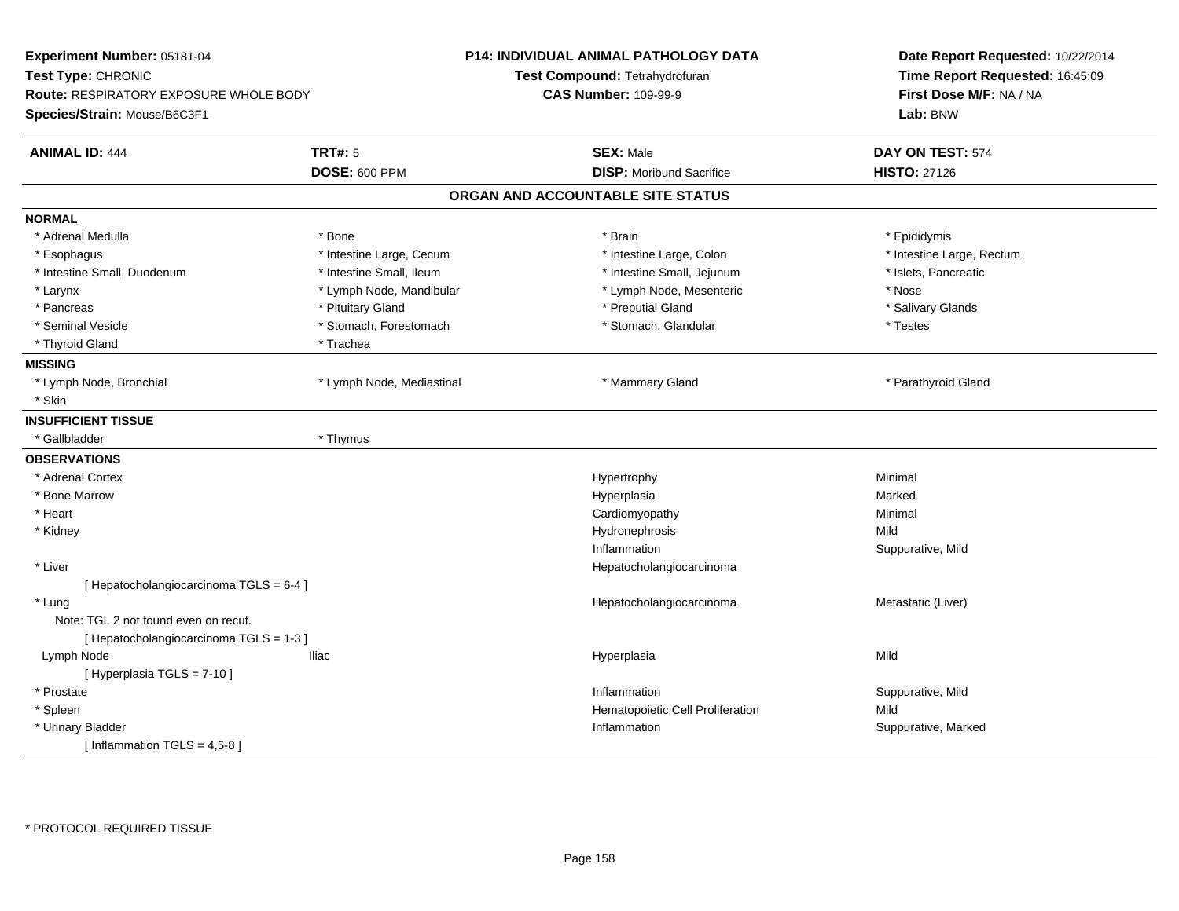**Experiment Number:** 05181-04
**Test Type:** CHRONIC
**Route:** RESPIRATORY EXPOSURE WHOLE BODY
**Species/Strain:** Mouse/B6C3F1

**P14: INDIVIDUAL ANIMAL PATHOLOGY DATA**
**Test Compound:** Tetrahydrofuran
**CAS Number:** 109-99-9

**Date Report Requested:** 10/22/2014
**Time Report Requested:** 16:45:09
**First Dose M/F:** NA / NA
**Lab:** BNW

| **ANIMAL ID:** 444 | **TRT#:** 5 | **SEX:** Male | **DAY ON TEST:** 574 |
|---|---|---|---|
| | **DOSE:** 600 PPM | **DISP:** Moribund Sacrifice | **HISTO:** 27126 |

## ORGAN AND ACCOUNTABLE SITE STATUS

**NORMAL**

| | | | |
|---|---|---|---|
| * Adrenal Medulla | * Bone | * Brain | * Epididymis |
| * Esophagus | * Intestine Large, Cecum | * Intestine Large, Colon | * Intestine Large, Rectum |
| * Intestine Small, Duodenum | * Intestine Small, Ileum | * Intestine Small, Jejunum | * Islets, Pancreatic |
| * Larynx | * Lymph Node, Mandibular | * Lymph Node, Mesenteric | * Nose |
| * Pancreas | * Pituitary Gland | * Preputial Gland | * Salivary Glands |
| * Seminal Vesicle | * Stomach, Forestomach | * Stomach, Glandular | * Testes |
| * Thyroid Gland | * Trachea | | |

**MISSING**

| | | | |
|---|---|---|---|
| * Lymph Node, Bronchial | * Lymph Node, Mediastinal | * Mammary Gland | * Parathyroid Gland |
| * Skin | | | |

**INSUFFICIENT TISSUE**

| | | | |
|---|---|---|---|
| * Gallbladder | * Thymus | | |

**OBSERVATIONS**

| | | | |
|---|---|---|---|
| * Adrenal Cortex | | Hypertrophy | Minimal |
| * Bone Marrow | | Hyperplasia | Marked |
| * Heart | | Cardiomyopathy | Minimal |
| * Kidney | | Hydronephrosis | Mild |
| | | Inflammation | Suppurative, Mild |
| * Liver | | Hepatocholangiocarcinoma | |
| [ Hepatocholangiocarcinoma TGLS = 6-4 ] | | | |
| * Lung | | Hepatocholangiocarcinoma | Metastatic (Liver) |
| Note: TGL 2 not found even on recut. | | | |
| [ Hepatocholangiocarcinoma TGLS = 1-3 ] | | | |
| Lymph Node | Iliac | Hyperplasia | Mild |
| [ Hyperplasia TGLS = 7-10 ] | | | |
| * Prostate | | Inflammation | Suppurative, Mild |
| * Spleen | | Hematopoietic Cell Proliferation | Mild |
| * Urinary Bladder | | Inflammation | Suppurative, Marked |
| [ Inflammation TGLS = 4,5-8 ] | | | |

* PROTOCOL REQUIRED TISSUE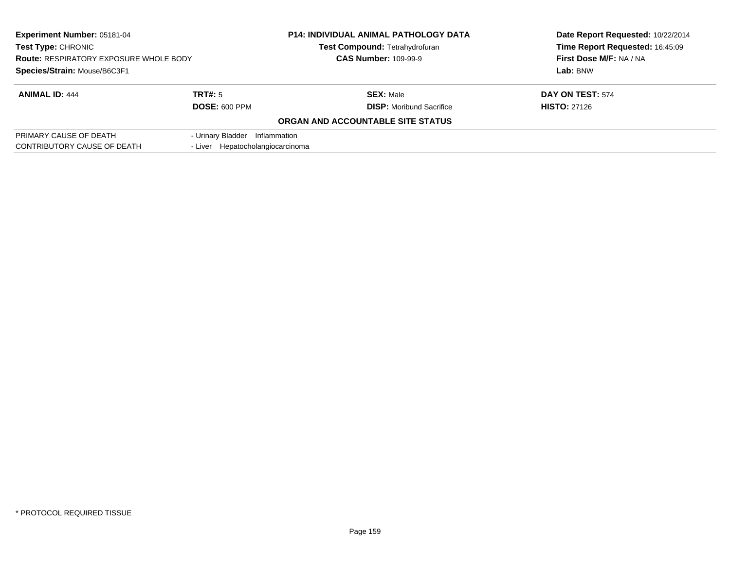**Experiment Number:** 05181-04
**Test Type:** CHRONIC
**Route:** RESPIRATORY EXPOSURE WHOLE BODY
**Species/Strain:** Mouse/B6C3F1

**P14: INDIVIDUAL ANIMAL PATHOLOGY DATA**
**Test Compound:** Tetrahydrofuran
**CAS Number:** 109-99-9

**Date Report Requested:** 10/22/2014
**Time Report Requested:** 16:45:09
**First Dose M/F:** NA / NA
**Lab:** BNW

| **ANIMAL ID:** 444 | **TRT#:** 5 | **SEX:** Male | **DAY ON TEST:** 574 |
|---|---|---|---|
| | **DOSE:** 600 PPM | **DISP:** Moribund Sacrifice | **HISTO:** 27126 |

**ORGAN AND ACCOUNTABLE SITE STATUS**

| | |
|---|---|
| PRIMARY CAUSE OF DEATH | - Urinary Bladder Inflammation |
| CONTRIBUTORY CAUSE OF DEATH | - Liver Hepatocholangiocarcinoma |

* PROTOCOL REQUIRED TISSUE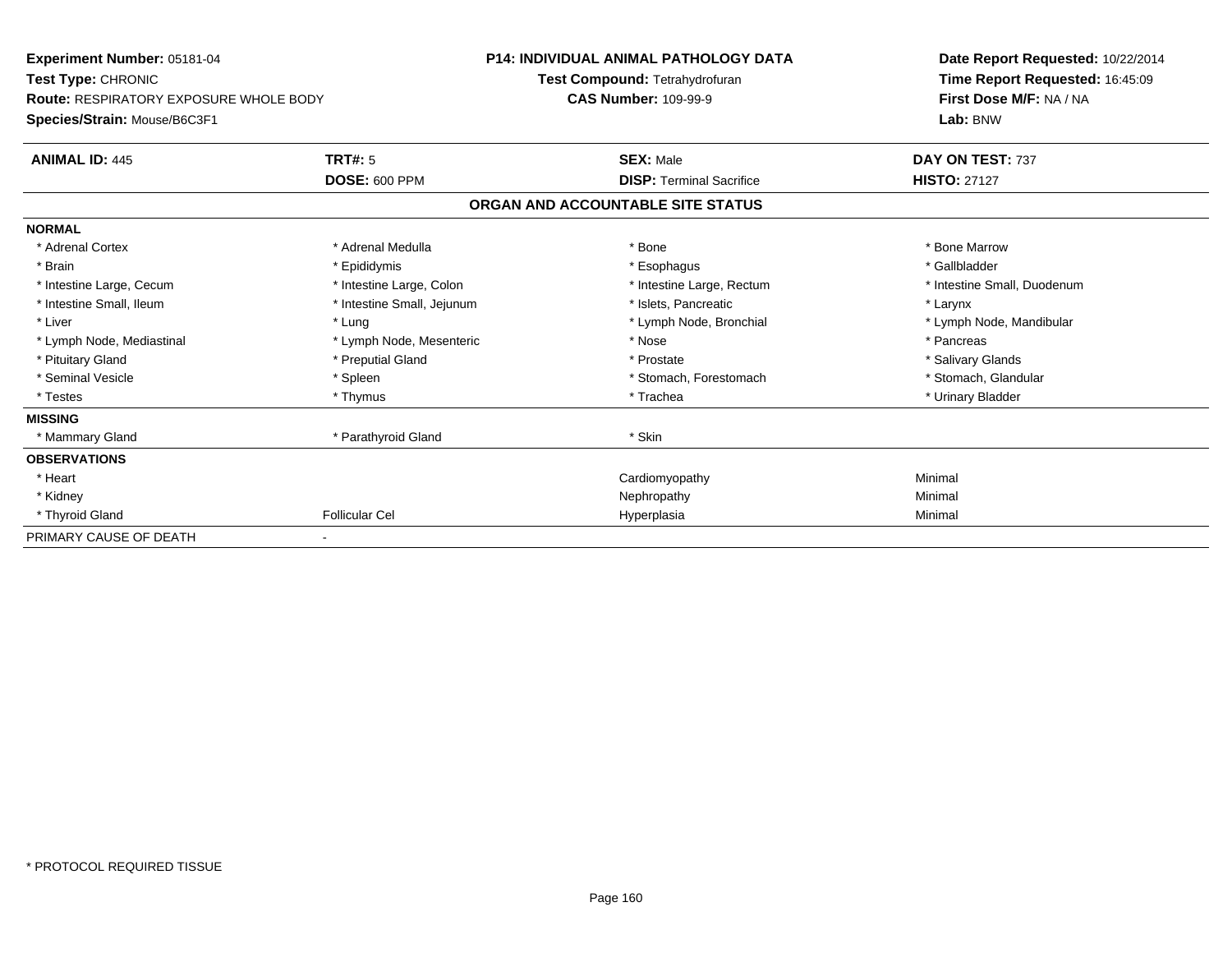**Experiment Number:** 05181-04
**Test Type:** CHRONIC
**Route:** RESPIRATORY EXPOSURE WHOLE BODY
**Species/Strain:** Mouse/B6C3F1

**P14: INDIVIDUAL ANIMAL PATHOLOGY DATA**
**Test Compound:** Tetrahydrofuran
**CAS Number:** 109-99-9

**Date Report Requested:** 10/22/2014
**Time Report Requested:** 16:45:09
**First Dose M/F:** NA / NA
**Lab:** BNW

| **ANIMAL ID:** 445 | **TRT#:** 5 | **SEX:** Male | **DAY ON TEST:** 737 |
|---|---|---|---|
| | **DOSE:** 600 PPM | **DISP:** Terminal Sacrifice | **HISTO:** 27127 |

## ORGAN AND ACCOUNTABLE SITE STATUS

| | | | |
|---|---|---|---|
| **NORMAL** | | | |
| * Adrenal Cortex | * Adrenal Medulla | * Bone | * Bone Marrow |
| * Brain | * Epididymis | * Esophagus | * Gallbladder |
| * Intestine Large, Cecum | * Intestine Large, Colon | * Intestine Large, Rectum | * Intestine Small, Duodenum |
| * Intestine Small, Ileum | * Intestine Small, Jejunum | * Islets, Pancreatic | * Larynx |
| * Liver | * Lung | * Lymph Node, Bronchial | * Lymph Node, Mandibular |
| * Lymph Node, Mediastinal | * Lymph Node, Mesenteric | * Nose | * Pancreas |
| * Pituitary Gland | * Preputial Gland | * Prostate | * Salivary Glands |
| * Seminal Vesicle | * Spleen | * Stomach, Forestomach | * Stomach, Glandular |
| * Testes | * Thymus | * Trachea | * Urinary Bladder |
| **MISSING** | | | |
| * Mammary Gland | * Parathyroid Gland | * Skin | |
| **OBSERVATIONS** | | | |
| * Heart | | Cardiomyopathy | Minimal |
| * Kidney | | Nephropathy | Minimal |
| * Thyroid Gland | Follicular Cel | Hyperplasia | Minimal |
| PRIMARY CAUSE OF DEATH | - | | |

\* PROTOCOL REQUIRED TISSUE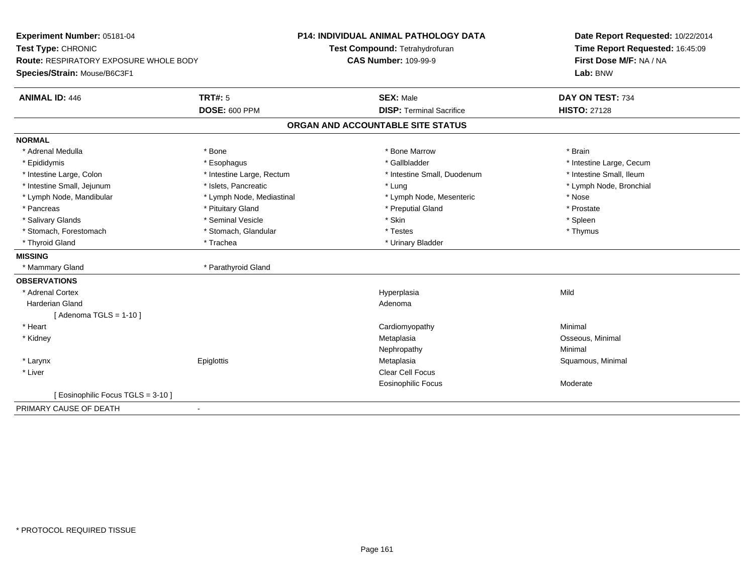**Experiment Number:** 05181-04
**Test Type:** CHRONIC
**Route:** RESPIRATORY EXPOSURE WHOLE BODY
**Species/Strain:** Mouse/B6C3F1

**P14: INDIVIDUAL ANIMAL PATHOLOGY DATA**
**Test Compound:** Tetrahydrofuran
**CAS Number:** 109-99-9

**Date Report Requested:** 10/22/2014
**Time Report Requested:** 16:45:09
**First Dose M/F:** NA / NA
**Lab:** BNW

| **ANIMAL ID:** 446 | **TRT#:** 5 | **SEX:** Male | **DAY ON TEST:** 734 |
|---|---|---|---|
| | **DOSE:** 600 PPM | **DISP:** Terminal Sacrifice | **HISTO:** 27128 |

## ORGAN AND ACCOUNTABLE SITE STATUS

**NORMAL**

| | | | |
|---|---|---|---|
| * Adrenal Medulla | * Bone | * Bone Marrow | * Brain |
| * Epididymis | * Esophagus | * Gallbladder | * Intestine Large, Cecum |
| * Intestine Large, Colon | * Intestine Large, Rectum | * Intestine Small, Duodenum | * Intestine Small, Ileum |
| * Intestine Small, Jejunum | * Islets, Pancreatic | * Lung | * Lymph Node, Bronchial |
| * Lymph Node, Mandibular | * Lymph Node, Mediastinal | * Lymph Node, Mesenteric | * Nose |
| * Pancreas | * Pituitary Gland | * Preputial Gland | * Prostate |
| * Salivary Glands | * Seminal Vesicle | * Skin | * Spleen |
| * Stomach, Forestomach | * Stomach, Glandular | * Testes | * Thymus |
| * Thyroid Gland | * Trachea | * Urinary Bladder | |

**MISSING**

| | |
|---|---|
| * Mammary Gland | * Parathyroid Gland |

**OBSERVATIONS**

| | | | |
|---|---|---|---|
| * Adrenal Cortex | | Hyperplasia | Mild |
| Harderian Gland | | Adenoma | |
| [ Adenoma TGLS = 1-10 ] | | | |
| * Heart | | Cardiomyopathy | Minimal |
| * Kidney | | Metaplasia | Osseous, Minimal |
| | | Nephropathy | Minimal |
| * Larynx | Epiglottis | Metaplasia | Squamous, Minimal |
| * Liver | | Clear Cell Focus | |
| | | Eosinophilic Focus | Moderate |
| [ Eosinophilic Focus TGLS = 3-10 ] | | | |

PRIMARY CAUSE OF DEATH -

* PROTOCOL REQUIRED TISSUE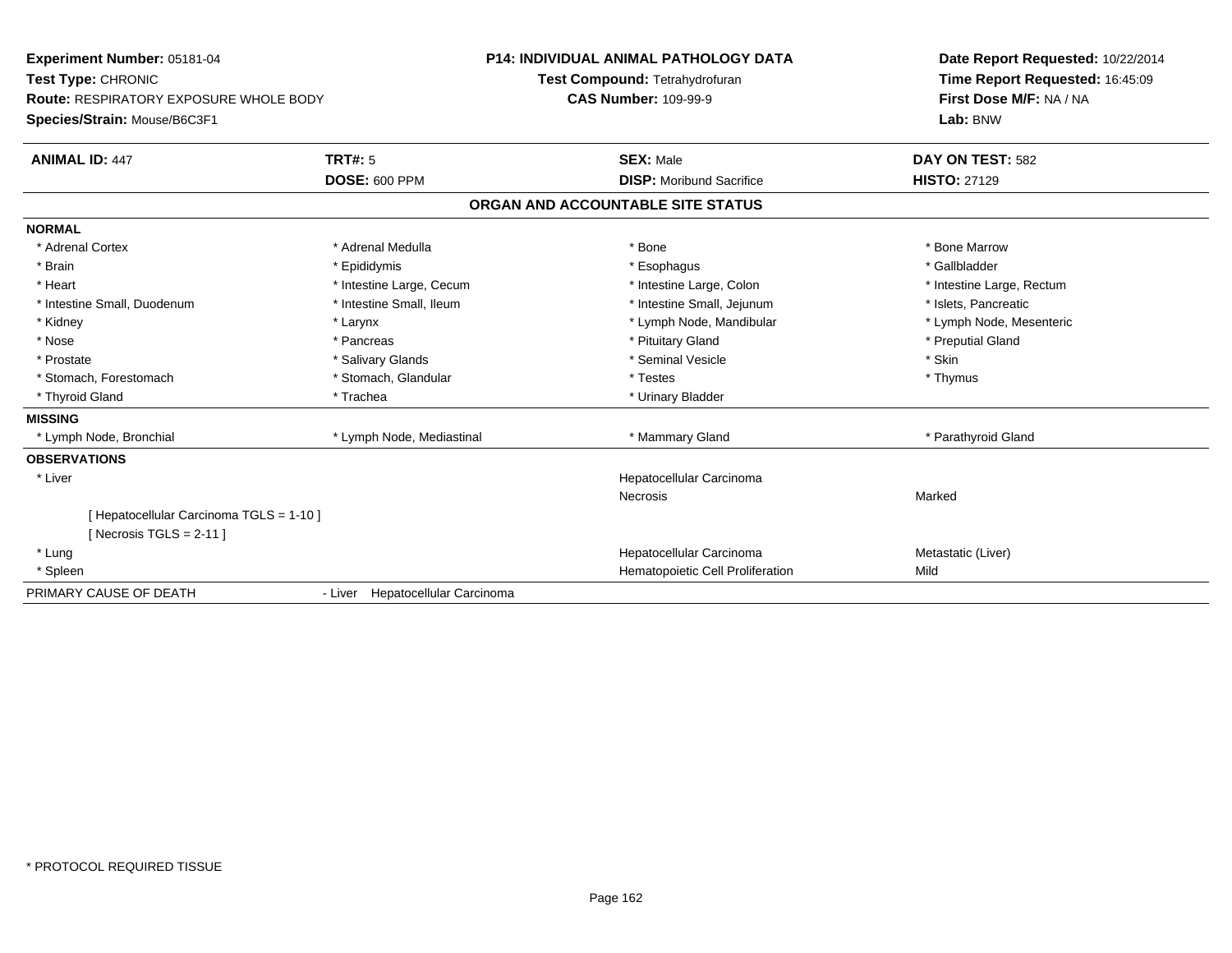**Experiment Number:** 05181-04
**Test Type:** CHRONIC
**Route:** RESPIRATORY EXPOSURE WHOLE BODY
**Species/Strain:** Mouse/B6C3F1

**P14: INDIVIDUAL ANIMAL PATHOLOGY DATA**
**Test Compound:** Tetrahydrofuran
**CAS Number:** 109-99-9

**Date Report Requested:** 10/22/2014
**Time Report Requested:** 16:45:09
**First Dose M/F:** NA / NA
**Lab:** BNW

| **ANIMAL ID:** 447 | **TRT#:** 5 | **SEX:** Male | **DAY ON TEST:** 582 |
|---|---|---|---|
| | **DOSE:** 600 PPM | **DISP:** Moribund Sacrifice | **HISTO:** 27129 |

## ORGAN AND ACCOUNTABLE SITE STATUS

| | | | |
|---|---|---|---|
| **NORMAL** | | | |
| * Adrenal Cortex | * Adrenal Medulla | * Bone | * Bone Marrow |
| * Brain | * Epididymis | * Esophagus | * Gallbladder |
| * Heart | * Intestine Large, Cecum | * Intestine Large, Colon | * Intestine Large, Rectum |
| * Intestine Small, Duodenum | * Intestine Small, Ileum | * Intestine Small, Jejunum | * Islets, Pancreatic |
| * Kidney | * Larynx | * Lymph Node, Mandibular | * Lymph Node, Mesenteric |
| * Nose | * Pancreas | * Pituitary Gland | * Preputial Gland |
| * Prostate | * Salivary Glands | * Seminal Vesicle | * Skin |
| * Stomach, Forestomach | * Stomach, Glandular | * Testes | * Thymus |
| * Thyroid Gland | * Trachea | * Urinary Bladder | |
| **MISSING** | | | |
| * Lymph Node, Bronchial | * Lymph Node, Mediastinal | * Mammary Gland | * Parathyroid Gland |
| **OBSERVATIONS** | | | |
| * Liver | | Hepatocellular Carcinoma | |
| | | Necrosis | Marked |
| [ Hepatocellular Carcinoma TGLS = 1-10 ] | | | |
| [ Necrosis TGLS = 2-11 ] | | | |
| * Lung | | Hepatocellular Carcinoma | Metastatic (Liver) |
| * Spleen | | Hematopoietic Cell Proliferation | Mild |
| PRIMARY CAUSE OF DEATH | - Liver Hepatocellular Carcinoma | | |

* PROTOCOL REQUIRED TISSUE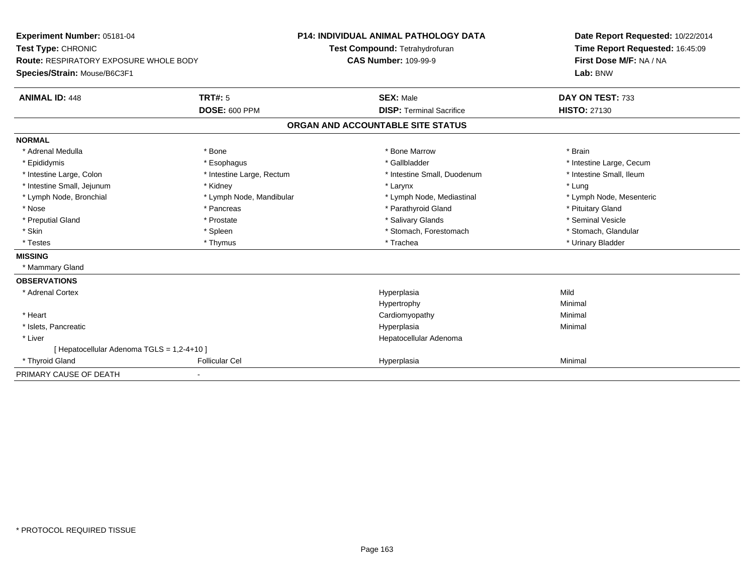**Experiment Number:** 05181-04
**Test Type:** CHRONIC
**Route:** RESPIRATORY EXPOSURE WHOLE BODY
**Species/Strain:** Mouse/B6C3F1

**P14: INDIVIDUAL ANIMAL PATHOLOGY DATA**
**Test Compound:** Tetrahydrofuran
**CAS Number:** 109-99-9

**Date Report Requested:** 10/22/2014
**Time Report Requested:** 16:45:09
**First Dose M/F:** NA / NA
**Lab:** BNW

| **ANIMAL ID:** 448 | **TRT#:** 5 | **SEX:** Male | **DAY ON TEST:** 733 |
|---|---|---|---|
| | **DOSE:** 600 PPM | **DISP:** Terminal Sacrifice | **HISTO:** 27130 |

**ORGAN AND ACCOUNTABLE SITE STATUS**

**NORMAL**

| | | | |
|---|---|---|---|
| * Adrenal Medulla | * Bone | * Bone Marrow | * Brain |
| * Epididymis | * Esophagus | * Gallbladder | * Intestine Large, Cecum |
| * Intestine Large, Colon | * Intestine Large, Rectum | * Intestine Small, Duodenum | * Intestine Small, Ileum |
| * Intestine Small, Jejunum | * Kidney | * Larynx | * Lung |
| * Lymph Node, Bronchial | * Lymph Node, Mandibular | * Lymph Node, Mediastinal | * Lymph Node, Mesenteric |
| * Nose | * Pancreas | * Parathyroid Gland | * Pituitary Gland |
| * Preputial Gland | * Prostate | * Salivary Glands | * Seminal Vesicle |
| * Skin | * Spleen | * Stomach, Forestomach | * Stomach, Glandular |
| * Testes | * Thymus | * Trachea | * Urinary Bladder |

**MISSING**

* Mammary Gland

**OBSERVATIONS**

| | | | |
|---|---|---|---|
| * Adrenal Cortex | | Hyperplasia | Mild |
| | | Hypertrophy | Minimal |
| * Heart | | Cardiomyopathy | Minimal |
| * Islets, Pancreatic | | Hyperplasia | Minimal |
| * Liver | | Hepatocellular Adenoma | |
| [ Hepatocellular Adenoma TGLS = 1,2-4+10 ] | | | |
| * Thyroid Gland | Follicular Cel | Hyperplasia | Minimal |

PRIMARY CAUSE OF DEATH -

* PROTOCOL REQUIRED TISSUE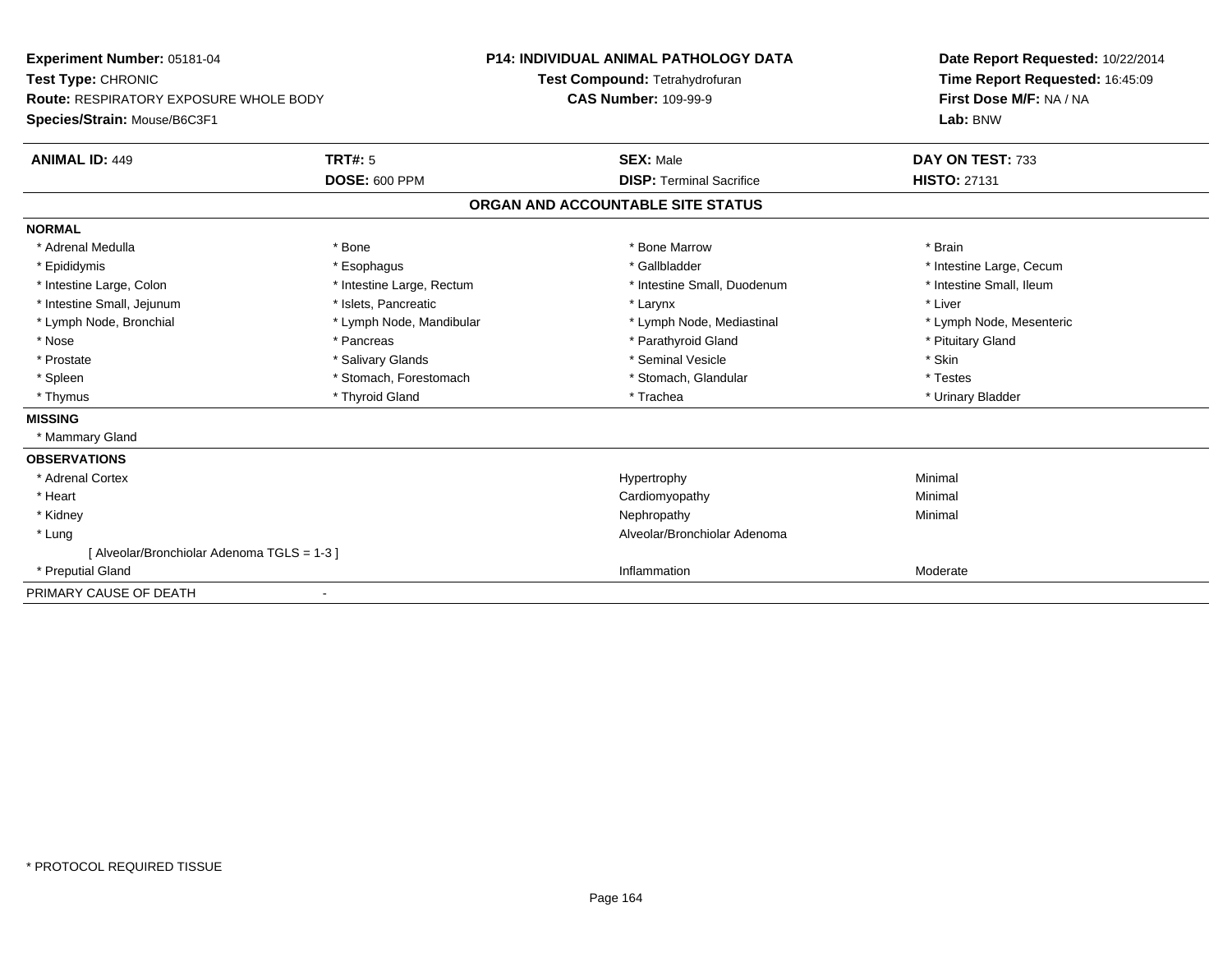**Experiment Number:** 05181-04
**Test Type:** CHRONIC
**Route:** RESPIRATORY EXPOSURE WHOLE BODY
**Species/Strain:** Mouse/B6C3F1

**P14: INDIVIDUAL ANIMAL PATHOLOGY DATA**
**Test Compound:** Tetrahydrofuran
**CAS Number:** 109-99-9

**Date Report Requested:** 10/22/2014
**Time Report Requested:** 16:45:09
**First Dose M/F:** NA / NA
**Lab:** BNW

| **ANIMAL ID:** 449 | **TRT#:** 5 | **SEX:** Male | **DAY ON TEST:** 733 |
|---|---|---|---|
| | **DOSE:** 600 PPM | **DISP:** Terminal Sacrifice | **HISTO:** 27131 |

## ORGAN AND ACCOUNTABLE SITE STATUS

**NORMAL**

| | | | |
|---|---|---|---|
| * Adrenal Medulla | * Bone | * Bone Marrow | * Brain |
| * Epididymis | * Esophagus | * Gallbladder | * Intestine Large, Cecum |
| * Intestine Large, Colon | * Intestine Large, Rectum | * Intestine Small, Duodenum | * Intestine Small, Ileum |
| * Intestine Small, Jejunum | * Islets, Pancreatic | * Larynx | * Liver |
| * Lymph Node, Bronchial | * Lymph Node, Mandibular | * Lymph Node, Mediastinal | * Lymph Node, Mesenteric |
| * Nose | * Pancreas | * Parathyroid Gland | * Pituitary Gland |
| * Prostate | * Salivary Glands | * Seminal Vesicle | * Skin |
| * Spleen | * Stomach, Forestomach | * Stomach, Glandular | * Testes |
| * Thymus | * Thyroid Gland | * Trachea | * Urinary Bladder |

**MISSING**

* Mammary Gland

**OBSERVATIONS**

| | | |
|---|---|---|
| * Adrenal Cortex | Hypertrophy | Minimal |
| * Heart | Cardiomyopathy | Minimal |
| * Kidney | Nephropathy | Minimal |
| * Lung | Alveolar/Bronchiolar Adenoma | |
| [ Alveolar/Bronchiolar Adenoma TGLS = 1-3 ] | | |
| * Preputial Gland | Inflammation | Moderate |

PRIMARY CAUSE OF DEATH -

* PROTOCOL REQUIRED TISSUE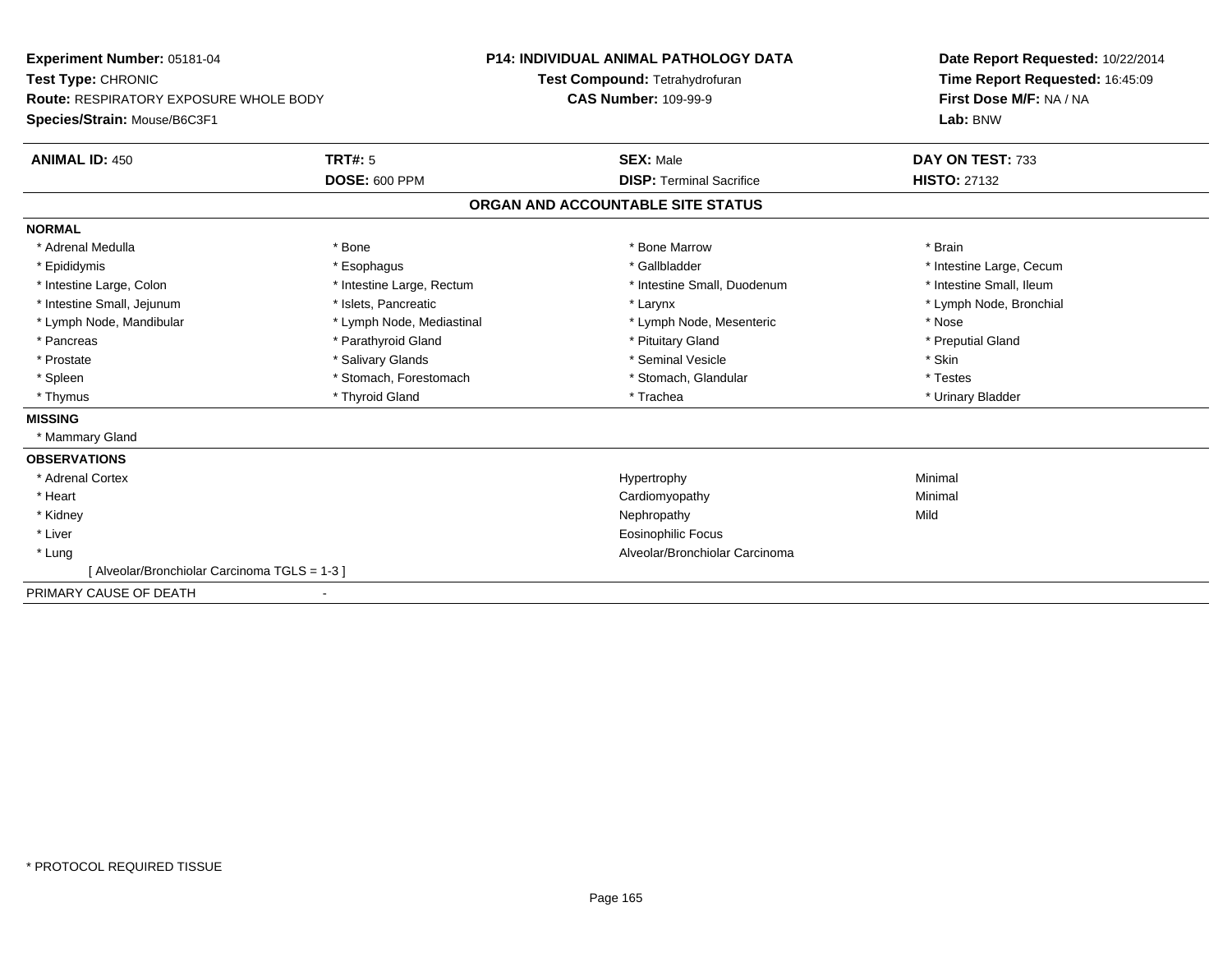**Experiment Number:** 05181-04
**Test Type:** CHRONIC
**Route:** RESPIRATORY EXPOSURE WHOLE BODY
**Species/Strain:** Mouse/B6C3F1

**P14: INDIVIDUAL ANIMAL PATHOLOGY DATA**
**Test Compound:** Tetrahydrofuran
**CAS Number:** 109-99-9

**Date Report Requested:** 10/22/2014
**Time Report Requested:** 16:45:09
**First Dose M/F:** NA / NA
**Lab:** BNW

| **ANIMAL ID:** 450 | **TRT#:** 5 | **SEX:** Male | **DAY ON TEST:** 733 |
|---|---|---|---|
| | **DOSE:** 600 PPM | **DISP:** Terminal Sacrifice | **HISTO:** 27132 |

## ORGAN AND ACCOUNTABLE SITE STATUS

**NORMAL**

| | | | |
|---|---|---|---|
| * Adrenal Medulla | * Bone | * Bone Marrow | * Brain |
| * Epididymis | * Esophagus | * Gallbladder | * Intestine Large, Cecum |
| * Intestine Large, Colon | * Intestine Large, Rectum | * Intestine Small, Duodenum | * Intestine Small, Ileum |
| * Intestine Small, Jejunum | * Islets, Pancreatic | * Larynx | * Lymph Node, Bronchial |
| * Lymph Node, Mandibular | * Lymph Node, Mediastinal | * Lymph Node, Mesenteric | * Nose |
| * Pancreas | * Parathyroid Gland | * Pituitary Gland | * Preputial Gland |
| * Prostate | * Salivary Glands | * Seminal Vesicle | * Skin |
| * Spleen | * Stomach, Forestomach | * Stomach, Glandular | * Testes |
| * Thymus | * Thyroid Gland | * Trachea | * Urinary Bladder |

**MISSING**

* Mammary Gland

**OBSERVATIONS**

| | | |
|---|---|---|
| * Adrenal Cortex | Hypertrophy | Minimal |
| * Heart | Cardiomyopathy | Minimal |
| * Kidney | Nephropathy | Mild |
| * Liver | Eosinophilic Focus | |
| * Lung | Alveolar/Bronchiolar Carcinoma | |
| [ Alveolar/Bronchiolar Carcinoma TGLS = 1-3 ] | | |

PRIMARY CAUSE OF DEATH -

* PROTOCOL REQUIRED TISSUE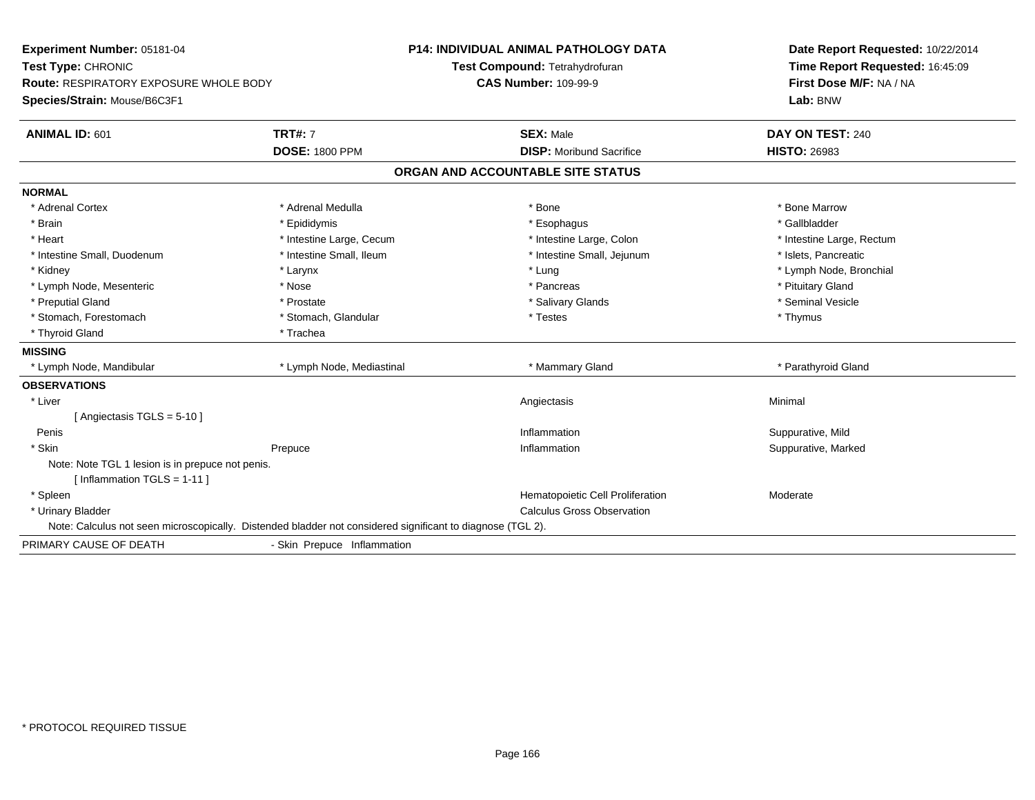**Experiment Number:** 05181-04
**Test Type:** CHRONIC
**Route:** RESPIRATORY EXPOSURE WHOLE BODY
**Species/Strain:** Mouse/B6C3F1

**P14: INDIVIDUAL ANIMAL PATHOLOGY DATA**
**Test Compound:** Tetrahydrofuran
**CAS Number:** 109-99-9

**Date Report Requested:** 10/22/2014
**Time Report Requested:** 16:45:09
**First Dose M/F:** NA / NA
**Lab:** BNW

| **ANIMAL ID:** 601 | **TRT#:** 7 | **SEX:** Male | **DAY ON TEST:** 240 |
|---|---|---|---|
| | **DOSE:** 1800 PPM | **DISP:** Moribund Sacrifice | **HISTO:** 26983 |

## ORGAN AND ACCOUNTABLE SITE STATUS

**NORMAL**

| | | | |
|---|---|---|---|
| * Adrenal Cortex | * Adrenal Medulla | * Bone | * Bone Marrow |
| * Brain | * Epididymis | * Esophagus | * Gallbladder |
| * Heart | * Intestine Large, Cecum | * Intestine Large, Colon | * Intestine Large, Rectum |
| * Intestine Small, Duodenum | * Intestine Small, Ileum | * Intestine Small, Jejunum | * Islets, Pancreatic |
| * Kidney | * Larynx | * Lung | * Lymph Node, Bronchial |
| * Lymph Node, Mesenteric | * Nose | * Pancreas | * Pituitary Gland |
| * Preputial Gland | * Prostate | * Salivary Glands | * Seminal Vesicle |
| * Stomach, Forestomach | * Stomach, Glandular | * Testes | * Thymus |
| * Thyroid Gland | * Trachea | | |

**MISSING**

| | | | |
|---|---|---|---|
| * Lymph Node, Mandibular | * Lymph Node, Mediastinal | * Mammary Gland | * Parathyroid Gland |

**OBSERVATIONS**

| | | | |
|---|---|---|---|
| * Liver | | Angiectasis | Minimal |
| [ Angiectasis TGLS = 5-10 ] | | | |
| Penis | | Inflammation | Suppurative, Mild |
| * Skin | Prepuce | Inflammation | Suppurative, Marked |
| Note: Note TGL 1 lesion is in prepuce not penis. | | | |
| [ Inflammation TGLS = 1-11 ] | | | |
| * Spleen | | Hematopoietic Cell Proliferation | Moderate |
| * Urinary Bladder | | Calculus Gross Observation | |

Note: Calculus not seen microscopically. Distended bladder not considered significant to diagnose (TGL 2).

PRIMARY CAUSE OF DEATH - Skin Prepuce Inflammation

* PROTOCOL REQUIRED TISSUE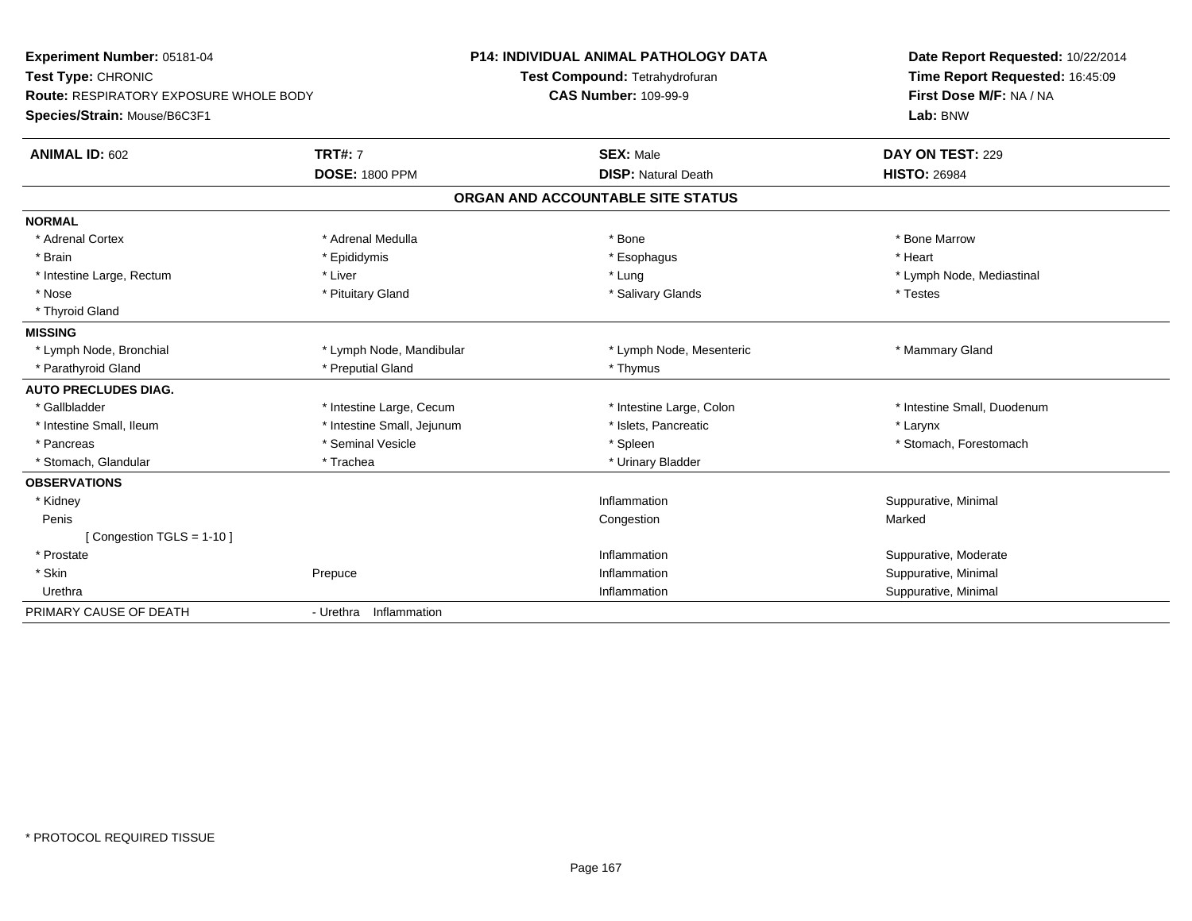**Experiment Number:** 05181-04
**Test Type:** CHRONIC
**Route:** RESPIRATORY EXPOSURE WHOLE BODY
**Species/Strain:** Mouse/B6C3F1

**P14: INDIVIDUAL ANIMAL PATHOLOGY DATA**
**Test Compound:** Tetrahydrofuran
**CAS Number:** 109-99-9

**Date Report Requested:** 10/22/2014
**Time Report Requested:** 16:45:09
**First Dose M/F:** NA / NA
**Lab:** BNW

| **ANIMAL ID:** 602 | **TRT#:** 7 | **SEX:** Male | **DAY ON TEST:** 229 |
|---|---|---|---|
| | **DOSE:** 1800 PPM | **DISP:** Natural Death | **HISTO:** 26984 |

## ORGAN AND ACCOUNTABLE SITE STATUS

**NORMAL**

| | | | |
|---|---|---|---|
| * Adrenal Cortex | * Adrenal Medulla | * Bone | * Bone Marrow |
| * Brain | * Epididymis | * Esophagus | * Heart |
| * Intestine Large, Rectum | * Liver | * Lung | * Lymph Node, Mediastinal |
| * Nose | * Pituitary Gland | * Salivary Glands | * Testes |
| * Thyroid Gland | | | |

**MISSING**

| | | | |
|---|---|---|---|
| * Lymph Node, Bronchial | * Lymph Node, Mandibular | * Lymph Node, Mesenteric | * Mammary Gland |
| * Parathyroid Gland | * Preputial Gland | * Thymus | |

**AUTO PRECLUDES DIAG.**

| | | | |
|---|---|---|---|
| * Gallbladder | * Intestine Large, Cecum | * Intestine Large, Colon | * Intestine Small, Duodenum |
| * Intestine Small, Ileum | * Intestine Small, Jejunum | * Islets, Pancreatic | * Larynx |
| * Pancreas | * Seminal Vesicle | * Spleen | * Stomach, Forestomach |
| * Stomach, Glandular | * Trachea | * Urinary Bladder | |

**OBSERVATIONS**

| | | | |
|---|---|---|---|
| * Kidney | | Inflammation | Suppurative, Minimal |
| Penis | | Congestion | Marked |
| [ Congestion TGLS = 1-10 ] | | | |
| * Prostate | | Inflammation | Suppurative, Moderate |
| * Skin | Prepuce | Inflammation | Suppurative, Minimal |
| Urethra | | Inflammation | Suppurative, Minimal |

PRIMARY CAUSE OF DEATH - Urethra Inflammation

* PROTOCOL REQUIRED TISSUE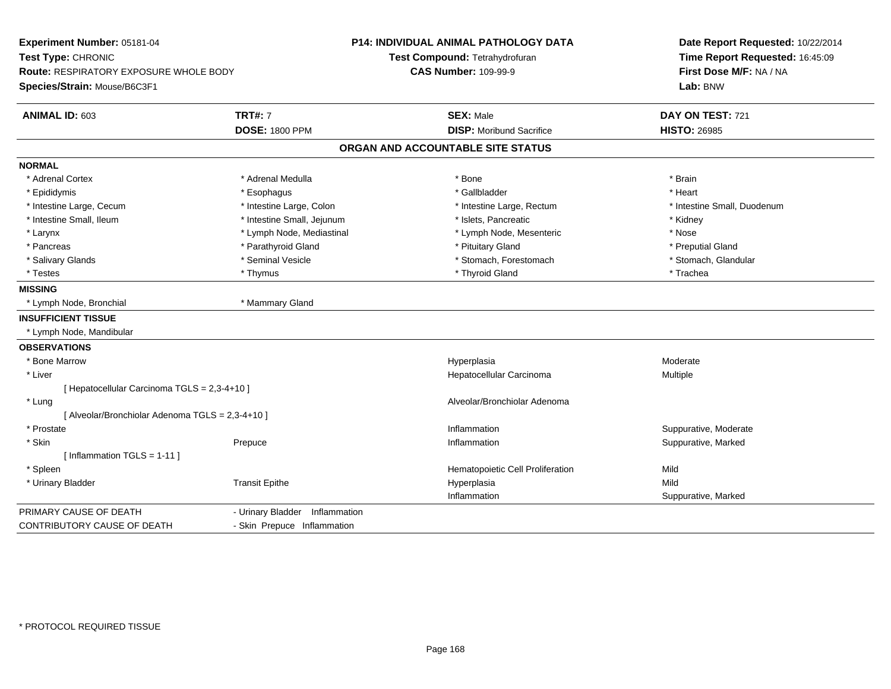**Experiment Number:** 05181-04
**Test Type:** CHRONIC
**Route:** RESPIRATORY EXPOSURE WHOLE BODY
**Species/Strain:** Mouse/B6C3F1

**P14: INDIVIDUAL ANIMAL PATHOLOGY DATA**
**Test Compound:** Tetrahydrofuran
**CAS Number:** 109-99-9

**Date Report Requested:** 10/22/2014
**Time Report Requested:** 16:45:09
**First Dose M/F:** NA / NA
**Lab:** BNW

| **ANIMAL ID:** 603 | **TRT#:** 7 | **SEX:** Male | **DAY ON TEST:** 721 |
|---|---|---|---|
| | **DOSE:** 1800 PPM | **DISP:** Moribund Sacrifice | **HISTO:** 26985 |

## ORGAN AND ACCOUNTABLE SITE STATUS

**NORMAL**

| | | | |
|---|---|---|---|
| * Adrenal Cortex | * Adrenal Medulla | * Bone | * Brain |
| * Epididymis | * Esophagus | * Gallbladder | * Heart |
| * Intestine Large, Cecum | * Intestine Large, Colon | * Intestine Large, Rectum | * Intestine Small, Duodenum |
| * Intestine Small, Ileum | * Intestine Small, Jejunum | * Islets, Pancreatic | * Kidney |
| * Larynx | * Lymph Node, Mediastinal | * Lymph Node, Mesenteric | * Nose |
| * Pancreas | * Parathyroid Gland | * Pituitary Gland | * Preputial Gland |
| * Salivary Glands | * Seminal Vesicle | * Stomach, Forestomach | * Stomach, Glandular |
| * Testes | * Thymus | * Thyroid Gland | * Trachea |

**MISSING**

* Lymph Node, Bronchial
* Mammary Gland

**INSUFFICIENT TISSUE**

* Lymph Node, Mandibular

**OBSERVATIONS**

| Organ | Site | Observation | Qualifier |
|---|---|---|---|
| * Bone Marrow | | Hyperplasia | Moderate |
| * Liver | | Hepatocellular Carcinoma | Multiple |
| [ Hepatocellular Carcinoma TGLS = 2,3-4+10 ] | | | |
| * Lung | | Alveolar/Bronchiolar Adenoma | |
| [ Alveolar/Bronchiolar Adenoma TGLS = 2,3-4+10 ] | | | |
| * Prostate | | Inflammation | Suppurative, Moderate |
| * Skin | Prepuce | Inflammation | Suppurative, Marked |
| [ Inflammation TGLS = 1-11 ] | | | |
| * Spleen | | Hematopoietic Cell Proliferation | Mild |
| * Urinary Bladder | Transit Epithe | Hyperplasia | Mild |
| | | Inflammation | Suppurative, Marked |

| | |
|---|---|
| PRIMARY CAUSE OF DEATH | - Urinary Bladder Inflammation |
| CONTRIBUTORY CAUSE OF DEATH | - Skin Prepuce Inflammation |

* PROTOCOL REQUIRED TISSUE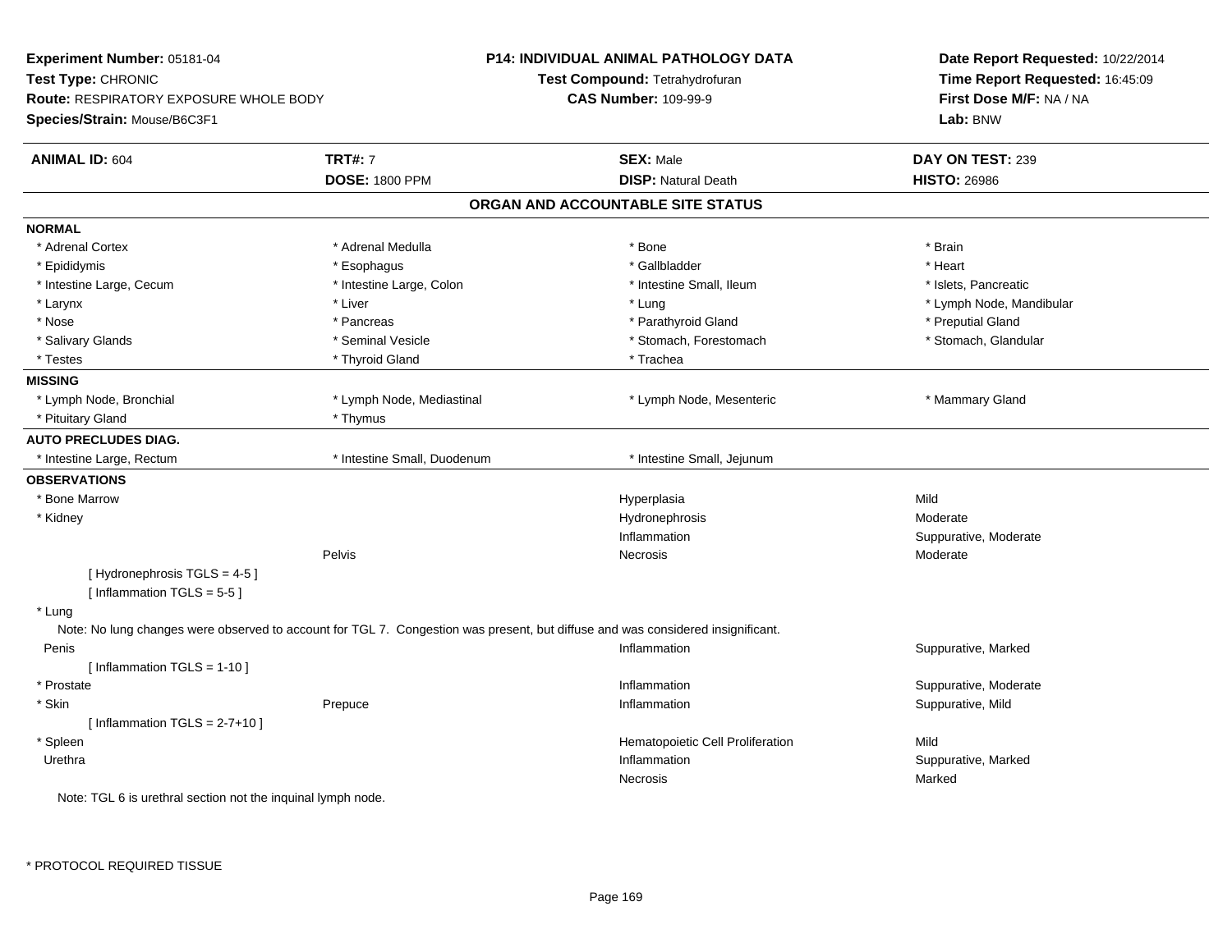**Experiment Number:** 05181-04
**Test Type:** CHRONIC
**Route:** RESPIRATORY EXPOSURE WHOLE BODY
**Species/Strain:** Mouse/B6C3F1

**P14: INDIVIDUAL ANIMAL PATHOLOGY DATA**
**Test Compound:** Tetrahydrofuran
**CAS Number:** 109-99-9

**Date Report Requested:** 10/22/2014
**Time Report Requested:** 16:45:09
**First Dose M/F:** NA / NA
**Lab:** BNW

| **ANIMAL ID:** 604 | **TRT#:** 7 | **SEX:** Male | **DAY ON TEST:** 239 |
|---|---|---|---|
| | **DOSE:** 1800 PPM | **DISP:** Natural Death | **HISTO:** 26986 |

## ORGAN AND ACCOUNTABLE SITE STATUS

**NORMAL**

| | | | |
|---|---|---|---|
| * Adrenal Cortex | * Adrenal Medulla | * Bone | * Brain |
| * Epididymis | * Esophagus | * Gallbladder | * Heart |
| * Intestine Large, Cecum | * Intestine Large, Colon | * Intestine Small, Ileum | * Islets, Pancreatic |
| * Larynx | * Liver | * Lung | * Lymph Node, Mandibular |
| * Nose | * Pancreas | * Parathyroid Gland | * Preputial Gland |
| * Salivary Glands | * Seminal Vesicle | * Stomach, Forestomach | * Stomach, Glandular |
| * Testes | * Thyroid Gland | * Trachea | |

**MISSING**

| | | | |
|---|---|---|---|
| * Lymph Node, Bronchial | * Lymph Node, Mediastinal | * Lymph Node, Mesenteric | * Mammary Gland |
| * Pituitary Gland | * Thymus | | |

**AUTO PRECLUDES DIAG.**

| | | |
|---|---|---|
| * Intestine Large, Rectum | * Intestine Small, Duodenum | * Intestine Small, Jejunum |

**OBSERVATIONS**

| Organ | Site | Observation | Severity |
|---|---|---|---|
| * Bone Marrow | | Hyperplasia | Mild |
| * Kidney | | Hydronephrosis | Moderate |
| | | Inflammation | Suppurative, Moderate |
| | Pelvis | Necrosis | Moderate |

[ Hydronephrosis TGLS = 4-5 ]
[ Inflammation TGLS = 5-5 ]

\* Lung

Note: No lung changes were observed to account for TGL 7. Congestion was present, but diffuse and was considered insignificant.

| Organ | Site | Observation | Severity |
|---|---|---|---|
| Penis | | Inflammation | Suppurative, Marked |

[ Inflammation TGLS = 1-10 ]

| Organ | Site | Observation | Severity |
|---|---|---|---|
| * Prostate | | Inflammation | Suppurative, Moderate |
| * Skin | Prepuce | Inflammation | Suppurative, Mild |

[ Inflammation TGLS = 2-7+10 ]

| Organ | Site | Observation | Severity |
|---|---|---|---|
| * Spleen | | Hematopoietic Cell Proliferation | Mild |
| Urethra | | Inflammation | Suppurative, Marked |
| | | Necrosis | Marked |

Note: TGL 6 is urethral section not the inquinal lymph node.

\* PROTOCOL REQUIRED TISSUE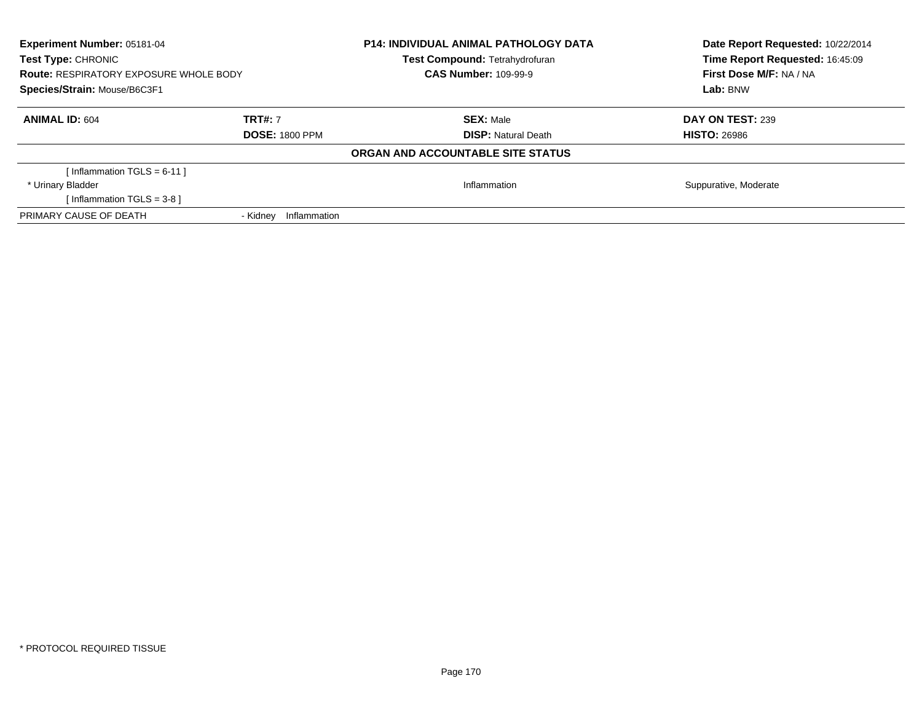**Experiment Number:** 05181-04
**Test Type:** CHRONIC
**Route:** RESPIRATORY EXPOSURE WHOLE BODY
**Species/Strain:** Mouse/B6C3F1

**P14: INDIVIDUAL ANIMAL PATHOLOGY DATA**
**Test Compound:** Tetrahydrofuran
**CAS Number:** 109-99-9

**Date Report Requested:** 10/22/2014
**Time Report Requested:** 16:45:09
**First Dose M/F:** NA / NA
**Lab:** BNW

| **ANIMAL ID:** 604 | **TRT#:** 7 | **SEX:** Male | **DAY ON TEST:** 239 |
|---|---|---|---|
| | **DOSE:** 1800 PPM | **DISP:** Natural Death | **HISTO:** 26986 |

**ORGAN AND ACCOUNTABLE SITE STATUS**

| | | | |
|---|---|---|---|
| [ Inflammation TGLS = 6-11 ] | | | |
| * Urinary Bladder | | Inflammation | Suppurative, Moderate |
| [ Inflammation TGLS = 3-8 ] | | | |
| PRIMARY CAUSE OF DEATH | - Kidney Inflammation | | |

* PROTOCOL REQUIRED TISSUE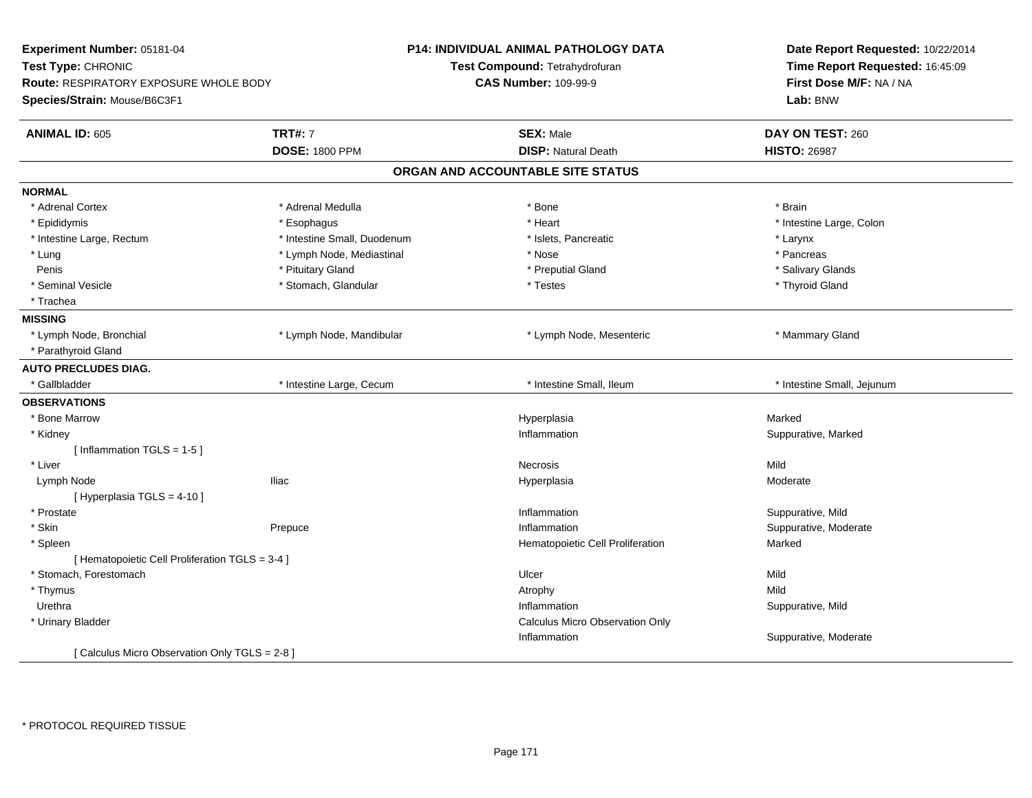**Experiment Number:** 05181-04
**Test Type:** CHRONIC
**Route:** RESPIRATORY EXPOSURE WHOLE BODY
**Species/Strain:** Mouse/B6C3F1

**P14: INDIVIDUAL ANIMAL PATHOLOGY DATA**
**Test Compound:** Tetrahydrofuran
**CAS Number:** 109-99-9

**Date Report Requested:** 10/22/2014
**Time Report Requested:** 16:45:09
**First Dose M/F:** NA / NA
**Lab:** BNW

| **ANIMAL ID:** 605 | **TRT#:** 7 | **SEX:** Male | **DAY ON TEST:** 260 |
|---|---|---|---|
| | **DOSE:** 1800 PPM | **DISP:** Natural Death | **HISTO:** 26987 |

## ORGAN AND ACCOUNTABLE SITE STATUS

**NORMAL**

| | | | |
|---|---|---|---|
| * Adrenal Cortex | * Adrenal Medulla | * Bone | * Brain |
| * Epididymis | * Esophagus | * Heart | * Intestine Large, Colon |
| * Intestine Large, Rectum | * Intestine Small, Duodenum | * Islets, Pancreatic | * Larynx |
| * Lung | * Lymph Node, Mediastinal | * Nose | * Pancreas |
| Penis | * Pituitary Gland | * Preputial Gland | * Salivary Glands |
| * Seminal Vesicle | * Stomach, Glandular | * Testes | * Thyroid Gland |
| * Trachea | | | |

**MISSING**

| | | | |
|---|---|---|---|
| * Lymph Node, Bronchial | * Lymph Node, Mandibular | * Lymph Node, Mesenteric | * Mammary Gland |
| * Parathyroid Gland | | | |

**AUTO PRECLUDES DIAG.**

| | | | |
|---|---|---|---|
| * Gallbladder | * Intestine Large, Cecum | * Intestine Small, Ileum | * Intestine Small, Jejunum |

**OBSERVATIONS**

| | | | |
|---|---|---|---|
| * Bone Marrow | | Hyperplasia | Marked |
| * Kidney | | Inflammation | Suppurative, Marked |
| [ Inflammation TGLS = 1-5 ] | | | |
| * Liver | | Necrosis | Mild |
| Lymph Node | Iliac | Hyperplasia | Moderate |
| [ Hyperplasia TGLS = 4-10 ] | | | |
| * Prostate | | Inflammation | Suppurative, Mild |
| * Skin | Prepuce | Inflammation | Suppurative, Moderate |
| * Spleen | | Hematopoietic Cell Proliferation | Marked |
| [ Hematopoietic Cell Proliferation TGLS = 3-4 ] | | | |
| * Stomach, Forestomach | | Ulcer | Mild |
| * Thymus | | Atrophy | Mild |
| Urethra | | Inflammation | Suppurative, Mild |
| * Urinary Bladder | | Calculus Micro Observation Only | |
| | | Inflammation | Suppurative, Moderate |
| [ Calculus Micro Observation Only TGLS = 2-8 ] | | | |

* PROTOCOL REQUIRED TISSUE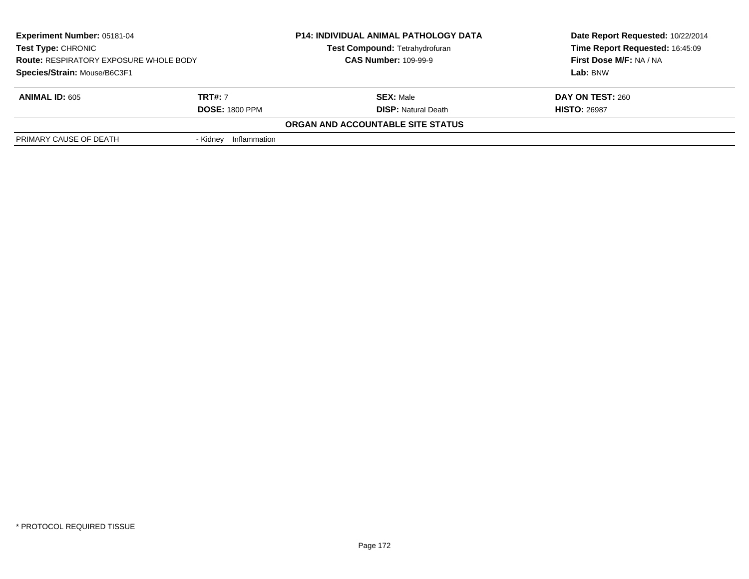**Experiment Number:** 05181-04
**Test Type:** CHRONIC
**Route:** RESPIRATORY EXPOSURE WHOLE BODY
**Species/Strain:** Mouse/B6C3F1

**P14: INDIVIDUAL ANIMAL PATHOLOGY DATA**
**Test Compound:** Tetrahydrofuran
**CAS Number:** 109-99-9

**Date Report Requested:** 10/22/2014
**Time Report Requested:** 16:45:09
**First Dose M/F:** NA / NA
**Lab:** BNW

| **ANIMAL ID:** 605 | **TRT#:** 7 | **SEX:** Male | **DAY ON TEST:** 260 |
|---|---|---|---|
| | **DOSE:** 1800 PPM | **DISP:** Natural Death | **HISTO:** 26987 |

**ORGAN AND ACCOUNTABLE SITE STATUS**

| | |
|---|---|
| PRIMARY CAUSE OF DEATH | - Kidney Inflammation |

* PROTOCOL REQUIRED TISSUE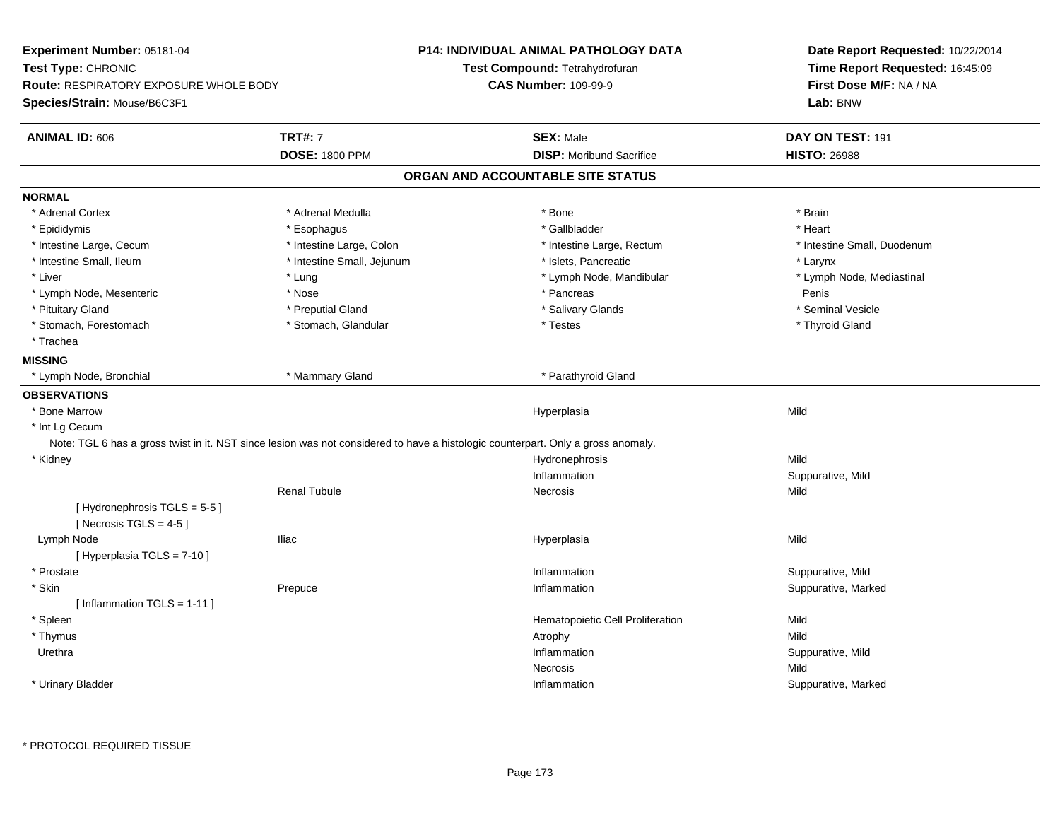**Experiment Number:** 05181-04
**Test Type:** CHRONIC
**Route:** RESPIRATORY EXPOSURE WHOLE BODY
**Species/Strain:** Mouse/B6C3F1

**P14: INDIVIDUAL ANIMAL PATHOLOGY DATA**
**Test Compound:** Tetrahydrofuran
**CAS Number:** 109-99-9

**Date Report Requested:** 10/22/2014
**Time Report Requested:** 16:45:09
**First Dose M/F:** NA / NA
**Lab:** BNW

| **ANIMAL ID:** 606 | **TRT#:** 7 | **SEX:** Male | **DAY ON TEST:** 191 |
|---|---|---|---|
| | **DOSE:** 1800 PPM | **DISP:** Moribund Sacrifice | **HISTO:** 26988 |

## ORGAN AND ACCOUNTABLE SITE STATUS

**NORMAL**

| | | | |
|---|---|---|---|
| * Adrenal Cortex | * Adrenal Medulla | * Bone | * Brain |
| * Epididymis | * Esophagus | * Gallbladder | * Heart |
| * Intestine Large, Cecum | * Intestine Large, Colon | * Intestine Large, Rectum | * Intestine Small, Duodenum |
| * Intestine Small, Ileum | * Intestine Small, Jejunum | * Islets, Pancreatic | * Larynx |
| * Liver | * Lung | * Lymph Node, Mandibular | * Lymph Node, Mediastinal |
| * Lymph Node, Mesenteric | * Nose | * Pancreas | Penis |
| * Pituitary Gland | * Preputial Gland | * Salivary Glands | * Seminal Vesicle |
| * Stomach, Forestomach | * Stomach, Glandular | * Testes | * Thyroid Gland |
| * Trachea | | | |

**MISSING**

| | | |
|---|---|---|
| * Lymph Node, Bronchial | * Mammary Gland | * Parathyroid Gland |

**OBSERVATIONS**

| Organ | Site | Observation | Severity |
|---|---|---|---|
| * Bone Marrow | | Hyperplasia | Mild |
| * Int Lg Cecum | | | |

Note: TGL 6 has a gross twist in it. NST since lesion was not considered to have a histologic counterpart. Only a gross anomaly.

| Organ | Site | Observation | Severity |
|---|---|---|---|
| * Kidney | | Hydronephrosis | Mild |
| | | Inflammation | Suppurative, Mild |
| | Renal Tubule | Necrosis | Mild |
| [ Hydronephrosis TGLS = 5-5 ] | | | |
| [ Necrosis TGLS = 4-5 ] | | | |
| Lymph Node | Iliac | Hyperplasia | Mild |
| [ Hyperplasia TGLS = 7-10 ] | | | |
| * Prostate | | Inflammation | Suppurative, Mild |
| * Skin | Prepuce | Inflammation | Suppurative, Marked |
| [ Inflammation TGLS = 1-11 ] | | | |
| * Spleen | | Hematopoietic Cell Proliferation | Mild |
| * Thymus | | Atrophy | Mild |
| Urethra | | Inflammation | Suppurative, Mild |
| | | Necrosis | Mild |
| * Urinary Bladder | | Inflammation | Suppurative, Marked |

\* PROTOCOL REQUIRED TISSUE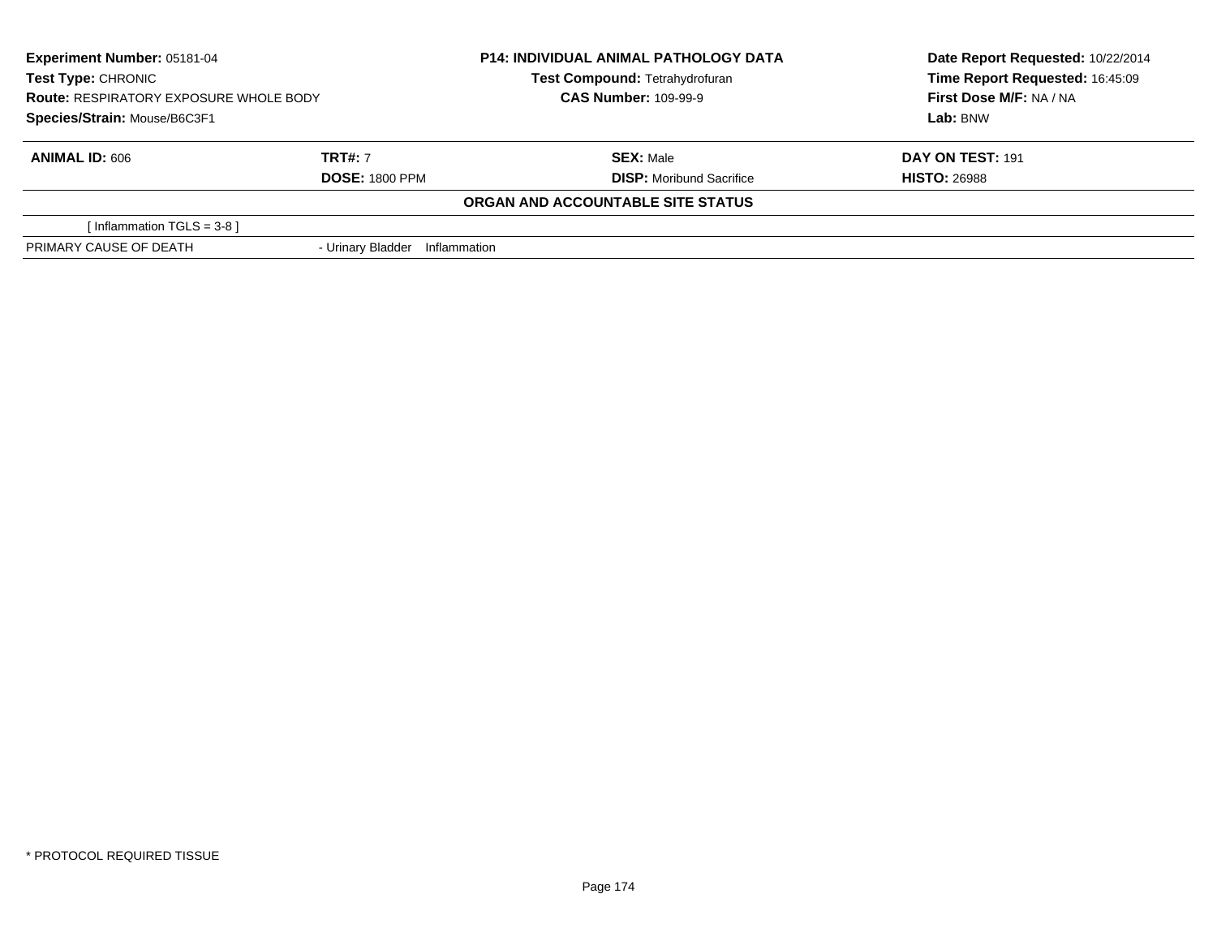**Experiment Number:** 05181-04
**Test Type:** CHRONIC
**Route:** RESPIRATORY EXPOSURE WHOLE BODY
**Species/Strain:** Mouse/B6C3F1

**P14: INDIVIDUAL ANIMAL PATHOLOGY DATA**
**Test Compound:** Tetrahydrofuran
**CAS Number:** 109-99-9

**Date Report Requested:** 10/22/2014
**Time Report Requested:** 16:45:09
**First Dose M/F:** NA / NA
**Lab:** BNW

| **ANIMAL ID:** 606 | **TRT#:** 7 | **SEX:** Male | **DAY ON TEST:** 191 |
|---|---|---|---|
| | **DOSE:** 1800 PPM | **DISP:** Moribund Sacrifice | **HISTO:** 26988 |

**ORGAN AND ACCOUNTABLE SITE STATUS**

| | |
|---|---|
| [ Inflammation TGLS = 3-8 ] | |
| PRIMARY CAUSE OF DEATH | - Urinary Bladder Inflammation |

* PROTOCOL REQUIRED TISSUE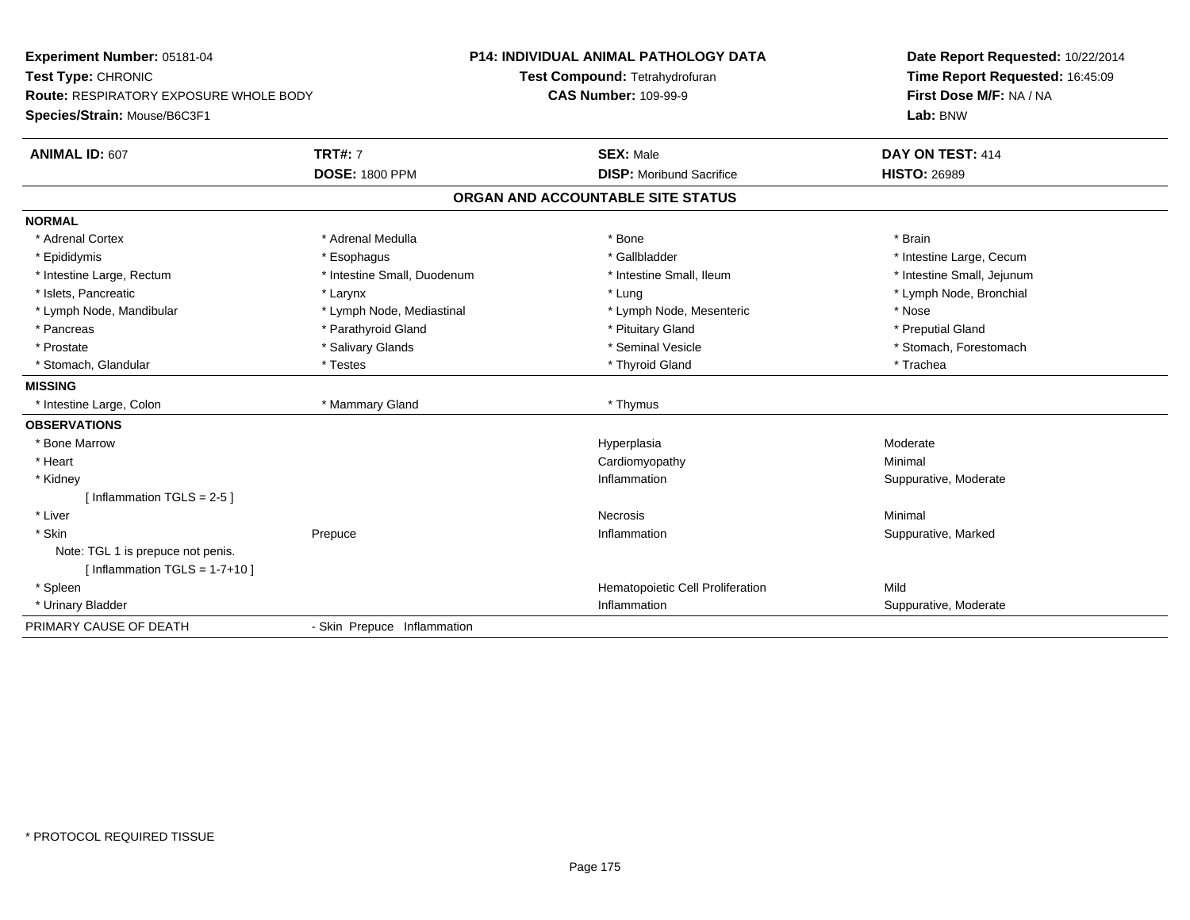**Experiment Number:** 05181-04
**Test Type:** CHRONIC
**Route:** RESPIRATORY EXPOSURE WHOLE BODY
**Species/Strain:** Mouse/B6C3F1

**P14: INDIVIDUAL ANIMAL PATHOLOGY DATA**
**Test Compound:** Tetrahydrofuran
**CAS Number:** 109-99-9

**Date Report Requested:** 10/22/2014
**Time Report Requested:** 16:45:09
**First Dose M/F:** NA / NA
**Lab:** BNW

| **ANIMAL ID:** 607 | **TRT#:** 7 | **SEX:** Male | **DAY ON TEST:** 414 |
|---|---|---|---|
| | **DOSE:** 1800 PPM | **DISP:** Moribund Sacrifice | **HISTO:** 26989 |

## ORGAN AND ACCOUNTABLE SITE STATUS

| | | | |
|---|---|---|---|
| **NORMAL** | | | |
| * Adrenal Cortex | * Adrenal Medulla | * Bone | * Brain |
| * Epididymis | * Esophagus | * Gallbladder | * Intestine Large, Cecum |
| * Intestine Large, Rectum | * Intestine Small, Duodenum | * Intestine Small, Ileum | * Intestine Small, Jejunum |
| * Islets, Pancreatic | * Larynx | * Lung | * Lymph Node, Bronchial |
| * Lymph Node, Mandibular | * Lymph Node, Mediastinal | * Lymph Node, Mesenteric | * Nose |
| * Pancreas | * Parathyroid Gland | * Pituitary Gland | * Preputial Gland |
| * Prostate | * Salivary Glands | * Seminal Vesicle | * Stomach, Forestomach |
| * Stomach, Glandular | * Testes | * Thyroid Gland | * Trachea |
| **MISSING** | | | |
| * Intestine Large, Colon | * Mammary Gland | * Thymus | |
| **OBSERVATIONS** | | | |
| * Bone Marrow | | Hyperplasia | Moderate |
| * Heart | | Cardiomyopathy | Minimal |
| * Kidney | | Inflammation | Suppurative, Moderate |
| [ Inflammation TGLS = 2-5 ] | | | |
| * Liver | | Necrosis | Minimal |
| * Skin | Prepuce | Inflammation | Suppurative, Marked |
| Note: TGL 1 is prepuce not penis. | | | |
| [ Inflammation TGLS = 1-7+10 ] | | | |
| * Spleen | | Hematopoietic Cell Proliferation | Mild |
| * Urinary Bladder | | Inflammation | Suppurative, Moderate |
| PRIMARY CAUSE OF DEATH | - Skin Prepuce Inflammation | | |

* PROTOCOL REQUIRED TISSUE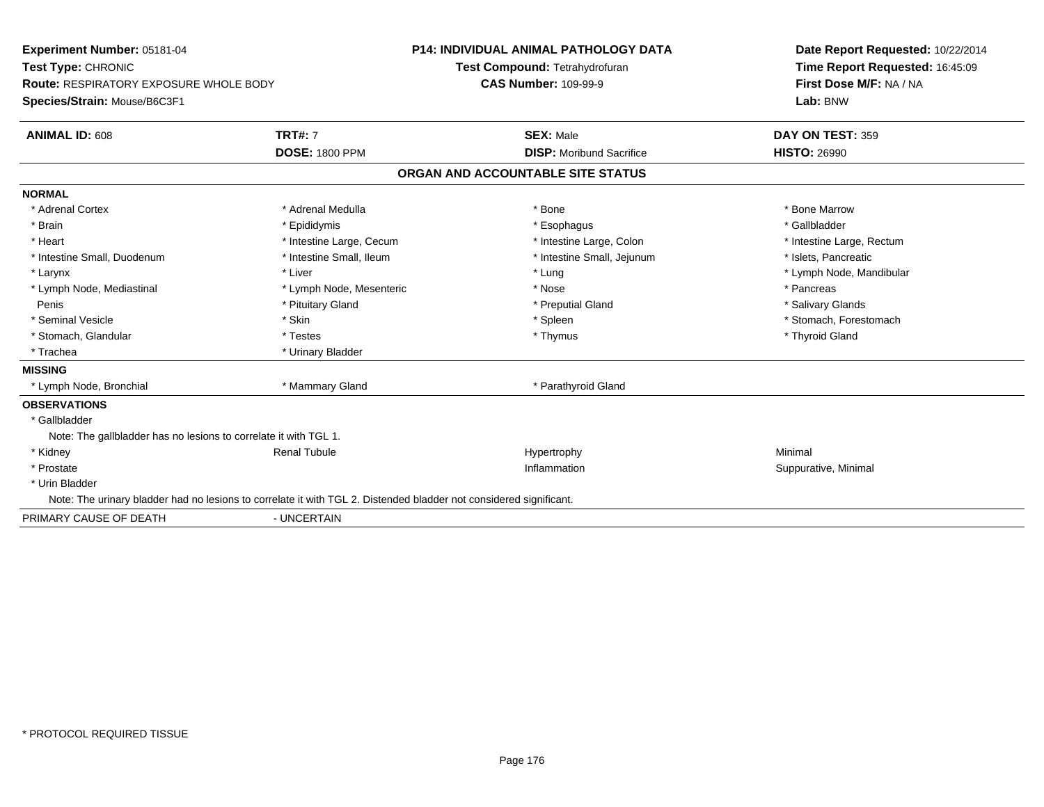**Experiment Number:** 05181-04
**Test Type:** CHRONIC
**Route:** RESPIRATORY EXPOSURE WHOLE BODY
**Species/Strain:** Mouse/B6C3F1

**P14: INDIVIDUAL ANIMAL PATHOLOGY DATA**
**Test Compound:** Tetrahydrofuran
**CAS Number:** 109-99-9

**Date Report Requested:** 10/22/2014
**Time Report Requested:** 16:45:09
**First Dose M/F:** NA / NA
**Lab:** BNW

| **ANIMAL ID:** 608 | **TRT#:** 7 | **SEX:** Male | **DAY ON TEST:** 359 |
|---|---|---|---|
| | **DOSE:** 1800 PPM | **DISP:** Moribund Sacrifice | **HISTO:** 26990 |

**ORGAN AND ACCOUNTABLE SITE STATUS**

**NORMAL**

| | | | |
|---|---|---|---|
| * Adrenal Cortex | * Adrenal Medulla | * Bone | * Bone Marrow |
| * Brain | * Epididymis | * Esophagus | * Gallbladder |
| * Heart | * Intestine Large, Cecum | * Intestine Large, Colon | * Intestine Large, Rectum |
| * Intestine Small, Duodenum | * Intestine Small, Ileum | * Intestine Small, Jejunum | * Islets, Pancreatic |
| * Larynx | * Liver | * Lung | * Lymph Node, Mandibular |
| * Lymph Node, Mediastinal | * Lymph Node, Mesenteric | * Nose | * Pancreas |
| Penis | * Pituitary Gland | * Preputial Gland | * Salivary Glands |
| * Seminal Vesicle | * Skin | * Spleen | * Stomach, Forestomach |
| * Stomach, Glandular | * Testes | * Thymus | * Thyroid Gland |
| * Trachea | * Urinary Bladder | | |

**MISSING**

| | | |
|---|---|---|
| * Lymph Node, Bronchial | * Mammary Gland | * Parathyroid Gland |

**OBSERVATIONS**

* Gallbladder
  Note: The gallbladder has no lesions to correlate it with TGL 1.

| | | | |
|---|---|---|---|
| * Kidney | Renal Tubule | Hypertrophy | Minimal |
| * Prostate | | Inflammation | Suppurative, Minimal |

* Urin Bladder
  Note: The urinary bladder had no lesions to correlate it with TGL 2. Distended bladder not considered significant.

PRIMARY CAUSE OF DEATH - UNCERTAIN

* PROTOCOL REQUIRED TISSUE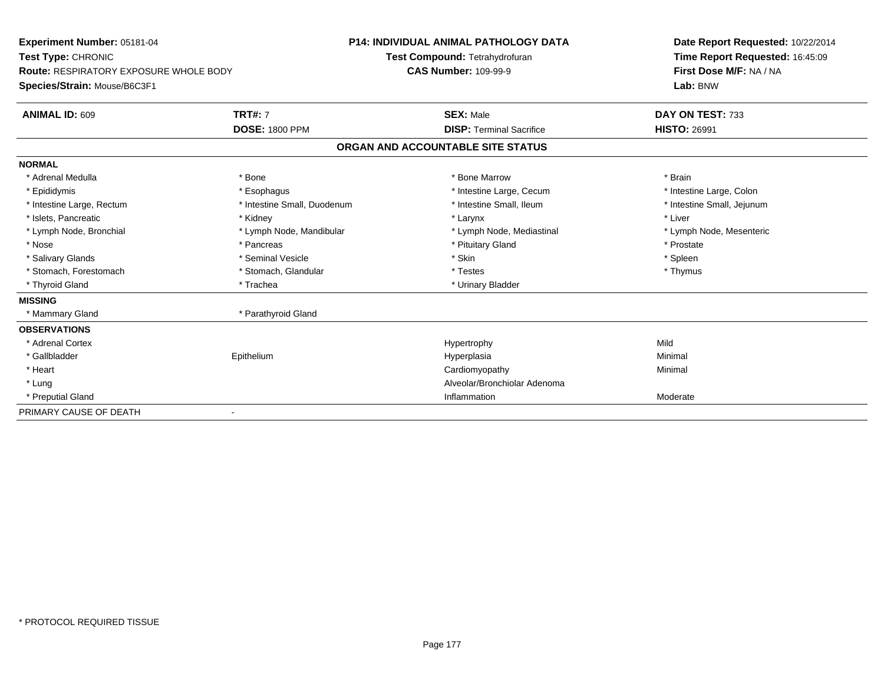**Experiment Number:** 05181-04
**Test Type:** CHRONIC
**Route:** RESPIRATORY EXPOSURE WHOLE BODY
**Species/Strain:** Mouse/B6C3F1

**P14: INDIVIDUAL ANIMAL PATHOLOGY DATA**
**Test Compound:** Tetrahydrofuran
**CAS Number:** 109-99-9

**Date Report Requested:** 10/22/2014
**Time Report Requested:** 16:45:09
**First Dose M/F:** NA / NA
**Lab:** BNW

| **ANIMAL ID:** 609 | **TRT#:** 7 | **SEX:** Male | **DAY ON TEST:** 733 |
|---|---|---|---|
| | **DOSE:** 1800 PPM | **DISP:** Terminal Sacrifice | **HISTO:** 26991 |

**ORGAN AND ACCOUNTABLE SITE STATUS**

| | | | |
|---|---|---|---|
| **NORMAL** | | | |
| * Adrenal Medulla | * Bone | * Bone Marrow | * Brain |
| * Epididymis | * Esophagus | * Intestine Large, Cecum | * Intestine Large, Colon |
| * Intestine Large, Rectum | * Intestine Small, Duodenum | * Intestine Small, Ileum | * Intestine Small, Jejunum |
| * Islets, Pancreatic | * Kidney | * Larynx | * Liver |
| * Lymph Node, Bronchial | * Lymph Node, Mandibular | * Lymph Node, Mediastinal | * Lymph Node, Mesenteric |
| * Nose | * Pancreas | * Pituitary Gland | * Prostate |
| * Salivary Glands | * Seminal Vesicle | * Skin | * Spleen |
| * Stomach, Forestomach | * Stomach, Glandular | * Testes | * Thymus |
| * Thyroid Gland | * Trachea | * Urinary Bladder | |
| **MISSING** | | | |
| * Mammary Gland | * Parathyroid Gland | | |
| **OBSERVATIONS** | | | |
| * Adrenal Cortex | | Hypertrophy | Mild |
| * Gallbladder | Epithelium | Hyperplasia | Minimal |
| * Heart | | Cardiomyopathy | Minimal |
| * Lung | | Alveolar/Bronchiolar Adenoma | |
| * Preputial Gland | | Inflammation | Moderate |
| PRIMARY CAUSE OF DEATH | - | | |

\* PROTOCOL REQUIRED TISSUE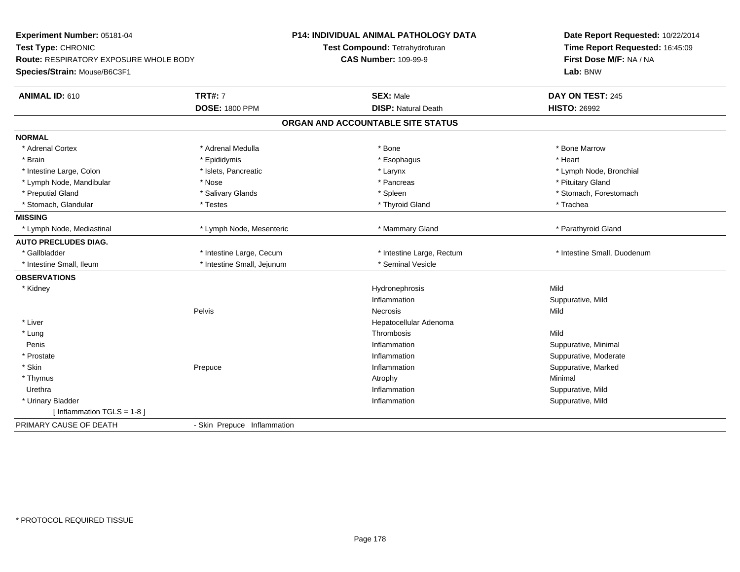**Experiment Number:** 05181-04
**Test Type:** CHRONIC
**Route:** RESPIRATORY EXPOSURE WHOLE BODY
**Species/Strain:** Mouse/B6C3F1

**P14: INDIVIDUAL ANIMAL PATHOLOGY DATA**
**Test Compound:** Tetrahydrofuran
**CAS Number:** 109-99-9

**Date Report Requested:** 10/22/2014
**Time Report Requested:** 16:45:09
**First Dose M/F:** NA / NA
**Lab:** BNW

| **ANIMAL ID:** 610 | **TRT#:** 7 | **SEX:** Male | **DAY ON TEST:** 245 |
|---|---|---|---|
| | **DOSE:** 1800 PPM | **DISP:** Natural Death | **HISTO:** 26992 |

## ORGAN AND ACCOUNTABLE SITE STATUS

| | | | |
|---|---|---|---|
| **NORMAL** | | | |
| * Adrenal Cortex | * Adrenal Medulla | * Bone | * Bone Marrow |
| * Brain | * Epididymis | * Esophagus | * Heart |
| * Intestine Large, Colon | * Islets, Pancreatic | * Larynx | * Lymph Node, Bronchial |
| * Lymph Node, Mandibular | * Nose | * Pancreas | * Pituitary Gland |
| * Preputial Gland | * Salivary Glands | * Spleen | * Stomach, Forestomach |
| * Stomach, Glandular | * Testes | * Thyroid Gland | * Trachea |
| **MISSING** | | | |
| * Lymph Node, Mediastinal | * Lymph Node, Mesenteric | * Mammary Gland | * Parathyroid Gland |
| **AUTO PRECLUDES DIAG.** | | | |
| * Gallbladder | * Intestine Large, Cecum | * Intestine Large, Rectum | * Intestine Small, Duodenum |
| * Intestine Small, Ileum | * Intestine Small, Jejunum | * Seminal Vesicle | |
| **OBSERVATIONS** | | | |
| * Kidney | | Hydronephrosis | Mild |
| | | Inflammation | Suppurative, Mild |
| | Pelvis | Necrosis | Mild |
| * Liver | | Hepatocellular Adenoma | |
| * Lung | | Thrombosis | Mild |
| Penis | | Inflammation | Suppurative, Minimal |
| * Prostate | | Inflammation | Suppurative, Moderate |
| * Skin | Prepuce | Inflammation | Suppurative, Marked |
| * Thymus | | Atrophy | Minimal |
| Urethra | | Inflammation | Suppurative, Mild |
| * Urinary Bladder | | Inflammation | Suppurative, Mild |
| [ Inflammation TGLS = 1-8 ] | | | |
| PRIMARY CAUSE OF DEATH | - Skin Prepuce Inflammation | | |

* PROTOCOL REQUIRED TISSUE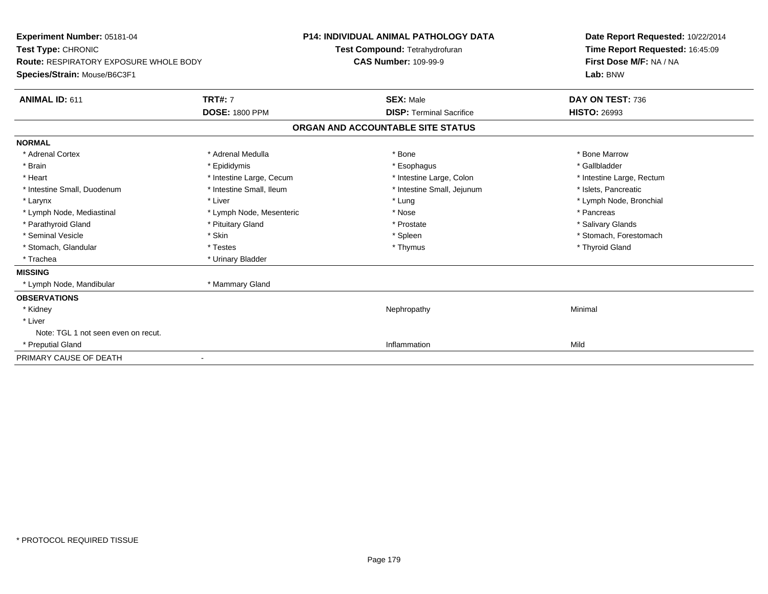**Experiment Number:** 05181-04
**Test Type:** CHRONIC
**Route:** RESPIRATORY EXPOSURE WHOLE BODY
**Species/Strain:** Mouse/B6C3F1

**P14: INDIVIDUAL ANIMAL PATHOLOGY DATA**
**Test Compound:** Tetrahydrofuran
**CAS Number:** 109-99-9

**Date Report Requested:** 10/22/2014
**Time Report Requested:** 16:45:09
**First Dose M/F:** NA / NA
**Lab:** BNW

| **ANIMAL ID:** 611 | **TRT#:** 7 | **SEX:** Male | **DAY ON TEST:** 736 |
|---|---|---|---|
| | **DOSE:** 1800 PPM | **DISP:** Terminal Sacrifice | **HISTO:** 26993 |

## ORGAN AND ACCOUNTABLE SITE STATUS

| | | | |
|---|---|---|---|
| **NORMAL** | | | |
| * Adrenal Cortex | * Adrenal Medulla | * Bone | * Bone Marrow |
| * Brain | * Epididymis | * Esophagus | * Gallbladder |
| * Heart | * Intestine Large, Cecum | * Intestine Large, Colon | * Intestine Large, Rectum |
| * Intestine Small, Duodenum | * Intestine Small, Ileum | * Intestine Small, Jejunum | * Islets, Pancreatic |
| * Larynx | * Liver | * Lung | * Lymph Node, Bronchial |
| * Lymph Node, Mediastinal | * Lymph Node, Mesenteric | * Nose | * Pancreas |
| * Parathyroid Gland | * Pituitary Gland | * Prostate | * Salivary Glands |
| * Seminal Vesicle | * Skin | * Spleen | * Stomach, Forestomach |
| * Stomach, Glandular | * Testes | * Thymus | * Thyroid Gland |
| * Trachea | * Urinary Bladder | | |
| **MISSING** | | | |
| * Lymph Node, Mandibular | * Mammary Gland | | |
| **OBSERVATIONS** | | | |
| * Kidney | | Nephropathy | Minimal |
| * Liver | | | |
| Note: TGL 1 not seen even on recut. | | | |
| * Preputial Gland | | Inflammation | Mild |
| PRIMARY CAUSE OF DEATH | - | | |

* PROTOCOL REQUIRED TISSUE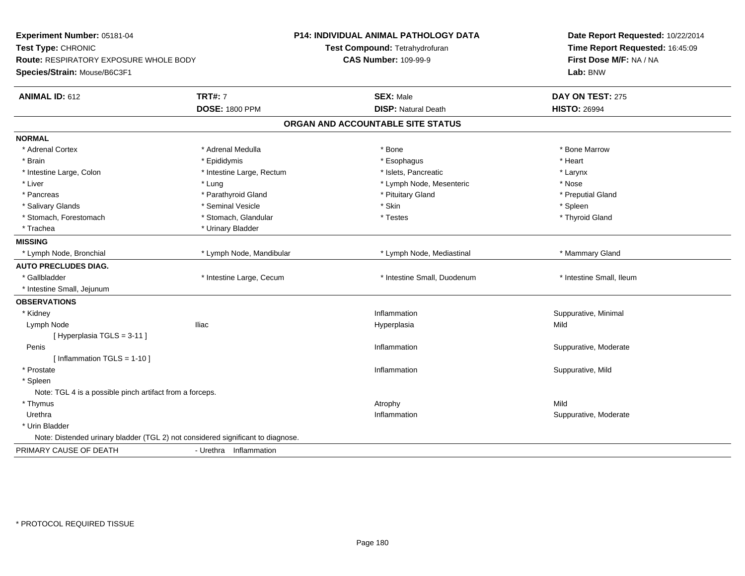**Experiment Number:** 05181-04
**Test Type:** CHRONIC
**Route:** RESPIRATORY EXPOSURE WHOLE BODY
**Species/Strain:** Mouse/B6C3F1

**P14: INDIVIDUAL ANIMAL PATHOLOGY DATA**
**Test Compound:** Tetrahydrofuran
**CAS Number:** 109-99-9

**Date Report Requested:** 10/22/2014
**Time Report Requested:** 16:45:09
**First Dose M/F:** NA / NA
**Lab:** BNW

| **ANIMAL ID:** 612 | **TRT#:** 7 | **SEX:** Male | **DAY ON TEST:** 275 |
|---|---|---|---|
| | **DOSE:** 1800 PPM | **DISP:** Natural Death | **HISTO:** 26994 |

## ORGAN AND ACCOUNTABLE SITE STATUS

**NORMAL**

| | | | |
|---|---|---|---|
| * Adrenal Cortex | * Adrenal Medulla | * Bone | * Bone Marrow |
| * Brain | * Epididymis | * Esophagus | * Heart |
| * Intestine Large, Colon | * Intestine Large, Rectum | * Islets, Pancreatic | * Larynx |
| * Liver | * Lung | * Lymph Node, Mesenteric | * Nose |
| * Pancreas | * Parathyroid Gland | * Pituitary Gland | * Preputial Gland |
| * Salivary Glands | * Seminal Vesicle | * Skin | * Spleen |
| * Stomach, Forestomach | * Stomach, Glandular | * Testes | * Thyroid Gland |
| * Trachea | * Urinary Bladder | | |

**MISSING**

| | | | |
|---|---|---|---|
| * Lymph Node, Bronchial | * Lymph Node, Mandibular | * Lymph Node, Mediastinal | * Mammary Gland |

**AUTO PRECLUDES DIAG.**

| | | | |
|---|---|---|---|
| * Gallbladder | * Intestine Large, Cecum | * Intestine Small, Duodenum | * Intestine Small, Ileum |
| * Intestine Small, Jejunum | | | |

**OBSERVATIONS**

| | | | |
|---|---|---|---|
| * Kidney | | Inflammation | Suppurative, Minimal |
| Lymph Node | Iliac | Hyperplasia | Mild |
| [ Hyperplasia TGLS = 3-11 ] | | | |
| Penis | | Inflammation | Suppurative, Moderate |
| [ Inflammation TGLS = 1-10 ] | | | |
| * Prostate | | Inflammation | Suppurative, Mild |
| * Spleen | | | |
| Note: TGL 4 is a possible pinch artifact from a forceps. | | | |
| * Thymus | | Atrophy | Mild |
| Urethra | | Inflammation | Suppurative, Moderate |
| * Urin Bladder | | | |
| Note: Distended urinary bladder (TGL 2) not considered significant to diagnose. | | | |

PRIMARY CAUSE OF DEATH - Urethra Inflammation

* PROTOCOL REQUIRED TISSUE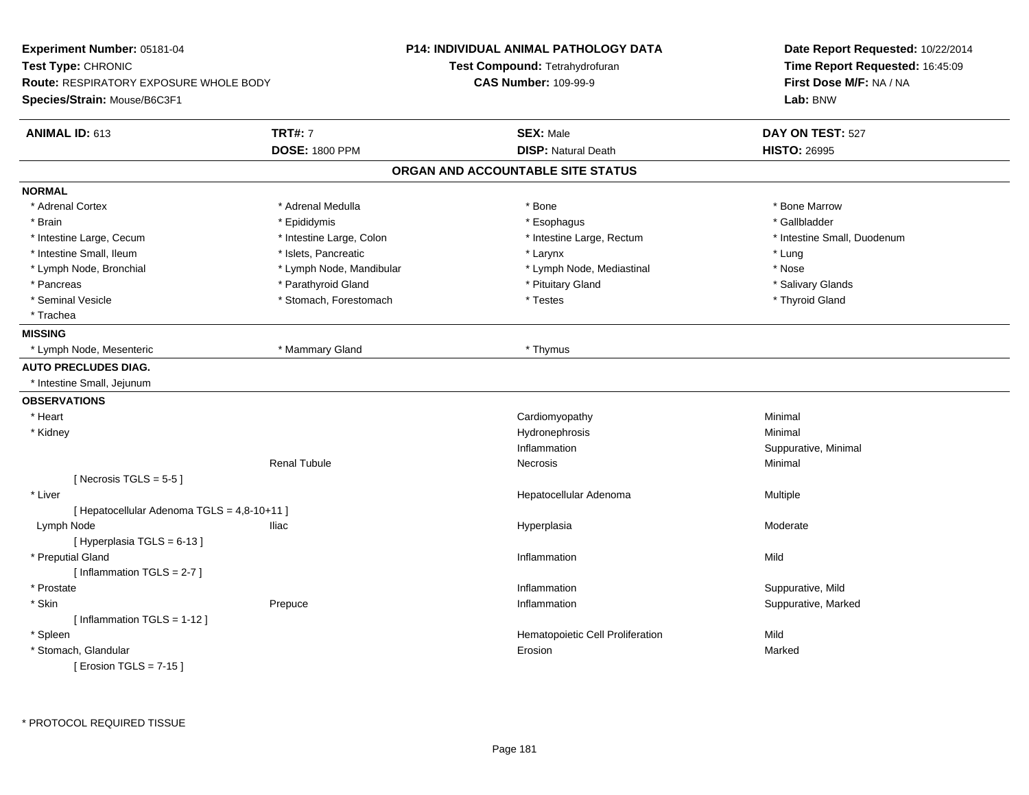**Experiment Number:** 05181-04
**Test Type:** CHRONIC
**Route:** RESPIRATORY EXPOSURE WHOLE BODY
**Species/Strain:** Mouse/B6C3F1

**P14: INDIVIDUAL ANIMAL PATHOLOGY DATA**
**Test Compound:** Tetrahydrofuran
**CAS Number:** 109-99-9

**Date Report Requested:** 10/22/2014
**Time Report Requested:** 16:45:09
**First Dose M/F:** NA / NA
**Lab:** BNW

| **ANIMAL ID:** 613 | **TRT#:** 7 | **SEX:** Male | **DAY ON TEST:** 527 |
|---|---|---|---|
| | **DOSE:** 1800 PPM | **DISP:** Natural Death | **HISTO:** 26995 |

## ORGAN AND ACCOUNTABLE SITE STATUS

**NORMAL**

| | | | |
|---|---|---|---|
| * Adrenal Cortex | * Adrenal Medulla | * Bone | * Bone Marrow |
| * Brain | * Epididymis | * Esophagus | * Gallbladder |
| * Intestine Large, Cecum | * Intestine Large, Colon | * Intestine Large, Rectum | * Intestine Small, Duodenum |
| * Intestine Small, Ileum | * Islets, Pancreatic | * Larynx | * Lung |
| * Lymph Node, Bronchial | * Lymph Node, Mandibular | * Lymph Node, Mediastinal | * Nose |
| * Pancreas | * Parathyroid Gland | * Pituitary Gland | * Salivary Glands |
| * Seminal Vesicle | * Stomach, Forestomach | * Testes | * Thyroid Gland |
| * Trachea | | | |

**MISSING**

| | | |
|---|---|---|
| * Lymph Node, Mesenteric | * Mammary Gland | * Thymus |

**AUTO PRECLUDES DIAG.**

* Intestine Small, Jejunum

**OBSERVATIONS**

| Organ | Site | Observation | Severity |
|---|---|---|---|
| * Heart | | Cardiomyopathy | Minimal |
| * Kidney | | Hydronephrosis | Minimal |
| | | Inflammation | Suppurative, Minimal |
| | Renal Tubule | Necrosis | Minimal |
| [ Necrosis TGLS = 5-5 ] | | | |
| * Liver | | Hepatocellular Adenoma | Multiple |
| [ Hepatocellular Adenoma TGLS = 4,8-10+11 ] | | | |
| Lymph Node | Iliac | Hyperplasia | Moderate |
| [ Hyperplasia TGLS = 6-13 ] | | | |
| * Preputial Gland | | Inflammation | Mild |
| [ Inflammation TGLS = 2-7 ] | | | |
| * Prostate | | Inflammation | Suppurative, Mild |
| * Skin | Prepuce | Inflammation | Suppurative, Marked |
| [ Inflammation TGLS = 1-12 ] | | | |
| * Spleen | | Hematopoietic Cell Proliferation | Mild |
| * Stomach, Glandular | | Erosion | Marked |
| [ Erosion TGLS = 7-15 ] | | | |

* PROTOCOL REQUIRED TISSUE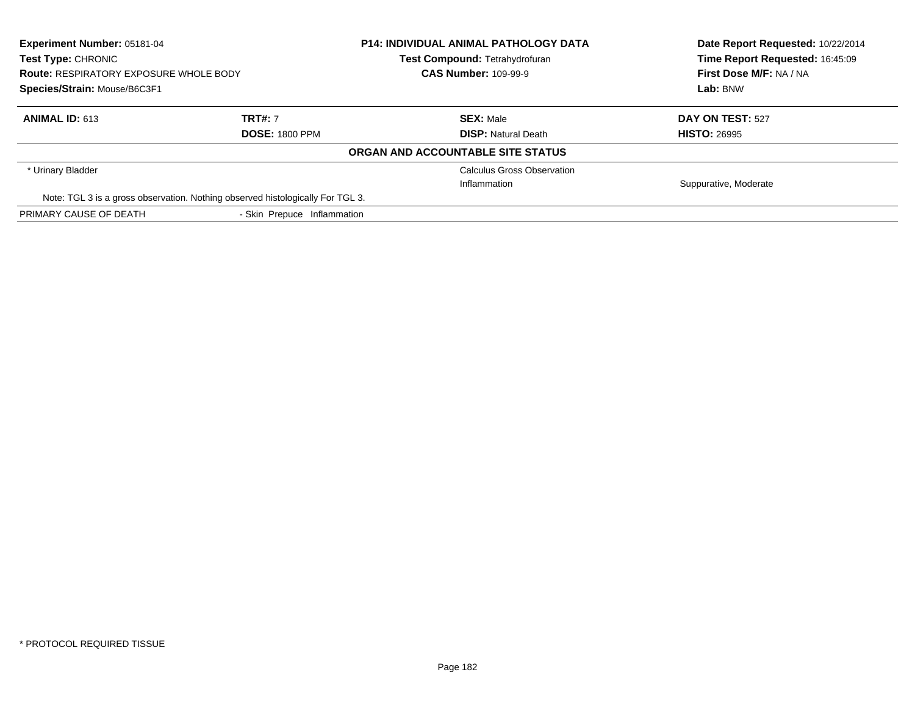**Experiment Number:** 05181-04
**Test Type:** CHRONIC
**Route:** RESPIRATORY EXPOSURE WHOLE BODY
**Species/Strain:** Mouse/B6C3F1

**P14: INDIVIDUAL ANIMAL PATHOLOGY DATA**
**Test Compound:** Tetrahydrofuran
**CAS Number:** 109-99-9

**Date Report Requested:** 10/22/2014
**Time Report Requested:** 16:45:09
**First Dose M/F:** NA / NA
**Lab:** BNW

| **ANIMAL ID:** 613 | **TRT#:** 7 | **SEX:** Male | **DAY ON TEST:** 527 |
|---|---|---|---|
| | **DOSE:** 1800 PPM | **DISP:** Natural Death | **HISTO:** 26995 |

**ORGAN AND ACCOUNTABLE SITE STATUS**

| | | | |
|---|---|---|---|
| * Urinary Bladder | | Calculus Gross Observation | |
| | | Inflammation | Suppurative, Moderate |
| Note: TGL 3 is a gross observation. Nothing observed histologically For TGL 3. | | | |
| PRIMARY CAUSE OF DEATH | - Skin Prepuce Inflammation | | |

* PROTOCOL REQUIRED TISSUE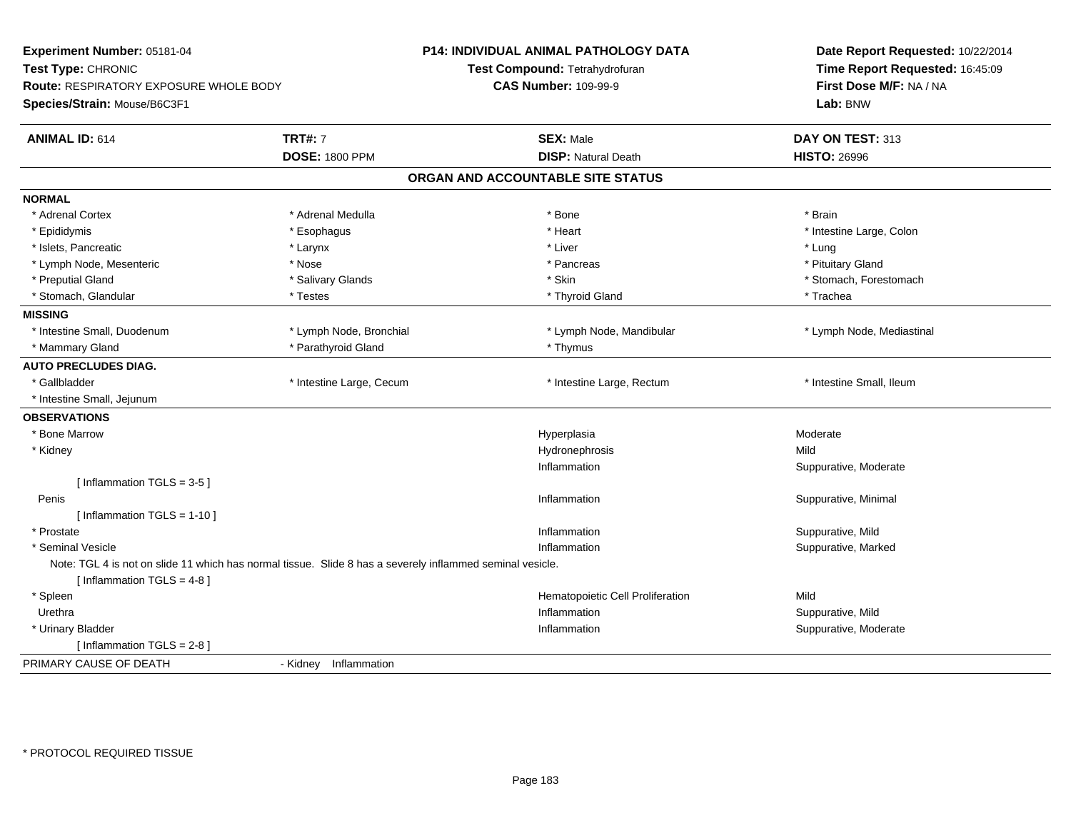**Experiment Number:** 05181-04
**Test Type:** CHRONIC
**Route:** RESPIRATORY EXPOSURE WHOLE BODY
**Species/Strain:** Mouse/B6C3F1

**P14: INDIVIDUAL ANIMAL PATHOLOGY DATA**
**Test Compound:** Tetrahydrofuran
**CAS Number:** 109-99-9

**Date Report Requested:** 10/22/2014
**Time Report Requested:** 16:45:09
**First Dose M/F:** NA / NA
**Lab:** BNW

| **ANIMAL ID:** 614 | **TRT#:** 7 | **SEX:** Male | **DAY ON TEST:** 313 |
|---|---|---|---|
| | **DOSE:** 1800 PPM | **DISP:** Natural Death | **HISTO:** 26996 |

## ORGAN AND ACCOUNTABLE SITE STATUS

**NORMAL**

| | | | |
|---|---|---|---|
| * Adrenal Cortex | * Adrenal Medulla | * Bone | * Brain |
| * Epididymis | * Esophagus | * Heart | * Intestine Large, Colon |
| * Islets, Pancreatic | * Larynx | * Liver | * Lung |
| * Lymph Node, Mesenteric | * Nose | * Pancreas | * Pituitary Gland |
| * Preputial Gland | * Salivary Glands | * Skin | * Stomach, Forestomach |
| * Stomach, Glandular | * Testes | * Thyroid Gland | * Trachea |

**MISSING**

| | | | |
|---|---|---|---|
| * Intestine Small, Duodenum | * Lymph Node, Bronchial | * Lymph Node, Mandibular | * Lymph Node, Mediastinal |
| * Mammary Gland | * Parathyroid Gland | * Thymus | |

**AUTO PRECLUDES DIAG.**

| | | | |
|---|---|---|---|
| * Gallbladder | * Intestine Large, Cecum | * Intestine Large, Rectum | * Intestine Small, Ileum |
| * Intestine Small, Jejunum | | | |

**OBSERVATIONS**

| | | |
|---|---|---|
| * Bone Marrow | Hyperplasia | Moderate |
| * Kidney | Hydronephrosis | Mild |
| | Inflammation | Suppurative, Moderate |
| [ Inflammation TGLS = 3-5 ] | | |
| Penis | Inflammation | Suppurative, Minimal |
| [ Inflammation TGLS = 1-10 ] | | |
| * Prostate | Inflammation | Suppurative, Mild |
| * Seminal Vesicle | Inflammation | Suppurative, Marked |
| Note: TGL 4 is not on slide 11 which has normal tissue. Slide 8 has a severely inflamed seminal vesicle. | | |
| [ Inflammation TGLS = 4-8 ] | | |
| * Spleen | Hematopoietic Cell Proliferation | Mild |
| Urethra | Inflammation | Suppurative, Mild |
| * Urinary Bladder | Inflammation | Suppurative, Moderate |
| [ Inflammation TGLS = 2-8 ] | | |

PRIMARY CAUSE OF DEATH - Kidney Inflammation

\* PROTOCOL REQUIRED TISSUE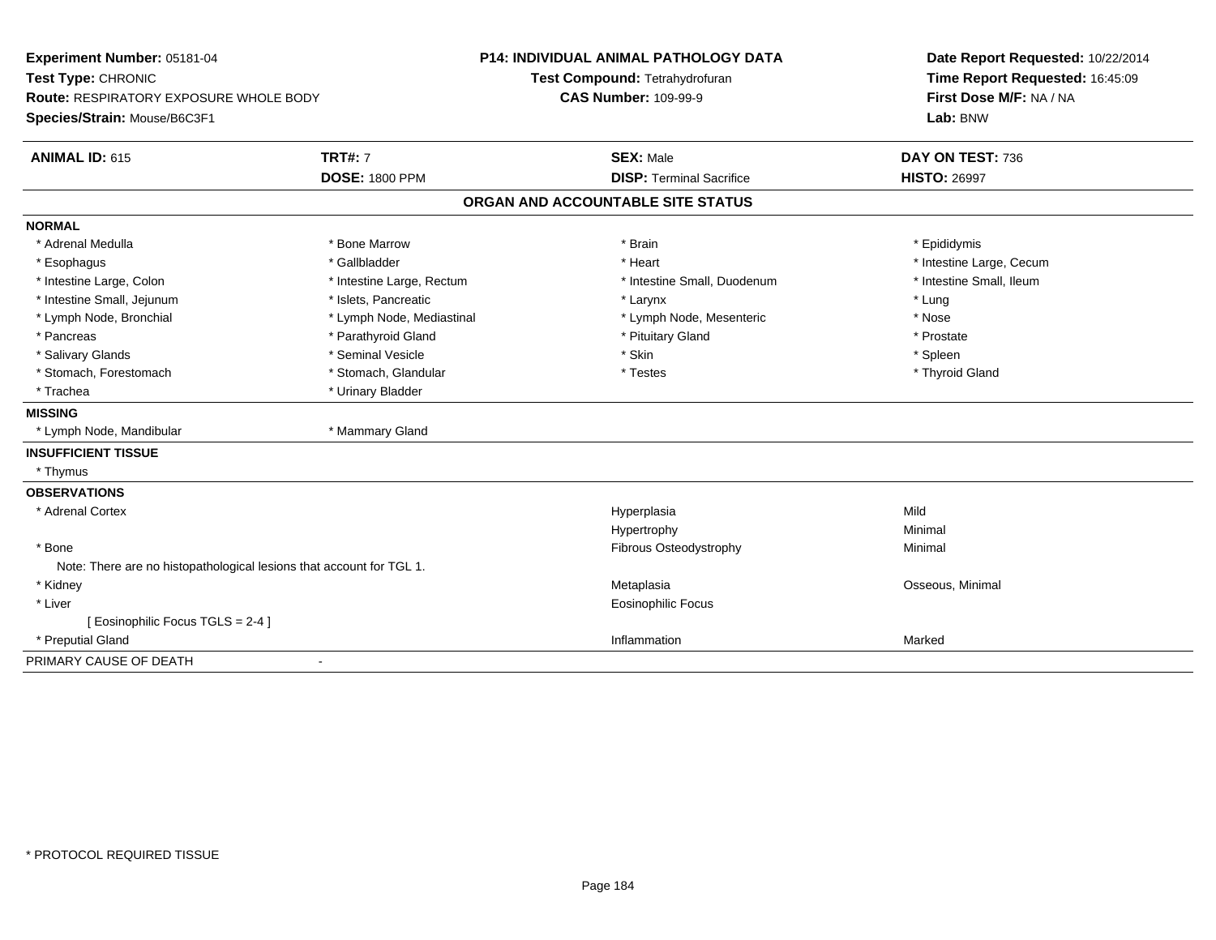**Experiment Number:** 05181-04
**Test Type:** CHRONIC
**Route:** RESPIRATORY EXPOSURE WHOLE BODY
**Species/Strain:** Mouse/B6C3F1

**P14: INDIVIDUAL ANIMAL PATHOLOGY DATA**
**Test Compound:** Tetrahydrofuran
**CAS Number:** 109-99-9

**Date Report Requested:** 10/22/2014
**Time Report Requested:** 16:45:09
**First Dose M/F:** NA / NA
**Lab:** BNW

| **ANIMAL ID:** 615 | **TRT#:** 7 | **SEX:** Male | **DAY ON TEST:** 736 |
|---|---|---|---|
| | **DOSE:** 1800 PPM | **DISP:** Terminal Sacrifice | **HISTO:** 26997 |

## ORGAN AND ACCOUNTABLE SITE STATUS

**NORMAL**

| | | | |
|---|---|---|---|
| * Adrenal Medulla | * Bone Marrow | * Brain | * Epididymis |
| * Esophagus | * Gallbladder | * Heart | * Intestine Large, Cecum |
| * Intestine Large, Colon | * Intestine Large, Rectum | * Intestine Small, Duodenum | * Intestine Small, Ileum |
| * Intestine Small, Jejunum | * Islets, Pancreatic | * Larynx | * Lung |
| * Lymph Node, Bronchial | * Lymph Node, Mediastinal | * Lymph Node, Mesenteric | * Nose |
| * Pancreas | * Parathyroid Gland | * Pituitary Gland | * Prostate |
| * Salivary Glands | * Seminal Vesicle | * Skin | * Spleen |
| * Stomach, Forestomach | * Stomach, Glandular | * Testes | * Thyroid Gland |
| * Trachea | * Urinary Bladder | | |

**MISSING**

| | |
|---|---|
| * Lymph Node, Mandibular | * Mammary Gland |

**INSUFFICIENT TISSUE**

* Thymus

**OBSERVATIONS**

| | | |
|---|---|---|
| * Adrenal Cortex | Hyperplasia | Mild |
| | Hypertrophy | Minimal |
| * Bone | Fibrous Osteodystrophy | Minimal |
| Note: There are no histopathological lesions that account for TGL 1. | | |
| * Kidney | Metaplasia | Osseous, Minimal |
| * Liver | Eosinophilic Focus | |
| [ Eosinophilic Focus TGLS = 2-4 ] | | |
| * Preputial Gland | Inflammation | Marked |

PRIMARY CAUSE OF DEATH -

* PROTOCOL REQUIRED TISSUE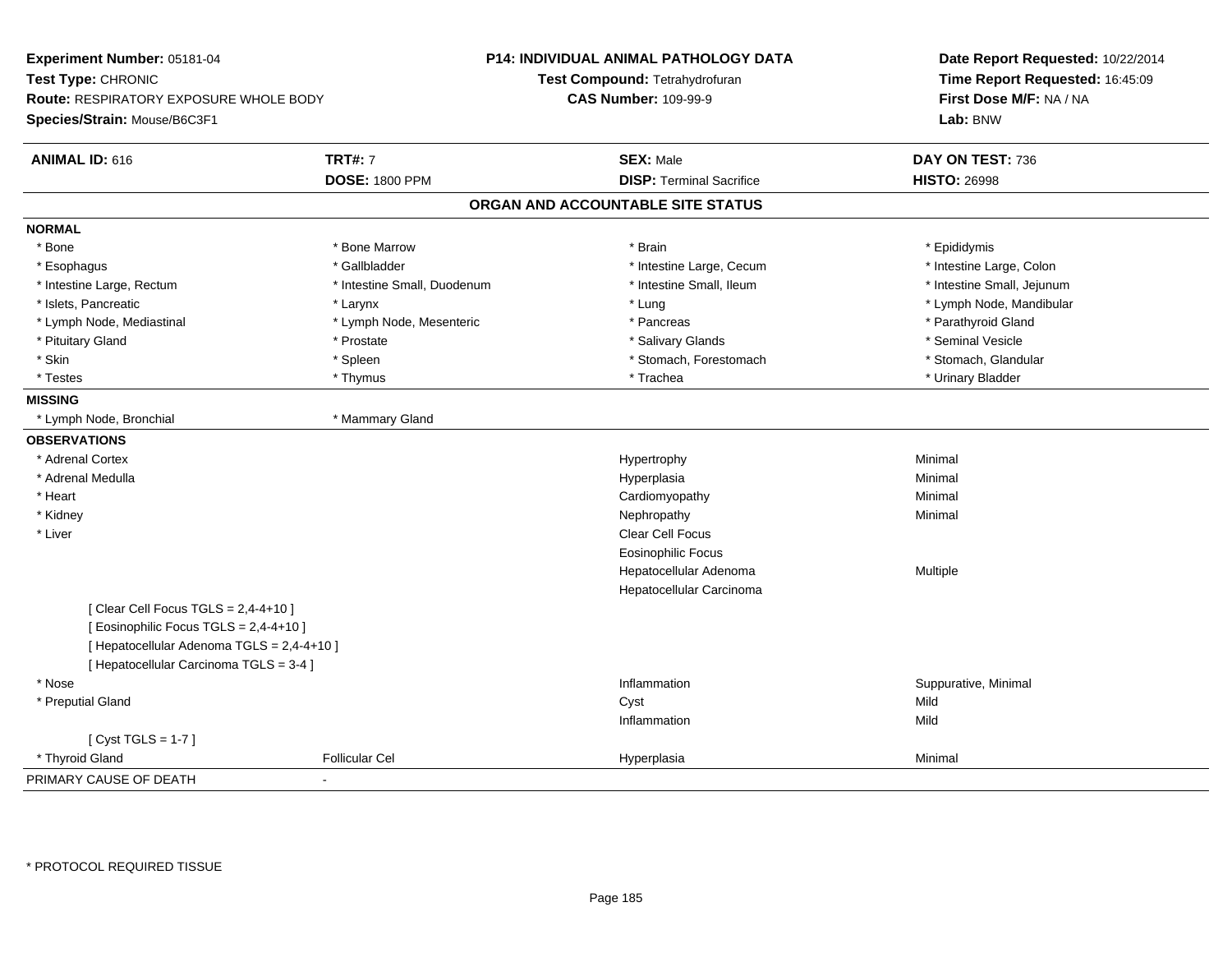**Experiment Number:** 05181-04
**Test Type:** CHRONIC
**Route:** RESPIRATORY EXPOSURE WHOLE BODY
**Species/Strain:** Mouse/B6C3F1

**P14: INDIVIDUAL ANIMAL PATHOLOGY DATA**
**Test Compound:** Tetrahydrofuran
**CAS Number:** 109-99-9

**Date Report Requested:** 10/22/2014
**Time Report Requested:** 16:45:09
**First Dose M/F:** NA / NA
**Lab:** BNW

| **ANIMAL ID:** 616 | **TRT#:** 7 | **SEX:** Male | **DAY ON TEST:** 736 |
|---|---|---|---|
| | **DOSE:** 1800 PPM | **DISP:** Terminal Sacrifice | **HISTO:** 26998 |

## ORGAN AND ACCOUNTABLE SITE STATUS

**NORMAL**

| | | | |
|---|---|---|---|
| * Bone | * Bone Marrow | * Brain | * Epididymis |
| * Esophagus | * Gallbladder | * Intestine Large, Cecum | * Intestine Large, Colon |
| * Intestine Large, Rectum | * Intestine Small, Duodenum | * Intestine Small, Ileum | * Intestine Small, Jejunum |
| * Islets, Pancreatic | * Larynx | * Lung | * Lymph Node, Mandibular |
| * Lymph Node, Mediastinal | * Lymph Node, Mesenteric | * Pancreas | * Parathyroid Gland |
| * Pituitary Gland | * Prostate | * Salivary Glands | * Seminal Vesicle |
| * Skin | * Spleen | * Stomach, Forestomach | * Stomach, Glandular |
| * Testes | * Thymus | * Trachea | * Urinary Bladder |

**MISSING**

| | |
|---|---|
| * Lymph Node, Bronchial | * Mammary Gland |

**OBSERVATIONS**

| | | | |
|---|---|---|---|
| * Adrenal Cortex | | Hypertrophy | Minimal |
| * Adrenal Medulla | | Hyperplasia | Minimal |
| * Heart | | Cardiomyopathy | Minimal |
| * Kidney | | Nephropathy | Minimal |
| * Liver | | Clear Cell Focus | |
| | | Eosinophilic Focus | |
| | | Hepatocellular Adenoma | Multiple |
| | | Hepatocellular Carcinoma | |
| [ Clear Cell Focus TGLS = 2,4-4+10 ] | | | |
| [ Eosinophilic Focus TGLS = 2,4-4+10 ] | | | |
| [ Hepatocellular Adenoma TGLS = 2,4-4+10 ] | | | |
| [ Hepatocellular Carcinoma TGLS = 3-4 ] | | | |
| * Nose | | Inflammation | Suppurative, Minimal |
| * Preputial Gland | | Cyst | Mild |
| | | Inflammation | Mild |
| [ Cyst TGLS = 1-7 ] | | | |
| * Thyroid Gland | Follicular Cel | Hyperplasia | Minimal |

PRIMARY CAUSE OF DEATH -

\* PROTOCOL REQUIRED TISSUE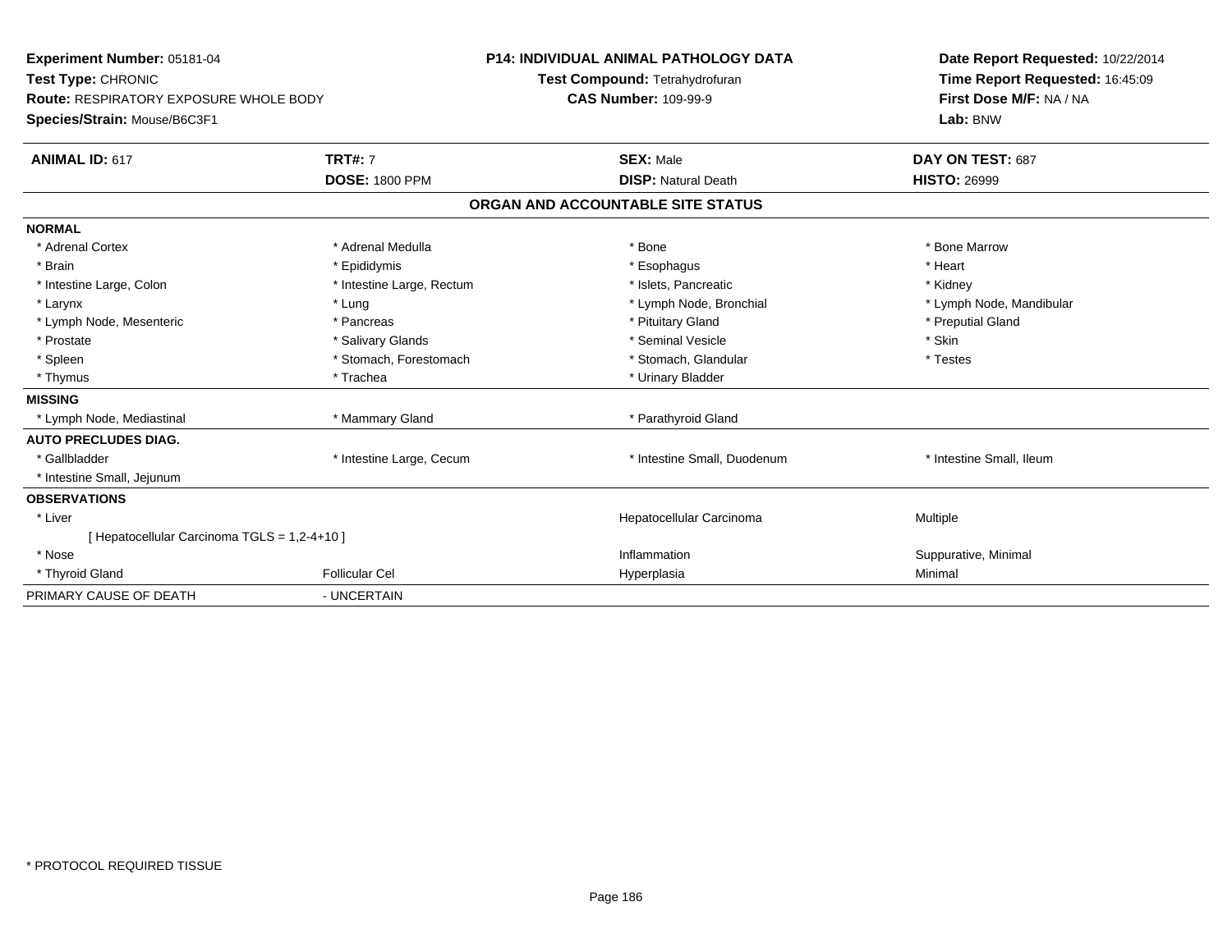**Experiment Number:** 05181-04
**Test Type:** CHRONIC
**Route:** RESPIRATORY EXPOSURE WHOLE BODY
**Species/Strain:** Mouse/B6C3F1

**P14: INDIVIDUAL ANIMAL PATHOLOGY DATA**
**Test Compound:** Tetrahydrofuran
**CAS Number:** 109-99-9

**Date Report Requested:** 10/22/2014
**Time Report Requested:** 16:45:09
**First Dose M/F:** NA / NA
**Lab:** BNW

| **ANIMAL ID:** 617 | **TRT#:** 7 | **SEX:** Male | **DAY ON TEST:** 687 |
|---|---|---|---|
| | **DOSE:** 1800 PPM | **DISP:** Natural Death | **HISTO:** 26999 |

**ORGAN AND ACCOUNTABLE SITE STATUS**

| | | | |
|---|---|---|---|
| **NORMAL** | | | |
| * Adrenal Cortex | * Adrenal Medulla | * Bone | * Bone Marrow |
| * Brain | * Epididymis | * Esophagus | * Heart |
| * Intestine Large, Colon | * Intestine Large, Rectum | * Islets, Pancreatic | * Kidney |
| * Larynx | * Lung | * Lymph Node, Bronchial | * Lymph Node, Mandibular |
| * Lymph Node, Mesenteric | * Pancreas | * Pituitary Gland | * Preputial Gland |
| * Prostate | * Salivary Glands | * Seminal Vesicle | * Skin |
| * Spleen | * Stomach, Forestomach | * Stomach, Glandular | * Testes |
| * Thymus | * Trachea | * Urinary Bladder | |
| **MISSING** | | | |
| * Lymph Node, Mediastinal | * Mammary Gland | * Parathyroid Gland | |
| **AUTO PRECLUDES DIAG.** | | | |
| * Gallbladder | * Intestine Large, Cecum | * Intestine Small, Duodenum | * Intestine Small, Ileum |
| * Intestine Small, Jejunum | | | |
| **OBSERVATIONS** | | | |
| * Liver | | Hepatocellular Carcinoma | Multiple |
| [ Hepatocellular Carcinoma TGLS = 1,2-4+10 ] | | | |
| * Nose | | Inflammation | Suppurative, Minimal |
| * Thyroid Gland | Follicular Cel | Hyperplasia | Minimal |
| PRIMARY CAUSE OF DEATH | - UNCERTAIN | | |

\* PROTOCOL REQUIRED TISSUE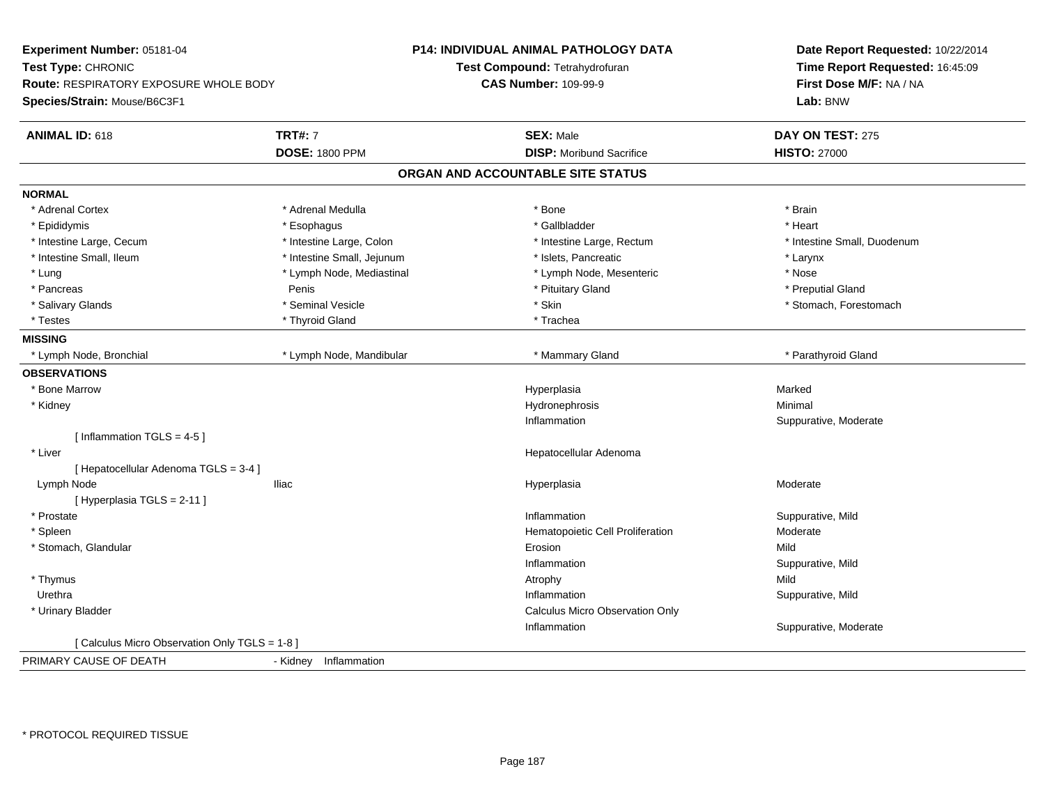**Experiment Number:** 05181-04
**Test Type:** CHRONIC
**Route:** RESPIRATORY EXPOSURE WHOLE BODY
**Species/Strain:** Mouse/B6C3F1

**P14: INDIVIDUAL ANIMAL PATHOLOGY DATA**
**Test Compound:** Tetrahydrofuran
**CAS Number:** 109-99-9

**Date Report Requested:** 10/22/2014
**Time Report Requested:** 16:45:09
**First Dose M/F:** NA / NA
**Lab:** BNW

| **ANIMAL ID:** 618 | **TRT#:** 7 | **SEX:** Male | **DAY ON TEST:** 275 |
|---|---|---|---|
| | **DOSE:** 1800 PPM | **DISP:** Moribund Sacrifice | **HISTO:** 27000 |

## ORGAN AND ACCOUNTABLE SITE STATUS

**NORMAL**

| | | | |
|---|---|---|---|
| * Adrenal Cortex | * Adrenal Medulla | * Bone | * Brain |
| * Epididymis | * Esophagus | * Gallbladder | * Heart |
| * Intestine Large, Cecum | * Intestine Large, Colon | * Intestine Large, Rectum | * Intestine Small, Duodenum |
| * Intestine Small, Ileum | * Intestine Small, Jejunum | * Islets, Pancreatic | * Larynx |
| * Lung | * Lymph Node, Mediastinal | * Lymph Node, Mesenteric | * Nose |
| * Pancreas | Penis | * Pituitary Gland | * Preputial Gland |
| * Salivary Glands | * Seminal Vesicle | * Skin | * Stomach, Forestomach |
| * Testes | * Thyroid Gland | * Trachea | |

**MISSING**

| | | | |
|---|---|---|---|
| * Lymph Node, Bronchial | * Lymph Node, Mandibular | * Mammary Gland | * Parathyroid Gland |

**OBSERVATIONS**

| | | | |
|---|---|---|---|
| * Bone Marrow | | Hyperplasia | Marked |
| * Kidney | | Hydronephrosis | Minimal |
| | | Inflammation | Suppurative, Moderate |
| [ Inflammation TGLS = 4-5 ] | | | |
| * Liver | | Hepatocellular Adenoma | |
| [ Hepatocellular Adenoma TGLS = 3-4 ] | | | |
| Lymph Node | Iliac | Hyperplasia | Moderate |
| [ Hyperplasia TGLS = 2-11 ] | | | |
| * Prostate | | Inflammation | Suppurative, Mild |
| * Spleen | | Hematopoietic Cell Proliferation | Moderate |
| * Stomach, Glandular | | Erosion | Mild |
| | | Inflammation | Suppurative, Mild |
| * Thymus | | Atrophy | Mild |
| Urethra | | Inflammation | Suppurative, Mild |
| * Urinary Bladder | | Calculus Micro Observation Only | |
| | | Inflammation | Suppurative, Moderate |
| [ Calculus Micro Observation Only TGLS = 1-8 ] | | | |

PRIMARY CAUSE OF DEATH - Kidney Inflammation

* PROTOCOL REQUIRED TISSUE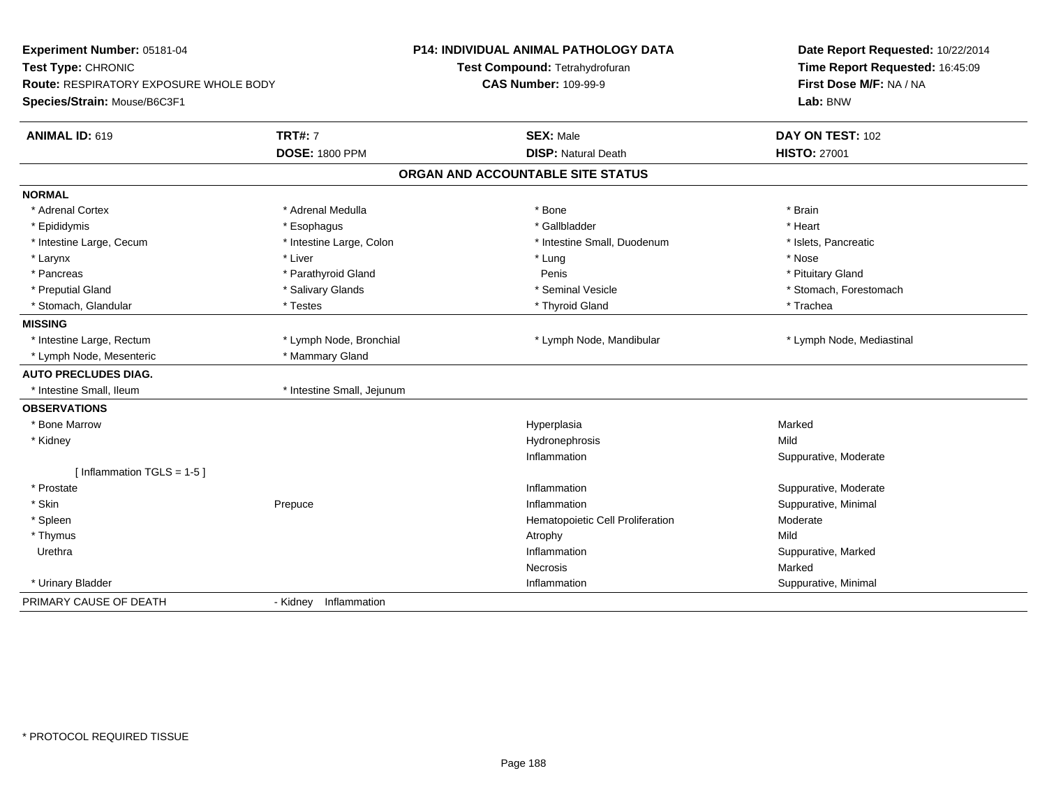**Experiment Number:** 05181-04
**Test Type:** CHRONIC
**Route:** RESPIRATORY EXPOSURE WHOLE BODY
**Species/Strain:** Mouse/B6C3F1

**P14: INDIVIDUAL ANIMAL PATHOLOGY DATA**
**Test Compound:** Tetrahydrofuran
**CAS Number:** 109-99-9

**Date Report Requested:** 10/22/2014
**Time Report Requested:** 16:45:09
**First Dose M/F:** NA / NA
**Lab:** BNW

| **ANIMAL ID:** 619 | **TRT#:** 7 | **SEX:** Male | **DAY ON TEST:** 102 |
|---|---|---|---|
| | **DOSE:** 1800 PPM | **DISP:** Natural Death | **HISTO:** 27001 |

## ORGAN AND ACCOUNTABLE SITE STATUS

| | | | |
|---|---|---|---|
| **NORMAL** | | | |
| * Adrenal Cortex | * Adrenal Medulla | * Bone | * Brain |
| * Epididymis | * Esophagus | * Gallbladder | * Heart |
| * Intestine Large, Cecum | * Intestine Large, Colon | * Intestine Small, Duodenum | * Islets, Pancreatic |
| * Larynx | * Liver | * Lung | * Nose |
| * Pancreas | * Parathyroid Gland | Penis | * Pituitary Gland |
| * Preputial Gland | * Salivary Glands | * Seminal Vesicle | * Stomach, Forestomach |
| * Stomach, Glandular | * Testes | * Thyroid Gland | * Trachea |
| **MISSING** | | | |
| * Intestine Large, Rectum | * Lymph Node, Bronchial | * Lymph Node, Mandibular | * Lymph Node, Mediastinal |
| * Lymph Node, Mesenteric | * Mammary Gland | | |
| **AUTO PRECLUDES DIAG.** | | | |
| * Intestine Small, Ileum | * Intestine Small, Jejunum | | |
| **OBSERVATIONS** | | | |
| * Bone Marrow | | Hyperplasia | Marked |
| * Kidney | | Hydronephrosis | Mild |
| | | Inflammation | Suppurative, Moderate |
| [ Inflammation TGLS = 1-5 ] | | | |
| * Prostate | | Inflammation | Suppurative, Moderate |
| * Skin | Prepuce | Inflammation | Suppurative, Minimal |
| * Spleen | | Hematopoietic Cell Proliferation | Moderate |
| * Thymus | | Atrophy | Mild |
| Urethra | | Inflammation | Suppurative, Marked |
| | | Necrosis | Marked |
| * Urinary Bladder | | Inflammation | Suppurative, Minimal |
| PRIMARY CAUSE OF DEATH | - Kidney Inflammation | | |

* PROTOCOL REQUIRED TISSUE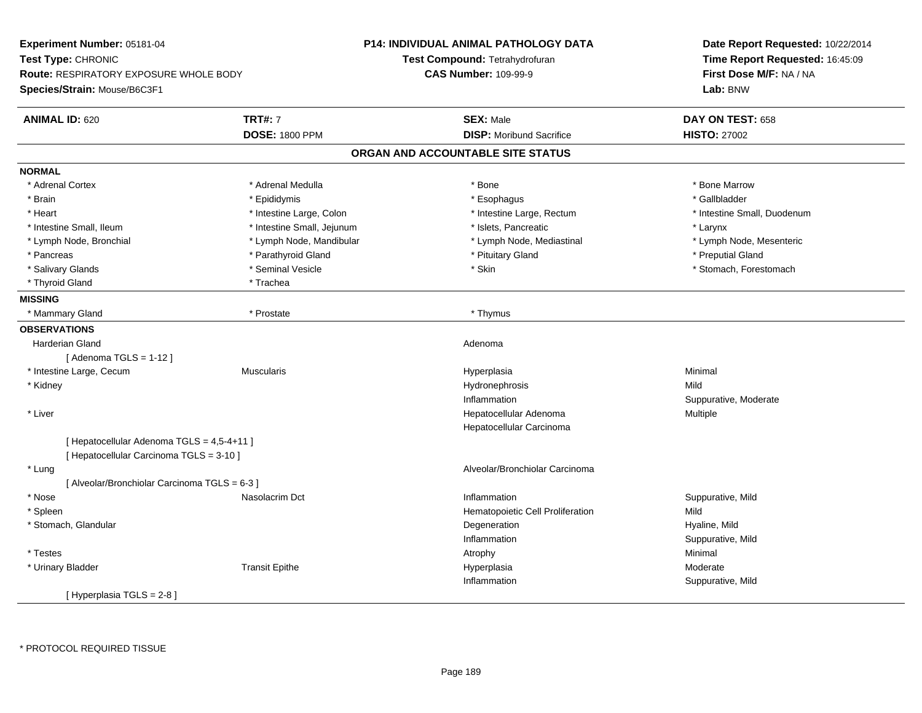**Experiment Number:** 05181-04
**Test Type:** CHRONIC
**Route:** RESPIRATORY EXPOSURE WHOLE BODY
**Species/Strain:** Mouse/B6C3F1

**P14: INDIVIDUAL ANIMAL PATHOLOGY DATA**
**Test Compound:** Tetrahydrofuran
**CAS Number:** 109-99-9

**Date Report Requested:** 10/22/2014
**Time Report Requested:** 16:45:09
**First Dose M/F:** NA / NA
**Lab:** BNW

| **ANIMAL ID:** 620 | **TRT#:** 7 | **SEX:** Male | **DAY ON TEST:** 658 |
|---|---|---|---|
| | **DOSE:** 1800 PPM | **DISP:** Moribund Sacrifice | **HISTO:** 27002 |

## ORGAN AND ACCOUNTABLE SITE STATUS

**NORMAL**

| | | | |
|---|---|---|---|
| * Adrenal Cortex | * Adrenal Medulla | * Bone | * Bone Marrow |
| * Brain | * Epididymis | * Esophagus | * Gallbladder |
| * Heart | * Intestine Large, Colon | * Intestine Large, Rectum | * Intestine Small, Duodenum |
| * Intestine Small, Ileum | * Intestine Small, Jejunum | * Islets, Pancreatic | * Larynx |
| * Lymph Node, Bronchial | * Lymph Node, Mandibular | * Lymph Node, Mediastinal | * Lymph Node, Mesenteric |
| * Pancreas | * Parathyroid Gland | * Pituitary Gland | * Preputial Gland |
| * Salivary Glands | * Seminal Vesicle | * Skin | * Stomach, Forestomach |
| * Thyroid Gland | * Trachea | | |

**MISSING**

| | | |
|---|---|---|
| * Mammary Gland | * Prostate | * Thymus |

**OBSERVATIONS**

| Organ | Site | Observation | Severity |
|---|---|---|---|
| Harderian Gland | | Adenoma | |
| [ Adenoma TGLS = 1-12 ] | | | |
| * Intestine Large, Cecum | Muscularis | Hyperplasia | Minimal |
| * Kidney | | Hydronephrosis | Mild |
| | | Inflammation | Suppurative, Moderate |
| * Liver | | Hepatocellular Adenoma | Multiple |
| | | Hepatocellular Carcinoma | |
| [ Hepatocellular Adenoma TGLS = 4,5-4+11 ] | | | |
| [ Hepatocellular Carcinoma TGLS = 3-10 ] | | | |
| * Lung | | Alveolar/Bronchiolar Carcinoma | |
| [ Alveolar/Bronchiolar Carcinoma TGLS = 6-3 ] | | | |
| * Nose | Nasolacrim Dct | Inflammation | Suppurative, Mild |
| * Spleen | | Hematopoietic Cell Proliferation | Mild |
| * Stomach, Glandular | | Degeneration | Hyaline, Mild |
| | | Inflammation | Suppurative, Mild |
| * Testes | | Atrophy | Minimal |
| * Urinary Bladder | Transit Epithe | Hyperplasia | Moderate |
| | | Inflammation | Suppurative, Mild |
| [ Hyperplasia TGLS = 2-8 ] | | | |

\* PROTOCOL REQUIRED TISSUE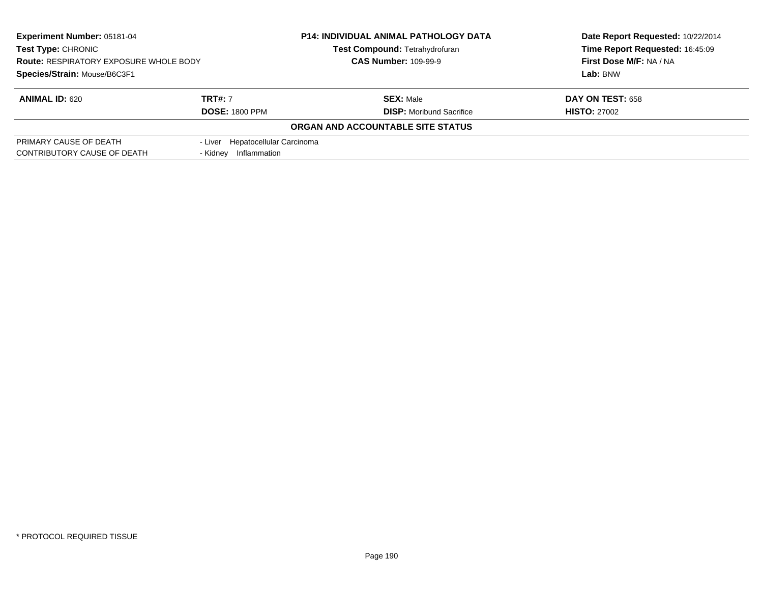**Experiment Number:** 05181-04
**Test Type:** CHRONIC
**Route:** RESPIRATORY EXPOSURE WHOLE BODY
**Species/Strain:** Mouse/B6C3F1

**P14: INDIVIDUAL ANIMAL PATHOLOGY DATA**
**Test Compound:** Tetrahydrofuran
**CAS Number:** 109-99-9

**Date Report Requested:** 10/22/2014
**Time Report Requested:** 16:45:09
**First Dose M/F:** NA / NA
**Lab:** BNW

| **ANIMAL ID:** 620 | **TRT#:** 7 | **SEX:** Male | **DAY ON TEST:** 658 |
|---|---|---|---|
| | **DOSE:** 1800 PPM | **DISP:** Moribund Sacrifice | **HISTO:** 27002 |

**ORGAN AND ACCOUNTABLE SITE STATUS**

| | |
|---|---|
| PRIMARY CAUSE OF DEATH | - Liver Hepatocellular Carcinoma |
| CONTRIBUTORY CAUSE OF DEATH | - Kidney Inflammation |

* PROTOCOL REQUIRED TISSUE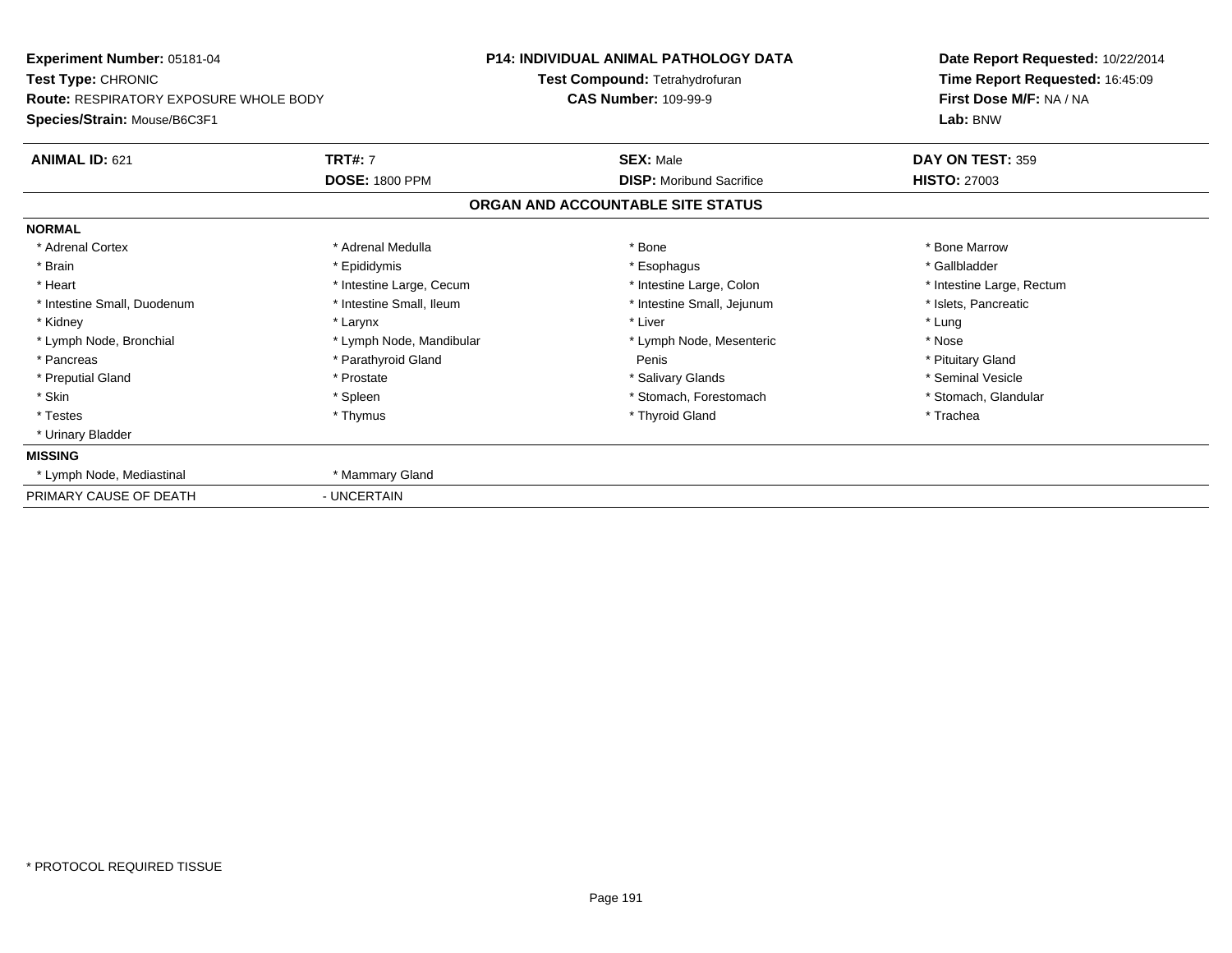**Experiment Number:** 05181-04
**Test Type:** CHRONIC
**Route:** RESPIRATORY EXPOSURE WHOLE BODY
**Species/Strain:** Mouse/B6C3F1

**P14: INDIVIDUAL ANIMAL PATHOLOGY DATA**
**Test Compound:** Tetrahydrofuran
**CAS Number:** 109-99-9

**Date Report Requested:** 10/22/2014
**Time Report Requested:** 16:45:09
**First Dose M/F:** NA / NA
**Lab:** BNW

| **ANIMAL ID:** 621 | **TRT#:** 7 | **SEX:** Male | **DAY ON TEST:** 359 |
|---|---|---|---|
| | **DOSE:** 1800 PPM | **DISP:** Moribund Sacrifice | **HISTO:** 27003 |

## ORGAN AND ACCOUNTABLE SITE STATUS

| | | | |
|---|---|---|---|
| **NORMAL** | | | |
| * Adrenal Cortex | * Adrenal Medulla | * Bone | * Bone Marrow |
| * Brain | * Epididymis | * Esophagus | * Gallbladder |
| * Heart | * Intestine Large, Cecum | * Intestine Large, Colon | * Intestine Large, Rectum |
| * Intestine Small, Duodenum | * Intestine Small, Ileum | * Intestine Small, Jejunum | * Islets, Pancreatic |
| * Kidney | * Larynx | * Liver | * Lung |
| * Lymph Node, Bronchial | * Lymph Node, Mandibular | * Lymph Node, Mesenteric | * Nose |
| * Pancreas | * Parathyroid Gland | Penis | * Pituitary Gland |
| * Preputial Gland | * Prostate | * Salivary Glands | * Seminal Vesicle |
| * Skin | * Spleen | * Stomach, Forestomach | * Stomach, Glandular |
| * Testes | * Thymus | * Thyroid Gland | * Trachea |
| * Urinary Bladder | | | |
| **MISSING** | | | |
| * Lymph Node, Mediastinal | * Mammary Gland | | |
| PRIMARY CAUSE OF DEATH | - UNCERTAIN | | |

* PROTOCOL REQUIRED TISSUE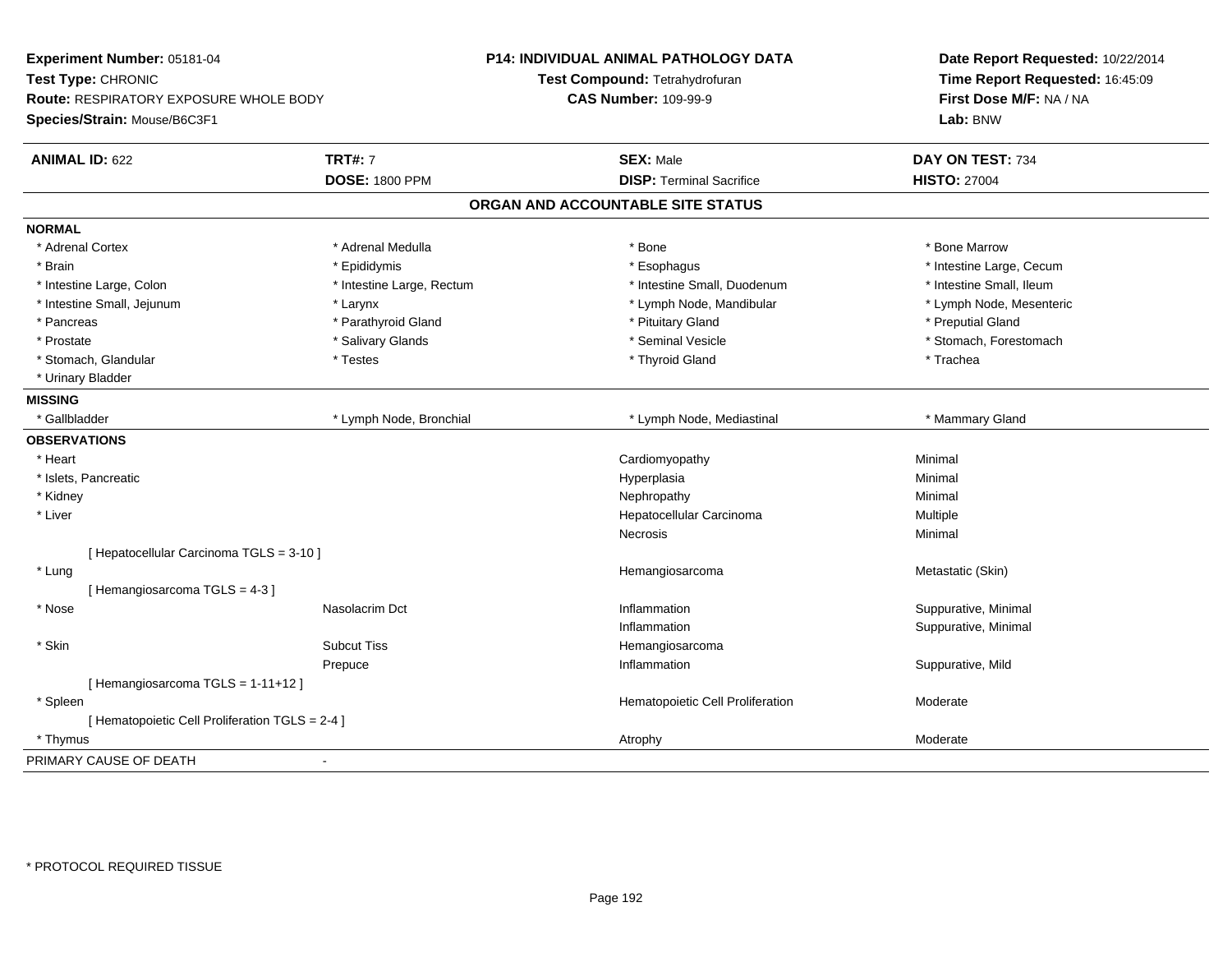**Experiment Number:** 05181-04
**Test Type:** CHRONIC
**Route:** RESPIRATORY EXPOSURE WHOLE BODY
**Species/Strain:** Mouse/B6C3F1

**P14: INDIVIDUAL ANIMAL PATHOLOGY DATA**
**Test Compound:** Tetrahydrofuran
**CAS Number:** 109-99-9

**Date Report Requested:** 10/22/2014
**Time Report Requested:** 16:45:09
**First Dose M/F:** NA / NA
**Lab:** BNW

| **ANIMAL ID:** 622 | **TRT#:** 7 | **SEX:** Male | **DAY ON TEST:** 734 |
|---|---|---|---|
| | **DOSE:** 1800 PPM | **DISP:** Terminal Sacrifice | **HISTO:** 27004 |

## ORGAN AND ACCOUNTABLE SITE STATUS

**NORMAL**

| | | | |
|---|---|---|---|
| * Adrenal Cortex | * Adrenal Medulla | * Bone | * Bone Marrow |
| * Brain | * Epididymis | * Esophagus | * Intestine Large, Cecum |
| * Intestine Large, Colon | * Intestine Large, Rectum | * Intestine Small, Duodenum | * Intestine Small, Ileum |
| * Intestine Small, Jejunum | * Larynx | * Lymph Node, Mandibular | * Lymph Node, Mesenteric |
| * Pancreas | * Parathyroid Gland | * Pituitary Gland | * Preputial Gland |
| * Prostate | * Salivary Glands | * Seminal Vesicle | * Stomach, Forestomach |
| * Stomach, Glandular | * Testes | * Thyroid Gland | * Trachea |
| * Urinary Bladder | | | |

**MISSING**

| | | | |
|---|---|---|---|
| * Gallbladder | * Lymph Node, Bronchial | * Lymph Node, Mediastinal | * Mammary Gland |

**OBSERVATIONS**

| | | | |
|---|---|---|---|
| * Heart | | Cardiomyopathy | Minimal |
| * Islets, Pancreatic | | Hyperplasia | Minimal |
| * Kidney | | Nephropathy | Minimal |
| * Liver | | Hepatocellular Carcinoma | Multiple |
| | | Necrosis | Minimal |
| [ Hepatocellular Carcinoma TGLS = 3-10 ] | | | |
| * Lung | | Hemangiosarcoma | Metastatic (Skin) |
| [ Hemangiosarcoma TGLS = 4-3 ] | | | |
| * Nose | Nasolacrim Dct | Inflammation | Suppurative, Minimal |
| | | Inflammation | Suppurative, Minimal |
| * Skin | Subcut Tiss | Hemangiosarcoma | |
| | Prepuce | Inflammation | Suppurative, Mild |
| [ Hemangiosarcoma TGLS = 1-11+12 ] | | | |
| * Spleen | | Hematopoietic Cell Proliferation | Moderate |
| [ Hematopoietic Cell Proliferation TGLS = 2-4 ] | | | |
| * Thymus | | Atrophy | Moderate |

PRIMARY CAUSE OF DEATH -

\* PROTOCOL REQUIRED TISSUE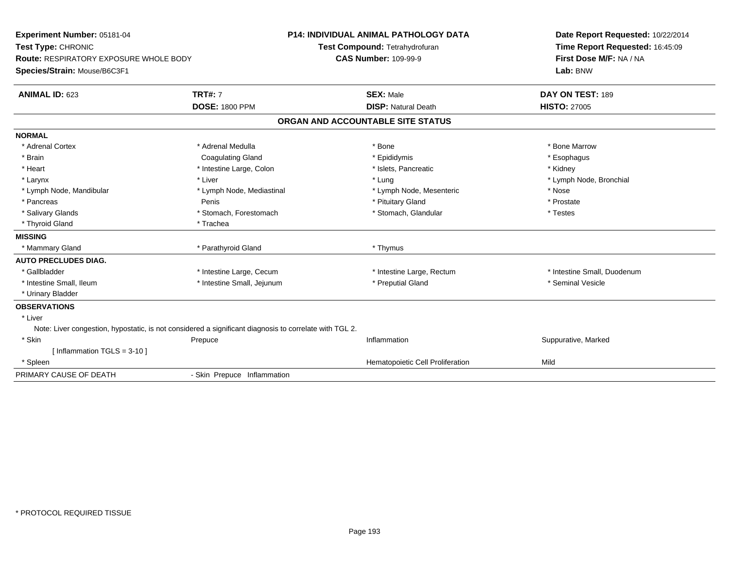**Experiment Number:** 05181-04
**Test Type:** CHRONIC
**Route:** RESPIRATORY EXPOSURE WHOLE BODY
**Species/Strain:** Mouse/B6C3F1

**P14: INDIVIDUAL ANIMAL PATHOLOGY DATA**
**Test Compound:** Tetrahydrofuran
**CAS Number:** 109-99-9

**Date Report Requested:** 10/22/2014
**Time Report Requested:** 16:45:09
**First Dose M/F:** NA / NA
**Lab:** BNW

| **ANIMAL ID:** 623 | **TRT#:** 7 | **SEX:** Male | **DAY ON TEST:** 189 |
|---|---|---|---|
| | **DOSE:** 1800 PPM | **DISP:** Natural Death | **HISTO:** 27005 |

## ORGAN AND ACCOUNTABLE SITE STATUS

**NORMAL**

| | | | |
|---|---|---|---|
| * Adrenal Cortex | * Adrenal Medulla | * Bone | * Bone Marrow |
| * Brain | Coagulating Gland | * Epididymis | * Esophagus |
| * Heart | * Intestine Large, Colon | * Islets, Pancreatic | * Kidney |
| * Larynx | * Liver | * Lung | * Lymph Node, Bronchial |
| * Lymph Node, Mandibular | * Lymph Node, Mediastinal | * Lymph Node, Mesenteric | * Nose |
| * Pancreas | Penis | * Pituitary Gland | * Prostate |
| * Salivary Glands | * Stomach, Forestomach | * Stomach, Glandular | * Testes |
| * Thyroid Gland | * Trachea | | |

**MISSING**

| | | | |
|---|---|---|---|
| * Mammary Gland | * Parathyroid Gland | * Thymus | |

**AUTO PRECLUDES DIAG.**

| | | | |
|---|---|---|---|
| * Gallbladder | * Intestine Large, Cecum | * Intestine Large, Rectum | * Intestine Small, Duodenum |
| * Intestine Small, Ileum | * Intestine Small, Jejunum | * Preputial Gland | * Seminal Vesicle |
| * Urinary Bladder | | | |

**OBSERVATIONS**

* Liver
  Note: Liver congestion, hypostatic, is not considered a significant diagnosis to correlate with TGL 2.

| | | | |
|---|---|---|---|
| * Skin | Prepuce | Inflammation | Suppurative, Marked |
| [ Inflammation TGLS = 3-10 ] | | | |
| * Spleen | | Hematopoietic Cell Proliferation | Mild |

PRIMARY CAUSE OF DEATH - Skin Prepuce Inflammation

* PROTOCOL REQUIRED TISSUE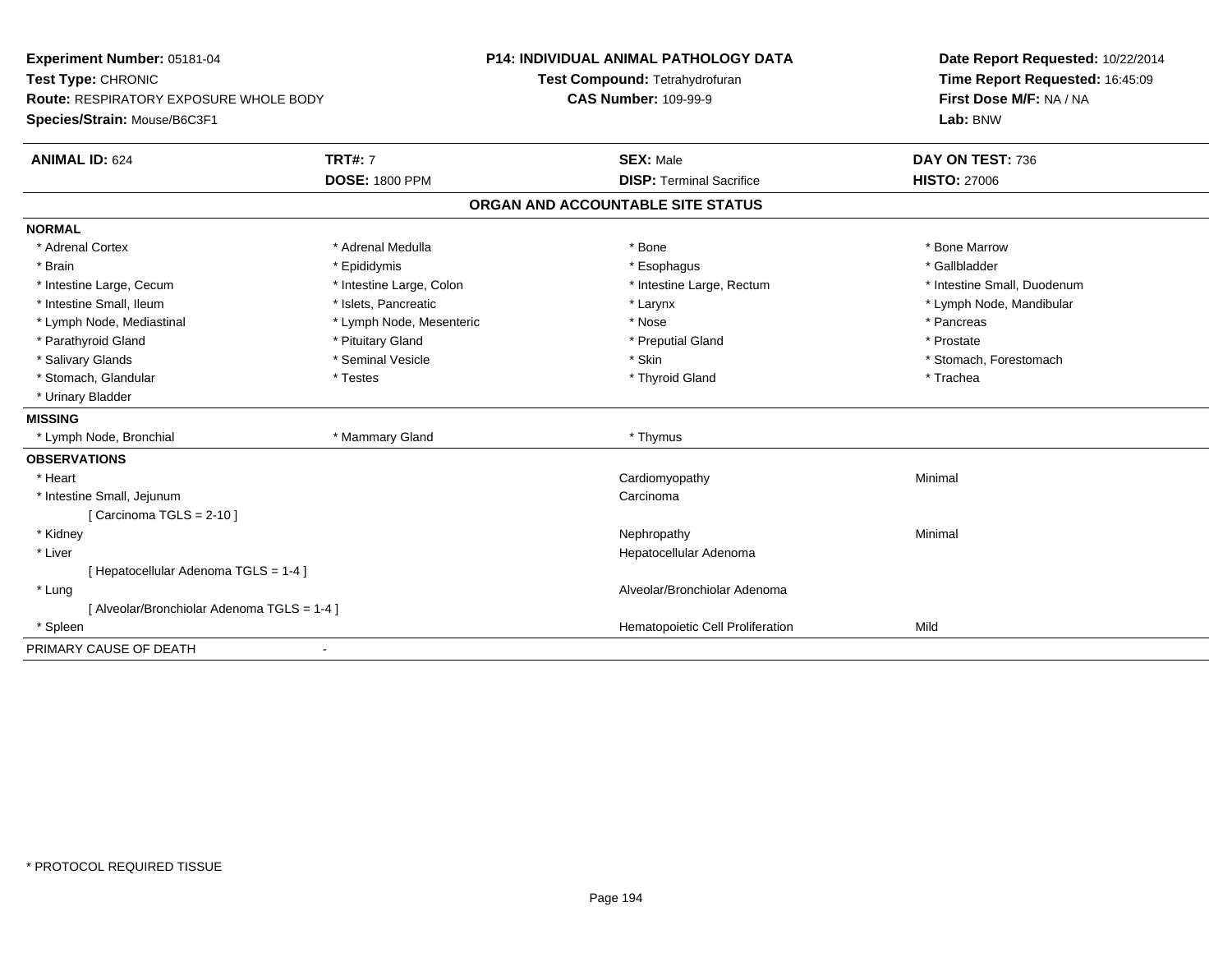**Experiment Number:** 05181-04
**Test Type:** CHRONIC
**Route:** RESPIRATORY EXPOSURE WHOLE BODY
**Species/Strain:** Mouse/B6C3F1

**P14: INDIVIDUAL ANIMAL PATHOLOGY DATA**
**Test Compound:** Tetrahydrofuran
**CAS Number:** 109-99-9

**Date Report Requested:** 10/22/2014
**Time Report Requested:** 16:45:09
**First Dose M/F:** NA / NA
**Lab:** BNW

| **ANIMAL ID:** 624 | **TRT#:** 7 | **SEX:** Male | **DAY ON TEST:** 736 |
|---|---|---|---|
| | **DOSE:** 1800 PPM | **DISP:** Terminal Sacrifice | **HISTO:** 27006 |

## ORGAN AND ACCOUNTABLE SITE STATUS

**NORMAL**

| | | | |
|---|---|---|---|
| * Adrenal Cortex | * Adrenal Medulla | * Bone | * Bone Marrow |
| * Brain | * Epididymis | * Esophagus | * Gallbladder |
| * Intestine Large, Cecum | * Intestine Large, Colon | * Intestine Large, Rectum | * Intestine Small, Duodenum |
| * Intestine Small, Ileum | * Islets, Pancreatic | * Larynx | * Lymph Node, Mandibular |
| * Lymph Node, Mediastinal | * Lymph Node, Mesenteric | * Nose | * Pancreas |
| * Parathyroid Gland | * Pituitary Gland | * Preputial Gland | * Prostate |
| * Salivary Glands | * Seminal Vesicle | * Skin | * Stomach, Forestomach |
| * Stomach, Glandular | * Testes | * Thyroid Gland | * Trachea |
| * Urinary Bladder | | | |

**MISSING**

| | | |
|---|---|---|
| * Lymph Node, Bronchial | * Mammary Gland | * Thymus |

**OBSERVATIONS**

| | | |
|---|---|---|
| * Heart | Cardiomyopathy | Minimal |
| * Intestine Small, Jejunum | Carcinoma | |
| [ Carcinoma TGLS = 2-10 ] | | |
| * Kidney | Nephropathy | Minimal |
| * Liver | Hepatocellular Adenoma | |
| [ Hepatocellular Adenoma TGLS = 1-4 ] | | |
| * Lung | Alveolar/Bronchiolar Adenoma | |
| [ Alveolar/Bronchiolar Adenoma TGLS = 1-4 ] | | |
| * Spleen | Hematopoietic Cell Proliferation | Mild |

PRIMARY CAUSE OF DEATH -

* PROTOCOL REQUIRED TISSUE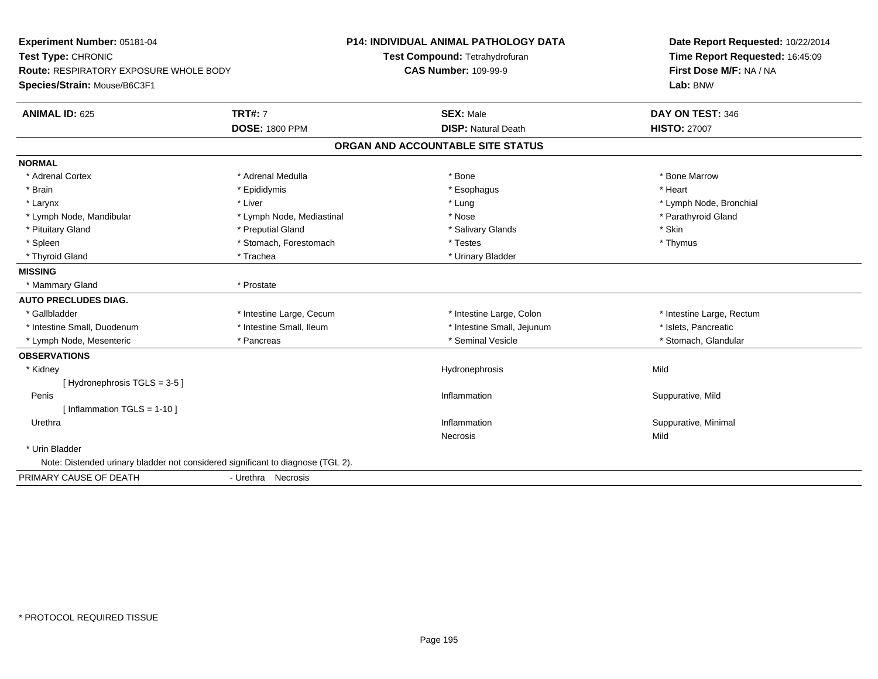**Experiment Number:** 05181-04
**Test Type:** CHRONIC
**Route:** RESPIRATORY EXPOSURE WHOLE BODY
**Species/Strain:** Mouse/B6C3F1

**P14: INDIVIDUAL ANIMAL PATHOLOGY DATA**
**Test Compound:** Tetrahydrofuran
**CAS Number:** 109-99-9

**Date Report Requested:** 10/22/2014
**Time Report Requested:** 16:45:09
**First Dose M/F:** NA / NA
**Lab:** BNW

| **ANIMAL ID:** 625 | **TRT#:** 7 | **SEX:** Male | **DAY ON TEST:** 346 |
|---|---|---|---|
| | **DOSE:** 1800 PPM | **DISP:** Natural Death | **HISTO:** 27007 |

## ORGAN AND ACCOUNTABLE SITE STATUS

**NORMAL**

| | | | |
|---|---|---|---|
| * Adrenal Cortex | * Adrenal Medulla | * Bone | * Bone Marrow |
| * Brain | * Epididymis | * Esophagus | * Heart |
| * Larynx | * Liver | * Lung | * Lymph Node, Bronchial |
| * Lymph Node, Mandibular | * Lymph Node, Mediastinal | * Nose | * Parathyroid Gland |
| * Pituitary Gland | * Preputial Gland | * Salivary Glands | * Skin |
| * Spleen | * Stomach, Forestomach | * Testes | * Thymus |
| * Thyroid Gland | * Trachea | * Urinary Bladder | |

**MISSING**

| | |
|---|---|
| * Mammary Gland | * Prostate |

**AUTO PRECLUDES DIAG.**

| | | | |
|---|---|---|---|
| * Gallbladder | * Intestine Large, Cecum | * Intestine Large, Colon | * Intestine Large, Rectum |
| * Intestine Small, Duodenum | * Intestine Small, Ileum | * Intestine Small, Jejunum | * Islets, Pancreatic |
| * Lymph Node, Mesenteric | * Pancreas | * Seminal Vesicle | * Stomach, Glandular |

**OBSERVATIONS**

| | | |
|---|---|---|
| * Kidney | Hydronephrosis | Mild |
| [ Hydronephrosis TGLS = 3-5 ] | | |
| Penis | Inflammation | Suppurative, Mild |
| [ Inflammation TGLS = 1-10 ] | | |
| Urethra | Inflammation | Suppurative, Minimal |
| | Necrosis | Mild |
| * Urin Bladder | | |

Note: Distended urinary bladder not considered significant to diagnose (TGL 2).

PRIMARY CAUSE OF DEATH - Urethra Necrosis

* PROTOCOL REQUIRED TISSUE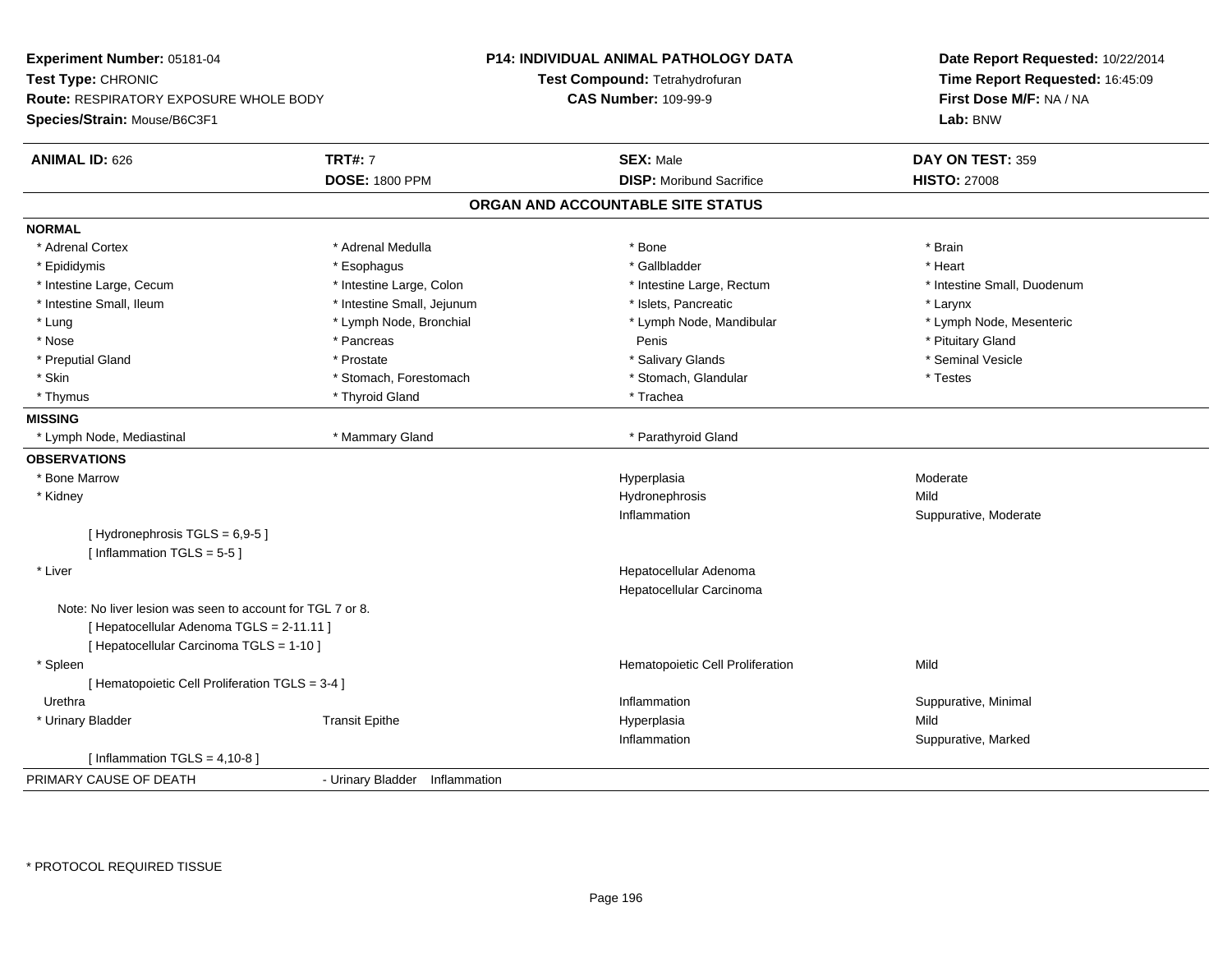**Experiment Number:** 05181-04
**Test Type:** CHRONIC
**Route:** RESPIRATORY EXPOSURE WHOLE BODY
**Species/Strain:** Mouse/B6C3F1

**P14: INDIVIDUAL ANIMAL PATHOLOGY DATA**
**Test Compound:** Tetrahydrofuran
**CAS Number:** 109-99-9

**Date Report Requested:** 10/22/2014
**Time Report Requested:** 16:45:09
**First Dose M/F:** NA / NA
**Lab:** BNW

| **ANIMAL ID:** 626 | **TRT#:** 7 | **SEX:** Male | **DAY ON TEST:** 359 |
|---|---|---|---|
| | **DOSE:** 1800 PPM | **DISP:** Moribund Sacrifice | **HISTO:** 27008 |

## ORGAN AND ACCOUNTABLE SITE STATUS

**NORMAL**

| | | | |
|---|---|---|---|
| * Adrenal Cortex | * Adrenal Medulla | * Bone | * Brain |
| * Epididymis | * Esophagus | * Gallbladder | * Heart |
| * Intestine Large, Cecum | * Intestine Large, Colon | * Intestine Large, Rectum | * Intestine Small, Duodenum |
| * Intestine Small, Ileum | * Intestine Small, Jejunum | * Islets, Pancreatic | * Larynx |
| * Lung | * Lymph Node, Bronchial | * Lymph Node, Mandibular | * Lymph Node, Mesenteric |
| * Nose | * Pancreas | Penis | * Pituitary Gland |
| * Preputial Gland | * Prostate | * Salivary Glands | * Seminal Vesicle |
| * Skin | * Stomach, Forestomach | * Stomach, Glandular | * Testes |
| * Thymus | * Thyroid Gland | * Trachea | |

**MISSING**

| | | |
|---|---|---|
| * Lymph Node, Mediastinal | * Mammary Gland | * Parathyroid Gland |

**OBSERVATIONS**

| Organ | Site | Observation | Severity |
|---|---|---|---|
| * Bone Marrow | | Hyperplasia | Moderate |
| * Kidney | | Hydronephrosis | Mild |
| | | Inflammation | Suppurative, Moderate |
| [ Hydronephrosis TGLS = 6,9-5 ] | | | |
| [ Inflammation TGLS = 5-5 ] | | | |
| * Liver | | Hepatocellular Adenoma | |
| | | Hepatocellular Carcinoma | |
| Note: No liver lesion was seen to account for TGL 7 or 8. | | | |
| [ Hepatocellular Adenoma TGLS = 2-11.11 ] | | | |
| [ Hepatocellular Carcinoma TGLS = 1-10 ] | | | |
| * Spleen | | Hematopoietic Cell Proliferation | Mild |
| [ Hematopoietic Cell Proliferation TGLS = 3-4 ] | | | |
| Urethra | | Inflammation | Suppurative, Minimal |
| * Urinary Bladder | Transit Epithe | Hyperplasia | Mild |
| | | Inflammation | Suppurative, Marked |
| [ Inflammation TGLS = 4,10-8 ] | | | |

PRIMARY CAUSE OF DEATH - Urinary Bladder Inflammation

\* PROTOCOL REQUIRED TISSUE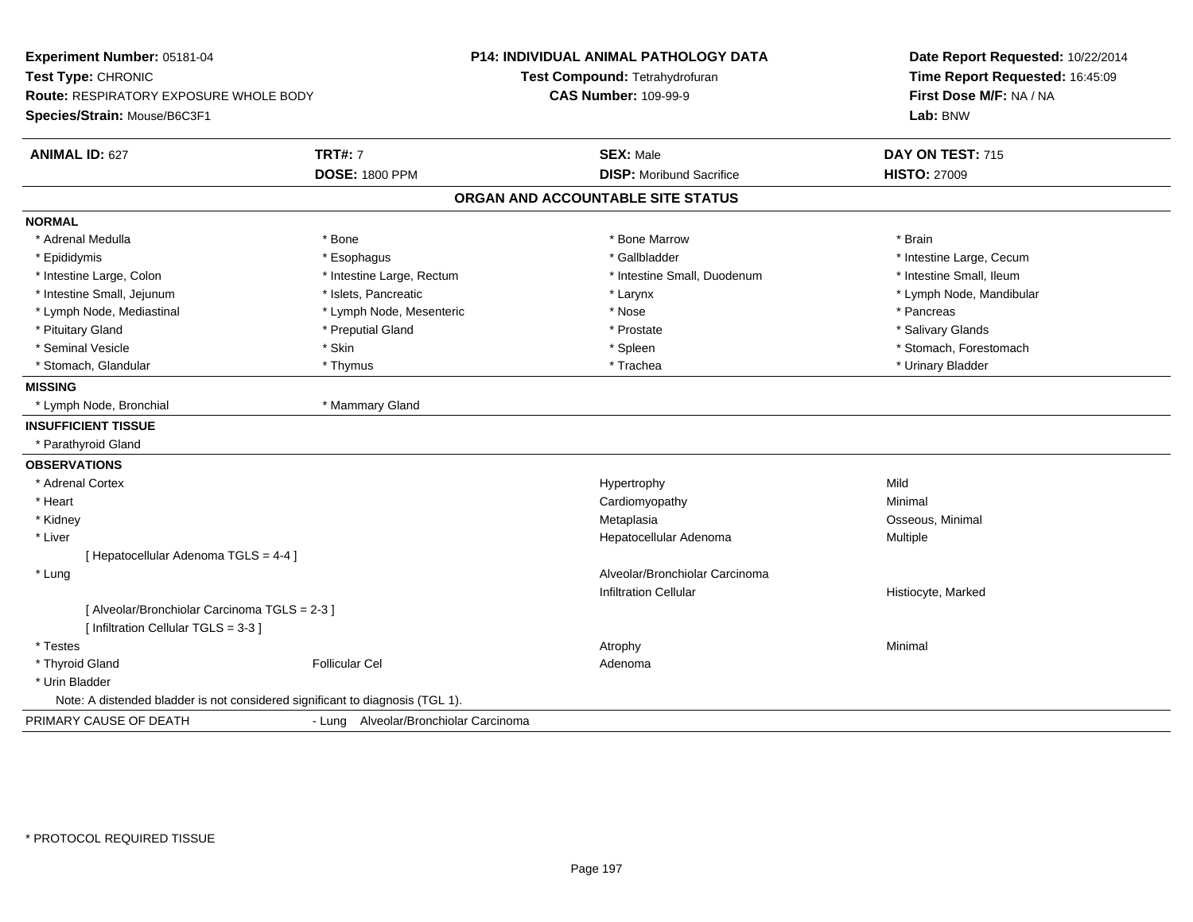**Experiment Number:** 05181-04
**Test Type:** CHRONIC
**Route:** RESPIRATORY EXPOSURE WHOLE BODY
**Species/Strain:** Mouse/B6C3F1

**P14: INDIVIDUAL ANIMAL PATHOLOGY DATA**
**Test Compound:** Tetrahydrofuran
**CAS Number:** 109-99-9

**Date Report Requested:** 10/22/2014
**Time Report Requested:** 16:45:09
**First Dose M/F:** NA / NA
**Lab:** BNW

| **ANIMAL ID:** 627 | **TRT#:** 7 | **SEX:** Male | **DAY ON TEST:** 715 |
|---|---|---|---|
| | **DOSE:** 1800 PPM | **DISP:** Moribund Sacrifice | **HISTO:** 27009 |

## ORGAN AND ACCOUNTABLE SITE STATUS

**NORMAL**

| | | | |
|---|---|---|---|
| * Adrenal Medulla | * Bone | * Bone Marrow | * Brain |
| * Epididymis | * Esophagus | * Gallbladder | * Intestine Large, Cecum |
| * Intestine Large, Colon | * Intestine Large, Rectum | * Intestine Small, Duodenum | * Intestine Small, Ileum |
| * Intestine Small, Jejunum | * Islets, Pancreatic | * Larynx | * Lymph Node, Mandibular |
| * Lymph Node, Mediastinal | * Lymph Node, Mesenteric | * Nose | * Pancreas |
| * Pituitary Gland | * Preputial Gland | * Prostate | * Salivary Glands |
| * Seminal Vesicle | * Skin | * Spleen | * Stomach, Forestomach |
| * Stomach, Glandular | * Thymus | * Trachea | * Urinary Bladder |

**MISSING**

* Lymph Node, Bronchial
* Mammary Gland

**INSUFFICIENT TISSUE**

* Parathyroid Gland

**OBSERVATIONS**

| | | | |
|---|---|---|---|
| * Adrenal Cortex | | Hypertrophy | Mild |
| * Heart | | Cardiomyopathy | Minimal |
| * Kidney | | Metaplasia | Osseous, Minimal |
| * Liver | | Hepatocellular Adenoma | Multiple |
| [ Hepatocellular Adenoma TGLS = 4-4 ] | | | |
| * Lung | | Alveolar/Bronchiolar Carcinoma | |
| | | Infiltration Cellular | Histiocyte, Marked |
| [ Alveolar/Bronchiolar Carcinoma TGLS = 2-3 ] | | | |
| [ Infiltration Cellular TGLS = 3-3 ] | | | |
| * Testes | | Atrophy | Minimal |
| * Thyroid Gland | Follicular Cel | Adenoma | |
| * Urin Bladder | | | |

Note: A distended bladder is not considered significant to diagnosis (TGL 1).

PRIMARY CAUSE OF DEATH - Lung Alveolar/Bronchiolar Carcinoma

* PROTOCOL REQUIRED TISSUE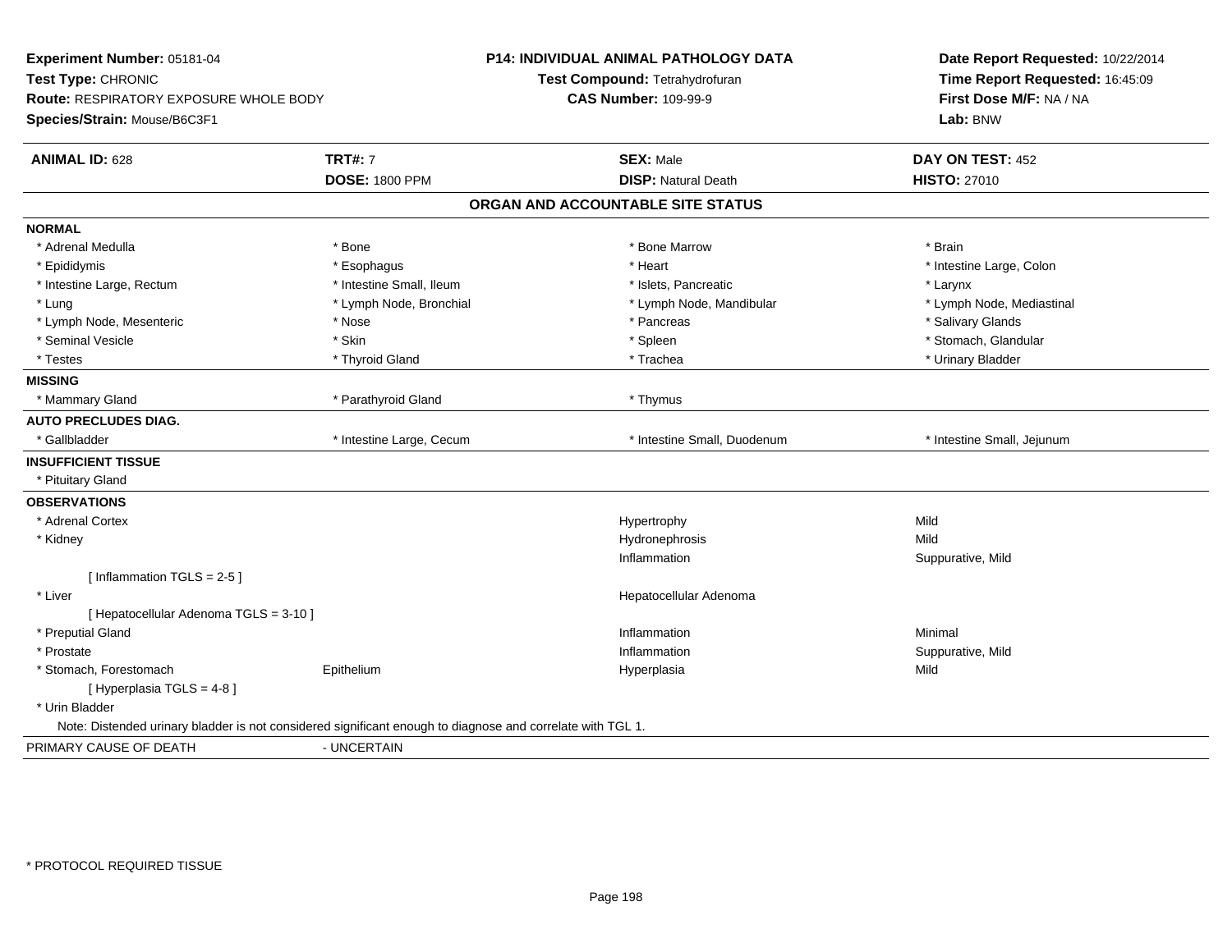**Experiment Number:** 05181-04
**Test Type:** CHRONIC
**Route:** RESPIRATORY EXPOSURE WHOLE BODY
**Species/Strain:** Mouse/B6C3F1

**P14: INDIVIDUAL ANIMAL PATHOLOGY DATA**
**Test Compound:** Tetrahydrofuran
**CAS Number:** 109-99-9

**Date Report Requested:** 10/22/2014
**Time Report Requested:** 16:45:09
**First Dose M/F:** NA / NA
**Lab:** BNW

| **ANIMAL ID:** 628 | **TRT#:** 7 | **SEX:** Male | **DAY ON TEST:** 452 |
|---|---|---|---|
| | **DOSE:** 1800 PPM | **DISP:** Natural Death | **HISTO:** 27010 |

## ORGAN AND ACCOUNTABLE SITE STATUS

**NORMAL**

| | | | |
|---|---|---|---|
| * Adrenal Medulla | * Bone | * Bone Marrow | * Brain |
| * Epididymis | * Esophagus | * Heart | * Intestine Large, Colon |
| * Intestine Large, Rectum | * Intestine Small, Ileum | * Islets, Pancreatic | * Larynx |
| * Lung | * Lymph Node, Bronchial | * Lymph Node, Mandibular | * Lymph Node, Mediastinal |
| * Lymph Node, Mesenteric | * Nose | * Pancreas | * Salivary Glands |
| * Seminal Vesicle | * Skin | * Spleen | * Stomach, Glandular |
| * Testes | * Thyroid Gland | * Trachea | * Urinary Bladder |

**MISSING**

| | | | |
|---|---|---|---|
| * Mammary Gland | * Parathyroid Gland | * Thymus | |

**AUTO PRECLUDES DIAG.**

| | | | |
|---|---|---|---|
| * Gallbladder | * Intestine Large, Cecum | * Intestine Small, Duodenum | * Intestine Small, Jejunum |

**INSUFFICIENT TISSUE**

* Pituitary Gland

**OBSERVATIONS**

| | | | |
|---|---|---|---|
| * Adrenal Cortex | | Hypertrophy | Mild |
| * Kidney | | Hydronephrosis | Mild |
| | | Inflammation | Suppurative, Mild |
| [ Inflammation TGLS = 2-5 ] | | | |
| * Liver | | Hepatocellular Adenoma | |
| [ Hepatocellular Adenoma TGLS = 3-10 ] | | | |
| * Preputial Gland | | Inflammation | Minimal |
| * Prostate | | Inflammation | Suppurative, Mild |
| * Stomach, Forestomach | Epithelium | Hyperplasia | Mild |
| [ Hyperplasia TGLS = 4-8 ] | | | |
| * Urin Bladder | | | |

Note: Distended urinary bladder is not considered significant enough to diagnose and correlate with TGL 1.

PRIMARY CAUSE OF DEATH - UNCERTAIN

* PROTOCOL REQUIRED TISSUE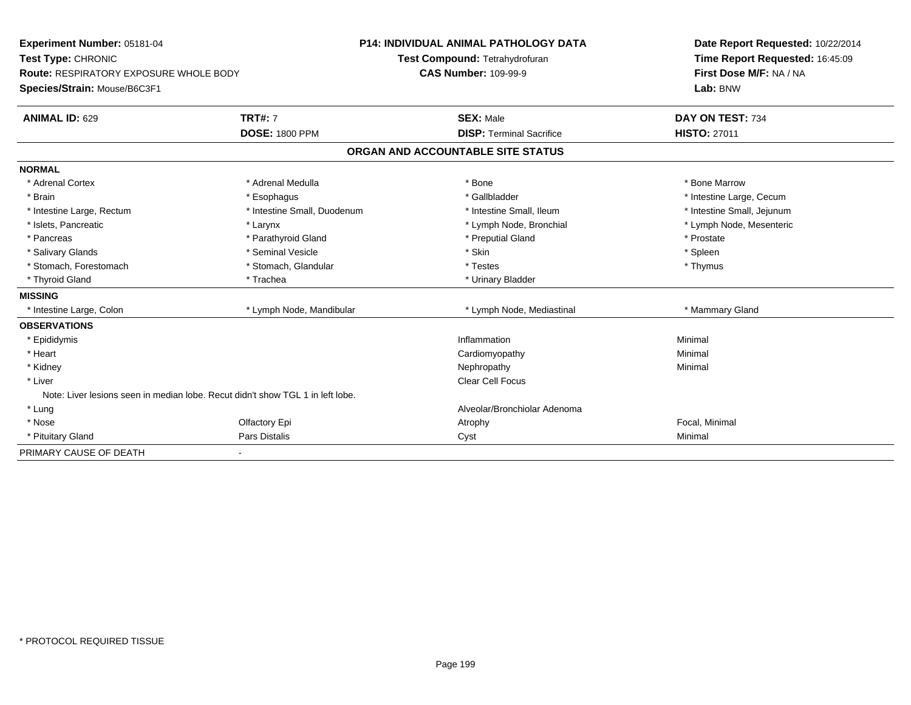**Experiment Number:** 05181-04
**Test Type:** CHRONIC
**Route:** RESPIRATORY EXPOSURE WHOLE BODY
**Species/Strain:** Mouse/B6C3F1

**P14: INDIVIDUAL ANIMAL PATHOLOGY DATA**
**Test Compound:** Tetrahydrofuran
**CAS Number:** 109-99-9

**Date Report Requested:** 10/22/2014
**Time Report Requested:** 16:45:09
**First Dose M/F:** NA / NA
**Lab:** BNW

| **ANIMAL ID:** 629 | **TRT#:** 7 | **SEX:** Male | **DAY ON TEST:** 734 |
|---|---|---|---|
| | **DOSE:** 1800 PPM | **DISP:** Terminal Sacrifice | **HISTO:** 27011 |

## ORGAN AND ACCOUNTABLE SITE STATUS

| | | | |
|---|---|---|---|
| **NORMAL** | | | |
| * Adrenal Cortex | * Adrenal Medulla | * Bone | * Bone Marrow |
| * Brain | * Esophagus | * Gallbladder | * Intestine Large, Cecum |
| * Intestine Large, Rectum | * Intestine Small, Duodenum | * Intestine Small, Ileum | * Intestine Small, Jejunum |
| * Islets, Pancreatic | * Larynx | * Lymph Node, Bronchial | * Lymph Node, Mesenteric |
| * Pancreas | * Parathyroid Gland | * Preputial Gland | * Prostate |
| * Salivary Glands | * Seminal Vesicle | * Skin | * Spleen |
| * Stomach, Forestomach | * Stomach, Glandular | * Testes | * Thymus |
| * Thyroid Gland | * Trachea | * Urinary Bladder | |
| **MISSING** | | | |
| * Intestine Large, Colon | * Lymph Node, Mandibular | * Lymph Node, Mediastinal | * Mammary Gland |
| **OBSERVATIONS** | | | |
| * Epididymis | | Inflammation | Minimal |
| * Heart | | Cardiomyopathy | Minimal |
| * Kidney | | Nephropathy | Minimal |
| * Liver | | Clear Cell Focus | |
| Note: Liver lesions seen in median lobe. Recut didn't show TGL 1 in left lobe. | | | |
| * Lung | | Alveolar/Bronchiolar Adenoma | |
| * Nose | Olfactory Epi | Atrophy | Focal, Minimal |
| * Pituitary Gland | Pars Distalis | Cyst | Minimal |
| PRIMARY CAUSE OF DEATH | - | | |

* PROTOCOL REQUIRED TISSUE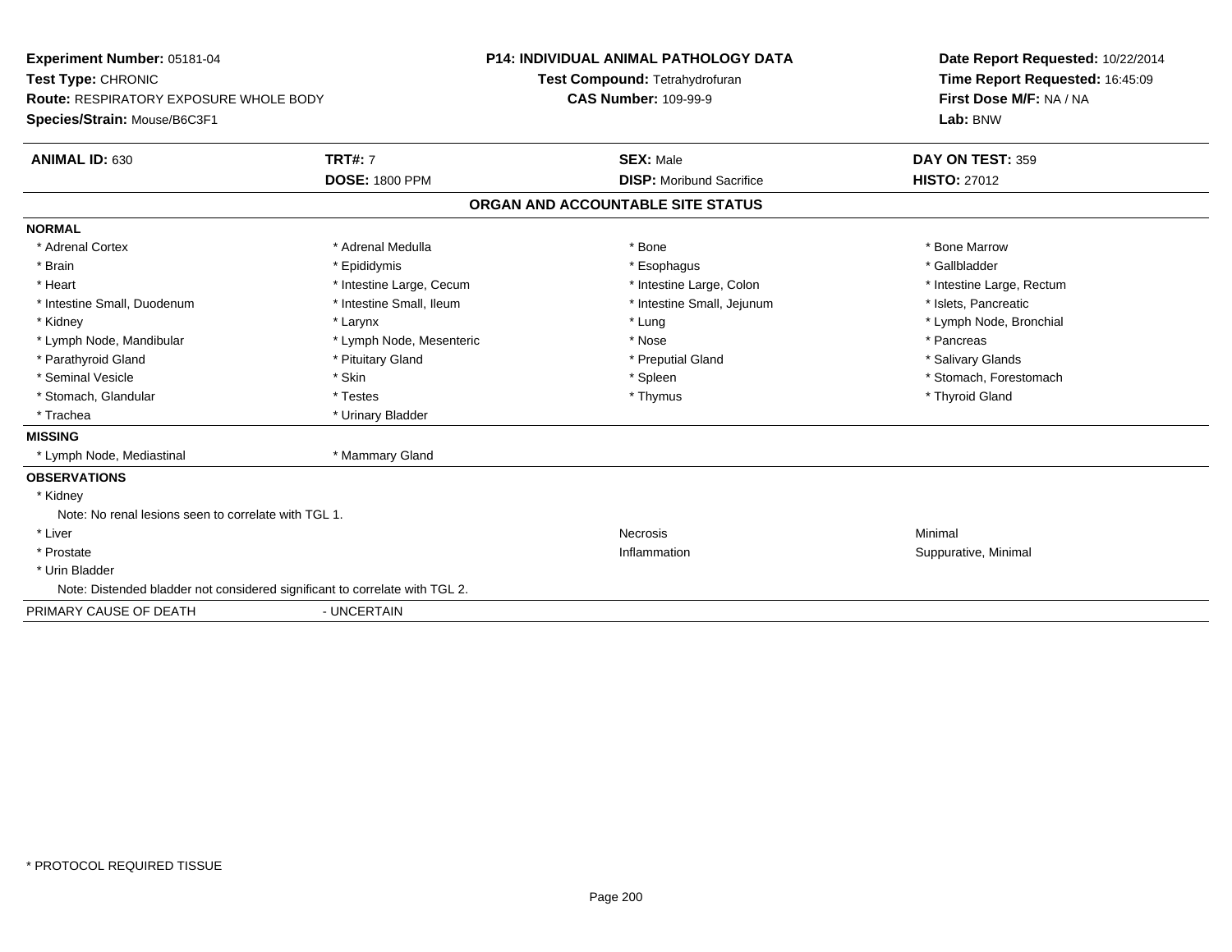**Experiment Number:** 05181-04
**Test Type:** CHRONIC
**Route:** RESPIRATORY EXPOSURE WHOLE BODY
**Species/Strain:** Mouse/B6C3F1

**P14: INDIVIDUAL ANIMAL PATHOLOGY DATA**
**Test Compound:** Tetrahydrofuran
**CAS Number:** 109-99-9

**Date Report Requested:** 10/22/2014
**Time Report Requested:** 16:45:09
**First Dose M/F:** NA / NA
**Lab:** BNW

| **ANIMAL ID:** 630 | **TRT#:** 7 | **SEX:** Male | **DAY ON TEST:** 359 |
|---|---|---|---|
| | **DOSE:** 1800 PPM | **DISP:** Moribund Sacrifice | **HISTO:** 27012 |

## ORGAN AND ACCOUNTABLE SITE STATUS

**NORMAL**

| | | | |
|---|---|---|---|
| * Adrenal Cortex | * Adrenal Medulla | * Bone | * Bone Marrow |
| * Brain | * Epididymis | * Esophagus | * Gallbladder |
| * Heart | * Intestine Large, Cecum | * Intestine Large, Colon | * Intestine Large, Rectum |
| * Intestine Small, Duodenum | * Intestine Small, Ileum | * Intestine Small, Jejunum | * Islets, Pancreatic |
| * Kidney | * Larynx | * Lung | * Lymph Node, Bronchial |
| * Lymph Node, Mandibular | * Lymph Node, Mesenteric | * Nose | * Pancreas |
| * Parathyroid Gland | * Pituitary Gland | * Preputial Gland | * Salivary Glands |
| * Seminal Vesicle | * Skin | * Spleen | * Stomach, Forestomach |
| * Stomach, Glandular | * Testes | * Thymus | * Thyroid Gland |
| * Trachea | * Urinary Bladder | | |

**MISSING**

* Lymph Node, Mediastinal
* Mammary Gland

**OBSERVATIONS**

| | | |
|---|---|---|
| * Kidney | | |
| Note: No renal lesions seen to correlate with TGL 1. | | |
| * Liver | Necrosis | Minimal |
| * Prostate | Inflammation | Suppurative, Minimal |
| * Urin Bladder | | |
| Note: Distended bladder not considered significant to correlate with TGL 2. | | |

PRIMARY CAUSE OF DEATH - UNCERTAIN

\* PROTOCOL REQUIRED TISSUE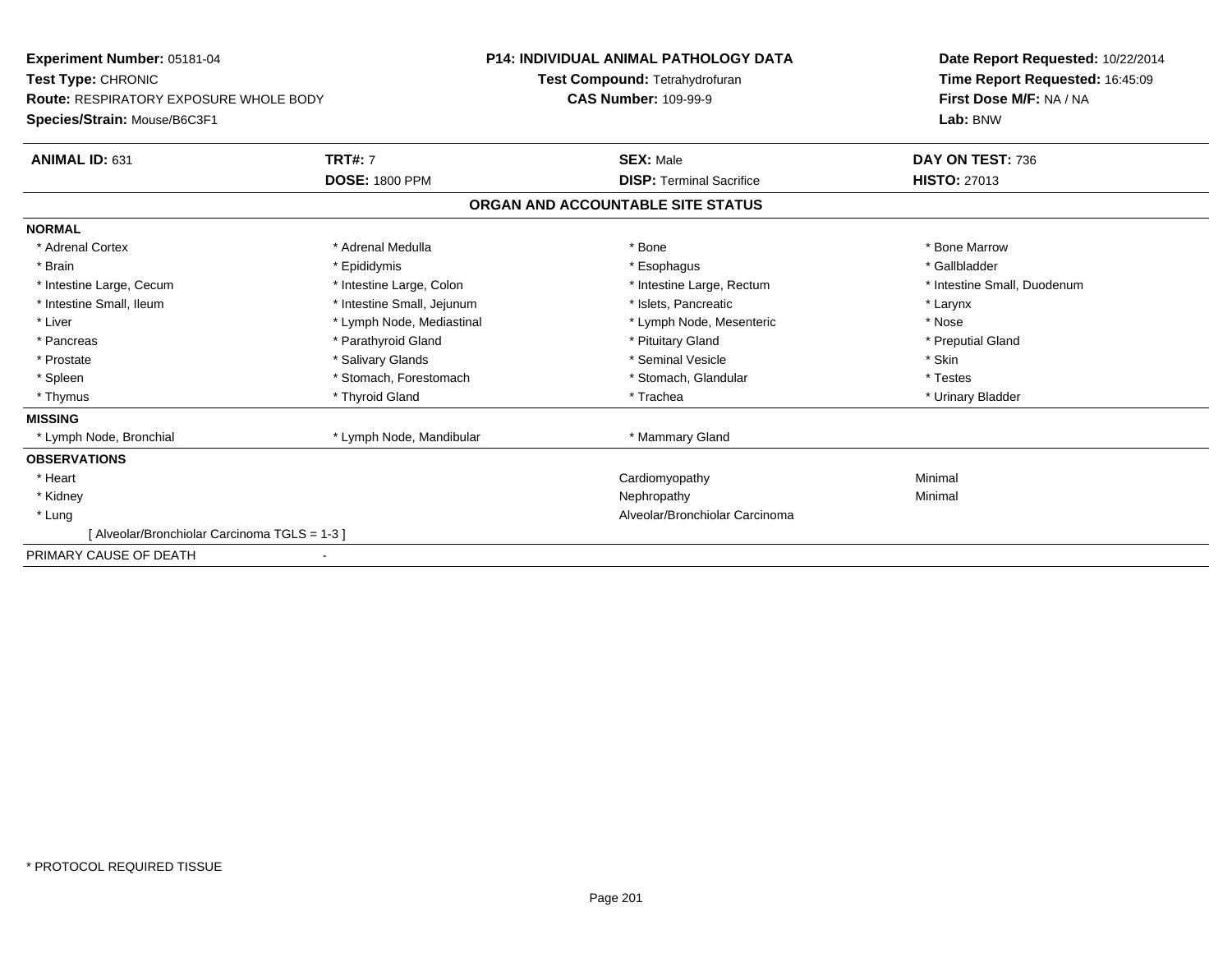**Experiment Number:** 05181-04
**Test Type:** CHRONIC
**Route:** RESPIRATORY EXPOSURE WHOLE BODY
**Species/Strain:** Mouse/B6C3F1

**P14: INDIVIDUAL ANIMAL PATHOLOGY DATA**
**Test Compound:** Tetrahydrofuran
**CAS Number:** 109-99-9

**Date Report Requested:** 10/22/2014
**Time Report Requested:** 16:45:09
**First Dose M/F:** NA / NA
**Lab:** BNW

| **ANIMAL ID:** 631 | **TRT#:** 7 | **SEX:** Male | **DAY ON TEST:** 736 |
|---|---|---|---|
| | **DOSE:** 1800 PPM | **DISP:** Terminal Sacrifice | **HISTO:** 27013 |

## ORGAN AND ACCOUNTABLE SITE STATUS

**NORMAL**

| | | | |
|---|---|---|---|
| * Adrenal Cortex | * Adrenal Medulla | * Bone | * Bone Marrow |
| * Brain | * Epididymis | * Esophagus | * Gallbladder |
| * Intestine Large, Cecum | * Intestine Large, Colon | * Intestine Large, Rectum | * Intestine Small, Duodenum |
| * Intestine Small, Ileum | * Intestine Small, Jejunum | * Islets, Pancreatic | * Larynx |
| * Liver | * Lymph Node, Mediastinal | * Lymph Node, Mesenteric | * Nose |
| * Pancreas | * Parathyroid Gland | * Pituitary Gland | * Preputial Gland |
| * Prostate | * Salivary Glands | * Seminal Vesicle | * Skin |
| * Spleen | * Stomach, Forestomach | * Stomach, Glandular | * Testes |
| * Thymus | * Thyroid Gland | * Trachea | * Urinary Bladder |

**MISSING**

| | | |
|---|---|---|
| * Lymph Node, Bronchial | * Lymph Node, Mandibular | * Mammary Gland |

**OBSERVATIONS**

| | | |
|---|---|---|
| * Heart | Cardiomyopathy | Minimal |
| * Kidney | Nephropathy | Minimal |
| * Lung | Alveolar/Bronchiolar Carcinoma | |

[ Alveolar/Bronchiolar Carcinoma TGLS = 1-3 ]

PRIMARY CAUSE OF DEATH -

* PROTOCOL REQUIRED TISSUE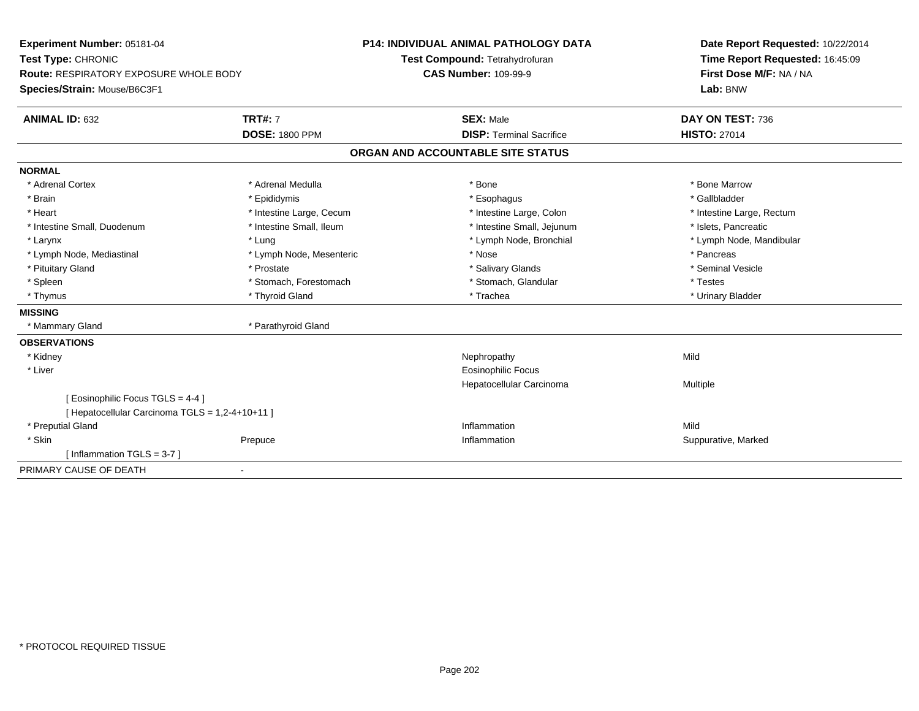**Experiment Number:** 05181-04
**Test Type:** CHRONIC
**Route:** RESPIRATORY EXPOSURE WHOLE BODY
**Species/Strain:** Mouse/B6C3F1

**P14: INDIVIDUAL ANIMAL PATHOLOGY DATA**
**Test Compound:** Tetrahydrofuran
**CAS Number:** 109-99-9

**Date Report Requested:** 10/22/2014
**Time Report Requested:** 16:45:09
**First Dose M/F:** NA / NA
**Lab:** BNW

| **ANIMAL ID:** 632 | **TRT#:** 7 | **SEX:** Male | **DAY ON TEST:** 736 |
|---|---|---|---|
| | **DOSE:** 1800 PPM | **DISP:** Terminal Sacrifice | **HISTO:** 27014 |

## ORGAN AND ACCOUNTABLE SITE STATUS

| | | | |
|---|---|---|---|
| **NORMAL** | | | |
| * Adrenal Cortex | * Adrenal Medulla | * Bone | * Bone Marrow |
| * Brain | * Epididymis | * Esophagus | * Gallbladder |
| * Heart | * Intestine Large, Cecum | * Intestine Large, Colon | * Intestine Large, Rectum |
| * Intestine Small, Duodenum | * Intestine Small, Ileum | * Intestine Small, Jejunum | * Islets, Pancreatic |
| * Larynx | * Lung | * Lymph Node, Bronchial | * Lymph Node, Mandibular |
| * Lymph Node, Mediastinal | * Lymph Node, Mesenteric | * Nose | * Pancreas |
| * Pituitary Gland | * Prostate | * Salivary Glands | * Seminal Vesicle |
| * Spleen | * Stomach, Forestomach | * Stomach, Glandular | * Testes |
| * Thymus | * Thyroid Gland | * Trachea | * Urinary Bladder |
| **MISSING** | | | |
| * Mammary Gland | * Parathyroid Gland | | |
| **OBSERVATIONS** | | | |
| * Kidney | | Nephropathy | Mild |
| * Liver | | Eosinophilic Focus | |
| | | Hepatocellular Carcinoma | Multiple |
| [ Eosinophilic Focus TGLS = 4-4 ] | | | |
| [ Hepatocellular Carcinoma TGLS = 1,2-4+10+11 ] | | | |
| * Preputial Gland | | Inflammation | Mild |
| * Skin | Prepuce | Inflammation | Suppurative, Marked |
| [ Inflammation TGLS = 3-7 ] | | | |
| PRIMARY CAUSE OF DEATH | - | | |

* PROTOCOL REQUIRED TISSUE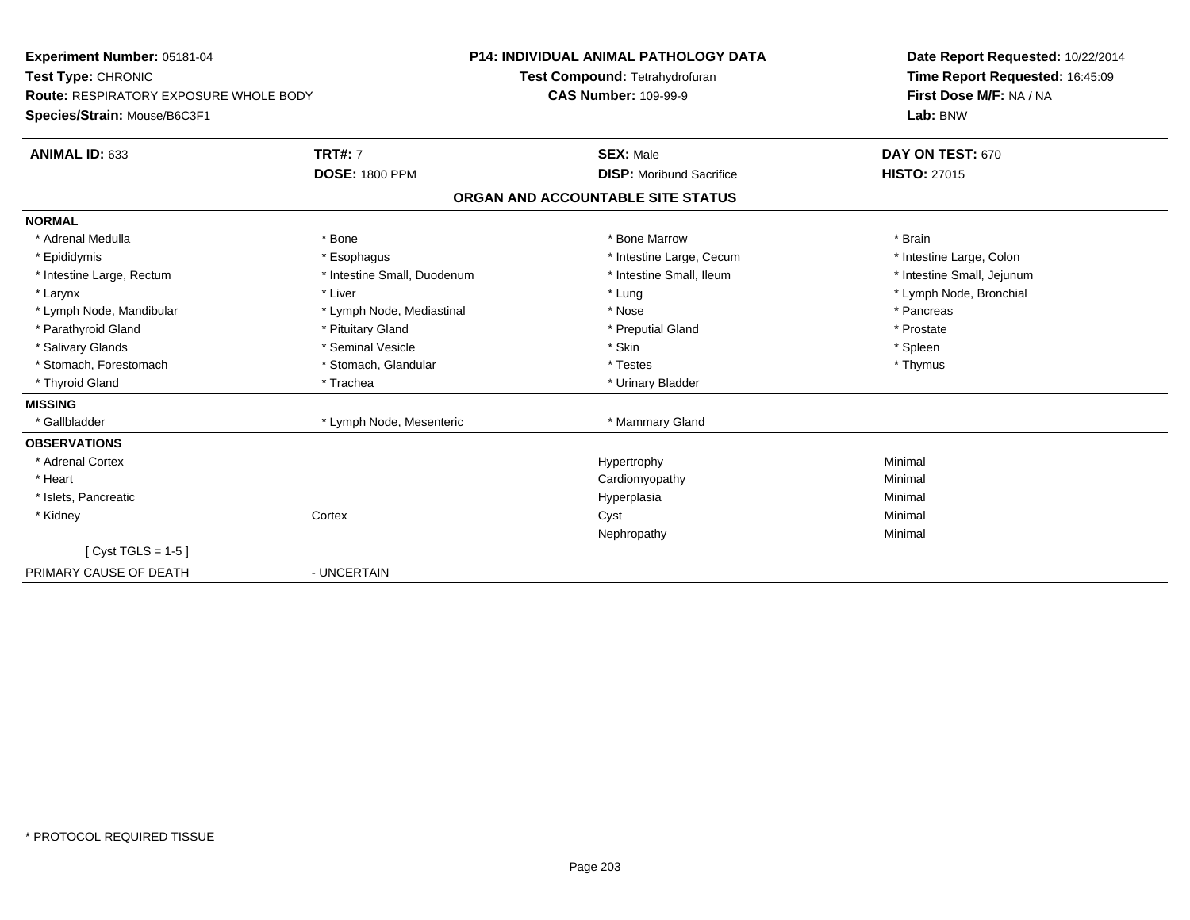**Experiment Number:** 05181-04
**Test Type:** CHRONIC
**Route:** RESPIRATORY EXPOSURE WHOLE BODY
**Species/Strain:** Mouse/B6C3F1

**P14: INDIVIDUAL ANIMAL PATHOLOGY DATA**
**Test Compound:** Tetrahydrofuran
**CAS Number:** 109-99-9

**Date Report Requested:** 10/22/2014
**Time Report Requested:** 16:45:09
**First Dose M/F:** NA / NA
**Lab:** BNW

| **ANIMAL ID:** 633 | **TRT#:** 7 | **SEX:** Male | **DAY ON TEST:** 670 |
|---|---|---|---|
| | **DOSE:** 1800 PPM | **DISP:** Moribund Sacrifice | **HISTO:** 27015 |

**ORGAN AND ACCOUNTABLE SITE STATUS**

**NORMAL**

| | | | |
|---|---|---|---|
| * Adrenal Medulla | * Bone | * Bone Marrow | * Brain |
| * Epididymis | * Esophagus | * Intestine Large, Cecum | * Intestine Large, Colon |
| * Intestine Large, Rectum | * Intestine Small, Duodenum | * Intestine Small, Ileum | * Intestine Small, Jejunum |
| * Larynx | * Liver | * Lung | * Lymph Node, Bronchial |
| * Lymph Node, Mandibular | * Lymph Node, Mediastinal | * Nose | * Pancreas |
| * Parathyroid Gland | * Pituitary Gland | * Preputial Gland | * Prostate |
| * Salivary Glands | * Seminal Vesicle | * Skin | * Spleen |
| * Stomach, Forestomach | * Stomach, Glandular | * Testes | * Thymus |
| * Thyroid Gland | * Trachea | * Urinary Bladder | |

**MISSING**

| | | |
|---|---|---|
| * Gallbladder | * Lymph Node, Mesenteric | * Mammary Gland |

**OBSERVATIONS**

| | | | |
|---|---|---|---|
| * Adrenal Cortex | | Hypertrophy | Minimal |
| * Heart | | Cardiomyopathy | Minimal |
| * Islets, Pancreatic | | Hyperplasia | Minimal |
| * Kidney | Cortex | Cyst | Minimal |
| | | Nephropathy | Minimal |
| [ Cyst TGLS = 1-5 ] | | | |

PRIMARY CAUSE OF DEATH - UNCERTAIN

* PROTOCOL REQUIRED TISSUE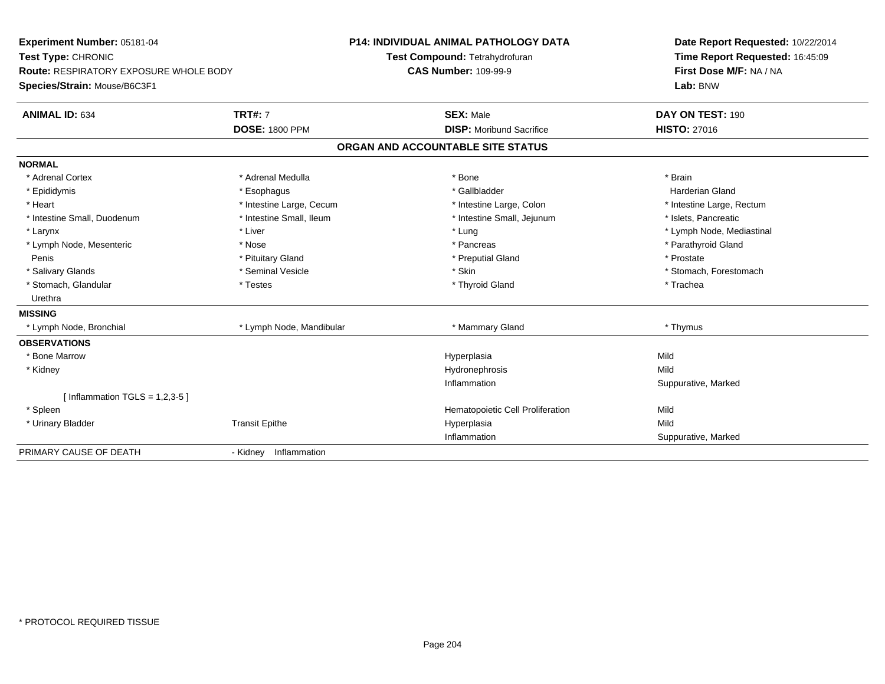**Experiment Number:** 05181-04
**Test Type:** CHRONIC
**Route:** RESPIRATORY EXPOSURE WHOLE BODY
**Species/Strain:** Mouse/B6C3F1

**P14: INDIVIDUAL ANIMAL PATHOLOGY DATA**
**Test Compound:** Tetrahydrofuran
**CAS Number:** 109-99-9

**Date Report Requested:** 10/22/2014
**Time Report Requested:** 16:45:09
**First Dose M/F:** NA / NA
**Lab:** BNW

| **ANIMAL ID:** 634 | **TRT#:** 7 | **SEX:** Male | **DAY ON TEST:** 190 |
|---|---|---|---|
| | **DOSE:** 1800 PPM | **DISP:** Moribund Sacrifice | **HISTO:** 27016 |

## ORGAN AND ACCOUNTABLE SITE STATUS

**NORMAL**

| | | | |
|---|---|---|---|
| * Adrenal Cortex | * Adrenal Medulla | * Bone | * Brain |
| * Epididymis | * Esophagus | * Gallbladder | Harderian Gland |
| * Heart | * Intestine Large, Cecum | * Intestine Large, Colon | * Intestine Large, Rectum |
| * Intestine Small, Duodenum | * Intestine Small, Ileum | * Intestine Small, Jejunum | * Islets, Pancreatic |
| * Larynx | * Liver | * Lung | * Lymph Node, Mediastinal |
| * Lymph Node, Mesenteric | * Nose | * Pancreas | * Parathyroid Gland |
| Penis | * Pituitary Gland | * Preputial Gland | * Prostate |
| * Salivary Glands | * Seminal Vesicle | * Skin | * Stomach, Forestomach |
| * Stomach, Glandular | * Testes | * Thyroid Gland | * Trachea |
| Urethra | | | |

**MISSING**

| | | | |
|---|---|---|---|
| * Lymph Node, Bronchial | * Lymph Node, Mandibular | * Mammary Gland | * Thymus |

**OBSERVATIONS**

| | | | |
|---|---|---|---|
| * Bone Marrow | | Hyperplasia | Mild |
| * Kidney | | Hydronephrosis | Mild |
| | | Inflammation | Suppurative, Marked |
| [ Inflammation TGLS = 1,2,3-5 ] | | | |
| * Spleen | | Hematopoietic Cell Proliferation | Mild |
| * Urinary Bladder | Transit Epithe | Hyperplasia | Mild |
| | | Inflammation | Suppurative, Marked |

| PRIMARY CAUSE OF DEATH | - Kidney Inflammation |
|---|---|

* PROTOCOL REQUIRED TISSUE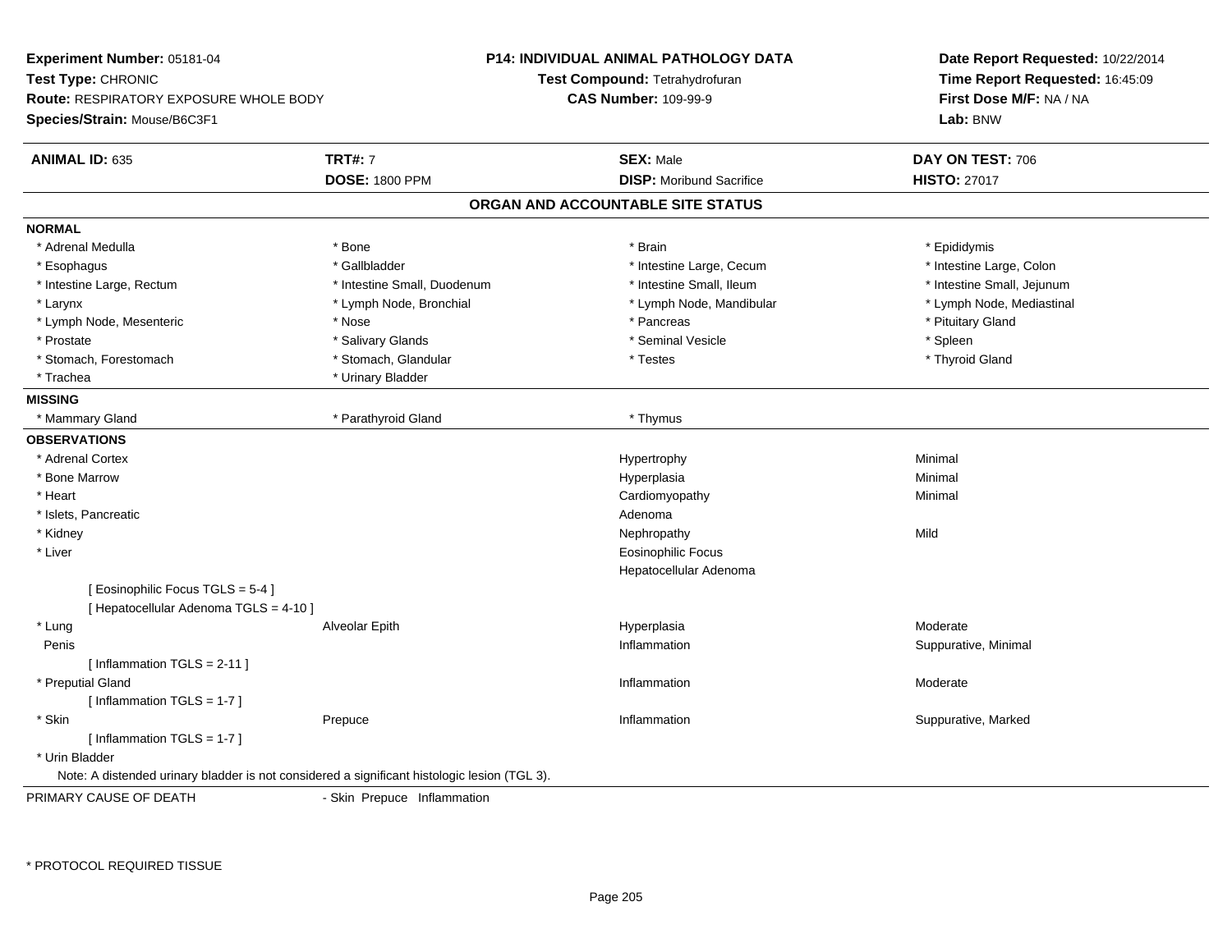**Experiment Number:** 05181-04
**Test Type:** CHRONIC
**Route:** RESPIRATORY EXPOSURE WHOLE BODY
**Species/Strain:** Mouse/B6C3F1

**P14: INDIVIDUAL ANIMAL PATHOLOGY DATA**
**Test Compound:** Tetrahydrofuran
**CAS Number:** 109-99-9

**Date Report Requested:** 10/22/2014
**Time Report Requested:** 16:45:09
**First Dose M/F:** NA / NA
**Lab:** BNW

| **ANIMAL ID:** 635 | **TRT#:** 7 | **SEX:** Male | **DAY ON TEST:** 706 |
|---|---|---|---|
| | **DOSE:** 1800 PPM | **DISP:** Moribund Sacrifice | **HISTO:** 27017 |

## ORGAN AND ACCOUNTABLE SITE STATUS

**NORMAL**

| | | | |
|---|---|---|---|
| * Adrenal Medulla | * Bone | * Brain | * Epididymis |
| * Esophagus | * Gallbladder | * Intestine Large, Cecum | * Intestine Large, Colon |
| * Intestine Large, Rectum | * Intestine Small, Duodenum | * Intestine Small, Ileum | * Intestine Small, Jejunum |
| * Larynx | * Lymph Node, Bronchial | * Lymph Node, Mandibular | * Lymph Node, Mediastinal |
| * Lymph Node, Mesenteric | * Nose | * Pancreas | * Pituitary Gland |
| * Prostate | * Salivary Glands | * Seminal Vesicle | * Spleen |
| * Stomach, Forestomach | * Stomach, Glandular | * Testes | * Thyroid Gland |
| * Trachea | * Urinary Bladder | | |

**MISSING**

| | | |
|---|---|---|
| * Mammary Gland | * Parathyroid Gland | * Thymus |

**OBSERVATIONS**

| | | | |
|---|---|---|---|
| * Adrenal Cortex | | Hypertrophy | Minimal |
| * Bone Marrow | | Hyperplasia | Minimal |
| * Heart | | Cardiomyopathy | Minimal |
| * Islets, Pancreatic | | Adenoma | |
| * Kidney | | Nephropathy | Mild |
| * Liver | | Eosinophilic Focus | |
| | | Hepatocellular Adenoma | |
| [ Eosinophilic Focus TGLS = 5-4 ] | | | |
| [ Hepatocellular Adenoma TGLS = 4-10 ] | | | |
| * Lung | Alveolar Epith | Hyperplasia | Moderate |
| Penis | | Inflammation | Suppurative, Minimal |
| [ Inflammation TGLS = 2-11 ] | | | |
| * Preputial Gland | | Inflammation | Moderate |
| [ Inflammation TGLS = 1-7 ] | | | |
| * Skin | Prepuce | Inflammation | Suppurative, Marked |
| [ Inflammation TGLS = 1-7 ] | | | |
| * Urin Bladder | | | |

Note: A distended urinary bladder is not considered a significant histologic lesion (TGL 3).

PRIMARY CAUSE OF DEATH - Skin Prepuce Inflammation

* PROTOCOL REQUIRED TISSUE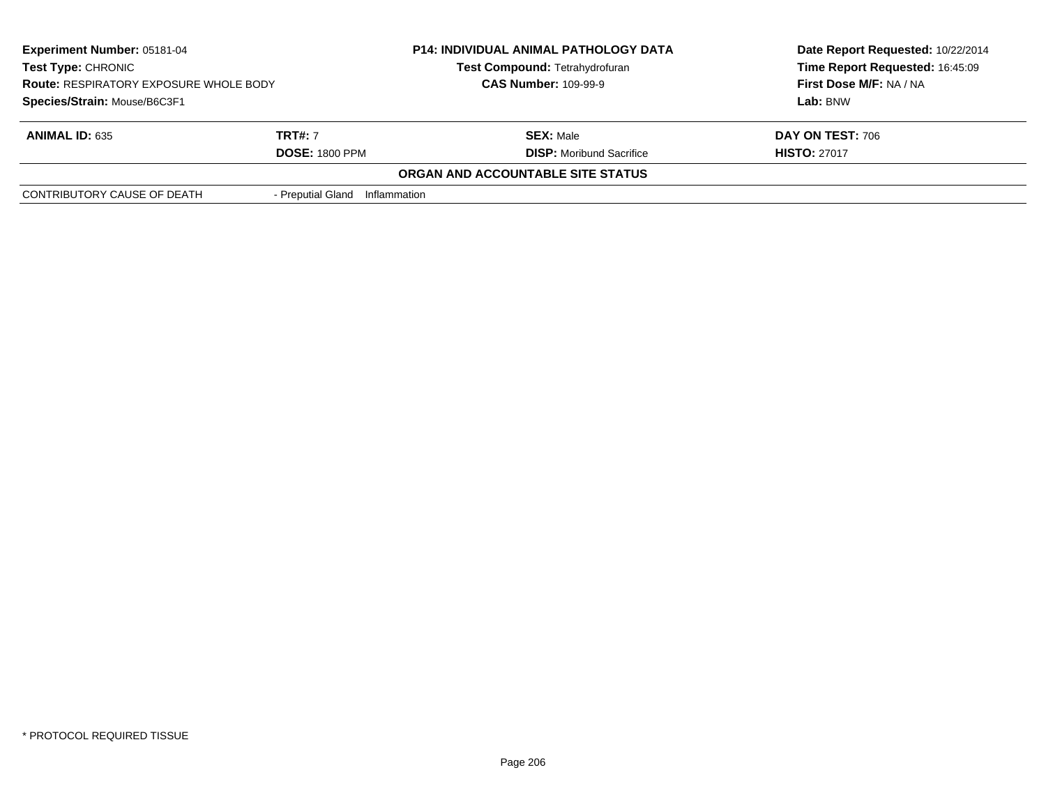| **Experiment Number:** 05181-04 | **P14: INDIVIDUAL ANIMAL PATHOLOGY DATA** | **Date Report Requested:** 10/22/2014 |
|---|---|---|
| **Test Type:** CHRONIC | **Test Compound:** Tetrahydrofuran | **Time Report Requested:** 16:45:09 |
| **Route:** RESPIRATORY EXPOSURE WHOLE BODY | **CAS Number:** 109-99-9 | **First Dose M/F:** NA / NA |
| **Species/Strain:** Mouse/B6C3F1 | | **Lab:** BNW |

| **ANIMAL ID:** 635 | **TRT#:** 7 | **SEX:** Male | **DAY ON TEST:** 706 |
|---|---|---|---|
| | **DOSE:** 1800 PPM | **DISP:** Moribund Sacrifice | **HISTO:** 27017 |

**ORGAN AND ACCOUNTABLE SITE STATUS**

| | |
|---|---|
| CONTRIBUTORY CAUSE OF DEATH | - Preputial Gland Inflammation |

* PROTOCOL REQUIRED TISSUE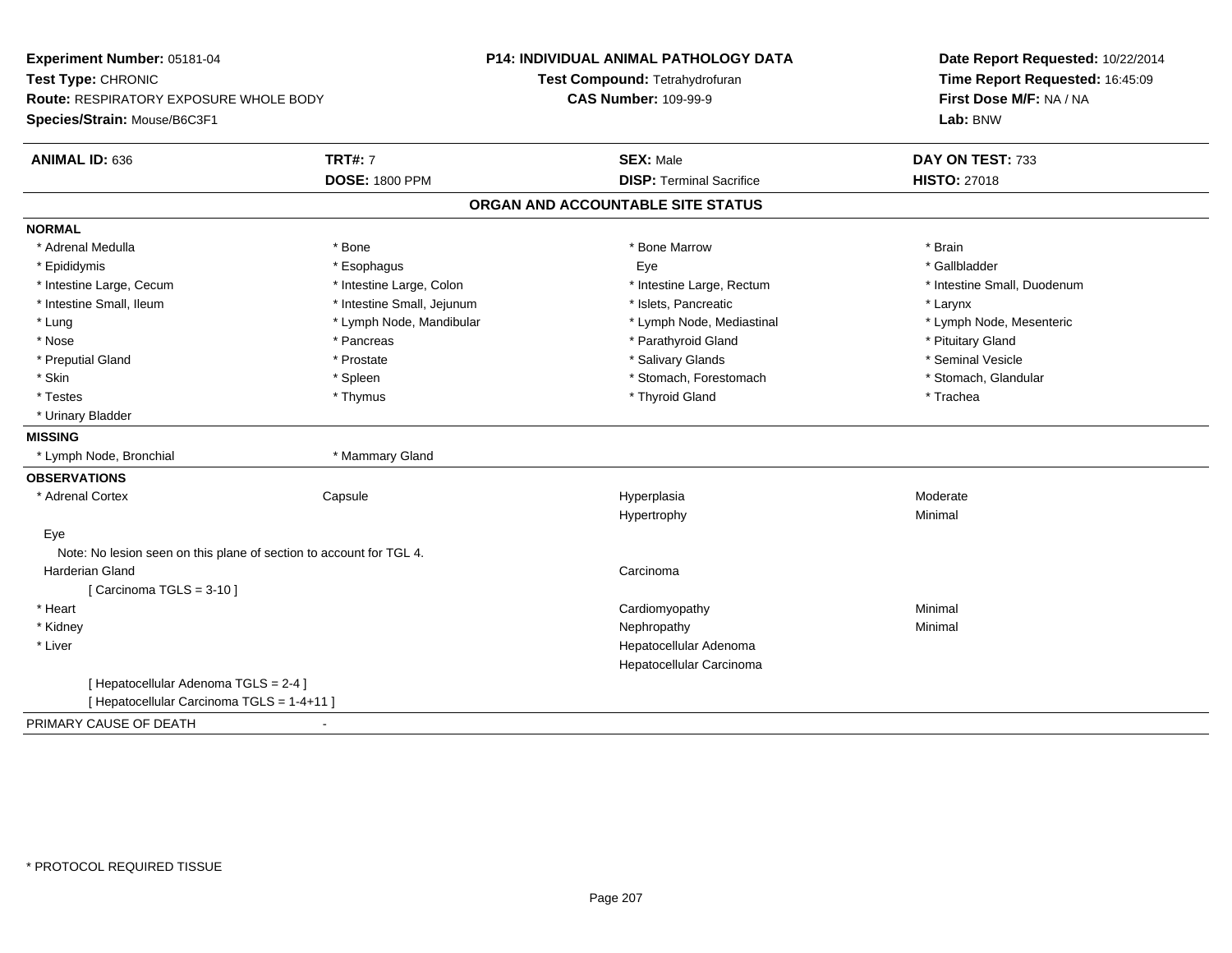**Experiment Number:** 05181-04
**Test Type:** CHRONIC
**Route:** RESPIRATORY EXPOSURE WHOLE BODY
**Species/Strain:** Mouse/B6C3F1

**P14: INDIVIDUAL ANIMAL PATHOLOGY DATA**
**Test Compound:** Tetrahydrofuran
**CAS Number:** 109-99-9

**Date Report Requested:** 10/22/2014
**Time Report Requested:** 16:45:09
**First Dose M/F:** NA / NA
**Lab:** BNW

| **ANIMAL ID:** 636 | **TRT#:** 7 | **SEX:** Male | **DAY ON TEST:** 733 |
|---|---|---|---|
| | **DOSE:** 1800 PPM | **DISP:** Terminal Sacrifice | **HISTO:** 27018 |

## ORGAN AND ACCOUNTABLE SITE STATUS

**NORMAL**

| | | | |
|---|---|---|---|
| * Adrenal Medulla | * Bone | * Bone Marrow | * Brain |
| * Epididymis | * Esophagus | Eye | * Gallbladder |
| * Intestine Large, Cecum | * Intestine Large, Colon | * Intestine Large, Rectum | * Intestine Small, Duodenum |
| * Intestine Small, Ileum | * Intestine Small, Jejunum | * Islets, Pancreatic | * Larynx |
| * Lung | * Lymph Node, Mandibular | * Lymph Node, Mediastinal | * Lymph Node, Mesenteric |
| * Nose | * Pancreas | * Parathyroid Gland | * Pituitary Gland |
| * Preputial Gland | * Prostate | * Salivary Glands | * Seminal Vesicle |
| * Skin | * Spleen | * Stomach, Forestomach | * Stomach, Glandular |
| * Testes | * Thymus | * Thyroid Gland | * Trachea |
| * Urinary Bladder | | | |

**MISSING**

| | |
|---|---|
| * Lymph Node, Bronchial | * Mammary Gland |

**OBSERVATIONS**

| | | | |
|---|---|---|---|
| * Adrenal Cortex | Capsule | Hyperplasia | Moderate |
| | | Hypertrophy | Minimal |
| Eye | | | |
| Note: No lesion seen on this plane of section to account for TGL 4. | | | |
| Harderian Gland | | Carcinoma | |
| [ Carcinoma TGLS = 3-10 ] | | | |
| * Heart | | Cardiomyopathy | Minimal |
| * Kidney | | Nephropathy | Minimal |
| * Liver | | Hepatocellular Adenoma | |
| | | Hepatocellular Carcinoma | |
| [ Hepatocellular Adenoma TGLS = 2-4 ] | | | |
| [ Hepatocellular Carcinoma TGLS = 1-4+11 ] | | | |

PRIMARY CAUSE OF DEATH -

* PROTOCOL REQUIRED TISSUE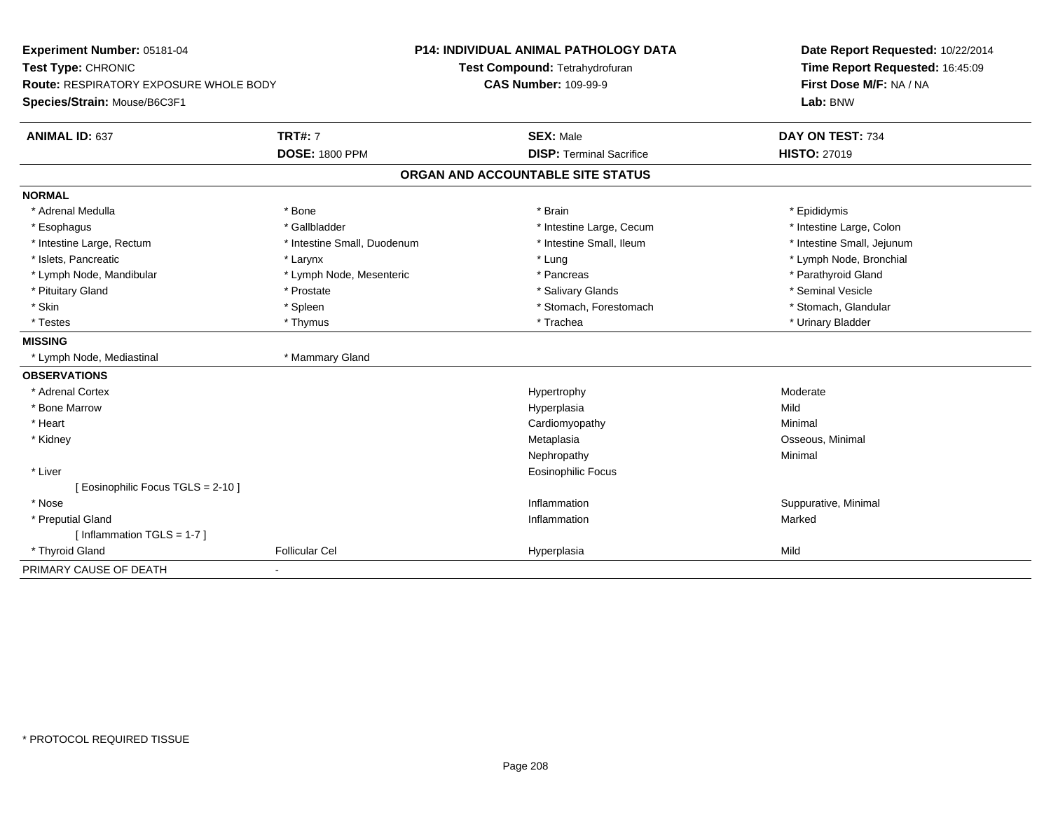**Experiment Number:** 05181-04
**Test Type:** CHRONIC
**Route:** RESPIRATORY EXPOSURE WHOLE BODY
**Species/Strain:** Mouse/B6C3F1

**P14: INDIVIDUAL ANIMAL PATHOLOGY DATA**
**Test Compound:** Tetrahydrofuran
**CAS Number:** 109-99-9

**Date Report Requested:** 10/22/2014
**Time Report Requested:** 16:45:09
**First Dose M/F:** NA / NA
**Lab:** BNW

| **ANIMAL ID:** 637 | **TRT#:** 7 | **SEX:** Male | **DAY ON TEST:** 734 |
|---|---|---|---|
| | **DOSE:** 1800 PPM | **DISP:** Terminal Sacrifice | **HISTO:** 27019 |

## ORGAN AND ACCOUNTABLE SITE STATUS

**NORMAL**

| | | | |
|---|---|---|---|
| * Adrenal Medulla | * Bone | * Brain | * Epididymis |
| * Esophagus | * Gallbladder | * Intestine Large, Cecum | * Intestine Large, Colon |
| * Intestine Large, Rectum | * Intestine Small, Duodenum | * Intestine Small, Ileum | * Intestine Small, Jejunum |
| * Islets, Pancreatic | * Larynx | * Lung | * Lymph Node, Bronchial |
| * Lymph Node, Mandibular | * Lymph Node, Mesenteric | * Pancreas | * Parathyroid Gland |
| * Pituitary Gland | * Prostate | * Salivary Glands | * Seminal Vesicle |
| * Skin | * Spleen | * Stomach, Forestomach | * Stomach, Glandular |
| * Testes | * Thymus | * Trachea | * Urinary Bladder |

**MISSING**

| | |
|---|---|
| * Lymph Node, Mediastinal | * Mammary Gland |

**OBSERVATIONS**

| | | | |
|---|---|---|---|
| * Adrenal Cortex | | Hypertrophy | Moderate |
| * Bone Marrow | | Hyperplasia | Mild |
| * Heart | | Cardiomyopathy | Minimal |
| * Kidney | | Metaplasia | Osseous, Minimal |
| | | Nephropathy | Minimal |
| * Liver | | Eosinophilic Focus | |
| [ Eosinophilic Focus TGLS = 2-10 ] | | | |
| * Nose | | Inflammation | Suppurative, Minimal |
| * Preputial Gland | | Inflammation | Marked |
| [ Inflammation TGLS = 1-7 ] | | | |
| * Thyroid Gland | Follicular Cel | Hyperplasia | Mild |

PRIMARY CAUSE OF DEATH -

* PROTOCOL REQUIRED TISSUE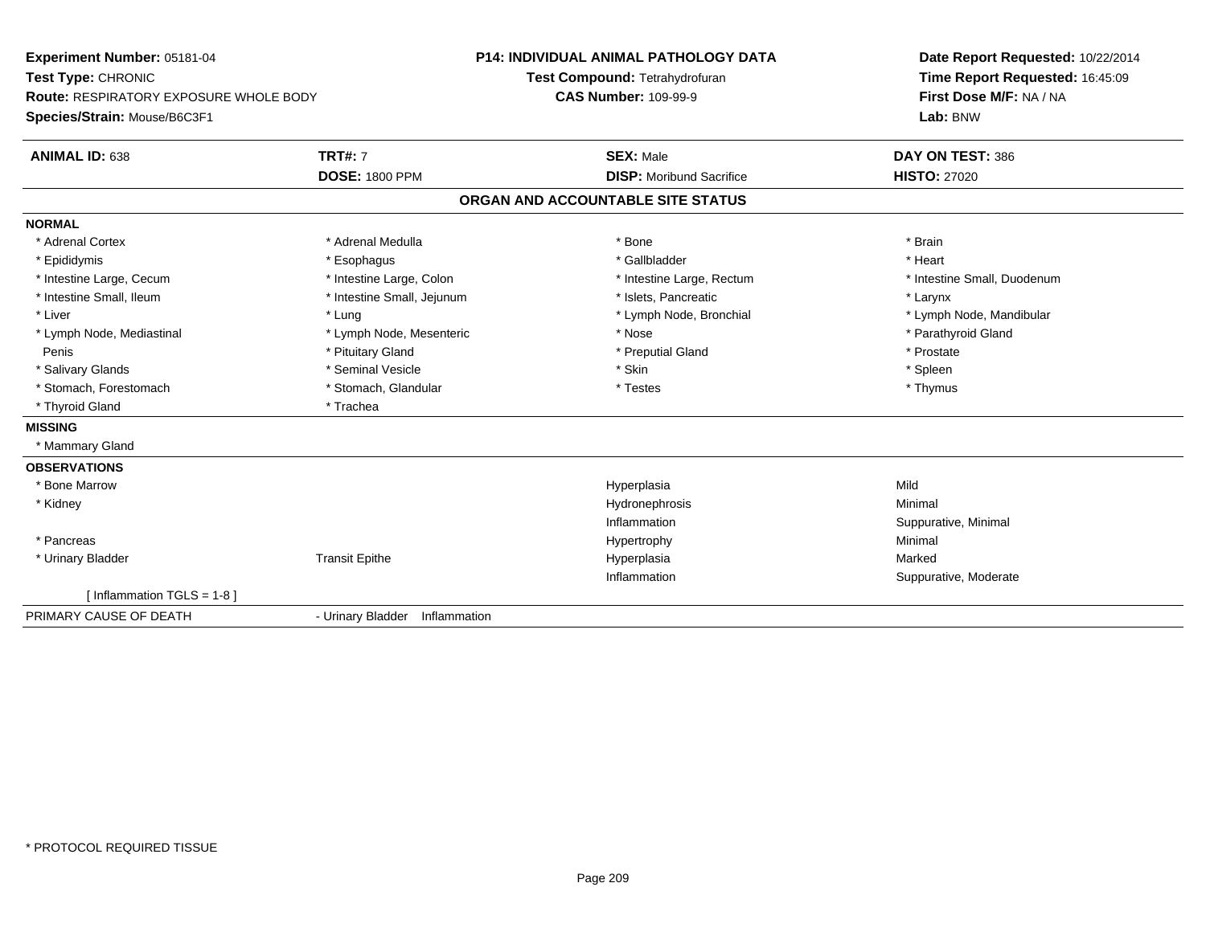**Experiment Number:** 05181-04
**Test Type:** CHRONIC
**Route:** RESPIRATORY EXPOSURE WHOLE BODY
**Species/Strain:** Mouse/B6C3F1

**P14: INDIVIDUAL ANIMAL PATHOLOGY DATA**
**Test Compound:** Tetrahydrofuran
**CAS Number:** 109-99-9

**Date Report Requested:** 10/22/2014
**Time Report Requested:** 16:45:09
**First Dose M/F:** NA / NA
**Lab:** BNW

| **ANIMAL ID:** 638 | **TRT#:** 7 | **SEX:** Male | **DAY ON TEST:** 386 |
|---|---|---|---|
| | **DOSE:** 1800 PPM | **DISP:** Moribund Sacrifice | **HISTO:** 27020 |

## ORGAN AND ACCOUNTABLE SITE STATUS

**NORMAL**

| | | | |
|---|---|---|---|
| * Adrenal Cortex | * Adrenal Medulla | * Bone | * Brain |
| * Epididymis | * Esophagus | * Gallbladder | * Heart |
| * Intestine Large, Cecum | * Intestine Large, Colon | * Intestine Large, Rectum | * Intestine Small, Duodenum |
| * Intestine Small, Ileum | * Intestine Small, Jejunum | * Islets, Pancreatic | * Larynx |
| * Liver | * Lung | * Lymph Node, Bronchial | * Lymph Node, Mandibular |
| * Lymph Node, Mediastinal | * Lymph Node, Mesenteric | * Nose | * Parathyroid Gland |
| Penis | * Pituitary Gland | * Preputial Gland | * Prostate |
| * Salivary Glands | * Seminal Vesicle | * Skin | * Spleen |
| * Stomach, Forestomach | * Stomach, Glandular | * Testes | * Thymus |
| * Thyroid Gland | * Trachea | | |

**MISSING**

* Mammary Gland

**OBSERVATIONS**

| | | | |
|---|---|---|---|
| * Bone Marrow | | Hyperplasia | Mild |
| * Kidney | | Hydronephrosis | Minimal |
| | | Inflammation | Suppurative, Minimal |
| * Pancreas | | Hypertrophy | Minimal |
| * Urinary Bladder | Transit Epithe | Hyperplasia | Marked |
| | | Inflammation | Suppurative, Moderate |
| [ Inflammation TGLS = 1-8 ] | | | |

PRIMARY CAUSE OF DEATH - Urinary Bladder Inflammation

* PROTOCOL REQUIRED TISSUE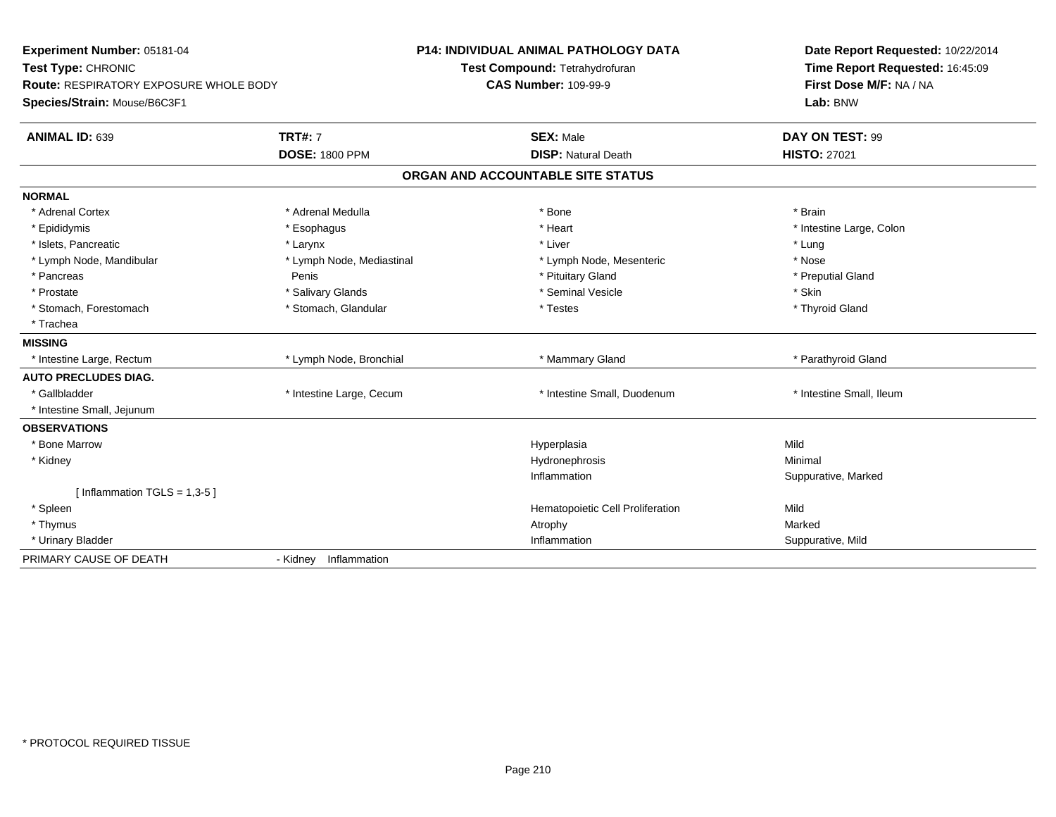**Experiment Number:** 05181-04
**Test Type:** CHRONIC
**Route:** RESPIRATORY EXPOSURE WHOLE BODY
**Species/Strain:** Mouse/B6C3F1

**P14: INDIVIDUAL ANIMAL PATHOLOGY DATA**
**Test Compound:** Tetrahydrofuran
**CAS Number:** 109-99-9

**Date Report Requested:** 10/22/2014
**Time Report Requested:** 16:45:09
**First Dose M/F:** NA / NA
**Lab:** BNW

| **ANIMAL ID:** 639 | **TRT#:** 7 | **SEX:** Male | **DAY ON TEST:** 99 |
|---|---|---|---|
| | **DOSE:** 1800 PPM | **DISP:** Natural Death | **HISTO:** 27021 |

## ORGAN AND ACCOUNTABLE SITE STATUS

**NORMAL**

| | | | |
|---|---|---|---|
| * Adrenal Cortex | * Adrenal Medulla | * Bone | * Brain |
| * Epididymis | * Esophagus | * Heart | * Intestine Large, Colon |
| * Islets, Pancreatic | * Larynx | * Liver | * Lung |
| * Lymph Node, Mandibular | * Lymph Node, Mediastinal | * Lymph Node, Mesenteric | * Nose |
| * Pancreas | Penis | * Pituitary Gland | * Preputial Gland |
| * Prostate | * Salivary Glands | * Seminal Vesicle | * Skin |
| * Stomach, Forestomach | * Stomach, Glandular | * Testes | * Thyroid Gland |
| * Trachea | | | |

**MISSING**

| | | | |
|---|---|---|---|
| * Intestine Large, Rectum | * Lymph Node, Bronchial | * Mammary Gland | * Parathyroid Gland |

**AUTO PRECLUDES DIAG.**

| | | | |
|---|---|---|---|
| * Gallbladder | * Intestine Large, Cecum | * Intestine Small, Duodenum | * Intestine Small, Ileum |
| * Intestine Small, Jejunum | | | |

**OBSERVATIONS**

| | | |
|---|---|---|
| * Bone Marrow | Hyperplasia | Mild |
| * Kidney | Hydronephrosis | Minimal |
| | Inflammation | Suppurative, Marked |
| [ Inflammation TGLS = 1,3-5 ] | | |
| * Spleen | Hematopoietic Cell Proliferation | Mild |
| * Thymus | Atrophy | Marked |
| * Urinary Bladder | Inflammation | Suppurative, Mild |

PRIMARY CAUSE OF DEATH - Kidney Inflammation

* PROTOCOL REQUIRED TISSUE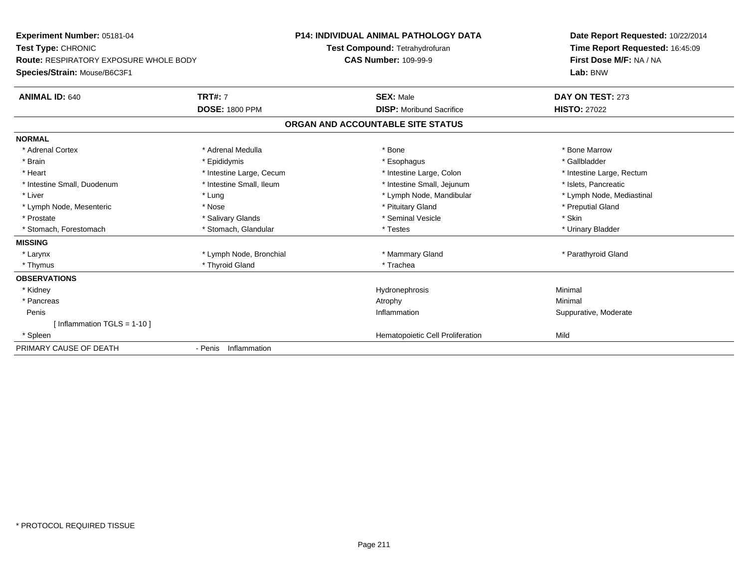**Experiment Number:** 05181-04
**Test Type:** CHRONIC
**Route:** RESPIRATORY EXPOSURE WHOLE BODY
**Species/Strain:** Mouse/B6C3F1

**P14: INDIVIDUAL ANIMAL PATHOLOGY DATA**
**Test Compound:** Tetrahydrofuran
**CAS Number:** 109-99-9

**Date Report Requested:** 10/22/2014
**Time Report Requested:** 16:45:09
**First Dose M/F:** NA / NA
**Lab:** BNW

| **ANIMAL ID:** 640 | **TRT#:** 7 | **SEX:** Male | **DAY ON TEST:** 273 |
|---|---|---|---|
| | **DOSE:** 1800 PPM | **DISP:** Moribund Sacrifice | **HISTO:** 27022 |

**ORGAN AND ACCOUNTABLE SITE STATUS**

| | | | |
|---|---|---|---|
| **NORMAL** | | | |
| * Adrenal Cortex | * Adrenal Medulla | * Bone | * Bone Marrow |
| * Brain | * Epididymis | * Esophagus | * Gallbladder |
| * Heart | * Intestine Large, Cecum | * Intestine Large, Colon | * Intestine Large, Rectum |
| * Intestine Small, Duodenum | * Intestine Small, Ileum | * Intestine Small, Jejunum | * Islets, Pancreatic |
| * Liver | * Lung | * Lymph Node, Mandibular | * Lymph Node, Mediastinal |
| * Lymph Node, Mesenteric | * Nose | * Pituitary Gland | * Preputial Gland |
| * Prostate | * Salivary Glands | * Seminal Vesicle | * Skin |
| * Stomach, Forestomach | * Stomach, Glandular | * Testes | * Urinary Bladder |
| **MISSING** | | | |
| * Larynx | * Lymph Node, Bronchial | * Mammary Gland | * Parathyroid Gland |
| * Thymus | * Thyroid Gland | * Trachea | |
| **OBSERVATIONS** | | | |
| * Kidney | | Hydronephrosis | Minimal |
| * Pancreas | | Atrophy | Minimal |
| Penis | | Inflammation | Suppurative, Moderate |
| [ Inflammation TGLS = 1-10 ] | | | |
| * Spleen | | Hematopoietic Cell Proliferation | Mild |
| PRIMARY CAUSE OF DEATH | - Penis Inflammation | | |

* PROTOCOL REQUIRED TISSUE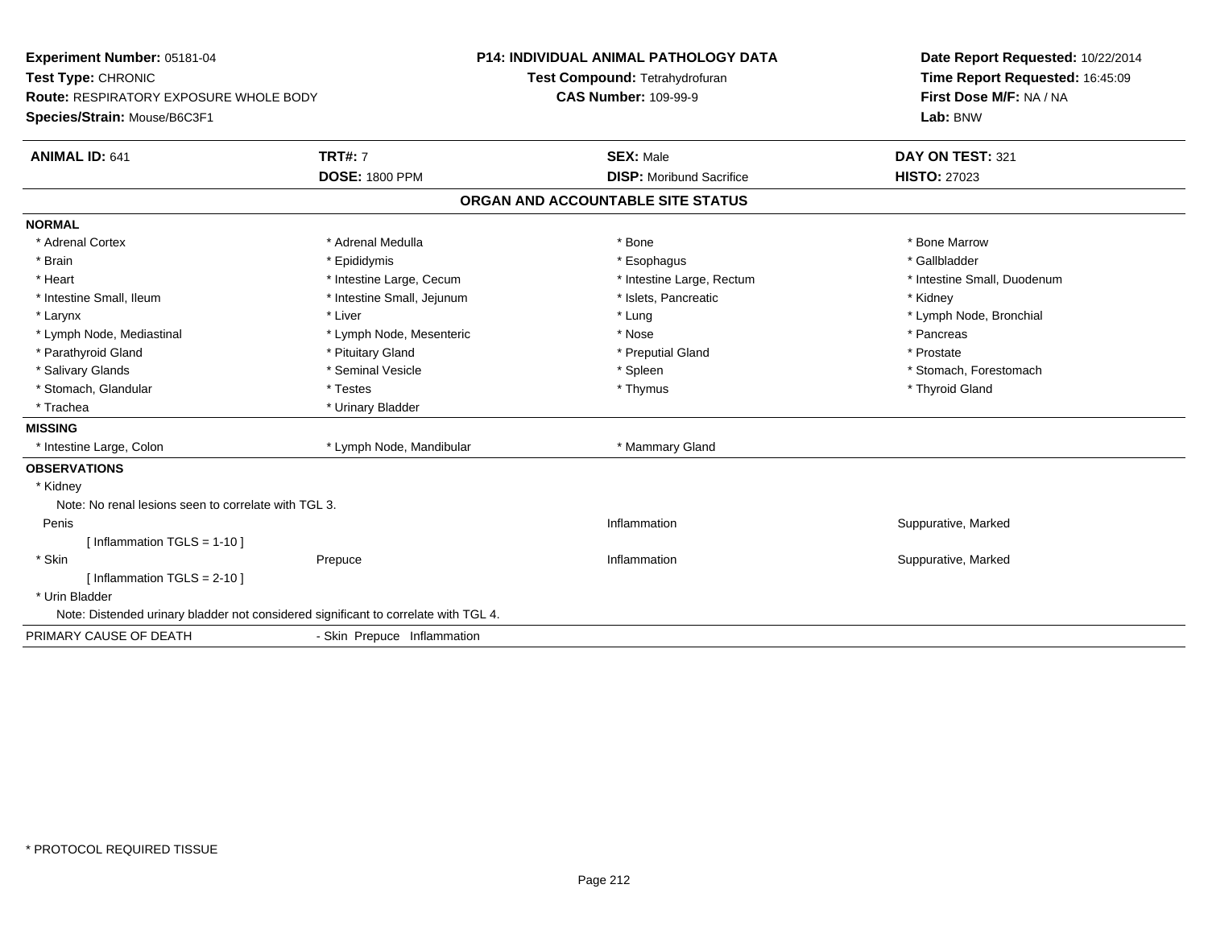**Experiment Number:** 05181-04
**Test Type:** CHRONIC
**Route:** RESPIRATORY EXPOSURE WHOLE BODY
**Species/Strain:** Mouse/B6C3F1

**P14: INDIVIDUAL ANIMAL PATHOLOGY DATA**
**Test Compound:** Tetrahydrofuran
**CAS Number:** 109-99-9

**Date Report Requested:** 10/22/2014
**Time Report Requested:** 16:45:09
**First Dose M/F:** NA / NA
**Lab:** BNW

| **ANIMAL ID:** 641 | **TRT#:** 7 | **SEX:** Male | **DAY ON TEST:** 321 |
|---|---|---|---|
| | **DOSE:** 1800 PPM | **DISP:** Moribund Sacrifice | **HISTO:** 27023 |

## ORGAN AND ACCOUNTABLE SITE STATUS

**NORMAL**

| | | | |
|---|---|---|---|
| * Adrenal Cortex | * Adrenal Medulla | * Bone | * Bone Marrow |
| * Brain | * Epididymis | * Esophagus | * Gallbladder |
| * Heart | * Intestine Large, Cecum | * Intestine Large, Rectum | * Intestine Small, Duodenum |
| * Intestine Small, Ileum | * Intestine Small, Jejunum | * Islets, Pancreatic | * Kidney |
| * Larynx | * Liver | * Lung | * Lymph Node, Bronchial |
| * Lymph Node, Mediastinal | * Lymph Node, Mesenteric | * Nose | * Pancreas |
| * Parathyroid Gland | * Pituitary Gland | * Preputial Gland | * Prostate |
| * Salivary Glands | * Seminal Vesicle | * Spleen | * Stomach, Forestomach |
| * Stomach, Glandular | * Testes | * Thymus | * Thyroid Gland |
| * Trachea | * Urinary Bladder | | |

**MISSING**

| | | |
|---|---|---|
| * Intestine Large, Colon | * Lymph Node, Mandibular | * Mammary Gland |

**OBSERVATIONS**

* Kidney
  Note: No renal lesions seen to correlate with TGL 3.

| | | | |
|---|---|---|---|
| Penis | | Inflammation | Suppurative, Marked |
| [ Inflammation TGLS = 1-10 ] | | | |
| * Skin | Prepuce | Inflammation | Suppurative, Marked |
| [ Inflammation TGLS = 2-10 ] | | | |

* Urin Bladder
  Note: Distended urinary bladder not considered significant to correlate with TGL 4.

PRIMARY CAUSE OF DEATH - Skin Prepuce Inflammation

\* PROTOCOL REQUIRED TISSUE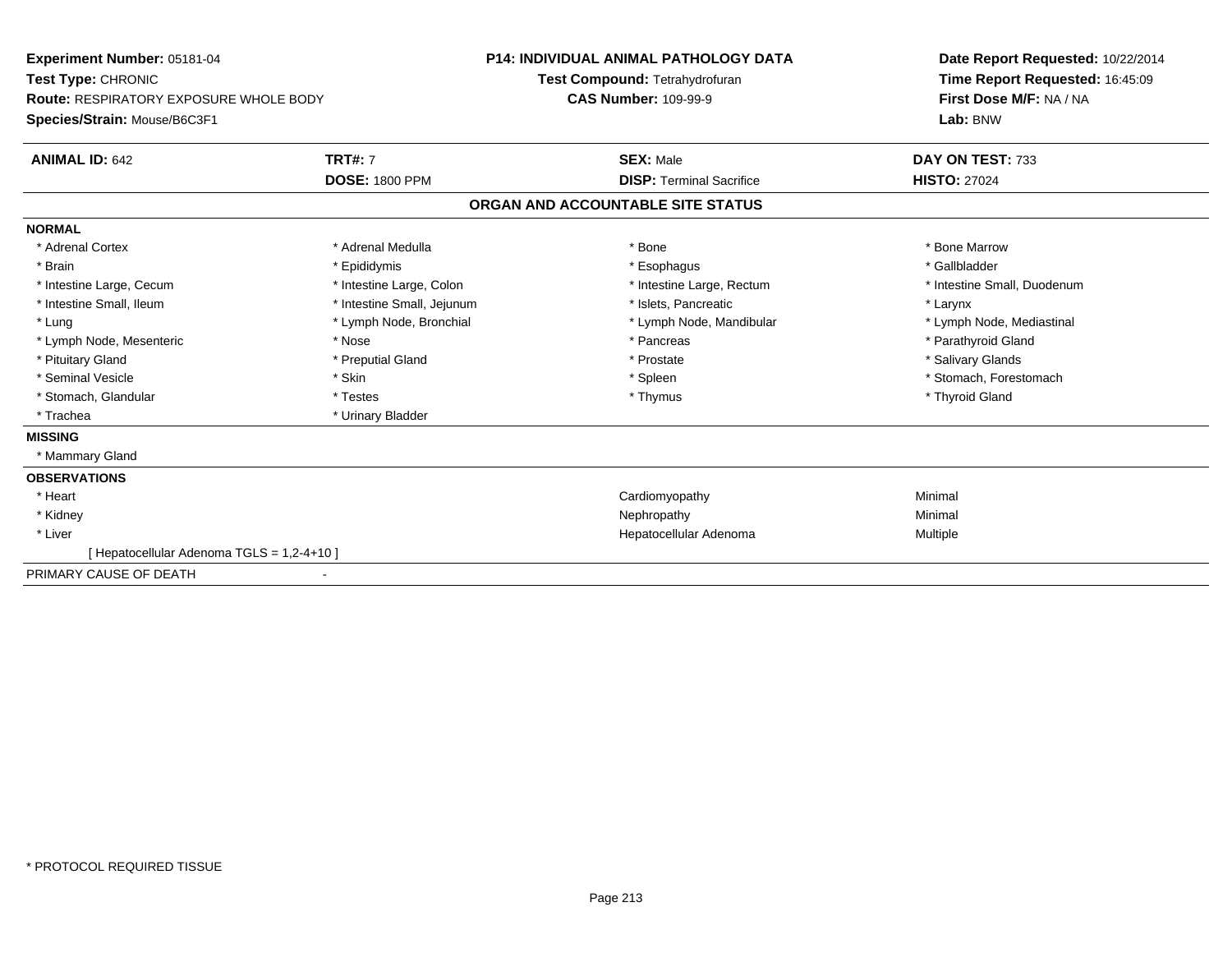**Experiment Number:** 05181-04
**Test Type:** CHRONIC
**Route:** RESPIRATORY EXPOSURE WHOLE BODY
**Species/Strain:** Mouse/B6C3F1

**P14: INDIVIDUAL ANIMAL PATHOLOGY DATA**
**Test Compound:** Tetrahydrofuran
**CAS Number:** 109-99-9

**Date Report Requested:** 10/22/2014
**Time Report Requested:** 16:45:09
**First Dose M/F:** NA / NA
**Lab:** BNW

| **ANIMAL ID:** 642 | **TRT#:** 7 | **SEX:** Male | **DAY ON TEST:** 733 |
|---|---|---|---|
| | **DOSE:** 1800 PPM | **DISP:** Terminal Sacrifice | **HISTO:** 27024 |

## ORGAN AND ACCOUNTABLE SITE STATUS

**NORMAL**

| | | | |
|---|---|---|---|
| * Adrenal Cortex | * Adrenal Medulla | * Bone | * Bone Marrow |
| * Brain | * Epididymis | * Esophagus | * Gallbladder |
| * Intestine Large, Cecum | * Intestine Large, Colon | * Intestine Large, Rectum | * Intestine Small, Duodenum |
| * Intestine Small, Ileum | * Intestine Small, Jejunum | * Islets, Pancreatic | * Larynx |
| * Lung | * Lymph Node, Bronchial | * Lymph Node, Mandibular | * Lymph Node, Mediastinal |
| * Lymph Node, Mesenteric | * Nose | * Pancreas | * Parathyroid Gland |
| * Pituitary Gland | * Preputial Gland | * Prostate | * Salivary Glands |
| * Seminal Vesicle | * Skin | * Spleen | * Stomach, Forestomach |
| * Stomach, Glandular | * Testes | * Thymus | * Thyroid Gland |
| * Trachea | * Urinary Bladder | | |

**MISSING**

* Mammary Gland

**OBSERVATIONS**

| | | |
|---|---|---|
| * Heart | Cardiomyopathy | Minimal |
| * Kidney | Nephropathy | Minimal |
| * Liver | Hepatocellular Adenoma | Multiple |
| [ Hepatocellular Adenoma TGLS = 1,2-4+10 ] | | |

PRIMARY CAUSE OF DEATH -

* PROTOCOL REQUIRED TISSUE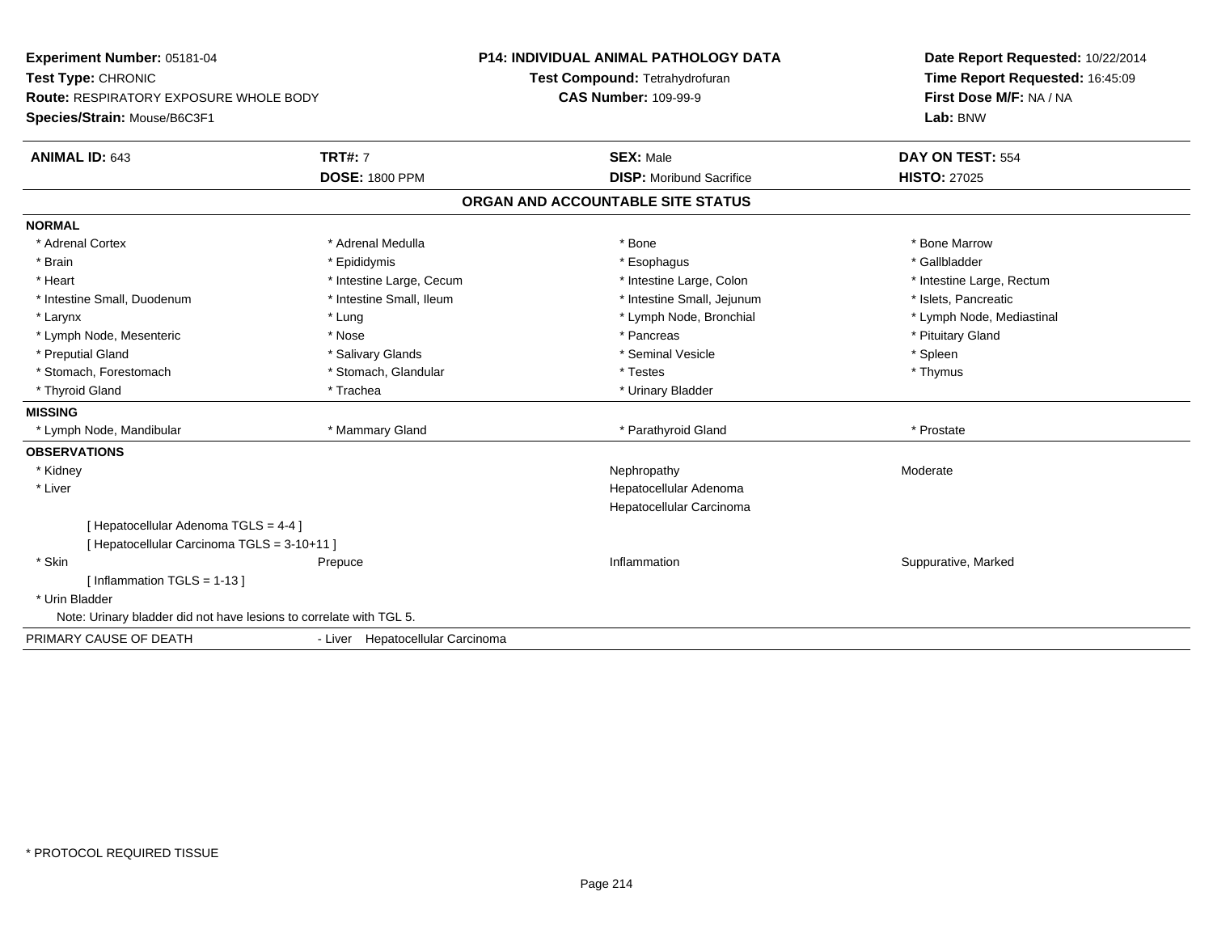**Experiment Number:** 05181-04
**Test Type:** CHRONIC
**Route:** RESPIRATORY EXPOSURE WHOLE BODY
**Species/Strain:** Mouse/B6C3F1

**P14: INDIVIDUAL ANIMAL PATHOLOGY DATA**
**Test Compound:** Tetrahydrofuran
**CAS Number:** 109-99-9

**Date Report Requested:** 10/22/2014
**Time Report Requested:** 16:45:09
**First Dose M/F:** NA / NA
**Lab:** BNW

| **ANIMAL ID:** 643 | **TRT#:** 7 | **SEX:** Male | **DAY ON TEST:** 554 |
|---|---|---|---|
| | **DOSE:** 1800 PPM | **DISP:** Moribund Sacrifice | **HISTO:** 27025 |

## ORGAN AND ACCOUNTABLE SITE STATUS

**NORMAL**

| | | | |
|---|---|---|---|
| * Adrenal Cortex | * Adrenal Medulla | * Bone | * Bone Marrow |
| * Brain | * Epididymis | * Esophagus | * Gallbladder |
| * Heart | * Intestine Large, Cecum | * Intestine Large, Colon | * Intestine Large, Rectum |
| * Intestine Small, Duodenum | * Intestine Small, Ileum | * Intestine Small, Jejunum | * Islets, Pancreatic |
| * Larynx | * Lung | * Lymph Node, Bronchial | * Lymph Node, Mediastinal |
| * Lymph Node, Mesenteric | * Nose | * Pancreas | * Pituitary Gland |
| * Preputial Gland | * Salivary Glands | * Seminal Vesicle | * Spleen |
| * Stomach, Forestomach | * Stomach, Glandular | * Testes | * Thymus |
| * Thyroid Gland | * Trachea | * Urinary Bladder | |

**MISSING**

| | | | |
|---|---|---|---|
| * Lymph Node, Mandibular | * Mammary Gland | * Parathyroid Gland | * Prostate |

**OBSERVATIONS**

| | | | |
|---|---|---|---|
| * Kidney | | Nephropathy | Moderate |
| * Liver | | Hepatocellular Adenoma | |
| | | Hepatocellular Carcinoma | |
| [ Hepatocellular Adenoma TGLS = 4-4 ] | | | |
| [ Hepatocellular Carcinoma TGLS = 3-10+11 ] | | | |
| * Skin | Prepuce | Inflammation | Suppurative, Marked |
| [ Inflammation TGLS = 1-13 ] | | | |
| * Urin Bladder | | | |

Note: Urinary bladder did not have lesions to correlate with TGL 5.

PRIMARY CAUSE OF DEATH - Liver Hepatocellular Carcinoma

* PROTOCOL REQUIRED TISSUE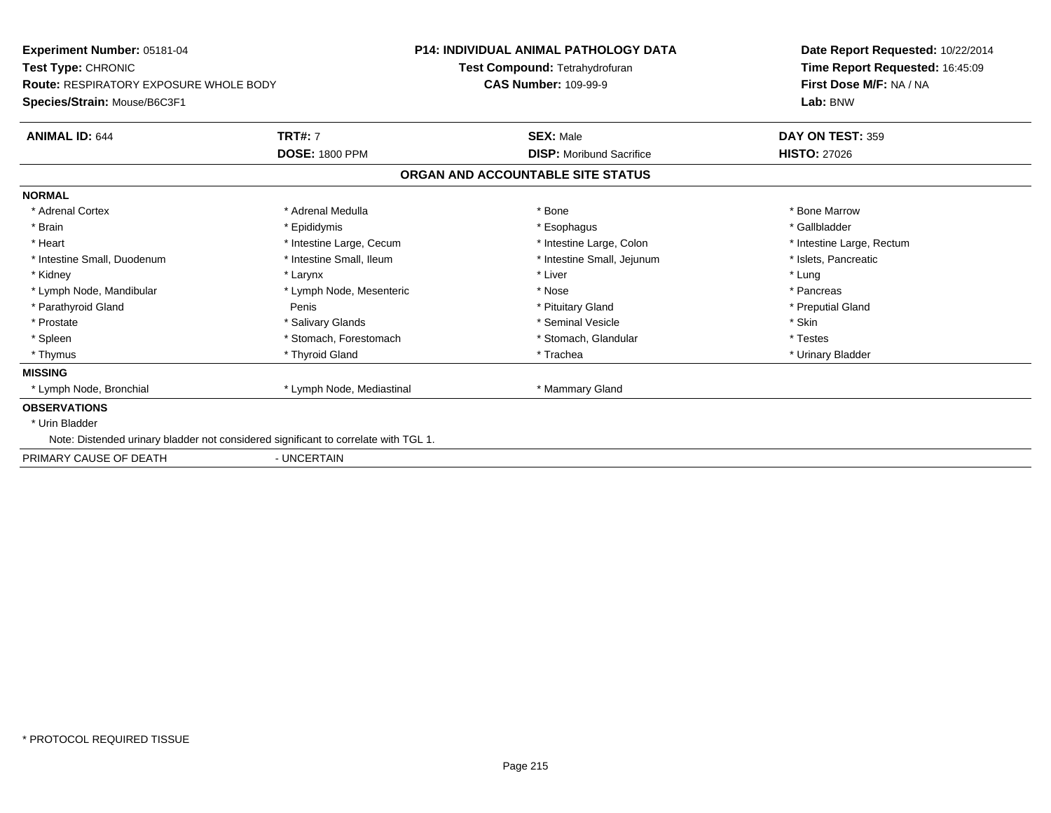**Experiment Number:** 05181-04
**Test Type:** CHRONIC
**Route:** RESPIRATORY EXPOSURE WHOLE BODY
**Species/Strain:** Mouse/B6C3F1

**P14: INDIVIDUAL ANIMAL PATHOLOGY DATA**
**Test Compound:** Tetrahydrofuran
**CAS Number:** 109-99-9

**Date Report Requested:** 10/22/2014
**Time Report Requested:** 16:45:09
**First Dose M/F:** NA / NA
**Lab:** BNW

| **ANIMAL ID:** 644 | **TRT#:** 7 | **SEX:** Male | **DAY ON TEST:** 359 |
|---|---|---|---|
| | **DOSE:** 1800 PPM | **DISP:** Moribund Sacrifice | **HISTO:** 27026 |

## ORGAN AND ACCOUNTABLE SITE STATUS

**NORMAL**

| | | | |
|---|---|---|---|
| * Adrenal Cortex | * Adrenal Medulla | * Bone | * Bone Marrow |
| * Brain | * Epididymis | * Esophagus | * Gallbladder |
| * Heart | * Intestine Large, Cecum | * Intestine Large, Colon | * Intestine Large, Rectum |
| * Intestine Small, Duodenum | * Intestine Small, Ileum | * Intestine Small, Jejunum | * Islets, Pancreatic |
| * Kidney | * Larynx | * Liver | * Lung |
| * Lymph Node, Mandibular | * Lymph Node, Mesenteric | * Nose | * Pancreas |
| * Parathyroid Gland | Penis | * Pituitary Gland | * Preputial Gland |
| * Prostate | * Salivary Glands | * Seminal Vesicle | * Skin |
| * Spleen | * Stomach, Forestomach | * Stomach, Glandular | * Testes |
| * Thymus | * Thyroid Gland | * Trachea | * Urinary Bladder |

**MISSING**

| | | |
|---|---|---|
| * Lymph Node, Bronchial | * Lymph Node, Mediastinal | * Mammary Gland |

**OBSERVATIONS**

* Urin Bladder

Note: Distended urinary bladder not considered significant to correlate with TGL 1.

PRIMARY CAUSE OF DEATH - UNCERTAIN

* PROTOCOL REQUIRED TISSUE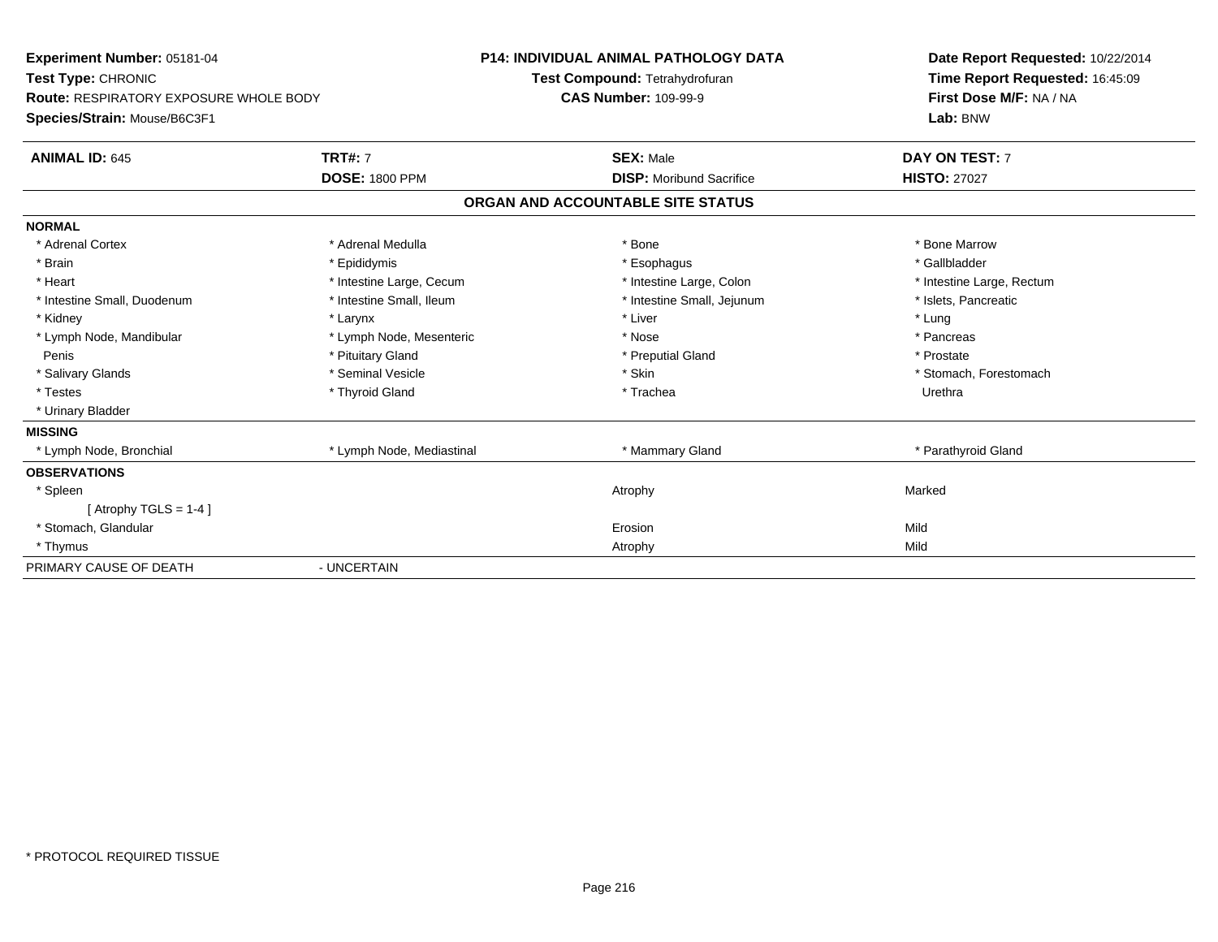**Experiment Number:** 05181-04
**Test Type:** CHRONIC
**Route:** RESPIRATORY EXPOSURE WHOLE BODY
**Species/Strain:** Mouse/B6C3F1

**P14: INDIVIDUAL ANIMAL PATHOLOGY DATA**
**Test Compound:** Tetrahydrofuran
**CAS Number:** 109-99-9

**Date Report Requested:** 10/22/2014
**Time Report Requested:** 16:45:09
**First Dose M/F:** NA / NA
**Lab:** BNW

| **ANIMAL ID:** 645 | **TRT#:** 7 | **SEX:** Male | **DAY ON TEST:** 7 |
|---|---|---|---|
| | **DOSE:** 1800 PPM | **DISP:** Moribund Sacrifice | **HISTO:** 27027 |

## ORGAN AND ACCOUNTABLE SITE STATUS

**NORMAL**

| | | | |
|---|---|---|---|
| * Adrenal Cortex | * Adrenal Medulla | * Bone | * Bone Marrow |
| * Brain | * Epididymis | * Esophagus | * Gallbladder |
| * Heart | * Intestine Large, Cecum | * Intestine Large, Colon | * Intestine Large, Rectum |
| * Intestine Small, Duodenum | * Intestine Small, Ileum | * Intestine Small, Jejunum | * Islets, Pancreatic |
| * Kidney | * Larynx | * Liver | * Lung |
| * Lymph Node, Mandibular | * Lymph Node, Mesenteric | * Nose | * Pancreas |
| Penis | * Pituitary Gland | * Preputial Gland | * Prostate |
| * Salivary Glands | * Seminal Vesicle | * Skin | * Stomach, Forestomach |
| * Testes | * Thyroid Gland | * Trachea | Urethra |
| * Urinary Bladder | | | |

**MISSING**

| | | | |
|---|---|---|---|
| * Lymph Node, Bronchial | * Lymph Node, Mediastinal | * Mammary Gland | * Parathyroid Gland |

**OBSERVATIONS**

| | | |
|---|---|---|
| * Spleen | Atrophy | Marked |
| [ Atrophy TGLS = 1-4 ] | | |
| * Stomach, Glandular | Erosion | Mild |
| * Thymus | Atrophy | Mild |

PRIMARY CAUSE OF DEATH - UNCERTAIN

\* PROTOCOL REQUIRED TISSUE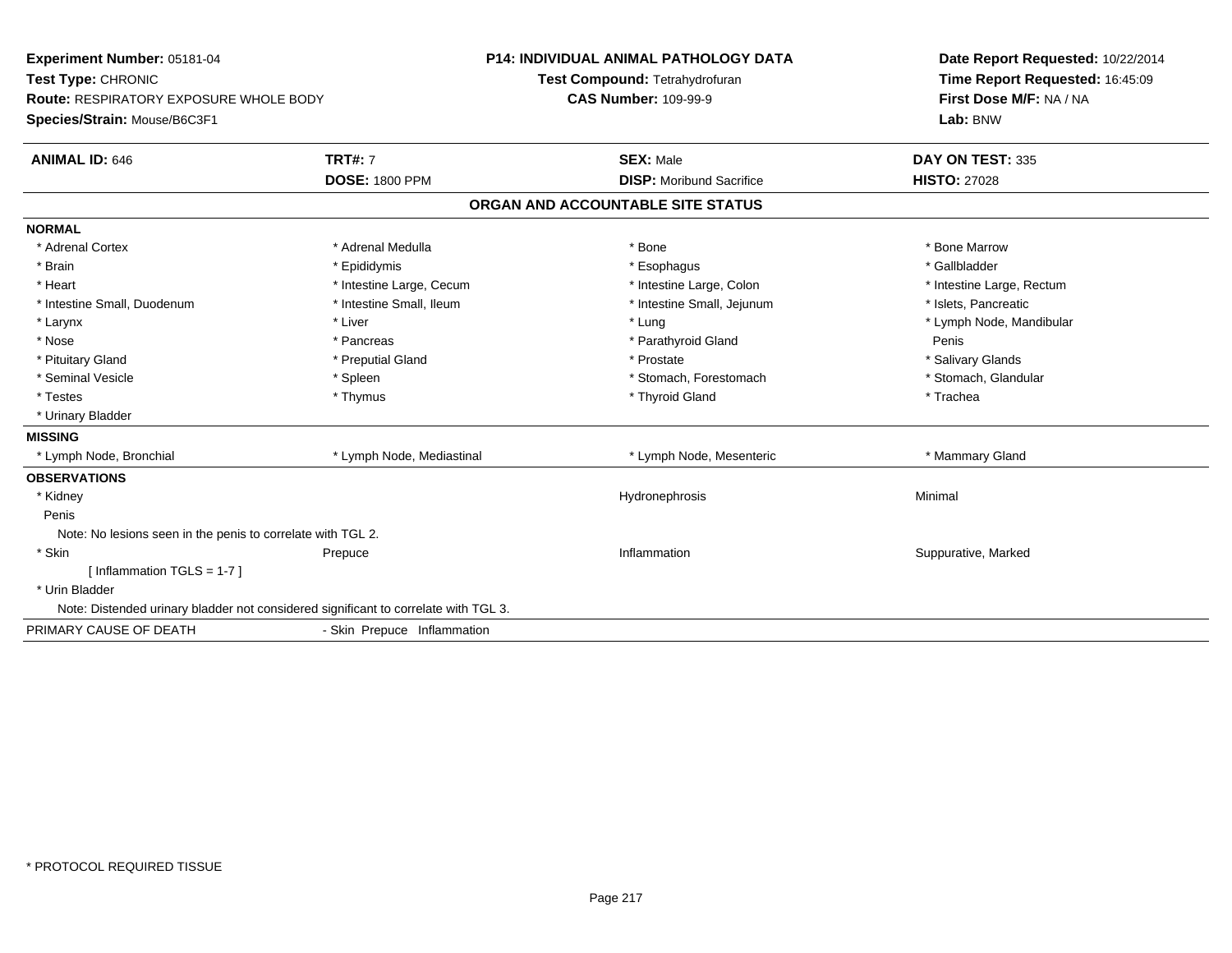**Experiment Number:** 05181-04
**Test Type:** CHRONIC
**Route:** RESPIRATORY EXPOSURE WHOLE BODY
**Species/Strain:** Mouse/B6C3F1

**P14: INDIVIDUAL ANIMAL PATHOLOGY DATA**
**Test Compound:** Tetrahydrofuran
**CAS Number:** 109-99-9

**Date Report Requested:** 10/22/2014
**Time Report Requested:** 16:45:09
**First Dose M/F:** NA / NA
**Lab:** BNW

| **ANIMAL ID:** 646 | **TRT#:** 7 | **SEX:** Male | **DAY ON TEST:** 335 |
|---|---|---|---|
| | **DOSE:** 1800 PPM | **DISP:** Moribund Sacrifice | **HISTO:** 27028 |

## ORGAN AND ACCOUNTABLE SITE STATUS

**NORMAL**

| | | | |
|---|---|---|---|
| * Adrenal Cortex | * Adrenal Medulla | * Bone | * Bone Marrow |
| * Brain | * Epididymis | * Esophagus | * Gallbladder |
| * Heart | * Intestine Large, Cecum | * Intestine Large, Colon | * Intestine Large, Rectum |
| * Intestine Small, Duodenum | * Intestine Small, Ileum | * Intestine Small, Jejunum | * Islets, Pancreatic |
| * Larynx | * Liver | * Lung | * Lymph Node, Mandibular |
| * Nose | * Pancreas | * Parathyroid Gland | Penis |
| * Pituitary Gland | * Preputial Gland | * Prostate | * Salivary Glands |
| * Seminal Vesicle | * Spleen | * Stomach, Forestomach | * Stomach, Glandular |
| * Testes | * Thymus | * Thyroid Gland | * Trachea |
| * Urinary Bladder | | | |

**MISSING**

| | | | |
|---|---|---|---|
| * Lymph Node, Bronchial | * Lymph Node, Mediastinal | * Lymph Node, Mesenteric | * Mammary Gland |

**OBSERVATIONS**

| | | | |
|---|---|---|---|
| * Kidney | | Hydronephrosis | Minimal |
| Penis | | | |
| Note: No lesions seen in the penis to correlate with TGL 2. | | | |
| * Skin | Prepuce | Inflammation | Suppurative, Marked |
| [ Inflammation TGLS = 1-7 ] | | | |
| * Urin Bladder | | | |
| Note: Distended urinary bladder not considered significant to correlate with TGL 3. | | | |

PRIMARY CAUSE OF DEATH - Skin Prepuce Inflammation

* PROTOCOL REQUIRED TISSUE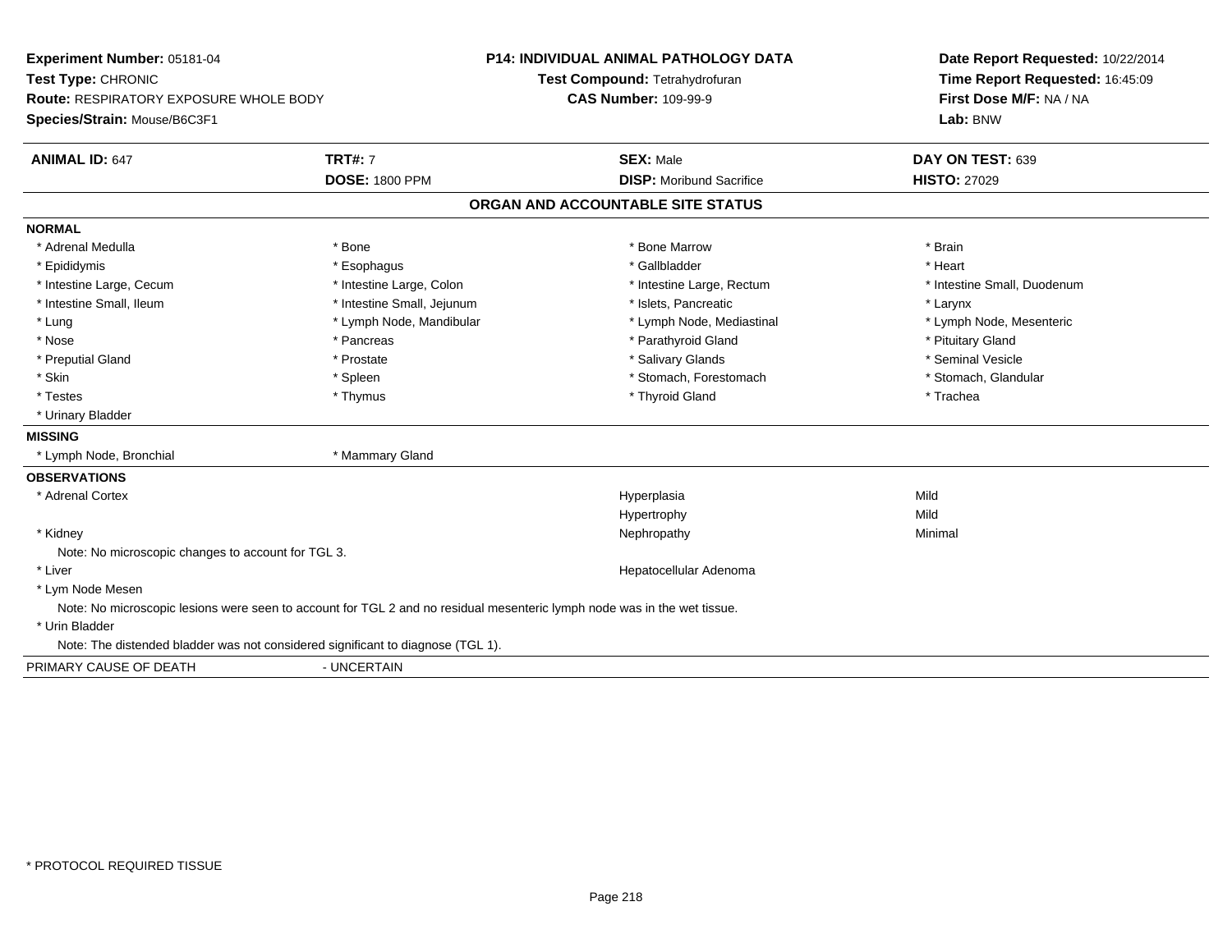**Experiment Number:** 05181-04
**Test Type:** CHRONIC
**Route:** RESPIRATORY EXPOSURE WHOLE BODY
**Species/Strain:** Mouse/B6C3F1

**P14: INDIVIDUAL ANIMAL PATHOLOGY DATA**
**Test Compound:** Tetrahydrofuran
**CAS Number:** 109-99-9

**Date Report Requested:** 10/22/2014
**Time Report Requested:** 16:45:09
**First Dose M/F:** NA / NA
**Lab:** BNW

| **ANIMAL ID:** 647 | **TRT#:** 7 | **SEX:** Male | **DAY ON TEST:** 639 |
|---|---|---|---|
| | **DOSE:** 1800 PPM | **DISP:** Moribund Sacrifice | **HISTO:** 27029 |

## ORGAN AND ACCOUNTABLE SITE STATUS

**NORMAL**

| | | | |
|---|---|---|---|
| * Adrenal Medulla | * Bone | * Bone Marrow | * Brain |
| * Epididymis | * Esophagus | * Gallbladder | * Heart |
| * Intestine Large, Cecum | * Intestine Large, Colon | * Intestine Large, Rectum | * Intestine Small, Duodenum |
| * Intestine Small, Ileum | * Intestine Small, Jejunum | * Islets, Pancreatic | * Larynx |
| * Lung | * Lymph Node, Mandibular | * Lymph Node, Mediastinal | * Lymph Node, Mesenteric |
| * Nose | * Pancreas | * Parathyroid Gland | * Pituitary Gland |
| * Preputial Gland | * Prostate | * Salivary Glands | * Seminal Vesicle |
| * Skin | * Spleen | * Stomach, Forestomach | * Stomach, Glandular |
| * Testes | * Thymus | * Thyroid Gland | * Trachea |
| * Urinary Bladder | | | |

**MISSING**

| | |
|---|---|
| * Lymph Node, Bronchial | * Mammary Gland |

**OBSERVATIONS**

| | | |
|---|---|---|
| * Adrenal Cortex | Hyperplasia | Mild |
| | Hypertrophy | Mild |
| * Kidney | Nephropathy | Minimal |

Note: No microscopic changes to account for TGL 3.

| | | |
|---|---|---|
| * Liver | Hepatocellular Adenoma | |
| * Lym Node Mesen | | |

Note: No microscopic lesions were seen to account for TGL 2 and no residual mesenteric lymph node was in the wet tissue.

* Urin Bladder

Note: The distended bladder was not considered significant to diagnose (TGL 1).

PRIMARY CAUSE OF DEATH - UNCERTAIN

* PROTOCOL REQUIRED TISSUE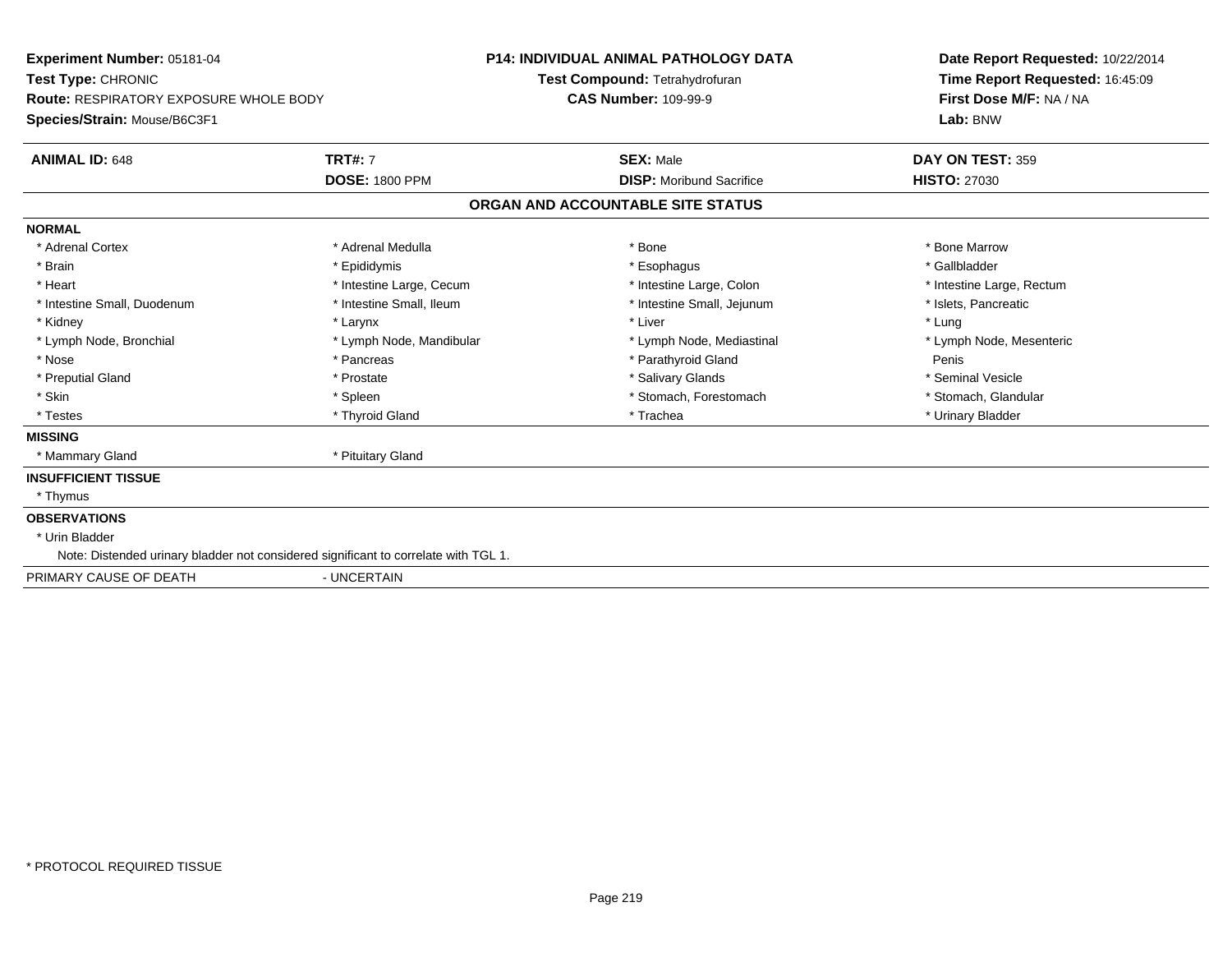**Experiment Number:** 05181-04
**Test Type:** CHRONIC
**Route:** RESPIRATORY EXPOSURE WHOLE BODY
**Species/Strain:** Mouse/B6C3F1

**P14: INDIVIDUAL ANIMAL PATHOLOGY DATA**
**Test Compound:** Tetrahydrofuran
**CAS Number:** 109-99-9

**Date Report Requested:** 10/22/2014
**Time Report Requested:** 16:45:09
**First Dose M/F:** NA / NA
**Lab:** BNW

| **ANIMAL ID:** 648 | **TRT#:** 7 | **SEX:** Male | **DAY ON TEST:** 359 |
|---|---|---|---|
| | **DOSE:** 1800 PPM | **DISP:** Moribund Sacrifice | **HISTO:** 27030 |

## ORGAN AND ACCOUNTABLE SITE STATUS

**NORMAL**

| | | | |
|---|---|---|---|
| * Adrenal Cortex | * Adrenal Medulla | * Bone | * Bone Marrow |
| * Brain | * Epididymis | * Esophagus | * Gallbladder |
| * Heart | * Intestine Large, Cecum | * Intestine Large, Colon | * Intestine Large, Rectum |
| * Intestine Small, Duodenum | * Intestine Small, Ileum | * Intestine Small, Jejunum | * Islets, Pancreatic |
| * Kidney | * Larynx | * Liver | * Lung |
| * Lymph Node, Bronchial | * Lymph Node, Mandibular | * Lymph Node, Mediastinal | * Lymph Node, Mesenteric |
| * Nose | * Pancreas | * Parathyroid Gland | Penis |
| * Preputial Gland | * Prostate | * Salivary Glands | * Seminal Vesicle |
| * Skin | * Spleen | * Stomach, Forestomach | * Stomach, Glandular |
| * Testes | * Thyroid Gland | * Trachea | * Urinary Bladder |

**MISSING**

* Mammary Gland
* Pituitary Gland

**INSUFFICIENT TISSUE**

* Thymus

**OBSERVATIONS**

* Urin Bladder

Note: Distended urinary bladder not considered significant to correlate with TGL 1.

PRIMARY CAUSE OF DEATH - UNCERTAIN

* PROTOCOL REQUIRED TISSUE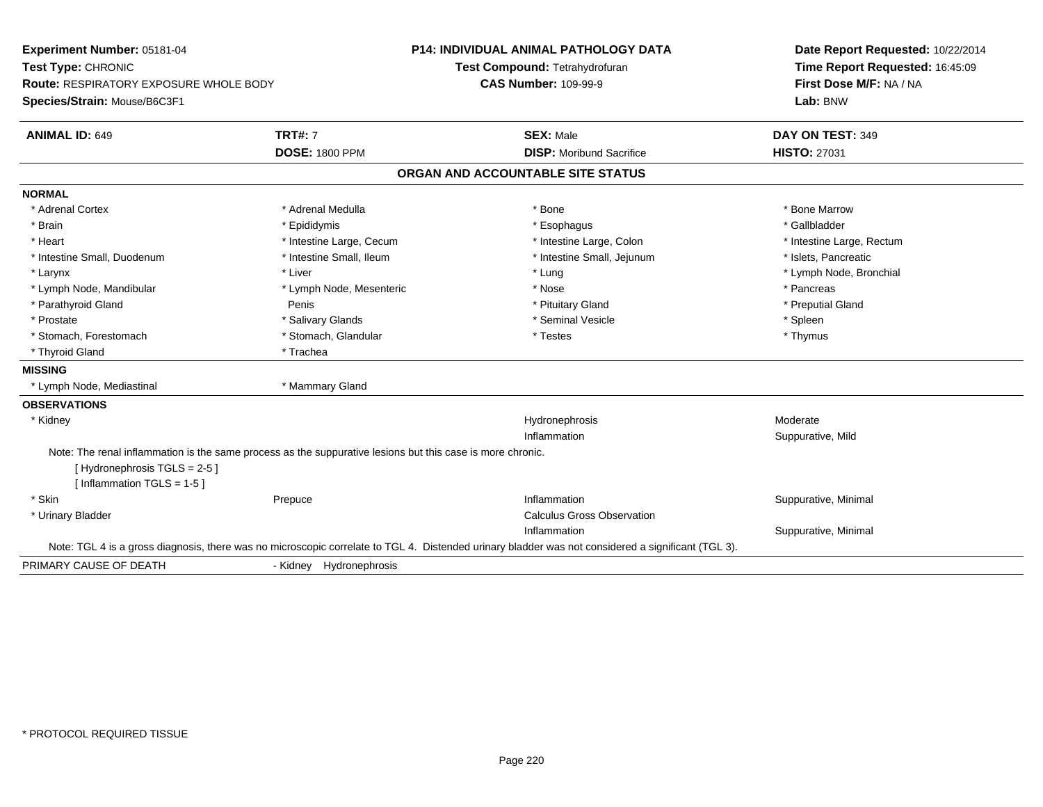**Experiment Number:** 05181-04
**Test Type:** CHRONIC
**Route:** RESPIRATORY EXPOSURE WHOLE BODY
**Species/Strain:** Mouse/B6C3F1

**P14: INDIVIDUAL ANIMAL PATHOLOGY DATA**
**Test Compound:** Tetrahydrofuran
**CAS Number:** 109-99-9

**Date Report Requested:** 10/22/2014
**Time Report Requested:** 16:45:09
**First Dose M/F:** NA / NA
**Lab:** BNW

| **ANIMAL ID:** 649 | **TRT#:** 7 | **SEX:** Male | **DAY ON TEST:** 349 |
|---|---|---|---|
| | **DOSE:** 1800 PPM | **DISP:** Moribund Sacrifice | **HISTO:** 27031 |

## ORGAN AND ACCOUNTABLE SITE STATUS

**NORMAL**

| | | | |
|---|---|---|---|
| * Adrenal Cortex | * Adrenal Medulla | * Bone | * Bone Marrow |
| * Brain | * Epididymis | * Esophagus | * Gallbladder |
| * Heart | * Intestine Large, Cecum | * Intestine Large, Colon | * Intestine Large, Rectum |
| * Intestine Small, Duodenum | * Intestine Small, Ileum | * Intestine Small, Jejunum | * Islets, Pancreatic |
| * Larynx | * Liver | * Lung | * Lymph Node, Bronchial |
| * Lymph Node, Mandibular | * Lymph Node, Mesenteric | * Nose | * Pancreas |
| * Parathyroid Gland | Penis | * Pituitary Gland | * Preputial Gland |
| * Prostate | * Salivary Glands | * Seminal Vesicle | * Spleen |
| * Stomach, Forestomach | * Stomach, Glandular | * Testes | * Thymus |
| * Thyroid Gland | * Trachea | | |

**MISSING**

| | |
|---|---|
| * Lymph Node, Mediastinal | * Mammary Gland |

**OBSERVATIONS**

| | | | |
|---|---|---|---|
| * Kidney | | Hydronephrosis | Moderate |
| | | Inflammation | Suppurative, Mild |

Note: The renal inflammation is the same process as the suppurative lesions but this case is more chronic.
[ Hydronephrosis TGLS = 2-5 ]
[ Inflammation TGLS = 1-5 ]

| | | | |
|---|---|---|---|
| * Skin | Prepuce | Inflammation | Suppurative, Minimal |
| * Urinary Bladder | | Calculus Gross Observation | |
| | | Inflammation | Suppurative, Minimal |

Note: TGL 4 is a gross diagnosis, there was no microscopic correlate to TGL 4. Distended urinary bladder was not considered a significant (TGL 3).

PRIMARY CAUSE OF DEATH - Kidney Hydronephrosis

* PROTOCOL REQUIRED TISSUE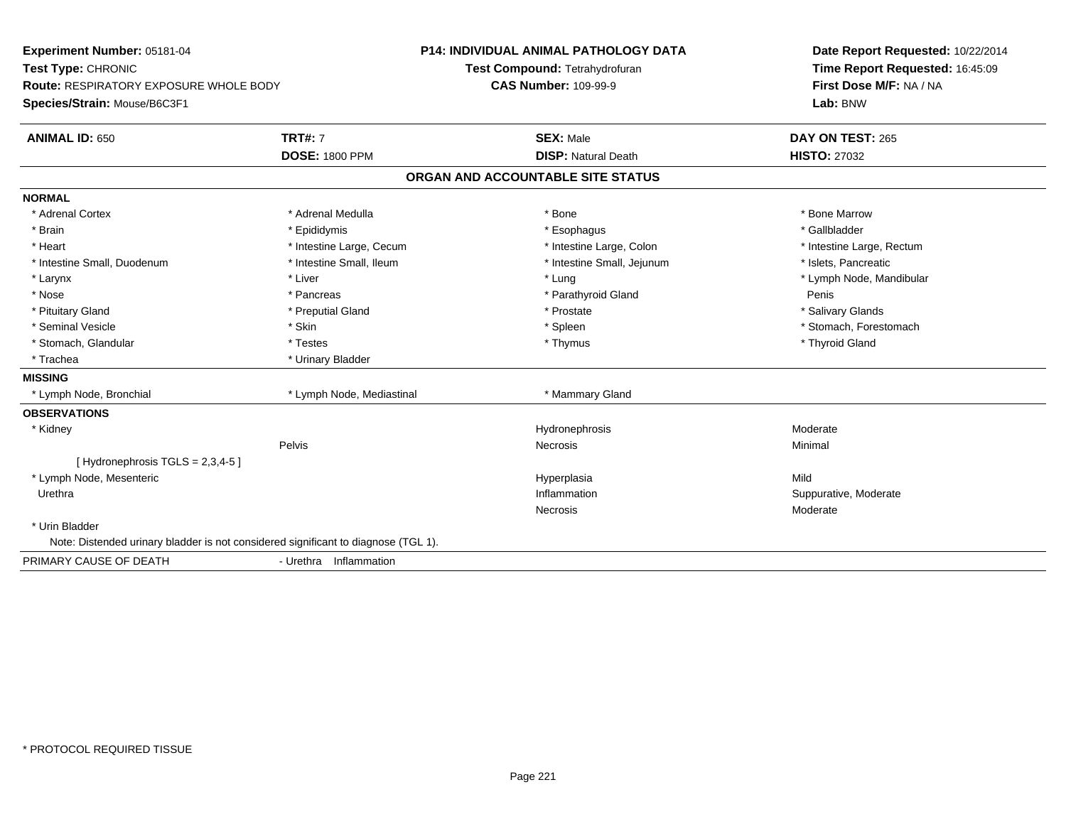**Experiment Number:** 05181-04
**Test Type:** CHRONIC
**Route:** RESPIRATORY EXPOSURE WHOLE BODY
**Species/Strain:** Mouse/B6C3F1

**P14: INDIVIDUAL ANIMAL PATHOLOGY DATA**
**Test Compound:** Tetrahydrofuran
**CAS Number:** 109-99-9

**Date Report Requested:** 10/22/2014
**Time Report Requested:** 16:45:09
**First Dose M/F:** NA / NA
**Lab:** BNW

| **ANIMAL ID:** 650 | **TRT#:** 7 | **SEX:** Male | **DAY ON TEST:** 265 |
|---|---|---|---|
| | **DOSE:** 1800 PPM | **DISP:** Natural Death | **HISTO:** 27032 |

## ORGAN AND ACCOUNTABLE SITE STATUS

**NORMAL**

| | | | |
|---|---|---|---|
| * Adrenal Cortex | * Adrenal Medulla | * Bone | * Bone Marrow |
| * Brain | * Epididymis | * Esophagus | * Gallbladder |
| * Heart | * Intestine Large, Cecum | * Intestine Large, Colon | * Intestine Large, Rectum |
| * Intestine Small, Duodenum | * Intestine Small, Ileum | * Intestine Small, Jejunum | * Islets, Pancreatic |
| * Larynx | * Liver | * Lung | * Lymph Node, Mandibular |
| * Nose | * Pancreas | * Parathyroid Gland | Penis |
| * Pituitary Gland | * Preputial Gland | * Prostate | * Salivary Glands |
| * Seminal Vesicle | * Skin | * Spleen | * Stomach, Forestomach |
| * Stomach, Glandular | * Testes | * Thymus | * Thyroid Gland |
| * Trachea | * Urinary Bladder | | |

**MISSING**

| | | |
|---|---|---|
| * Lymph Node, Bronchial | * Lymph Node, Mediastinal | * Mammary Gland |

**OBSERVATIONS**

| | | | |
|---|---|---|---|
| * Kidney | | Hydronephrosis | Moderate |
| | Pelvis | Necrosis | Minimal |
| [ Hydronephrosis TGLS = 2,3,4-5 ] | | | |
| * Lymph Node, Mesenteric | | Hyperplasia | Mild |
| Urethra | | Inflammation | Suppurative, Moderate |
| | | Necrosis | Moderate |
| * Urin Bladder | | | |

Note: Distended urinary bladder is not considered significant to diagnose (TGL 1).

PRIMARY CAUSE OF DEATH - Urethra Inflammation

* PROTOCOL REQUIRED TISSUE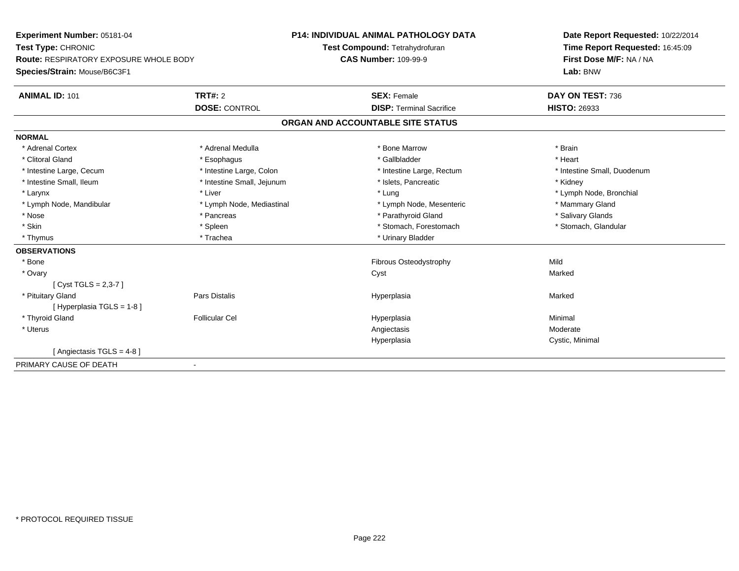**Experiment Number:** 05181-04
**Test Type:** CHRONIC
**Route:** RESPIRATORY EXPOSURE WHOLE BODY
**Species/Strain:** Mouse/B6C3F1

**P14: INDIVIDUAL ANIMAL PATHOLOGY DATA**
**Test Compound:** Tetrahydrofuran
**CAS Number:** 109-99-9

**Date Report Requested:** 10/22/2014
**Time Report Requested:** 16:45:09
**First Dose M/F:** NA / NA
**Lab:** BNW

| **ANIMAL ID:** 101 | **TRT#:** 2 | **SEX:** Female | **DAY ON TEST:** 736 |
|---|---|---|---|
| | **DOSE:** CONTROL | **DISP:** Terminal Sacrifice | **HISTO:** 26933 |

## ORGAN AND ACCOUNTABLE SITE STATUS

**NORMAL**

| | | | |
|---|---|---|---|
| * Adrenal Cortex | * Adrenal Medulla | * Bone Marrow | * Brain |
| * Clitoral Gland | * Esophagus | * Gallbladder | * Heart |
| * Intestine Large, Cecum | * Intestine Large, Colon | * Intestine Large, Rectum | * Intestine Small, Duodenum |
| * Intestine Small, Ileum | * Intestine Small, Jejunum | * Islets, Pancreatic | * Kidney |
| * Larynx | * Liver | * Lung | * Lymph Node, Bronchial |
| * Lymph Node, Mandibular | * Lymph Node, Mediastinal | * Lymph Node, Mesenteric | * Mammary Gland |
| * Nose | * Pancreas | * Parathyroid Gland | * Salivary Glands |
| * Skin | * Spleen | * Stomach, Forestomach | * Stomach, Glandular |
| * Thymus | * Trachea | * Urinary Bladder | |

**OBSERVATIONS**

| | | | |
|---|---|---|---|
| * Bone | | Fibrous Osteodystrophy | Mild |
| * Ovary | | Cyst | Marked |
| [ Cyst TGLS = 2,3-7 ] | | | |
| * Pituitary Gland | Pars Distalis | Hyperplasia | Marked |
| [ Hyperplasia TGLS = 1-8 ] | | | |
| * Thyroid Gland | Follicular Cel | Hyperplasia | Minimal |
| * Uterus | | Angiectasis | Moderate |
| | | Hyperplasia | Cystic, Minimal |
| [ Angiectasis TGLS = 4-8 ] | | | |

PRIMARY CAUSE OF DEATH -

\* PROTOCOL REQUIRED TISSUE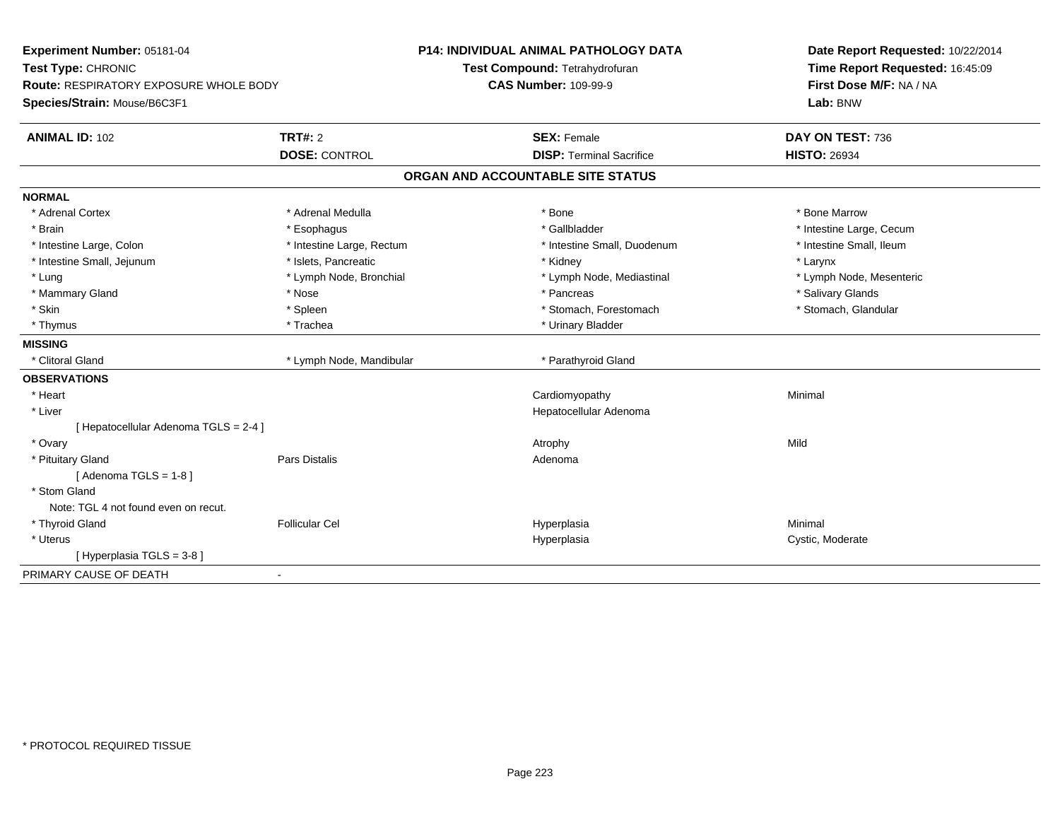**Experiment Number:** 05181-04
**Test Type:** CHRONIC
**Route:** RESPIRATORY EXPOSURE WHOLE BODY
**Species/Strain:** Mouse/B6C3F1

**P14: INDIVIDUAL ANIMAL PATHOLOGY DATA**
**Test Compound:** Tetrahydrofuran
**CAS Number:** 109-99-9

**Date Report Requested:** 10/22/2014
**Time Report Requested:** 16:45:09
**First Dose M/F:** NA / NA
**Lab:** BNW

| **ANIMAL ID:** 102 | **TRT#:** 2 | **SEX:** Female | **DAY ON TEST:** 736 |
|---|---|---|---|
| | **DOSE:** CONTROL | **DISP:** Terminal Sacrifice | **HISTO:** 26934 |

## ORGAN AND ACCOUNTABLE SITE STATUS

**NORMAL**

| | | | |
|---|---|---|---|
| * Adrenal Cortex | * Adrenal Medulla | * Bone | * Bone Marrow |
| * Brain | * Esophagus | * Gallbladder | * Intestine Large, Cecum |
| * Intestine Large, Colon | * Intestine Large, Rectum | * Intestine Small, Duodenum | * Intestine Small, Ileum |
| * Intestine Small, Jejunum | * Islets, Pancreatic | * Kidney | * Larynx |
| * Lung | * Lymph Node, Bronchial | * Lymph Node, Mediastinal | * Lymph Node, Mesenteric |
| * Mammary Gland | * Nose | * Pancreas | * Salivary Glands |
| * Skin | * Spleen | * Stomach, Forestomach | * Stomach, Glandular |
| * Thymus | * Trachea | * Urinary Bladder | |

**MISSING**

| | | | |
|---|---|---|---|
| * Clitoral Gland | * Lymph Node, Mandibular | * Parathyroid Gland | |

**OBSERVATIONS**

| | | | |
|---|---|---|---|
| * Heart | | Cardiomyopathy | Minimal |
| * Liver | | Hepatocellular Adenoma | |
| [ Hepatocellular Adenoma TGLS = 2-4 ] | | | |
| * Ovary | | Atrophy | Mild |
| * Pituitary Gland | Pars Distalis | Adenoma | |
| [ Adenoma TGLS = 1-8 ] | | | |
| * Stom Gland | | | |
| Note: TGL 4 not found even on recut. | | | |
| * Thyroid Gland | Follicular Cel | Hyperplasia | Minimal |
| * Uterus | | Hyperplasia | Cystic, Moderate |
| [ Hyperplasia TGLS = 3-8 ] | | | |

PRIMARY CAUSE OF DEATH -

\* PROTOCOL REQUIRED TISSUE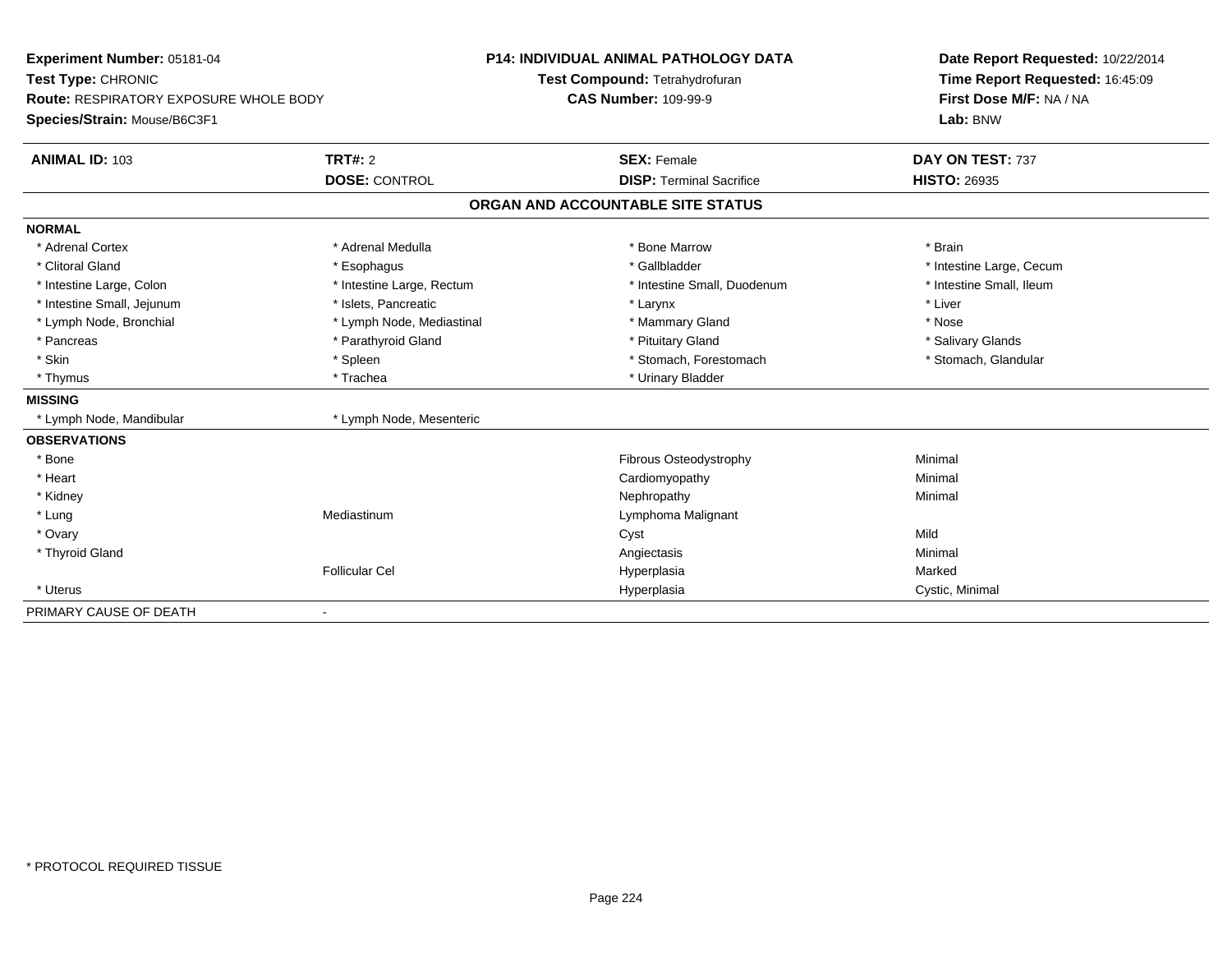**Experiment Number:** 05181-04
**Test Type:** CHRONIC
**Route:** RESPIRATORY EXPOSURE WHOLE BODY
**Species/Strain:** Mouse/B6C3F1

**P14: INDIVIDUAL ANIMAL PATHOLOGY DATA**
**Test Compound:** Tetrahydrofuran
**CAS Number:** 109-99-9

**Date Report Requested:** 10/22/2014
**Time Report Requested:** 16:45:09
**First Dose M/F:** NA / NA
**Lab:** BNW

| **ANIMAL ID:** 103 | **TRT#:** 2 | **SEX:** Female | **DAY ON TEST:** 737 |
|---|---|---|---|
| | **DOSE:** CONTROL | **DISP:** Terminal Sacrifice | **HISTO:** 26935 |

## ORGAN AND ACCOUNTABLE SITE STATUS

| | | | |
|---|---|---|---|
| **NORMAL** | | | |
| * Adrenal Cortex | * Adrenal Medulla | * Bone Marrow | * Brain |
| * Clitoral Gland | * Esophagus | * Gallbladder | * Intestine Large, Cecum |
| * Intestine Large, Colon | * Intestine Large, Rectum | * Intestine Small, Duodenum | * Intestine Small, Ileum |
| * Intestine Small, Jejunum | * Islets, Pancreatic | * Larynx | * Liver |
| * Lymph Node, Bronchial | * Lymph Node, Mediastinal | * Mammary Gland | * Nose |
| * Pancreas | * Parathyroid Gland | * Pituitary Gland | * Salivary Glands |
| * Skin | * Spleen | * Stomach, Forestomach | * Stomach, Glandular |
| * Thymus | * Trachea | * Urinary Bladder | |
| **MISSING** | | | |
| * Lymph Node, Mandibular | * Lymph Node, Mesenteric | | |
| **OBSERVATIONS** | | | |
| * Bone | | Fibrous Osteodystrophy | Minimal |
| * Heart | | Cardiomyopathy | Minimal |
| * Kidney | | Nephropathy | Minimal |
| * Lung | Mediastinum | Lymphoma Malignant | |
| * Ovary | | Cyst | Mild |
| * Thyroid Gland | | Angiectasis | Minimal |
| | Follicular Cel | Hyperplasia | Marked |
| * Uterus | | Hyperplasia | Cystic, Minimal |
| PRIMARY CAUSE OF DEATH | - | | |

* PROTOCOL REQUIRED TISSUE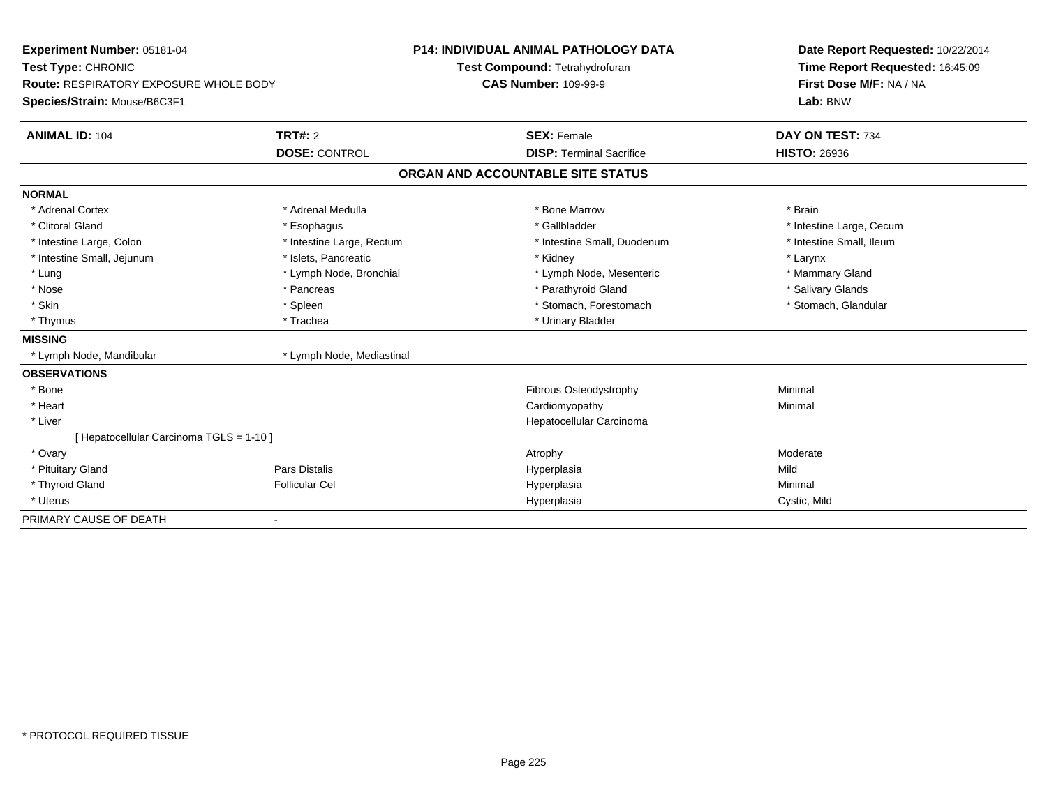**Experiment Number:** 05181-04
**Test Type:** CHRONIC
**Route:** RESPIRATORY EXPOSURE WHOLE BODY
**Species/Strain:** Mouse/B6C3F1

**P14: INDIVIDUAL ANIMAL PATHOLOGY DATA**
**Test Compound:** Tetrahydrofuran
**CAS Number:** 109-99-9

**Date Report Requested:** 10/22/2014
**Time Report Requested:** 16:45:09
**First Dose M/F:** NA / NA
**Lab:** BNW

| **ANIMAL ID:** 104 | **TRT#:** 2 | **SEX:** Female | **DAY ON TEST:** 734 |
|---|---|---|---|
| | **DOSE:** CONTROL | **DISP:** Terminal Sacrifice | **HISTO:** 26936 |

**ORGAN AND ACCOUNTABLE SITE STATUS**

**NORMAL**

| | | | |
|---|---|---|---|
| * Adrenal Cortex | * Adrenal Medulla | * Bone Marrow | * Brain |
| * Clitoral Gland | * Esophagus | * Gallbladder | * Intestine Large, Cecum |
| * Intestine Large, Colon | * Intestine Large, Rectum | * Intestine Small, Duodenum | * Intestine Small, Ileum |
| * Intestine Small, Jejunum | * Islets, Pancreatic | * Kidney | * Larynx |
| * Lung | * Lymph Node, Bronchial | * Lymph Node, Mesenteric | * Mammary Gland |
| * Nose | * Pancreas | * Parathyroid Gland | * Salivary Glands |
| * Skin | * Spleen | * Stomach, Forestomach | * Stomach, Glandular |
| * Thymus | * Trachea | * Urinary Bladder | |

**MISSING**

| | |
|---|---|
| * Lymph Node, Mandibular | * Lymph Node, Mediastinal |

**OBSERVATIONS**

| | | | |
|---|---|---|---|
| * Bone | | Fibrous Osteodystrophy | Minimal |
| * Heart | | Cardiomyopathy | Minimal |
| * Liver | | Hepatocellular Carcinoma | |
| [ Hepatocellular Carcinoma TGLS = 1-10 ] | | | |
| * Ovary | | Atrophy | Moderate |
| * Pituitary Gland | Pars Distalis | Hyperplasia | Mild |
| * Thyroid Gland | Follicular Cel | Hyperplasia | Minimal |
| * Uterus | | Hyperplasia | Cystic, Mild |

PRIMARY CAUSE OF DEATH -

* PROTOCOL REQUIRED TISSUE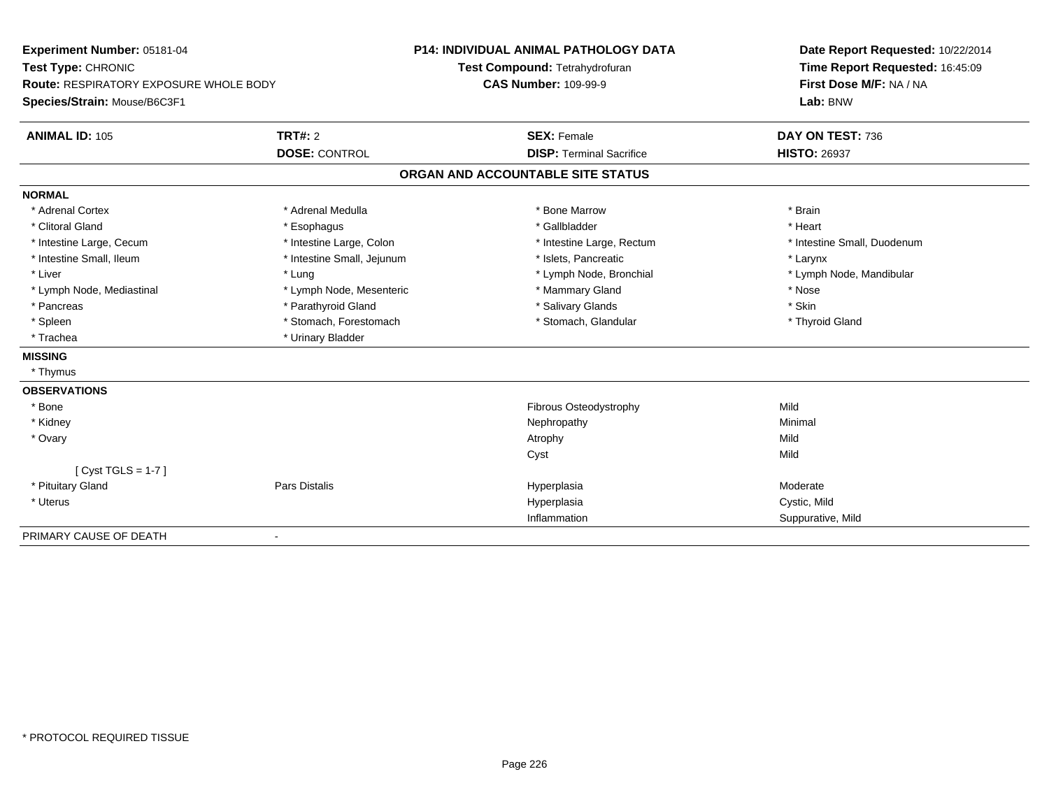**Experiment Number:** 05181-04
**Test Type:** CHRONIC
**Route:** RESPIRATORY EXPOSURE WHOLE BODY
**Species/Strain:** Mouse/B6C3F1

**P14: INDIVIDUAL ANIMAL PATHOLOGY DATA**
**Test Compound:** Tetrahydrofuran
**CAS Number:** 109-99-9

**Date Report Requested:** 10/22/2014
**Time Report Requested:** 16:45:09
**First Dose M/F:** NA / NA
**Lab:** BNW

| **ANIMAL ID:** 105 | **TRT#:** 2 | **SEX:** Female | **DAY ON TEST:** 736 |
|---|---|---|---|
| | **DOSE:** CONTROL | **DISP:** Terminal Sacrifice | **HISTO:** 26937 |

## ORGAN AND ACCOUNTABLE SITE STATUS

**NORMAL**

| | | | |
|---|---|---|---|
| * Adrenal Cortex | * Adrenal Medulla | * Bone Marrow | * Brain |
| * Clitoral Gland | * Esophagus | * Gallbladder | * Heart |
| * Intestine Large, Cecum | * Intestine Large, Colon | * Intestine Large, Rectum | * Intestine Small, Duodenum |
| * Intestine Small, Ileum | * Intestine Small, Jejunum | * Islets, Pancreatic | * Larynx |
| * Liver | * Lung | * Lymph Node, Bronchial | * Lymph Node, Mandibular |
| * Lymph Node, Mediastinal | * Lymph Node, Mesenteric | * Mammary Gland | * Nose |
| * Pancreas | * Parathyroid Gland | * Salivary Glands | * Skin |
| * Spleen | * Stomach, Forestomach | * Stomach, Glandular | * Thyroid Gland |
| * Trachea | * Urinary Bladder | | |

**MISSING**

* Thymus

**OBSERVATIONS**

| | | | |
|---|---|---|---|
| * Bone | | Fibrous Osteodystrophy | Mild |
| * Kidney | | Nephropathy | Minimal |
| * Ovary | | Atrophy | Mild |
| | | Cyst | Mild |
| [ Cyst TGLS = 1-7 ] | | | |
| * Pituitary Gland | Pars Distalis | Hyperplasia | Moderate |
| * Uterus | | Hyperplasia | Cystic, Mild |
| | | Inflammation | Suppurative, Mild |

PRIMARY CAUSE OF DEATH -

* PROTOCOL REQUIRED TISSUE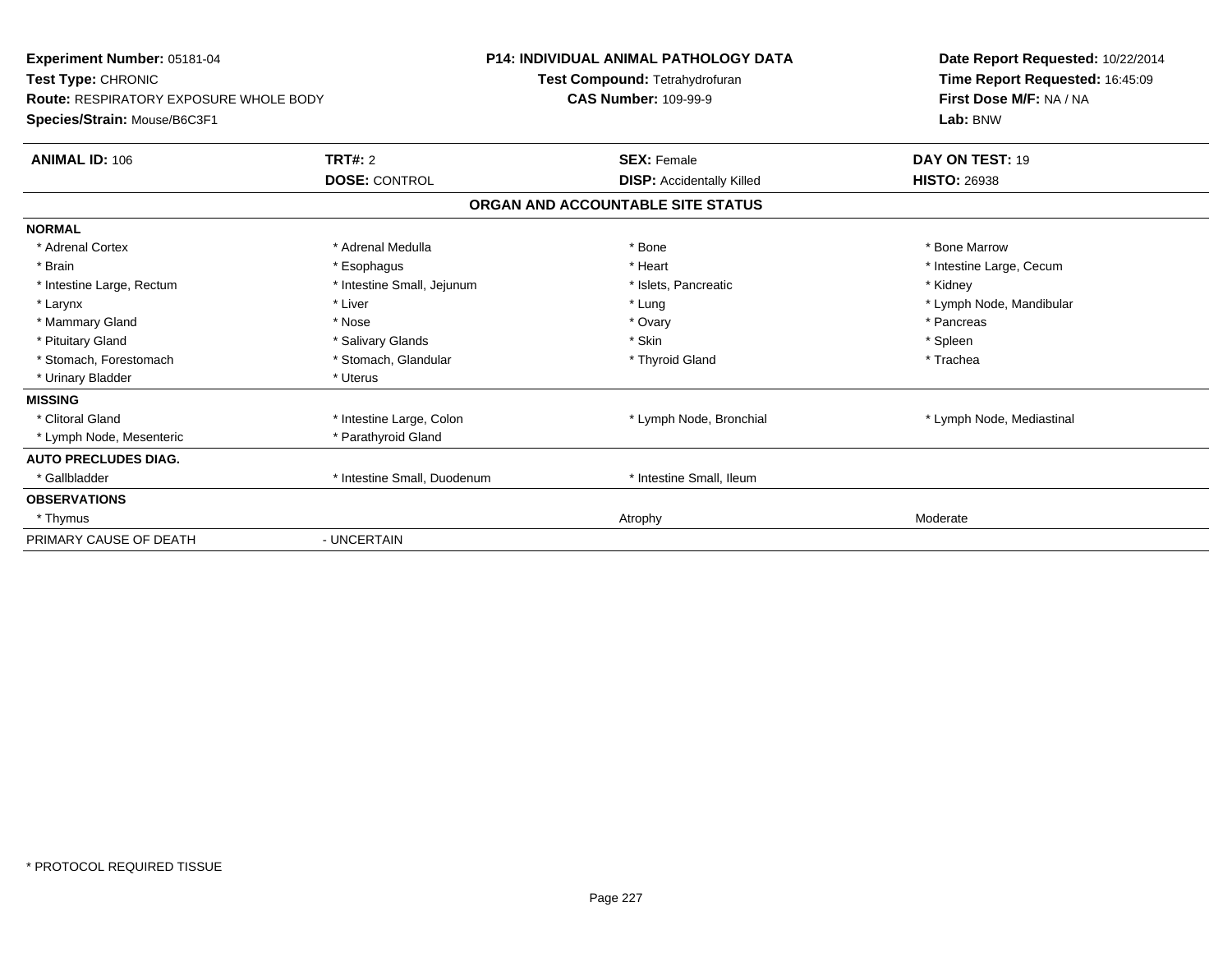**Experiment Number:** 05181-04
**Test Type:** CHRONIC
**Route:** RESPIRATORY EXPOSURE WHOLE BODY
**Species/Strain:** Mouse/B6C3F1

**P14: INDIVIDUAL ANIMAL PATHOLOGY DATA**
**Test Compound:** Tetrahydrofuran
**CAS Number:** 109-99-9

**Date Report Requested:** 10/22/2014
**Time Report Requested:** 16:45:09
**First Dose M/F:** NA / NA
**Lab:** BNW

| **ANIMAL ID:** 106 | **TRT#:** 2 | **SEX:** Female | **DAY ON TEST:** 19 |
|---|---|---|---|
| | **DOSE:** CONTROL | **DISP:** Accidentally Killed | **HISTO:** 26938 |

## ORGAN AND ACCOUNTABLE SITE STATUS

| | | | |
|---|---|---|---|
| **NORMAL** | | | |
| * Adrenal Cortex | * Adrenal Medulla | * Bone | * Bone Marrow |
| * Brain | * Esophagus | * Heart | * Intestine Large, Cecum |
| * Intestine Large, Rectum | * Intestine Small, Jejunum | * Islets, Pancreatic | * Kidney |
| * Larynx | * Liver | * Lung | * Lymph Node, Mandibular |
| * Mammary Gland | * Nose | * Ovary | * Pancreas |
| * Pituitary Gland | * Salivary Glands | * Skin | * Spleen |
| * Stomach, Forestomach | * Stomach, Glandular | * Thyroid Gland | * Trachea |
| * Urinary Bladder | * Uterus | | |
| **MISSING** | | | |
| * Clitoral Gland | * Intestine Large, Colon | * Lymph Node, Bronchial | * Lymph Node, Mediastinal |
| * Lymph Node, Mesenteric | * Parathyroid Gland | | |
| **AUTO PRECLUDES DIAG.** | | | |
| * Gallbladder | * Intestine Small, Duodenum | * Intestine Small, Ileum | |
| **OBSERVATIONS** | | | |
| * Thymus | | Atrophy | Moderate |
| PRIMARY CAUSE OF DEATH | - UNCERTAIN | | |

\* PROTOCOL REQUIRED TISSUE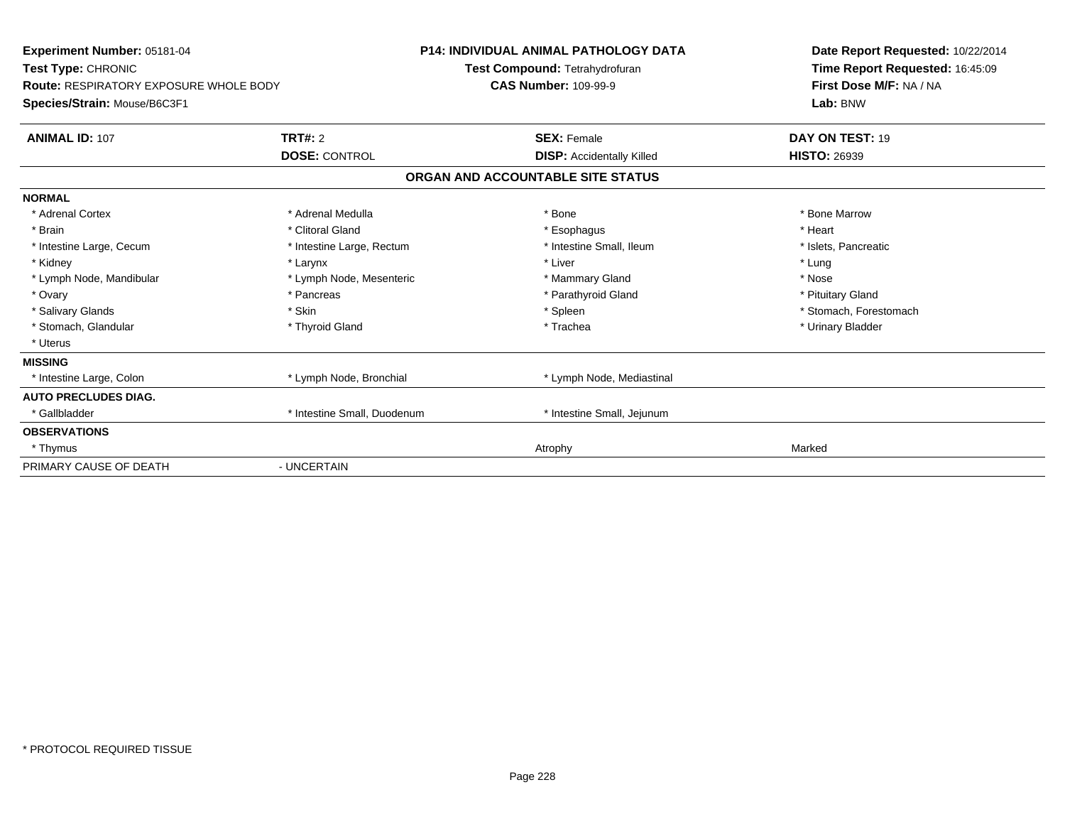**Experiment Number:** 05181-04
**Test Type:** CHRONIC
**Route:** RESPIRATORY EXPOSURE WHOLE BODY
**Species/Strain:** Mouse/B6C3F1

**P14: INDIVIDUAL ANIMAL PATHOLOGY DATA**
**Test Compound:** Tetrahydrofuran
**CAS Number:** 109-99-9

**Date Report Requested:** 10/22/2014
**Time Report Requested:** 16:45:09
**First Dose M/F:** NA / NA
**Lab:** BNW

| **ANIMAL ID:** 107 | **TRT#:** 2 | **SEX:** Female | **DAY ON TEST:** 19 |
|---|---|---|---|
| | **DOSE:** CONTROL | **DISP:** Accidentally Killed | **HISTO:** 26939 |

## ORGAN AND ACCOUNTABLE SITE STATUS

| | | | |
|---|---|---|---|
| **NORMAL** | | | |
| * Adrenal Cortex | * Adrenal Medulla | * Bone | * Bone Marrow |
| * Brain | * Clitoral Gland | * Esophagus | * Heart |
| * Intestine Large, Cecum | * Intestine Large, Rectum | * Intestine Small, Ileum | * Islets, Pancreatic |
| * Kidney | * Larynx | * Liver | * Lung |
| * Lymph Node, Mandibular | * Lymph Node, Mesenteric | * Mammary Gland | * Nose |
| * Ovary | * Pancreas | * Parathyroid Gland | * Pituitary Gland |
| * Salivary Glands | * Skin | * Spleen | * Stomach, Forestomach |
| * Stomach, Glandular | * Thyroid Gland | * Trachea | * Urinary Bladder |
| * Uterus | | | |
| **MISSING** | | | |
| * Intestine Large, Colon | * Lymph Node, Bronchial | * Lymph Node, Mediastinal | |
| **AUTO PRECLUDES DIAG.** | | | |
| * Gallbladder | * Intestine Small, Duodenum | * Intestine Small, Jejunum | |
| **OBSERVATIONS** | | | |
| * Thymus | | Atrophy | Marked |
| PRIMARY CAUSE OF DEATH | - UNCERTAIN | | |

* PROTOCOL REQUIRED TISSUE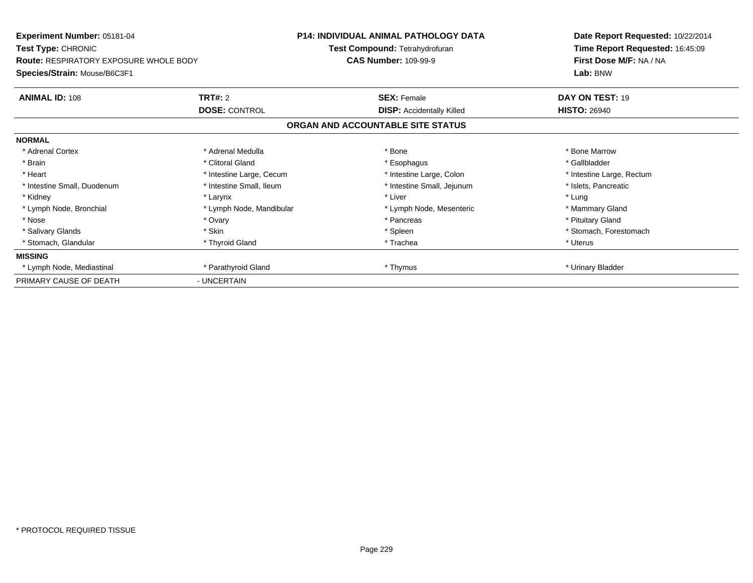**Experiment Number:** 05181-04
**Test Type:** CHRONIC
**Route:** RESPIRATORY EXPOSURE WHOLE BODY
**Species/Strain:** Mouse/B6C3F1

**P14: INDIVIDUAL ANIMAL PATHOLOGY DATA**
**Test Compound:** Tetrahydrofuran
**CAS Number:** 109-99-9

**Date Report Requested:** 10/22/2014
**Time Report Requested:** 16:45:09
**First Dose M/F:** NA / NA
**Lab:** BNW

| **ANIMAL ID:** 108 | **TRT#:** 2 | **SEX:** Female | **DAY ON TEST:** 19 |
|---|---|---|---|
| | **DOSE:** CONTROL | **DISP:** Accidentally Killed | **HISTO:** 26940 |

## ORGAN AND ACCOUNTABLE SITE STATUS

| | | | |
|---|---|---|---|
| **NORMAL** | | | |
| * Adrenal Cortex | * Adrenal Medulla | * Bone | * Bone Marrow |
| * Brain | * Clitoral Gland | * Esophagus | * Gallbladder |
| * Heart | * Intestine Large, Cecum | * Intestine Large, Colon | * Intestine Large, Rectum |
| * Intestine Small, Duodenum | * Intestine Small, Ileum | * Intestine Small, Jejunum | * Islets, Pancreatic |
| * Kidney | * Larynx | * Liver | * Lung |
| * Lymph Node, Bronchial | * Lymph Node, Mandibular | * Lymph Node, Mesenteric | * Mammary Gland |
| * Nose | * Ovary | * Pancreas | * Pituitary Gland |
| * Salivary Glands | * Skin | * Spleen | * Stomach, Forestomach |
| * Stomach, Glandular | * Thyroid Gland | * Trachea | * Uterus |
| **MISSING** | | | |
| * Lymph Node, Mediastinal | * Parathyroid Gland | * Thymus | * Urinary Bladder |
| PRIMARY CAUSE OF DEATH | - UNCERTAIN | | |

* PROTOCOL REQUIRED TISSUE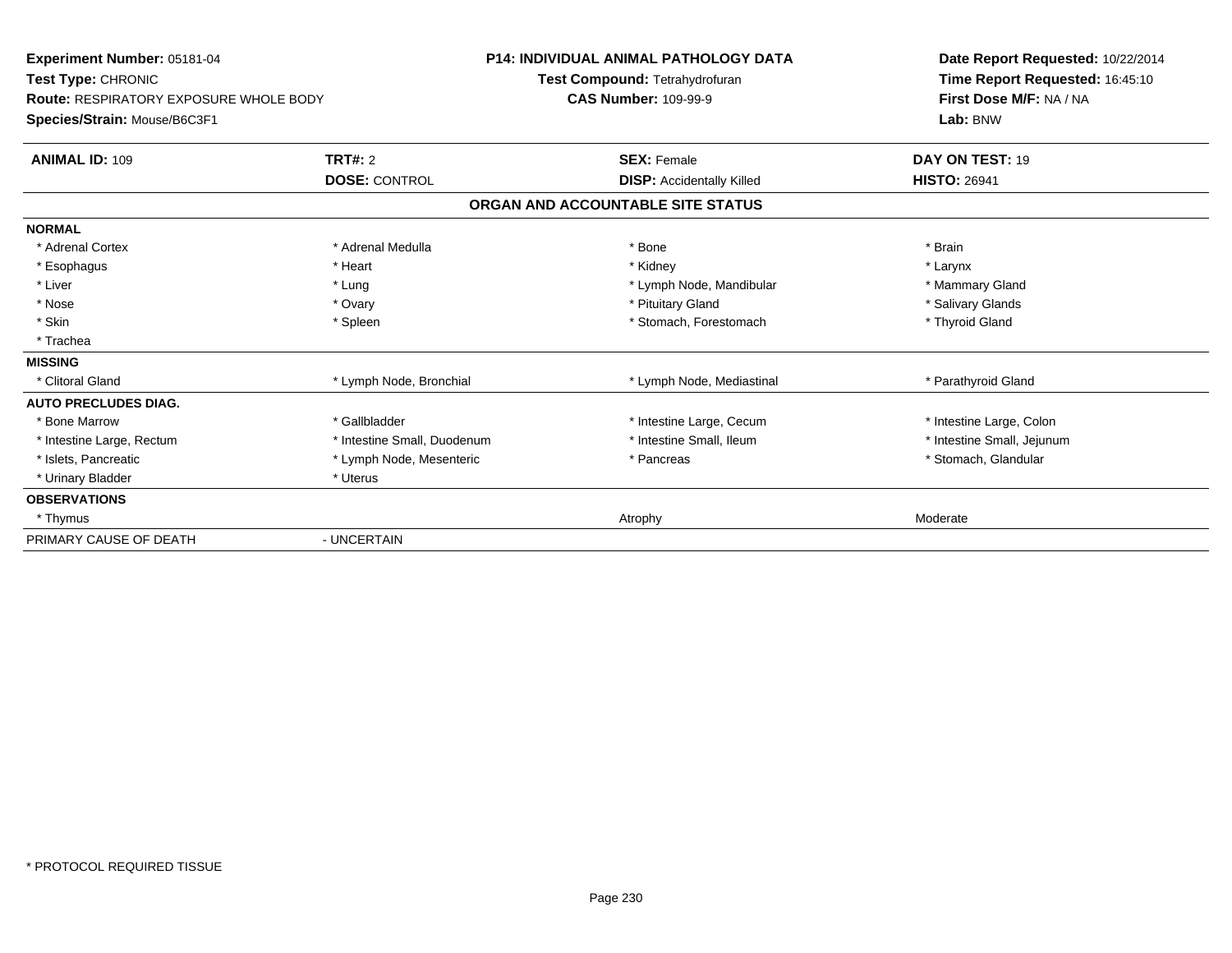**Experiment Number:** 05181-04
**Test Type:** CHRONIC
**Route:** RESPIRATORY EXPOSURE WHOLE BODY
**Species/Strain:** Mouse/B6C3F1

**P14: INDIVIDUAL ANIMAL PATHOLOGY DATA**
**Test Compound:** Tetrahydrofuran
**CAS Number:** 109-99-9

**Date Report Requested:** 10/22/2014
**Time Report Requested:** 16:45:10
**First Dose M/F:** NA / NA
**Lab:** BNW

| **ANIMAL ID:** 109 | **TRT#:** 2 | **SEX:** Female | **DAY ON TEST:** 19 |
|---|---|---|---|
| | **DOSE:** CONTROL | **DISP:** Accidentally Killed | **HISTO:** 26941 |

## ORGAN AND ACCOUNTABLE SITE STATUS

| | | | |
|---|---|---|---|
| **NORMAL** | | | |
| * Adrenal Cortex | * Adrenal Medulla | * Bone | * Brain |
| * Esophagus | * Heart | * Kidney | * Larynx |
| * Liver | * Lung | * Lymph Node, Mandibular | * Mammary Gland |
| * Nose | * Ovary | * Pituitary Gland | * Salivary Glands |
| * Skin | * Spleen | * Stomach, Forestomach | * Thyroid Gland |
| * Trachea | | | |
| **MISSING** | | | |
| * Clitoral Gland | * Lymph Node, Bronchial | * Lymph Node, Mediastinal | * Parathyroid Gland |
| **AUTO PRECLUDES DIAG.** | | | |
| * Bone Marrow | * Gallbladder | * Intestine Large, Cecum | * Intestine Large, Colon |
| * Intestine Large, Rectum | * Intestine Small, Duodenum | * Intestine Small, Ileum | * Intestine Small, Jejunum |
| * Islets, Pancreatic | * Lymph Node, Mesenteric | * Pancreas | * Stomach, Glandular |
| * Urinary Bladder | * Uterus | | |
| **OBSERVATIONS** | | | |
| * Thymus | | Atrophy | Moderate |
| PRIMARY CAUSE OF DEATH | - UNCERTAIN | | |

* PROTOCOL REQUIRED TISSUE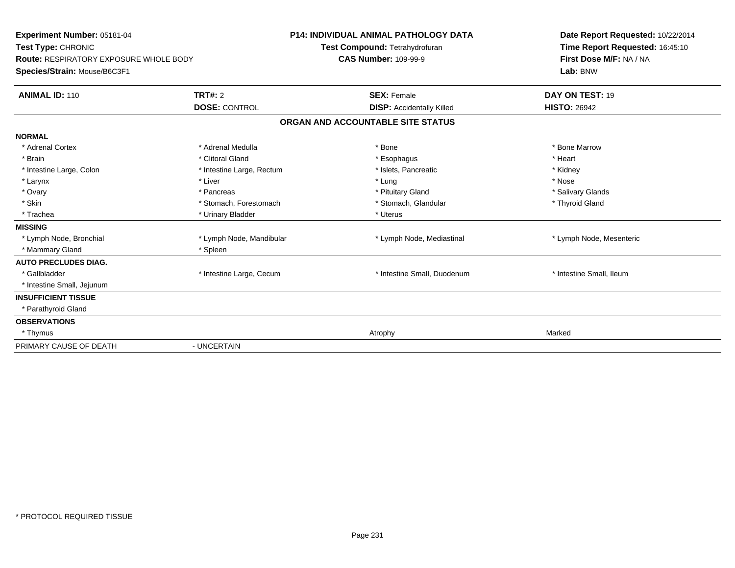**Experiment Number:** 05181-04
**Test Type:** CHRONIC
**Route:** RESPIRATORY EXPOSURE WHOLE BODY
**Species/Strain:** Mouse/B6C3F1

**P14: INDIVIDUAL ANIMAL PATHOLOGY DATA**
**Test Compound:** Tetrahydrofuran
**CAS Number:** 109-99-9

**Date Report Requested:** 10/22/2014
**Time Report Requested:** 16:45:10
**First Dose M/F:** NA / NA
**Lab:** BNW

| **ANIMAL ID:** 110 | **TRT#:** 2 | **SEX:** Female | **DAY ON TEST:** 19 |
|---|---|---|---|
| | **DOSE:** CONTROL | **DISP:** Accidentally Killed | **HISTO:** 26942 |

**ORGAN AND ACCOUNTABLE SITE STATUS**

| | | | |
|---|---|---|---|
| **NORMAL** | | | |
| * Adrenal Cortex | * Adrenal Medulla | * Bone | * Bone Marrow |
| * Brain | * Clitoral Gland | * Esophagus | * Heart |
| * Intestine Large, Colon | * Intestine Large, Rectum | * Islets, Pancreatic | * Kidney |
| * Larynx | * Liver | * Lung | * Nose |
| * Ovary | * Pancreas | * Pituitary Gland | * Salivary Glands |
| * Skin | * Stomach, Forestomach | * Stomach, Glandular | * Thyroid Gland |
| * Trachea | * Urinary Bladder | * Uterus | |
| **MISSING** | | | |
| * Lymph Node, Bronchial | * Lymph Node, Mandibular | * Lymph Node, Mediastinal | * Lymph Node, Mesenteric |
| * Mammary Gland | * Spleen | | |
| **AUTO PRECLUDES DIAG.** | | | |
| * Gallbladder | * Intestine Large, Cecum | * Intestine Small, Duodenum | * Intestine Small, Ileum |
| * Intestine Small, Jejunum | | | |
| **INSUFFICIENT TISSUE** | | | |
| * Parathyroid Gland | | | |
| **OBSERVATIONS** | | | |
| * Thymus | | Atrophy | Marked |
| PRIMARY CAUSE OF DEATH | - UNCERTAIN | | |

* PROTOCOL REQUIRED TISSUE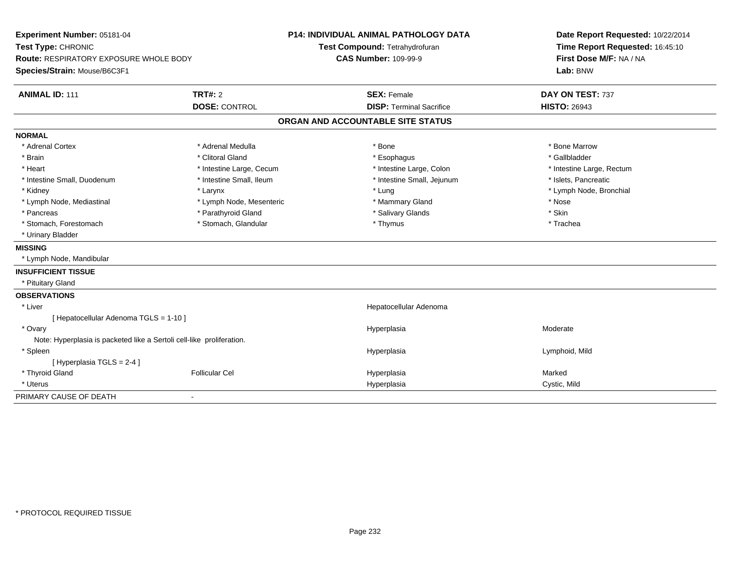**Experiment Number:** 05181-04
**Test Type:** CHRONIC
**Route:** RESPIRATORY EXPOSURE WHOLE BODY
**Species/Strain:** Mouse/B6C3F1

**P14: INDIVIDUAL ANIMAL PATHOLOGY DATA**
**Test Compound:** Tetrahydrofuran
**CAS Number:** 109-99-9

**Date Report Requested:** 10/22/2014
**Time Report Requested:** 16:45:10
**First Dose M/F:** NA / NA
**Lab:** BNW

| **ANIMAL ID:** 111 | **TRT#:** 2 | **SEX:** Female | **DAY ON TEST:** 737 |
|---|---|---|---|
| | **DOSE:** CONTROL | **DISP:** Terminal Sacrifice | **HISTO:** 26943 |

## ORGAN AND ACCOUNTABLE SITE STATUS

**NORMAL**

| | | | |
|---|---|---|---|
| * Adrenal Cortex | * Adrenal Medulla | * Bone | * Bone Marrow |
| * Brain | * Clitoral Gland | * Esophagus | * Gallbladder |
| * Heart | * Intestine Large, Cecum | * Intestine Large, Colon | * Intestine Large, Rectum |
| * Intestine Small, Duodenum | * Intestine Small, Ileum | * Intestine Small, Jejunum | * Islets, Pancreatic |
| * Kidney | * Larynx | * Lung | * Lymph Node, Bronchial |
| * Lymph Node, Mediastinal | * Lymph Node, Mesenteric | * Mammary Gland | * Nose |
| * Pancreas | * Parathyroid Gland | * Salivary Glands | * Skin |
| * Stomach, Forestomach | * Stomach, Glandular | * Thymus | * Trachea |
| * Urinary Bladder | | | |

**MISSING**

* Lymph Node, Mandibular

**INSUFFICIENT TISSUE**

* Pituitary Gland

**OBSERVATIONS**

| | | | |
|---|---|---|---|
| * Liver | | Hepatocellular Adenoma | |
| [ Hepatocellular Adenoma TGLS = 1-10 ] | | | |
| * Ovary | | Hyperplasia | Moderate |
| Note: Hyperplasia is packeted like a Sertoli cell-like proliferation. | | | |
| * Spleen | | Hyperplasia | Lymphoid, Mild |
| [ Hyperplasia TGLS = 2-4 ] | | | |
| * Thyroid Gland | Follicular Cel | Hyperplasia | Marked |
| * Uterus | | Hyperplasia | Cystic, Mild |

PRIMARY CAUSE OF DEATH -

* PROTOCOL REQUIRED TISSUE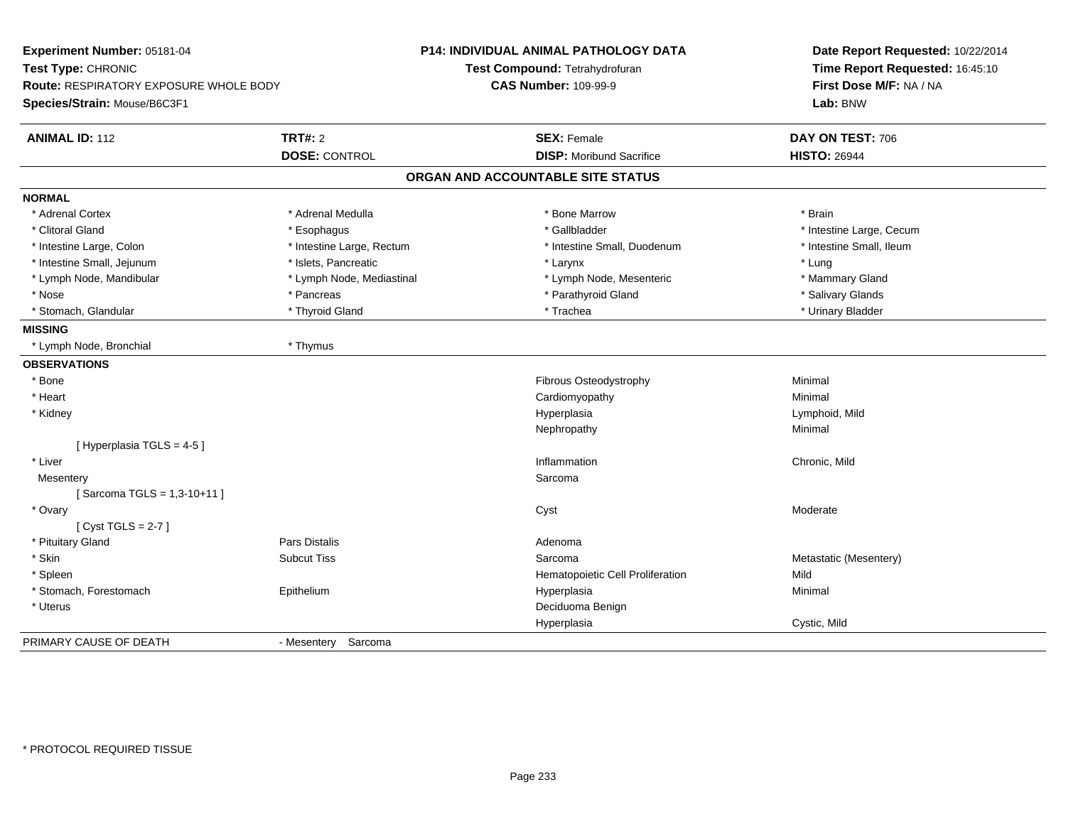**Experiment Number:** 05181-04
**Test Type:** CHRONIC
**Route:** RESPIRATORY EXPOSURE WHOLE BODY
**Species/Strain:** Mouse/B6C3F1

**P14: INDIVIDUAL ANIMAL PATHOLOGY DATA**
**Test Compound:** Tetrahydrofuran
**CAS Number:** 109-99-9

**Date Report Requested:** 10/22/2014
**Time Report Requested:** 16:45:10
**First Dose M/F:** NA / NA
**Lab:** BNW

| **ANIMAL ID:** 112 | **TRT#:** 2 | **SEX:** Female | **DAY ON TEST:** 706 |
|---|---|---|---|
| | **DOSE:** CONTROL | **DISP:** Moribund Sacrifice | **HISTO:** 26944 |

## ORGAN AND ACCOUNTABLE SITE STATUS

**NORMAL**

| | | | |
|---|---|---|---|
| * Adrenal Cortex | * Adrenal Medulla | * Bone Marrow | * Brain |
| * Clitoral Gland | * Esophagus | * Gallbladder | * Intestine Large, Cecum |
| * Intestine Large, Colon | * Intestine Large, Rectum | * Intestine Small, Duodenum | * Intestine Small, Ileum |
| * Intestine Small, Jejunum | * Islets, Pancreatic | * Larynx | * Lung |
| * Lymph Node, Mandibular | * Lymph Node, Mediastinal | * Lymph Node, Mesenteric | * Mammary Gland |
| * Nose | * Pancreas | * Parathyroid Gland | * Salivary Glands |
| * Stomach, Glandular | * Thyroid Gland | * Trachea | * Urinary Bladder |

**MISSING**

| | |
|---|---|
| * Lymph Node, Bronchial | * Thymus |

**OBSERVATIONS**

| | | | |
|---|---|---|---|
| * Bone | | Fibrous Osteodystrophy | Minimal |
| * Heart | | Cardiomyopathy | Minimal |
| * Kidney | | Hyperplasia | Lymphoid, Mild |
| | | Nephropathy | Minimal |
| [ Hyperplasia TGLS = 4-5 ] | | | |
| * Liver | | Inflammation | Chronic, Mild |
| Mesentery | | Sarcoma | |
| [ Sarcoma TGLS = 1,3-10+11 ] | | | |
| * Ovary | | Cyst | Moderate |
| [ Cyst TGLS = 2-7 ] | | | |
| * Pituitary Gland | Pars Distalis | Adenoma | |
| * Skin | Subcut Tiss | Sarcoma | Metastatic (Mesentery) |
| * Spleen | | Hematopoietic Cell Proliferation | Mild |
| * Stomach, Forestomach | Epithelium | Hyperplasia | Minimal |
| * Uterus | | Deciduoma Benign | |
| | | Hyperplasia | Cystic, Mild |

PRIMARY CAUSE OF DEATH - Mesentery Sarcoma

\* PROTOCOL REQUIRED TISSUE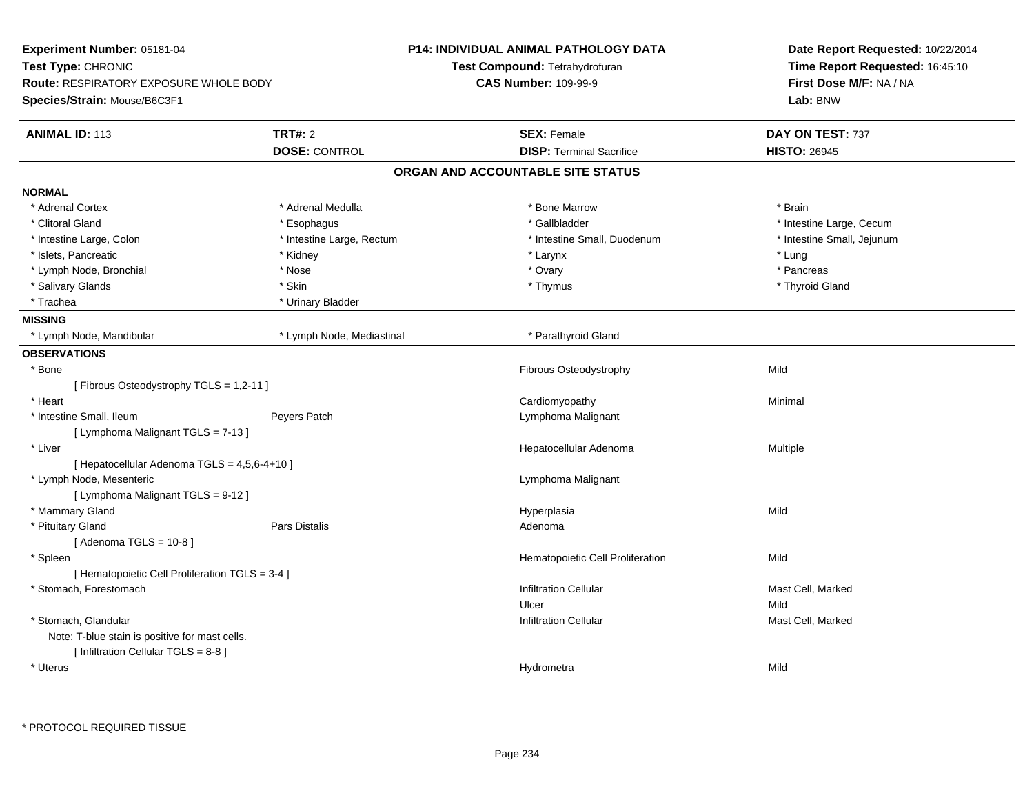**Experiment Number:** 05181-04
**Test Type:** CHRONIC
**Route:** RESPIRATORY EXPOSURE WHOLE BODY
**Species/Strain:** Mouse/B6C3F1

**P14: INDIVIDUAL ANIMAL PATHOLOGY DATA**
**Test Compound:** Tetrahydrofuran
**CAS Number:** 109-99-9

**Date Report Requested:** 10/22/2014
**Time Report Requested:** 16:45:10
**First Dose M/F:** NA / NA
**Lab:** BNW

| **ANIMAL ID:** 113 | **TRT#:** 2 | **SEX:** Female | **DAY ON TEST:** 737 |
|---|---|---|---|
| | **DOSE:** CONTROL | **DISP:** Terminal Sacrifice | **HISTO:** 26945 |

## ORGAN AND ACCOUNTABLE SITE STATUS

**NORMAL**

| | | | |
|---|---|---|---|
| * Adrenal Cortex | * Adrenal Medulla | * Bone Marrow | * Brain |
| * Clitoral Gland | * Esophagus | * Gallbladder | * Intestine Large, Cecum |
| * Intestine Large, Colon | * Intestine Large, Rectum | * Intestine Small, Duodenum | * Intestine Small, Jejunum |
| * Islets, Pancreatic | * Kidney | * Larynx | * Lung |
| * Lymph Node, Bronchial | * Nose | * Ovary | * Pancreas |
| * Salivary Glands | * Skin | * Thymus | * Thyroid Gland |
| * Trachea | * Urinary Bladder | | |

**MISSING**

| | | |
|---|---|---|
| * Lymph Node, Mandibular | * Lymph Node, Mediastinal | * Parathyroid Gland |

**OBSERVATIONS**

| | | | |
|---|---|---|---|
| * Bone | | Fibrous Osteodystrophy | Mild |
| [ Fibrous Osteodystrophy TGLS = 1,2-11 ] | | | |
| * Heart | | Cardiomyopathy | Minimal |
| * Intestine Small, Ileum | Peyers Patch | Lymphoma Malignant | |
| [ Lymphoma Malignant TGLS = 7-13 ] | | | |
| * Liver | | Hepatocellular Adenoma | Multiple |
| [ Hepatocellular Adenoma TGLS = 4,5,6-4+10 ] | | | |
| * Lymph Node, Mesenteric | | Lymphoma Malignant | |
| [ Lymphoma Malignant TGLS = 9-12 ] | | | |
| * Mammary Gland | | Hyperplasia | Mild |
| * Pituitary Gland | Pars Distalis | Adenoma | |
| [ Adenoma TGLS = 10-8 ] | | | |
| * Spleen | | Hematopoietic Cell Proliferation | Mild |
| [ Hematopoietic Cell Proliferation TGLS = 3-4 ] | | | |
| * Stomach, Forestomach | | Infiltration Cellular | Mast Cell, Marked |
| | | Ulcer | Mild |
| * Stomach, Glandular | | Infiltration Cellular | Mast Cell, Marked |
| Note: T-blue stain is positive for mast cells. | | | |
| [ Infiltration Cellular TGLS = 8-8 ] | | | |
| * Uterus | | Hydrometra | Mild |

* PROTOCOL REQUIRED TISSUE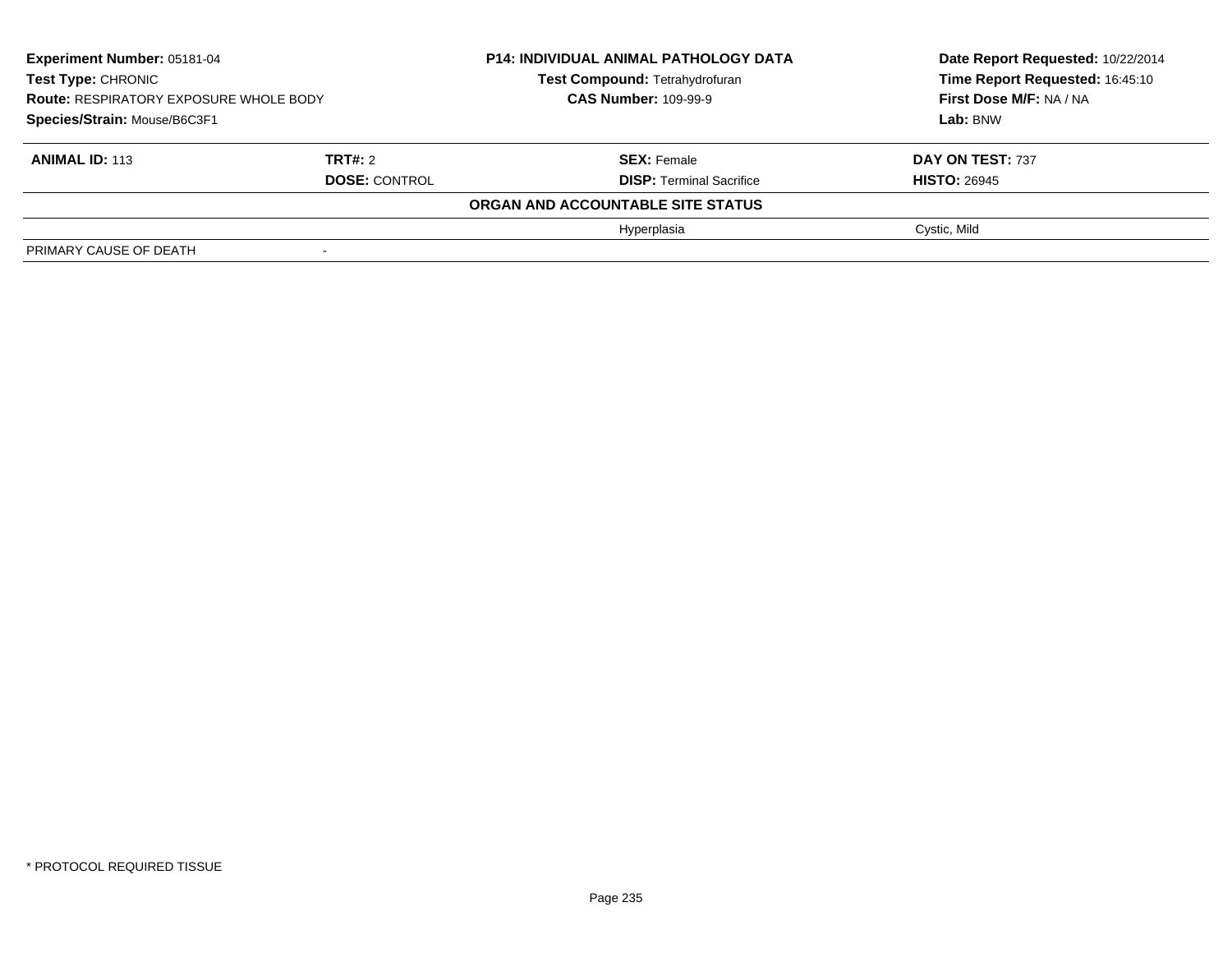**Experiment Number:** 05181-04
**Test Type:** CHRONIC
**Route:** RESPIRATORY EXPOSURE WHOLE BODY
**Species/Strain:** Mouse/B6C3F1

**P14: INDIVIDUAL ANIMAL PATHOLOGY DATA**
**Test Compound:** Tetrahydrofuran
**CAS Number:** 109-99-9

**Date Report Requested:** 10/22/2014
**Time Report Requested:** 16:45:10
**First Dose M/F:** NA / NA
**Lab:** BNW

| **ANIMAL ID:** 113 | **TRT#:** 2 | **SEX:** Female | **DAY ON TEST:** 737 |
|---|---|---|---|
| | **DOSE:** CONTROL | **DISP:** Terminal Sacrifice | **HISTO:** 26945 |
| | | **ORGAN AND ACCOUNTABLE SITE STATUS** | |
| | | Hyperplasia | Cystic, Mild |
| PRIMARY CAUSE OF DEATH | - | | |

* PROTOCOL REQUIRED TISSUE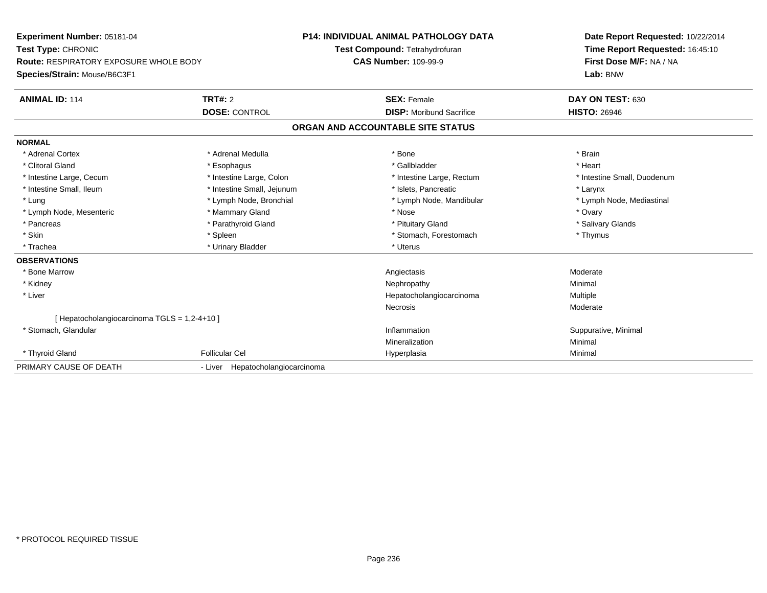**Experiment Number:** 05181-04
**Test Type:** CHRONIC
**Route:** RESPIRATORY EXPOSURE WHOLE BODY
**Species/Strain:** Mouse/B6C3F1

**P14: INDIVIDUAL ANIMAL PATHOLOGY DATA**
**Test Compound:** Tetrahydrofuran
**CAS Number:** 109-99-9

**Date Report Requested:** 10/22/2014
**Time Report Requested:** 16:45:10
**First Dose M/F:** NA / NA
**Lab:** BNW

| **ANIMAL ID:** 114 | **TRT#:** 2 | **SEX:** Female | **DAY ON TEST:** 630 |
|---|---|---|---|
| | **DOSE:** CONTROL | **DISP:** Moribund Sacrifice | **HISTO:** 26946 |

## ORGAN AND ACCOUNTABLE SITE STATUS

**NORMAL**

| | | | |
|---|---|---|---|
| * Adrenal Cortex | * Adrenal Medulla | * Bone | * Brain |
| * Clitoral Gland | * Esophagus | * Gallbladder | * Heart |
| * Intestine Large, Cecum | * Intestine Large, Colon | * Intestine Large, Rectum | * Intestine Small, Duodenum |
| * Intestine Small, Ileum | * Intestine Small, Jejunum | * Islets, Pancreatic | * Larynx |
| * Lung | * Lymph Node, Bronchial | * Lymph Node, Mandibular | * Lymph Node, Mediastinal |
| * Lymph Node, Mesenteric | * Mammary Gland | * Nose | * Ovary |
| * Pancreas | * Parathyroid Gland | * Pituitary Gland | * Salivary Glands |
| * Skin | * Spleen | * Stomach, Forestomach | * Thymus |
| * Trachea | * Urinary Bladder | * Uterus | |

**OBSERVATIONS**

| | | | |
|---|---|---|---|
| * Bone Marrow | | Angiectasis | Moderate |
| * Kidney | | Nephropathy | Minimal |
| * Liver | | Hepatocholangiocarcinoma | Multiple |
| | | Necrosis | Moderate |
| [ Hepatocholangiocarcinoma TGLS = 1,2-4+10 ] | | | |
| * Stomach, Glandular | | Inflammation | Suppurative, Minimal |
| | | Mineralization | Minimal |
| * Thyroid Gland | Follicular Cel | Hyperplasia | Minimal |

PRIMARY CAUSE OF DEATH - Liver Hepatocholangiocarcinoma

* PROTOCOL REQUIRED TISSUE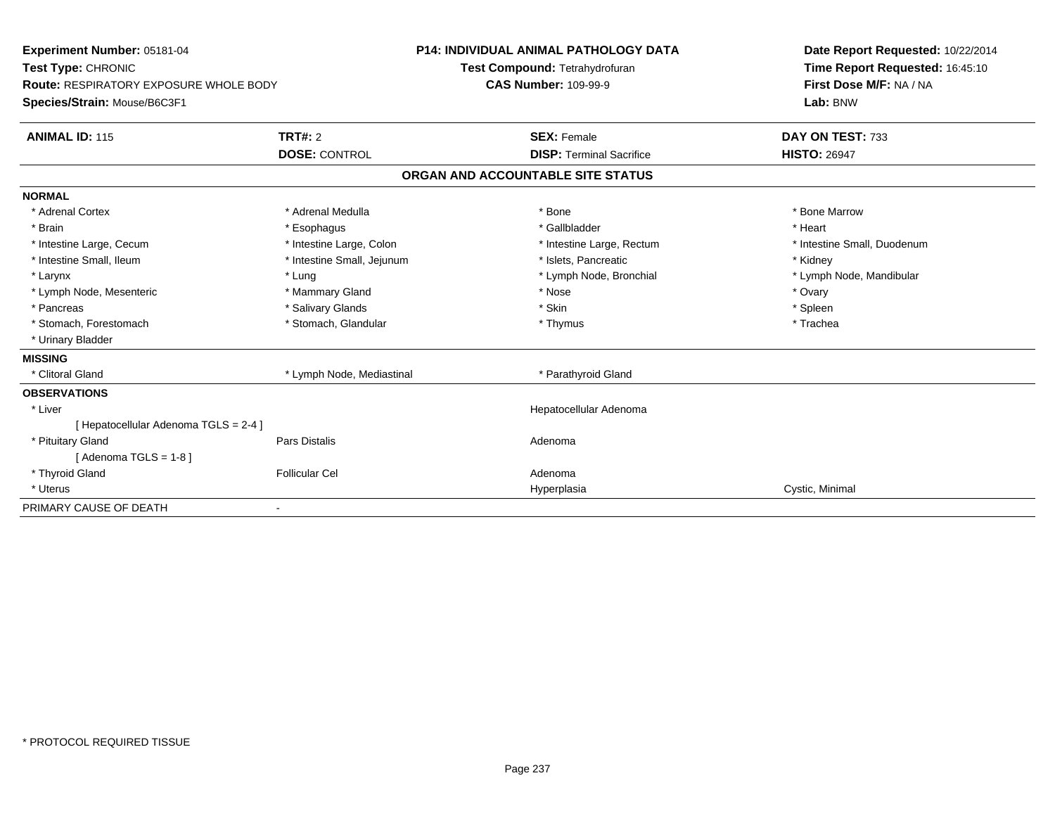**Experiment Number:** 05181-04
**Test Type:** CHRONIC
**Route:** RESPIRATORY EXPOSURE WHOLE BODY
**Species/Strain:** Mouse/B6C3F1

**P14: INDIVIDUAL ANIMAL PATHOLOGY DATA**
**Test Compound:** Tetrahydrofuran
**CAS Number:** 109-99-9

**Date Report Requested:** 10/22/2014
**Time Report Requested:** 16:45:10
**First Dose M/F:** NA / NA
**Lab:** BNW

| **ANIMAL ID:** 115 | **TRT#:** 2 | **SEX:** Female | **DAY ON TEST:** 733 |
|---|---|---|---|
| | **DOSE:** CONTROL | **DISP:** Terminal Sacrifice | **HISTO:** 26947 |

## ORGAN AND ACCOUNTABLE SITE STATUS

**NORMAL**

| | | | |
|---|---|---|---|
| * Adrenal Cortex | * Adrenal Medulla | * Bone | * Bone Marrow |
| * Brain | * Esophagus | * Gallbladder | * Heart |
| * Intestine Large, Cecum | * Intestine Large, Colon | * Intestine Large, Rectum | * Intestine Small, Duodenum |
| * Intestine Small, Ileum | * Intestine Small, Jejunum | * Islets, Pancreatic | * Kidney |
| * Larynx | * Lung | * Lymph Node, Bronchial | * Lymph Node, Mandibular |
| * Lymph Node, Mesenteric | * Mammary Gland | * Nose | * Ovary |
| * Pancreas | * Salivary Glands | * Skin | * Spleen |
| * Stomach, Forestomach | * Stomach, Glandular | * Thymus | * Trachea |
| * Urinary Bladder | | | |

**MISSING**

| | | |
|---|---|---|
| * Clitoral Gland | * Lymph Node, Mediastinal | * Parathyroid Gland |

**OBSERVATIONS**

| | | | |
|---|---|---|---|
| * Liver | | Hepatocellular Adenoma | |
| [ Hepatocellular Adenoma TGLS = 2-4 ] | | | |
| * Pituitary Gland | Pars Distalis | Adenoma | |
| [ Adenoma TGLS = 1-8 ] | | | |
| * Thyroid Gland | Follicular Cel | Adenoma | |
| * Uterus | | Hyperplasia | Cystic, Minimal |

PRIMARY CAUSE OF DEATH -

* PROTOCOL REQUIRED TISSUE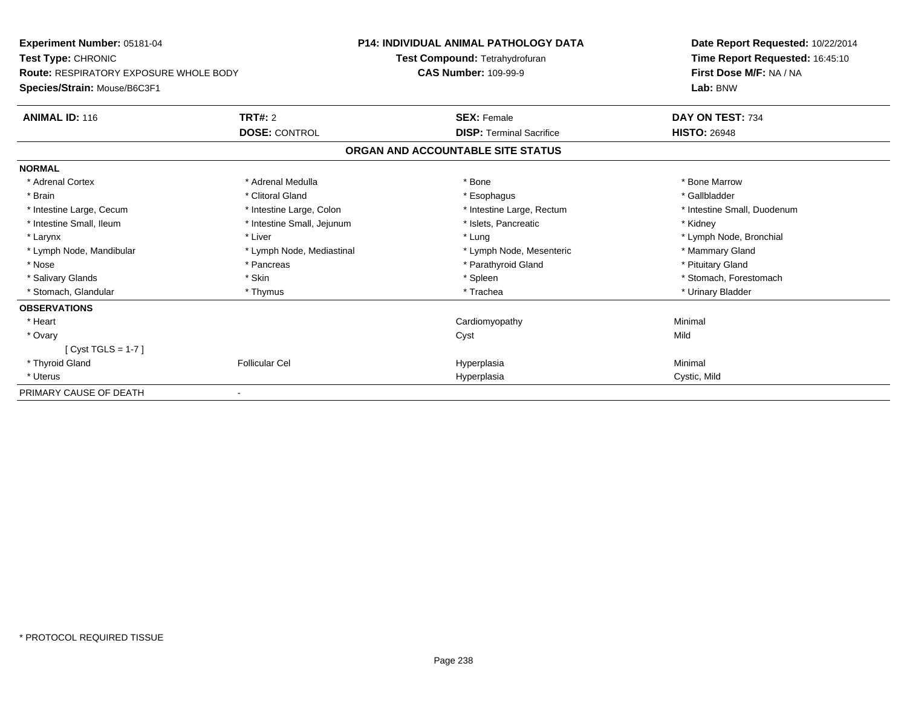**Experiment Number:** 05181-04
**Test Type:** CHRONIC
**Route:** RESPIRATORY EXPOSURE WHOLE BODY
**Species/Strain:** Mouse/B6C3F1

**P14: INDIVIDUAL ANIMAL PATHOLOGY DATA**
**Test Compound:** Tetrahydrofuran
**CAS Number:** 109-99-9

**Date Report Requested:** 10/22/2014
**Time Report Requested:** 16:45:10
**First Dose M/F:** NA / NA
**Lab:** BNW

| **ANIMAL ID:** 116 | **TRT#:** 2 | **SEX:** Female | **DAY ON TEST:** 734 |
|---|---|---|---|
| | **DOSE:** CONTROL | **DISP:** Terminal Sacrifice | **HISTO:** 26948 |

## ORGAN AND ACCOUNTABLE SITE STATUS

| | | | |
|---|---|---|---|
| **NORMAL** | | | |
| * Adrenal Cortex | * Adrenal Medulla | * Bone | * Bone Marrow |
| * Brain | * Clitoral Gland | * Esophagus | * Gallbladder |
| * Intestine Large, Cecum | * Intestine Large, Colon | * Intestine Large, Rectum | * Intestine Small, Duodenum |
| * Intestine Small, Ileum | * Intestine Small, Jejunum | * Islets, Pancreatic | * Kidney |
| * Larynx | * Liver | * Lung | * Lymph Node, Bronchial |
| * Lymph Node, Mandibular | * Lymph Node, Mediastinal | * Lymph Node, Mesenteric | * Mammary Gland |
| * Nose | * Pancreas | * Parathyroid Gland | * Pituitary Gland |
| * Salivary Glands | * Skin | * Spleen | * Stomach, Forestomach |
| * Stomach, Glandular | * Thymus | * Trachea | * Urinary Bladder |
| **OBSERVATIONS** | | | |
| * Heart | | Cardiomyopathy | Minimal |
| * Ovary | | Cyst | Mild |
| [ Cyst TGLS = 1-7 ] | | | |
| * Thyroid Gland | Follicular Cel | Hyperplasia | Minimal |
| * Uterus | | Hyperplasia | Cystic, Mild |
| PRIMARY CAUSE OF DEATH | - | | |

* PROTOCOL REQUIRED TISSUE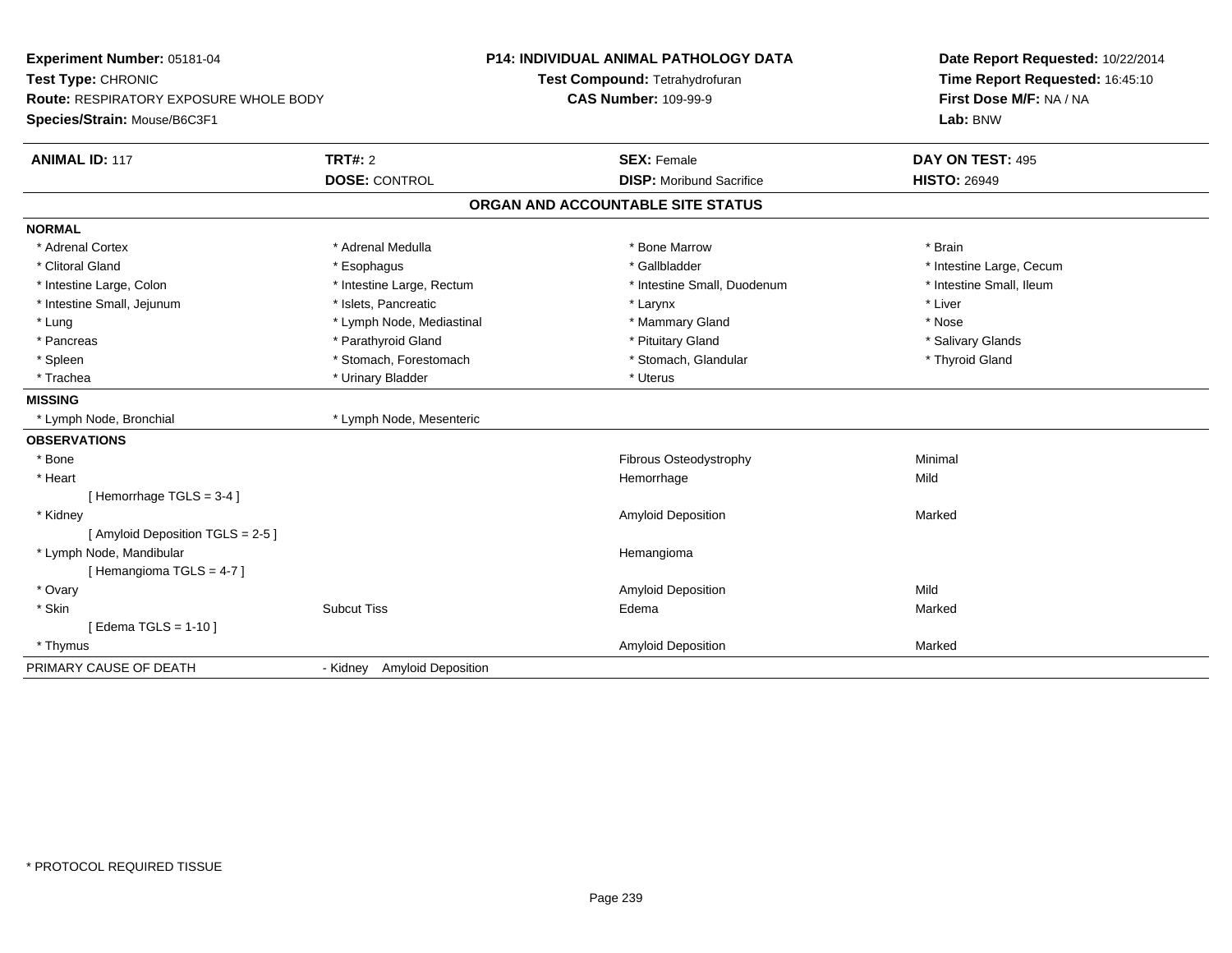**Experiment Number:** 05181-04
**Test Type:** CHRONIC
**Route:** RESPIRATORY EXPOSURE WHOLE BODY
**Species/Strain:** Mouse/B6C3F1

**P14: INDIVIDUAL ANIMAL PATHOLOGY DATA**
**Test Compound:** Tetrahydrofuran
**CAS Number:** 109-99-9

**Date Report Requested:** 10/22/2014
**Time Report Requested:** 16:45:10
**First Dose M/F:** NA / NA
**Lab:** BNW

| **ANIMAL ID:** 117 | **TRT#:** 2 | **SEX:** Female | **DAY ON TEST:** 495 |
|---|---|---|---|
| | **DOSE:** CONTROL | **DISP:** Moribund Sacrifice | **HISTO:** 26949 |

## ORGAN AND ACCOUNTABLE SITE STATUS

**NORMAL**

| | | | |
|---|---|---|---|
| * Adrenal Cortex | * Adrenal Medulla | * Bone Marrow | * Brain |
| * Clitoral Gland | * Esophagus | * Gallbladder | * Intestine Large, Cecum |
| * Intestine Large, Colon | * Intestine Large, Rectum | * Intestine Small, Duodenum | * Intestine Small, Ileum |
| * Intestine Small, Jejunum | * Islets, Pancreatic | * Larynx | * Liver |
| * Lung | * Lymph Node, Mediastinal | * Mammary Gland | * Nose |
| * Pancreas | * Parathyroid Gland | * Pituitary Gland | * Salivary Glands |
| * Spleen | * Stomach, Forestomach | * Stomach, Glandular | * Thyroid Gland |
| * Trachea | * Urinary Bladder | * Uterus | |

**MISSING**

| | |
|---|---|
| * Lymph Node, Bronchial | * Lymph Node, Mesenteric |

**OBSERVATIONS**

| | | | |
|---|---|---|---|
| * Bone | | Fibrous Osteodystrophy | Minimal |
| * Heart | | Hemorrhage | Mild |
| [ Hemorrhage TGLS = 3-4 ] | | | |
| * Kidney | | Amyloid Deposition | Marked |
| [ Amyloid Deposition TGLS = 2-5 ] | | | |
| * Lymph Node, Mandibular | | Hemangioma | |
| [ Hemangioma TGLS = 4-7 ] | | | |
| * Ovary | | Amyloid Deposition | Mild |
| * Skin | Subcut Tiss | Edema | Marked |
| [ Edema TGLS = 1-10 ] | | | |
| * Thymus | | Amyloid Deposition | Marked |

PRIMARY CAUSE OF DEATH - Kidney Amyloid Deposition

* PROTOCOL REQUIRED TISSUE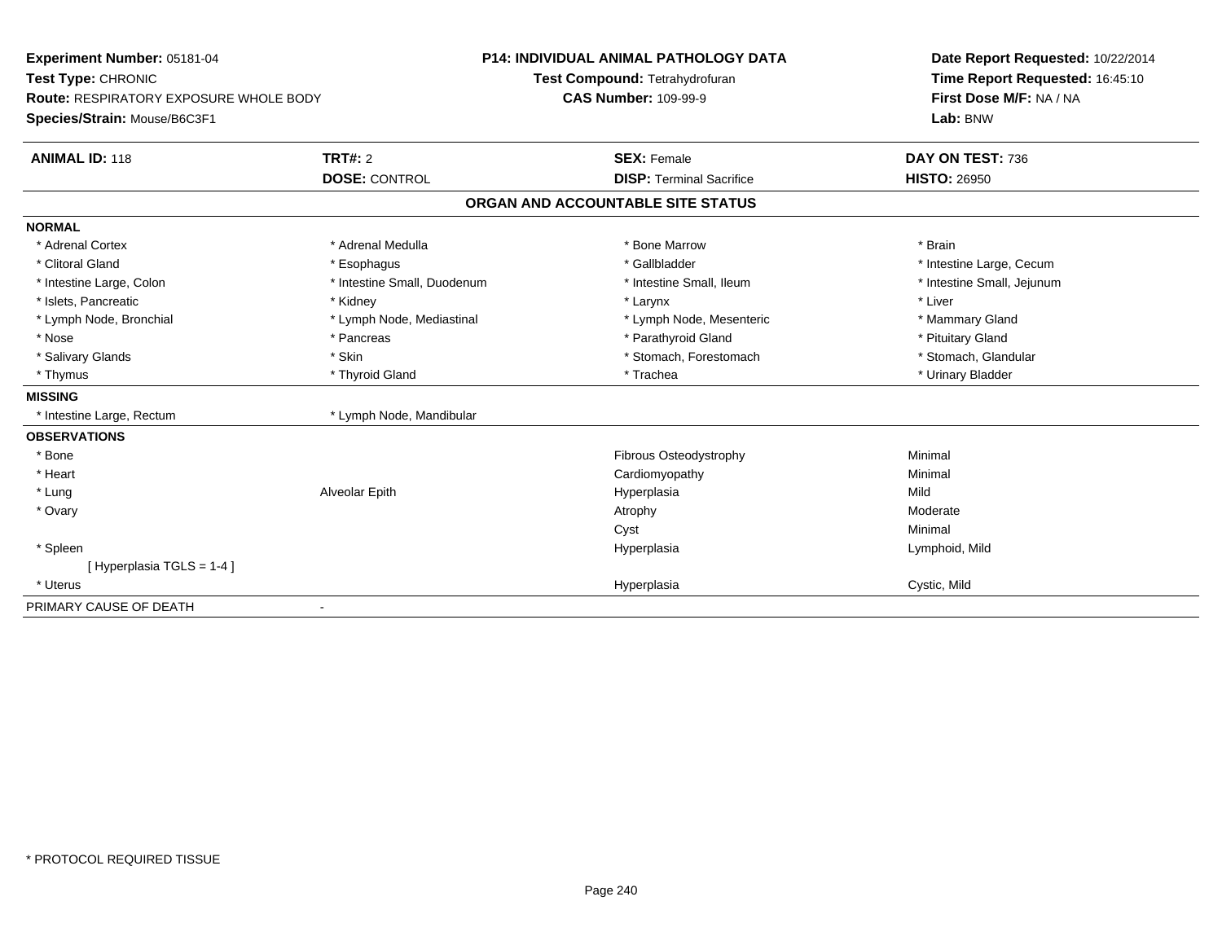**Experiment Number:** 05181-04
**Test Type:** CHRONIC
**Route:** RESPIRATORY EXPOSURE WHOLE BODY
**Species/Strain:** Mouse/B6C3F1

**P14: INDIVIDUAL ANIMAL PATHOLOGY DATA**
**Test Compound:** Tetrahydrofuran
**CAS Number:** 109-99-9

**Date Report Requested:** 10/22/2014
**Time Report Requested:** 16:45:10
**First Dose M/F:** NA / NA
**Lab:** BNW

| **ANIMAL ID:** 118 | **TRT#:** 2 | **SEX:** Female | **DAY ON TEST:** 736 |
|---|---|---|---|
| | **DOSE:** CONTROL | **DISP:** Terminal Sacrifice | **HISTO:** 26950 |

## ORGAN AND ACCOUNTABLE SITE STATUS

**NORMAL**

| | | | |
|---|---|---|---|
| * Adrenal Cortex | * Adrenal Medulla | * Bone Marrow | * Brain |
| * Clitoral Gland | * Esophagus | * Gallbladder | * Intestine Large, Cecum |
| * Intestine Large, Colon | * Intestine Small, Duodenum | * Intestine Small, Ileum | * Intestine Small, Jejunum |
| * Islets, Pancreatic | * Kidney | * Larynx | * Liver |
| * Lymph Node, Bronchial | * Lymph Node, Mediastinal | * Lymph Node, Mesenteric | * Mammary Gland |
| * Nose | * Pancreas | * Parathyroid Gland | * Pituitary Gland |
| * Salivary Glands | * Skin | * Stomach, Forestomach | * Stomach, Glandular |
| * Thymus | * Thyroid Gland | * Trachea | * Urinary Bladder |

**MISSING**

| | |
|---|---|
| * Intestine Large, Rectum | * Lymph Node, Mandibular |

**OBSERVATIONS**

| | | | |
|---|---|---|---|
| * Bone | | Fibrous Osteodystrophy | Minimal |
| * Heart | | Cardiomyopathy | Minimal |
| * Lung | Alveolar Epith | Hyperplasia | Mild |
| * Ovary | | Atrophy | Moderate |
| | | Cyst | Minimal |
| * Spleen | | Hyperplasia | Lymphoid, Mild |
| [ Hyperplasia TGLS = 1-4 ] | | | |
| * Uterus | | Hyperplasia | Cystic, Mild |

PRIMARY CAUSE OF DEATH -

* PROTOCOL REQUIRED TISSUE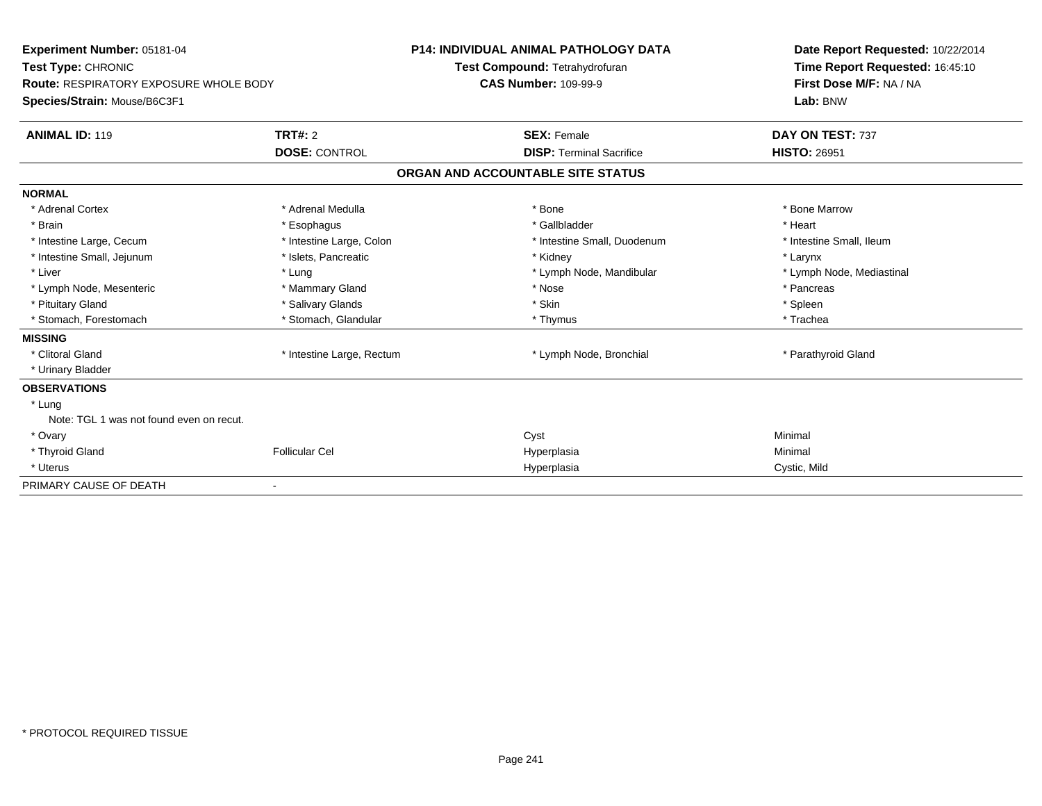**Experiment Number:** 05181-04
**Test Type:** CHRONIC
**Route:** RESPIRATORY EXPOSURE WHOLE BODY
**Species/Strain:** Mouse/B6C3F1

**P14: INDIVIDUAL ANIMAL PATHOLOGY DATA**
**Test Compound:** Tetrahydrofuran
**CAS Number:** 109-99-9

**Date Report Requested:** 10/22/2014
**Time Report Requested:** 16:45:10
**First Dose M/F:** NA / NA
**Lab:** BNW

| **ANIMAL ID:** 119 | **TRT#:** 2 | **SEX:** Female | **DAY ON TEST:** 737 |
|---|---|---|---|
| | **DOSE:** CONTROL | **DISP:** Terminal Sacrifice | **HISTO:** 26951 |

**ORGAN AND ACCOUNTABLE SITE STATUS**

| | | | |
|---|---|---|---|
| **NORMAL** | | | |
| * Adrenal Cortex | * Adrenal Medulla | * Bone | * Bone Marrow |
| * Brain | * Esophagus | * Gallbladder | * Heart |
| * Intestine Large, Cecum | * Intestine Large, Colon | * Intestine Small, Duodenum | * Intestine Small, Ileum |
| * Intestine Small, Jejunum | * Islets, Pancreatic | * Kidney | * Larynx |
| * Liver | * Lung | * Lymph Node, Mandibular | * Lymph Node, Mediastinal |
| * Lymph Node, Mesenteric | * Mammary Gland | * Nose | * Pancreas |
| * Pituitary Gland | * Salivary Glands | * Skin | * Spleen |
| * Stomach, Forestomach | * Stomach, Glandular | * Thymus | * Trachea |
| **MISSING** | | | |
| * Clitoral Gland | * Intestine Large, Rectum | * Lymph Node, Bronchial | * Parathyroid Gland |
| * Urinary Bladder | | | |
| **OBSERVATIONS** | | | |
| * Lung | | | |
| Note: TGL 1 was not found even on recut. | | | |
| * Ovary | | Cyst | Minimal |
| * Thyroid Gland | Follicular Cel | Hyperplasia | Minimal |
| * Uterus | | Hyperplasia | Cystic, Mild |
| PRIMARY CAUSE OF DEATH | - | | |

* PROTOCOL REQUIRED TISSUE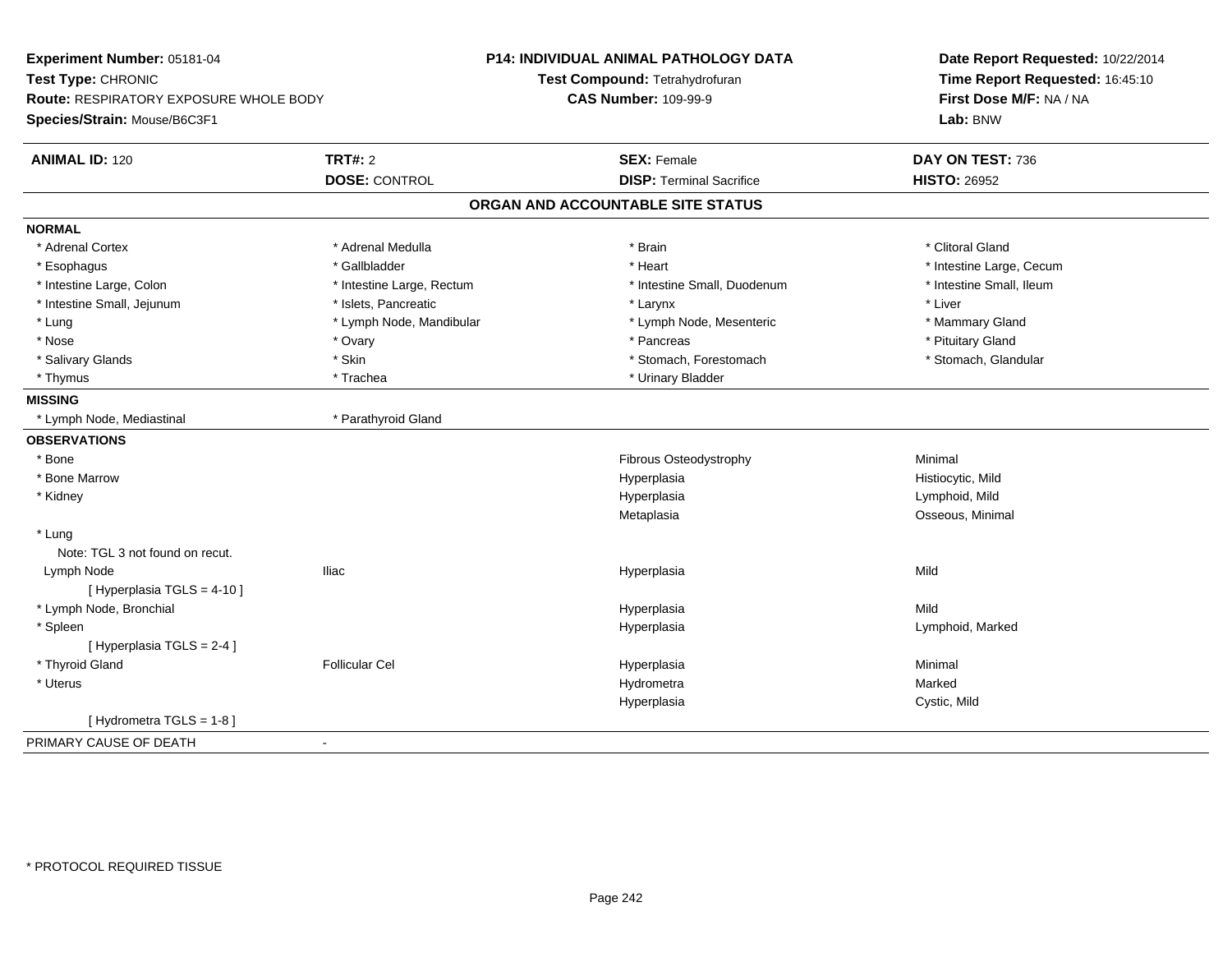**Experiment Number:** 05181-04
**Test Type:** CHRONIC
**Route:** RESPIRATORY EXPOSURE WHOLE BODY
**Species/Strain:** Mouse/B6C3F1

**P14: INDIVIDUAL ANIMAL PATHOLOGY DATA**
**Test Compound:** Tetrahydrofuran
**CAS Number:** 109-99-9

**Date Report Requested:** 10/22/2014
**Time Report Requested:** 16:45:10
**First Dose M/F:** NA / NA
**Lab:** BNW

| **ANIMAL ID:** 120 | **TRT#:** 2 | **SEX:** Female | **DAY ON TEST:** 736 |
|---|---|---|---|
| | **DOSE:** CONTROL | **DISP:** Terminal Sacrifice | **HISTO:** 26952 |

## ORGAN AND ACCOUNTABLE SITE STATUS

**NORMAL**

| | | | |
|---|---|---|---|
| * Adrenal Cortex | * Adrenal Medulla | * Brain | * Clitoral Gland |
| * Esophagus | * Gallbladder | * Heart | * Intestine Large, Cecum |
| * Intestine Large, Colon | * Intestine Large, Rectum | * Intestine Small, Duodenum | * Intestine Small, Ileum |
| * Intestine Small, Jejunum | * Islets, Pancreatic | * Larynx | * Liver |
| * Lung | * Lymph Node, Mandibular | * Lymph Node, Mesenteric | * Mammary Gland |
| * Nose | * Ovary | * Pancreas | * Pituitary Gland |
| * Salivary Glands | * Skin | * Stomach, Forestomach | * Stomach, Glandular |
| * Thymus | * Trachea | * Urinary Bladder | |

**MISSING**

| | |
|---|---|
| * Lymph Node, Mediastinal | * Parathyroid Gland |

**OBSERVATIONS**

| | | | |
|---|---|---|---|
| * Bone | | Fibrous Osteodystrophy | Minimal |
| * Bone Marrow | | Hyperplasia | Histiocytic, Mild |
| * Kidney | | Hyperplasia | Lymphoid, Mild |
| | | Metaplasia | Osseous, Minimal |
| * Lung | | | |
| Note: TGL 3 not found on recut. | | | |
| Lymph Node | Iliac | Hyperplasia | Mild |
| [ Hyperplasia TGLS = 4-10 ] | | | |
| * Lymph Node, Bronchial | | Hyperplasia | Mild |
| * Spleen | | Hyperplasia | Lymphoid, Marked |
| [ Hyperplasia TGLS = 2-4 ] | | | |
| * Thyroid Gland | Follicular Cel | Hyperplasia | Minimal |
| * Uterus | | Hydrometra | Marked |
| | | Hyperplasia | Cystic, Mild |
| [ Hydrometra TGLS = 1-8 ] | | | |

PRIMARY CAUSE OF DEATH -

* PROTOCOL REQUIRED TISSUE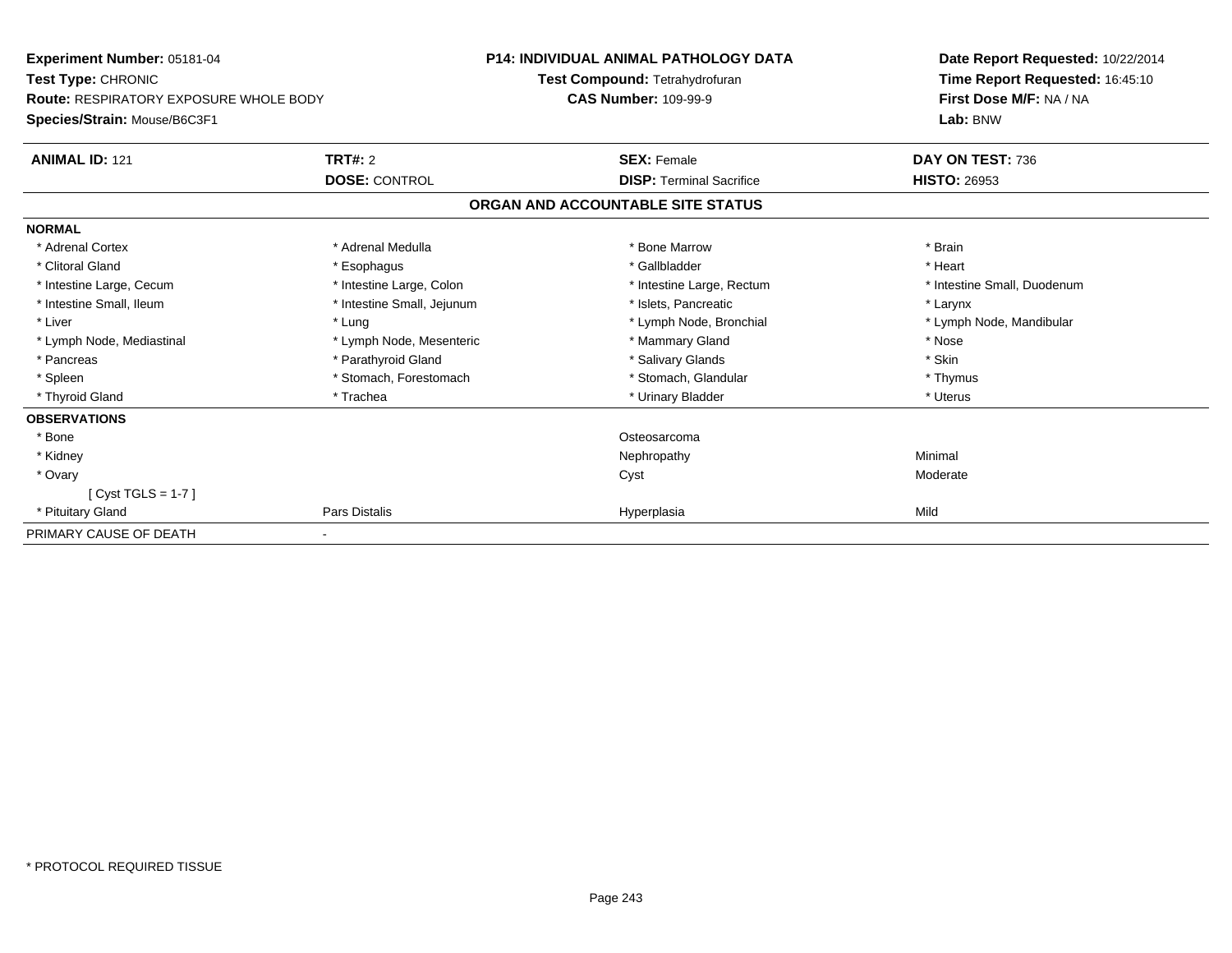**Experiment Number:** 05181-04
**Test Type:** CHRONIC
**Route:** RESPIRATORY EXPOSURE WHOLE BODY
**Species/Strain:** Mouse/B6C3F1

**P14: INDIVIDUAL ANIMAL PATHOLOGY DATA**
**Test Compound:** Tetrahydrofuran
**CAS Number:** 109-99-9

**Date Report Requested:** 10/22/2014
**Time Report Requested:** 16:45:10
**First Dose M/F:** NA / NA
**Lab:** BNW

| **ANIMAL ID:** 121 | **TRT#:** 2 | **SEX:** Female | **DAY ON TEST:** 736 |
|---|---|---|---|
| | **DOSE:** CONTROL | **DISP:** Terminal Sacrifice | **HISTO:** 26953 |

**ORGAN AND ACCOUNTABLE SITE STATUS**

| | | | |
|---|---|---|---|
| **NORMAL** | | | |
| * Adrenal Cortex | * Adrenal Medulla | * Bone Marrow | * Brain |
| * Clitoral Gland | * Esophagus | * Gallbladder | * Heart |
| * Intestine Large, Cecum | * Intestine Large, Colon | * Intestine Large, Rectum | * Intestine Small, Duodenum |
| * Intestine Small, Ileum | * Intestine Small, Jejunum | * Islets, Pancreatic | * Larynx |
| * Liver | * Lung | * Lymph Node, Bronchial | * Lymph Node, Mandibular |
| * Lymph Node, Mediastinal | * Lymph Node, Mesenteric | * Mammary Gland | * Nose |
| * Pancreas | * Parathyroid Gland | * Salivary Glands | * Skin |
| * Spleen | * Stomach, Forestomach | * Stomach, Glandular | * Thymus |
| * Thyroid Gland | * Trachea | * Urinary Bladder | * Uterus |
| **OBSERVATIONS** | | | |
| * Bone | | Osteosarcoma | |
| * Kidney | | Nephropathy | Minimal |
| * Ovary | | Cyst | Moderate |
| [ Cyst TGLS = 1-7 ] | | | |
| * Pituitary Gland | Pars Distalis | Hyperplasia | Mild |
| PRIMARY CAUSE OF DEATH | - | | |

* PROTOCOL REQUIRED TISSUE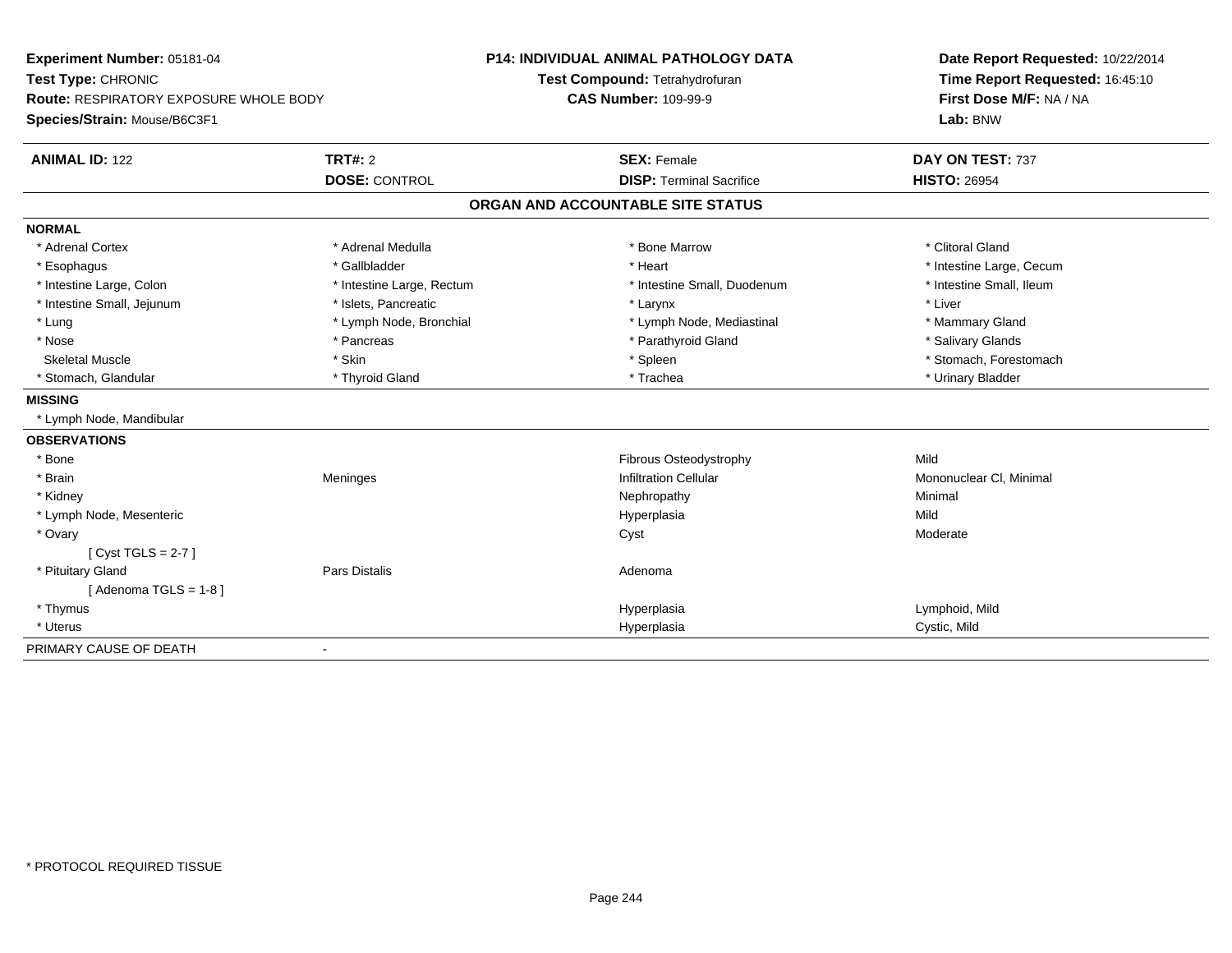**Experiment Number:** 05181-04
**Test Type:** CHRONIC
**Route:** RESPIRATORY EXPOSURE WHOLE BODY
**Species/Strain:** Mouse/B6C3F1

**P14: INDIVIDUAL ANIMAL PATHOLOGY DATA**
**Test Compound:** Tetrahydrofuran
**CAS Number:** 109-99-9

**Date Report Requested:** 10/22/2014
**Time Report Requested:** 16:45:10
**First Dose M/F:** NA / NA
**Lab:** BNW

| **ANIMAL ID:** 122 | **TRT#:** 2 | **SEX:** Female | **DAY ON TEST:** 737 |
|---|---|---|---|
| | **DOSE:** CONTROL | **DISP:** Terminal Sacrifice | **HISTO:** 26954 |

## ORGAN AND ACCOUNTABLE SITE STATUS

**NORMAL**

| | | | |
|---|---|---|---|
| * Adrenal Cortex | * Adrenal Medulla | * Bone Marrow | * Clitoral Gland |
| * Esophagus | * Gallbladder | * Heart | * Intestine Large, Cecum |
| * Intestine Large, Colon | * Intestine Large, Rectum | * Intestine Small, Duodenum | * Intestine Small, Ileum |
| * Intestine Small, Jejunum | * Islets, Pancreatic | * Larynx | * Liver |
| * Lung | * Lymph Node, Bronchial | * Lymph Node, Mediastinal | * Mammary Gland |
| * Nose | * Pancreas | * Parathyroid Gland | * Salivary Glands |
| Skeletal Muscle | * Skin | * Spleen | * Stomach, Forestomach |
| * Stomach, Glandular | * Thyroid Gland | * Trachea | * Urinary Bladder |

**MISSING**

* Lymph Node, Mandibular

**OBSERVATIONS**

| | | | |
|---|---|---|---|
| * Bone | | Fibrous Osteodystrophy | Mild |
| * Brain | Meninges | Infiltration Cellular | Mononuclear Cl, Minimal |
| * Kidney | | Nephropathy | Minimal |
| * Lymph Node, Mesenteric | | Hyperplasia | Mild |
| * Ovary | | Cyst | Moderate |
| [ Cyst TGLS = 2-7 ] | | | |
| * Pituitary Gland | Pars Distalis | Adenoma | |
| [ Adenoma TGLS = 1-8 ] | | | |
| * Thymus | | Hyperplasia | Lymphoid, Mild |
| * Uterus | | Hyperplasia | Cystic, Mild |

PRIMARY CAUSE OF DEATH -

* PROTOCOL REQUIRED TISSUE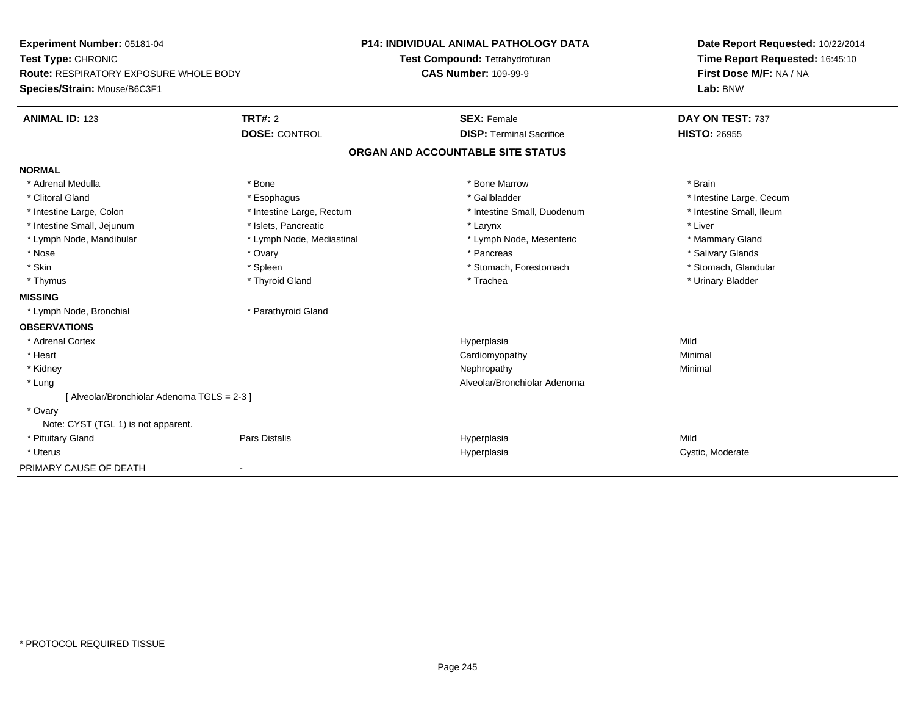**Experiment Number:** 05181-04
**Test Type:** CHRONIC
**Route:** RESPIRATORY EXPOSURE WHOLE BODY
**Species/Strain:** Mouse/B6C3F1

**P14: INDIVIDUAL ANIMAL PATHOLOGY DATA**
**Test Compound:** Tetrahydrofuran
**CAS Number:** 109-99-9

**Date Report Requested:** 10/22/2014
**Time Report Requested:** 16:45:10
**First Dose M/F:** NA / NA
**Lab:** BNW

| **ANIMAL ID:** 123 | **TRT#:** 2 | **SEX:** Female | **DAY ON TEST:** 737 |
|---|---|---|---|
| | **DOSE:** CONTROL | **DISP:** Terminal Sacrifice | **HISTO:** 26955 |

## ORGAN AND ACCOUNTABLE SITE STATUS

**NORMAL**

| | | | |
|---|---|---|---|
| * Adrenal Medulla | * Bone | * Bone Marrow | * Brain |
| * Clitoral Gland | * Esophagus | * Gallbladder | * Intestine Large, Cecum |
| * Intestine Large, Colon | * Intestine Large, Rectum | * Intestine Small, Duodenum | * Intestine Small, Ileum |
| * Intestine Small, Jejunum | * Islets, Pancreatic | * Larynx | * Liver |
| * Lymph Node, Mandibular | * Lymph Node, Mediastinal | * Lymph Node, Mesenteric | * Mammary Gland |
| * Nose | * Ovary | * Pancreas | * Salivary Glands |
| * Skin | * Spleen | * Stomach, Forestomach | * Stomach, Glandular |
| * Thymus | * Thyroid Gland | * Trachea | * Urinary Bladder |

**MISSING**

| | |
|---|---|
| * Lymph Node, Bronchial | * Parathyroid Gland |

**OBSERVATIONS**

| | | | |
|---|---|---|---|
| * Adrenal Cortex | | Hyperplasia | Mild |
| * Heart | | Cardiomyopathy | Minimal |
| * Kidney | | Nephropathy | Minimal |
| * Lung | | Alveolar/Bronchiolar Adenoma | |
| [ Alveolar/Bronchiolar Adenoma TGLS = 2-3 ] | | | |
| * Ovary | | | |
| Note: CYST (TGL 1) is not apparent. | | | |
| * Pituitary Gland | Pars Distalis | Hyperplasia | Mild |
| * Uterus | | Hyperplasia | Cystic, Moderate |

PRIMARY CAUSE OF DEATH -

* PROTOCOL REQUIRED TISSUE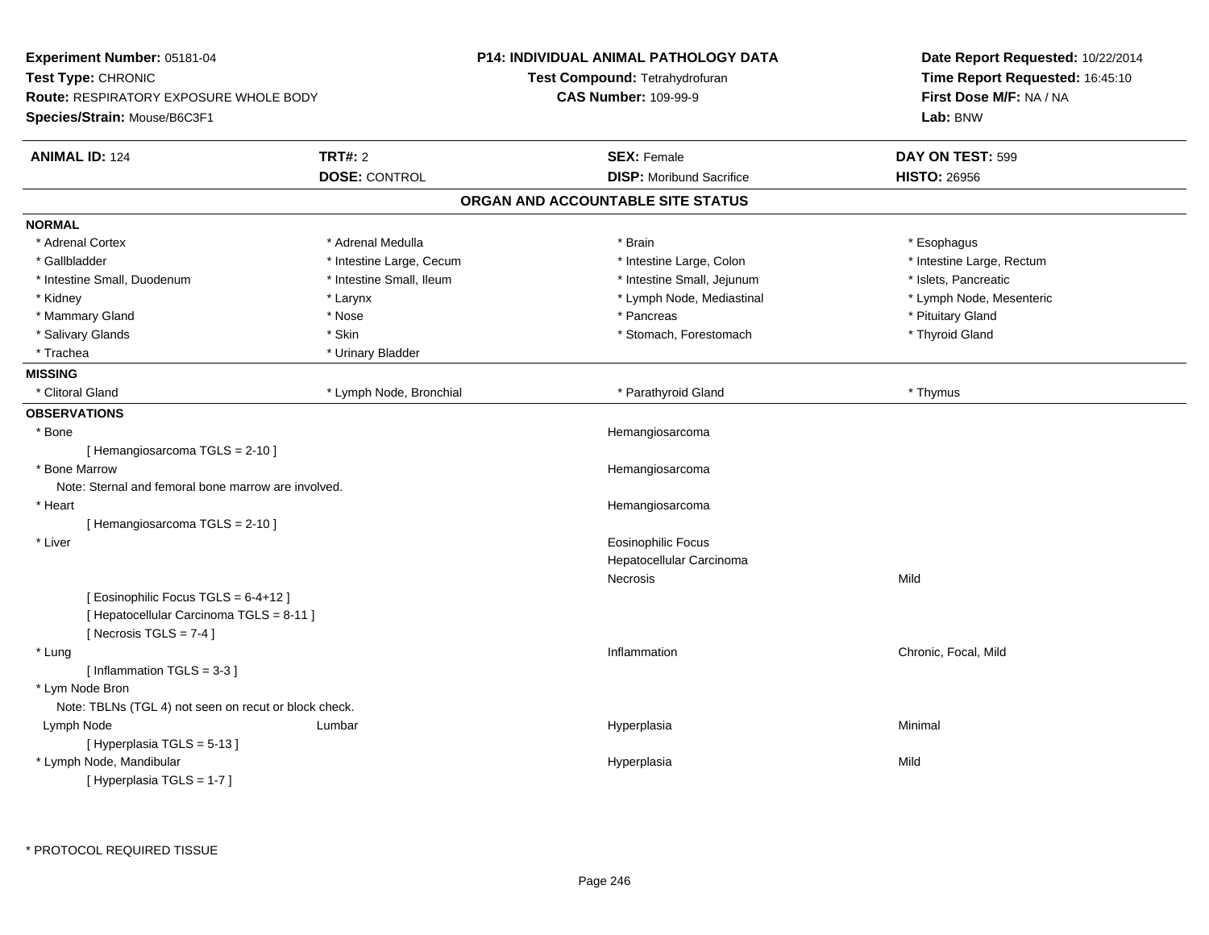**Experiment Number:** 05181-04
**Test Type:** CHRONIC
**Route:** RESPIRATORY EXPOSURE WHOLE BODY
**Species/Strain:** Mouse/B6C3F1

**P14: INDIVIDUAL ANIMAL PATHOLOGY DATA**
**Test Compound:** Tetrahydrofuran
**CAS Number:** 109-99-9

**Date Report Requested:** 10/22/2014
**Time Report Requested:** 16:45:10
**First Dose M/F:** NA / NA
**Lab:** BNW

| **ANIMAL ID:** 124 | **TRT#:** 2 | **SEX:** Female | **DAY ON TEST:** 599 |
|---|---|---|---|
| | **DOSE:** CONTROL | **DISP:** Moribund Sacrifice | **HISTO:** 26956 |

## ORGAN AND ACCOUNTABLE SITE STATUS

**NORMAL**

| | | | |
|---|---|---|---|
| * Adrenal Cortex | * Adrenal Medulla | * Brain | * Esophagus |
| * Gallbladder | * Intestine Large, Cecum | * Intestine Large, Colon | * Intestine Large, Rectum |
| * Intestine Small, Duodenum | * Intestine Small, Ileum | * Intestine Small, Jejunum | * Islets, Pancreatic |
| * Kidney | * Larynx | * Lymph Node, Mediastinal | * Lymph Node, Mesenteric |
| * Mammary Gland | * Nose | * Pancreas | * Pituitary Gland |
| * Salivary Glands | * Skin | * Stomach, Forestomach | * Thyroid Gland |
| * Trachea | * Urinary Bladder | | |

**MISSING**

| | | | |
|---|---|---|---|
| * Clitoral Gland | * Lymph Node, Bronchial | * Parathyroid Gland | * Thymus |

**OBSERVATIONS**

| | | | |
|---|---|---|---|
| * Bone | | Hemangiosarcoma | |
| [ Hemangiosarcoma TGLS = 2-10 ] | | | |
| * Bone Marrow | | Hemangiosarcoma | |
| Note: Sternal and femoral bone marrow are involved. | | | |
| * Heart | | Hemangiosarcoma | |
| [ Hemangiosarcoma TGLS = 2-10 ] | | | |
| * Liver | | Eosinophilic Focus | |
| | | Hepatocellular Carcinoma | |
| | | Necrosis | Mild |
| [ Eosinophilic Focus TGLS = 6-4+12 ] | | | |
| [ Hepatocellular Carcinoma TGLS = 8-11 ] | | | |
| [ Necrosis TGLS = 7-4 ] | | | |
| * Lung | | Inflammation | Chronic, Focal, Mild |
| [ Inflammation TGLS = 3-3 ] | | | |
| * Lym Node Bron | | | |
| Note: TBLNs (TGL 4) not seen on recut or block check. | | | |
| Lymph Node | Lumbar | Hyperplasia | Minimal |
| [ Hyperplasia TGLS = 5-13 ] | | | |
| * Lymph Node, Mandibular | | Hyperplasia | Mild |
| [ Hyperplasia TGLS = 1-7 ] | | | |

* PROTOCOL REQUIRED TISSUE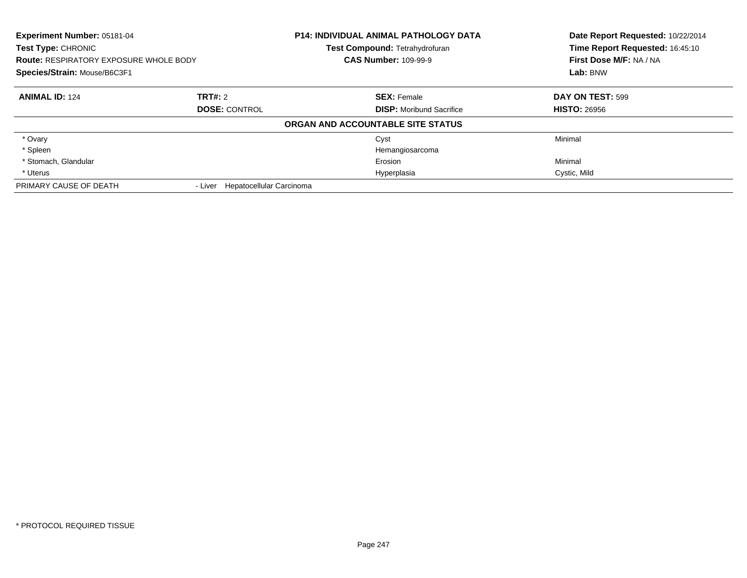**Experiment Number:** 05181-04
**Test Type:** CHRONIC
**Route:** RESPIRATORY EXPOSURE WHOLE BODY
**Species/Strain:** Mouse/B6C3F1

**P14: INDIVIDUAL ANIMAL PATHOLOGY DATA**
**Test Compound:** Tetrahydrofuran
**CAS Number:** 109-99-9

**Date Report Requested:** 10/22/2014
**Time Report Requested:** 16:45:10
**First Dose M/F:** NA / NA
**Lab:** BNW

| **ANIMAL ID:** 124 | **TRT#:** 2 | **SEX:** Female | **DAY ON TEST:** 599 |
|---|---|---|---|
| | **DOSE:** CONTROL | **DISP:** Moribund Sacrifice | **HISTO:** 26956 |

**ORGAN AND ACCOUNTABLE SITE STATUS**

| | | |
|---|---|---|
| * Ovary | Cyst | Minimal |
| * Spleen | Hemangiosarcoma | |
| * Stomach, Glandular | Erosion | Minimal |
| * Uterus | Hyperplasia | Cystic, Mild |

PRIMARY CAUSE OF DEATH - Liver Hepatocellular Carcinoma

* PROTOCOL REQUIRED TISSUE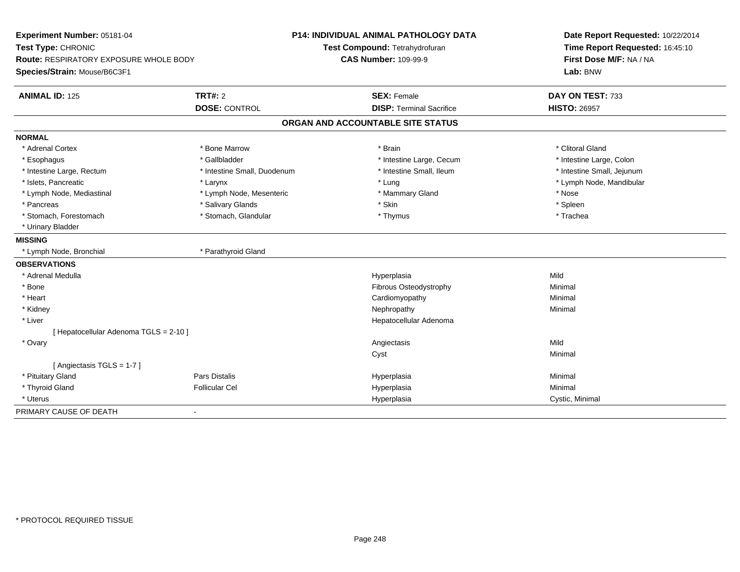**Experiment Number:** 05181-04
**Test Type:** CHRONIC
**Route:** RESPIRATORY EXPOSURE WHOLE BODY
**Species/Strain:** Mouse/B6C3F1

**P14: INDIVIDUAL ANIMAL PATHOLOGY DATA**
**Test Compound:** Tetrahydrofuran
**CAS Number:** 109-99-9

**Date Report Requested:** 10/22/2014
**Time Report Requested:** 16:45:10
**First Dose M/F:** NA / NA
**Lab:** BNW

| **ANIMAL ID:** 125 | **TRT#:** 2 | **SEX:** Female | **DAY ON TEST:** 733 |
|---|---|---|---|
| | **DOSE:** CONTROL | **DISP:** Terminal Sacrifice | **HISTO:** 26957 |

## ORGAN AND ACCOUNTABLE SITE STATUS

**NORMAL**

| | | | |
|---|---|---|---|
| * Adrenal Cortex | * Bone Marrow | * Brain | * Clitoral Gland |
| * Esophagus | * Gallbladder | * Intestine Large, Cecum | * Intestine Large, Colon |
| * Intestine Large, Rectum | * Intestine Small, Duodenum | * Intestine Small, Ileum | * Intestine Small, Jejunum |
| * Islets, Pancreatic | * Larynx | * Lung | * Lymph Node, Mandibular |
| * Lymph Node, Mediastinal | * Lymph Node, Mesenteric | * Mammary Gland | * Nose |
| * Pancreas | * Salivary Glands | * Skin | * Spleen |
| * Stomach, Forestomach | * Stomach, Glandular | * Thymus | * Trachea |
| * Urinary Bladder | | | |

**MISSING**

| | |
|---|---|
| * Lymph Node, Bronchial | * Parathyroid Gland |

**OBSERVATIONS**

| | | | |
|---|---|---|---|
| * Adrenal Medulla | | Hyperplasia | Mild |
| * Bone | | Fibrous Osteodystrophy | Minimal |
| * Heart | | Cardiomyopathy | Minimal |
| * Kidney | | Nephropathy | Minimal |
| * Liver | | Hepatocellular Adenoma | |
| [ Hepatocellular Adenoma TGLS = 2-10 ] | | | |
| * Ovary | | Angiectasis | Mild |
| | | Cyst | Minimal |
| [ Angiectasis TGLS = 1-7 ] | | | |
| * Pituitary Gland | Pars Distalis | Hyperplasia | Minimal |
| * Thyroid Gland | Follicular Cel | Hyperplasia | Minimal |
| * Uterus | | Hyperplasia | Cystic, Minimal |

PRIMARY CAUSE OF DEATH -

* PROTOCOL REQUIRED TISSUE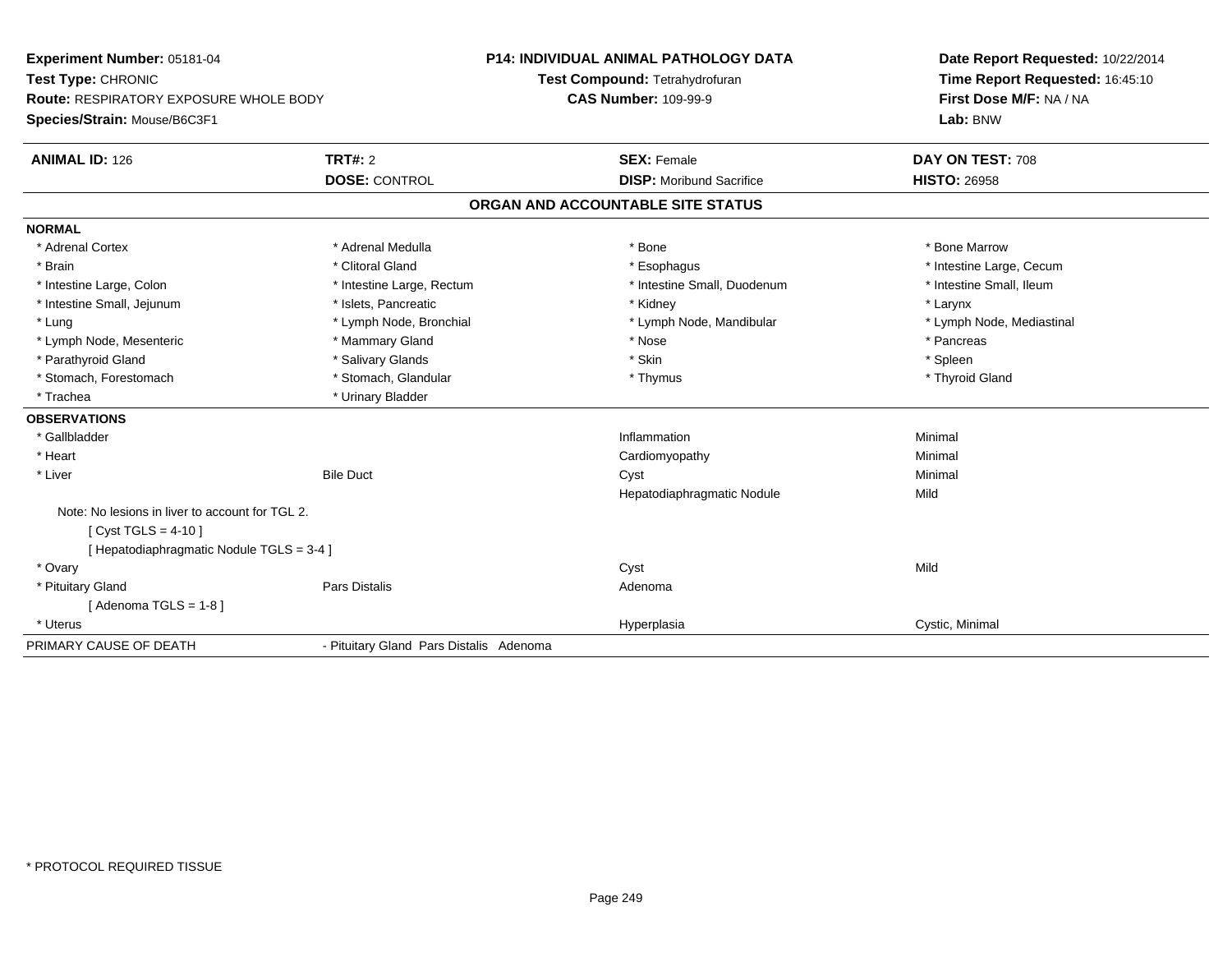**Experiment Number:** 05181-04
**Test Type:** CHRONIC
**Route:** RESPIRATORY EXPOSURE WHOLE BODY
**Species/Strain:** Mouse/B6C3F1

**P14: INDIVIDUAL ANIMAL PATHOLOGY DATA**
**Test Compound:** Tetrahydrofuran
**CAS Number:** 109-99-9

**Date Report Requested:** 10/22/2014
**Time Report Requested:** 16:45:10
**First Dose M/F:** NA / NA
**Lab:** BNW

| **ANIMAL ID:** 126 | **TRT#:** 2 | **SEX:** Female | **DAY ON TEST:** 708 |
|---|---|---|---|
| | **DOSE:** CONTROL | **DISP:** Moribund Sacrifice | **HISTO:** 26958 |

## ORGAN AND ACCOUNTABLE SITE STATUS

**NORMAL**

| | | | |
|---|---|---|---|
| * Adrenal Cortex | * Adrenal Medulla | * Bone | * Bone Marrow |
| * Brain | * Clitoral Gland | * Esophagus | * Intestine Large, Cecum |
| * Intestine Large, Colon | * Intestine Large, Rectum | * Intestine Small, Duodenum | * Intestine Small, Ileum |
| * Intestine Small, Jejunum | * Islets, Pancreatic | * Kidney | * Larynx |
| * Lung | * Lymph Node, Bronchial | * Lymph Node, Mandibular | * Lymph Node, Mediastinal |
| * Lymph Node, Mesenteric | * Mammary Gland | * Nose | * Pancreas |
| * Parathyroid Gland | * Salivary Glands | * Skin | * Spleen |
| * Stomach, Forestomach | * Stomach, Glandular | * Thymus | * Thyroid Gland |
| * Trachea | * Urinary Bladder | | |

**OBSERVATIONS**

| | | | |
|---|---|---|---|
| * Gallbladder | | Inflammation | Minimal |
| * Heart | | Cardiomyopathy | Minimal |
| * Liver | Bile Duct | Cyst | Minimal |
| | | Hepatodiaphragmatic Nodule | Mild |
| Note: No lesions in liver to account for TGL 2. | | | |
| [ Cyst TGLS = 4-10 ] | | | |
| [ Hepatodiaphragmatic Nodule TGLS = 3-4 ] | | | |
| * Ovary | | Cyst | Mild |
| * Pituitary Gland | Pars Distalis | Adenoma | |
| [ Adenoma TGLS = 1-8 ] | | | |
| * Uterus | | Hyperplasia | Cystic, Minimal |

| | |
|---|---|
| PRIMARY CAUSE OF DEATH | - Pituitary Gland Pars Distalis Adenoma |

* PROTOCOL REQUIRED TISSUE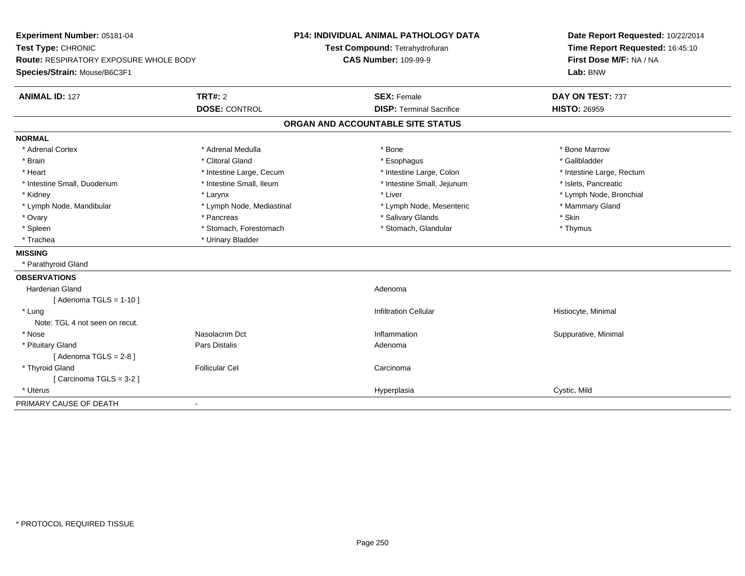**Experiment Number:** 05181-04
**Test Type:** CHRONIC
**Route:** RESPIRATORY EXPOSURE WHOLE BODY
**Species/Strain:** Mouse/B6C3F1

**P14: INDIVIDUAL ANIMAL PATHOLOGY DATA**
**Test Compound:** Tetrahydrofuran
**CAS Number:** 109-99-9

**Date Report Requested:** 10/22/2014
**Time Report Requested:** 16:45:10
**First Dose M/F:** NA / NA
**Lab:** BNW

| **ANIMAL ID:** 127 | **TRT#:** 2 | **SEX:** Female | **DAY ON TEST:** 737 |
|---|---|---|---|
| | **DOSE:** CONTROL | **DISP:** Terminal Sacrifice | **HISTO:** 26959 |

## ORGAN AND ACCOUNTABLE SITE STATUS

| | | | |
|---|---|---|---|
| **NORMAL** | | | |
| * Adrenal Cortex | * Adrenal Medulla | * Bone | * Bone Marrow |
| * Brain | * Clitoral Gland | * Esophagus | * Gallbladder |
| * Heart | * Intestine Large, Cecum | * Intestine Large, Colon | * Intestine Large, Rectum |
| * Intestine Small, Duodenum | * Intestine Small, Ileum | * Intestine Small, Jejunum | * Islets, Pancreatic |
| * Kidney | * Larynx | * Liver | * Lymph Node, Bronchial |
| * Lymph Node, Mandibular | * Lymph Node, Mediastinal | * Lymph Node, Mesenteric | * Mammary Gland |
| * Ovary | * Pancreas | * Salivary Glands | * Skin |
| * Spleen | * Stomach, Forestomach | * Stomach, Glandular | * Thymus |
| * Trachea | * Urinary Bladder | | |
| **MISSING** | | | |
| * Parathyroid Gland | | | |
| **OBSERVATIONS** | | | |
| Harderian Gland | | Adenoma | |
| [ Adenoma TGLS = 1-10 ] | | | |
| * Lung | | Infiltration Cellular | Histiocyte, Minimal |
| Note: TGL 4 not seen on recut. | | | |
| * Nose | Nasolacrim Dct | Inflammation | Suppurative, Minimal |
| * Pituitary Gland | Pars Distalis | Adenoma | |
| [ Adenoma TGLS = 2-8 ] | | | |
| * Thyroid Gland | Follicular Cel | Carcinoma | |
| [ Carcinoma TGLS = 3-2 ] | | | |
| * Uterus | | Hyperplasia | Cystic, Mild |
| PRIMARY CAUSE OF DEATH | - | | |

* PROTOCOL REQUIRED TISSUE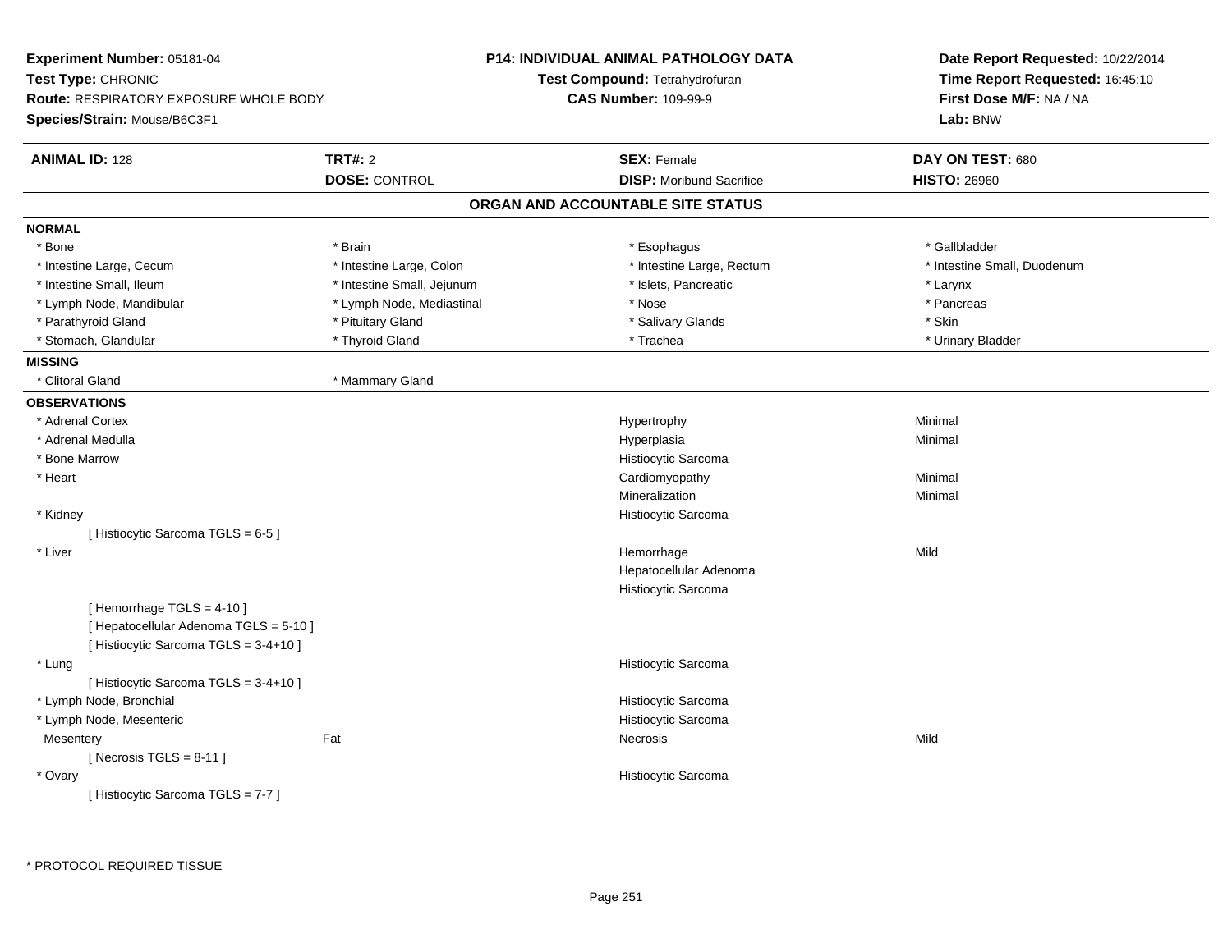**Experiment Number:** 05181-04
**Test Type:** CHRONIC
**Route:** RESPIRATORY EXPOSURE WHOLE BODY
**Species/Strain:** Mouse/B6C3F1

**P14: INDIVIDUAL ANIMAL PATHOLOGY DATA**
**Test Compound:** Tetrahydrofuran
**CAS Number:** 109-99-9

**Date Report Requested:** 10/22/2014
**Time Report Requested:** 16:45:10
**First Dose M/F:** NA / NA
**Lab:** BNW

| **ANIMAL ID:** 128 | **TRT#:** 2 | **SEX:** Female | **DAY ON TEST:** 680 |
|---|---|---|---|
| | **DOSE:** CONTROL | **DISP:** Moribund Sacrifice | **HISTO:** 26960 |

## ORGAN AND ACCOUNTABLE SITE STATUS

**NORMAL**

| | | | |
|---|---|---|---|
| * Bone | * Brain | * Esophagus | * Gallbladder |
| * Intestine Large, Cecum | * Intestine Large, Colon | * Intestine Large, Rectum | * Intestine Small, Duodenum |
| * Intestine Small, Ileum | * Intestine Small, Jejunum | * Islets, Pancreatic | * Larynx |
| * Lymph Node, Mandibular | * Lymph Node, Mediastinal | * Nose | * Pancreas |
| * Parathyroid Gland | * Pituitary Gland | * Salivary Glands | * Skin |
| * Stomach, Glandular | * Thyroid Gland | * Trachea | * Urinary Bladder |

**MISSING**

| | |
|---|---|
| * Clitoral Gland | * Mammary Gland |

**OBSERVATIONS**

| Organ | Site | Observation | Severity |
|---|---|---|---|
| * Adrenal Cortex | | Hypertrophy | Minimal |
| * Adrenal Medulla | | Hyperplasia | Minimal |
| * Bone Marrow | | Histiocytic Sarcoma | |
| * Heart | | Cardiomyopathy | Minimal |
| | | Mineralization | Minimal |
| * Kidney | | Histiocytic Sarcoma | |
| [ Histiocytic Sarcoma TGLS = 6-5 ] | | | |
| * Liver | | Hemorrhage | Mild |
| | | Hepatocellular Adenoma | |
| | | Histiocytic Sarcoma | |
| [ Hemorrhage TGLS = 4-10 ] | | | |
| [ Hepatocellular Adenoma TGLS = 5-10 ] | | | |
| [ Histiocytic Sarcoma TGLS = 3-4+10 ] | | | |
| * Lung | | Histiocytic Sarcoma | |
| [ Histiocytic Sarcoma TGLS = 3-4+10 ] | | | |
| * Lymph Node, Bronchial | | Histiocytic Sarcoma | |
| * Lymph Node, Mesenteric | | Histiocytic Sarcoma | |
| Mesentery | Fat | Necrosis | Mild |
| [ Necrosis TGLS = 8-11 ] | | | |
| * Ovary | | Histiocytic Sarcoma | |
| [ Histiocytic Sarcoma TGLS = 7-7 ] | | | |

\* PROTOCOL REQUIRED TISSUE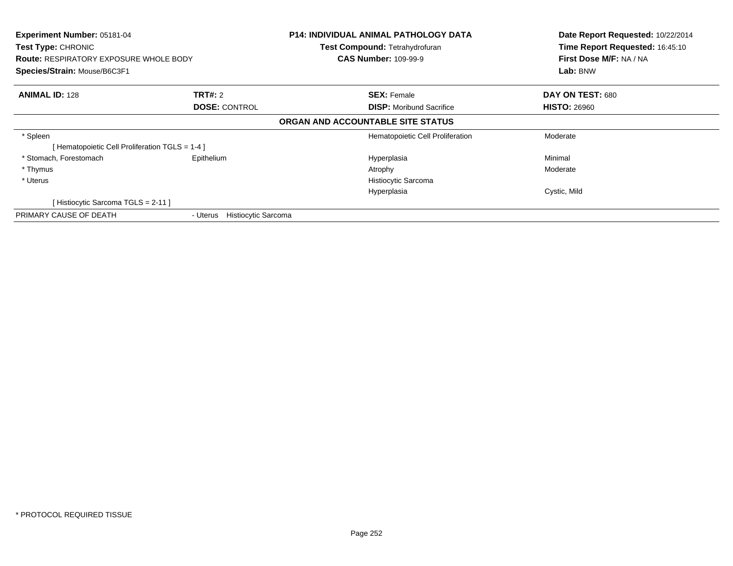**Experiment Number:** 05181-04
**Test Type:** CHRONIC
**Route:** RESPIRATORY EXPOSURE WHOLE BODY
**Species/Strain:** Mouse/B6C3F1

**P14: INDIVIDUAL ANIMAL PATHOLOGY DATA**
**Test Compound:** Tetrahydrofuran
**CAS Number:** 109-99-9

**Date Report Requested:** 10/22/2014
**Time Report Requested:** 16:45:10
**First Dose M/F:** NA / NA
**Lab:** BNW

| **ANIMAL ID:** 128 | **TRT#:** 2 | **SEX:** Female | **DAY ON TEST:** 680 |
|---|---|---|---|
| | **DOSE:** CONTROL | **DISP:** Moribund Sacrifice | **HISTO:** 26960 |

### ORGAN AND ACCOUNTABLE SITE STATUS

| | | | |
|---|---|---|---|
| * Spleen | | Hematopoietic Cell Proliferation | Moderate |
| [ Hematopoietic Cell Proliferation TGLS = 1-4 ] | | | |
| * Stomach, Forestomach | Epithelium | Hyperplasia | Minimal |
| * Thymus | | Atrophy | Moderate |
| * Uterus | | Histiocytic Sarcoma | |
| | | Hyperplasia | Cystic, Mild |
| [ Histiocytic Sarcoma TGLS = 2-11 ] | | | |
| PRIMARY CAUSE OF DEATH | - Uterus Histiocytic Sarcoma | | |

* PROTOCOL REQUIRED TISSUE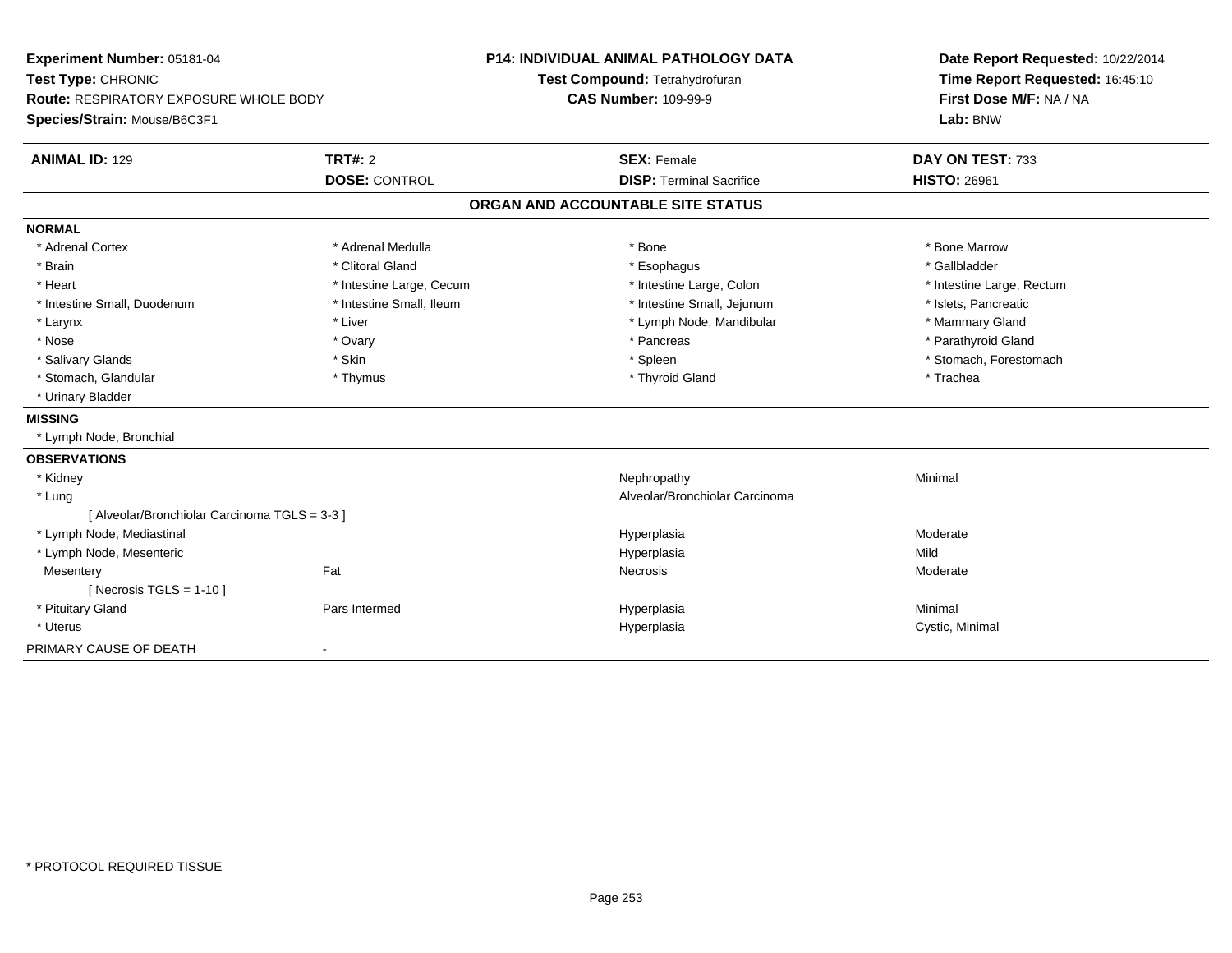**Experiment Number:** 05181-04
**Test Type:** CHRONIC
**Route:** RESPIRATORY EXPOSURE WHOLE BODY
**Species/Strain:** Mouse/B6C3F1

**P14: INDIVIDUAL ANIMAL PATHOLOGY DATA**
**Test Compound:** Tetrahydrofuran
**CAS Number:** 109-99-9

**Date Report Requested:** 10/22/2014
**Time Report Requested:** 16:45:10
**First Dose M/F:** NA / NA
**Lab:** BNW

| **ANIMAL ID:** 129 | **TRT#:** 2 | **SEX:** Female | **DAY ON TEST:** 733 |
|---|---|---|---|
| | **DOSE:** CONTROL | **DISP:** Terminal Sacrifice | **HISTO:** 26961 |

## ORGAN AND ACCOUNTABLE SITE STATUS

**NORMAL**

| | | | |
|---|---|---|---|
| * Adrenal Cortex | * Adrenal Medulla | * Bone | * Bone Marrow |
| * Brain | * Clitoral Gland | * Esophagus | * Gallbladder |
| * Heart | * Intestine Large, Cecum | * Intestine Large, Colon | * Intestine Large, Rectum |
| * Intestine Small, Duodenum | * Intestine Small, Ileum | * Intestine Small, Jejunum | * Islets, Pancreatic |
| * Larynx | * Liver | * Lymph Node, Mandibular | * Mammary Gland |
| * Nose | * Ovary | * Pancreas | * Parathyroid Gland |
| * Salivary Glands | * Skin | * Spleen | * Stomach, Forestomach |
| * Stomach, Glandular | * Thymus | * Thyroid Gland | * Trachea |
| * Urinary Bladder | | | |

**MISSING**

* Lymph Node, Bronchial

**OBSERVATIONS**

| | | | |
|---|---|---|---|
| * Kidney | | Nephropathy | Minimal |
| * Lung | | Alveolar/Bronchiolar Carcinoma | |
| [ Alveolar/Bronchiolar Carcinoma TGLS = 3-3 ] | | | |
| * Lymph Node, Mediastinal | | Hyperplasia | Moderate |
| * Lymph Node, Mesenteric | | Hyperplasia | Mild |
| Mesentery | Fat | Necrosis | Moderate |
| [ Necrosis TGLS = 1-10 ] | | | |
| * Pituitary Gland | Pars Intermed | Hyperplasia | Minimal |
| * Uterus | | Hyperplasia | Cystic, Minimal |

PRIMARY CAUSE OF DEATH -

\* PROTOCOL REQUIRED TISSUE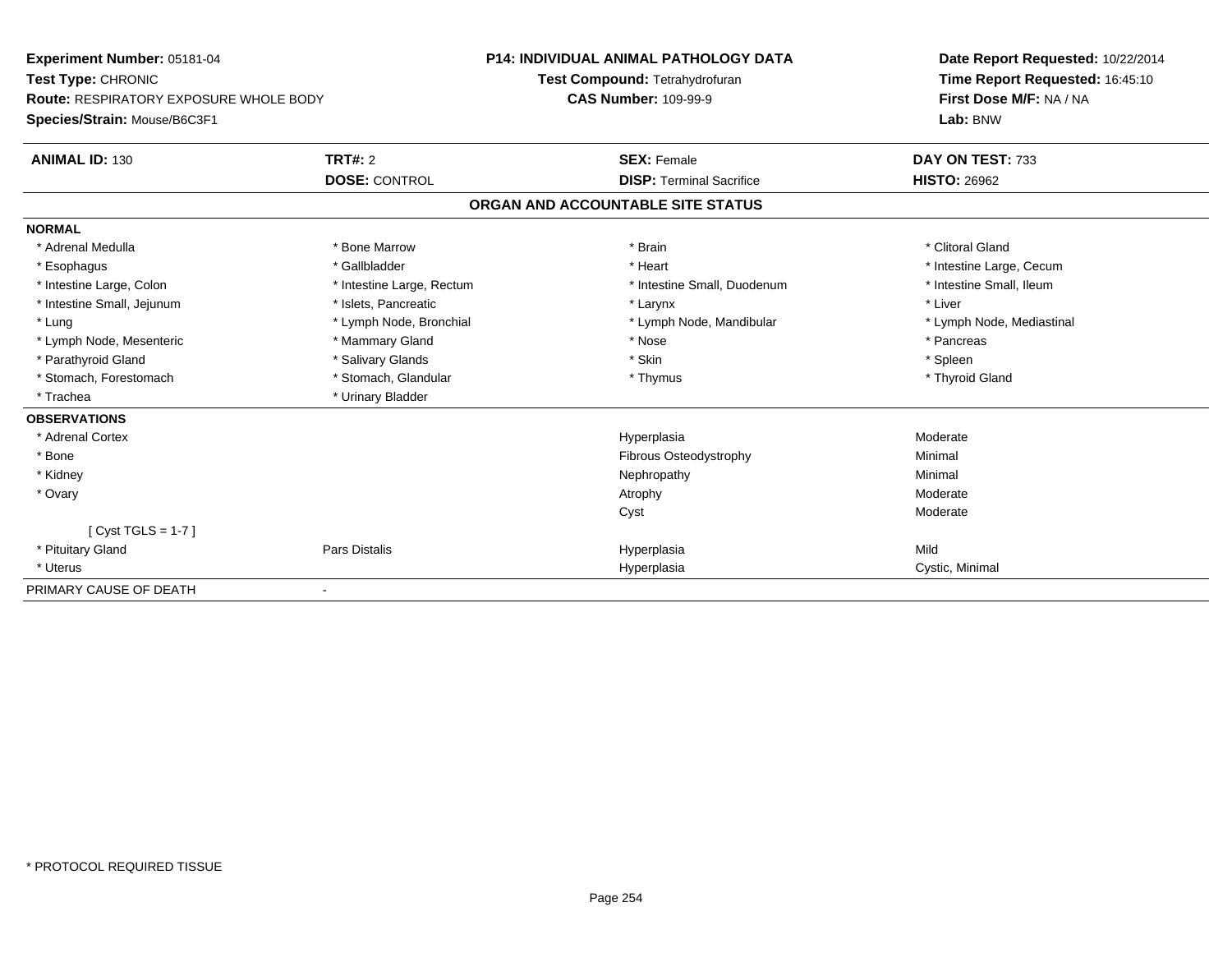**Experiment Number:** 05181-04
**Test Type:** CHRONIC
**Route:** RESPIRATORY EXPOSURE WHOLE BODY
**Species/Strain:** Mouse/B6C3F1

**P14: INDIVIDUAL ANIMAL PATHOLOGY DATA**
**Test Compound:** Tetrahydrofuran
**CAS Number:** 109-99-9

**Date Report Requested:** 10/22/2014
**Time Report Requested:** 16:45:10
**First Dose M/F:** NA / NA
**Lab:** BNW

| **ANIMAL ID:** 130 | **TRT#:** 2 | **SEX:** Female | **DAY ON TEST:** 733 |
|---|---|---|---|
| | **DOSE:** CONTROL | **DISP:** Terminal Sacrifice | **HISTO:** 26962 |

## ORGAN AND ACCOUNTABLE SITE STATUS

**NORMAL**

| | | | |
|---|---|---|---|
| * Adrenal Medulla | * Bone Marrow | * Brain | * Clitoral Gland |
| * Esophagus | * Gallbladder | * Heart | * Intestine Large, Cecum |
| * Intestine Large, Colon | * Intestine Large, Rectum | * Intestine Small, Duodenum | * Intestine Small, Ileum |
| * Intestine Small, Jejunum | * Islets, Pancreatic | * Larynx | * Liver |
| * Lung | * Lymph Node, Bronchial | * Lymph Node, Mandibular | * Lymph Node, Mediastinal |
| * Lymph Node, Mesenteric | * Mammary Gland | * Nose | * Pancreas |
| * Parathyroid Gland | * Salivary Glands | * Skin | * Spleen |
| * Stomach, Forestomach | * Stomach, Glandular | * Thymus | * Thyroid Gland |
| * Trachea | * Urinary Bladder | | |

**OBSERVATIONS**

| | | | |
|---|---|---|---|
| * Adrenal Cortex | | Hyperplasia | Moderate |
| * Bone | | Fibrous Osteodystrophy | Minimal |
| * Kidney | | Nephropathy | Minimal |
| * Ovary | | Atrophy | Moderate |
| | | Cyst | Moderate |
| [ Cyst TGLS = 1-7 ] | | | |
| * Pituitary Gland | Pars Distalis | Hyperplasia | Mild |
| * Uterus | | Hyperplasia | Cystic, Minimal |

PRIMARY CAUSE OF DEATH -

* PROTOCOL REQUIRED TISSUE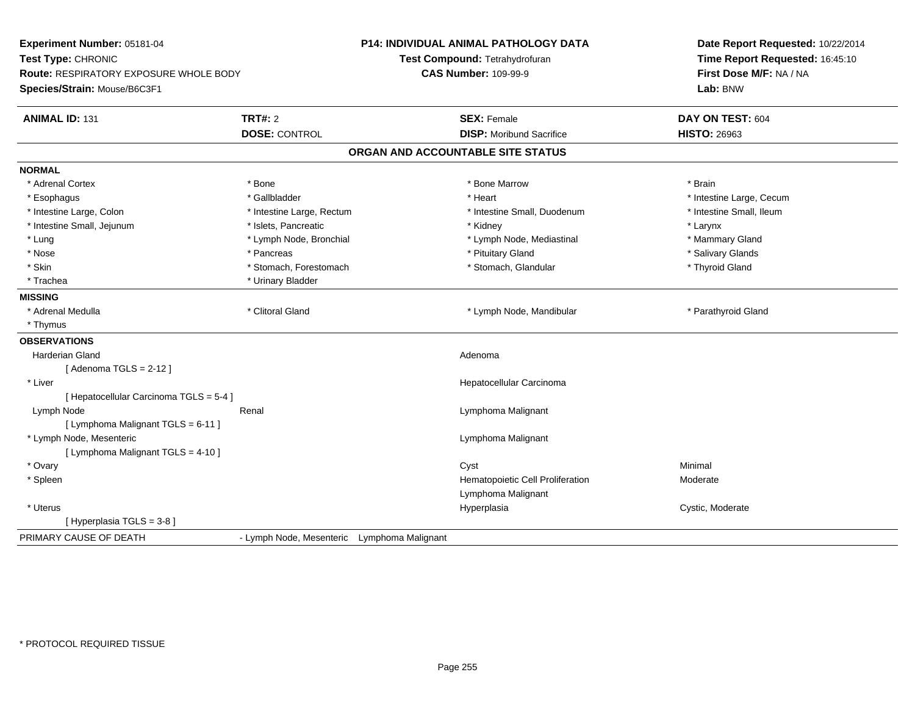**Experiment Number:** 05181-04
**Test Type:** CHRONIC
**Route:** RESPIRATORY EXPOSURE WHOLE BODY
**Species/Strain:** Mouse/B6C3F1

**P14: INDIVIDUAL ANIMAL PATHOLOGY DATA**
**Test Compound:** Tetrahydrofuran
**CAS Number:** 109-99-9

**Date Report Requested:** 10/22/2014
**Time Report Requested:** 16:45:10
**First Dose M/F:** NA / NA
**Lab:** BNW

| **ANIMAL ID:** 131 | **TRT#:** 2 | **SEX:** Female | **DAY ON TEST:** 604 |
|---|---|---|---|
| | **DOSE:** CONTROL | **DISP:** Moribund Sacrifice | **HISTO:** 26963 |

## ORGAN AND ACCOUNTABLE SITE STATUS

**NORMAL**

| | | | |
|---|---|---|---|
| * Adrenal Cortex | * Bone | * Bone Marrow | * Brain |
| * Esophagus | * Gallbladder | * Heart | * Intestine Large, Cecum |
| * Intestine Large, Colon | * Intestine Large, Rectum | * Intestine Small, Duodenum | * Intestine Small, Ileum |
| * Intestine Small, Jejunum | * Islets, Pancreatic | * Kidney | * Larynx |
| * Lung | * Lymph Node, Bronchial | * Lymph Node, Mediastinal | * Mammary Gland |
| * Nose | * Pancreas | * Pituitary Gland | * Salivary Glands |
| * Skin | * Stomach, Forestomach | * Stomach, Glandular | * Thyroid Gland |
| * Trachea | * Urinary Bladder | | |

**MISSING**

| | | | |
|---|---|---|---|
| * Adrenal Medulla | * Clitoral Gland | * Lymph Node, Mandibular | * Parathyroid Gland |
| * Thymus | | | |

**OBSERVATIONS**

| | | | |
|---|---|---|---|
| Harderian Gland | | Adenoma | |
| [ Adenoma TGLS = 2-12 ] | | | |
| * Liver | | Hepatocellular Carcinoma | |
| [ Hepatocellular Carcinoma TGLS = 5-4 ] | | | |
| Lymph Node | Renal | Lymphoma Malignant | |
| [ Lymphoma Malignant TGLS = 6-11 ] | | | |
| * Lymph Node, Mesenteric | | Lymphoma Malignant | |
| [ Lymphoma Malignant TGLS = 4-10 ] | | | |
| * Ovary | | Cyst | Minimal |
| * Spleen | | Hematopoietic Cell Proliferation | Moderate |
| | | Lymphoma Malignant | |
| * Uterus | | Hyperplasia | Cystic, Moderate |
| [ Hyperplasia TGLS = 3-8 ] | | | |

PRIMARY CAUSE OF DEATH - Lymph Node, Mesenteric Lymphoma Malignant

\* PROTOCOL REQUIRED TISSUE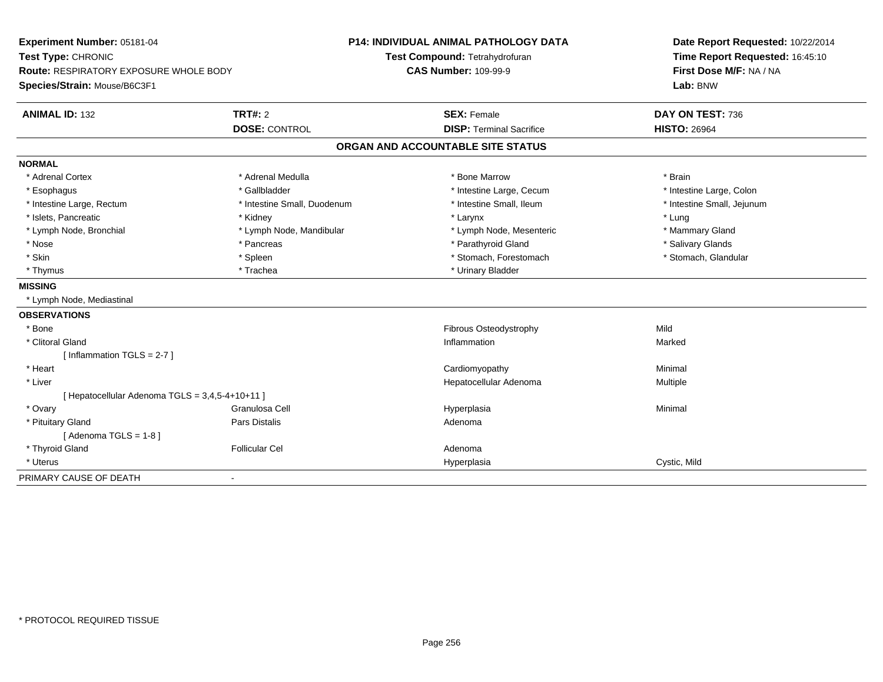**Experiment Number:** 05181-04
**Test Type:** CHRONIC
**Route:** RESPIRATORY EXPOSURE WHOLE BODY
**Species/Strain:** Mouse/B6C3F1

**P14: INDIVIDUAL ANIMAL PATHOLOGY DATA**
**Test Compound:** Tetrahydrofuran
**CAS Number:** 109-99-9

**Date Report Requested:** 10/22/2014
**Time Report Requested:** 16:45:10
**First Dose M/F:** NA / NA
**Lab:** BNW

| **ANIMAL ID:** 132 | **TRT#:** 2 | **SEX:** Female | **DAY ON TEST:** 736 |
|---|---|---|---|
| | **DOSE:** CONTROL | **DISP:** Terminal Sacrifice | **HISTO:** 26964 |

## ORGAN AND ACCOUNTABLE SITE STATUS

**NORMAL**

| | | | |
|---|---|---|---|
| * Adrenal Cortex | * Adrenal Medulla | * Bone Marrow | * Brain |
| * Esophagus | * Gallbladder | * Intestine Large, Cecum | * Intestine Large, Colon |
| * Intestine Large, Rectum | * Intestine Small, Duodenum | * Intestine Small, Ileum | * Intestine Small, Jejunum |
| * Islets, Pancreatic | * Kidney | * Larynx | * Lung |
| * Lymph Node, Bronchial | * Lymph Node, Mandibular | * Lymph Node, Mesenteric | * Mammary Gland |
| * Nose | * Pancreas | * Parathyroid Gland | * Salivary Glands |
| * Skin | * Spleen | * Stomach, Forestomach | * Stomach, Glandular |
| * Thymus | * Trachea | * Urinary Bladder | |

**MISSING**

* Lymph Node, Mediastinal

**OBSERVATIONS**

| | | | |
|---|---|---|---|
| * Bone | | Fibrous Osteodystrophy | Mild |
| * Clitoral Gland | | Inflammation | Marked |
| [ Inflammation TGLS = 2-7 ] | | | |
| * Heart | | Cardiomyopathy | Minimal |
| * Liver | | Hepatocellular Adenoma | Multiple |
| [ Hepatocellular Adenoma TGLS = 3,4,5-4+10+11 ] | | | |
| * Ovary | Granulosa Cell | Hyperplasia | Minimal |
| * Pituitary Gland | Pars Distalis | Adenoma | |
| [ Adenoma TGLS = 1-8 ] | | | |
| * Thyroid Gland | Follicular Cel | Adenoma | |
| * Uterus | | Hyperplasia | Cystic, Mild |

PRIMARY CAUSE OF DEATH -

* PROTOCOL REQUIRED TISSUE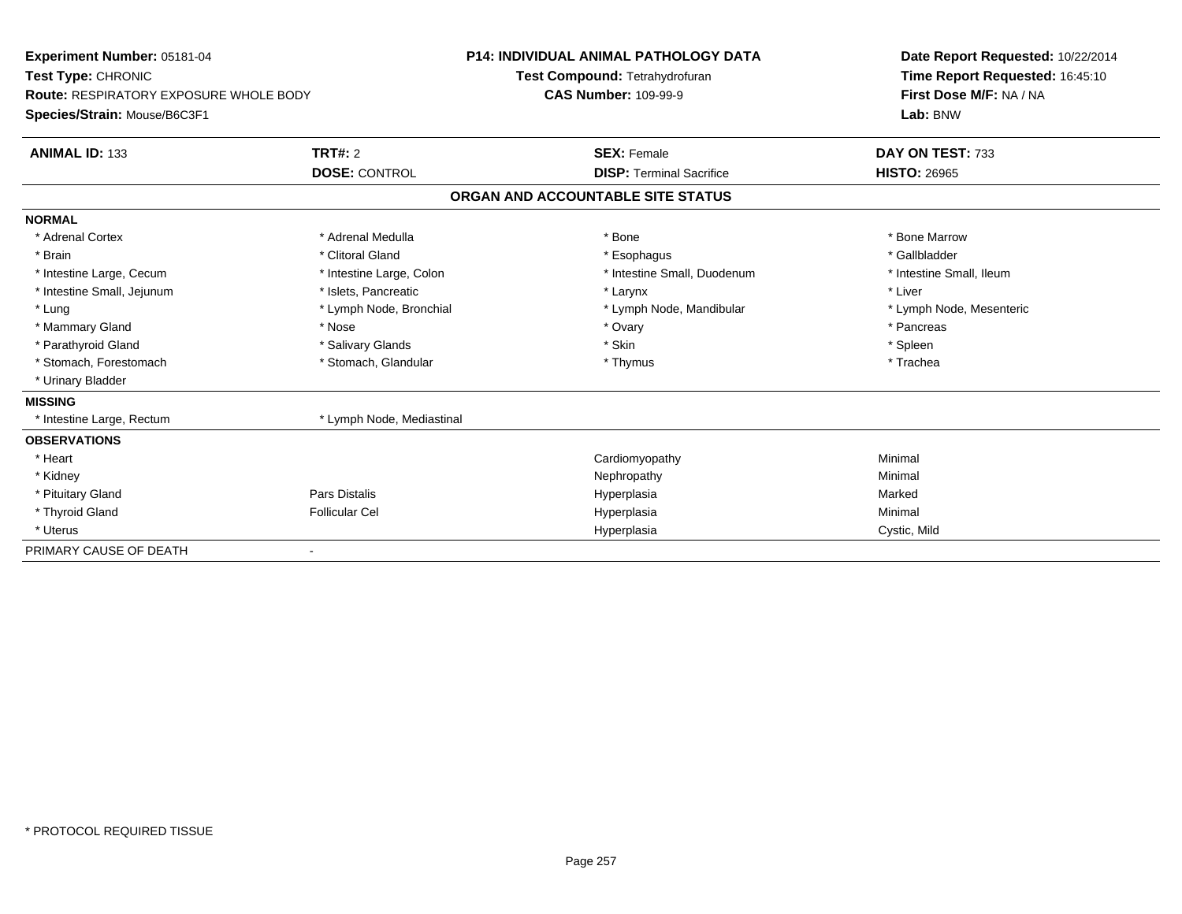**Experiment Number:** 05181-04
**Test Type:** CHRONIC
**Route:** RESPIRATORY EXPOSURE WHOLE BODY
**Species/Strain:** Mouse/B6C3F1

**P14: INDIVIDUAL ANIMAL PATHOLOGY DATA**
**Test Compound:** Tetrahydrofuran
**CAS Number:** 109-99-9

**Date Report Requested:** 10/22/2014
**Time Report Requested:** 16:45:10
**First Dose M/F:** NA / NA
**Lab:** BNW

| **ANIMAL ID:** 133 | **TRT#:** 2 | **SEX:** Female | **DAY ON TEST:** 733 |
|---|---|---|---|
| | **DOSE:** CONTROL | **DISP:** Terminal Sacrifice | **HISTO:** 26965 |

**ORGAN AND ACCOUNTABLE SITE STATUS**

| | | | |
|---|---|---|---|
| **NORMAL** | | | |
| * Adrenal Cortex | * Adrenal Medulla | * Bone | * Bone Marrow |
| * Brain | * Clitoral Gland | * Esophagus | * Gallbladder |
| * Intestine Large, Cecum | * Intestine Large, Colon | * Intestine Small, Duodenum | * Intestine Small, Ileum |
| * Intestine Small, Jejunum | * Islets, Pancreatic | * Larynx | * Liver |
| * Lung | * Lymph Node, Bronchial | * Lymph Node, Mandibular | * Lymph Node, Mesenteric |
| * Mammary Gland | * Nose | * Ovary | * Pancreas |
| * Parathyroid Gland | * Salivary Glands | * Skin | * Spleen |
| * Stomach, Forestomach | * Stomach, Glandular | * Thymus | * Trachea |
| * Urinary Bladder | | | |
| **MISSING** | | | |
| * Intestine Large, Rectum | * Lymph Node, Mediastinal | | |
| **OBSERVATIONS** | | | |
| * Heart | | Cardiomyopathy | Minimal |
| * Kidney | | Nephropathy | Minimal |
| * Pituitary Gland | Pars Distalis | Hyperplasia | Marked |
| * Thyroid Gland | Follicular Cel | Hyperplasia | Minimal |
| * Uterus | | Hyperplasia | Cystic, Mild |
| PRIMARY CAUSE OF DEATH | - | | |

* PROTOCOL REQUIRED TISSUE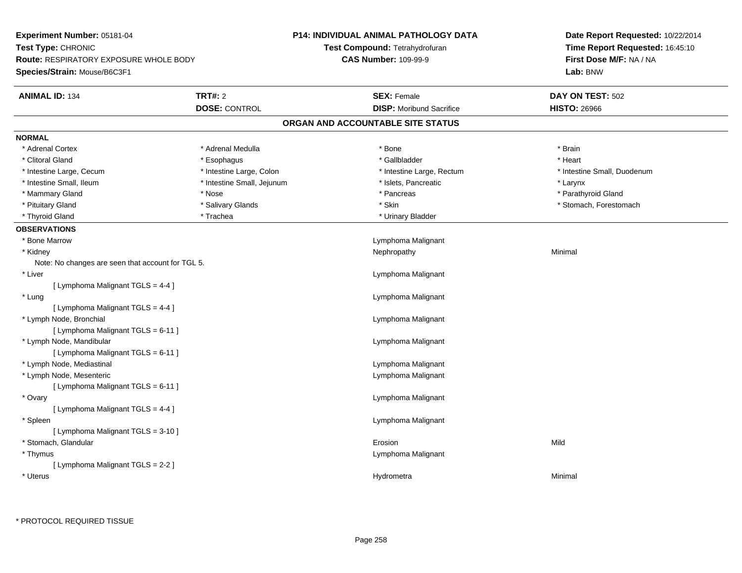**Experiment Number:** 05181-04
**Test Type:** CHRONIC
**Route:** RESPIRATORY EXPOSURE WHOLE BODY
**Species/Strain:** Mouse/B6C3F1

**P14: INDIVIDUAL ANIMAL PATHOLOGY DATA**
**Test Compound:** Tetrahydrofuran
**CAS Number:** 109-99-9

**Date Report Requested:** 10/22/2014
**Time Report Requested:** 16:45:10
**First Dose M/F:** NA / NA
**Lab:** BNW

| **ANIMAL ID:** 134 | **TRT#:** 2 | **SEX:** Female | **DAY ON TEST:** 502 |
|---|---|---|---|
| | **DOSE:** CONTROL | **DISP:** Moribund Sacrifice | **HISTO:** 26966 |

## ORGAN AND ACCOUNTABLE SITE STATUS

**NORMAL**

| | | | |
|---|---|---|---|
| * Adrenal Cortex | * Adrenal Medulla | * Bone | * Brain |
| * Clitoral Gland | * Esophagus | * Gallbladder | * Heart |
| * Intestine Large, Cecum | * Intestine Large, Colon | * Intestine Large, Rectum | * Intestine Small, Duodenum |
| * Intestine Small, Ileum | * Intestine Small, Jejunum | * Islets, Pancreatic | * Larynx |
| * Mammary Gland | * Nose | * Pancreas | * Parathyroid Gland |
| * Pituitary Gland | * Salivary Glands | * Skin | * Stomach, Forestomach |
| * Thyroid Gland | * Trachea | * Urinary Bladder | |

**OBSERVATIONS**

| Organ | Observation | Severity |
|---|---|---|
| * Bone Marrow | Lymphoma Malignant | |
| * Kidney | Nephropathy | Minimal |
| Note: No changes are seen that account for TGL 5. | | |
| * Liver | Lymphoma Malignant | |
| [ Lymphoma Malignant TGLS = 4-4 ] | | |
| * Lung | Lymphoma Malignant | |
| [ Lymphoma Malignant TGLS = 4-4 ] | | |
| * Lymph Node, Bronchial | Lymphoma Malignant | |
| [ Lymphoma Malignant TGLS = 6-11 ] | | |
| * Lymph Node, Mandibular | Lymphoma Malignant | |
| [ Lymphoma Malignant TGLS = 6-11 ] | | |
| * Lymph Node, Mediastinal | Lymphoma Malignant | |
| * Lymph Node, Mesenteric | Lymphoma Malignant | |
| [ Lymphoma Malignant TGLS = 6-11 ] | | |
| * Ovary | Lymphoma Malignant | |
| [ Lymphoma Malignant TGLS = 4-4 ] | | |
| * Spleen | Lymphoma Malignant | |
| [ Lymphoma Malignant TGLS = 3-10 ] | | |
| * Stomach, Glandular | Erosion | Mild |
| * Thymus | Lymphoma Malignant | |
| [ Lymphoma Malignant TGLS = 2-2 ] | | |
| * Uterus | Hydrometra | Minimal |

* PROTOCOL REQUIRED TISSUE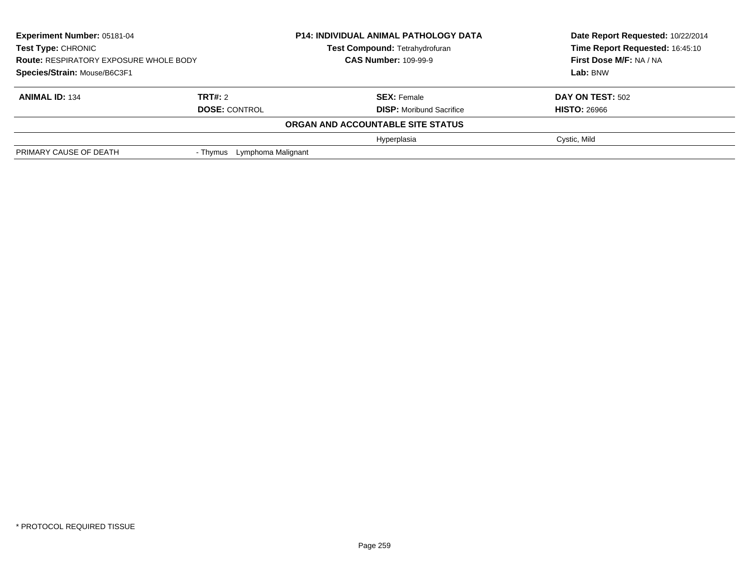| **Experiment Number:** 05181-04 | **P14: INDIVIDUAL ANIMAL PATHOLOGY DATA** | **Date Report Requested:** 10/22/2014 |
|---|---|---|
| **Test Type:** CHRONIC | **Test Compound:** Tetrahydrofuran | **Time Report Requested:** 16:45:10 |
| **Route:** RESPIRATORY EXPOSURE WHOLE BODY | **CAS Number:** 109-99-9 | **First Dose M/F:** NA / NA |
| **Species/Strain:** Mouse/B6C3F1 | | **Lab:** BNW |

| **ANIMAL ID:** 134 | **TRT#:** 2 | **SEX:** Female | **DAY ON TEST:** 502 |
|---|---|---|---|
| | **DOSE:** CONTROL | **DISP:** Moribund Sacrifice | **HISTO:** 26966 |
| | | **ORGAN AND ACCOUNTABLE SITE STATUS** | |
| | | Hyperplasia | Cystic, Mild |
| PRIMARY CAUSE OF DEATH | - Thymus Lymphoma Malignant | | |

* PROTOCOL REQUIRED TISSUE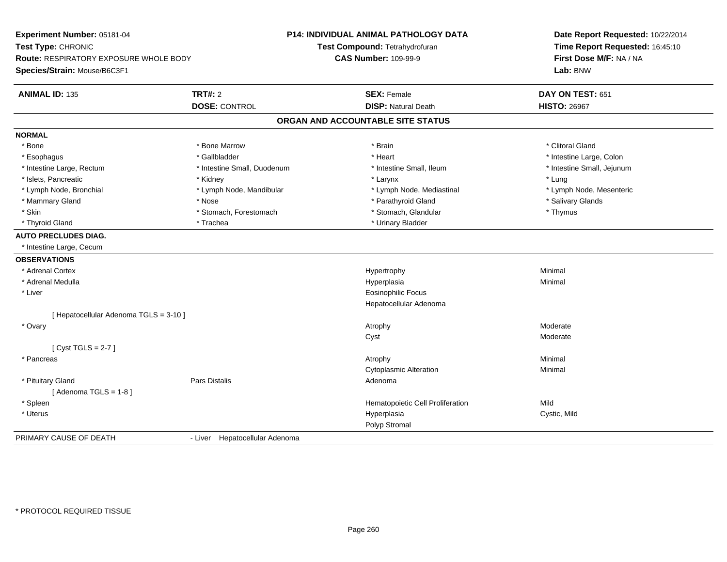**Experiment Number:** 05181-04
**Test Type:** CHRONIC
**Route:** RESPIRATORY EXPOSURE WHOLE BODY
**Species/Strain:** Mouse/B6C3F1

**P14: INDIVIDUAL ANIMAL PATHOLOGY DATA**
**Test Compound:** Tetrahydrofuran
**CAS Number:** 109-99-9

**Date Report Requested:** 10/22/2014
**Time Report Requested:** 16:45:10
**First Dose M/F:** NA / NA
**Lab:** BNW

| **ANIMAL ID:** 135 | **TRT#:** 2 | **SEX:** Female | **DAY ON TEST:** 651 |
|---|---|---|---|
| | **DOSE:** CONTROL | **DISP:** Natural Death | **HISTO:** 26967 |

## ORGAN AND ACCOUNTABLE SITE STATUS

**NORMAL**

| | | | |
|---|---|---|---|
| * Bone | * Bone Marrow | * Brain | * Clitoral Gland |
| * Esophagus | * Gallbladder | * Heart | * Intestine Large, Colon |
| * Intestine Large, Rectum | * Intestine Small, Duodenum | * Intestine Small, Ileum | * Intestine Small, Jejunum |
| * Islets, Pancreatic | * Kidney | * Larynx | * Lung |
| * Lymph Node, Bronchial | * Lymph Node, Mandibular | * Lymph Node, Mediastinal | * Lymph Node, Mesenteric |
| * Mammary Gland | * Nose | * Parathyroid Gland | * Salivary Glands |
| * Skin | * Stomach, Forestomach | * Stomach, Glandular | * Thymus |
| * Thyroid Gland | * Trachea | * Urinary Bladder | |

**AUTO PRECLUDES DIAG.**

* Intestine Large, Cecum

**OBSERVATIONS**

| | | | |
|---|---|---|---|
| * Adrenal Cortex | | Hypertrophy | Minimal |
| * Adrenal Medulla | | Hyperplasia | Minimal |
| * Liver | | Eosinophilic Focus | |
| | | Hepatocellular Adenoma | |
| [ Hepatocellular Adenoma TGLS = 3-10 ] | | | |
| * Ovary | | Atrophy | Moderate |
| | | Cyst | Moderate |
| [ Cyst TGLS = 2-7 ] | | | |
| * Pancreas | | Atrophy | Minimal |
| | | Cytoplasmic Alteration | Minimal |
| * Pituitary Gland | Pars Distalis | Adenoma | |
| [ Adenoma TGLS = 1-8 ] | | | |
| * Spleen | | Hematopoietic Cell Proliferation | Mild |
| * Uterus | | Hyperplasia | Cystic, Mild |
| | | Polyp Stromal | |

PRIMARY CAUSE OF DEATH - Liver Hepatocellular Adenoma

* PROTOCOL REQUIRED TISSUE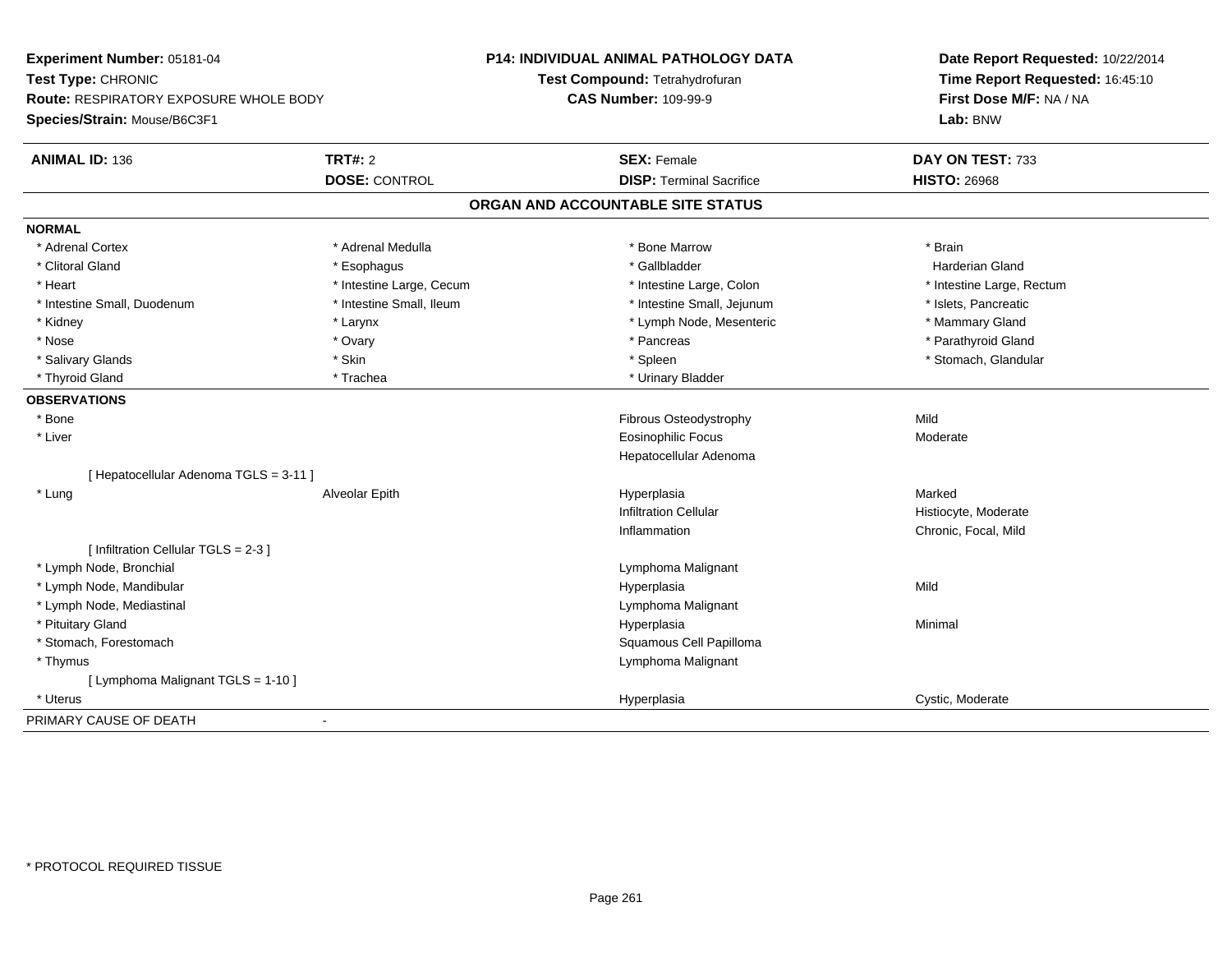**Experiment Number:** 05181-04
**Test Type:** CHRONIC
**Route:** RESPIRATORY EXPOSURE WHOLE BODY
**Species/Strain:** Mouse/B6C3F1

**P14: INDIVIDUAL ANIMAL PATHOLOGY DATA**
**Test Compound:** Tetrahydrofuran
**CAS Number:** 109-99-9

**Date Report Requested:** 10/22/2014
**Time Report Requested:** 16:45:10
**First Dose M/F:** NA / NA
**Lab:** BNW

| **ANIMAL ID:** 136 | **TRT#:** 2 | **SEX:** Female | **DAY ON TEST:** 733 |
|---|---|---|---|
| | **DOSE:** CONTROL | **DISP:** Terminal Sacrifice | **HISTO:** 26968 |

## ORGAN AND ACCOUNTABLE SITE STATUS

**NORMAL**

| | | | |
|---|---|---|---|
| * Adrenal Cortex | * Adrenal Medulla | * Bone Marrow | * Brain |
| * Clitoral Gland | * Esophagus | * Gallbladder | Harderian Gland |
| * Heart | * Intestine Large, Cecum | * Intestine Large, Colon | * Intestine Large, Rectum |
| * Intestine Small, Duodenum | * Intestine Small, Ileum | * Intestine Small, Jejunum | * Islets, Pancreatic |
| * Kidney | * Larynx | * Lymph Node, Mesenteric | * Mammary Gland |
| * Nose | * Ovary | * Pancreas | * Parathyroid Gland |
| * Salivary Glands | * Skin | * Spleen | * Stomach, Glandular |
| * Thyroid Gland | * Trachea | * Urinary Bladder | |

**OBSERVATIONS**

| | | | |
|---|---|---|---|
| * Bone | | Fibrous Osteodystrophy | Mild |
| * Liver | | Eosinophilic Focus | Moderate |
| | | Hepatocellular Adenoma | |
| [ Hepatocellular Adenoma TGLS = 3-11 ] | | | |
| * Lung | Alveolar Epith | Hyperplasia | Marked |
| | | Infiltration Cellular | Histiocyte, Moderate |
| | | Inflammation | Chronic, Focal, Mild |
| [ Infiltration Cellular TGLS = 2-3 ] | | | |
| * Lymph Node, Bronchial | | Lymphoma Malignant | |
| * Lymph Node, Mandibular | | Hyperplasia | Mild |
| * Lymph Node, Mediastinal | | Lymphoma Malignant | |
| * Pituitary Gland | | Hyperplasia | Minimal |
| * Stomach, Forestomach | | Squamous Cell Papilloma | |
| * Thymus | | Lymphoma Malignant | |
| [ Lymphoma Malignant TGLS = 1-10 ] | | | |
| * Uterus | | Hyperplasia | Cystic, Moderate |

PRIMARY CAUSE OF DEATH -

* PROTOCOL REQUIRED TISSUE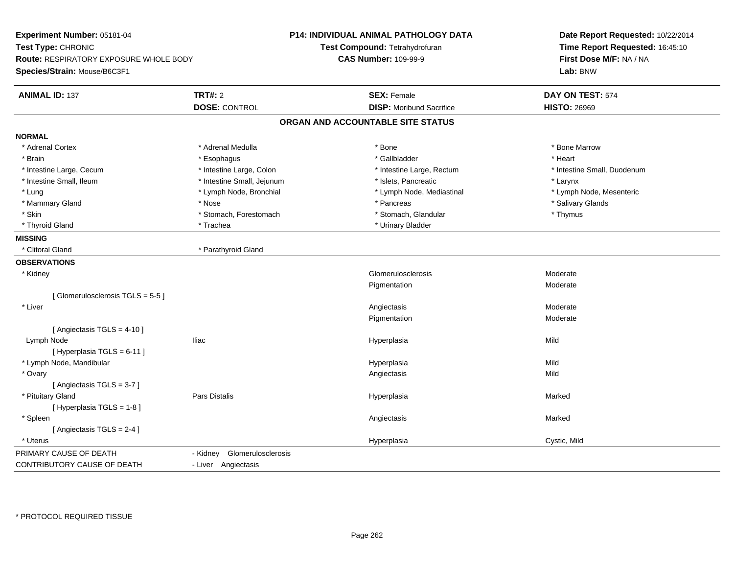**Experiment Number:** 05181-04
**Test Type:** CHRONIC
**Route:** RESPIRATORY EXPOSURE WHOLE BODY
**Species/Strain:** Mouse/B6C3F1

**P14: INDIVIDUAL ANIMAL PATHOLOGY DATA**
**Test Compound:** Tetrahydrofuran
**CAS Number:** 109-99-9

**Date Report Requested:** 10/22/2014
**Time Report Requested:** 16:45:10
**First Dose M/F:** NA / NA
**Lab:** BNW

| **ANIMAL ID:** 137 | **TRT#:** 2 | **SEX:** Female | **DAY ON TEST:** 574 |
|---|---|---|---|
| | **DOSE:** CONTROL | **DISP:** Moribund Sacrifice | **HISTO:** 26969 |

## ORGAN AND ACCOUNTABLE SITE STATUS

**NORMAL**

| | | | |
|---|---|---|---|
| * Adrenal Cortex | * Adrenal Medulla | * Bone | * Bone Marrow |
| * Brain | * Esophagus | * Gallbladder | * Heart |
| * Intestine Large, Cecum | * Intestine Large, Colon | * Intestine Large, Rectum | * Intestine Small, Duodenum |
| * Intestine Small, Ileum | * Intestine Small, Jejunum | * Islets, Pancreatic | * Larynx |
| * Lung | * Lymph Node, Bronchial | * Lymph Node, Mediastinal | * Lymph Node, Mesenteric |
| * Mammary Gland | * Nose | * Pancreas | * Salivary Glands |
| * Skin | * Stomach, Forestomach | * Stomach, Glandular | * Thymus |
| * Thyroid Gland | * Trachea | * Urinary Bladder | |

**MISSING**

| | |
|---|---|
| * Clitoral Gland | * Parathyroid Gland |

**OBSERVATIONS**

| Organ | Site | Observation | Severity |
|---|---|---|---|
| * Kidney | | Glomerulosclerosis | Moderate |
| | | Pigmentation | Moderate |
| [ Glomerulosclerosis TGLS = 5-5 ] | | | |
| * Liver | | Angiectasis | Moderate |
| | | Pigmentation | Moderate |
| [ Angiectasis TGLS = 4-10 ] | | | |
| Lymph Node | Iliac | Hyperplasia | Mild |
| [ Hyperplasia TGLS = 6-11 ] | | | |
| * Lymph Node, Mandibular | | Hyperplasia | Mild |
| * Ovary | | Angiectasis | Mild |
| [ Angiectasis TGLS = 3-7 ] | | | |
| * Pituitary Gland | Pars Distalis | Hyperplasia | Marked |
| [ Hyperplasia TGLS = 1-8 ] | | | |
| * Spleen | | Angiectasis | Marked |
| [ Angiectasis TGLS = 2-4 ] | | | |
| * Uterus | | Hyperplasia | Cystic, Mild |

| | |
|---|---|
| PRIMARY CAUSE OF DEATH | - Kidney Glomerulosclerosis |
| CONTRIBUTORY CAUSE OF DEATH | - Liver Angiectasis |

* PROTOCOL REQUIRED TISSUE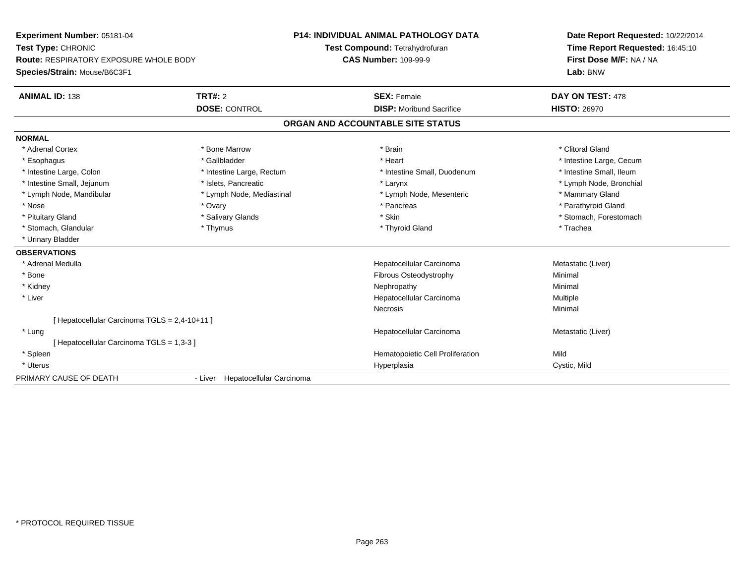**Experiment Number:** 05181-04
**Test Type:** CHRONIC
**Route:** RESPIRATORY EXPOSURE WHOLE BODY
**Species/Strain:** Mouse/B6C3F1

**P14: INDIVIDUAL ANIMAL PATHOLOGY DATA**
**Test Compound:** Tetrahydrofuran
**CAS Number:** 109-99-9

**Date Report Requested:** 10/22/2014
**Time Report Requested:** 16:45:10
**First Dose M/F:** NA / NA
**Lab:** BNW

| **ANIMAL ID:** 138 | **TRT#:** 2 | **SEX:** Female | **DAY ON TEST:** 478 |
|---|---|---|---|
| | **DOSE:** CONTROL | **DISP:** Moribund Sacrifice | **HISTO:** 26970 |

## ORGAN AND ACCOUNTABLE SITE STATUS

**NORMAL**

| | | | |
|---|---|---|---|
| * Adrenal Cortex | * Bone Marrow | * Brain | * Clitoral Gland |
| * Esophagus | * Gallbladder | * Heart | * Intestine Large, Cecum |
| * Intestine Large, Colon | * Intestine Large, Rectum | * Intestine Small, Duodenum | * Intestine Small, Ileum |
| * Intestine Small, Jejunum | * Islets, Pancreatic | * Larynx | * Lymph Node, Bronchial |
| * Lymph Node, Mandibular | * Lymph Node, Mediastinal | * Lymph Node, Mesenteric | * Mammary Gland |
| * Nose | * Ovary | * Pancreas | * Parathyroid Gland |
| * Pituitary Gland | * Salivary Glands | * Skin | * Stomach, Forestomach |
| * Stomach, Glandular | * Thymus | * Thyroid Gland | * Trachea |
| * Urinary Bladder | | | |

**OBSERVATIONS**

| | | |
|---|---|---|
| * Adrenal Medulla | Hepatocellular Carcinoma | Metastatic (Liver) |
| * Bone | Fibrous Osteodystrophy | Minimal |
| * Kidney | Nephropathy | Minimal |
| * Liver | Hepatocellular Carcinoma | Multiple |
| | Necrosis | Minimal |
| [ Hepatocellular Carcinoma TGLS = 2,4-10+11 ] | | |
| * Lung | Hepatocellular Carcinoma | Metastatic (Liver) |
| [ Hepatocellular Carcinoma TGLS = 1,3-3 ] | | |
| * Spleen | Hematopoietic Cell Proliferation | Mild |
| * Uterus | Hyperplasia | Cystic, Mild |

PRIMARY CAUSE OF DEATH - Liver Hepatocellular Carcinoma

\* PROTOCOL REQUIRED TISSUE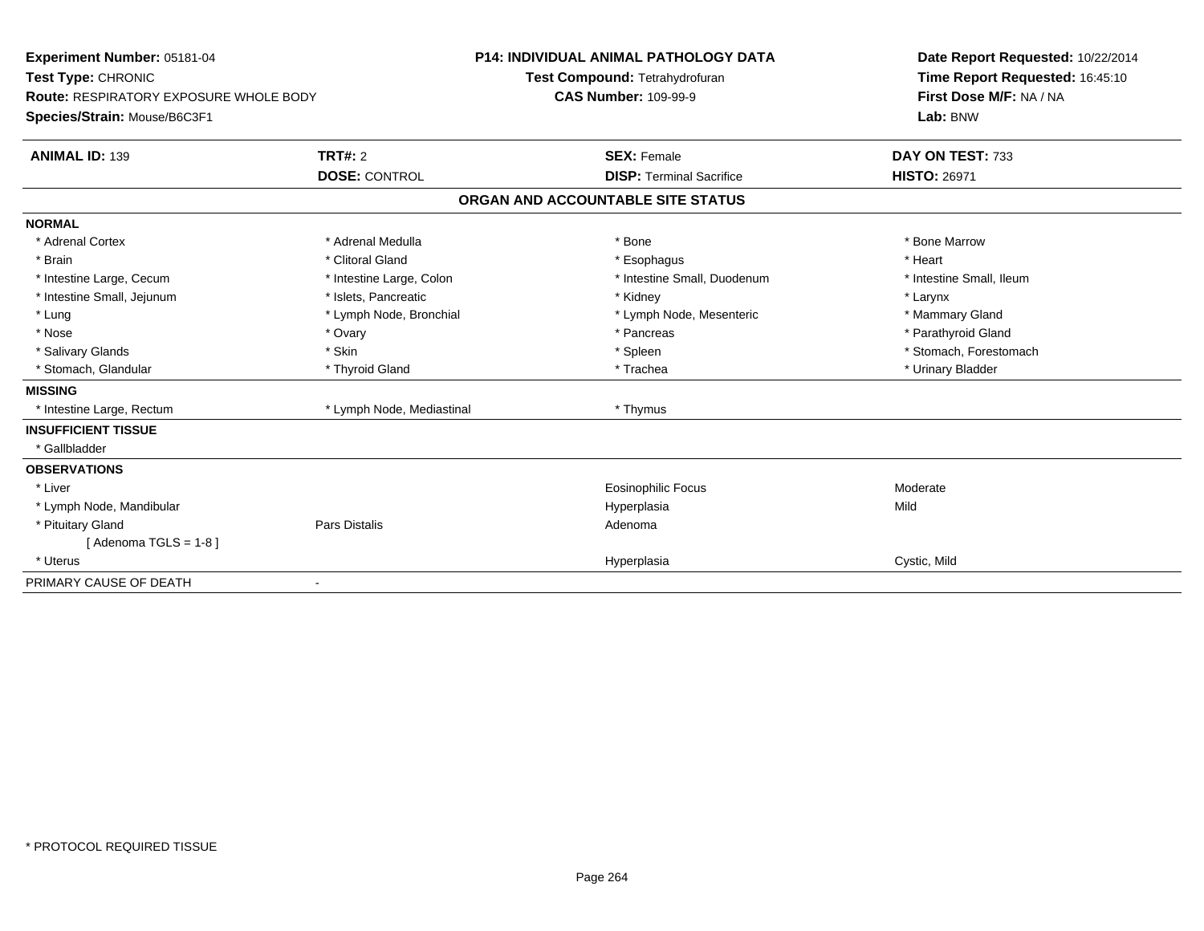**Experiment Number:** 05181-04
**Test Type:** CHRONIC
**Route:** RESPIRATORY EXPOSURE WHOLE BODY
**Species/Strain:** Mouse/B6C3F1

**P14: INDIVIDUAL ANIMAL PATHOLOGY DATA**
**Test Compound:** Tetrahydrofuran
**CAS Number:** 109-99-9

**Date Report Requested:** 10/22/2014
**Time Report Requested:** 16:45:10
**First Dose M/F:** NA / NA
**Lab:** BNW

| **ANIMAL ID:** 139 | **TRT#:** 2 | **SEX:** Female | **DAY ON TEST:** 733 |
|---|---|---|---|
| | **DOSE:** CONTROL | **DISP:** Terminal Sacrifice | **HISTO:** 26971 |

**ORGAN AND ACCOUNTABLE SITE STATUS**

| | | | |
|---|---|---|---|
| **NORMAL** | | | |
| * Adrenal Cortex | * Adrenal Medulla | * Bone | * Bone Marrow |
| * Brain | * Clitoral Gland | * Esophagus | * Heart |
| * Intestine Large, Cecum | * Intestine Large, Colon | * Intestine Small, Duodenum | * Intestine Small, Ileum |
| * Intestine Small, Jejunum | * Islets, Pancreatic | * Kidney | * Larynx |
| * Lung | * Lymph Node, Bronchial | * Lymph Node, Mesenteric | * Mammary Gland |
| * Nose | * Ovary | * Pancreas | * Parathyroid Gland |
| * Salivary Glands | * Skin | * Spleen | * Stomach, Forestomach |
| * Stomach, Glandular | * Thyroid Gland | * Trachea | * Urinary Bladder |
| **MISSING** | | | |
| * Intestine Large, Rectum | * Lymph Node, Mediastinal | * Thymus | |
| **INSUFFICIENT TISSUE** | | | |
| * Gallbladder | | | |
| **OBSERVATIONS** | | | |
| * Liver | | Eosinophilic Focus | Moderate |
| * Lymph Node, Mandibular | | Hyperplasia | Mild |
| * Pituitary Gland | Pars Distalis | Adenoma | |
| [ Adenoma TGLS = 1-8 ] | | | |
| * Uterus | | Hyperplasia | Cystic, Mild |
| PRIMARY CAUSE OF DEATH | - | | |

* PROTOCOL REQUIRED TISSUE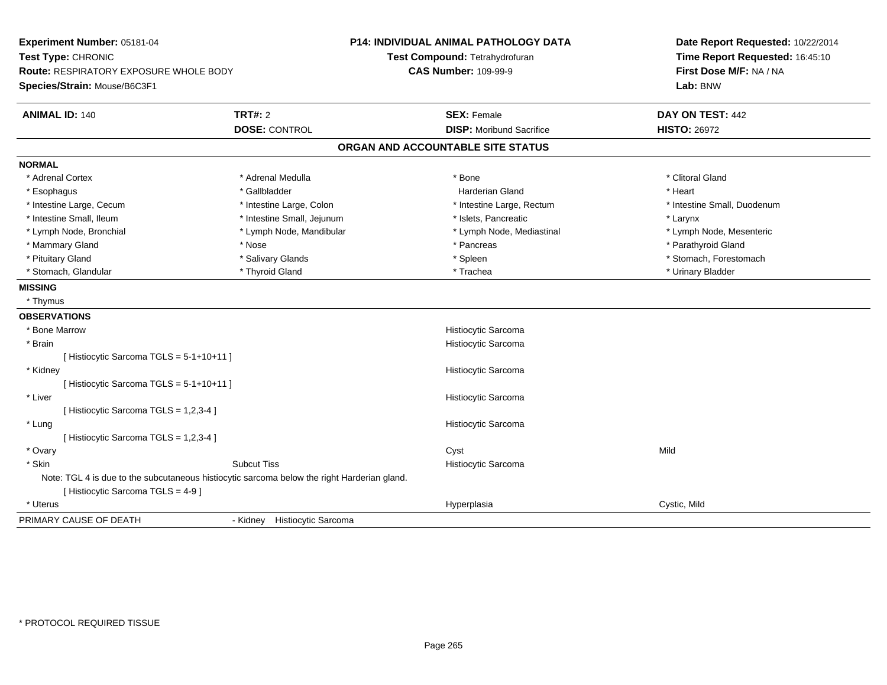**Experiment Number:** 05181-04
**Test Type:** CHRONIC
**Route:** RESPIRATORY EXPOSURE WHOLE BODY
**Species/Strain:** Mouse/B6C3F1

**P14: INDIVIDUAL ANIMAL PATHOLOGY DATA**
**Test Compound:** Tetrahydrofuran
**CAS Number:** 109-99-9

**Date Report Requested:** 10/22/2014
**Time Report Requested:** 16:45:10
**First Dose M/F:** NA / NA
**Lab:** BNW

| **ANIMAL ID:** 140 | **TRT#:** 2 | **SEX:** Female | **DAY ON TEST:** 442 |
|---|---|---|---|
| | **DOSE:** CONTROL | **DISP:** Moribund Sacrifice | **HISTO:** 26972 |

## ORGAN AND ACCOUNTABLE SITE STATUS

**NORMAL**

| | | | |
|---|---|---|---|
| * Adrenal Cortex | * Adrenal Medulla | * Bone | * Clitoral Gland |
| * Esophagus | * Gallbladder | Harderian Gland | * Heart |
| * Intestine Large, Cecum | * Intestine Large, Colon | * Intestine Large, Rectum | * Intestine Small, Duodenum |
| * Intestine Small, Ileum | * Intestine Small, Jejunum | * Islets, Pancreatic | * Larynx |
| * Lymph Node, Bronchial | * Lymph Node, Mandibular | * Lymph Node, Mediastinal | * Lymph Node, Mesenteric |
| * Mammary Gland | * Nose | * Pancreas | * Parathyroid Gland |
| * Pituitary Gland | * Salivary Glands | * Spleen | * Stomach, Forestomach |
| * Stomach, Glandular | * Thyroid Gland | * Trachea | * Urinary Bladder |

**MISSING**

* Thymus

**OBSERVATIONS**

| | | | |
|---|---|---|---|
| * Bone Marrow | | Histiocytic Sarcoma | |
| * Brain | | Histiocytic Sarcoma | |
| [ Histiocytic Sarcoma TGLS = 5-1+10+11 ] | | | |
| * Kidney | | Histiocytic Sarcoma | |
| [ Histiocytic Sarcoma TGLS = 5-1+10+11 ] | | | |
| * Liver | | Histiocytic Sarcoma | |
| [ Histiocytic Sarcoma TGLS = 1,2,3-4 ] | | | |
| * Lung | | Histiocytic Sarcoma | |
| [ Histiocytic Sarcoma TGLS = 1,2,3-4 ] | | | |
| * Ovary | | Cyst | Mild |
| * Skin | Subcut Tiss | Histiocytic Sarcoma | |
| Note: TGL 4 is due to the subcutaneous histiocytic sarcoma below the right Harderian gland. | | | |
| [ Histiocytic Sarcoma TGLS = 4-9 ] | | | |
| * Uterus | | Hyperplasia | Cystic, Mild |

PRIMARY CAUSE OF DEATH - Kidney Histiocytic Sarcoma

\* PROTOCOL REQUIRED TISSUE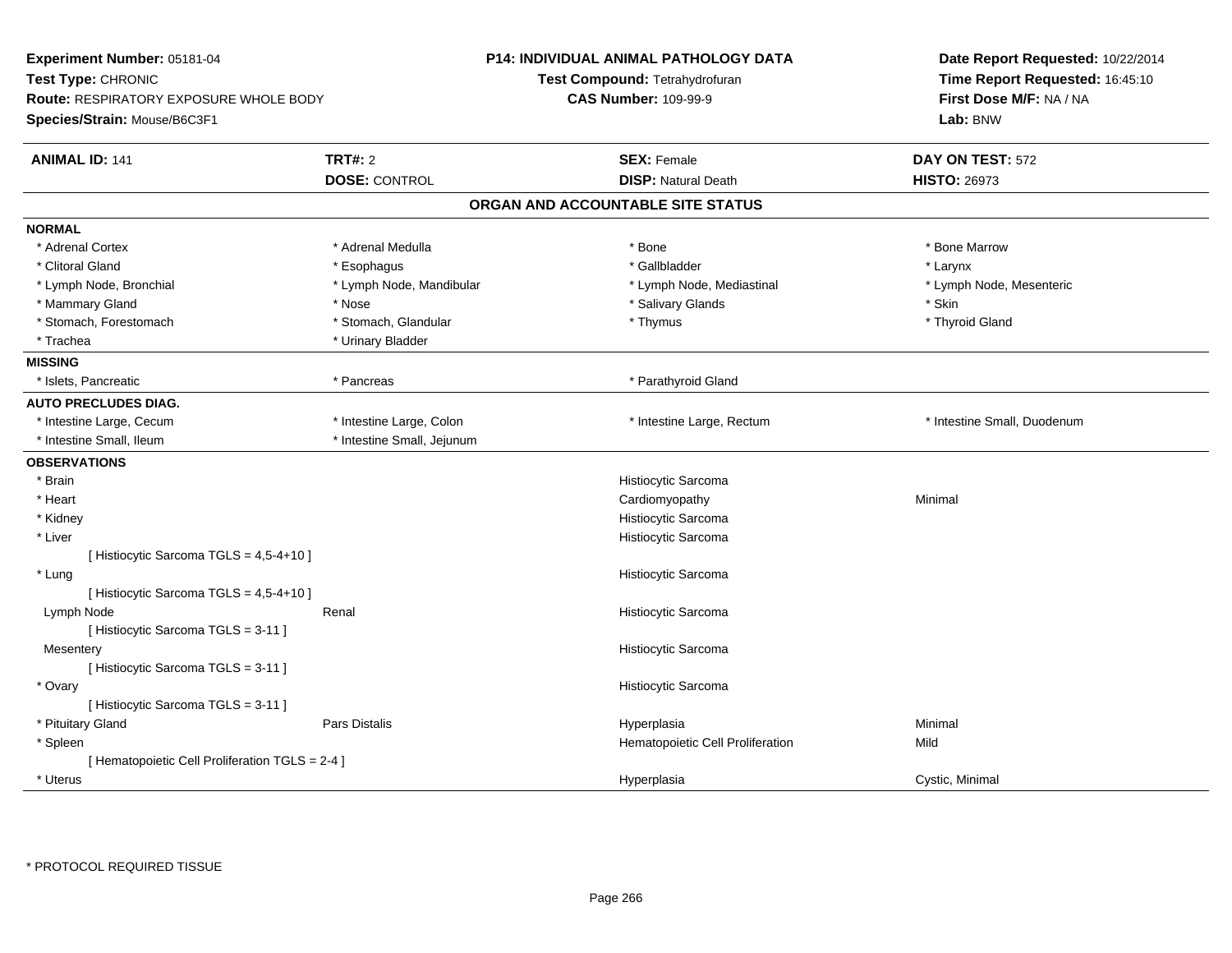**Experiment Number:** 05181-04
**Test Type:** CHRONIC
**Route:** RESPIRATORY EXPOSURE WHOLE BODY
**Species/Strain:** Mouse/B6C3F1

**P14: INDIVIDUAL ANIMAL PATHOLOGY DATA**
**Test Compound:** Tetrahydrofuran
**CAS Number:** 109-99-9

**Date Report Requested:** 10/22/2014
**Time Report Requested:** 16:45:10
**First Dose M/F:** NA / NA
**Lab:** BNW

| **ANIMAL ID:** 141 | **TRT#:** 2 | **SEX:** Female | **DAY ON TEST:** 572 |
|---|---|---|---|
| | **DOSE:** CONTROL | **DISP:** Natural Death | **HISTO:** 26973 |

## ORGAN AND ACCOUNTABLE SITE STATUS

**NORMAL**

| | | | |
|---|---|---|---|
| * Adrenal Cortex | * Adrenal Medulla | * Bone | * Bone Marrow |
| * Clitoral Gland | * Esophagus | * Gallbladder | * Larynx |
| * Lymph Node, Bronchial | * Lymph Node, Mandibular | * Lymph Node, Mediastinal | * Lymph Node, Mesenteric |
| * Mammary Gland | * Nose | * Salivary Glands | * Skin |
| * Stomach, Forestomach | * Stomach, Glandular | * Thymus | * Thyroid Gland |
| * Trachea | * Urinary Bladder | | |

**MISSING**

| | | | |
|---|---|---|---|
| * Islets, Pancreatic | * Pancreas | * Parathyroid Gland | |

**AUTO PRECLUDES DIAG.**

| | | | |
|---|---|---|---|
| * Intestine Large, Cecum | * Intestine Large, Colon | * Intestine Large, Rectum | * Intestine Small, Duodenum |
| * Intestine Small, Ileum | * Intestine Small, Jejunum | | |

**OBSERVATIONS**

| | | | |
|---|---|---|---|
| * Brain | | Histiocytic Sarcoma | |
| * Heart | | Cardiomyopathy | Minimal |
| * Kidney | | Histiocytic Sarcoma | |
| * Liver | | Histiocytic Sarcoma | |
| [ Histiocytic Sarcoma TGLS = 4,5-4+10 ] | | | |
| * Lung | | Histiocytic Sarcoma | |
| [ Histiocytic Sarcoma TGLS = 4,5-4+10 ] | | | |
| Lymph Node | Renal | Histiocytic Sarcoma | |
| [ Histiocytic Sarcoma TGLS = 3-11 ] | | | |
| Mesentery | | Histiocytic Sarcoma | |
| [ Histiocytic Sarcoma TGLS = 3-11 ] | | | |
| * Ovary | | Histiocytic Sarcoma | |
| [ Histiocytic Sarcoma TGLS = 3-11 ] | | | |
| * Pituitary Gland | Pars Distalis | Hyperplasia | Minimal |
| * Spleen | | Hematopoietic Cell Proliferation | Mild |
| [ Hematopoietic Cell Proliferation TGLS = 2-4 ] | | | |
| * Uterus | | Hyperplasia | Cystic, Minimal |

* PROTOCOL REQUIRED TISSUE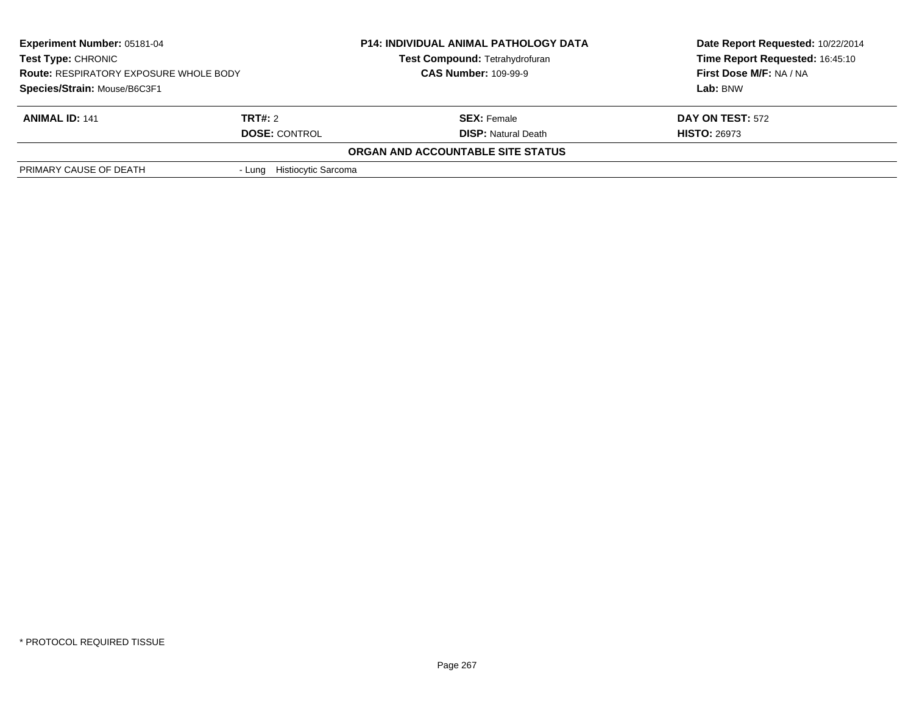**Experiment Number:** 05181-04
**Test Type:** CHRONIC
**Route:** RESPIRATORY EXPOSURE WHOLE BODY
**Species/Strain:** Mouse/B6C3F1

**P14: INDIVIDUAL ANIMAL PATHOLOGY DATA**
**Test Compound:** Tetrahydrofuran
**CAS Number:** 109-99-9

**Date Report Requested:** 10/22/2014
**Time Report Requested:** 16:45:10
**First Dose M/F:** NA / NA
**Lab:** BNW

| **ANIMAL ID:** 141 | **TRT#:** 2 | **SEX:** Female | **DAY ON TEST:** 572 |
|---|---|---|---|
| | **DOSE:** CONTROL | **DISP:** Natural Death | **HISTO:** 26973 |

**ORGAN AND ACCOUNTABLE SITE STATUS**

| | |
|---|---|
| PRIMARY CAUSE OF DEATH | - Lung Histiocytic Sarcoma |

\* PROTOCOL REQUIRED TISSUE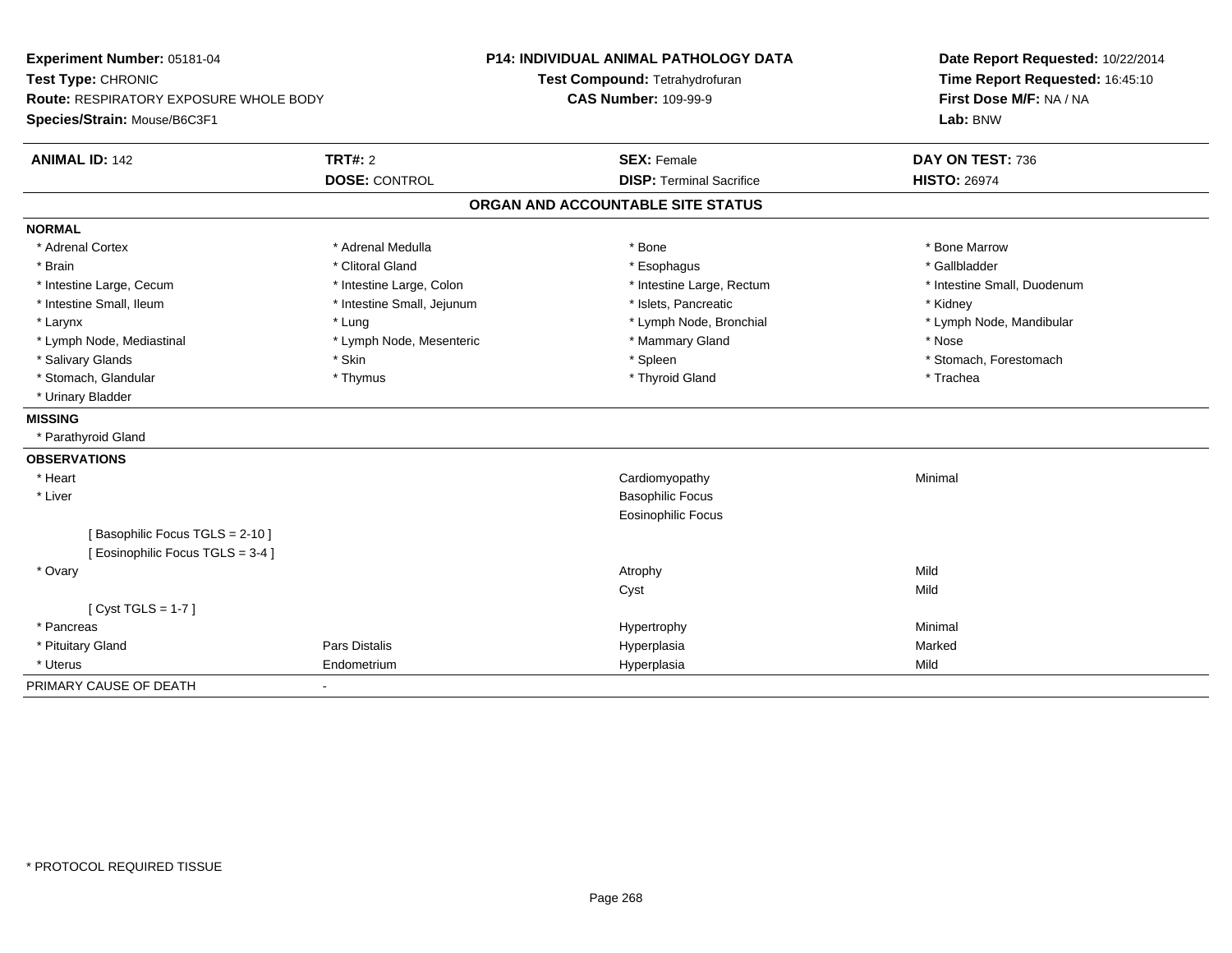**Experiment Number:** 05181-04
**Test Type:** CHRONIC
**Route:** RESPIRATORY EXPOSURE WHOLE BODY
**Species/Strain:** Mouse/B6C3F1

**P14: INDIVIDUAL ANIMAL PATHOLOGY DATA**
**Test Compound:** Tetrahydrofuran
**CAS Number:** 109-99-9

**Date Report Requested:** 10/22/2014
**Time Report Requested:** 16:45:10
**First Dose M/F:** NA / NA
**Lab:** BNW

| **ANIMAL ID:** 142 | **TRT#:** 2 | **SEX:** Female | **DAY ON TEST:** 736 |
|---|---|---|---|
| | **DOSE:** CONTROL | **DISP:** Terminal Sacrifice | **HISTO:** 26974 |

## ORGAN AND ACCOUNTABLE SITE STATUS

**NORMAL**

| | | | |
|---|---|---|---|
| * Adrenal Cortex | * Adrenal Medulla | * Bone | * Bone Marrow |
| * Brain | * Clitoral Gland | * Esophagus | * Gallbladder |
| * Intestine Large, Cecum | * Intestine Large, Colon | * Intestine Large, Rectum | * Intestine Small, Duodenum |
| * Intestine Small, Ileum | * Intestine Small, Jejunum | * Islets, Pancreatic | * Kidney |
| * Larynx | * Lung | * Lymph Node, Bronchial | * Lymph Node, Mandibular |
| * Lymph Node, Mediastinal | * Lymph Node, Mesenteric | * Mammary Gland | * Nose |
| * Salivary Glands | * Skin | * Spleen | * Stomach, Forestomach |
| * Stomach, Glandular | * Thymus | * Thyroid Gland | * Trachea |
| * Urinary Bladder | | | |

**MISSING**

* Parathyroid Gland

**OBSERVATIONS**

| | | | |
|---|---|---|---|
| * Heart | | Cardiomyopathy | Minimal |
| * Liver | | Basophilic Focus | |
| | | Eosinophilic Focus | |
| [ Basophilic Focus TGLS = 2-10 ] | | | |
| [ Eosinophilic Focus TGLS = 3-4 ] | | | |
| * Ovary | | Atrophy | Mild |
| | | Cyst | Mild |
| [ Cyst TGLS = 1-7 ] | | | |
| * Pancreas | | Hypertrophy | Minimal |
| * Pituitary Gland | Pars Distalis | Hyperplasia | Marked |
| * Uterus | Endometrium | Hyperplasia | Mild |

PRIMARY CAUSE OF DEATH -

* PROTOCOL REQUIRED TISSUE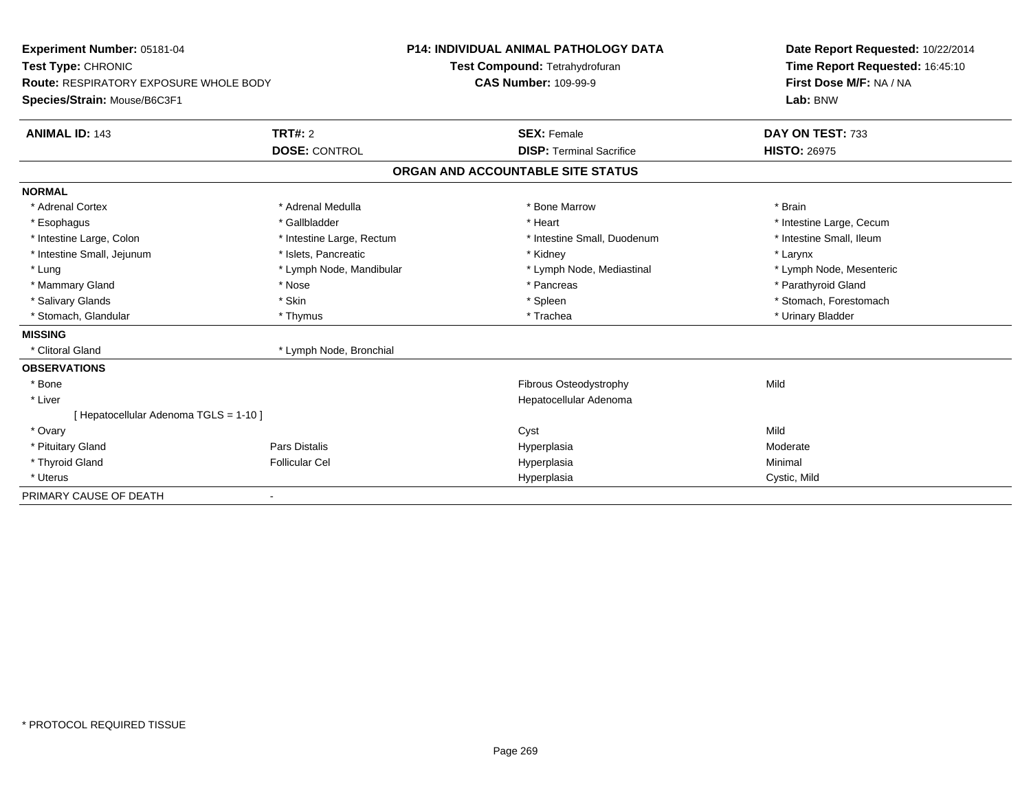**Experiment Number:** 05181-04
**Test Type:** CHRONIC
**Route:** RESPIRATORY EXPOSURE WHOLE BODY
**Species/Strain:** Mouse/B6C3F1

**P14: INDIVIDUAL ANIMAL PATHOLOGY DATA**
**Test Compound:** Tetrahydrofuran
**CAS Number:** 109-99-9

**Date Report Requested:** 10/22/2014
**Time Report Requested:** 16:45:10
**First Dose M/F:** NA / NA
**Lab:** BNW

| **ANIMAL ID:** 143 | **TRT#:** 2 | **SEX:** Female | **DAY ON TEST:** 733 |
|---|---|---|---|
| | **DOSE:** CONTROL | **DISP:** Terminal Sacrifice | **HISTO:** 26975 |

## ORGAN AND ACCOUNTABLE SITE STATUS

| | | | |
|---|---|---|---|
| **NORMAL** | | | |
| * Adrenal Cortex | * Adrenal Medulla | * Bone Marrow | * Brain |
| * Esophagus | * Gallbladder | * Heart | * Intestine Large, Cecum |
| * Intestine Large, Colon | * Intestine Large, Rectum | * Intestine Small, Duodenum | * Intestine Small, Ileum |
| * Intestine Small, Jejunum | * Islets, Pancreatic | * Kidney | * Larynx |
| * Lung | * Lymph Node, Mandibular | * Lymph Node, Mediastinal | * Lymph Node, Mesenteric |
| * Mammary Gland | * Nose | * Pancreas | * Parathyroid Gland |
| * Salivary Glands | * Skin | * Spleen | * Stomach, Forestomach |
| * Stomach, Glandular | * Thymus | * Trachea | * Urinary Bladder |
| **MISSING** | | | |
| * Clitoral Gland | * Lymph Node, Bronchial | | |
| **OBSERVATIONS** | | | |
| * Bone | | Fibrous Osteodystrophy | Mild |
| * Liver | | Hepatocellular Adenoma | |
| [ Hepatocellular Adenoma TGLS = 1-10 ] | | | |
| * Ovary | | Cyst | Mild |
| * Pituitary Gland | Pars Distalis | Hyperplasia | Moderate |
| * Thyroid Gland | Follicular Cel | Hyperplasia | Minimal |
| * Uterus | | Hyperplasia | Cystic, Mild |
| PRIMARY CAUSE OF DEATH | - | | |

* PROTOCOL REQUIRED TISSUE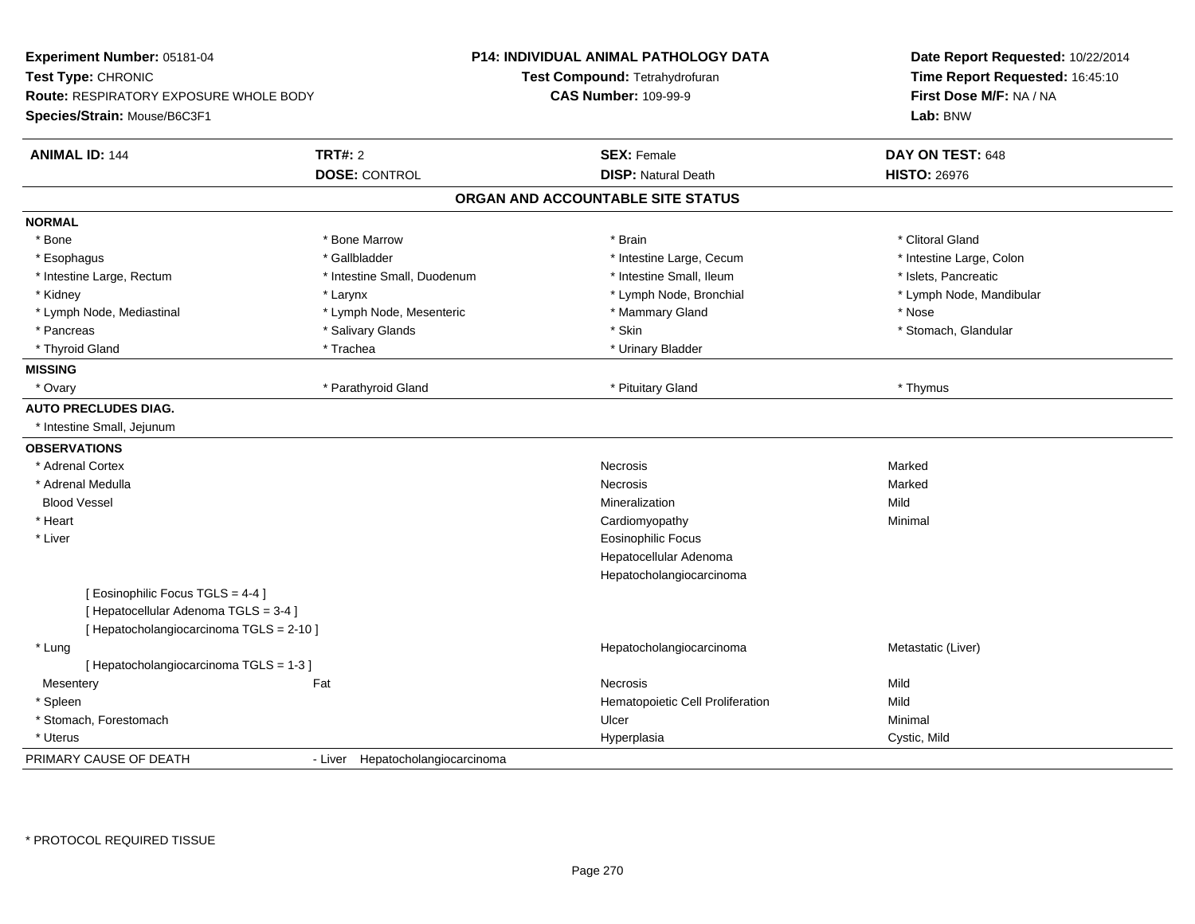**Experiment Number:** 05181-04
**Test Type:** CHRONIC
**Route:** RESPIRATORY EXPOSURE WHOLE BODY
**Species/Strain:** Mouse/B6C3F1

**P14: INDIVIDUAL ANIMAL PATHOLOGY DATA**
**Test Compound:** Tetrahydrofuran
**CAS Number:** 109-99-9

**Date Report Requested:** 10/22/2014
**Time Report Requested:** 16:45:10
**First Dose M/F:** NA / NA
**Lab:** BNW

| **ANIMAL ID:** 144 | **TRT#:** 2 | **SEX:** Female | **DAY ON TEST:** 648 |
|---|---|---|---|
| | **DOSE:** CONTROL | **DISP:** Natural Death | **HISTO:** 26976 |

## ORGAN AND ACCOUNTABLE SITE STATUS

**NORMAL**

| | | | |
|---|---|---|---|
| * Bone | * Bone Marrow | * Brain | * Clitoral Gland |
| * Esophagus | * Gallbladder | * Intestine Large, Cecum | * Intestine Large, Colon |
| * Intestine Large, Rectum | * Intestine Small, Duodenum | * Intestine Small, Ileum | * Islets, Pancreatic |
| * Kidney | * Larynx | * Lymph Node, Bronchial | * Lymph Node, Mandibular |
| * Lymph Node, Mediastinal | * Lymph Node, Mesenteric | * Mammary Gland | * Nose |
| * Pancreas | * Salivary Glands | * Skin | * Stomach, Glandular |
| * Thyroid Gland | * Trachea | * Urinary Bladder | |

**MISSING**

| | | | |
|---|---|---|---|
| * Ovary | * Parathyroid Gland | * Pituitary Gland | * Thymus |

**AUTO PRECLUDES DIAG.**

* Intestine Small, Jejunum

**OBSERVATIONS**

| | | | |
|---|---|---|---|
| * Adrenal Cortex | | Necrosis | Marked |
| * Adrenal Medulla | | Necrosis | Marked |
| Blood Vessel | | Mineralization | Mild |
| * Heart | | Cardiomyopathy | Minimal |
| * Liver | | Eosinophilic Focus | |
| | | Hepatocellular Adenoma | |
| | | Hepatocholangiocarcinoma | |
| [ Eosinophilic Focus TGLS = 4-4 ] | | | |
| [ Hepatocellular Adenoma TGLS = 3-4 ] | | | |
| [ Hepatocholangiocarcinoma TGLS = 2-10 ] | | | |
| * Lung | | Hepatocholangiocarcinoma | Metastatic (Liver) |
| [ Hepatocholangiocarcinoma TGLS = 1-3 ] | | | |
| Mesentery | Fat | Necrosis | Mild |
| * Spleen | | Hematopoietic Cell Proliferation | Mild |
| * Stomach, Forestomach | | Ulcer | Minimal |
| * Uterus | | Hyperplasia | Cystic, Mild |

PRIMARY CAUSE OF DEATH - Liver Hepatocholangiocarcinoma

* PROTOCOL REQUIRED TISSUE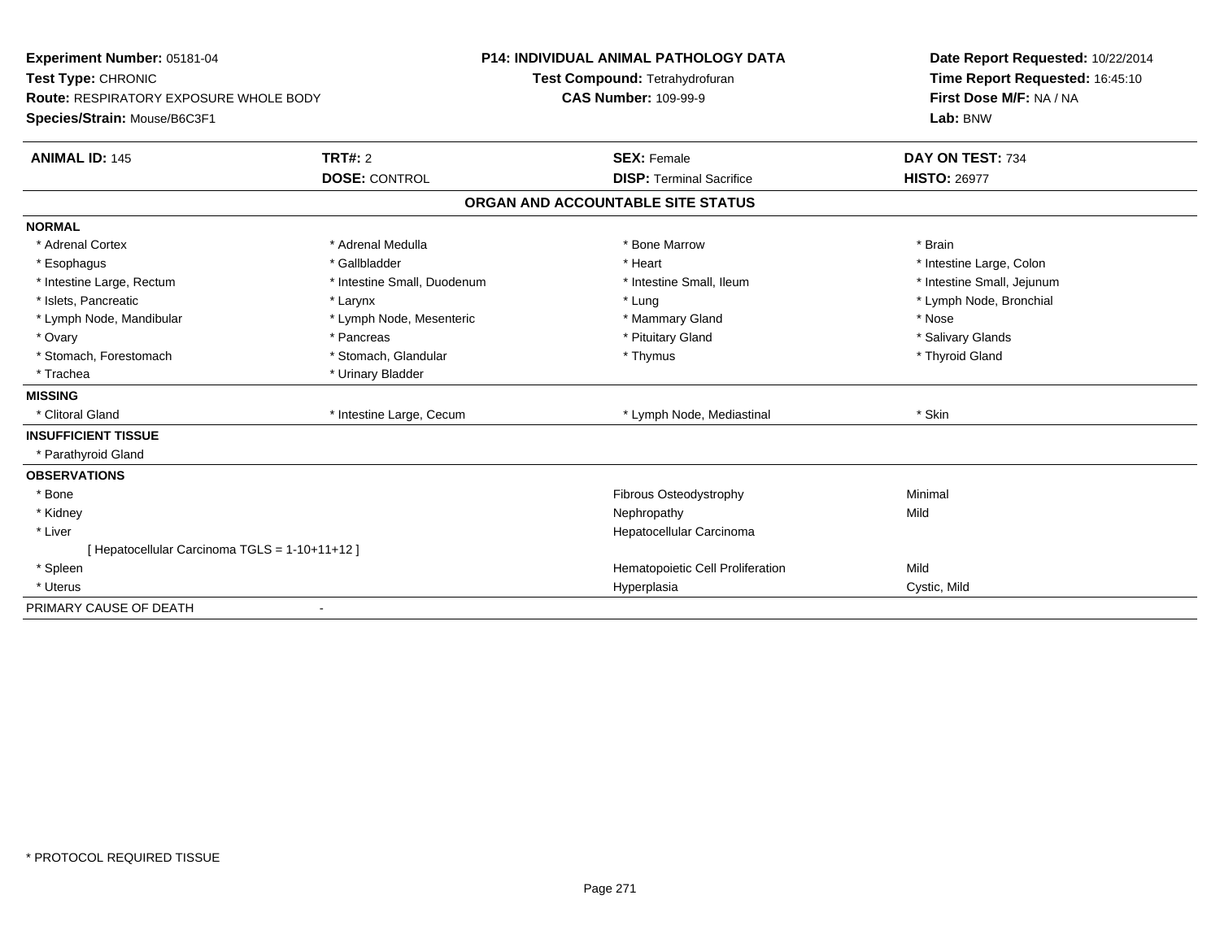**Experiment Number:** 05181-04
**Test Type:** CHRONIC
**Route:** RESPIRATORY EXPOSURE WHOLE BODY
**Species/Strain:** Mouse/B6C3F1

**P14: INDIVIDUAL ANIMAL PATHOLOGY DATA**
**Test Compound:** Tetrahydrofuran
**CAS Number:** 109-99-9

**Date Report Requested:** 10/22/2014
**Time Report Requested:** 16:45:10
**First Dose M/F:** NA / NA
**Lab:** BNW

| **ANIMAL ID:** 145 | **TRT#:** 2 | **SEX:** Female | **DAY ON TEST:** 734 |
|---|---|---|---|
| | **DOSE:** CONTROL | **DISP:** Terminal Sacrifice | **HISTO:** 26977 |

## ORGAN AND ACCOUNTABLE SITE STATUS

**NORMAL**

| | | | |
|---|---|---|---|
| * Adrenal Cortex | * Adrenal Medulla | * Bone Marrow | * Brain |
| * Esophagus | * Gallbladder | * Heart | * Intestine Large, Colon |
| * Intestine Large, Rectum | * Intestine Small, Duodenum | * Intestine Small, Ileum | * Intestine Small, Jejunum |
| * Islets, Pancreatic | * Larynx | * Lung | * Lymph Node, Bronchial |
| * Lymph Node, Mandibular | * Lymph Node, Mesenteric | * Mammary Gland | * Nose |
| * Ovary | * Pancreas | * Pituitary Gland | * Salivary Glands |
| * Stomach, Forestomach | * Stomach, Glandular | * Thymus | * Thyroid Gland |
| * Trachea | * Urinary Bladder | | |

**MISSING**

| | | | |
|---|---|---|---|
| * Clitoral Gland | * Intestine Large, Cecum | * Lymph Node, Mediastinal | * Skin |

**INSUFFICIENT TISSUE**

* Parathyroid Gland

**OBSERVATIONS**

| | | |
|---|---|---|
| * Bone | Fibrous Osteodystrophy | Minimal |
| * Kidney | Nephropathy | Mild |
| * Liver | Hepatocellular Carcinoma | |
| [ Hepatocellular Carcinoma TGLS = 1-10+11+12 ] | | |
| * Spleen | Hematopoietic Cell Proliferation | Mild |
| * Uterus | Hyperplasia | Cystic, Mild |

PRIMARY CAUSE OF DEATH -

\* PROTOCOL REQUIRED TISSUE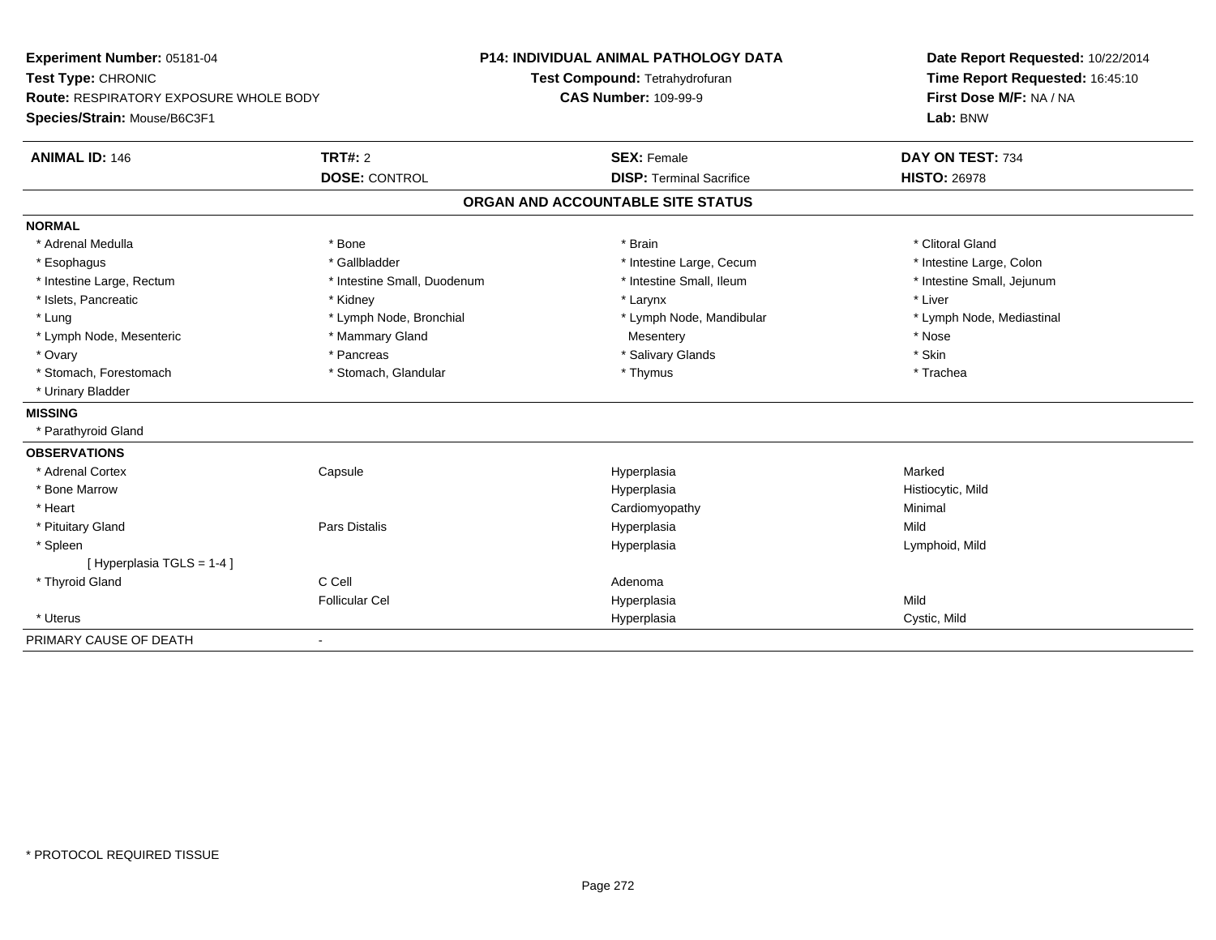**Experiment Number:** 05181-04
**Test Type:** CHRONIC
**Route:** RESPIRATORY EXPOSURE WHOLE BODY
**Species/Strain:** Mouse/B6C3F1

**P14: INDIVIDUAL ANIMAL PATHOLOGY DATA**
**Test Compound:** Tetrahydrofuran
**CAS Number:** 109-99-9

**Date Report Requested:** 10/22/2014
**Time Report Requested:** 16:45:10
**First Dose M/F:** NA / NA
**Lab:** BNW

| **ANIMAL ID:** 146 | **TRT#:** 2 | **SEX:** Female | **DAY ON TEST:** 734 |
|---|---|---|---|
| | **DOSE:** CONTROL | **DISP:** Terminal Sacrifice | **HISTO:** 26978 |

## ORGAN AND ACCOUNTABLE SITE STATUS

**NORMAL**

| | | | |
|---|---|---|---|
| * Adrenal Medulla | * Bone | * Brain | * Clitoral Gland |
| * Esophagus | * Gallbladder | * Intestine Large, Cecum | * Intestine Large, Colon |
| * Intestine Large, Rectum | * Intestine Small, Duodenum | * Intestine Small, Ileum | * Intestine Small, Jejunum |
| * Islets, Pancreatic | * Kidney | * Larynx | * Liver |
| * Lung | * Lymph Node, Bronchial | * Lymph Node, Mandibular | * Lymph Node, Mediastinal |
| * Lymph Node, Mesenteric | * Mammary Gland | Mesentery | * Nose |
| * Ovary | * Pancreas | * Salivary Glands | * Skin |
| * Stomach, Forestomach | * Stomach, Glandular | * Thymus | * Trachea |
| * Urinary Bladder | | | |

**MISSING**

* Parathyroid Gland

**OBSERVATIONS**

| | | | |
|---|---|---|---|
| * Adrenal Cortex | Capsule | Hyperplasia | Marked |
| * Bone Marrow | | Hyperplasia | Histiocytic, Mild |
| * Heart | | Cardiomyopathy | Minimal |
| * Pituitary Gland | Pars Distalis | Hyperplasia | Mild |
| * Spleen | | Hyperplasia | Lymphoid, Mild |
| [ Hyperplasia TGLS = 1-4 ] | | | |
| * Thyroid Gland | C Cell | Adenoma | |
| | Follicular Cel | Hyperplasia | Mild |
| * Uterus | | Hyperplasia | Cystic, Mild |

PRIMARY CAUSE OF DEATH -

* PROTOCOL REQUIRED TISSUE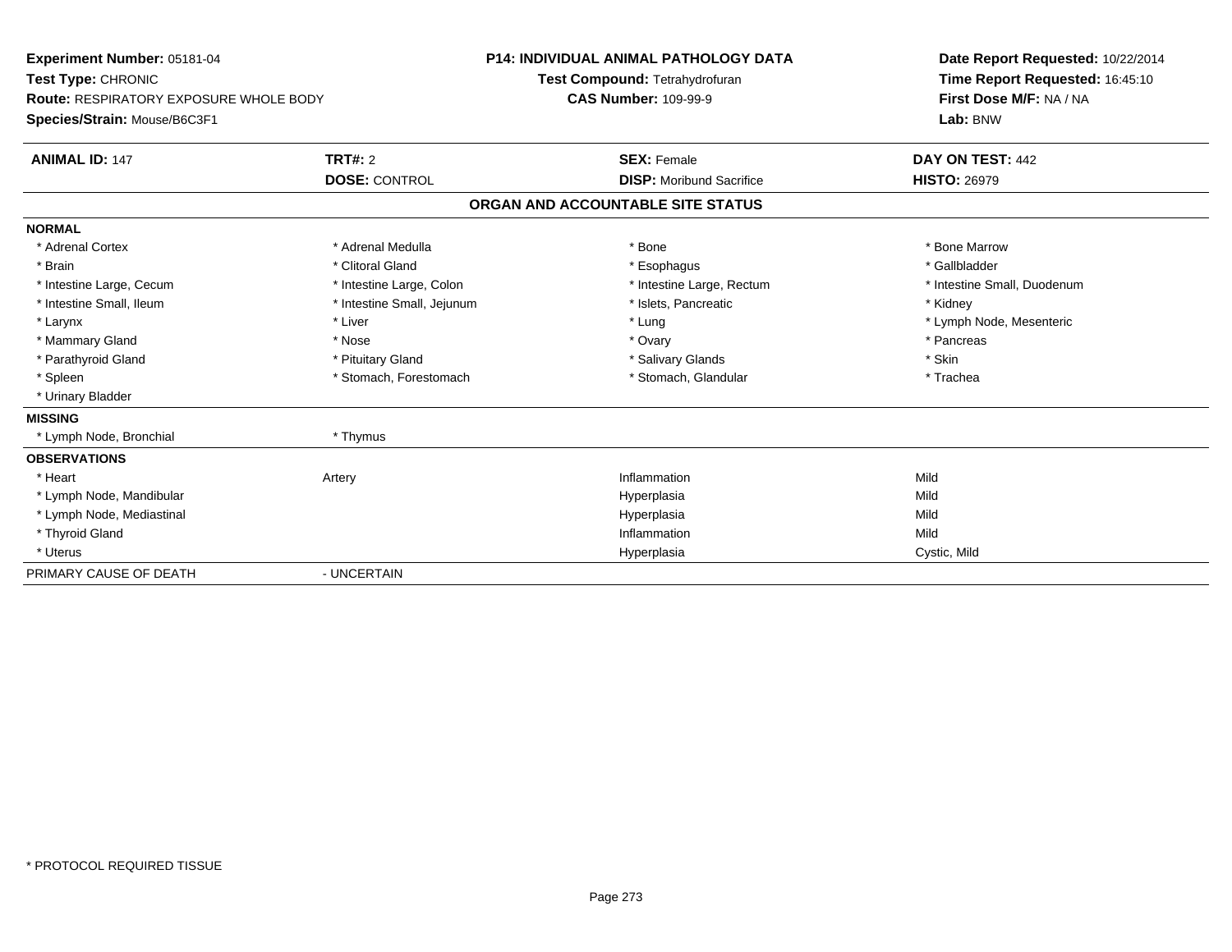**Experiment Number:** 05181-04
**Test Type:** CHRONIC
**Route:** RESPIRATORY EXPOSURE WHOLE BODY
**Species/Strain:** Mouse/B6C3F1

**P14: INDIVIDUAL ANIMAL PATHOLOGY DATA**
**Test Compound:** Tetrahydrofuran
**CAS Number:** 109-99-9

**Date Report Requested:** 10/22/2014
**Time Report Requested:** 16:45:10
**First Dose M/F:** NA / NA
**Lab:** BNW

| **ANIMAL ID:** 147 | **TRT#:** 2 | **SEX:** Female | **DAY ON TEST:** 442 |
|---|---|---|---|
| | **DOSE:** CONTROL | **DISP:** Moribund Sacrifice | **HISTO:** 26979 |

## ORGAN AND ACCOUNTABLE SITE STATUS

**NORMAL**

| | | | |
|---|---|---|---|
| * Adrenal Cortex | * Adrenal Medulla | * Bone | * Bone Marrow |
| * Brain | * Clitoral Gland | * Esophagus | * Gallbladder |
| * Intestine Large, Cecum | * Intestine Large, Colon | * Intestine Large, Rectum | * Intestine Small, Duodenum |
| * Intestine Small, Ileum | * Intestine Small, Jejunum | * Islets, Pancreatic | * Kidney |
| * Larynx | * Liver | * Lung | * Lymph Node, Mesenteric |
| * Mammary Gland | * Nose | * Ovary | * Pancreas |
| * Parathyroid Gland | * Pituitary Gland | * Salivary Glands | * Skin |
| * Spleen | * Stomach, Forestomach | * Stomach, Glandular | * Trachea |
| * Urinary Bladder | | | |

**MISSING**

| | |
|---|---|
| * Lymph Node, Bronchial | * Thymus |

**OBSERVATIONS**

| | | | |
|---|---|---|---|
| * Heart | Artery | Inflammation | Mild |
| * Lymph Node, Mandibular | | Hyperplasia | Mild |
| * Lymph Node, Mediastinal | | Hyperplasia | Mild |
| * Thyroid Gland | | Inflammation | Mild |
| * Uterus | | Hyperplasia | Cystic, Mild |

PRIMARY CAUSE OF DEATH - UNCERTAIN

* PROTOCOL REQUIRED TISSUE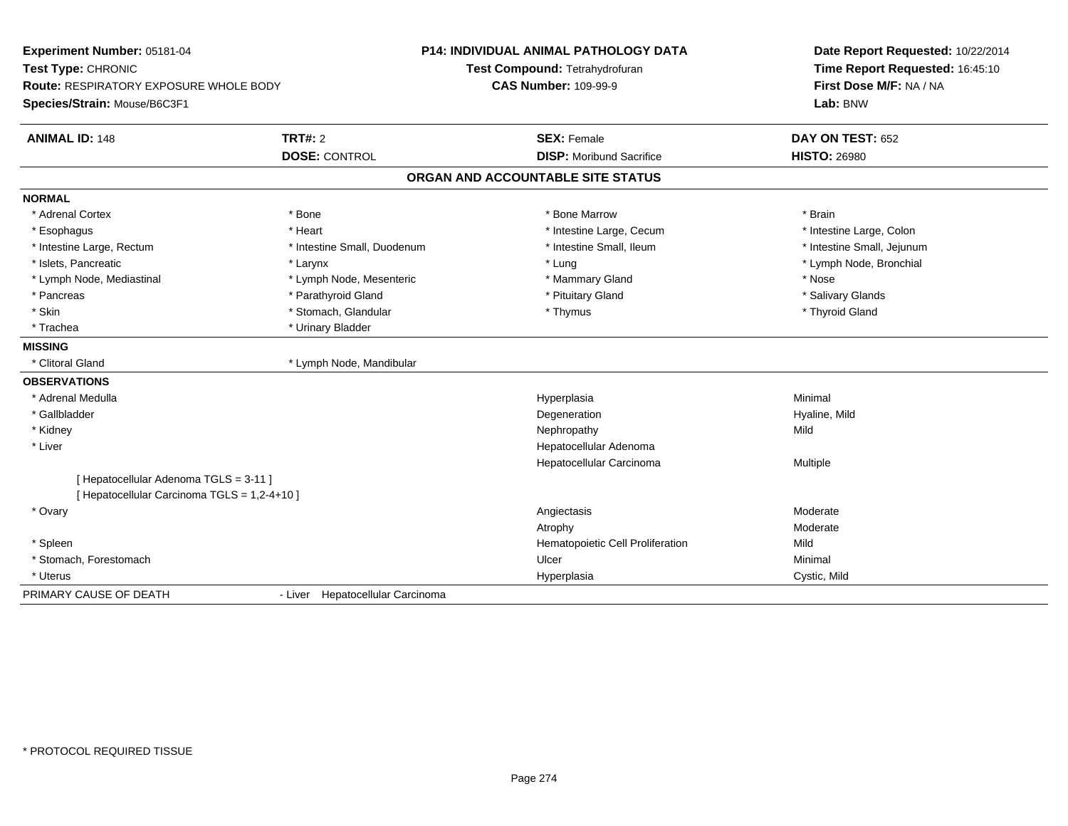**Experiment Number:** 05181-04
**Test Type:** CHRONIC
**Route:** RESPIRATORY EXPOSURE WHOLE BODY
**Species/Strain:** Mouse/B6C3F1

**P14: INDIVIDUAL ANIMAL PATHOLOGY DATA**
**Test Compound:** Tetrahydrofuran
**CAS Number:** 109-99-9

**Date Report Requested:** 10/22/2014
**Time Report Requested:** 16:45:10
**First Dose M/F:** NA / NA
**Lab:** BNW

| **ANIMAL ID:** 148 | **TRT#:** 2 | **SEX:** Female | **DAY ON TEST:** 652 |
|---|---|---|---|
| | **DOSE:** CONTROL | **DISP:** Moribund Sacrifice | **HISTO:** 26980 |

## ORGAN AND ACCOUNTABLE SITE STATUS

**NORMAL**

| | | | |
|---|---|---|---|
| * Adrenal Cortex | * Bone | * Bone Marrow | * Brain |
| * Esophagus | * Heart | * Intestine Large, Cecum | * Intestine Large, Colon |
| * Intestine Large, Rectum | * Intestine Small, Duodenum | * Intestine Small, Ileum | * Intestine Small, Jejunum |
| * Islets, Pancreatic | * Larynx | * Lung | * Lymph Node, Bronchial |
| * Lymph Node, Mediastinal | * Lymph Node, Mesenteric | * Mammary Gland | * Nose |
| * Pancreas | * Parathyroid Gland | * Pituitary Gland | * Salivary Glands |
| * Skin | * Stomach, Glandular | * Thymus | * Thyroid Gland |
| * Trachea | * Urinary Bladder | | |

**MISSING**

| | |
|---|---|
| * Clitoral Gland | * Lymph Node, Mandibular |

**OBSERVATIONS**

| Organ | Observation | Severity |
|---|---|---|
| * Adrenal Medulla | Hyperplasia | Minimal |
| * Gallbladder | Degeneration | Hyaline, Mild |
| * Kidney | Nephropathy | Mild |
| * Liver | Hepatocellular Adenoma | |
| | Hepatocellular Carcinoma | Multiple |
| [ Hepatocellular Adenoma TGLS = 3-11 ] | | |
| [ Hepatocellular Carcinoma TGLS = 1,2-4+10 ] | | |
| * Ovary | Angiectasis | Moderate |
| | Atrophy | Moderate |
| * Spleen | Hematopoietic Cell Proliferation | Mild |
| * Stomach, Forestomach | Ulcer | Minimal |
| * Uterus | Hyperplasia | Cystic, Mild |

PRIMARY CAUSE OF DEATH - Liver Hepatocellular Carcinoma

* PROTOCOL REQUIRED TISSUE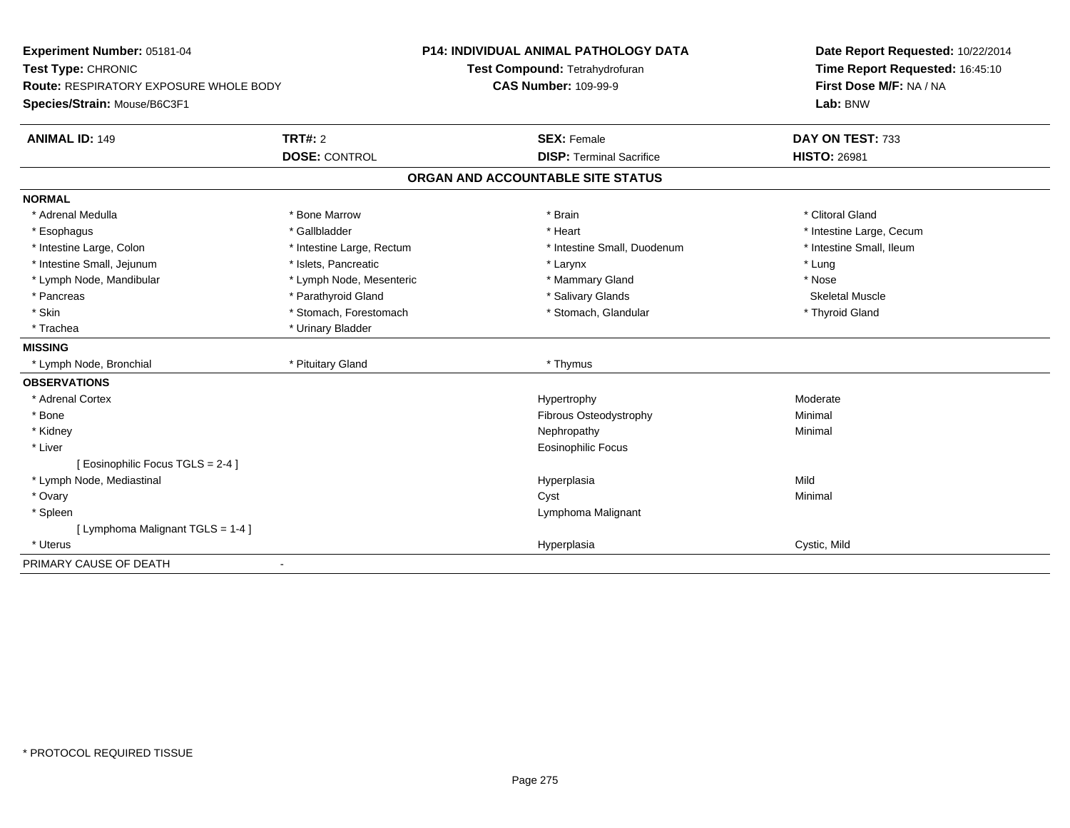**Experiment Number:** 05181-04
**Test Type:** CHRONIC
**Route:** RESPIRATORY EXPOSURE WHOLE BODY
**Species/Strain:** Mouse/B6C3F1

**P14: INDIVIDUAL ANIMAL PATHOLOGY DATA**
**Test Compound:** Tetrahydrofuran
**CAS Number:** 109-99-9

**Date Report Requested:** 10/22/2014
**Time Report Requested:** 16:45:10
**First Dose M/F:** NA / NA
**Lab:** BNW

| **ANIMAL ID:** 149 | **TRT#:** 2 | **SEX:** Female | **DAY ON TEST:** 733 |
|---|---|---|---|
| | **DOSE:** CONTROL | **DISP:** Terminal Sacrifice | **HISTO:** 26981 |

## ORGAN AND ACCOUNTABLE SITE STATUS

**NORMAL**

| | | | |
|---|---|---|---|
| * Adrenal Medulla | * Bone Marrow | * Brain | * Clitoral Gland |
| * Esophagus | * Gallbladder | * Heart | * Intestine Large, Cecum |
| * Intestine Large, Colon | * Intestine Large, Rectum | * Intestine Small, Duodenum | * Intestine Small, Ileum |
| * Intestine Small, Jejunum | * Islets, Pancreatic | * Larynx | * Lung |
| * Lymph Node, Mandibular | * Lymph Node, Mesenteric | * Mammary Gland | * Nose |
| * Pancreas | * Parathyroid Gland | * Salivary Glands | Skeletal Muscle |
| * Skin | * Stomach, Forestomach | * Stomach, Glandular | * Thyroid Gland |
| * Trachea | * Urinary Bladder | | |

**MISSING**

| | | |
|---|---|---|
| * Lymph Node, Bronchial | * Pituitary Gland | * Thymus |

**OBSERVATIONS**

| | | |
|---|---|---|
| * Adrenal Cortex | Hypertrophy | Moderate |
| * Bone | Fibrous Osteodystrophy | Minimal |
| * Kidney | Nephropathy | Minimal |
| * Liver | Eosinophilic Focus | |
| [ Eosinophilic Focus TGLS = 2-4 ] | | |
| * Lymph Node, Mediastinal | Hyperplasia | Mild |
| * Ovary | Cyst | Minimal |
| * Spleen | Lymphoma Malignant | |
| [ Lymphoma Malignant TGLS = 1-4 ] | | |
| * Uterus | Hyperplasia | Cystic, Mild |

PRIMARY CAUSE OF DEATH -

* PROTOCOL REQUIRED TISSUE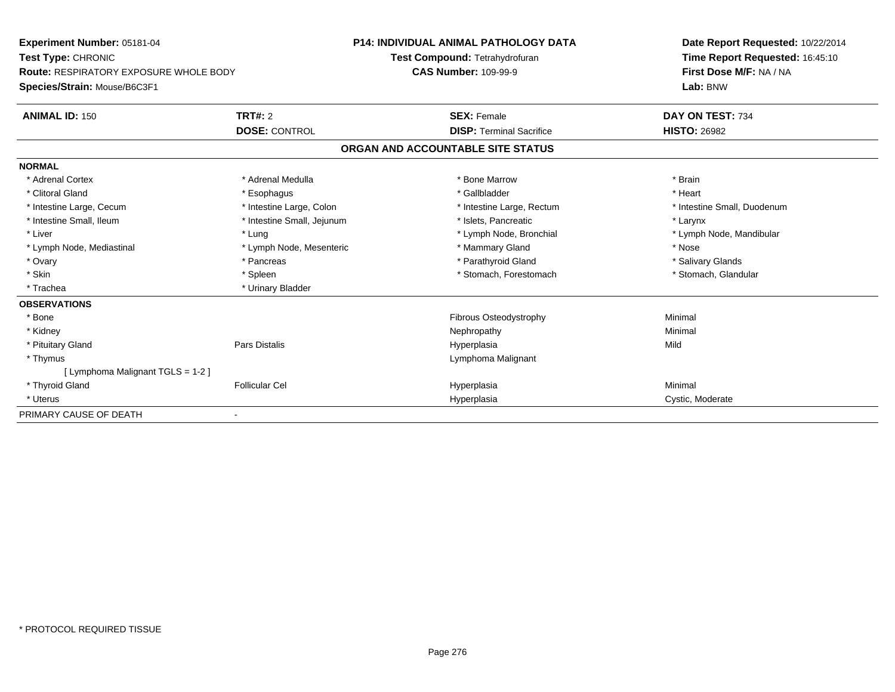**Experiment Number:** 05181-04
**Test Type:** CHRONIC
**Route:** RESPIRATORY EXPOSURE WHOLE BODY
**Species/Strain:** Mouse/B6C3F1

**P14: INDIVIDUAL ANIMAL PATHOLOGY DATA**
**Test Compound:** Tetrahydrofuran
**CAS Number:** 109-99-9

**Date Report Requested:** 10/22/2014
**Time Report Requested:** 16:45:10
**First Dose M/F:** NA / NA
**Lab:** BNW

| **ANIMAL ID:** 150 | **TRT#:** 2 | **SEX:** Female | **DAY ON TEST:** 734 |
|---|---|---|---|
| | **DOSE:** CONTROL | **DISP:** Terminal Sacrifice | **HISTO:** 26982 |

**ORGAN AND ACCOUNTABLE SITE STATUS**

**NORMAL**

| | | | |
|---|---|---|---|
| * Adrenal Cortex | * Adrenal Medulla | * Bone Marrow | * Brain |
| * Clitoral Gland | * Esophagus | * Gallbladder | * Heart |
| * Intestine Large, Cecum | * Intestine Large, Colon | * Intestine Large, Rectum | * Intestine Small, Duodenum |
| * Intestine Small, Ileum | * Intestine Small, Jejunum | * Islets, Pancreatic | * Larynx |
| * Liver | * Lung | * Lymph Node, Bronchial | * Lymph Node, Mandibular |
| * Lymph Node, Mediastinal | * Lymph Node, Mesenteric | * Mammary Gland | * Nose |
| * Ovary | * Pancreas | * Parathyroid Gland | * Salivary Glands |
| * Skin | * Spleen | * Stomach, Forestomach | * Stomach, Glandular |
| * Trachea | * Urinary Bladder | | |

**OBSERVATIONS**

| | | | |
|---|---|---|---|
| * Bone | | Fibrous Osteodystrophy | Minimal |
| * Kidney | | Nephropathy | Minimal |
| * Pituitary Gland | Pars Distalis | Hyperplasia | Mild |
| * Thymus | | Lymphoma Malignant | |
| [ Lymphoma Malignant TGLS = 1-2 ] | | | |
| * Thyroid Gland | Follicular Cel | Hyperplasia | Minimal |
| * Uterus | | Hyperplasia | Cystic, Moderate |

PRIMARY CAUSE OF DEATH -

* PROTOCOL REQUIRED TISSUE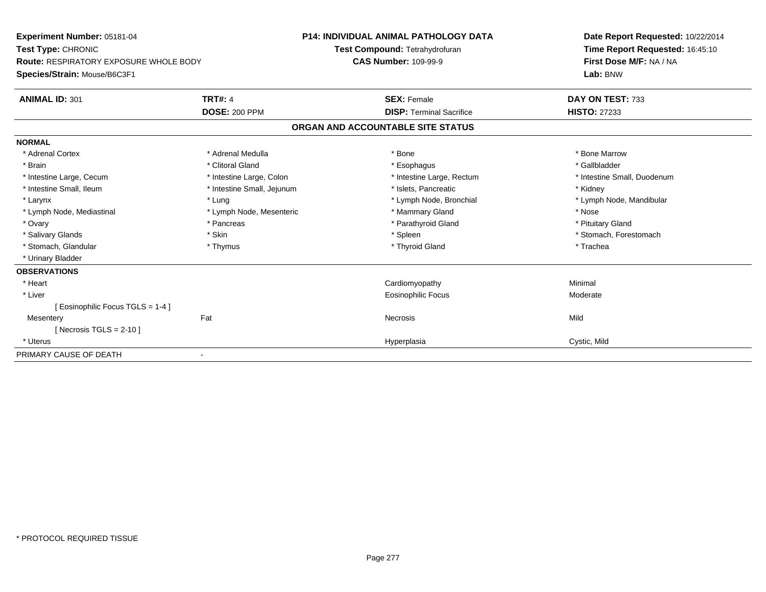**Experiment Number:** 05181-04
**Test Type:** CHRONIC
**Route:** RESPIRATORY EXPOSURE WHOLE BODY
**Species/Strain:** Mouse/B6C3F1

**P14: INDIVIDUAL ANIMAL PATHOLOGY DATA**
**Test Compound:** Tetrahydrofuran
**CAS Number:** 109-99-9

**Date Report Requested:** 10/22/2014
**Time Report Requested:** 16:45:10
**First Dose M/F:** NA / NA
**Lab:** BNW

| **ANIMAL ID:** 301 | **TRT#:** 4 | **SEX:** Female | **DAY ON TEST:** 733 |
|---|---|---|---|
| | **DOSE:** 200 PPM | **DISP:** Terminal Sacrifice | **HISTO:** 27233 |

## ORGAN AND ACCOUNTABLE SITE STATUS

**NORMAL**

| | | | |
|---|---|---|---|
| * Adrenal Cortex | * Adrenal Medulla | * Bone | * Bone Marrow |
| * Brain | * Clitoral Gland | * Esophagus | * Gallbladder |
| * Intestine Large, Cecum | * Intestine Large, Colon | * Intestine Large, Rectum | * Intestine Small, Duodenum |
| * Intestine Small, Ileum | * Intestine Small, Jejunum | * Islets, Pancreatic | * Kidney |
| * Larynx | * Lung | * Lymph Node, Bronchial | * Lymph Node, Mandibular |
| * Lymph Node, Mediastinal | * Lymph Node, Mesenteric | * Mammary Gland | * Nose |
| * Ovary | * Pancreas | * Parathyroid Gland | * Pituitary Gland |
| * Salivary Glands | * Skin | * Spleen | * Stomach, Forestomach |
| * Stomach, Glandular | * Thymus | * Thyroid Gland | * Trachea |
| * Urinary Bladder | | | |

**OBSERVATIONS**

| | | | |
|---|---|---|---|
| * Heart | | Cardiomyopathy | Minimal |
| * Liver | | Eosinophilic Focus | Moderate |
| [ Eosinophilic Focus TGLS = 1-4 ] | | | |
| Mesentery | Fat | Necrosis | Mild |
| [ Necrosis TGLS = 2-10 ] | | | |
| * Uterus | | Hyperplasia | Cystic, Mild |

PRIMARY CAUSE OF DEATH -

* PROTOCOL REQUIRED TISSUE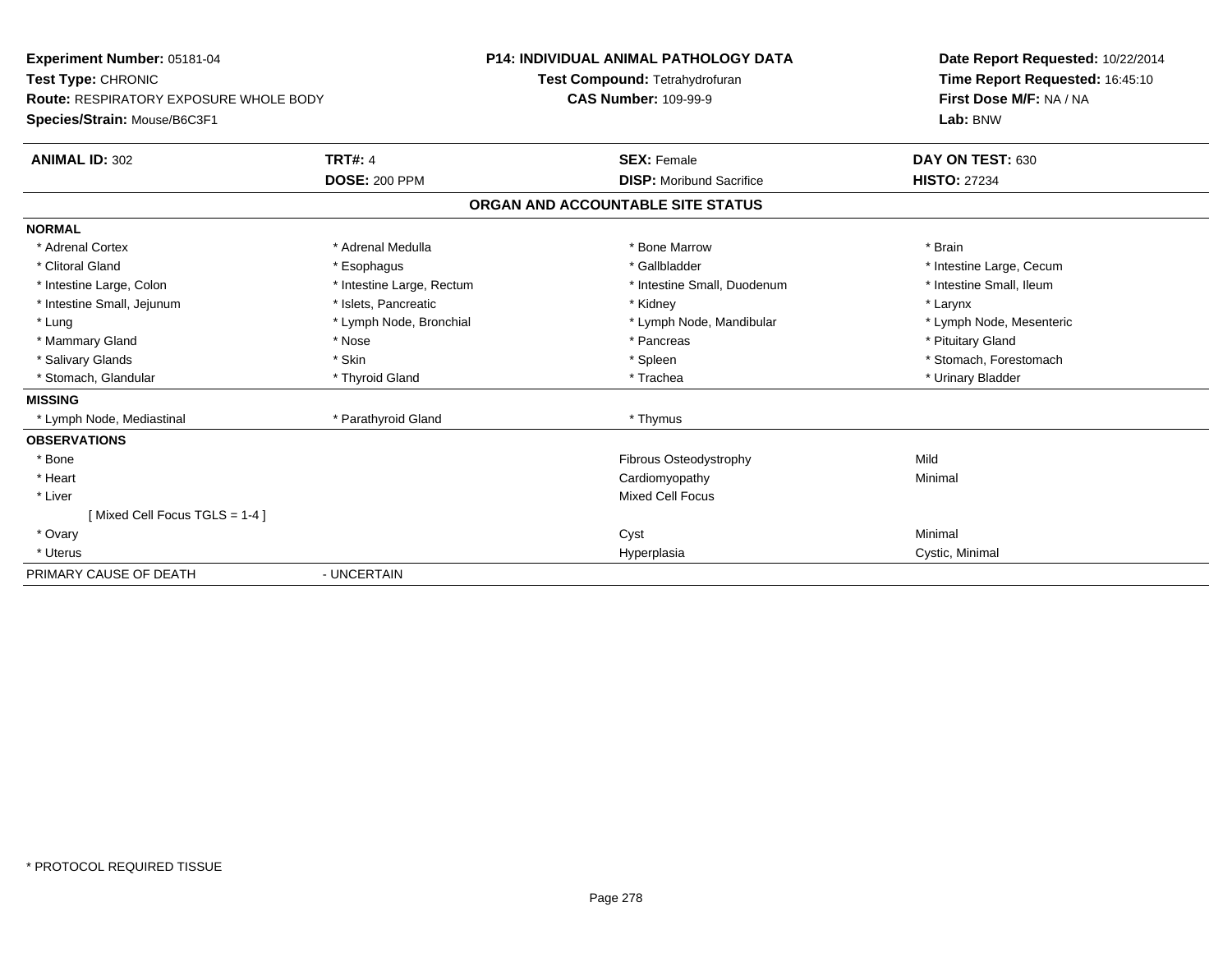**Experiment Number:** 05181-04
**Test Type:** CHRONIC
**Route:** RESPIRATORY EXPOSURE WHOLE BODY
**Species/Strain:** Mouse/B6C3F1

**P14: INDIVIDUAL ANIMAL PATHOLOGY DATA**
**Test Compound:** Tetrahydrofuran
**CAS Number:** 109-99-9

**Date Report Requested:** 10/22/2014
**Time Report Requested:** 16:45:10
**First Dose M/F:** NA / NA
**Lab:** BNW

| **ANIMAL ID:** 302 | **TRT#:** 4 | **SEX:** Female | **DAY ON TEST:** 630 |
|---|---|---|---|
| | **DOSE:** 200 PPM | **DISP:** Moribund Sacrifice | **HISTO:** 27234 |

**ORGAN AND ACCOUNTABLE SITE STATUS**

| | | | |
|---|---|---|---|
| **NORMAL** | | | |
| * Adrenal Cortex | * Adrenal Medulla | * Bone Marrow | * Brain |
| * Clitoral Gland | * Esophagus | * Gallbladder | * Intestine Large, Cecum |
| * Intestine Large, Colon | * Intestine Large, Rectum | * Intestine Small, Duodenum | * Intestine Small, Ileum |
| * Intestine Small, Jejunum | * Islets, Pancreatic | * Kidney | * Larynx |
| * Lung | * Lymph Node, Bronchial | * Lymph Node, Mandibular | * Lymph Node, Mesenteric |
| * Mammary Gland | * Nose | * Pancreas | * Pituitary Gland |
| * Salivary Glands | * Skin | * Spleen | * Stomach, Forestomach |
| * Stomach, Glandular | * Thyroid Gland | * Trachea | * Urinary Bladder |
| **MISSING** | | | |
| * Lymph Node, Mediastinal | * Parathyroid Gland | * Thymus | |
| **OBSERVATIONS** | | | |
| * Bone | | Fibrous Osteodystrophy | Mild |
| * Heart | | Cardiomyopathy | Minimal |
| * Liver | | Mixed Cell Focus | |
| [ Mixed Cell Focus TGLS = 1-4 ] | | | |
| * Ovary | | Cyst | Minimal |
| * Uterus | | Hyperplasia | Cystic, Minimal |
| PRIMARY CAUSE OF DEATH | - UNCERTAIN | | |

* PROTOCOL REQUIRED TISSUE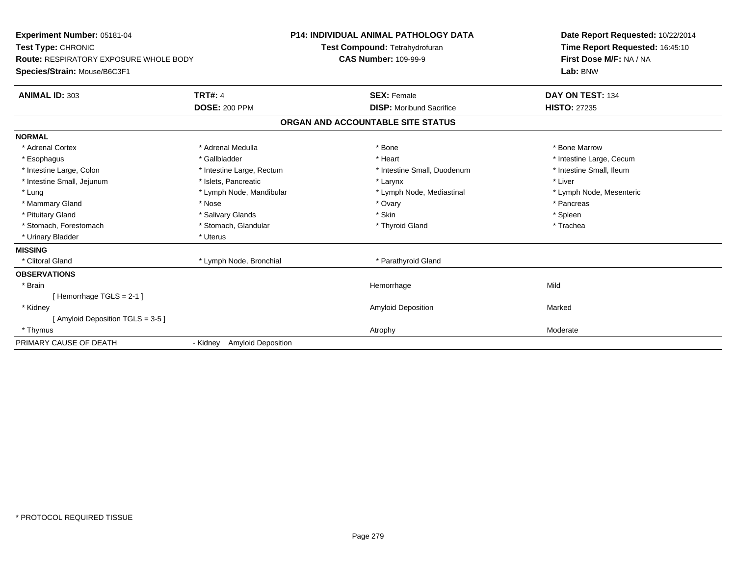**Experiment Number:** 05181-04
**Test Type:** CHRONIC
**Route:** RESPIRATORY EXPOSURE WHOLE BODY
**Species/Strain:** Mouse/B6C3F1

**P14: INDIVIDUAL ANIMAL PATHOLOGY DATA**
**Test Compound:** Tetrahydrofuran
**CAS Number:** 109-99-9

**Date Report Requested:** 10/22/2014
**Time Report Requested:** 16:45:10
**First Dose M/F:** NA / NA
**Lab:** BNW

| **ANIMAL ID:** 303 | **TRT#:** 4 | **SEX:** Female | **DAY ON TEST:** 134 |
|---|---|---|---|
| | **DOSE:** 200 PPM | **DISP:** Moribund Sacrifice | **HISTO:** 27235 |

## ORGAN AND ACCOUNTABLE SITE STATUS

**NORMAL**

| | | | |
|---|---|---|---|
| * Adrenal Cortex | * Adrenal Medulla | * Bone | * Bone Marrow |
| * Esophagus | * Gallbladder | * Heart | * Intestine Large, Cecum |
| * Intestine Large, Colon | * Intestine Large, Rectum | * Intestine Small, Duodenum | * Intestine Small, Ileum |
| * Intestine Small, Jejunum | * Islets, Pancreatic | * Larynx | * Liver |
| * Lung | * Lymph Node, Mandibular | * Lymph Node, Mediastinal | * Lymph Node, Mesenteric |
| * Mammary Gland | * Nose | * Ovary | * Pancreas |
| * Pituitary Gland | * Salivary Glands | * Skin | * Spleen |
| * Stomach, Forestomach | * Stomach, Glandular | * Thyroid Gland | * Trachea |
| * Urinary Bladder | * Uterus | | |

**MISSING**

| | | |
|---|---|---|
| * Clitoral Gland | * Lymph Node, Bronchial | * Parathyroid Gland |

**OBSERVATIONS**

| | | |
|---|---|---|
| * Brain | Hemorrhage | Mild |
| [ Hemorrhage TGLS = 2-1 ] | | |
| * Kidney | Amyloid Deposition | Marked |
| [ Amyloid Deposition TGLS = 3-5 ] | | |
| * Thymus | Atrophy | Moderate |

PRIMARY CAUSE OF DEATH - Kidney Amyloid Deposition

\* PROTOCOL REQUIRED TISSUE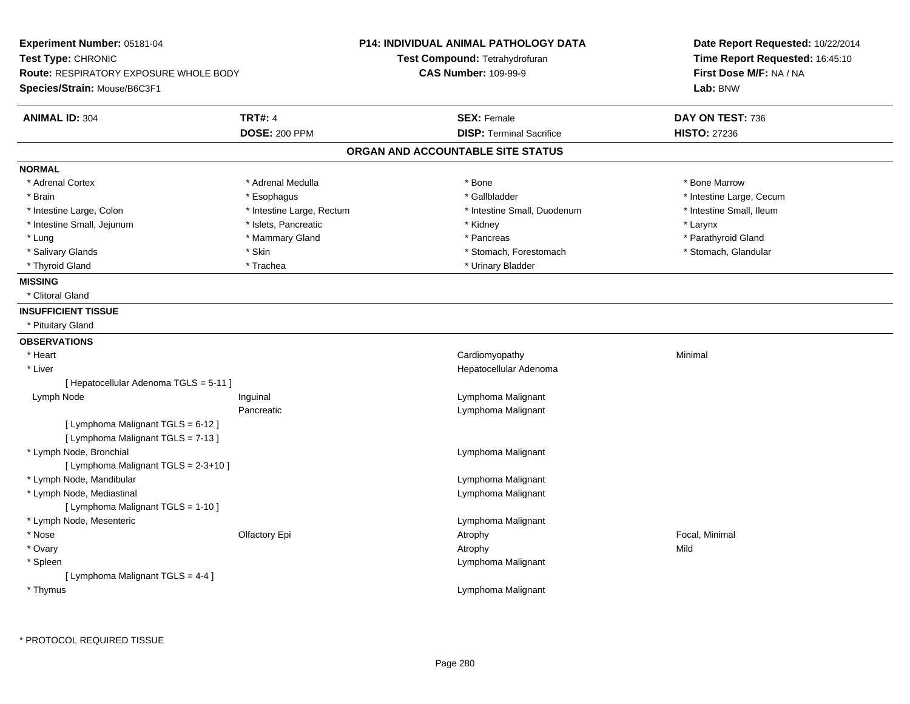**Experiment Number:** 05181-04
**Test Type:** CHRONIC
**Route:** RESPIRATORY EXPOSURE WHOLE BODY
**Species/Strain:** Mouse/B6C3F1

**P14: INDIVIDUAL ANIMAL PATHOLOGY DATA**
**Test Compound:** Tetrahydrofuran
**CAS Number:** 109-99-9

**Date Report Requested:** 10/22/2014
**Time Report Requested:** 16:45:10
**First Dose M/F:** NA / NA
**Lab:** BNW

| **ANIMAL ID:** 304 | **TRT#:** 4 | **SEX:** Female | **DAY ON TEST:** 736 |
|---|---|---|---|
| | **DOSE:** 200 PPM | **DISP:** Terminal Sacrifice | **HISTO:** 27236 |

## ORGAN AND ACCOUNTABLE SITE STATUS

**NORMAL**

| | | | |
|---|---|---|---|
| * Adrenal Cortex | * Adrenal Medulla | * Bone | * Bone Marrow |
| * Brain | * Esophagus | * Gallbladder | * Intestine Large, Cecum |
| * Intestine Large, Colon | * Intestine Large, Rectum | * Intestine Small, Duodenum | * Intestine Small, Ileum |
| * Intestine Small, Jejunum | * Islets, Pancreatic | * Kidney | * Larynx |
| * Lung | * Mammary Gland | * Pancreas | * Parathyroid Gland |
| * Salivary Glands | * Skin | * Stomach, Forestomach | * Stomach, Glandular |
| * Thyroid Gland | * Trachea | * Urinary Bladder | |

**MISSING**

* Clitoral Gland

**INSUFFICIENT TISSUE**

* Pituitary Gland

**OBSERVATIONS**

| | | | |
|---|---|---|---|
| * Heart | | Cardiomyopathy | Minimal |
| * Liver | | Hepatocellular Adenoma | |
| [ Hepatocellular Adenoma TGLS = 5-11 ] | | | |
| Lymph Node | Inguinal | Lymphoma Malignant | |
| | Pancreatic | Lymphoma Malignant | |
| [ Lymphoma Malignant TGLS = 6-12 ] | | | |
| [ Lymphoma Malignant TGLS = 7-13 ] | | | |
| * Lymph Node, Bronchial | | Lymphoma Malignant | |
| [ Lymphoma Malignant TGLS = 2-3+10 ] | | | |
| * Lymph Node, Mandibular | | Lymphoma Malignant | |
| * Lymph Node, Mediastinal | | Lymphoma Malignant | |
| [ Lymphoma Malignant TGLS = 1-10 ] | | | |
| * Lymph Node, Mesenteric | | Lymphoma Malignant | |
| * Nose | Olfactory Epi | Atrophy | Focal, Minimal |
| * Ovary | | Atrophy | Mild |
| * Spleen | | Lymphoma Malignant | |
| [ Lymphoma Malignant TGLS = 4-4 ] | | | |
| * Thymus | | Lymphoma Malignant | |

* PROTOCOL REQUIRED TISSUE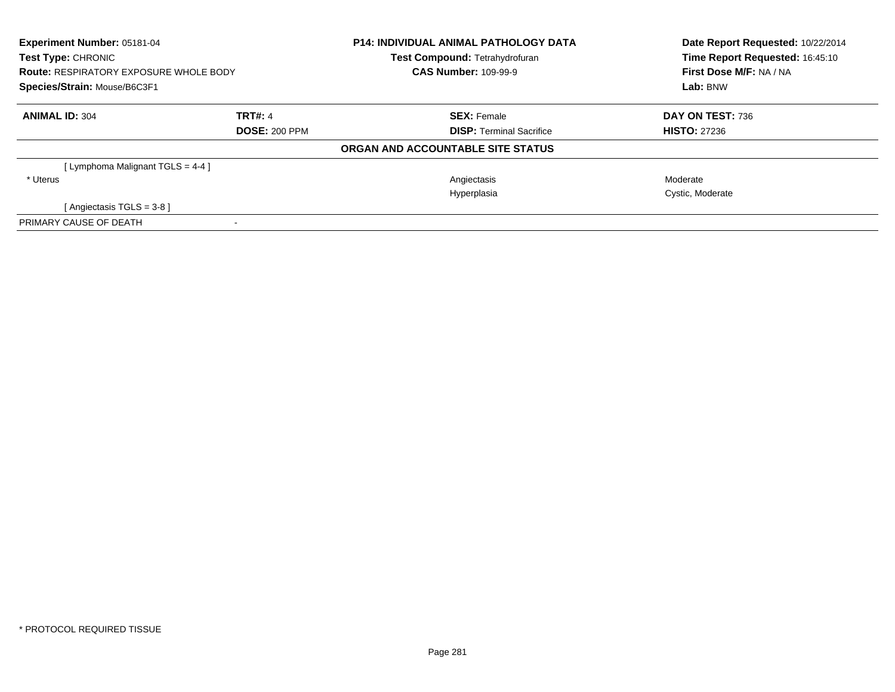**Experiment Number:** 05181-04
**Test Type:** CHRONIC
**Route:** RESPIRATORY EXPOSURE WHOLE BODY
**Species/Strain:** Mouse/B6C3F1

**P14: INDIVIDUAL ANIMAL PATHOLOGY DATA**
**Test Compound:** Tetrahydrofuran
**CAS Number:** 109-99-9

**Date Report Requested:** 10/22/2014
**Time Report Requested:** 16:45:10
**First Dose M/F:** NA / NA
**Lab:** BNW

| **ANIMAL ID:** 304 | **TRT#:** 4 | **SEX:** Female | **DAY ON TEST:** 736 |
|---|---|---|---|
| | **DOSE:** 200 PPM | **DISP:** Terminal Sacrifice | **HISTO:** 27236 |

**ORGAN AND ACCOUNTABLE SITE STATUS**

| | | |
|---|---|---|
| [ Lymphoma Malignant TGLS = 4-4 ] | | |
| * Uterus | Angiectasis | Moderate |
| | Hyperplasia | Cystic, Moderate |
| [ Angiectasis TGLS = 3-8 ] | | |
| PRIMARY CAUSE OF DEATH | - | |

* PROTOCOL REQUIRED TISSUE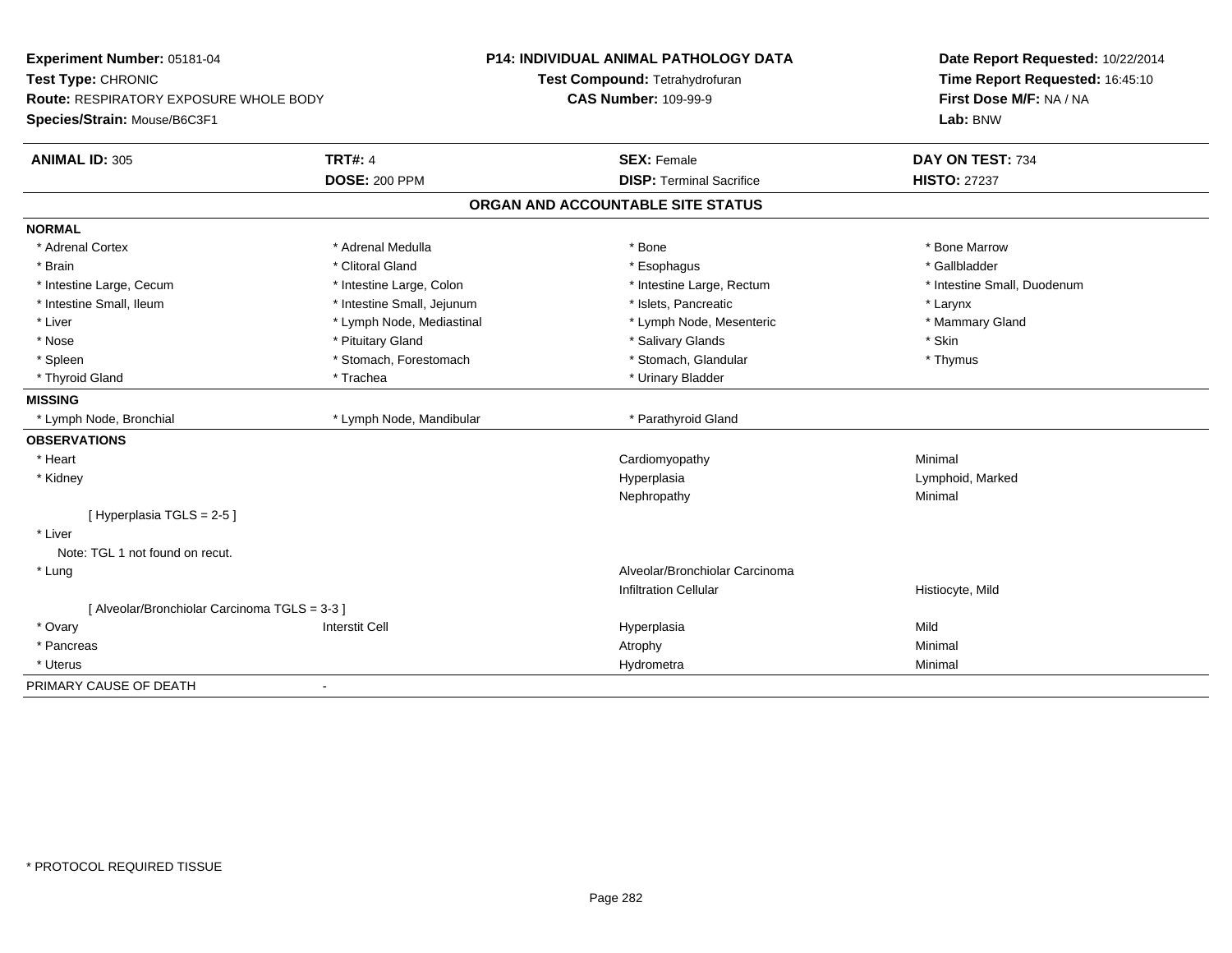**Experiment Number:** 05181-04
**Test Type:** CHRONIC
**Route:** RESPIRATORY EXPOSURE WHOLE BODY
**Species/Strain:** Mouse/B6C3F1

**P14: INDIVIDUAL ANIMAL PATHOLOGY DATA**
**Test Compound:** Tetrahydrofuran
**CAS Number:** 109-99-9

**Date Report Requested:** 10/22/2014
**Time Report Requested:** 16:45:10
**First Dose M/F:** NA / NA
**Lab:** BNW

| **ANIMAL ID:** 305 | **TRT#:** 4 | **SEX:** Female | **DAY ON TEST:** 734 |
|---|---|---|---|
| | **DOSE:** 200 PPM | **DISP:** Terminal Sacrifice | **HISTO:** 27237 |

## ORGAN AND ACCOUNTABLE SITE STATUS

| | | | |
|---|---|---|---|
| **NORMAL** | | | |
| * Adrenal Cortex | * Adrenal Medulla | * Bone | * Bone Marrow |
| * Brain | * Clitoral Gland | * Esophagus | * Gallbladder |
| * Intestine Large, Cecum | * Intestine Large, Colon | * Intestine Large, Rectum | * Intestine Small, Duodenum |
| * Intestine Small, Ileum | * Intestine Small, Jejunum | * Islets, Pancreatic | * Larynx |
| * Liver | * Lymph Node, Mediastinal | * Lymph Node, Mesenteric | * Mammary Gland |
| * Nose | * Pituitary Gland | * Salivary Glands | * Skin |
| * Spleen | * Stomach, Forestomach | * Stomach, Glandular | * Thymus |
| * Thyroid Gland | * Trachea | * Urinary Bladder | |
| **MISSING** | | | |
| * Lymph Node, Bronchial | * Lymph Node, Mandibular | * Parathyroid Gland | |
| **OBSERVATIONS** | | | |
| * Heart | | Cardiomyopathy | Minimal |
| * Kidney | | Hyperplasia | Lymphoid, Marked |
| | | Nephropathy | Minimal |
| [ Hyperplasia TGLS = 2-5 ] | | | |
| * Liver | | | |
| Note: TGL 1 not found on recut. | | | |
| * Lung | | Alveolar/Bronchiolar Carcinoma | |
| | | Infiltration Cellular | Histiocyte, Mild |
| [ Alveolar/Bronchiolar Carcinoma TGLS = 3-3 ] | | | |
| * Ovary | Interstit Cell | Hyperplasia | Mild |
| * Pancreas | | Atrophy | Minimal |
| * Uterus | | Hydrometra | Minimal |
| PRIMARY CAUSE OF DEATH | - | | |

* PROTOCOL REQUIRED TISSUE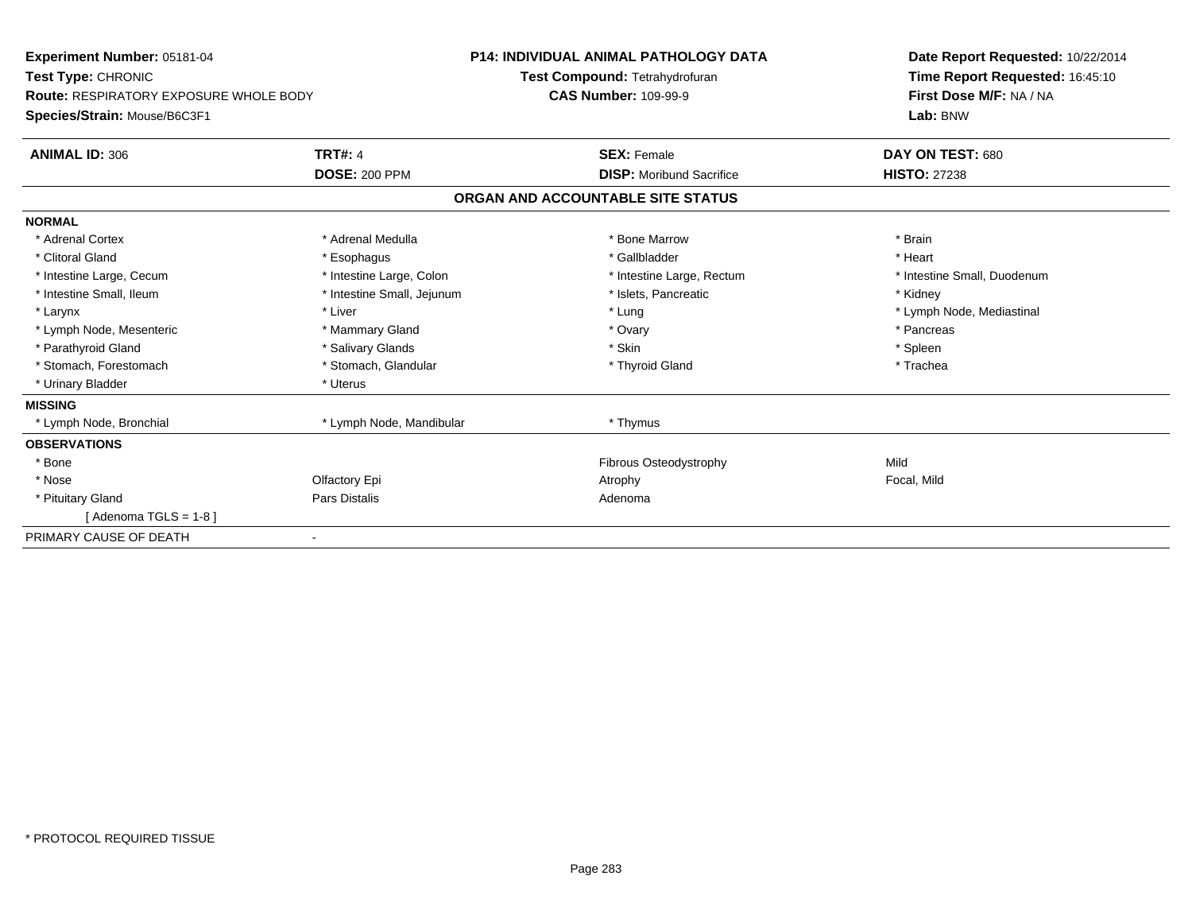**Experiment Number:** 05181-04
**Test Type:** CHRONIC
**Route:** RESPIRATORY EXPOSURE WHOLE BODY
**Species/Strain:** Mouse/B6C3F1

**P14: INDIVIDUAL ANIMAL PATHOLOGY DATA**
**Test Compound:** Tetrahydrofuran
**CAS Number:** 109-99-9

**Date Report Requested:** 10/22/2014
**Time Report Requested:** 16:45:10
**First Dose M/F:** NA / NA
**Lab:** BNW

| **ANIMAL ID:** 306 | **TRT#:** 4 | **SEX:** Female | **DAY ON TEST:** 680 |
|---|---|---|---|
| | **DOSE:** 200 PPM | **DISP:** Moribund Sacrifice | **HISTO:** 27238 |

## ORGAN AND ACCOUNTABLE SITE STATUS

| | | | |
|---|---|---|---|
| **NORMAL** | | | |
| * Adrenal Cortex | * Adrenal Medulla | * Bone Marrow | * Brain |
| * Clitoral Gland | * Esophagus | * Gallbladder | * Heart |
| * Intestine Large, Cecum | * Intestine Large, Colon | * Intestine Large, Rectum | * Intestine Small, Duodenum |
| * Intestine Small, Ileum | * Intestine Small, Jejunum | * Islets, Pancreatic | * Kidney |
| * Larynx | * Liver | * Lung | * Lymph Node, Mediastinal |
| * Lymph Node, Mesenteric | * Mammary Gland | * Ovary | * Pancreas |
| * Parathyroid Gland | * Salivary Glands | * Skin | * Spleen |
| * Stomach, Forestomach | * Stomach, Glandular | * Thyroid Gland | * Trachea |
| * Urinary Bladder | * Uterus | | |
| **MISSING** | | | |
| * Lymph Node, Bronchial | * Lymph Node, Mandibular | * Thymus | |
| **OBSERVATIONS** | | | |
| * Bone | | Fibrous Osteodystrophy | Mild |
| * Nose | Olfactory Epi | Atrophy | Focal, Mild |
| * Pituitary Gland | Pars Distalis | Adenoma | |
| [ Adenoma TGLS = 1-8 ] | | | |
| PRIMARY CAUSE OF DEATH | - | | |

* PROTOCOL REQUIRED TISSUE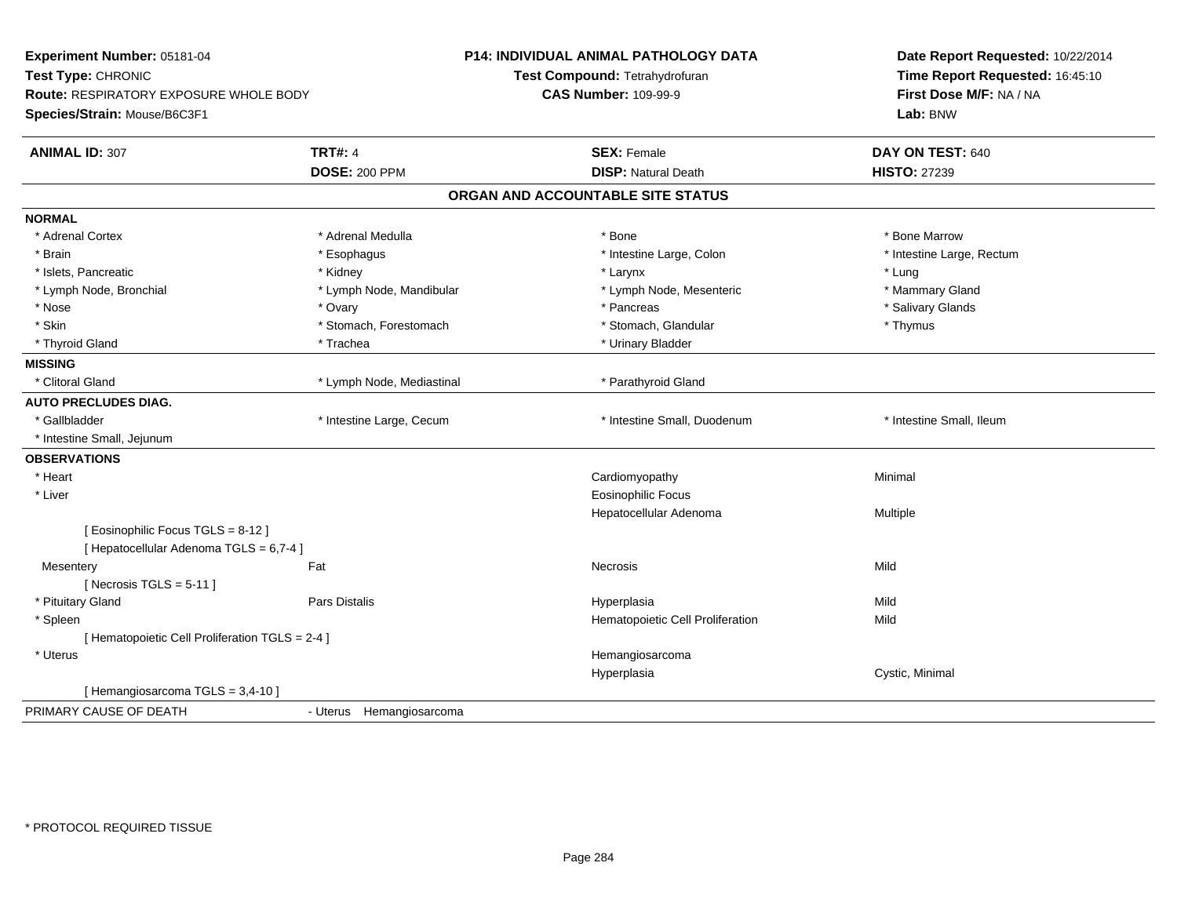**Experiment Number:** 05181-04
**Test Type:** CHRONIC
**Route:** RESPIRATORY EXPOSURE WHOLE BODY
**Species/Strain:** Mouse/B6C3F1

**P14: INDIVIDUAL ANIMAL PATHOLOGY DATA**
**Test Compound:** Tetrahydrofuran
**CAS Number:** 109-99-9

**Date Report Requested:** 10/22/2014
**Time Report Requested:** 16:45:10
**First Dose M/F:** NA / NA
**Lab:** BNW

| **ANIMAL ID:** 307 | **TRT#:** 4 | **SEX:** Female | **DAY ON TEST:** 640 |
|---|---|---|---|
| | **DOSE:** 200 PPM | **DISP:** Natural Death | **HISTO:** 27239 |

## ORGAN AND ACCOUNTABLE SITE STATUS

| | | | |
|---|---|---|---|
| **NORMAL** | | | |
| * Adrenal Cortex | * Adrenal Medulla | * Bone | * Bone Marrow |
| * Brain | * Esophagus | * Intestine Large, Colon | * Intestine Large, Rectum |
| * Islets, Pancreatic | * Kidney | * Larynx | * Lung |
| * Lymph Node, Bronchial | * Lymph Node, Mandibular | * Lymph Node, Mesenteric | * Mammary Gland |
| * Nose | * Ovary | * Pancreas | * Salivary Glands |
| * Skin | * Stomach, Forestomach | * Stomach, Glandular | * Thymus |
| * Thyroid Gland | * Trachea | * Urinary Bladder | |
| **MISSING** | | | |
| * Clitoral Gland | * Lymph Node, Mediastinal | * Parathyroid Gland | |
| **AUTO PRECLUDES DIAG.** | | | |
| * Gallbladder | * Intestine Large, Cecum | * Intestine Small, Duodenum | * Intestine Small, Ileum |
| * Intestine Small, Jejunum | | | |
| **OBSERVATIONS** | | | |
| * Heart | | Cardiomyopathy | Minimal |
| * Liver | | Eosinophilic Focus | |
| | | Hepatocellular Adenoma | Multiple |
| [ Eosinophilic Focus TGLS = 8-12 ] | | | |
| [ Hepatocellular Adenoma TGLS = 6,7-4 ] | | | |
| Mesentery | Fat | Necrosis | Mild |
| [ Necrosis TGLS = 5-11 ] | | | |
| * Pituitary Gland | Pars Distalis | Hyperplasia | Mild |
| * Spleen | | Hematopoietic Cell Proliferation | Mild |
| [ Hematopoietic Cell Proliferation TGLS = 2-4 ] | | | |
| * Uterus | | Hemangiosarcoma | |
| | | Hyperplasia | Cystic, Minimal |
| [ Hemangiosarcoma TGLS = 3,4-10 ] | | | |
| PRIMARY CAUSE OF DEATH | - Uterus Hemangiosarcoma | | |

* PROTOCOL REQUIRED TISSUE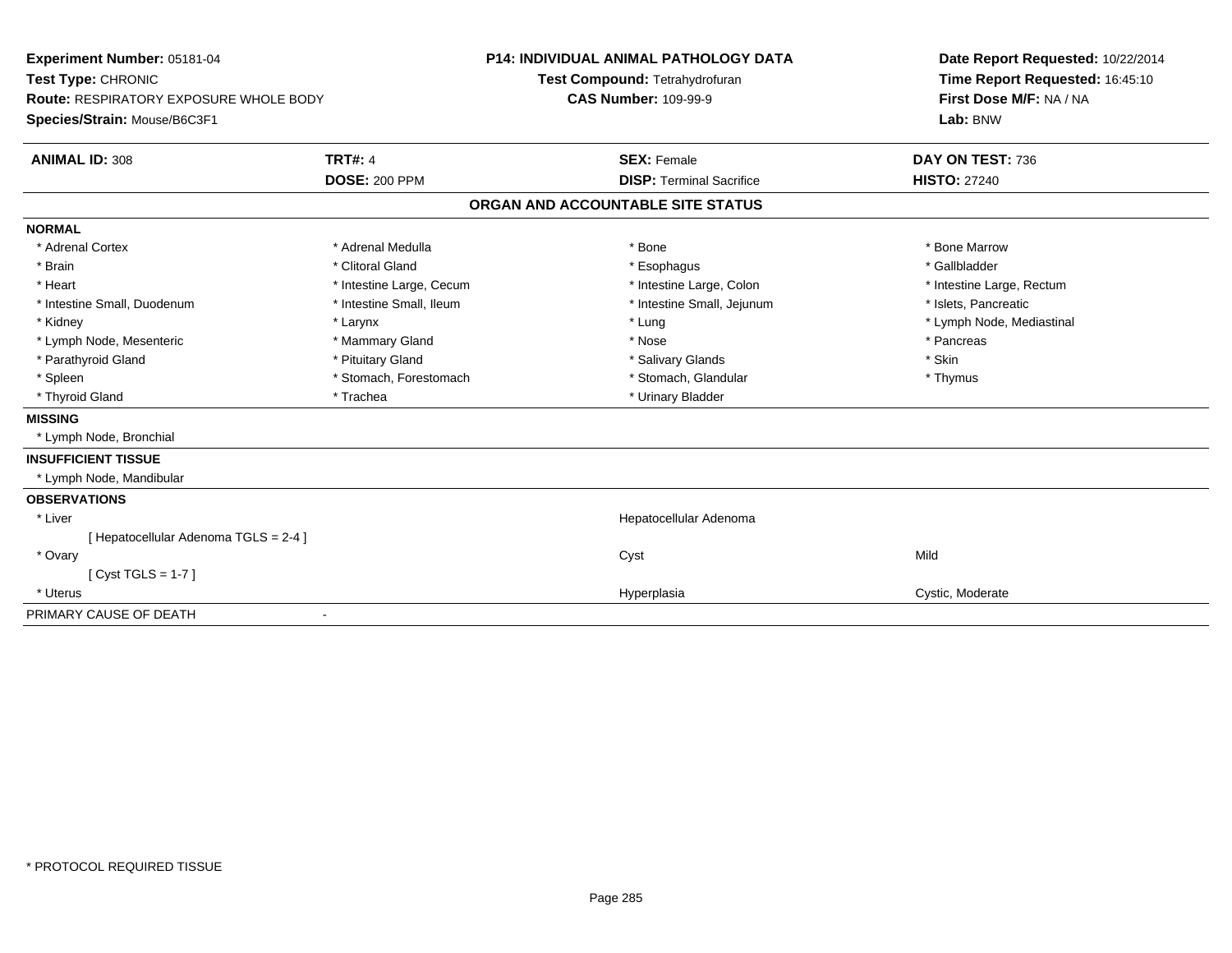**Experiment Number:** 05181-04
**Test Type:** CHRONIC
**Route:** RESPIRATORY EXPOSURE WHOLE BODY
**Species/Strain:** Mouse/B6C3F1

**P14: INDIVIDUAL ANIMAL PATHOLOGY DATA**
**Test Compound:** Tetrahydrofuran
**CAS Number:** 109-99-9

**Date Report Requested:** 10/22/2014
**Time Report Requested:** 16:45:10
**First Dose M/F:** NA / NA
**Lab:** BNW

| **ANIMAL ID:** 308 | **TRT#:** 4 | **SEX:** Female | **DAY ON TEST:** 736 |
|---|---|---|---|
| | **DOSE:** 200 PPM | **DISP:** Terminal Sacrifice | **HISTO:** 27240 |

## ORGAN AND ACCOUNTABLE SITE STATUS

**NORMAL**

| | | | |
|---|---|---|---|
| * Adrenal Cortex | * Adrenal Medulla | * Bone | * Bone Marrow |
| * Brain | * Clitoral Gland | * Esophagus | * Gallbladder |
| * Heart | * Intestine Large, Cecum | * Intestine Large, Colon | * Intestine Large, Rectum |
| * Intestine Small, Duodenum | * Intestine Small, Ileum | * Intestine Small, Jejunum | * Islets, Pancreatic |
| * Kidney | * Larynx | * Lung | * Lymph Node, Mediastinal |
| * Lymph Node, Mesenteric | * Mammary Gland | * Nose | * Pancreas |
| * Parathyroid Gland | * Pituitary Gland | * Salivary Glands | * Skin |
| * Spleen | * Stomach, Forestomach | * Stomach, Glandular | * Thymus |
| * Thyroid Gland | * Trachea | * Urinary Bladder | |

**MISSING**

* Lymph Node, Bronchial

**INSUFFICIENT TISSUE**

* Lymph Node, Mandibular

**OBSERVATIONS**

| | | |
|---|---|---|
| * Liver | Hepatocellular Adenoma | |
| [ Hepatocellular Adenoma TGLS = 2-4 ] | | |
| * Ovary | Cyst | Mild |
| [ Cyst TGLS = 1-7 ] | | |
| * Uterus | Hyperplasia | Cystic, Moderate |

PRIMARY CAUSE OF DEATH -

* PROTOCOL REQUIRED TISSUE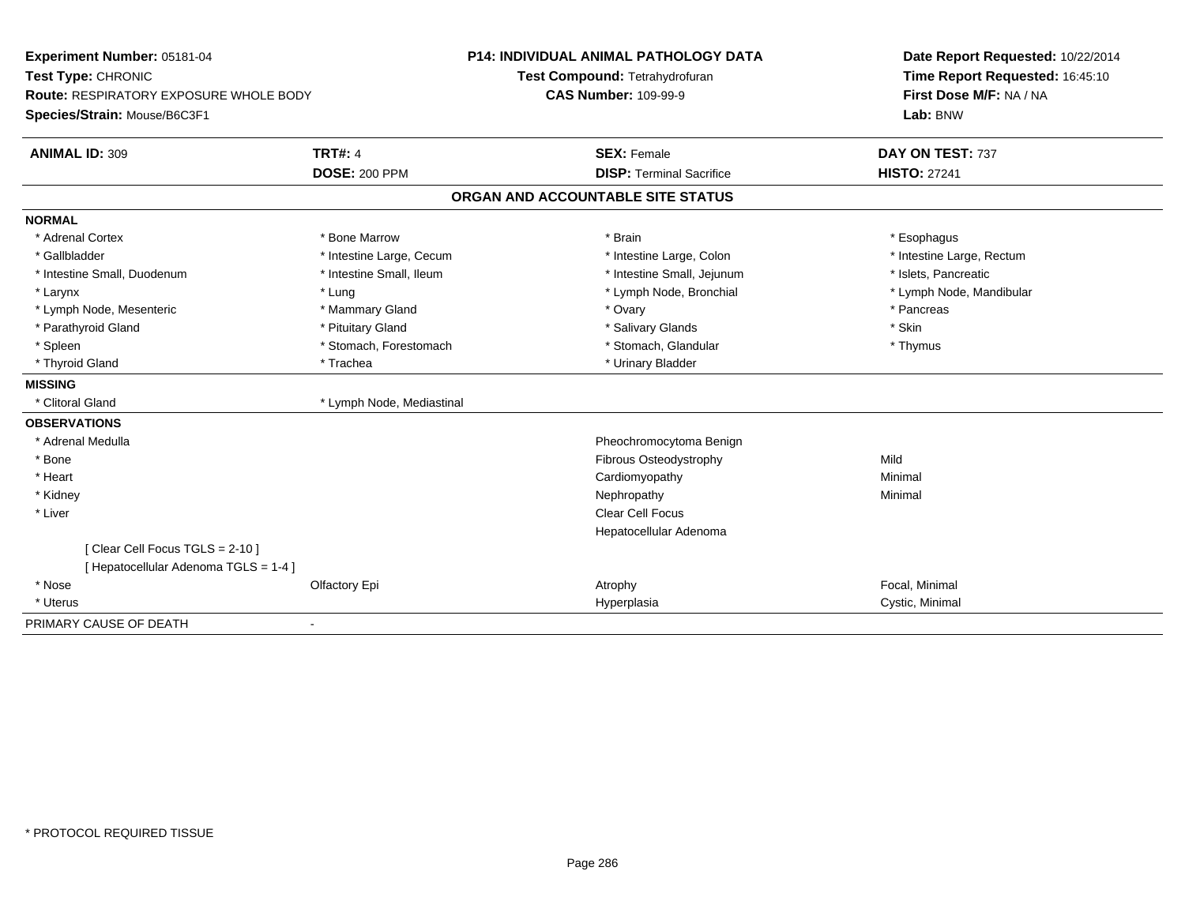**Experiment Number:** 05181-04
**Test Type:** CHRONIC
**Route:** RESPIRATORY EXPOSURE WHOLE BODY
**Species/Strain:** Mouse/B6C3F1

**P14: INDIVIDUAL ANIMAL PATHOLOGY DATA**
**Test Compound:** Tetrahydrofuran
**CAS Number:** 109-99-9

**Date Report Requested:** 10/22/2014
**Time Report Requested:** 16:45:10
**First Dose M/F:** NA / NA
**Lab:** BNW

| **ANIMAL ID:** 309 | **TRT#:** 4 | **SEX:** Female | **DAY ON TEST:** 737 |
|---|---|---|---|
| | **DOSE:** 200 PPM | **DISP:** Terminal Sacrifice | **HISTO:** 27241 |

## ORGAN AND ACCOUNTABLE SITE STATUS

| | | | |
|---|---|---|---|
| **NORMAL** | | | |
| * Adrenal Cortex | * Bone Marrow | * Brain | * Esophagus |
| * Gallbladder | * Intestine Large, Cecum | * Intestine Large, Colon | * Intestine Large, Rectum |
| * Intestine Small, Duodenum | * Intestine Small, Ileum | * Intestine Small, Jejunum | * Islets, Pancreatic |
| * Larynx | * Lung | * Lymph Node, Bronchial | * Lymph Node, Mandibular |
| * Lymph Node, Mesenteric | * Mammary Gland | * Ovary | * Pancreas |
| * Parathyroid Gland | * Pituitary Gland | * Salivary Glands | * Skin |
| * Spleen | * Stomach, Forestomach | * Stomach, Glandular | * Thymus |
| * Thyroid Gland | * Trachea | * Urinary Bladder | |
| **MISSING** | | | |
| * Clitoral Gland | * Lymph Node, Mediastinal | | |
| **OBSERVATIONS** | | | |
| * Adrenal Medulla | | Pheochromocytoma Benign | |
| * Bone | | Fibrous Osteodystrophy | Mild |
| * Heart | | Cardiomyopathy | Minimal |
| * Kidney | | Nephropathy | Minimal |
| * Liver | | Clear Cell Focus | |
| | | Hepatocellular Adenoma | |
| [ Clear Cell Focus TGLS = 2-10 ] | | | |
| [ Hepatocellular Adenoma TGLS = 1-4 ] | | | |
| * Nose | Olfactory Epi | Atrophy | Focal, Minimal |
| * Uterus | | Hyperplasia | Cystic, Minimal |
| PRIMARY CAUSE OF DEATH | - | | |

\* PROTOCOL REQUIRED TISSUE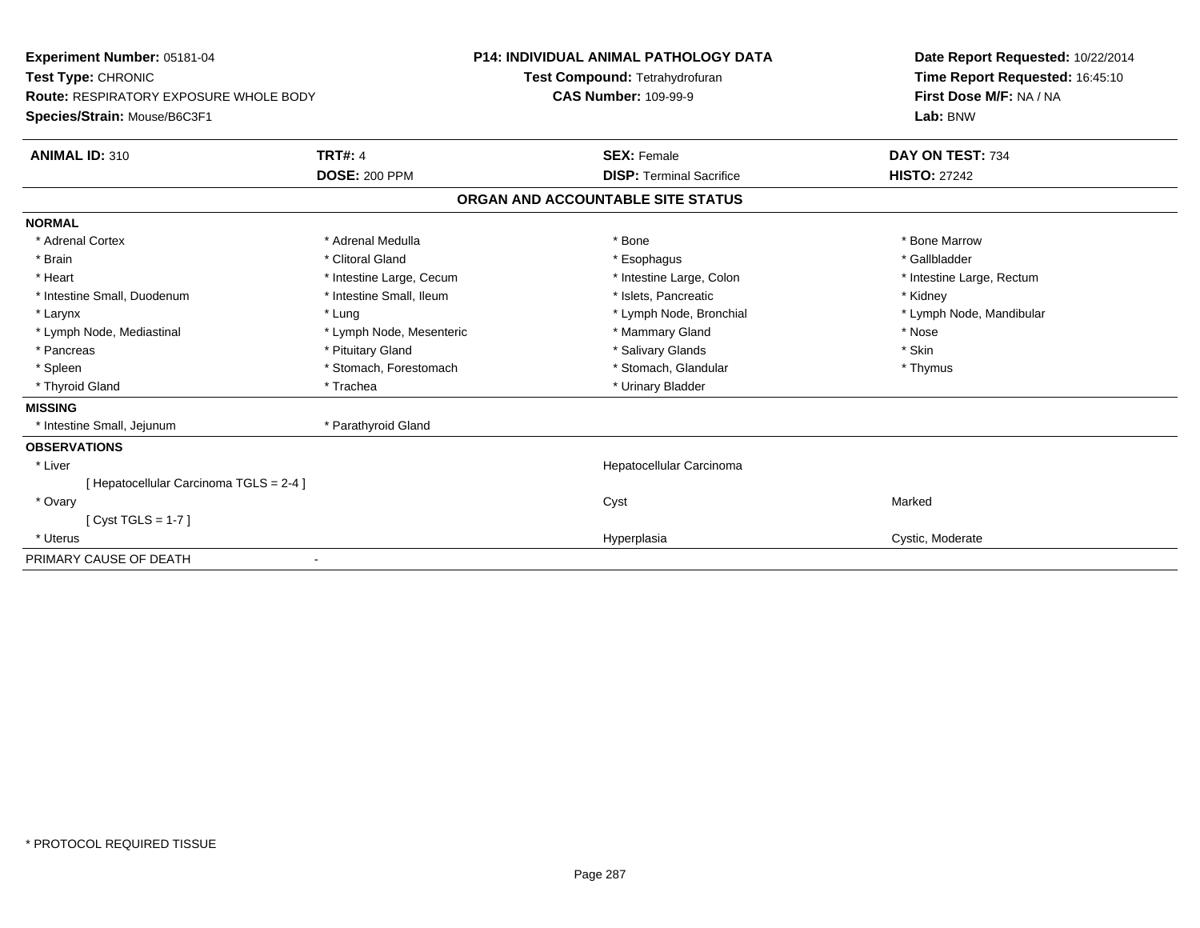**Experiment Number:** 05181-04
**Test Type:** CHRONIC
**Route:** RESPIRATORY EXPOSURE WHOLE BODY
**Species/Strain:** Mouse/B6C3F1

**P14: INDIVIDUAL ANIMAL PATHOLOGY DATA**
**Test Compound:** Tetrahydrofuran
**CAS Number:** 109-99-9

**Date Report Requested:** 10/22/2014
**Time Report Requested:** 16:45:10
**First Dose M/F:** NA / NA
**Lab:** BNW

| **ANIMAL ID:** 310 | **TRT#:** 4 | **SEX:** Female | **DAY ON TEST:** 734 |
|---|---|---|---|
| | **DOSE:** 200 PPM | **DISP:** Terminal Sacrifice | **HISTO:** 27242 |

## ORGAN AND ACCOUNTABLE SITE STATUS

**NORMAL**

| | | | |
|---|---|---|---|
| * Adrenal Cortex | * Adrenal Medulla | * Bone | * Bone Marrow |
| * Brain | * Clitoral Gland | * Esophagus | * Gallbladder |
| * Heart | * Intestine Large, Cecum | * Intestine Large, Colon | * Intestine Large, Rectum |
| * Intestine Small, Duodenum | * Intestine Small, Ileum | * Islets, Pancreatic | * Kidney |
| * Larynx | * Lung | * Lymph Node, Bronchial | * Lymph Node, Mandibular |
| * Lymph Node, Mediastinal | * Lymph Node, Mesenteric | * Mammary Gland | * Nose |
| * Pancreas | * Pituitary Gland | * Salivary Glands | * Skin |
| * Spleen | * Stomach, Forestomach | * Stomach, Glandular | * Thymus |
| * Thyroid Gland | * Trachea | * Urinary Bladder | |

**MISSING**

| | |
|---|---|
| * Intestine Small, Jejunum | * Parathyroid Gland |

**OBSERVATIONS**

| | | |
|---|---|---|
| * Liver | Hepatocellular Carcinoma | |
| [ Hepatocellular Carcinoma TGLS = 2-4 ] | | |
| * Ovary | Cyst | Marked |
| [ Cyst TGLS = 1-7 ] | | |
| * Uterus | Hyperplasia | Cystic, Moderate |

PRIMARY CAUSE OF DEATH -

* PROTOCOL REQUIRED TISSUE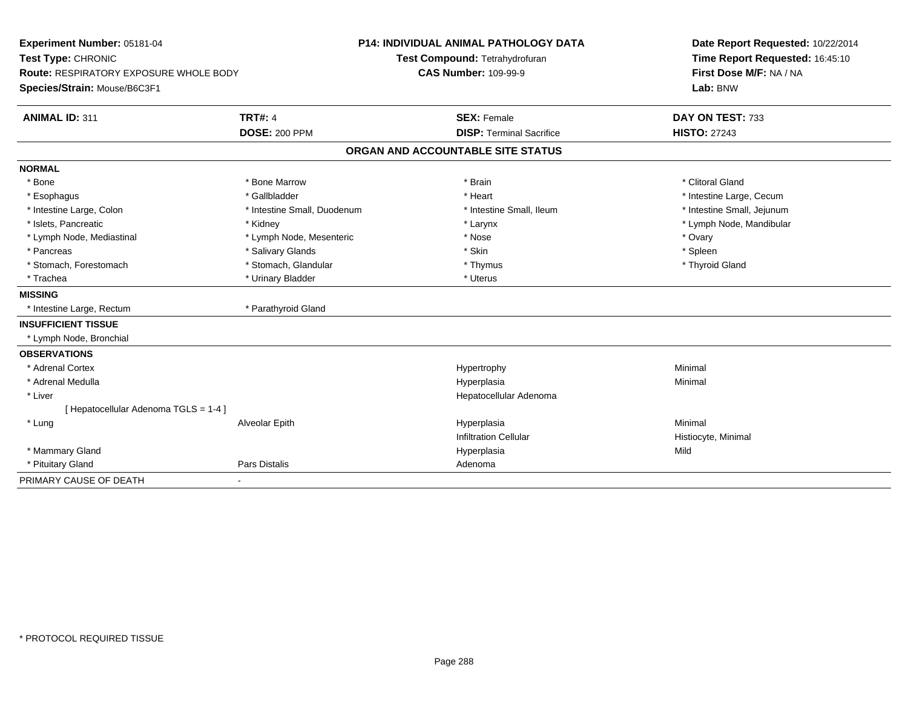**Experiment Number:** 05181-04
**Test Type:** CHRONIC
**Route:** RESPIRATORY EXPOSURE WHOLE BODY
**Species/Strain:** Mouse/B6C3F1

**P14: INDIVIDUAL ANIMAL PATHOLOGY DATA**
**Test Compound:** Tetrahydrofuran
**CAS Number:** 109-99-9

**Date Report Requested:** 10/22/2014
**Time Report Requested:** 16:45:10
**First Dose M/F:** NA / NA
**Lab:** BNW

| **ANIMAL ID:** 311 | **TRT#:** 4 | **SEX:** Female | **DAY ON TEST:** 733 |
|---|---|---|---|
| | **DOSE:** 200 PPM | **DISP:** Terminal Sacrifice | **HISTO:** 27243 |

## ORGAN AND ACCOUNTABLE SITE STATUS

| | | | |
|---|---|---|---|
| **NORMAL** | | | |
| * Bone | * Bone Marrow | * Brain | * Clitoral Gland |
| * Esophagus | * Gallbladder | * Heart | * Intestine Large, Cecum |
| * Intestine Large, Colon | * Intestine Small, Duodenum | * Intestine Small, Ileum | * Intestine Small, Jejunum |
| * Islets, Pancreatic | * Kidney | * Larynx | * Lymph Node, Mandibular |
| * Lymph Node, Mediastinal | * Lymph Node, Mesenteric | * Nose | * Ovary |
| * Pancreas | * Salivary Glands | * Skin | * Spleen |
| * Stomach, Forestomach | * Stomach, Glandular | * Thymus | * Thyroid Gland |
| * Trachea | * Urinary Bladder | * Uterus | |
| **MISSING** | | | |
| * Intestine Large, Rectum | * Parathyroid Gland | | |
| **INSUFFICIENT TISSUE** | | | |
| * Lymph Node, Bronchial | | | |
| **OBSERVATIONS** | | | |
| * Adrenal Cortex | | Hypertrophy | Minimal |
| * Adrenal Medulla | | Hyperplasia | Minimal |
| * Liver | | Hepatocellular Adenoma | |
| [ Hepatocellular Adenoma TGLS = 1-4 ] | | | |
| * Lung | Alveolar Epith | Hyperplasia | Minimal |
| | | Infiltration Cellular | Histiocyte, Minimal |
| * Mammary Gland | | Hyperplasia | Mild |
| * Pituitary Gland | Pars Distalis | Adenoma | |
| PRIMARY CAUSE OF DEATH | - | | |

* PROTOCOL REQUIRED TISSUE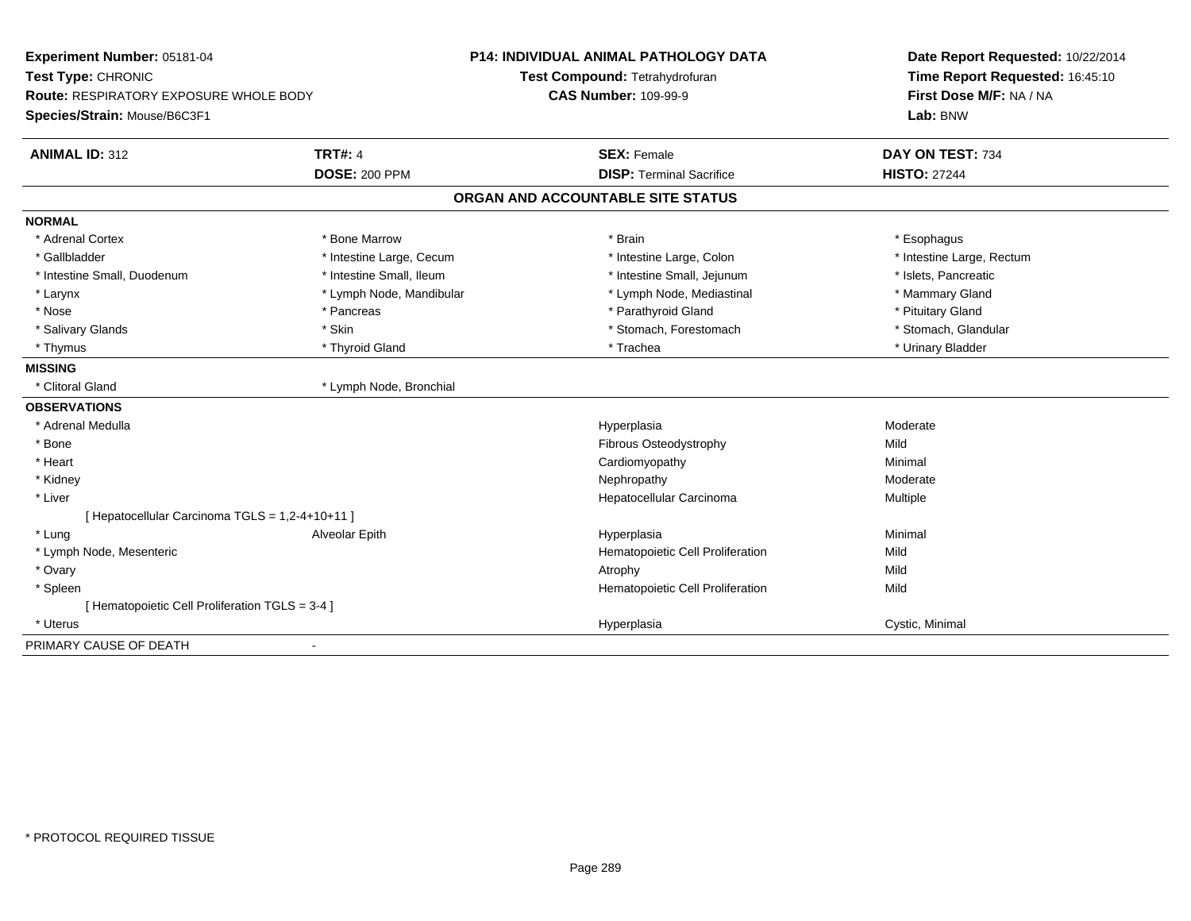**Experiment Number:** 05181-04
**Test Type:** CHRONIC
**Route:** RESPIRATORY EXPOSURE WHOLE BODY
**Species/Strain:** Mouse/B6C3F1

**P14: INDIVIDUAL ANIMAL PATHOLOGY DATA**
**Test Compound:** Tetrahydrofuran
**CAS Number:** 109-99-9

**Date Report Requested:** 10/22/2014
**Time Report Requested:** 16:45:10
**First Dose M/F:** NA / NA
**Lab:** BNW

| **ANIMAL ID:** 312 | **TRT#:** 4 | **SEX:** Female | **DAY ON TEST:** 734 |
|---|---|---|---|
| | **DOSE:** 200 PPM | **DISP:** Terminal Sacrifice | **HISTO:** 27244 |

## ORGAN AND ACCOUNTABLE SITE STATUS

**NORMAL**

| | | | |
|---|---|---|---|
| * Adrenal Cortex | * Bone Marrow | * Brain | * Esophagus |
| * Gallbladder | * Intestine Large, Cecum | * Intestine Large, Colon | * Intestine Large, Rectum |
| * Intestine Small, Duodenum | * Intestine Small, Ileum | * Intestine Small, Jejunum | * Islets, Pancreatic |
| * Larynx | * Lymph Node, Mandibular | * Lymph Node, Mediastinal | * Mammary Gland |
| * Nose | * Pancreas | * Parathyroid Gland | * Pituitary Gland |
| * Salivary Glands | * Skin | * Stomach, Forestomach | * Stomach, Glandular |
| * Thymus | * Thyroid Gland | * Trachea | * Urinary Bladder |

**MISSING**

| | |
|---|---|
| * Clitoral Gland | * Lymph Node, Bronchial |

**OBSERVATIONS**

| | | | |
|---|---|---|---|
| * Adrenal Medulla | | Hyperplasia | Moderate |
| * Bone | | Fibrous Osteodystrophy | Mild |
| * Heart | | Cardiomyopathy | Minimal |
| * Kidney | | Nephropathy | Moderate |
| * Liver | | Hepatocellular Carcinoma | Multiple |
| [ Hepatocellular Carcinoma TGLS = 1,2-4+10+11 ] | | | |
| * Lung | Alveolar Epith | Hyperplasia | Minimal |
| * Lymph Node, Mesenteric | | Hematopoietic Cell Proliferation | Mild |
| * Ovary | | Atrophy | Mild |
| * Spleen | | Hematopoietic Cell Proliferation | Mild |
| [ Hematopoietic Cell Proliferation TGLS = 3-4 ] | | | |
| * Uterus | | Hyperplasia | Cystic, Minimal |

PRIMARY CAUSE OF DEATH -

* PROTOCOL REQUIRED TISSUE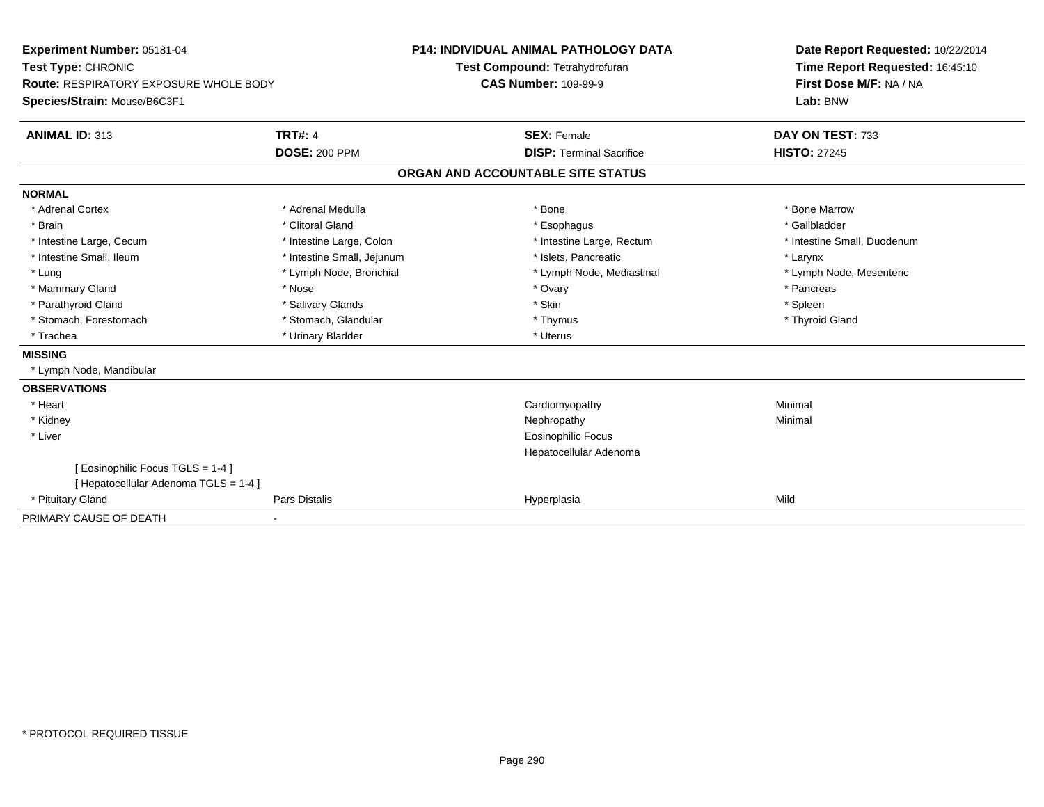**Experiment Number:** 05181-04
**Test Type:** CHRONIC
**Route:** RESPIRATORY EXPOSURE WHOLE BODY
**Species/Strain:** Mouse/B6C3F1

**P14: INDIVIDUAL ANIMAL PATHOLOGY DATA**
**Test Compound:** Tetrahydrofuran
**CAS Number:** 109-99-9

**Date Report Requested:** 10/22/2014
**Time Report Requested:** 16:45:10
**First Dose M/F:** NA / NA
**Lab:** BNW

| **ANIMAL ID:** 313 | **TRT#:** 4 | **SEX:** Female | **DAY ON TEST:** 733 |
|---|---|---|---|
| | **DOSE:** 200 PPM | **DISP:** Terminal Sacrifice | **HISTO:** 27245 |

## ORGAN AND ACCOUNTABLE SITE STATUS

**NORMAL**

| | | | |
|---|---|---|---|
| * Adrenal Cortex | * Adrenal Medulla | * Bone | * Bone Marrow |
| * Brain | * Clitoral Gland | * Esophagus | * Gallbladder |
| * Intestine Large, Cecum | * Intestine Large, Colon | * Intestine Large, Rectum | * Intestine Small, Duodenum |
| * Intestine Small, Ileum | * Intestine Small, Jejunum | * Islets, Pancreatic | * Larynx |
| * Lung | * Lymph Node, Bronchial | * Lymph Node, Mediastinal | * Lymph Node, Mesenteric |
| * Mammary Gland | * Nose | * Ovary | * Pancreas |
| * Parathyroid Gland | * Salivary Glands | * Skin | * Spleen |
| * Stomach, Forestomach | * Stomach, Glandular | * Thymus | * Thyroid Gland |
| * Trachea | * Urinary Bladder | * Uterus | |

**MISSING**

* Lymph Node, Mandibular

**OBSERVATIONS**

| | | | |
|---|---|---|---|
| * Heart | | Cardiomyopathy | Minimal |
| * Kidney | | Nephropathy | Minimal |
| * Liver | | Eosinophilic Focus | |
| | | Hepatocellular Adenoma | |
| [ Eosinophilic Focus TGLS = 1-4 ] | | | |
| [ Hepatocellular Adenoma TGLS = 1-4 ] | | | |
| * Pituitary Gland | Pars Distalis | Hyperplasia | Mild |

PRIMARY CAUSE OF DEATH -

* PROTOCOL REQUIRED TISSUE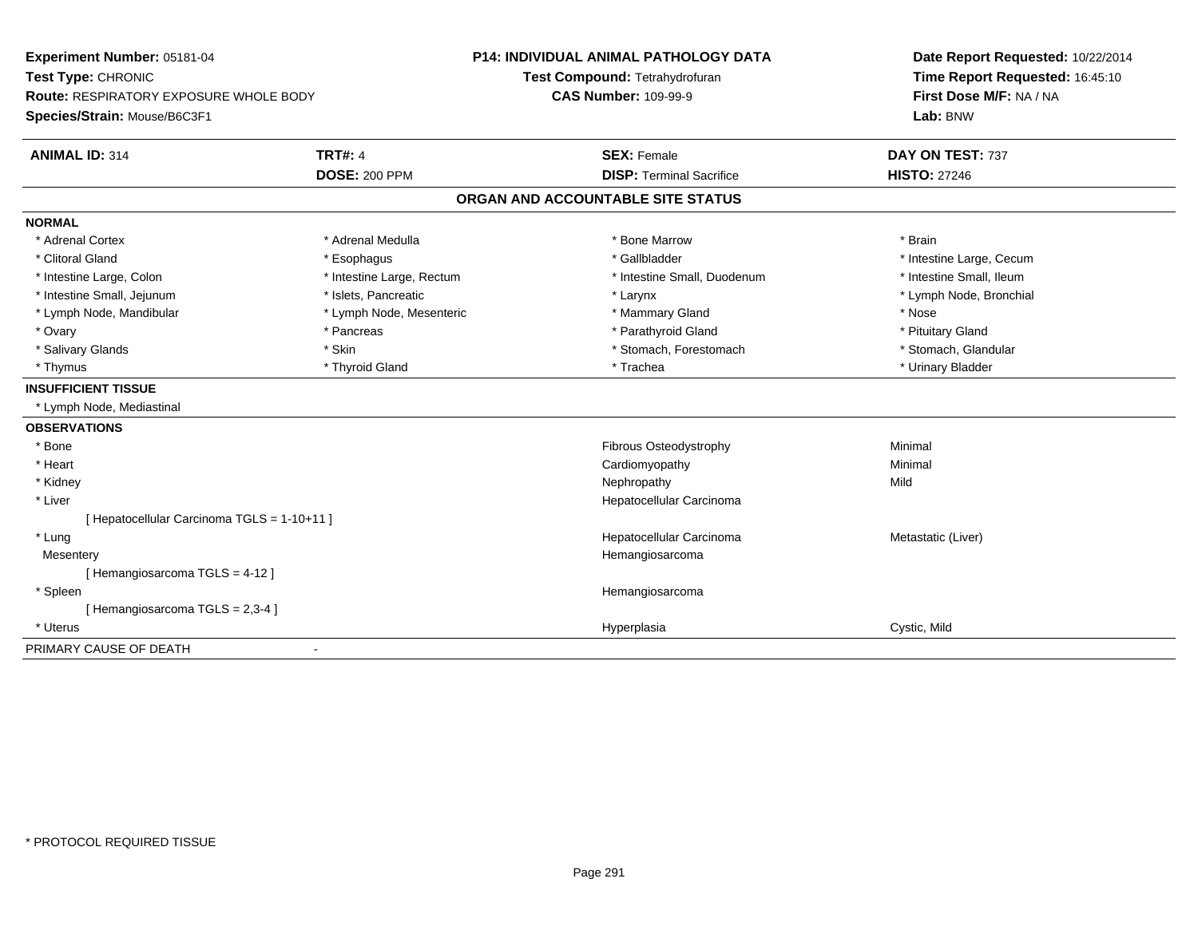**Experiment Number:** 05181-04
**Test Type:** CHRONIC
**Route:** RESPIRATORY EXPOSURE WHOLE BODY
**Species/Strain:** Mouse/B6C3F1

**P14: INDIVIDUAL ANIMAL PATHOLOGY DATA**
**Test Compound:** Tetrahydrofuran
**CAS Number:** 109-99-9

**Date Report Requested:** 10/22/2014
**Time Report Requested:** 16:45:10
**First Dose M/F:** NA / NA
**Lab:** BNW

| **ANIMAL ID:** 314 | **TRT#:** 4 | **SEX:** Female | **DAY ON TEST:** 737 |
|---|---|---|---|
| | **DOSE:** 200 PPM | **DISP:** Terminal Sacrifice | **HISTO:** 27246 |

## ORGAN AND ACCOUNTABLE SITE STATUS

**NORMAL**

| | | | |
|---|---|---|---|
| * Adrenal Cortex | * Adrenal Medulla | * Bone Marrow | * Brain |
| * Clitoral Gland | * Esophagus | * Gallbladder | * Intestine Large, Cecum |
| * Intestine Large, Colon | * Intestine Large, Rectum | * Intestine Small, Duodenum | * Intestine Small, Ileum |
| * Intestine Small, Jejunum | * Islets, Pancreatic | * Larynx | * Lymph Node, Bronchial |
| * Lymph Node, Mandibular | * Lymph Node, Mesenteric | * Mammary Gland | * Nose |
| * Ovary | * Pancreas | * Parathyroid Gland | * Pituitary Gland |
| * Salivary Glands | * Skin | * Stomach, Forestomach | * Stomach, Glandular |
| * Thymus | * Thyroid Gland | * Trachea | * Urinary Bladder |

**INSUFFICIENT TISSUE**

* Lymph Node, Mediastinal

**OBSERVATIONS**

| | | |
|---|---|---|
| * Bone | Fibrous Osteodystrophy | Minimal |
| * Heart | Cardiomyopathy | Minimal |
| * Kidney | Nephropathy | Mild |
| * Liver | Hepatocellular Carcinoma | |
| [ Hepatocellular Carcinoma TGLS = 1-10+11 ] | | |
| * Lung | Hepatocellular Carcinoma | Metastatic (Liver) |
| Mesentery | Hemangiosarcoma | |
| [ Hemangiosarcoma TGLS = 4-12 ] | | |
| * Spleen | Hemangiosarcoma | |
| [ Hemangiosarcoma TGLS = 2,3-4 ] | | |
| * Uterus | Hyperplasia | Cystic, Mild |

PRIMARY CAUSE OF DEATH -

* PROTOCOL REQUIRED TISSUE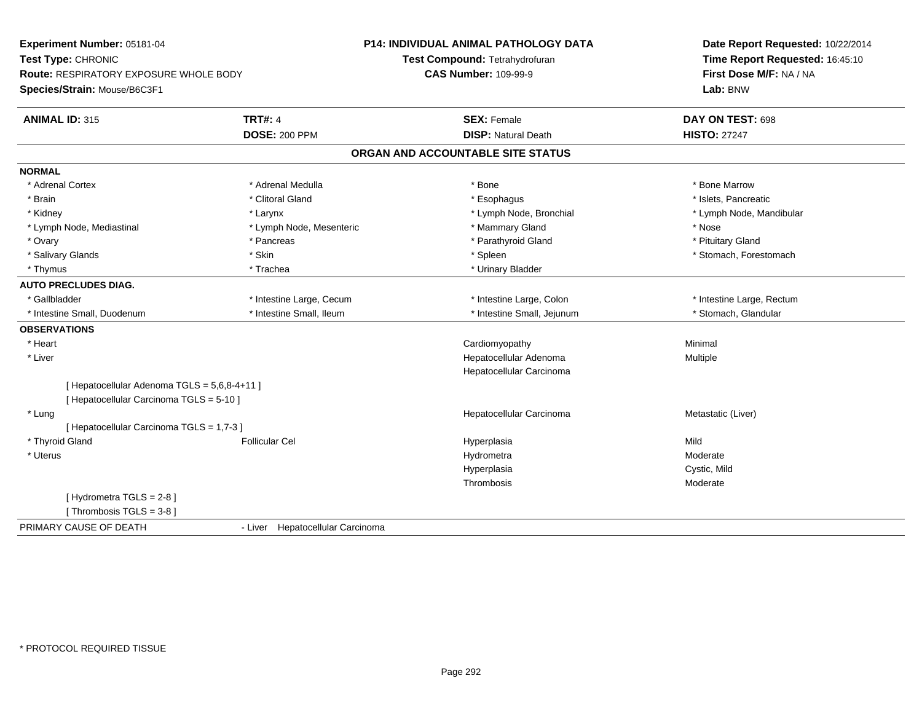**Experiment Number:** 05181-04
**Test Type:** CHRONIC
**Route:** RESPIRATORY EXPOSURE WHOLE BODY
**Species/Strain:** Mouse/B6C3F1

**P14: INDIVIDUAL ANIMAL PATHOLOGY DATA**
**Test Compound:** Tetrahydrofuran
**CAS Number:** 109-99-9

**Date Report Requested:** 10/22/2014
**Time Report Requested:** 16:45:10
**First Dose M/F:** NA / NA
**Lab:** BNW

| **ANIMAL ID:** 315 | **TRT#:** 4 | **SEX:** Female | **DAY ON TEST:** 698 |
|---|---|---|---|
| | **DOSE:** 200 PPM | **DISP:** Natural Death | **HISTO:** 27247 |

## ORGAN AND ACCOUNTABLE SITE STATUS

**NORMAL**

| | | | |
|---|---|---|---|
| * Adrenal Cortex | * Adrenal Medulla | * Bone | * Bone Marrow |
| * Brain | * Clitoral Gland | * Esophagus | * Islets, Pancreatic |
| * Kidney | * Larynx | * Lymph Node, Bronchial | * Lymph Node, Mandibular |
| * Lymph Node, Mediastinal | * Lymph Node, Mesenteric | * Mammary Gland | * Nose |
| * Ovary | * Pancreas | * Parathyroid Gland | * Pituitary Gland |
| * Salivary Glands | * Skin | * Spleen | * Stomach, Forestomach |
| * Thymus | * Trachea | * Urinary Bladder | |

**AUTO PRECLUDES DIAG.**

| | | | |
|---|---|---|---|
| * Gallbladder | * Intestine Large, Cecum | * Intestine Large, Colon | * Intestine Large, Rectum |
| * Intestine Small, Duodenum | * Intestine Small, Ileum | * Intestine Small, Jejunum | * Stomach, Glandular |

**OBSERVATIONS**

| | | | |
|---|---|---|---|
| * Heart | | Cardiomyopathy | Minimal |
| * Liver | | Hepatocellular Adenoma | Multiple |
| | | Hepatocellular Carcinoma | |
| [ Hepatocellular Adenoma TGLS = 5,6,8-4+11 ] | | | |
| [ Hepatocellular Carcinoma TGLS = 5-10 ] | | | |
| * Lung | | Hepatocellular Carcinoma | Metastatic (Liver) |
| [ Hepatocellular Carcinoma TGLS = 1,7-3 ] | | | |
| * Thyroid Gland | Follicular Cel | Hyperplasia | Mild |
| * Uterus | | Hydrometra | Moderate |
| | | Hyperplasia | Cystic, Mild |
| | | Thrombosis | Moderate |
| [ Hydrometra TGLS = 2-8 ] | | | |
| [ Thrombosis TGLS = 3-8 ] | | | |

PRIMARY CAUSE OF DEATH - Liver Hepatocellular Carcinoma

* PROTOCOL REQUIRED TISSUE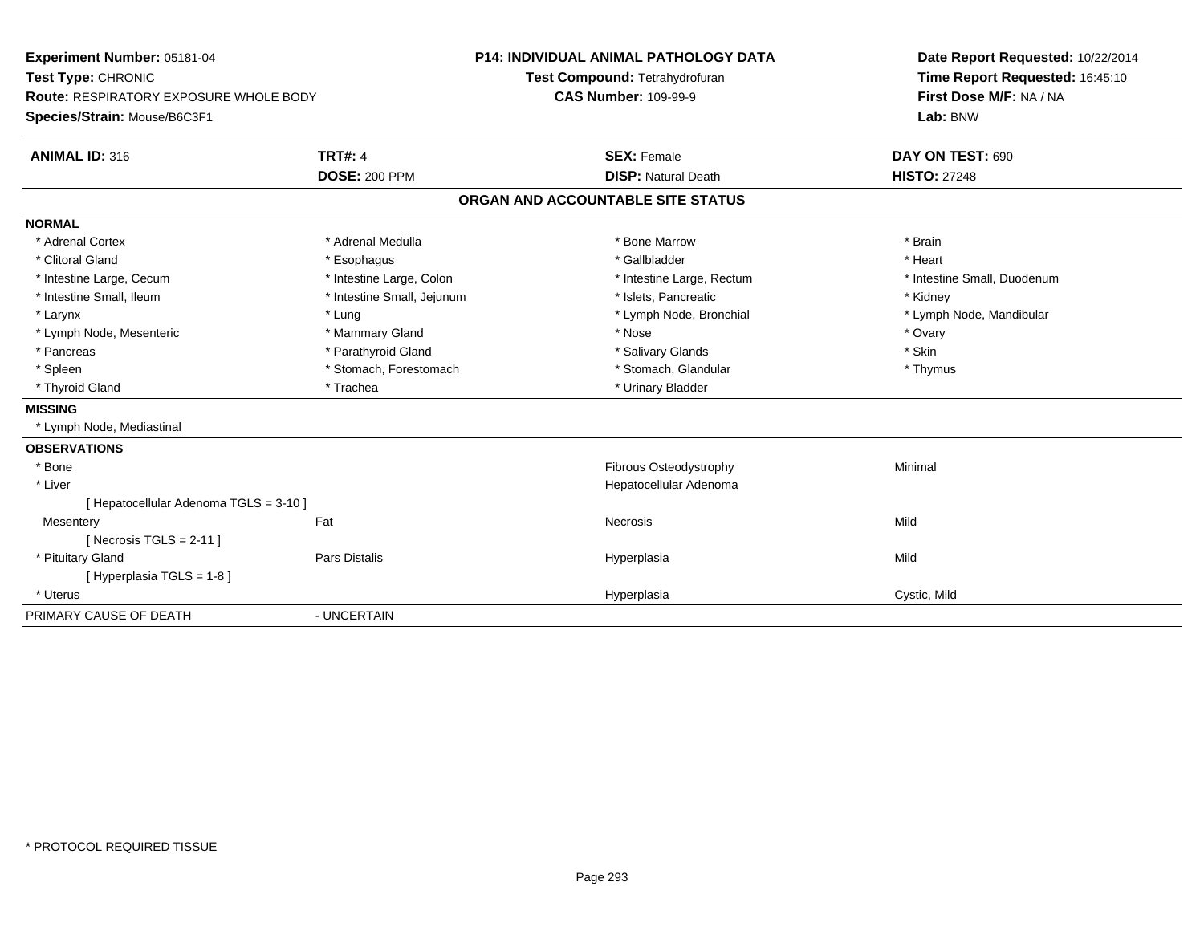**Experiment Number:** 05181-04
**Test Type:** CHRONIC
**Route:** RESPIRATORY EXPOSURE WHOLE BODY
**Species/Strain:** Mouse/B6C3F1

**P14: INDIVIDUAL ANIMAL PATHOLOGY DATA**
**Test Compound:** Tetrahydrofuran
**CAS Number:** 109-99-9

**Date Report Requested:** 10/22/2014
**Time Report Requested:** 16:45:10
**First Dose M/F:** NA / NA
**Lab:** BNW

| **ANIMAL ID:** 316 | **TRT#:** 4 | **SEX:** Female | **DAY ON TEST:** 690 |
|---|---|---|---|
| | **DOSE:** 200 PPM | **DISP:** Natural Death | **HISTO:** 27248 |

## ORGAN AND ACCOUNTABLE SITE STATUS

**NORMAL**

| | | | |
|---|---|---|---|
| * Adrenal Cortex | * Adrenal Medulla | * Bone Marrow | * Brain |
| * Clitoral Gland | * Esophagus | * Gallbladder | * Heart |
| * Intestine Large, Cecum | * Intestine Large, Colon | * Intestine Large, Rectum | * Intestine Small, Duodenum |
| * Intestine Small, Ileum | * Intestine Small, Jejunum | * Islets, Pancreatic | * Kidney |
| * Larynx | * Lung | * Lymph Node, Bronchial | * Lymph Node, Mandibular |
| * Lymph Node, Mesenteric | * Mammary Gland | * Nose | * Ovary |
| * Pancreas | * Parathyroid Gland | * Salivary Glands | * Skin |
| * Spleen | * Stomach, Forestomach | * Stomach, Glandular | * Thymus |
| * Thyroid Gland | * Trachea | * Urinary Bladder | |

**MISSING**

* Lymph Node, Mediastinal

**OBSERVATIONS**

| | | | |
|---|---|---|---|
| * Bone | | Fibrous Osteodystrophy | Minimal |
| * Liver | | Hepatocellular Adenoma | |
| [ Hepatocellular Adenoma TGLS = 3-10 ] | | | |
| Mesentery | Fat | Necrosis | Mild |
| [ Necrosis TGLS = 2-11 ] | | | |
| * Pituitary Gland | Pars Distalis | Hyperplasia | Mild |
| [ Hyperplasia TGLS = 1-8 ] | | | |
| * Uterus | | Hyperplasia | Cystic, Mild |

PRIMARY CAUSE OF DEATH - UNCERTAIN

* PROTOCOL REQUIRED TISSUE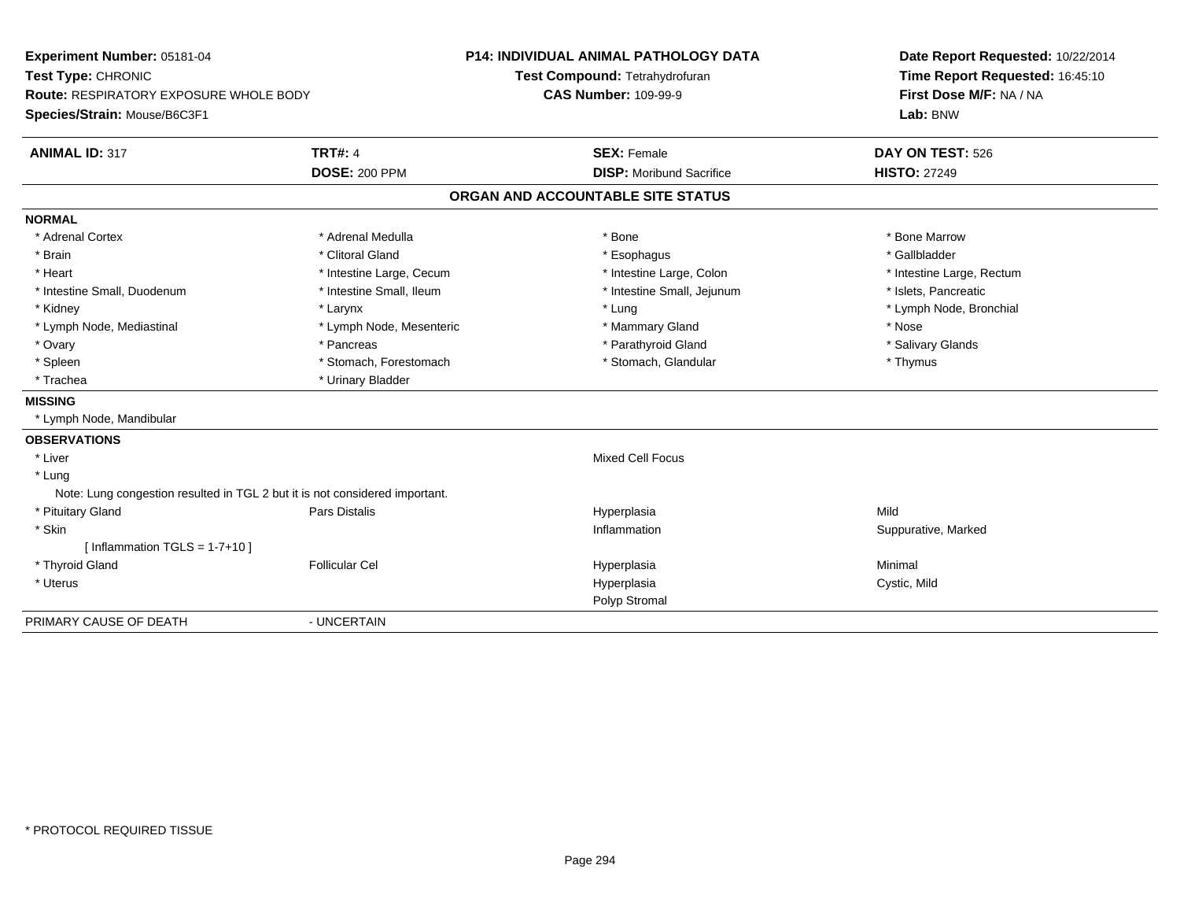**Experiment Number:** 05181-04
**Test Type:** CHRONIC
**Route:** RESPIRATORY EXPOSURE WHOLE BODY
**Species/Strain:** Mouse/B6C3F1

**P14: INDIVIDUAL ANIMAL PATHOLOGY DATA**
**Test Compound:** Tetrahydrofuran
**CAS Number:** 109-99-9

**Date Report Requested:** 10/22/2014
**Time Report Requested:** 16:45:10
**First Dose M/F:** NA / NA
**Lab:** BNW

| **ANIMAL ID:** 317 | **TRT#:** 4 | **SEX:** Female | **DAY ON TEST:** 526 |
|---|---|---|---|
| | **DOSE:** 200 PPM | **DISP:** Moribund Sacrifice | **HISTO:** 27249 |

## ORGAN AND ACCOUNTABLE SITE STATUS

**NORMAL**

| | | | |
|---|---|---|---|
| * Adrenal Cortex | * Adrenal Medulla | * Bone | * Bone Marrow |
| * Brain | * Clitoral Gland | * Esophagus | * Gallbladder |
| * Heart | * Intestine Large, Cecum | * Intestine Large, Colon | * Intestine Large, Rectum |
| * Intestine Small, Duodenum | * Intestine Small, Ileum | * Intestine Small, Jejunum | * Islets, Pancreatic |
| * Kidney | * Larynx | * Lung | * Lymph Node, Bronchial |
| * Lymph Node, Mediastinal | * Lymph Node, Mesenteric | * Mammary Gland | * Nose |
| * Ovary | * Pancreas | * Parathyroid Gland | * Salivary Glands |
| * Spleen | * Stomach, Forestomach | * Stomach, Glandular | * Thymus |
| * Trachea | * Urinary Bladder | | |

**MISSING**

* Lymph Node, Mandibular

**OBSERVATIONS**

| | | | |
|---|---|---|---|
| * Liver | | Mixed Cell Focus | |
| * Lung | | | |
| Note: Lung congestion resulted in TGL 2 but it is not considered important. | | | |
| * Pituitary Gland | Pars Distalis | Hyperplasia | Mild |
| * Skin | | Inflammation | Suppurative, Marked |
| [ Inflammation TGLS = 1-7+10 ] | | | |
| * Thyroid Gland | Follicular Cel | Hyperplasia | Minimal |
| * Uterus | | Hyperplasia | Cystic, Mild |
| | | Polyp Stromal | |

PRIMARY CAUSE OF DEATH - UNCERTAIN

* PROTOCOL REQUIRED TISSUE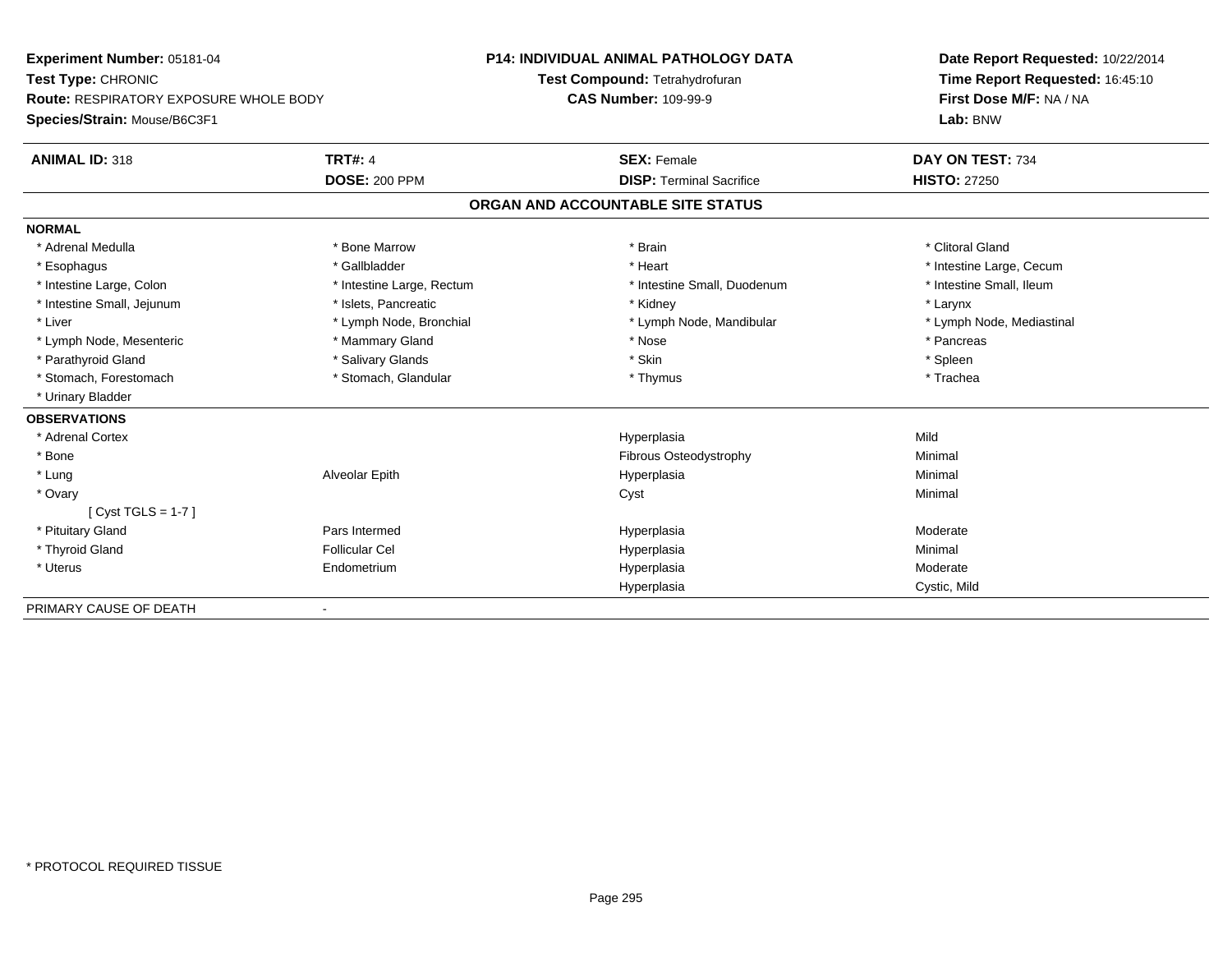**Experiment Number:** 05181-04
**Test Type:** CHRONIC
**Route:** RESPIRATORY EXPOSURE WHOLE BODY
**Species/Strain:** Mouse/B6C3F1

**P14: INDIVIDUAL ANIMAL PATHOLOGY DATA**
**Test Compound:** Tetrahydrofuran
**CAS Number:** 109-99-9

**Date Report Requested:** 10/22/2014
**Time Report Requested:** 16:45:10
**First Dose M/F:** NA / NA
**Lab:** BNW

| **ANIMAL ID:** 318 | **TRT#:** 4 | **SEX:** Female | **DAY ON TEST:** 734 |
|---|---|---|---|
| | **DOSE:** 200 PPM | **DISP:** Terminal Sacrifice | **HISTO:** 27250 |

## ORGAN AND ACCOUNTABLE SITE STATUS

**NORMAL**

| | | | |
|---|---|---|---|
| * Adrenal Medulla | * Bone Marrow | * Brain | * Clitoral Gland |
| * Esophagus | * Gallbladder | * Heart | * Intestine Large, Cecum |
| * Intestine Large, Colon | * Intestine Large, Rectum | * Intestine Small, Duodenum | * Intestine Small, Ileum |
| * Intestine Small, Jejunum | * Islets, Pancreatic | * Kidney | * Larynx |
| * Liver | * Lymph Node, Bronchial | * Lymph Node, Mandibular | * Lymph Node, Mediastinal |
| * Lymph Node, Mesenteric | * Mammary Gland | * Nose | * Pancreas |
| * Parathyroid Gland | * Salivary Glands | * Skin | * Spleen |
| * Stomach, Forestomach | * Stomach, Glandular | * Thymus | * Trachea |
| * Urinary Bladder | | | |

**OBSERVATIONS**

| | | | |
|---|---|---|---|
| * Adrenal Cortex | | Hyperplasia | Mild |
| * Bone | | Fibrous Osteodystrophy | Minimal |
| * Lung | Alveolar Epith | Hyperplasia | Minimal |
| * Ovary | | Cyst | Minimal |
| [ Cyst TGLS = 1-7 ] | | | |
| * Pituitary Gland | Pars Intermed | Hyperplasia | Moderate |
| * Thyroid Gland | Follicular Cel | Hyperplasia | Minimal |
| * Uterus | Endometrium | Hyperplasia | Moderate |
| | | Hyperplasia | Cystic, Mild |

PRIMARY CAUSE OF DEATH -

* PROTOCOL REQUIRED TISSUE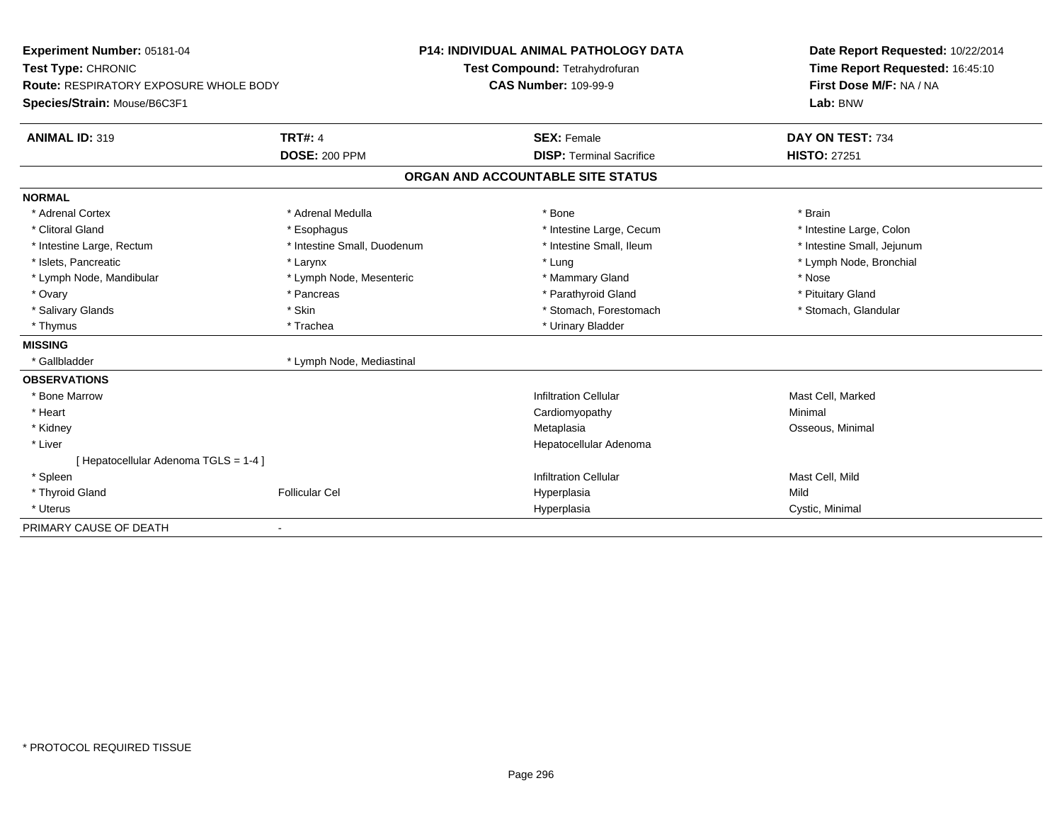**Experiment Number:** 05181-04
**Test Type:** CHRONIC
**Route:** RESPIRATORY EXPOSURE WHOLE BODY
**Species/Strain:** Mouse/B6C3F1

**P14: INDIVIDUAL ANIMAL PATHOLOGY DATA**
**Test Compound:** Tetrahydrofuran
**CAS Number:** 109-99-9

**Date Report Requested:** 10/22/2014
**Time Report Requested:** 16:45:10
**First Dose M/F:** NA / NA
**Lab:** BNW

| **ANIMAL ID:** 319 | **TRT#:** 4 | **SEX:** Female | **DAY ON TEST:** 734 |
|---|---|---|---|
| | **DOSE:** 200 PPM | **DISP:** Terminal Sacrifice | **HISTO:** 27251 |

## ORGAN AND ACCOUNTABLE SITE STATUS

**NORMAL**

| | | | |
|---|---|---|---|
| * Adrenal Cortex | * Adrenal Medulla | * Bone | * Brain |
| * Clitoral Gland | * Esophagus | * Intestine Large, Cecum | * Intestine Large, Colon |
| * Intestine Large, Rectum | * Intestine Small, Duodenum | * Intestine Small, Ileum | * Intestine Small, Jejunum |
| * Islets, Pancreatic | * Larynx | * Lung | * Lymph Node, Bronchial |
| * Lymph Node, Mandibular | * Lymph Node, Mesenteric | * Mammary Gland | * Nose |
| * Ovary | * Pancreas | * Parathyroid Gland | * Pituitary Gland |
| * Salivary Glands | * Skin | * Stomach, Forestomach | * Stomach, Glandular |
| * Thymus | * Trachea | * Urinary Bladder | |

**MISSING**

| | |
|---|---|
| * Gallbladder | * Lymph Node, Mediastinal |

**OBSERVATIONS**

| | | | |
|---|---|---|---|
| * Bone Marrow | | Infiltration Cellular | Mast Cell, Marked |
| * Heart | | Cardiomyopathy | Minimal |
| * Kidney | | Metaplasia | Osseous, Minimal |
| * Liver | | Hepatocellular Adenoma | |
| [ Hepatocellular Adenoma TGLS = 1-4 ] | | | |
| * Spleen | | Infiltration Cellular | Mast Cell, Mild |
| * Thyroid Gland | Follicular Cel | Hyperplasia | Mild |
| * Uterus | | Hyperplasia | Cystic, Minimal |

PRIMARY CAUSE OF DEATH -

* PROTOCOL REQUIRED TISSUE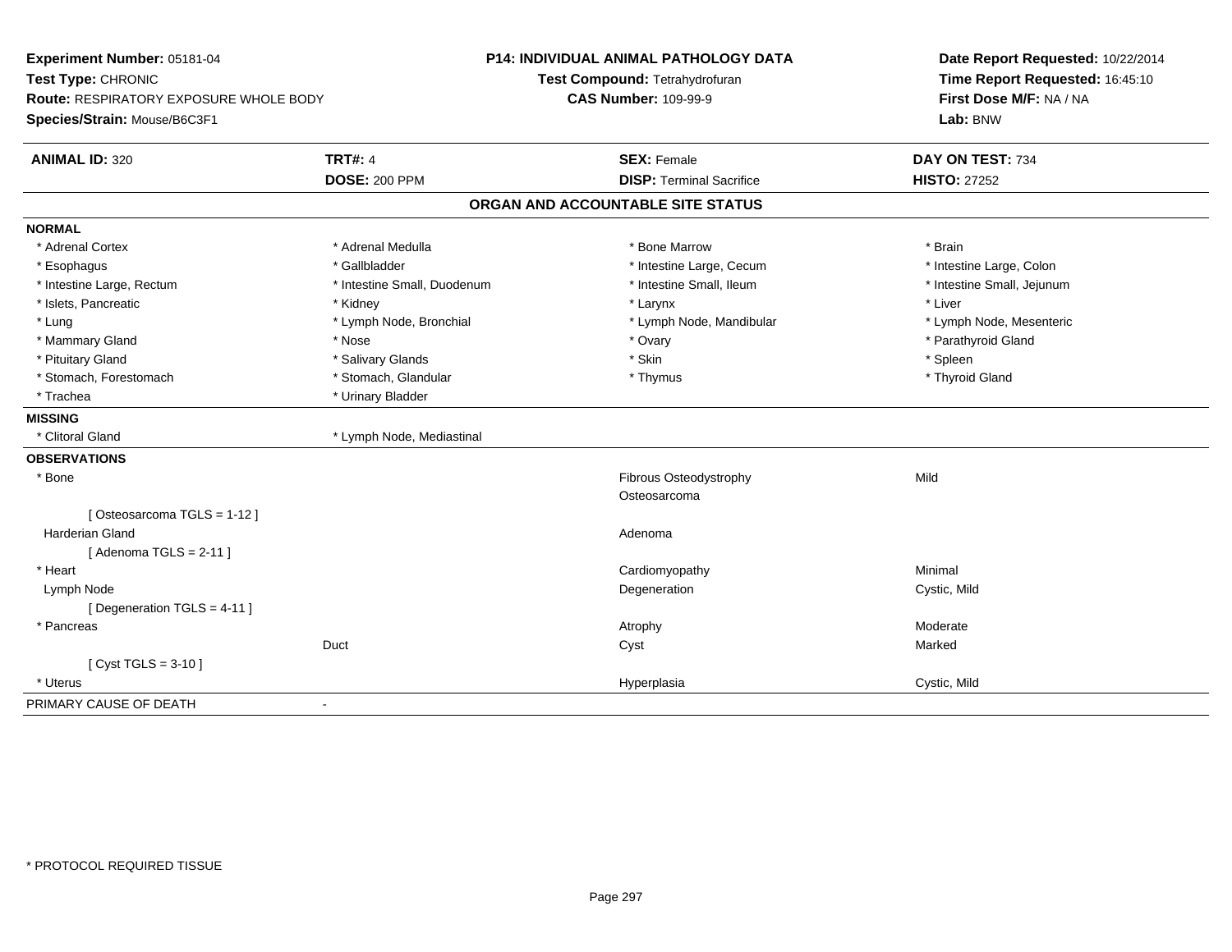**Experiment Number:** 05181-04
**Test Type:** CHRONIC
**Route:** RESPIRATORY EXPOSURE WHOLE BODY
**Species/Strain:** Mouse/B6C3F1

**P14: INDIVIDUAL ANIMAL PATHOLOGY DATA**
**Test Compound:** Tetrahydrofuran
**CAS Number:** 109-99-9

**Date Report Requested:** 10/22/2014
**Time Report Requested:** 16:45:10
**First Dose M/F:** NA / NA
**Lab:** BNW

| **ANIMAL ID:** 320 | **TRT#:** 4 | **SEX:** Female | **DAY ON TEST:** 734 |
|---|---|---|---|
| | **DOSE:** 200 PPM | **DISP:** Terminal Sacrifice | **HISTO:** 27252 |

## ORGAN AND ACCOUNTABLE SITE STATUS

**NORMAL**

| | | | |
|---|---|---|---|
| * Adrenal Cortex | * Adrenal Medulla | * Bone Marrow | * Brain |
| * Esophagus | * Gallbladder | * Intestine Large, Cecum | * Intestine Large, Colon |
| * Intestine Large, Rectum | * Intestine Small, Duodenum | * Intestine Small, Ileum | * Intestine Small, Jejunum |
| * Islets, Pancreatic | * Kidney | * Larynx | * Liver |
| * Lung | * Lymph Node, Bronchial | * Lymph Node, Mandibular | * Lymph Node, Mesenteric |
| * Mammary Gland | * Nose | * Ovary | * Parathyroid Gland |
| * Pituitary Gland | * Salivary Glands | * Skin | * Spleen |
| * Stomach, Forestomach | * Stomach, Glandular | * Thymus | * Thyroid Gland |
| * Trachea | * Urinary Bladder | | |

**MISSING**

| | |
|---|---|
| * Clitoral Gland | * Lymph Node, Mediastinal |

**OBSERVATIONS**

| | | | |
|---|---|---|---|
| * Bone | | Fibrous Osteodystrophy | Mild |
| | | Osteosarcoma | |
| [ Osteosarcoma TGLS = 1-12 ] | | | |
| Harderian Gland | | Adenoma | |
| [ Adenoma TGLS = 2-11 ] | | | |
| * Heart | | Cardiomyopathy | Minimal |
| Lymph Node | | Degeneration | Cystic, Mild |
| [ Degeneration TGLS = 4-11 ] | | | |
| * Pancreas | | Atrophy | Moderate |
| | Duct | Cyst | Marked |
| [ Cyst TGLS = 3-10 ] | | | |
| * Uterus | | Hyperplasia | Cystic, Mild |

PRIMARY CAUSE OF DEATH -

\* PROTOCOL REQUIRED TISSUE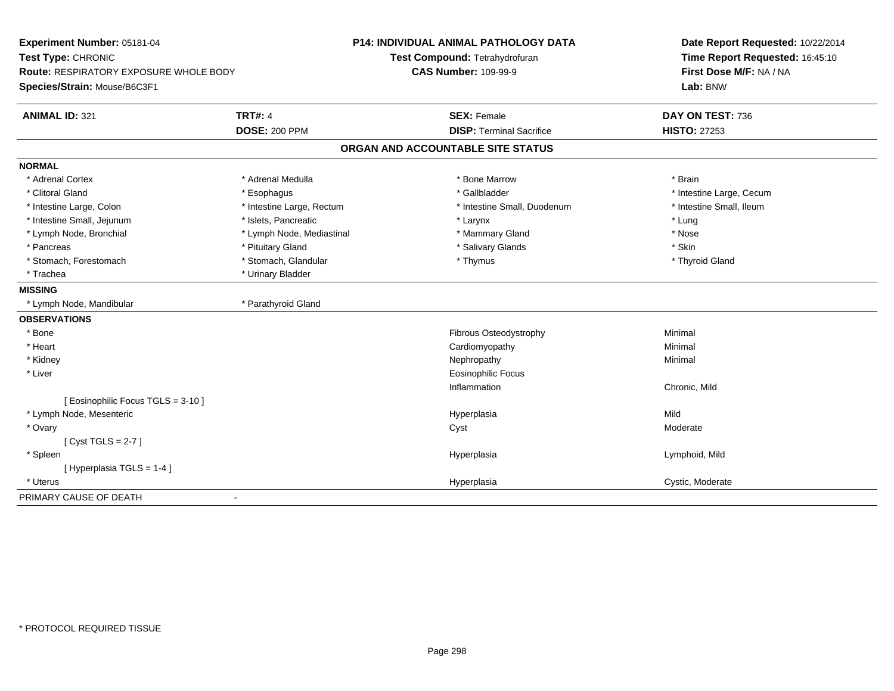**Experiment Number:** 05181-04
**Test Type:** CHRONIC
**Route:** RESPIRATORY EXPOSURE WHOLE BODY
**Species/Strain:** Mouse/B6C3F1

**P14: INDIVIDUAL ANIMAL PATHOLOGY DATA**
**Test Compound:** Tetrahydrofuran
**CAS Number:** 109-99-9

**Date Report Requested:** 10/22/2014
**Time Report Requested:** 16:45:10
**First Dose M/F:** NA / NA
**Lab:** BNW

| **ANIMAL ID:** 321 | **TRT#:** 4 | **SEX:** Female | **DAY ON TEST:** 736 |
|---|---|---|---|
| | **DOSE:** 200 PPM | **DISP:** Terminal Sacrifice | **HISTO:** 27253 |

## ORGAN AND ACCOUNTABLE SITE STATUS

**NORMAL**

| | | | |
|---|---|---|---|
| * Adrenal Cortex | * Adrenal Medulla | * Bone Marrow | * Brain |
| * Clitoral Gland | * Esophagus | * Gallbladder | * Intestine Large, Cecum |
| * Intestine Large, Colon | * Intestine Large, Rectum | * Intestine Small, Duodenum | * Intestine Small, Ileum |
| * Intestine Small, Jejunum | * Islets, Pancreatic | * Larynx | * Lung |
| * Lymph Node, Bronchial | * Lymph Node, Mediastinal | * Mammary Gland | * Nose |
| * Pancreas | * Pituitary Gland | * Salivary Glands | * Skin |
| * Stomach, Forestomach | * Stomach, Glandular | * Thymus | * Thyroid Gland |
| * Trachea | * Urinary Bladder | | |

**MISSING**

| | |
|---|---|
| * Lymph Node, Mandibular | * Parathyroid Gland |

**OBSERVATIONS**

| | | |
|---|---|---|
| * Bone | Fibrous Osteodystrophy | Minimal |
| * Heart | Cardiomyopathy | Minimal |
| * Kidney | Nephropathy | Minimal |
| * Liver | Eosinophilic Focus | |
| | Inflammation | Chronic, Mild |
| [ Eosinophilic Focus TGLS = 3-10 ] | | |
| * Lymph Node, Mesenteric | Hyperplasia | Mild |
| * Ovary | Cyst | Moderate |
| [ Cyst TGLS = 2-7 ] | | |
| * Spleen | Hyperplasia | Lymphoid, Mild |
| [ Hyperplasia TGLS = 1-4 ] | | |
| * Uterus | Hyperplasia | Cystic, Moderate |

PRIMARY CAUSE OF DEATH -

\* PROTOCOL REQUIRED TISSUE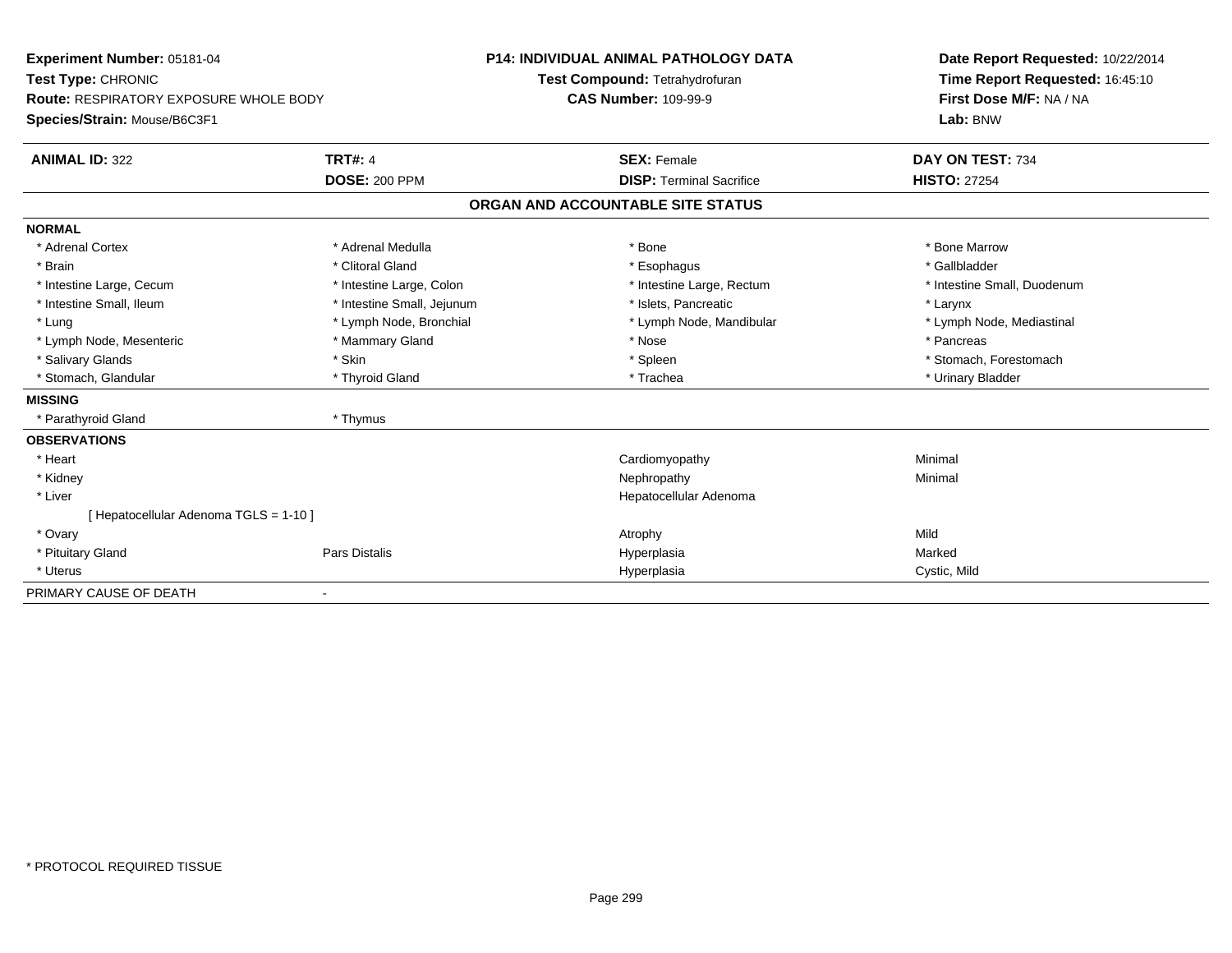**Experiment Number:** 05181-04
**Test Type:** CHRONIC
**Route:** RESPIRATORY EXPOSURE WHOLE BODY
**Species/Strain:** Mouse/B6C3F1

**P14: INDIVIDUAL ANIMAL PATHOLOGY DATA**
**Test Compound:** Tetrahydrofuran
**CAS Number:** 109-99-9

**Date Report Requested:** 10/22/2014
**Time Report Requested:** 16:45:10
**First Dose M/F:** NA / NA
**Lab:** BNW

| **ANIMAL ID:** 322 | **TRT#:** 4 | **SEX:** Female | **DAY ON TEST:** 734 |
|---|---|---|---|
| | **DOSE:** 200 PPM | **DISP:** Terminal Sacrifice | **HISTO:** 27254 |

## ORGAN AND ACCOUNTABLE SITE STATUS

| | | | |
|---|---|---|---|
| **NORMAL** | | | |
| * Adrenal Cortex | * Adrenal Medulla | * Bone | * Bone Marrow |
| * Brain | * Clitoral Gland | * Esophagus | * Gallbladder |
| * Intestine Large, Cecum | * Intestine Large, Colon | * Intestine Large, Rectum | * Intestine Small, Duodenum |
| * Intestine Small, Ileum | * Intestine Small, Jejunum | * Islets, Pancreatic | * Larynx |
| * Lung | * Lymph Node, Bronchial | * Lymph Node, Mandibular | * Lymph Node, Mediastinal |
| * Lymph Node, Mesenteric | * Mammary Gland | * Nose | * Pancreas |
| * Salivary Glands | * Skin | * Spleen | * Stomach, Forestomach |
| * Stomach, Glandular | * Thyroid Gland | * Trachea | * Urinary Bladder |
| **MISSING** | | | |
| * Parathyroid Gland | * Thymus | | |
| **OBSERVATIONS** | | | |
| * Heart | | Cardiomyopathy | Minimal |
| * Kidney | | Nephropathy | Minimal |
| * Liver | | Hepatocellular Adenoma | |
| [ Hepatocellular Adenoma TGLS = 1-10 ] | | | |
| * Ovary | | Atrophy | Mild |
| * Pituitary Gland | Pars Distalis | Hyperplasia | Marked |
| * Uterus | | Hyperplasia | Cystic, Mild |
| PRIMARY CAUSE OF DEATH | - | | |

* PROTOCOL REQUIRED TISSUE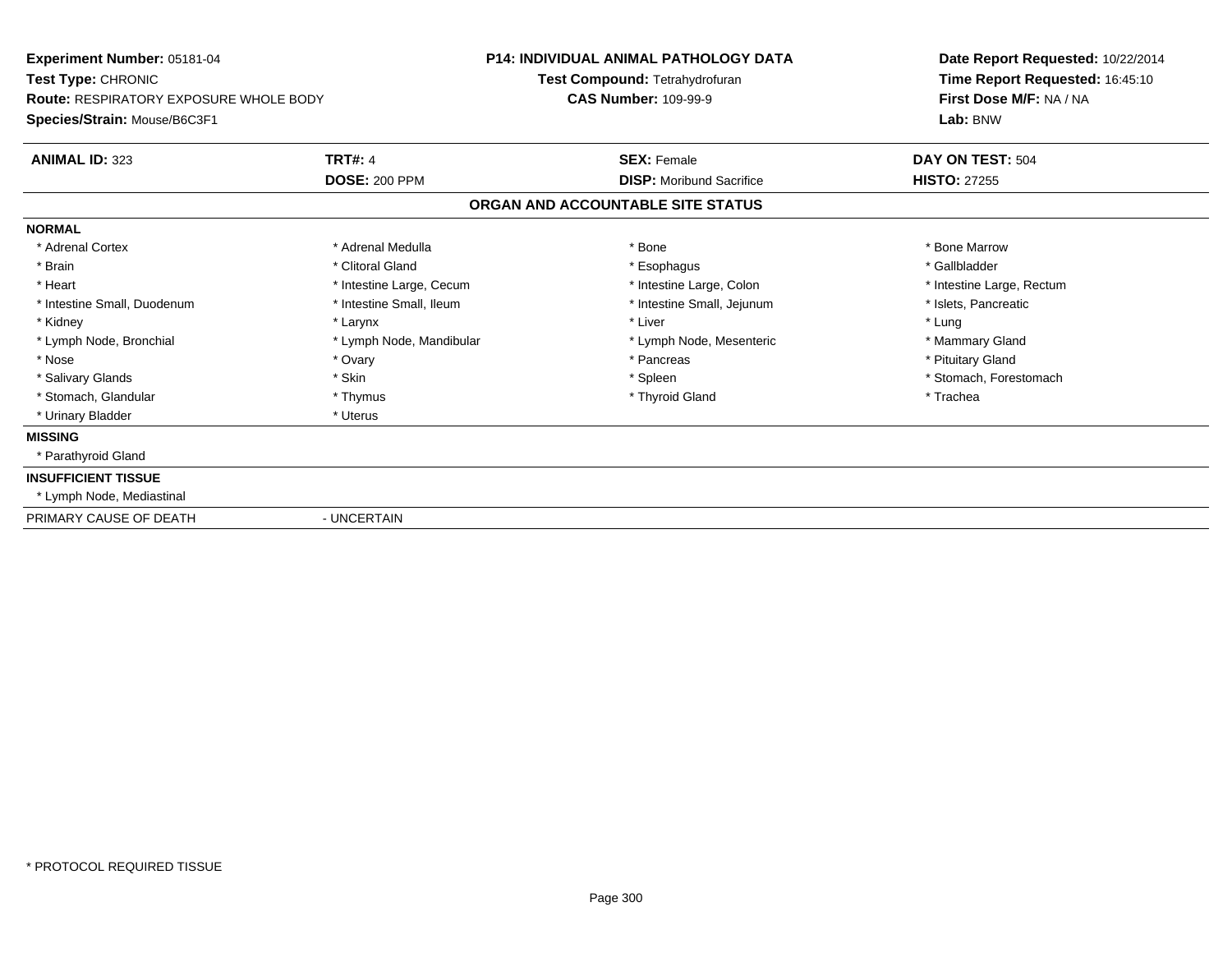**Experiment Number:** 05181-04
**Test Type:** CHRONIC
**Route:** RESPIRATORY EXPOSURE WHOLE BODY
**Species/Strain:** Mouse/B6C3F1

**P14: INDIVIDUAL ANIMAL PATHOLOGY DATA**
**Test Compound:** Tetrahydrofuran
**CAS Number:** 109-99-9

**Date Report Requested:** 10/22/2014
**Time Report Requested:** 16:45:10
**First Dose M/F:** NA / NA
**Lab:** BNW

| **ANIMAL ID:** 323 | **TRT#:** 4 | **SEX:** Female | **DAY ON TEST:** 504 |
|---|---|---|---|
| | **DOSE:** 200 PPM | **DISP:** Moribund Sacrifice | **HISTO:** 27255 |

## ORGAN AND ACCOUNTABLE SITE STATUS

**NORMAL**

| | | | |
|---|---|---|---|
| * Adrenal Cortex | * Adrenal Medulla | * Bone | * Bone Marrow |
| * Brain | * Clitoral Gland | * Esophagus | * Gallbladder |
| * Heart | * Intestine Large, Cecum | * Intestine Large, Colon | * Intestine Large, Rectum |
| * Intestine Small, Duodenum | * Intestine Small, Ileum | * Intestine Small, Jejunum | * Islets, Pancreatic |
| * Kidney | * Larynx | * Liver | * Lung |
| * Lymph Node, Bronchial | * Lymph Node, Mandibular | * Lymph Node, Mesenteric | * Mammary Gland |
| * Nose | * Ovary | * Pancreas | * Pituitary Gland |
| * Salivary Glands | * Skin | * Spleen | * Stomach, Forestomach |
| * Stomach, Glandular | * Thymus | * Thyroid Gland | * Trachea |
| * Urinary Bladder | * Uterus | | |

**MISSING**

* Parathyroid Gland

**INSUFFICIENT TISSUE**

* Lymph Node, Mediastinal

PRIMARY CAUSE OF DEATH - UNCERTAIN

* PROTOCOL REQUIRED TISSUE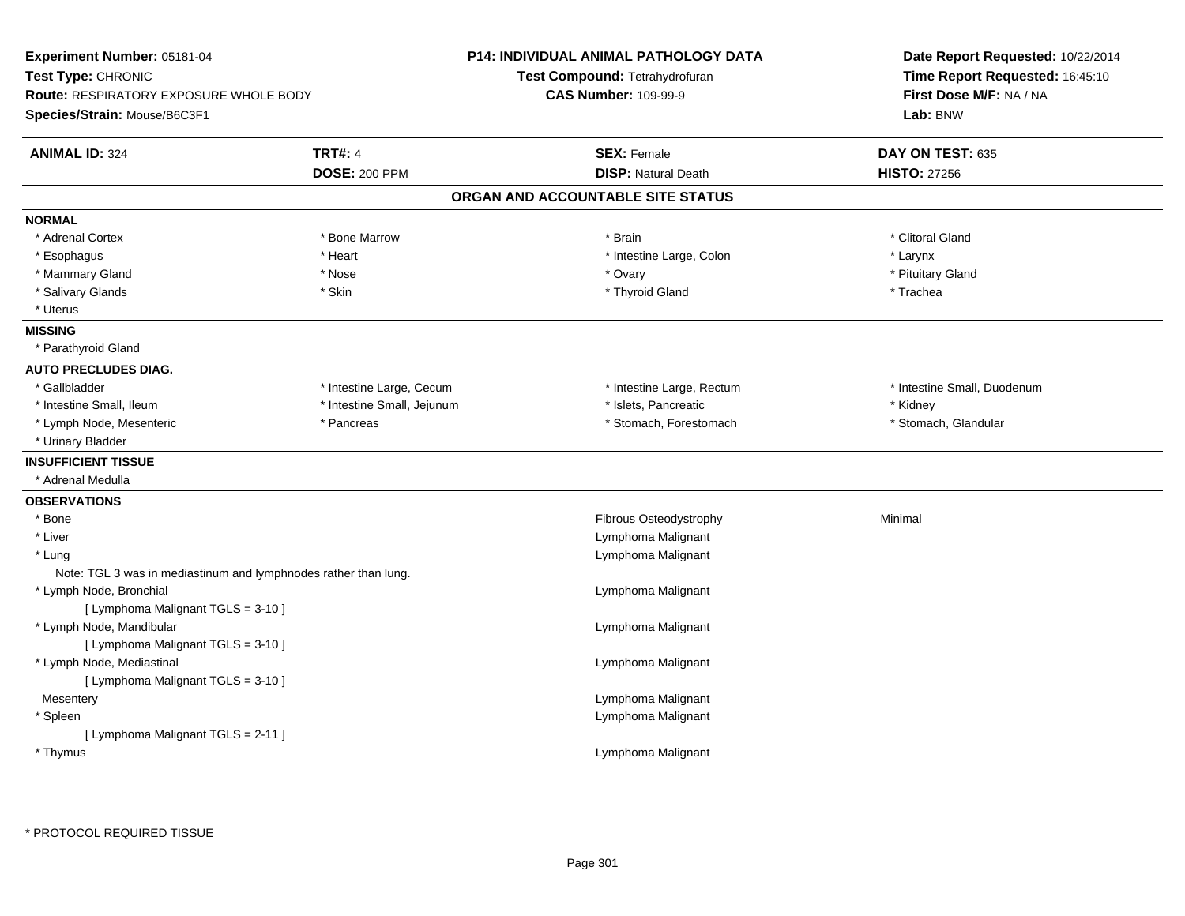**Experiment Number:** 05181-04
**Test Type:** CHRONIC
**Route:** RESPIRATORY EXPOSURE WHOLE BODY
**Species/Strain:** Mouse/B6C3F1

**P14: INDIVIDUAL ANIMAL PATHOLOGY DATA**
**Test Compound:** Tetrahydrofuran
**CAS Number:** 109-99-9

**Date Report Requested:** 10/22/2014
**Time Report Requested:** 16:45:10
**First Dose M/F:** NA / NA
**Lab:** BNW

| **ANIMAL ID:** 324 | **TRT#:** 4 | **SEX:** Female | **DAY ON TEST:** 635 |
|---|---|---|---|
| | **DOSE:** 200 PPM | **DISP:** Natural Death | **HISTO:** 27256 |

## ORGAN AND ACCOUNTABLE SITE STATUS

**NORMAL**

| | | | |
|---|---|---|---|
| * Adrenal Cortex | * Bone Marrow | * Brain | * Clitoral Gland |
| * Esophagus | * Heart | * Intestine Large, Colon | * Larynx |
| * Mammary Gland | * Nose | * Ovary | * Pituitary Gland |
| * Salivary Glands | * Skin | * Thyroid Gland | * Trachea |
| * Uterus | | | |

**MISSING**

* Parathyroid Gland

**AUTO PRECLUDES DIAG.**

| | | | |
|---|---|---|---|
| * Gallbladder | * Intestine Large, Cecum | * Intestine Large, Rectum | * Intestine Small, Duodenum |
| * Intestine Small, Ileum | * Intestine Small, Jejunum | * Islets, Pancreatic | * Kidney |
| * Lymph Node, Mesenteric | * Pancreas | * Stomach, Forestomach | * Stomach, Glandular |
| * Urinary Bladder | | | |

**INSUFFICIENT TISSUE**

* Adrenal Medulla

**OBSERVATIONS**

| Site | Observation | Severity |
|---|---|---|
| * Bone | Fibrous Osteodystrophy | Minimal |
| * Liver | Lymphoma Malignant | |
| * Lung | Lymphoma Malignant | |
| Note: TGL 3 was in mediastinum and lymphnodes rather than lung. | | |
| * Lymph Node, Bronchial | Lymphoma Malignant | |
| [ Lymphoma Malignant TGLS = 3-10 ] | | |
| * Lymph Node, Mandibular | Lymphoma Malignant | |
| [ Lymphoma Malignant TGLS = 3-10 ] | | |
| * Lymph Node, Mediastinal | Lymphoma Malignant | |
| [ Lymphoma Malignant TGLS = 3-10 ] | | |
| Mesentery | Lymphoma Malignant | |
| * Spleen | Lymphoma Malignant | |
| [ Lymphoma Malignant TGLS = 2-11 ] | | |
| * Thymus | Lymphoma Malignant | |

* PROTOCOL REQUIRED TISSUE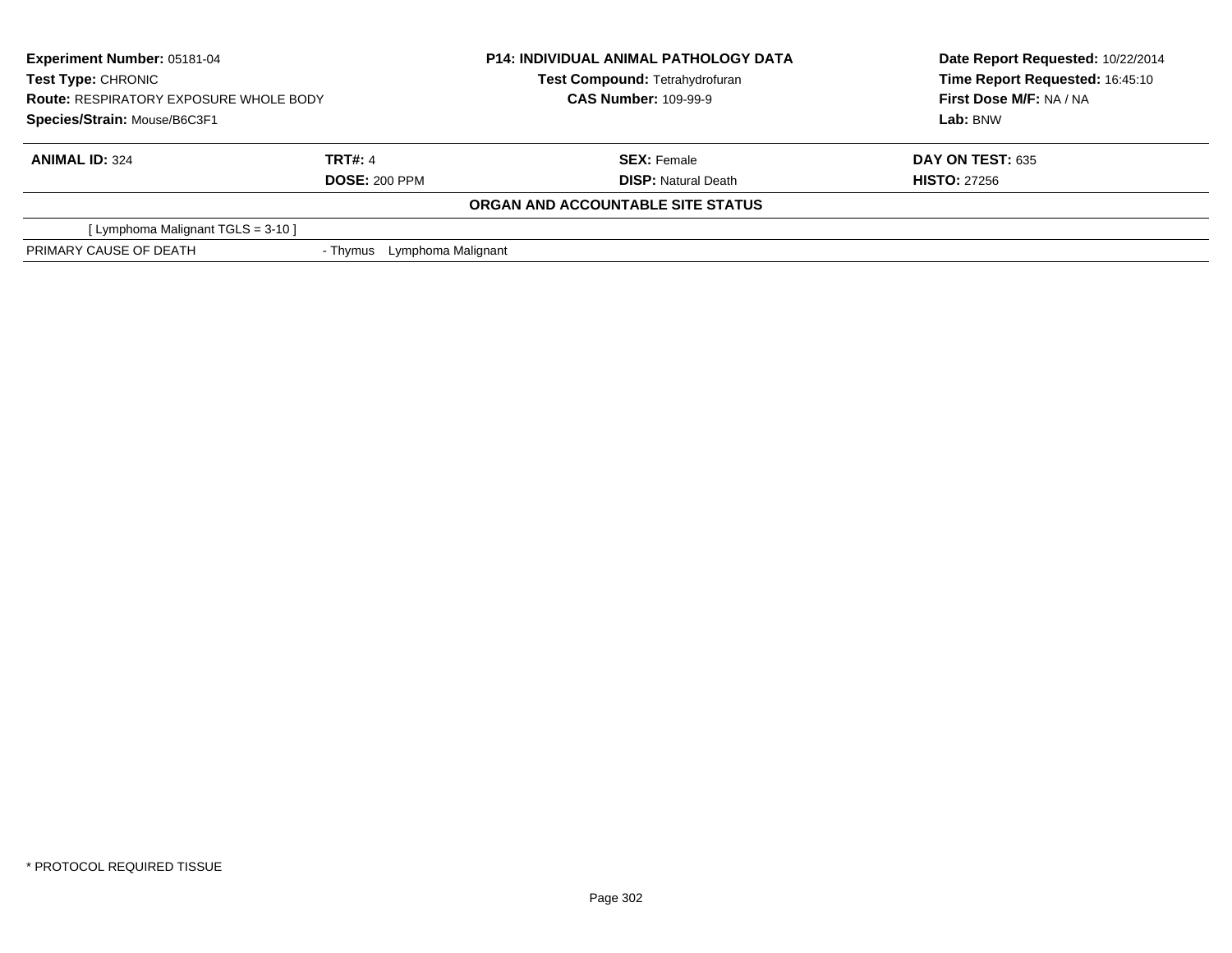| Experiment Number: 05181-04 | P14: INDIVIDUAL ANIMAL PATHOLOGY DATA | Date Report Requested: 10/22/2014 |
|---|---|---|
| Test Type: CHRONIC | Test Compound: Tetrahydrofuran | Time Report Requested: 16:45:10 |
| Route: RESPIRATORY EXPOSURE WHOLE BODY | CAS Number: 109-99-9 | First Dose M/F: NA / NA |
| Species/Strain: Mouse/B6C3F1 | | Lab: BNW |

| ANIMAL ID: 324 | TRT#: 4 | SEX: Female | DAY ON TEST: 635 |
|---|---|---|---|
| | DOSE: 200 PPM | DISP: Natural Death | HISTO: 27256 |

**ORGAN AND ACCOUNTABLE SITE STATUS**

[ Lymphoma Malignant TGLS = 3-10 ]

| PRIMARY CAUSE OF DEATH | - Thymus Lymphoma Malignant |
|---|---|

* PROTOCOL REQUIRED TISSUE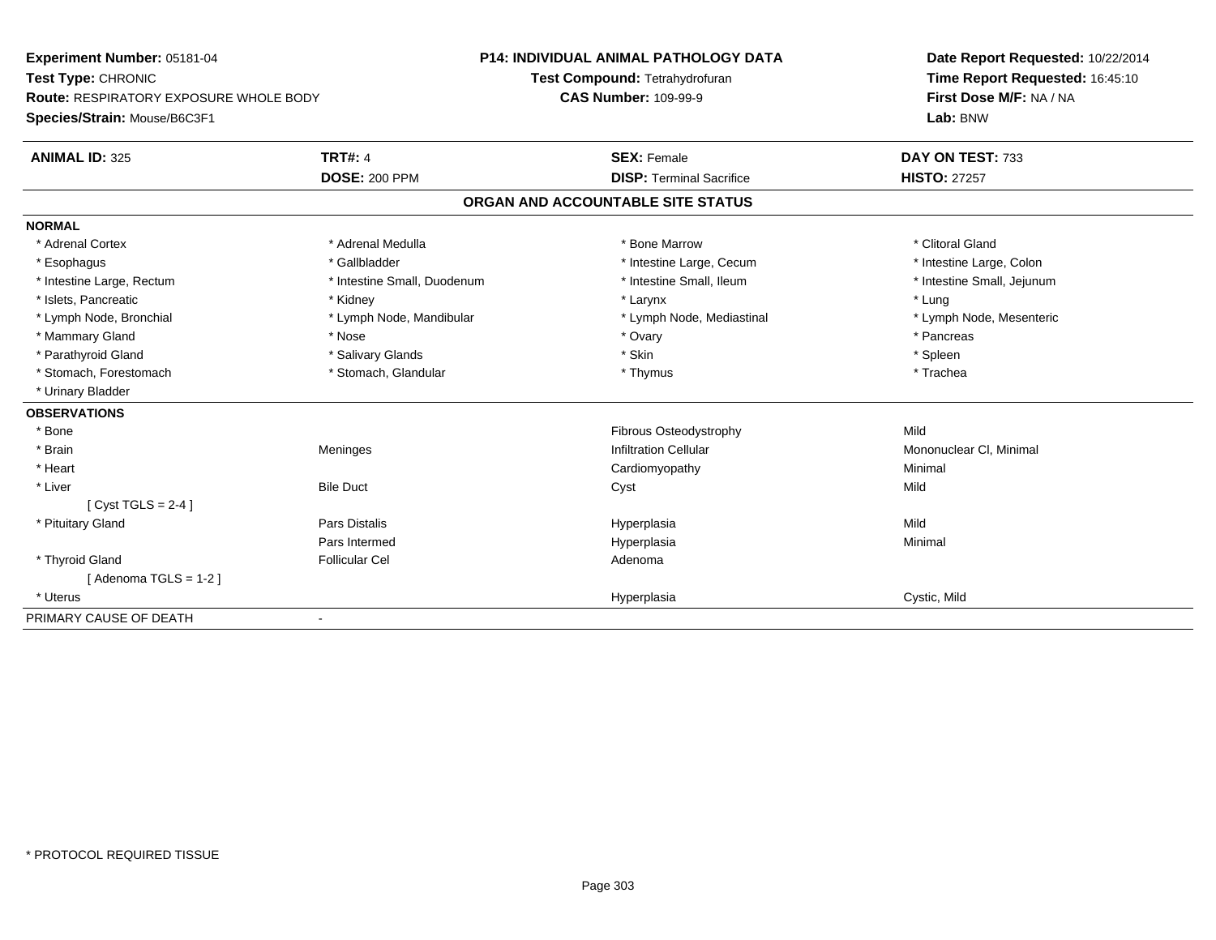**Experiment Number:** 05181-04
**Test Type:** CHRONIC
**Route:** RESPIRATORY EXPOSURE WHOLE BODY
**Species/Strain:** Mouse/B6C3F1

**P14: INDIVIDUAL ANIMAL PATHOLOGY DATA**
**Test Compound:** Tetrahydrofuran
**CAS Number:** 109-99-9

**Date Report Requested:** 10/22/2014
**Time Report Requested:** 16:45:10
**First Dose M/F:** NA / NA
**Lab:** BNW

| **ANIMAL ID:** 325 | **TRT#:** 4 | **SEX:** Female | **DAY ON TEST:** 733 |
|---|---|---|---|
| | **DOSE:** 200 PPM | **DISP:** Terminal Sacrifice | **HISTO:** 27257 |

## ORGAN AND ACCOUNTABLE SITE STATUS

**NORMAL**

| | | | |
|---|---|---|---|
| * Adrenal Cortex | * Adrenal Medulla | * Bone Marrow | * Clitoral Gland |
| * Esophagus | * Gallbladder | * Intestine Large, Cecum | * Intestine Large, Colon |
| * Intestine Large, Rectum | * Intestine Small, Duodenum | * Intestine Small, Ileum | * Intestine Small, Jejunum |
| * Islets, Pancreatic | * Kidney | * Larynx | * Lung |
| * Lymph Node, Bronchial | * Lymph Node, Mandibular | * Lymph Node, Mediastinal | * Lymph Node, Mesenteric |
| * Mammary Gland | * Nose | * Ovary | * Pancreas |
| * Parathyroid Gland | * Salivary Glands | * Skin | * Spleen |
| * Stomach, Forestomach | * Stomach, Glandular | * Thymus | * Trachea |
| * Urinary Bladder | | | |

**OBSERVATIONS**

| | | | |
|---|---|---|---|
| * Bone | | Fibrous Osteodystrophy | Mild |
| * Brain | Meninges | Infiltration Cellular | Mononuclear Cl, Minimal |
| * Heart | | Cardiomyopathy | Minimal |
| * Liver | Bile Duct | Cyst | Mild |
| [ Cyst TGLS = 2-4 ] | | | |
| * Pituitary Gland | Pars Distalis | Hyperplasia | Mild |
| | Pars Intermed | Hyperplasia | Minimal |
| * Thyroid Gland | Follicular Cel | Adenoma | |
| [ Adenoma TGLS = 1-2 ] | | | |
| * Uterus | | Hyperplasia | Cystic, Mild |

PRIMARY CAUSE OF DEATH -

* PROTOCOL REQUIRED TISSUE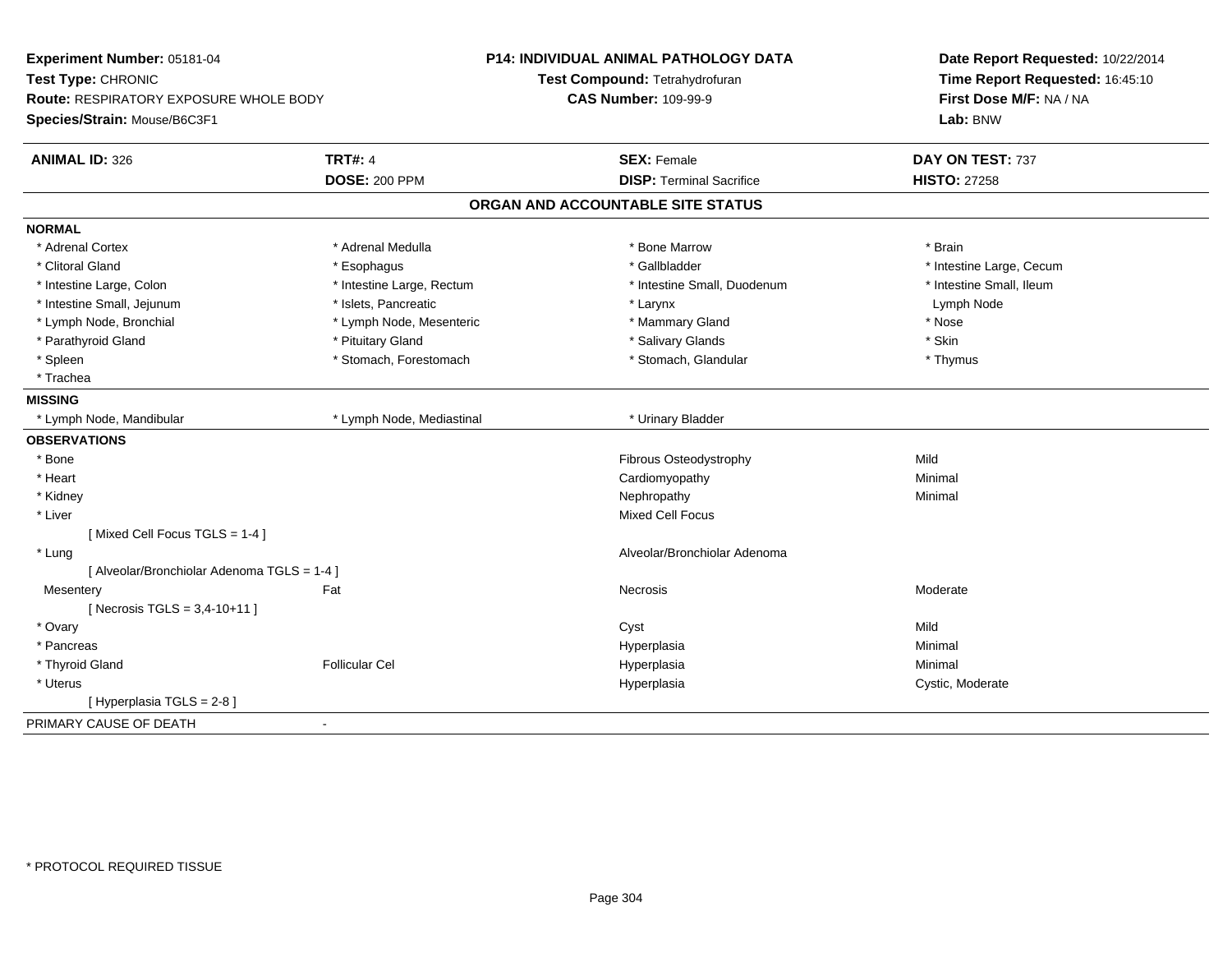**Experiment Number:** 05181-04
**Test Type:** CHRONIC
**Route:** RESPIRATORY EXPOSURE WHOLE BODY
**Species/Strain:** Mouse/B6C3F1

**P14: INDIVIDUAL ANIMAL PATHOLOGY DATA**
**Test Compound:** Tetrahydrofuran
**CAS Number:** 109-99-9

**Date Report Requested:** 10/22/2014
**Time Report Requested:** 16:45:10
**First Dose M/F:** NA / NA
**Lab:** BNW

| **ANIMAL ID:** 326 | **TRT#:** 4 | **SEX:** Female | **DAY ON TEST:** 737 |
|---|---|---|---|
| | **DOSE:** 200 PPM | **DISP:** Terminal Sacrifice | **HISTO:** 27258 |

## ORGAN AND ACCOUNTABLE SITE STATUS

**NORMAL**

| | | | |
|---|---|---|---|
| * Adrenal Cortex | * Adrenal Medulla | * Bone Marrow | * Brain |
| * Clitoral Gland | * Esophagus | * Gallbladder | * Intestine Large, Cecum |
| * Intestine Large, Colon | * Intestine Large, Rectum | * Intestine Small, Duodenum | * Intestine Small, Ileum |
| * Intestine Small, Jejunum | * Islets, Pancreatic | * Larynx | Lymph Node |
| * Lymph Node, Bronchial | * Lymph Node, Mesenteric | * Mammary Gland | * Nose |
| * Parathyroid Gland | * Pituitary Gland | * Salivary Glands | * Skin |
| * Spleen | * Stomach, Forestomach | * Stomach, Glandular | * Thymus |
| * Trachea | | | |

**MISSING**

| | | |
|---|---|---|
| * Lymph Node, Mandibular | * Lymph Node, Mediastinal | * Urinary Bladder |

**OBSERVATIONS**

| | | | |
|---|---|---|---|
| * Bone | | Fibrous Osteodystrophy | Mild |
| * Heart | | Cardiomyopathy | Minimal |
| * Kidney | | Nephropathy | Minimal |
| * Liver | | Mixed Cell Focus | |
| [ Mixed Cell Focus TGLS = 1-4 ] | | | |
| * Lung | | Alveolar/Bronchiolar Adenoma | |
| [ Alveolar/Bronchiolar Adenoma TGLS = 1-4 ] | | | |
| Mesentery | Fat | Necrosis | Moderate |
| [ Necrosis TGLS = 3,4-10+11 ] | | | |
| * Ovary | | Cyst | Mild |
| * Pancreas | | Hyperplasia | Minimal |
| * Thyroid Gland | Follicular Cel | Hyperplasia | Minimal |
| * Uterus | | Hyperplasia | Cystic, Moderate |
| [ Hyperplasia TGLS = 2-8 ] | | | |

PRIMARY CAUSE OF DEATH -

\* PROTOCOL REQUIRED TISSUE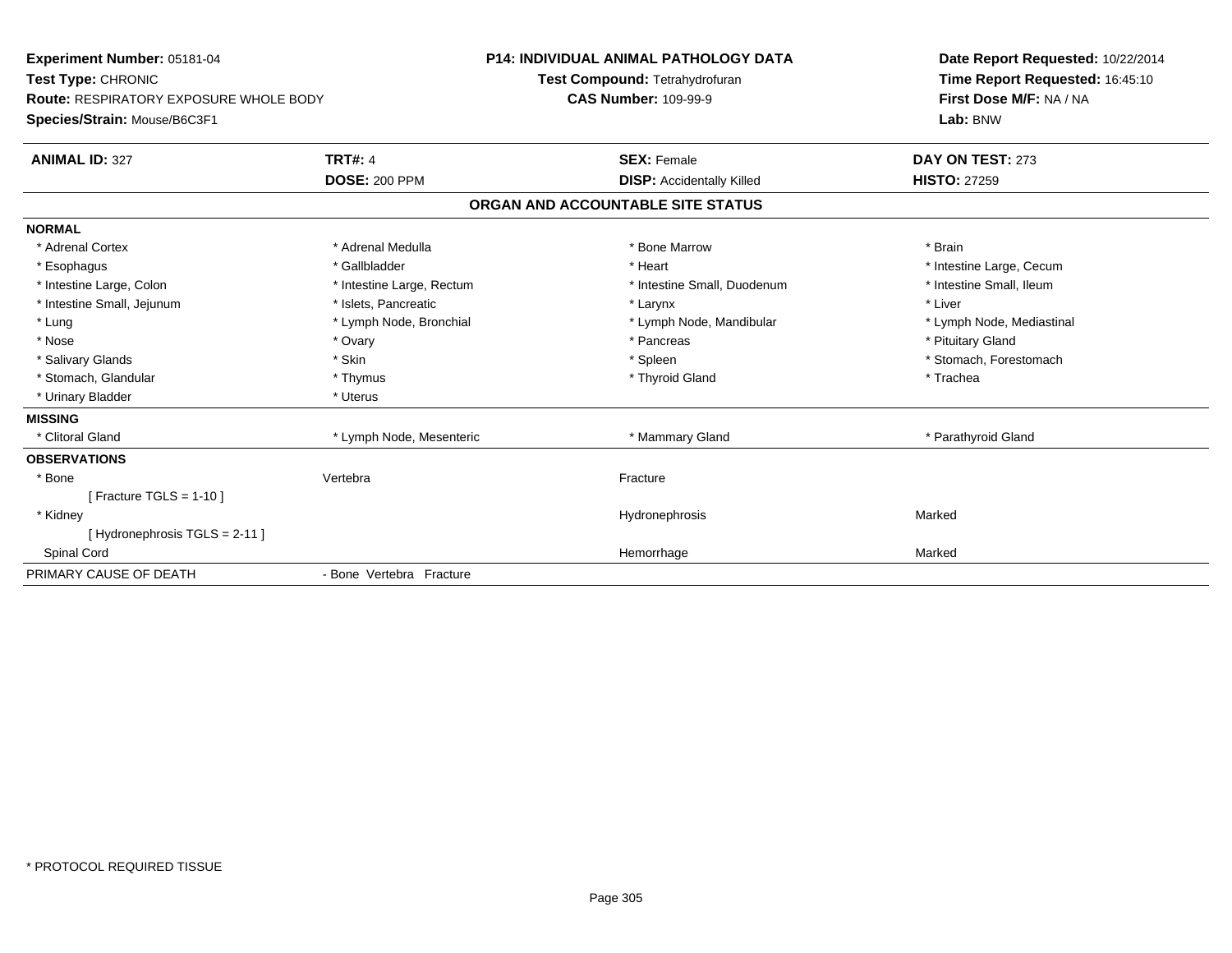**Experiment Number:** 05181-04
**Test Type:** CHRONIC
**Route:** RESPIRATORY EXPOSURE WHOLE BODY
**Species/Strain:** Mouse/B6C3F1

**P14: INDIVIDUAL ANIMAL PATHOLOGY DATA**
**Test Compound:** Tetrahydrofuran
**CAS Number:** 109-99-9

**Date Report Requested:** 10/22/2014
**Time Report Requested:** 16:45:10
**First Dose M/F:** NA / NA
**Lab:** BNW

| **ANIMAL ID:** 327 | **TRT#:** 4 | **SEX:** Female | **DAY ON TEST:** 273 |
|---|---|---|---|
| | **DOSE:** 200 PPM | **DISP:** Accidentally Killed | **HISTO:** 27259 |

## ORGAN AND ACCOUNTABLE SITE STATUS

**NORMAL**

| | | | |
|---|---|---|---|
| * Adrenal Cortex | * Adrenal Medulla | * Bone Marrow | * Brain |
| * Esophagus | * Gallbladder | * Heart | * Intestine Large, Cecum |
| * Intestine Large, Colon | * Intestine Large, Rectum | * Intestine Small, Duodenum | * Intestine Small, Ileum |
| * Intestine Small, Jejunum | * Islets, Pancreatic | * Larynx | * Liver |
| * Lung | * Lymph Node, Bronchial | * Lymph Node, Mandibular | * Lymph Node, Mediastinal |
| * Nose | * Ovary | * Pancreas | * Pituitary Gland |
| * Salivary Glands | * Skin | * Spleen | * Stomach, Forestomach |
| * Stomach, Glandular | * Thymus | * Thyroid Gland | * Trachea |
| * Urinary Bladder | * Uterus | | |

**MISSING**

| | | | |
|---|---|---|---|
| * Clitoral Gland | * Lymph Node, Mesenteric | * Mammary Gland | * Parathyroid Gland |

**OBSERVATIONS**

| | | | |
|---|---|---|---|
| * Bone | Vertebra | Fracture | |
| [ Fracture TGLS = 1-10 ] | | | |
| * Kidney | | Hydronephrosis | Marked |
| [ Hydronephrosis TGLS = 2-11 ] | | | |
| Spinal Cord | | Hemorrhage | Marked |

PRIMARY CAUSE OF DEATH - Bone Vertebra Fracture

* PROTOCOL REQUIRED TISSUE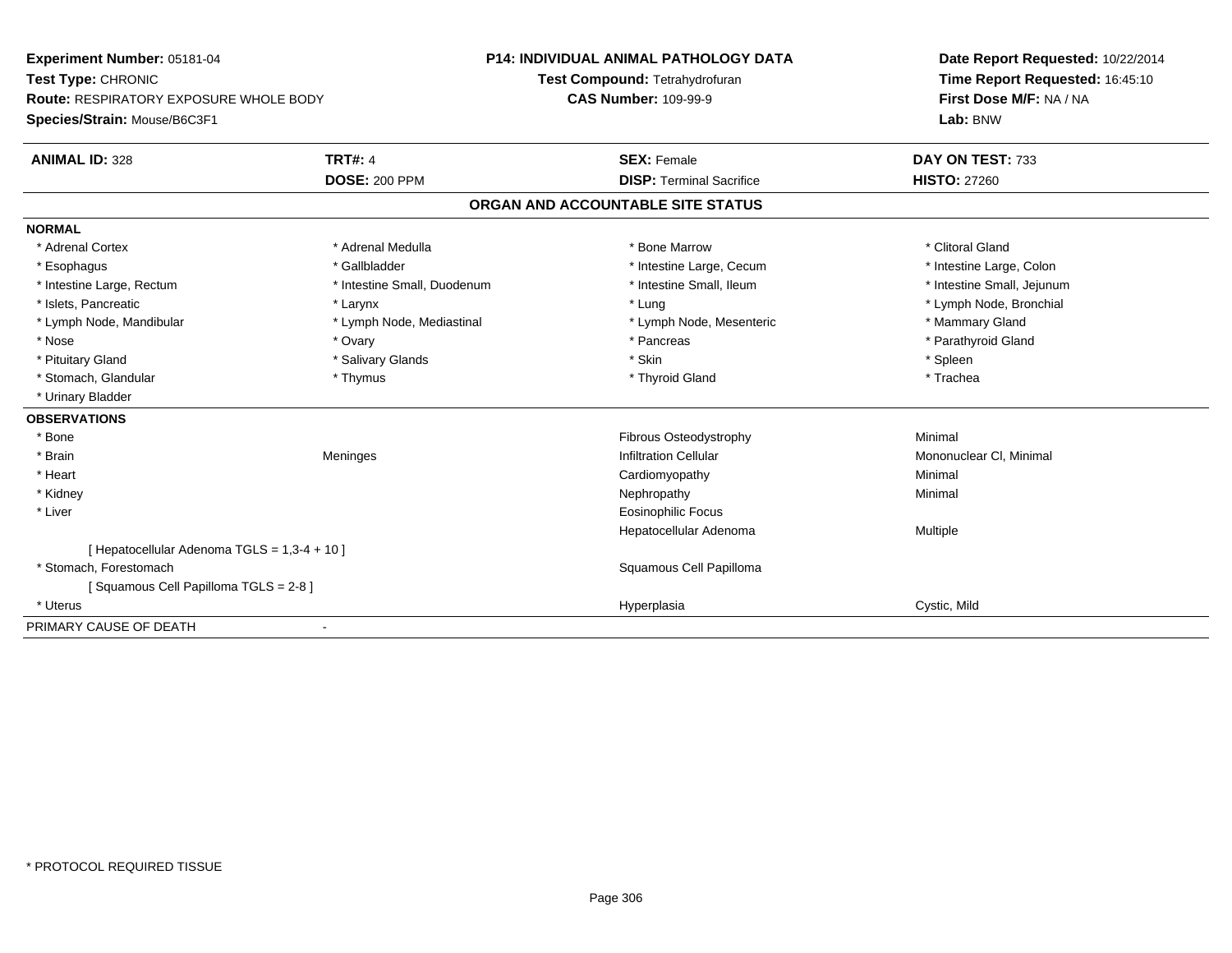**Experiment Number:** 05181-04
**Test Type:** CHRONIC
**Route:** RESPIRATORY EXPOSURE WHOLE BODY
**Species/Strain:** Mouse/B6C3F1

**P14: INDIVIDUAL ANIMAL PATHOLOGY DATA**
**Test Compound:** Tetrahydrofuran
**CAS Number:** 109-99-9

**Date Report Requested:** 10/22/2014
**Time Report Requested:** 16:45:10
**First Dose M/F:** NA / NA
**Lab:** BNW

| **ANIMAL ID:** 328 | **TRT#:** 4 | **SEX:** Female | **DAY ON TEST:** 733 |
|---|---|---|---|
| | **DOSE:** 200 PPM | **DISP:** Terminal Sacrifice | **HISTO:** 27260 |

## ORGAN AND ACCOUNTABLE SITE STATUS

**NORMAL**

| | | | |
|---|---|---|---|
| * Adrenal Cortex | * Adrenal Medulla | * Bone Marrow | * Clitoral Gland |
| * Esophagus | * Gallbladder | * Intestine Large, Cecum | * Intestine Large, Colon |
| * Intestine Large, Rectum | * Intestine Small, Duodenum | * Intestine Small, Ileum | * Intestine Small, Jejunum |
| * Islets, Pancreatic | * Larynx | * Lung | * Lymph Node, Bronchial |
| * Lymph Node, Mandibular | * Lymph Node, Mediastinal | * Lymph Node, Mesenteric | * Mammary Gland |
| * Nose | * Ovary | * Pancreas | * Parathyroid Gland |
| * Pituitary Gland | * Salivary Glands | * Skin | * Spleen |
| * Stomach, Glandular | * Thymus | * Thyroid Gland | * Trachea |
| * Urinary Bladder | | | |

**OBSERVATIONS**

| | | | |
|---|---|---|---|
| * Bone | | Fibrous Osteodystrophy | Minimal |
| * Brain | Meninges | Infiltration Cellular | Mononuclear Cl, Minimal |
| * Heart | | Cardiomyopathy | Minimal |
| * Kidney | | Nephropathy | Minimal |
| * Liver | | Eosinophilic Focus | |
| | | Hepatocellular Adenoma | Multiple |
| [ Hepatocellular Adenoma TGLS = 1,3-4 + 10 ] | | | |
| * Stomach, Forestomach | | Squamous Cell Papilloma | |
| [ Squamous Cell Papilloma TGLS = 2-8 ] | | | |
| * Uterus | | Hyperplasia | Cystic, Mild |

PRIMARY CAUSE OF DEATH -

* PROTOCOL REQUIRED TISSUE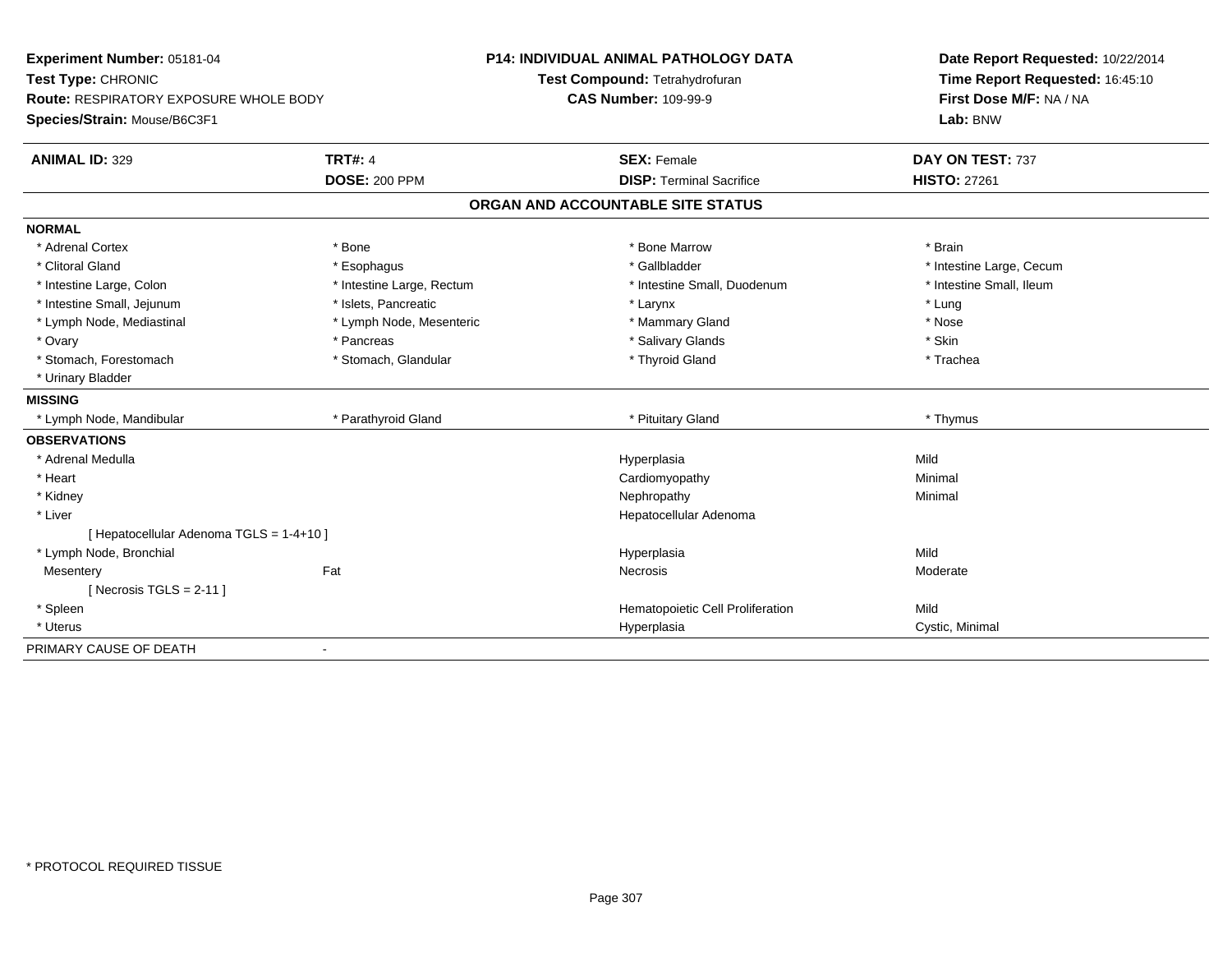**Experiment Number:** 05181-04
**Test Type:** CHRONIC
**Route:** RESPIRATORY EXPOSURE WHOLE BODY
**Species/Strain:** Mouse/B6C3F1

**P14: INDIVIDUAL ANIMAL PATHOLOGY DATA**
**Test Compound:** Tetrahydrofuran
**CAS Number:** 109-99-9

**Date Report Requested:** 10/22/2014
**Time Report Requested:** 16:45:10
**First Dose M/F:** NA / NA
**Lab:** BNW

| **ANIMAL ID:** 329 | **TRT#:** 4 | **SEX:** Female | **DAY ON TEST:** 737 |
|---|---|---|---|
| | **DOSE:** 200 PPM | **DISP:** Terminal Sacrifice | **HISTO:** 27261 |

## ORGAN AND ACCOUNTABLE SITE STATUS

**NORMAL**

| | | | |
|---|---|---|---|
| * Adrenal Cortex | * Bone | * Bone Marrow | * Brain |
| * Clitoral Gland | * Esophagus | * Gallbladder | * Intestine Large, Cecum |
| * Intestine Large, Colon | * Intestine Large, Rectum | * Intestine Small, Duodenum | * Intestine Small, Ileum |
| * Intestine Small, Jejunum | * Islets, Pancreatic | * Larynx | * Lung |
| * Lymph Node, Mediastinal | * Lymph Node, Mesenteric | * Mammary Gland | * Nose |
| * Ovary | * Pancreas | * Salivary Glands | * Skin |
| * Stomach, Forestomach | * Stomach, Glandular | * Thyroid Gland | * Trachea |
| * Urinary Bladder | | | |

**MISSING**

| | | | |
|---|---|---|---|
| * Lymph Node, Mandibular | * Parathyroid Gland | * Pituitary Gland | * Thymus |

**OBSERVATIONS**

| | | | |
|---|---|---|---|
| * Adrenal Medulla | | Hyperplasia | Mild |
| * Heart | | Cardiomyopathy | Minimal |
| * Kidney | | Nephropathy | Minimal |
| * Liver | | Hepatocellular Adenoma | |
| [ Hepatocellular Adenoma TGLS = 1-4+10 ] | | | |
| * Lymph Node, Bronchial | | Hyperplasia | Mild |
| Mesentery | Fat | Necrosis | Moderate |
| [ Necrosis TGLS = 2-11 ] | | | |
| * Spleen | | Hematopoietic Cell Proliferation | Mild |
| * Uterus | | Hyperplasia | Cystic, Minimal |

PRIMARY CAUSE OF DEATH -

\* PROTOCOL REQUIRED TISSUE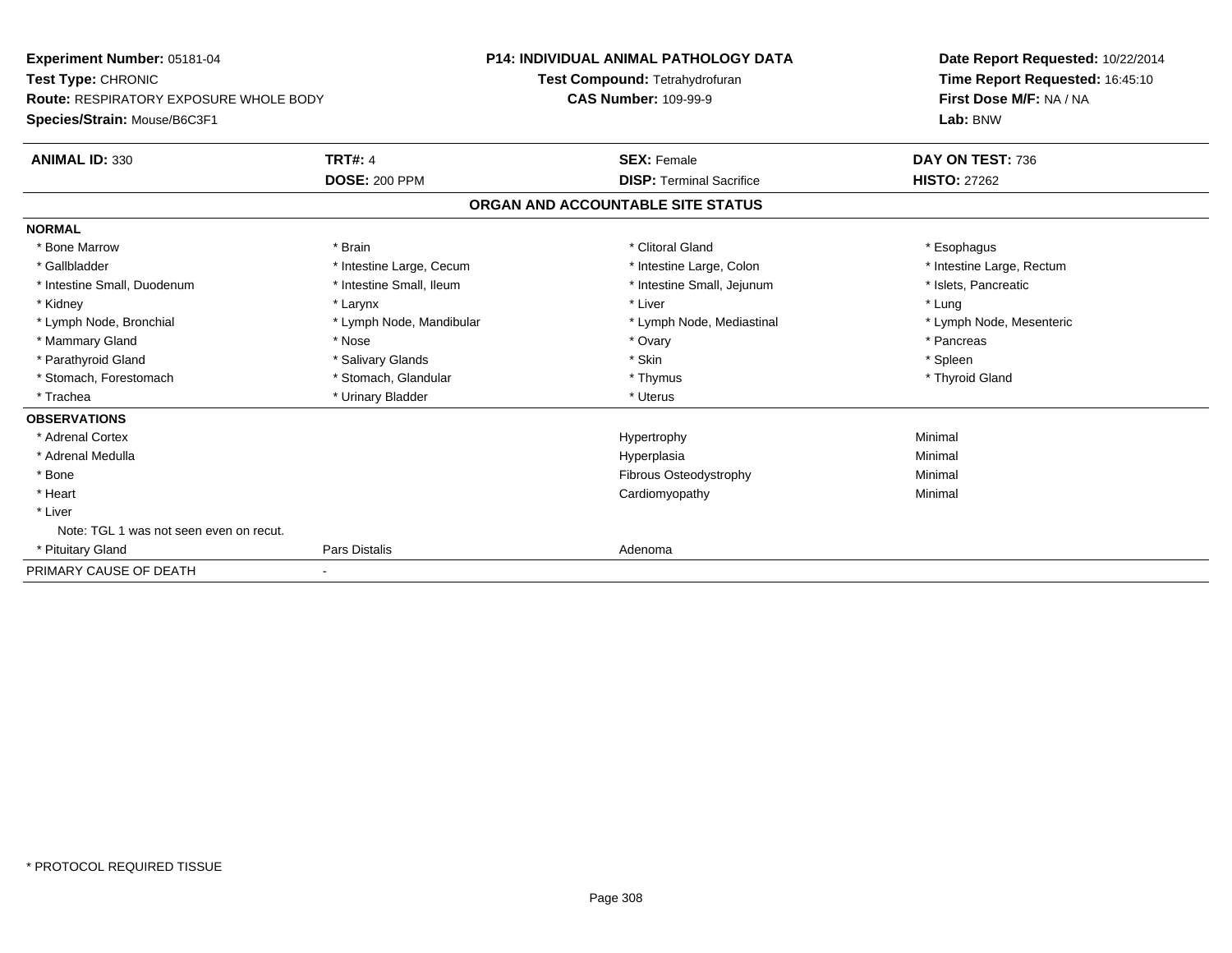**Experiment Number:** 05181-04
**Test Type:** CHRONIC
**Route:** RESPIRATORY EXPOSURE WHOLE BODY
**Species/Strain:** Mouse/B6C3F1

**P14: INDIVIDUAL ANIMAL PATHOLOGY DATA**
**Test Compound:** Tetrahydrofuran
**CAS Number:** 109-99-9

**Date Report Requested:** 10/22/2014
**Time Report Requested:** 16:45:10
**First Dose M/F:** NA / NA
**Lab:** BNW

| **ANIMAL ID:** 330 | **TRT#:** 4 | **SEX:** Female | **DAY ON TEST:** 736 |
|---|---|---|---|
| | **DOSE:** 200 PPM | **DISP:** Terminal Sacrifice | **HISTO:** 27262 |

**ORGAN AND ACCOUNTABLE SITE STATUS**

| | | | |
|---|---|---|---|
| **NORMAL** | | | |
| * Bone Marrow | * Brain | * Clitoral Gland | * Esophagus |
| * Gallbladder | * Intestine Large, Cecum | * Intestine Large, Colon | * Intestine Large, Rectum |
| * Intestine Small, Duodenum | * Intestine Small, Ileum | * Intestine Small, Jejunum | * Islets, Pancreatic |
| * Kidney | * Larynx | * Liver | * Lung |
| * Lymph Node, Bronchial | * Lymph Node, Mandibular | * Lymph Node, Mediastinal | * Lymph Node, Mesenteric |
| * Mammary Gland | * Nose | * Ovary | * Pancreas |
| * Parathyroid Gland | * Salivary Glands | * Skin | * Spleen |
| * Stomach, Forestomach | * Stomach, Glandular | * Thymus | * Thyroid Gland |
| * Trachea | * Urinary Bladder | * Uterus | |
| **OBSERVATIONS** | | | |
| * Adrenal Cortex | | Hypertrophy | Minimal |
| * Adrenal Medulla | | Hyperplasia | Minimal |
| * Bone | | Fibrous Osteodystrophy | Minimal |
| * Heart | | Cardiomyopathy | Minimal |
| * Liver | | | |
| Note: TGL 1 was not seen even on recut. | | | |
| * Pituitary Gland | Pars Distalis | Adenoma | |
| PRIMARY CAUSE OF DEATH | - | | |

\* PROTOCOL REQUIRED TISSUE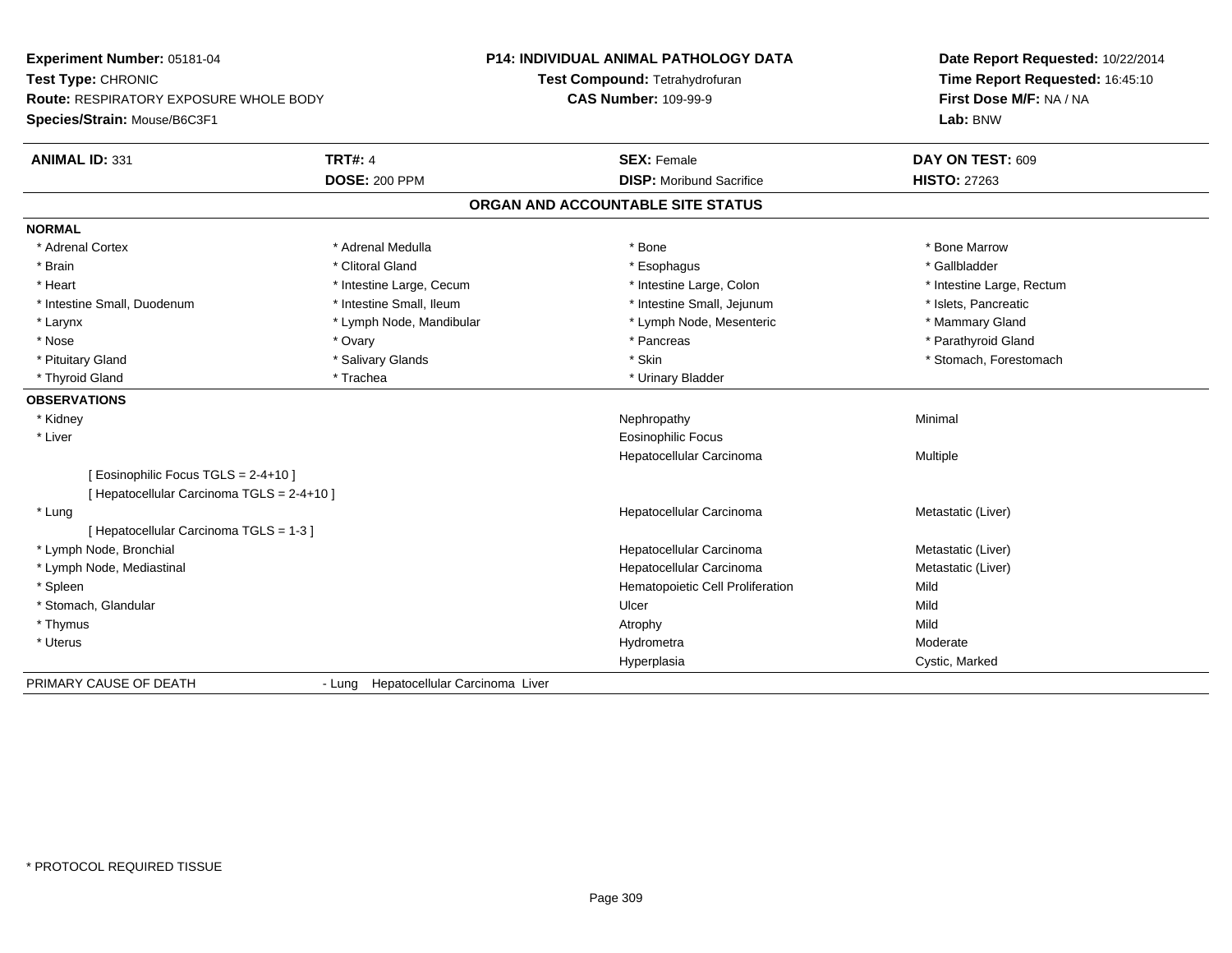**Experiment Number:** 05181-04
**Test Type:** CHRONIC
**Route:** RESPIRATORY EXPOSURE WHOLE BODY
**Species/Strain:** Mouse/B6C3F1

**P14: INDIVIDUAL ANIMAL PATHOLOGY DATA**
**Test Compound:** Tetrahydrofuran
**CAS Number:** 109-99-9

**Date Report Requested:** 10/22/2014
**Time Report Requested:** 16:45:10
**First Dose M/F:** NA / NA
**Lab:** BNW

| **ANIMAL ID:** 331 | **TRT#:** 4 | **SEX:** Female | **DAY ON TEST:** 609 |
|---|---|---|---|
| | **DOSE:** 200 PPM | **DISP:** Moribund Sacrifice | **HISTO:** 27263 |

## ORGAN AND ACCOUNTABLE SITE STATUS

**NORMAL**

| | | | |
|---|---|---|---|
| * Adrenal Cortex | * Adrenal Medulla | * Bone | * Bone Marrow |
| * Brain | * Clitoral Gland | * Esophagus | * Gallbladder |
| * Heart | * Intestine Large, Cecum | * Intestine Large, Colon | * Intestine Large, Rectum |
| * Intestine Small, Duodenum | * Intestine Small, Ileum | * Intestine Small, Jejunum | * Islets, Pancreatic |
| * Larynx | * Lymph Node, Mandibular | * Lymph Node, Mesenteric | * Mammary Gland |
| * Nose | * Ovary | * Pancreas | * Parathyroid Gland |
| * Pituitary Gland | * Salivary Glands | * Skin | * Stomach, Forestomach |
| * Thyroid Gland | * Trachea | * Urinary Bladder | |

**OBSERVATIONS**

| Organ | Observation | Qualifier |
|---|---|---|
| * Kidney | Nephropathy | Minimal |
| * Liver | Eosinophilic Focus | |
| | Hepatocellular Carcinoma | Multiple |
| [ Eosinophilic Focus TGLS = 2-4+10 ] | | |
| [ Hepatocellular Carcinoma TGLS = 2-4+10 ] | | |
| * Lung | Hepatocellular Carcinoma | Metastatic (Liver) |
| [ Hepatocellular Carcinoma TGLS = 1-3 ] | | |
| * Lymph Node, Bronchial | Hepatocellular Carcinoma | Metastatic (Liver) |
| * Lymph Node, Mediastinal | Hepatocellular Carcinoma | Metastatic (Liver) |
| * Spleen | Hematopoietic Cell Proliferation | Mild |
| * Stomach, Glandular | Ulcer | Mild |
| * Thymus | Atrophy | Mild |
| * Uterus | Hydrometra | Moderate |
| | Hyperplasia | Cystic, Marked |

PRIMARY CAUSE OF DEATH - Lung Hepatocellular Carcinoma Liver

* PROTOCOL REQUIRED TISSUE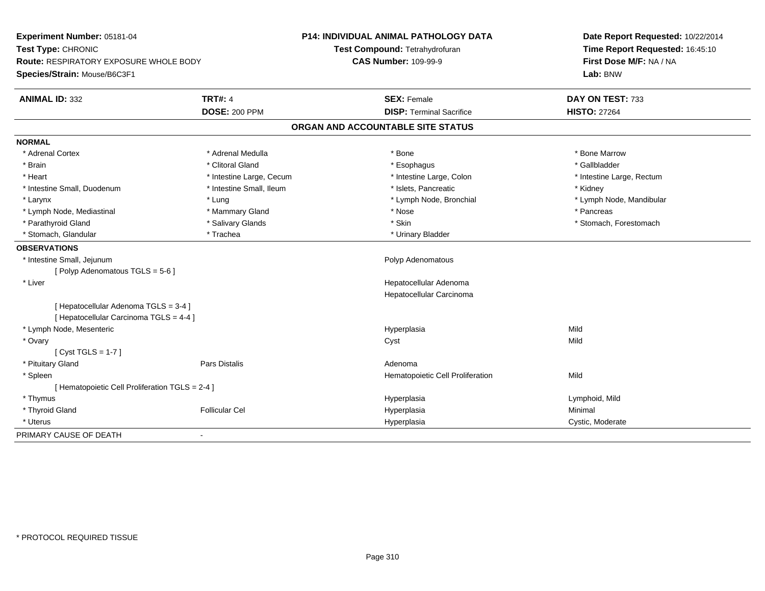**Experiment Number:** 05181-04
**Test Type:** CHRONIC
**Route:** RESPIRATORY EXPOSURE WHOLE BODY
**Species/Strain:** Mouse/B6C3F1

**P14: INDIVIDUAL ANIMAL PATHOLOGY DATA**
**Test Compound:** Tetrahydrofuran
**CAS Number:** 109-99-9

**Date Report Requested:** 10/22/2014
**Time Report Requested:** 16:45:10
**First Dose M/F:** NA / NA
**Lab:** BNW

| **ANIMAL ID:** 332 | **TRT#:** 4 | **SEX:** Female | **DAY ON TEST:** 733 |
|---|---|---|---|
| | **DOSE:** 200 PPM | **DISP:** Terminal Sacrifice | **HISTO:** 27264 |

## ORGAN AND ACCOUNTABLE SITE STATUS

**NORMAL**

| | | | |
|---|---|---|---|
| * Adrenal Cortex | * Adrenal Medulla | * Bone | * Bone Marrow |
| * Brain | * Clitoral Gland | * Esophagus | * Gallbladder |
| * Heart | * Intestine Large, Cecum | * Intestine Large, Colon | * Intestine Large, Rectum |
| * Intestine Small, Duodenum | * Intestine Small, Ileum | * Islets, Pancreatic | * Kidney |
| * Larynx | * Lung | * Lymph Node, Bronchial | * Lymph Node, Mandibular |
| * Lymph Node, Mediastinal | * Mammary Gland | * Nose | * Pancreas |
| * Parathyroid Gland | * Salivary Glands | * Skin | * Stomach, Forestomach |
| * Stomach, Glandular | * Trachea | * Urinary Bladder | |

**OBSERVATIONS**

| | | | |
|---|---|---|---|
| * Intestine Small, Jejunum | | Polyp Adenomatous | |
| [ Polyp Adenomatous TGLS = 5-6 ] | | | |
| * Liver | | Hepatocellular Adenoma | |
| | | Hepatocellular Carcinoma | |
| [ Hepatocellular Adenoma TGLS = 3-4 ] | | | |
| [ Hepatocellular Carcinoma TGLS = 4-4 ] | | | |
| * Lymph Node, Mesenteric | | Hyperplasia | Mild |
| * Ovary | | Cyst | Mild |
| [ Cyst TGLS = 1-7 ] | | | |
| * Pituitary Gland | Pars Distalis | Adenoma | |
| * Spleen | | Hematopoietic Cell Proliferation | Mild |
| [ Hematopoietic Cell Proliferation TGLS = 2-4 ] | | | |
| * Thymus | | Hyperplasia | Lymphoid, Mild |
| * Thyroid Gland | Follicular Cel | Hyperplasia | Minimal |
| * Uterus | | Hyperplasia | Cystic, Moderate |

PRIMARY CAUSE OF DEATH -

* PROTOCOL REQUIRED TISSUE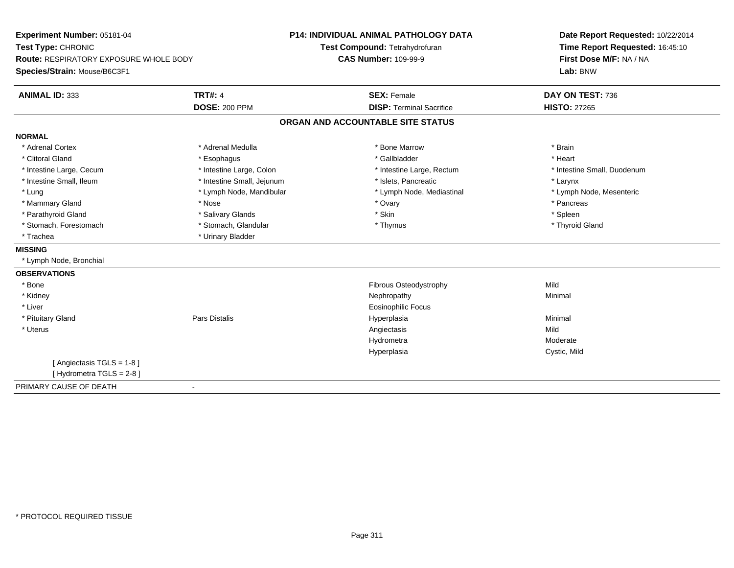**Experiment Number:** 05181-04
**Test Type:** CHRONIC
**Route:** RESPIRATORY EXPOSURE WHOLE BODY
**Species/Strain:** Mouse/B6C3F1

**P14: INDIVIDUAL ANIMAL PATHOLOGY DATA**
**Test Compound:** Tetrahydrofuran
**CAS Number:** 109-99-9

**Date Report Requested:** 10/22/2014
**Time Report Requested:** 16:45:10
**First Dose M/F:** NA / NA
**Lab:** BNW

| **ANIMAL ID:** 333 | **TRT#:** 4 | **SEX:** Female | **DAY ON TEST:** 736 |
|---|---|---|---|
| | **DOSE:** 200 PPM | **DISP:** Terminal Sacrifice | **HISTO:** 27265 |

## ORGAN AND ACCOUNTABLE SITE STATUS

**NORMAL**

| | | | |
|---|---|---|---|
| * Adrenal Cortex | * Adrenal Medulla | * Bone Marrow | * Brain |
| * Clitoral Gland | * Esophagus | * Gallbladder | * Heart |
| * Intestine Large, Cecum | * Intestine Large, Colon | * Intestine Large, Rectum | * Intestine Small, Duodenum |
| * Intestine Small, Ileum | * Intestine Small, Jejunum | * Islets, Pancreatic | * Larynx |
| * Lung | * Lymph Node, Mandibular | * Lymph Node, Mediastinal | * Lymph Node, Mesenteric |
| * Mammary Gland | * Nose | * Ovary | * Pancreas |
| * Parathyroid Gland | * Salivary Glands | * Skin | * Spleen |
| * Stomach, Forestomach | * Stomach, Glandular | * Thymus | * Thyroid Gland |
| * Trachea | * Urinary Bladder | | |

**MISSING**

* Lymph Node, Bronchial

**OBSERVATIONS**

| | | | |
|---|---|---|---|
| * Bone | | Fibrous Osteodystrophy | Mild |
| * Kidney | | Nephropathy | Minimal |
| * Liver | | Eosinophilic Focus | |
| * Pituitary Gland | Pars Distalis | Hyperplasia | Minimal |
| * Uterus | | Angiectasis | Mild |
| | | Hydrometra | Moderate |
| | | Hyperplasia | Cystic, Mild |

[ Angiectasis TGLS = 1-8 ]
[ Hydrometra TGLS = 2-8 ]

PRIMARY CAUSE OF DEATH -

* PROTOCOL REQUIRED TISSUE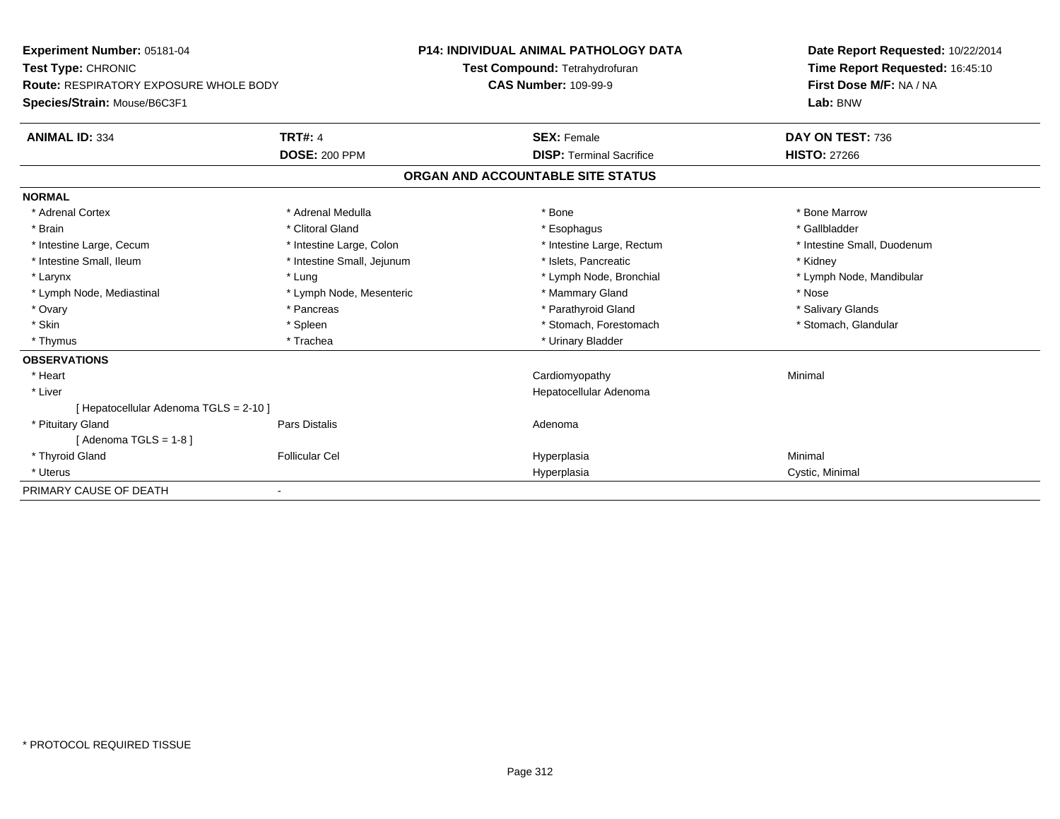**Experiment Number:** 05181-04
**Test Type:** CHRONIC
**Route:** RESPIRATORY EXPOSURE WHOLE BODY
**Species/Strain:** Mouse/B6C3F1

**P14: INDIVIDUAL ANIMAL PATHOLOGY DATA**
**Test Compound:** Tetrahydrofuran
**CAS Number:** 109-99-9

**Date Report Requested:** 10/22/2014
**Time Report Requested:** 16:45:10
**First Dose M/F:** NA / NA
**Lab:** BNW

| **ANIMAL ID:** 334 | **TRT#:** 4 | **SEX:** Female | **DAY ON TEST:** 736 |
|---|---|---|---|
| | **DOSE:** 200 PPM | **DISP:** Terminal Sacrifice | **HISTO:** 27266 |

## ORGAN AND ACCOUNTABLE SITE STATUS

| | | | |
|---|---|---|---|
| **NORMAL** | | | |
| * Adrenal Cortex | * Adrenal Medulla | * Bone | * Bone Marrow |
| * Brain | * Clitoral Gland | * Esophagus | * Gallbladder |
| * Intestine Large, Cecum | * Intestine Large, Colon | * Intestine Large, Rectum | * Intestine Small, Duodenum |
| * Intestine Small, Ileum | * Intestine Small, Jejunum | * Islets, Pancreatic | * Kidney |
| * Larynx | * Lung | * Lymph Node, Bronchial | * Lymph Node, Mandibular |
| * Lymph Node, Mediastinal | * Lymph Node, Mesenteric | * Mammary Gland | * Nose |
| * Ovary | * Pancreas | * Parathyroid Gland | * Salivary Glands |
| * Skin | * Spleen | * Stomach, Forestomach | * Stomach, Glandular |
| * Thymus | * Trachea | * Urinary Bladder | |
| **OBSERVATIONS** | | | |
| * Heart | | Cardiomyopathy | Minimal |
| * Liver | | Hepatocellular Adenoma | |
| [ Hepatocellular Adenoma TGLS = 2-10 ] | | | |
| * Pituitary Gland | Pars Distalis | Adenoma | |
| [ Adenoma TGLS = 1-8 ] | | | |
| * Thyroid Gland | Follicular Cel | Hyperplasia | Minimal |
| * Uterus | | Hyperplasia | Cystic, Minimal |
| PRIMARY CAUSE OF DEATH | - | | |

* PROTOCOL REQUIRED TISSUE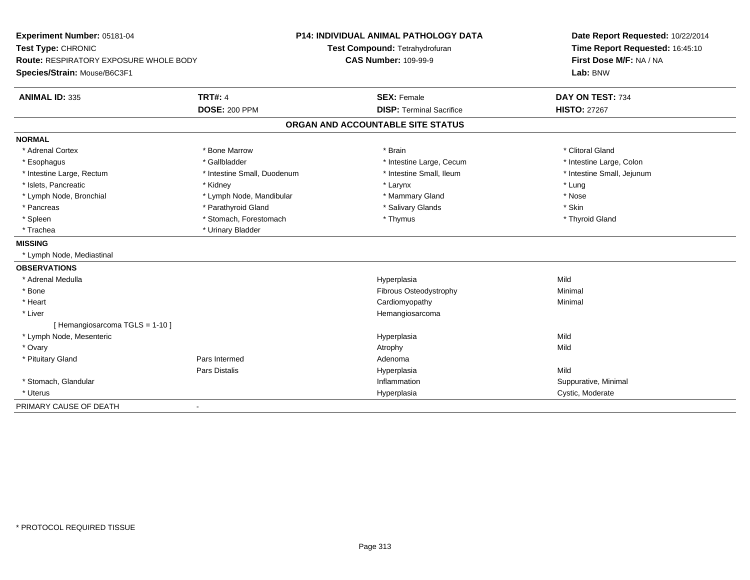**Experiment Number:** 05181-04
**Test Type:** CHRONIC
**Route:** RESPIRATORY EXPOSURE WHOLE BODY
**Species/Strain:** Mouse/B6C3F1

**P14: INDIVIDUAL ANIMAL PATHOLOGY DATA**
**Test Compound:** Tetrahydrofuran
**CAS Number:** 109-99-9

**Date Report Requested:** 10/22/2014
**Time Report Requested:** 16:45:10
**First Dose M/F:** NA / NA
**Lab:** BNW

| **ANIMAL ID:** 335 | **TRT#:** 4 | **SEX:** Female | **DAY ON TEST:** 734 |
|---|---|---|---|
| | **DOSE:** 200 PPM | **DISP:** Terminal Sacrifice | **HISTO:** 27267 |

## ORGAN AND ACCOUNTABLE SITE STATUS

**NORMAL**

| | | | |
|---|---|---|---|
| * Adrenal Cortex | * Bone Marrow | * Brain | * Clitoral Gland |
| * Esophagus | * Gallbladder | * Intestine Large, Cecum | * Intestine Large, Colon |
| * Intestine Large, Rectum | * Intestine Small, Duodenum | * Intestine Small, Ileum | * Intestine Small, Jejunum |
| * Islets, Pancreatic | * Kidney | * Larynx | * Lung |
| * Lymph Node, Bronchial | * Lymph Node, Mandibular | * Mammary Gland | * Nose |
| * Pancreas | * Parathyroid Gland | * Salivary Glands | * Skin |
| * Spleen | * Stomach, Forestomach | * Thymus | * Thyroid Gland |
| * Trachea | * Urinary Bladder | | |

**MISSING**

* Lymph Node, Mediastinal

**OBSERVATIONS**

| | | | |
|---|---|---|---|
| * Adrenal Medulla | | Hyperplasia | Mild |
| * Bone | | Fibrous Osteodystrophy | Minimal |
| * Heart | | Cardiomyopathy | Minimal |
| * Liver | | Hemangiosarcoma | |
| [ Hemangiosarcoma TGLS = 1-10 ] | | | |
| * Lymph Node, Mesenteric | | Hyperplasia | Mild |
| * Ovary | | Atrophy | Mild |
| * Pituitary Gland | Pars Intermed | Adenoma | |
| | Pars Distalis | Hyperplasia | Mild |
| * Stomach, Glandular | | Inflammation | Suppurative, Minimal |
| * Uterus | | Hyperplasia | Cystic, Moderate |

PRIMARY CAUSE OF DEATH -

\* PROTOCOL REQUIRED TISSUE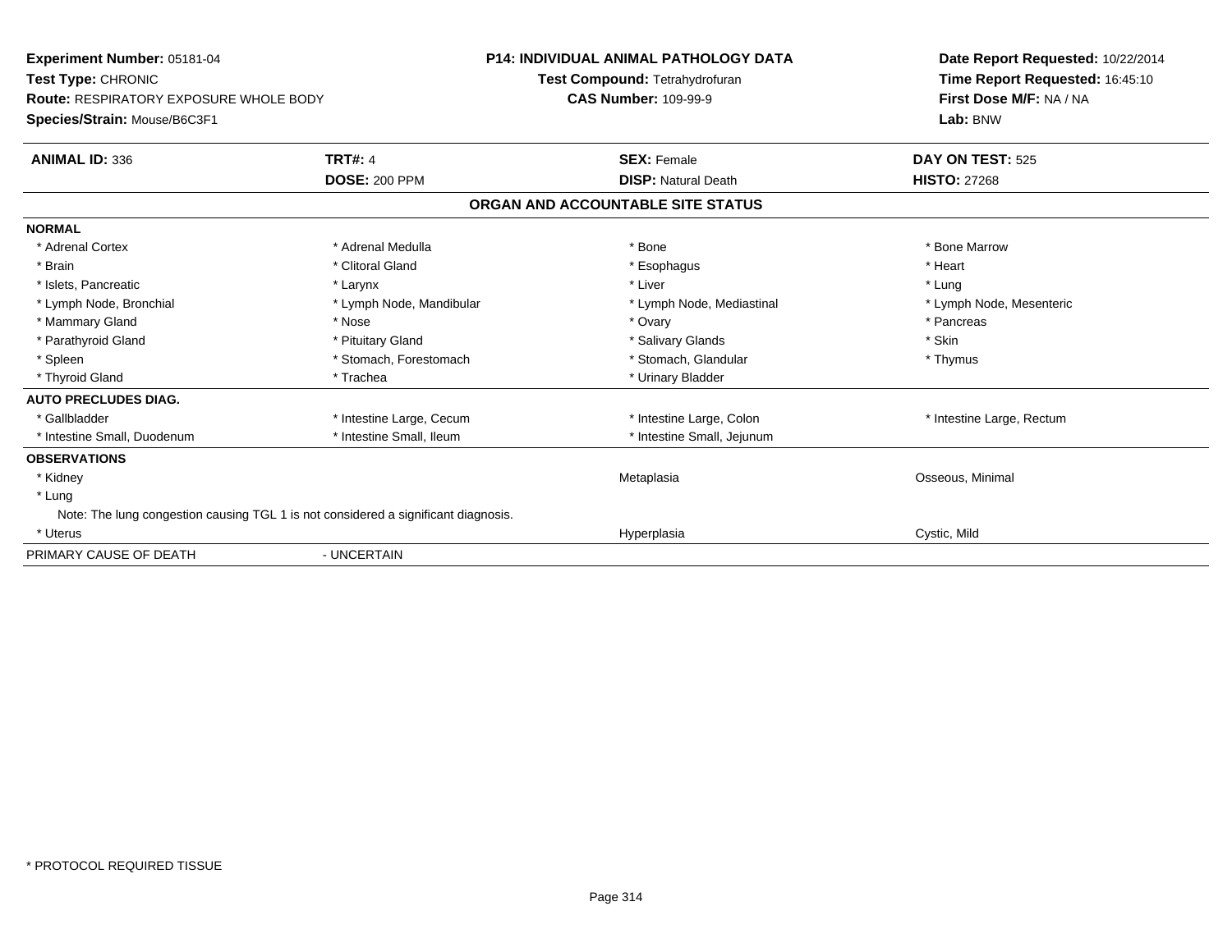**Experiment Number:** 05181-04
**Test Type:** CHRONIC
**Route:** RESPIRATORY EXPOSURE WHOLE BODY
**Species/Strain:** Mouse/B6C3F1

**P14: INDIVIDUAL ANIMAL PATHOLOGY DATA**
**Test Compound:** Tetrahydrofuran
**CAS Number:** 109-99-9

**Date Report Requested:** 10/22/2014
**Time Report Requested:** 16:45:10
**First Dose M/F:** NA / NA
**Lab:** BNW

| **ANIMAL ID:** 336 | **TRT#:** 4 | **SEX:** Female | **DAY ON TEST:** 525 |
|---|---|---|---|
| | **DOSE:** 200 PPM | **DISP:** Natural Death | **HISTO:** 27268 |

## ORGAN AND ACCOUNTABLE SITE STATUS

| | | | |
|---|---|---|---|
| **NORMAL** | | | |
| * Adrenal Cortex | * Adrenal Medulla | * Bone | * Bone Marrow |
| * Brain | * Clitoral Gland | * Esophagus | * Heart |
| * Islets, Pancreatic | * Larynx | * Liver | * Lung |
| * Lymph Node, Bronchial | * Lymph Node, Mandibular | * Lymph Node, Mediastinal | * Lymph Node, Mesenteric |
| * Mammary Gland | * Nose | * Ovary | * Pancreas |
| * Parathyroid Gland | * Pituitary Gland | * Salivary Glands | * Skin |
| * Spleen | * Stomach, Forestomach | * Stomach, Glandular | * Thymus |
| * Thyroid Gland | * Trachea | * Urinary Bladder | |
| **AUTO PRECLUDES DIAG.** | | | |
| * Gallbladder | * Intestine Large, Cecum | * Intestine Large, Colon | * Intestine Large, Rectum |
| * Intestine Small, Duodenum | * Intestine Small, Ileum | * Intestine Small, Jejunum | |
| **OBSERVATIONS** | | | |
| * Kidney | | Metaplasia | Osseous, Minimal |
| * Lung | | | |
| Note: The lung congestion causing TGL 1 is not considered a significant diagnosis. | | | |
| * Uterus | | Hyperplasia | Cystic, Mild |
| PRIMARY CAUSE OF DEATH | - UNCERTAIN | | |

* PROTOCOL REQUIRED TISSUE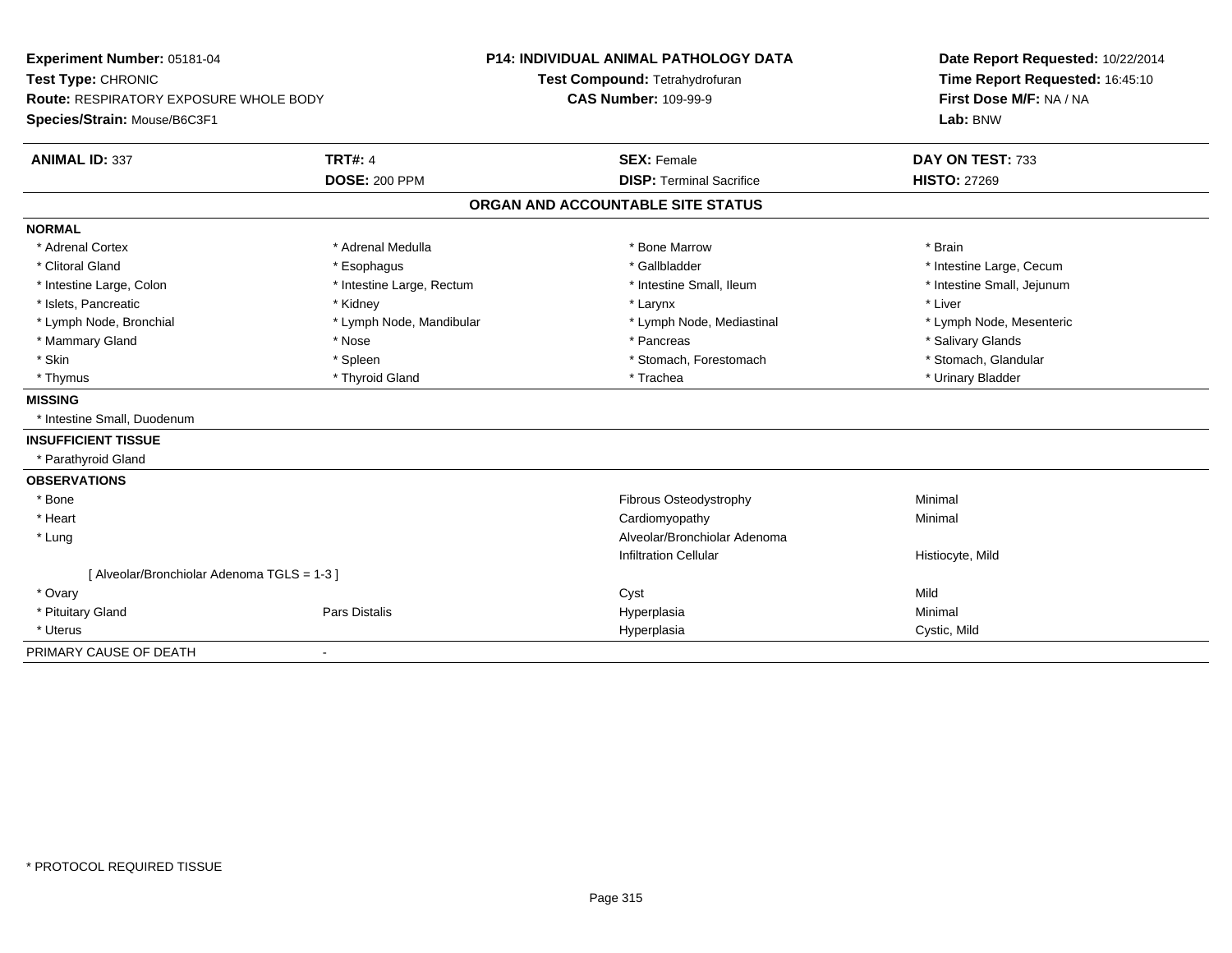**Experiment Number:** 05181-04
**Test Type:** CHRONIC
**Route:** RESPIRATORY EXPOSURE WHOLE BODY
**Species/Strain:** Mouse/B6C3F1

**P14: INDIVIDUAL ANIMAL PATHOLOGY DATA**
**Test Compound:** Tetrahydrofuran
**CAS Number:** 109-99-9

**Date Report Requested:** 10/22/2014
**Time Report Requested:** 16:45:10
**First Dose M/F:** NA / NA
**Lab:** BNW

| **ANIMAL ID:** 337 | **TRT#:** 4 | **SEX:** Female | **DAY ON TEST:** 733 |
|---|---|---|---|
| | **DOSE:** 200 PPM | **DISP:** Terminal Sacrifice | **HISTO:** 27269 |

## ORGAN AND ACCOUNTABLE SITE STATUS

**NORMAL**

| | | | |
|---|---|---|---|
| * Adrenal Cortex | * Adrenal Medulla | * Bone Marrow | * Brain |
| * Clitoral Gland | * Esophagus | * Gallbladder | * Intestine Large, Cecum |
| * Intestine Large, Colon | * Intestine Large, Rectum | * Intestine Small, Ileum | * Intestine Small, Jejunum |
| * Islets, Pancreatic | * Kidney | * Larynx | * Liver |
| * Lymph Node, Bronchial | * Lymph Node, Mandibular | * Lymph Node, Mediastinal | * Lymph Node, Mesenteric |
| * Mammary Gland | * Nose | * Pancreas | * Salivary Glands |
| * Skin | * Spleen | * Stomach, Forestomach | * Stomach, Glandular |
| * Thymus | * Thyroid Gland | * Trachea | * Urinary Bladder |

**MISSING**

* Intestine Small, Duodenum

**INSUFFICIENT TISSUE**

* Parathyroid Gland

**OBSERVATIONS**

| | | | |
|---|---|---|---|
| * Bone | | Fibrous Osteodystrophy | Minimal |
| * Heart | | Cardiomyopathy | Minimal |
| * Lung | | Alveolar/Bronchiolar Adenoma | |
| | | Infiltration Cellular | Histiocyte, Mild |
| [ Alveolar/Bronchiolar Adenoma TGLS = 1-3 ] | | | |
| * Ovary | | Cyst | Mild |
| * Pituitary Gland | Pars Distalis | Hyperplasia | Minimal |
| * Uterus | | Hyperplasia | Cystic, Mild |

PRIMARY CAUSE OF DEATH -

* PROTOCOL REQUIRED TISSUE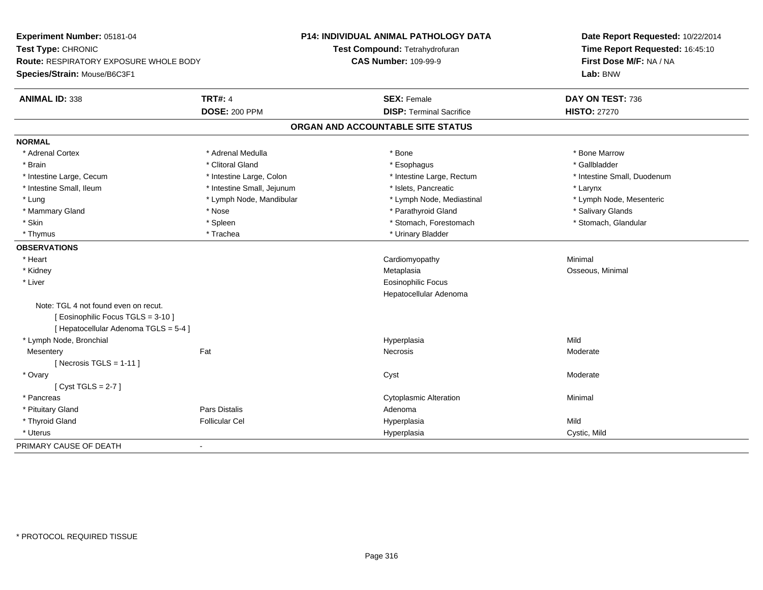**Experiment Number:** 05181-04
**Test Type:** CHRONIC
**Route:** RESPIRATORY EXPOSURE WHOLE BODY
**Species/Strain:** Mouse/B6C3F1

**P14: INDIVIDUAL ANIMAL PATHOLOGY DATA**
**Test Compound:** Tetrahydrofuran
**CAS Number:** 109-99-9

**Date Report Requested:** 10/22/2014
**Time Report Requested:** 16:45:10
**First Dose M/F:** NA / NA
**Lab:** BNW

| **ANIMAL ID:** 338 | **TRT#:** 4 | **SEX:** Female | **DAY ON TEST:** 736 |
|---|---|---|---|
| | **DOSE:** 200 PPM | **DISP:** Terminal Sacrifice | **HISTO:** 27270 |

## ORGAN AND ACCOUNTABLE SITE STATUS

**NORMAL**

| | | | |
|---|---|---|---|
| * Adrenal Cortex | * Adrenal Medulla | * Bone | * Bone Marrow |
| * Brain | * Clitoral Gland | * Esophagus | * Gallbladder |
| * Intestine Large, Cecum | * Intestine Large, Colon | * Intestine Large, Rectum | * Intestine Small, Duodenum |
| * Intestine Small, Ileum | * Intestine Small, Jejunum | * Islets, Pancreatic | * Larynx |
| * Lung | * Lymph Node, Mandibular | * Lymph Node, Mediastinal | * Lymph Node, Mesenteric |
| * Mammary Gland | * Nose | * Parathyroid Gland | * Salivary Glands |
| * Skin | * Spleen | * Stomach, Forestomach | * Stomach, Glandular |
| * Thymus | * Trachea | * Urinary Bladder | |

**OBSERVATIONS**

| | | | |
|---|---|---|---|
| * Heart | | Cardiomyopathy | Minimal |
| * Kidney | | Metaplasia | Osseous, Minimal |
| * Liver | | Eosinophilic Focus | |
| | | Hepatocellular Adenoma | |
| Note: TGL 4 not found even on recut. | | | |
| [ Eosinophilic Focus TGLS = 3-10 ] | | | |
| [ Hepatocellular Adenoma TGLS = 5-4 ] | | | |
| * Lymph Node, Bronchial | | Hyperplasia | Mild |
| Mesentery | Fat | Necrosis | Moderate |
| [ Necrosis TGLS = 1-11 ] | | | |
| * Ovary | | Cyst | Moderate |
| [ Cyst TGLS = 2-7 ] | | | |
| * Pancreas | | Cytoplasmic Alteration | Minimal |
| * Pituitary Gland | Pars Distalis | Adenoma | |
| * Thyroid Gland | Follicular Cel | Hyperplasia | Mild |
| * Uterus | | Hyperplasia | Cystic, Mild |

PRIMARY CAUSE OF DEATH -

\* PROTOCOL REQUIRED TISSUE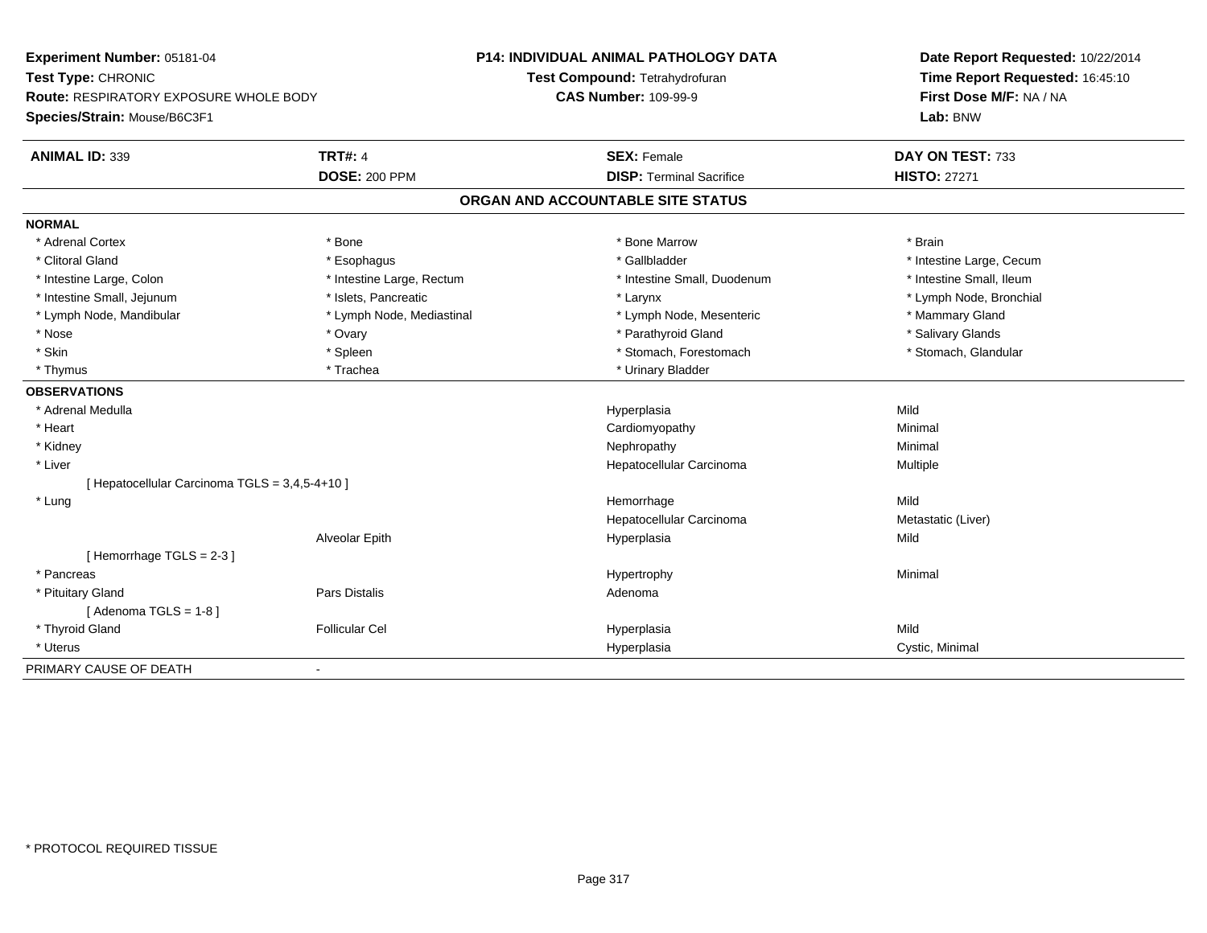**Experiment Number:** 05181-04
**Test Type:** CHRONIC
**Route:** RESPIRATORY EXPOSURE WHOLE BODY
**Species/Strain:** Mouse/B6C3F1

**P14: INDIVIDUAL ANIMAL PATHOLOGY DATA**
**Test Compound:** Tetrahydrofuran
**CAS Number:** 109-99-9

**Date Report Requested:** 10/22/2014
**Time Report Requested:** 16:45:10
**First Dose M/F:** NA / NA
**Lab:** BNW

| **ANIMAL ID:** 339 | **TRT#:** 4 | **SEX:** Female | **DAY ON TEST:** 733 |
|---|---|---|---|
| | **DOSE:** 200 PPM | **DISP:** Terminal Sacrifice | **HISTO:** 27271 |

## ORGAN AND ACCOUNTABLE SITE STATUS

**NORMAL**

| | | | |
|---|---|---|---|
| * Adrenal Cortex | * Bone | * Bone Marrow | * Brain |
| * Clitoral Gland | * Esophagus | * Gallbladder | * Intestine Large, Cecum |
| * Intestine Large, Colon | * Intestine Large, Rectum | * Intestine Small, Duodenum | * Intestine Small, Ileum |
| * Intestine Small, Jejunum | * Islets, Pancreatic | * Larynx | * Lymph Node, Bronchial |
| * Lymph Node, Mandibular | * Lymph Node, Mediastinal | * Lymph Node, Mesenteric | * Mammary Gland |
| * Nose | * Ovary | * Parathyroid Gland | * Salivary Glands |
| * Skin | * Spleen | * Stomach, Forestomach | * Stomach, Glandular |
| * Thymus | * Trachea | * Urinary Bladder | |

**OBSERVATIONS**

| | | | |
|---|---|---|---|
| * Adrenal Medulla | | Hyperplasia | Mild |
| * Heart | | Cardiomyopathy | Minimal |
| * Kidney | | Nephropathy | Minimal |
| * Liver | | Hepatocellular Carcinoma | Multiple |
| [ Hepatocellular Carcinoma TGLS = 3,4,5-4+10 ] | | | |
| * Lung | | Hemorrhage | Mild |
| | | Hepatocellular Carcinoma | Metastatic (Liver) |
| | Alveolar Epith | Hyperplasia | Mild |
| [ Hemorrhage TGLS = 2-3 ] | | | |
| * Pancreas | | Hypertrophy | Minimal |
| * Pituitary Gland | Pars Distalis | Adenoma | |
| [ Adenoma TGLS = 1-8 ] | | | |
| * Thyroid Gland | Follicular Cel | Hyperplasia | Mild |
| * Uterus | | Hyperplasia | Cystic, Minimal |

PRIMARY CAUSE OF DEATH -

\* PROTOCOL REQUIRED TISSUE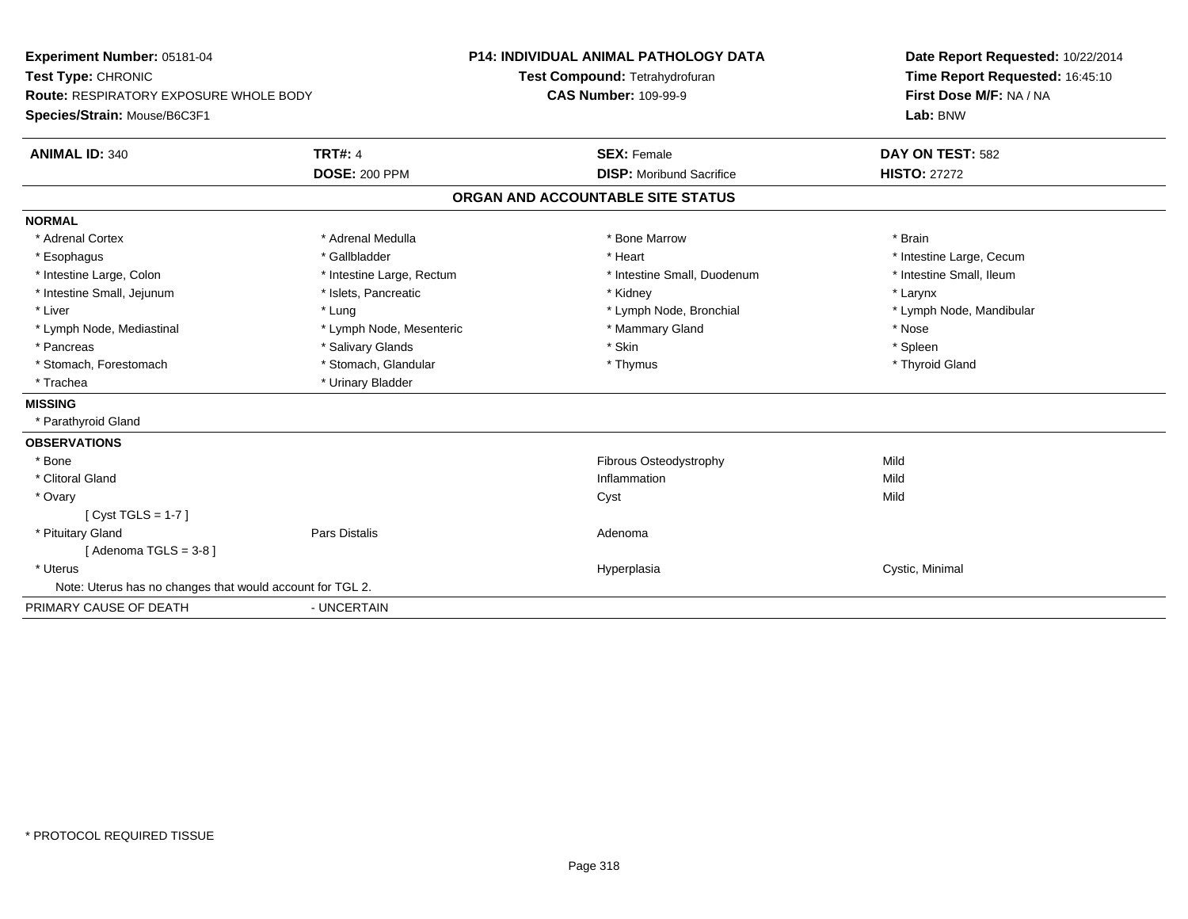**Experiment Number:** 05181-04
**Test Type:** CHRONIC
**Route:** RESPIRATORY EXPOSURE WHOLE BODY
**Species/Strain:** Mouse/B6C3F1

**P14: INDIVIDUAL ANIMAL PATHOLOGY DATA**
**Test Compound:** Tetrahydrofuran
**CAS Number:** 109-99-9

**Date Report Requested:** 10/22/2014
**Time Report Requested:** 16:45:10
**First Dose M/F:** NA / NA
**Lab:** BNW

| **ANIMAL ID:** 340 | **TRT#:** 4 | **SEX:** Female | **DAY ON TEST:** 582 |
|---|---|---|---|
| | **DOSE:** 200 PPM | **DISP:** Moribund Sacrifice | **HISTO:** 27272 |

## ORGAN AND ACCOUNTABLE SITE STATUS

**NORMAL**

| | | | |
|---|---|---|---|
| * Adrenal Cortex | * Adrenal Medulla | * Bone Marrow | * Brain |
| * Esophagus | * Gallbladder | * Heart | * Intestine Large, Cecum |
| * Intestine Large, Colon | * Intestine Large, Rectum | * Intestine Small, Duodenum | * Intestine Small, Ileum |
| * Intestine Small, Jejunum | * Islets, Pancreatic | * Kidney | * Larynx |
| * Liver | * Lung | * Lymph Node, Bronchial | * Lymph Node, Mandibular |
| * Lymph Node, Mediastinal | * Lymph Node, Mesenteric | * Mammary Gland | * Nose |
| * Pancreas | * Salivary Glands | * Skin | * Spleen |
| * Stomach, Forestomach | * Stomach, Glandular | * Thymus | * Thyroid Gland |
| * Trachea | * Urinary Bladder | | |

**MISSING**

* Parathyroid Gland

**OBSERVATIONS**

| | | | |
|---|---|---|---|
| * Bone | | Fibrous Osteodystrophy | Mild |
| * Clitoral Gland | | Inflammation | Mild |
| * Ovary | | Cyst | Mild |
| [ Cyst TGLS = 1-7 ] | | | |
| * Pituitary Gland | Pars Distalis | Adenoma | |
| [ Adenoma TGLS = 3-8 ] | | | |
| * Uterus | | Hyperplasia | Cystic, Minimal |

Note: Uterus has no changes that would account for TGL 2.

PRIMARY CAUSE OF DEATH - UNCERTAIN

* PROTOCOL REQUIRED TISSUE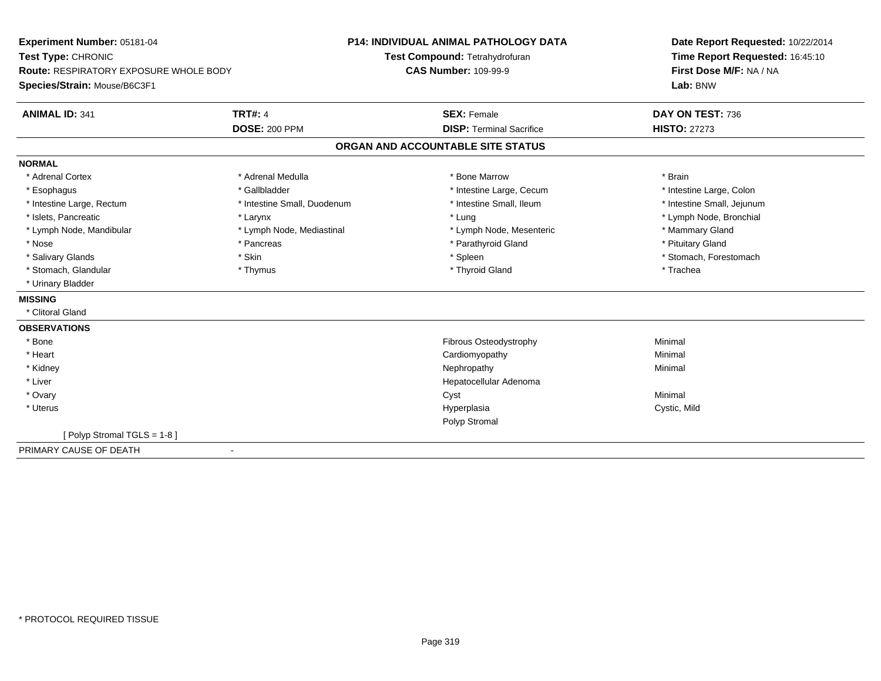**Experiment Number:** 05181-04
**Test Type:** CHRONIC
**Route:** RESPIRATORY EXPOSURE WHOLE BODY
**Species/Strain:** Mouse/B6C3F1

**P14: INDIVIDUAL ANIMAL PATHOLOGY DATA**
**Test Compound:** Tetrahydrofuran
**CAS Number:** 109-99-9

**Date Report Requested:** 10/22/2014
**Time Report Requested:** 16:45:10
**First Dose M/F:** NA / NA
**Lab:** BNW

| **ANIMAL ID:** 341 | **TRT#:** 4 | **SEX:** Female | **DAY ON TEST:** 736 |
|---|---|---|---|
| | **DOSE:** 200 PPM | **DISP:** Terminal Sacrifice | **HISTO:** 27273 |

## ORGAN AND ACCOUNTABLE SITE STATUS

**NORMAL**

| | | | |
|---|---|---|---|
| * Adrenal Cortex | * Adrenal Medulla | * Bone Marrow | * Brain |
| * Esophagus | * Gallbladder | * Intestine Large, Cecum | * Intestine Large, Colon |
| * Intestine Large, Rectum | * Intestine Small, Duodenum | * Intestine Small, Ileum | * Intestine Small, Jejunum |
| * Islets, Pancreatic | * Larynx | * Lung | * Lymph Node, Bronchial |
| * Lymph Node, Mandibular | * Lymph Node, Mediastinal | * Lymph Node, Mesenteric | * Mammary Gland |
| * Nose | * Pancreas | * Parathyroid Gland | * Pituitary Gland |
| * Salivary Glands | * Skin | * Spleen | * Stomach, Forestomach |
| * Stomach, Glandular | * Thymus | * Thyroid Gland | * Trachea |
| * Urinary Bladder | | | |

**MISSING**

* Clitoral Gland

**OBSERVATIONS**

| | | |
|---|---|---|
| * Bone | Fibrous Osteodystrophy | Minimal |
| * Heart | Cardiomyopathy | Minimal |
| * Kidney | Nephropathy | Minimal |
| * Liver | Hepatocellular Adenoma | |
| * Ovary | Cyst | Minimal |
| * Uterus | Hyperplasia | Cystic, Mild |
| | Polyp Stromal | |

[ Polyp Stromal TGLS = 1-8 ]

PRIMARY CAUSE OF DEATH -

* PROTOCOL REQUIRED TISSUE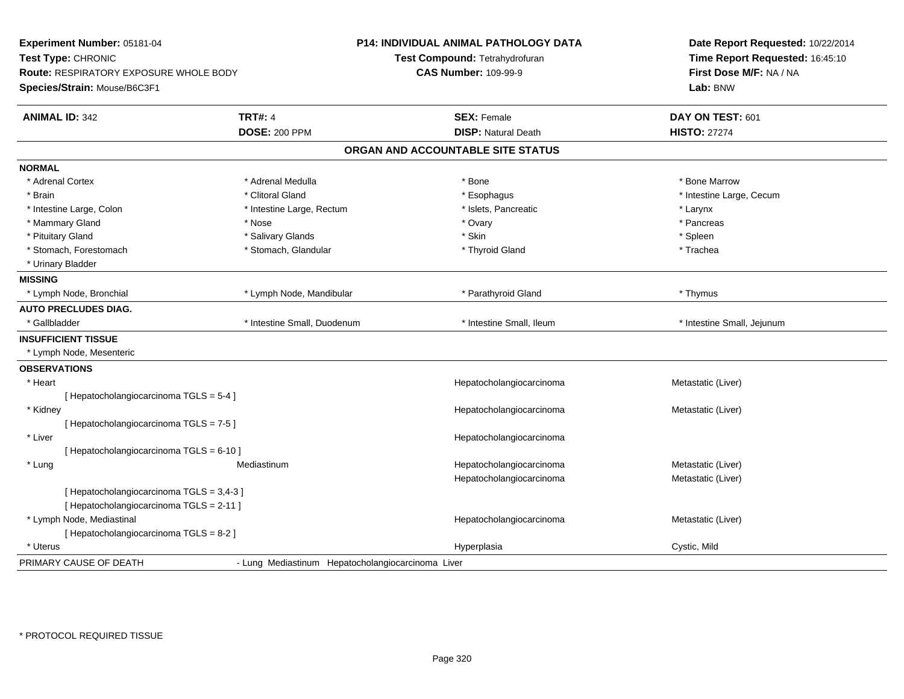**Experiment Number:** 05181-04
**Test Type:** CHRONIC
**Route:** RESPIRATORY EXPOSURE WHOLE BODY
**Species/Strain:** Mouse/B6C3F1

**P14: INDIVIDUAL ANIMAL PATHOLOGY DATA**
**Test Compound:** Tetrahydrofuran
**CAS Number:** 109-99-9

**Date Report Requested:** 10/22/2014
**Time Report Requested:** 16:45:10
**First Dose M/F:** NA / NA
**Lab:** BNW

| **ANIMAL ID:** 342 | **TRT#:** 4 | **SEX:** Female | **DAY ON TEST:** 601 |
|---|---|---|---|
| | **DOSE:** 200 PPM | **DISP:** Natural Death | **HISTO:** 27274 |

## ORGAN AND ACCOUNTABLE SITE STATUS

**NORMAL**

| | | | |
|---|---|---|---|
| * Adrenal Cortex | * Adrenal Medulla | * Bone | * Bone Marrow |
| * Brain | * Clitoral Gland | * Esophagus | * Intestine Large, Cecum |
| * Intestine Large, Colon | * Intestine Large, Rectum | * Islets, Pancreatic | * Larynx |
| * Mammary Gland | * Nose | * Ovary | * Pancreas |
| * Pituitary Gland | * Salivary Glands | * Skin | * Spleen |
| * Stomach, Forestomach | * Stomach, Glandular | * Thyroid Gland | * Trachea |
| * Urinary Bladder | | | |

**MISSING**

| | | | |
|---|---|---|---|
| * Lymph Node, Bronchial | * Lymph Node, Mandibular | * Parathyroid Gland | * Thymus |

**AUTO PRECLUDES DIAG.**

| | | | |
|---|---|---|---|
| * Gallbladder | * Intestine Small, Duodenum | * Intestine Small, Ileum | * Intestine Small, Jejunum |

**INSUFFICIENT TISSUE**

* Lymph Node, Mesenteric

**OBSERVATIONS**

| | | | |
|---|---|---|---|
| * Heart | | Hepatocholangiocarcinoma | Metastatic (Liver) |
| [ Hepatocholangiocarcinoma TGLS = 5-4 ] | | | |
| * Kidney | | Hepatocholangiocarcinoma | Metastatic (Liver) |
| [ Hepatocholangiocarcinoma TGLS = 7-5 ] | | | |
| * Liver | | Hepatocholangiocarcinoma | |
| [ Hepatocholangiocarcinoma TGLS = 6-10 ] | | | |
| * Lung | Mediastinum | Hepatocholangiocarcinoma | Metastatic (Liver) |
| | | Hepatocholangiocarcinoma | Metastatic (Liver) |
| [ Hepatocholangiocarcinoma TGLS = 3,4-3 ] | | | |
| [ Hepatocholangiocarcinoma TGLS = 2-11 ] | | | |
| * Lymph Node, Mediastinal | | Hepatocholangiocarcinoma | Metastatic (Liver) |
| [ Hepatocholangiocarcinoma TGLS = 8-2 ] | | | |
| * Uterus | | Hyperplasia | Cystic, Mild |

PRIMARY CAUSE OF DEATH - Lung Mediastinum Hepatocholangiocarcinoma Liver

* PROTOCOL REQUIRED TISSUE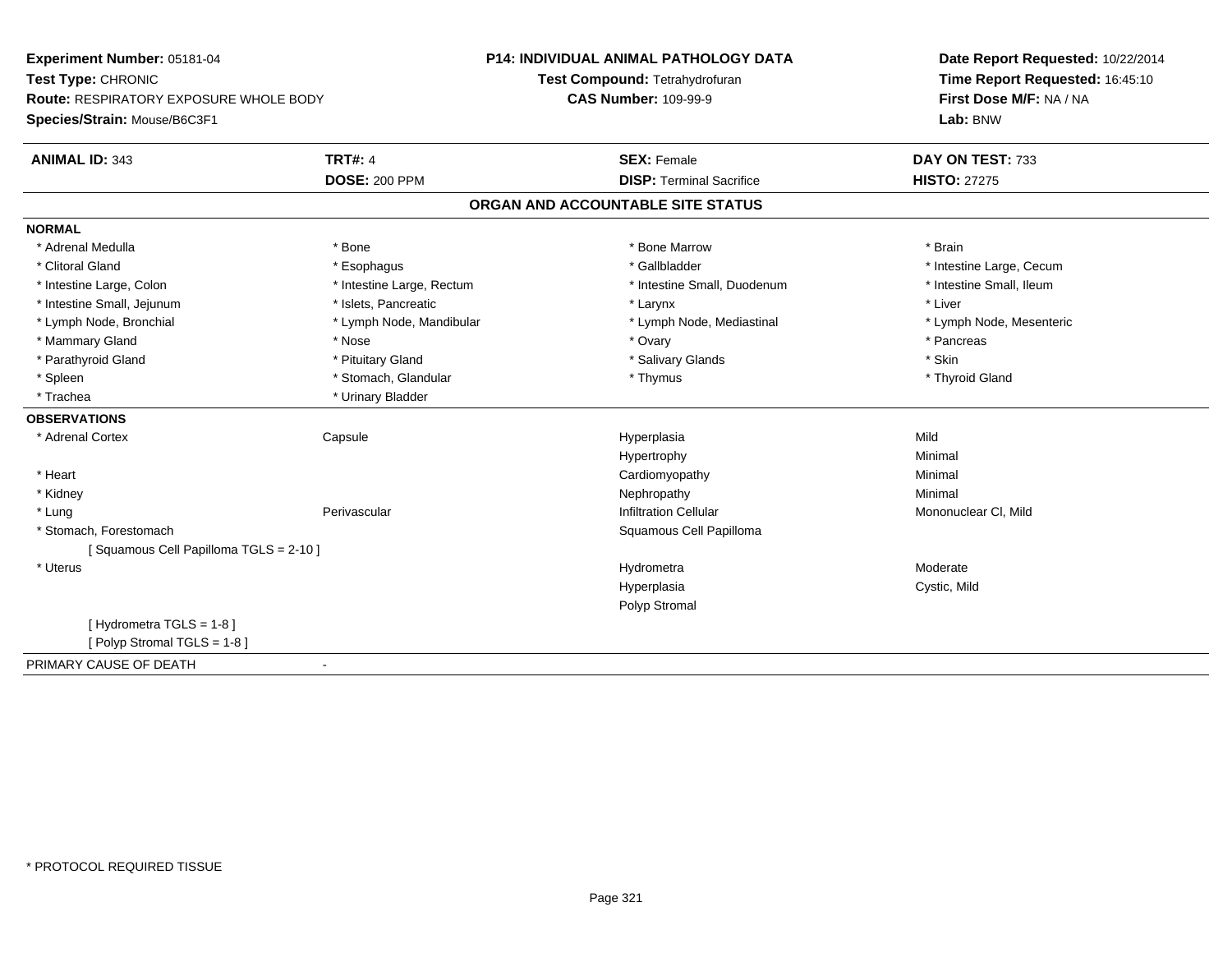**Experiment Number:** 05181-04
**Test Type:** CHRONIC
**Route:** RESPIRATORY EXPOSURE WHOLE BODY
**Species/Strain:** Mouse/B6C3F1

**P14: INDIVIDUAL ANIMAL PATHOLOGY DATA**
**Test Compound:** Tetrahydrofuran
**CAS Number:** 109-99-9

**Date Report Requested:** 10/22/2014
**Time Report Requested:** 16:45:10
**First Dose M/F:** NA / NA
**Lab:** BNW

| **ANIMAL ID:** 343 | **TRT#:** 4 | **SEX:** Female | **DAY ON TEST:** 733 |
|---|---|---|---|
| | **DOSE:** 200 PPM | **DISP:** Terminal Sacrifice | **HISTO:** 27275 |

## ORGAN AND ACCOUNTABLE SITE STATUS

**NORMAL**

| | | | |
|---|---|---|---|
| * Adrenal Medulla | * Bone | * Bone Marrow | * Brain |
| * Clitoral Gland | * Esophagus | * Gallbladder | * Intestine Large, Cecum |
| * Intestine Large, Colon | * Intestine Large, Rectum | * Intestine Small, Duodenum | * Intestine Small, Ileum |
| * Intestine Small, Jejunum | * Islets, Pancreatic | * Larynx | * Liver |
| * Lymph Node, Bronchial | * Lymph Node, Mandibular | * Lymph Node, Mediastinal | * Lymph Node, Mesenteric |
| * Mammary Gland | * Nose | * Ovary | * Pancreas |
| * Parathyroid Gland | * Pituitary Gland | * Salivary Glands | * Skin |
| * Spleen | * Stomach, Glandular | * Thymus | * Thyroid Gland |
| * Trachea | * Urinary Bladder | | |

**OBSERVATIONS**

| | | | |
|---|---|---|---|
| * Adrenal Cortex | Capsule | Hyperplasia | Mild |
| | | Hypertrophy | Minimal |
| * Heart | | Cardiomyopathy | Minimal |
| * Kidney | | Nephropathy | Minimal |
| * Lung | Perivascular | Infiltration Cellular | Mononuclear Cl, Mild |
| * Stomach, Forestomach | | Squamous Cell Papilloma | |
| [ Squamous Cell Papilloma TGLS = 2-10 ] | | | |
| * Uterus | | Hydrometra | Moderate |
| | | Hyperplasia | Cystic, Mild |
| | | Polyp Stromal | |
| [ Hydrometra TGLS = 1-8 ] | | | |
| [ Polyp Stromal TGLS = 1-8 ] | | | |

PRIMARY CAUSE OF DEATH -

\* PROTOCOL REQUIRED TISSUE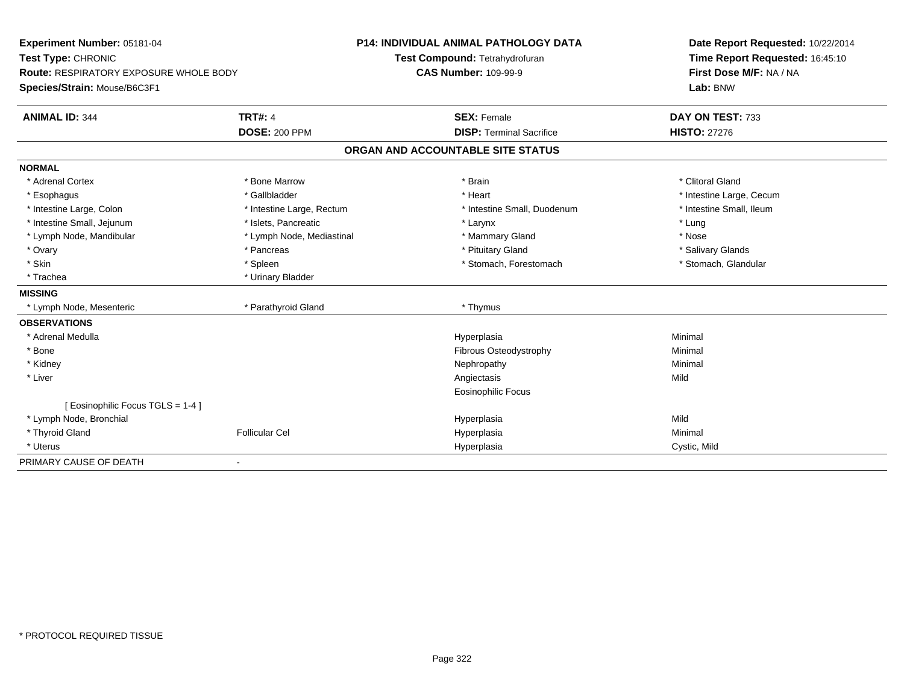**Experiment Number:** 05181-04
**Test Type:** CHRONIC
**Route:** RESPIRATORY EXPOSURE WHOLE BODY
**Species/Strain:** Mouse/B6C3F1

**P14: INDIVIDUAL ANIMAL PATHOLOGY DATA**
**Test Compound:** Tetrahydrofuran
**CAS Number:** 109-99-9

**Date Report Requested:** 10/22/2014
**Time Report Requested:** 16:45:10
**First Dose M/F:** NA / NA
**Lab:** BNW

| **ANIMAL ID:** 344 | **TRT#:** 4 | **SEX:** Female | **DAY ON TEST:** 733 |
|---|---|---|---|
| | **DOSE:** 200 PPM | **DISP:** Terminal Sacrifice | **HISTO:** 27276 |

## ORGAN AND ACCOUNTABLE SITE STATUS

**NORMAL**

| | | | |
|---|---|---|---|
| * Adrenal Cortex | * Bone Marrow | * Brain | * Clitoral Gland |
| * Esophagus | * Gallbladder | * Heart | * Intestine Large, Cecum |
| * Intestine Large, Colon | * Intestine Large, Rectum | * Intestine Small, Duodenum | * Intestine Small, Ileum |
| * Intestine Small, Jejunum | * Islets, Pancreatic | * Larynx | * Lung |
| * Lymph Node, Mandibular | * Lymph Node, Mediastinal | * Mammary Gland | * Nose |
| * Ovary | * Pancreas | * Pituitary Gland | * Salivary Glands |
| * Skin | * Spleen | * Stomach, Forestomach | * Stomach, Glandular |
| * Trachea | * Urinary Bladder | | |

**MISSING**

| | | |
|---|---|---|
| * Lymph Node, Mesenteric | * Parathyroid Gland | * Thymus |

**OBSERVATIONS**

| | | | |
|---|---|---|---|
| * Adrenal Medulla | | Hyperplasia | Minimal |
| * Bone | | Fibrous Osteodystrophy | Minimal |
| * Kidney | | Nephropathy | Minimal |
| * Liver | | Angiectasis | Mild |
| | | Eosinophilic Focus | |
| [ Eosinophilic Focus TGLS = 1-4 ] | | | |
| * Lymph Node, Bronchial | | Hyperplasia | Mild |
| * Thyroid Gland | Follicular Cel | Hyperplasia | Minimal |
| * Uterus | | Hyperplasia | Cystic, Mild |

PRIMARY CAUSE OF DEATH -

* PROTOCOL REQUIRED TISSUE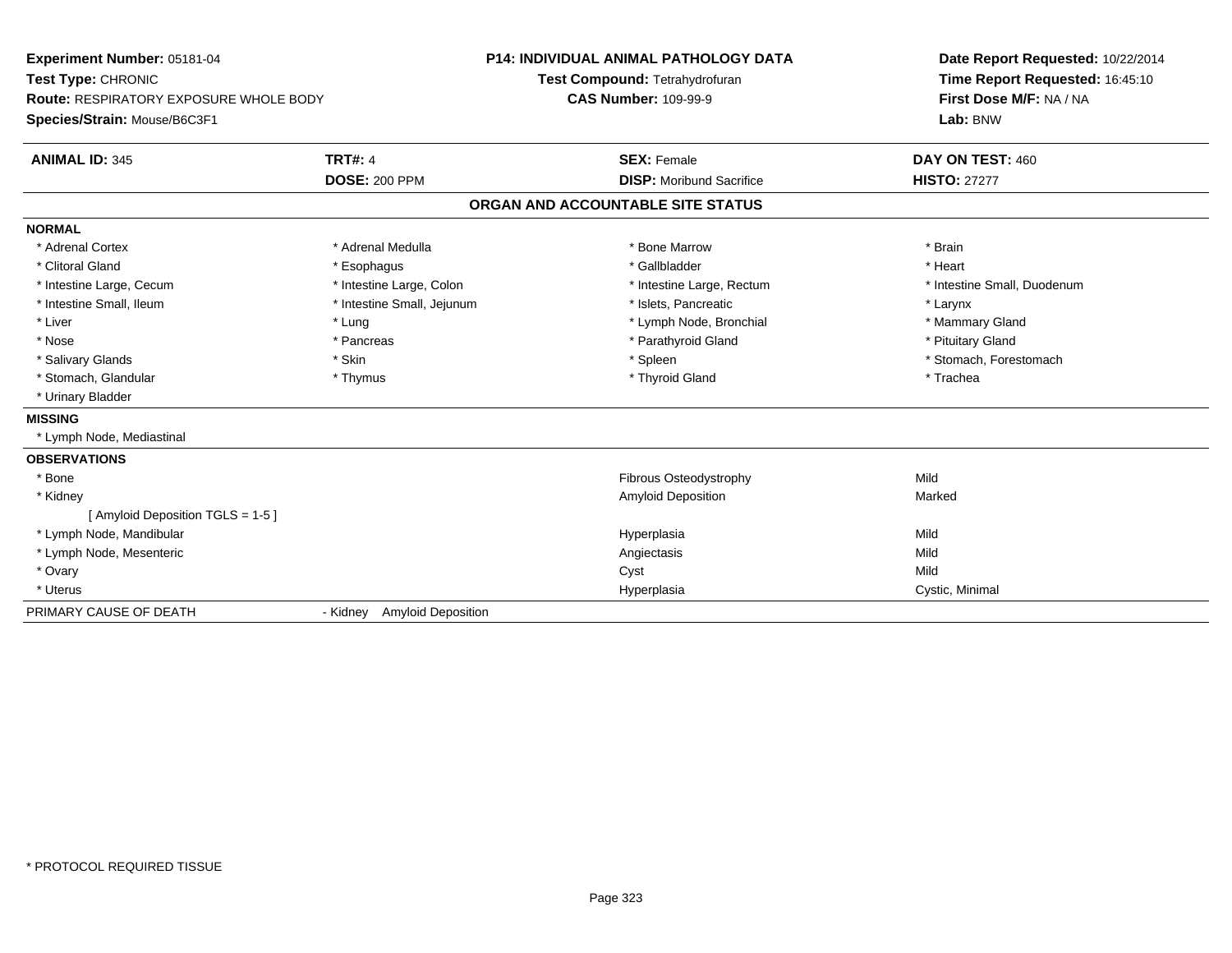**Experiment Number:** 05181-04
**Test Type:** CHRONIC
**Route:** RESPIRATORY EXPOSURE WHOLE BODY
**Species/Strain:** Mouse/B6C3F1

**P14: INDIVIDUAL ANIMAL PATHOLOGY DATA**
**Test Compound:** Tetrahydrofuran
**CAS Number:** 109-99-9

**Date Report Requested:** 10/22/2014
**Time Report Requested:** 16:45:10
**First Dose M/F:** NA / NA
**Lab:** BNW

| **ANIMAL ID:** 345 | **TRT#:** 4 | **SEX:** Female | **DAY ON TEST:** 460 |
|---|---|---|---|
| | **DOSE:** 200 PPM | **DISP:** Moribund Sacrifice | **HISTO:** 27277 |

## ORGAN AND ACCOUNTABLE SITE STATUS

**NORMAL**

| | | | |
|---|---|---|---|
| * Adrenal Cortex | * Adrenal Medulla | * Bone Marrow | * Brain |
| * Clitoral Gland | * Esophagus | * Gallbladder | * Heart |
| * Intestine Large, Cecum | * Intestine Large, Colon | * Intestine Large, Rectum | * Intestine Small, Duodenum |
| * Intestine Small, Ileum | * Intestine Small, Jejunum | * Islets, Pancreatic | * Larynx |
| * Liver | * Lung | * Lymph Node, Bronchial | * Mammary Gland |
| * Nose | * Pancreas | * Parathyroid Gland | * Pituitary Gland |
| * Salivary Glands | * Skin | * Spleen | * Stomach, Forestomach |
| * Stomach, Glandular | * Thymus | * Thyroid Gland | * Trachea |
| * Urinary Bladder | | | |

**MISSING**

* Lymph Node, Mediastinal

**OBSERVATIONS**

| | | |
|---|---|---|
| * Bone | Fibrous Osteodystrophy | Mild |
| * Kidney | Amyloid Deposition | Marked |
| [ Amyloid Deposition TGLS = 1-5 ] | | |
| * Lymph Node, Mandibular | Hyperplasia | Mild |
| * Lymph Node, Mesenteric | Angiectasis | Mild |
| * Ovary | Cyst | Mild |
| * Uterus | Hyperplasia | Cystic, Minimal |

PRIMARY CAUSE OF DEATH - Kidney Amyloid Deposition

\* PROTOCOL REQUIRED TISSUE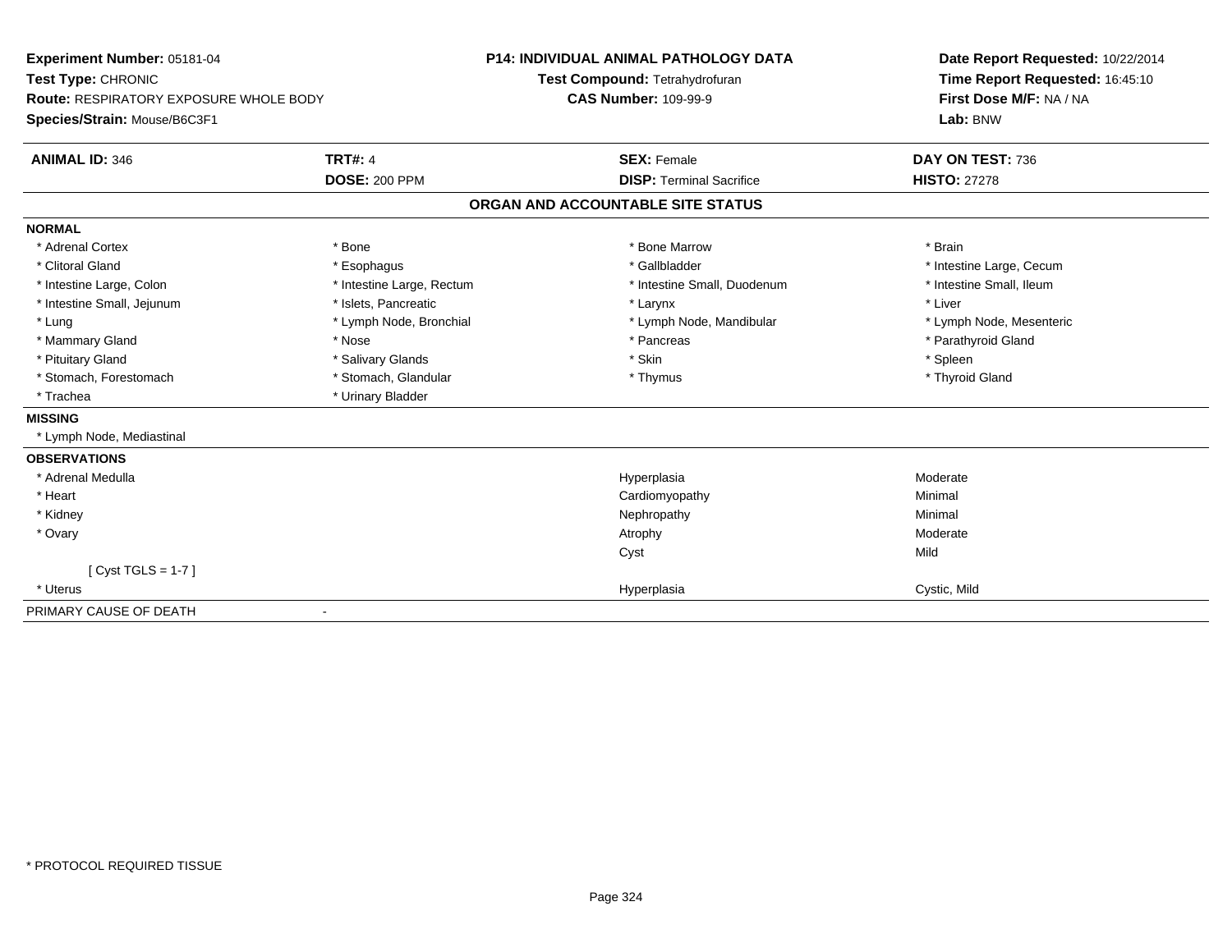**Experiment Number:** 05181-04
**Test Type:** CHRONIC
**Route:** RESPIRATORY EXPOSURE WHOLE BODY
**Species/Strain:** Mouse/B6C3F1

**P14: INDIVIDUAL ANIMAL PATHOLOGY DATA**
**Test Compound:** Tetrahydrofuran
**CAS Number:** 109-99-9

**Date Report Requested:** 10/22/2014
**Time Report Requested:** 16:45:10
**First Dose M/F:** NA / NA
**Lab:** BNW

| **ANIMAL ID:** 346 | **TRT#:** 4 | **SEX:** Female | **DAY ON TEST:** 736 |
|---|---|---|---|
| | **DOSE:** 200 PPM | **DISP:** Terminal Sacrifice | **HISTO:** 27278 |

## ORGAN AND ACCOUNTABLE SITE STATUS

**NORMAL**

| | | | |
|---|---|---|---|
| * Adrenal Cortex | * Bone | * Bone Marrow | * Brain |
| * Clitoral Gland | * Esophagus | * Gallbladder | * Intestine Large, Cecum |
| * Intestine Large, Colon | * Intestine Large, Rectum | * Intestine Small, Duodenum | * Intestine Small, Ileum |
| * Intestine Small, Jejunum | * Islets, Pancreatic | * Larynx | * Liver |
| * Lung | * Lymph Node, Bronchial | * Lymph Node, Mandibular | * Lymph Node, Mesenteric |
| * Mammary Gland | * Nose | * Pancreas | * Parathyroid Gland |
| * Pituitary Gland | * Salivary Glands | * Skin | * Spleen |
| * Stomach, Forestomach | * Stomach, Glandular | * Thymus | * Thyroid Gland |
| * Trachea | * Urinary Bladder | | |

**MISSING**

* Lymph Node, Mediastinal

**OBSERVATIONS**

| | | |
|---|---|---|
| * Adrenal Medulla | Hyperplasia | Moderate |
| * Heart | Cardiomyopathy | Minimal |
| * Kidney | Nephropathy | Minimal |
| * Ovary | Atrophy | Moderate |
| | Cyst | Mild |
| [ Cyst TGLS = 1-7 ] | | |
| * Uterus | Hyperplasia | Cystic, Mild |

PRIMARY CAUSE OF DEATH -

* PROTOCOL REQUIRED TISSUE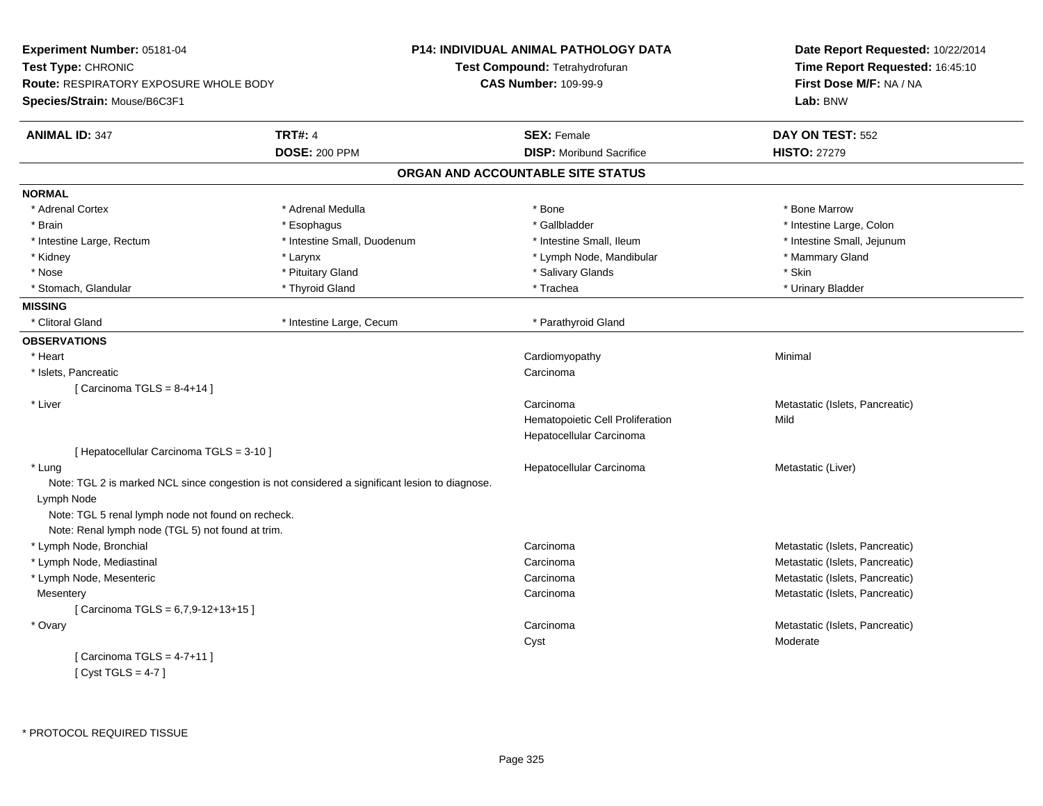**Experiment Number:** 05181-04
**Test Type:** CHRONIC
**Route:** RESPIRATORY EXPOSURE WHOLE BODY
**Species/Strain:** Mouse/B6C3F1

**P14: INDIVIDUAL ANIMAL PATHOLOGY DATA**
**Test Compound:** Tetrahydrofuran
**CAS Number:** 109-99-9

**Date Report Requested:** 10/22/2014
**Time Report Requested:** 16:45:10
**First Dose M/F:** NA / NA
**Lab:** BNW

| **ANIMAL ID:** 347 | **TRT#:** 4 | **SEX:** Female | **DAY ON TEST:** 552 |
|---|---|---|---|
| | **DOSE:** 200 PPM | **DISP:** Moribund Sacrifice | **HISTO:** 27279 |

## ORGAN AND ACCOUNTABLE SITE STATUS

**NORMAL**

| | | | |
|---|---|---|---|
| * Adrenal Cortex | * Adrenal Medulla | * Bone | * Bone Marrow |
| * Brain | * Esophagus | * Gallbladder | * Intestine Large, Colon |
| * Intestine Large, Rectum | * Intestine Small, Duodenum | * Intestine Small, Ileum | * Intestine Small, Jejunum |
| * Kidney | * Larynx | * Lymph Node, Mandibular | * Mammary Gland |
| * Nose | * Pituitary Gland | * Salivary Glands | * Skin |
| * Stomach, Glandular | * Thyroid Gland | * Trachea | * Urinary Bladder |

**MISSING**

| | | |
|---|---|---|
| * Clitoral Gland | * Intestine Large, Cecum | * Parathyroid Gland |

**OBSERVATIONS**

| Site | Observation | Qualifier |
|---|---|---|
| * Heart | Cardiomyopathy | Minimal |
| * Islets, Pancreatic | Carcinoma | |
| [ Carcinoma TGLS = 8-4+14 ] | | |
| * Liver | Carcinoma | Metastatic (Islets, Pancreatic) |
| | Hematopoietic Cell Proliferation | Mild |
| | Hepatocellular Carcinoma | |
| [ Hepatocellular Carcinoma TGLS = 3-10 ] | | |
| * Lung | Hepatocellular Carcinoma | Metastatic (Liver) |
| Note: TGL 2 is marked NCL since congestion is not considered a significant lesion to diagnose. | | |
| Lymph Node | | |
| Note: TGL 5 renal lymph node not found on recheck. | | |
| Note: Renal lymph node (TGL 5) not found at trim. | | |
| * Lymph Node, Bronchial | Carcinoma | Metastatic (Islets, Pancreatic) |
| * Lymph Node, Mediastinal | Carcinoma | Metastatic (Islets, Pancreatic) |
| * Lymph Node, Mesenteric | Carcinoma | Metastatic (Islets, Pancreatic) |
| Mesentery | Carcinoma | Metastatic (Islets, Pancreatic) |
| [ Carcinoma TGLS = 6,7,9-12+13+15 ] | | |
| * Ovary | Carcinoma | Metastatic (Islets, Pancreatic) |
| | Cyst | Moderate |
| [ Carcinoma TGLS = 4-7+11 ] | | |
| [ Cyst TGLS = 4-7 ] | | |

* PROTOCOL REQUIRED TISSUE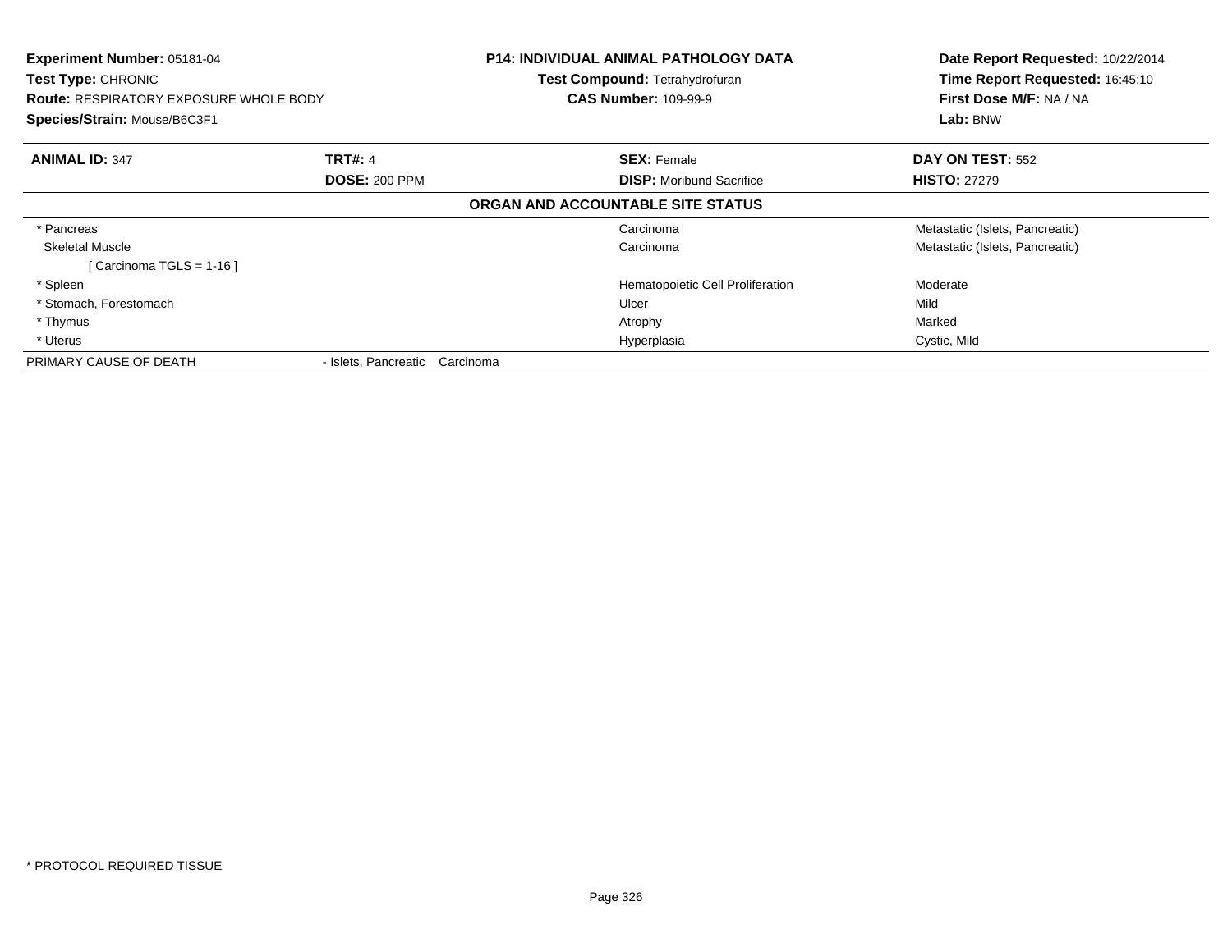**Experiment Number:** 05181-04
**Test Type:** CHRONIC
**Route:** RESPIRATORY EXPOSURE WHOLE BODY
**Species/Strain:** Mouse/B6C3F1

**P14: INDIVIDUAL ANIMAL PATHOLOGY DATA**
**Test Compound:** Tetrahydrofuran
**CAS Number:** 109-99-9

**Date Report Requested:** 10/22/2014
**Time Report Requested:** 16:45:10
**First Dose M/F:** NA / NA
**Lab:** BNW

| **ANIMAL ID:** 347 | **TRT#:** 4 | **SEX:** Female | **DAY ON TEST:** 552 |
|---|---|---|---|
| | **DOSE:** 200 PPM | **DISP:** Moribund Sacrifice | **HISTO:** 27279 |

**ORGAN AND ACCOUNTABLE SITE STATUS**

| | | | |
|---|---|---|---|
| * Pancreas | | Carcinoma | Metastatic (Islets, Pancreatic) |
| Skeletal Muscle | | Carcinoma | Metastatic (Islets, Pancreatic) |
| [ Carcinoma TGLS = 1-16 ] | | | |
| * Spleen | | Hematopoietic Cell Proliferation | Moderate |
| * Stomach, Forestomach | | Ulcer | Mild |
| * Thymus | | Atrophy | Marked |
| * Uterus | | Hyperplasia | Cystic, Mild |
| PRIMARY CAUSE OF DEATH | - Islets, Pancreatic Carcinoma | | |

* PROTOCOL REQUIRED TISSUE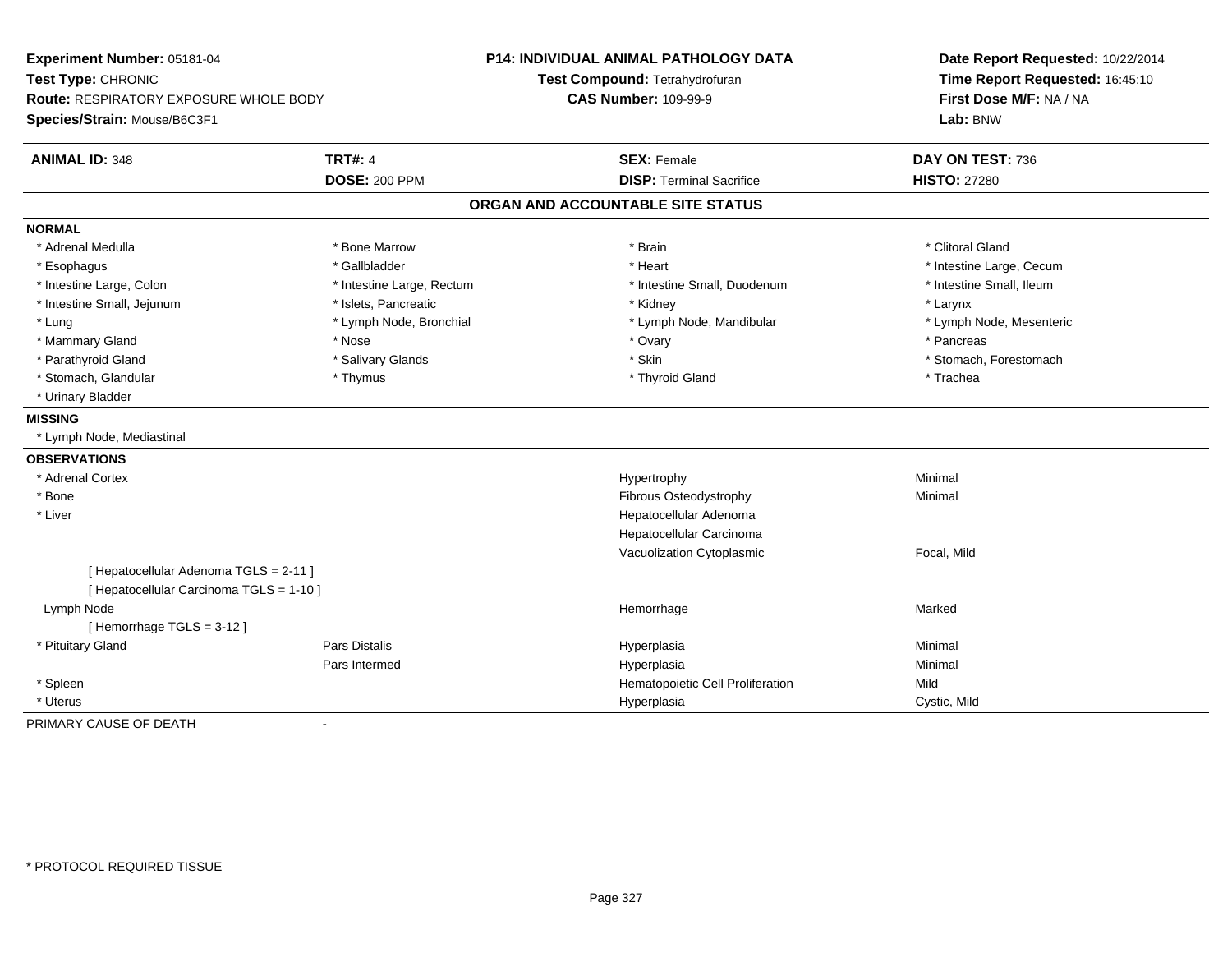**Experiment Number:** 05181-04
**Test Type:** CHRONIC
**Route:** RESPIRATORY EXPOSURE WHOLE BODY
**Species/Strain:** Mouse/B6C3F1

**P14: INDIVIDUAL ANIMAL PATHOLOGY DATA**
**Test Compound:** Tetrahydrofuran
**CAS Number:** 109-99-9

**Date Report Requested:** 10/22/2014
**Time Report Requested:** 16:45:10
**First Dose M/F:** NA / NA
**Lab:** BNW

| **ANIMAL ID:** 348 | **TRT#:** 4 | **SEX:** Female | **DAY ON TEST:** 736 |
|---|---|---|---|
| | **DOSE:** 200 PPM | **DISP:** Terminal Sacrifice | **HISTO:** 27280 |

## ORGAN AND ACCOUNTABLE SITE STATUS

**NORMAL**

| | | | |
|---|---|---|---|
| * Adrenal Medulla | * Bone Marrow | * Brain | * Clitoral Gland |
| * Esophagus | * Gallbladder | * Heart | * Intestine Large, Cecum |
| * Intestine Large, Colon | * Intestine Large, Rectum | * Intestine Small, Duodenum | * Intestine Small, Ileum |
| * Intestine Small, Jejunum | * Islets, Pancreatic | * Kidney | * Larynx |
| * Lung | * Lymph Node, Bronchial | * Lymph Node, Mandibular | * Lymph Node, Mesenteric |
| * Mammary Gland | * Nose | * Ovary | * Pancreas |
| * Parathyroid Gland | * Salivary Glands | * Skin | * Stomach, Forestomach |
| * Stomach, Glandular | * Thymus | * Thyroid Gland | * Trachea |
| * Urinary Bladder | | | |

**MISSING**

* Lymph Node, Mediastinal

**OBSERVATIONS**

| | | | |
|---|---|---|---|
| * Adrenal Cortex | | Hypertrophy | Minimal |
| * Bone | | Fibrous Osteodystrophy | Minimal |
| * Liver | | Hepatocellular Adenoma | |
| | | Hepatocellular Carcinoma | |
| | | Vacuolization Cytoplasmic | Focal, Mild |
| [ Hepatocellular Adenoma TGLS = 2-11 ] | | | |
| [ Hepatocellular Carcinoma TGLS = 1-10 ] | | | |
| Lymph Node | | Hemorrhage | Marked |
| [ Hemorrhage TGLS = 3-12 ] | | | |
| * Pituitary Gland | Pars Distalis | Hyperplasia | Minimal |
| | Pars Intermed | Hyperplasia | Minimal |
| * Spleen | | Hematopoietic Cell Proliferation | Mild |
| * Uterus | | Hyperplasia | Cystic, Mild |

PRIMARY CAUSE OF DEATH -

* PROTOCOL REQUIRED TISSUE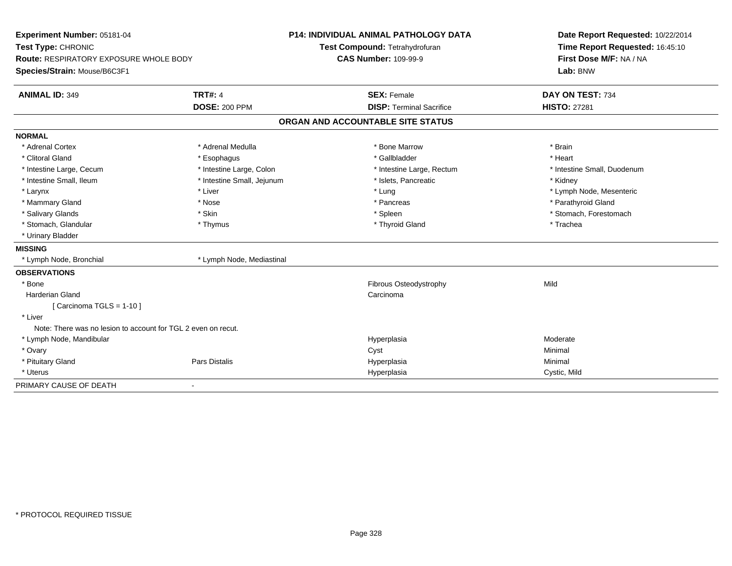**Experiment Number:** 05181-04
**Test Type:** CHRONIC
**Route:** RESPIRATORY EXPOSURE WHOLE BODY
**Species/Strain:** Mouse/B6C3F1

**P14: INDIVIDUAL ANIMAL PATHOLOGY DATA**
**Test Compound:** Tetrahydrofuran
**CAS Number:** 109-99-9

**Date Report Requested:** 10/22/2014
**Time Report Requested:** 16:45:10
**First Dose M/F:** NA / NA
**Lab:** BNW

| **ANIMAL ID:** 349 | **TRT#:** 4 | **SEX:** Female | **DAY ON TEST:** 734 |
|---|---|---|---|
| | **DOSE:** 200 PPM | **DISP:** Terminal Sacrifice | **HISTO:** 27281 |

## ORGAN AND ACCOUNTABLE SITE STATUS

**NORMAL**

| | | | |
|---|---|---|---|
| * Adrenal Cortex | * Adrenal Medulla | * Bone Marrow | * Brain |
| * Clitoral Gland | * Esophagus | * Gallbladder | * Heart |
| * Intestine Large, Cecum | * Intestine Large, Colon | * Intestine Large, Rectum | * Intestine Small, Duodenum |
| * Intestine Small, Ileum | * Intestine Small, Jejunum | * Islets, Pancreatic | * Kidney |
| * Larynx | * Liver | * Lung | * Lymph Node, Mesenteric |
| * Mammary Gland | * Nose | * Pancreas | * Parathyroid Gland |
| * Salivary Glands | * Skin | * Spleen | * Stomach, Forestomach |
| * Stomach, Glandular | * Thymus | * Thyroid Gland | * Trachea |
| * Urinary Bladder | | | |

**MISSING**

| | |
|---|---|
| * Lymph Node, Bronchial | * Lymph Node, Mediastinal |

**OBSERVATIONS**

| | | | |
|---|---|---|---|
| * Bone | | Fibrous Osteodystrophy | Mild |
| Harderian Gland | | Carcinoma | |
| [ Carcinoma TGLS = 1-10 ] | | | |
| * Liver | | | |
| Note: There was no lesion to account for TGL 2 even on recut. | | | |
| * Lymph Node, Mandibular | | Hyperplasia | Moderate |
| * Ovary | | Cyst | Minimal |
| * Pituitary Gland | Pars Distalis | Hyperplasia | Minimal |
| * Uterus | | Hyperplasia | Cystic, Mild |

PRIMARY CAUSE OF DEATH -

* PROTOCOL REQUIRED TISSUE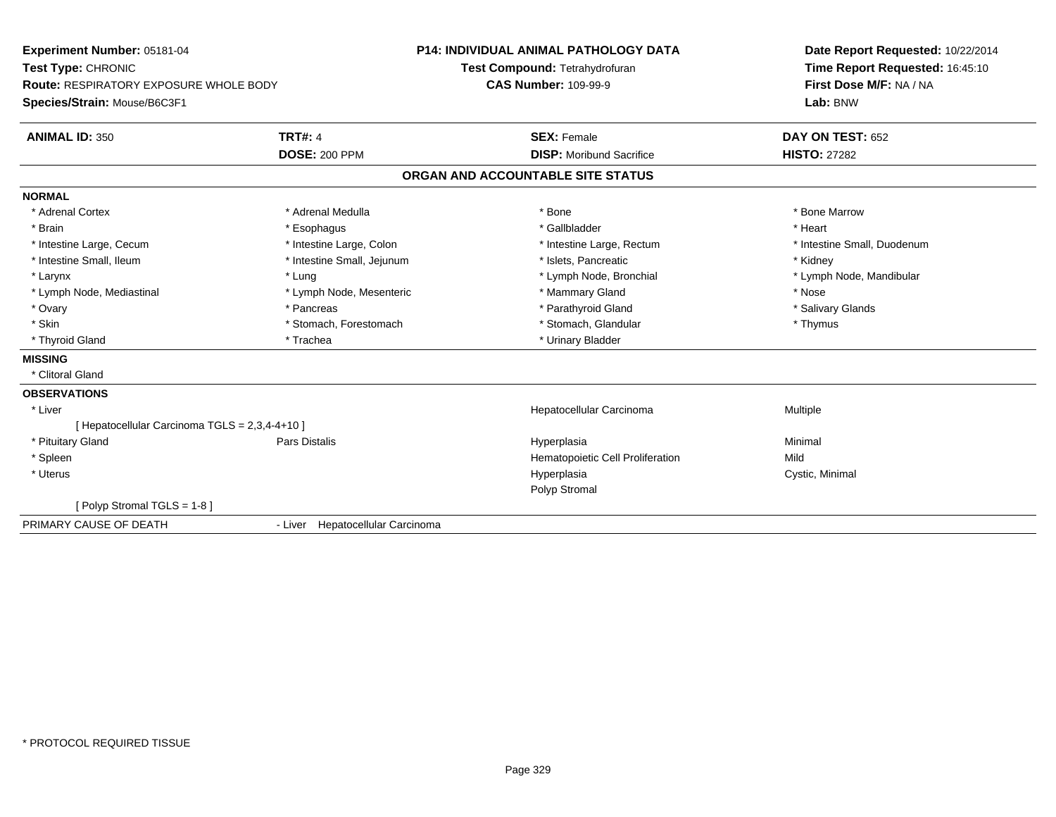**Experiment Number:** 05181-04
**Test Type:** CHRONIC
**Route:** RESPIRATORY EXPOSURE WHOLE BODY
**Species/Strain:** Mouse/B6C3F1

**P14: INDIVIDUAL ANIMAL PATHOLOGY DATA**
**Test Compound:** Tetrahydrofuran
**CAS Number:** 109-99-9

**Date Report Requested:** 10/22/2014
**Time Report Requested:** 16:45:10
**First Dose M/F:** NA / NA
**Lab:** BNW

| **ANIMAL ID:** 350 | **TRT#:** 4 | **SEX:** Female | **DAY ON TEST:** 652 |
|---|---|---|---|
| | **DOSE:** 200 PPM | **DISP:** Moribund Sacrifice | **HISTO:** 27282 |

**ORGAN AND ACCOUNTABLE SITE STATUS**

**NORMAL**

| | | | |
|---|---|---|---|
| * Adrenal Cortex | * Adrenal Medulla | * Bone | * Bone Marrow |
| * Brain | * Esophagus | * Gallbladder | * Heart |
| * Intestine Large, Cecum | * Intestine Large, Colon | * Intestine Large, Rectum | * Intestine Small, Duodenum |
| * Intestine Small, Ileum | * Intestine Small, Jejunum | * Islets, Pancreatic | * Kidney |
| * Larynx | * Lung | * Lymph Node, Bronchial | * Lymph Node, Mandibular |
| * Lymph Node, Mediastinal | * Lymph Node, Mesenteric | * Mammary Gland | * Nose |
| * Ovary | * Pancreas | * Parathyroid Gland | * Salivary Glands |
| * Skin | * Stomach, Forestomach | * Stomach, Glandular | * Thymus |
| * Thyroid Gland | * Trachea | * Urinary Bladder | |

**MISSING**

* Clitoral Gland

**OBSERVATIONS**

| | | | |
|---|---|---|---|
| * Liver | | Hepatocellular Carcinoma | Multiple |
| [ Hepatocellular Carcinoma TGLS = 2,3,4-4+10 ] | | | |
| * Pituitary Gland | Pars Distalis | Hyperplasia | Minimal |
| * Spleen | | Hematopoietic Cell Proliferation | Mild |
| * Uterus | | Hyperplasia | Cystic, Minimal |
| | | Polyp Stromal | |
| [ Polyp Stromal TGLS = 1-8 ] | | | |

PRIMARY CAUSE OF DEATH - Liver Hepatocellular Carcinoma

* PROTOCOL REQUIRED TISSUE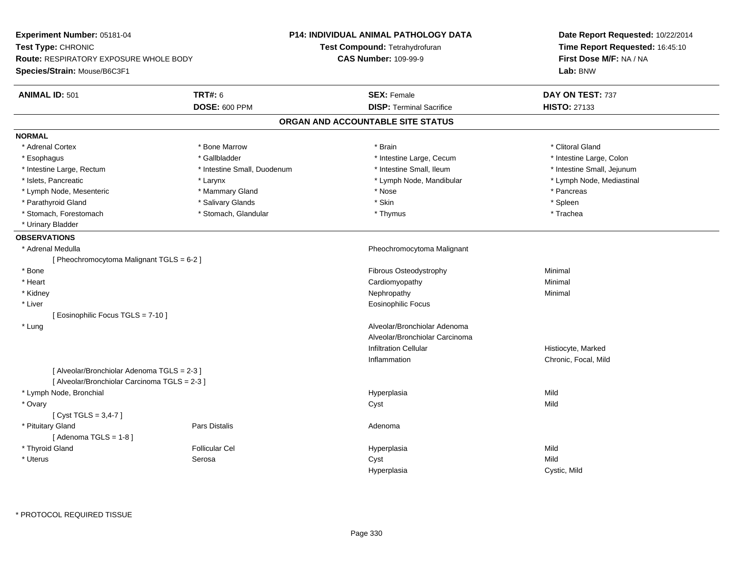**Experiment Number:** 05181-04
**Test Type:** CHRONIC
**Route:** RESPIRATORY EXPOSURE WHOLE BODY
**Species/Strain:** Mouse/B6C3F1

**P14: INDIVIDUAL ANIMAL PATHOLOGY DATA**
**Test Compound:** Tetrahydrofuran
**CAS Number:** 109-99-9

**Date Report Requested:** 10/22/2014
**Time Report Requested:** 16:45:10
**First Dose M/F:** NA / NA
**Lab:** BNW

| **ANIMAL ID:** 501 | **TRT#:** 6 | **SEX:** Female | **DAY ON TEST:** 737 |
|---|---|---|---|
| | **DOSE:** 600 PPM | **DISP:** Terminal Sacrifice | **HISTO:** 27133 |

## ORGAN AND ACCOUNTABLE SITE STATUS

**NORMAL**

| | | | |
|---|---|---|---|
| * Adrenal Cortex | * Bone Marrow | * Brain | * Clitoral Gland |
| * Esophagus | * Gallbladder | * Intestine Large, Cecum | * Intestine Large, Colon |
| * Intestine Large, Rectum | * Intestine Small, Duodenum | * Intestine Small, Ileum | * Intestine Small, Jejunum |
| * Islets, Pancreatic | * Larynx | * Lymph Node, Mandibular | * Lymph Node, Mediastinal |
| * Lymph Node, Mesenteric | * Mammary Gland | * Nose | * Pancreas |
| * Parathyroid Gland | * Salivary Glands | * Skin | * Spleen |
| * Stomach, Forestomach | * Stomach, Glandular | * Thymus | * Trachea |
| * Urinary Bladder | | | |

**OBSERVATIONS**

| Organ | Site | Observation | Severity |
|---|---|---|---|
| * Adrenal Medulla | | Pheochromocytoma Malignant | |
| [ Pheochromocytoma Malignant TGLS = 6-2 ] | | | |
| * Bone | | Fibrous Osteodystrophy | Minimal |
| * Heart | | Cardiomyopathy | Minimal |
| * Kidney | | Nephropathy | Minimal |
| * Liver | | Eosinophilic Focus | |
| [ Eosinophilic Focus TGLS = 7-10 ] | | | |
| * Lung | | Alveolar/Bronchiolar Adenoma | |
| | | Alveolar/Bronchiolar Carcinoma | |
| | | Infiltration Cellular | Histiocyte, Marked |
| | | Inflammation | Chronic, Focal, Mild |
| [ Alveolar/Bronchiolar Adenoma TGLS = 2-3 ] | | | |
| [ Alveolar/Bronchiolar Carcinoma TGLS = 2-3 ] | | | |
| * Lymph Node, Bronchial | | Hyperplasia | Mild |
| * Ovary | | Cyst | Mild |
| [ Cyst TGLS = 3,4-7 ] | | | |
| * Pituitary Gland | Pars Distalis | Adenoma | |
| [ Adenoma TGLS = 1-8 ] | | | |
| * Thyroid Gland | Follicular Cel | Hyperplasia | Mild |
| * Uterus | Serosa | Cyst | Mild |
| | | Hyperplasia | Cystic, Mild |

* PROTOCOL REQUIRED TISSUE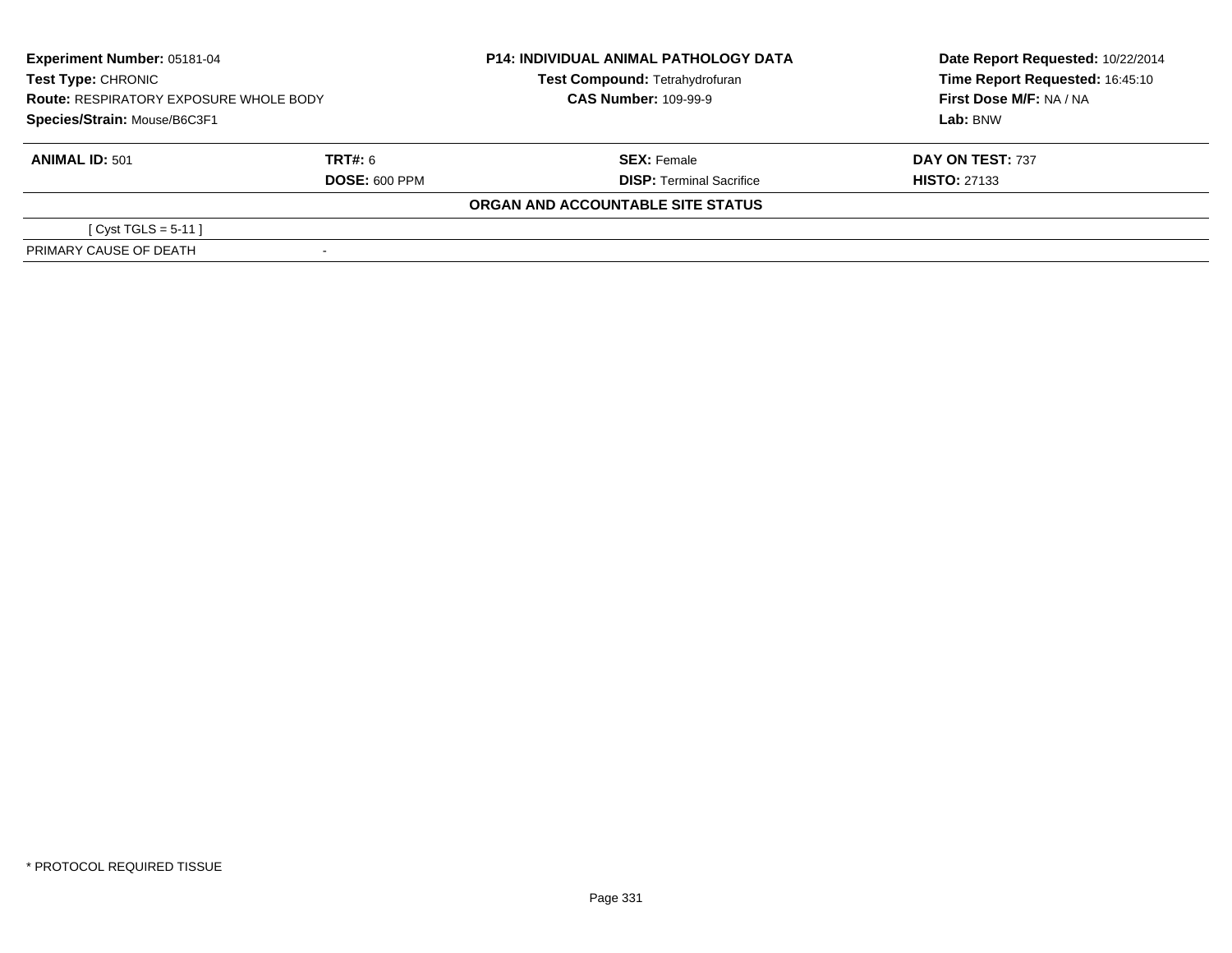| Experiment Number: 05181-04 | P14: INDIVIDUAL ANIMAL PATHOLOGY DATA | Date Report Requested: 10/22/2014 |
|---|---|---|
| Test Type: CHRONIC | Test Compound: Tetrahydrofuran | Time Report Requested: 16:45:10 |
| Route: RESPIRATORY EXPOSURE WHOLE BODY | CAS Number: 109-99-9 | First Dose M/F: NA / NA |
| Species/Strain: Mouse/B6C3F1 | | Lab: BNW |

| ANIMAL ID: 501 | TRT#: 6 | SEX: Female | DAY ON TEST: 737 |
|---|---|---|---|
| | DOSE: 600 PPM | DISP: Terminal Sacrifice | HISTO: 27133 |

**ORGAN AND ACCOUNTABLE SITE STATUS**

| | |
|---|---|
| [ Cyst TGLS = 5-11 ] | |
| PRIMARY CAUSE OF DEATH | - |

* PROTOCOL REQUIRED TISSUE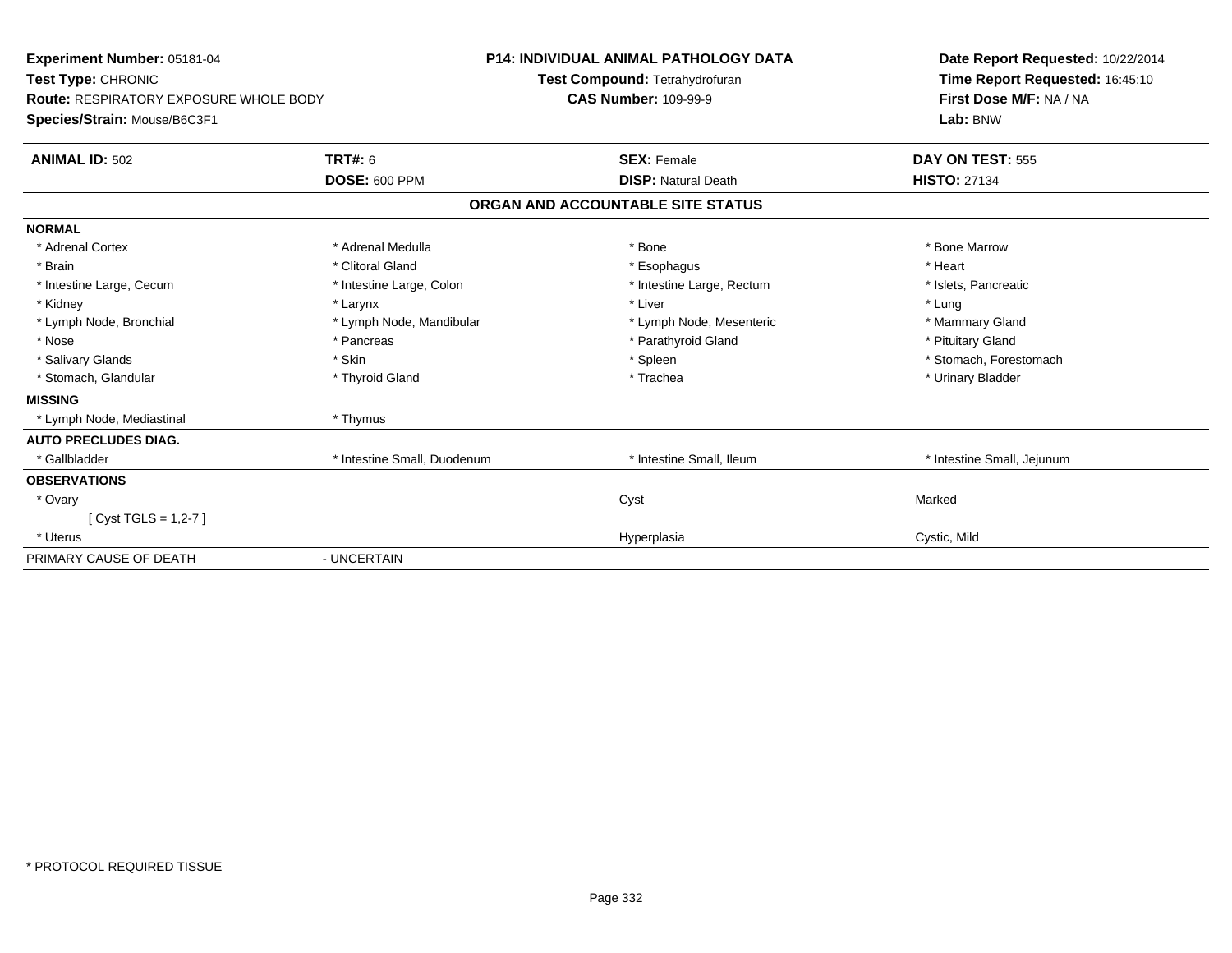**Experiment Number:** 05181-04
**Test Type:** CHRONIC
**Route:** RESPIRATORY EXPOSURE WHOLE BODY
**Species/Strain:** Mouse/B6C3F1

**P14: INDIVIDUAL ANIMAL PATHOLOGY DATA**
**Test Compound:** Tetrahydrofuran
**CAS Number:** 109-99-9

**Date Report Requested:** 10/22/2014
**Time Report Requested:** 16:45:10
**First Dose M/F:** NA / NA
**Lab:** BNW

| **ANIMAL ID:** 502 | **TRT#:** 6 | **SEX:** Female | **DAY ON TEST:** 555 |
|---|---|---|---|
| | **DOSE:** 600 PPM | **DISP:** Natural Death | **HISTO:** 27134 |

**ORGAN AND ACCOUNTABLE SITE STATUS**

| | | | |
|---|---|---|---|
| **NORMAL** | | | |
| * Adrenal Cortex | * Adrenal Medulla | * Bone | * Bone Marrow |
| * Brain | * Clitoral Gland | * Esophagus | * Heart |
| * Intestine Large, Cecum | * Intestine Large, Colon | * Intestine Large, Rectum | * Islets, Pancreatic |
| * Kidney | * Larynx | * Liver | * Lung |
| * Lymph Node, Bronchial | * Lymph Node, Mandibular | * Lymph Node, Mesenteric | * Mammary Gland |
| * Nose | * Pancreas | * Parathyroid Gland | * Pituitary Gland |
| * Salivary Glands | * Skin | * Spleen | * Stomach, Forestomach |
| * Stomach, Glandular | * Thyroid Gland | * Trachea | * Urinary Bladder |
| **MISSING** | | | |
| * Lymph Node, Mediastinal | * Thymus | | |
| **AUTO PRECLUDES DIAG.** | | | |
| * Gallbladder | * Intestine Small, Duodenum | * Intestine Small, Ileum | * Intestine Small, Jejunum |
| **OBSERVATIONS** | | | |
| * Ovary | | Cyst | Marked |
| [ Cyst TGLS = 1,2-7 ] | | | |
| * Uterus | | Hyperplasia | Cystic, Mild |
| PRIMARY CAUSE OF DEATH | - UNCERTAIN | | |

* PROTOCOL REQUIRED TISSUE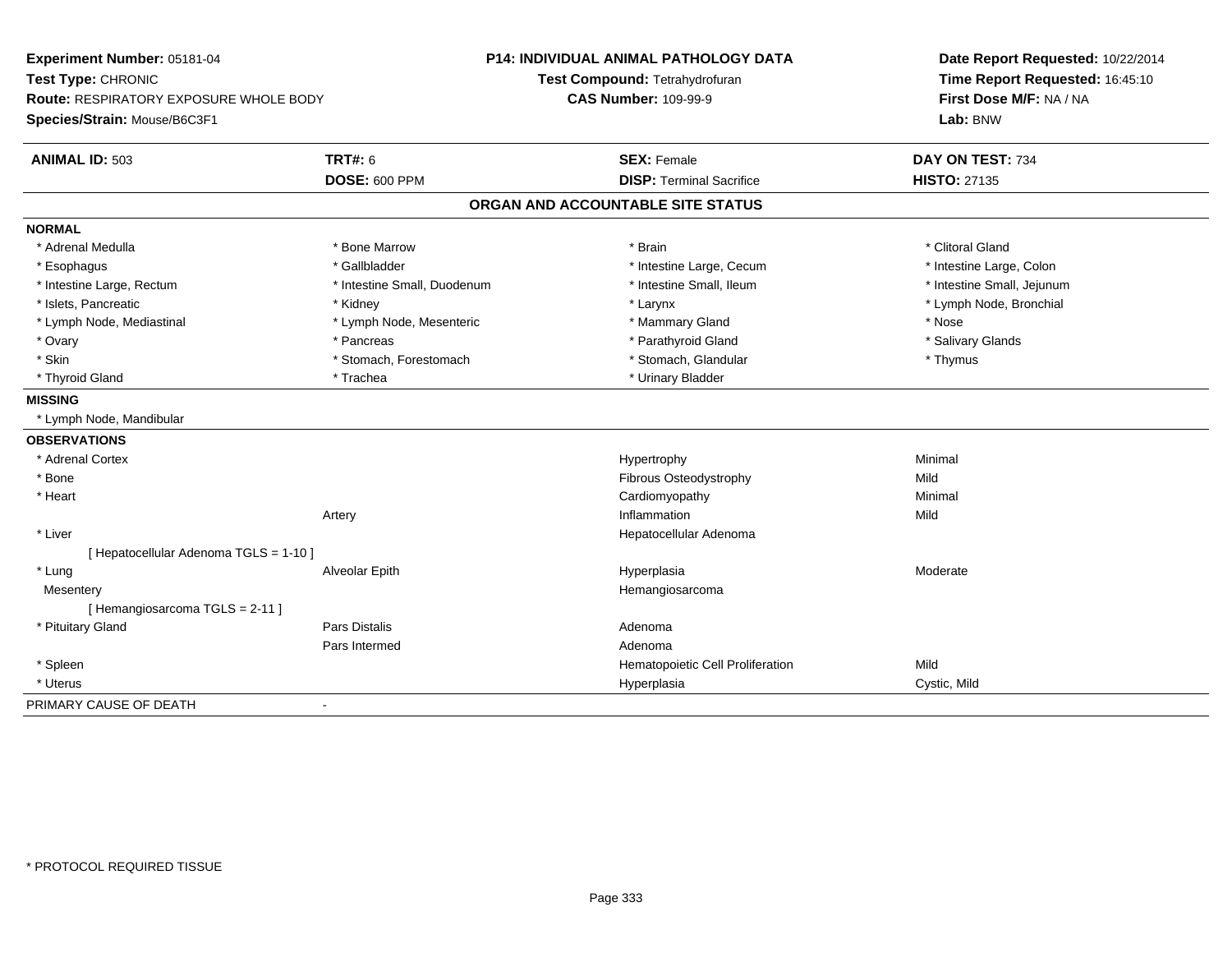**Experiment Number:** 05181-04
**Test Type:** CHRONIC
**Route:** RESPIRATORY EXPOSURE WHOLE BODY
**Species/Strain:** Mouse/B6C3F1

**P14: INDIVIDUAL ANIMAL PATHOLOGY DATA**
**Test Compound:** Tetrahydrofuran
**CAS Number:** 109-99-9

**Date Report Requested:** 10/22/2014
**Time Report Requested:** 16:45:10
**First Dose M/F:** NA / NA
**Lab:** BNW

| **ANIMAL ID:** 503 | **TRT#:** 6 | **SEX:** Female | **DAY ON TEST:** 734 |
|---|---|---|---|
| | **DOSE:** 600 PPM | **DISP:** Terminal Sacrifice | **HISTO:** 27135 |

## ORGAN AND ACCOUNTABLE SITE STATUS

**NORMAL**

| | | | |
|---|---|---|---|
| * Adrenal Medulla | * Bone Marrow | * Brain | * Clitoral Gland |
| * Esophagus | * Gallbladder | * Intestine Large, Cecum | * Intestine Large, Colon |
| * Intestine Large, Rectum | * Intestine Small, Duodenum | * Intestine Small, Ileum | * Intestine Small, Jejunum |
| * Islets, Pancreatic | * Kidney | * Larynx | * Lymph Node, Bronchial |
| * Lymph Node, Mediastinal | * Lymph Node, Mesenteric | * Mammary Gland | * Nose |
| * Ovary | * Pancreas | * Parathyroid Gland | * Salivary Glands |
| * Skin | * Stomach, Forestomach | * Stomach, Glandular | * Thymus |
| * Thyroid Gland | * Trachea | * Urinary Bladder | |

**MISSING**

* Lymph Node, Mandibular

**OBSERVATIONS**

| | | | |
|---|---|---|---|
| * Adrenal Cortex | | Hypertrophy | Minimal |
| * Bone | | Fibrous Osteodystrophy | Mild |
| * Heart | | Cardiomyopathy | Minimal |
| | Artery | Inflammation | Mild |
| * Liver | | Hepatocellular Adenoma | |
| [ Hepatocellular Adenoma TGLS = 1-10 ] | | | |
| * Lung | Alveolar Epith | Hyperplasia | Moderate |
| Mesentery | | Hemangiosarcoma | |
| [ Hemangiosarcoma TGLS = 2-11 ] | | | |
| * Pituitary Gland | Pars Distalis | Adenoma | |
| | Pars Intermed | Adenoma | |
| * Spleen | | Hematopoietic Cell Proliferation | Mild |
| * Uterus | | Hyperplasia | Cystic, Mild |

PRIMARY CAUSE OF DEATH -

* PROTOCOL REQUIRED TISSUE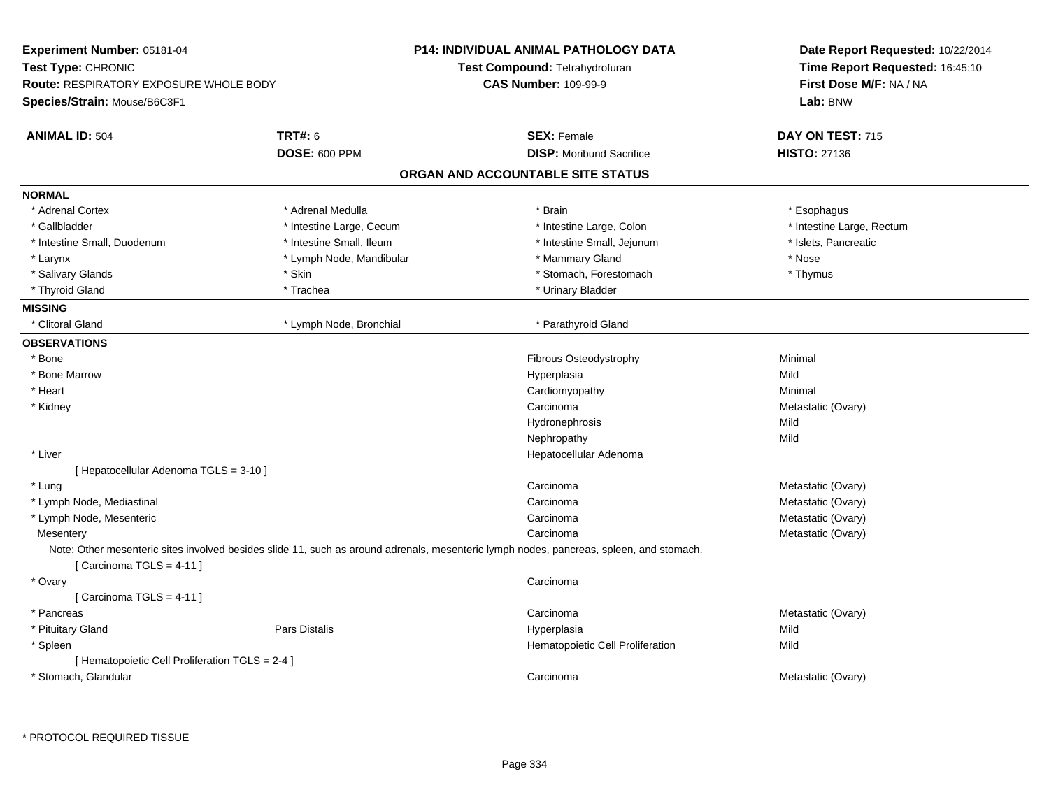**Experiment Number:** 05181-04
**Test Type:** CHRONIC
**Route:** RESPIRATORY EXPOSURE WHOLE BODY
**Species/Strain:** Mouse/B6C3F1

**P14: INDIVIDUAL ANIMAL PATHOLOGY DATA**
**Test Compound:** Tetrahydrofuran
**CAS Number:** 109-99-9

**Date Report Requested:** 10/22/2014
**Time Report Requested:** 16:45:10
**First Dose M/F:** NA / NA
**Lab:** BNW

| **ANIMAL ID:** 504 | **TRT#:** 6 | **SEX:** Female | **DAY ON TEST:** 715 |
|---|---|---|---|
| | **DOSE:** 600 PPM | **DISP:** Moribund Sacrifice | **HISTO:** 27136 |

## ORGAN AND ACCOUNTABLE SITE STATUS

**NORMAL**

| | | | |
|---|---|---|---|
| * Adrenal Cortex | * Adrenal Medulla | * Brain | * Esophagus |
| * Gallbladder | * Intestine Large, Cecum | * Intestine Large, Colon | * Intestine Large, Rectum |
| * Intestine Small, Duodenum | * Intestine Small, Ileum | * Intestine Small, Jejunum | * Islets, Pancreatic |
| * Larynx | * Lymph Node, Mandibular | * Mammary Gland | * Nose |
| * Salivary Glands | * Skin | * Stomach, Forestomach | * Thymus |
| * Thyroid Gland | * Trachea | * Urinary Bladder | |

**MISSING**

| | | |
|---|---|---|
| * Clitoral Gland | * Lymph Node, Bronchial | * Parathyroid Gland |

**OBSERVATIONS**

| | | | |
|---|---|---|---|
| * Bone | | Fibrous Osteodystrophy | Minimal |
| * Bone Marrow | | Hyperplasia | Mild |
| * Heart | | Cardiomyopathy | Minimal |
| * Kidney | | Carcinoma | Metastatic (Ovary) |
| | | Hydronephrosis | Mild |
| | | Nephropathy | Mild |
| * Liver | | Hepatocellular Adenoma | |
| [ Hepatocellular Adenoma TGLS = 3-10 ] | | | |
| * Lung | | Carcinoma | Metastatic (Ovary) |
| * Lymph Node, Mediastinal | | Carcinoma | Metastatic (Ovary) |
| * Lymph Node, Mesenteric | | Carcinoma | Metastatic (Ovary) |
| Mesentery | | Carcinoma | Metastatic (Ovary) |

Note: Other mesenteric sites involved besides slide 11, such as around adrenals, mesenteric lymph nodes, pancreas, spleen, and stomach.
[ Carcinoma TGLS = 4-11 ]

| | | | |
|---|---|---|---|
| * Ovary | | Carcinoma | |
| [ Carcinoma TGLS = 4-11 ] | | | |
| * Pancreas | | Carcinoma | Metastatic (Ovary) |
| * Pituitary Gland | Pars Distalis | Hyperplasia | Mild |
| * Spleen | | Hematopoietic Cell Proliferation | Mild |
| [ Hematopoietic Cell Proliferation TGLS = 2-4 ] | | | |
| * Stomach, Glandular | | Carcinoma | Metastatic (Ovary) |

* PROTOCOL REQUIRED TISSUE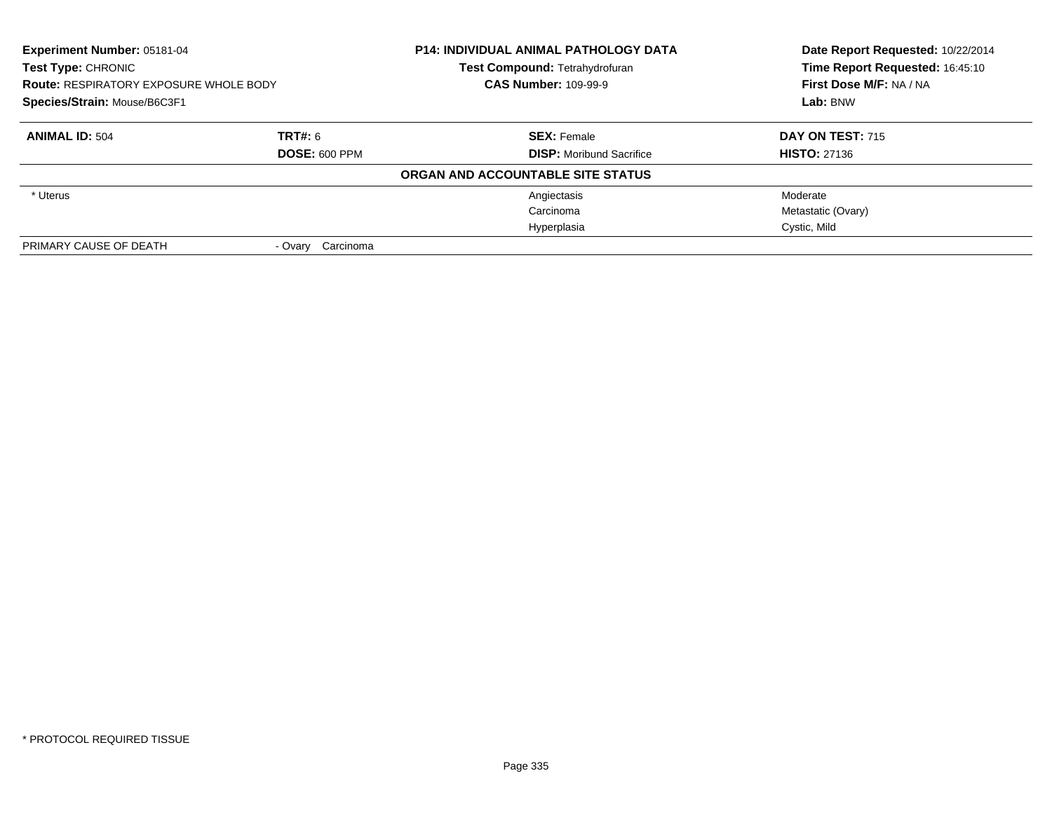**Experiment Number:** 05181-04
**Test Type:** CHRONIC
**Route:** RESPIRATORY EXPOSURE WHOLE BODY
**Species/Strain:** Mouse/B6C3F1

**P14: INDIVIDUAL ANIMAL PATHOLOGY DATA**
**Test Compound:** Tetrahydrofuran
**CAS Number:** 109-99-9

**Date Report Requested:** 10/22/2014
**Time Report Requested:** 16:45:10
**First Dose M/F:** NA / NA
**Lab:** BNW

| **ANIMAL ID:** 504 | **TRT#:** 6 | **SEX:** Female | **DAY ON TEST:** 715 |
|---|---|---|---|
| | **DOSE:** 600 PPM | **DISP:** Moribund Sacrifice | **HISTO:** 27136 |

**ORGAN AND ACCOUNTABLE SITE STATUS**

| | | | |
|---|---|---|---|
| * Uterus | | Angiectasis | Moderate |
| | | Carcinoma | Metastatic (Ovary) |
| | | Hyperplasia | Cystic, Mild |
| PRIMARY CAUSE OF DEATH | - Ovary Carcinoma | | |

* PROTOCOL REQUIRED TISSUE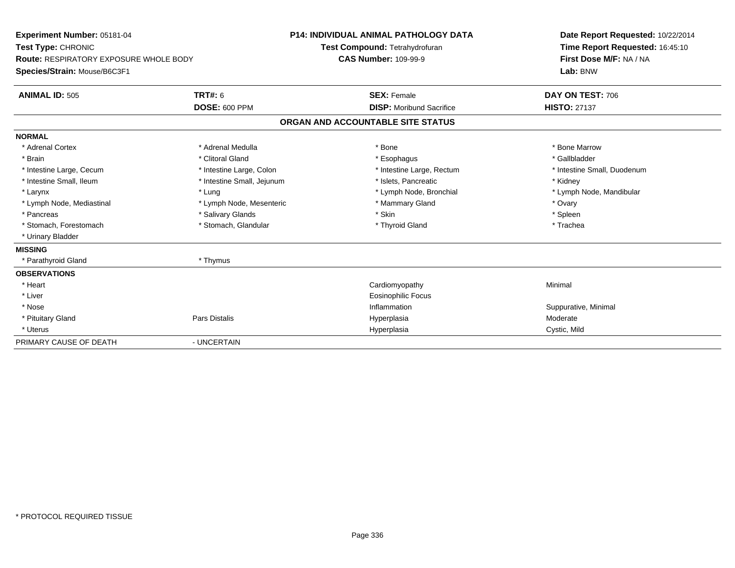**Experiment Number:** 05181-04
**Test Type:** CHRONIC
**Route:** RESPIRATORY EXPOSURE WHOLE BODY
**Species/Strain:** Mouse/B6C3F1

**P14: INDIVIDUAL ANIMAL PATHOLOGY DATA**
**Test Compound:** Tetrahydrofuran
**CAS Number:** 109-99-9

**Date Report Requested:** 10/22/2014
**Time Report Requested:** 16:45:10
**First Dose M/F:** NA / NA
**Lab:** BNW

| **ANIMAL ID:** 505 | **TRT#:** 6 | **SEX:** Female | **DAY ON TEST:** 706 |
|---|---|---|---|
| | **DOSE:** 600 PPM | **DISP:** Moribund Sacrifice | **HISTO:** 27137 |

## ORGAN AND ACCOUNTABLE SITE STATUS

| | | | |
|---|---|---|---|
| **NORMAL** | | | |
| * Adrenal Cortex | * Adrenal Medulla | * Bone | * Bone Marrow |
| * Brain | * Clitoral Gland | * Esophagus | * Gallbladder |
| * Intestine Large, Cecum | * Intestine Large, Colon | * Intestine Large, Rectum | * Intestine Small, Duodenum |
| * Intestine Small, Ileum | * Intestine Small, Jejunum | * Islets, Pancreatic | * Kidney |
| * Larynx | * Lung | * Lymph Node, Bronchial | * Lymph Node, Mandibular |
| * Lymph Node, Mediastinal | * Lymph Node, Mesenteric | * Mammary Gland | * Ovary |
| * Pancreas | * Salivary Glands | * Skin | * Spleen |
| * Stomach, Forestomach | * Stomach, Glandular | * Thyroid Gland | * Trachea |
| * Urinary Bladder | | | |
| **MISSING** | | | |
| * Parathyroid Gland | * Thymus | | |
| **OBSERVATIONS** | | | |
| * Heart | | Cardiomyopathy | Minimal |
| * Liver | | Eosinophilic Focus | |
| * Nose | | Inflammation | Suppurative, Minimal |
| * Pituitary Gland | Pars Distalis | Hyperplasia | Moderate |
| * Uterus | | Hyperplasia | Cystic, Mild |
| PRIMARY CAUSE OF DEATH | - UNCERTAIN | | |

* PROTOCOL REQUIRED TISSUE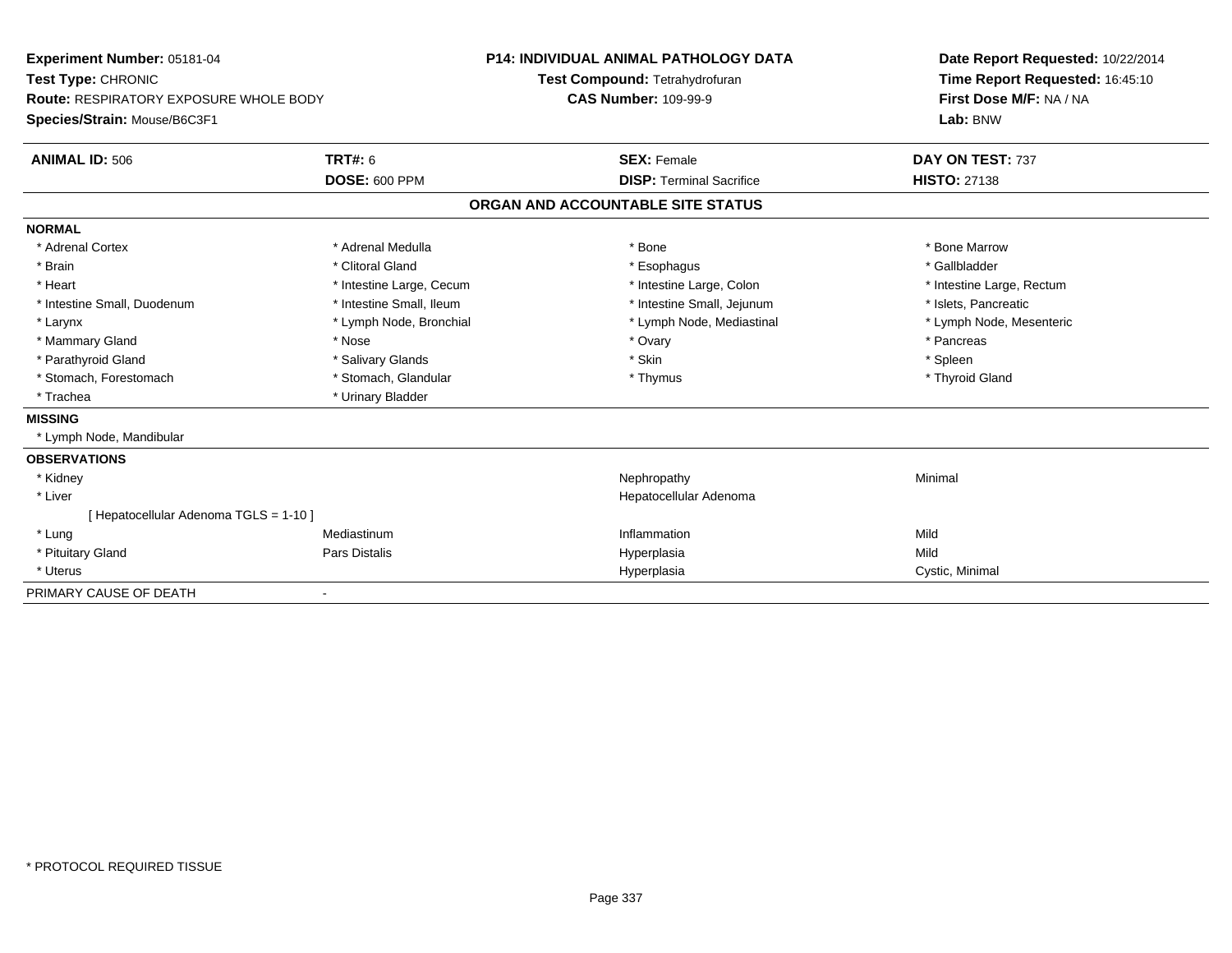**Experiment Number:** 05181-04
**Test Type:** CHRONIC
**Route:** RESPIRATORY EXPOSURE WHOLE BODY
**Species/Strain:** Mouse/B6C3F1

**P14: INDIVIDUAL ANIMAL PATHOLOGY DATA**
**Test Compound:** Tetrahydrofuran
**CAS Number:** 109-99-9

**Date Report Requested:** 10/22/2014
**Time Report Requested:** 16:45:10
**First Dose M/F:** NA / NA
**Lab:** BNW

| **ANIMAL ID:** 506 | **TRT#:** 6 | **SEX:** Female | **DAY ON TEST:** 737 |
|---|---|---|---|
| | **DOSE:** 600 PPM | **DISP:** Terminal Sacrifice | **HISTO:** 27138 |

## ORGAN AND ACCOUNTABLE SITE STATUS

**NORMAL**

| | | | |
|---|---|---|---|
| * Adrenal Cortex | * Adrenal Medulla | * Bone | * Bone Marrow |
| * Brain | * Clitoral Gland | * Esophagus | * Gallbladder |
| * Heart | * Intestine Large, Cecum | * Intestine Large, Colon | * Intestine Large, Rectum |
| * Intestine Small, Duodenum | * Intestine Small, Ileum | * Intestine Small, Jejunum | * Islets, Pancreatic |
| * Larynx | * Lymph Node, Bronchial | * Lymph Node, Mediastinal | * Lymph Node, Mesenteric |
| * Mammary Gland | * Nose | * Ovary | * Pancreas |
| * Parathyroid Gland | * Salivary Glands | * Skin | * Spleen |
| * Stomach, Forestomach | * Stomach, Glandular | * Thymus | * Thyroid Gland |
| * Trachea | * Urinary Bladder | | |

**MISSING**

* Lymph Node, Mandibular

**OBSERVATIONS**

| | | | |
|---|---|---|---|
| * Kidney | | Nephropathy | Minimal |
| * Liver | | Hepatocellular Adenoma | |
| [ Hepatocellular Adenoma TGLS = 1-10 ] | | | |
| * Lung | Mediastinum | Inflammation | Mild |
| * Pituitary Gland | Pars Distalis | Hyperplasia | Mild |
| * Uterus | | Hyperplasia | Cystic, Minimal |

PRIMARY CAUSE OF DEATH -

* PROTOCOL REQUIRED TISSUE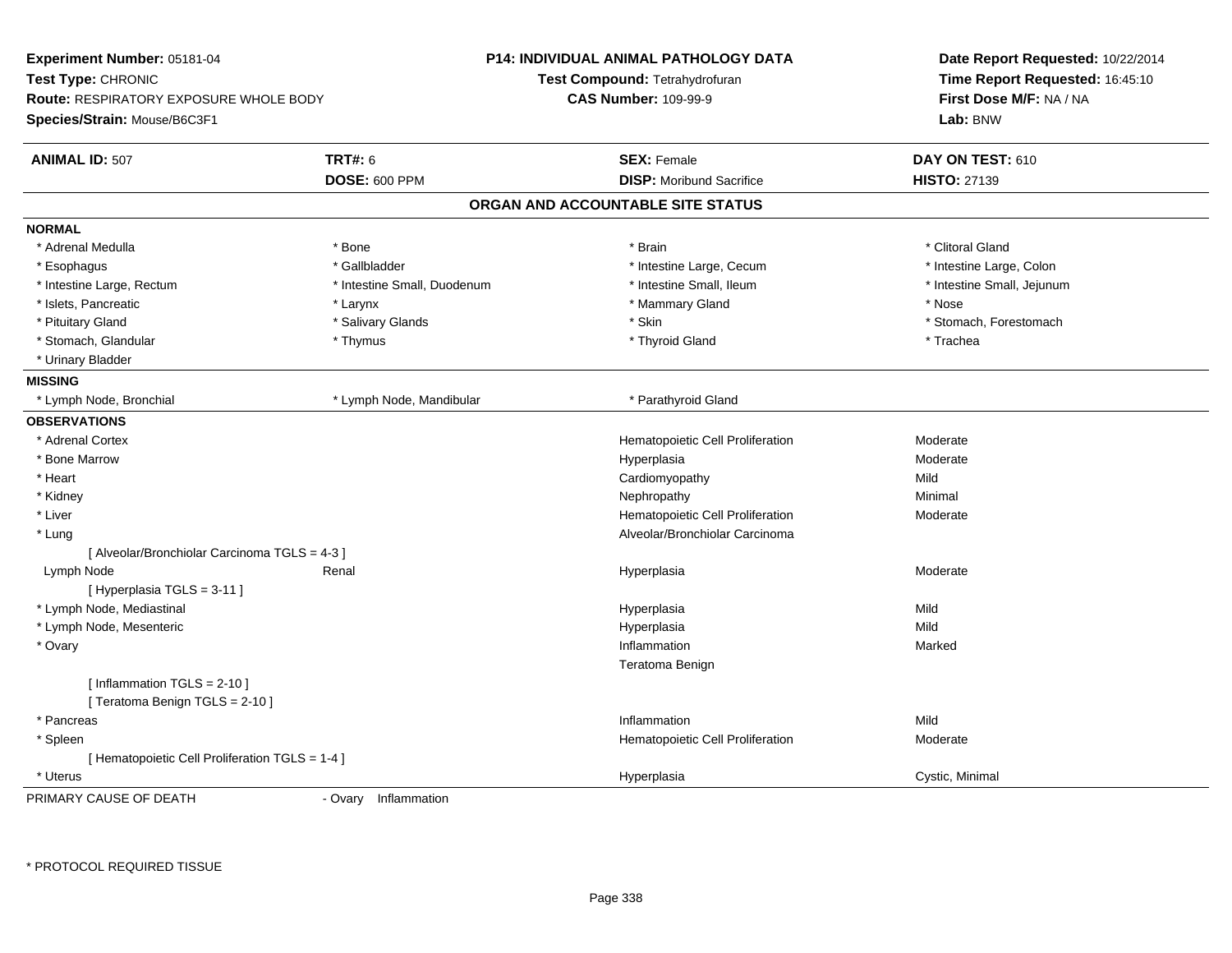**Experiment Number:** 05181-04
**Test Type:** CHRONIC
**Route:** RESPIRATORY EXPOSURE WHOLE BODY
**Species/Strain:** Mouse/B6C3F1

**P14: INDIVIDUAL ANIMAL PATHOLOGY DATA**
**Test Compound:** Tetrahydrofuran
**CAS Number:** 109-99-9

**Date Report Requested:** 10/22/2014
**Time Report Requested:** 16:45:10
**First Dose M/F:** NA / NA
**Lab:** BNW

| **ANIMAL ID:** 507 | **TRT#:** 6 | **SEX:** Female | **DAY ON TEST:** 610 |
|---|---|---|---|
| | **DOSE:** 600 PPM | **DISP:** Moribund Sacrifice | **HISTO:** 27139 |

## ORGAN AND ACCOUNTABLE SITE STATUS

**NORMAL**

| | | | |
|---|---|---|---|
| * Adrenal Medulla | * Bone | * Brain | * Clitoral Gland |
| * Esophagus | * Gallbladder | * Intestine Large, Cecum | * Intestine Large, Colon |
| * Intestine Large, Rectum | * Intestine Small, Duodenum | * Intestine Small, Ileum | * Intestine Small, Jejunum |
| * Islets, Pancreatic | * Larynx | * Mammary Gland | * Nose |
| * Pituitary Gland | * Salivary Glands | * Skin | * Stomach, Forestomach |
| * Stomach, Glandular | * Thymus | * Thyroid Gland | * Trachea |
| * Urinary Bladder | | | |

**MISSING**

| | | |
|---|---|---|
| * Lymph Node, Bronchial | * Lymph Node, Mandibular | * Parathyroid Gland |

**OBSERVATIONS**

| Organ | Site | Observation | Severity |
|---|---|---|---|
| * Adrenal Cortex | | Hematopoietic Cell Proliferation | Moderate |
| * Bone Marrow | | Hyperplasia | Moderate |
| * Heart | | Cardiomyopathy | Mild |
| * Kidney | | Nephropathy | Minimal |
| * Liver | | Hematopoietic Cell Proliferation | Moderate |
| * Lung | | Alveolar/Bronchiolar Carcinoma | |
| [ Alveolar/Bronchiolar Carcinoma TGLS = 4-3 ] | | | |
| Lymph Node | Renal | Hyperplasia | Moderate |
| [ Hyperplasia TGLS = 3-11 ] | | | |
| * Lymph Node, Mediastinal | | Hyperplasia | Mild |
| * Lymph Node, Mesenteric | | Hyperplasia | Mild |
| * Ovary | | Inflammation | Marked |
| | | Teratoma Benign | |
| [ Inflammation TGLS = 2-10 ] | | | |
| [ Teratoma Benign TGLS = 2-10 ] | | | |
| * Pancreas | | Inflammation | Mild |
| * Spleen | | Hematopoietic Cell Proliferation | Moderate |
| [ Hematopoietic Cell Proliferation TGLS = 1-4 ] | | | |
| * Uterus | | Hyperplasia | Cystic, Minimal |

PRIMARY CAUSE OF DEATH - Ovary Inflammation

* PROTOCOL REQUIRED TISSUE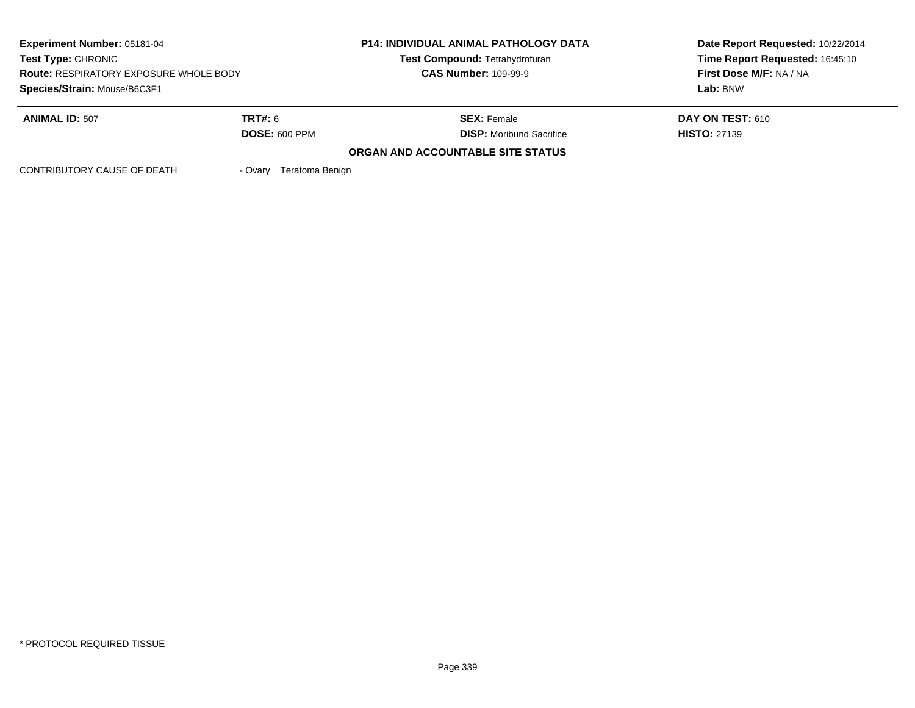**Experiment Number:** 05181-04
**Test Type:** CHRONIC
**Route:** RESPIRATORY EXPOSURE WHOLE BODY
**Species/Strain:** Mouse/B6C3F1

**P14: INDIVIDUAL ANIMAL PATHOLOGY DATA**
**Test Compound:** Tetrahydrofuran
**CAS Number:** 109-99-9

**Date Report Requested:** 10/22/2014
**Time Report Requested:** 16:45:10
**First Dose M/F:** NA / NA
**Lab:** BNW

| **ANIMAL ID:** 507 | **TRT#:** 6 | **SEX:** Female | **DAY ON TEST:** 610 |
|---|---|---|---|
| | **DOSE:** 600 PPM | **DISP:** Moribund Sacrifice | **HISTO:** 27139 |

**ORGAN AND ACCOUNTABLE SITE STATUS**

| | |
|---|---|
| CONTRIBUTORY CAUSE OF DEATH | - Ovary Teratoma Benign |

* PROTOCOL REQUIRED TISSUE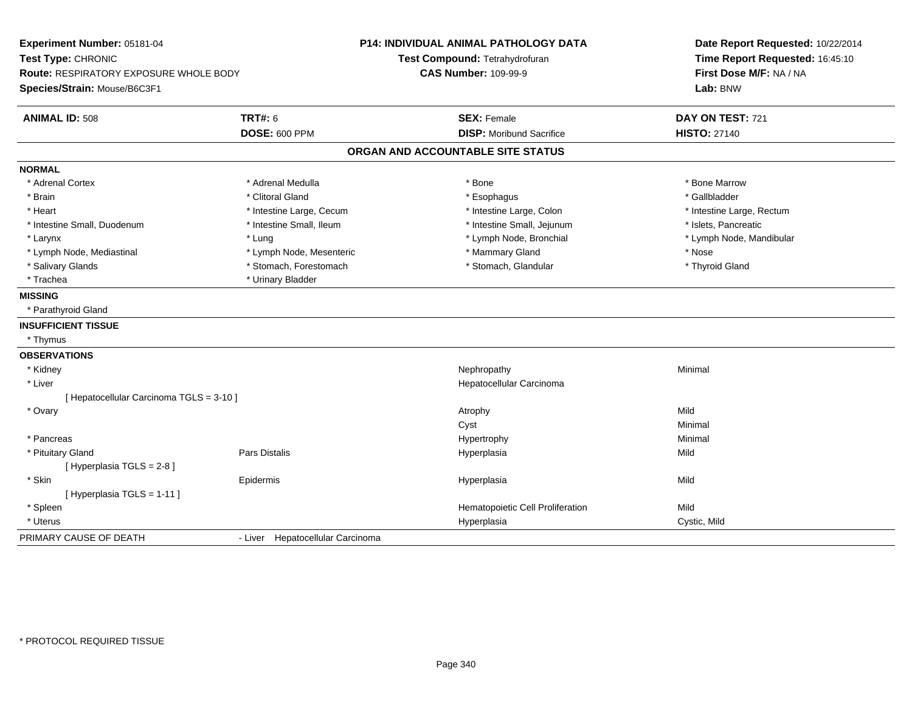**Experiment Number:** 05181-04
**Test Type:** CHRONIC
**Route:** RESPIRATORY EXPOSURE WHOLE BODY
**Species/Strain:** Mouse/B6C3F1

**P14: INDIVIDUAL ANIMAL PATHOLOGY DATA**
**Test Compound:** Tetrahydrofuran
**CAS Number:** 109-99-9

**Date Report Requested:** 10/22/2014
**Time Report Requested:** 16:45:10
**First Dose M/F:** NA / NA
**Lab:** BNW

| **ANIMAL ID:** 508 | **TRT#:** 6 | **SEX:** Female | **DAY ON TEST:** 721 |
|---|---|---|---|
| | **DOSE:** 600 PPM | **DISP:** Moribund Sacrifice | **HISTO:** 27140 |

## ORGAN AND ACCOUNTABLE SITE STATUS

**NORMAL**

| | | | |
|---|---|---|---|
| * Adrenal Cortex | * Adrenal Medulla | * Bone | * Bone Marrow |
| * Brain | * Clitoral Gland | * Esophagus | * Gallbladder |
| * Heart | * Intestine Large, Cecum | * Intestine Large, Colon | * Intestine Large, Rectum |
| * Intestine Small, Duodenum | * Intestine Small, Ileum | * Intestine Small, Jejunum | * Islets, Pancreatic |
| * Larynx | * Lung | * Lymph Node, Bronchial | * Lymph Node, Mandibular |
| * Lymph Node, Mediastinal | * Lymph Node, Mesenteric | * Mammary Gland | * Nose |
| * Salivary Glands | * Stomach, Forestomach | * Stomach, Glandular | * Thyroid Gland |
| * Trachea | * Urinary Bladder | | |

**MISSING**

* Parathyroid Gland

**INSUFFICIENT TISSUE**

* Thymus

**OBSERVATIONS**

| | | | |
|---|---|---|---|
| * Kidney | | Nephropathy | Minimal |
| * Liver | | Hepatocellular Carcinoma | |
| [ Hepatocellular Carcinoma TGLS = 3-10 ] | | | |
| * Ovary | | Atrophy | Mild |
| | | Cyst | Minimal |
| * Pancreas | | Hypertrophy | Minimal |
| * Pituitary Gland | Pars Distalis | Hyperplasia | Mild |
| [ Hyperplasia TGLS = 2-8 ] | | | |
| * Skin | Epidermis | Hyperplasia | Mild |
| [ Hyperplasia TGLS = 1-11 ] | | | |
| * Spleen | | Hematopoietic Cell Proliferation | Mild |
| * Uterus | | Hyperplasia | Cystic, Mild |

PRIMARY CAUSE OF DEATH - Liver Hepatocellular Carcinoma

* PROTOCOL REQUIRED TISSUE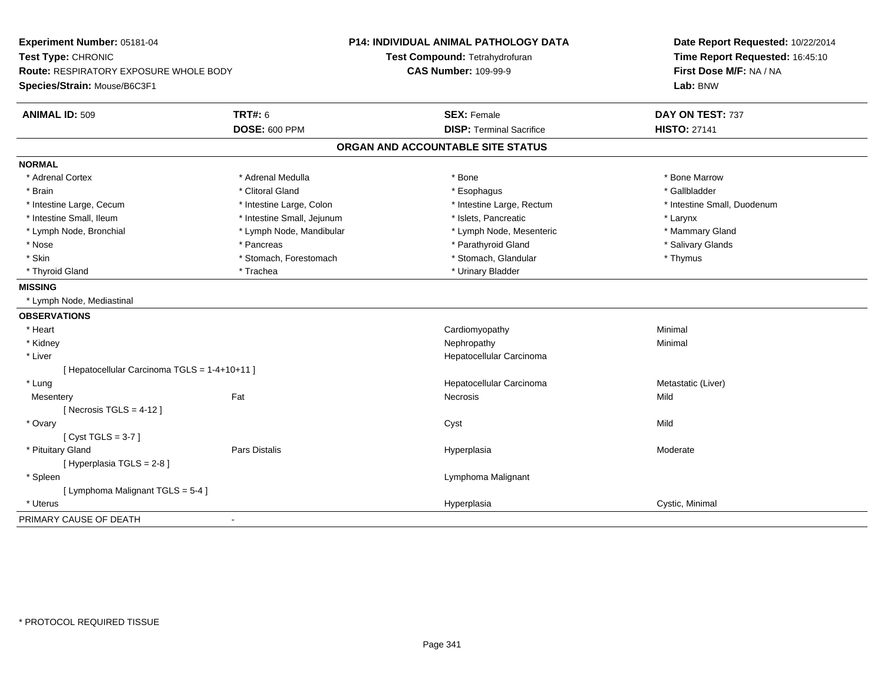**Experiment Number:** 05181-04
**Test Type:** CHRONIC
**Route:** RESPIRATORY EXPOSURE WHOLE BODY
**Species/Strain:** Mouse/B6C3F1

**P14: INDIVIDUAL ANIMAL PATHOLOGY DATA**
**Test Compound:** Tetrahydrofuran
**CAS Number:** 109-99-9

**Date Report Requested:** 10/22/2014
**Time Report Requested:** 16:45:10
**First Dose M/F:** NA / NA
**Lab:** BNW

| **ANIMAL ID:** 509 | **TRT#:** 6 | **SEX:** Female | **DAY ON TEST:** 737 |
|---|---|---|---|
| | **DOSE:** 600 PPM | **DISP:** Terminal Sacrifice | **HISTO:** 27141 |

## ORGAN AND ACCOUNTABLE SITE STATUS

**NORMAL**

| | | | |
|---|---|---|---|
| * Adrenal Cortex | * Adrenal Medulla | * Bone | * Bone Marrow |
| * Brain | * Clitoral Gland | * Esophagus | * Gallbladder |
| * Intestine Large, Cecum | * Intestine Large, Colon | * Intestine Large, Rectum | * Intestine Small, Duodenum |
| * Intestine Small, Ileum | * Intestine Small, Jejunum | * Islets, Pancreatic | * Larynx |
| * Lymph Node, Bronchial | * Lymph Node, Mandibular | * Lymph Node, Mesenteric | * Mammary Gland |
| * Nose | * Pancreas | * Parathyroid Gland | * Salivary Glands |
| * Skin | * Stomach, Forestomach | * Stomach, Glandular | * Thymus |
| * Thyroid Gland | * Trachea | * Urinary Bladder | |

**MISSING**

* Lymph Node, Mediastinal

**OBSERVATIONS**

| | | | |
|---|---|---|---|
| * Heart | | Cardiomyopathy | Minimal |
| * Kidney | | Nephropathy | Minimal |
| * Liver | | Hepatocellular Carcinoma | |
| [ Hepatocellular Carcinoma TGLS = 1-4+10+11 ] | | | |
| * Lung | | Hepatocellular Carcinoma | Metastatic (Liver) |
| Mesentery | Fat | Necrosis | Mild |
| [ Necrosis TGLS = 4-12 ] | | | |
| * Ovary | | Cyst | Mild |
| [ Cyst TGLS = 3-7 ] | | | |
| * Pituitary Gland | Pars Distalis | Hyperplasia | Moderate |
| [ Hyperplasia TGLS = 2-8 ] | | | |
| * Spleen | | Lymphoma Malignant | |
| [ Lymphoma Malignant TGLS = 5-4 ] | | | |
| * Uterus | | Hyperplasia | Cystic, Minimal |

PRIMARY CAUSE OF DEATH -

* PROTOCOL REQUIRED TISSUE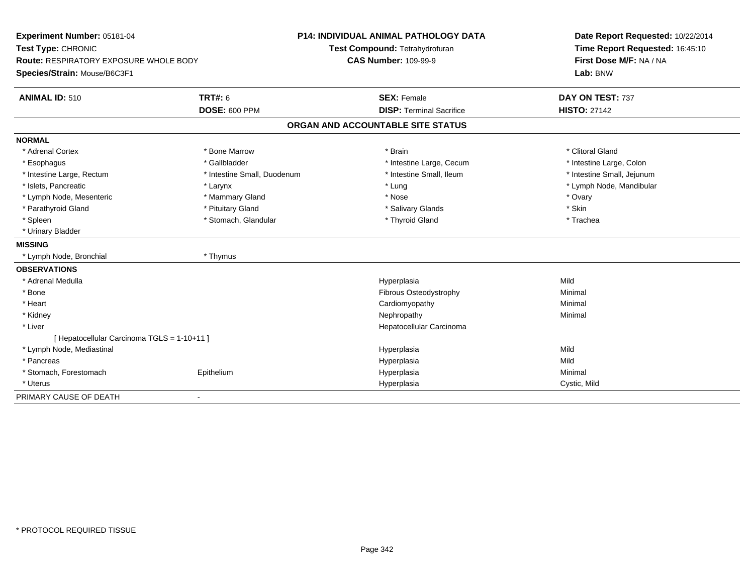**Experiment Number:** 05181-04
**Test Type:** CHRONIC
**Route:** RESPIRATORY EXPOSURE WHOLE BODY
**Species/Strain:** Mouse/B6C3F1

**P14: INDIVIDUAL ANIMAL PATHOLOGY DATA**
**Test Compound:** Tetrahydrofuran
**CAS Number:** 109-99-9

**Date Report Requested:** 10/22/2014
**Time Report Requested:** 16:45:10
**First Dose M/F:** NA / NA
**Lab:** BNW

| **ANIMAL ID:** 510 | **TRT#:** 6 | **SEX:** Female | **DAY ON TEST:** 737 |
|---|---|---|---|
| | **DOSE:** 600 PPM | **DISP:** Terminal Sacrifice | **HISTO:** 27142 |

## ORGAN AND ACCOUNTABLE SITE STATUS

**NORMAL**

| | | | |
|---|---|---|---|
| * Adrenal Cortex | * Bone Marrow | * Brain | * Clitoral Gland |
| * Esophagus | * Gallbladder | * Intestine Large, Cecum | * Intestine Large, Colon |
| * Intestine Large, Rectum | * Intestine Small, Duodenum | * Intestine Small, Ileum | * Intestine Small, Jejunum |
| * Islets, Pancreatic | * Larynx | * Lung | * Lymph Node, Mandibular |
| * Lymph Node, Mesenteric | * Mammary Gland | * Nose | * Ovary |
| * Parathyroid Gland | * Pituitary Gland | * Salivary Glands | * Skin |
| * Spleen | * Stomach, Glandular | * Thyroid Gland | * Trachea |
| * Urinary Bladder | | | |

**MISSING**

| | |
|---|---|
| * Lymph Node, Bronchial | * Thymus |

**OBSERVATIONS**

| | | | |
|---|---|---|---|
| * Adrenal Medulla | | Hyperplasia | Mild |
| * Bone | | Fibrous Osteodystrophy | Minimal |
| * Heart | | Cardiomyopathy | Minimal |
| * Kidney | | Nephropathy | Minimal |
| * Liver | | Hepatocellular Carcinoma | |
| [ Hepatocellular Carcinoma TGLS = 1-10+11 ] | | | |
| * Lymph Node, Mediastinal | | Hyperplasia | Mild |
| * Pancreas | | Hyperplasia | Mild |
| * Stomach, Forestomach | Epithelium | Hyperplasia | Minimal |
| * Uterus | | Hyperplasia | Cystic, Mild |

PRIMARY CAUSE OF DEATH -

\* PROTOCOL REQUIRED TISSUE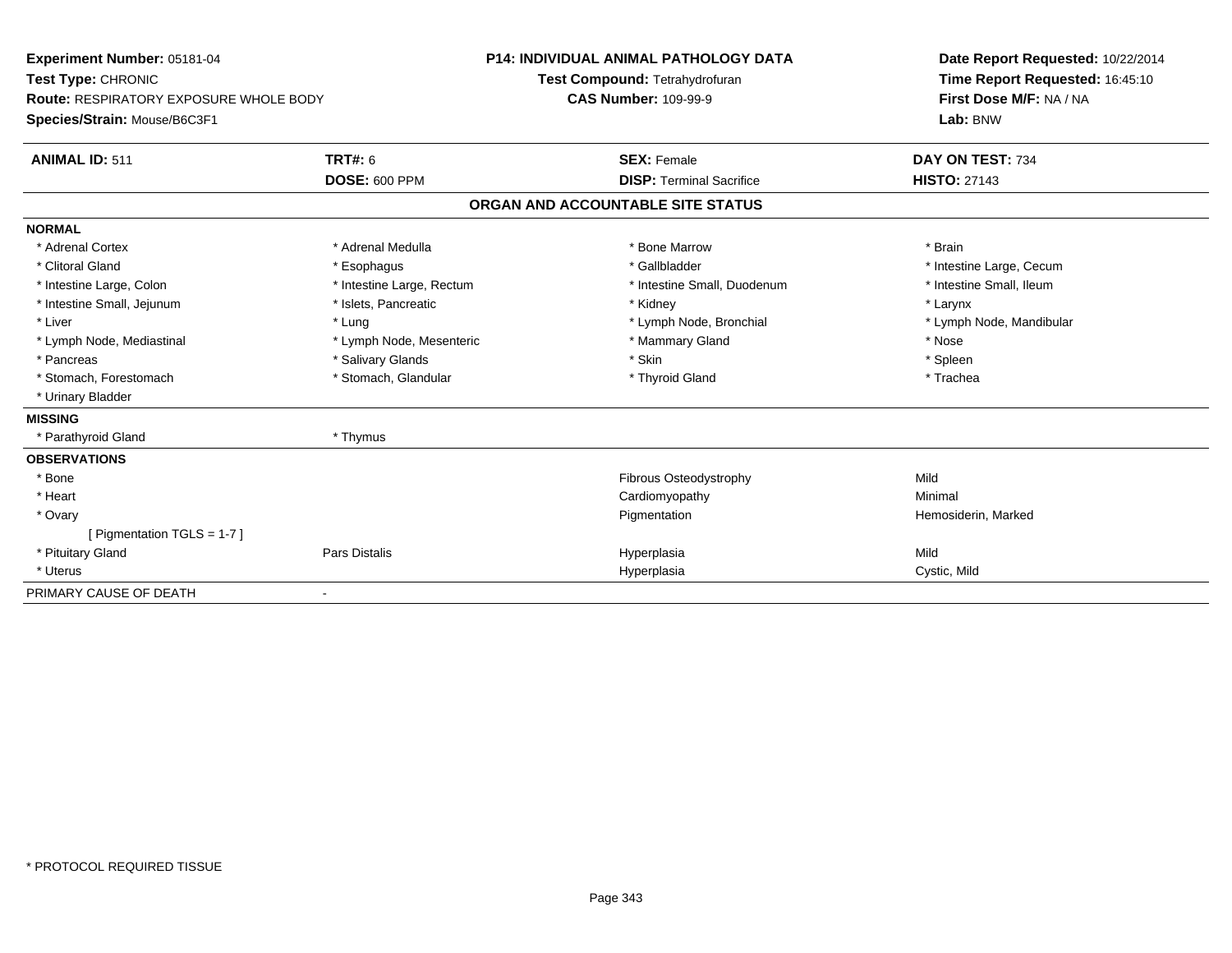**Experiment Number:** 05181-04
**Test Type:** CHRONIC
**Route:** RESPIRATORY EXPOSURE WHOLE BODY
**Species/Strain:** Mouse/B6C3F1

**P14: INDIVIDUAL ANIMAL PATHOLOGY DATA**
**Test Compound:** Tetrahydrofuran
**CAS Number:** 109-99-9

**Date Report Requested:** 10/22/2014
**Time Report Requested:** 16:45:10
**First Dose M/F:** NA / NA
**Lab:** BNW

| **ANIMAL ID:** 511 | **TRT#:** 6 | **SEX:** Female | **DAY ON TEST:** 734 |
|---|---|---|---|
| | **DOSE:** 600 PPM | **DISP:** Terminal Sacrifice | **HISTO:** 27143 |

## ORGAN AND ACCOUNTABLE SITE STATUS

**NORMAL**

| | | | |
|---|---|---|---|
| * Adrenal Cortex | * Adrenal Medulla | * Bone Marrow | * Brain |
| * Clitoral Gland | * Esophagus | * Gallbladder | * Intestine Large, Cecum |
| * Intestine Large, Colon | * Intestine Large, Rectum | * Intestine Small, Duodenum | * Intestine Small, Ileum |
| * Intestine Small, Jejunum | * Islets, Pancreatic | * Kidney | * Larynx |
| * Liver | * Lung | * Lymph Node, Bronchial | * Lymph Node, Mandibular |
| * Lymph Node, Mediastinal | * Lymph Node, Mesenteric | * Mammary Gland | * Nose |
| * Pancreas | * Salivary Glands | * Skin | * Spleen |
| * Stomach, Forestomach | * Stomach, Glandular | * Thyroid Gland | * Trachea |
| * Urinary Bladder | | | |

**MISSING**

| | |
|---|---|
| * Parathyroid Gland | * Thymus |

**OBSERVATIONS**

| | | | |
|---|---|---|---|
| * Bone | | Fibrous Osteodystrophy | Mild |
| * Heart | | Cardiomyopathy | Minimal |
| * Ovary | | Pigmentation | Hemosiderin, Marked |
| [ Pigmentation TGLS = 1-7 ] | | | |
| * Pituitary Gland | Pars Distalis | Hyperplasia | Mild |
| * Uterus | | Hyperplasia | Cystic, Mild |

PRIMARY CAUSE OF DEATH -

* PROTOCOL REQUIRED TISSUE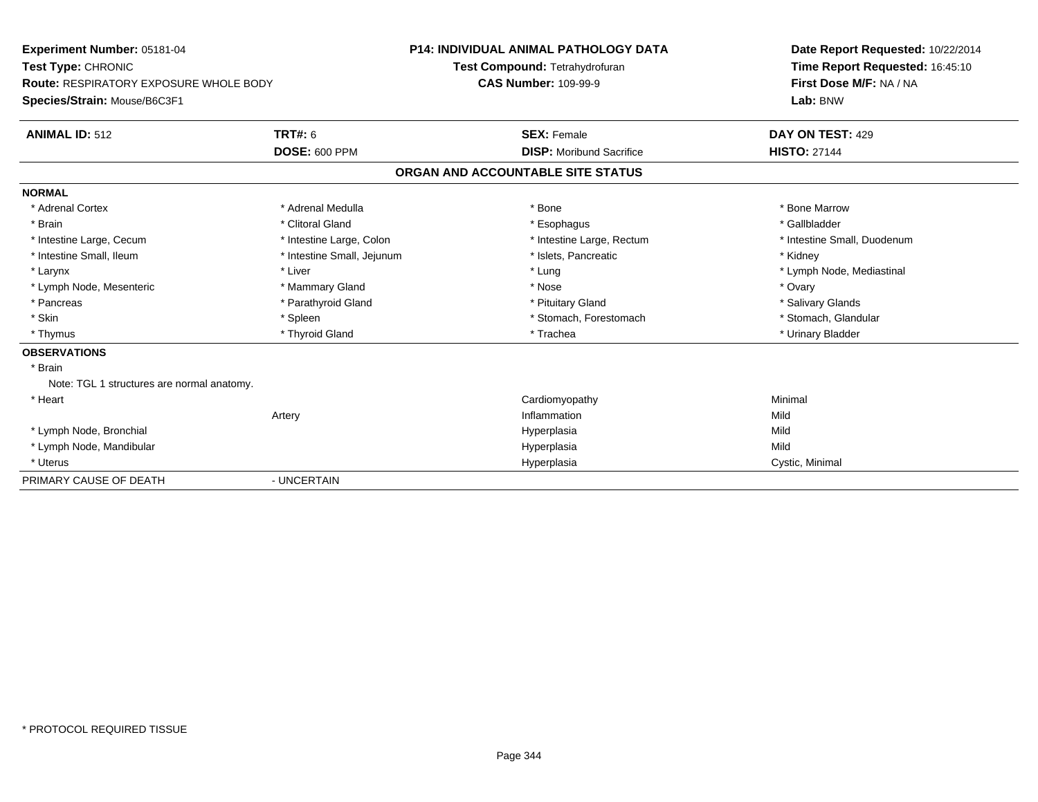**Experiment Number:** 05181-04
**Test Type:** CHRONIC
**Route:** RESPIRATORY EXPOSURE WHOLE BODY
**Species/Strain:** Mouse/B6C3F1

**P14: INDIVIDUAL ANIMAL PATHOLOGY DATA**
**Test Compound:** Tetrahydrofuran
**CAS Number:** 109-99-9

**Date Report Requested:** 10/22/2014
**Time Report Requested:** 16:45:10
**First Dose M/F:** NA / NA
**Lab:** BNW

| **ANIMAL ID:** 512 | **TRT#:** 6 | **SEX:** Female | **DAY ON TEST:** 429 |
|---|---|---|---|
| | **DOSE:** 600 PPM | **DISP:** Moribund Sacrifice | **HISTO:** 27144 |

## ORGAN AND ACCOUNTABLE SITE STATUS

**NORMAL**

| | | | |
|---|---|---|---|
| * Adrenal Cortex | * Adrenal Medulla | * Bone | * Bone Marrow |
| * Brain | * Clitoral Gland | * Esophagus | * Gallbladder |
| * Intestine Large, Cecum | * Intestine Large, Colon | * Intestine Large, Rectum | * Intestine Small, Duodenum |
| * Intestine Small, Ileum | * Intestine Small, Jejunum | * Islets, Pancreatic | * Kidney |
| * Larynx | * Liver | * Lung | * Lymph Node, Mediastinal |
| * Lymph Node, Mesenteric | * Mammary Gland | * Nose | * Ovary |
| * Pancreas | * Parathyroid Gland | * Pituitary Gland | * Salivary Glands |
| * Skin | * Spleen | * Stomach, Forestomach | * Stomach, Glandular |
| * Thymus | * Thyroid Gland | * Trachea | * Urinary Bladder |

**OBSERVATIONS**

| | | | |
|---|---|---|---|
| * Brain | | | |
| Note: TGL 1 structures are normal anatomy. | | | |
| * Heart | | Cardiomyopathy | Minimal |
| | Artery | Inflammation | Mild |
| * Lymph Node, Bronchial | | Hyperplasia | Mild |
| * Lymph Node, Mandibular | | Hyperplasia | Mild |
| * Uterus | | Hyperplasia | Cystic, Minimal |

PRIMARY CAUSE OF DEATH - UNCERTAIN

* PROTOCOL REQUIRED TISSUE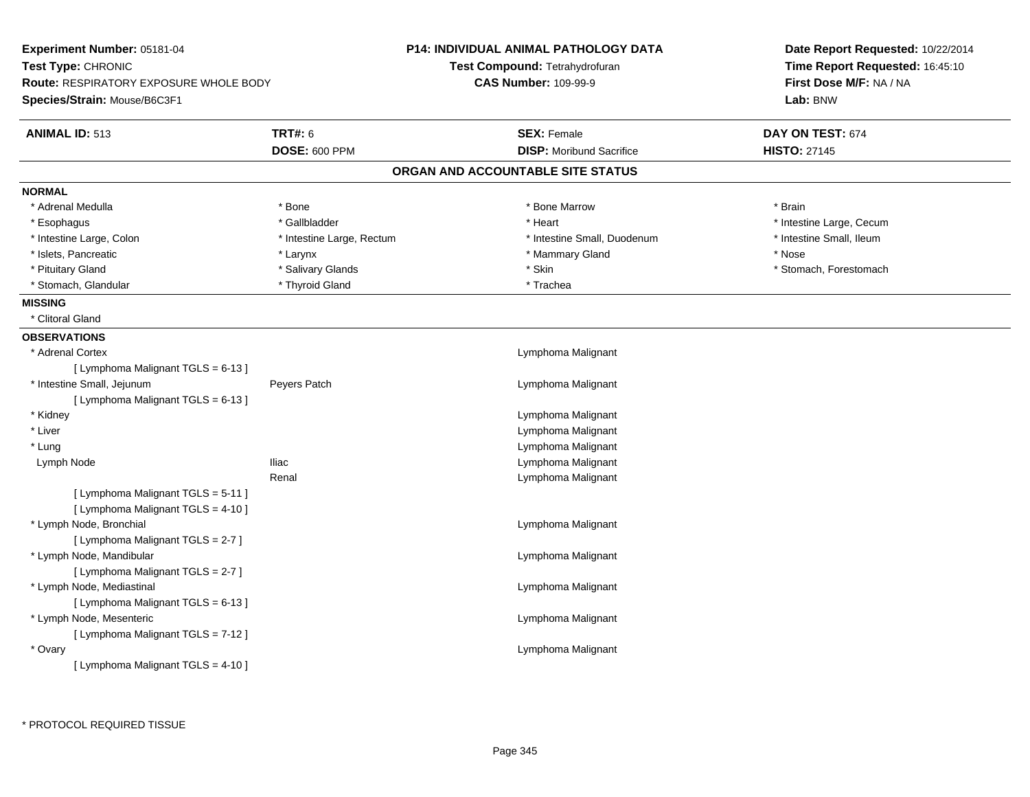**Experiment Number:** 05181-04
**Test Type:** CHRONIC
**Route:** RESPIRATORY EXPOSURE WHOLE BODY
**Species/Strain:** Mouse/B6C3F1

**P14: INDIVIDUAL ANIMAL PATHOLOGY DATA**
**Test Compound:** Tetrahydrofuran
**CAS Number:** 109-99-9

**Date Report Requested:** 10/22/2014
**Time Report Requested:** 16:45:10
**First Dose M/F:** NA / NA
**Lab:** BNW

| **ANIMAL ID:** 513 | **TRT#:** 6 | **SEX:** Female | **DAY ON TEST:** 674 |
|---|---|---|---|
| | **DOSE:** 600 PPM | **DISP:** Moribund Sacrifice | **HISTO:** 27145 |

## ORGAN AND ACCOUNTABLE SITE STATUS

**NORMAL**

| | | | |
|---|---|---|---|
| * Adrenal Medulla | * Bone | * Bone Marrow | * Brain |
| * Esophagus | * Gallbladder | * Heart | * Intestine Large, Cecum |
| * Intestine Large, Colon | * Intestine Large, Rectum | * Intestine Small, Duodenum | * Intestine Small, Ileum |
| * Islets, Pancreatic | * Larynx | * Mammary Gland | * Nose |
| * Pituitary Gland | * Salivary Glands | * Skin | * Stomach, Forestomach |
| * Stomach, Glandular | * Thyroid Gland | * Trachea | |

**MISSING**

* Clitoral Gland

**OBSERVATIONS**

| | | |
|---|---|---|
| * Adrenal Cortex | | Lymphoma Malignant |
| [ Lymphoma Malignant TGLS = 6-13 ] | | |
| * Intestine Small, Jejunum | Peyers Patch | Lymphoma Malignant |
| [ Lymphoma Malignant TGLS = 6-13 ] | | |
| * Kidney | | Lymphoma Malignant |
| * Liver | | Lymphoma Malignant |
| * Lung | | Lymphoma Malignant |
| Lymph Node | Iliac | Lymphoma Malignant |
| | Renal | Lymphoma Malignant |
| [ Lymphoma Malignant TGLS = 5-11 ] | | |
| [ Lymphoma Malignant TGLS = 4-10 ] | | |
| * Lymph Node, Bronchial | | Lymphoma Malignant |
| [ Lymphoma Malignant TGLS = 2-7 ] | | |
| * Lymph Node, Mandibular | | Lymphoma Malignant |
| [ Lymphoma Malignant TGLS = 2-7 ] | | |
| * Lymph Node, Mediastinal | | Lymphoma Malignant |
| [ Lymphoma Malignant TGLS = 6-13 ] | | |
| * Lymph Node, Mesenteric | | Lymphoma Malignant |
| [ Lymphoma Malignant TGLS = 7-12 ] | | |
| * Ovary | | Lymphoma Malignant |
| [ Lymphoma Malignant TGLS = 4-10 ] | | |

* PROTOCOL REQUIRED TISSUE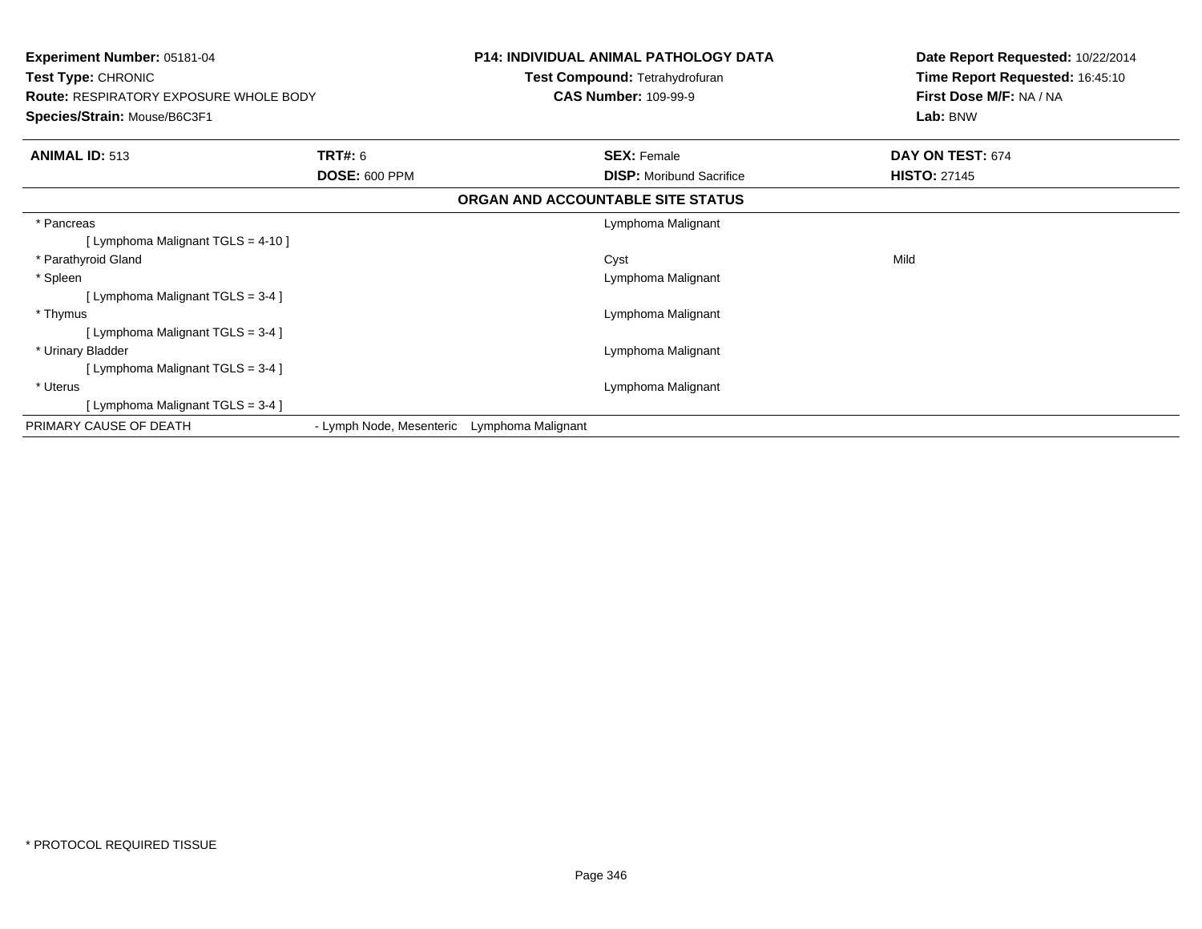**Experiment Number:** 05181-04
**Test Type:** CHRONIC
**Route:** RESPIRATORY EXPOSURE WHOLE BODY
**Species/Strain:** Mouse/B6C3F1

**P14: INDIVIDUAL ANIMAL PATHOLOGY DATA**
**Test Compound:** Tetrahydrofuran
**CAS Number:** 109-99-9

**Date Report Requested:** 10/22/2014
**Time Report Requested:** 16:45:10
**First Dose M/F:** NA / NA
**Lab:** BNW

| **ANIMAL ID:** 513 | **TRT#:** 6 | **SEX:** Female | **DAY ON TEST:** 674 |
|---|---|---|---|
| | **DOSE:** 600 PPM | **DISP:** Moribund Sacrifice | **HISTO:** 27145 |

**ORGAN AND ACCOUNTABLE SITE STATUS**

| | | | |
|---|---|---|---|
| * Pancreas | | Lymphoma Malignant | |
| [ Lymphoma Malignant TGLS = 4-10 ] | | | |
| * Parathyroid Gland | | Cyst | Mild |
| * Spleen | | Lymphoma Malignant | |
| [ Lymphoma Malignant TGLS = 3-4 ] | | | |
| * Thymus | | Lymphoma Malignant | |
| [ Lymphoma Malignant TGLS = 3-4 ] | | | |
| * Urinary Bladder | | Lymphoma Malignant | |
| [ Lymphoma Malignant TGLS = 3-4 ] | | | |
| * Uterus | | Lymphoma Malignant | |
| [ Lymphoma Malignant TGLS = 3-4 ] | | | |
| PRIMARY CAUSE OF DEATH | - Lymph Node, Mesenteric Lymphoma Malignant | | |

* PROTOCOL REQUIRED TISSUE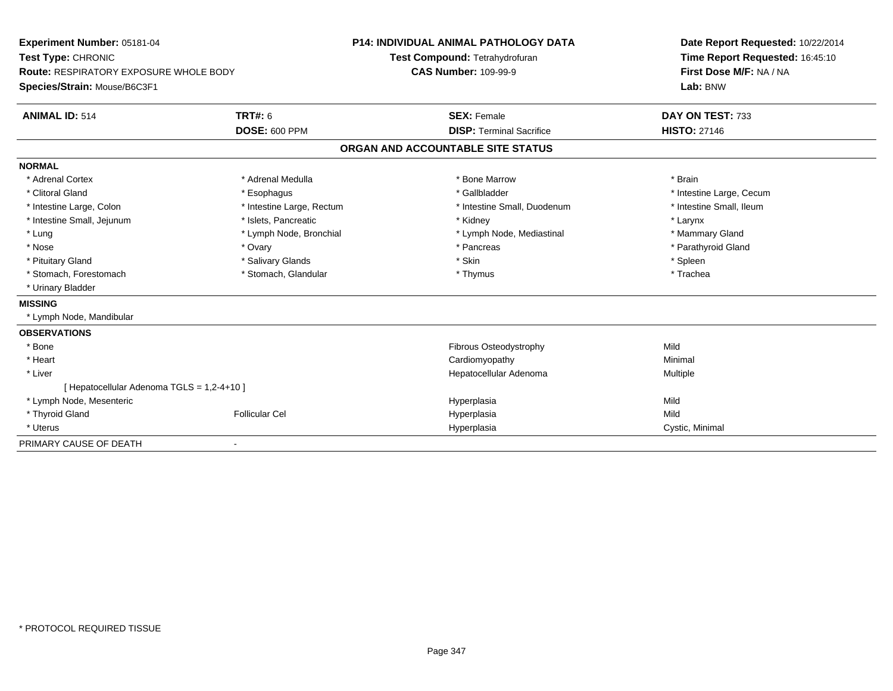**Experiment Number:** 05181-04
**Test Type:** CHRONIC
**Route:** RESPIRATORY EXPOSURE WHOLE BODY
**Species/Strain:** Mouse/B6C3F1

**P14: INDIVIDUAL ANIMAL PATHOLOGY DATA**
**Test Compound:** Tetrahydrofuran
**CAS Number:** 109-99-9

**Date Report Requested:** 10/22/2014
**Time Report Requested:** 16:45:10
**First Dose M/F:** NA / NA
**Lab:** BNW

| **ANIMAL ID:** 514 | **TRT#:** 6 | **SEX:** Female | **DAY ON TEST:** 733 |
|---|---|---|---|
| | **DOSE:** 600 PPM | **DISP:** Terminal Sacrifice | **HISTO:** 27146 |

## ORGAN AND ACCOUNTABLE SITE STATUS

**NORMAL**

| | | | |
|---|---|---|---|
| * Adrenal Cortex | * Adrenal Medulla | * Bone Marrow | * Brain |
| * Clitoral Gland | * Esophagus | * Gallbladder | * Intestine Large, Cecum |
| * Intestine Large, Colon | * Intestine Large, Rectum | * Intestine Small, Duodenum | * Intestine Small, Ileum |
| * Intestine Small, Jejunum | * Islets, Pancreatic | * Kidney | * Larynx |
| * Lung | * Lymph Node, Bronchial | * Lymph Node, Mediastinal | * Mammary Gland |
| * Nose | * Ovary | * Pancreas | * Parathyroid Gland |
| * Pituitary Gland | * Salivary Glands | * Skin | * Spleen |
| * Stomach, Forestomach | * Stomach, Glandular | * Thymus | * Trachea |
| * Urinary Bladder | | | |

**MISSING**

* Lymph Node, Mandibular

**OBSERVATIONS**

| | | | |
|---|---|---|---|
| * Bone | | Fibrous Osteodystrophy | Mild |
| * Heart | | Cardiomyopathy | Minimal |
| * Liver | | Hepatocellular Adenoma | Multiple |
| [ Hepatocellular Adenoma TGLS = 1,2-4+10 ] | | | |
| * Lymph Node, Mesenteric | | Hyperplasia | Mild |
| * Thyroid Gland | Follicular Cel | Hyperplasia | Mild |
| * Uterus | | Hyperplasia | Cystic, Minimal |

PRIMARY CAUSE OF DEATH -

* PROTOCOL REQUIRED TISSUE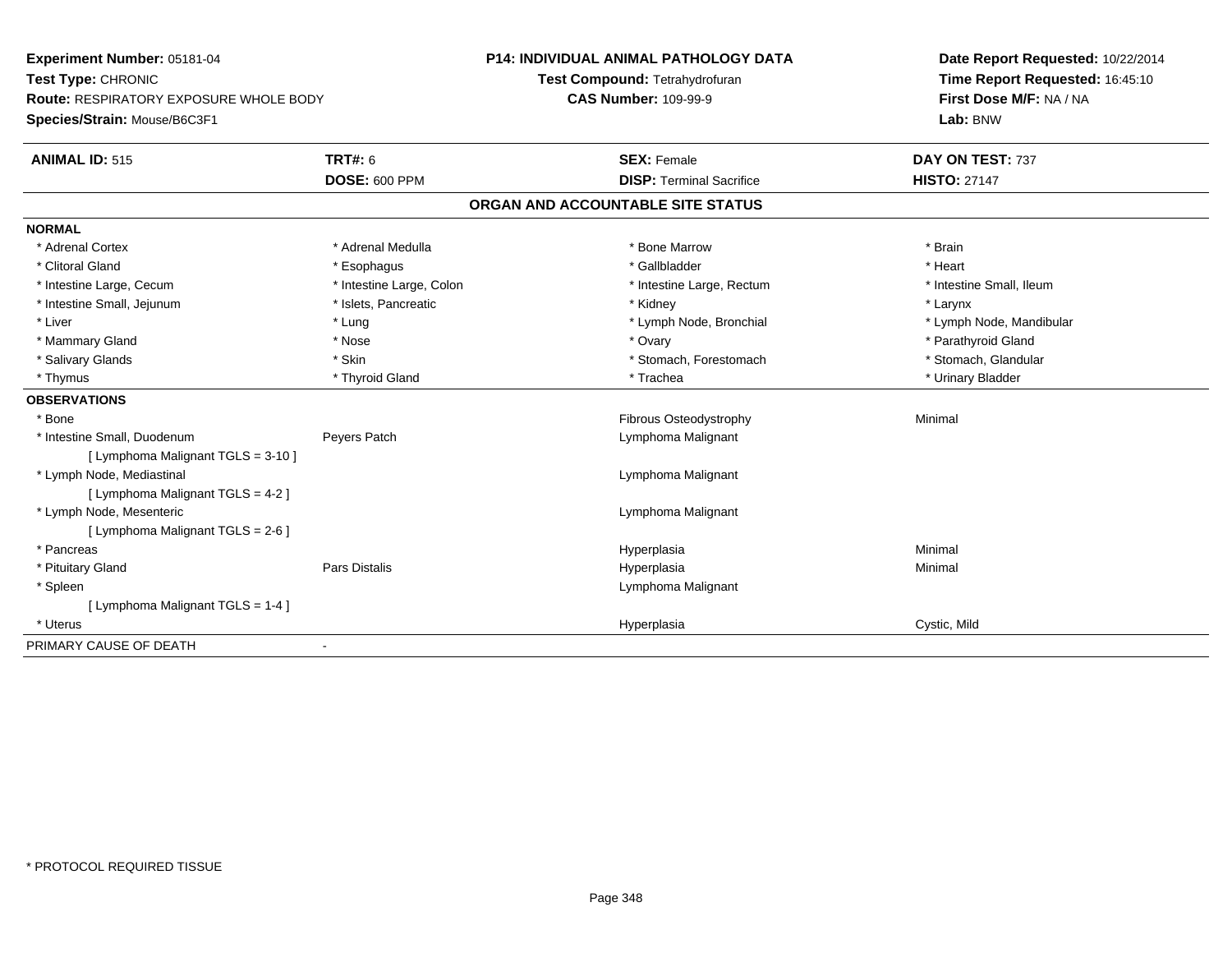**Experiment Number:** 05181-04
**Test Type:** CHRONIC
**Route:** RESPIRATORY EXPOSURE WHOLE BODY
**Species/Strain:** Mouse/B6C3F1

**P14: INDIVIDUAL ANIMAL PATHOLOGY DATA**
**Test Compound:** Tetrahydrofuran
**CAS Number:** 109-99-9

**Date Report Requested:** 10/22/2014
**Time Report Requested:** 16:45:10
**First Dose M/F:** NA / NA
**Lab:** BNW

| **ANIMAL ID:** 515 | **TRT#:** 6 | **SEX:** Female | **DAY ON TEST:** 737 |
|---|---|---|---|
| | **DOSE:** 600 PPM | **DISP:** Terminal Sacrifice | **HISTO:** 27147 |

## ORGAN AND ACCOUNTABLE SITE STATUS

**NORMAL**

| | | | |
|---|---|---|---|
| * Adrenal Cortex | * Adrenal Medulla | * Bone Marrow | * Brain |
| * Clitoral Gland | * Esophagus | * Gallbladder | * Heart |
| * Intestine Large, Cecum | * Intestine Large, Colon | * Intestine Large, Rectum | * Intestine Small, Ileum |
| * Intestine Small, Jejunum | * Islets, Pancreatic | * Kidney | * Larynx |
| * Liver | * Lung | * Lymph Node, Bronchial | * Lymph Node, Mandibular |
| * Mammary Gland | * Nose | * Ovary | * Parathyroid Gland |
| * Salivary Glands | * Skin | * Stomach, Forestomach | * Stomach, Glandular |
| * Thymus | * Thyroid Gland | * Trachea | * Urinary Bladder |

**OBSERVATIONS**

| | | | |
|---|---|---|---|
| * Bone | | Fibrous Osteodystrophy | Minimal |
| * Intestine Small, Duodenum | Peyers Patch | Lymphoma Malignant | |
| [ Lymphoma Malignant TGLS = 3-10 ] | | | |
| * Lymph Node, Mediastinal | | Lymphoma Malignant | |
| [ Lymphoma Malignant TGLS = 4-2 ] | | | |
| * Lymph Node, Mesenteric | | Lymphoma Malignant | |
| [ Lymphoma Malignant TGLS = 2-6 ] | | | |
| * Pancreas | | Hyperplasia | Minimal |
| * Pituitary Gland | Pars Distalis | Hyperplasia | Minimal |
| * Spleen | | Lymphoma Malignant | |
| [ Lymphoma Malignant TGLS = 1-4 ] | | | |
| * Uterus | | Hyperplasia | Cystic, Mild |

PRIMARY CAUSE OF DEATH -

* PROTOCOL REQUIRED TISSUE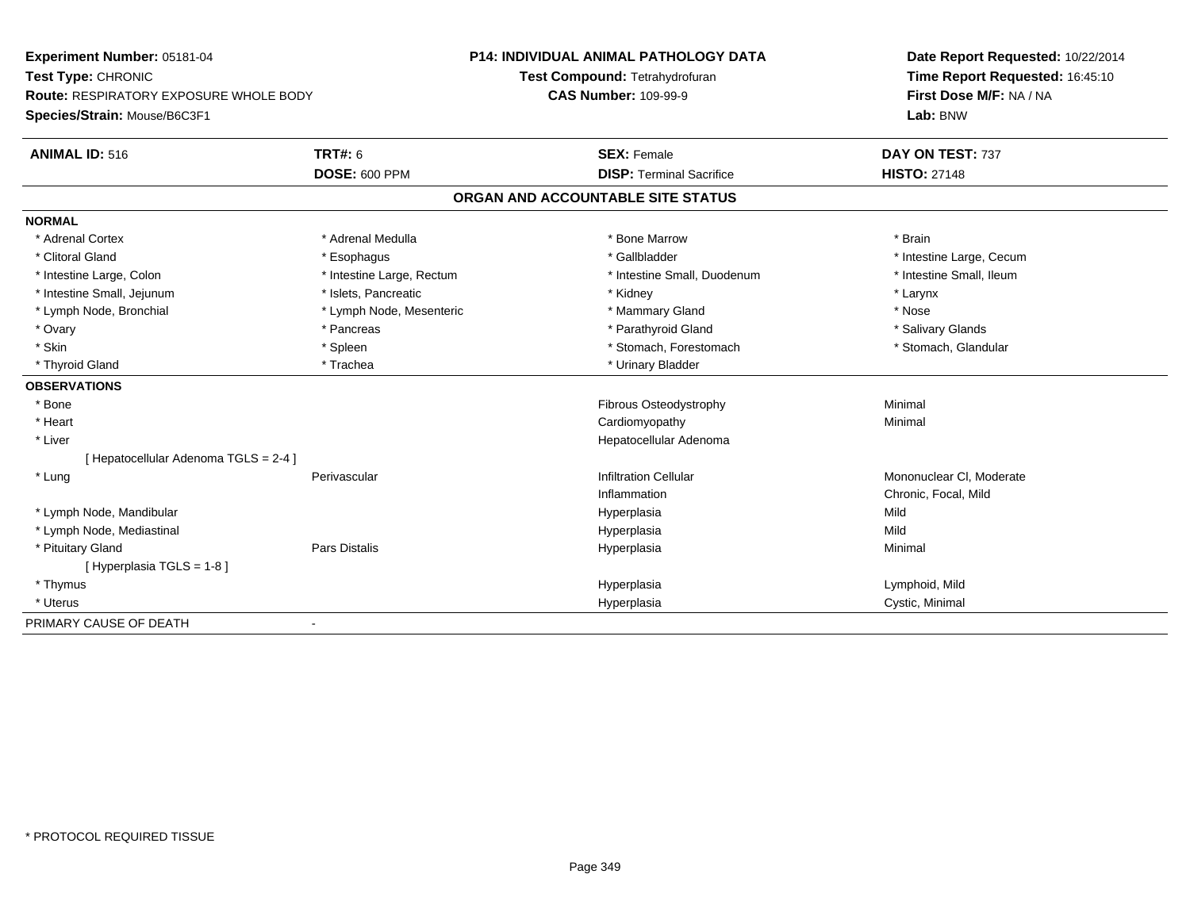**Experiment Number:** 05181-04
**Test Type:** CHRONIC
**Route:** RESPIRATORY EXPOSURE WHOLE BODY
**Species/Strain:** Mouse/B6C3F1

**P14: INDIVIDUAL ANIMAL PATHOLOGY DATA**
**Test Compound:** Tetrahydrofuran
**CAS Number:** 109-99-9

**Date Report Requested:** 10/22/2014
**Time Report Requested:** 16:45:10
**First Dose M/F:** NA / NA
**Lab:** BNW

| **ANIMAL ID:** 516 | **TRT#:** 6 | **SEX:** Female | **DAY ON TEST:** 737 |
|---|---|---|---|
| | **DOSE:** 600 PPM | **DISP:** Terminal Sacrifice | **HISTO:** 27148 |

## ORGAN AND ACCOUNTABLE SITE STATUS

**NORMAL**

| | | | |
|---|---|---|---|
| * Adrenal Cortex | * Adrenal Medulla | * Bone Marrow | * Brain |
| * Clitoral Gland | * Esophagus | * Gallbladder | * Intestine Large, Cecum |
| * Intestine Large, Colon | * Intestine Large, Rectum | * Intestine Small, Duodenum | * Intestine Small, Ileum |
| * Intestine Small, Jejunum | * Islets, Pancreatic | * Kidney | * Larynx |
| * Lymph Node, Bronchial | * Lymph Node, Mesenteric | * Mammary Gland | * Nose |
| * Ovary | * Pancreas | * Parathyroid Gland | * Salivary Glands |
| * Skin | * Spleen | * Stomach, Forestomach | * Stomach, Glandular |
| * Thyroid Gland | * Trachea | * Urinary Bladder | |

**OBSERVATIONS**

| | | | |
|---|---|---|---|
| * Bone | | Fibrous Osteodystrophy | Minimal |
| * Heart | | Cardiomyopathy | Minimal |
| * Liver | | Hepatocellular Adenoma | |
| [ Hepatocellular Adenoma TGLS = 2-4 ] | | | |
| * Lung | Perivascular | Infiltration Cellular | Mononuclear Cl, Moderate |
| | | Inflammation | Chronic, Focal, Mild |
| * Lymph Node, Mandibular | | Hyperplasia | Mild |
| * Lymph Node, Mediastinal | | Hyperplasia | Mild |
| * Pituitary Gland | Pars Distalis | Hyperplasia | Minimal |
| [ Hyperplasia TGLS = 1-8 ] | | | |
| * Thymus | | Hyperplasia | Lymphoid, Mild |
| * Uterus | | Hyperplasia | Cystic, Minimal |

PRIMARY CAUSE OF DEATH -

* PROTOCOL REQUIRED TISSUE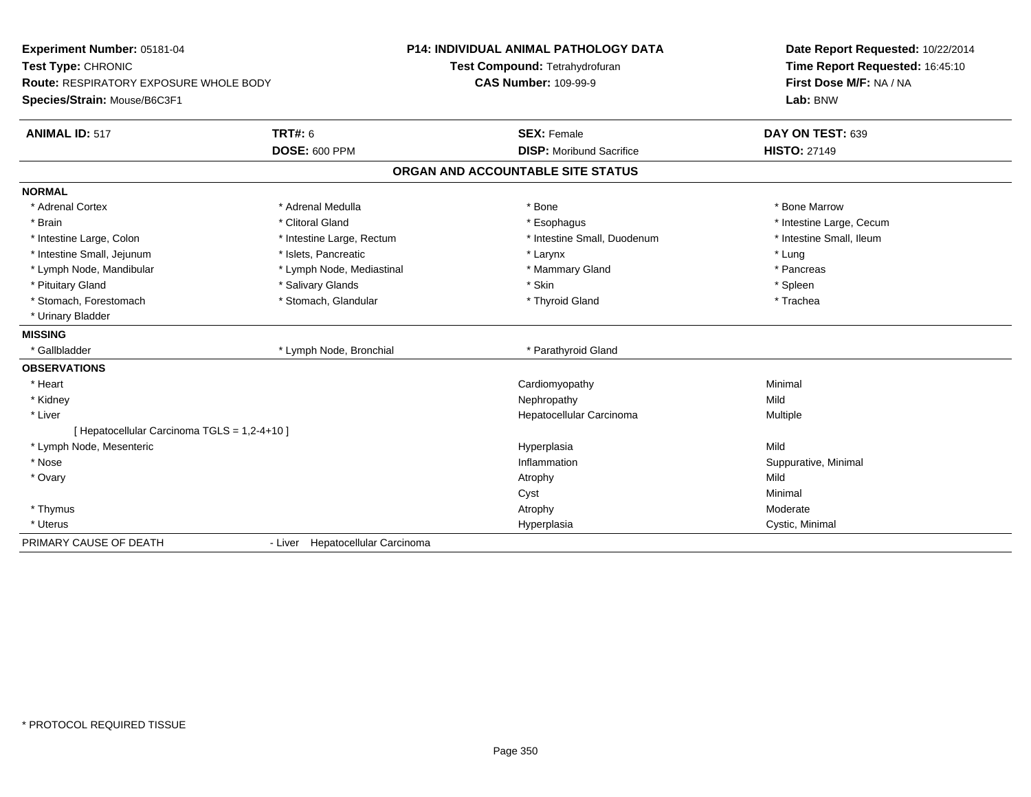**Experiment Number:** 05181-04
**Test Type:** CHRONIC
**Route:** RESPIRATORY EXPOSURE WHOLE BODY
**Species/Strain:** Mouse/B6C3F1

**P14: INDIVIDUAL ANIMAL PATHOLOGY DATA**
**Test Compound:** Tetrahydrofuran
**CAS Number:** 109-99-9

**Date Report Requested:** 10/22/2014
**Time Report Requested:** 16:45:10
**First Dose M/F:** NA / NA
**Lab:** BNW

| **ANIMAL ID:** 517 | **TRT#:** 6 | **SEX:** Female | **DAY ON TEST:** 639 |
|---|---|---|---|
| | **DOSE:** 600 PPM | **DISP:** Moribund Sacrifice | **HISTO:** 27149 |

## ORGAN AND ACCOUNTABLE SITE STATUS

**NORMAL**

| | | | |
|---|---|---|---|
| * Adrenal Cortex | * Adrenal Medulla | * Bone | * Bone Marrow |
| * Brain | * Clitoral Gland | * Esophagus | * Intestine Large, Cecum |
| * Intestine Large, Colon | * Intestine Large, Rectum | * Intestine Small, Duodenum | * Intestine Small, Ileum |
| * Intestine Small, Jejunum | * Islets, Pancreatic | * Larynx | * Lung |
| * Lymph Node, Mandibular | * Lymph Node, Mediastinal | * Mammary Gland | * Pancreas |
| * Pituitary Gland | * Salivary Glands | * Skin | * Spleen |
| * Stomach, Forestomach | * Stomach, Glandular | * Thyroid Gland | * Trachea |
| * Urinary Bladder | | | |

**MISSING**

| | | |
|---|---|---|
| * Gallbladder | * Lymph Node, Bronchial | * Parathyroid Gland |

**OBSERVATIONS**

| | | |
|---|---|---|
| * Heart | Cardiomyopathy | Minimal |
| * Kidney | Nephropathy | Mild |
| * Liver | Hepatocellular Carcinoma | Multiple |
| [ Hepatocellular Carcinoma TGLS = 1,2-4+10 ] | | |
| * Lymph Node, Mesenteric | Hyperplasia | Mild |
| * Nose | Inflammation | Suppurative, Minimal |
| * Ovary | Atrophy | Mild |
| | Cyst | Minimal |
| * Thymus | Atrophy | Moderate |
| * Uterus | Hyperplasia | Cystic, Minimal |

PRIMARY CAUSE OF DEATH - Liver Hepatocellular Carcinoma

* PROTOCOL REQUIRED TISSUE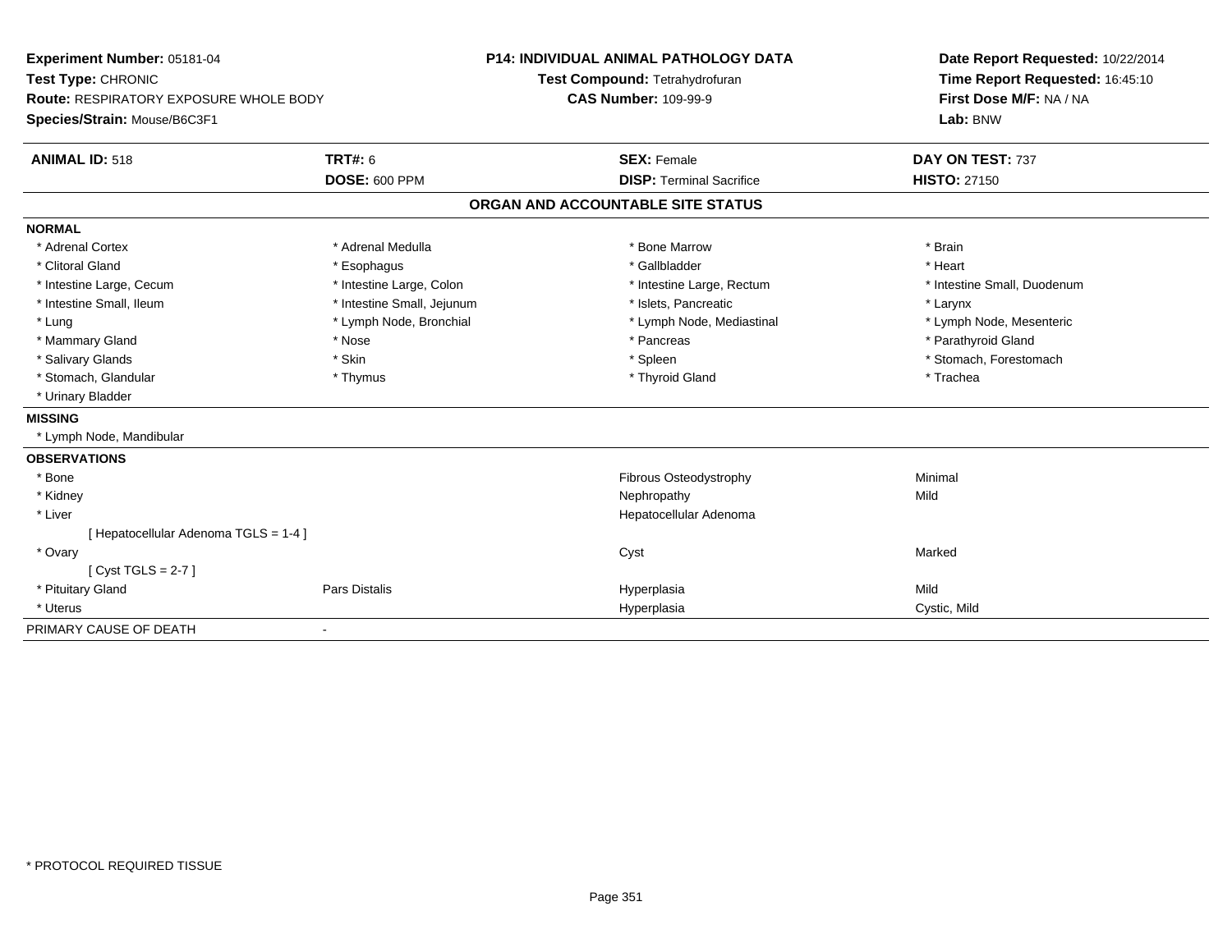**Experiment Number:** 05181-04
**Test Type:** CHRONIC
**Route:** RESPIRATORY EXPOSURE WHOLE BODY
**Species/Strain:** Mouse/B6C3F1

**P14: INDIVIDUAL ANIMAL PATHOLOGY DATA**
**Test Compound:** Tetrahydrofuran
**CAS Number:** 109-99-9

**Date Report Requested:** 10/22/2014
**Time Report Requested:** 16:45:10
**First Dose M/F:** NA / NA
**Lab:** BNW

| **ANIMAL ID:** 518 | **TRT#:** 6 | **SEX:** Female | **DAY ON TEST:** 737 |
|---|---|---|---|
| | **DOSE:** 600 PPM | **DISP:** Terminal Sacrifice | **HISTO:** 27150 |

## ORGAN AND ACCOUNTABLE SITE STATUS

**NORMAL**

| | | | |
|---|---|---|---|
| * Adrenal Cortex | * Adrenal Medulla | * Bone Marrow | * Brain |
| * Clitoral Gland | * Esophagus | * Gallbladder | * Heart |
| * Intestine Large, Cecum | * Intestine Large, Colon | * Intestine Large, Rectum | * Intestine Small, Duodenum |
| * Intestine Small, Ileum | * Intestine Small, Jejunum | * Islets, Pancreatic | * Larynx |
| * Lung | * Lymph Node, Bronchial | * Lymph Node, Mediastinal | * Lymph Node, Mesenteric |
| * Mammary Gland | * Nose | * Pancreas | * Parathyroid Gland |
| * Salivary Glands | * Skin | * Spleen | * Stomach, Forestomach |
| * Stomach, Glandular | * Thymus | * Thyroid Gland | * Trachea |
| * Urinary Bladder | | | |

**MISSING**

* Lymph Node, Mandibular

**OBSERVATIONS**

| | | | |
|---|---|---|---|
| * Bone | | Fibrous Osteodystrophy | Minimal |
| * Kidney | | Nephropathy | Mild |
| * Liver | | Hepatocellular Adenoma | |
| [ Hepatocellular Adenoma TGLS = 1-4 ] | | | |
| * Ovary | | Cyst | Marked |
| [ Cyst TGLS = 2-7 ] | | | |
| * Pituitary Gland | Pars Distalis | Hyperplasia | Mild |
| * Uterus | | Hyperplasia | Cystic, Mild |

PRIMARY CAUSE OF DEATH -

* PROTOCOL REQUIRED TISSUE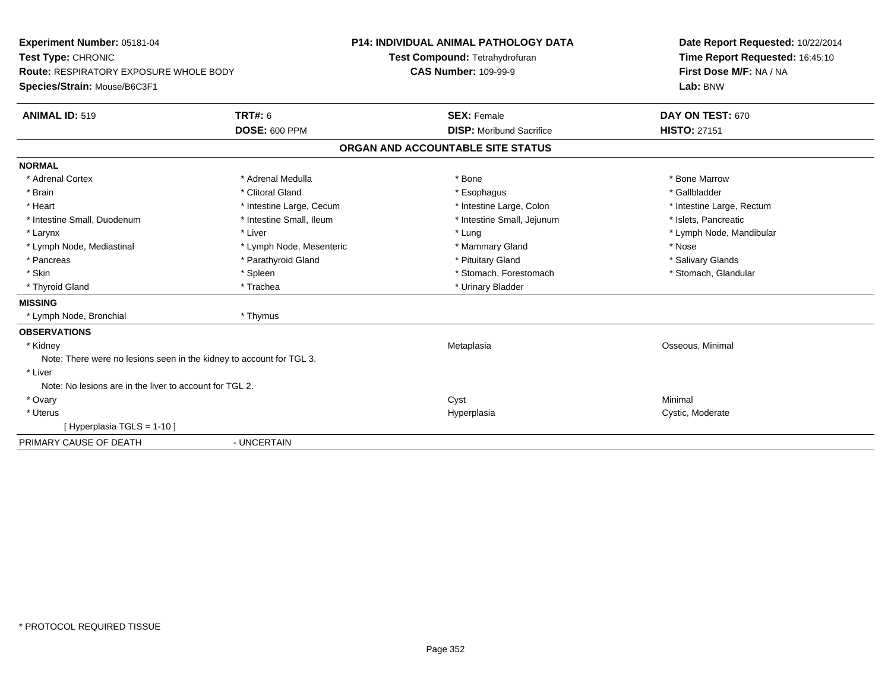**Experiment Number:** 05181-04
**Test Type:** CHRONIC
**Route:** RESPIRATORY EXPOSURE WHOLE BODY
**Species/Strain:** Mouse/B6C3F1

**P14: INDIVIDUAL ANIMAL PATHOLOGY DATA**
**Test Compound:** Tetrahydrofuran
**CAS Number:** 109-99-9

**Date Report Requested:** 10/22/2014
**Time Report Requested:** 16:45:10
**First Dose M/F:** NA / NA
**Lab:** BNW

| **ANIMAL ID:** 519 | **TRT#:** 6 | **SEX:** Female | **DAY ON TEST:** 670 |
|---|---|---|---|
| | **DOSE:** 600 PPM | **DISP:** Moribund Sacrifice | **HISTO:** 27151 |

## ORGAN AND ACCOUNTABLE SITE STATUS

**NORMAL**

| | | | |
|---|---|---|---|
| * Adrenal Cortex | * Adrenal Medulla | * Bone | * Bone Marrow |
| * Brain | * Clitoral Gland | * Esophagus | * Gallbladder |
| * Heart | * Intestine Large, Cecum | * Intestine Large, Colon | * Intestine Large, Rectum |
| * Intestine Small, Duodenum | * Intestine Small, Ileum | * Intestine Small, Jejunum | * Islets, Pancreatic |
| * Larynx | * Liver | * Lung | * Lymph Node, Mandibular |
| * Lymph Node, Mediastinal | * Lymph Node, Mesenteric | * Mammary Gland | * Nose |
| * Pancreas | * Parathyroid Gland | * Pituitary Gland | * Salivary Glands |
| * Skin | * Spleen | * Stomach, Forestomach | * Stomach, Glandular |
| * Thyroid Gland | * Trachea | * Urinary Bladder | |

**MISSING**

* Lymph Node, Bronchial
* Thymus

**OBSERVATIONS**

| | | |
|---|---|---|
| * Kidney | Metaplasia | Osseous, Minimal |
| Note: There were no lesions seen in the kidney to account for TGL 3. | | |
| * Liver | | |
| Note: No lesions are in the liver to account for TGL 2. | | |
| * Ovary | Cyst | Minimal |
| * Uterus | Hyperplasia | Cystic, Moderate |
| [ Hyperplasia TGLS = 1-10 ] | | |

PRIMARY CAUSE OF DEATH - UNCERTAIN

* PROTOCOL REQUIRED TISSUE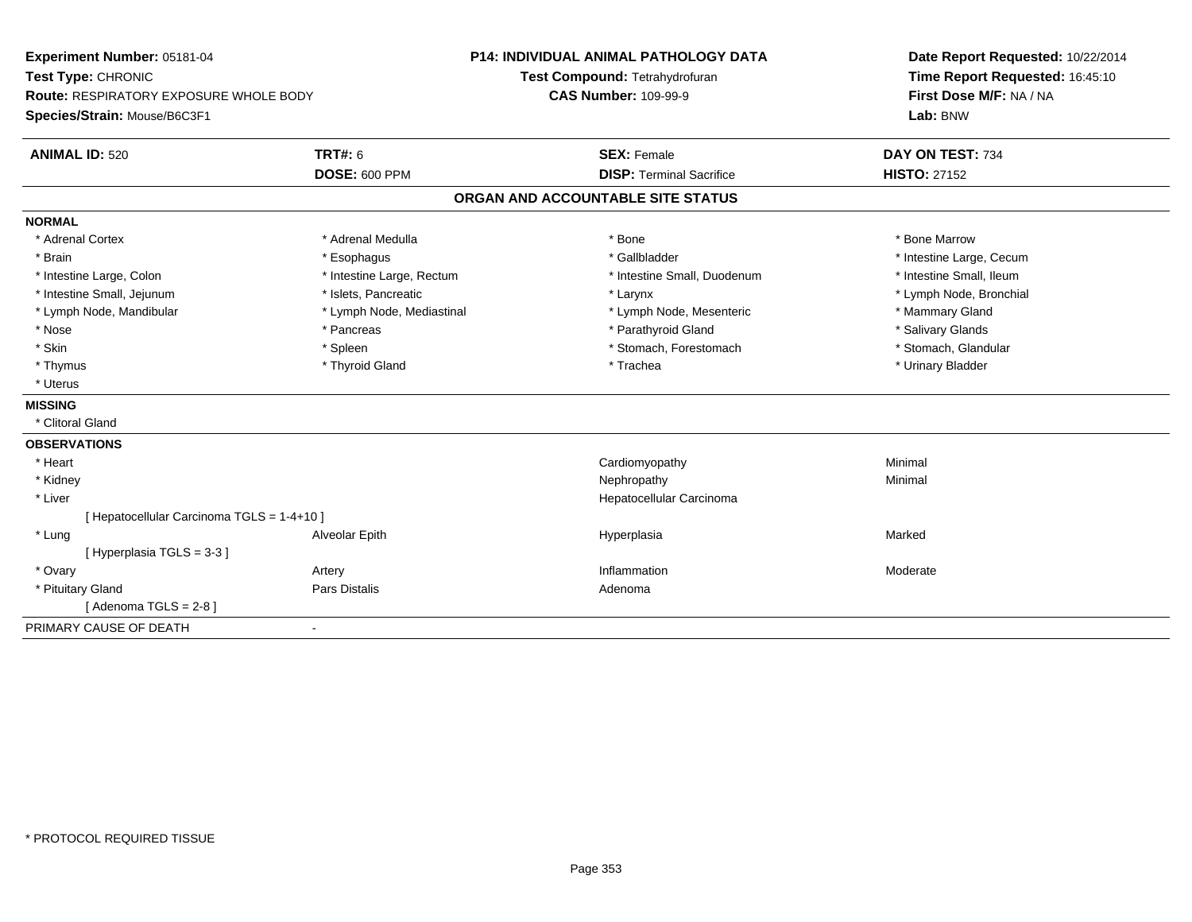**Experiment Number:** 05181-04
**Test Type:** CHRONIC
**Route:** RESPIRATORY EXPOSURE WHOLE BODY
**Species/Strain:** Mouse/B6C3F1

**P14: INDIVIDUAL ANIMAL PATHOLOGY DATA**
**Test Compound:** Tetrahydrofuran
**CAS Number:** 109-99-9

**Date Report Requested:** 10/22/2014
**Time Report Requested:** 16:45:10
**First Dose M/F:** NA / NA
**Lab:** BNW

| **ANIMAL ID:** 520 | **TRT#:** 6 | **SEX:** Female | **DAY ON TEST:** 734 |
|---|---|---|---|
| | **DOSE:** 600 PPM | **DISP:** Terminal Sacrifice | **HISTO:** 27152 |

## ORGAN AND ACCOUNTABLE SITE STATUS

**NORMAL**

| | | | |
|---|---|---|---|
| * Adrenal Cortex | * Adrenal Medulla | * Bone | * Bone Marrow |
| * Brain | * Esophagus | * Gallbladder | * Intestine Large, Cecum |
| * Intestine Large, Colon | * Intestine Large, Rectum | * Intestine Small, Duodenum | * Intestine Small, Ileum |
| * Intestine Small, Jejunum | * Islets, Pancreatic | * Larynx | * Lymph Node, Bronchial |
| * Lymph Node, Mandibular | * Lymph Node, Mediastinal | * Lymph Node, Mesenteric | * Mammary Gland |
| * Nose | * Pancreas | * Parathyroid Gland | * Salivary Glands |
| * Skin | * Spleen | * Stomach, Forestomach | * Stomach, Glandular |
| * Thymus | * Thyroid Gland | * Trachea | * Urinary Bladder |
| * Uterus | | | |

**MISSING**

* Clitoral Gland

**OBSERVATIONS**

| | | | |
|---|---|---|---|
| * Heart | | Cardiomyopathy | Minimal |
| * Kidney | | Nephropathy | Minimal |
| * Liver | | Hepatocellular Carcinoma | |
| [ Hepatocellular Carcinoma TGLS = 1-4+10 ] | | | |
| * Lung | Alveolar Epith | Hyperplasia | Marked |
| [ Hyperplasia TGLS = 3-3 ] | | | |
| * Ovary | Artery | Inflammation | Moderate |
| * Pituitary Gland | Pars Distalis | Adenoma | |
| [ Adenoma TGLS = 2-8 ] | | | |

PRIMARY CAUSE OF DEATH -

* PROTOCOL REQUIRED TISSUE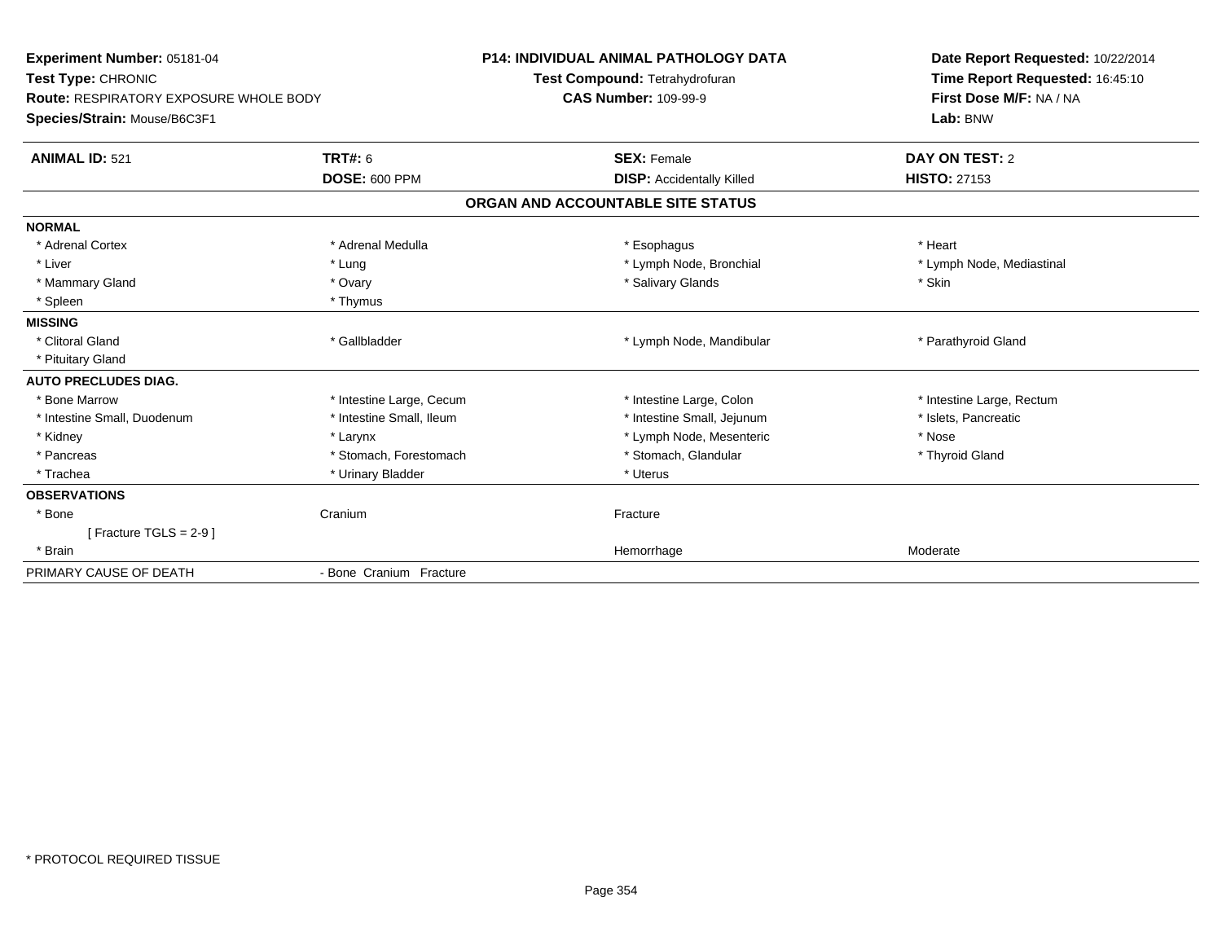**Experiment Number:** 05181-04
**Test Type:** CHRONIC
**Route:** RESPIRATORY EXPOSURE WHOLE BODY
**Species/Strain:** Mouse/B6C3F1

**P14: INDIVIDUAL ANIMAL PATHOLOGY DATA**
**Test Compound:** Tetrahydrofuran
**CAS Number:** 109-99-9

**Date Report Requested:** 10/22/2014
**Time Report Requested:** 16:45:10
**First Dose M/F:** NA / NA
**Lab:** BNW

| **ANIMAL ID:** 521 | **TRT#:** 6 | **SEX:** Female | **DAY ON TEST:** 2 |
|---|---|---|---|
| | **DOSE:** 600 PPM | **DISP:** Accidentally Killed | **HISTO:** 27153 |

## ORGAN AND ACCOUNTABLE SITE STATUS

| | | | |
|---|---|---|---|
| **NORMAL** | | | |
| * Adrenal Cortex | * Adrenal Medulla | * Esophagus | * Heart |
| * Liver | * Lung | * Lymph Node, Bronchial | * Lymph Node, Mediastinal |
| * Mammary Gland | * Ovary | * Salivary Glands | * Skin |
| * Spleen | * Thymus | | |
| **MISSING** | | | |
| * Clitoral Gland | * Gallbladder | * Lymph Node, Mandibular | * Parathyroid Gland |
| * Pituitary Gland | | | |
| **AUTO PRECLUDES DIAG.** | | | |
| * Bone Marrow | * Intestine Large, Cecum | * Intestine Large, Colon | * Intestine Large, Rectum |
| * Intestine Small, Duodenum | * Intestine Small, Ileum | * Intestine Small, Jejunum | * Islets, Pancreatic |
| * Kidney | * Larynx | * Lymph Node, Mesenteric | * Nose |
| * Pancreas | * Stomach, Forestomach | * Stomach, Glandular | * Thyroid Gland |
| * Trachea | * Urinary Bladder | * Uterus | |
| **OBSERVATIONS** | | | |
| * Bone | Cranium | Fracture | |
| [ Fracture TGLS = 2-9 ] | | | |
| * Brain | | Hemorrhage | Moderate |
| PRIMARY CAUSE OF DEATH | - Bone Cranium Fracture | | |

* PROTOCOL REQUIRED TISSUE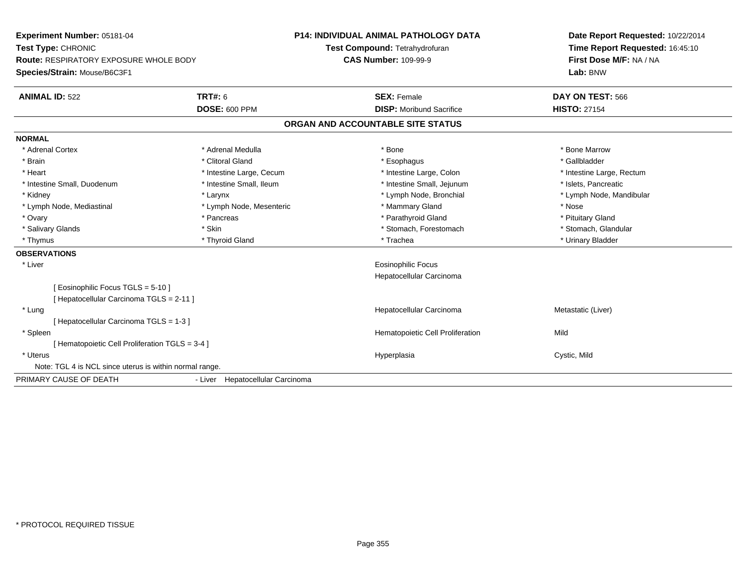**Experiment Number:** 05181-04
**Test Type:** CHRONIC
**Route:** RESPIRATORY EXPOSURE WHOLE BODY
**Species/Strain:** Mouse/B6C3F1

**P14: INDIVIDUAL ANIMAL PATHOLOGY DATA**
**Test Compound:** Tetrahydrofuran
**CAS Number:** 109-99-9

**Date Report Requested:** 10/22/2014
**Time Report Requested:** 16:45:10
**First Dose M/F:** NA / NA
**Lab:** BNW

| **ANIMAL ID:** 522 | **TRT#:** 6 | **SEX:** Female | **DAY ON TEST:** 566 |
|---|---|---|---|
| | **DOSE:** 600 PPM | **DISP:** Moribund Sacrifice | **HISTO:** 27154 |

## ORGAN AND ACCOUNTABLE SITE STATUS

**NORMAL**

| | | | |
|---|---|---|---|
| * Adrenal Cortex | * Adrenal Medulla | * Bone | * Bone Marrow |
| * Brain | * Clitoral Gland | * Esophagus | * Gallbladder |
| * Heart | * Intestine Large, Cecum | * Intestine Large, Colon | * Intestine Large, Rectum |
| * Intestine Small, Duodenum | * Intestine Small, Ileum | * Intestine Small, Jejunum | * Islets, Pancreatic |
| * Kidney | * Larynx | * Lymph Node, Bronchial | * Lymph Node, Mandibular |
| * Lymph Node, Mediastinal | * Lymph Node, Mesenteric | * Mammary Gland | * Nose |
| * Ovary | * Pancreas | * Parathyroid Gland | * Pituitary Gland |
| * Salivary Glands | * Skin | * Stomach, Forestomach | * Stomach, Glandular |
| * Thymus | * Thyroid Gland | * Trachea | * Urinary Bladder |

**OBSERVATIONS**

| | | |
|---|---|---|
| * Liver | Eosinophilic Focus | |
| | Hepatocellular Carcinoma | |
| [ Eosinophilic Focus TGLS = 5-10 ] | | |
| [ Hepatocellular Carcinoma TGLS = 2-11 ] | | |
| * Lung | Hepatocellular Carcinoma | Metastatic (Liver) |
| [ Hepatocellular Carcinoma TGLS = 1-3 ] | | |
| * Spleen | Hematopoietic Cell Proliferation | Mild |
| [ Hematopoietic Cell Proliferation TGLS = 3-4 ] | | |
| * Uterus | Hyperplasia | Cystic, Mild |

Note: TGL 4 is NCL since uterus is within normal range.

PRIMARY CAUSE OF DEATH - Liver Hepatocellular Carcinoma

\* PROTOCOL REQUIRED TISSUE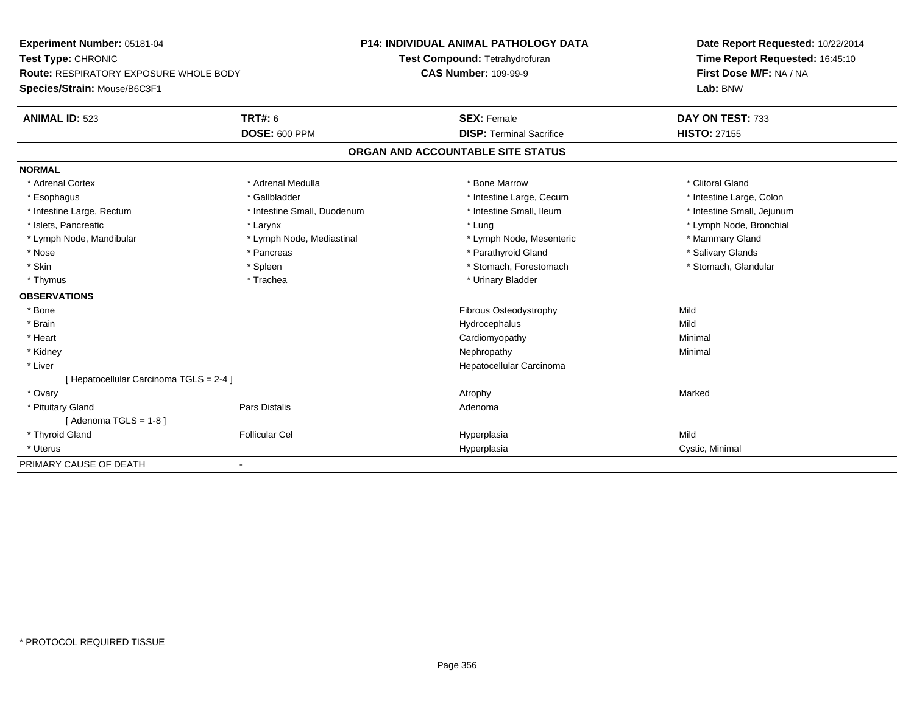**Experiment Number:** 05181-04
**Test Type:** CHRONIC
**Route:** RESPIRATORY EXPOSURE WHOLE BODY
**Species/Strain:** Mouse/B6C3F1

**P14: INDIVIDUAL ANIMAL PATHOLOGY DATA**
**Test Compound:** Tetrahydrofuran
**CAS Number:** 109-99-9

**Date Report Requested:** 10/22/2014
**Time Report Requested:** 16:45:10
**First Dose M/F:** NA / NA
**Lab:** BNW

| **ANIMAL ID:** 523 | **TRT#:** 6 | **SEX:** Female | **DAY ON TEST:** 733 |
|---|---|---|---|
| | **DOSE:** 600 PPM | **DISP:** Terminal Sacrifice | **HISTO:** 27155 |

## ORGAN AND ACCOUNTABLE SITE STATUS

**NORMAL**

| | | | |
|---|---|---|---|
| * Adrenal Cortex | * Adrenal Medulla | * Bone Marrow | * Clitoral Gland |
| * Esophagus | * Gallbladder | * Intestine Large, Cecum | * Intestine Large, Colon |
| * Intestine Large, Rectum | * Intestine Small, Duodenum | * Intestine Small, Ileum | * Intestine Small, Jejunum |
| * Islets, Pancreatic | * Larynx | * Lung | * Lymph Node, Bronchial |
| * Lymph Node, Mandibular | * Lymph Node, Mediastinal | * Lymph Node, Mesenteric | * Mammary Gland |
| * Nose | * Pancreas | * Parathyroid Gland | * Salivary Glands |
| * Skin | * Spleen | * Stomach, Forestomach | * Stomach, Glandular |
| * Thymus | * Trachea | * Urinary Bladder | |

**OBSERVATIONS**

| | | | |
|---|---|---|---|
| * Bone | | Fibrous Osteodystrophy | Mild |
| * Brain | | Hydrocephalus | Mild |
| * Heart | | Cardiomyopathy | Minimal |
| * Kidney | | Nephropathy | Minimal |
| * Liver | | Hepatocellular Carcinoma | |
| [ Hepatocellular Carcinoma TGLS = 2-4 ] | | | |
| * Ovary | | Atrophy | Marked |
| * Pituitary Gland | Pars Distalis | Adenoma | |
| [ Adenoma TGLS = 1-8 ] | | | |
| * Thyroid Gland | Follicular Cel | Hyperplasia | Mild |
| * Uterus | | Hyperplasia | Cystic, Minimal |

PRIMARY CAUSE OF DEATH -

* PROTOCOL REQUIRED TISSUE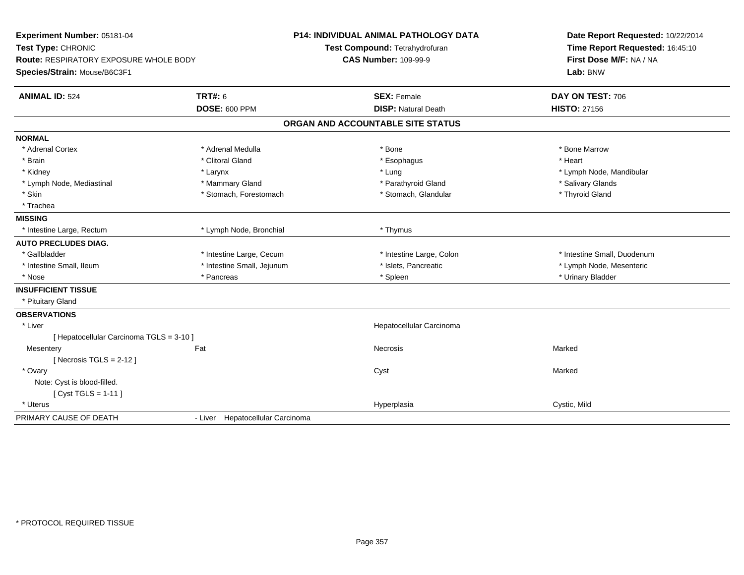**Experiment Number:** 05181-04
**Test Type:** CHRONIC
**Route:** RESPIRATORY EXPOSURE WHOLE BODY
**Species/Strain:** Mouse/B6C3F1

**P14: INDIVIDUAL ANIMAL PATHOLOGY DATA**
**Test Compound:** Tetrahydrofuran
**CAS Number:** 109-99-9

**Date Report Requested:** 10/22/2014
**Time Report Requested:** 16:45:10
**First Dose M/F:** NA / NA
**Lab:** BNW

| **ANIMAL ID:** 524 | **TRT#:** 6 | **SEX:** Female | **DAY ON TEST:** 706 |
|---|---|---|---|
| | **DOSE:** 600 PPM | **DISP:** Natural Death | **HISTO:** 27156 |

## ORGAN AND ACCOUNTABLE SITE STATUS

**NORMAL**

| | | | |
|---|---|---|---|
| * Adrenal Cortex | * Adrenal Medulla | * Bone | * Bone Marrow |
| * Brain | * Clitoral Gland | * Esophagus | * Heart |
| * Kidney | * Larynx | * Lung | * Lymph Node, Mandibular |
| * Lymph Node, Mediastinal | * Mammary Gland | * Parathyroid Gland | * Salivary Glands |
| * Skin | * Stomach, Forestomach | * Stomach, Glandular | * Thyroid Gland |
| * Trachea | | | |

**MISSING**

| | | | |
|---|---|---|---|
| * Intestine Large, Rectum | * Lymph Node, Bronchial | * Thymus | |

**AUTO PRECLUDES DIAG.**

| | | | |
|---|---|---|---|
| * Gallbladder | * Intestine Large, Cecum | * Intestine Large, Colon | * Intestine Small, Duodenum |
| * Intestine Small, Ileum | * Intestine Small, Jejunum | * Islets, Pancreatic | * Lymph Node, Mesenteric |
| * Nose | * Pancreas | * Spleen | * Urinary Bladder |

**INSUFFICIENT TISSUE**

* Pituitary Gland

**OBSERVATIONS**

| | | | |
|---|---|---|---|
| * Liver | | Hepatocellular Carcinoma | |
| [ Hepatocellular Carcinoma TGLS = 3-10 ] | | | |
| Mesentery | Fat | Necrosis | Marked |
| [ Necrosis TGLS = 2-12 ] | | | |
| * Ovary | | Cyst | Marked |
| Note: Cyst is blood-filled. | | | |
| [ Cyst TGLS = 1-11 ] | | | |
| * Uterus | | Hyperplasia | Cystic, Mild |

PRIMARY CAUSE OF DEATH - Liver Hepatocellular Carcinoma

* PROTOCOL REQUIRED TISSUE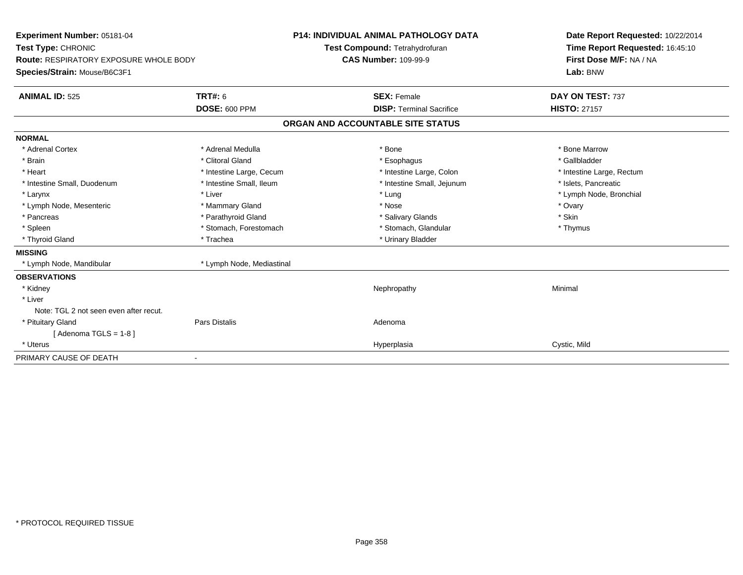**Experiment Number:** 05181-04
**Test Type:** CHRONIC
**Route:** RESPIRATORY EXPOSURE WHOLE BODY
**Species/Strain:** Mouse/B6C3F1

**P14: INDIVIDUAL ANIMAL PATHOLOGY DATA**
**Test Compound:** Tetrahydrofuran
**CAS Number:** 109-99-9

**Date Report Requested:** 10/22/2014
**Time Report Requested:** 16:45:10
**First Dose M/F:** NA / NA
**Lab:** BNW

| **ANIMAL ID:** 525 | **TRT#:** 6 | **SEX:** Female | **DAY ON TEST:** 737 |
|---|---|---|---|
| | **DOSE:** 600 PPM | **DISP:** Terminal Sacrifice | **HISTO:** 27157 |

## ORGAN AND ACCOUNTABLE SITE STATUS

**NORMAL**

| | | | |
|---|---|---|---|
| * Adrenal Cortex | * Adrenal Medulla | * Bone | * Bone Marrow |
| * Brain | * Clitoral Gland | * Esophagus | * Gallbladder |
| * Heart | * Intestine Large, Cecum | * Intestine Large, Colon | * Intestine Large, Rectum |
| * Intestine Small, Duodenum | * Intestine Small, Ileum | * Intestine Small, Jejunum | * Islets, Pancreatic |
| * Larynx | * Liver | * Lung | * Lymph Node, Bronchial |
| * Lymph Node, Mesenteric | * Mammary Gland | * Nose | * Ovary |
| * Pancreas | * Parathyroid Gland | * Salivary Glands | * Skin |
| * Spleen | * Stomach, Forestomach | * Stomach, Glandular | * Thymus |
| * Thyroid Gland | * Trachea | * Urinary Bladder | |

**MISSING**

| | |
|---|---|
| * Lymph Node, Mandibular | * Lymph Node, Mediastinal |

**OBSERVATIONS**

| | | | |
|---|---|---|---|
| * Kidney | | Nephropathy | Minimal |
| * Liver | | | |
| Note: TGL 2 not seen even after recut. | | | |
| * Pituitary Gland | Pars Distalis | Adenoma | |
| [ Adenoma TGLS = 1-8 ] | | | |
| * Uterus | | Hyperplasia | Cystic, Mild |

PRIMARY CAUSE OF DEATH -

* PROTOCOL REQUIRED TISSUE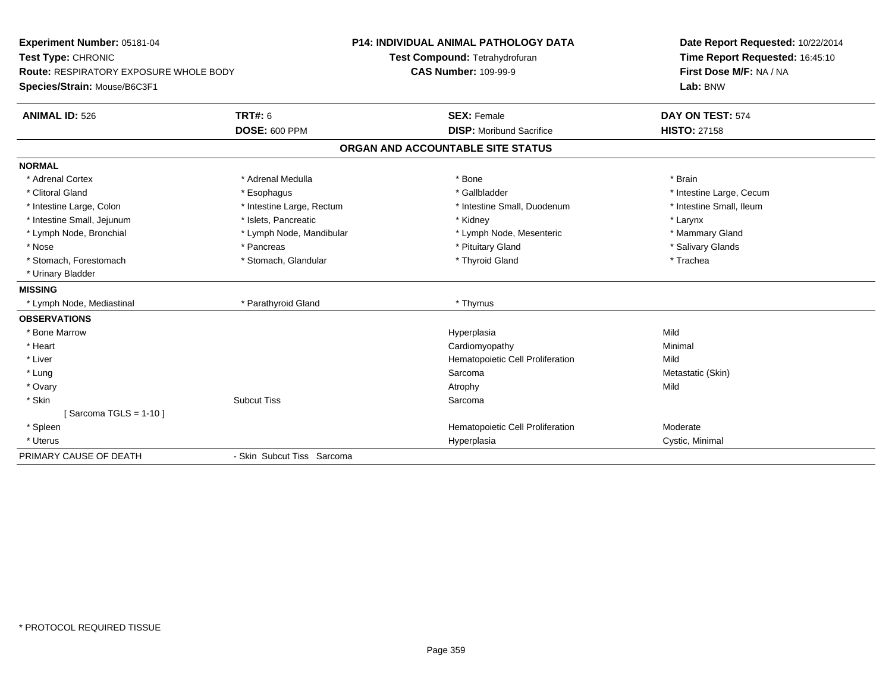**Experiment Number:** 05181-04
**Test Type:** CHRONIC
**Route:** RESPIRATORY EXPOSURE WHOLE BODY
**Species/Strain:** Mouse/B6C3F1

**P14: INDIVIDUAL ANIMAL PATHOLOGY DATA**
**Test Compound:** Tetrahydrofuran
**CAS Number:** 109-99-9

**Date Report Requested:** 10/22/2014
**Time Report Requested:** 16:45:10
**First Dose M/F:** NA / NA
**Lab:** BNW

| **ANIMAL ID:** 526 | **TRT#:** 6 | **SEX:** Female | **DAY ON TEST:** 574 |
|---|---|---|---|
| | **DOSE:** 600 PPM | **DISP:** Moribund Sacrifice | **HISTO:** 27158 |

## ORGAN AND ACCOUNTABLE SITE STATUS

**NORMAL**

| | | | |
|---|---|---|---|
| * Adrenal Cortex | * Adrenal Medulla | * Bone | * Brain |
| * Clitoral Gland | * Esophagus | * Gallbladder | * Intestine Large, Cecum |
| * Intestine Large, Colon | * Intestine Large, Rectum | * Intestine Small, Duodenum | * Intestine Small, Ileum |
| * Intestine Small, Jejunum | * Islets, Pancreatic | * Kidney | * Larynx |
| * Lymph Node, Bronchial | * Lymph Node, Mandibular | * Lymph Node, Mesenteric | * Mammary Gland |
| * Nose | * Pancreas | * Pituitary Gland | * Salivary Glands |
| * Stomach, Forestomach | * Stomach, Glandular | * Thyroid Gland | * Trachea |
| * Urinary Bladder | | | |

**MISSING**

| | | |
|---|---|---|
| * Lymph Node, Mediastinal | * Parathyroid Gland | * Thymus |

**OBSERVATIONS**

| | | | |
|---|---|---|---|
| * Bone Marrow | | Hyperplasia | Mild |
| * Heart | | Cardiomyopathy | Minimal |
| * Liver | | Hematopoietic Cell Proliferation | Mild |
| * Lung | | Sarcoma | Metastatic (Skin) |
| * Ovary | | Atrophy | Mild |
| * Skin | Subcut Tiss | Sarcoma | |
| [ Sarcoma TGLS = 1-10 ] | | | |
| * Spleen | | Hematopoietic Cell Proliferation | Moderate |
| * Uterus | | Hyperplasia | Cystic, Minimal |

PRIMARY CAUSE OF DEATH - Skin Subcut Tiss Sarcoma

* PROTOCOL REQUIRED TISSUE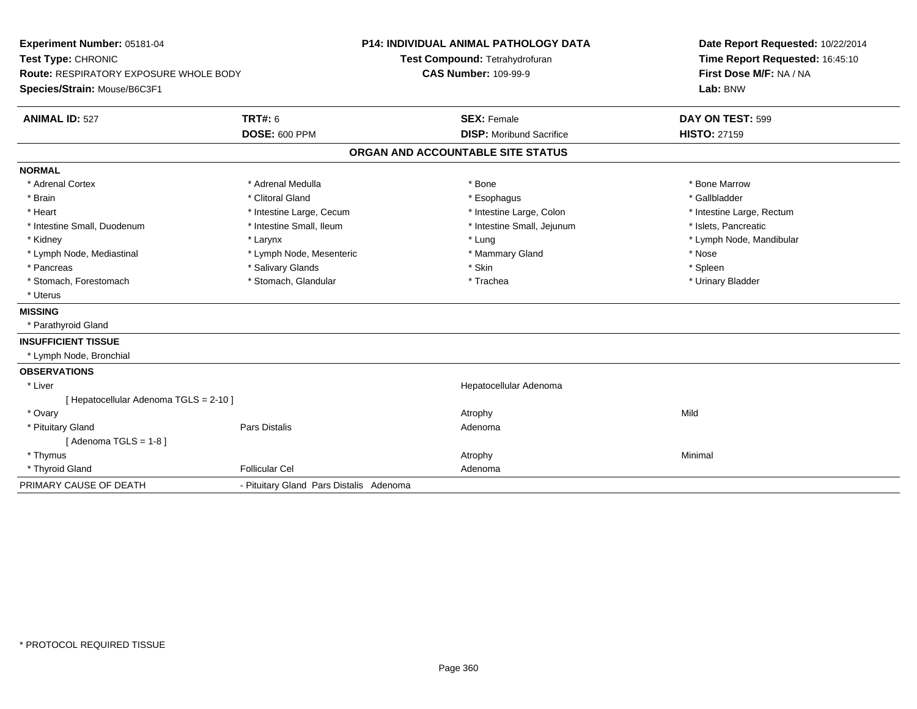**Experiment Number:** 05181-04
**Test Type:** CHRONIC
**Route:** RESPIRATORY EXPOSURE WHOLE BODY
**Species/Strain:** Mouse/B6C3F1

**P14: INDIVIDUAL ANIMAL PATHOLOGY DATA**
**Test Compound:** Tetrahydrofuran
**CAS Number:** 109-99-9

**Date Report Requested:** 10/22/2014
**Time Report Requested:** 16:45:10
**First Dose M/F:** NA / NA
**Lab:** BNW

| **ANIMAL ID:** 527 | **TRT#:** 6 | **SEX:** Female | **DAY ON TEST:** 599 |
|---|---|---|---|
| | **DOSE:** 600 PPM | **DISP:** Moribund Sacrifice | **HISTO:** 27159 |

## ORGAN AND ACCOUNTABLE SITE STATUS

**NORMAL**

| | | | |
|---|---|---|---|
| * Adrenal Cortex | * Adrenal Medulla | * Bone | * Bone Marrow |
| * Brain | * Clitoral Gland | * Esophagus | * Gallbladder |
| * Heart | * Intestine Large, Cecum | * Intestine Large, Colon | * Intestine Large, Rectum |
| * Intestine Small, Duodenum | * Intestine Small, Ileum | * Intestine Small, Jejunum | * Islets, Pancreatic |
| * Kidney | * Larynx | * Lung | * Lymph Node, Mandibular |
| * Lymph Node, Mediastinal | * Lymph Node, Mesenteric | * Mammary Gland | * Nose |
| * Pancreas | * Salivary Glands | * Skin | * Spleen |
| * Stomach, Forestomach | * Stomach, Glandular | * Trachea | * Urinary Bladder |
| * Uterus | | | |

**MISSING**

* Parathyroid Gland

**INSUFFICIENT TISSUE**

* Lymph Node, Bronchial

**OBSERVATIONS**

| | | | |
|---|---|---|---|
| * Liver | | Hepatocellular Adenoma | |
| [ Hepatocellular Adenoma TGLS = 2-10 ] | | | |
| * Ovary | | Atrophy | Mild |
| * Pituitary Gland | Pars Distalis | Adenoma | |
| [ Adenoma TGLS = 1-8 ] | | | |
| * Thymus | | Atrophy | Minimal |
| * Thyroid Gland | Follicular Cel | Adenoma | |

PRIMARY CAUSE OF DEATH - Pituitary Gland Pars Distalis Adenoma

* PROTOCOL REQUIRED TISSUE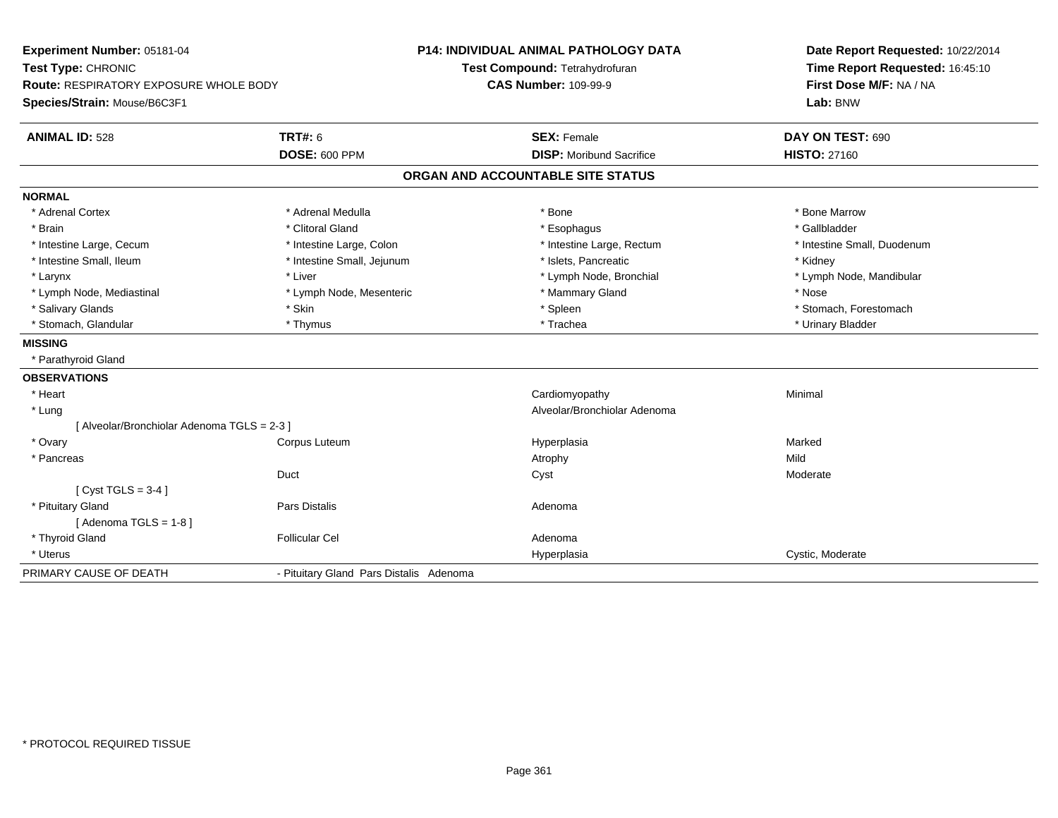**Experiment Number:** 05181-04
**Test Type:** CHRONIC
**Route:** RESPIRATORY EXPOSURE WHOLE BODY
**Species/Strain:** Mouse/B6C3F1

**P14: INDIVIDUAL ANIMAL PATHOLOGY DATA**
**Test Compound:** Tetrahydrofuran
**CAS Number:** 109-99-9

**Date Report Requested:** 10/22/2014
**Time Report Requested:** 16:45:10
**First Dose M/F:** NA / NA
**Lab:** BNW

| **ANIMAL ID:** 528 | **TRT#:** 6 | **SEX:** Female | **DAY ON TEST:** 690 |
|---|---|---|---|
| | **DOSE:** 600 PPM | **DISP:** Moribund Sacrifice | **HISTO:** 27160 |

## ORGAN AND ACCOUNTABLE SITE STATUS

**NORMAL**

| | | | |
|---|---|---|---|
| * Adrenal Cortex | * Adrenal Medulla | * Bone | * Bone Marrow |
| * Brain | * Clitoral Gland | * Esophagus | * Gallbladder |
| * Intestine Large, Cecum | * Intestine Large, Colon | * Intestine Large, Rectum | * Intestine Small, Duodenum |
| * Intestine Small, Ileum | * Intestine Small, Jejunum | * Islets, Pancreatic | * Kidney |
| * Larynx | * Liver | * Lymph Node, Bronchial | * Lymph Node, Mandibular |
| * Lymph Node, Mediastinal | * Lymph Node, Mesenteric | * Mammary Gland | * Nose |
| * Salivary Glands | * Skin | * Spleen | * Stomach, Forestomach |
| * Stomach, Glandular | * Thymus | * Trachea | * Urinary Bladder |

**MISSING**

* Parathyroid Gland

**OBSERVATIONS**

| | | | |
|---|---|---|---|
| * Heart | | Cardiomyopathy | Minimal |
| * Lung | | Alveolar/Bronchiolar Adenoma | |
| [ Alveolar/Bronchiolar Adenoma TGLS = 2-3 ] | | | |
| * Ovary | Corpus Luteum | Hyperplasia | Marked |
| * Pancreas | | Atrophy | Mild |
| | Duct | Cyst | Moderate |
| [ Cyst TGLS = 3-4 ] | | | |
| * Pituitary Gland | Pars Distalis | Adenoma | |
| [ Adenoma TGLS = 1-8 ] | | | |
| * Thyroid Gland | Follicular Cel | Adenoma | |
| * Uterus | | Hyperplasia | Cystic, Moderate |

PRIMARY CAUSE OF DEATH - Pituitary Gland Pars Distalis Adenoma

* PROTOCOL REQUIRED TISSUE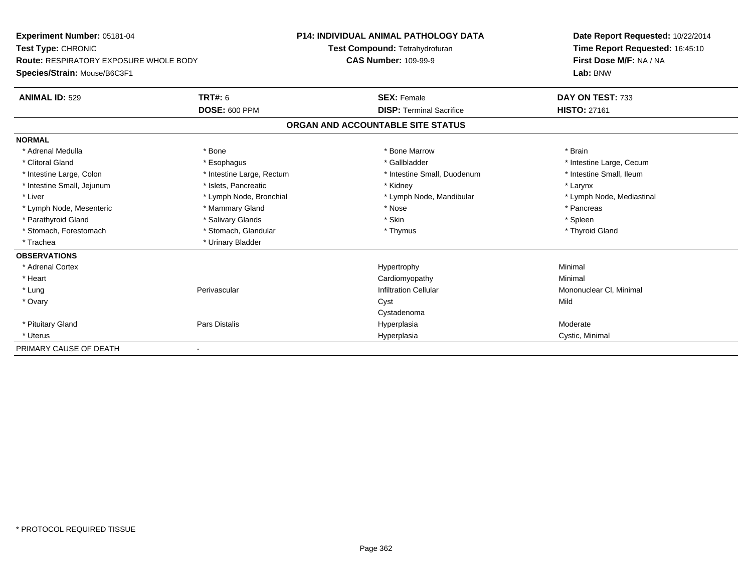**Experiment Number:** 05181-04
**Test Type:** CHRONIC
**Route:** RESPIRATORY EXPOSURE WHOLE BODY
**Species/Strain:** Mouse/B6C3F1

**P14: INDIVIDUAL ANIMAL PATHOLOGY DATA**
**Test Compound:** Tetrahydrofuran
**CAS Number:** 109-99-9

**Date Report Requested:** 10/22/2014
**Time Report Requested:** 16:45:10
**First Dose M/F:** NA / NA
**Lab:** BNW

| **ANIMAL ID:** 529 | **TRT#:** 6 | **SEX:** Female | **DAY ON TEST:** 733 |
|---|---|---|---|
| | **DOSE:** 600 PPM | **DISP:** Terminal Sacrifice | **HISTO:** 27161 |

## ORGAN AND ACCOUNTABLE SITE STATUS

**NORMAL**

| | | | |
|---|---|---|---|
| * Adrenal Medulla | * Bone | * Bone Marrow | * Brain |
| * Clitoral Gland | * Esophagus | * Gallbladder | * Intestine Large, Cecum |
| * Intestine Large, Colon | * Intestine Large, Rectum | * Intestine Small, Duodenum | * Intestine Small, Ileum |
| * Intestine Small, Jejunum | * Islets, Pancreatic | * Kidney | * Larynx |
| * Liver | * Lymph Node, Bronchial | * Lymph Node, Mandibular | * Lymph Node, Mediastinal |
| * Lymph Node, Mesenteric | * Mammary Gland | * Nose | * Pancreas |
| * Parathyroid Gland | * Salivary Glands | * Skin | * Spleen |
| * Stomach, Forestomach | * Stomach, Glandular | * Thymus | * Thyroid Gland |
| * Trachea | * Urinary Bladder | | |

**OBSERVATIONS**

| | | | |
|---|---|---|---|
| * Adrenal Cortex | | Hypertrophy | Minimal |
| * Heart | | Cardiomyopathy | Minimal |
| * Lung | Perivascular | Infiltration Cellular | Mononuclear Cl, Minimal |
| * Ovary | | Cyst | Mild |
| | | Cystadenoma | |
| * Pituitary Gland | Pars Distalis | Hyperplasia | Moderate |
| * Uterus | | Hyperplasia | Cystic, Minimal |

PRIMARY CAUSE OF DEATH -

\* PROTOCOL REQUIRED TISSUE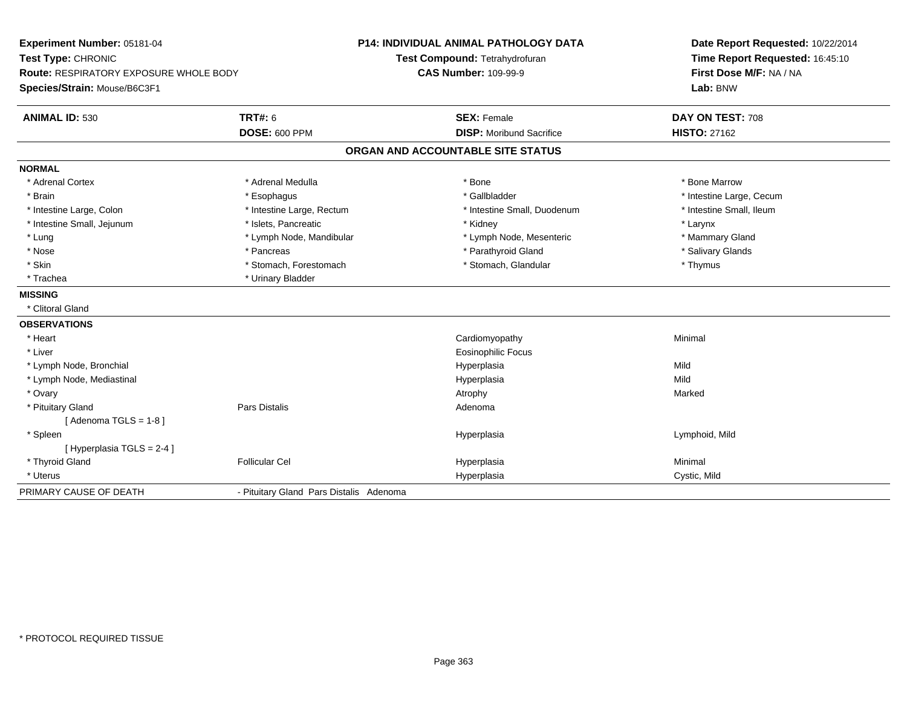**Experiment Number:** 05181-04
**Test Type:** CHRONIC
**Route:** RESPIRATORY EXPOSURE WHOLE BODY
**Species/Strain:** Mouse/B6C3F1

**P14: INDIVIDUAL ANIMAL PATHOLOGY DATA**
**Test Compound:** Tetrahydrofuran
**CAS Number:** 109-99-9

**Date Report Requested:** 10/22/2014
**Time Report Requested:** 16:45:10
**First Dose M/F:** NA / NA
**Lab:** BNW

| **ANIMAL ID:** 530 | **TRT#:** 6 | **SEX:** Female | **DAY ON TEST:** 708 |
|---|---|---|---|
| | **DOSE:** 600 PPM | **DISP:** Moribund Sacrifice | **HISTO:** 27162 |

## ORGAN AND ACCOUNTABLE SITE STATUS

**NORMAL**

| | | | |
|---|---|---|---|
| * Adrenal Cortex | * Adrenal Medulla | * Bone | * Bone Marrow |
| * Brain | * Esophagus | * Gallbladder | * Intestine Large, Cecum |
| * Intestine Large, Colon | * Intestine Large, Rectum | * Intestine Small, Duodenum | * Intestine Small, Ileum |
| * Intestine Small, Jejunum | * Islets, Pancreatic | * Kidney | * Larynx |
| * Lung | * Lymph Node, Mandibular | * Lymph Node, Mesenteric | * Mammary Gland |
| * Nose | * Pancreas | * Parathyroid Gland | * Salivary Glands |
| * Skin | * Stomach, Forestomach | * Stomach, Glandular | * Thymus |
| * Trachea | * Urinary Bladder | | |

**MISSING**

* Clitoral Gland

**OBSERVATIONS**

| | | | |
|---|---|---|---|
| * Heart | | Cardiomyopathy | Minimal |
| * Liver | | Eosinophilic Focus | |
| * Lymph Node, Bronchial | | Hyperplasia | Mild |
| * Lymph Node, Mediastinal | | Hyperplasia | Mild |
| * Ovary | | Atrophy | Marked |
| * Pituitary Gland | Pars Distalis | Adenoma | |
| [ Adenoma TGLS = 1-8 ] | | | |
| * Spleen | | Hyperplasia | Lymphoid, Mild |
| [ Hyperplasia TGLS = 2-4 ] | | | |
| * Thyroid Gland | Follicular Cel | Hyperplasia | Minimal |
| * Uterus | | Hyperplasia | Cystic, Mild |

PRIMARY CAUSE OF DEATH - Pituitary Gland Pars Distalis Adenoma

* PROTOCOL REQUIRED TISSUE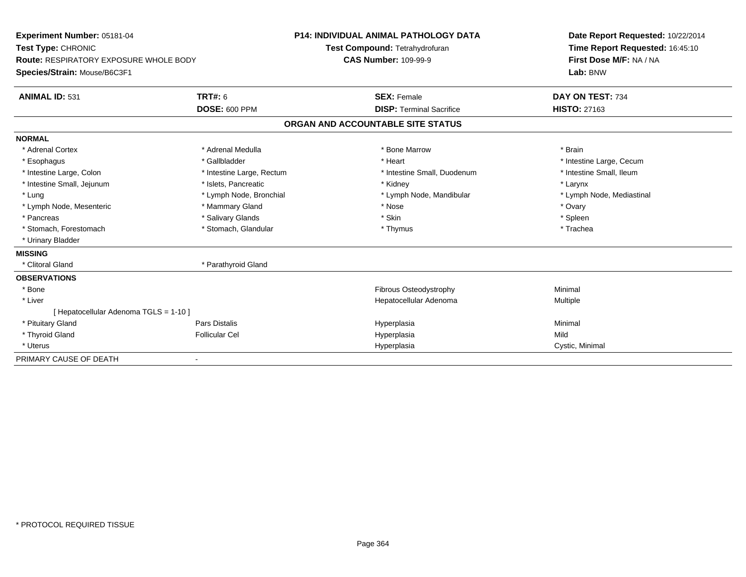**Experiment Number:** 05181-04
**Test Type:** CHRONIC
**Route:** RESPIRATORY EXPOSURE WHOLE BODY
**Species/Strain:** Mouse/B6C3F1

**P14: INDIVIDUAL ANIMAL PATHOLOGY DATA**
**Test Compound:** Tetrahydrofuran
**CAS Number:** 109-99-9

**Date Report Requested:** 10/22/2014
**Time Report Requested:** 16:45:10
**First Dose M/F:** NA / NA
**Lab:** BNW

| **ANIMAL ID:** 531 | **TRT#:** 6 | **SEX:** Female | **DAY ON TEST:** 734 |
|---|---|---|---|
| | **DOSE:** 600 PPM | **DISP:** Terminal Sacrifice | **HISTO:** 27163 |

## ORGAN AND ACCOUNTABLE SITE STATUS

**NORMAL**

| | | | |
|---|---|---|---|
| * Adrenal Cortex | * Adrenal Medulla | * Bone Marrow | * Brain |
| * Esophagus | * Gallbladder | * Heart | * Intestine Large, Cecum |
| * Intestine Large, Colon | * Intestine Large, Rectum | * Intestine Small, Duodenum | * Intestine Small, Ileum |
| * Intestine Small, Jejunum | * Islets, Pancreatic | * Kidney | * Larynx |
| * Lung | * Lymph Node, Bronchial | * Lymph Node, Mandibular | * Lymph Node, Mediastinal |
| * Lymph Node, Mesenteric | * Mammary Gland | * Nose | * Ovary |
| * Pancreas | * Salivary Glands | * Skin | * Spleen |
| * Stomach, Forestomach | * Stomach, Glandular | * Thymus | * Trachea |
| * Urinary Bladder | | | |

**MISSING**

| | |
|---|---|
| * Clitoral Gland | * Parathyroid Gland |

**OBSERVATIONS**

| | | | |
|---|---|---|---|
| * Bone | | Fibrous Osteodystrophy | Minimal |
| * Liver | | Hepatocellular Adenoma | Multiple |
| [ Hepatocellular Adenoma TGLS = 1-10 ] | | | |
| * Pituitary Gland | Pars Distalis | Hyperplasia | Minimal |
| * Thyroid Gland | Follicular Cel | Hyperplasia | Mild |
| * Uterus | | Hyperplasia | Cystic, Minimal |

PRIMARY CAUSE OF DEATH -

* PROTOCOL REQUIRED TISSUE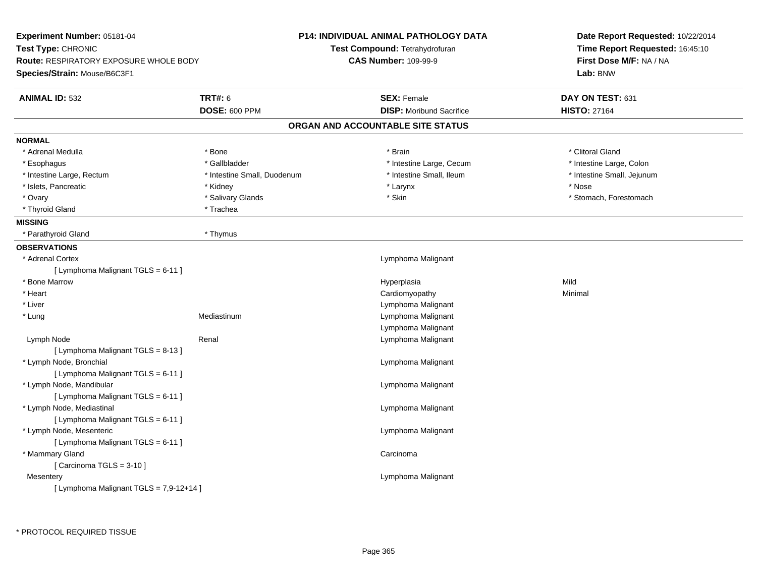**Experiment Number:** 05181-04
**Test Type:** CHRONIC
**Route:** RESPIRATORY EXPOSURE WHOLE BODY
**Species/Strain:** Mouse/B6C3F1

**P14: INDIVIDUAL ANIMAL PATHOLOGY DATA**
**Test Compound:** Tetrahydrofuran
**CAS Number:** 109-99-9

**Date Report Requested:** 10/22/2014
**Time Report Requested:** 16:45:10
**First Dose M/F:** NA / NA
**Lab:** BNW

| **ANIMAL ID:** 532 | **TRT#:** 6 | **SEX:** Female | **DAY ON TEST:** 631 |
|---|---|---|---|
| | **DOSE:** 600 PPM | **DISP:** Moribund Sacrifice | **HISTO:** 27164 |

## ORGAN AND ACCOUNTABLE SITE STATUS

**NORMAL**

| | | | |
|---|---|---|---|
| * Adrenal Medulla | * Bone | * Brain | * Clitoral Gland |
| * Esophagus | * Gallbladder | * Intestine Large, Cecum | * Intestine Large, Colon |
| * Intestine Large, Rectum | * Intestine Small, Duodenum | * Intestine Small, Ileum | * Intestine Small, Jejunum |
| * Islets, Pancreatic | * Kidney | * Larynx | * Nose |
| * Ovary | * Salivary Glands | * Skin | * Stomach, Forestomach |
| * Thyroid Gland | * Trachea | | |

**MISSING**

| | |
|---|---|
| * Parathyroid Gland | * Thymus |

**OBSERVATIONS**

| Organ | Site | Observation | Severity |
|---|---|---|---|
| * Adrenal Cortex | | Lymphoma Malignant | |
| [ Lymphoma Malignant TGLS = 6-11 ] | | | |
| * Bone Marrow | | Hyperplasia | Mild |
| * Heart | | Cardiomyopathy | Minimal |
| * Liver | | Lymphoma Malignant | |
| * Lung | Mediastinum | Lymphoma Malignant | |
| | | Lymphoma Malignant | |
| Lymph Node | Renal | Lymphoma Malignant | |
| [ Lymphoma Malignant TGLS = 8-13 ] | | | |
| * Lymph Node, Bronchial | | Lymphoma Malignant | |
| [ Lymphoma Malignant TGLS = 6-11 ] | | | |
| * Lymph Node, Mandibular | | Lymphoma Malignant | |
| [ Lymphoma Malignant TGLS = 6-11 ] | | | |
| * Lymph Node, Mediastinal | | Lymphoma Malignant | |
| [ Lymphoma Malignant TGLS = 6-11 ] | | | |
| * Lymph Node, Mesenteric | | Lymphoma Malignant | |
| [ Lymphoma Malignant TGLS = 6-11 ] | | | |
| * Mammary Gland | | Carcinoma | |
| [ Carcinoma TGLS = 3-10 ] | | | |
| Mesentery | | Lymphoma Malignant | |
| [ Lymphoma Malignant TGLS = 7,9-12+14 ] | | | |

\* PROTOCOL REQUIRED TISSUE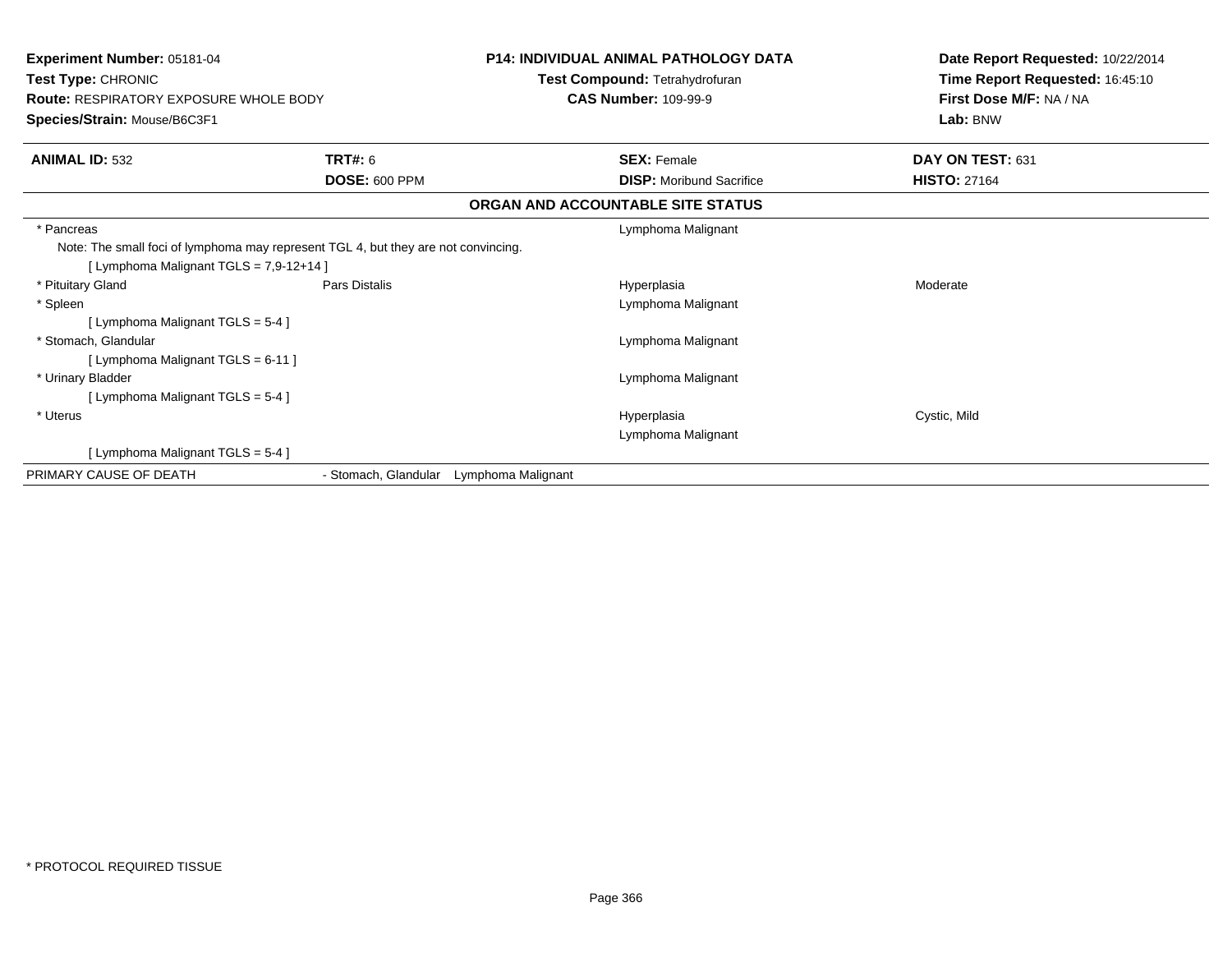**Experiment Number:** 05181-04
**Test Type:** CHRONIC
**Route:** RESPIRATORY EXPOSURE WHOLE BODY
**Species/Strain:** Mouse/B6C3F1

**P14: INDIVIDUAL ANIMAL PATHOLOGY DATA**
**Test Compound:** Tetrahydrofuran
**CAS Number:** 109-99-9

**Date Report Requested:** 10/22/2014
**Time Report Requested:** 16:45:10
**First Dose M/F:** NA / NA
**Lab:** BNW

| **ANIMAL ID:** 532 | **TRT#:** 6 | **SEX:** Female | **DAY ON TEST:** 631 |
|---|---|---|---|
| | **DOSE:** 600 PPM | **DISP:** Moribund Sacrifice | **HISTO:** 27164 |

**ORGAN AND ACCOUNTABLE SITE STATUS**

| | | | |
|---|---|---|---|
| * Pancreas | | Lymphoma Malignant | |
| Note: The small foci of lymphoma may represent TGL 4, but they are not convincing. | | | |
| [ Lymphoma Malignant TGLS = 7,9-12+14 ] | | | |
| * Pituitary Gland | Pars Distalis | Hyperplasia | Moderate |
| * Spleen | | Lymphoma Malignant | |
| [ Lymphoma Malignant TGLS = 5-4 ] | | | |
| * Stomach, Glandular | | Lymphoma Malignant | |
| [ Lymphoma Malignant TGLS = 6-11 ] | | | |
| * Urinary Bladder | | Lymphoma Malignant | |
| [ Lymphoma Malignant TGLS = 5-4 ] | | | |
| * Uterus | | Hyperplasia | Cystic, Mild |
| | | Lymphoma Malignant | |
| [ Lymphoma Malignant TGLS = 5-4 ] | | | |
| PRIMARY CAUSE OF DEATH | - Stomach, Glandular Lymphoma Malignant | | |

\* PROTOCOL REQUIRED TISSUE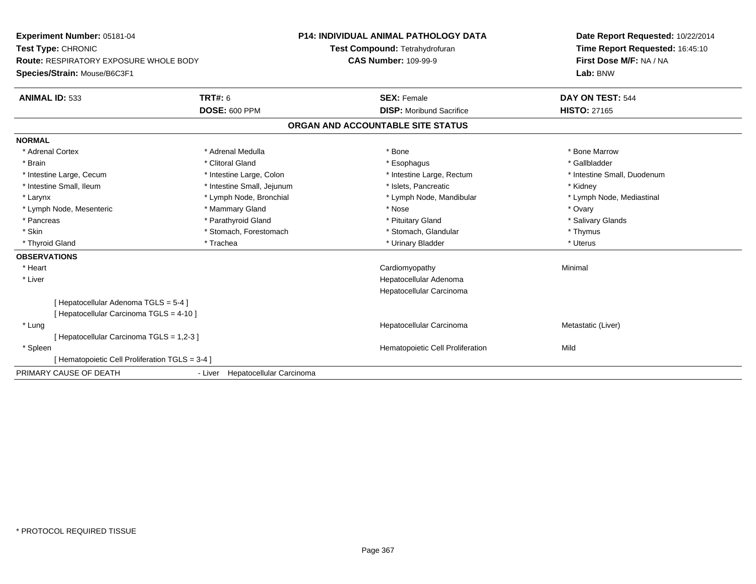**Experiment Number:** 05181-04
**Test Type:** CHRONIC
**Route:** RESPIRATORY EXPOSURE WHOLE BODY
**Species/Strain:** Mouse/B6C3F1

**P14: INDIVIDUAL ANIMAL PATHOLOGY DATA**
**Test Compound:** Tetrahydrofuran
**CAS Number:** 109-99-9

**Date Report Requested:** 10/22/2014
**Time Report Requested:** 16:45:10
**First Dose M/F:** NA / NA
**Lab:** BNW

| **ANIMAL ID:** 533 | **TRT#:** 6 | **SEX:** Female | **DAY ON TEST:** 544 |
|---|---|---|---|
| | **DOSE:** 600 PPM | **DISP:** Moribund Sacrifice | **HISTO:** 27165 |

## ORGAN AND ACCOUNTABLE SITE STATUS

**NORMAL**

| | | | |
|---|---|---|---|
| * Adrenal Cortex | * Adrenal Medulla | * Bone | * Bone Marrow |
| * Brain | * Clitoral Gland | * Esophagus | * Gallbladder |
| * Intestine Large, Cecum | * Intestine Large, Colon | * Intestine Large, Rectum | * Intestine Small, Duodenum |
| * Intestine Small, Ileum | * Intestine Small, Jejunum | * Islets, Pancreatic | * Kidney |
| * Larynx | * Lymph Node, Bronchial | * Lymph Node, Mandibular | * Lymph Node, Mediastinal |
| * Lymph Node, Mesenteric | * Mammary Gland | * Nose | * Ovary |
| * Pancreas | * Parathyroid Gland | * Pituitary Gland | * Salivary Glands |
| * Skin | * Stomach, Forestomach | * Stomach, Glandular | * Thymus |
| * Thyroid Gland | * Trachea | * Urinary Bladder | * Uterus |

**OBSERVATIONS**

| | | |
|---|---|---|
| * Heart | Cardiomyopathy | Minimal |
| * Liver | Hepatocellular Adenoma | |
| | Hepatocellular Carcinoma | |
| [ Hepatocellular Adenoma TGLS = 5-4 ] | | |
| [ Hepatocellular Carcinoma TGLS = 4-10 ] | | |
| * Lung | Hepatocellular Carcinoma | Metastatic (Liver) |
| [ Hepatocellular Carcinoma TGLS = 1,2-3 ] | | |
| * Spleen | Hematopoietic Cell Proliferation | Mild |
| [ Hematopoietic Cell Proliferation TGLS = 3-4 ] | | |

PRIMARY CAUSE OF DEATH - Liver Hepatocellular Carcinoma

\* PROTOCOL REQUIRED TISSUE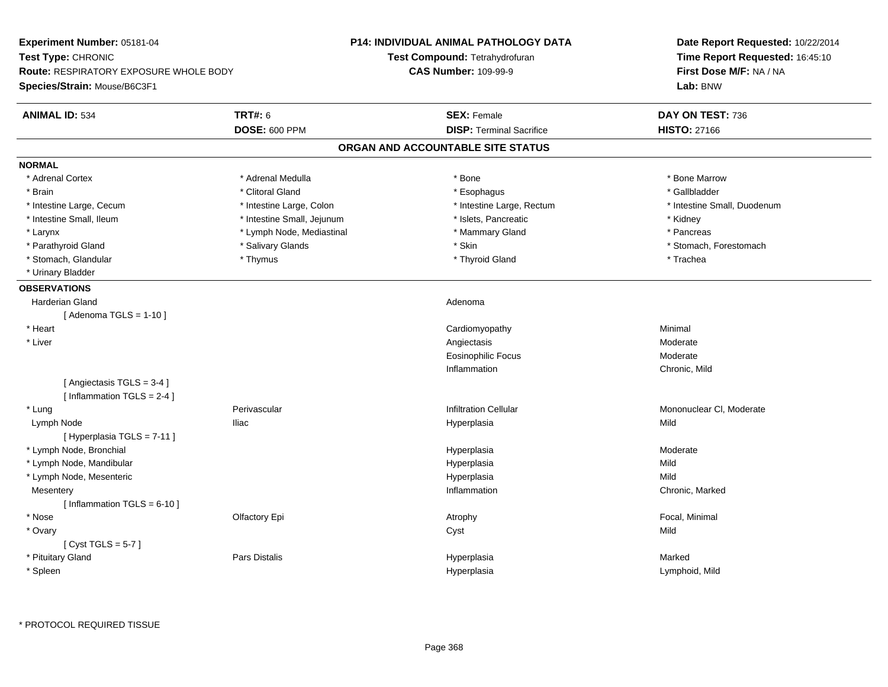**Experiment Number:** 05181-04
**Test Type:** CHRONIC
**Route:** RESPIRATORY EXPOSURE WHOLE BODY
**Species/Strain:** Mouse/B6C3F1

**P14: INDIVIDUAL ANIMAL PATHOLOGY DATA**
**Test Compound:** Tetrahydrofuran
**CAS Number:** 109-99-9

**Date Report Requested:** 10/22/2014
**Time Report Requested:** 16:45:10
**First Dose M/F:** NA / NA
**Lab:** BNW

| **ANIMAL ID:** 534 | **TRT#:** 6 | **SEX:** Female | **DAY ON TEST:** 736 |
|---|---|---|---|
| | **DOSE:** 600 PPM | **DISP:** Terminal Sacrifice | **HISTO:** 27166 |

## ORGAN AND ACCOUNTABLE SITE STATUS

**NORMAL**

| | | | |
|---|---|---|---|
| * Adrenal Cortex | * Adrenal Medulla | * Bone | * Bone Marrow |
| * Brain | * Clitoral Gland | * Esophagus | * Gallbladder |
| * Intestine Large, Cecum | * Intestine Large, Colon | * Intestine Large, Rectum | * Intestine Small, Duodenum |
| * Intestine Small, Ileum | * Intestine Small, Jejunum | * Islets, Pancreatic | * Kidney |
| * Larynx | * Lymph Node, Mediastinal | * Mammary Gland | * Pancreas |
| * Parathyroid Gland | * Salivary Glands | * Skin | * Stomach, Forestomach |
| * Stomach, Glandular | * Thymus | * Thyroid Gland | * Trachea |
| * Urinary Bladder | | | |

**OBSERVATIONS**

| | | | |
|---|---|---|---|
| Harderian Gland | | Adenoma | |
| [ Adenoma TGLS = 1-10 ] | | | |
| * Heart | | Cardiomyopathy | Minimal |
| * Liver | | Angiectasis | Moderate |
| | | Eosinophilic Focus | Moderate |
| | | Inflammation | Chronic, Mild |
| [ Angiectasis TGLS = 3-4 ] | | | |
| [ Inflammation TGLS = 2-4 ] | | | |
| * Lung | Perivascular | Infiltration Cellular | Mononuclear Cl, Moderate |
| Lymph Node | Iliac | Hyperplasia | Mild |
| [ Hyperplasia TGLS = 7-11 ] | | | |
| * Lymph Node, Bronchial | | Hyperplasia | Moderate |
| * Lymph Node, Mandibular | | Hyperplasia | Mild |
| * Lymph Node, Mesenteric | | Hyperplasia | Mild |
| Mesentery | | Inflammation | Chronic, Marked |
| [ Inflammation TGLS = 6-10 ] | | | |
| * Nose | Olfactory Epi | Atrophy | Focal, Minimal |
| * Ovary | | Cyst | Mild |
| [ Cyst TGLS = 5-7 ] | | | |
| * Pituitary Gland | Pars Distalis | Hyperplasia | Marked |
| * Spleen | | Hyperplasia | Lymphoid, Mild |

* PROTOCOL REQUIRED TISSUE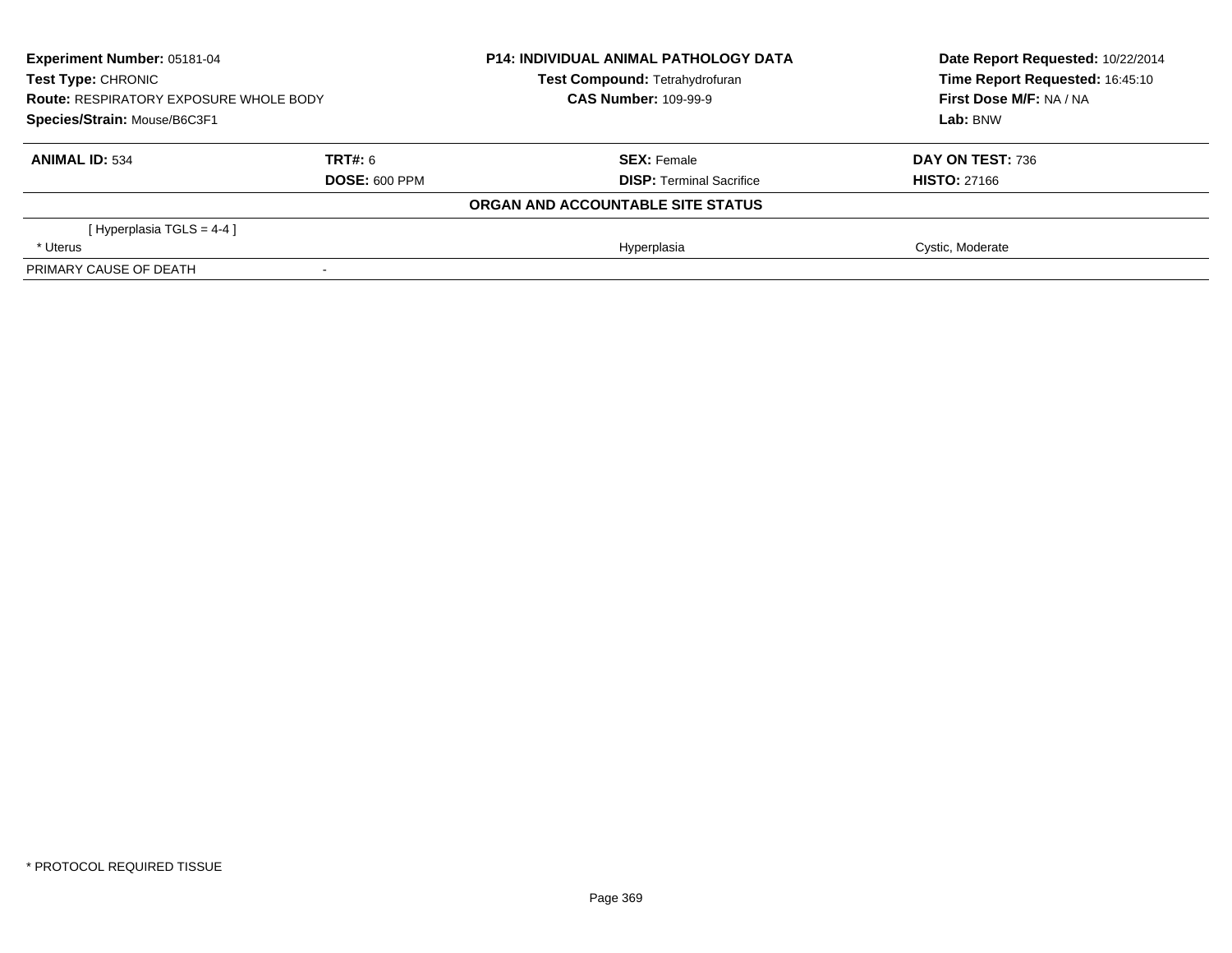| **Experiment Number:** 05181-04 | **P14: INDIVIDUAL ANIMAL PATHOLOGY DATA** | **Date Report Requested:** 10/22/2014 |
|---|---|---|
| **Test Type:** CHRONIC | **Test Compound:** Tetrahydrofuran | **Time Report Requested:** 16:45:10 |
| **Route:** RESPIRATORY EXPOSURE WHOLE BODY | **CAS Number:** 109-99-9 | **First Dose M/F:** NA / NA |
| **Species/Strain:** Mouse/B6C3F1 | | **Lab:** BNW |

| **ANIMAL ID:** 534 | **TRT#:** 6 | **SEX:** Female | **DAY ON TEST:** 736 |
|---|---|---|---|
| | **DOSE:** 600 PPM | **DISP:** Terminal Sacrifice | **HISTO:** 27166 |

**ORGAN AND ACCOUNTABLE SITE STATUS**

| | | | |
|---|---|---|---|
| [ Hyperplasia TGLS = 4-4 ] | | | |
| * Uterus | | Hyperplasia | Cystic, Moderate |
| PRIMARY CAUSE OF DEATH | - | | |

* PROTOCOL REQUIRED TISSUE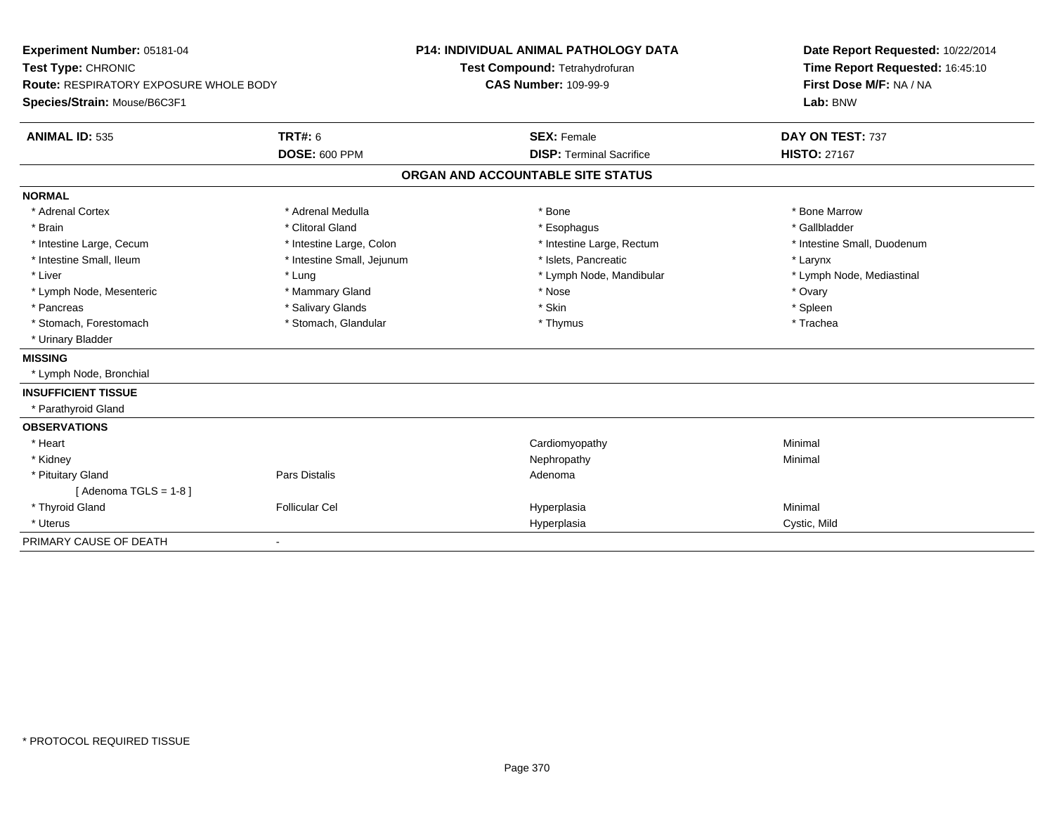**Experiment Number:** 05181-04
**Test Type:** CHRONIC
**Route:** RESPIRATORY EXPOSURE WHOLE BODY
**Species/Strain:** Mouse/B6C3F1

**P14: INDIVIDUAL ANIMAL PATHOLOGY DATA**
**Test Compound:** Tetrahydrofuran
**CAS Number:** 109-99-9

**Date Report Requested:** 10/22/2014
**Time Report Requested:** 16:45:10
**First Dose M/F:** NA / NA
**Lab:** BNW

| **ANIMAL ID:** 535 | **TRT#:** 6 | **SEX:** Female | **DAY ON TEST:** 737 |
|---|---|---|---|
| | **DOSE:** 600 PPM | **DISP:** Terminal Sacrifice | **HISTO:** 27167 |

## ORGAN AND ACCOUNTABLE SITE STATUS

| | | | |
|---|---|---|---|
| **NORMAL** | | | |
| * Adrenal Cortex | * Adrenal Medulla | * Bone | * Bone Marrow |
| * Brain | * Clitoral Gland | * Esophagus | * Gallbladder |
| * Intestine Large, Cecum | * Intestine Large, Colon | * Intestine Large, Rectum | * Intestine Small, Duodenum |
| * Intestine Small, Ileum | * Intestine Small, Jejunum | * Islets, Pancreatic | * Larynx |
| * Liver | * Lung | * Lymph Node, Mandibular | * Lymph Node, Mediastinal |
| * Lymph Node, Mesenteric | * Mammary Gland | * Nose | * Ovary |
| * Pancreas | * Salivary Glands | * Skin | * Spleen |
| * Stomach, Forestomach | * Stomach, Glandular | * Thymus | * Trachea |
| * Urinary Bladder | | | |
| **MISSING** | | | |
| * Lymph Node, Bronchial | | | |
| **INSUFFICIENT TISSUE** | | | |
| * Parathyroid Gland | | | |
| **OBSERVATIONS** | | | |
| * Heart | | Cardiomyopathy | Minimal |
| * Kidney | | Nephropathy | Minimal |
| * Pituitary Gland | Pars Distalis | Adenoma | |
| [ Adenoma TGLS = 1-8 ] | | | |
| * Thyroid Gland | Follicular Cel | Hyperplasia | Minimal |
| * Uterus | | Hyperplasia | Cystic, Mild |
| PRIMARY CAUSE OF DEATH | - | | |

* PROTOCOL REQUIRED TISSUE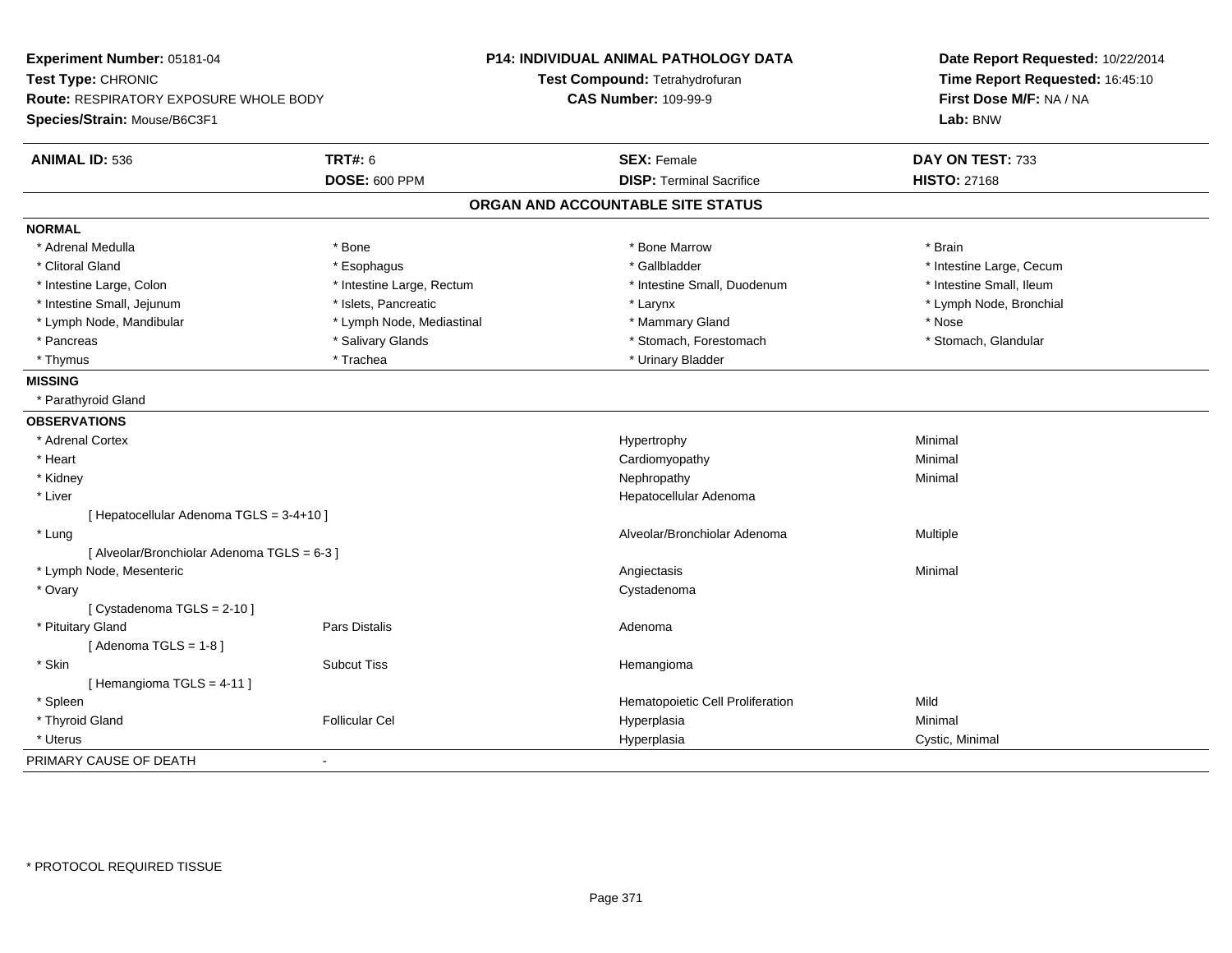**Experiment Number:** 05181-04
**Test Type:** CHRONIC
**Route:** RESPIRATORY EXPOSURE WHOLE BODY
**Species/Strain:** Mouse/B6C3F1

**P14: INDIVIDUAL ANIMAL PATHOLOGY DATA**
**Test Compound:** Tetrahydrofuran
**CAS Number:** 109-99-9

**Date Report Requested:** 10/22/2014
**Time Report Requested:** 16:45:10
**First Dose M/F:** NA / NA
**Lab:** BNW

| **ANIMAL ID:** 536 | **TRT#:** 6 | **SEX:** Female | **DAY ON TEST:** 733 |
|---|---|---|---|
| | **DOSE:** 600 PPM | **DISP:** Terminal Sacrifice | **HISTO:** 27168 |

## ORGAN AND ACCOUNTABLE SITE STATUS

**NORMAL**

| | | | |
|---|---|---|---|
| * Adrenal Medulla | * Bone | * Bone Marrow | * Brain |
| * Clitoral Gland | * Esophagus | * Gallbladder | * Intestine Large, Cecum |
| * Intestine Large, Colon | * Intestine Large, Rectum | * Intestine Small, Duodenum | * Intestine Small, Ileum |
| * Intestine Small, Jejunum | * Islets, Pancreatic | * Larynx | * Lymph Node, Bronchial |
| * Lymph Node, Mandibular | * Lymph Node, Mediastinal | * Mammary Gland | * Nose |
| * Pancreas | * Salivary Glands | * Stomach, Forestomach | * Stomach, Glandular |
| * Thymus | * Trachea | * Urinary Bladder | |

**MISSING**

* Parathyroid Gland

**OBSERVATIONS**

| | | | |
|---|---|---|---|
| * Adrenal Cortex | | Hypertrophy | Minimal |
| * Heart | | Cardiomyopathy | Minimal |
| * Kidney | | Nephropathy | Minimal |
| * Liver | | Hepatocellular Adenoma | |
| [ Hepatocellular Adenoma TGLS = 3-4+10 ] | | | |
| * Lung | | Alveolar/Bronchiolar Adenoma | Multiple |
| [ Alveolar/Bronchiolar Adenoma TGLS = 6-3 ] | | | |
| * Lymph Node, Mesenteric | | Angiectasis | Minimal |
| * Ovary | | Cystadenoma | |
| [ Cystadenoma TGLS = 2-10 ] | | | |
| * Pituitary Gland | Pars Distalis | Adenoma | |
| [ Adenoma TGLS = 1-8 ] | | | |
| * Skin | Subcut Tiss | Hemangioma | |
| [ Hemangioma TGLS = 4-11 ] | | | |
| * Spleen | | Hematopoietic Cell Proliferation | Mild |
| * Thyroid Gland | Follicular Cel | Hyperplasia | Minimal |
| * Uterus | | Hyperplasia | Cystic, Minimal |

PRIMARY CAUSE OF DEATH -

* PROTOCOL REQUIRED TISSUE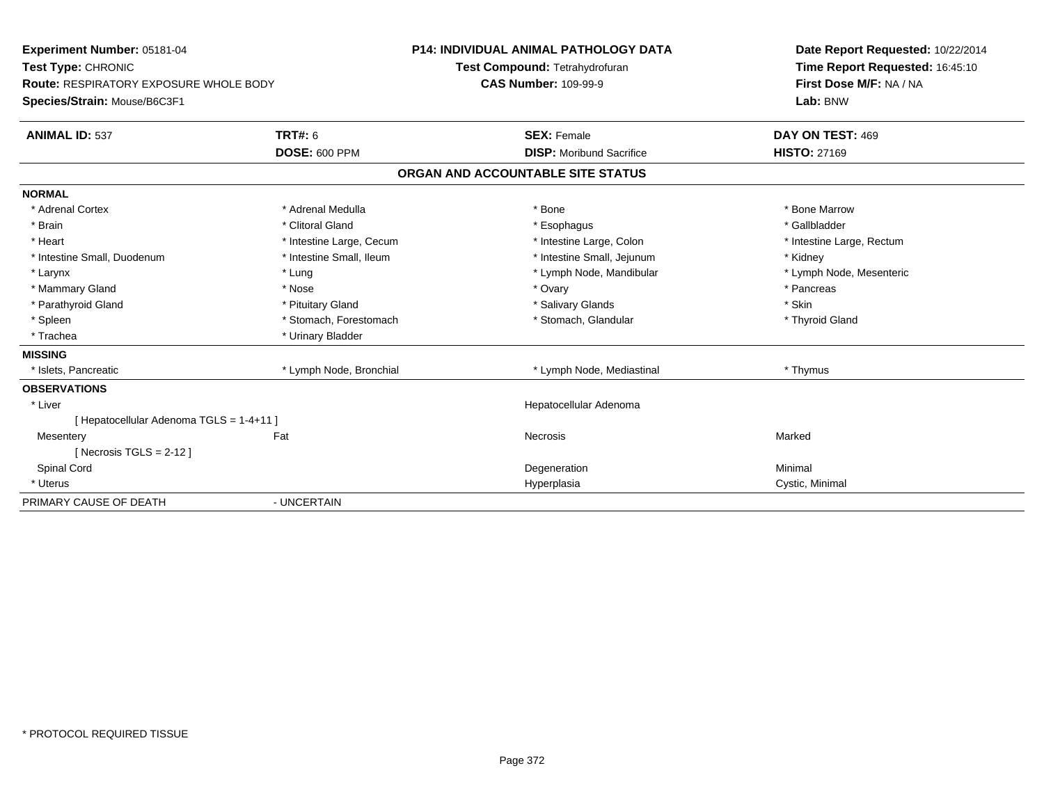**Experiment Number:** 05181-04
**Test Type:** CHRONIC
**Route:** RESPIRATORY EXPOSURE WHOLE BODY
**Species/Strain:** Mouse/B6C3F1

**P14: INDIVIDUAL ANIMAL PATHOLOGY DATA**
**Test Compound:** Tetrahydrofuran
**CAS Number:** 109-99-9

**Date Report Requested:** 10/22/2014
**Time Report Requested:** 16:45:10
**First Dose M/F:** NA / NA
**Lab:** BNW

| **ANIMAL ID:** 537 | **TRT#:** 6 | **SEX:** Female | **DAY ON TEST:** 469 |
|---|---|---|---|
| | **DOSE:** 600 PPM | **DISP:** Moribund Sacrifice | **HISTO:** 27169 |

## ORGAN AND ACCOUNTABLE SITE STATUS

| | | | |
|---|---|---|---|
| **NORMAL** | | | |
| * Adrenal Cortex | * Adrenal Medulla | * Bone | * Bone Marrow |
| * Brain | * Clitoral Gland | * Esophagus | * Gallbladder |
| * Heart | * Intestine Large, Cecum | * Intestine Large, Colon | * Intestine Large, Rectum |
| * Intestine Small, Duodenum | * Intestine Small, Ileum | * Intestine Small, Jejunum | * Kidney |
| * Larynx | * Lung | * Lymph Node, Mandibular | * Lymph Node, Mesenteric |
| * Mammary Gland | * Nose | * Ovary | * Pancreas |
| * Parathyroid Gland | * Pituitary Gland | * Salivary Glands | * Skin |
| * Spleen | * Stomach, Forestomach | * Stomach, Glandular | * Thyroid Gland |
| * Trachea | * Urinary Bladder | | |
| **MISSING** | | | |
| * Islets, Pancreatic | * Lymph Node, Bronchial | * Lymph Node, Mediastinal | * Thymus |
| **OBSERVATIONS** | | | |
| * Liver | | Hepatocellular Adenoma | |
| [ Hepatocellular Adenoma TGLS = 1-4+11 ] | | | |
| Mesentery | Fat | Necrosis | Marked |
| [ Necrosis TGLS = 2-12 ] | | | |
| Spinal Cord | | Degeneration | Minimal |
| * Uterus | | Hyperplasia | Cystic, Minimal |
| PRIMARY CAUSE OF DEATH | - UNCERTAIN | | |

* PROTOCOL REQUIRED TISSUE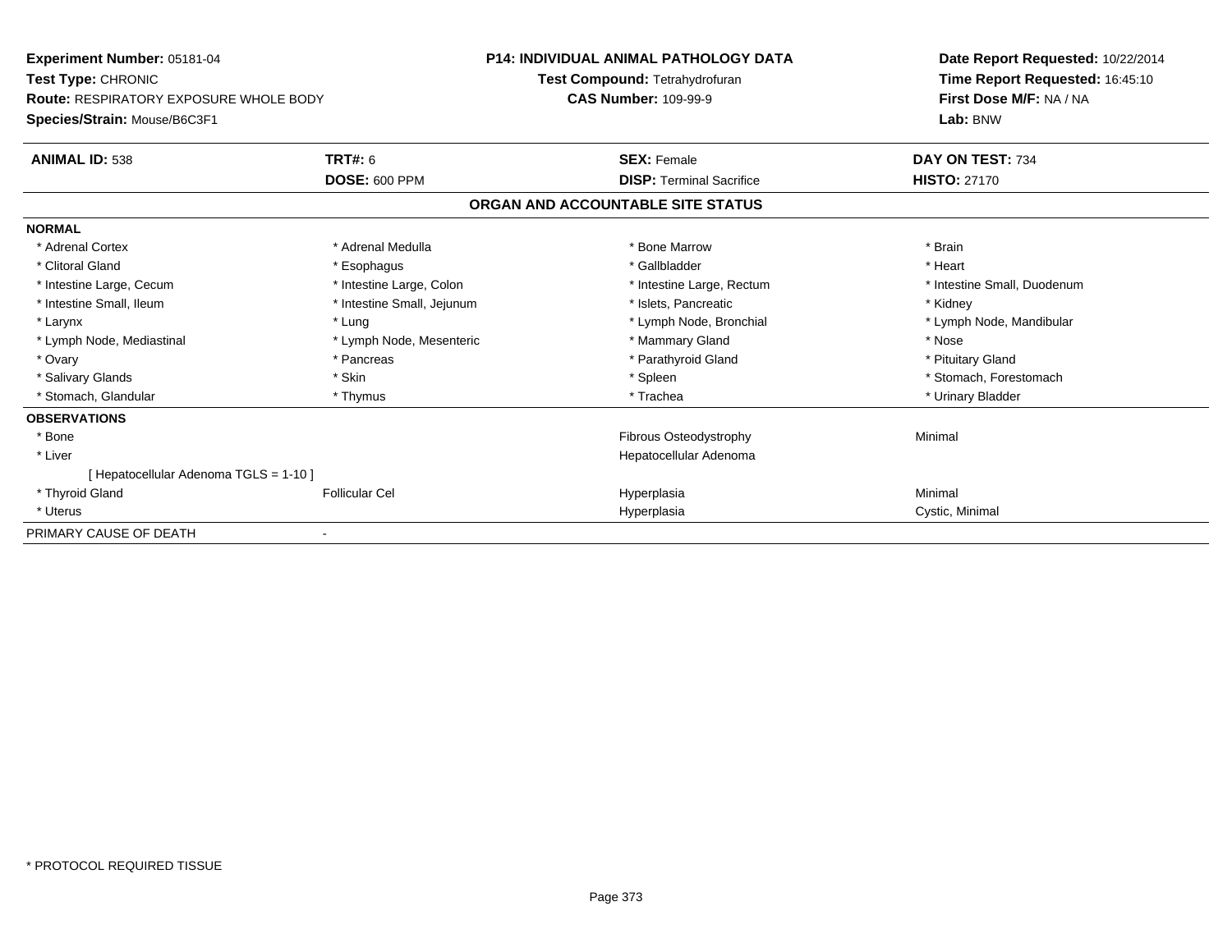**Experiment Number:** 05181-04
**Test Type:** CHRONIC
**Route:** RESPIRATORY EXPOSURE WHOLE BODY
**Species/Strain:** Mouse/B6C3F1

**P14: INDIVIDUAL ANIMAL PATHOLOGY DATA**
**Test Compound:** Tetrahydrofuran
**CAS Number:** 109-99-9

**Date Report Requested:** 10/22/2014
**Time Report Requested:** 16:45:10
**First Dose M/F:** NA / NA
**Lab:** BNW

| **ANIMAL ID:** 538 | **TRT#:** 6 | **SEX:** Female | **DAY ON TEST:** 734 |
|---|---|---|---|
| | **DOSE:** 600 PPM | **DISP:** Terminal Sacrifice | **HISTO:** 27170 |

## ORGAN AND ACCOUNTABLE SITE STATUS

**NORMAL**

| | | | |
|---|---|---|---|
| * Adrenal Cortex | * Adrenal Medulla | * Bone Marrow | * Brain |
| * Clitoral Gland | * Esophagus | * Gallbladder | * Heart |
| * Intestine Large, Cecum | * Intestine Large, Colon | * Intestine Large, Rectum | * Intestine Small, Duodenum |
| * Intestine Small, Ileum | * Intestine Small, Jejunum | * Islets, Pancreatic | * Kidney |
| * Larynx | * Lung | * Lymph Node, Bronchial | * Lymph Node, Mandibular |
| * Lymph Node, Mediastinal | * Lymph Node, Mesenteric | * Mammary Gland | * Nose |
| * Ovary | * Pancreas | * Parathyroid Gland | * Pituitary Gland |
| * Salivary Glands | * Skin | * Spleen | * Stomach, Forestomach |
| * Stomach, Glandular | * Thymus | * Trachea | * Urinary Bladder |

**OBSERVATIONS**

| | | | |
|---|---|---|---|
| * Bone | | Fibrous Osteodystrophy | Minimal |
| * Liver | | Hepatocellular Adenoma | |
| [ Hepatocellular Adenoma TGLS = 1-10 ] | | | |
| * Thyroid Gland | Follicular Cel | Hyperplasia | Minimal |
| * Uterus | | Hyperplasia | Cystic, Minimal |

PRIMARY CAUSE OF DEATH -

* PROTOCOL REQUIRED TISSUE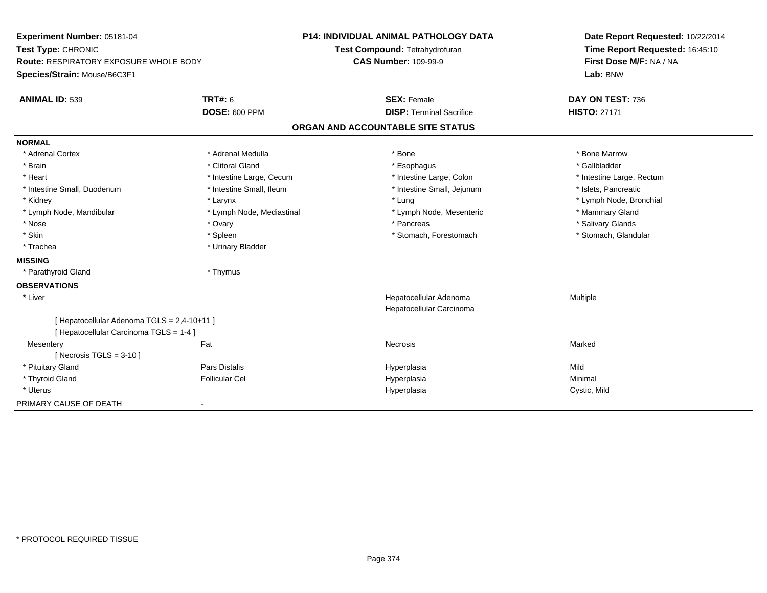**Experiment Number:** 05181-04
**Test Type:** CHRONIC
**Route:** RESPIRATORY EXPOSURE WHOLE BODY
**Species/Strain:** Mouse/B6C3F1

**P14: INDIVIDUAL ANIMAL PATHOLOGY DATA**
**Test Compound:** Tetrahydrofuran
**CAS Number:** 109-99-9

**Date Report Requested:** 10/22/2014
**Time Report Requested:** 16:45:10
**First Dose M/F:** NA / NA
**Lab:** BNW

| **ANIMAL ID:** 539 | **TRT#:** 6 | **SEX:** Female | **DAY ON TEST:** 736 |
|---|---|---|---|
| | **DOSE:** 600 PPM | **DISP:** Terminal Sacrifice | **HISTO:** 27171 |

## ORGAN AND ACCOUNTABLE SITE STATUS

**NORMAL**

| | | | |
|---|---|---|---|
| * Adrenal Cortex | * Adrenal Medulla | * Bone | * Bone Marrow |
| * Brain | * Clitoral Gland | * Esophagus | * Gallbladder |
| * Heart | * Intestine Large, Cecum | * Intestine Large, Colon | * Intestine Large, Rectum |
| * Intestine Small, Duodenum | * Intestine Small, Ileum | * Intestine Small, Jejunum | * Islets, Pancreatic |
| * Kidney | * Larynx | * Lung | * Lymph Node, Bronchial |
| * Lymph Node, Mandibular | * Lymph Node, Mediastinal | * Lymph Node, Mesenteric | * Mammary Gland |
| * Nose | * Ovary | * Pancreas | * Salivary Glands |
| * Skin | * Spleen | * Stomach, Forestomach | * Stomach, Glandular |
| * Trachea | * Urinary Bladder | | |

**MISSING**

| | |
|---|---|
| * Parathyroid Gland | * Thymus |

**OBSERVATIONS**

| | | | |
|---|---|---|---|
| * Liver | | Hepatocellular Adenoma | Multiple |
| | | Hepatocellular Carcinoma | |
| [ Hepatocellular Adenoma TGLS = 2,4-10+11 ] | | | |
| [ Hepatocellular Carcinoma TGLS = 1-4 ] | | | |
| Mesentery | Fat | Necrosis | Marked |
| [ Necrosis TGLS = 3-10 ] | | | |
| * Pituitary Gland | Pars Distalis | Hyperplasia | Mild |
| * Thyroid Gland | Follicular Cel | Hyperplasia | Minimal |
| * Uterus | | Hyperplasia | Cystic, Mild |

PRIMARY CAUSE OF DEATH -

* PROTOCOL REQUIRED TISSUE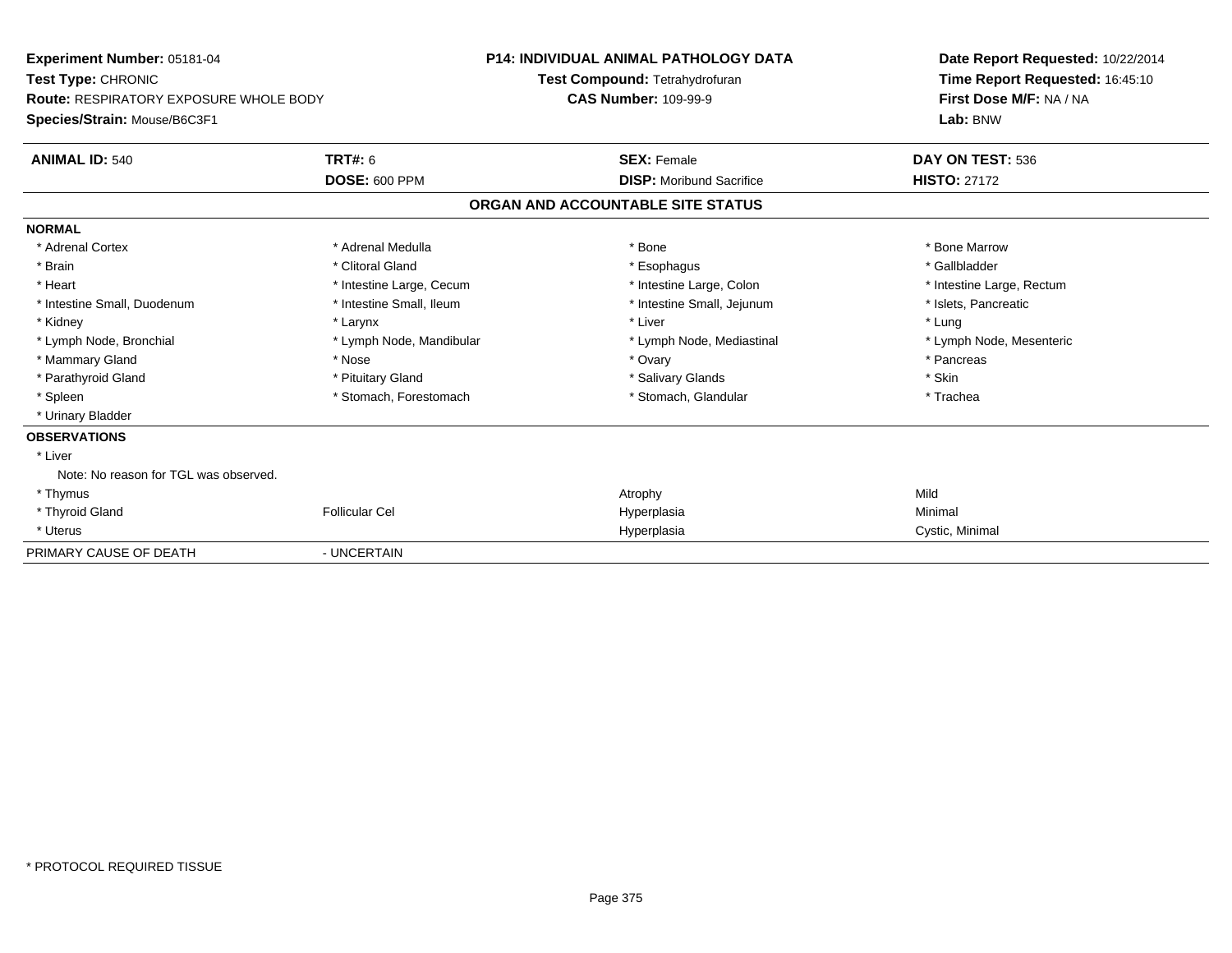**Experiment Number:** 05181-04
**Test Type:** CHRONIC
**Route:** RESPIRATORY EXPOSURE WHOLE BODY
**Species/Strain:** Mouse/B6C3F1

**P14: INDIVIDUAL ANIMAL PATHOLOGY DATA**
**Test Compound:** Tetrahydrofuran
**CAS Number:** 109-99-9

**Date Report Requested:** 10/22/2014
**Time Report Requested:** 16:45:10
**First Dose M/F:** NA / NA
**Lab:** BNW

| **ANIMAL ID:** 540 | **TRT#:** 6 | **SEX:** Female | **DAY ON TEST:** 536 |
|---|---|---|---|
| | **DOSE:** 600 PPM | **DISP:** Moribund Sacrifice | **HISTO:** 27172 |

**ORGAN AND ACCOUNTABLE SITE STATUS**

| | | | |
|---|---|---|---|
| **NORMAL** | | | |
| * Adrenal Cortex | * Adrenal Medulla | * Bone | * Bone Marrow |
| * Brain | * Clitoral Gland | * Esophagus | * Gallbladder |
| * Heart | * Intestine Large, Cecum | * Intestine Large, Colon | * Intestine Large, Rectum |
| * Intestine Small, Duodenum | * Intestine Small, Ileum | * Intestine Small, Jejunum | * Islets, Pancreatic |
| * Kidney | * Larynx | * Liver | * Lung |
| * Lymph Node, Bronchial | * Lymph Node, Mandibular | * Lymph Node, Mediastinal | * Lymph Node, Mesenteric |
| * Mammary Gland | * Nose | * Ovary | * Pancreas |
| * Parathyroid Gland | * Pituitary Gland | * Salivary Glands | * Skin |
| * Spleen | * Stomach, Forestomach | * Stomach, Glandular | * Trachea |
| * Urinary Bladder | | | |
| **OBSERVATIONS** | | | |
| * Liver | | | |
| Note: No reason for TGL was observed. | | | |
| * Thymus | | Atrophy | Mild |
| * Thyroid Gland | Follicular Cel | Hyperplasia | Minimal |
| * Uterus | | Hyperplasia | Cystic, Minimal |
| PRIMARY CAUSE OF DEATH | - UNCERTAIN | | |

\* PROTOCOL REQUIRED TISSUE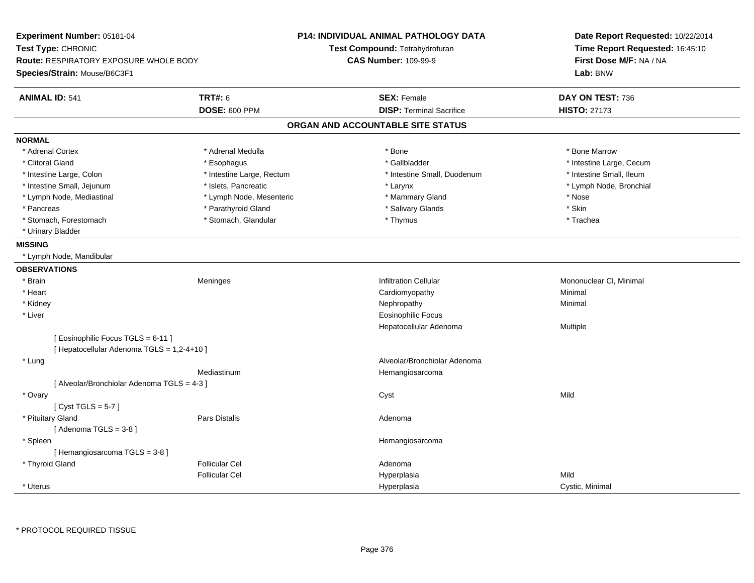**Experiment Number:** 05181-04
**Test Type:** CHRONIC
**Route:** RESPIRATORY EXPOSURE WHOLE BODY
**Species/Strain:** Mouse/B6C3F1

**P14: INDIVIDUAL ANIMAL PATHOLOGY DATA**
**Test Compound:** Tetrahydrofuran
**CAS Number:** 109-99-9

**Date Report Requested:** 10/22/2014
**Time Report Requested:** 16:45:10
**First Dose M/F:** NA / NA
**Lab:** BNW

| **ANIMAL ID:** 541 | **TRT#:** 6 | **SEX:** Female | **DAY ON TEST:** 736 |
|---|---|---|---|
| | **DOSE:** 600 PPM | **DISP:** Terminal Sacrifice | **HISTO:** 27173 |

## ORGAN AND ACCOUNTABLE SITE STATUS

**NORMAL**

| | | | |
|---|---|---|---|
| * Adrenal Cortex | * Adrenal Medulla | * Bone | * Bone Marrow |
| * Clitoral Gland | * Esophagus | * Gallbladder | * Intestine Large, Cecum |
| * Intestine Large, Colon | * Intestine Large, Rectum | * Intestine Small, Duodenum | * Intestine Small, Ileum |
| * Intestine Small, Jejunum | * Islets, Pancreatic | * Larynx | * Lymph Node, Bronchial |
| * Lymph Node, Mediastinal | * Lymph Node, Mesenteric | * Mammary Gland | * Nose |
| * Pancreas | * Parathyroid Gland | * Salivary Glands | * Skin |
| * Stomach, Forestomach | * Stomach, Glandular | * Thymus | * Trachea |
| * Urinary Bladder | | | |

**MISSING**

* Lymph Node, Mandibular

**OBSERVATIONS**

| | | | |
|---|---|---|---|
| * Brain | Meninges | Infiltration Cellular | Mononuclear Cl, Minimal |
| * Heart | | Cardiomyopathy | Minimal |
| * Kidney | | Nephropathy | Minimal |
| * Liver | | Eosinophilic Focus | |
| | | Hepatocellular Adenoma | Multiple |
| [ Eosinophilic Focus TGLS = 6-11 ] | | | |
| [ Hepatocellular Adenoma TGLS = 1,2-4+10 ] | | | |
| * Lung | | Alveolar/Bronchiolar Adenoma | |
| | Mediastinum | Hemangiosarcoma | |
| [ Alveolar/Bronchiolar Adenoma TGLS = 4-3 ] | | | |
| * Ovary | | Cyst | Mild |
| [ Cyst TGLS = 5-7 ] | | | |
| * Pituitary Gland | Pars Distalis | Adenoma | |
| [ Adenoma TGLS = 3-8 ] | | | |
| * Spleen | | Hemangiosarcoma | |
| [ Hemangiosarcoma TGLS = 3-8 ] | | | |
| * Thyroid Gland | Follicular Cel | Adenoma | |
| | Follicular Cel | Hyperplasia | Mild |
| * Uterus | | Hyperplasia | Cystic, Minimal |

* PROTOCOL REQUIRED TISSUE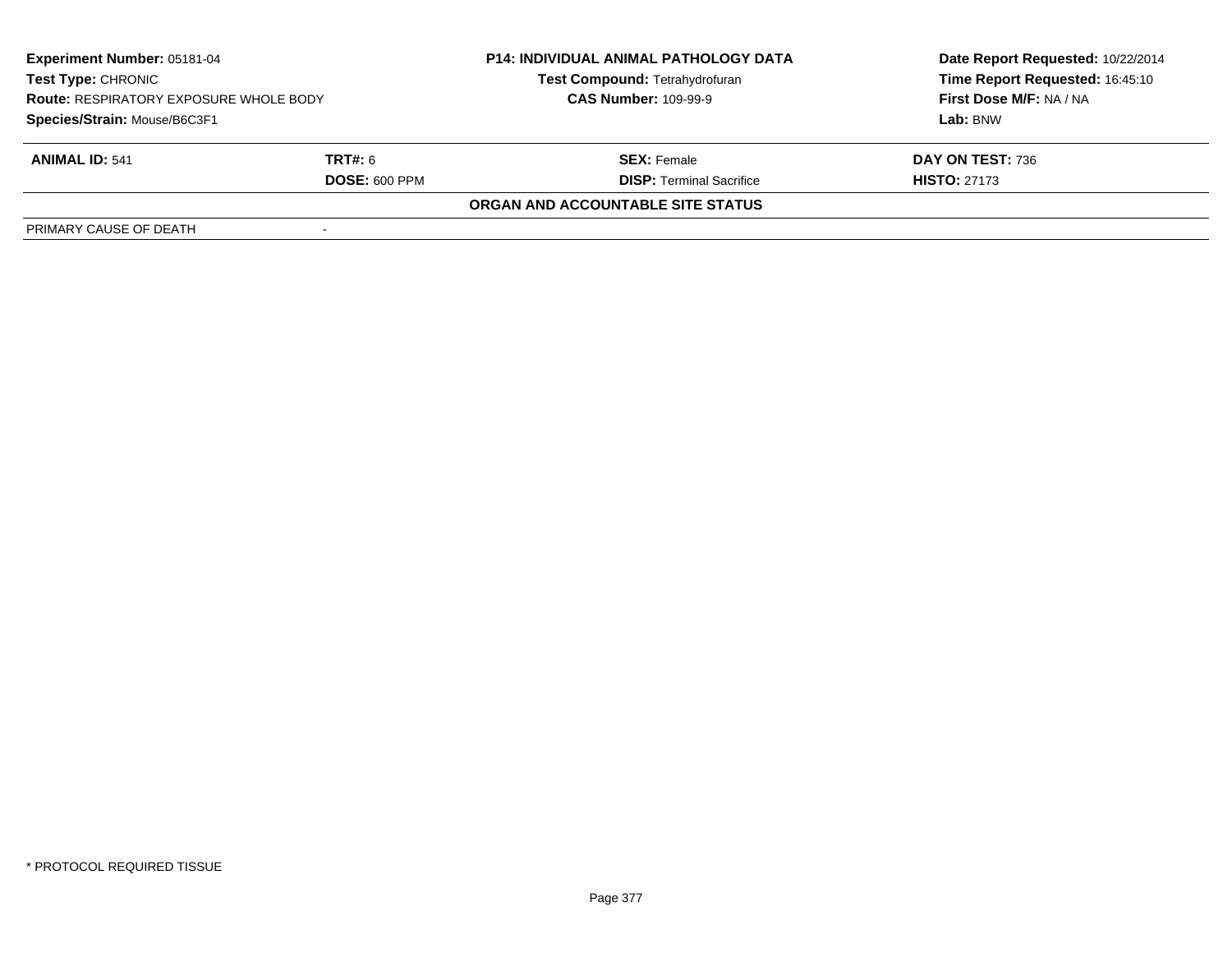**Experiment Number:** 05181-04
**Test Type:** CHRONIC
**Route:** RESPIRATORY EXPOSURE WHOLE BODY
**Species/Strain:** Mouse/B6C3F1

**P14: INDIVIDUAL ANIMAL PATHOLOGY DATA**
**Test Compound:** Tetrahydrofuran
**CAS Number:** 109-99-9

**Date Report Requested:** 10/22/2014
**Time Report Requested:** 16:45:10
**First Dose M/F:** NA / NA
**Lab:** BNW

| **ANIMAL ID:** 541 | **TRT#:** 6 | **SEX:** Female | **DAY ON TEST:** 736 |
|---|---|---|---|
| | **DOSE:** 600 PPM | **DISP:** Terminal Sacrifice | **HISTO:** 27173 |

**ORGAN AND ACCOUNTABLE SITE STATUS**

| PRIMARY CAUSE OF DEATH | - |
|---|---|

\* PROTOCOL REQUIRED TISSUE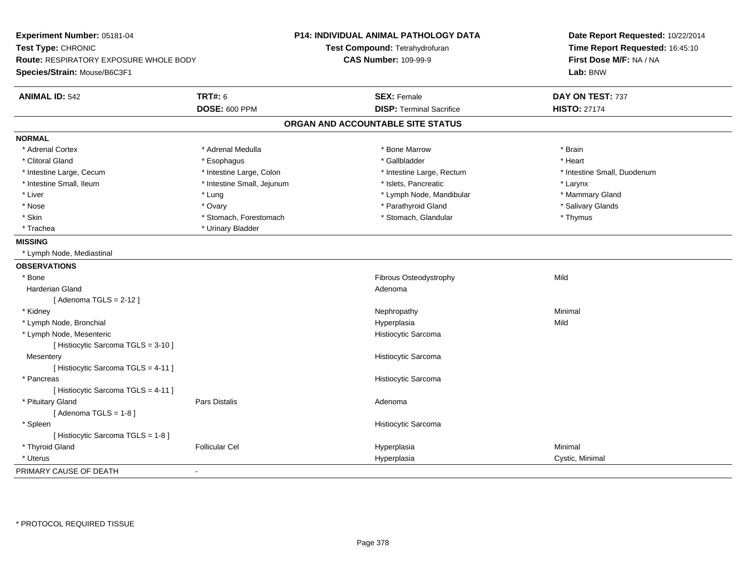**Experiment Number:** 05181-04
**Test Type:** CHRONIC
**Route:** RESPIRATORY EXPOSURE WHOLE BODY
**Species/Strain:** Mouse/B6C3F1

**P14: INDIVIDUAL ANIMAL PATHOLOGY DATA**
**Test Compound:** Tetrahydrofuran
**CAS Number:** 109-99-9

**Date Report Requested:** 10/22/2014
**Time Report Requested:** 16:45:10
**First Dose M/F:** NA / NA
**Lab:** BNW

| **ANIMAL ID:** 542 | **TRT#:** 6 | **SEX:** Female | **DAY ON TEST:** 737 |
|---|---|---|---|
| | **DOSE:** 600 PPM | **DISP:** Terminal Sacrifice | **HISTO:** 27174 |

## ORGAN AND ACCOUNTABLE SITE STATUS

**NORMAL**

| | | | |
|---|---|---|---|
| * Adrenal Cortex | * Adrenal Medulla | * Bone Marrow | * Brain |
| * Clitoral Gland | * Esophagus | * Gallbladder | * Heart |
| * Intestine Large, Cecum | * Intestine Large, Colon | * Intestine Large, Rectum | * Intestine Small, Duodenum |
| * Intestine Small, Ileum | * Intestine Small, Jejunum | * Islets, Pancreatic | * Larynx |
| * Liver | * Lung | * Lymph Node, Mandibular | * Mammary Gland |
| * Nose | * Ovary | * Parathyroid Gland | * Salivary Glands |
| * Skin | * Stomach, Forestomach | * Stomach, Glandular | * Thymus |
| * Trachea | * Urinary Bladder | | |

**MISSING**

* Lymph Node, Mediastinal

**OBSERVATIONS**

| | | | |
|---|---|---|---|
| * Bone | | Fibrous Osteodystrophy | Mild |
| Harderian Gland | | Adenoma | |
| [ Adenoma TGLS = 2-12 ] | | | |
| * Kidney | | Nephropathy | Minimal |
| * Lymph Node, Bronchial | | Hyperplasia | Mild |
| * Lymph Node, Mesenteric | | Histiocytic Sarcoma | |
| [ Histiocytic Sarcoma TGLS = 3-10 ] | | | |
| Mesentery | | Histiocytic Sarcoma | |
| [ Histiocytic Sarcoma TGLS = 4-11 ] | | | |
| * Pancreas | | Histiocytic Sarcoma | |
| [ Histiocytic Sarcoma TGLS = 4-11 ] | | | |
| * Pituitary Gland | Pars Distalis | Adenoma | |
| [ Adenoma TGLS = 1-8 ] | | | |
| * Spleen | | Histiocytic Sarcoma | |
| [ Histiocytic Sarcoma TGLS = 1-8 ] | | | |
| * Thyroid Gland | Follicular Cel | Hyperplasia | Minimal |
| * Uterus | | Hyperplasia | Cystic, Minimal |

PRIMARY CAUSE OF DEATH -

\* PROTOCOL REQUIRED TISSUE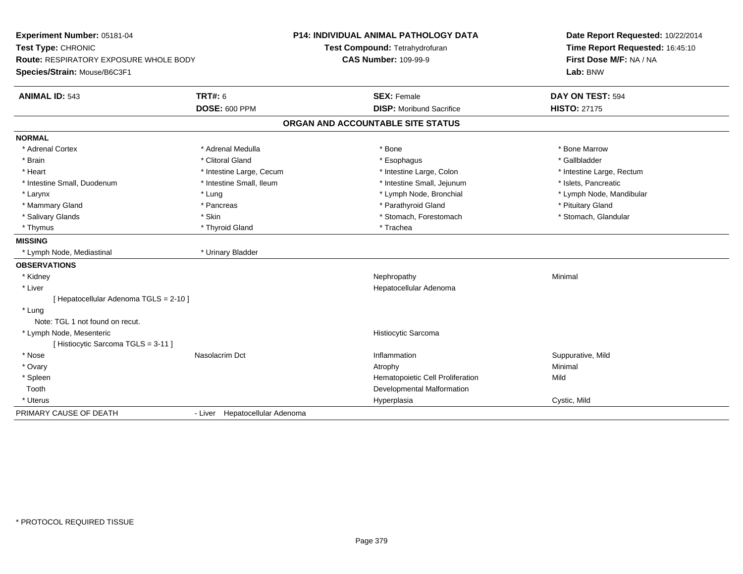**Experiment Number:** 05181-04
**Test Type:** CHRONIC
**Route:** RESPIRATORY EXPOSURE WHOLE BODY
**Species/Strain:** Mouse/B6C3F1

**P14: INDIVIDUAL ANIMAL PATHOLOGY DATA**
**Test Compound:** Tetrahydrofuran
**CAS Number:** 109-99-9

**Date Report Requested:** 10/22/2014
**Time Report Requested:** 16:45:10
**First Dose M/F:** NA / NA
**Lab:** BNW

| **ANIMAL ID:** 543 | **TRT#:** 6 | **SEX:** Female | **DAY ON TEST:** 594 |
|---|---|---|---|
| | **DOSE:** 600 PPM | **DISP:** Moribund Sacrifice | **HISTO:** 27175 |

## ORGAN AND ACCOUNTABLE SITE STATUS

**NORMAL**

| | | | |
|---|---|---|---|
| * Adrenal Cortex | * Adrenal Medulla | * Bone | * Bone Marrow |
| * Brain | * Clitoral Gland | * Esophagus | * Gallbladder |
| * Heart | * Intestine Large, Cecum | * Intestine Large, Colon | * Intestine Large, Rectum |
| * Intestine Small, Duodenum | * Intestine Small, Ileum | * Intestine Small, Jejunum | * Islets, Pancreatic |
| * Larynx | * Lung | * Lymph Node, Bronchial | * Lymph Node, Mandibular |
| * Mammary Gland | * Pancreas | * Parathyroid Gland | * Pituitary Gland |
| * Salivary Glands | * Skin | * Stomach, Forestomach | * Stomach, Glandular |
| * Thymus | * Thyroid Gland | * Trachea | |

**MISSING**

| | |
|---|---|
| * Lymph Node, Mediastinal | * Urinary Bladder |

**OBSERVATIONS**

| | | | |
|---|---|---|---|
| * Kidney | | Nephropathy | Minimal |
| * Liver | | Hepatocellular Adenoma | |
| [ Hepatocellular Adenoma TGLS = 2-10 ] | | | |
| * Lung | | | |
| Note: TGL 1 not found on recut. | | | |
| * Lymph Node, Mesenteric | | Histiocytic Sarcoma | |
| [ Histiocytic Sarcoma TGLS = 3-11 ] | | | |
| * Nose | Nasolacrim Dct | Inflammation | Suppurative, Mild |
| * Ovary | | Atrophy | Minimal |
| * Spleen | | Hematopoietic Cell Proliferation | Mild |
| Tooth | | Developmental Malformation | |
| * Uterus | | Hyperplasia | Cystic, Mild |

PRIMARY CAUSE OF DEATH - Liver Hepatocellular Adenoma

* PROTOCOL REQUIRED TISSUE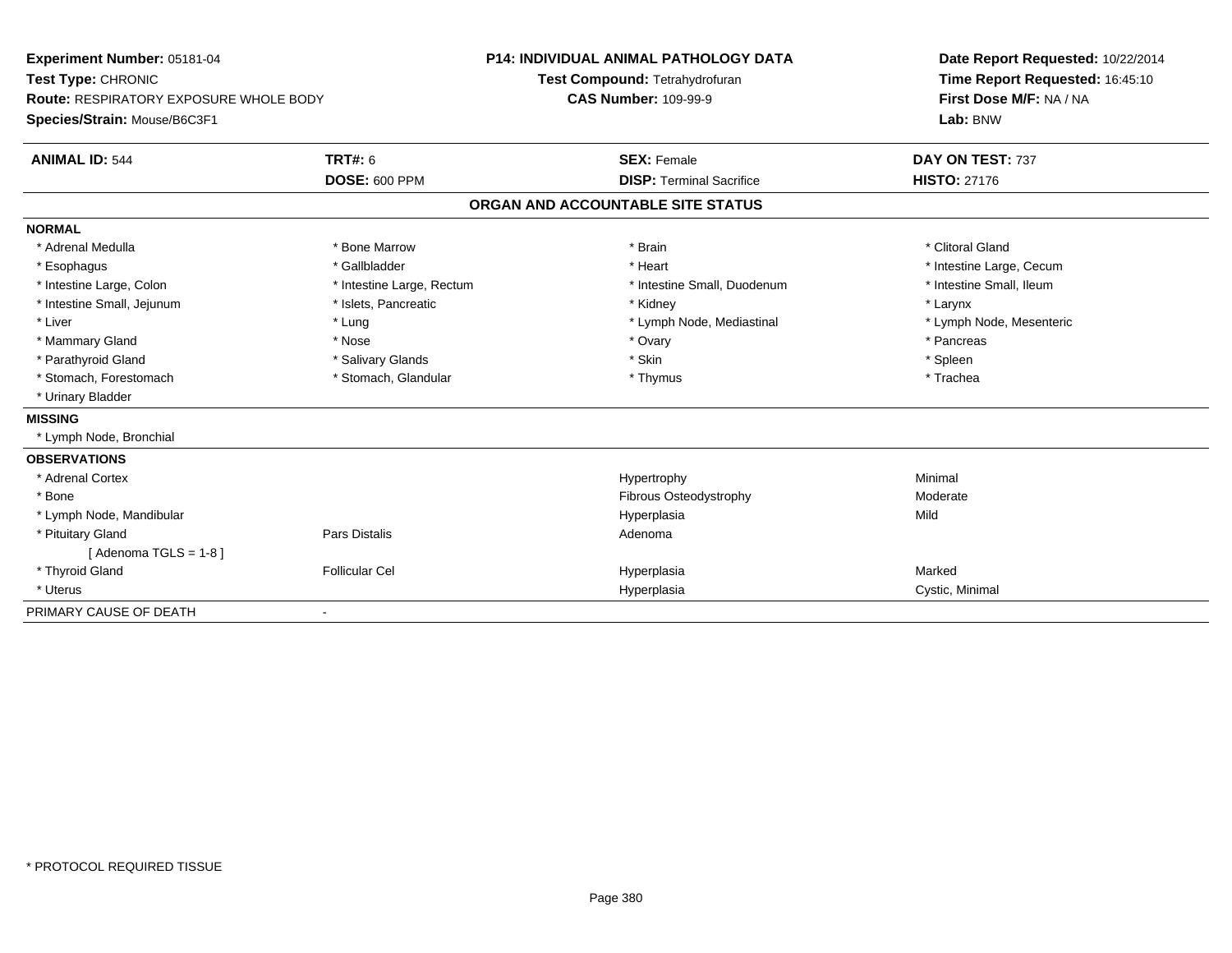**Experiment Number:** 05181-04
**Test Type:** CHRONIC
**Route:** RESPIRATORY EXPOSURE WHOLE BODY
**Species/Strain:** Mouse/B6C3F1

**P14: INDIVIDUAL ANIMAL PATHOLOGY DATA**
**Test Compound:** Tetrahydrofuran
**CAS Number:** 109-99-9

**Date Report Requested:** 10/22/2014
**Time Report Requested:** 16:45:10
**First Dose M/F:** NA / NA
**Lab:** BNW

| **ANIMAL ID:** 544 | **TRT#:** 6 | **SEX:** Female | **DAY ON TEST:** 737 |
|---|---|---|---|
| | **DOSE:** 600 PPM | **DISP:** Terminal Sacrifice | **HISTO:** 27176 |

## ORGAN AND ACCOUNTABLE SITE STATUS

**NORMAL**

| | | | |
|---|---|---|---|
| * Adrenal Medulla | * Bone Marrow | * Brain | * Clitoral Gland |
| * Esophagus | * Gallbladder | * Heart | * Intestine Large, Cecum |
| * Intestine Large, Colon | * Intestine Large, Rectum | * Intestine Small, Duodenum | * Intestine Small, Ileum |
| * Intestine Small, Jejunum | * Islets, Pancreatic | * Kidney | * Larynx |
| * Liver | * Lung | * Lymph Node, Mediastinal | * Lymph Node, Mesenteric |
| * Mammary Gland | * Nose | * Ovary | * Pancreas |
| * Parathyroid Gland | * Salivary Glands | * Skin | * Spleen |
| * Stomach, Forestomach | * Stomach, Glandular | * Thymus | * Trachea |
| * Urinary Bladder | | | |

**MISSING**

* Lymph Node, Bronchial

**OBSERVATIONS**

| | | | |
|---|---|---|---|
| * Adrenal Cortex | | Hypertrophy | Minimal |
| * Bone | | Fibrous Osteodystrophy | Moderate |
| * Lymph Node, Mandibular | | Hyperplasia | Mild |
| * Pituitary Gland | Pars Distalis | Adenoma | |
| [ Adenoma TGLS = 1-8 ] | | | |
| * Thyroid Gland | Follicular Cel | Hyperplasia | Marked |
| * Uterus | | Hyperplasia | Cystic, Minimal |

PRIMARY CAUSE OF DEATH -

* PROTOCOL REQUIRED TISSUE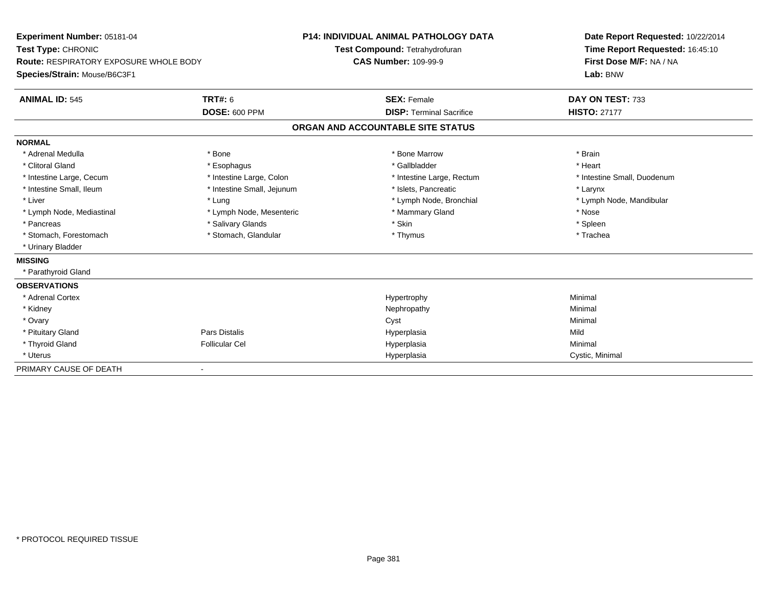**Experiment Number:** 05181-04
**Test Type:** CHRONIC
**Route:** RESPIRATORY EXPOSURE WHOLE BODY
**Species/Strain:** Mouse/B6C3F1

**P14: INDIVIDUAL ANIMAL PATHOLOGY DATA**
**Test Compound:** Tetrahydrofuran
**CAS Number:** 109-99-9

**Date Report Requested:** 10/22/2014
**Time Report Requested:** 16:45:10
**First Dose M/F:** NA / NA
**Lab:** BNW

| **ANIMAL ID:** 545 | **TRT#:** 6 | **SEX:** Female | **DAY ON TEST:** 733 |
|---|---|---|---|
| | **DOSE:** 600 PPM | **DISP:** Terminal Sacrifice | **HISTO:** 27177 |

**ORGAN AND ACCOUNTABLE SITE STATUS**

**NORMAL**

| | | | |
|---|---|---|---|
| * Adrenal Medulla | * Bone | * Bone Marrow | * Brain |
| * Clitoral Gland | * Esophagus | * Gallbladder | * Heart |
| * Intestine Large, Cecum | * Intestine Large, Colon | * Intestine Large, Rectum | * Intestine Small, Duodenum |
| * Intestine Small, Ileum | * Intestine Small, Jejunum | * Islets, Pancreatic | * Larynx |
| * Liver | * Lung | * Lymph Node, Bronchial | * Lymph Node, Mandibular |
| * Lymph Node, Mediastinal | * Lymph Node, Mesenteric | * Mammary Gland | * Nose |
| * Pancreas | * Salivary Glands | * Skin | * Spleen |
| * Stomach, Forestomach | * Stomach, Glandular | * Thymus | * Trachea |
| * Urinary Bladder | | | |

**MISSING**

* Parathyroid Gland

**OBSERVATIONS**

| | | | |
|---|---|---|---|
| * Adrenal Cortex | | Hypertrophy | Minimal |
| * Kidney | | Nephropathy | Minimal |
| * Ovary | | Cyst | Minimal |
| * Pituitary Gland | Pars Distalis | Hyperplasia | Mild |
| * Thyroid Gland | Follicular Cel | Hyperplasia | Minimal |
| * Uterus | | Hyperplasia | Cystic, Minimal |

PRIMARY CAUSE OF DEATH -

* PROTOCOL REQUIRED TISSUE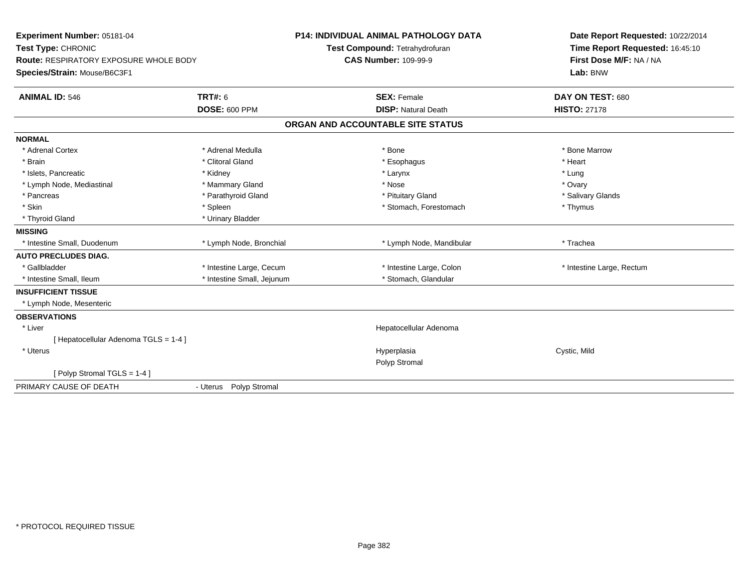**Experiment Number:** 05181-04
**Test Type:** CHRONIC
**Route:** RESPIRATORY EXPOSURE WHOLE BODY
**Species/Strain:** Mouse/B6C3F1

**P14: INDIVIDUAL ANIMAL PATHOLOGY DATA**
**Test Compound:** Tetrahydrofuran
**CAS Number:** 109-99-9

**Date Report Requested:** 10/22/2014
**Time Report Requested:** 16:45:10
**First Dose M/F:** NA / NA
**Lab:** BNW

| **ANIMAL ID:** 546 | **TRT#:** 6 | **SEX:** Female | **DAY ON TEST:** 680 |
|---|---|---|---|
| | **DOSE:** 600 PPM | **DISP:** Natural Death | **HISTO:** 27178 |

**ORGAN AND ACCOUNTABLE SITE STATUS**

| | | | |
|---|---|---|---|
| **NORMAL** | | | |
| * Adrenal Cortex | * Adrenal Medulla | * Bone | * Bone Marrow |
| * Brain | * Clitoral Gland | * Esophagus | * Heart |
| * Islets, Pancreatic | * Kidney | * Larynx | * Lung |
| * Lymph Node, Mediastinal | * Mammary Gland | * Nose | * Ovary |
| * Pancreas | * Parathyroid Gland | * Pituitary Gland | * Salivary Glands |
| * Skin | * Spleen | * Stomach, Forestomach | * Thymus |
| * Thyroid Gland | * Urinary Bladder | | |
| **MISSING** | | | |
| * Intestine Small, Duodenum | * Lymph Node, Bronchial | * Lymph Node, Mandibular | * Trachea |
| **AUTO PRECLUDES DIAG.** | | | |
| * Gallbladder | * Intestine Large, Cecum | * Intestine Large, Colon | * Intestine Large, Rectum |
| * Intestine Small, Ileum | * Intestine Small, Jejunum | * Stomach, Glandular | |
| **INSUFFICIENT TISSUE** | | | |
| * Lymph Node, Mesenteric | | | |
| **OBSERVATIONS** | | | |
| * Liver | | Hepatocellular Adenoma | |
| [ Hepatocellular Adenoma TGLS = 1-4 ] | | | |
| * Uterus | | Hyperplasia | Cystic, Mild |
| | | Polyp Stromal | |
| [ Polyp Stromal TGLS = 1-4 ] | | | |
| PRIMARY CAUSE OF DEATH | - Uterus Polyp Stromal | | |

* PROTOCOL REQUIRED TISSUE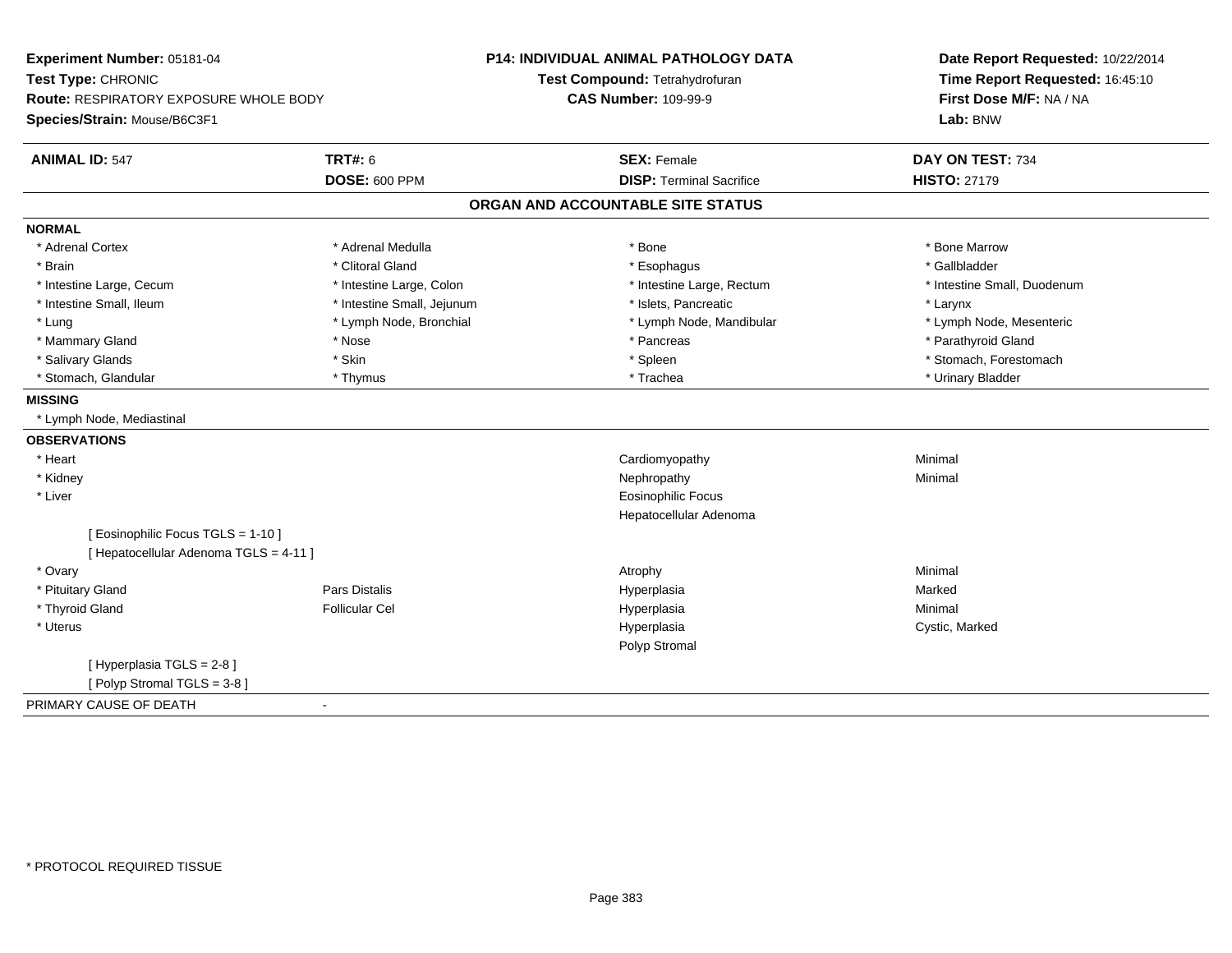**Experiment Number:** 05181-04
**Test Type:** CHRONIC
**Route:** RESPIRATORY EXPOSURE WHOLE BODY
**Species/Strain:** Mouse/B6C3F1

**P14: INDIVIDUAL ANIMAL PATHOLOGY DATA**
**Test Compound:** Tetrahydrofuran
**CAS Number:** 109-99-9

**Date Report Requested:** 10/22/2014
**Time Report Requested:** 16:45:10
**First Dose M/F:** NA / NA
**Lab:** BNW

| **ANIMAL ID:** 547 | **TRT#:** 6 | **SEX:** Female | **DAY ON TEST:** 734 |
|---|---|---|---|
| | **DOSE:** 600 PPM | **DISP:** Terminal Sacrifice | **HISTO:** 27179 |

## ORGAN AND ACCOUNTABLE SITE STATUS

**NORMAL**

| | | | |
|---|---|---|---|
| * Adrenal Cortex | * Adrenal Medulla | * Bone | * Bone Marrow |
| * Brain | * Clitoral Gland | * Esophagus | * Gallbladder |
| * Intestine Large, Cecum | * Intestine Large, Colon | * Intestine Large, Rectum | * Intestine Small, Duodenum |
| * Intestine Small, Ileum | * Intestine Small, Jejunum | * Islets, Pancreatic | * Larynx |
| * Lung | * Lymph Node, Bronchial | * Lymph Node, Mandibular | * Lymph Node, Mesenteric |
| * Mammary Gland | * Nose | * Pancreas | * Parathyroid Gland |
| * Salivary Glands | * Skin | * Spleen | * Stomach, Forestomach |
| * Stomach, Glandular | * Thymus | * Trachea | * Urinary Bladder |

**MISSING**

* Lymph Node, Mediastinal

**OBSERVATIONS**

| | | | |
|---|---|---|---|
| * Heart | | Cardiomyopathy | Minimal |
| * Kidney | | Nephropathy | Minimal |
| * Liver | | Eosinophilic Focus | |
| | | Hepatocellular Adenoma | |
| [ Eosinophilic Focus TGLS = 1-10 ] | | | |
| [ Hepatocellular Adenoma TGLS = 4-11 ] | | | |
| * Ovary | | Atrophy | Minimal |
| * Pituitary Gland | Pars Distalis | Hyperplasia | Marked |
| * Thyroid Gland | Follicular Cel | Hyperplasia | Minimal |
| * Uterus | | Hyperplasia | Cystic, Marked |
| | | Polyp Stromal | |
| [ Hyperplasia TGLS = 2-8 ] | | | |
| [ Polyp Stromal TGLS = 3-8 ] | | | |

PRIMARY CAUSE OF DEATH -

* PROTOCOL REQUIRED TISSUE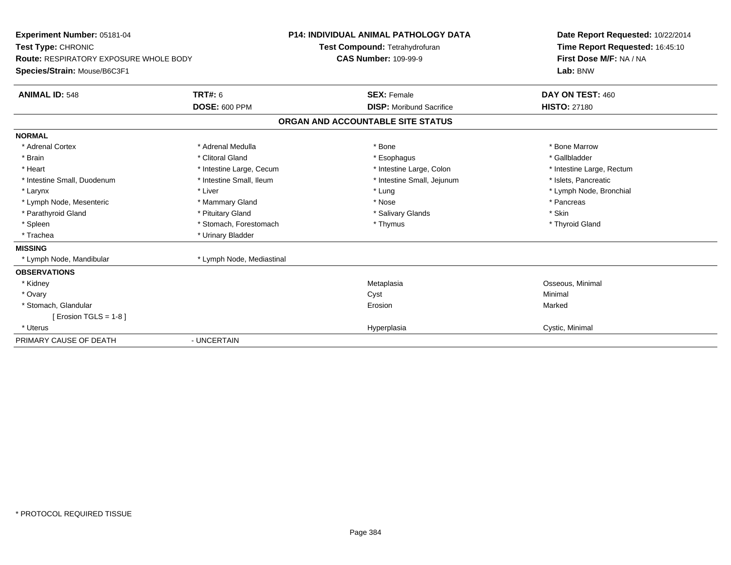**Experiment Number:** 05181-04
**Test Type:** CHRONIC
**Route:** RESPIRATORY EXPOSURE WHOLE BODY
**Species/Strain:** Mouse/B6C3F1

**P14: INDIVIDUAL ANIMAL PATHOLOGY DATA**
**Test Compound:** Tetrahydrofuran
**CAS Number:** 109-99-9

**Date Report Requested:** 10/22/2014
**Time Report Requested:** 16:45:10
**First Dose M/F:** NA / NA
**Lab:** BNW

| **ANIMAL ID:** 548 | **TRT#:** 6 | **SEX:** Female | **DAY ON TEST:** 460 |
|---|---|---|---|
| | **DOSE:** 600 PPM | **DISP:** Moribund Sacrifice | **HISTO:** 27180 |

## ORGAN AND ACCOUNTABLE SITE STATUS

**NORMAL**

| | | | |
|---|---|---|---|
| * Adrenal Cortex | * Adrenal Medulla | * Bone | * Bone Marrow |
| * Brain | * Clitoral Gland | * Esophagus | * Gallbladder |
| * Heart | * Intestine Large, Cecum | * Intestine Large, Colon | * Intestine Large, Rectum |
| * Intestine Small, Duodenum | * Intestine Small, Ileum | * Intestine Small, Jejunum | * Islets, Pancreatic |
| * Larynx | * Liver | * Lung | * Lymph Node, Bronchial |
| * Lymph Node, Mesenteric | * Mammary Gland | * Nose | * Pancreas |
| * Parathyroid Gland | * Pituitary Gland | * Salivary Glands | * Skin |
| * Spleen | * Stomach, Forestomach | * Thymus | * Thyroid Gland |
| * Trachea | * Urinary Bladder | | |

**MISSING**

| | |
|---|---|
| * Lymph Node, Mandibular | * Lymph Node, Mediastinal |

**OBSERVATIONS**

| | | |
|---|---|---|
| * Kidney | Metaplasia | Osseous, Minimal |
| * Ovary | Cyst | Minimal |
| * Stomach, Glandular | Erosion | Marked |
| [ Erosion TGLS = 1-8 ] | | |
| * Uterus | Hyperplasia | Cystic, Minimal |

PRIMARY CAUSE OF DEATH - UNCERTAIN

* PROTOCOL REQUIRED TISSUE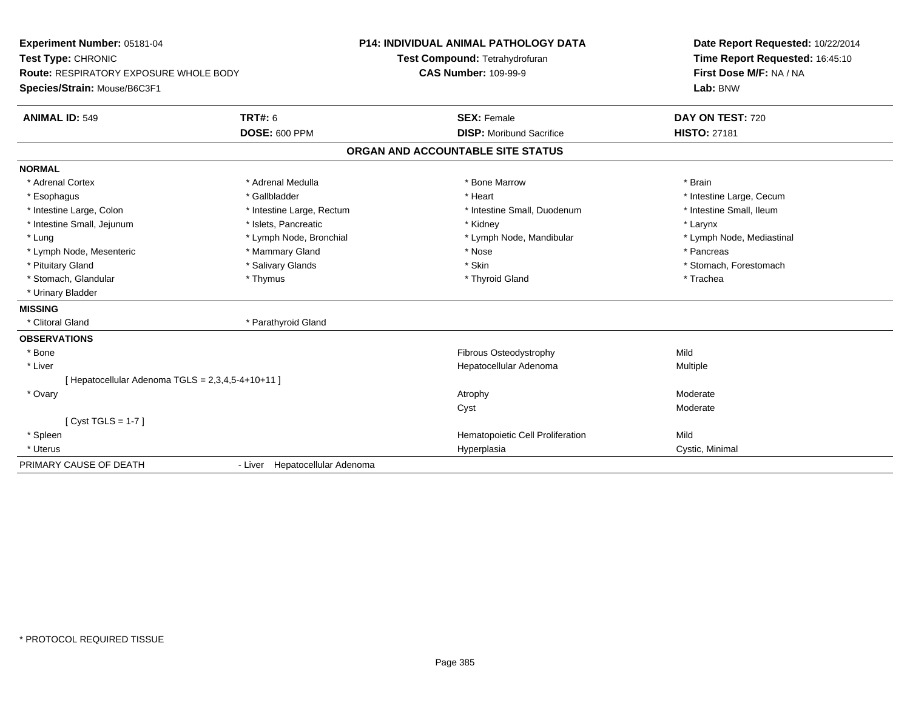**Experiment Number:** 05181-04
**Test Type:** CHRONIC
**Route:** RESPIRATORY EXPOSURE WHOLE BODY
**Species/Strain:** Mouse/B6C3F1

**P14: INDIVIDUAL ANIMAL PATHOLOGY DATA**
**Test Compound:** Tetrahydrofuran
**CAS Number:** 109-99-9

**Date Report Requested:** 10/22/2014
**Time Report Requested:** 16:45:10
**First Dose M/F:** NA / NA
**Lab:** BNW

| **ANIMAL ID:** 549 | **TRT#:** 6 | **SEX:** Female | **DAY ON TEST:** 720 |
|---|---|---|---|
| | **DOSE:** 600 PPM | **DISP:** Moribund Sacrifice | **HISTO:** 27181 |

## ORGAN AND ACCOUNTABLE SITE STATUS

**NORMAL**

| | | | |
|---|---|---|---|
| * Adrenal Cortex | * Adrenal Medulla | * Bone Marrow | * Brain |
| * Esophagus | * Gallbladder | * Heart | * Intestine Large, Cecum |
| * Intestine Large, Colon | * Intestine Large, Rectum | * Intestine Small, Duodenum | * Intestine Small, Ileum |
| * Intestine Small, Jejunum | * Islets, Pancreatic | * Kidney | * Larynx |
| * Lung | * Lymph Node, Bronchial | * Lymph Node, Mandibular | * Lymph Node, Mediastinal |
| * Lymph Node, Mesenteric | * Mammary Gland | * Nose | * Pancreas |
| * Pituitary Gland | * Salivary Glands | * Skin | * Stomach, Forestomach |
| * Stomach, Glandular | * Thymus | * Thyroid Gland | * Trachea |
| * Urinary Bladder | | | |

**MISSING**

| | |
|---|---|
| * Clitoral Gland | * Parathyroid Gland |

**OBSERVATIONS**

| | | |
|---|---|---|
| * Bone | Fibrous Osteodystrophy | Mild |
| * Liver | Hepatocellular Adenoma | Multiple |
| [ Hepatocellular Adenoma TGLS = 2,3,4,5-4+10+11 ] | | |
| * Ovary | Atrophy | Moderate |
| | Cyst | Moderate |
| [ Cyst TGLS = 1-7 ] | | |
| * Spleen | Hematopoietic Cell Proliferation | Mild |
| * Uterus | Hyperplasia | Cystic, Minimal |

PRIMARY CAUSE OF DEATH - Liver Hepatocellular Adenoma

* PROTOCOL REQUIRED TISSUE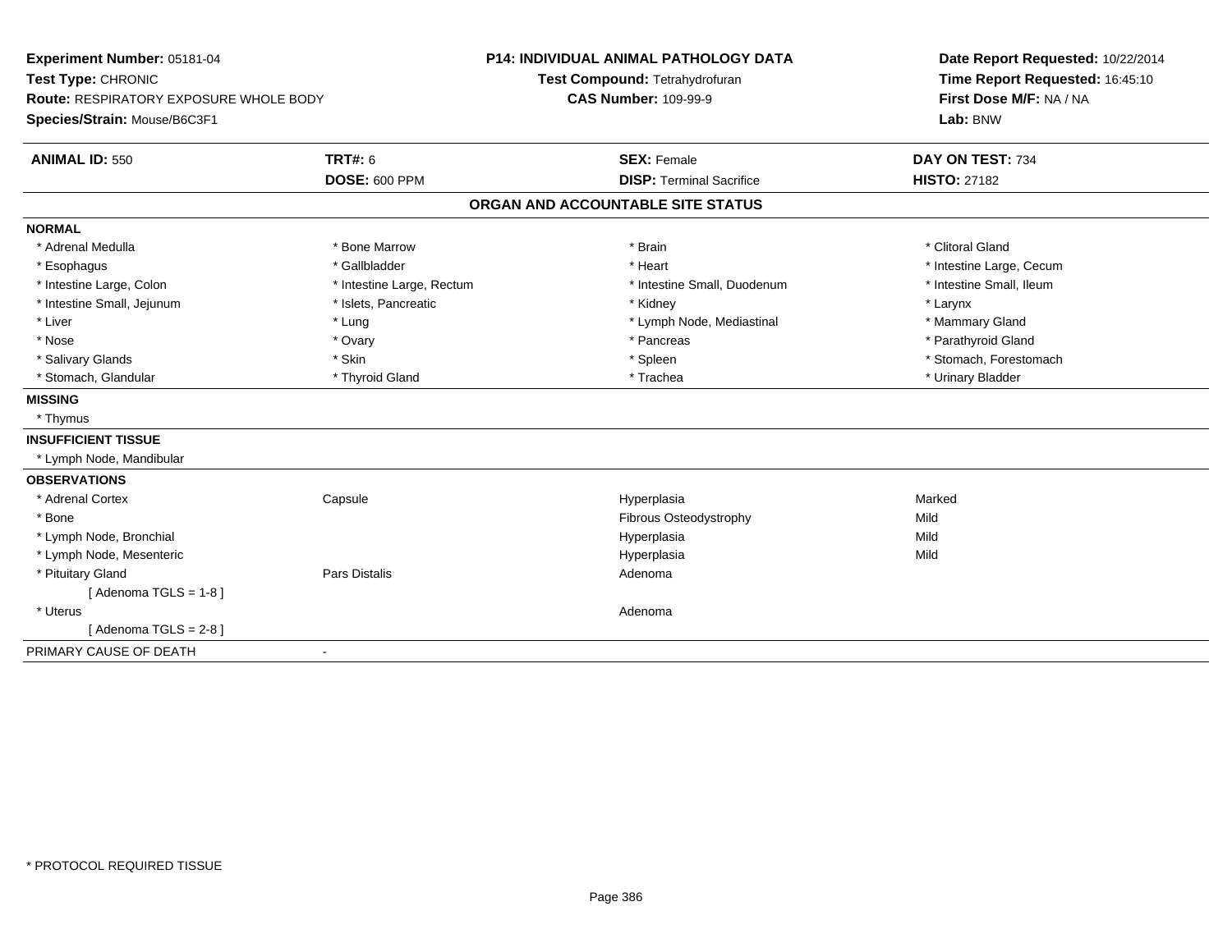**Experiment Number:** 05181-04
**Test Type:** CHRONIC
**Route:** RESPIRATORY EXPOSURE WHOLE BODY
**Species/Strain:** Mouse/B6C3F1

**P14: INDIVIDUAL ANIMAL PATHOLOGY DATA**
**Test Compound:** Tetrahydrofuran
**CAS Number:** 109-99-9

**Date Report Requested:** 10/22/2014
**Time Report Requested:** 16:45:10
**First Dose M/F:** NA / NA
**Lab:** BNW

| **ANIMAL ID:** 550 | **TRT#:** 6 | **SEX:** Female | **DAY ON TEST:** 734 |
|---|---|---|---|
| | **DOSE:** 600 PPM | **DISP:** Terminal Sacrifice | **HISTO:** 27182 |

## ORGAN AND ACCOUNTABLE SITE STATUS

**NORMAL**

| | | | |
|---|---|---|---|
| * Adrenal Medulla | * Bone Marrow | * Brain | * Clitoral Gland |
| * Esophagus | * Gallbladder | * Heart | * Intestine Large, Cecum |
| * Intestine Large, Colon | * Intestine Large, Rectum | * Intestine Small, Duodenum | * Intestine Small, Ileum |
| * Intestine Small, Jejunum | * Islets, Pancreatic | * Kidney | * Larynx |
| * Liver | * Lung | * Lymph Node, Mediastinal | * Mammary Gland |
| * Nose | * Ovary | * Pancreas | * Parathyroid Gland |
| * Salivary Glands | * Skin | * Spleen | * Stomach, Forestomach |
| * Stomach, Glandular | * Thyroid Gland | * Trachea | * Urinary Bladder |

**MISSING**

* Thymus

**INSUFFICIENT TISSUE**

* Lymph Node, Mandibular

**OBSERVATIONS**

| | | | |
|---|---|---|---|
| * Adrenal Cortex | Capsule | Hyperplasia | Marked |
| * Bone | | Fibrous Osteodystrophy | Mild |
| * Lymph Node, Bronchial | | Hyperplasia | Mild |
| * Lymph Node, Mesenteric | | Hyperplasia | Mild |
| * Pituitary Gland | Pars Distalis | Adenoma | |
| [ Adenoma TGLS = 1-8 ] | | | |
| * Uterus | | Adenoma | |
| [ Adenoma TGLS = 2-8 ] | | | |

PRIMARY CAUSE OF DEATH -

* PROTOCOL REQUIRED TISSUE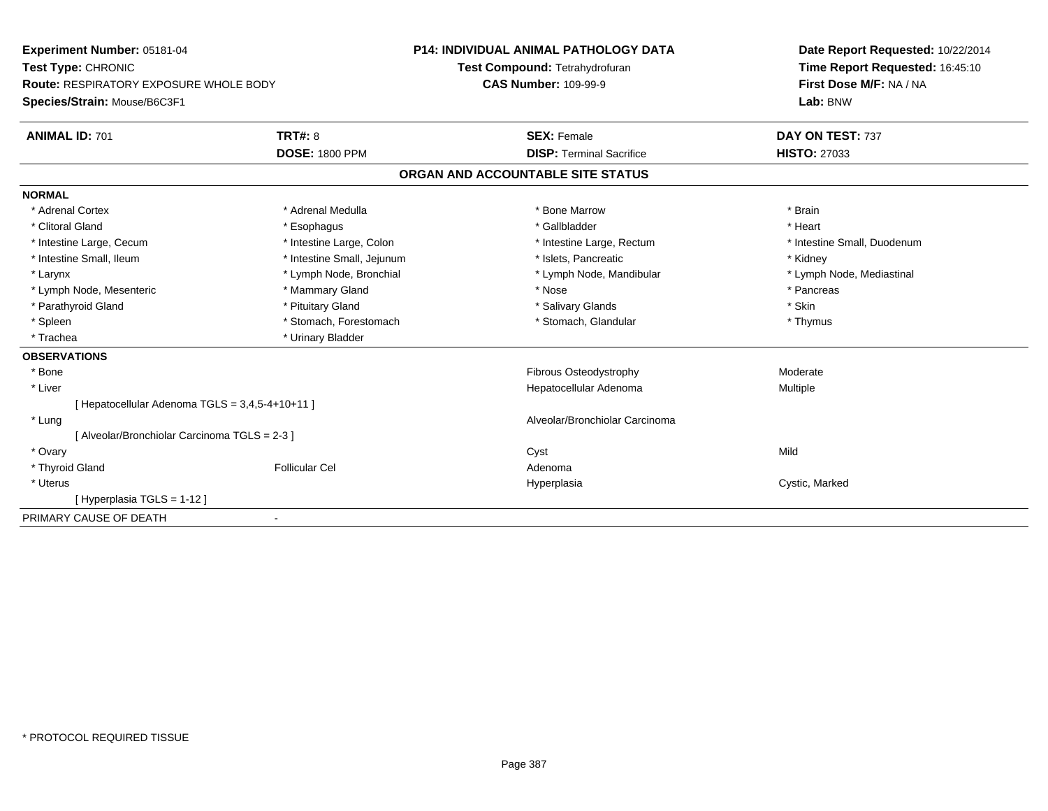**Experiment Number:** 05181-04
**Test Type:** CHRONIC
**Route:** RESPIRATORY EXPOSURE WHOLE BODY
**Species/Strain:** Mouse/B6C3F1

**P14: INDIVIDUAL ANIMAL PATHOLOGY DATA**
**Test Compound:** Tetrahydrofuran
**CAS Number:** 109-99-9

**Date Report Requested:** 10/22/2014
**Time Report Requested:** 16:45:10
**First Dose M/F:** NA / NA
**Lab:** BNW

| **ANIMAL ID:** 701 | **TRT#:** 8 | **SEX:** Female | **DAY ON TEST:** 737 |
|---|---|---|---|
| | **DOSE:** 1800 PPM | **DISP:** Terminal Sacrifice | **HISTO:** 27033 |

## ORGAN AND ACCOUNTABLE SITE STATUS

**NORMAL**

| | | | |
|---|---|---|---|
| * Adrenal Cortex | * Adrenal Medulla | * Bone Marrow | * Brain |
| * Clitoral Gland | * Esophagus | * Gallbladder | * Heart |
| * Intestine Large, Cecum | * Intestine Large, Colon | * Intestine Large, Rectum | * Intestine Small, Duodenum |
| * Intestine Small, Ileum | * Intestine Small, Jejunum | * Islets, Pancreatic | * Kidney |
| * Larynx | * Lymph Node, Bronchial | * Lymph Node, Mandibular | * Lymph Node, Mediastinal |
| * Lymph Node, Mesenteric | * Mammary Gland | * Nose | * Pancreas |
| * Parathyroid Gland | * Pituitary Gland | * Salivary Glands | * Skin |
| * Spleen | * Stomach, Forestomach | * Stomach, Glandular | * Thymus |
| * Trachea | * Urinary Bladder | | |

**OBSERVATIONS**

| | | | |
|---|---|---|---|
| * Bone | | Fibrous Osteodystrophy | Moderate |
| * Liver | | Hepatocellular Adenoma | Multiple |
| [ Hepatocellular Adenoma TGLS = 3,4,5-4+10+11 ] | | | |
| * Lung | | Alveolar/Bronchiolar Carcinoma | |
| [ Alveolar/Bronchiolar Carcinoma TGLS = 2-3 ] | | | |
| * Ovary | | Cyst | Mild |
| * Thyroid Gland | Follicular Cel | Adenoma | |
| * Uterus | | Hyperplasia | Cystic, Marked |
| [ Hyperplasia TGLS = 1-12 ] | | | |

PRIMARY CAUSE OF DEATH -

\* PROTOCOL REQUIRED TISSUE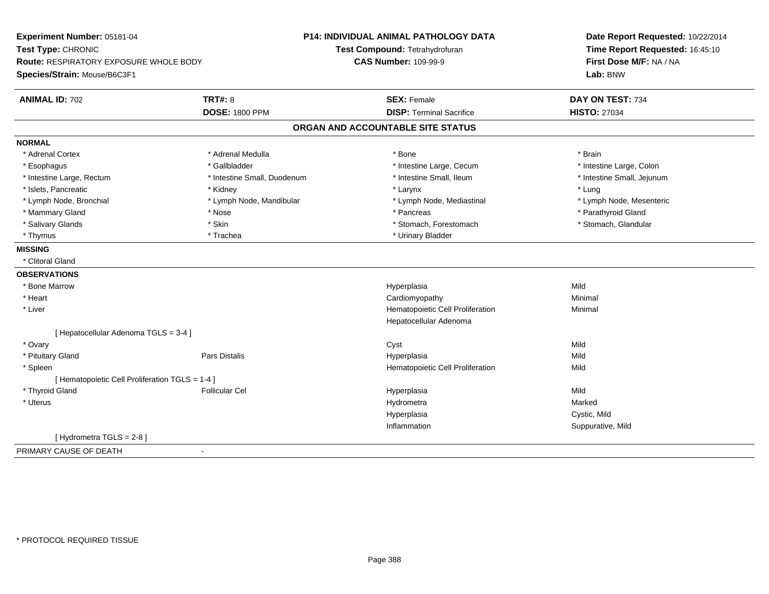**Experiment Number:** 05181-04
**Test Type:** CHRONIC
**Route:** RESPIRATORY EXPOSURE WHOLE BODY
**Species/Strain:** Mouse/B6C3F1

**P14: INDIVIDUAL ANIMAL PATHOLOGY DATA**
**Test Compound:** Tetrahydrofuran
**CAS Number:** 109-99-9

**Date Report Requested:** 10/22/2014
**Time Report Requested:** 16:45:10
**First Dose M/F:** NA / NA
**Lab:** BNW

| **ANIMAL ID:** 702 | **TRT#:** 8 | **SEX:** Female | **DAY ON TEST:** 734 |
|---|---|---|---|
| | **DOSE:** 1800 PPM | **DISP:** Terminal Sacrifice | **HISTO:** 27034 |

## ORGAN AND ACCOUNTABLE SITE STATUS

**NORMAL**

| | | | |
|---|---|---|---|
| * Adrenal Cortex | * Adrenal Medulla | * Bone | * Brain |
| * Esophagus | * Gallbladder | * Intestine Large, Cecum | * Intestine Large, Colon |
| * Intestine Large, Rectum | * Intestine Small, Duodenum | * Intestine Small, Ileum | * Intestine Small, Jejunum |
| * Islets, Pancreatic | * Kidney | * Larynx | * Lung |
| * Lymph Node, Bronchial | * Lymph Node, Mandibular | * Lymph Node, Mediastinal | * Lymph Node, Mesenteric |
| * Mammary Gland | * Nose | * Pancreas | * Parathyroid Gland |
| * Salivary Glands | * Skin | * Stomach, Forestomach | * Stomach, Glandular |
| * Thymus | * Trachea | * Urinary Bladder | |

**MISSING**

* Clitoral Gland

**OBSERVATIONS**

| | | | |
|---|---|---|---|
| * Bone Marrow | | Hyperplasia | Mild |
| * Heart | | Cardiomyopathy | Minimal |
| * Liver | | Hematopoietic Cell Proliferation | Minimal |
| | | Hepatocellular Adenoma | |
| [ Hepatocellular Adenoma TGLS = 3-4 ] | | | |
| * Ovary | | Cyst | Mild |
| * Pituitary Gland | Pars Distalis | Hyperplasia | Mild |
| * Spleen | | Hematopoietic Cell Proliferation | Mild |
| [ Hematopoietic Cell Proliferation TGLS = 1-4 ] | | | |
| * Thyroid Gland | Follicular Cel | Hyperplasia | Mild |
| * Uterus | | Hydrometra | Marked |
| | | Hyperplasia | Cystic, Mild |
| | | Inflammation | Suppurative, Mild |
| [ Hydrometra TGLS = 2-8 ] | | | |

PRIMARY CAUSE OF DEATH -

* PROTOCOL REQUIRED TISSUE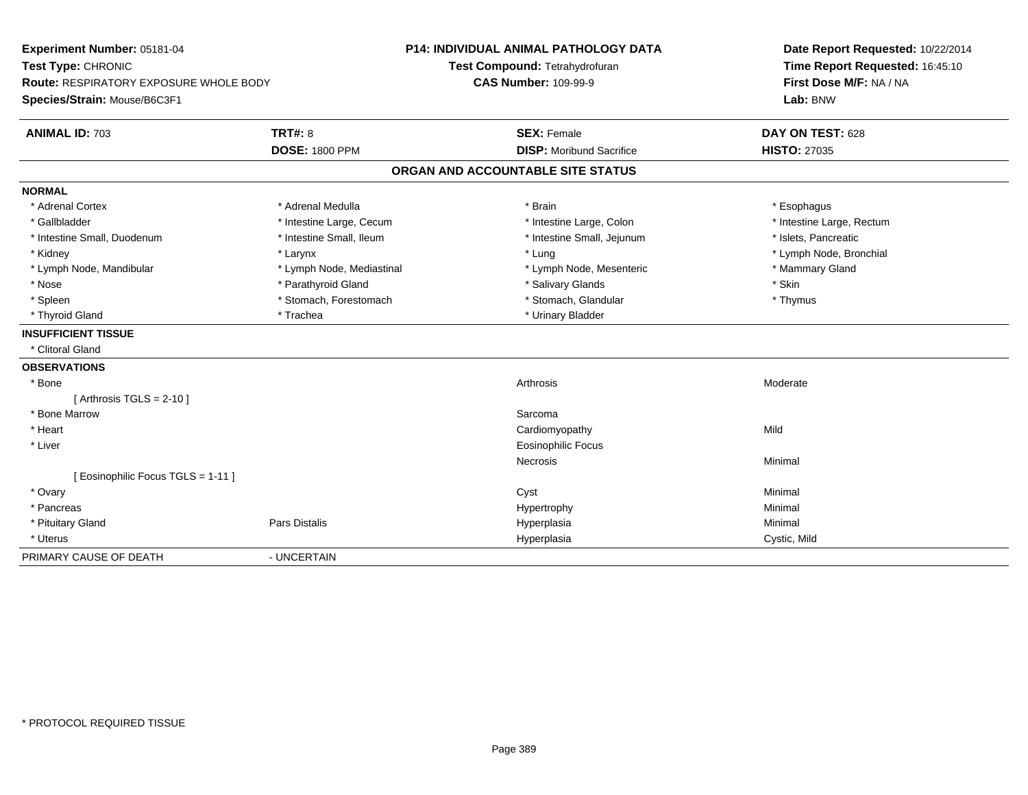**Experiment Number:** 05181-04
**Test Type:** CHRONIC
**Route:** RESPIRATORY EXPOSURE WHOLE BODY
**Species/Strain:** Mouse/B6C3F1

**P14: INDIVIDUAL ANIMAL PATHOLOGY DATA**
**Test Compound:** Tetrahydrofuran
**CAS Number:** 109-99-9

**Date Report Requested:** 10/22/2014
**Time Report Requested:** 16:45:10
**First Dose M/F:** NA / NA
**Lab:** BNW

| **ANIMAL ID:** 703 | **TRT#:** 8 | **SEX:** Female | **DAY ON TEST:** 628 |
|---|---|---|---|
| | **DOSE:** 1800 PPM | **DISP:** Moribund Sacrifice | **HISTO:** 27035 |

## ORGAN AND ACCOUNTABLE SITE STATUS

**NORMAL**

| | | | |
|---|---|---|---|
| * Adrenal Cortex | * Adrenal Medulla | * Brain | * Esophagus |
| * Gallbladder | * Intestine Large, Cecum | * Intestine Large, Colon | * Intestine Large, Rectum |
| * Intestine Small, Duodenum | * Intestine Small, Ileum | * Intestine Small, Jejunum | * Islets, Pancreatic |
| * Kidney | * Larynx | * Lung | * Lymph Node, Bronchial |
| * Lymph Node, Mandibular | * Lymph Node, Mediastinal | * Lymph Node, Mesenteric | * Mammary Gland |
| * Nose | * Parathyroid Gland | * Salivary Glands | * Skin |
| * Spleen | * Stomach, Forestomach | * Stomach, Glandular | * Thymus |
| * Thyroid Gland | * Trachea | * Urinary Bladder | |

**INSUFFICIENT TISSUE**

* Clitoral Gland

**OBSERVATIONS**

| | | | |
|---|---|---|---|
| * Bone | | Arthrosis | Moderate |
| [ Arthrosis TGLS = 2-10 ] | | | |
| * Bone Marrow | | Sarcoma | |
| * Heart | | Cardiomyopathy | Mild |
| * Liver | | Eosinophilic Focus | |
| | | Necrosis | Minimal |
| [ Eosinophilic Focus TGLS = 1-11 ] | | | |
| * Ovary | | Cyst | Minimal |
| * Pancreas | | Hypertrophy | Minimal |
| * Pituitary Gland | Pars Distalis | Hyperplasia | Minimal |
| * Uterus | | Hyperplasia | Cystic, Mild |

PRIMARY CAUSE OF DEATH - UNCERTAIN

* PROTOCOL REQUIRED TISSUE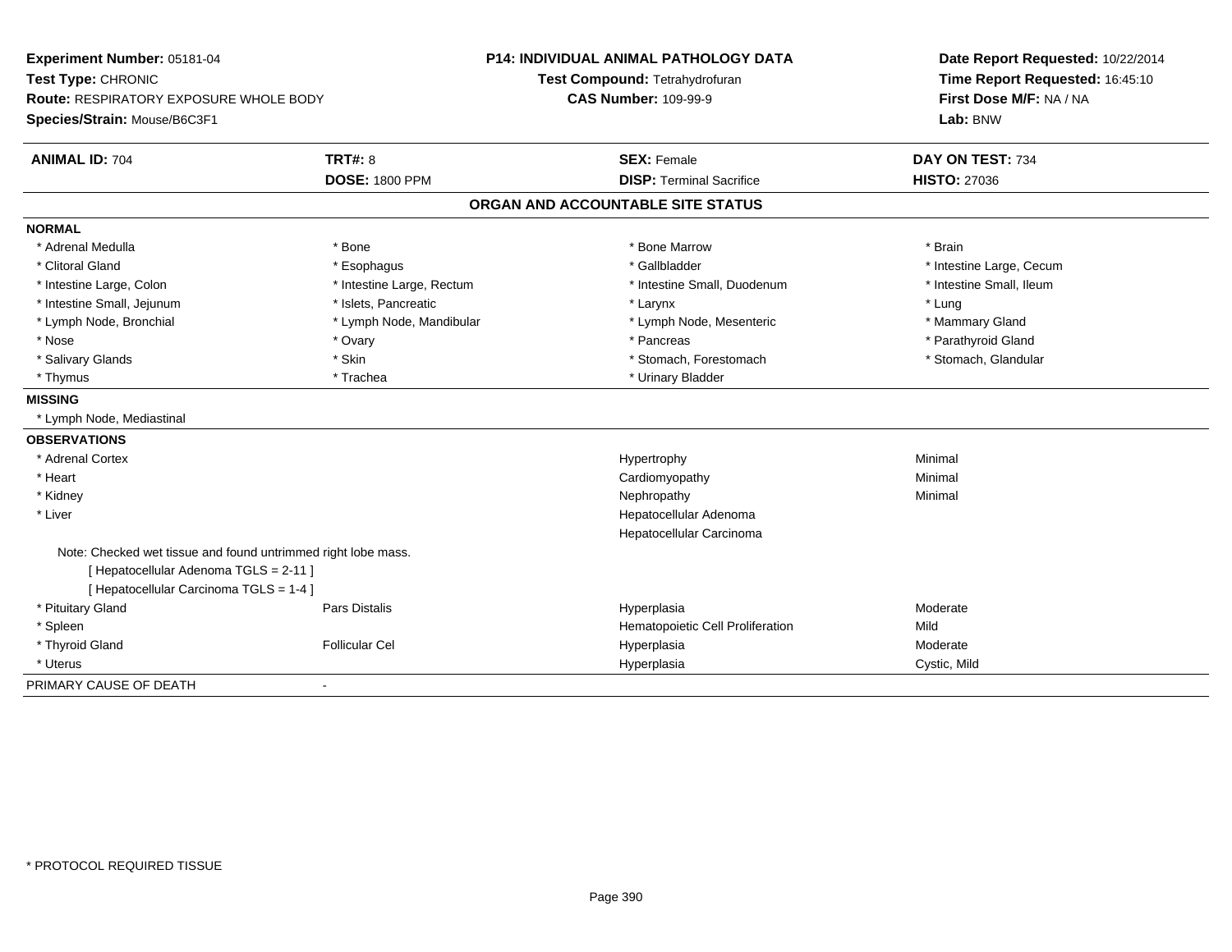**Experiment Number:** 05181-04
**Test Type:** CHRONIC
**Route:** RESPIRATORY EXPOSURE WHOLE BODY
**Species/Strain:** Mouse/B6C3F1

**P14: INDIVIDUAL ANIMAL PATHOLOGY DATA**
**Test Compound:** Tetrahydrofuran
**CAS Number:** 109-99-9

**Date Report Requested:** 10/22/2014
**Time Report Requested:** 16:45:10
**First Dose M/F:** NA / NA
**Lab:** BNW

| **ANIMAL ID:** 704 | **TRT#:** 8 | **SEX:** Female | **DAY ON TEST:** 734 |
|---|---|---|---|
| | **DOSE:** 1800 PPM | **DISP:** Terminal Sacrifice | **HISTO:** 27036 |

## ORGAN AND ACCOUNTABLE SITE STATUS

**NORMAL**

| | | | |
|---|---|---|---|
| * Adrenal Medulla | * Bone | * Bone Marrow | * Brain |
| * Clitoral Gland | * Esophagus | * Gallbladder | * Intestine Large, Cecum |
| * Intestine Large, Colon | * Intestine Large, Rectum | * Intestine Small, Duodenum | * Intestine Small, Ileum |
| * Intestine Small, Jejunum | * Islets, Pancreatic | * Larynx | * Lung |
| * Lymph Node, Bronchial | * Lymph Node, Mandibular | * Lymph Node, Mesenteric | * Mammary Gland |
| * Nose | * Ovary | * Pancreas | * Parathyroid Gland |
| * Salivary Glands | * Skin | * Stomach, Forestomach | * Stomach, Glandular |
| * Thymus | * Trachea | * Urinary Bladder | |

**MISSING**

* Lymph Node, Mediastinal

**OBSERVATIONS**

| | | | |
|---|---|---|---|
| * Adrenal Cortex | | Hypertrophy | Minimal |
| * Heart | | Cardiomyopathy | Minimal |
| * Kidney | | Nephropathy | Minimal |
| * Liver | | Hepatocellular Adenoma | |
| | | Hepatocellular Carcinoma | |

Note: Checked wet tissue and found untrimmed right lobe mass.
[ Hepatocellular Adenoma TGLS = 2-11 ]
[ Hepatocellular Carcinoma TGLS = 1-4 ]

| | | | |
|---|---|---|---|
| * Pituitary Gland | Pars Distalis | Hyperplasia | Moderate |
| * Spleen | | Hematopoietic Cell Proliferation | Mild |
| * Thyroid Gland | Follicular Cel | Hyperplasia | Moderate |
| * Uterus | | Hyperplasia | Cystic, Mild |

PRIMARY CAUSE OF DEATH -

\* PROTOCOL REQUIRED TISSUE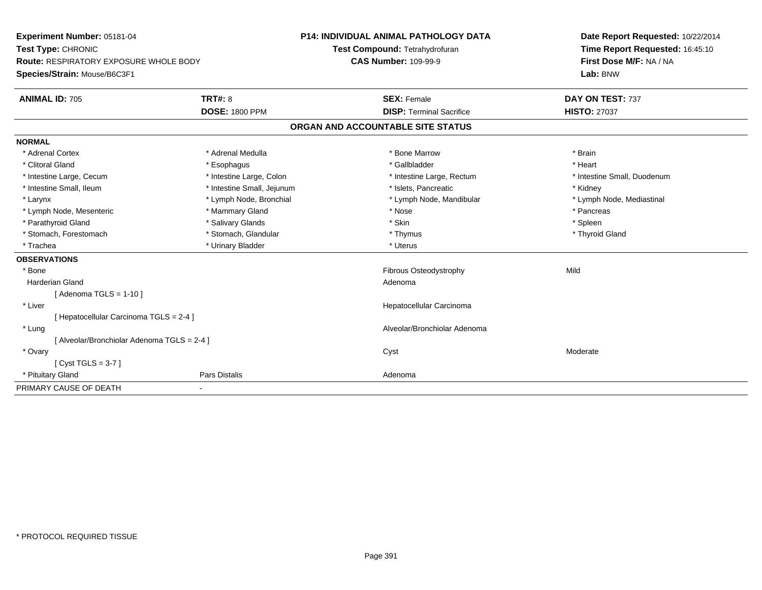**Experiment Number:** 05181-04
**Test Type:** CHRONIC
**Route:** RESPIRATORY EXPOSURE WHOLE BODY
**Species/Strain:** Mouse/B6C3F1

**P14: INDIVIDUAL ANIMAL PATHOLOGY DATA**
**Test Compound:** Tetrahydrofuran
**CAS Number:** 109-99-9

**Date Report Requested:** 10/22/2014
**Time Report Requested:** 16:45:10
**First Dose M/F:** NA / NA
**Lab:** BNW

| **ANIMAL ID:** 705 | **TRT#:** 8 | **SEX:** Female | **DAY ON TEST:** 737 |
|---|---|---|---|
| | **DOSE:** 1800 PPM | **DISP:** Terminal Sacrifice | **HISTO:** 27037 |

## ORGAN AND ACCOUNTABLE SITE STATUS

**NORMAL**

| | | | |
|---|---|---|---|
| * Adrenal Cortex | * Adrenal Medulla | * Bone Marrow | * Brain |
| * Clitoral Gland | * Esophagus | * Gallbladder | * Heart |
| * Intestine Large, Cecum | * Intestine Large, Colon | * Intestine Large, Rectum | * Intestine Small, Duodenum |
| * Intestine Small, Ileum | * Intestine Small, Jejunum | * Islets, Pancreatic | * Kidney |
| * Larynx | * Lymph Node, Bronchial | * Lymph Node, Mandibular | * Lymph Node, Mediastinal |
| * Lymph Node, Mesenteric | * Mammary Gland | * Nose | * Pancreas |
| * Parathyroid Gland | * Salivary Glands | * Skin | * Spleen |
| * Stomach, Forestomach | * Stomach, Glandular | * Thymus | * Thyroid Gland |
| * Trachea | * Urinary Bladder | * Uterus | |

**OBSERVATIONS**

| | | | |
|---|---|---|---|
| * Bone | | Fibrous Osteodystrophy | Mild |
| Harderian Gland | | Adenoma | |
| [ Adenoma TGLS = 1-10 ] | | | |
| * Liver | | Hepatocellular Carcinoma | |
| [ Hepatocellular Carcinoma TGLS = 2-4 ] | | | |
| * Lung | | Alveolar/Bronchiolar Adenoma | |
| [ Alveolar/Bronchiolar Adenoma TGLS = 2-4 ] | | | |
| * Ovary | | Cyst | Moderate |
| [ Cyst TGLS = 3-7 ] | | | |
| * Pituitary Gland | Pars Distalis | Adenoma | |

PRIMARY CAUSE OF DEATH -

* PROTOCOL REQUIRED TISSUE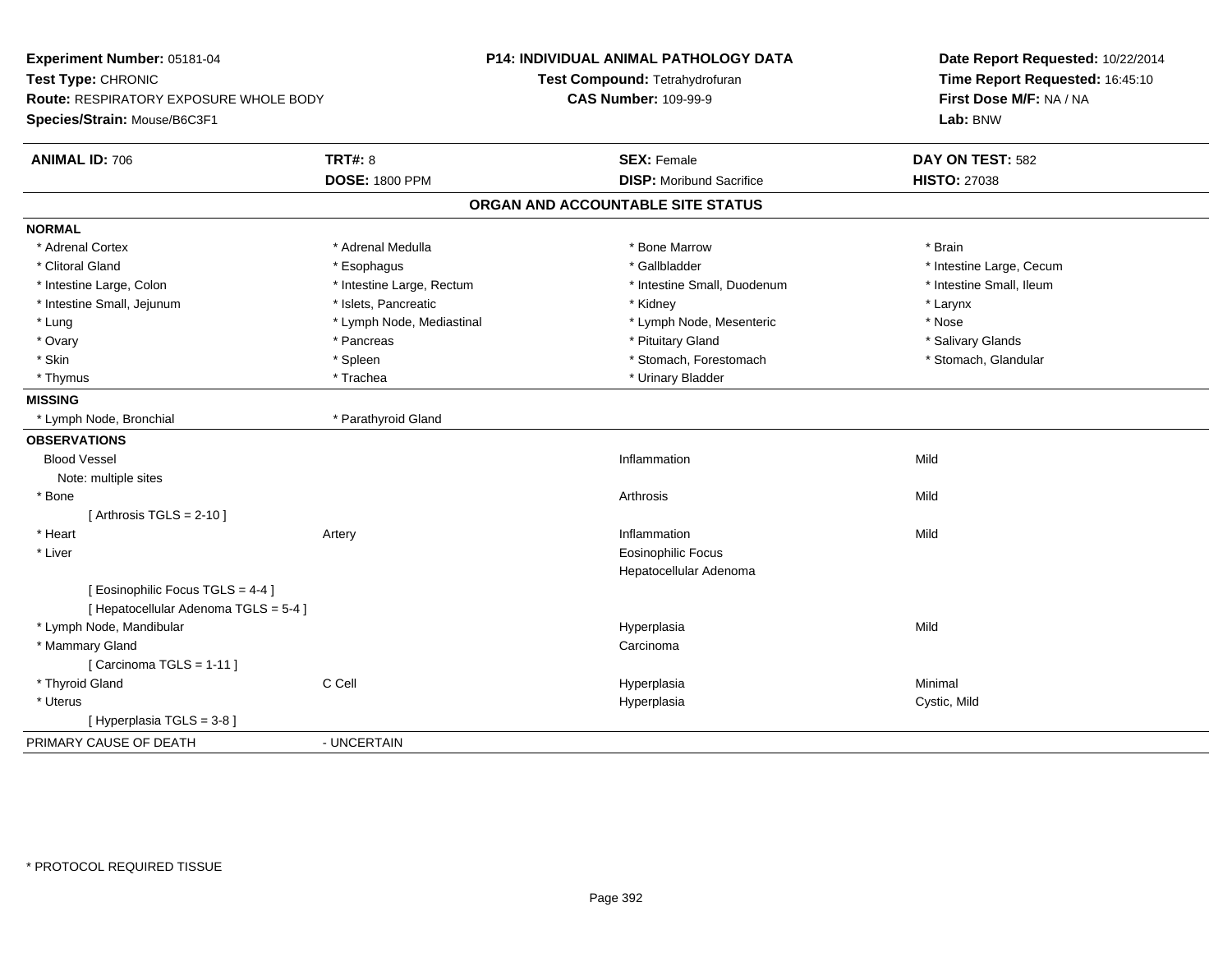**Experiment Number:** 05181-04
**Test Type:** CHRONIC
**Route:** RESPIRATORY EXPOSURE WHOLE BODY
**Species/Strain:** Mouse/B6C3F1

**P14: INDIVIDUAL ANIMAL PATHOLOGY DATA**
**Test Compound:** Tetrahydrofuran
**CAS Number:** 109-99-9

**Date Report Requested:** 10/22/2014
**Time Report Requested:** 16:45:10
**First Dose M/F:** NA / NA
**Lab:** BNW

| **ANIMAL ID:** 706 | **TRT#:** 8 | **SEX:** Female | **DAY ON TEST:** 582 |
|---|---|---|---|
| | **DOSE:** 1800 PPM | **DISP:** Moribund Sacrifice | **HISTO:** 27038 |

## ORGAN AND ACCOUNTABLE SITE STATUS

**NORMAL**

| | | | |
|---|---|---|---|
| * Adrenal Cortex | * Adrenal Medulla | * Bone Marrow | * Brain |
| * Clitoral Gland | * Esophagus | * Gallbladder | * Intestine Large, Cecum |
| * Intestine Large, Colon | * Intestine Large, Rectum | * Intestine Small, Duodenum | * Intestine Small, Ileum |
| * Intestine Small, Jejunum | * Islets, Pancreatic | * Kidney | * Larynx |
| * Lung | * Lymph Node, Mediastinal | * Lymph Node, Mesenteric | * Nose |
| * Ovary | * Pancreas | * Pituitary Gland | * Salivary Glands |
| * Skin | * Spleen | * Stomach, Forestomach | * Stomach, Glandular |
| * Thymus | * Trachea | * Urinary Bladder | |

**MISSING**

| | |
|---|---|
| * Lymph Node, Bronchial | * Parathyroid Gland |

**OBSERVATIONS**

| | | | |
|---|---|---|---|
| Blood Vessel | | Inflammation | Mild |
| Note: multiple sites | | | |
| * Bone | | Arthrosis | Mild |
| [ Arthrosis TGLS = 2-10 ] | | | |
| * Heart | Artery | Inflammation | Mild |
| * Liver | | Eosinophilic Focus | |
| | | Hepatocellular Adenoma | |
| [ Eosinophilic Focus TGLS = 4-4 ] | | | |
| [ Hepatocellular Adenoma TGLS = 5-4 ] | | | |
| * Lymph Node, Mandibular | | Hyperplasia | Mild |
| * Mammary Gland | | Carcinoma | |
| [ Carcinoma TGLS = 1-11 ] | | | |
| * Thyroid Gland | C Cell | Hyperplasia | Minimal |
| * Uterus | | Hyperplasia | Cystic, Mild |
| [ Hyperplasia TGLS = 3-8 ] | | | |

PRIMARY CAUSE OF DEATH - UNCERTAIN

* PROTOCOL REQUIRED TISSUE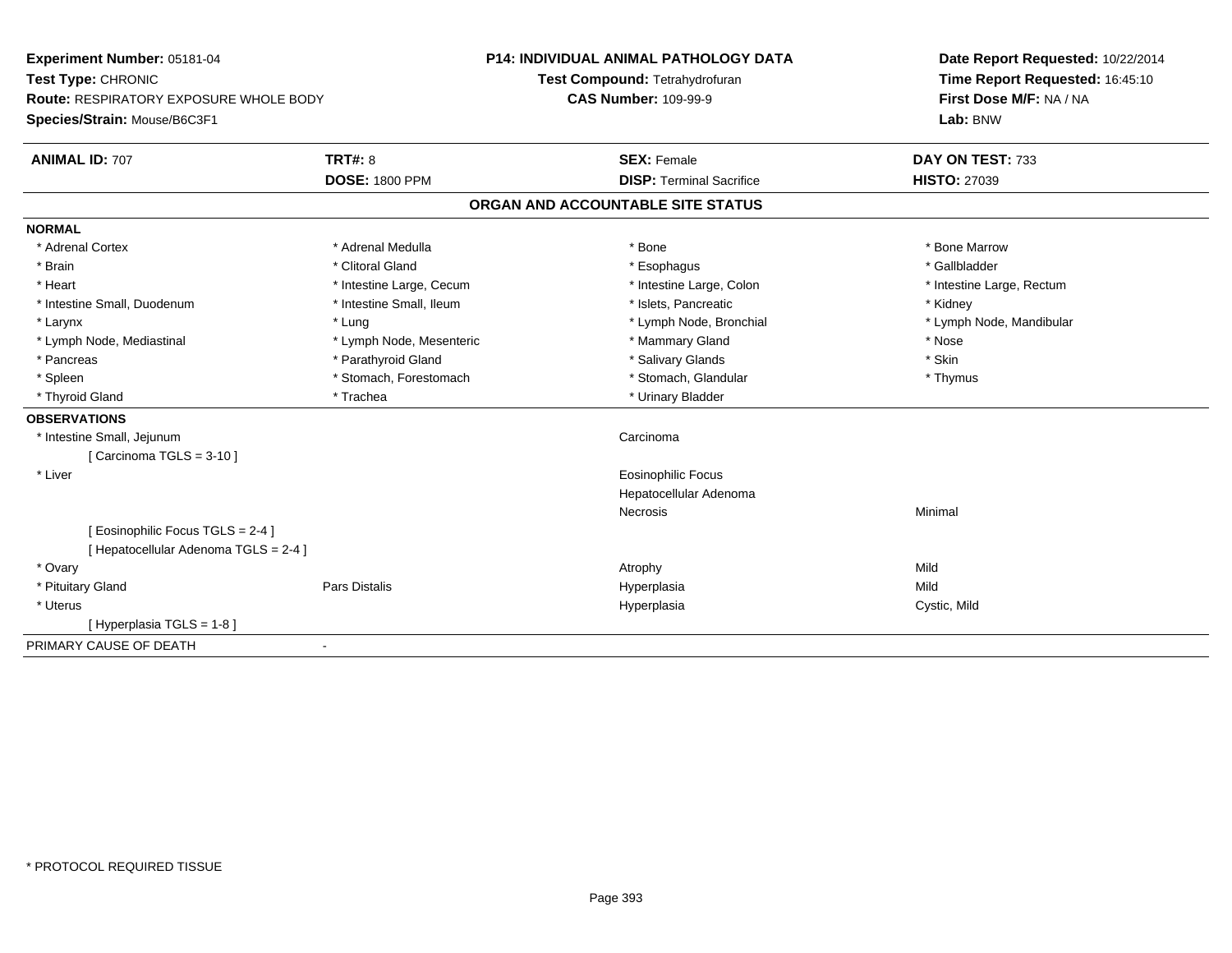**Experiment Number:** 05181-04
**Test Type:** CHRONIC
**Route:** RESPIRATORY EXPOSURE WHOLE BODY
**Species/Strain:** Mouse/B6C3F1

**P14: INDIVIDUAL ANIMAL PATHOLOGY DATA**
**Test Compound:** Tetrahydrofuran
**CAS Number:** 109-99-9

**Date Report Requested:** 10/22/2014
**Time Report Requested:** 16:45:10
**First Dose M/F:** NA / NA
**Lab:** BNW

| **ANIMAL ID:** 707 | **TRT#:** 8 | **SEX:** Female | **DAY ON TEST:** 733 |
|---|---|---|---|
| | **DOSE:** 1800 PPM | **DISP:** Terminal Sacrifice | **HISTO:** 27039 |

## ORGAN AND ACCOUNTABLE SITE STATUS

**NORMAL**

| | | | |
|---|---|---|---|
| * Adrenal Cortex | * Adrenal Medulla | * Bone | * Bone Marrow |
| * Brain | * Clitoral Gland | * Esophagus | * Gallbladder |
| * Heart | * Intestine Large, Cecum | * Intestine Large, Colon | * Intestine Large, Rectum |
| * Intestine Small, Duodenum | * Intestine Small, Ileum | * Islets, Pancreatic | * Kidney |
| * Larynx | * Lung | * Lymph Node, Bronchial | * Lymph Node, Mandibular |
| * Lymph Node, Mediastinal | * Lymph Node, Mesenteric | * Mammary Gland | * Nose |
| * Pancreas | * Parathyroid Gland | * Salivary Glands | * Skin |
| * Spleen | * Stomach, Forestomach | * Stomach, Glandular | * Thymus |
| * Thyroid Gland | * Trachea | * Urinary Bladder | |

**OBSERVATIONS**

| | | | |
|---|---|---|---|
| * Intestine Small, Jejunum | | Carcinoma | |
| [ Carcinoma TGLS = 3-10 ] | | | |
| * Liver | | Eosinophilic Focus | |
| | | Hepatocellular Adenoma | |
| | | Necrosis | Minimal |
| [ Eosinophilic Focus TGLS = 2-4 ] | | | |
| [ Hepatocellular Adenoma TGLS = 2-4 ] | | | |
| * Ovary | | Atrophy | Mild |
| * Pituitary Gland | Pars Distalis | Hyperplasia | Mild |
| * Uterus | | Hyperplasia | Cystic, Mild |
| [ Hyperplasia TGLS = 1-8 ] | | | |

PRIMARY CAUSE OF DEATH -

* PROTOCOL REQUIRED TISSUE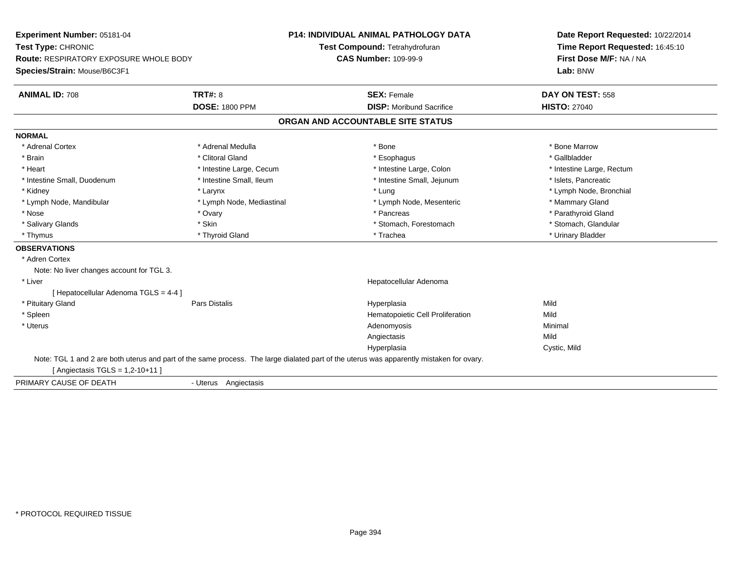**Experiment Number:** 05181-04
**Test Type:** CHRONIC
**Route:** RESPIRATORY EXPOSURE WHOLE BODY
**Species/Strain:** Mouse/B6C3F1

**P14: INDIVIDUAL ANIMAL PATHOLOGY DATA**
**Test Compound:** Tetrahydrofuran
**CAS Number:** 109-99-9

**Date Report Requested:** 10/22/2014
**Time Report Requested:** 16:45:10
**First Dose M/F:** NA / NA
**Lab:** BNW

| **ANIMAL ID:** 708 | **TRT#:** 8 | **SEX:** Female | **DAY ON TEST:** 558 |
|---|---|---|---|
| | **DOSE:** 1800 PPM | **DISP:** Moribund Sacrifice | **HISTO:** 27040 |

## ORGAN AND ACCOUNTABLE SITE STATUS

**NORMAL**

| | | | |
|---|---|---|---|
| * Adrenal Cortex | * Adrenal Medulla | * Bone | * Bone Marrow |
| * Brain | * Clitoral Gland | * Esophagus | * Gallbladder |
| * Heart | * Intestine Large, Cecum | * Intestine Large, Colon | * Intestine Large, Rectum |
| * Intestine Small, Duodenum | * Intestine Small, Ileum | * Intestine Small, Jejunum | * Islets, Pancreatic |
| * Kidney | * Larynx | * Lung | * Lymph Node, Bronchial |
| * Lymph Node, Mandibular | * Lymph Node, Mediastinal | * Lymph Node, Mesenteric | * Mammary Gland |
| * Nose | * Ovary | * Pancreas | * Parathyroid Gland |
| * Salivary Glands | * Skin | * Stomach, Forestomach | * Stomach, Glandular |
| * Thymus | * Thyroid Gland | * Trachea | * Urinary Bladder |

**OBSERVATIONS**

* Adren Cortex
  Note: No liver changes account for TGL 3.

| | | | |
|---|---|---|---|
| * Liver | | Hepatocellular Adenoma | |
| [ Hepatocellular Adenoma TGLS = 4-4 ] | | | |
| * Pituitary Gland | Pars Distalis | Hyperplasia | Mild |
| * Spleen | | Hematopoietic Cell Proliferation | Mild |
| * Uterus | | Adenomyosis | Minimal |
| | | Angiectasis | Mild |
| | | Hyperplasia | Cystic, Mild |

Note: TGL 1 and 2 are both uterus and part of the same process. The large dialated part of the uterus was apparently mistaken for ovary.
[ Angiectasis TGLS = 1,2-10+11 ]

PRIMARY CAUSE OF DEATH - Uterus Angiectasis

* PROTOCOL REQUIRED TISSUE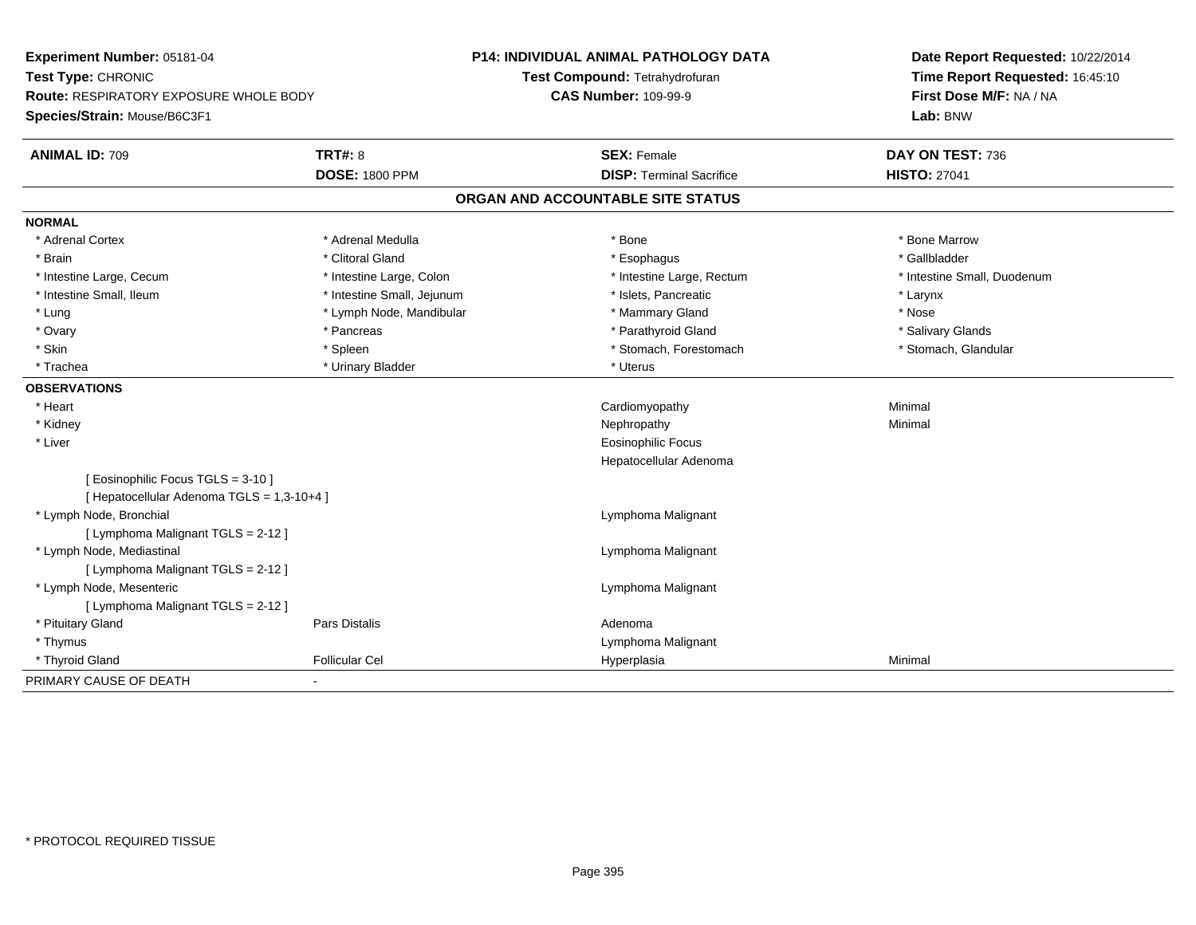**Experiment Number:** 05181-04
**Test Type:** CHRONIC
**Route:** RESPIRATORY EXPOSURE WHOLE BODY
**Species/Strain:** Mouse/B6C3F1

**P14: INDIVIDUAL ANIMAL PATHOLOGY DATA**
**Test Compound:** Tetrahydrofuran
**CAS Number:** 109-99-9

**Date Report Requested:** 10/22/2014
**Time Report Requested:** 16:45:10
**First Dose M/F:** NA / NA
**Lab:** BNW

| **ANIMAL ID:** 709 | **TRT#:** 8 | **SEX:** Female | **DAY ON TEST:** 736 |
|---|---|---|---|
| | **DOSE:** 1800 PPM | **DISP:** Terminal Sacrifice | **HISTO:** 27041 |

## ORGAN AND ACCOUNTABLE SITE STATUS

**NORMAL**

| | | | |
|---|---|---|---|
| * Adrenal Cortex | * Adrenal Medulla | * Bone | * Bone Marrow |
| * Brain | * Clitoral Gland | * Esophagus | * Gallbladder |
| * Intestine Large, Cecum | * Intestine Large, Colon | * Intestine Large, Rectum | * Intestine Small, Duodenum |
| * Intestine Small, Ileum | * Intestine Small, Jejunum | * Islets, Pancreatic | * Larynx |
| * Lung | * Lymph Node, Mandibular | * Mammary Gland | * Nose |
| * Ovary | * Pancreas | * Parathyroid Gland | * Salivary Glands |
| * Skin | * Spleen | * Stomach, Forestomach | * Stomach, Glandular |
| * Trachea | * Urinary Bladder | * Uterus | |

**OBSERVATIONS**

| | | | |
|---|---|---|---|
| * Heart | | Cardiomyopathy | Minimal |
| * Kidney | | Nephropathy | Minimal |
| * Liver | | Eosinophilic Focus | |
| | | Hepatocellular Adenoma | |
| [ Eosinophilic Focus TGLS = 3-10 ] | | | |
| [ Hepatocellular Adenoma TGLS = 1,3-10+4 ] | | | |
| * Lymph Node, Bronchial | | Lymphoma Malignant | |
| [ Lymphoma Malignant TGLS = 2-12 ] | | | |
| * Lymph Node, Mediastinal | | Lymphoma Malignant | |
| [ Lymphoma Malignant TGLS = 2-12 ] | | | |
| * Lymph Node, Mesenteric | | Lymphoma Malignant | |
| [ Lymphoma Malignant TGLS = 2-12 ] | | | |
| * Pituitary Gland | Pars Distalis | Adenoma | |
| * Thymus | | Lymphoma Malignant | |
| * Thyroid Gland | Follicular Cel | Hyperplasia | Minimal |

PRIMARY CAUSE OF DEATH -

* PROTOCOL REQUIRED TISSUE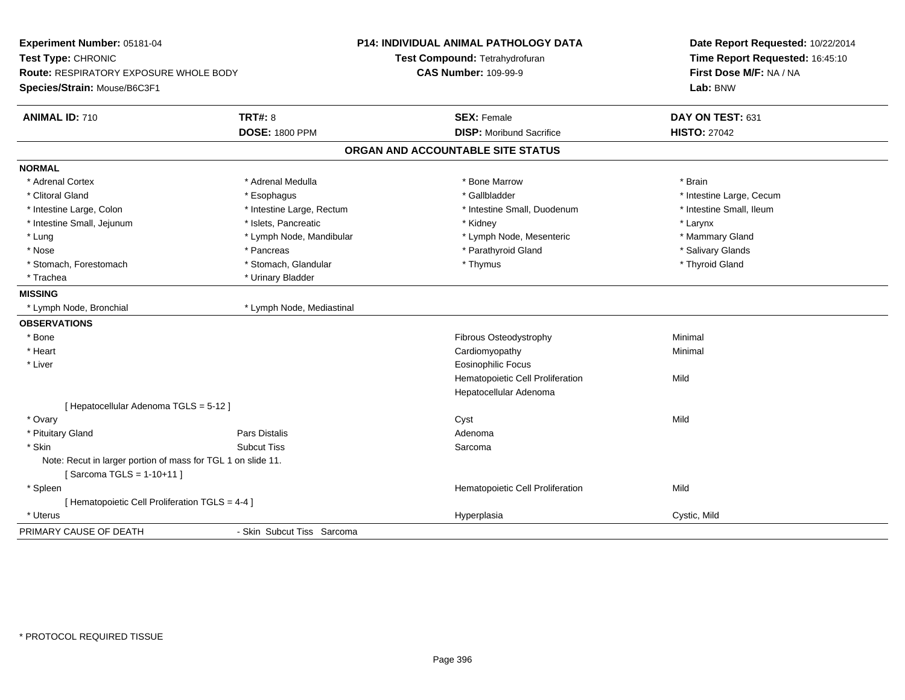**Experiment Number:** 05181-04
**Test Type:** CHRONIC
**Route:** RESPIRATORY EXPOSURE WHOLE BODY
**Species/Strain:** Mouse/B6C3F1

**P14: INDIVIDUAL ANIMAL PATHOLOGY DATA**
**Test Compound:** Tetrahydrofuran
**CAS Number:** 109-99-9

**Date Report Requested:** 10/22/2014
**Time Report Requested:** 16:45:10
**First Dose M/F:** NA / NA
**Lab:** BNW

| **ANIMAL ID:** 710 | **TRT#:** 8 | **SEX:** Female | **DAY ON TEST:** 631 |
|---|---|---|---|
| | **DOSE:** 1800 PPM | **DISP:** Moribund Sacrifice | **HISTO:** 27042 |

## ORGAN AND ACCOUNTABLE SITE STATUS

**NORMAL**

| | | | |
|---|---|---|---|
| * Adrenal Cortex | * Adrenal Medulla | * Bone Marrow | * Brain |
| * Clitoral Gland | * Esophagus | * Gallbladder | * Intestine Large, Cecum |
| * Intestine Large, Colon | * Intestine Large, Rectum | * Intestine Small, Duodenum | * Intestine Small, Ileum |
| * Intestine Small, Jejunum | * Islets, Pancreatic | * Kidney | * Larynx |
| * Lung | * Lymph Node, Mandibular | * Lymph Node, Mesenteric | * Mammary Gland |
| * Nose | * Pancreas | * Parathyroid Gland | * Salivary Glands |
| * Stomach, Forestomach | * Stomach, Glandular | * Thymus | * Thyroid Gland |
| * Trachea | * Urinary Bladder | | |

**MISSING**

| | |
|---|---|
| * Lymph Node, Bronchial | * Lymph Node, Mediastinal |

**OBSERVATIONS**

| Organ | Site | Observation | Severity |
|---|---|---|---|
| * Bone | | Fibrous Osteodystrophy | Minimal |
| * Heart | | Cardiomyopathy | Minimal |
| * Liver | | Eosinophilic Focus | |
| | | Hematopoietic Cell Proliferation | Mild |
| | | Hepatocellular Adenoma | |
| [ Hepatocellular Adenoma TGLS = 5-12 ] | | | |
| * Ovary | | Cyst | Mild |
| * Pituitary Gland | Pars Distalis | Adenoma | |
| * Skin | Subcut Tiss | Sarcoma | |
| Note: Recut in larger portion of mass for TGL 1 on slide 11. | | | |
| [ Sarcoma TGLS = 1-10+11 ] | | | |
| * Spleen | | Hematopoietic Cell Proliferation | Mild |
| [ Hematopoietic Cell Proliferation TGLS = 4-4 ] | | | |
| * Uterus | | Hyperplasia | Cystic, Mild |

PRIMARY CAUSE OF DEATH - Skin Subcut Tiss Sarcoma

* PROTOCOL REQUIRED TISSUE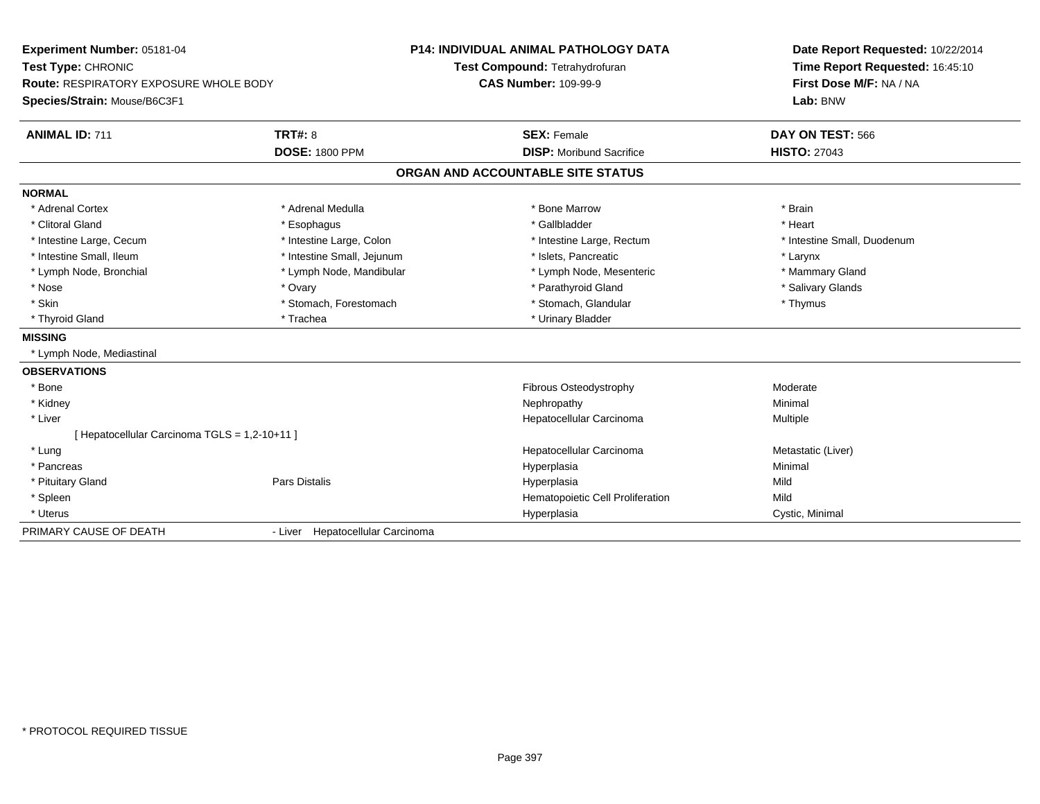**Experiment Number:** 05181-04
**Test Type:** CHRONIC
**Route:** RESPIRATORY EXPOSURE WHOLE BODY
**Species/Strain:** Mouse/B6C3F1

**P14: INDIVIDUAL ANIMAL PATHOLOGY DATA**
**Test Compound:** Tetrahydrofuran
**CAS Number:** 109-99-9

**Date Report Requested:** 10/22/2014
**Time Report Requested:** 16:45:10
**First Dose M/F:** NA / NA
**Lab:** BNW

| **ANIMAL ID:** 711 | **TRT#:** 8 | **SEX:** Female | **DAY ON TEST:** 566 |
|---|---|---|---|
| | **DOSE:** 1800 PPM | **DISP:** Moribund Sacrifice | **HISTO:** 27043 |

## ORGAN AND ACCOUNTABLE SITE STATUS

**NORMAL**

| | | | |
|---|---|---|---|
| * Adrenal Cortex | * Adrenal Medulla | * Bone Marrow | * Brain |
| * Clitoral Gland | * Esophagus | * Gallbladder | * Heart |
| * Intestine Large, Cecum | * Intestine Large, Colon | * Intestine Large, Rectum | * Intestine Small, Duodenum |
| * Intestine Small, Ileum | * Intestine Small, Jejunum | * Islets, Pancreatic | * Larynx |
| * Lymph Node, Bronchial | * Lymph Node, Mandibular | * Lymph Node, Mesenteric | * Mammary Gland |
| * Nose | * Ovary | * Parathyroid Gland | * Salivary Glands |
| * Skin | * Stomach, Forestomach | * Stomach, Glandular | * Thymus |
| * Thyroid Gland | * Trachea | * Urinary Bladder | |

**MISSING**

* Lymph Node, Mediastinal

**OBSERVATIONS**

| | | | |
|---|---|---|---|
| * Bone | | Fibrous Osteodystrophy | Moderate |
| * Kidney | | Nephropathy | Minimal |
| * Liver | | Hepatocellular Carcinoma | Multiple |
| [ Hepatocellular Carcinoma TGLS = 1,2-10+11 ] | | | |
| * Lung | | Hepatocellular Carcinoma | Metastatic (Liver) |
| * Pancreas | | Hyperplasia | Minimal |
| * Pituitary Gland | Pars Distalis | Hyperplasia | Mild |
| * Spleen | | Hematopoietic Cell Proliferation | Mild |
| * Uterus | | Hyperplasia | Cystic, Minimal |

PRIMARY CAUSE OF DEATH - Liver Hepatocellular Carcinoma

* PROTOCOL REQUIRED TISSUE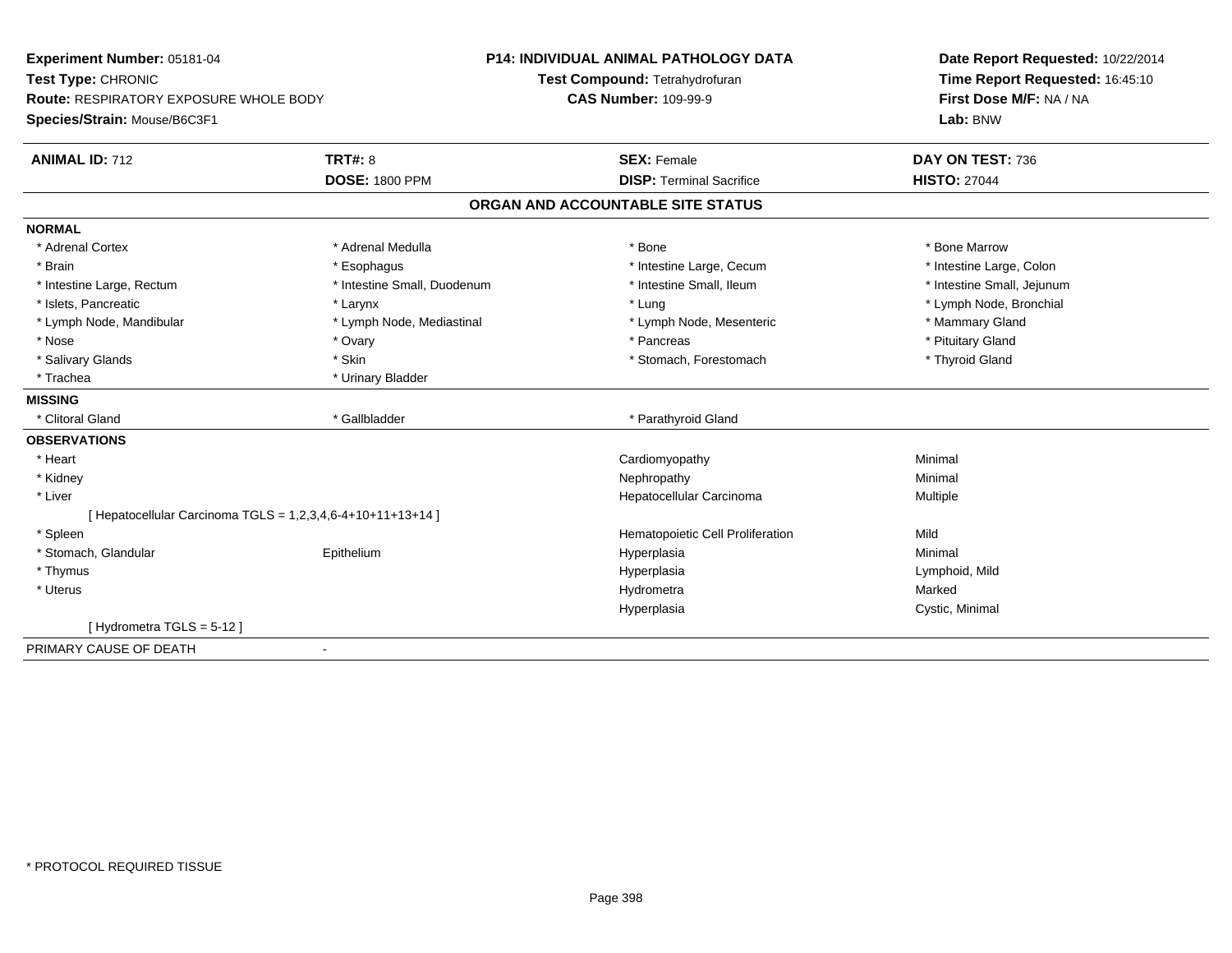**Experiment Number:** 05181-04
**Test Type:** CHRONIC
**Route:** RESPIRATORY EXPOSURE WHOLE BODY
**Species/Strain:** Mouse/B6C3F1

**P14: INDIVIDUAL ANIMAL PATHOLOGY DATA**
**Test Compound:** Tetrahydrofuran
**CAS Number:** 109-99-9

**Date Report Requested:** 10/22/2014
**Time Report Requested:** 16:45:10
**First Dose M/F:** NA / NA
**Lab:** BNW

| **ANIMAL ID:** 712 | **TRT#:** 8 | **SEX:** Female | **DAY ON TEST:** 736 |
|---|---|---|---|
| | **DOSE:** 1800 PPM | **DISP:** Terminal Sacrifice | **HISTO:** 27044 |

## ORGAN AND ACCOUNTABLE SITE STATUS

**NORMAL**

| | | | |
|---|---|---|---|
| * Adrenal Cortex | * Adrenal Medulla | * Bone | * Bone Marrow |
| * Brain | * Esophagus | * Intestine Large, Cecum | * Intestine Large, Colon |
| * Intestine Large, Rectum | * Intestine Small, Duodenum | * Intestine Small, Ileum | * Intestine Small, Jejunum |
| * Islets, Pancreatic | * Larynx | * Lung | * Lymph Node, Bronchial |
| * Lymph Node, Mandibular | * Lymph Node, Mediastinal | * Lymph Node, Mesenteric | * Mammary Gland |
| * Nose | * Ovary | * Pancreas | * Pituitary Gland |
| * Salivary Glands | * Skin | * Stomach, Forestomach | * Thyroid Gland |
| * Trachea | * Urinary Bladder | | |

**MISSING**

| | | |
|---|---|---|
| * Clitoral Gland | * Gallbladder | * Parathyroid Gland |

**OBSERVATIONS**

| | | | |
|---|---|---|---|
| * Heart | | Cardiomyopathy | Minimal |
| * Kidney | | Nephropathy | Minimal |
| * Liver | | Hepatocellular Carcinoma | Multiple |
| [ Hepatocellular Carcinoma TGLS = 1,2,3,4,6-4+10+11+13+14 ] | | | |
| * Spleen | | Hematopoietic Cell Proliferation | Mild |
| * Stomach, Glandular | Epithelium | Hyperplasia | Minimal |
| * Thymus | | Hyperplasia | Lymphoid, Mild |
| * Uterus | | Hydrometra | Marked |
| | | Hyperplasia | Cystic, Minimal |
| [ Hydrometra TGLS = 5-12 ] | | | |

PRIMARY CAUSE OF DEATH -

* PROTOCOL REQUIRED TISSUE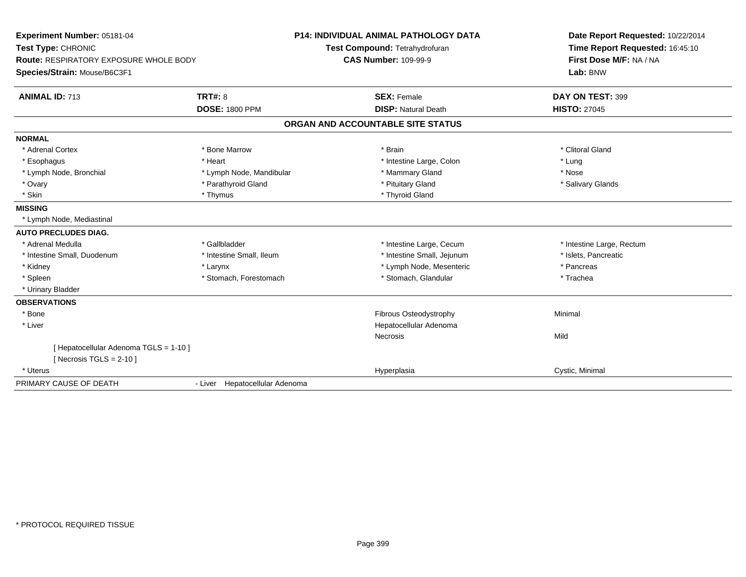**Experiment Number:** 05181-04
**Test Type:** CHRONIC
**Route:** RESPIRATORY EXPOSURE WHOLE BODY
**Species/Strain:** Mouse/B6C3F1

**P14: INDIVIDUAL ANIMAL PATHOLOGY DATA**
**Test Compound:** Tetrahydrofuran
**CAS Number:** 109-99-9

**Date Report Requested:** 10/22/2014
**Time Report Requested:** 16:45:10
**First Dose M/F:** NA / NA
**Lab:** BNW

| **ANIMAL ID:** 713 | **TRT#:** 8 | **SEX:** Female | **DAY ON TEST:** 399 |
|---|---|---|---|
| | **DOSE:** 1800 PPM | **DISP:** Natural Death | **HISTO:** 27045 |

## ORGAN AND ACCOUNTABLE SITE STATUS

| | | | |
|---|---|---|---|
| **NORMAL** | | | |
| * Adrenal Cortex | * Bone Marrow | * Brain | * Clitoral Gland |
| * Esophagus | * Heart | * Intestine Large, Colon | * Lung |
| * Lymph Node, Bronchial | * Lymph Node, Mandibular | * Mammary Gland | * Nose |
| * Ovary | * Parathyroid Gland | * Pituitary Gland | * Salivary Glands |
| * Skin | * Thymus | * Thyroid Gland | |
| **MISSING** | | | |
| * Lymph Node, Mediastinal | | | |
| **AUTO PRECLUDES DIAG.** | | | |
| * Adrenal Medulla | * Gallbladder | * Intestine Large, Cecum | * Intestine Large, Rectum |
| * Intestine Small, Duodenum | * Intestine Small, Ileum | * Intestine Small, Jejunum | * Islets, Pancreatic |
| * Kidney | * Larynx | * Lymph Node, Mesenteric | * Pancreas |
| * Spleen | * Stomach, Forestomach | * Stomach, Glandular | * Trachea |
| * Urinary Bladder | | | |
| **OBSERVATIONS** | | | |
| * Bone | | Fibrous Osteodystrophy | Minimal |
| * Liver | | Hepatocellular Adenoma | |
| | | Necrosis | Mild |
| [ Hepatocellular Adenoma TGLS = 1-10 ] | | | |
| [ Necrosis TGLS = 2-10 ] | | | |
| * Uterus | | Hyperplasia | Cystic, Minimal |
| PRIMARY CAUSE OF DEATH | - Liver Hepatocellular Adenoma | | |

* PROTOCOL REQUIRED TISSUE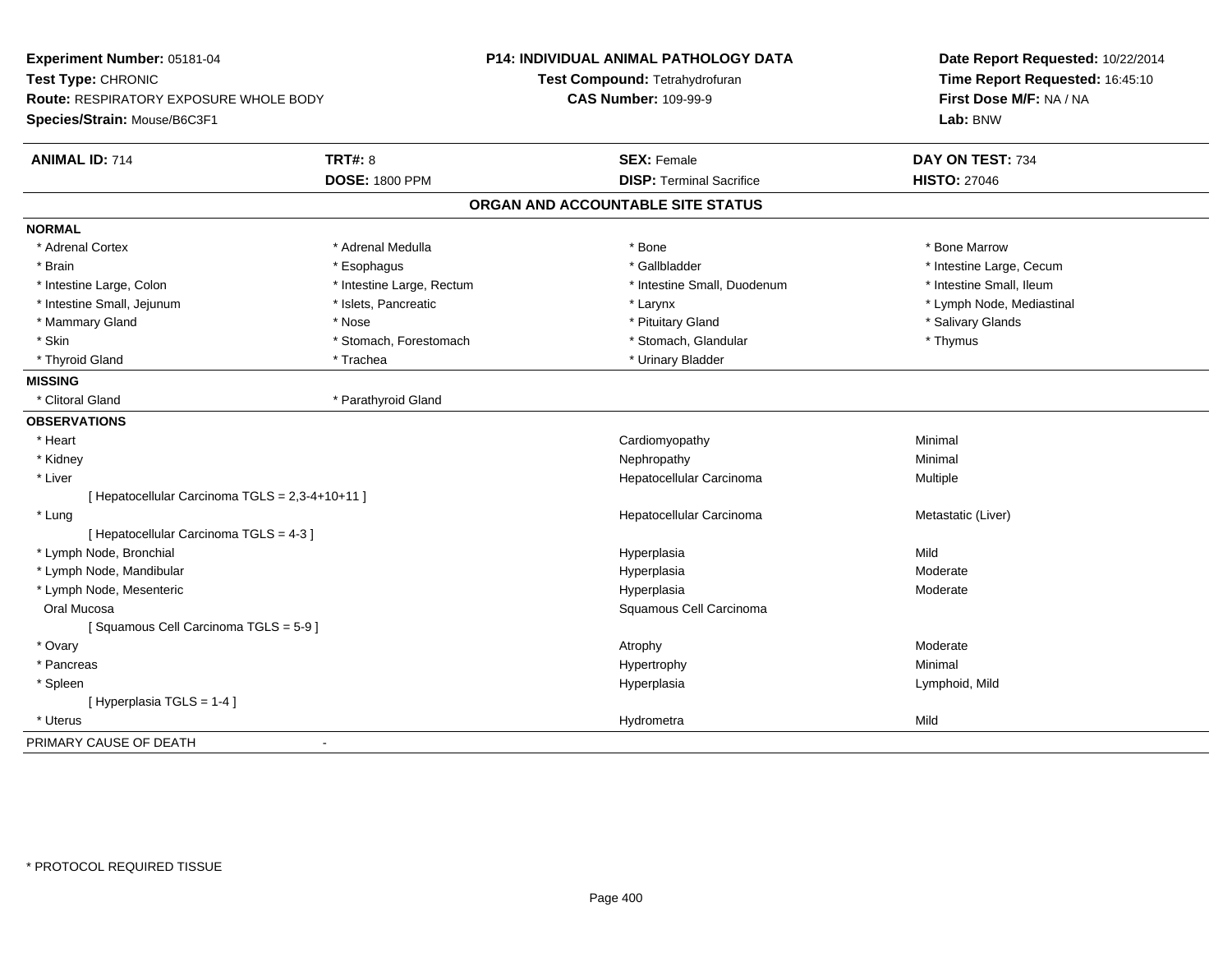**Experiment Number:** 05181-04
**Test Type:** CHRONIC
**Route:** RESPIRATORY EXPOSURE WHOLE BODY
**Species/Strain:** Mouse/B6C3F1

**P14: INDIVIDUAL ANIMAL PATHOLOGY DATA**
**Test Compound:** Tetrahydrofuran
**CAS Number:** 109-99-9

**Date Report Requested:** 10/22/2014
**Time Report Requested:** 16:45:10
**First Dose M/F:** NA / NA
**Lab:** BNW

| **ANIMAL ID:** 714 | **TRT#:** 8 | **SEX:** Female | **DAY ON TEST:** 734 |
|---|---|---|---|
| | **DOSE:** 1800 PPM | **DISP:** Terminal Sacrifice | **HISTO:** 27046 |

## ORGAN AND ACCOUNTABLE SITE STATUS

**NORMAL**

| | | | |
|---|---|---|---|
| * Adrenal Cortex | * Adrenal Medulla | * Bone | * Bone Marrow |
| * Brain | * Esophagus | * Gallbladder | * Intestine Large, Cecum |
| * Intestine Large, Colon | * Intestine Large, Rectum | * Intestine Small, Duodenum | * Intestine Small, Ileum |
| * Intestine Small, Jejunum | * Islets, Pancreatic | * Larynx | * Lymph Node, Mediastinal |
| * Mammary Gland | * Nose | * Pituitary Gland | * Salivary Glands |
| * Skin | * Stomach, Forestomach | * Stomach, Glandular | * Thymus |
| * Thyroid Gland | * Trachea | * Urinary Bladder | |

**MISSING**

| | |
|---|---|
| * Clitoral Gland | * Parathyroid Gland |

**OBSERVATIONS**

| Organ | Observation | Grade |
|---|---|---|
| * Heart | Cardiomyopathy | Minimal |
| * Kidney | Nephropathy | Minimal |
| * Liver | Hepatocellular Carcinoma | Multiple |
| [ Hepatocellular Carcinoma TGLS = 2,3-4+10+11 ] | | |
| * Lung | Hepatocellular Carcinoma | Metastatic (Liver) |
| [ Hepatocellular Carcinoma TGLS = 4-3 ] | | |
| * Lymph Node, Bronchial | Hyperplasia | Mild |
| * Lymph Node, Mandibular | Hyperplasia | Moderate |
| * Lymph Node, Mesenteric | Hyperplasia | Moderate |
| Oral Mucosa | Squamous Cell Carcinoma | |
| [ Squamous Cell Carcinoma TGLS = 5-9 ] | | |
| * Ovary | Atrophy | Moderate |
| * Pancreas | Hypertrophy | Minimal |
| * Spleen | Hyperplasia | Lymphoid, Mild |
| [ Hyperplasia TGLS = 1-4 ] | | |
| * Uterus | Hydrometra | Mild |

PRIMARY CAUSE OF DEATH -

* PROTOCOL REQUIRED TISSUE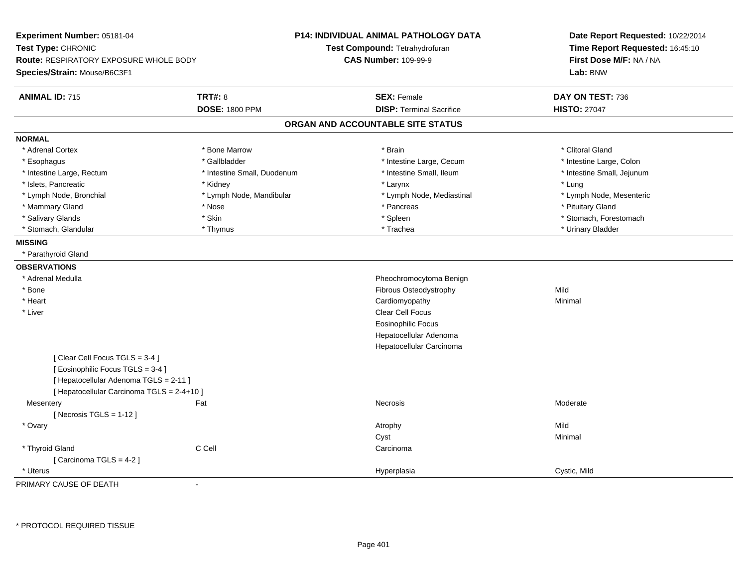**Experiment Number:** 05181-04
**Test Type:** CHRONIC
**Route:** RESPIRATORY EXPOSURE WHOLE BODY
**Species/Strain:** Mouse/B6C3F1

**P14: INDIVIDUAL ANIMAL PATHOLOGY DATA**
**Test Compound:** Tetrahydrofuran
**CAS Number:** 109-99-9

**Date Report Requested:** 10/22/2014
**Time Report Requested:** 16:45:10
**First Dose M/F:** NA / NA
**Lab:** BNW

| **ANIMAL ID:** 715 | **TRT#:** 8 | **SEX:** Female | **DAY ON TEST:** 736 |
|---|---|---|---|
| | **DOSE:** 1800 PPM | **DISP:** Terminal Sacrifice | **HISTO:** 27047 |

## ORGAN AND ACCOUNTABLE SITE STATUS

**NORMAL**

| | | | |
|---|---|---|---|
| * Adrenal Cortex | * Bone Marrow | * Brain | * Clitoral Gland |
| * Esophagus | * Gallbladder | * Intestine Large, Cecum | * Intestine Large, Colon |
| * Intestine Large, Rectum | * Intestine Small, Duodenum | * Intestine Small, Ileum | * Intestine Small, Jejunum |
| * Islets, Pancreatic | * Kidney | * Larynx | * Lung |
| * Lymph Node, Bronchial | * Lymph Node, Mandibular | * Lymph Node, Mediastinal | * Lymph Node, Mesenteric |
| * Mammary Gland | * Nose | * Pancreas | * Pituitary Gland |
| * Salivary Glands | * Skin | * Spleen | * Stomach, Forestomach |
| * Stomach, Glandular | * Thymus | * Trachea | * Urinary Bladder |

**MISSING**

* Parathyroid Gland

**OBSERVATIONS**

| | | | |
|---|---|---|---|
| * Adrenal Medulla | | Pheochromocytoma Benign | |
| * Bone | | Fibrous Osteodystrophy | Mild |
| * Heart | | Cardiomyopathy | Minimal |
| * Liver | | Clear Cell Focus | |
| | | Eosinophilic Focus | |
| | | Hepatocellular Adenoma | |
| | | Hepatocellular Carcinoma | |
| [ Clear Cell Focus TGLS = 3-4 ] | | | |
| [ Eosinophilic Focus TGLS = 3-4 ] | | | |
| [ Hepatocellular Adenoma TGLS = 2-11 ] | | | |
| [ Hepatocellular Carcinoma TGLS = 2-4+10 ] | | | |
| Mesentery | Fat | Necrosis | Moderate |
| [ Necrosis TGLS = 1-12 ] | | | |
| * Ovary | | Atrophy | Mild |
| | | Cyst | Minimal |
| * Thyroid Gland | C Cell | Carcinoma | |
| [ Carcinoma TGLS = 4-2 ] | | | |
| * Uterus | | Hyperplasia | Cystic, Mild |

PRIMARY CAUSE OF DEATH -

\* PROTOCOL REQUIRED TISSUE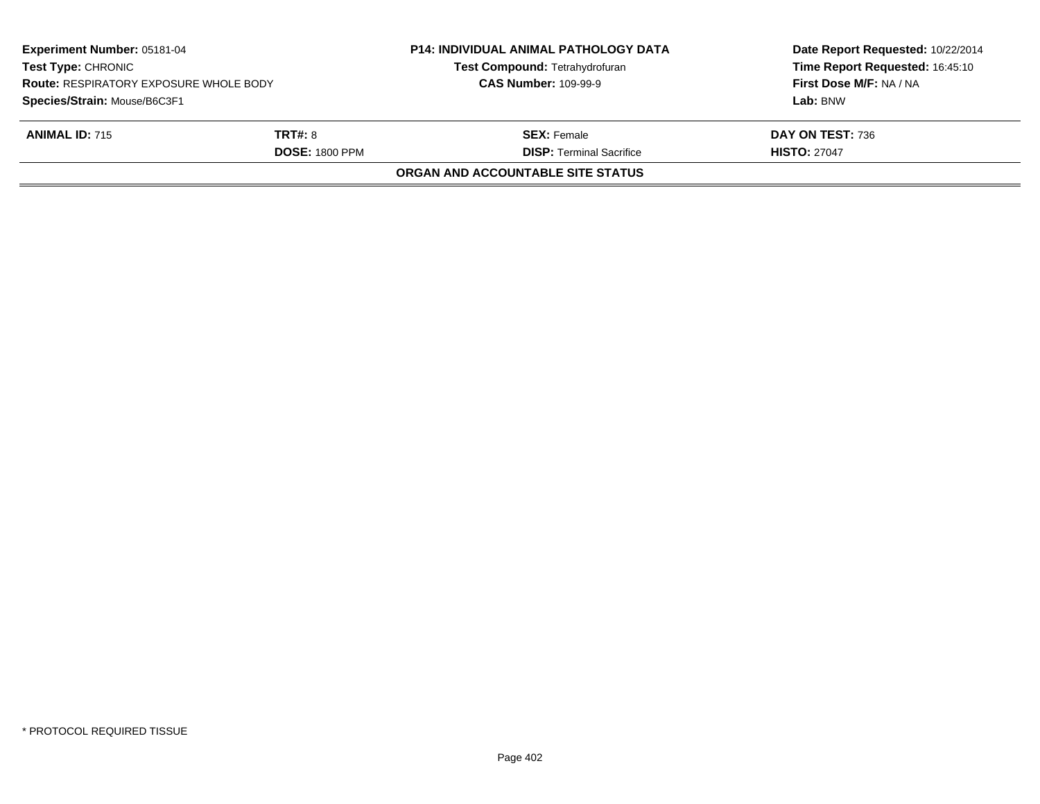**Experiment Number:** 05181-04
**Test Type:** CHRONIC
**Route:** RESPIRATORY EXPOSURE WHOLE BODY
**Species/Strain:** Mouse/B6C3F1

**P14: INDIVIDUAL ANIMAL PATHOLOGY DATA**
**Test Compound:** Tetrahydrofuran
**CAS Number:** 109-99-9

**Date Report Requested:** 10/22/2014
**Time Report Requested:** 16:45:10
**First Dose M/F:** NA / NA
**Lab:** BNW

| **ANIMAL ID:** 715 | **TRT#:** 8 | **SEX:** Female | **DAY ON TEST:** 736 |
|---|---|---|---|
| | **DOSE:** 1800 PPM | **DISP:** Terminal Sacrifice | **HISTO:** 27047 |

**ORGAN AND ACCOUNTABLE SITE STATUS**

* PROTOCOL REQUIRED TISSUE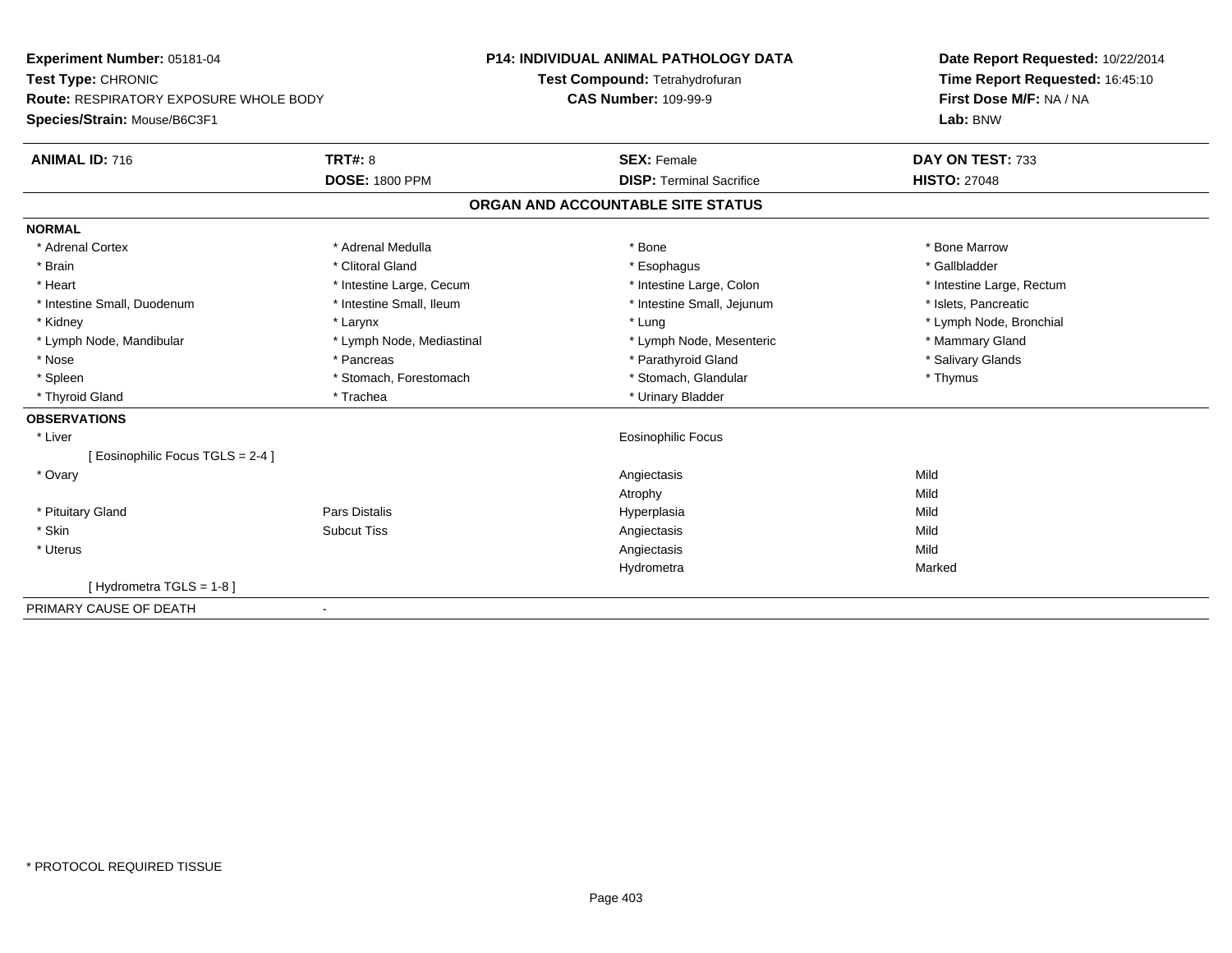**Experiment Number:** 05181-04
**Test Type:** CHRONIC
**Route:** RESPIRATORY EXPOSURE WHOLE BODY
**Species/Strain:** Mouse/B6C3F1

**P14: INDIVIDUAL ANIMAL PATHOLOGY DATA**
**Test Compound:** Tetrahydrofuran
**CAS Number:** 109-99-9

**Date Report Requested:** 10/22/2014
**Time Report Requested:** 16:45:10
**First Dose M/F:** NA / NA
**Lab:** BNW

| **ANIMAL ID:** 716 | **TRT#:** 8 | **SEX:** Female | **DAY ON TEST:** 733 |
|---|---|---|---|
| | **DOSE:** 1800 PPM | **DISP:** Terminal Sacrifice | **HISTO:** 27048 |

## ORGAN AND ACCOUNTABLE SITE STATUS

**NORMAL**

| | | | |
|---|---|---|---|
| * Adrenal Cortex | * Adrenal Medulla | * Bone | * Bone Marrow |
| * Brain | * Clitoral Gland | * Esophagus | * Gallbladder |
| * Heart | * Intestine Large, Cecum | * Intestine Large, Colon | * Intestine Large, Rectum |
| * Intestine Small, Duodenum | * Intestine Small, Ileum | * Intestine Small, Jejunum | * Islets, Pancreatic |
| * Kidney | * Larynx | * Lung | * Lymph Node, Bronchial |
| * Lymph Node, Mandibular | * Lymph Node, Mediastinal | * Lymph Node, Mesenteric | * Mammary Gland |
| * Nose | * Pancreas | * Parathyroid Gland | * Salivary Glands |
| * Spleen | * Stomach, Forestomach | * Stomach, Glandular | * Thymus |
| * Thyroid Gland | * Trachea | * Urinary Bladder | |

**OBSERVATIONS**

| | | | |
|---|---|---|---|
| * Liver | | Eosinophilic Focus | |
| [ Eosinophilic Focus TGLS = 2-4 ] | | | |
| * Ovary | | Angiectasis | Mild |
| | | Atrophy | Mild |
| * Pituitary Gland | Pars Distalis | Hyperplasia | Mild |
| * Skin | Subcut Tiss | Angiectasis | Mild |
| * Uterus | | Angiectasis | Mild |
| | | Hydrometra | Marked |
| [ Hydrometra TGLS = 1-8 ] | | | |

PRIMARY CAUSE OF DEATH -

* PROTOCOL REQUIRED TISSUE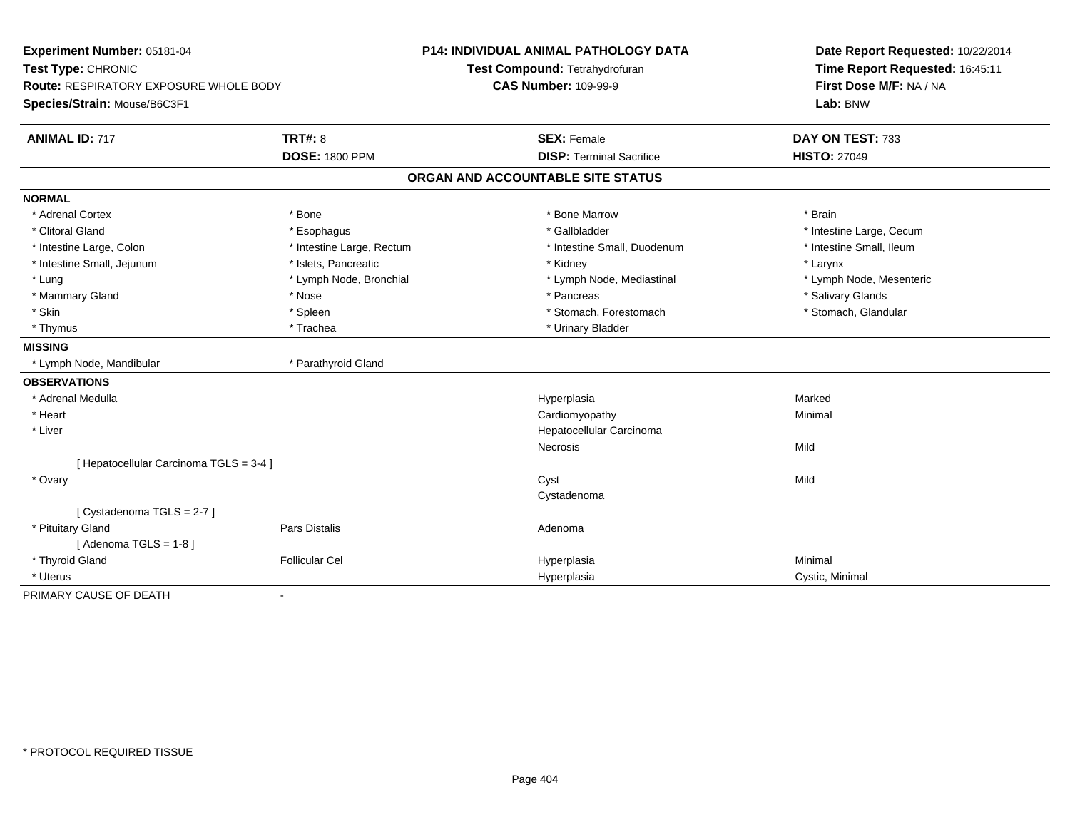**Experiment Number:** 05181-04
**Test Type:** CHRONIC
**Route:** RESPIRATORY EXPOSURE WHOLE BODY
**Species/Strain:** Mouse/B6C3F1

**P14: INDIVIDUAL ANIMAL PATHOLOGY DATA**
**Test Compound:** Tetrahydrofuran
**CAS Number:** 109-99-9

**Date Report Requested:** 10/22/2014
**Time Report Requested:** 16:45:11
**First Dose M/F:** NA / NA
**Lab:** BNW

| **ANIMAL ID:** 717 | **TRT#:** 8 | **SEX:** Female | **DAY ON TEST:** 733 |
|---|---|---|---|
| | **DOSE:** 1800 PPM | **DISP:** Terminal Sacrifice | **HISTO:** 27049 |

## ORGAN AND ACCOUNTABLE SITE STATUS

| | | | |
|---|---|---|---|
| **NORMAL** | | | |
| * Adrenal Cortex | * Bone | * Bone Marrow | * Brain |
| * Clitoral Gland | * Esophagus | * Gallbladder | * Intestine Large, Cecum |
| * Intestine Large, Colon | * Intestine Large, Rectum | * Intestine Small, Duodenum | * Intestine Small, Ileum |
| * Intestine Small, Jejunum | * Islets, Pancreatic | * Kidney | * Larynx |
| * Lung | * Lymph Node, Bronchial | * Lymph Node, Mediastinal | * Lymph Node, Mesenteric |
| * Mammary Gland | * Nose | * Pancreas | * Salivary Glands |
| * Skin | * Spleen | * Stomach, Forestomach | * Stomach, Glandular |
| * Thymus | * Trachea | * Urinary Bladder | |
| **MISSING** | | | |
| * Lymph Node, Mandibular | * Parathyroid Gland | | |
| **OBSERVATIONS** | | | |
| * Adrenal Medulla | | Hyperplasia | Marked |
| * Heart | | Cardiomyopathy | Minimal |
| * Liver | | Hepatocellular Carcinoma | |
| | | Necrosis | Mild |
| [ Hepatocellular Carcinoma TGLS = 3-4 ] | | | |
| * Ovary | | Cyst | Mild |
| | | Cystadenoma | |
| [ Cystadenoma TGLS = 2-7 ] | | | |
| * Pituitary Gland | Pars Distalis | Adenoma | |
| [ Adenoma TGLS = 1-8 ] | | | |
| * Thyroid Gland | Follicular Cel | Hyperplasia | Minimal |
| * Uterus | | Hyperplasia | Cystic, Minimal |
| PRIMARY CAUSE OF DEATH | - | | |

* PROTOCOL REQUIRED TISSUE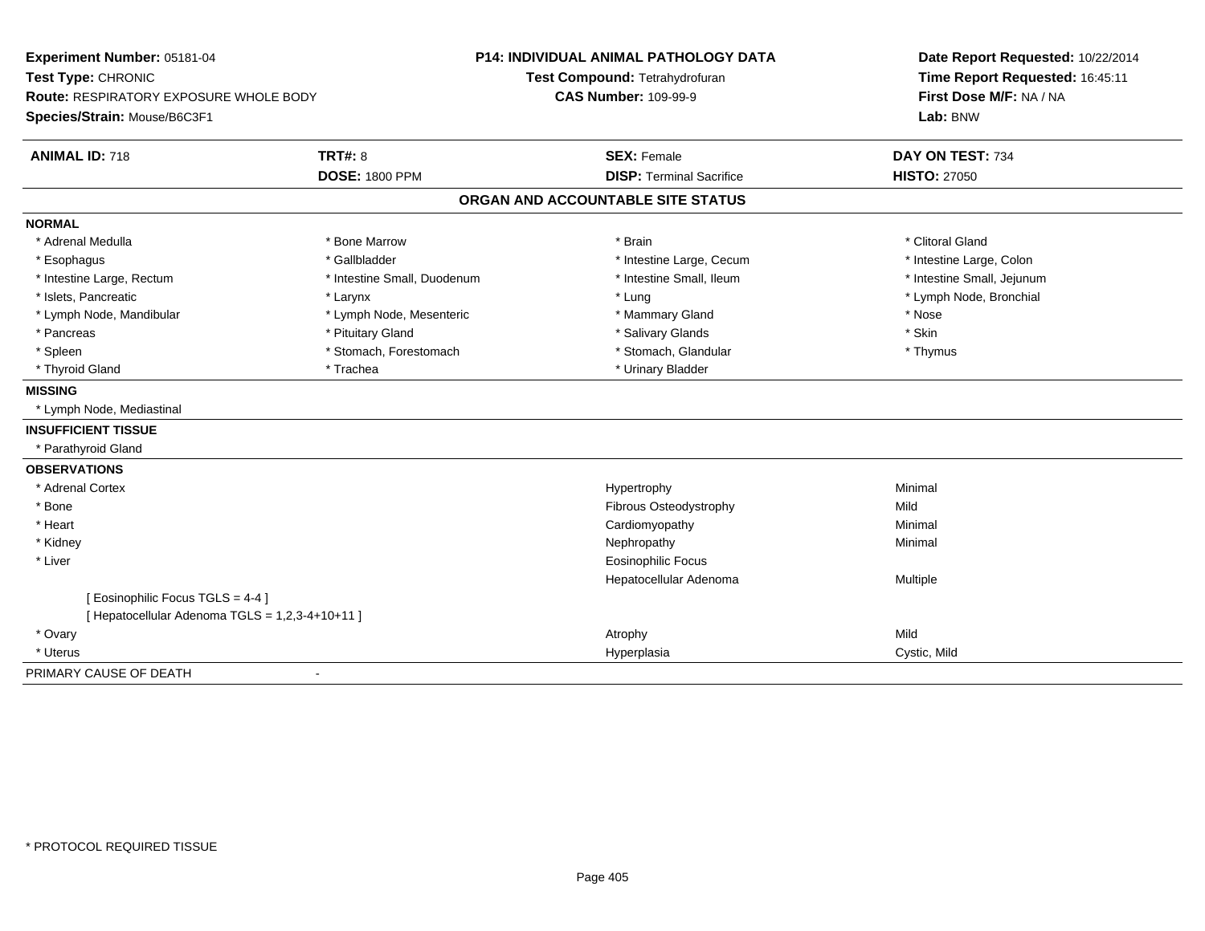**Experiment Number:** 05181-04
**Test Type:** CHRONIC
**Route:** RESPIRATORY EXPOSURE WHOLE BODY
**Species/Strain:** Mouse/B6C3F1

**P14: INDIVIDUAL ANIMAL PATHOLOGY DATA**
**Test Compound:** Tetrahydrofuran
**CAS Number:** 109-99-9

**Date Report Requested:** 10/22/2014
**Time Report Requested:** 16:45:11
**First Dose M/F:** NA / NA
**Lab:** BNW

| **ANIMAL ID:** 718 | **TRT#:** 8 | **SEX:** Female | **DAY ON TEST:** 734 |
|---|---|---|---|
| | **DOSE:** 1800 PPM | **DISP:** Terminal Sacrifice | **HISTO:** 27050 |

## ORGAN AND ACCOUNTABLE SITE STATUS

**NORMAL**

| | | | |
|---|---|---|---|
| * Adrenal Medulla | * Bone Marrow | * Brain | * Clitoral Gland |
| * Esophagus | * Gallbladder | * Intestine Large, Cecum | * Intestine Large, Colon |
| * Intestine Large, Rectum | * Intestine Small, Duodenum | * Intestine Small, Ileum | * Intestine Small, Jejunum |
| * Islets, Pancreatic | * Larynx | * Lung | * Lymph Node, Bronchial |
| * Lymph Node, Mandibular | * Lymph Node, Mesenteric | * Mammary Gland | * Nose |
| * Pancreas | * Pituitary Gland | * Salivary Glands | * Skin |
| * Spleen | * Stomach, Forestomach | * Stomach, Glandular | * Thymus |
| * Thyroid Gland | * Trachea | * Urinary Bladder | |

**MISSING**

* Lymph Node, Mediastinal

**INSUFFICIENT TISSUE**

* Parathyroid Gland

**OBSERVATIONS**

| | | |
|---|---|---|
| * Adrenal Cortex | Hypertrophy | Minimal |
| * Bone | Fibrous Osteodystrophy | Mild |
| * Heart | Cardiomyopathy | Minimal |
| * Kidney | Nephropathy | Minimal |
| * Liver | Eosinophilic Focus | |
| | Hepatocellular Adenoma | Multiple |
| [ Eosinophilic Focus TGLS = 4-4 ] | | |
| [ Hepatocellular Adenoma TGLS = 1,2,3-4+10+11 ] | | |
| * Ovary | Atrophy | Mild |
| * Uterus | Hyperplasia | Cystic, Mild |

PRIMARY CAUSE OF DEATH -

* PROTOCOL REQUIRED TISSUE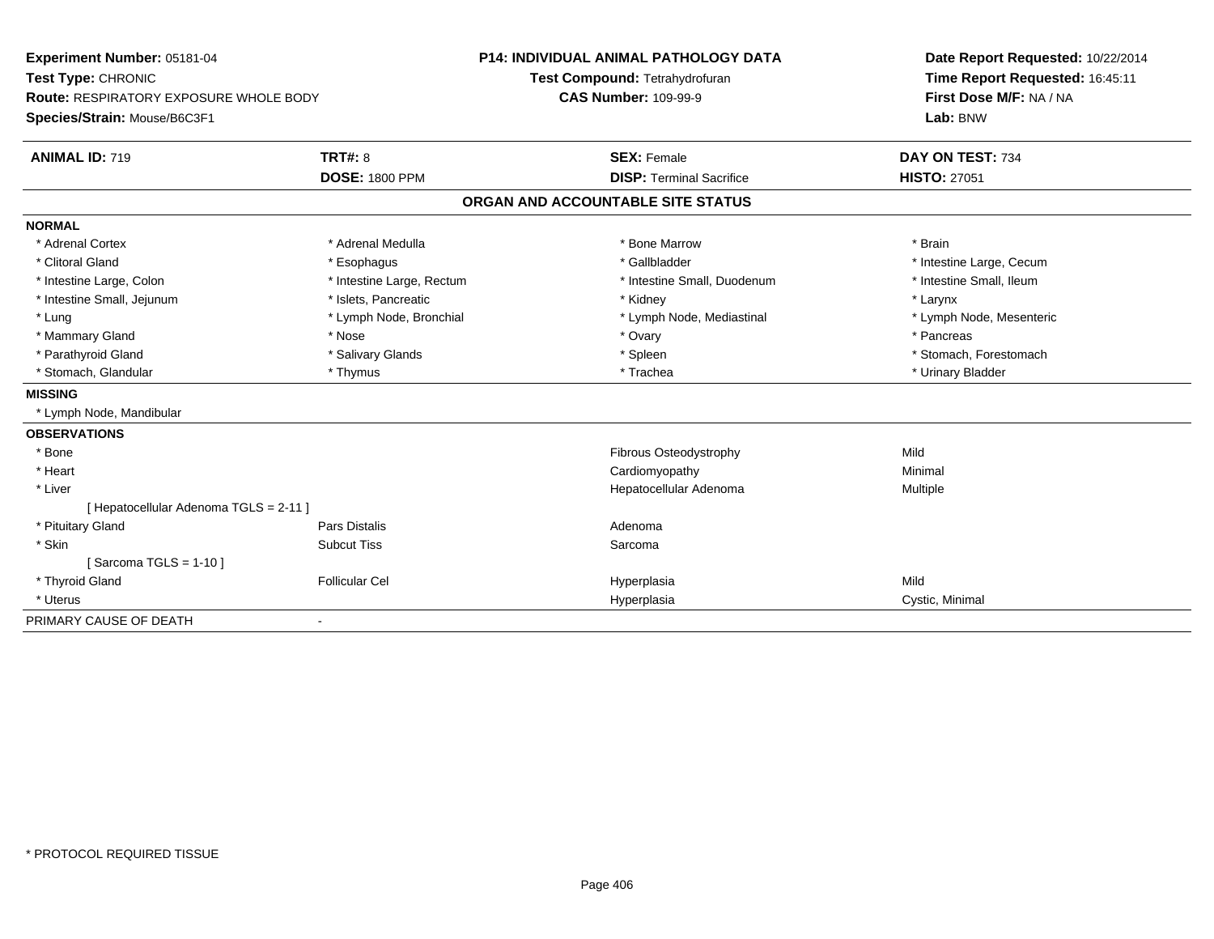**Experiment Number:** 05181-04
**Test Type:** CHRONIC
**Route:** RESPIRATORY EXPOSURE WHOLE BODY
**Species/Strain:** Mouse/B6C3F1

**P14: INDIVIDUAL ANIMAL PATHOLOGY DATA**
**Test Compound:** Tetrahydrofuran
**CAS Number:** 109-99-9

**Date Report Requested:** 10/22/2014
**Time Report Requested:** 16:45:11
**First Dose M/F:** NA / NA
**Lab:** BNW

| **ANIMAL ID:** 719 | **TRT#:** 8 | **SEX:** Female | **DAY ON TEST:** 734 |
|---|---|---|---|
| | **DOSE:** 1800 PPM | **DISP:** Terminal Sacrifice | **HISTO:** 27051 |

## ORGAN AND ACCOUNTABLE SITE STATUS

**NORMAL**

| | | | |
|---|---|---|---|
| * Adrenal Cortex | * Adrenal Medulla | * Bone Marrow | * Brain |
| * Clitoral Gland | * Esophagus | * Gallbladder | * Intestine Large, Cecum |
| * Intestine Large, Colon | * Intestine Large, Rectum | * Intestine Small, Duodenum | * Intestine Small, Ileum |
| * Intestine Small, Jejunum | * Islets, Pancreatic | * Kidney | * Larynx |
| * Lung | * Lymph Node, Bronchial | * Lymph Node, Mediastinal | * Lymph Node, Mesenteric |
| * Mammary Gland | * Nose | * Ovary | * Pancreas |
| * Parathyroid Gland | * Salivary Glands | * Spleen | * Stomach, Forestomach |
| * Stomach, Glandular | * Thymus | * Trachea | * Urinary Bladder |

**MISSING**

* Lymph Node, Mandibular

**OBSERVATIONS**

| | | | |
|---|---|---|---|
| * Bone | | Fibrous Osteodystrophy | Mild |
| * Heart | | Cardiomyopathy | Minimal |
| * Liver | | Hepatocellular Adenoma | Multiple |
| [ Hepatocellular Adenoma TGLS = 2-11 ] | | | |
| * Pituitary Gland | Pars Distalis | Adenoma | |
| * Skin | Subcut Tiss | Sarcoma | |
| [ Sarcoma TGLS = 1-10 ] | | | |
| * Thyroid Gland | Follicular Cel | Hyperplasia | Mild |
| * Uterus | | Hyperplasia | Cystic, Minimal |

PRIMARY CAUSE OF DEATH -

* PROTOCOL REQUIRED TISSUE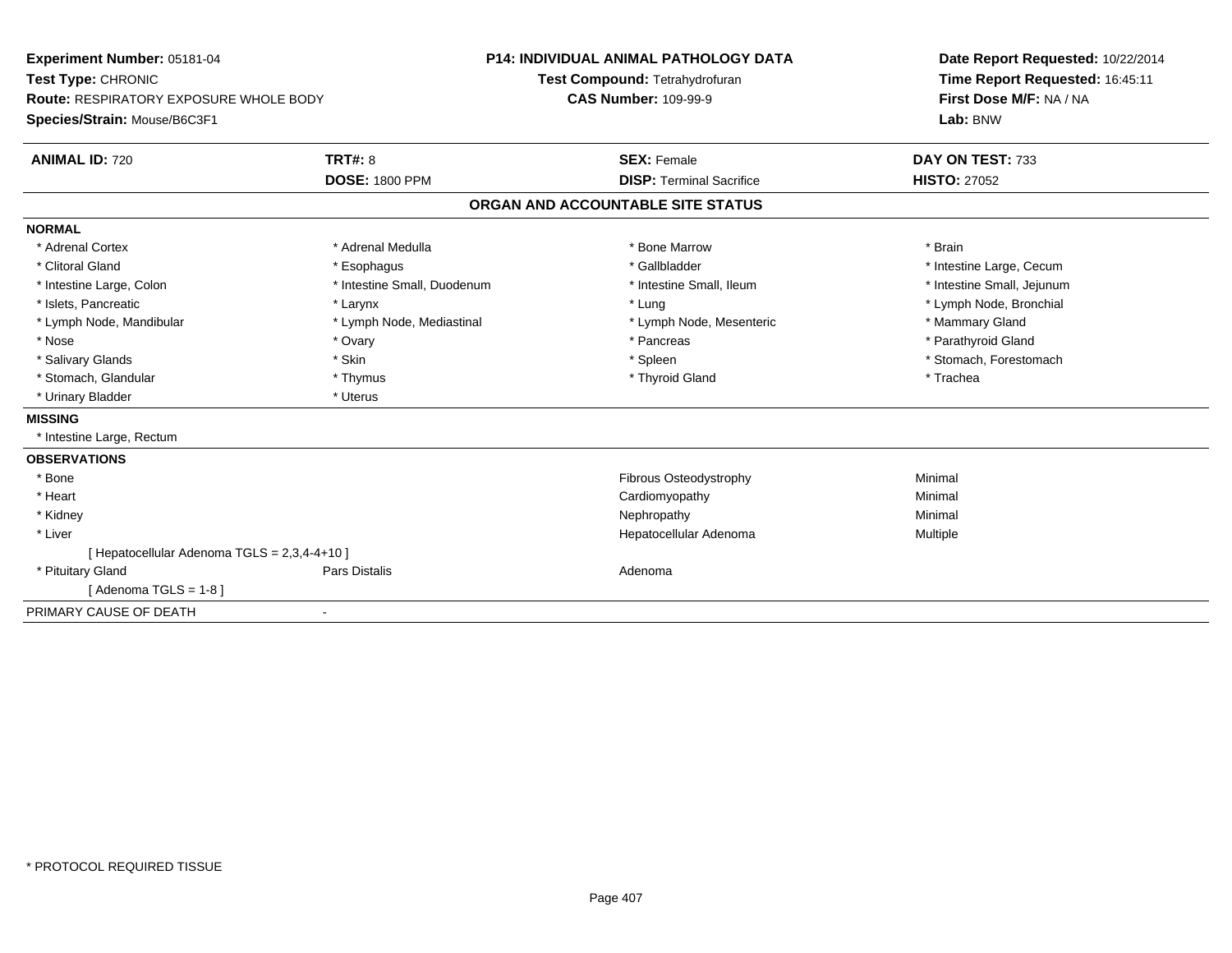**Experiment Number:** 05181-04
**Test Type:** CHRONIC
**Route:** RESPIRATORY EXPOSURE WHOLE BODY
**Species/Strain:** Mouse/B6C3F1

**P14: INDIVIDUAL ANIMAL PATHOLOGY DATA**
**Test Compound:** Tetrahydrofuran
**CAS Number:** 109-99-9

**Date Report Requested:** 10/22/2014
**Time Report Requested:** 16:45:11
**First Dose M/F:** NA / NA
**Lab:** BNW

| **ANIMAL ID:** 720 | **TRT#:** 8 | **SEX:** Female | **DAY ON TEST:** 733 |
|---|---|---|---|
| | **DOSE:** 1800 PPM | **DISP:** Terminal Sacrifice | **HISTO:** 27052 |

## ORGAN AND ACCOUNTABLE SITE STATUS

**NORMAL**

| | | | |
|---|---|---|---|
| * Adrenal Cortex | * Adrenal Medulla | * Bone Marrow | * Brain |
| * Clitoral Gland | * Esophagus | * Gallbladder | * Intestine Large, Cecum |
| * Intestine Large, Colon | * Intestine Small, Duodenum | * Intestine Small, Ileum | * Intestine Small, Jejunum |
| * Islets, Pancreatic | * Larynx | * Lung | * Lymph Node, Bronchial |
| * Lymph Node, Mandibular | * Lymph Node, Mediastinal | * Lymph Node, Mesenteric | * Mammary Gland |
| * Nose | * Ovary | * Pancreas | * Parathyroid Gland |
| * Salivary Glands | * Skin | * Spleen | * Stomach, Forestomach |
| * Stomach, Glandular | * Thymus | * Thyroid Gland | * Trachea |
| * Urinary Bladder | * Uterus | | |

**MISSING**

* Intestine Large, Rectum

**OBSERVATIONS**

| | | | |
|---|---|---|---|
| * Bone | | Fibrous Osteodystrophy | Minimal |
| * Heart | | Cardiomyopathy | Minimal |
| * Kidney | | Nephropathy | Minimal |
| * Liver | | Hepatocellular Adenoma | Multiple |
| [ Hepatocellular Adenoma TGLS = 2,3,4-4+10 ] | | | |
| * Pituitary Gland | Pars Distalis | Adenoma | |
| [ Adenoma TGLS = 1-8 ] | | | |

PRIMARY CAUSE OF DEATH -

* PROTOCOL REQUIRED TISSUE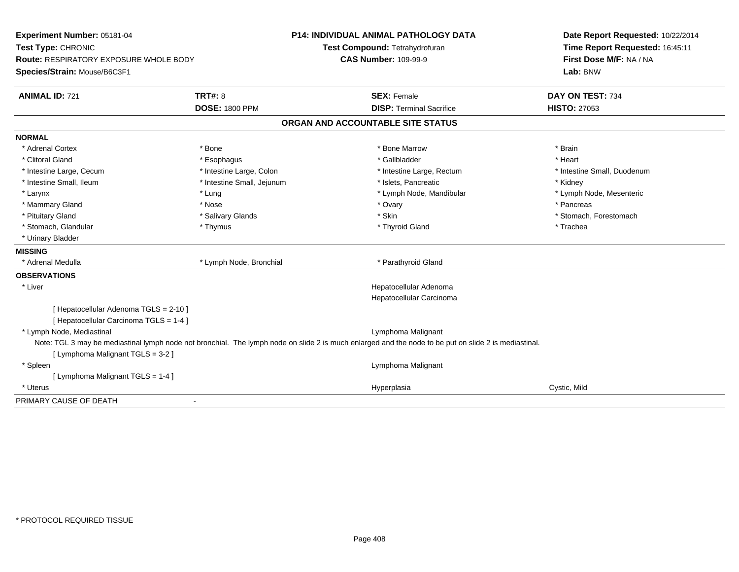**Experiment Number:** 05181-04
**Test Type:** CHRONIC
**Route:** RESPIRATORY EXPOSURE WHOLE BODY
**Species/Strain:** Mouse/B6C3F1

**P14: INDIVIDUAL ANIMAL PATHOLOGY DATA**
**Test Compound:** Tetrahydrofuran
**CAS Number:** 109-99-9

**Date Report Requested:** 10/22/2014
**Time Report Requested:** 16:45:11
**First Dose M/F:** NA / NA
**Lab:** BNW

| **ANIMAL ID:** 721 | **TRT#:** 8 | **SEX:** Female | **DAY ON TEST:** 734 |
|---|---|---|---|
| | **DOSE:** 1800 PPM | **DISP:** Terminal Sacrifice | **HISTO:** 27053 |

## ORGAN AND ACCOUNTABLE SITE STATUS

**NORMAL**

| | | | |
|---|---|---|---|
| * Adrenal Cortex | * Bone | * Bone Marrow | * Brain |
| * Clitoral Gland | * Esophagus | * Gallbladder | * Heart |
| * Intestine Large, Cecum | * Intestine Large, Colon | * Intestine Large, Rectum | * Intestine Small, Duodenum |
| * Intestine Small, Ileum | * Intestine Small, Jejunum | * Islets, Pancreatic | * Kidney |
| * Larynx | * Lung | * Lymph Node, Mandibular | * Lymph Node, Mesenteric |
| * Mammary Gland | * Nose | * Ovary | * Pancreas |
| * Pituitary Gland | * Salivary Glands | * Skin | * Stomach, Forestomach |
| * Stomach, Glandular | * Thymus | * Thyroid Gland | * Trachea |
| * Urinary Bladder | | | |

**MISSING**

| | | |
|---|---|---|
| * Adrenal Medulla | * Lymph Node, Bronchial | * Parathyroid Gland |

**OBSERVATIONS**

* Liver — Hepatocellular Adenoma; Hepatocellular Carcinoma
  - [ Hepatocellular Adenoma TGLS = 2-10 ]
  - [ Hepatocellular Carcinoma TGLS = 1-4 ]
* Lymph Node, Mediastinal — Lymphoma Malignant
  - Note: TGL 3 may be mediastinal lymph node not bronchial. The lymph node on slide 2 is much enlarged and the node to be put on slide 2 is mediastinal.
  - [ Lymphoma Malignant TGLS = 3-2 ]
* Spleen — Lymphoma Malignant
  - [ Lymphoma Malignant TGLS = 1-4 ]
* Uterus — Hyperplasia — Cystic, Mild

PRIMARY CAUSE OF DEATH -

\* PROTOCOL REQUIRED TISSUE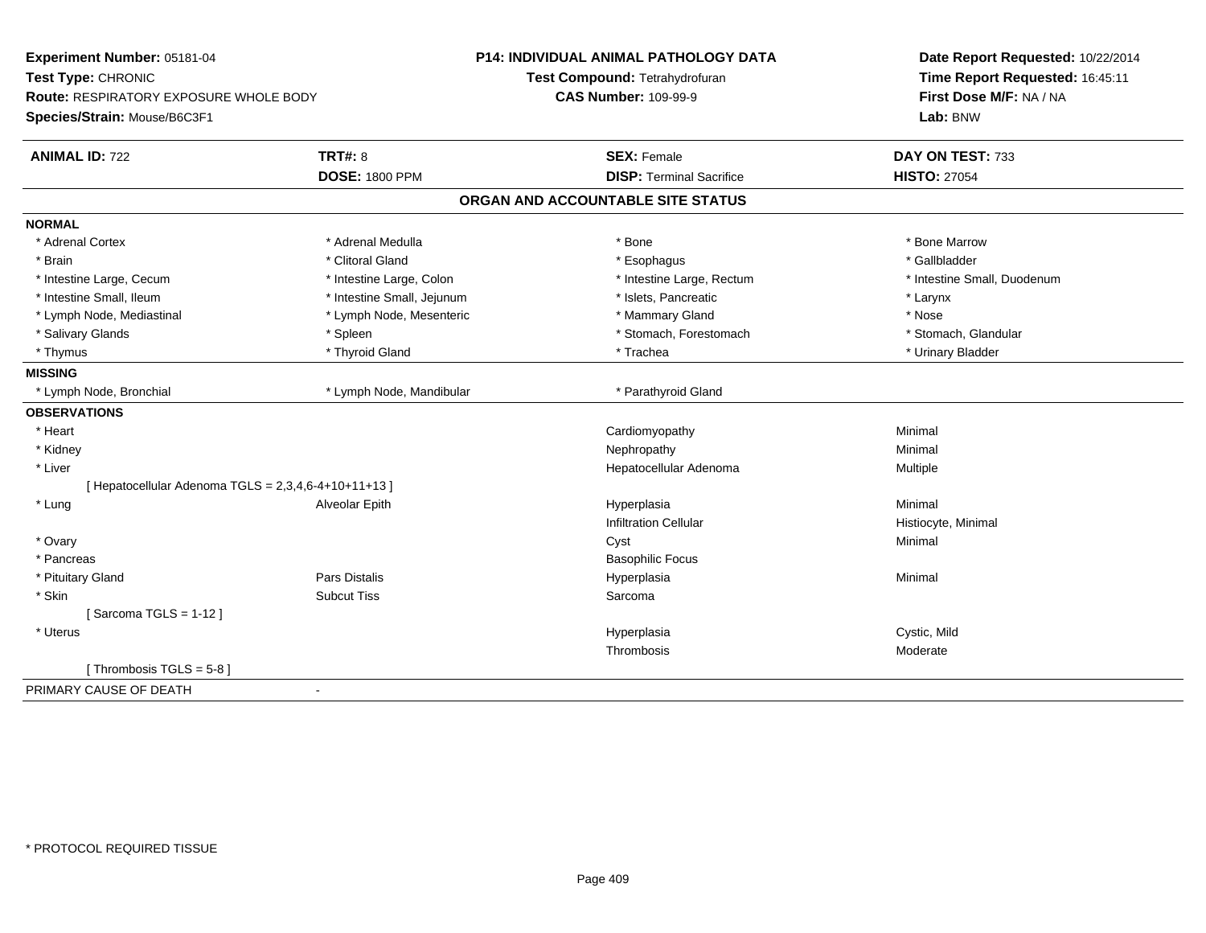**Experiment Number:** 05181-04
**Test Type:** CHRONIC
**Route:** RESPIRATORY EXPOSURE WHOLE BODY
**Species/Strain:** Mouse/B6C3F1

**P14: INDIVIDUAL ANIMAL PATHOLOGY DATA**
**Test Compound:** Tetrahydrofuran
**CAS Number:** 109-99-9

**Date Report Requested:** 10/22/2014
**Time Report Requested:** 16:45:11
**First Dose M/F:** NA / NA
**Lab:** BNW

| **ANIMAL ID:** 722 | **TRT#:** 8 | **SEX:** Female | **DAY ON TEST:** 733 |
|---|---|---|---|
| | **DOSE:** 1800 PPM | **DISP:** Terminal Sacrifice | **HISTO:** 27054 |

## ORGAN AND ACCOUNTABLE SITE STATUS

**NORMAL**

| | | | |
|---|---|---|---|
| * Adrenal Cortex | * Adrenal Medulla | * Bone | * Bone Marrow |
| * Brain | * Clitoral Gland | * Esophagus | * Gallbladder |
| * Intestine Large, Cecum | * Intestine Large, Colon | * Intestine Large, Rectum | * Intestine Small, Duodenum |
| * Intestine Small, Ileum | * Intestine Small, Jejunum | * Islets, Pancreatic | * Larynx |
| * Lymph Node, Mediastinal | * Lymph Node, Mesenteric | * Mammary Gland | * Nose |
| * Salivary Glands | * Spleen | * Stomach, Forestomach | * Stomach, Glandular |
| * Thymus | * Thyroid Gland | * Trachea | * Urinary Bladder |

**MISSING**

| | | |
|---|---|---|
| * Lymph Node, Bronchial | * Lymph Node, Mandibular | * Parathyroid Gland |

**OBSERVATIONS**

| | | | |
|---|---|---|---|
| * Heart | | Cardiomyopathy | Minimal |
| * Kidney | | Nephropathy | Minimal |
| * Liver | | Hepatocellular Adenoma | Multiple |
| [ Hepatocellular Adenoma TGLS = 2,3,4,6-4+10+11+13 ] | | | |
| * Lung | Alveolar Epith | Hyperplasia | Minimal |
| | | Infiltration Cellular | Histiocyte, Minimal |
| * Ovary | | Cyst | Minimal |
| * Pancreas | | Basophilic Focus | |
| * Pituitary Gland | Pars Distalis | Hyperplasia | Minimal |
| * Skin | Subcut Tiss | Sarcoma | |
| [ Sarcoma TGLS = 1-12 ] | | | |
| * Uterus | | Hyperplasia | Cystic, Mild |
| | | Thrombosis | Moderate |
| [ Thrombosis TGLS = 5-8 ] | | | |

PRIMARY CAUSE OF DEATH -

\* PROTOCOL REQUIRED TISSUE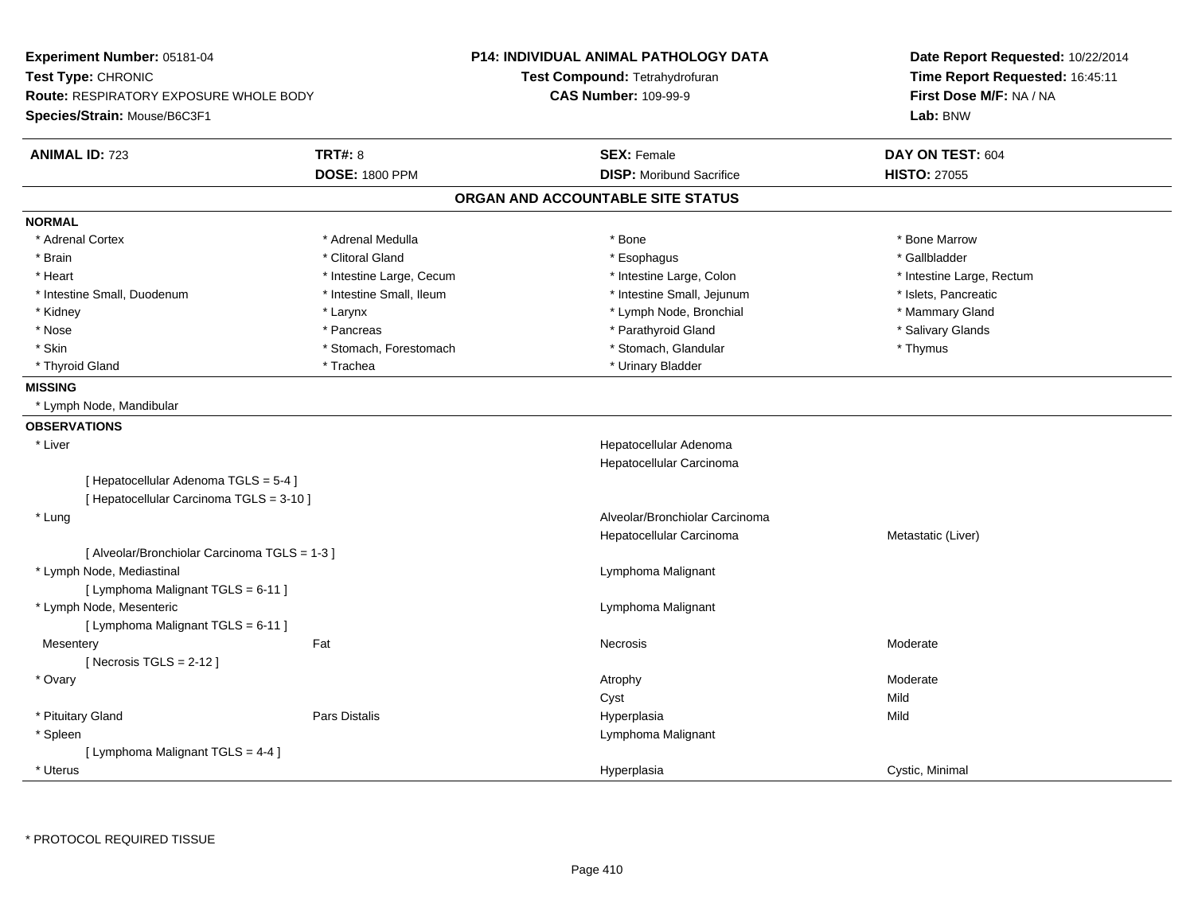**Experiment Number:** 05181-04
**Test Type:** CHRONIC
**Route:** RESPIRATORY EXPOSURE WHOLE BODY
**Species/Strain:** Mouse/B6C3F1

**P14: INDIVIDUAL ANIMAL PATHOLOGY DATA**
**Test Compound:** Tetrahydrofuran
**CAS Number:** 109-99-9

**Date Report Requested:** 10/22/2014
**Time Report Requested:** 16:45:11
**First Dose M/F:** NA / NA
**Lab:** BNW

| **ANIMAL ID:** 723 | **TRT#:** 8 | **SEX:** Female | **DAY ON TEST:** 604 |
|---|---|---|---|
| | **DOSE:** 1800 PPM | **DISP:** Moribund Sacrifice | **HISTO:** 27055 |

## ORGAN AND ACCOUNTABLE SITE STATUS

**NORMAL**

| | | | |
|---|---|---|---|
| * Adrenal Cortex | * Adrenal Medulla | * Bone | * Bone Marrow |
| * Brain | * Clitoral Gland | * Esophagus | * Gallbladder |
| * Heart | * Intestine Large, Cecum | * Intestine Large, Colon | * Intestine Large, Rectum |
| * Intestine Small, Duodenum | * Intestine Small, Ileum | * Intestine Small, Jejunum | * Islets, Pancreatic |
| * Kidney | * Larynx | * Lymph Node, Bronchial | * Mammary Gland |
| * Nose | * Pancreas | * Parathyroid Gland | * Salivary Glands |
| * Skin | * Stomach, Forestomach | * Stomach, Glandular | * Thymus |
| * Thyroid Gland | * Trachea | * Urinary Bladder | |

**MISSING**

* Lymph Node, Mandibular

**OBSERVATIONS**

| Organ | Site | Observation | Qualifier |
|---|---|---|---|
| * Liver | | Hepatocellular Adenoma | |
| | | Hepatocellular Carcinoma | |
| [ Hepatocellular Adenoma TGLS = 5-4 ] | | | |
| [ Hepatocellular Carcinoma TGLS = 3-10 ] | | | |
| * Lung | | Alveolar/Bronchiolar Carcinoma | |
| | | Hepatocellular Carcinoma | Metastatic (Liver) |
| [ Alveolar/Bronchiolar Carcinoma TGLS = 1-3 ] | | | |
| * Lymph Node, Mediastinal | | Lymphoma Malignant | |
| [ Lymphoma Malignant TGLS = 6-11 ] | | | |
| * Lymph Node, Mesenteric | | Lymphoma Malignant | |
| [ Lymphoma Malignant TGLS = 6-11 ] | | | |
| Mesentery | Fat | Necrosis | Moderate |
| [ Necrosis TGLS = 2-12 ] | | | |
| * Ovary | | Atrophy | Moderate |
| | | Cyst | Mild |
| * Pituitary Gland | Pars Distalis | Hyperplasia | Mild |
| * Spleen | | Lymphoma Malignant | |
| [ Lymphoma Malignant TGLS = 4-4 ] | | | |
| * Uterus | | Hyperplasia | Cystic, Minimal |

* PROTOCOL REQUIRED TISSUE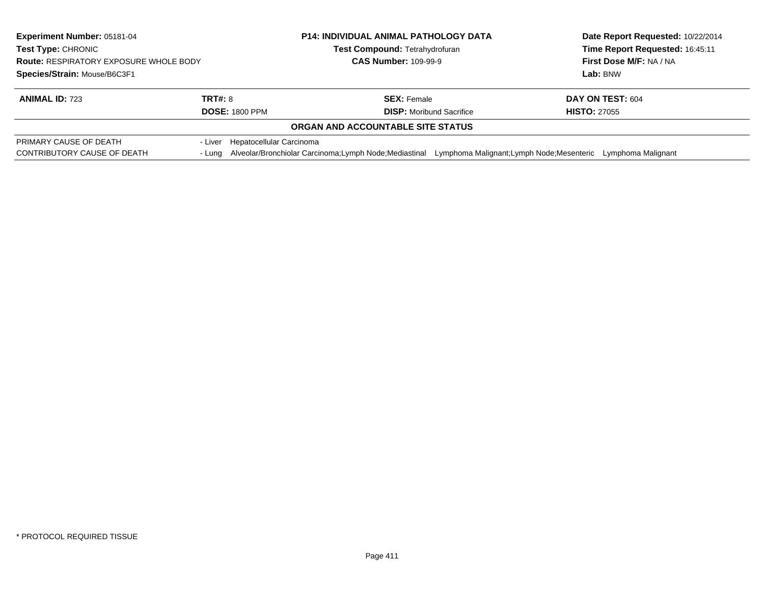**Experiment Number:** 05181-04
**Test Type:** CHRONIC
**Route:** RESPIRATORY EXPOSURE WHOLE BODY
**Species/Strain:** Mouse/B6C3F1

**P14: INDIVIDUAL ANIMAL PATHOLOGY DATA**
**Test Compound:** Tetrahydrofuran
**CAS Number:** 109-99-9

**Date Report Requested:** 10/22/2014
**Time Report Requested:** 16:45:11
**First Dose M/F:** NA / NA
**Lab:** BNW

| **ANIMAL ID:** 723 | **TRT#:** 8 | **SEX:** Female | **DAY ON TEST:** 604 |
|---|---|---|---|
| | **DOSE:** 1800 PPM | **DISP:** Moribund Sacrifice | **HISTO:** 27055 |

**ORGAN AND ACCOUNTABLE SITE STATUS**

| | |
|---|---|
| PRIMARY CAUSE OF DEATH | - Liver Hepatocellular Carcinoma |
| CONTRIBUTORY CAUSE OF DEATH | - Lung Alveolar/Bronchiolar Carcinoma;Lymph Node;Mediastinal Lymphoma Malignant;Lymph Node;Mesenteric Lymphoma Malignant |

\* PROTOCOL REQUIRED TISSUE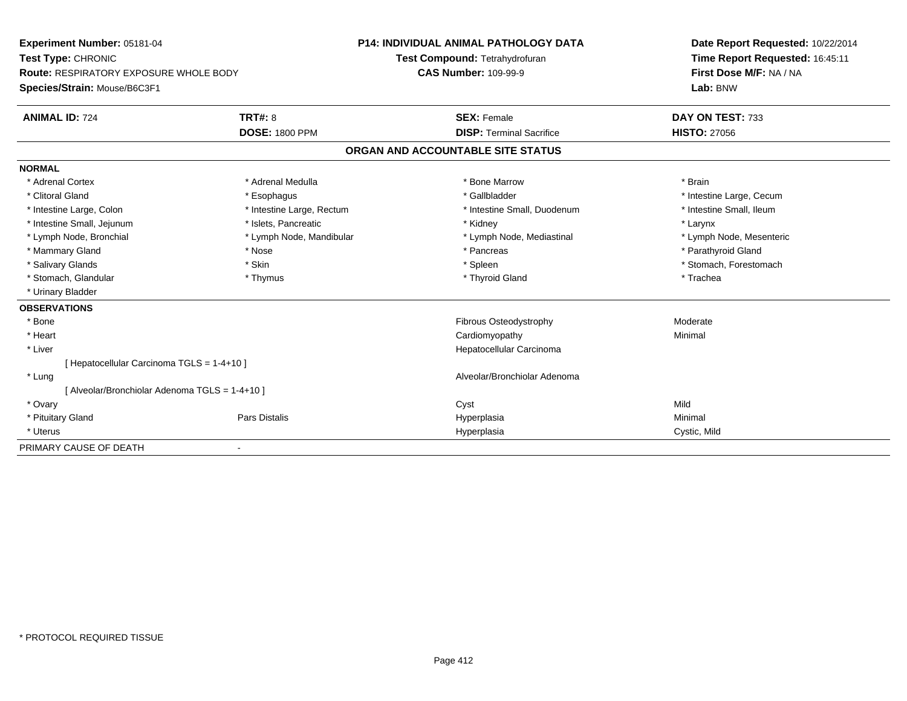**Experiment Number:** 05181-04
**Test Type:** CHRONIC
**Route:** RESPIRATORY EXPOSURE WHOLE BODY
**Species/Strain:** Mouse/B6C3F1

**P14: INDIVIDUAL ANIMAL PATHOLOGY DATA**
**Test Compound:** Tetrahydrofuran
**CAS Number:** 109-99-9

**Date Report Requested:** 10/22/2014
**Time Report Requested:** 16:45:11
**First Dose M/F:** NA / NA
**Lab:** BNW

| **ANIMAL ID:** 724 | **TRT#:** 8 | **SEX:** Female | **DAY ON TEST:** 733 |
|---|---|---|---|
| | **DOSE:** 1800 PPM | **DISP:** Terminal Sacrifice | **HISTO:** 27056 |

## ORGAN AND ACCOUNTABLE SITE STATUS

**NORMAL**

| | | | |
|---|---|---|---|
| * Adrenal Cortex | * Adrenal Medulla | * Bone Marrow | * Brain |
| * Clitoral Gland | * Esophagus | * Gallbladder | * Intestine Large, Cecum |
| * Intestine Large, Colon | * Intestine Large, Rectum | * Intestine Small, Duodenum | * Intestine Small, Ileum |
| * Intestine Small, Jejunum | * Islets, Pancreatic | * Kidney | * Larynx |
| * Lymph Node, Bronchial | * Lymph Node, Mandibular | * Lymph Node, Mediastinal | * Lymph Node, Mesenteric |
| * Mammary Gland | * Nose | * Pancreas | * Parathyroid Gland |
| * Salivary Glands | * Skin | * Spleen | * Stomach, Forestomach |
| * Stomach, Glandular | * Thymus | * Thyroid Gland | * Trachea |
| * Urinary Bladder | | | |

**OBSERVATIONS**

| | | | |
|---|---|---|---|
| * Bone | | Fibrous Osteodystrophy | Moderate |
| * Heart | | Cardiomyopathy | Minimal |
| * Liver | | Hepatocellular Carcinoma | |
| [ Hepatocellular Carcinoma TGLS = 1-4+10 ] | | | |
| * Lung | | Alveolar/Bronchiolar Adenoma | |
| [ Alveolar/Bronchiolar Adenoma TGLS = 1-4+10 ] | | | |
| * Ovary | | Cyst | Mild |
| * Pituitary Gland | Pars Distalis | Hyperplasia | Minimal |
| * Uterus | | Hyperplasia | Cystic, Mild |

PRIMARY CAUSE OF DEATH -

* PROTOCOL REQUIRED TISSUE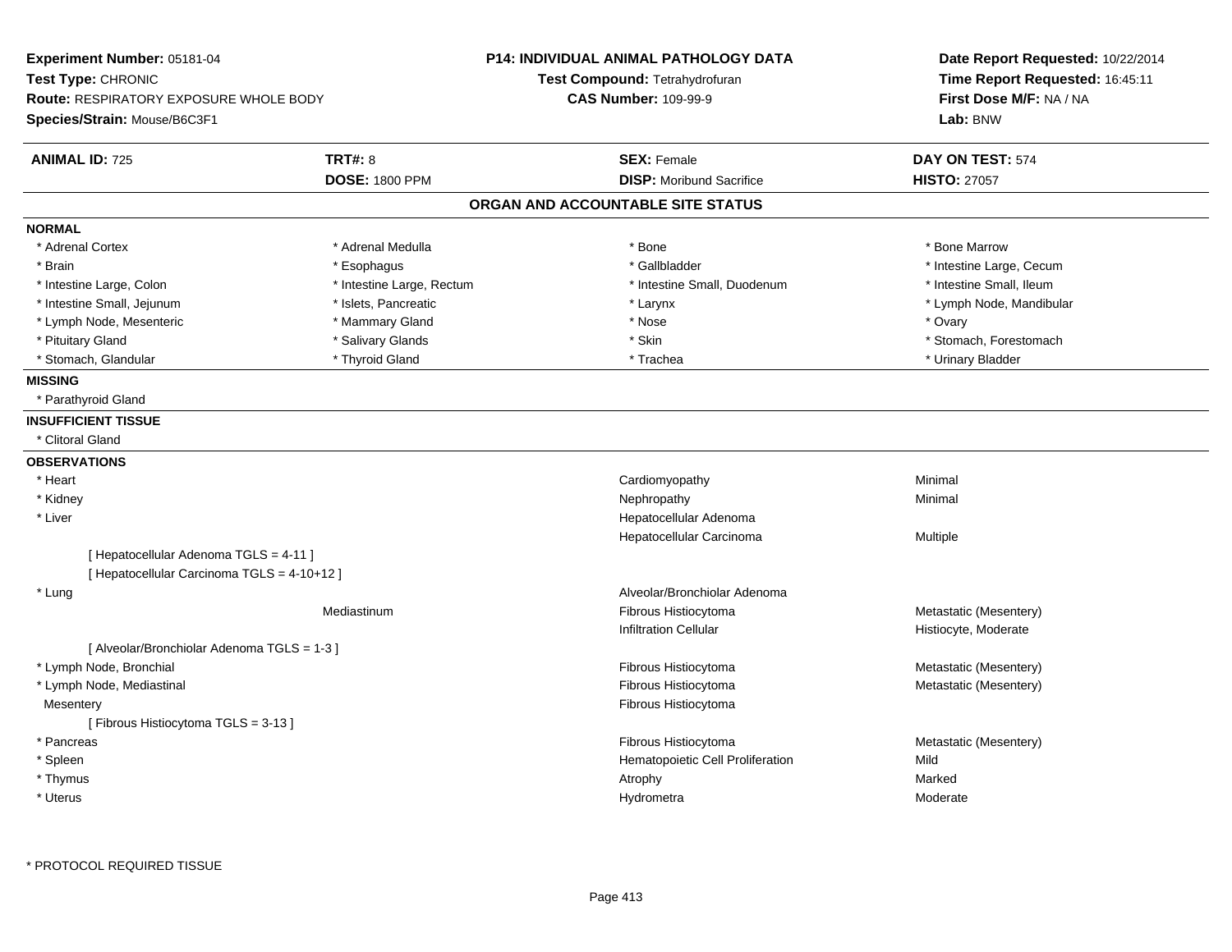**Experiment Number:** 05181-04
**Test Type:** CHRONIC
**Route:** RESPIRATORY EXPOSURE WHOLE BODY
**Species/Strain:** Mouse/B6C3F1

**P14: INDIVIDUAL ANIMAL PATHOLOGY DATA**
**Test Compound:** Tetrahydrofuran
**CAS Number:** 109-99-9

**Date Report Requested:** 10/22/2014
**Time Report Requested:** 16:45:11
**First Dose M/F:** NA / NA
**Lab:** BNW

| **ANIMAL ID:** 725 | **TRT#:** 8 | **SEX:** Female | **DAY ON TEST:** 574 |
|---|---|---|---|
| | **DOSE:** 1800 PPM | **DISP:** Moribund Sacrifice | **HISTO:** 27057 |

## ORGAN AND ACCOUNTABLE SITE STATUS

**NORMAL**

| | | | |
|---|---|---|---|
| * Adrenal Cortex | * Adrenal Medulla | * Bone | * Bone Marrow |
| * Brain | * Esophagus | * Gallbladder | * Intestine Large, Cecum |
| * Intestine Large, Colon | * Intestine Large, Rectum | * Intestine Small, Duodenum | * Intestine Small, Ileum |
| * Intestine Small, Jejunum | * Islets, Pancreatic | * Larynx | * Lymph Node, Mandibular |
| * Lymph Node, Mesenteric | * Mammary Gland | * Nose | * Ovary |
| * Pituitary Gland | * Salivary Glands | * Skin | * Stomach, Forestomach |
| * Stomach, Glandular | * Thyroid Gland | * Trachea | * Urinary Bladder |

**MISSING**

* Parathyroid Gland

**INSUFFICIENT TISSUE**

* Clitoral Gland

**OBSERVATIONS**

| | | | |
|---|---|---|---|
| * Heart | | Cardiomyopathy | Minimal |
| * Kidney | | Nephropathy | Minimal |
| * Liver | | Hepatocellular Adenoma | |
| | | Hepatocellular Carcinoma | Multiple |
| [ Hepatocellular Adenoma TGLS = 4-11 ] | | | |
| [ Hepatocellular Carcinoma TGLS = 4-10+12 ] | | | |
| * Lung | | Alveolar/Bronchiolar Adenoma | |
| | Mediastinum | Fibrous Histiocytoma | Metastatic (Mesentery) |
| | | Infiltration Cellular | Histiocyte, Moderate |
| [ Alveolar/Bronchiolar Adenoma TGLS = 1-3 ] | | | |
| * Lymph Node, Bronchial | | Fibrous Histiocytoma | Metastatic (Mesentery) |
| * Lymph Node, Mediastinal | | Fibrous Histiocytoma | Metastatic (Mesentery) |
| Mesentery | | Fibrous Histiocytoma | |
| [ Fibrous Histiocytoma TGLS = 3-13 ] | | | |
| * Pancreas | | Fibrous Histiocytoma | Metastatic (Mesentery) |
| * Spleen | | Hematopoietic Cell Proliferation | Mild |
| * Thymus | | Atrophy | Marked |
| * Uterus | | Hydrometra | Moderate |

* PROTOCOL REQUIRED TISSUE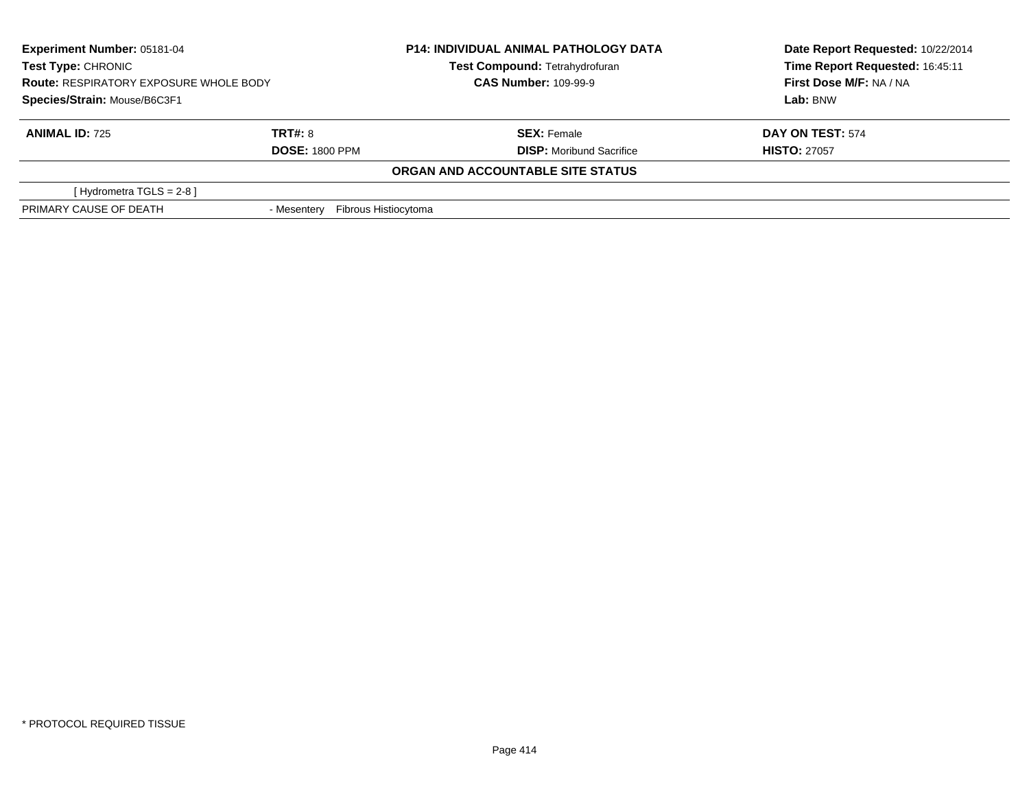**Experiment Number:** 05181-04
**Test Type:** CHRONIC
**Route:** RESPIRATORY EXPOSURE WHOLE BODY
**Species/Strain:** Mouse/B6C3F1

**P14: INDIVIDUAL ANIMAL PATHOLOGY DATA**
**Test Compound:** Tetrahydrofuran
**CAS Number:** 109-99-9

**Date Report Requested:** 10/22/2014
**Time Report Requested:** 16:45:11
**First Dose M/F:** NA / NA
**Lab:** BNW

| **ANIMAL ID:** 725 | **TRT#:** 8 | **SEX:** Female | **DAY ON TEST:** 574 |
|---|---|---|---|
| | **DOSE:** 1800 PPM | **DISP:** Moribund Sacrifice | **HISTO:** 27057 |

**ORGAN AND ACCOUNTABLE SITE STATUS**

| | |
|---|---|
| [ Hydrometra TGLS = 2-8 ] | |
| PRIMARY CAUSE OF DEATH | - Mesentery Fibrous Histiocytoma |

* PROTOCOL REQUIRED TISSUE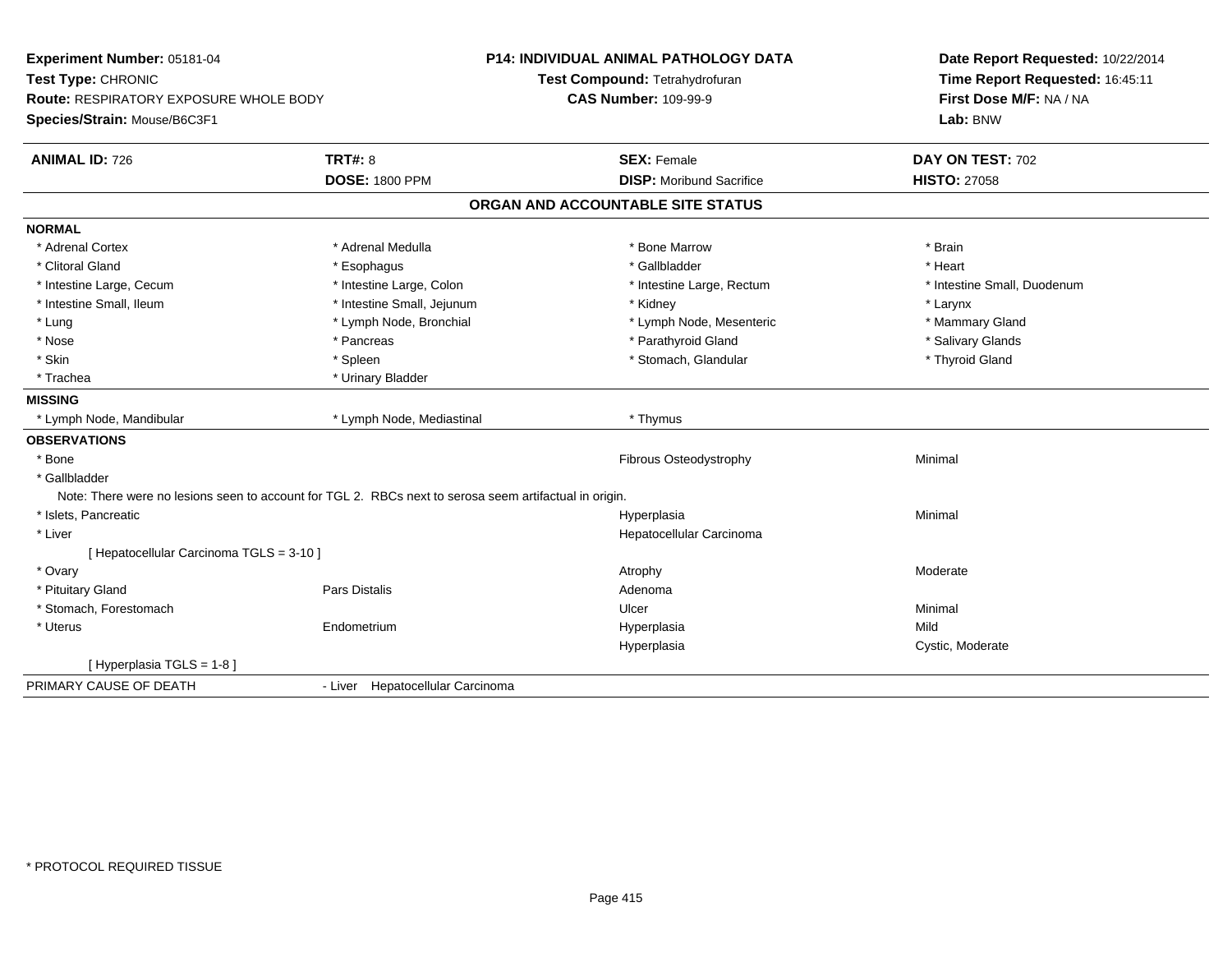**Experiment Number:** 05181-04
**Test Type:** CHRONIC
**Route:** RESPIRATORY EXPOSURE WHOLE BODY
**Species/Strain:** Mouse/B6C3F1

**P14: INDIVIDUAL ANIMAL PATHOLOGY DATA**
**Test Compound:** Tetrahydrofuran
**CAS Number:** 109-99-9

**Date Report Requested:** 10/22/2014
**Time Report Requested:** 16:45:11
**First Dose M/F:** NA / NA
**Lab:** BNW

| **ANIMAL ID:** 726 | **TRT#:** 8 | **SEX:** Female | **DAY ON TEST:** 702 |
|---|---|---|---|
| | **DOSE:** 1800 PPM | **DISP:** Moribund Sacrifice | **HISTO:** 27058 |

## ORGAN AND ACCOUNTABLE SITE STATUS

**NORMAL**

| | | | |
|---|---|---|---|
| * Adrenal Cortex | * Adrenal Medulla | * Bone Marrow | * Brain |
| * Clitoral Gland | * Esophagus | * Gallbladder | * Heart |
| * Intestine Large, Cecum | * Intestine Large, Colon | * Intestine Large, Rectum | * Intestine Small, Duodenum |
| * Intestine Small, Ileum | * Intestine Small, Jejunum | * Kidney | * Larynx |
| * Lung | * Lymph Node, Bronchial | * Lymph Node, Mesenteric | * Mammary Gland |
| * Nose | * Pancreas | * Parathyroid Gland | * Salivary Glands |
| * Skin | * Spleen | * Stomach, Glandular | * Thyroid Gland |
| * Trachea | * Urinary Bladder | | |

**MISSING**

| | | |
|---|---|---|
| * Lymph Node, Mandibular | * Lymph Node, Mediastinal | * Thymus |

**OBSERVATIONS**

| Organ | Site | Observation | Severity |
|---|---|---|---|
| * Bone | | Fibrous Osteodystrophy | Minimal |
| * Gallbladder | | | |
| Note: There were no lesions seen to account for TGL 2. RBCs next to serosa seem artifactual in origin. | | | |
| * Islets, Pancreatic | | Hyperplasia | Minimal |
| * Liver | | Hepatocellular Carcinoma | |
| [ Hepatocellular Carcinoma TGLS = 3-10 ] | | | |
| * Ovary | | Atrophy | Moderate |
| * Pituitary Gland | Pars Distalis | Adenoma | |
| * Stomach, Forestomach | | Ulcer | Minimal |
| * Uterus | Endometrium | Hyperplasia | Mild |
| | | Hyperplasia | Cystic, Moderate |
| [ Hyperplasia TGLS = 1-8 ] | | | |

PRIMARY CAUSE OF DEATH - Liver Hepatocellular Carcinoma

* PROTOCOL REQUIRED TISSUE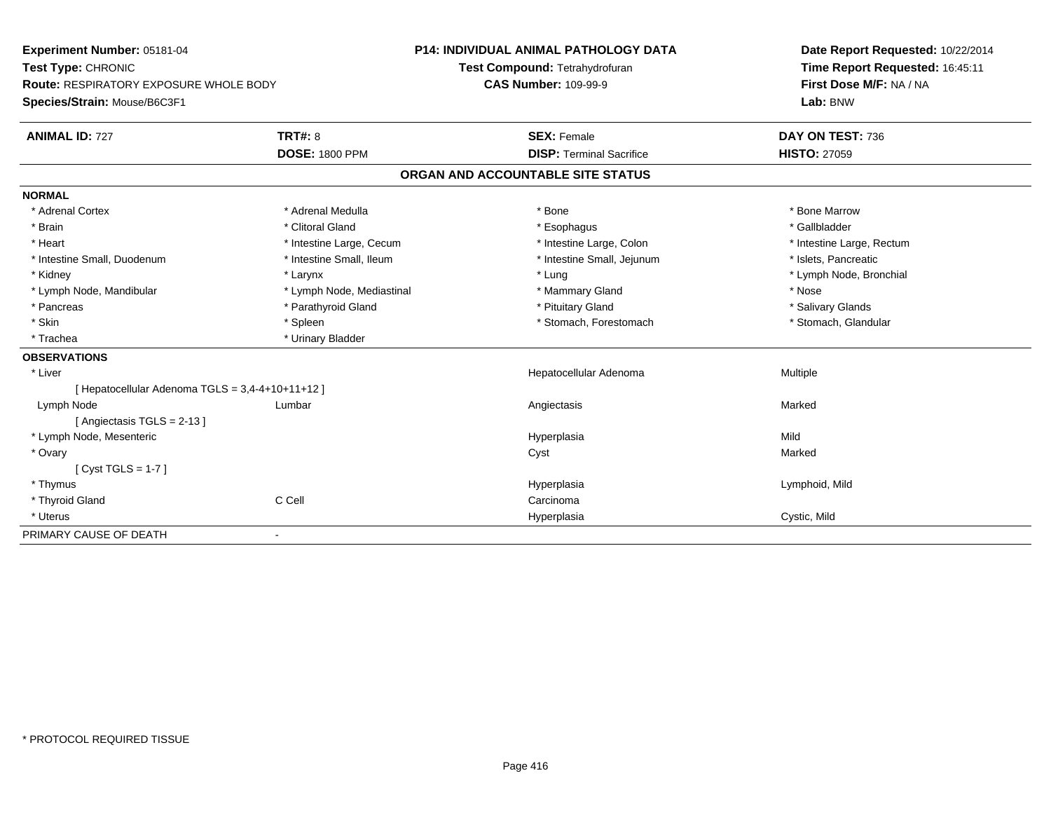**Experiment Number:** 05181-04
**Test Type:** CHRONIC
**Route:** RESPIRATORY EXPOSURE WHOLE BODY
**Species/Strain:** Mouse/B6C3F1

**P14: INDIVIDUAL ANIMAL PATHOLOGY DATA**
**Test Compound:** Tetrahydrofuran
**CAS Number:** 109-99-9

**Date Report Requested:** 10/22/2014
**Time Report Requested:** 16:45:11
**First Dose M/F:** NA / NA
**Lab:** BNW

| **ANIMAL ID:** 727 | **TRT#:** 8 | **SEX:** Female | **DAY ON TEST:** 736 |
|---|---|---|---|
| | **DOSE:** 1800 PPM | **DISP:** Terminal Sacrifice | **HISTO:** 27059 |

## ORGAN AND ACCOUNTABLE SITE STATUS

**NORMAL**

| | | | |
|---|---|---|---|
| * Adrenal Cortex | * Adrenal Medulla | * Bone | * Bone Marrow |
| * Brain | * Clitoral Gland | * Esophagus | * Gallbladder |
| * Heart | * Intestine Large, Cecum | * Intestine Large, Colon | * Intestine Large, Rectum |
| * Intestine Small, Duodenum | * Intestine Small, Ileum | * Intestine Small, Jejunum | * Islets, Pancreatic |
| * Kidney | * Larynx | * Lung | * Lymph Node, Bronchial |
| * Lymph Node, Mandibular | * Lymph Node, Mediastinal | * Mammary Gland | * Nose |
| * Pancreas | * Parathyroid Gland | * Pituitary Gland | * Salivary Glands |
| * Skin | * Spleen | * Stomach, Forestomach | * Stomach, Glandular |
| * Trachea | * Urinary Bladder | | |

**OBSERVATIONS**

| | | | |
|---|---|---|---|
| * Liver | | Hepatocellular Adenoma | Multiple |
| [ Hepatocellular Adenoma TGLS = 3,4-4+10+11+12 ] | | | |
| Lymph Node | Lumbar | Angiectasis | Marked |
| [ Angiectasis TGLS = 2-13 ] | | | |
| * Lymph Node, Mesenteric | | Hyperplasia | Mild |
| * Ovary | | Cyst | Marked |
| [ Cyst TGLS = 1-7 ] | | | |
| * Thymus | | Hyperplasia | Lymphoid, Mild |
| * Thyroid Gland | C Cell | Carcinoma | |
| * Uterus | | Hyperplasia | Cystic, Mild |

PRIMARY CAUSE OF DEATH -

* PROTOCOL REQUIRED TISSUE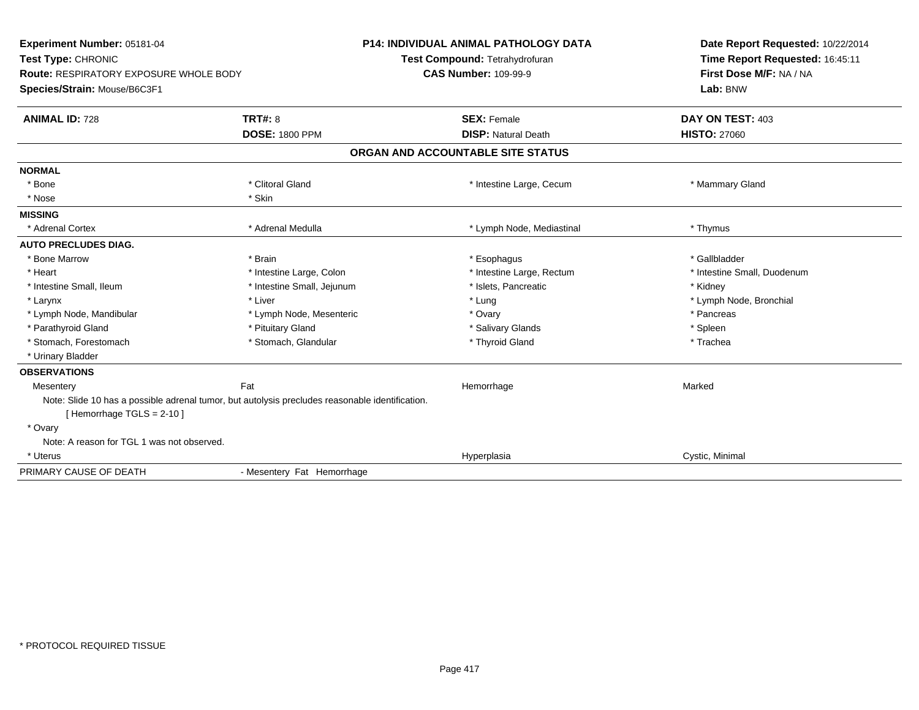**Experiment Number:** 05181-04
**Test Type:** CHRONIC
**Route:** RESPIRATORY EXPOSURE WHOLE BODY
**Species/Strain:** Mouse/B6C3F1

**P14: INDIVIDUAL ANIMAL PATHOLOGY DATA**
**Test Compound:** Tetrahydrofuran
**CAS Number:** 109-99-9

**Date Report Requested:** 10/22/2014
**Time Report Requested:** 16:45:11
**First Dose M/F:** NA / NA
**Lab:** BNW

| **ANIMAL ID:** 728 | **TRT#:** 8 | **SEX:** Female | **DAY ON TEST:** 403 |
|---|---|---|---|
| | **DOSE:** 1800 PPM | **DISP:** Natural Death | **HISTO:** 27060 |

## ORGAN AND ACCOUNTABLE SITE STATUS

**NORMAL**

| | | | |
|---|---|---|---|
| * Bone | * Clitoral Gland | * Intestine Large, Cecum | * Mammary Gland |
| * Nose | * Skin | | |

**MISSING**

| | | | |
|---|---|---|---|
| * Adrenal Cortex | * Adrenal Medulla | * Lymph Node, Mediastinal | * Thymus |

**AUTO PRECLUDES DIAG.**

| | | | |
|---|---|---|---|
| * Bone Marrow | * Brain | * Esophagus | * Gallbladder |
| * Heart | * Intestine Large, Colon | * Intestine Large, Rectum | * Intestine Small, Duodenum |
| * Intestine Small, Ileum | * Intestine Small, Jejunum | * Islets, Pancreatic | * Kidney |
| * Larynx | * Liver | * Lung | * Lymph Node, Bronchial |
| * Lymph Node, Mandibular | * Lymph Node, Mesenteric | * Ovary | * Pancreas |
| * Parathyroid Gland | * Pituitary Gland | * Salivary Glands | * Spleen |
| * Stomach, Forestomach | * Stomach, Glandular | * Thyroid Gland | * Trachea |
| * Urinary Bladder | | | |

**OBSERVATIONS**

| | | | |
|---|---|---|---|
| Mesentery | Fat | Hemorrhage | Marked |

Note: Slide 10 has a possible adrenal tumor, but autolysis precludes reasonable identification.
[ Hemorrhage TGLS = 2-10 ]

* Ovary

Note: A reason for TGL 1 was not observed.

| | | | |
|---|---|---|---|
| * Uterus | | Hyperplasia | Cystic, Minimal |

PRIMARY CAUSE OF DEATH - Mesentery Fat Hemorrhage

* PROTOCOL REQUIRED TISSUE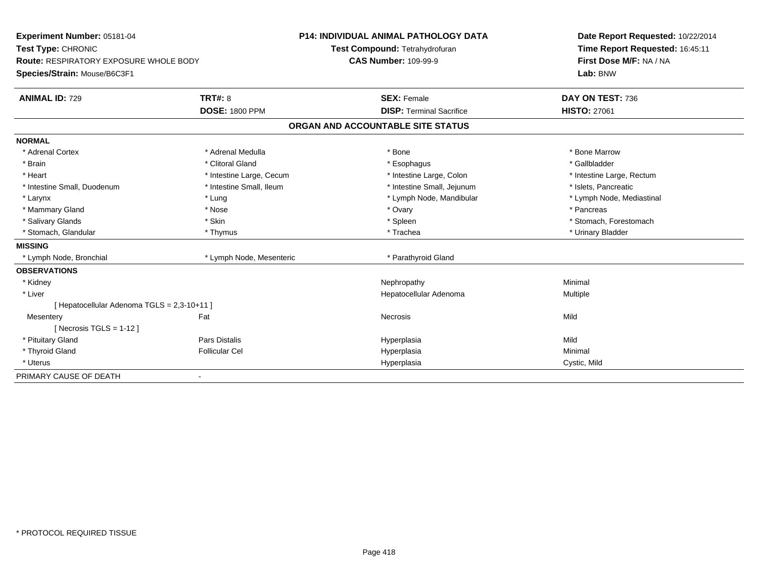**Experiment Number:** 05181-04
**Test Type:** CHRONIC
**Route:** RESPIRATORY EXPOSURE WHOLE BODY
**Species/Strain:** Mouse/B6C3F1

**P14: INDIVIDUAL ANIMAL PATHOLOGY DATA**
**Test Compound:** Tetrahydrofuran
**CAS Number:** 109-99-9

**Date Report Requested:** 10/22/2014
**Time Report Requested:** 16:45:11
**First Dose M/F:** NA / NA
**Lab:** BNW

| **ANIMAL ID:** 729 | **TRT#:** 8 | **SEX:** Female | **DAY ON TEST:** 736 |
|---|---|---|---|
| | **DOSE:** 1800 PPM | **DISP:** Terminal Sacrifice | **HISTO:** 27061 |

## ORGAN AND ACCOUNTABLE SITE STATUS

| | | | |
|---|---|---|---|
| **NORMAL** | | | |
| * Adrenal Cortex | * Adrenal Medulla | * Bone | * Bone Marrow |
| * Brain | * Clitoral Gland | * Esophagus | * Gallbladder |
| * Heart | * Intestine Large, Cecum | * Intestine Large, Colon | * Intestine Large, Rectum |
| * Intestine Small, Duodenum | * Intestine Small, Ileum | * Intestine Small, Jejunum | * Islets, Pancreatic |
| * Larynx | * Lung | * Lymph Node, Mandibular | * Lymph Node, Mediastinal |
| * Mammary Gland | * Nose | * Ovary | * Pancreas |
| * Salivary Glands | * Skin | * Spleen | * Stomach, Forestomach |
| * Stomach, Glandular | * Thymus | * Trachea | * Urinary Bladder |
| **MISSING** | | | |
| * Lymph Node, Bronchial | * Lymph Node, Mesenteric | * Parathyroid Gland | |
| **OBSERVATIONS** | | | |
| * Kidney | | Nephropathy | Minimal |
| * Liver | | Hepatocellular Adenoma | Multiple |
| [ Hepatocellular Adenoma TGLS = 2,3-10+11 ] | | | |
| Mesentery | Fat | Necrosis | Mild |
| [ Necrosis TGLS = 1-12 ] | | | |
| * Pituitary Gland | Pars Distalis | Hyperplasia | Mild |
| * Thyroid Gland | Follicular Cel | Hyperplasia | Minimal |
| * Uterus | | Hyperplasia | Cystic, Mild |
| PRIMARY CAUSE OF DEATH | - | | |

\* PROTOCOL REQUIRED TISSUE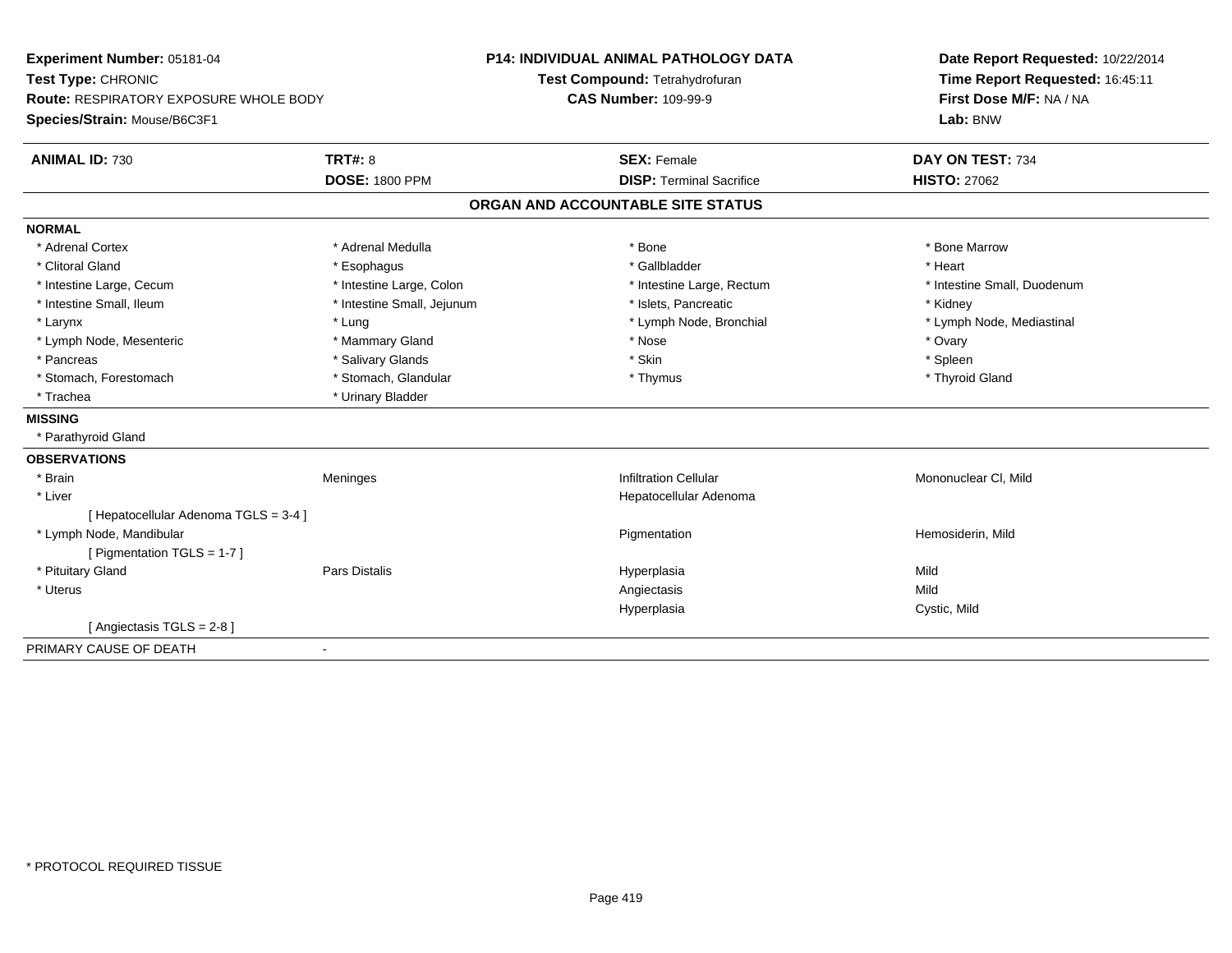**Experiment Number:** 05181-04
**Test Type:** CHRONIC
**Route:** RESPIRATORY EXPOSURE WHOLE BODY
**Species/Strain:** Mouse/B6C3F1

**P14: INDIVIDUAL ANIMAL PATHOLOGY DATA**
**Test Compound:** Tetrahydrofuran
**CAS Number:** 109-99-9

**Date Report Requested:** 10/22/2014
**Time Report Requested:** 16:45:11
**First Dose M/F:** NA / NA
**Lab:** BNW

| **ANIMAL ID:** 730 | **TRT#:** 8 | **SEX:** Female | **DAY ON TEST:** 734 |
|---|---|---|---|
| | **DOSE:** 1800 PPM | **DISP:** Terminal Sacrifice | **HISTO:** 27062 |

## ORGAN AND ACCOUNTABLE SITE STATUS

**NORMAL**

| | | | |
|---|---|---|---|
| * Adrenal Cortex | * Adrenal Medulla | * Bone | * Bone Marrow |
| * Clitoral Gland | * Esophagus | * Gallbladder | * Heart |
| * Intestine Large, Cecum | * Intestine Large, Colon | * Intestine Large, Rectum | * Intestine Small, Duodenum |
| * Intestine Small, Ileum | * Intestine Small, Jejunum | * Islets, Pancreatic | * Kidney |
| * Larynx | * Lung | * Lymph Node, Bronchial | * Lymph Node, Mediastinal |
| * Lymph Node, Mesenteric | * Mammary Gland | * Nose | * Ovary |
| * Pancreas | * Salivary Glands | * Skin | * Spleen |
| * Stomach, Forestomach | * Stomach, Glandular | * Thymus | * Thyroid Gland |
| * Trachea | * Urinary Bladder | | |

**MISSING**

* Parathyroid Gland

**OBSERVATIONS**

| | | | |
|---|---|---|---|
| * Brain | Meninges | Infiltration Cellular | Mononuclear Cl, Mild |
| * Liver | | Hepatocellular Adenoma | |
| [ Hepatocellular Adenoma TGLS = 3-4 ] | | | |
| * Lymph Node, Mandibular | | Pigmentation | Hemosiderin, Mild |
| [ Pigmentation TGLS = 1-7 ] | | | |
| * Pituitary Gland | Pars Distalis | Hyperplasia | Mild |
| * Uterus | | Angiectasis | Mild |
| | | Hyperplasia | Cystic, Mild |
| [ Angiectasis TGLS = 2-8 ] | | | |

PRIMARY CAUSE OF DEATH -

* PROTOCOL REQUIRED TISSUE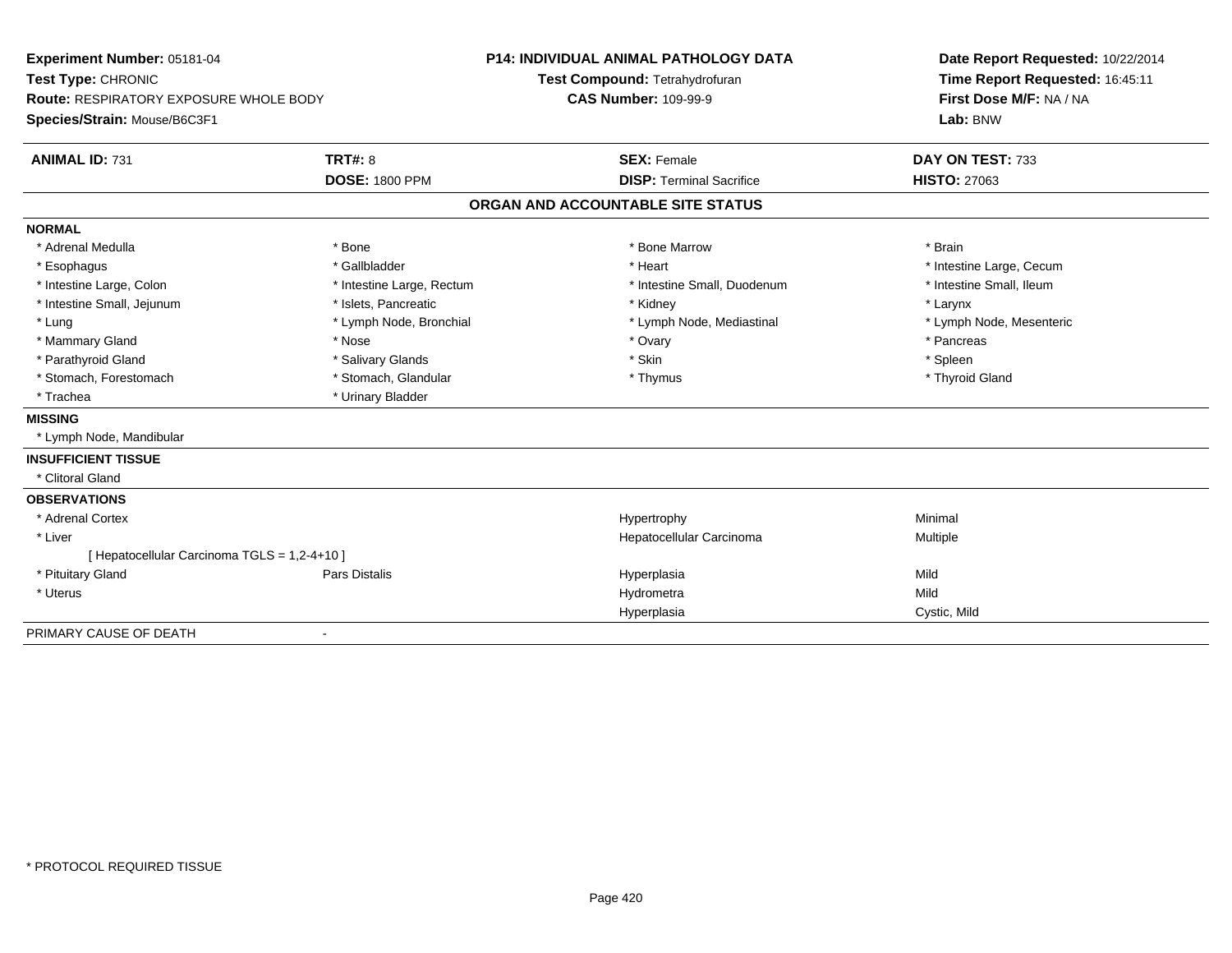**Experiment Number:** 05181-04
**Test Type:** CHRONIC
**Route:** RESPIRATORY EXPOSURE WHOLE BODY
**Species/Strain:** Mouse/B6C3F1

**P14: INDIVIDUAL ANIMAL PATHOLOGY DATA**
**Test Compound:** Tetrahydrofuran
**CAS Number:** 109-99-9

**Date Report Requested:** 10/22/2014
**Time Report Requested:** 16:45:11
**First Dose M/F:** NA / NA
**Lab:** BNW

| **ANIMAL ID:** 731 | **TRT#:** 8 | **SEX:** Female | **DAY ON TEST:** 733 |
|---|---|---|---|
| | **DOSE:** 1800 PPM | **DISP:** Terminal Sacrifice | **HISTO:** 27063 |

## ORGAN AND ACCOUNTABLE SITE STATUS

**NORMAL**

| | | | |
|---|---|---|---|
| * Adrenal Medulla | * Bone | * Bone Marrow | * Brain |
| * Esophagus | * Gallbladder | * Heart | * Intestine Large, Cecum |
| * Intestine Large, Colon | * Intestine Large, Rectum | * Intestine Small, Duodenum | * Intestine Small, Ileum |
| * Intestine Small, Jejunum | * Islets, Pancreatic | * Kidney | * Larynx |
| * Lung | * Lymph Node, Bronchial | * Lymph Node, Mediastinal | * Lymph Node, Mesenteric |
| * Mammary Gland | * Nose | * Ovary | * Pancreas |
| * Parathyroid Gland | * Salivary Glands | * Skin | * Spleen |
| * Stomach, Forestomach | * Stomach, Glandular | * Thymus | * Thyroid Gland |
| * Trachea | * Urinary Bladder | | |

**MISSING**

* Lymph Node, Mandibular

**INSUFFICIENT TISSUE**

* Clitoral Gland

**OBSERVATIONS**

| | | | |
|---|---|---|---|
| * Adrenal Cortex | | Hypertrophy | Minimal |
| * Liver | | Hepatocellular Carcinoma | Multiple |
| [ Hepatocellular Carcinoma TGLS = 1,2-4+10 ] | | | |
| * Pituitary Gland | Pars Distalis | Hyperplasia | Mild |
| * Uterus | | Hydrometra | Mild |
| | | Hyperplasia | Cystic, Mild |

PRIMARY CAUSE OF DEATH -

\* PROTOCOL REQUIRED TISSUE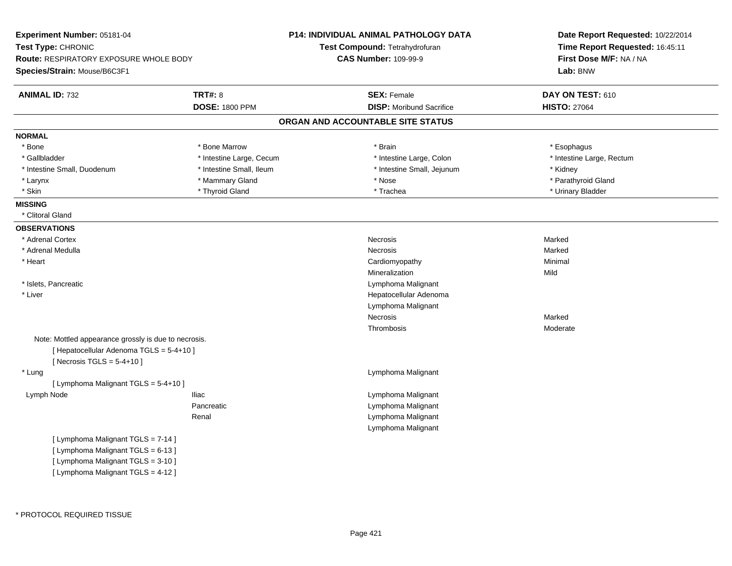**Experiment Number:** 05181-04
**Test Type:** CHRONIC
**Route:** RESPIRATORY EXPOSURE WHOLE BODY
**Species/Strain:** Mouse/B6C3F1

**P14: INDIVIDUAL ANIMAL PATHOLOGY DATA**
**Test Compound:** Tetrahydrofuran
**CAS Number:** 109-99-9

**Date Report Requested:** 10/22/2014
**Time Report Requested:** 16:45:11
**First Dose M/F:** NA / NA
**Lab:** BNW

| **ANIMAL ID:** 732 | **TRT#:** 8 | **SEX:** Female | **DAY ON TEST:** 610 |
|---|---|---|---|
| | **DOSE:** 1800 PPM | **DISP:** Moribund Sacrifice | **HISTO:** 27064 |

## ORGAN AND ACCOUNTABLE SITE STATUS

**NORMAL**

| | | | |
|---|---|---|---|
| * Bone | * Bone Marrow | * Brain | * Esophagus |
| * Gallbladder | * Intestine Large, Cecum | * Intestine Large, Colon | * Intestine Large, Rectum |
| * Intestine Small, Duodenum | * Intestine Small, Ileum | * Intestine Small, Jejunum | * Kidney |
| * Larynx | * Mammary Gland | * Nose | * Parathyroid Gland |
| * Skin | * Thyroid Gland | * Trachea | * Urinary Bladder |

**MISSING**

* Clitoral Gland

**OBSERVATIONS**

| Organ | Site | Observation | Severity |
|---|---|---|---|
| * Adrenal Cortex | | Necrosis | Marked |
| * Adrenal Medulla | | Necrosis | Marked |
| * Heart | | Cardiomyopathy | Minimal |
| | | Mineralization | Mild |
| * Islets, Pancreatic | | Lymphoma Malignant | |
| * Liver | | Hepatocellular Adenoma | |
| | | Lymphoma Malignant | |
| | | Necrosis | Marked |
| | | Thrombosis | Moderate |

Note: Mottled appearance grossly is due to necrosis.
[ Hepatocellular Adenoma TGLS = 5-4+10 ]
[ Necrosis TGLS = 5-4+10 ]

| Organ | Site | Observation | Severity |
|---|---|---|---|
| * Lung | | Lymphoma Malignant | |

[ Lymphoma Malignant TGLS = 5-4+10 ]

| Organ | Site | Observation | Severity |
|---|---|---|---|
| Lymph Node | Iliac | Lymphoma Malignant | |
| | Pancreatic | Lymphoma Malignant | |
| | Renal | Lymphoma Malignant | |
| | | Lymphoma Malignant | |

[ Lymphoma Malignant TGLS = 7-14 ]
[ Lymphoma Malignant TGLS = 6-13 ]
[ Lymphoma Malignant TGLS = 3-10 ]
[ Lymphoma Malignant TGLS = 4-12 ]

* PROTOCOL REQUIRED TISSUE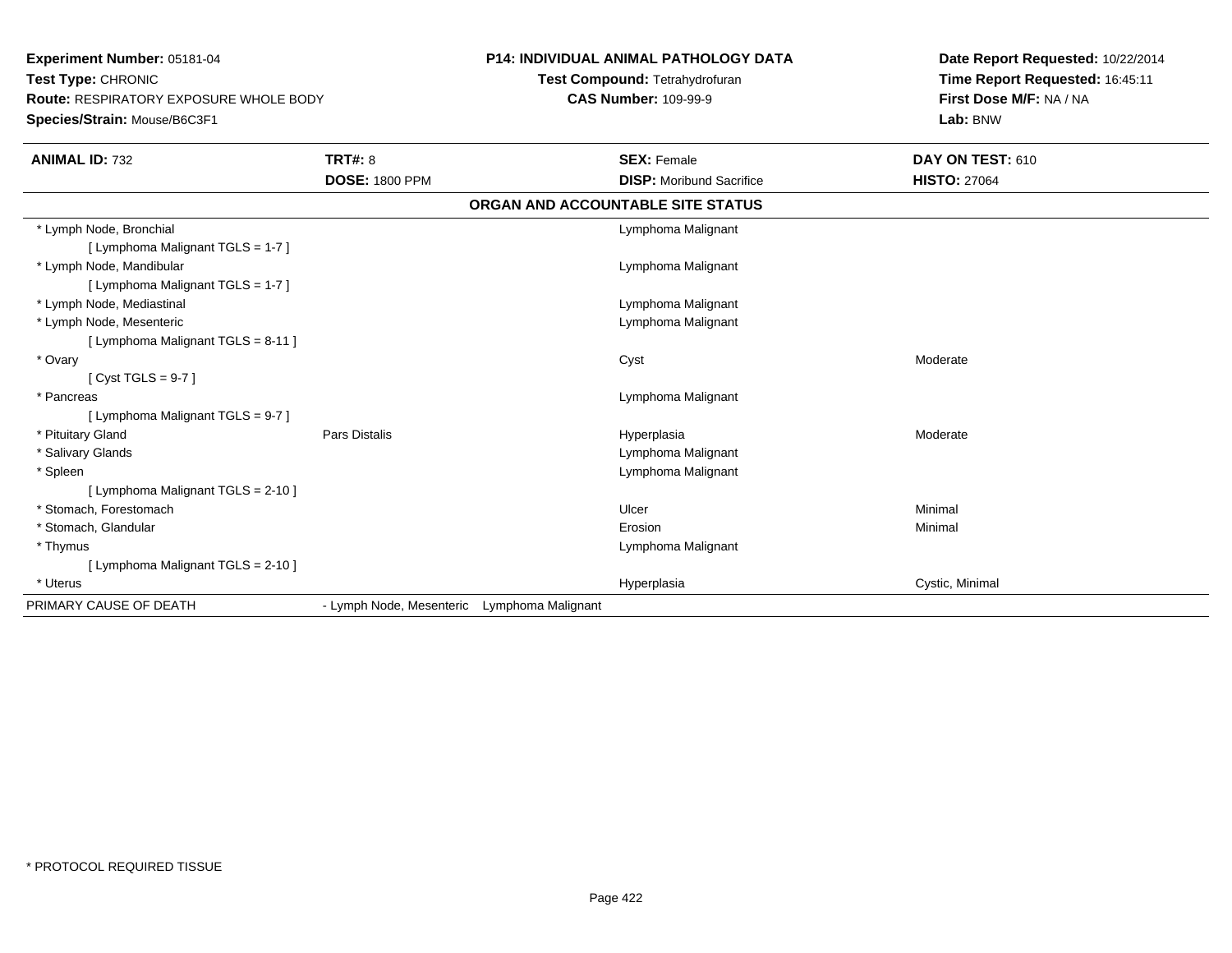**Experiment Number:** 05181-04
**Test Type:** CHRONIC
**Route:** RESPIRATORY EXPOSURE WHOLE BODY
**Species/Strain:** Mouse/B6C3F1

**P14: INDIVIDUAL ANIMAL PATHOLOGY DATA**
**Test Compound:** Tetrahydrofuran
**CAS Number:** 109-99-9

**Date Report Requested:** 10/22/2014
**Time Report Requested:** 16:45:11
**First Dose M/F:** NA / NA
**Lab:** BNW

| **ANIMAL ID:** 732 | **TRT#:** 8 | **SEX:** Female | **DAY ON TEST:** 610 |
|---|---|---|---|
| | **DOSE:** 1800 PPM | **DISP:** Moribund Sacrifice | **HISTO:** 27064 |

**ORGAN AND ACCOUNTABLE SITE STATUS**

| | | | |
|---|---|---|---|
| * Lymph Node, Bronchial | | Lymphoma Malignant | |
| [ Lymphoma Malignant TGLS = 1-7 ] | | | |
| * Lymph Node, Mandibular | | Lymphoma Malignant | |
| [ Lymphoma Malignant TGLS = 1-7 ] | | | |
| * Lymph Node, Mediastinal | | Lymphoma Malignant | |
| * Lymph Node, Mesenteric | | Lymphoma Malignant | |
| [ Lymphoma Malignant TGLS = 8-11 ] | | | |
| * Ovary | | Cyst | Moderate |
| [ Cyst TGLS = 9-7 ] | | | |
| * Pancreas | | Lymphoma Malignant | |
| [ Lymphoma Malignant TGLS = 9-7 ] | | | |
| * Pituitary Gland | Pars Distalis | Hyperplasia | Moderate |
| * Salivary Glands | | Lymphoma Malignant | |
| * Spleen | | Lymphoma Malignant | |
| [ Lymphoma Malignant TGLS = 2-10 ] | | | |
| * Stomach, Forestomach | | Ulcer | Minimal |
| * Stomach, Glandular | | Erosion | Minimal |
| * Thymus | | Lymphoma Malignant | |
| [ Lymphoma Malignant TGLS = 2-10 ] | | | |
| * Uterus | | Hyperplasia | Cystic, Minimal |
| PRIMARY CAUSE OF DEATH | - Lymph Node, Mesenteric Lymphoma Malignant | | |

* PROTOCOL REQUIRED TISSUE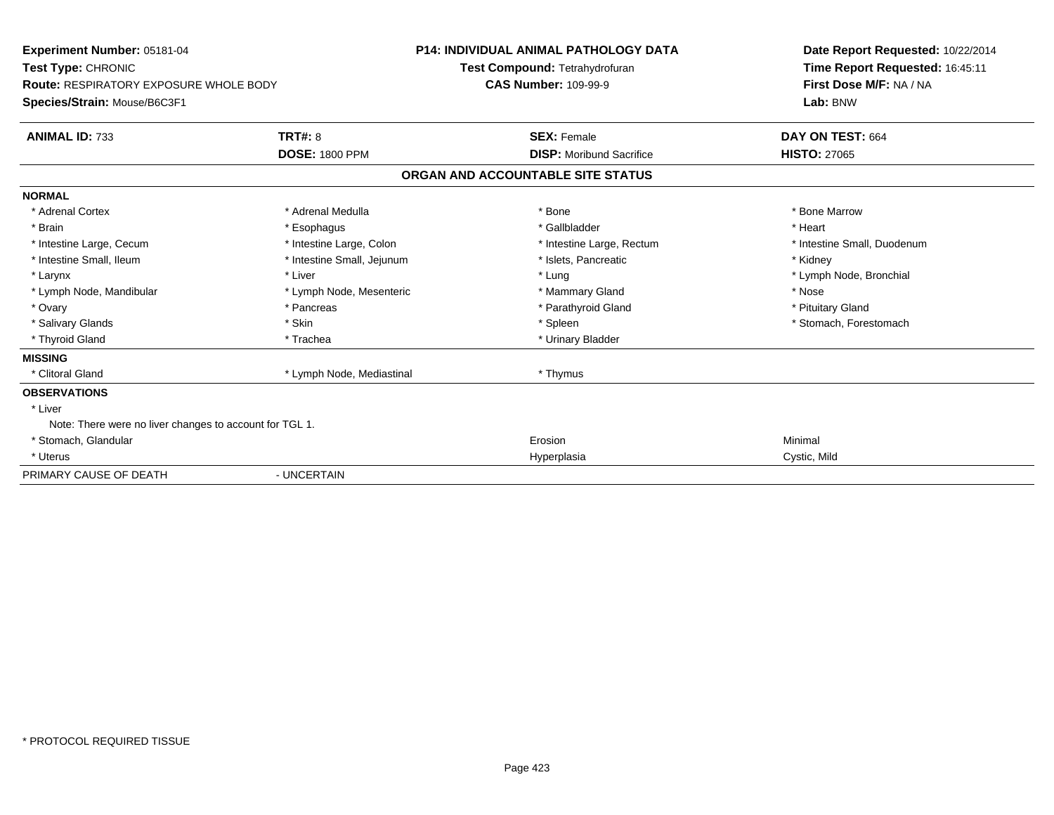**Experiment Number:** 05181-04
**Test Type:** CHRONIC
**Route:** RESPIRATORY EXPOSURE WHOLE BODY
**Species/Strain:** Mouse/B6C3F1

**P14: INDIVIDUAL ANIMAL PATHOLOGY DATA**
**Test Compound:** Tetrahydrofuran
**CAS Number:** 109-99-9

**Date Report Requested:** 10/22/2014
**Time Report Requested:** 16:45:11
**First Dose M/F:** NA / NA
**Lab:** BNW

| **ANIMAL ID:** 733 | **TRT#:** 8 | **SEX:** Female | **DAY ON TEST:** 664 |
|---|---|---|---|
| | **DOSE:** 1800 PPM | **DISP:** Moribund Sacrifice | **HISTO:** 27065 |

## ORGAN AND ACCOUNTABLE SITE STATUS

**NORMAL**

| | | | |
|---|---|---|---|
| * Adrenal Cortex | * Adrenal Medulla | * Bone | * Bone Marrow |
| * Brain | * Esophagus | * Gallbladder | * Heart |
| * Intestine Large, Cecum | * Intestine Large, Colon | * Intestine Large, Rectum | * Intestine Small, Duodenum |
| * Intestine Small, Ileum | * Intestine Small, Jejunum | * Islets, Pancreatic | * Kidney |
| * Larynx | * Liver | * Lung | * Lymph Node, Bronchial |
| * Lymph Node, Mandibular | * Lymph Node, Mesenteric | * Mammary Gland | * Nose |
| * Ovary | * Pancreas | * Parathyroid Gland | * Pituitary Gland |
| * Salivary Glands | * Skin | * Spleen | * Stomach, Forestomach |
| * Thyroid Gland | * Trachea | * Urinary Bladder | |

**MISSING**

| | | |
|---|---|---|
| * Clitoral Gland | * Lymph Node, Mediastinal | * Thymus |

**OBSERVATIONS**

* Liver
  Note: There were no liver changes to account for TGL 1.

| | | |
|---|---|---|
| * Stomach, Glandular | Erosion | Minimal |
| * Uterus | Hyperplasia | Cystic, Mild |

PRIMARY CAUSE OF DEATH - UNCERTAIN

\* PROTOCOL REQUIRED TISSUE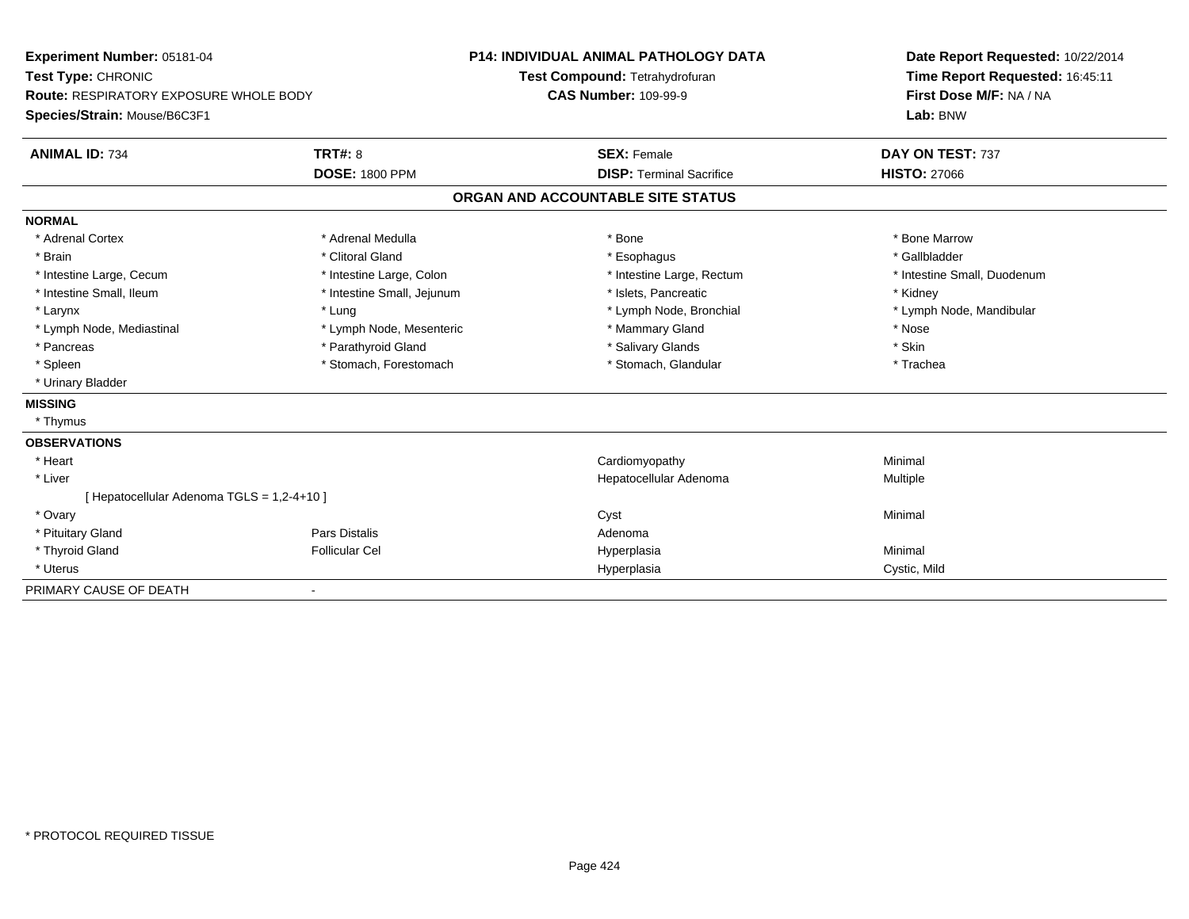**Experiment Number:** 05181-04
**Test Type:** CHRONIC
**Route:** RESPIRATORY EXPOSURE WHOLE BODY
**Species/Strain:** Mouse/B6C3F1

**P14: INDIVIDUAL ANIMAL PATHOLOGY DATA**
**Test Compound:** Tetrahydrofuran
**CAS Number:** 109-99-9

**Date Report Requested:** 10/22/2014
**Time Report Requested:** 16:45:11
**First Dose M/F:** NA / NA
**Lab:** BNW

| **ANIMAL ID:** 734 | **TRT#:** 8 | **SEX:** Female | **DAY ON TEST:** 737 |
|---|---|---|---|
| | **DOSE:** 1800 PPM | **DISP:** Terminal Sacrifice | **HISTO:** 27066 |

## ORGAN AND ACCOUNTABLE SITE STATUS

**NORMAL**

| | | | |
|---|---|---|---|
| * Adrenal Cortex | * Adrenal Medulla | * Bone | * Bone Marrow |
| * Brain | * Clitoral Gland | * Esophagus | * Gallbladder |
| * Intestine Large, Cecum | * Intestine Large, Colon | * Intestine Large, Rectum | * Intestine Small, Duodenum |
| * Intestine Small, Ileum | * Intestine Small, Jejunum | * Islets, Pancreatic | * Kidney |
| * Larynx | * Lung | * Lymph Node, Bronchial | * Lymph Node, Mandibular |
| * Lymph Node, Mediastinal | * Lymph Node, Mesenteric | * Mammary Gland | * Nose |
| * Pancreas | * Parathyroid Gland | * Salivary Glands | * Skin |
| * Spleen | * Stomach, Forestomach | * Stomach, Glandular | * Trachea |
| * Urinary Bladder | | | |

**MISSING**

* Thymus

**OBSERVATIONS**

| | | | |
|---|---|---|---|
| * Heart | | Cardiomyopathy | Minimal |
| * Liver | | Hepatocellular Adenoma | Multiple |
| [ Hepatocellular Adenoma TGLS = 1,2-4+10 ] | | | |
| * Ovary | | Cyst | Minimal |
| * Pituitary Gland | Pars Distalis | Adenoma | |
| * Thyroid Gland | Follicular Cel | Hyperplasia | Minimal |
| * Uterus | | Hyperplasia | Cystic, Mild |

PRIMARY CAUSE OF DEATH -

* PROTOCOL REQUIRED TISSUE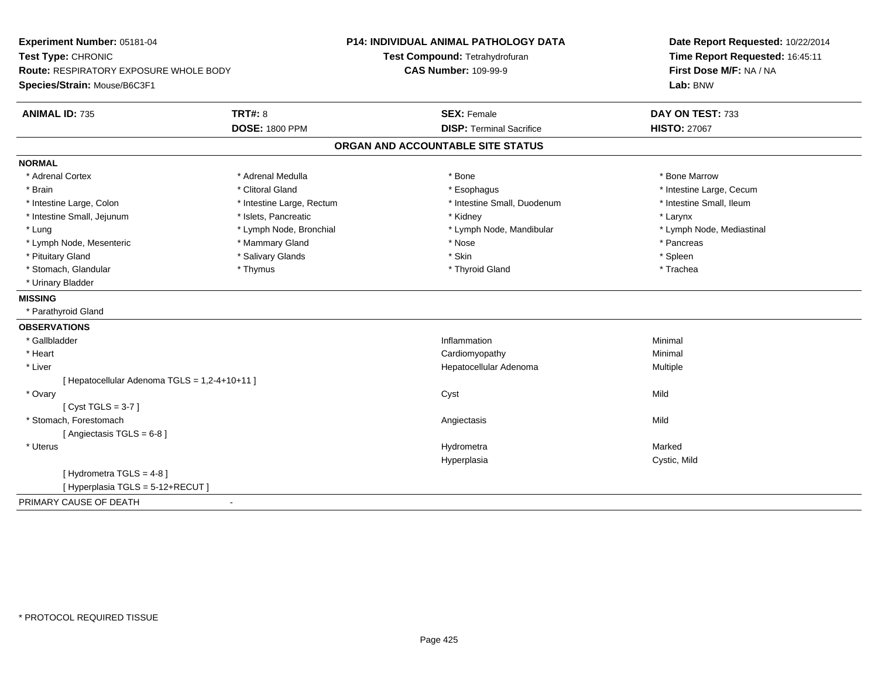**Experiment Number:** 05181-04
**Test Type:** CHRONIC
**Route:** RESPIRATORY EXPOSURE WHOLE BODY
**Species/Strain:** Mouse/B6C3F1

**P14: INDIVIDUAL ANIMAL PATHOLOGY DATA**
**Test Compound:** Tetrahydrofuran
**CAS Number:** 109-99-9

**Date Report Requested:** 10/22/2014
**Time Report Requested:** 16:45:11
**First Dose M/F:** NA / NA
**Lab:** BNW

| **ANIMAL ID:** 735 | **TRT#:** 8 | **SEX:** Female | **DAY ON TEST:** 733 |
|---|---|---|---|
| | **DOSE:** 1800 PPM | **DISP:** Terminal Sacrifice | **HISTO:** 27067 |

## ORGAN AND ACCOUNTABLE SITE STATUS

**NORMAL**

| | | | |
|---|---|---|---|
| * Adrenal Cortex | * Adrenal Medulla | * Bone | * Bone Marrow |
| * Brain | * Clitoral Gland | * Esophagus | * Intestine Large, Cecum |
| * Intestine Large, Colon | * Intestine Large, Rectum | * Intestine Small, Duodenum | * Intestine Small, Ileum |
| * Intestine Small, Jejunum | * Islets, Pancreatic | * Kidney | * Larynx |
| * Lung | * Lymph Node, Bronchial | * Lymph Node, Mandibular | * Lymph Node, Mediastinal |
| * Lymph Node, Mesenteric | * Mammary Gland | * Nose | * Pancreas |
| * Pituitary Gland | * Salivary Glands | * Skin | * Spleen |
| * Stomach, Glandular | * Thymus | * Thyroid Gland | * Trachea |
| * Urinary Bladder | | | |

**MISSING**

* Parathyroid Gland

**OBSERVATIONS**

| | | |
|---|---|---|
| * Gallbladder | Inflammation | Minimal |
| * Heart | Cardiomyopathy | Minimal |
| * Liver | Hepatocellular Adenoma | Multiple |
| [ Hepatocellular Adenoma TGLS = 1,2-4+10+11 ] | | |
| * Ovary | Cyst | Mild |
| [ Cyst TGLS = 3-7 ] | | |
| * Stomach, Forestomach | Angiectasis | Mild |
| [ Angiectasis TGLS = 6-8 ] | | |
| * Uterus | Hydrometra | Marked |
| | Hyperplasia | Cystic, Mild |
| [ Hydrometra TGLS = 4-8 ] | | |
| [ Hyperplasia TGLS = 5-12+RECUT ] | | |

PRIMARY CAUSE OF DEATH -

\* PROTOCOL REQUIRED TISSUE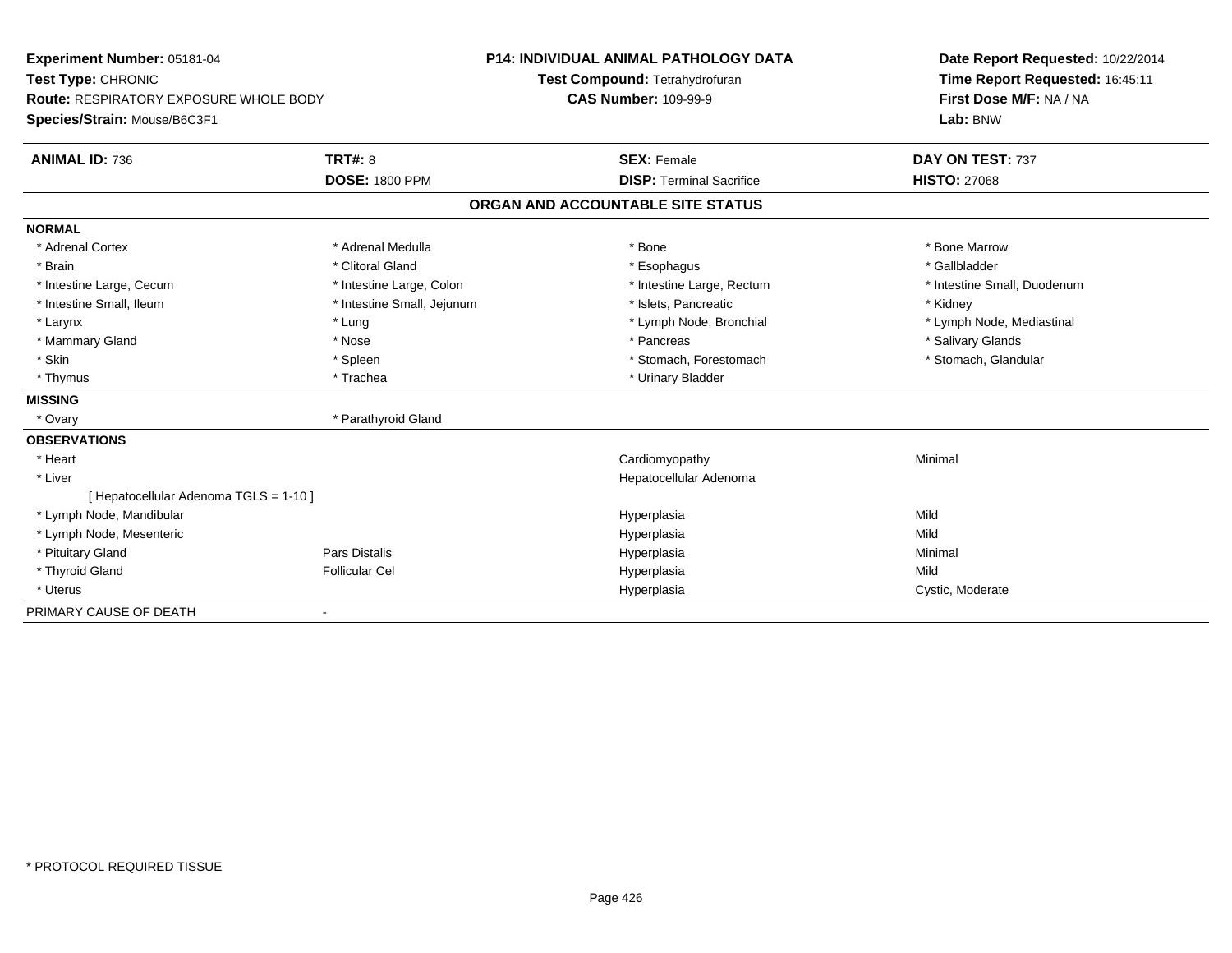**Experiment Number:** 05181-04
**Test Type:** CHRONIC
**Route:** RESPIRATORY EXPOSURE WHOLE BODY
**Species/Strain:** Mouse/B6C3F1

**P14: INDIVIDUAL ANIMAL PATHOLOGY DATA**
**Test Compound:** Tetrahydrofuran
**CAS Number:** 109-99-9

**Date Report Requested:** 10/22/2014
**Time Report Requested:** 16:45:11
**First Dose M/F:** NA / NA
**Lab:** BNW

| **ANIMAL ID:** 736 | **TRT#:** 8 | **SEX:** Female | **DAY ON TEST:** 737 |
|---|---|---|---|
| | **DOSE:** 1800 PPM | **DISP:** Terminal Sacrifice | **HISTO:** 27068 |

**ORGAN AND ACCOUNTABLE SITE STATUS**

| | | | |
|---|---|---|---|
| **NORMAL** | | | |
| * Adrenal Cortex | * Adrenal Medulla | * Bone | * Bone Marrow |
| * Brain | * Clitoral Gland | * Esophagus | * Gallbladder |
| * Intestine Large, Cecum | * Intestine Large, Colon | * Intestine Large, Rectum | * Intestine Small, Duodenum |
| * Intestine Small, Ileum | * Intestine Small, Jejunum | * Islets, Pancreatic | * Kidney |
| * Larynx | * Lung | * Lymph Node, Bronchial | * Lymph Node, Mediastinal |
| * Mammary Gland | * Nose | * Pancreas | * Salivary Glands |
| * Skin | * Spleen | * Stomach, Forestomach | * Stomach, Glandular |
| * Thymus | * Trachea | * Urinary Bladder | |
| **MISSING** | | | |
| * Ovary | * Parathyroid Gland | | |
| **OBSERVATIONS** | | | |
| * Heart | | Cardiomyopathy | Minimal |
| * Liver | | Hepatocellular Adenoma | |
| [ Hepatocellular Adenoma TGLS = 1-10 ] | | | |
| * Lymph Node, Mandibular | | Hyperplasia | Mild |
| * Lymph Node, Mesenteric | | Hyperplasia | Mild |
| * Pituitary Gland | Pars Distalis | Hyperplasia | Minimal |
| * Thyroid Gland | Follicular Cel | Hyperplasia | Mild |
| * Uterus | | Hyperplasia | Cystic, Moderate |
| PRIMARY CAUSE OF DEATH | - | | |

* PROTOCOL REQUIRED TISSUE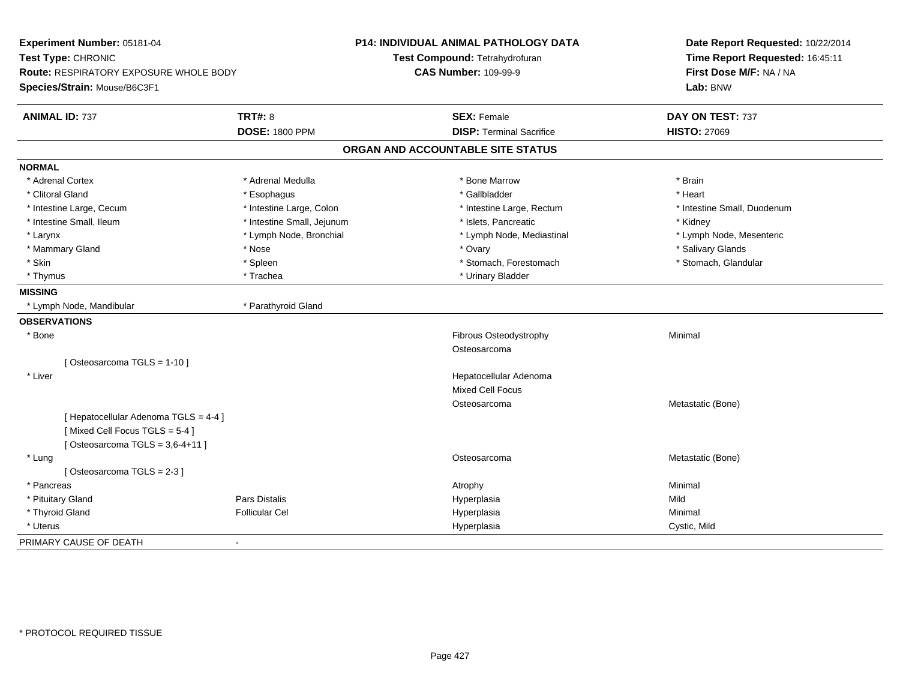**Experiment Number:** 05181-04
**Test Type:** CHRONIC
**Route:** RESPIRATORY EXPOSURE WHOLE BODY
**Species/Strain:** Mouse/B6C3F1

**P14: INDIVIDUAL ANIMAL PATHOLOGY DATA**
**Test Compound:** Tetrahydrofuran
**CAS Number:** 109-99-9

**Date Report Requested:** 10/22/2014
**Time Report Requested:** 16:45:11
**First Dose M/F:** NA / NA
**Lab:** BNW

| **ANIMAL ID:** 737 | **TRT#:** 8 | **SEX:** Female | **DAY ON TEST:** 737 |
|---|---|---|---|
| | **DOSE:** 1800 PPM | **DISP:** Terminal Sacrifice | **HISTO:** 27069 |

## ORGAN AND ACCOUNTABLE SITE STATUS

**NORMAL**

| | | | |
|---|---|---|---|
| * Adrenal Cortex | * Adrenal Medulla | * Bone Marrow | * Brain |
| * Clitoral Gland | * Esophagus | * Gallbladder | * Heart |
| * Intestine Large, Cecum | * Intestine Large, Colon | * Intestine Large, Rectum | * Intestine Small, Duodenum |
| * Intestine Small, Ileum | * Intestine Small, Jejunum | * Islets, Pancreatic | * Kidney |
| * Larynx | * Lymph Node, Bronchial | * Lymph Node, Mediastinal | * Lymph Node, Mesenteric |
| * Mammary Gland | * Nose | * Ovary | * Salivary Glands |
| * Skin | * Spleen | * Stomach, Forestomach | * Stomach, Glandular |
| * Thymus | * Trachea | * Urinary Bladder | |

**MISSING**

| | |
|---|---|
| * Lymph Node, Mandibular | * Parathyroid Gland |

**OBSERVATIONS**

| | | | |
|---|---|---|---|
| * Bone | | Fibrous Osteodystrophy | Minimal |
| | | Osteosarcoma | |
| [ Osteosarcoma TGLS = 1-10 ] | | | |
| * Liver | | Hepatocellular Adenoma | |
| | | Mixed Cell Focus | |
| | | Osteosarcoma | Metastatic (Bone) |
| [ Hepatocellular Adenoma TGLS = 4-4 ] | | | |
| [ Mixed Cell Focus TGLS = 5-4 ] | | | |
| [ Osteosarcoma TGLS = 3,6-4+11 ] | | | |
| * Lung | | Osteosarcoma | Metastatic (Bone) |
| [ Osteosarcoma TGLS = 2-3 ] | | | |
| * Pancreas | | Atrophy | Minimal |
| * Pituitary Gland | Pars Distalis | Hyperplasia | Mild |
| * Thyroid Gland | Follicular Cel | Hyperplasia | Minimal |
| * Uterus | | Hyperplasia | Cystic, Mild |

PRIMARY CAUSE OF DEATH -

* PROTOCOL REQUIRED TISSUE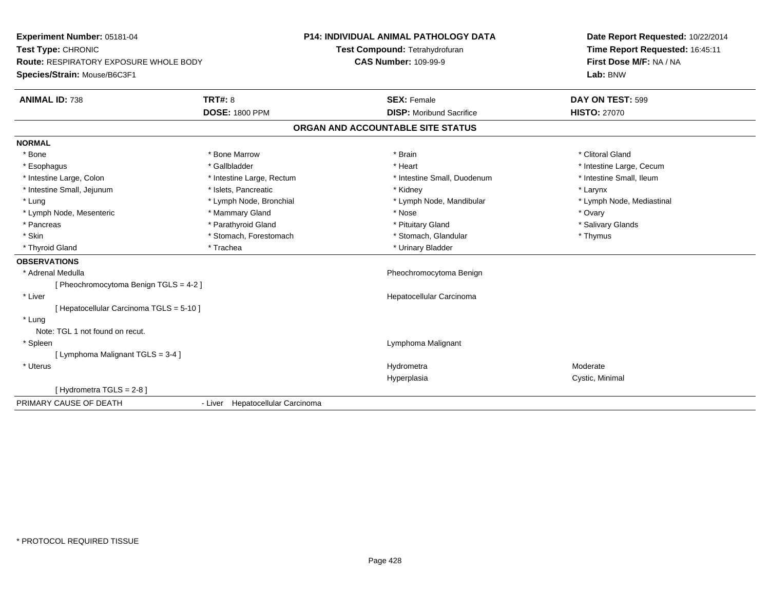**Experiment Number:** 05181-04
**Test Type:** CHRONIC
**Route:** RESPIRATORY EXPOSURE WHOLE BODY
**Species/Strain:** Mouse/B6C3F1

**P14: INDIVIDUAL ANIMAL PATHOLOGY DATA**
**Test Compound:** Tetrahydrofuran
**CAS Number:** 109-99-9

**Date Report Requested:** 10/22/2014
**Time Report Requested:** 16:45:11
**First Dose M/F:** NA / NA
**Lab:** BNW

| **ANIMAL ID:** 738 | **TRT#:** 8 | **SEX:** Female | **DAY ON TEST:** 599 |
|---|---|---|---|
| | **DOSE:** 1800 PPM | **DISP:** Moribund Sacrifice | **HISTO:** 27070 |

## ORGAN AND ACCOUNTABLE SITE STATUS

**NORMAL**

| | | | |
|---|---|---|---|
| * Bone | * Bone Marrow | * Brain | * Clitoral Gland |
| * Esophagus | * Gallbladder | * Heart | * Intestine Large, Cecum |
| * Intestine Large, Colon | * Intestine Large, Rectum | * Intestine Small, Duodenum | * Intestine Small, Ileum |
| * Intestine Small, Jejunum | * Islets, Pancreatic | * Kidney | * Larynx |
| * Lung | * Lymph Node, Bronchial | * Lymph Node, Mandibular | * Lymph Node, Mediastinal |
| * Lymph Node, Mesenteric | * Mammary Gland | * Nose | * Ovary |
| * Pancreas | * Parathyroid Gland | * Pituitary Gland | * Salivary Glands |
| * Skin | * Stomach, Forestomach | * Stomach, Glandular | * Thymus |
| * Thyroid Gland | * Trachea | * Urinary Bladder | |

**OBSERVATIONS**

| | | |
|---|---|---|
| * Adrenal Medulla | Pheochromocytoma Benign | |
| [ Pheochromocytoma Benign TGLS = 4-2 ] | | |
| * Liver | Hepatocellular Carcinoma | |
| [ Hepatocellular Carcinoma TGLS = 5-10 ] | | |
| * Lung | | |
| Note: TGL 1 not found on recut. | | |
| * Spleen | Lymphoma Malignant | |
| [ Lymphoma Malignant TGLS = 3-4 ] | | |
| * Uterus | Hydrometra | Moderate |
| | Hyperplasia | Cystic, Minimal |
| [ Hydrometra TGLS = 2-8 ] | | |

PRIMARY CAUSE OF DEATH - Liver Hepatocellular Carcinoma

\* PROTOCOL REQUIRED TISSUE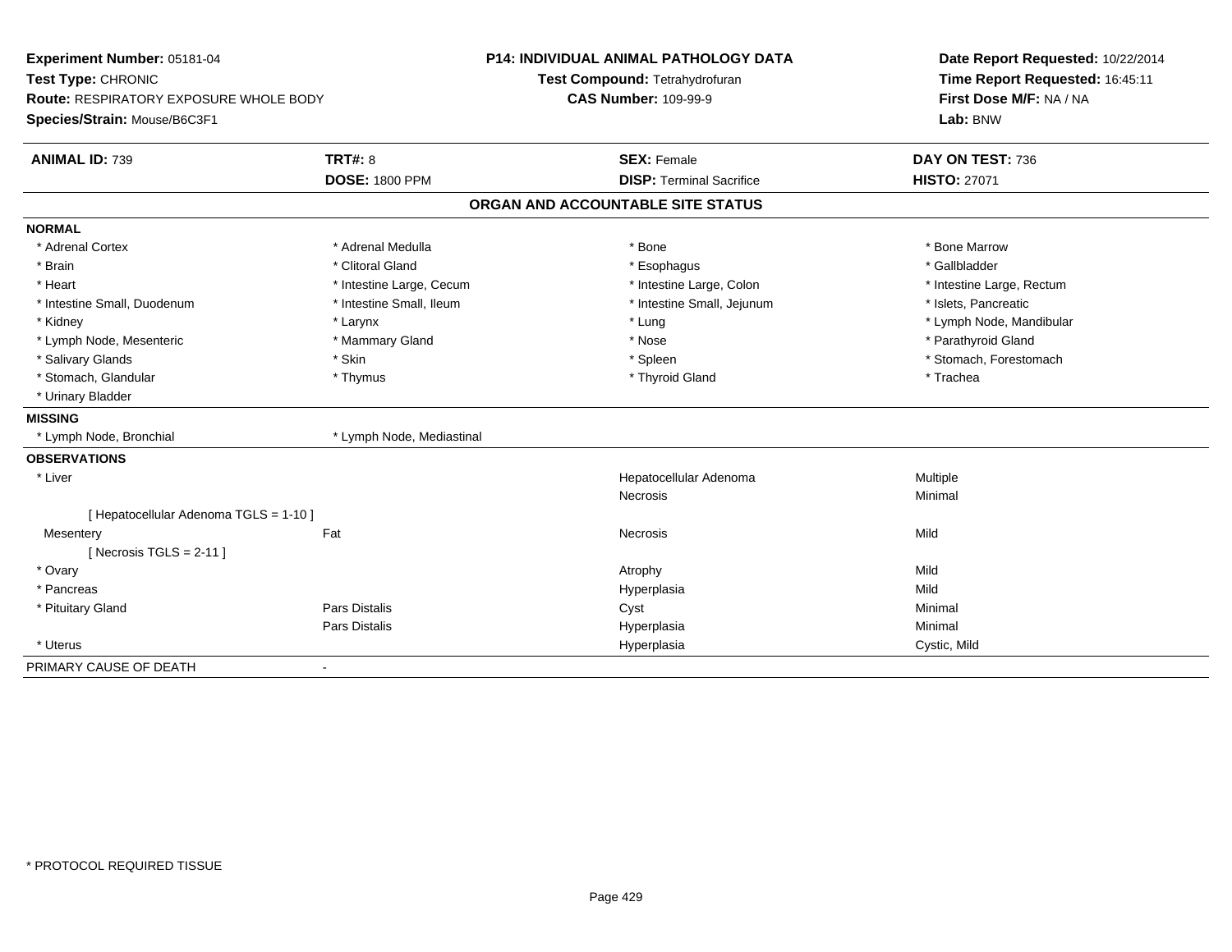**Experiment Number:** 05181-04
**Test Type:** CHRONIC
**Route:** RESPIRATORY EXPOSURE WHOLE BODY
**Species/Strain:** Mouse/B6C3F1

**P14: INDIVIDUAL ANIMAL PATHOLOGY DATA**
**Test Compound:** Tetrahydrofuran
**CAS Number:** 109-99-9

**Date Report Requested:** 10/22/2014
**Time Report Requested:** 16:45:11
**First Dose M/F:** NA / NA
**Lab:** BNW

| **ANIMAL ID:** 739 | **TRT#:** 8 | **SEX:** Female | **DAY ON TEST:** 736 |
|---|---|---|---|
| | **DOSE:** 1800 PPM | **DISP:** Terminal Sacrifice | **HISTO:** 27071 |

## ORGAN AND ACCOUNTABLE SITE STATUS

**NORMAL**

| | | | |
|---|---|---|---|
| * Adrenal Cortex | * Adrenal Medulla | * Bone | * Bone Marrow |
| * Brain | * Clitoral Gland | * Esophagus | * Gallbladder |
| * Heart | * Intestine Large, Cecum | * Intestine Large, Colon | * Intestine Large, Rectum |
| * Intestine Small, Duodenum | * Intestine Small, Ileum | * Intestine Small, Jejunum | * Islets, Pancreatic |
| * Kidney | * Larynx | * Lung | * Lymph Node, Mandibular |
| * Lymph Node, Mesenteric | * Mammary Gland | * Nose | * Parathyroid Gland |
| * Salivary Glands | * Skin | * Spleen | * Stomach, Forestomach |
| * Stomach, Glandular | * Thymus | * Thyroid Gland | * Trachea |
| * Urinary Bladder | | | |

**MISSING**

| | |
|---|---|
| * Lymph Node, Bronchial | * Lymph Node, Mediastinal |

**OBSERVATIONS**

| | | | |
|---|---|---|---|
| * Liver | | Hepatocellular Adenoma | Multiple |
| | | Necrosis | Minimal |
| [ Hepatocellular Adenoma TGLS = 1-10 ] | | | |
| Mesentery | Fat | Necrosis | Mild |
| [ Necrosis TGLS = 2-11 ] | | | |
| * Ovary | | Atrophy | Mild |
| * Pancreas | | Hyperplasia | Mild |
| * Pituitary Gland | Pars Distalis | Cyst | Minimal |
| | Pars Distalis | Hyperplasia | Minimal |
| * Uterus | | Hyperplasia | Cystic, Mild |

PRIMARY CAUSE OF DEATH -

* PROTOCOL REQUIRED TISSUE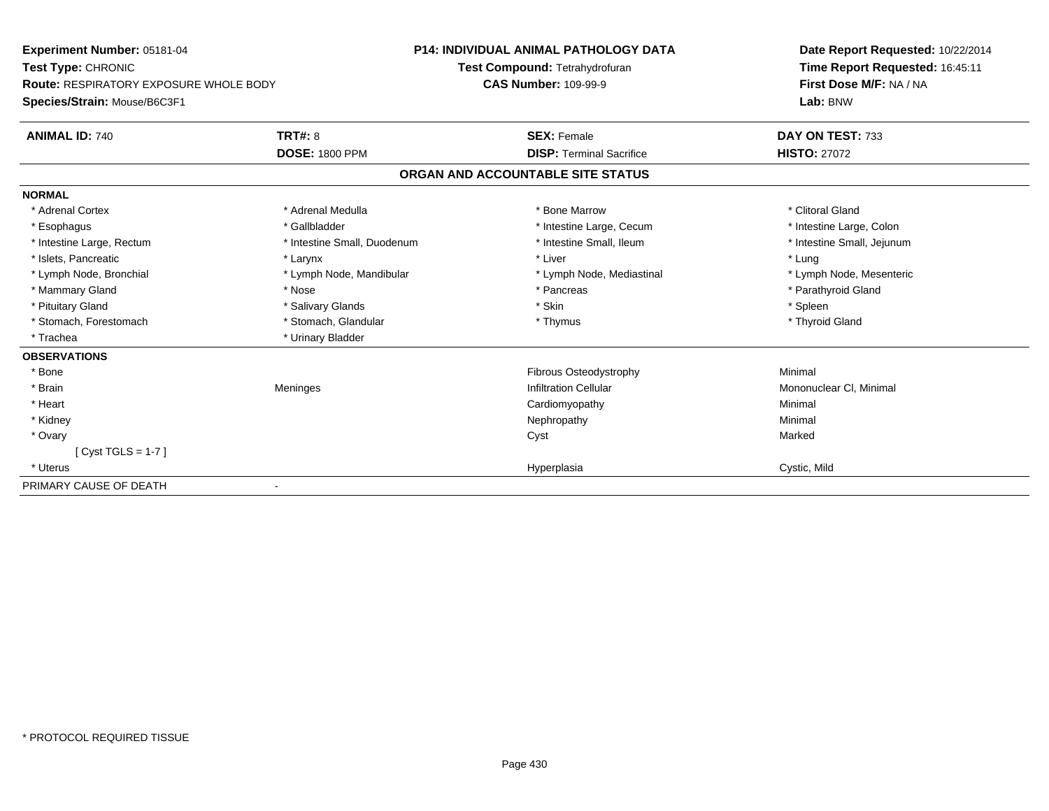**Experiment Number:** 05181-04
**Test Type:** CHRONIC
**Route:** RESPIRATORY EXPOSURE WHOLE BODY
**Species/Strain:** Mouse/B6C3F1

**P14: INDIVIDUAL ANIMAL PATHOLOGY DATA**
**Test Compound:** Tetrahydrofuran
**CAS Number:** 109-99-9

**Date Report Requested:** 10/22/2014
**Time Report Requested:** 16:45:11
**First Dose M/F:** NA / NA
**Lab:** BNW

| **ANIMAL ID:** 740 | **TRT#:** 8 | **SEX:** Female | **DAY ON TEST:** 733 |
|---|---|---|---|
| | **DOSE:** 1800 PPM | **DISP:** Terminal Sacrifice | **HISTO:** 27072 |

## ORGAN AND ACCOUNTABLE SITE STATUS

**NORMAL**

| | | | |
|---|---|---|---|
| * Adrenal Cortex | * Adrenal Medulla | * Bone Marrow | * Clitoral Gland |
| * Esophagus | * Gallbladder | * Intestine Large, Cecum | * Intestine Large, Colon |
| * Intestine Large, Rectum | * Intestine Small, Duodenum | * Intestine Small, Ileum | * Intestine Small, Jejunum |
| * Islets, Pancreatic | * Larynx | * Liver | * Lung |
| * Lymph Node, Bronchial | * Lymph Node, Mandibular | * Lymph Node, Mediastinal | * Lymph Node, Mesenteric |
| * Mammary Gland | * Nose | * Pancreas | * Parathyroid Gland |
| * Pituitary Gland | * Salivary Glands | * Skin | * Spleen |
| * Stomach, Forestomach | * Stomach, Glandular | * Thymus | * Thyroid Gland |
| * Trachea | * Urinary Bladder | | |

**OBSERVATIONS**

| | | | |
|---|---|---|---|
| * Bone | | Fibrous Osteodystrophy | Minimal |
| * Brain | Meninges | Infiltration Cellular | Mononuclear Cl, Minimal |
| * Heart | | Cardiomyopathy | Minimal |
| * Kidney | | Nephropathy | Minimal |
| * Ovary | | Cyst | Marked |
| [ Cyst TGLS = 1-7 ] | | | |
| * Uterus | | Hyperplasia | Cystic, Mild |

PRIMARY CAUSE OF DEATH -

\* PROTOCOL REQUIRED TISSUE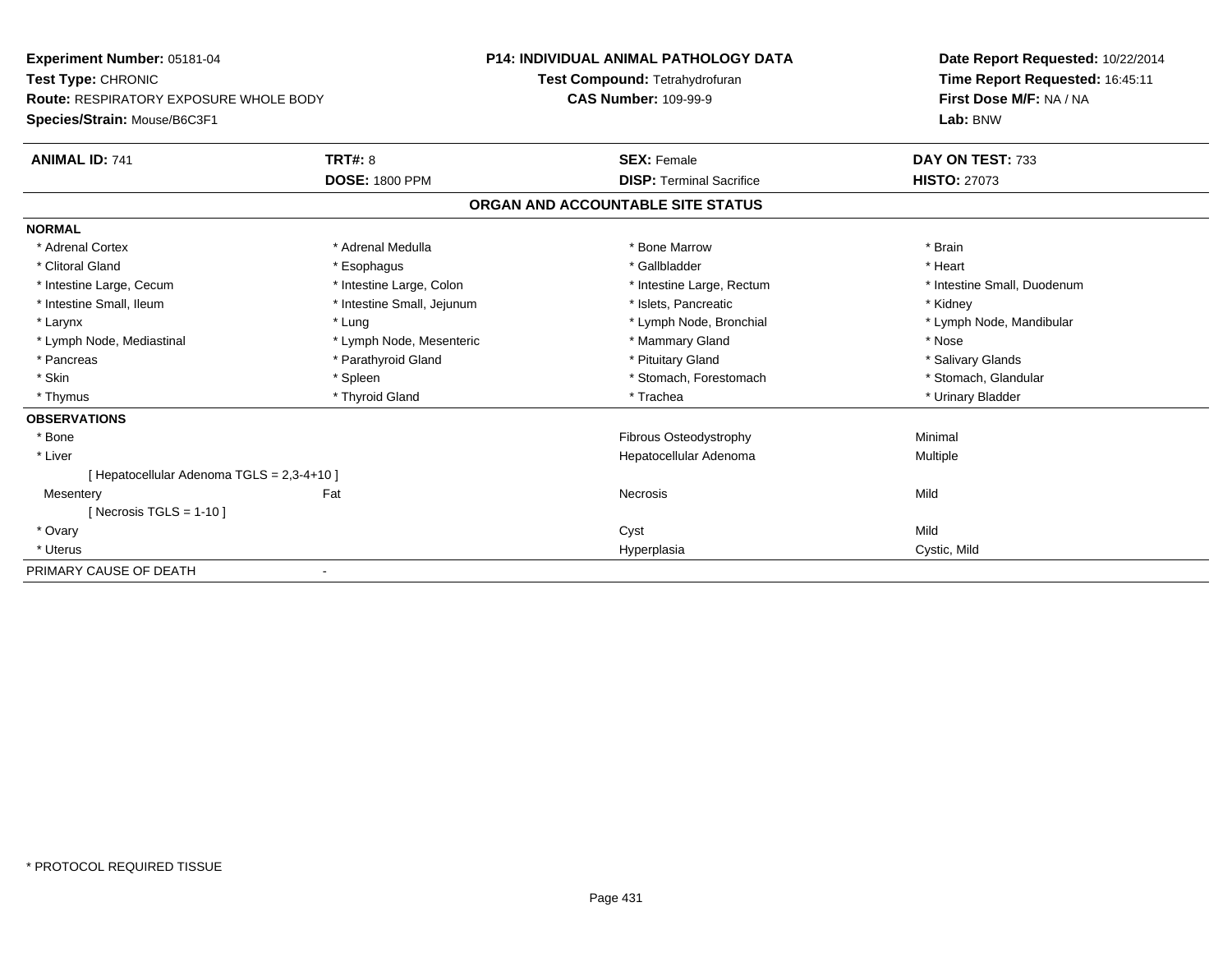**Experiment Number:** 05181-04
**Test Type:** CHRONIC
**Route:** RESPIRATORY EXPOSURE WHOLE BODY
**Species/Strain:** Mouse/B6C3F1

**P14: INDIVIDUAL ANIMAL PATHOLOGY DATA**
**Test Compound:** Tetrahydrofuran
**CAS Number:** 109-99-9

**Date Report Requested:** 10/22/2014
**Time Report Requested:** 16:45:11
**First Dose M/F:** NA / NA
**Lab:** BNW

| **ANIMAL ID:** 741 | **TRT#:** 8 | **SEX:** Female | **DAY ON TEST:** 733 |
|---|---|---|---|
| | **DOSE:** 1800 PPM | **DISP:** Terminal Sacrifice | **HISTO:** 27073 |

## ORGAN AND ACCOUNTABLE SITE STATUS

**NORMAL**

| | | | |
|---|---|---|---|
| * Adrenal Cortex | * Adrenal Medulla | * Bone Marrow | * Brain |
| * Clitoral Gland | * Esophagus | * Gallbladder | * Heart |
| * Intestine Large, Cecum | * Intestine Large, Colon | * Intestine Large, Rectum | * Intestine Small, Duodenum |
| * Intestine Small, Ileum | * Intestine Small, Jejunum | * Islets, Pancreatic | * Kidney |
| * Larynx | * Lung | * Lymph Node, Bronchial | * Lymph Node, Mandibular |
| * Lymph Node, Mediastinal | * Lymph Node, Mesenteric | * Mammary Gland | * Nose |
| * Pancreas | * Parathyroid Gland | * Pituitary Gland | * Salivary Glands |
| * Skin | * Spleen | * Stomach, Forestomach | * Stomach, Glandular |
| * Thymus | * Thyroid Gland | * Trachea | * Urinary Bladder |

**OBSERVATIONS**

| | | | |
|---|---|---|---|
| * Bone | | Fibrous Osteodystrophy | Minimal |
| * Liver | | Hepatocellular Adenoma | Multiple |
| [ Hepatocellular Adenoma TGLS = 2,3-4+10 ] | | | |
| Mesentery | Fat | Necrosis | Mild |
| [ Necrosis TGLS = 1-10 ] | | | |
| * Ovary | | Cyst | Mild |
| * Uterus | | Hyperplasia | Cystic, Mild |

PRIMARY CAUSE OF DEATH -

\* PROTOCOL REQUIRED TISSUE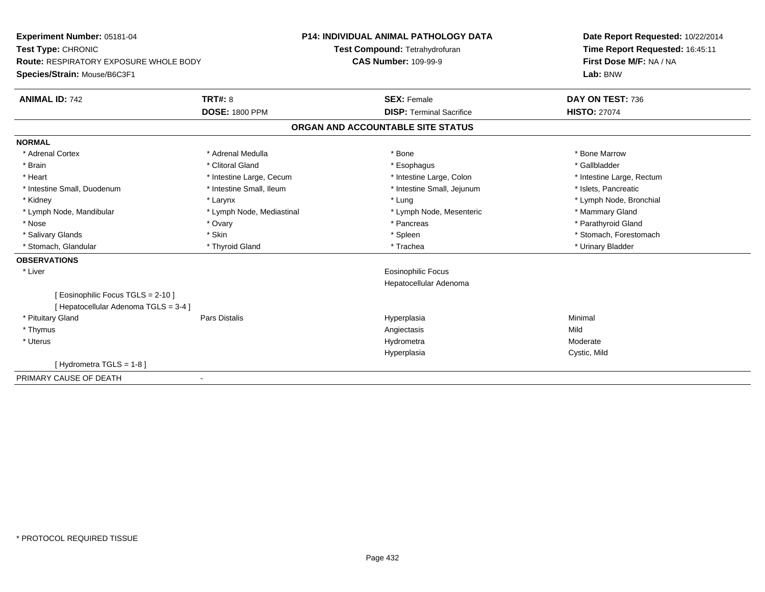**Experiment Number:** 05181-04
**Test Type:** CHRONIC
**Route:** RESPIRATORY EXPOSURE WHOLE BODY
**Species/Strain:** Mouse/B6C3F1

**P14: INDIVIDUAL ANIMAL PATHOLOGY DATA**
**Test Compound:** Tetrahydrofuran
**CAS Number:** 109-99-9

**Date Report Requested:** 10/22/2014
**Time Report Requested:** 16:45:11
**First Dose M/F:** NA / NA
**Lab:** BNW

| **ANIMAL ID:** 742 | **TRT#:** 8 | **SEX:** Female | **DAY ON TEST:** 736 |
|---|---|---|---|
| | **DOSE:** 1800 PPM | **DISP:** Terminal Sacrifice | **HISTO:** 27074 |

## ORGAN AND ACCOUNTABLE SITE STATUS

**NORMAL**

| | | | |
|---|---|---|---|
| * Adrenal Cortex | * Adrenal Medulla | * Bone | * Bone Marrow |
| * Brain | * Clitoral Gland | * Esophagus | * Gallbladder |
| * Heart | * Intestine Large, Cecum | * Intestine Large, Colon | * Intestine Large, Rectum |
| * Intestine Small, Duodenum | * Intestine Small, Ileum | * Intestine Small, Jejunum | * Islets, Pancreatic |
| * Kidney | * Larynx | * Lung | * Lymph Node, Bronchial |
| * Lymph Node, Mandibular | * Lymph Node, Mediastinal | * Lymph Node, Mesenteric | * Mammary Gland |
| * Nose | * Ovary | * Pancreas | * Parathyroid Gland |
| * Salivary Glands | * Skin | * Spleen | * Stomach, Forestomach |
| * Stomach, Glandular | * Thyroid Gland | * Trachea | * Urinary Bladder |

**OBSERVATIONS**

| | | | |
|---|---|---|---|
| * Liver | | Eosinophilic Focus | |
| | | Hepatocellular Adenoma | |
| [ Eosinophilic Focus TGLS = 2-10 ] | | | |
| [ Hepatocellular Adenoma TGLS = 3-4 ] | | | |
| * Pituitary Gland | Pars Distalis | Hyperplasia | Minimal |
| * Thymus | | Angiectasis | Mild |
| * Uterus | | Hydrometra | Moderate |
| | | Hyperplasia | Cystic, Mild |
| [ Hydrometra TGLS = 1-8 ] | | | |

PRIMARY CAUSE OF DEATH -

* PROTOCOL REQUIRED TISSUE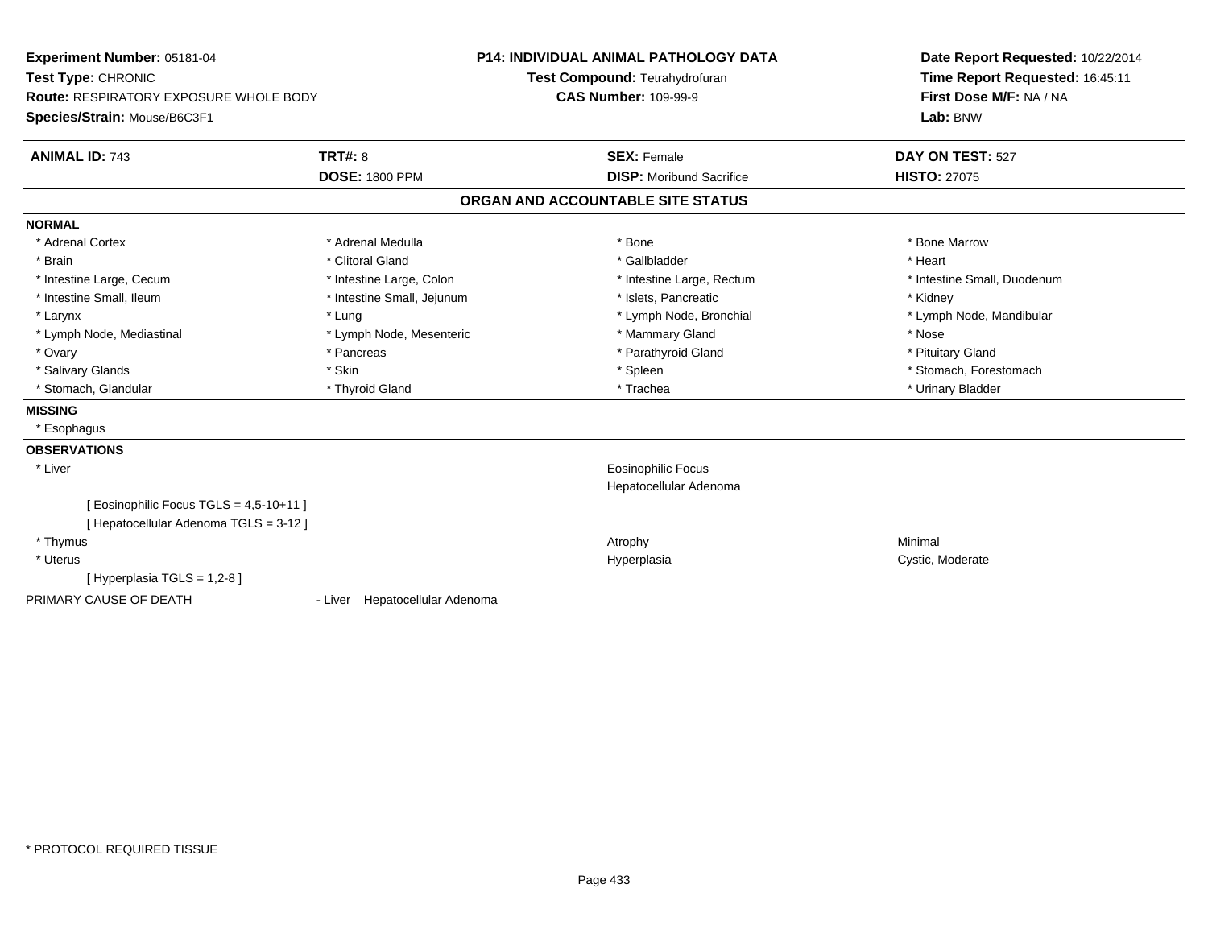**Experiment Number:** 05181-04
**Test Type:** CHRONIC
**Route:** RESPIRATORY EXPOSURE WHOLE BODY
**Species/Strain:** Mouse/B6C3F1

**P14: INDIVIDUAL ANIMAL PATHOLOGY DATA**
**Test Compound:** Tetrahydrofuran
**CAS Number:** 109-99-9

**Date Report Requested:** 10/22/2014
**Time Report Requested:** 16:45:11
**First Dose M/F:** NA / NA
**Lab:** BNW

| **ANIMAL ID:** 743 | **TRT#:** 8 | **SEX:** Female | **DAY ON TEST:** 527 |
|---|---|---|---|
| | **DOSE:** 1800 PPM | **DISP:** Moribund Sacrifice | **HISTO:** 27075 |

## ORGAN AND ACCOUNTABLE SITE STATUS

**NORMAL**

| | | | |
|---|---|---|---|
| * Adrenal Cortex | * Adrenal Medulla | * Bone | * Bone Marrow |
| * Brain | * Clitoral Gland | * Gallbladder | * Heart |
| * Intestine Large, Cecum | * Intestine Large, Colon | * Intestine Large, Rectum | * Intestine Small, Duodenum |
| * Intestine Small, Ileum | * Intestine Small, Jejunum | * Islets, Pancreatic | * Kidney |
| * Larynx | * Lung | * Lymph Node, Bronchial | * Lymph Node, Mandibular |
| * Lymph Node, Mediastinal | * Lymph Node, Mesenteric | * Mammary Gland | * Nose |
| * Ovary | * Pancreas | * Parathyroid Gland | * Pituitary Gland |
| * Salivary Glands | * Skin | * Spleen | * Stomach, Forestomach |
| * Stomach, Glandular | * Thyroid Gland | * Trachea | * Urinary Bladder |

**MISSING**

* Esophagus

**OBSERVATIONS**

| | | |
|---|---|---|
| * Liver | Eosinophilic Focus | |
| | Hepatocellular Adenoma | |
| [ Eosinophilic Focus TGLS = 4,5-10+11 ] | | |
| [ Hepatocellular Adenoma TGLS = 3-12 ] | | |
| * Thymus | Atrophy | Minimal |
| * Uterus | Hyperplasia | Cystic, Moderate |
| [ Hyperplasia TGLS = 1,2-8 ] | | |

PRIMARY CAUSE OF DEATH - Liver Hepatocellular Adenoma

* PROTOCOL REQUIRED TISSUE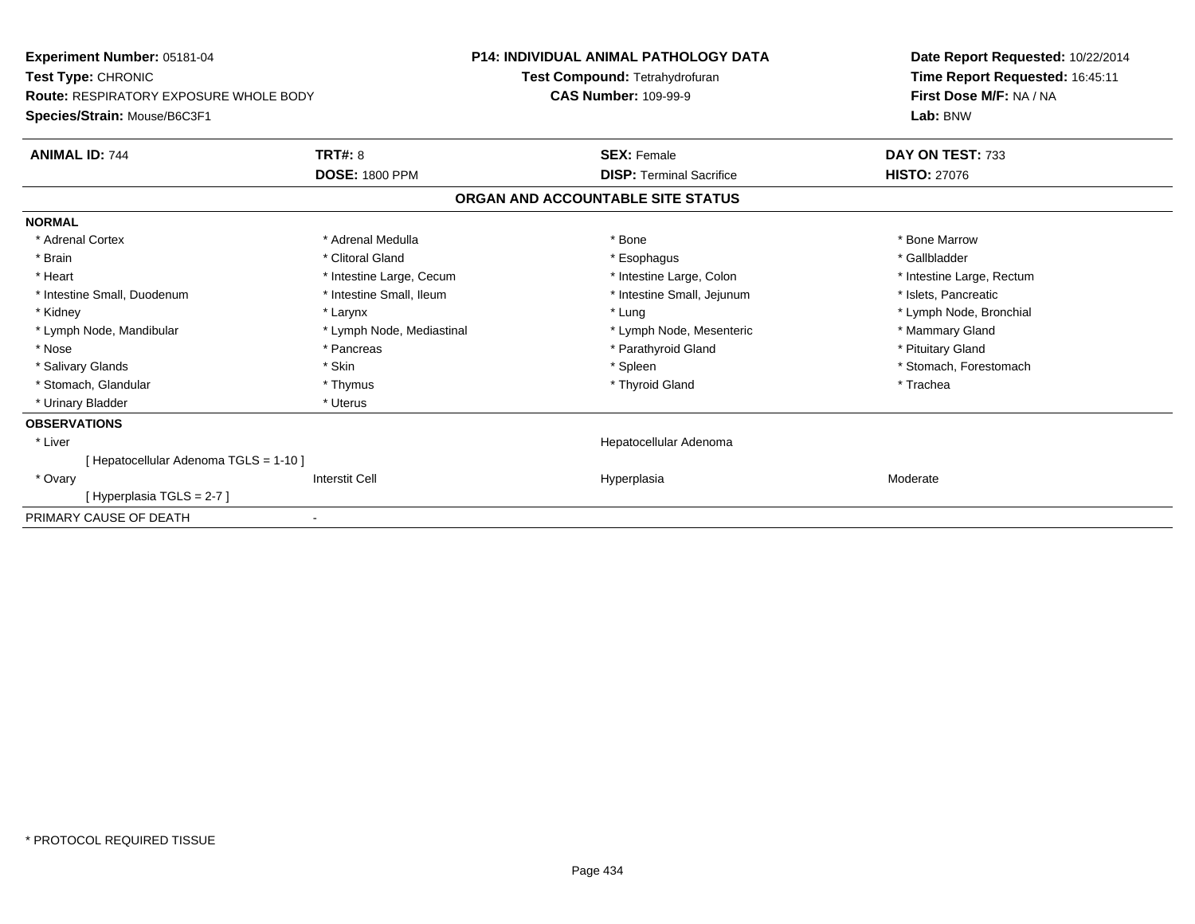**Experiment Number:** 05181-04
**Test Type:** CHRONIC
**Route:** RESPIRATORY EXPOSURE WHOLE BODY
**Species/Strain:** Mouse/B6C3F1

**P14: INDIVIDUAL ANIMAL PATHOLOGY DATA**
**Test Compound:** Tetrahydrofuran
**CAS Number:** 109-99-9

**Date Report Requested:** 10/22/2014
**Time Report Requested:** 16:45:11
**First Dose M/F:** NA / NA
**Lab:** BNW

| **ANIMAL ID:** 744 | **TRT#:** 8 | **SEX:** Female | **DAY ON TEST:** 733 |
|---|---|---|---|
| | **DOSE:** 1800 PPM | **DISP:** Terminal Sacrifice | **HISTO:** 27076 |

**ORGAN AND ACCOUNTABLE SITE STATUS**

**NORMAL**

| | | | |
|---|---|---|---|
| * Adrenal Cortex | * Adrenal Medulla | * Bone | * Bone Marrow |
| * Brain | * Clitoral Gland | * Esophagus | * Gallbladder |
| * Heart | * Intestine Large, Cecum | * Intestine Large, Colon | * Intestine Large, Rectum |
| * Intestine Small, Duodenum | * Intestine Small, Ileum | * Intestine Small, Jejunum | * Islets, Pancreatic |
| * Kidney | * Larynx | * Lung | * Lymph Node, Bronchial |
| * Lymph Node, Mandibular | * Lymph Node, Mediastinal | * Lymph Node, Mesenteric | * Mammary Gland |
| * Nose | * Pancreas | * Parathyroid Gland | * Pituitary Gland |
| * Salivary Glands | * Skin | * Spleen | * Stomach, Forestomach |
| * Stomach, Glandular | * Thymus | * Thyroid Gland | * Trachea |
| * Urinary Bladder | * Uterus | | |

**OBSERVATIONS**

| | | | |
|---|---|---|---|
| * Liver | | Hepatocellular Adenoma | |
| [ Hepatocellular Adenoma TGLS = 1-10 ] | | | |
| * Ovary | Interstit Cell | Hyperplasia | Moderate |
| [ Hyperplasia TGLS = 2-7 ] | | | |

PRIMARY CAUSE OF DEATH -

* PROTOCOL REQUIRED TISSUE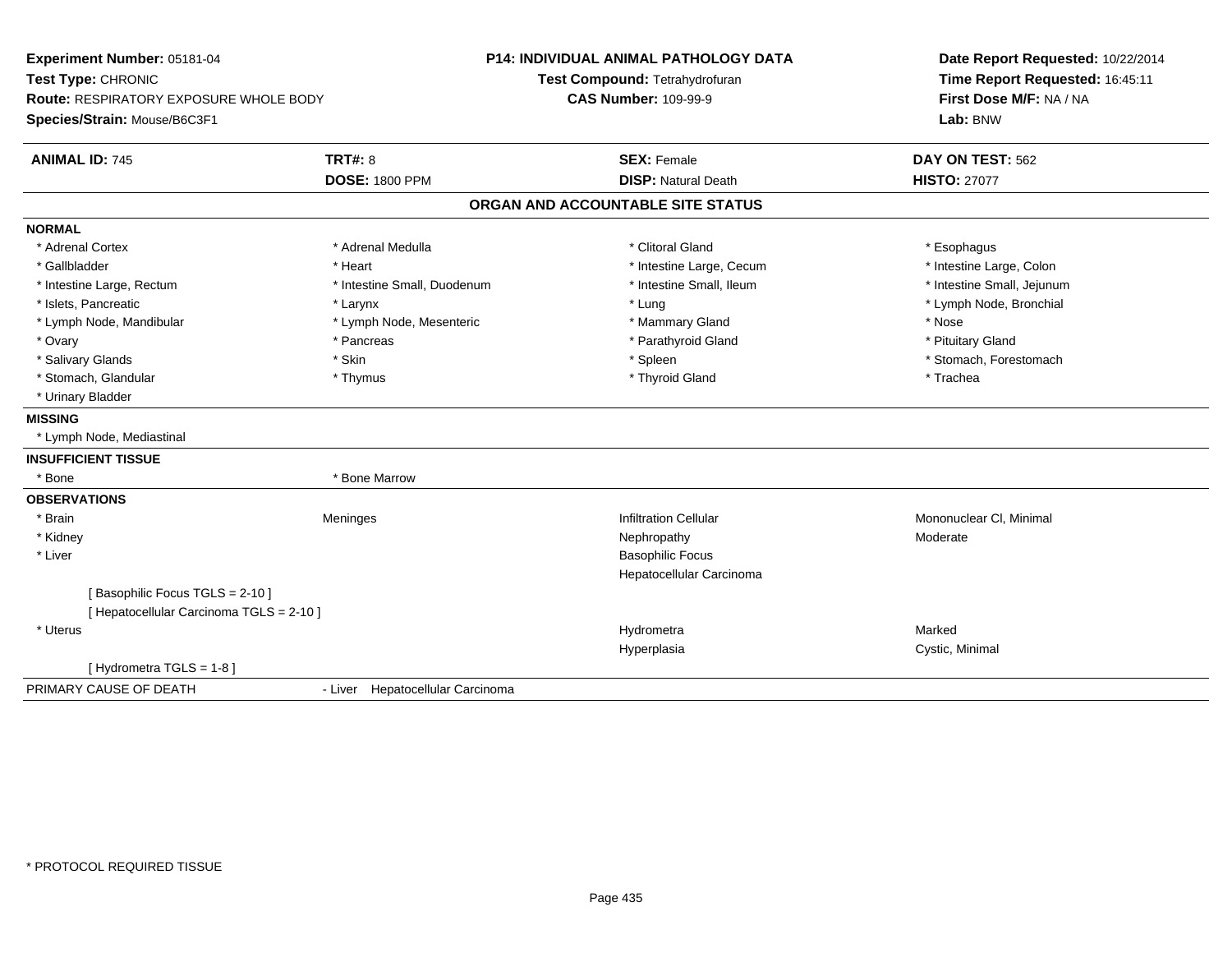**Experiment Number:** 05181-04
**Test Type:** CHRONIC
**Route:** RESPIRATORY EXPOSURE WHOLE BODY
**Species/Strain:** Mouse/B6C3F1

**P14: INDIVIDUAL ANIMAL PATHOLOGY DATA**
**Test Compound:** Tetrahydrofuran
**CAS Number:** 109-99-9

**Date Report Requested:** 10/22/2014
**Time Report Requested:** 16:45:11
**First Dose M/F:** NA / NA
**Lab:** BNW

| **ANIMAL ID:** 745 | **TRT#:** 8 | **SEX:** Female | **DAY ON TEST:** 562 |
|---|---|---|---|
| | **DOSE:** 1800 PPM | **DISP:** Natural Death | **HISTO:** 27077 |

## ORGAN AND ACCOUNTABLE SITE STATUS

**NORMAL**

| | | | |
|---|---|---|---|
| * Adrenal Cortex | * Adrenal Medulla | * Clitoral Gland | * Esophagus |
| * Gallbladder | * Heart | * Intestine Large, Cecum | * Intestine Large, Colon |
| * Intestine Large, Rectum | * Intestine Small, Duodenum | * Intestine Small, Ileum | * Intestine Small, Jejunum |
| * Islets, Pancreatic | * Larynx | * Lung | * Lymph Node, Bronchial |
| * Lymph Node, Mandibular | * Lymph Node, Mesenteric | * Mammary Gland | * Nose |
| * Ovary | * Pancreas | * Parathyroid Gland | * Pituitary Gland |
| * Salivary Glands | * Skin | * Spleen | * Stomach, Forestomach |
| * Stomach, Glandular | * Thymus | * Thyroid Gland | * Trachea |
| * Urinary Bladder | | | |

**MISSING**

* Lymph Node, Mediastinal

**INSUFFICIENT TISSUE**

| | |
|---|---|
| * Bone | * Bone Marrow |

**OBSERVATIONS**

| | | | |
|---|---|---|---|
| * Brain | Meninges | Infiltration Cellular | Mononuclear Cl, Minimal |
| * Kidney | | Nephropathy | Moderate |
| * Liver | | Basophilic Focus | |
| | | Hepatocellular Carcinoma | |
| [ Basophilic Focus TGLS = 2-10 ] | | | |
| [ Hepatocellular Carcinoma TGLS = 2-10 ] | | | |
| * Uterus | | Hydrometra | Marked |
| | | Hyperplasia | Cystic, Minimal |
| [ Hydrometra TGLS = 1-8 ] | | | |

PRIMARY CAUSE OF DEATH - Liver Hepatocellular Carcinoma

\* PROTOCOL REQUIRED TISSUE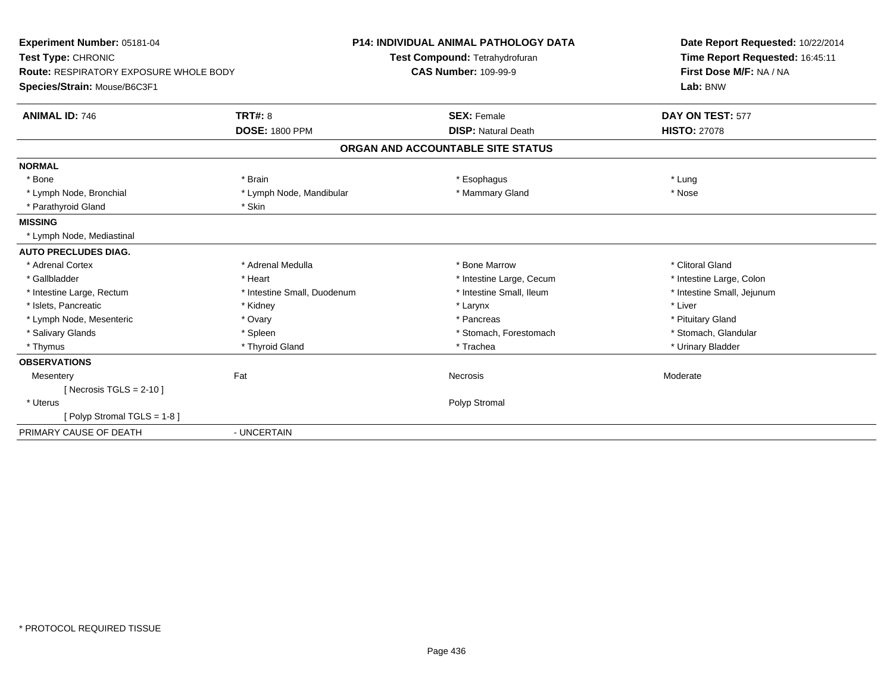**Experiment Number:** 05181-04
**Test Type:** CHRONIC
**Route:** RESPIRATORY EXPOSURE WHOLE BODY
**Species/Strain:** Mouse/B6C3F1

**P14: INDIVIDUAL ANIMAL PATHOLOGY DATA**
**Test Compound:** Tetrahydrofuran
**CAS Number:** 109-99-9

**Date Report Requested:** 10/22/2014
**Time Report Requested:** 16:45:11
**First Dose M/F:** NA / NA
**Lab:** BNW

| **ANIMAL ID:** 746 | **TRT#:** 8 | **SEX:** Female | **DAY ON TEST:** 577 |
|---|---|---|---|
| | **DOSE:** 1800 PPM | **DISP:** Natural Death | **HISTO:** 27078 |

**ORGAN AND ACCOUNTABLE SITE STATUS**

| | | | |
|---|---|---|---|
| **NORMAL** | | | |
| * Bone | * Brain | * Esophagus | * Lung |
| * Lymph Node, Bronchial | * Lymph Node, Mandibular | * Mammary Gland | * Nose |
| * Parathyroid Gland | * Skin | | |
| **MISSING** | | | |
| * Lymph Node, Mediastinal | | | |
| **AUTO PRECLUDES DIAG.** | | | |
| * Adrenal Cortex | * Adrenal Medulla | * Bone Marrow | * Clitoral Gland |
| * Gallbladder | * Heart | * Intestine Large, Cecum | * Intestine Large, Colon |
| * Intestine Large, Rectum | * Intestine Small, Duodenum | * Intestine Small, Ileum | * Intestine Small, Jejunum |
| * Islets, Pancreatic | * Kidney | * Larynx | * Liver |
| * Lymph Node, Mesenteric | * Ovary | * Pancreas | * Pituitary Gland |
| * Salivary Glands | * Spleen | * Stomach, Forestomach | * Stomach, Glandular |
| * Thymus | * Thyroid Gland | * Trachea | * Urinary Bladder |
| **OBSERVATIONS** | | | |
| Mesentery | Fat | Necrosis | Moderate |
| [ Necrosis TGLS = 2-10 ] | | | |
| * Uterus | | Polyp Stromal | |
| [ Polyp Stromal TGLS = 1-8 ] | | | |
| PRIMARY CAUSE OF DEATH | - UNCERTAIN | | |

* PROTOCOL REQUIRED TISSUE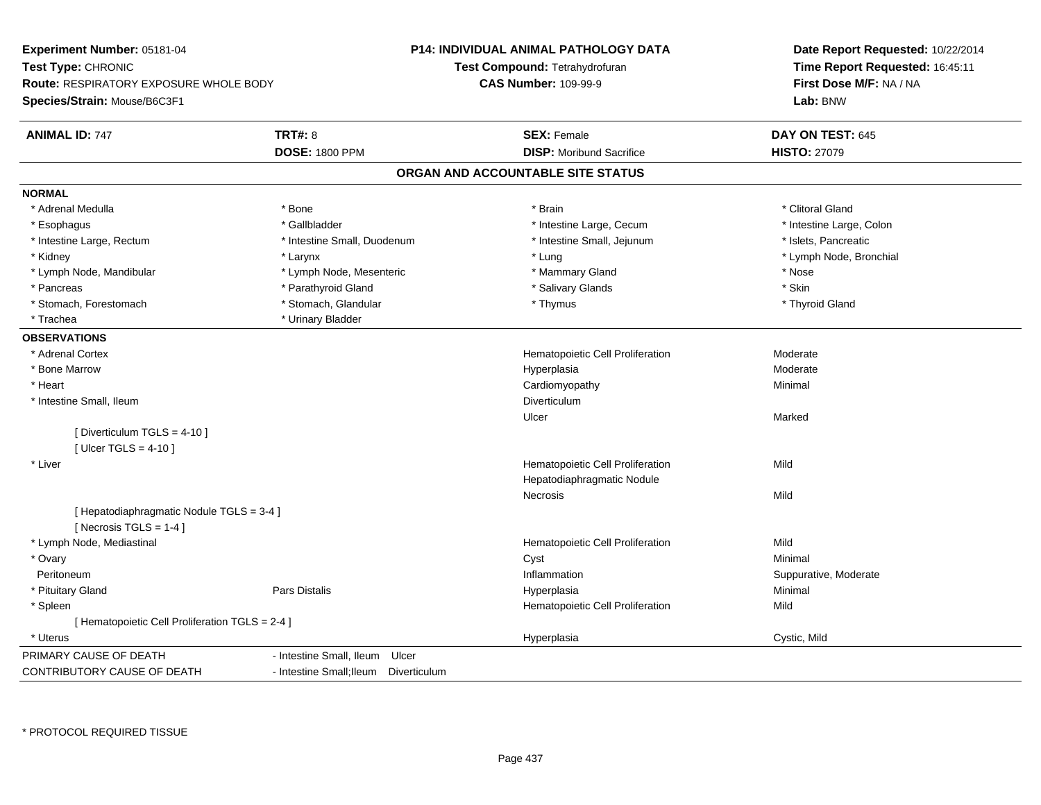**Experiment Number:** 05181-04
**Test Type:** CHRONIC
**Route:** RESPIRATORY EXPOSURE WHOLE BODY
**Species/Strain:** Mouse/B6C3F1

**P14: INDIVIDUAL ANIMAL PATHOLOGY DATA**
**Test Compound:** Tetrahydrofuran
**CAS Number:** 109-99-9

**Date Report Requested:** 10/22/2014
**Time Report Requested:** 16:45:11
**First Dose M/F:** NA / NA
**Lab:** BNW

| **ANIMAL ID:** 747 | **TRT#:** 8 | **SEX:** Female | **DAY ON TEST:** 645 |
|---|---|---|---|
| | **DOSE:** 1800 PPM | **DISP:** Moribund Sacrifice | **HISTO:** 27079 |

## ORGAN AND ACCOUNTABLE SITE STATUS

**NORMAL**

| | | | |
|---|---|---|---|
| * Adrenal Medulla | * Bone | * Brain | * Clitoral Gland |
| * Esophagus | * Gallbladder | * Intestine Large, Cecum | * Intestine Large, Colon |
| * Intestine Large, Rectum | * Intestine Small, Duodenum | * Intestine Small, Jejunum | * Islets, Pancreatic |
| * Kidney | * Larynx | * Lung | * Lymph Node, Bronchial |
| * Lymph Node, Mandibular | * Lymph Node, Mesenteric | * Mammary Gland | * Nose |
| * Pancreas | * Parathyroid Gland | * Salivary Glands | * Skin |
| * Stomach, Forestomach | * Stomach, Glandular | * Thymus | * Thyroid Gland |
| * Trachea | * Urinary Bladder | | |

**OBSERVATIONS**

| | | | |
|---|---|---|---|
| * Adrenal Cortex | | Hematopoietic Cell Proliferation | Moderate |
| * Bone Marrow | | Hyperplasia | Moderate |
| * Heart | | Cardiomyopathy | Minimal |
| * Intestine Small, Ileum | | Diverticulum | |
| | | Ulcer | Marked |
| [ Diverticulum TGLS = 4-10 ] | | | |
| [ Ulcer TGLS = 4-10 ] | | | |
| * Liver | | Hematopoietic Cell Proliferation | Mild |
| | | Hepatodiaphragmatic Nodule | |
| | | Necrosis | Mild |
| [ Hepatodiaphragmatic Nodule TGLS = 3-4 ] | | | |
| [ Necrosis TGLS = 1-4 ] | | | |
| * Lymph Node, Mediastinal | | Hematopoietic Cell Proliferation | Mild |
| * Ovary | | Cyst | Minimal |
| Peritoneum | | Inflammation | Suppurative, Moderate |
| * Pituitary Gland | Pars Distalis | Hyperplasia | Minimal |
| * Spleen | | Hematopoietic Cell Proliferation | Mild |
| [ Hematopoietic Cell Proliferation TGLS = 2-4 ] | | | |
| * Uterus | | Hyperplasia | Cystic, Mild |

| | |
|---|---|
| PRIMARY CAUSE OF DEATH | - Intestine Small, Ileum Ulcer |
| CONTRIBUTORY CAUSE OF DEATH | - Intestine Small;Ileum Diverticulum |

* PROTOCOL REQUIRED TISSUE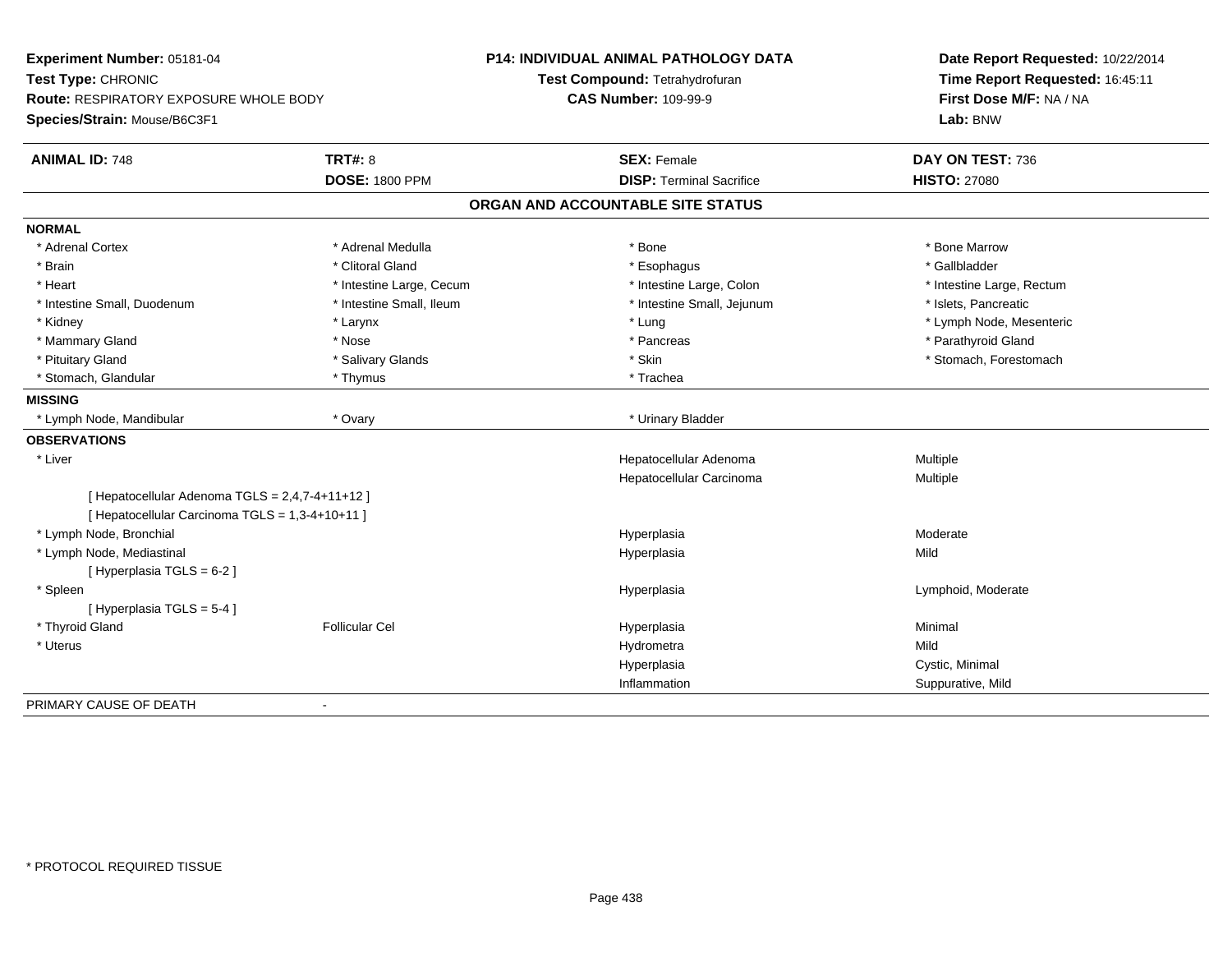**Experiment Number:** 05181-04
**Test Type:** CHRONIC
**Route:** RESPIRATORY EXPOSURE WHOLE BODY
**Species/Strain:** Mouse/B6C3F1

**P14: INDIVIDUAL ANIMAL PATHOLOGY DATA**
**Test Compound:** Tetrahydrofuran
**CAS Number:** 109-99-9

**Date Report Requested:** 10/22/2014
**Time Report Requested:** 16:45:11
**First Dose M/F:** NA / NA
**Lab:** BNW

| **ANIMAL ID:** 748 | **TRT#:** 8 | **SEX:** Female | **DAY ON TEST:** 736 |
|---|---|---|---|
| | **DOSE:** 1800 PPM | **DISP:** Terminal Sacrifice | **HISTO:** 27080 |

## ORGAN AND ACCOUNTABLE SITE STATUS

**NORMAL**

| | | | |
|---|---|---|---|
| * Adrenal Cortex | * Adrenal Medulla | * Bone | * Bone Marrow |
| * Brain | * Clitoral Gland | * Esophagus | * Gallbladder |
| * Heart | * Intestine Large, Cecum | * Intestine Large, Colon | * Intestine Large, Rectum |
| * Intestine Small, Duodenum | * Intestine Small, Ileum | * Intestine Small, Jejunum | * Islets, Pancreatic |
| * Kidney | * Larynx | * Lung | * Lymph Node, Mesenteric |
| * Mammary Gland | * Nose | * Pancreas | * Parathyroid Gland |
| * Pituitary Gland | * Salivary Glands | * Skin | * Stomach, Forestomach |
| * Stomach, Glandular | * Thymus | * Trachea | |

**MISSING**

| | | |
|---|---|---|
| * Lymph Node, Mandibular | * Ovary | * Urinary Bladder |

**OBSERVATIONS**

| | | | |
|---|---|---|---|
| * Liver | | Hepatocellular Adenoma | Multiple |
| | | Hepatocellular Carcinoma | Multiple |
| [ Hepatocellular Adenoma TGLS = 2,4,7-4+11+12 ] | | | |
| [ Hepatocellular Carcinoma TGLS = 1,3-4+10+11 ] | | | |
| * Lymph Node, Bronchial | | Hyperplasia | Moderate |
| * Lymph Node, Mediastinal | | Hyperplasia | Mild |
| [ Hyperplasia TGLS = 6-2 ] | | | |
| * Spleen | | Hyperplasia | Lymphoid, Moderate |
| [ Hyperplasia TGLS = 5-4 ] | | | |
| * Thyroid Gland | Follicular Cel | Hyperplasia | Minimal |
| * Uterus | | Hydrometra | Mild |
| | | Hyperplasia | Cystic, Minimal |
| | | Inflammation | Suppurative, Mild |

PRIMARY CAUSE OF DEATH -

* PROTOCOL REQUIRED TISSUE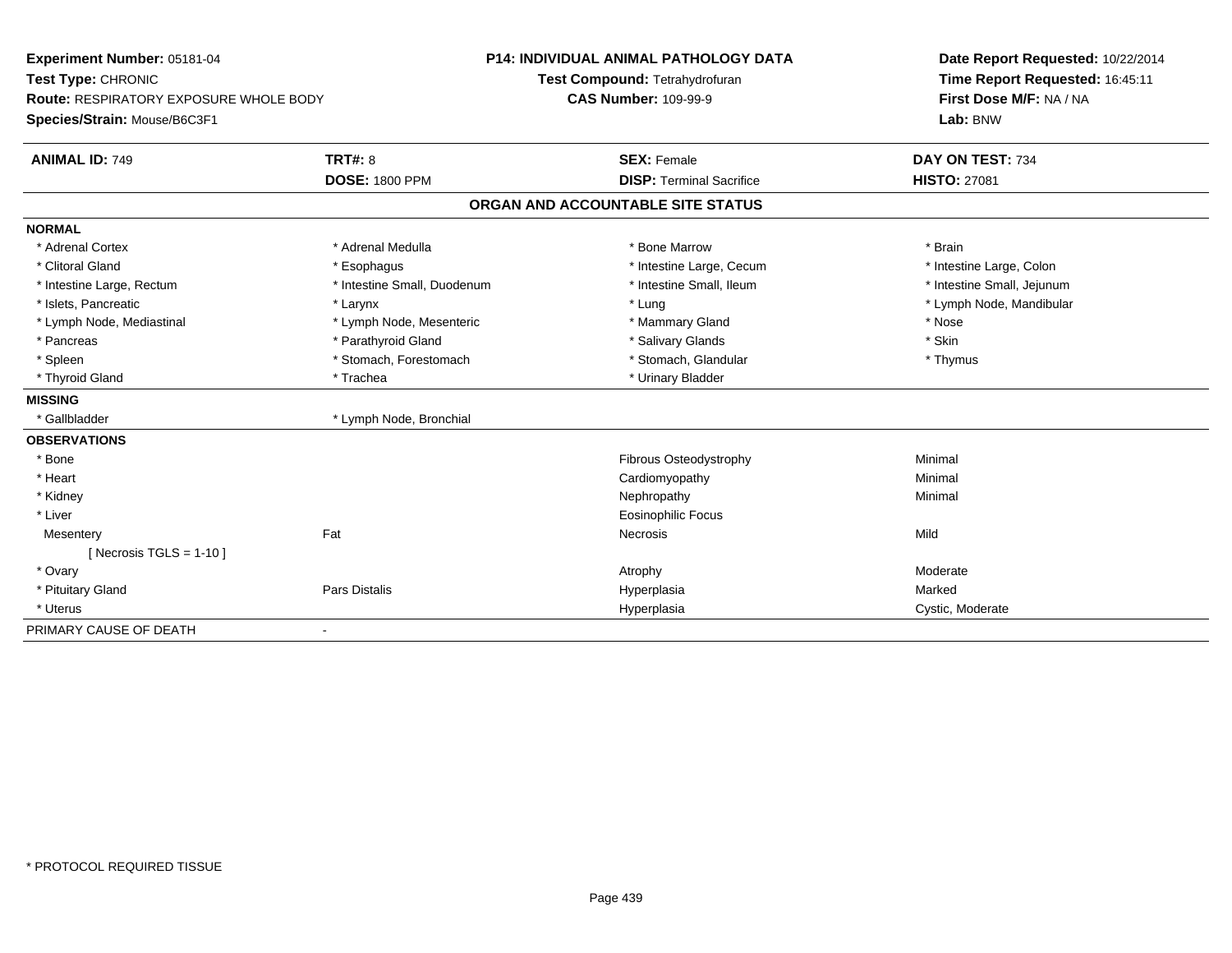**Experiment Number:** 05181-04
**Test Type:** CHRONIC
**Route:** RESPIRATORY EXPOSURE WHOLE BODY
**Species/Strain:** Mouse/B6C3F1

**P14: INDIVIDUAL ANIMAL PATHOLOGY DATA**
**Test Compound:** Tetrahydrofuran
**CAS Number:** 109-99-9

**Date Report Requested:** 10/22/2014
**Time Report Requested:** 16:45:11
**First Dose M/F:** NA / NA
**Lab:** BNW

| **ANIMAL ID:** 749 | **TRT#:** 8 | **SEX:** Female | **DAY ON TEST:** 734 |
|---|---|---|---|
| | **DOSE:** 1800 PPM | **DISP:** Terminal Sacrifice | **HISTO:** 27081 |

## ORGAN AND ACCOUNTABLE SITE STATUS

| | | | |
|---|---|---|---|
| **NORMAL** | | | |
| * Adrenal Cortex | * Adrenal Medulla | * Bone Marrow | * Brain |
| * Clitoral Gland | * Esophagus | * Intestine Large, Cecum | * Intestine Large, Colon |
| * Intestine Large, Rectum | * Intestine Small, Duodenum | * Intestine Small, Ileum | * Intestine Small, Jejunum |
| * Islets, Pancreatic | * Larynx | * Lung | * Lymph Node, Mandibular |
| * Lymph Node, Mediastinal | * Lymph Node, Mesenteric | * Mammary Gland | * Nose |
| * Pancreas | * Parathyroid Gland | * Salivary Glands | * Skin |
| * Spleen | * Stomach, Forestomach | * Stomach, Glandular | * Thymus |
| * Thyroid Gland | * Trachea | * Urinary Bladder | |
| **MISSING** | | | |
| * Gallbladder | * Lymph Node, Bronchial | | |
| **OBSERVATIONS** | | | |
| * Bone | | Fibrous Osteodystrophy | Minimal |
| * Heart | | Cardiomyopathy | Minimal |
| * Kidney | | Nephropathy | Minimal |
| * Liver | | Eosinophilic Focus | |
| Mesentery | Fat | Necrosis | Mild |
| [ Necrosis TGLS = 1-10 ] | | | |
| * Ovary | | Atrophy | Moderate |
| * Pituitary Gland | Pars Distalis | Hyperplasia | Marked |
| * Uterus | | Hyperplasia | Cystic, Moderate |
| PRIMARY CAUSE OF DEATH | - | | |

* PROTOCOL REQUIRED TISSUE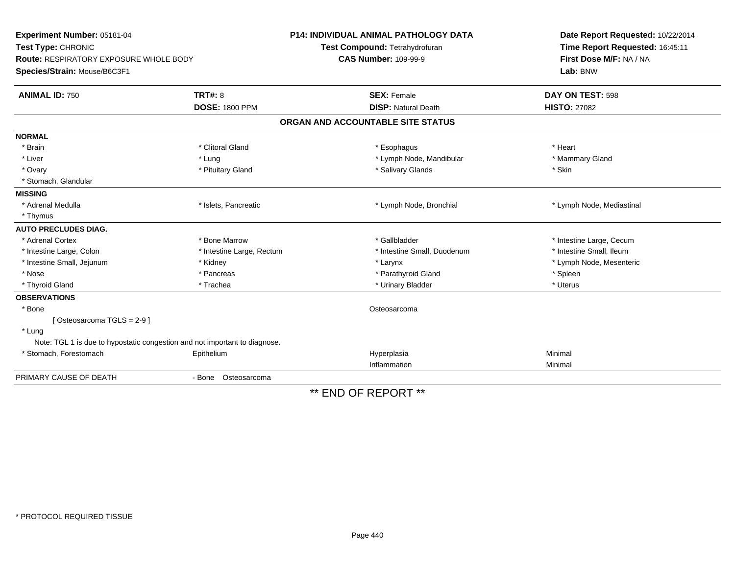**Experiment Number:** 05181-04
**Test Type:** CHRONIC
**Route:** RESPIRATORY EXPOSURE WHOLE BODY
**Species/Strain:** Mouse/B6C3F1

**P14: INDIVIDUAL ANIMAL PATHOLOGY DATA**
**Test Compound:** Tetrahydrofuran
**CAS Number:** 109-99-9

**Date Report Requested:** 10/22/2014
**Time Report Requested:** 16:45:11
**First Dose M/F:** NA / NA
**Lab:** BNW

| **ANIMAL ID:** 750 | **TRT#:** 8 | **SEX:** Female | **DAY ON TEST:** 598 |
|---|---|---|---|
| | **DOSE:** 1800 PPM | **DISP:** Natural Death | **HISTO:** 27082 |

**ORGAN AND ACCOUNTABLE SITE STATUS**

**NORMAL**

| | | | |
|---|---|---|---|
| * Brain | * Clitoral Gland | * Esophagus | * Heart |
| * Liver | * Lung | * Lymph Node, Mandibular | * Mammary Gland |
| * Ovary | * Pituitary Gland | * Salivary Glands | * Skin |
| * Stomach, Glandular | | | |

**MISSING**

| | | | |
|---|---|---|---|
| * Adrenal Medulla | * Islets, Pancreatic | * Lymph Node, Bronchial | * Lymph Node, Mediastinal |
| * Thymus | | | |

**AUTO PRECLUDES DIAG.**

| | | | |
|---|---|---|---|
| * Adrenal Cortex | * Bone Marrow | * Gallbladder | * Intestine Large, Cecum |
| * Intestine Large, Colon | * Intestine Large, Rectum | * Intestine Small, Duodenum | * Intestine Small, Ileum |
| * Intestine Small, Jejunum | * Kidney | * Larynx | * Lymph Node, Mesenteric |
| * Nose | * Pancreas | * Parathyroid Gland | * Spleen |
| * Thyroid Gland | * Trachea | * Urinary Bladder | * Uterus |

**OBSERVATIONS**

| | | | |
|---|---|---|---|
| * Bone | | Osteosarcoma | |
| [ Osteosarcoma TGLS = 2-9 ] | | | |
| * Lung | | | |
| Note: TGL 1 is due to hypostatic congestion and not important to diagnose. | | | |
| * Stomach, Forestomach | Epithelium | Hyperplasia | Minimal |
| | | Inflammation | Minimal |

PRIMARY CAUSE OF DEATH - Bone Osteosarcoma

** END OF REPORT **

* PROTOCOL REQUIRED TISSUE